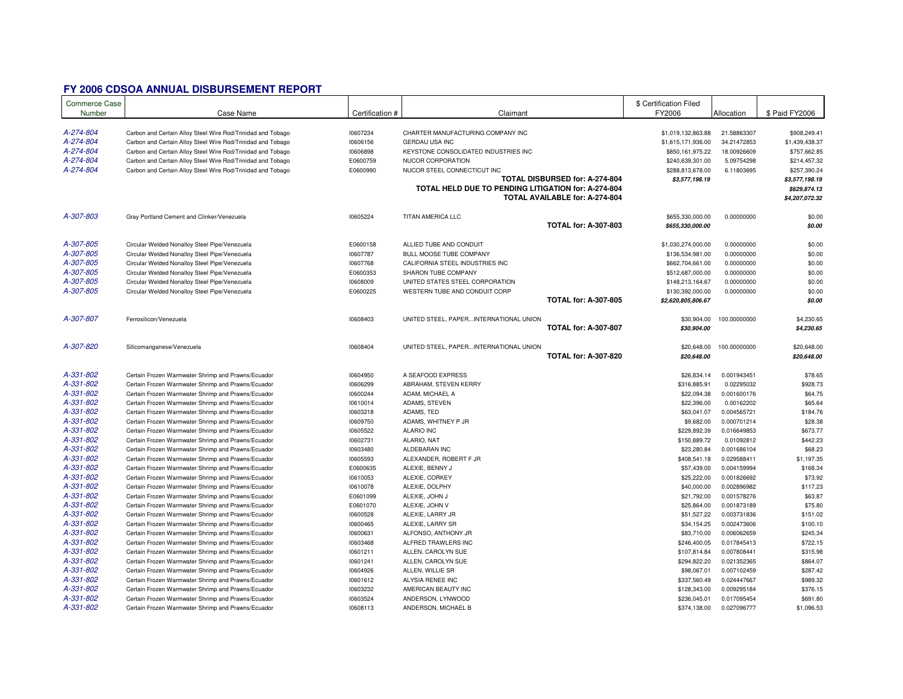# FY 2006 CDSOA ANNUAL DISBURSEMENT REPORT

| Commerce Case Number | Case Name | Certification # | Claimant | $ Certification Filed FY2006 | Allocation | $ Paid FY2006 |
|---|---|---|---|---|---|---|
| A-274-804 | Carbon and Certain Alloy Steel Wire Rod/Trinidad and Tobago | I0607234 | CHARTER MANUFACTURING COMPANY INC | $1,019,132,863.88 | 21.58863307 | $908,249.41 |
| A-274-804 | Carbon and Certain Alloy Steel Wire Rod/Trinidad and Tobago | I0606156 | GERDAU USA INC | $1,615,171,936.00 | 34.21472853 | $1,439,438.37 |
| A-274-804 | Carbon and Certain Alloy Steel Wire Rod/Trinidad and Tobago | I0606898 | KEYSTONE CONSOLIDATED INDUSTRIES INC | $850,161,975.22 | 18.00926609 | $757,662.85 |
| A-274-804 | Carbon and Certain Alloy Steel Wire Rod/Trinidad and Tobago | E0600759 | NUCOR CORPORATION | $240,639,301.00 | 5.09754298 | $214,457.32 |
| A-274-804 | Carbon and Certain Alloy Steel Wire Rod/Trinidad and Tobago | E0600990 | NUCOR STEEL CONNECTICUT INC | $288,813,678.00 | 6.11803695 | $257,390.24 |
| | | | **TOTAL DISBURSED for: A-274-804** | ***$3,577,198.19*** | | ***$3,577,198.19*** |
| | | | **TOTAL HELD DUE TO PENDING LITIGATION for: A-274-804** | | | ***$629,874.13*** |
| | | | **TOTAL AVAILABLE for: A-274-804** | | | ***$4,207,072.32*** |
| A-307-803 | Gray Portland Cement and Clinker/Venezuela | I0605224 | TITAN AMERICA LLC | $655,330,000.00 | 0.00000000 | $0.00 |
| | | | **TOTAL for: A-307-803** | ***$655,330,000.00*** | | ***$0.00*** |
| A-307-805 | Circular Welded Nonalloy Steel Pipe/Venezuela | E0600158 | ALLIED TUBE AND CONDUIT | $1,030,274,000.00 | 0.00000000 | $0.00 |
| A-307-805 | Circular Welded Nonalloy Steel Pipe/Venezuela | I0607787 | BULL MOOSE TUBE COMPANY | $136,534,981.00 | 0.00000000 | $0.00 |
| A-307-805 | Circular Welded Nonalloy Steel Pipe/Venezuela | I0607768 | CALIFORNIA STEEL INDUSTRIES INC | $662,704,661.00 | 0.00000000 | $0.00 |
| A-307-805 | Circular Welded Nonalloy Steel Pipe/Venezuela | E0600353 | SHARON TUBE COMPANY | $512,687,000.00 | 0.00000000 | $0.00 |
| A-307-805 | Circular Welded Nonalloy Steel Pipe/Venezuela | I0608009 | UNITED STATES STEEL CORPORATION | $148,213,164.67 | 0.00000000 | $0.00 |
| A-307-805 | Circular Welded Nonalloy Steel Pipe/Venezuela | E0600225 | WESTERN TUBE AND CONDUIT CORP | $130,392,000.00 | 0.00000000 | $0.00 |
| | | | **TOTAL for: A-307-805** | ***$2,620,805,806.67*** | | ***$0.00*** |
| A-307-807 | Ferrosilicon/Venezuela | I0608403 | UNITED STEEL, PAPER...INTERNATIONAL UNION | $30,904.00 | 100.00000000 | $4,230.65 |
| | | | **TOTAL for: A-307-807** | ***$30,904.00*** | | ***$4,230.65*** |
| A-307-820 | Silicomanganese/Venezuela | I0608404 | UNITED STEEL, PAPER...INTERNATIONAL UNION | $20,648.00 | 100.00000000 | $20,648.00 |
| | | | **TOTAL for: A-307-820** | ***$20,648.00*** | | ***$20,648.00*** |
| A-331-802 | Certain Frozen Warmwater Shrimp and Prawns/Ecuador | I0604950 | A SEAFOOD EXPRESS | $26,834.14 | 0.001943451 | $78.65 |
| A-331-802 | Certain Frozen Warmwater Shrimp and Prawns/Ecuador | I0606299 | ABRAHAM, STEVEN KERRY | $316,885.91 | 0.02295032 | $928.73 |
| A-331-802 | Certain Frozen Warmwater Shrimp and Prawns/Ecuador | I0600244 | ADAM, MICHAEL A | $22,094.38 | 0.001600176 | $64.75 |
| A-331-802 | Certain Frozen Warmwater Shrimp and Prawns/Ecuador | I0610014 | ADAMS, STEVEN | $22,396.00 | 0.00162202 | $65.64 |
| A-331-802 | Certain Frozen Warmwater Shrimp and Prawns/Ecuador | I0603218 | ADAMS, TED | $63,041.07 | 0.004565721 | $184.76 |
| A-331-802 | Certain Frozen Warmwater Shrimp and Prawns/Ecuador | I0609750 | ADAMS, WHITNEY P JR | $9,682.00 | 0.000701214 | $28.38 |
| A-331-802 | Certain Frozen Warmwater Shrimp and Prawns/Ecuador | I0605522 | ALARIO INC | $229,892.39 | 0.016649853 | $673.77 |
| A-331-802 | Certain Frozen Warmwater Shrimp and Prawns/Ecuador | I0602731 | ALARIO, NAT | $150,889.72 | 0.01092812 | $442.23 |
| A-331-802 | Certain Frozen Warmwater Shrimp and Prawns/Ecuador | I0603480 | ALDEBARAN INC | $23,280.84 | 0.001686104 | $68.23 |
| A-331-802 | Certain Frozen Warmwater Shrimp and Prawns/Ecuador | I0605593 | ALEXANDER, ROBERT F JR | $408,541.18 | 0.029588411 | $1,197.35 |
| A-331-802 | Certain Frozen Warmwater Shrimp and Prawns/Ecuador | E0600635 | ALEXIE, BENNY J | $57,439.00 | 0.004159994 | $168.34 |
| A-331-802 | Certain Frozen Warmwater Shrimp and Prawns/Ecuador | I0610053 | ALEXIE, CORKEY | $25,222.00 | 0.001826692 | $73.92 |
| A-331-802 | Certain Frozen Warmwater Shrimp and Prawns/Ecuador | I0610078 | ALEXIE, DOLPHY | $40,000.00 | 0.002896982 | $117.23 |
| A-331-802 | Certain Frozen Warmwater Shrimp and Prawns/Ecuador | E0601099 | ALEXIE, JOHN J | $21,792.00 | 0.001578276 | $63.87 |
| A-331-802 | Certain Frozen Warmwater Shrimp and Prawns/Ecuador | E0601070 | ALEXIE, JOHN V | $25,864.00 | 0.001873189 | $75.80 |
| A-331-802 | Certain Frozen Warmwater Shrimp and Prawns/Ecuador | I0600528 | ALEXIE, LARRY JR | $51,527.22 | 0.003731836 | $151.02 |
| A-331-802 | Certain Frozen Warmwater Shrimp and Prawns/Ecuador | I0600465 | ALEXIE, LARRY SR | $34,154.25 | 0.002473606 | $100.10 |
| A-331-802 | Certain Frozen Warmwater Shrimp and Prawns/Ecuador | I0600631 | ALFONSO, ANTHONY JR | $83,710.00 | 0.006062659 | $245.34 |
| A-331-802 | Certain Frozen Warmwater Shrimp and Prawns/Ecuador | I0603468 | ALFRED TRAWLERS INC | $246,400.05 | 0.017845413 | $722.15 |
| A-331-802 | Certain Frozen Warmwater Shrimp and Prawns/Ecuador | I0601211 | ALLEN, CAROLYN SUE | $107,814.84 | 0.007808441 | $315.98 |
| A-331-802 | Certain Frozen Warmwater Shrimp and Prawns/Ecuador | I0601241 | ALLEN, CAROLYN SUE | $294,822.20 | 0.021352365 | $864.07 |
| A-331-802 | Certain Frozen Warmwater Shrimp and Prawns/Ecuador | I0604926 | ALLEN, WILLIE SR | $98,067.01 | 0.007102459 | $287.42 |
| A-331-802 | Certain Frozen Warmwater Shrimp and Prawns/Ecuador | I0601612 | ALYSIA RENEE INC | $337,560.49 | 0.024447667 | $989.32 |
| A-331-802 | Certain Frozen Warmwater Shrimp and Prawns/Ecuador | I0603232 | AMERICAN BEAUTY INC | $128,343.00 | 0.009295184 | $376.15 |
| A-331-802 | Certain Frozen Warmwater Shrimp and Prawns/Ecuador | I0603524 | ANDERSON, LYNWOOD | $236,045.01 | 0.017095454 | $691.80 |
| A-331-802 | Certain Frozen Warmwater Shrimp and Prawns/Ecuador | I0608113 | ANDERSON, MICHAEL B | $374,138.00 | 0.027096777 | $1,096.53 |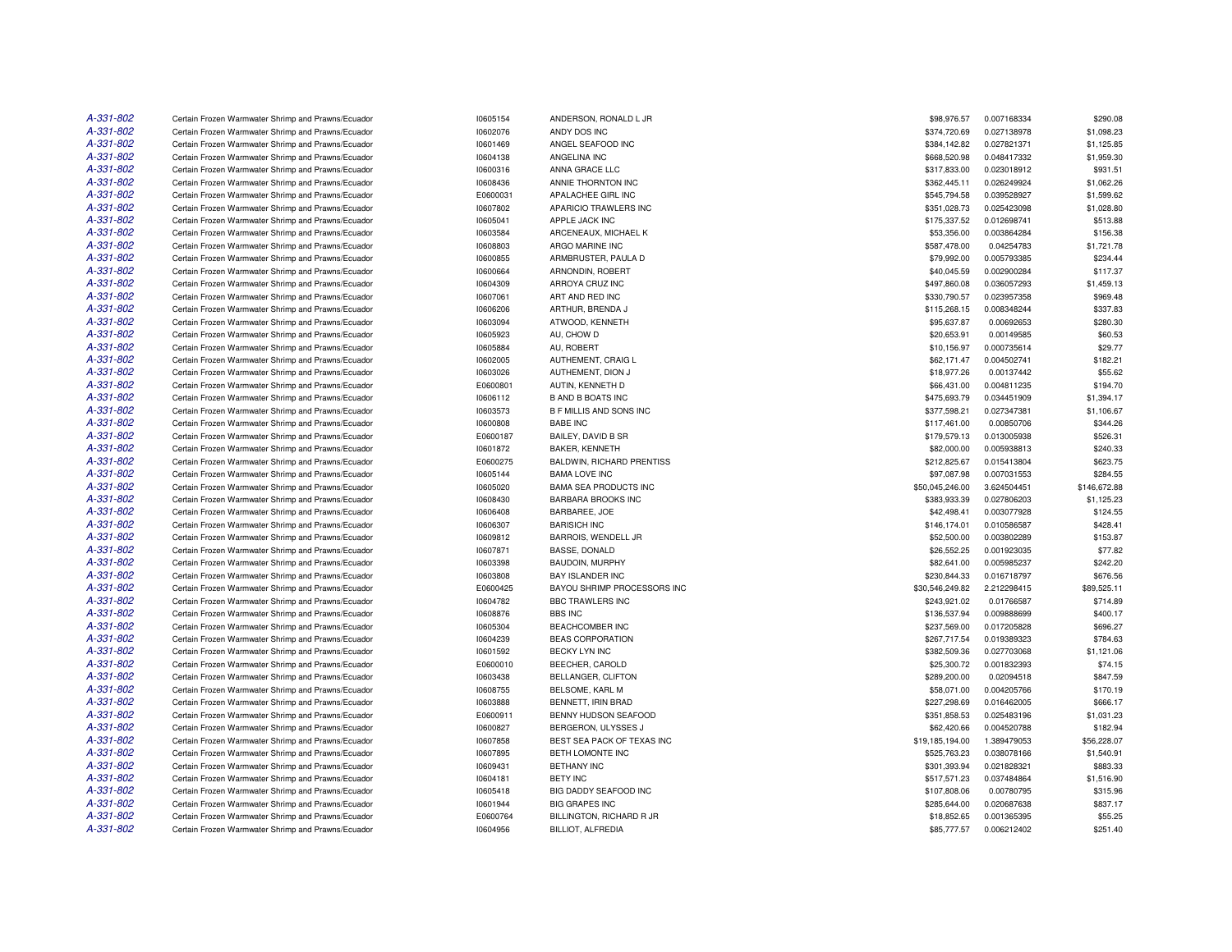| | | | | | | |
|---|---|---|---|---|---|---|
| A-331-802 | Certain Frozen Warmwater Shrimp and Prawns/Ecuador | I0605154 | ANDERSON, RONALD L JR | $98,976.57 | 0.007168334 | $290.08 |
| A-331-802 | Certain Frozen Warmwater Shrimp and Prawns/Ecuador | I0602076 | ANDY DOS INC | $374,720.69 | 0.027138978 | $1,098.23 |
| A-331-802 | Certain Frozen Warmwater Shrimp and Prawns/Ecuador | I0601469 | ANGEL SEAFOOD INC | $384,142.82 | 0.027821371 | $1,125.85 |
| A-331-802 | Certain Frozen Warmwater Shrimp and Prawns/Ecuador | I0604138 | ANGELINA INC | $668,520.98 | 0.048417332 | $1,959.30 |
| A-331-802 | Certain Frozen Warmwater Shrimp and Prawns/Ecuador | I0600316 | ANNA GRACE LLC | $317,833.00 | 0.023018912 | $931.51 |
| A-331-802 | Certain Frozen Warmwater Shrimp and Prawns/Ecuador | I0608436 | ANNIE THORNTON INC | $362,445.11 | 0.026249924 | $1,062.26 |
| A-331-802 | Certain Frozen Warmwater Shrimp and Prawns/Ecuador | E0600031 | APALACHEE GIRL INC | $545,794.58 | 0.039528927 | $1,599.62 |
| A-331-802 | Certain Frozen Warmwater Shrimp and Prawns/Ecuador | I0607802 | APARICIO TRAWLERS INC | $351,028.73 | 0.025423098 | $1,028.80 |
| A-331-802 | Certain Frozen Warmwater Shrimp and Prawns/Ecuador | I0605041 | APPLE JACK INC | $175,337.52 | 0.012698741 | $513.88 |
| A-331-802 | Certain Frozen Warmwater Shrimp and Prawns/Ecuador | I0603584 | ARCENEAUX, MICHAEL K | $53,356.00 | 0.003864284 | $156.38 |
| A-331-802 | Certain Frozen Warmwater Shrimp and Prawns/Ecuador | I0608803 | ARGO MARINE INC | $587,478.00 | 0.04254783 | $1,721.78 |
| A-331-802 | Certain Frozen Warmwater Shrimp and Prawns/Ecuador | I0600855 | ARMBRUSTER, PAULA D | $79,992.00 | 0.005793385 | $234.44 |
| A-331-802 | Certain Frozen Warmwater Shrimp and Prawns/Ecuador | I0600664 | ARNONDIN, ROBERT | $40,045.59 | 0.002900284 | $117.37 |
| A-331-802 | Certain Frozen Warmwater Shrimp and Prawns/Ecuador | I0604309 | ARROYA CRUZ INC | $497,860.08 | 0.036057293 | $1,459.13 |
| A-331-802 | Certain Frozen Warmwater Shrimp and Prawns/Ecuador | I0607061 | ART AND RED INC | $330,790.57 | 0.023957358 | $969.48 |
| A-331-802 | Certain Frozen Warmwater Shrimp and Prawns/Ecuador | I0606206 | ARTHUR, BRENDA J | $115,268.15 | 0.008348244 | $337.83 |
| A-331-802 | Certain Frozen Warmwater Shrimp and Prawns/Ecuador | I0603094 | ATWOOD, KENNETH | $95,637.87 | 0.00692653 | $280.30 |
| A-331-802 | Certain Frozen Warmwater Shrimp and Prawns/Ecuador | I0605923 | AU, CHOW D | $20,653.91 | 0.00149585 | $60.53 |
| A-331-802 | Certain Frozen Warmwater Shrimp and Prawns/Ecuador | I0605884 | AU, ROBERT | $10,156.97 | 0.000735614 | $29.77 |
| A-331-802 | Certain Frozen Warmwater Shrimp and Prawns/Ecuador | I0602005 | AUTHEMENT, CRAIG L | $62,171.47 | 0.004502741 | $182.21 |
| A-331-802 | Certain Frozen Warmwater Shrimp and Prawns/Ecuador | I0603026 | AUTHEMENT, DION J | $18,977.26 | 0.00137442 | $55.62 |
| A-331-802 | Certain Frozen Warmwater Shrimp and Prawns/Ecuador | E0600801 | AUTIN, KENNETH D | $66,431.00 | 0.004811235 | $194.70 |
| A-331-802 | Certain Frozen Warmwater Shrimp and Prawns/Ecuador | I0606112 | B AND B BOATS INC | $475,693.79 | 0.034451909 | $1,394.17 |
| A-331-802 | Certain Frozen Warmwater Shrimp and Prawns/Ecuador | I0603573 | B F MILLIS AND SONS INC | $377,598.21 | 0.027347381 | $1,106.67 |
| A-331-802 | Certain Frozen Warmwater Shrimp and Prawns/Ecuador | I0600808 | BABE INC | $117,461.00 | 0.00850706 | $344.26 |
| A-331-802 | Certain Frozen Warmwater Shrimp and Prawns/Ecuador | E0600187 | BAILEY, DAVID B SR | $179,579.13 | 0.013005938 | $526.31 |
| A-331-802 | Certain Frozen Warmwater Shrimp and Prawns/Ecuador | I0601872 | BAKER, KENNETH | $82,000.00 | 0.005938813 | $240.33 |
| A-331-802 | Certain Frozen Warmwater Shrimp and Prawns/Ecuador | E0600275 | BALDWIN, RICHARD PRENTISS | $212,825.67 | 0.015413804 | $623.75 |
| A-331-802 | Certain Frozen Warmwater Shrimp and Prawns/Ecuador | I0605144 | BAMA LOVE INC | $97,087.98 | 0.007031553 | $284.55 |
| A-331-802 | Certain Frozen Warmwater Shrimp and Prawns/Ecuador | I0605020 | BAMA SEA PRODUCTS INC | $50,045,246.00 | 3.624504451 | $146,672.88 |
| A-331-802 | Certain Frozen Warmwater Shrimp and Prawns/Ecuador | I0608430 | BARBARA BROOKS INC | $383,933.39 | 0.027806203 | $1,125.23 |
| A-331-802 | Certain Frozen Warmwater Shrimp and Prawns/Ecuador | I0606408 | BARBAREE, JOE | $42,498.41 | 0.003077928 | $124.55 |
| A-331-802 | Certain Frozen Warmwater Shrimp and Prawns/Ecuador | I0606307 | BARISICH INC | $146,174.01 | 0.010586587 | $428.41 |
| A-331-802 | Certain Frozen Warmwater Shrimp and Prawns/Ecuador | I0609812 | BARROIS, WENDELL JR | $52,500.00 | 0.003802289 | $153.87 |
| A-331-802 | Certain Frozen Warmwater Shrimp and Prawns/Ecuador | I0607871 | BASSE, DONALD | $26,552.25 | 0.001923035 | $77.82 |
| A-331-802 | Certain Frozen Warmwater Shrimp and Prawns/Ecuador | I0603398 | BAUDOIN, MURPHY | $82,641.00 | 0.005985237 | $242.20 |
| A-331-802 | Certain Frozen Warmwater Shrimp and Prawns/Ecuador | I0603808 | BAY ISLANDER INC | $230,844.33 | 0.016718797 | $676.56 |
| A-331-802 | Certain Frozen Warmwater Shrimp and Prawns/Ecuador | E0600425 | BAYOU SHRIMP PROCESSORS INC | $30,546,249.82 | 2.212298415 | $89,525.11 |
| A-331-802 | Certain Frozen Warmwater Shrimp and Prawns/Ecuador | I0604782 | BBC TRAWLERS INC | $243,921.02 | 0.01766587 | $714.89 |
| A-331-802 | Certain Frozen Warmwater Shrimp and Prawns/Ecuador | I0608876 | BBS INC | $136,537.94 | 0.009888699 | $400.17 |
| A-331-802 | Certain Frozen Warmwater Shrimp and Prawns/Ecuador | I0605304 | BEACHCOMBER INC | $237,569.00 | 0.017205828 | $696.27 |
| A-331-802 | Certain Frozen Warmwater Shrimp and Prawns/Ecuador | I0604239 | BEAS CORPORATION | $267,717.54 | 0.019389323 | $784.63 |
| A-331-802 | Certain Frozen Warmwater Shrimp and Prawns/Ecuador | I0601592 | BECKY LYN INC | $382,509.36 | 0.027703068 | $1,121.06 |
| A-331-802 | Certain Frozen Warmwater Shrimp and Prawns/Ecuador | E0600010 | BEECHER, CAROLD | $25,300.72 | 0.001832393 | $74.15 |
| A-331-802 | Certain Frozen Warmwater Shrimp and Prawns/Ecuador | I0603438 | BELLANGER, CLIFTON | $289,200.00 | 0.02094518 | $847.59 |
| A-331-802 | Certain Frozen Warmwater Shrimp and Prawns/Ecuador | I0608755 | BELSOME, KARL M | $58,071.00 | 0.004205766 | $170.19 |
| A-331-802 | Certain Frozen Warmwater Shrimp and Prawns/Ecuador | I0603888 | BENNETT, IRIN BRAD | $227,298.69 | 0.016462005 | $666.17 |
| A-331-802 | Certain Frozen Warmwater Shrimp and Prawns/Ecuador | E0600911 | BENNY HUDSON SEAFOOD | $351,858.53 | 0.025483196 | $1,031.23 |
| A-331-802 | Certain Frozen Warmwater Shrimp and Prawns/Ecuador | I0600827 | BERGERON, ULYSSES J | $62,420.66 | 0.004520788 | $182.94 |
| A-331-802 | Certain Frozen Warmwater Shrimp and Prawns/Ecuador | I0607858 | BEST SEA PACK OF TEXAS INC | $19,185,194.00 | 1.389479053 | $56,228.07 |
| A-331-802 | Certain Frozen Warmwater Shrimp and Prawns/Ecuador | I0607895 | BETH LOMONTE INC | $525,763.23 | 0.038078166 | $1,540.91 |
| A-331-802 | Certain Frozen Warmwater Shrimp and Prawns/Ecuador | I0609431 | BETHANY INC | $301,393.94 | 0.021828321 | $883.33 |
| A-331-802 | Certain Frozen Warmwater Shrimp and Prawns/Ecuador | I0604181 | BETY INC | $517,571.23 | 0.037484864 | $1,516.90 |
| A-331-802 | Certain Frozen Warmwater Shrimp and Prawns/Ecuador | I0605418 | BIG DADDY SEAFOOD INC | $107,808.06 | 0.00780795 | $315.96 |
| A-331-802 | Certain Frozen Warmwater Shrimp and Prawns/Ecuador | I0601944 | BIG GRAPES INC | $285,644.00 | 0.020687638 | $837.17 |
| A-331-802 | Certain Frozen Warmwater Shrimp and Prawns/Ecuador | E0600764 | BILLINGTON, RICHARD R JR | $18,852.65 | 0.001365395 | $55.25 |
| A-331-802 | Certain Frozen Warmwater Shrimp and Prawns/Ecuador | I0604956 | BILLIOT, ALFREDIA | $85,777.57 | 0.006212402 | $251.40 |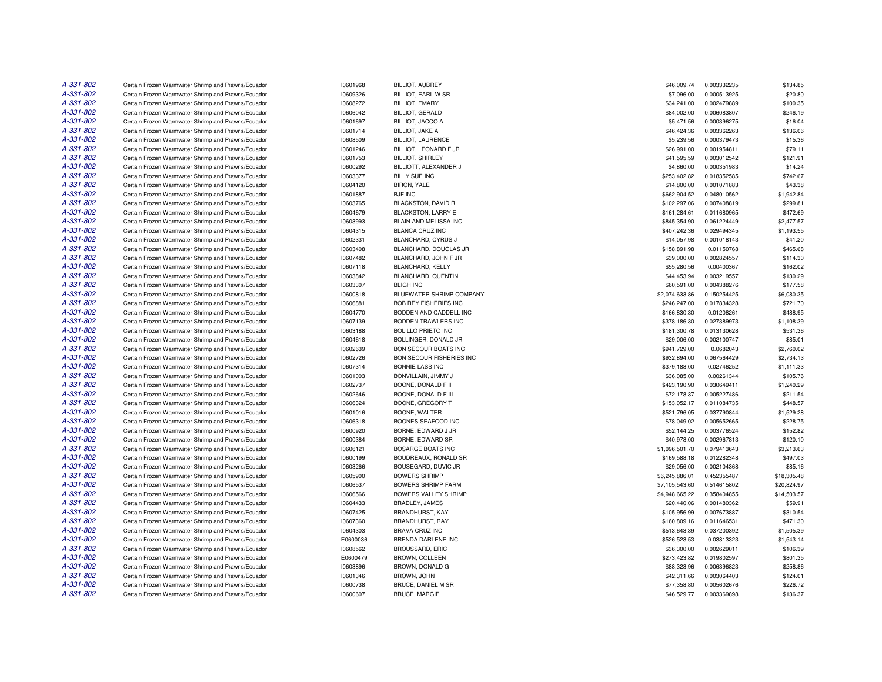| | | | | | | |
|---|---|---|---|---|---|---|
| A-331-802 | Certain Frozen Warmwater Shrimp and Prawns/Ecuador | I0601968 | BILLIOT, AUBREY | $46,009.74 | 0.003332235 | $134.85 |
| A-331-802 | Certain Frozen Warmwater Shrimp and Prawns/Ecuador | I0609326 | BILLIOT, EARL W SR | $7,096.00 | 0.000513925 | $20.80 |
| A-331-802 | Certain Frozen Warmwater Shrimp and Prawns/Ecuador | I0608272 | BILLIOT, EMARY | $34,241.00 | 0.002479889 | $100.35 |
| A-331-802 | Certain Frozen Warmwater Shrimp and Prawns/Ecuador | I0606042 | BILLIOT, GERALD | $84,002.00 | 0.006083807 | $246.19 |
| A-331-802 | Certain Frozen Warmwater Shrimp and Prawns/Ecuador | I0601697 | BILLIOT, JACCO A | $5,471.56 | 0.000396275 | $16.04 |
| A-331-802 | Certain Frozen Warmwater Shrimp and Prawns/Ecuador | I0601714 | BILLIOT, JAKE A | $46,424.36 | 0.003362263 | $136.06 |
| A-331-802 | Certain Frozen Warmwater Shrimp and Prawns/Ecuador | I0608509 | BILLIOT, LAURENCE | $5,239.56 | 0.000379473 | $15.36 |
| A-331-802 | Certain Frozen Warmwater Shrimp and Prawns/Ecuador | I0601246 | BILLIOT, LEONARD F JR | $26,991.00 | 0.001954811 | $79.11 |
| A-331-802 | Certain Frozen Warmwater Shrimp and Prawns/Ecuador | I0601753 | BILLIOT, SHIRLEY | $41,595.59 | 0.003012542 | $121.91 |
| A-331-802 | Certain Frozen Warmwater Shrimp and Prawns/Ecuador | I0600292 | BILLIOTT, ALEXANDER J | $4,860.00 | 0.000351983 | $14.24 |
| A-331-802 | Certain Frozen Warmwater Shrimp and Prawns/Ecuador | I0603377 | BILLY SUE INC | $253,402.82 | 0.018352585 | $742.67 |
| A-331-802 | Certain Frozen Warmwater Shrimp and Prawns/Ecuador | I0604120 | BIRON, YALE | $14,800.00 | 0.001071883 | $43.38 |
| A-331-802 | Certain Frozen Warmwater Shrimp and Prawns/Ecuador | I0601887 | BJF INC | $662,904.52 | 0.048010562 | $1,942.84 |
| A-331-802 | Certain Frozen Warmwater Shrimp and Prawns/Ecuador | I0603765 | BLACKSTON, DAVID R | $102,297.06 | 0.007408819 | $299.81 |
| A-331-802 | Certain Frozen Warmwater Shrimp and Prawns/Ecuador | I0604679 | BLACKSTON, LARRY E | $161,284.61 | 0.011680965 | $472.69 |
| A-331-802 | Certain Frozen Warmwater Shrimp and Prawns/Ecuador | I0603993 | BLAIN AND MELISSA INC | $845,354.90 | 0.061224449 | $2,477.57 |
| A-331-802 | Certain Frozen Warmwater Shrimp and Prawns/Ecuador | I0604315 | BLANCA CRUZ INC | $407,242.36 | 0.029494345 | $1,193.55 |
| A-331-802 | Certain Frozen Warmwater Shrimp and Prawns/Ecuador | I0602331 | BLANCHARD, CYRUS J | $14,057.98 | 0.001018143 | $41.20 |
| A-331-802 | Certain Frozen Warmwater Shrimp and Prawns/Ecuador | I0603408 | BLANCHARD, DOUGLAS JR | $158,891.98 | 0.01150768 | $465.68 |
| A-331-802 | Certain Frozen Warmwater Shrimp and Prawns/Ecuador | I0607482 | BLANCHARD, JOHN F JR | $39,000.00 | 0.002824557 | $114.30 |
| A-331-802 | Certain Frozen Warmwater Shrimp and Prawns/Ecuador | I0607118 | BLANCHARD, KELLY | $55,280.56 | 0.00400367 | $162.02 |
| A-331-802 | Certain Frozen Warmwater Shrimp and Prawns/Ecuador | I0603842 | BLANCHARD, QUENTIN | $44,453.94 | 0.003219557 | $130.29 |
| A-331-802 | Certain Frozen Warmwater Shrimp and Prawns/Ecuador | I0603307 | BLIGH INC | $60,591.00 | 0.004388276 | $177.58 |
| A-331-802 | Certain Frozen Warmwater Shrimp and Prawns/Ecuador | I0600818 | BLUEWATER SHRIMP COMPANY | $2,074,633.86 | 0.150254425 | $6,080.35 |
| A-331-802 | Certain Frozen Warmwater Shrimp and Prawns/Ecuador | I0606881 | BOB REY FISHERIES INC | $246,247.00 | 0.017834328 | $721.70 |
| A-331-802 | Certain Frozen Warmwater Shrimp and Prawns/Ecuador | I0604770 | BODDEN AND CADDELL INC | $166,830.30 | 0.01208261 | $488.95 |
| A-331-802 | Certain Frozen Warmwater Shrimp and Prawns/Ecuador | I0607139 | BODDEN TRAWLERS INC | $378,186.30 | 0.027389973 | $1,108.39 |
| A-331-802 | Certain Frozen Warmwater Shrimp and Prawns/Ecuador | I0603188 | BOLILLO PRIETO INC | $181,300.78 | 0.013130628 | $531.36 |
| A-331-802 | Certain Frozen Warmwater Shrimp and Prawns/Ecuador | I0604618 | BOLLINGER, DONALD JR | $29,006.00 | 0.002100747 | $85.01 |
| A-331-802 | Certain Frozen Warmwater Shrimp and Prawns/Ecuador | I0602639 | BON SECOUR BOATS INC | $941,729.00 | 0.0682043 | $2,760.02 |
| A-331-802 | Certain Frozen Warmwater Shrimp and Prawns/Ecuador | I0602726 | BON SECOUR FISHERIES INC | $932,894.00 | 0.067564429 | $2,734.13 |
| A-331-802 | Certain Frozen Warmwater Shrimp and Prawns/Ecuador | I0607314 | BONNIE LASS INC | $379,188.00 | 0.02746252 | $1,111.33 |
| A-331-802 | Certain Frozen Warmwater Shrimp and Prawns/Ecuador | I0601003 | BONVILLAIN, JIMMY J | $36,085.00 | 0.00261344 | $105.76 |
| A-331-802 | Certain Frozen Warmwater Shrimp and Prawns/Ecuador | I0602737 | BOONE, DONALD F II | $423,190.90 | 0.030649411 | $1,240.29 |
| A-331-802 | Certain Frozen Warmwater Shrimp and Prawns/Ecuador | I0602646 | BOONE, DONALD F III | $72,178.37 | 0.005227486 | $211.54 |
| A-331-802 | Certain Frozen Warmwater Shrimp and Prawns/Ecuador | I0606324 | BOONE, GREGORY T | $153,052.17 | 0.011084735 | $448.57 |
| A-331-802 | Certain Frozen Warmwater Shrimp and Prawns/Ecuador | I0601016 | BOONE, WALTER | $521,796.05 | 0.037790844 | $1,529.28 |
| A-331-802 | Certain Frozen Warmwater Shrimp and Prawns/Ecuador | I0606318 | BOONES SEAFOOD INC | $78,049.02 | 0.005652665 | $228.75 |
| A-331-802 | Certain Frozen Warmwater Shrimp and Prawns/Ecuador | I0600920 | BORNE, EDWARD J JR | $52,144.25 | 0.003776524 | $152.82 |
| A-331-802 | Certain Frozen Warmwater Shrimp and Prawns/Ecuador | I0600384 | BORNE, EDWARD SR | $40,978.00 | 0.002967813 | $120.10 |
| A-331-802 | Certain Frozen Warmwater Shrimp and Prawns/Ecuador | I0606121 | BOSARGE BOATS INC | $1,096,501.70 | 0.079413643 | $3,213.63 |
| A-331-802 | Certain Frozen Warmwater Shrimp and Prawns/Ecuador | I0600199 | BOUDREAUX, RONALD SR | $169,588.18 | 0.012282348 | $497.03 |
| A-331-802 | Certain Frozen Warmwater Shrimp and Prawns/Ecuador | I0603266 | BOUSEGARD, DUVIC JR | $29,056.00 | 0.002104368 | $85.16 |
| A-331-802 | Certain Frozen Warmwater Shrimp and Prawns/Ecuador | I0605900 | BOWERS SHRIMP | $6,245,886.01 | 0.452355487 | $18,305.48 |
| A-331-802 | Certain Frozen Warmwater Shrimp and Prawns/Ecuador | I0606537 | BOWERS SHRIMP FARM | $7,105,543.60 | 0.514615802 | $20,824.97 |
| A-331-802 | Certain Frozen Warmwater Shrimp and Prawns/Ecuador | I0606566 | BOWERS VALLEY SHRIMP | $4,948,665.22 | 0.358404855 | $14,503.57 |
| A-331-802 | Certain Frozen Warmwater Shrimp and Prawns/Ecuador | I0604433 | BRADLEY, JAMES | $20,440.06 | 0.001480362 | $59.91 |
| A-331-802 | Certain Frozen Warmwater Shrimp and Prawns/Ecuador | I0607425 | BRANDHURST, KAY | $105,956.99 | 0.007673887 | $310.54 |
| A-331-802 | Certain Frozen Warmwater Shrimp and Prawns/Ecuador | I0607360 | BRANDHURST, RAY | $160,809.16 | 0.011646531 | $471.30 |
| A-331-802 | Certain Frozen Warmwater Shrimp and Prawns/Ecuador | I0604303 | BRAVA CRUZ INC | $513,643.39 | 0.037200392 | $1,505.39 |
| A-331-802 | Certain Frozen Warmwater Shrimp and Prawns/Ecuador | E0600036 | BRENDA DARLENE INC | $526,523.53 | 0.03813323 | $1,543.14 |
| A-331-802 | Certain Frozen Warmwater Shrimp and Prawns/Ecuador | I0608562 | BROUSSARD, ERIC | $36,300.00 | 0.002629011 | $106.39 |
| A-331-802 | Certain Frozen Warmwater Shrimp and Prawns/Ecuador | E0600479 | BROWN, COLLEEN | $273,423.82 | 0.019802597 | $801.35 |
| A-331-802 | Certain Frozen Warmwater Shrimp and Prawns/Ecuador | I0603896 | BROWN, DONALD G | $88,323.96 | 0.006396823 | $258.86 |
| A-331-802 | Certain Frozen Warmwater Shrimp and Prawns/Ecuador | I0601346 | BROWN, JOHN | $42,311.66 | 0.003064403 | $124.01 |
| A-331-802 | Certain Frozen Warmwater Shrimp and Prawns/Ecuador | I0600738 | BRUCE, DANIEL M SR | $77,358.80 | 0.005602676 | $226.72 |
| A-331-802 | Certain Frozen Warmwater Shrimp and Prawns/Ecuador | I0600607 | BRUCE, MARGIE L | $46,529.77 | 0.003369898 | $136.37 |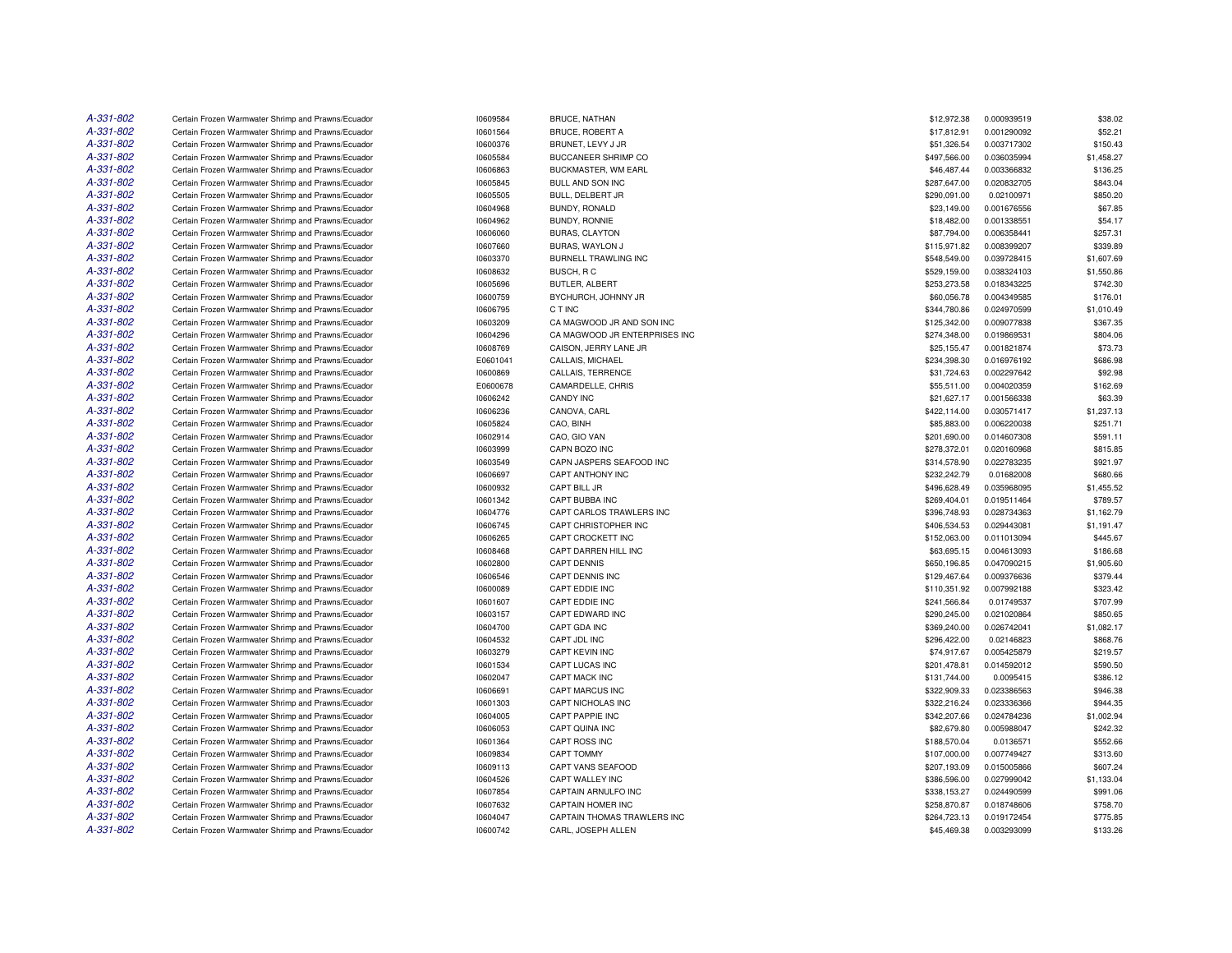| | | | | | | |
|---|---|---|---|---|---|---|
| A-331-802 | Certain Frozen Warmwater Shrimp and Prawns/Ecuador | I0609584 | BRUCE, NATHAN | $12,972.38 | 0.000939519 | $38.02 |
| A-331-802 | Certain Frozen Warmwater Shrimp and Prawns/Ecuador | I0601564 | BRUCE, ROBERT A | $17,812.91 | 0.001290092 | $52.21 |
| A-331-802 | Certain Frozen Warmwater Shrimp and Prawns/Ecuador | I0600376 | BRUNET, LEVY J JR | $51,326.54 | 0.003717302 | $150.43 |
| A-331-802 | Certain Frozen Warmwater Shrimp and Prawns/Ecuador | I0605584 | BUCCANEER SHRIMP CO | $497,566.00 | 0.036035994 | $1,458.27 |
| A-331-802 | Certain Frozen Warmwater Shrimp and Prawns/Ecuador | I0606863 | BUCKMASTER, WM EARL | $46,487.44 | 0.003366832 | $136.25 |
| A-331-802 | Certain Frozen Warmwater Shrimp and Prawns/Ecuador | I0605845 | BULL AND SON INC | $287,647.00 | 0.020832705 | $843.04 |
| A-331-802 | Certain Frozen Warmwater Shrimp and Prawns/Ecuador | I0605505 | BULL, DELBERT JR | $290,091.00 | 0.02100971 | $850.20 |
| A-331-802 | Certain Frozen Warmwater Shrimp and Prawns/Ecuador | I0604968 | BUNDY, RONALD | $23,149.00 | 0.001676556 | $67.85 |
| A-331-802 | Certain Frozen Warmwater Shrimp and Prawns/Ecuador | I0604962 | BUNDY, RONNIE | $18,482.00 | 0.001338551 | $54.17 |
| A-331-802 | Certain Frozen Warmwater Shrimp and Prawns/Ecuador | I0606060 | BURAS, CLAYTON | $87,794.00 | 0.006358441 | $257.31 |
| A-331-802 | Certain Frozen Warmwater Shrimp and Prawns/Ecuador | I0607660 | BURAS, WAYLON J | $115,971.82 | 0.008399207 | $339.89 |
| A-331-802 | Certain Frozen Warmwater Shrimp and Prawns/Ecuador | I0603370 | BURNELL TRAWLING INC | $548,549.00 | 0.039728415 | $1,607.69 |
| A-331-802 | Certain Frozen Warmwater Shrimp and Prawns/Ecuador | I0608632 | BUSCH, R C | $529,159.00 | 0.038324103 | $1,550.86 |
| A-331-802 | Certain Frozen Warmwater Shrimp and Prawns/Ecuador | I0605696 | BUTLER, ALBERT | $253,273.58 | 0.018343225 | $742.30 |
| A-331-802 | Certain Frozen Warmwater Shrimp and Prawns/Ecuador | I0600759 | BYCHURCH, JOHNNY JR | $60,056.78 | 0.004349585 | $176.01 |
| A-331-802 | Certain Frozen Warmwater Shrimp and Prawns/Ecuador | I0606795 | C T INC | $344,780.86 | 0.024970599 | $1,010.49 |
| A-331-802 | Certain Frozen Warmwater Shrimp and Prawns/Ecuador | I0603209 | CA MAGWOOD JR AND SON INC | $125,342.00 | 0.009077838 | $367.35 |
| A-331-802 | Certain Frozen Warmwater Shrimp and Prawns/Ecuador | I0604296 | CA MAGWOOD JR ENTERPRISES INC | $274,348.00 | 0.019869531 | $804.06 |
| A-331-802 | Certain Frozen Warmwater Shrimp and Prawns/Ecuador | I0608769 | CAISON, JERRY LANE JR | $25,155.47 | 0.001821874 | $73.73 |
| A-331-802 | Certain Frozen Warmwater Shrimp and Prawns/Ecuador | E0601041 | CALLAIS, MICHAEL | $234,398.30 | 0.016976192 | $686.98 |
| A-331-802 | Certain Frozen Warmwater Shrimp and Prawns/Ecuador | I0600869 | CALLAIS, TERRENCE | $31,724.63 | 0.002297642 | $92.98 |
| A-331-802 | Certain Frozen Warmwater Shrimp and Prawns/Ecuador | E0600678 | CAMARDELLE, CHRIS | $55,511.00 | 0.004020359 | $162.69 |
| A-331-802 | Certain Frozen Warmwater Shrimp and Prawns/Ecuador | I0606242 | CANDY INC | $21,627.17 | 0.001566338 | $63.39 |
| A-331-802 | Certain Frozen Warmwater Shrimp and Prawns/Ecuador | I0606236 | CANOVA, CARL | $422,114.00 | 0.030571417 | $1,237.13 |
| A-331-802 | Certain Frozen Warmwater Shrimp and Prawns/Ecuador | I0605824 | CAO, BINH | $85,883.00 | 0.006220038 | $251.71 |
| A-331-802 | Certain Frozen Warmwater Shrimp and Prawns/Ecuador | I0602914 | CAO, GIO VAN | $201,690.00 | 0.014607308 | $591.11 |
| A-331-802 | Certain Frozen Warmwater Shrimp and Prawns/Ecuador | I0603999 | CAPN BOZO INC | $278,372.01 | 0.020160968 | $815.85 |
| A-331-802 | Certain Frozen Warmwater Shrimp and Prawns/Ecuador | I0603549 | CAPN JASPERS SEAFOOD INC | $314,578.90 | 0.022783235 | $921.97 |
| A-331-802 | Certain Frozen Warmwater Shrimp and Prawns/Ecuador | I0606697 | CAPT ANTHONY INC | $232,242.79 | 0.01682008 | $680.66 |
| A-331-802 | Certain Frozen Warmwater Shrimp and Prawns/Ecuador | I0600932 | CAPT BILL JR | $496,628.49 | 0.035968095 | $1,455.52 |
| A-331-802 | Certain Frozen Warmwater Shrimp and Prawns/Ecuador | I0601342 | CAPT BUBBA INC | $269,404.01 | 0.019511464 | $789.57 |
| A-331-802 | Certain Frozen Warmwater Shrimp and Prawns/Ecuador | I0604776 | CAPT CARLOS TRAWLERS INC | $396,748.93 | 0.028734363 | $1,162.79 |
| A-331-802 | Certain Frozen Warmwater Shrimp and Prawns/Ecuador | I0606745 | CAPT CHRISTOPHER INC | $406,534.53 | 0.029443081 | $1,191.47 |
| A-331-802 | Certain Frozen Warmwater Shrimp and Prawns/Ecuador | I0606265 | CAPT CROCKETT INC | $152,063.00 | 0.011013094 | $445.67 |
| A-331-802 | Certain Frozen Warmwater Shrimp and Prawns/Ecuador | I0608468 | CAPT DARREN HILL INC | $63,695.15 | 0.004613093 | $186.68 |
| A-331-802 | Certain Frozen Warmwater Shrimp and Prawns/Ecuador | I0602800 | CAPT DENNIS | $650,196.85 | 0.047090215 | $1,905.60 |
| A-331-802 | Certain Frozen Warmwater Shrimp and Prawns/Ecuador | I0606546 | CAPT DENNIS INC | $129,467.64 | 0.009376636 | $379.44 |
| A-331-802 | Certain Frozen Warmwater Shrimp and Prawns/Ecuador | I0600089 | CAPT EDDIE INC | $110,351.92 | 0.007992188 | $323.42 |
| A-331-802 | Certain Frozen Warmwater Shrimp and Prawns/Ecuador | I0601607 | CAPT EDDIE INC | $241,566.84 | 0.01749537 | $707.99 |
| A-331-802 | Certain Frozen Warmwater Shrimp and Prawns/Ecuador | I0603157 | CAPT EDWARD INC | $290,245.00 | 0.021020864 | $850.65 |
| A-331-802 | Certain Frozen Warmwater Shrimp and Prawns/Ecuador | I0604700 | CAPT GDA INC | $369,240.00 | 0.026742041 | $1,082.17 |
| A-331-802 | Certain Frozen Warmwater Shrimp and Prawns/Ecuador | I0604532 | CAPT JDL INC | $296,422.00 | 0.02146823 | $868.76 |
| A-331-802 | Certain Frozen Warmwater Shrimp and Prawns/Ecuador | I0603279 | CAPT KEVIN INC | $74,917.67 | 0.005425879 | $219.57 |
| A-331-802 | Certain Frozen Warmwater Shrimp and Prawns/Ecuador | I0601534 | CAPT LUCAS INC | $201,478.81 | 0.014592012 | $590.50 |
| A-331-802 | Certain Frozen Warmwater Shrimp and Prawns/Ecuador | I0602047 | CAPT MACK INC | $131,744.00 | 0.0095415 | $386.12 |
| A-331-802 | Certain Frozen Warmwater Shrimp and Prawns/Ecuador | I0606691 | CAPT MARCUS INC | $322,909.33 | 0.023386563 | $946.38 |
| A-331-802 | Certain Frozen Warmwater Shrimp and Prawns/Ecuador | I0601303 | CAPT NICHOLAS INC | $322,216.24 | 0.023336366 | $944.35 |
| A-331-802 | Certain Frozen Warmwater Shrimp and Prawns/Ecuador | I0604005 | CAPT PAPPIE INC | $342,207.66 | 0.024784236 | $1,002.94 |
| A-331-802 | Certain Frozen Warmwater Shrimp and Prawns/Ecuador | I0606053 | CAPT QUINA INC | $82,679.80 | 0.005988047 | $242.32 |
| A-331-802 | Certain Frozen Warmwater Shrimp and Prawns/Ecuador | I0601364 | CAPT ROSS INC | $188,570.04 | 0.0136571 | $552.66 |
| A-331-802 | Certain Frozen Warmwater Shrimp and Prawns/Ecuador | I0609834 | CAPT TOMMY | $107,000.00 | 0.007749427 | $313.60 |
| A-331-802 | Certain Frozen Warmwater Shrimp and Prawns/Ecuador | I0609113 | CAPT VANS SEAFOOD | $207,193.09 | 0.015005866 | $607.24 |
| A-331-802 | Certain Frozen Warmwater Shrimp and Prawns/Ecuador | I0604526 | CAPT WALLEY INC | $386,596.00 | 0.027999042 | $1,133.04 |
| A-331-802 | Certain Frozen Warmwater Shrimp and Prawns/Ecuador | I0607854 | CAPTAIN ARNULFO INC | $338,153.27 | 0.024490599 | $991.06 |
| A-331-802 | Certain Frozen Warmwater Shrimp and Prawns/Ecuador | I0607632 | CAPTAIN HOMER INC | $258,870.87 | 0.018748606 | $758.70 |
| A-331-802 | Certain Frozen Warmwater Shrimp and Prawns/Ecuador | I0604047 | CAPTAIN THOMAS TRAWLERS INC | $264,723.13 | 0.019172454 | $775.85 |
| A-331-802 | Certain Frozen Warmwater Shrimp and Prawns/Ecuador | I0600742 | CARL, JOSEPH ALLEN | $45,469.38 | 0.003293099 | $133.26 |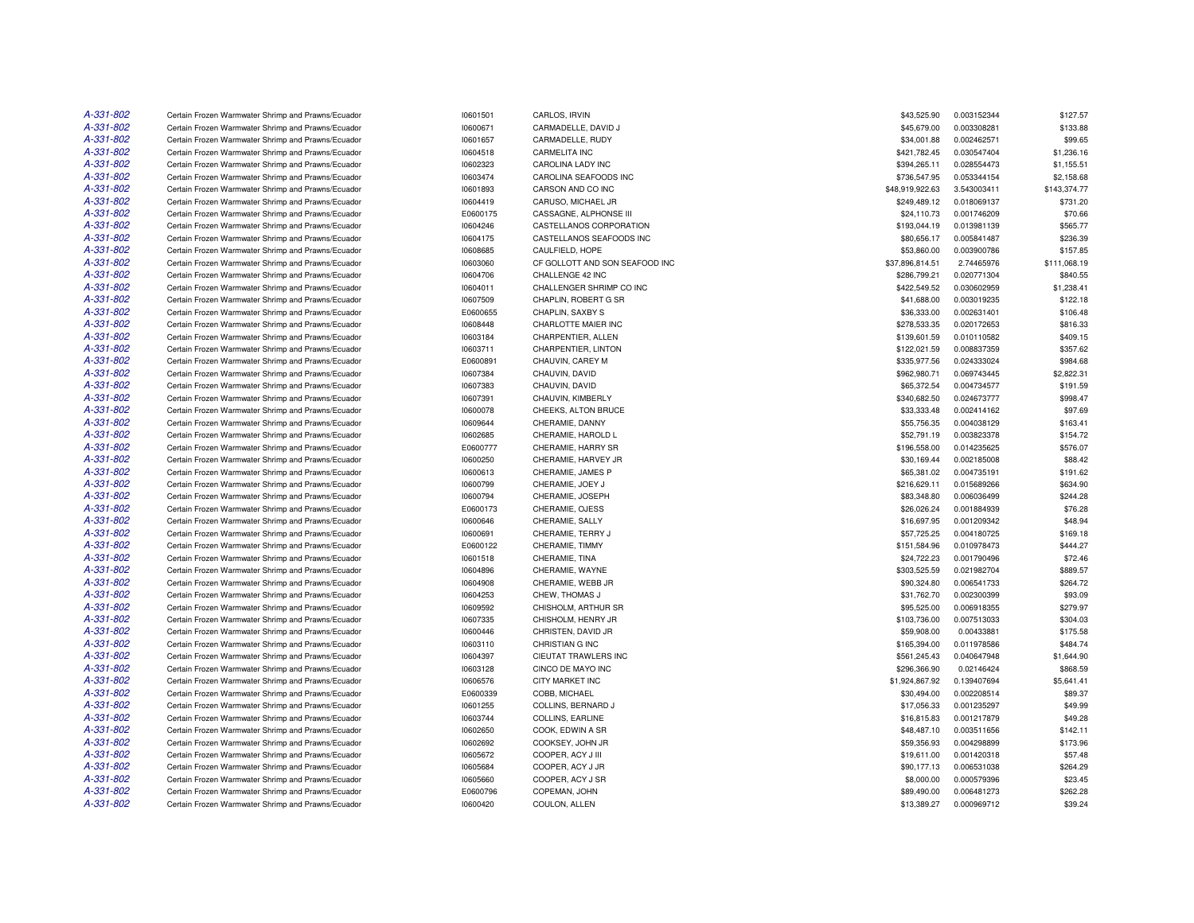| | | | | | | |
|---|---|---|---|---|---|---|
| A-331-802 | Certain Frozen Warmwater Shrimp and Prawns/Ecuador | I0601501 | CARLOS, IRVIN | $43,525.90 | 0.003152344 | $127.57 |
| A-331-802 | Certain Frozen Warmwater Shrimp and Prawns/Ecuador | I0600671 | CARMADELLE, DAVID J | $45,679.00 | 0.003308281 | $133.88 |
| A-331-802 | Certain Frozen Warmwater Shrimp and Prawns/Ecuador | I0601657 | CARMADELLE, RUDY | $34,001.88 | 0.002462571 | $99.65 |
| A-331-802 | Certain Frozen Warmwater Shrimp and Prawns/Ecuador | I0604518 | CARMELITA INC | $421,782.45 | 0.030547404 | $1,236.16 |
| A-331-802 | Certain Frozen Warmwater Shrimp and Prawns/Ecuador | I0602323 | CAROLINA LADY INC | $394,265.11 | 0.028554473 | $1,155.51 |
| A-331-802 | Certain Frozen Warmwater Shrimp and Prawns/Ecuador | I0603474 | CAROLINA SEAFOODS INC | $736,547.95 | 0.053344154 | $2,158.68 |
| A-331-802 | Certain Frozen Warmwater Shrimp and Prawns/Ecuador | I0601893 | CARSON AND CO INC | $48,919,922.63 | 3.543003411 | $143,374.77 |
| A-331-802 | Certain Frozen Warmwater Shrimp and Prawns/Ecuador | I0604419 | CARUSO, MICHAEL JR | $249,489.12 | 0.018069137 | $731.20 |
| A-331-802 | Certain Frozen Warmwater Shrimp and Prawns/Ecuador | E0600175 | CASSAGNE, ALPHONSE III | $24,110.73 | 0.001746209 | $70.66 |
| A-331-802 | Certain Frozen Warmwater Shrimp and Prawns/Ecuador | I0604246 | CASTELLANOS CORPORATION | $193,044.19 | 0.013981139 | $565.77 |
| A-331-802 | Certain Frozen Warmwater Shrimp and Prawns/Ecuador | I0604175 | CASTELLANOS SEAFOODS INC | $80,656.17 | 0.005841487 | $236.39 |
| A-331-802 | Certain Frozen Warmwater Shrimp and Prawns/Ecuador | I0608685 | CAULFIELD, HOPE | $53,860.00 | 0.003900786 | $157.85 |
| A-331-802 | Certain Frozen Warmwater Shrimp and Prawns/Ecuador | I0603060 | CF GOLLOTT AND SON SEAFOOD INC | $37,896,814.51 | 2.74465976 | $111,068.19 |
| A-331-802 | Certain Frozen Warmwater Shrimp and Prawns/Ecuador | I0604706 | CHALLENGE 42 INC | $286,799.21 | 0.020771304 | $840.55 |
| A-331-802 | Certain Frozen Warmwater Shrimp and Prawns/Ecuador | I0604011 | CHALLENGER SHRIMP CO INC | $422,549.52 | 0.030602959 | $1,238.41 |
| A-331-802 | Certain Frozen Warmwater Shrimp and Prawns/Ecuador | I0607509 | CHAPLIN, ROBERT G SR | $41,688.00 | 0.003019235 | $122.18 |
| A-331-802 | Certain Frozen Warmwater Shrimp and Prawns/Ecuador | E0600655 | CHAPLIN, SAXBY S | $36,333.00 | 0.002631401 | $106.48 |
| A-331-802 | Certain Frozen Warmwater Shrimp and Prawns/Ecuador | I0608448 | CHARLOTTE MAIER INC | $278,533.35 | 0.020172653 | $816.33 |
| A-331-802 | Certain Frozen Warmwater Shrimp and Prawns/Ecuador | I0603184 | CHARPENTIER, ALLEN | $139,601.59 | 0.010110582 | $409.15 |
| A-331-802 | Certain Frozen Warmwater Shrimp and Prawns/Ecuador | I0603711 | CHARPENTIER, LINTON | $122,021.59 | 0.008837359 | $357.62 |
| A-331-802 | Certain Frozen Warmwater Shrimp and Prawns/Ecuador | E0600891 | CHAUVIN, CAREY M | $335,977.56 | 0.024333024 | $984.68 |
| A-331-802 | Certain Frozen Warmwater Shrimp and Prawns/Ecuador | I0607384 | CHAUVIN, DAVID | $962,980.71 | 0.069743445 | $2,822.31 |
| A-331-802 | Certain Frozen Warmwater Shrimp and Prawns/Ecuador | I0607383 | CHAUVIN, DAVID | $65,372.54 | 0.004734577 | $191.59 |
| A-331-802 | Certain Frozen Warmwater Shrimp and Prawns/Ecuador | I0607391 | CHAUVIN, KIMBERLY | $340,682.50 | 0.024673777 | $998.47 |
| A-331-802 | Certain Frozen Warmwater Shrimp and Prawns/Ecuador | I0600078 | CHEEKS, ALTON BRUCE | $33,333.48 | 0.002414162 | $97.69 |
| A-331-802 | Certain Frozen Warmwater Shrimp and Prawns/Ecuador | I0609644 | CHERAMIE, DANNY | $55,756.35 | 0.004038129 | $163.41 |
| A-331-802 | Certain Frozen Warmwater Shrimp and Prawns/Ecuador | I0602685 | CHERAMIE, HAROLD L | $52,791.19 | 0.003823378 | $154.72 |
| A-331-802 | Certain Frozen Warmwater Shrimp and Prawns/Ecuador | E0600777 | CHERAMIE, HARRY SR | $196,558.00 | 0.014235625 | $576.07 |
| A-331-802 | Certain Frozen Warmwater Shrimp and Prawns/Ecuador | I0600250 | CHERAMIE, HARVEY JR | $30,169.44 | 0.002185008 | $88.42 |
| A-331-802 | Certain Frozen Warmwater Shrimp and Prawns/Ecuador | I0600613 | CHERAMIE, JAMES P | $65,381.02 | 0.004735191 | $191.62 |
| A-331-802 | Certain Frozen Warmwater Shrimp and Prawns/Ecuador | I0600799 | CHERAMIE, JOEY J | $216,629.11 | 0.015689266 | $634.90 |
| A-331-802 | Certain Frozen Warmwater Shrimp and Prawns/Ecuador | I0600794 | CHERAMIE, JOSEPH | $83,348.80 | 0.006036499 | $244.28 |
| A-331-802 | Certain Frozen Warmwater Shrimp and Prawns/Ecuador | E0600173 | CHERAMIE, OJESS | $26,026.24 | 0.001884939 | $76.28 |
| A-331-802 | Certain Frozen Warmwater Shrimp and Prawns/Ecuador | I0600646 | CHERAMIE, SALLY | $16,697.95 | 0.001209342 | $48.94 |
| A-331-802 | Certain Frozen Warmwater Shrimp and Prawns/Ecuador | I0600691 | CHERAMIE, TERRY J | $57,725.25 | 0.004180725 | $169.18 |
| A-331-802 | Certain Frozen Warmwater Shrimp and Prawns/Ecuador | E0600122 | CHERAMIE, TIMMY | $151,584.96 | 0.010978473 | $444.27 |
| A-331-802 | Certain Frozen Warmwater Shrimp and Prawns/Ecuador | I0601518 | CHERAMIE, TINA | $24,722.23 | 0.001790496 | $72.46 |
| A-331-802 | Certain Frozen Warmwater Shrimp and Prawns/Ecuador | I0604896 | CHERAMIE, WAYNE | $303,525.59 | 0.021982704 | $889.57 |
| A-331-802 | Certain Frozen Warmwater Shrimp and Prawns/Ecuador | I0604908 | CHERAMIE, WEBB JR | $90,324.80 | 0.006541733 | $264.72 |
| A-331-802 | Certain Frozen Warmwater Shrimp and Prawns/Ecuador | I0604253 | CHEW, THOMAS J | $31,762.70 | 0.002300399 | $93.09 |
| A-331-802 | Certain Frozen Warmwater Shrimp and Prawns/Ecuador | I0609592 | CHISHOLM, ARTHUR SR | $95,525.00 | 0.006918355 | $279.97 |
| A-331-802 | Certain Frozen Warmwater Shrimp and Prawns/Ecuador | I0607335 | CHISHOLM, HENRY JR | $103,736.00 | 0.007513033 | $304.03 |
| A-331-802 | Certain Frozen Warmwater Shrimp and Prawns/Ecuador | I0600446 | CHRISTEN, DAVID JR | $59,908.00 | 0.00433881 | $175.58 |
| A-331-802 | Certain Frozen Warmwater Shrimp and Prawns/Ecuador | I0603110 | CHRISTIAN G INC | $165,394.00 | 0.011978586 | $484.74 |
| A-331-802 | Certain Frozen Warmwater Shrimp and Prawns/Ecuador | I0604397 | CIEUTAT TRAWLERS INC | $561,245.43 | 0.040647948 | $1,644.90 |
| A-331-802 | Certain Frozen Warmwater Shrimp and Prawns/Ecuador | I0603128 | CINCO DE MAYO INC | $296,366.90 | 0.02146424 | $868.59 |
| A-331-802 | Certain Frozen Warmwater Shrimp and Prawns/Ecuador | I0606576 | CITY MARKET INC | $1,924,867.92 | 0.139407694 | $5,641.41 |
| A-331-802 | Certain Frozen Warmwater Shrimp and Prawns/Ecuador | E0600339 | COBB, MICHAEL | $30,494.00 | 0.002208514 | $89.37 |
| A-331-802 | Certain Frozen Warmwater Shrimp and Prawns/Ecuador | I0601255 | COLLINS, BERNARD J | $17,056.33 | 0.001235297 | $49.99 |
| A-331-802 | Certain Frozen Warmwater Shrimp and Prawns/Ecuador | I0603744 | COLLINS, EARLINE | $16,815.83 | 0.001217879 | $49.28 |
| A-331-802 | Certain Frozen Warmwater Shrimp and Prawns/Ecuador | I0602650 | COOK, EDWIN A SR | $48,487.10 | 0.003511656 | $142.11 |
| A-331-802 | Certain Frozen Warmwater Shrimp and Prawns/Ecuador | I0602692 | COOKSEY, JOHN JR | $59,356.93 | 0.004298899 | $173.96 |
| A-331-802 | Certain Frozen Warmwater Shrimp and Prawns/Ecuador | I0605672 | COOPER, ACY J III | $19,611.00 | 0.001420318 | $57.48 |
| A-331-802 | Certain Frozen Warmwater Shrimp and Prawns/Ecuador | I0605684 | COOPER, ACY J JR | $90,177.13 | 0.006531038 | $264.29 |
| A-331-802 | Certain Frozen Warmwater Shrimp and Prawns/Ecuador | I0605660 | COOPER, ACY J SR | $8,000.00 | 0.000579396 | $23.45 |
| A-331-802 | Certain Frozen Warmwater Shrimp and Prawns/Ecuador | E0600796 | COPEMAN, JOHN | $89,490.00 | 0.006481273 | $262.28 |
| A-331-802 | Certain Frozen Warmwater Shrimp and Prawns/Ecuador | I0600420 | COULON, ALLEN | $13,389.27 | 0.000969712 | $39.24 |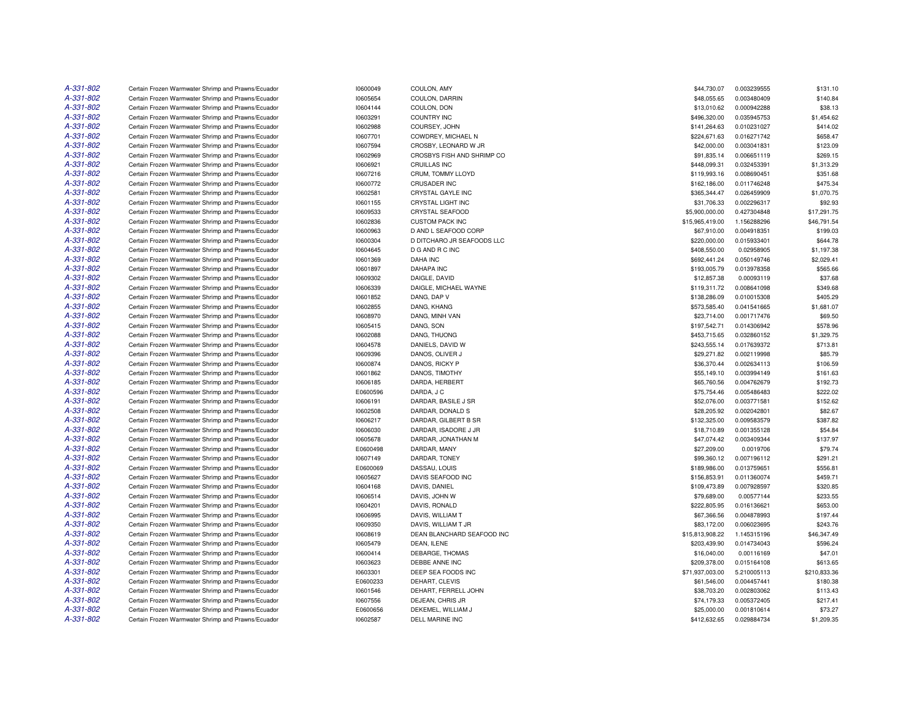| | | | | | | |
|---|---|---|---|---|---|---|
| A-331-802 | Certain Frozen Warmwater Shrimp and Prawns/Ecuador | I0600049 | COULON, AMY | $44,730.07 | 0.003239555 | $131.10 |
| A-331-802 | Certain Frozen Warmwater Shrimp and Prawns/Ecuador | I0605654 | COULON, DARRIN | $48,055.65 | 0.003480409 | $140.84 |
| A-331-802 | Certain Frozen Warmwater Shrimp and Prawns/Ecuador | I0604144 | COULON, DON | $13,010.62 | 0.000942288 | $38.13 |
| A-331-802 | Certain Frozen Warmwater Shrimp and Prawns/Ecuador | I0603291 | COUNTRY INC | $496,320.00 | 0.035945753 | $1,454.62 |
| A-331-802 | Certain Frozen Warmwater Shrimp and Prawns/Ecuador | I0602988 | COURSEY, JOHN | $141,264.63 | 0.010231027 | $414.02 |
| A-331-802 | Certain Frozen Warmwater Shrimp and Prawns/Ecuador | I0607701 | COWDREY, MICHAEL N | $224,671.63 | 0.016271742 | $658.47 |
| A-331-802 | Certain Frozen Warmwater Shrimp and Prawns/Ecuador | I0607594 | CROSBY, LEONARD W JR | $42,000.00 | 0.003041831 | $123.09 |
| A-331-802 | Certain Frozen Warmwater Shrimp and Prawns/Ecuador | I0602969 | CROSBYS FISH AND SHRIMP CO | $91,835.14 | 0.006651119 | $269.15 |
| A-331-802 | Certain Frozen Warmwater Shrimp and Prawns/Ecuador | I0606921 | CRUILLAS INC | $448,099.31 | 0.032453391 | $1,313.29 |
| A-331-802 | Certain Frozen Warmwater Shrimp and Prawns/Ecuador | I0607216 | CRUM, TOMMY LLOYD | $119,993.16 | 0.008690451 | $351.68 |
| A-331-802 | Certain Frozen Warmwater Shrimp and Prawns/Ecuador | I0600772 | CRUSADER INC | $162,186.00 | 0.011746248 | $475.34 |
| A-331-802 | Certain Frozen Warmwater Shrimp and Prawns/Ecuador | I0602581 | CRYSTAL GAYLE INC | $365,344.47 | 0.026459909 | $1,070.75 |
| A-331-802 | Certain Frozen Warmwater Shrimp and Prawns/Ecuador | I0601155 | CRYSTAL LIGHT INC | $31,706.33 | 0.002296317 | $92.93 |
| A-331-802 | Certain Frozen Warmwater Shrimp and Prawns/Ecuador | I0609533 | CRYSTAL SEAFOOD | $5,900,000.00 | 0.427304848 | $17,291.75 |
| A-331-802 | Certain Frozen Warmwater Shrimp and Prawns/Ecuador | I0602836 | CUSTOM PACK INC | $15,965,419.00 | 1.156288296 | $46,791.54 |
| A-331-802 | Certain Frozen Warmwater Shrimp and Prawns/Ecuador | I0600963 | D AND L SEAFOOD CORP | $67,910.00 | 0.004918351 | $199.03 |
| A-331-802 | Certain Frozen Warmwater Shrimp and Prawns/Ecuador | I0600304 | D DITCHARO JR SEAFOODS LLC | $220,000.00 | 0.015933401 | $644.78 |
| A-331-802 | Certain Frozen Warmwater Shrimp and Prawns/Ecuador | I0604645 | D G AND R C INC | $408,550.00 | 0.02958905 | $1,197.38 |
| A-331-802 | Certain Frozen Warmwater Shrimp and Prawns/Ecuador | I0601369 | DAHA INC | $692,441.24 | 0.050149746 | $2,029.41 |
| A-331-802 | Certain Frozen Warmwater Shrimp and Prawns/Ecuador | I0601897 | DAHAPA INC | $193,005.79 | 0.013978358 | $565.66 |
| A-331-802 | Certain Frozen Warmwater Shrimp and Prawns/Ecuador | I0609302 | DAIGLE, DAVID | $12,857.38 | 0.00093119 | $37.68 |
| A-331-802 | Certain Frozen Warmwater Shrimp and Prawns/Ecuador | I0606339 | DAIGLE, MICHAEL WAYNE | $119,311.72 | 0.008641098 | $349.68 |
| A-331-802 | Certain Frozen Warmwater Shrimp and Prawns/Ecuador | I0601852 | DANG, DAP V | $138,286.09 | 0.010015308 | $405.29 |
| A-331-802 | Certain Frozen Warmwater Shrimp and Prawns/Ecuador | I0602855 | DANG, KHANG | $573,585.40 | 0.041541665 | $1,681.07 |
| A-331-802 | Certain Frozen Warmwater Shrimp and Prawns/Ecuador | I0608970 | DANG, MINH VAN | $23,714.00 | 0.001717476 | $69.50 |
| A-331-802 | Certain Frozen Warmwater Shrimp and Prawns/Ecuador | I0605415 | DANG, SON | $197,542.71 | 0.014306942 | $578.96 |
| A-331-802 | Certain Frozen Warmwater Shrimp and Prawns/Ecuador | I0602088 | DANG, THUONG | $453,715.65 | 0.032860152 | $1,329.75 |
| A-331-802 | Certain Frozen Warmwater Shrimp and Prawns/Ecuador | I0604578 | DANIELS, DAVID W | $243,555.14 | 0.017639372 | $713.81 |
| A-331-802 | Certain Frozen Warmwater Shrimp and Prawns/Ecuador | I0609396 | DANOS, OLIVER J | $29,271.82 | 0.002119998 | $85.79 |
| A-331-802 | Certain Frozen Warmwater Shrimp and Prawns/Ecuador | I0600874 | DANOS, RICKY P | $36,370.44 | 0.002634113 | $106.59 |
| A-331-802 | Certain Frozen Warmwater Shrimp and Prawns/Ecuador | I0601862 | DANOS, TIMOTHY | $55,149.10 | 0.003994149 | $161.63 |
| A-331-802 | Certain Frozen Warmwater Shrimp and Prawns/Ecuador | I0606185 | DARDA, HERBERT | $65,760.56 | 0.004762679 | $192.73 |
| A-331-802 | Certain Frozen Warmwater Shrimp and Prawns/Ecuador | E0600596 | DARDA, J C | $75,754.46 | 0.005486483 | $222.02 |
| A-331-802 | Certain Frozen Warmwater Shrimp and Prawns/Ecuador | I0606191 | DARDAR, BASILE J SR | $52,076.00 | 0.003771581 | $152.62 |
| A-331-802 | Certain Frozen Warmwater Shrimp and Prawns/Ecuador | I0602508 | DARDAR, DONALD S | $28,205.92 | 0.002042801 | $82.67 |
| A-331-802 | Certain Frozen Warmwater Shrimp and Prawns/Ecuador | I0606217 | DARDAR, GILBERT B SR | $132,325.00 | 0.009583579 | $387.82 |
| A-331-802 | Certain Frozen Warmwater Shrimp and Prawns/Ecuador | I0606030 | DARDAR, ISADORE J JR | $18,710.89 | 0.001355128 | $54.84 |
| A-331-802 | Certain Frozen Warmwater Shrimp and Prawns/Ecuador | I0605678 | DARDAR, JONATHAN M | $47,074.42 | 0.003409344 | $137.97 |
| A-331-802 | Certain Frozen Warmwater Shrimp and Prawns/Ecuador | E0600498 | DARDAR, MANY | $27,209.00 | 0.0019706 | $79.74 |
| A-331-802 | Certain Frozen Warmwater Shrimp and Prawns/Ecuador | I0607149 | DARDAR, TONEY | $99,360.12 | 0.007196112 | $291.21 |
| A-331-802 | Certain Frozen Warmwater Shrimp and Prawns/Ecuador | E0600069 | DASSAU, LOUIS | $189,986.00 | 0.013759651 | $556.81 |
| A-331-802 | Certain Frozen Warmwater Shrimp and Prawns/Ecuador | I0605627 | DAVIS SEAFOOD INC | $156,853.91 | 0.011360074 | $459.71 |
| A-331-802 | Certain Frozen Warmwater Shrimp and Prawns/Ecuador | I0604168 | DAVIS, DANIEL | $109,473.89 | 0.007928597 | $320.85 |
| A-331-802 | Certain Frozen Warmwater Shrimp and Prawns/Ecuador | I0606514 | DAVIS, JOHN W | $79,689.00 | 0.00577144 | $233.55 |
| A-331-802 | Certain Frozen Warmwater Shrimp and Prawns/Ecuador | I0604201 | DAVIS, RONALD | $222,805.95 | 0.016136621 | $653.00 |
| A-331-802 | Certain Frozen Warmwater Shrimp and Prawns/Ecuador | I0606995 | DAVIS, WILLIAM T | $67,366.56 | 0.004878993 | $197.44 |
| A-331-802 | Certain Frozen Warmwater Shrimp and Prawns/Ecuador | I0609350 | DAVIS, WILLIAM T JR | $83,172.00 | 0.006023695 | $243.76 |
| A-331-802 | Certain Frozen Warmwater Shrimp and Prawns/Ecuador | I0608619 | DEAN BLANCHARD SEAFOOD INC | $15,813,908.22 | 1.145315196 | $46,347.49 |
| A-331-802 | Certain Frozen Warmwater Shrimp and Prawns/Ecuador | I0605479 | DEAN, ILENE | $203,439.90 | 0.014734043 | $596.24 |
| A-331-802 | Certain Frozen Warmwater Shrimp and Prawns/Ecuador | I0600414 | DEBARGE, THOMAS | $16,040.00 | 0.00116169 | $47.01 |
| A-331-802 | Certain Frozen Warmwater Shrimp and Prawns/Ecuador | I0603623 | DEBBE ANNE INC | $209,378.00 | 0.015164108 | $613.65 |
| A-331-802 | Certain Frozen Warmwater Shrimp and Prawns/Ecuador | I0603301 | DEEP SEA FOODS INC | $71,937,003.00 | 5.210005113 | $210,833.36 |
| A-331-802 | Certain Frozen Warmwater Shrimp and Prawns/Ecuador | E0600233 | DEHART, CLEVIS | $61,546.00 | 0.004457441 | $180.38 |
| A-331-802 | Certain Frozen Warmwater Shrimp and Prawns/Ecuador | I0601546 | DEHART, FERRELL JOHN | $38,703.20 | 0.002803062 | $113.43 |
| A-331-802 | Certain Frozen Warmwater Shrimp and Prawns/Ecuador | I0607556 | DEJEAN, CHRIS JR | $74,179.33 | 0.005372405 | $217.41 |
| A-331-802 | Certain Frozen Warmwater Shrimp and Prawns/Ecuador | E0600656 | DEKEMEL, WILLIAM J | $25,000.00 | 0.001810614 | $73.27 |
| A-331-802 | Certain Frozen Warmwater Shrimp and Prawns/Ecuador | I0602587 | DELL MARINE INC | $412,632.65 | 0.029884734 | $1,209.35 |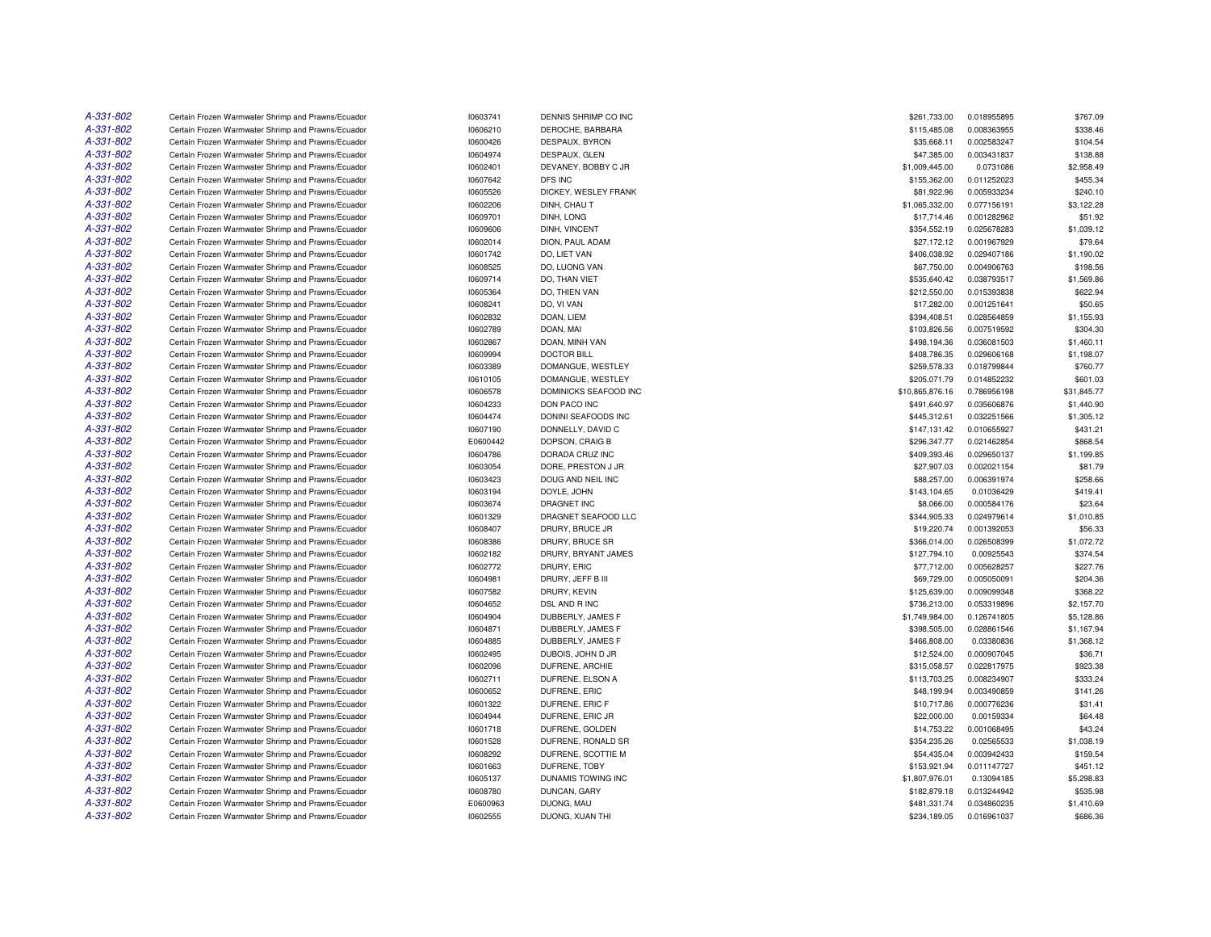| | | | | | | |
|---|---|---|---|---|---|---|
| A-331-802 | Certain Frozen Warmwater Shrimp and Prawns/Ecuador | I0603741 | DENNIS SHRIMP CO INC | $261,733.00 | 0.018955895 | $767.09 |
| A-331-802 | Certain Frozen Warmwater Shrimp and Prawns/Ecuador | I0606210 | DEROCHE, BARBARA | $115,485.08 | 0.008363955 | $338.46 |
| A-331-802 | Certain Frozen Warmwater Shrimp and Prawns/Ecuador | I0600426 | DESPAUX, BYRON | $35,668.11 | 0.002583247 | $104.54 |
| A-331-802 | Certain Frozen Warmwater Shrimp and Prawns/Ecuador | I0604974 | DESPAUX, GLEN | $47,385.00 | 0.003431837 | $138.88 |
| A-331-802 | Certain Frozen Warmwater Shrimp and Prawns/Ecuador | I0602401 | DEVANEY, BOBBY C JR | $1,009,445.00 | 0.0731086 | $2,958.49 |
| A-331-802 | Certain Frozen Warmwater Shrimp and Prawns/Ecuador | I0607642 | DFS INC | $155,362.00 | 0.011252023 | $455.34 |
| A-331-802 | Certain Frozen Warmwater Shrimp and Prawns/Ecuador | I0605526 | DICKEY, WESLEY FRANK | $81,922.96 | 0.005933234 | $240.10 |
| A-331-802 | Certain Frozen Warmwater Shrimp and Prawns/Ecuador | I0602206 | DINH, CHAU T | $1,065,332.00 | 0.077156191 | $3,122.28 |
| A-331-802 | Certain Frozen Warmwater Shrimp and Prawns/Ecuador | I0609701 | DINH, LONG | $17,714.46 | 0.001282962 | $51.92 |
| A-331-802 | Certain Frozen Warmwater Shrimp and Prawns/Ecuador | I0609606 | DINH, VINCENT | $354,552.19 | 0.025678283 | $1,039.12 |
| A-331-802 | Certain Frozen Warmwater Shrimp and Prawns/Ecuador | I0602014 | DION, PAUL ADAM | $27,172.12 | 0.001967929 | $79.64 |
| A-331-802 | Certain Frozen Warmwater Shrimp and Prawns/Ecuador | I0601742 | DO, LIET VAN | $406,038.92 | 0.029407186 | $1,190.02 |
| A-331-802 | Certain Frozen Warmwater Shrimp and Prawns/Ecuador | I0608525 | DO, LUONG VAN | $67,750.00 | 0.004906763 | $198.56 |
| A-331-802 | Certain Frozen Warmwater Shrimp and Prawns/Ecuador | I0609714 | DO, THAN VIET | $535,640.42 | 0.038793517 | $1,569.86 |
| A-331-802 | Certain Frozen Warmwater Shrimp and Prawns/Ecuador | I0605364 | DO, THIEN VAN | $212,550.00 | 0.015393838 | $622.94 |
| A-331-802 | Certain Frozen Warmwater Shrimp and Prawns/Ecuador | I0608241 | DO, VI VAN | $17,282.00 | 0.001251641 | $50.65 |
| A-331-802 | Certain Frozen Warmwater Shrimp and Prawns/Ecuador | I0602832 | DOAN, LIEM | $394,408.51 | 0.028564859 | $1,155.93 |
| A-331-802 | Certain Frozen Warmwater Shrimp and Prawns/Ecuador | I0602789 | DOAN, MAI | $103,826.56 | 0.007519592 | $304.30 |
| A-331-802 | Certain Frozen Warmwater Shrimp and Prawns/Ecuador | I0602867 | DOAN, MINH VAN | $498,194.36 | 0.036081503 | $1,460.11 |
| A-331-802 | Certain Frozen Warmwater Shrimp and Prawns/Ecuador | I0609994 | DOCTOR BILL | $408,786.35 | 0.029606168 | $1,198.07 |
| A-331-802 | Certain Frozen Warmwater Shrimp and Prawns/Ecuador | I0603389 | DOMANGUE, WESTLEY | $259,578.33 | 0.018799844 | $760.77 |
| A-331-802 | Certain Frozen Warmwater Shrimp and Prawns/Ecuador | I0610105 | DOMANGUE, WESTLEY | $205,071.79 | 0.014852232 | $601.03 |
| A-331-802 | Certain Frozen Warmwater Shrimp and Prawns/Ecuador | I0606578 | DOMINICKS SEAFOOD INC | $10,865,876.16 | 0.786956198 | $31,845.77 |
| A-331-802 | Certain Frozen Warmwater Shrimp and Prawns/Ecuador | I0604233 | DON PACO INC | $491,640.97 | 0.035606876 | $1,440.90 |
| A-331-802 | Certain Frozen Warmwater Shrimp and Prawns/Ecuador | I0604474 | DONINI SEAFOODS INC | $445,312.61 | 0.032251566 | $1,305.12 |
| A-331-802 | Certain Frozen Warmwater Shrimp and Prawns/Ecuador | I0607190 | DONNELLY, DAVID C | $147,131.42 | 0.010655927 | $431.21 |
| A-331-802 | Certain Frozen Warmwater Shrimp and Prawns/Ecuador | E0600442 | DOPSON, CRAIG B | $296,347.77 | 0.021462854 | $868.54 |
| A-331-802 | Certain Frozen Warmwater Shrimp and Prawns/Ecuador | I0604786 | DORADA CRUZ INC | $409,393.46 | 0.029650137 | $1,199.85 |
| A-331-802 | Certain Frozen Warmwater Shrimp and Prawns/Ecuador | I0603054 | DORE, PRESTON J JR | $27,907.03 | 0.002021154 | $81.79 |
| A-331-802 | Certain Frozen Warmwater Shrimp and Prawns/Ecuador | I0603423 | DOUG AND NEIL INC | $88,257.00 | 0.006391974 | $258.66 |
| A-331-802 | Certain Frozen Warmwater Shrimp and Prawns/Ecuador | I0603194 | DOYLE, JOHN | $143,104.65 | 0.01036429 | $419.41 |
| A-331-802 | Certain Frozen Warmwater Shrimp and Prawns/Ecuador | I0603674 | DRAGNET INC | $8,066.00 | 0.000584176 | $23.64 |
| A-331-802 | Certain Frozen Warmwater Shrimp and Prawns/Ecuador | I0601329 | DRAGNET SEAFOOD LLC | $344,905.33 | 0.024979614 | $1,010.85 |
| A-331-802 | Certain Frozen Warmwater Shrimp and Prawns/Ecuador | I0608407 | DRURY, BRUCE JR | $19,220.74 | 0.001392053 | $56.33 |
| A-331-802 | Certain Frozen Warmwater Shrimp and Prawns/Ecuador | I0608386 | DRURY, BRUCE SR | $366,014.00 | 0.026508399 | $1,072.72 |
| A-331-802 | Certain Frozen Warmwater Shrimp and Prawns/Ecuador | I0602182 | DRURY, BRYANT JAMES | $127,794.10 | 0.00925543 | $374.54 |
| A-331-802 | Certain Frozen Warmwater Shrimp and Prawns/Ecuador | I0602772 | DRURY, ERIC | $77,712.00 | 0.005628257 | $227.76 |
| A-331-802 | Certain Frozen Warmwater Shrimp and Prawns/Ecuador | I0604981 | DRURY, JEFF B III | $69,729.00 | 0.005050091 | $204.36 |
| A-331-802 | Certain Frozen Warmwater Shrimp and Prawns/Ecuador | I0607582 | DRURY, KEVIN | $125,639.00 | 0.009099348 | $368.22 |
| A-331-802 | Certain Frozen Warmwater Shrimp and Prawns/Ecuador | I0604652 | DSL AND R INC | $736,213.00 | 0.053319896 | $2,157.70 |
| A-331-802 | Certain Frozen Warmwater Shrimp and Prawns/Ecuador | I0604904 | DUBBERLY, JAMES F | $1,749,984.00 | 0.126741805 | $5,128.86 |
| A-331-802 | Certain Frozen Warmwater Shrimp and Prawns/Ecuador | I0604871 | DUBBERLY, JAMES F | $398,505.00 | 0.028861546 | $1,167.94 |
| A-331-802 | Certain Frozen Warmwater Shrimp and Prawns/Ecuador | I0604885 | DUBBERLY, JAMES F | $466,808.00 | 0.03380836 | $1,368.12 |
| A-331-802 | Certain Frozen Warmwater Shrimp and Prawns/Ecuador | I0602495 | DUBOIS, JOHN D JR | $12,524.00 | 0.000907045 | $36.71 |
| A-331-802 | Certain Frozen Warmwater Shrimp and Prawns/Ecuador | I0602096 | DUFRENE, ARCHIE | $315,058.57 | 0.022817975 | $923.38 |
| A-331-802 | Certain Frozen Warmwater Shrimp and Prawns/Ecuador | I0602711 | DUFRENE, ELSON A | $113,703.25 | 0.008234907 | $333.24 |
| A-331-802 | Certain Frozen Warmwater Shrimp and Prawns/Ecuador | I0600652 | DUFRENE, ERIC | $48,199.94 | 0.003490859 | $141.26 |
| A-331-802 | Certain Frozen Warmwater Shrimp and Prawns/Ecuador | I0601322 | DUFRENE, ERIC F | $10,717.86 | 0.000776236 | $31.41 |
| A-331-802 | Certain Frozen Warmwater Shrimp and Prawns/Ecuador | I0604944 | DUFRENE, ERIC JR | $22,000.00 | 0.00159334 | $64.48 |
| A-331-802 | Certain Frozen Warmwater Shrimp and Prawns/Ecuador | I0601718 | DUFRENE, GOLDEN | $14,753.22 | 0.001068495 | $43.24 |
| A-331-802 | Certain Frozen Warmwater Shrimp and Prawns/Ecuador | I0601528 | DUFRENE, RONALD SR | $354,235.26 | 0.02565533 | $1,038.19 |
| A-331-802 | Certain Frozen Warmwater Shrimp and Prawns/Ecuador | I0608292 | DUFRENE, SCOTTIE M | $54,435.04 | 0.003942433 | $159.54 |
| A-331-802 | Certain Frozen Warmwater Shrimp and Prawns/Ecuador | I0601663 | DUFRENE, TOBY | $153,921.94 | 0.011147727 | $451.12 |
| A-331-802 | Certain Frozen Warmwater Shrimp and Prawns/Ecuador | I0605137 | DUNAMIS TOWING INC | $1,807,976.01 | 0.13094185 | $5,298.83 |
| A-331-802 | Certain Frozen Warmwater Shrimp and Prawns/Ecuador | I0608780 | DUNCAN, GARY | $182,879.18 | 0.013244942 | $535.98 |
| A-331-802 | Certain Frozen Warmwater Shrimp and Prawns/Ecuador | E0600963 | DUONG, MAU | $481,331.74 | 0.034860235 | $1,410.69 |
| A-331-802 | Certain Frozen Warmwater Shrimp and Prawns/Ecuador | I0602555 | DUONG, XUAN THI | $234,189.05 | 0.016961037 | $686.36 |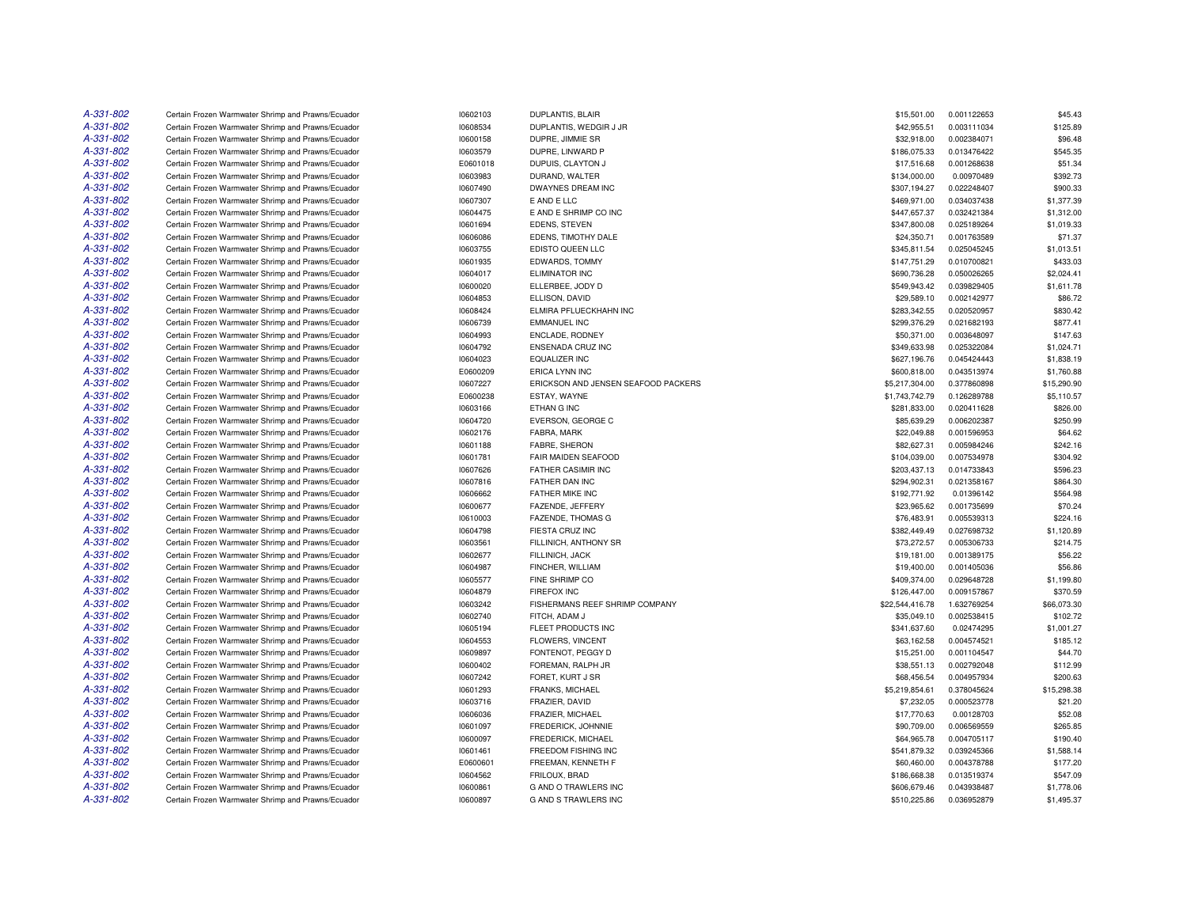| | | | | | | |
|---|---|---|---|---|---|---|
| A-331-802 | Certain Frozen Warmwater Shrimp and Prawns/Ecuador | I0602103 | DUPLANTIS, BLAIR | $15,501.00 | 0.001122653 | $45.43 |
| A-331-802 | Certain Frozen Warmwater Shrimp and Prawns/Ecuador | I0608534 | DUPLANTIS, WEDGIR J JR | $42,955.51 | 0.003111034 | $125.89 |
| A-331-802 | Certain Frozen Warmwater Shrimp and Prawns/Ecuador | I0600158 | DUPRE, JIMMIE SR | $32,918.00 | 0.002384071 | $96.48 |
| A-331-802 | Certain Frozen Warmwater Shrimp and Prawns/Ecuador | I0603579 | DUPRE, LINWARD P | $186,075.33 | 0.013476422 | $545.35 |
| A-331-802 | Certain Frozen Warmwater Shrimp and Prawns/Ecuador | E0601018 | DUPUIS, CLAYTON J | $17,516.68 | 0.001268638 | $51.34 |
| A-331-802 | Certain Frozen Warmwater Shrimp and Prawns/Ecuador | I0603983 | DURAND, WALTER | $134,000.00 | 0.00970489 | $392.73 |
| A-331-802 | Certain Frozen Warmwater Shrimp and Prawns/Ecuador | I0607490 | DWAYNES DREAM INC | $307,194.27 | 0.022248407 | $900.33 |
| A-331-802 | Certain Frozen Warmwater Shrimp and Prawns/Ecuador | I0607307 | E AND E LLC | $469,971.00 | 0.034037438 | $1,377.39 |
| A-331-802 | Certain Frozen Warmwater Shrimp and Prawns/Ecuador | I0604475 | E AND E SHRIMP CO INC | $447,657.37 | 0.032421384 | $1,312.00 |
| A-331-802 | Certain Frozen Warmwater Shrimp and Prawns/Ecuador | I0601694 | EDENS, STEVEN | $347,800.08 | 0.025189264 | $1,019.33 |
| A-331-802 | Certain Frozen Warmwater Shrimp and Prawns/Ecuador | I0606086 | EDENS, TIMOTHY DALE | $24,350.71 | 0.001763589 | $71.37 |
| A-331-802 | Certain Frozen Warmwater Shrimp and Prawns/Ecuador | I0603755 | EDISTO QUEEN LLC | $345,811.54 | 0.025045245 | $1,013.51 |
| A-331-802 | Certain Frozen Warmwater Shrimp and Prawns/Ecuador | I0601935 | EDWARDS, TOMMY | $147,751.29 | 0.010700821 | $433.03 |
| A-331-802 | Certain Frozen Warmwater Shrimp and Prawns/Ecuador | I0604017 | ELIMINATOR INC | $690,736.28 | 0.050026265 | $2,024.41 |
| A-331-802 | Certain Frozen Warmwater Shrimp and Prawns/Ecuador | I0600020 | ELLERBEE, JODY D | $549,943.42 | 0.039829405 | $1,611.78 |
| A-331-802 | Certain Frozen Warmwater Shrimp and Prawns/Ecuador | I0604853 | ELLISON, DAVID | $29,589.10 | 0.002142977 | $86.72 |
| A-331-802 | Certain Frozen Warmwater Shrimp and Prawns/Ecuador | I0608424 | ELMIRA PFLUECKHAHN INC | $283,342.55 | 0.020520957 | $830.42 |
| A-331-802 | Certain Frozen Warmwater Shrimp and Prawns/Ecuador | I0606739 | EMMANUEL INC | $299,376.29 | 0.021682193 | $877.41 |
| A-331-802 | Certain Frozen Warmwater Shrimp and Prawns/Ecuador | I0604993 | ENCLADE, RODNEY | $50,371.00 | 0.003648097 | $147.63 |
| A-331-802 | Certain Frozen Warmwater Shrimp and Prawns/Ecuador | I0604792 | ENSENADA CRUZ INC | $349,633.98 | 0.025322084 | $1,024.71 |
| A-331-802 | Certain Frozen Warmwater Shrimp and Prawns/Ecuador | I0604023 | EQUALIZER INC | $627,196.76 | 0.045424443 | $1,838.19 |
| A-331-802 | Certain Frozen Warmwater Shrimp and Prawns/Ecuador | E0600209 | ERICA LYNN INC | $600,818.00 | 0.043513974 | $1,760.88 |
| A-331-802 | Certain Frozen Warmwater Shrimp and Prawns/Ecuador | I0607227 | ERICKSON AND JENSEN SEAFOOD PACKERS | $5,217,304.00 | 0.377860898 | $15,290.90 |
| A-331-802 | Certain Frozen Warmwater Shrimp and Prawns/Ecuador | E0600238 | ESTAY, WAYNE | $1,743,742.79 | 0.126289788 | $5,110.57 |
| A-331-802 | Certain Frozen Warmwater Shrimp and Prawns/Ecuador | I0603166 | ETHAN G INC | $281,833.00 | 0.020411628 | $826.00 |
| A-331-802 | Certain Frozen Warmwater Shrimp and Prawns/Ecuador | I0604720 | EVERSON, GEORGE C | $85,639.29 | 0.006202387 | $250.99 |
| A-331-802 | Certain Frozen Warmwater Shrimp and Prawns/Ecuador | I0602176 | FABRA, MARK | $22,049.88 | 0.001596953 | $64.62 |
| A-331-802 | Certain Frozen Warmwater Shrimp and Prawns/Ecuador | I0601188 | FABRE, SHERON | $82,627.31 | 0.005984246 | $242.16 |
| A-331-802 | Certain Frozen Warmwater Shrimp and Prawns/Ecuador | I0601781 | FAIR MAIDEN SEAFOOD | $104,039.00 | 0.007534978 | $304.92 |
| A-331-802 | Certain Frozen Warmwater Shrimp and Prawns/Ecuador | I0607626 | FATHER CASIMIR INC | $203,437.13 | 0.014733843 | $596.23 |
| A-331-802 | Certain Frozen Warmwater Shrimp and Prawns/Ecuador | I0607816 | FATHER DAN INC | $294,902.31 | 0.021358167 | $864.30 |
| A-331-802 | Certain Frozen Warmwater Shrimp and Prawns/Ecuador | I0606662 | FATHER MIKE INC | $192,771.92 | 0.01396142 | $564.98 |
| A-331-802 | Certain Frozen Warmwater Shrimp and Prawns/Ecuador | I0600677 | FAZENDE, JEFFERY | $23,965.62 | 0.001735699 | $70.24 |
| A-331-802 | Certain Frozen Warmwater Shrimp and Prawns/Ecuador | I0610003 | FAZENDE, THOMAS G | $76,483.91 | 0.005539313 | $224.16 |
| A-331-802 | Certain Frozen Warmwater Shrimp and Prawns/Ecuador | I0604798 | FIESTA CRUZ INC | $382,449.49 | 0.027698732 | $1,120.89 |
| A-331-802 | Certain Frozen Warmwater Shrimp and Prawns/Ecuador | I0603561 | FILLINICH, ANTHONY SR | $73,272.57 | 0.005306733 | $214.75 |
| A-331-802 | Certain Frozen Warmwater Shrimp and Prawns/Ecuador | I0602677 | FILLINICH, JACK | $19,181.00 | 0.001389175 | $56.22 |
| A-331-802 | Certain Frozen Warmwater Shrimp and Prawns/Ecuador | I0604987 | FINCHER, WILLIAM | $19,400.00 | 0.001405036 | $56.86 |
| A-331-802 | Certain Frozen Warmwater Shrimp and Prawns/Ecuador | I0605577 | FINE SHRIMP CO | $409,374.00 | 0.029648728 | $1,199.80 |
| A-331-802 | Certain Frozen Warmwater Shrimp and Prawns/Ecuador | I0604879 | FIREFOX INC | $126,447.00 | 0.009157867 | $370.59 |
| A-331-802 | Certain Frozen Warmwater Shrimp and Prawns/Ecuador | I0603242 | FISHERMANS REEF SHRIMP COMPANY | $22,544,416.78 | 1.632769254 | $66,073.30 |
| A-331-802 | Certain Frozen Warmwater Shrimp and Prawns/Ecuador | I0602740 | FITCH, ADAM J | $35,049.10 | 0.002538415 | $102.72 |
| A-331-802 | Certain Frozen Warmwater Shrimp and Prawns/Ecuador | I0605194 | FLEET PRODUCTS INC | $341,637.60 | 0.02474295 | $1,001.27 |
| A-331-802 | Certain Frozen Warmwater Shrimp and Prawns/Ecuador | I0604553 | FLOWERS, VINCENT | $63,162.58 | 0.004574521 | $185.12 |
| A-331-802 | Certain Frozen Warmwater Shrimp and Prawns/Ecuador | I0609897 | FONTENOT, PEGGY D | $15,251.00 | 0.001104547 | $44.70 |
| A-331-802 | Certain Frozen Warmwater Shrimp and Prawns/Ecuador | I0600402 | FOREMAN, RALPH JR | $38,551.13 | 0.002792048 | $112.99 |
| A-331-802 | Certain Frozen Warmwater Shrimp and Prawns/Ecuador | I0607242 | FORET, KURT J SR | $68,456.54 | 0.004957934 | $200.63 |
| A-331-802 | Certain Frozen Warmwater Shrimp and Prawns/Ecuador | I0601293 | FRANKS, MICHAEL | $5,219,854.61 | 0.378045624 | $15,298.38 |
| A-331-802 | Certain Frozen Warmwater Shrimp and Prawns/Ecuador | I0603716 | FRAZIER, DAVID | $7,232.05 | 0.000523778 | $21.20 |
| A-331-802 | Certain Frozen Warmwater Shrimp and Prawns/Ecuador | I0606036 | FRAZIER, MICHAEL | $17,770.63 | 0.00128703 | $52.08 |
| A-331-802 | Certain Frozen Warmwater Shrimp and Prawns/Ecuador | I0601097 | FREDERICK, JOHNNIE | $90,709.00 | 0.006569559 | $265.85 |
| A-331-802 | Certain Frozen Warmwater Shrimp and Prawns/Ecuador | I0600097 | FREDERICK, MICHAEL | $64,965.78 | 0.004705117 | $190.40 |
| A-331-802 | Certain Frozen Warmwater Shrimp and Prawns/Ecuador | I0601461 | FREEDOM FISHING INC | $541,879.32 | 0.039245366 | $1,588.14 |
| A-331-802 | Certain Frozen Warmwater Shrimp and Prawns/Ecuador | E0600601 | FREEMAN, KENNETH F | $60,460.00 | 0.004378788 | $177.20 |
| A-331-802 | Certain Frozen Warmwater Shrimp and Prawns/Ecuador | I0604562 | FRILOUX, BRAD | $186,668.38 | 0.013519374 | $547.09 |
| A-331-802 | Certain Frozen Warmwater Shrimp and Prawns/Ecuador | I0600861 | G AND O TRAWLERS INC | $606,679.46 | 0.043938487 | $1,778.06 |
| A-331-802 | Certain Frozen Warmwater Shrimp and Prawns/Ecuador | I0600897 | G AND S TRAWLERS INC | $510,225.86 | 0.036952879 | $1,495.37 |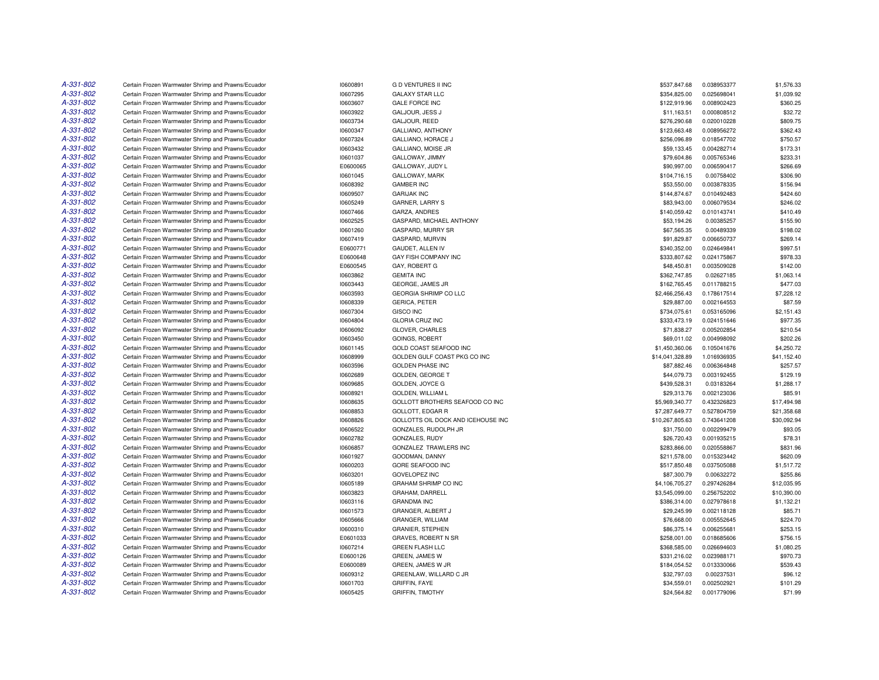| | | | | | | |
|---|---|---|---|---|---|---|
| A-331-802 | Certain Frozen Warmwater Shrimp and Prawns/Ecuador | I0600891 | G D VENTURES II INC | $537,847.68 | 0.038953377 | $1,576.33 |
| A-331-802 | Certain Frozen Warmwater Shrimp and Prawns/Ecuador | I0607295 | GALAXY STAR LLC | $354,825.00 | 0.025698041 | $1,039.92 |
| A-331-802 | Certain Frozen Warmwater Shrimp and Prawns/Ecuador | I0603607 | GALE FORCE INC | $122,919.96 | 0.008902423 | $360.25 |
| A-331-802 | Certain Frozen Warmwater Shrimp and Prawns/Ecuador | I0603922 | GALJOUR, JESS J | $11,163.51 | 0.000808512 | $32.72 |
| A-331-802 | Certain Frozen Warmwater Shrimp and Prawns/Ecuador | I0603734 | GALJOUR, REED | $276,290.68 | 0.020010228 | $809.75 |
| A-331-802 | Certain Frozen Warmwater Shrimp and Prawns/Ecuador | I0600347 | GALLIANO, ANTHONY | $123,663.48 | 0.008956272 | $362.43 |
| A-331-802 | Certain Frozen Warmwater Shrimp and Prawns/Ecuador | I0607324 | GALLIANO, HORACE J | $256,096.89 | 0.018547702 | $750.57 |
| A-331-802 | Certain Frozen Warmwater Shrimp and Prawns/Ecuador | I0603432 | GALLIANO, MOISE JR | $59,133.45 | 0.004282714 | $173.31 |
| A-331-802 | Certain Frozen Warmwater Shrimp and Prawns/Ecuador | I0601037 | GALLOWAY, JIMMY | $79,604.86 | 0.005765346 | $233.31 |
| A-331-802 | Certain Frozen Warmwater Shrimp and Prawns/Ecuador | E0600065 | GALLOWAY, JUDY L | $90,997.00 | 0.006590417 | $266.69 |
| A-331-802 | Certain Frozen Warmwater Shrimp and Prawns/Ecuador | I0601045 | GALLOWAY, MARK | $104,716.15 | 0.00758402 | $306.90 |
| A-331-802 | Certain Frozen Warmwater Shrimp and Prawns/Ecuador | I0608392 | GAMBER INC | $53,550.00 | 0.003878335 | $156.94 |
| A-331-802 | Certain Frozen Warmwater Shrimp and Prawns/Ecuador | I0609507 | GARIJAK INC | $144,874.67 | 0.010492483 | $424.60 |
| A-331-802 | Certain Frozen Warmwater Shrimp and Prawns/Ecuador | I0605249 | GARNER, LARRY S | $83,943.00 | 0.006079534 | $246.02 |
| A-331-802 | Certain Frozen Warmwater Shrimp and Prawns/Ecuador | I0607466 | GARZA, ANDRES | $140,059.42 | 0.010143741 | $410.49 |
| A-331-802 | Certain Frozen Warmwater Shrimp and Prawns/Ecuador | I0602525 | GASPARD, MICHAEL ANTHONY | $53,194.26 | 0.00385257 | $155.90 |
| A-331-802 | Certain Frozen Warmwater Shrimp and Prawns/Ecuador | I0601260 | GASPARD, MURRY SR | $67,565.35 | 0.00489339 | $198.02 |
| A-331-802 | Certain Frozen Warmwater Shrimp and Prawns/Ecuador | I0607419 | GASPARD, MURVIN | $91,829.87 | 0.006650737 | $269.14 |
| A-331-802 | Certain Frozen Warmwater Shrimp and Prawns/Ecuador | E0600771 | GAUDET, ALLEN IV | $340,352.00 | 0.024649841 | $997.51 |
| A-331-802 | Certain Frozen Warmwater Shrimp and Prawns/Ecuador | E0600648 | GAY FISH COMPANY INC | $333,807.62 | 0.024175867 | $978.33 |
| A-331-802 | Certain Frozen Warmwater Shrimp and Prawns/Ecuador | E0600545 | GAY, ROBERT G | $48,450.81 | 0.003509028 | $142.00 |
| A-331-802 | Certain Frozen Warmwater Shrimp and Prawns/Ecuador | I0603862 | GEMITA INC | $362,747.85 | 0.02627185 | $1,063.14 |
| A-331-802 | Certain Frozen Warmwater Shrimp and Prawns/Ecuador | I0603443 | GEORGE, JAMES JR | $162,765.45 | 0.011788215 | $477.03 |
| A-331-802 | Certain Frozen Warmwater Shrimp and Prawns/Ecuador | I0603593 | GEORGIA SHRIMP CO LLC | $2,466,256.43 | 0.178617514 | $7,228.12 |
| A-331-802 | Certain Frozen Warmwater Shrimp and Prawns/Ecuador | I0608339 | GERICA, PETER | $29,887.00 | 0.002164553 | $87.59 |
| A-331-802 | Certain Frozen Warmwater Shrimp and Prawns/Ecuador | I0607304 | GISCO INC | $734,075.61 | 0.053165096 | $2,151.43 |
| A-331-802 | Certain Frozen Warmwater Shrimp and Prawns/Ecuador | I0604804 | GLORIA CRUZ INC | $333,473.19 | 0.024151646 | $977.35 |
| A-331-802 | Certain Frozen Warmwater Shrimp and Prawns/Ecuador | I0606092 | GLOVER, CHARLES | $71,838.27 | 0.005202854 | $210.54 |
| A-331-802 | Certain Frozen Warmwater Shrimp and Prawns/Ecuador | I0603450 | GOINGS, ROBERT | $69,011.02 | 0.004998092 | $202.26 |
| A-331-802 | Certain Frozen Warmwater Shrimp and Prawns/Ecuador | I0601145 | GOLD COAST SEAFOOD INC | $1,450,360.06 | 0.105041676 | $4,250.72 |
| A-331-802 | Certain Frozen Warmwater Shrimp and Prawns/Ecuador | I0608999 | GOLDEN GULF COAST PKG CO INC | $14,041,328.89 | 1.016936935 | $41,152.40 |
| A-331-802 | Certain Frozen Warmwater Shrimp and Prawns/Ecuador | I0603596 | GOLDEN PHASE INC | $87,882.46 | 0.006364848 | $257.57 |
| A-331-802 | Certain Frozen Warmwater Shrimp and Prawns/Ecuador | I0602689 | GOLDEN, GEORGE T | $44,079.73 | 0.003192455 | $129.19 |
| A-331-802 | Certain Frozen Warmwater Shrimp and Prawns/Ecuador | I0609685 | GOLDEN, JOYCE G | $439,528.31 | 0.03183264 | $1,288.17 |
| A-331-802 | Certain Frozen Warmwater Shrimp and Prawns/Ecuador | I0608921 | GOLDEN, WILLIAM L | $29,313.76 | 0.002123036 | $85.91 |
| A-331-802 | Certain Frozen Warmwater Shrimp and Prawns/Ecuador | I0608635 | GOLLOTT BROTHERS SEAFOOD CO INC | $5,969,340.77 | 0.432326823 | $17,494.98 |
| A-331-802 | Certain Frozen Warmwater Shrimp and Prawns/Ecuador | I0608853 | GOLLOTT, EDGAR R | $7,287,649.77 | 0.527804759 | $21,358.68 |
| A-331-802 | Certain Frozen Warmwater Shrimp and Prawns/Ecuador | I0608826 | GOLLOTTS OIL DOCK AND ICEHOUSE INC | $10,267,805.63 | 0.743641208 | $30,092.94 |
| A-331-802 | Certain Frozen Warmwater Shrimp and Prawns/Ecuador | I0606522 | GONZALES, RUDOLPH JR | $31,750.00 | 0.002299479 | $93.05 |
| A-331-802 | Certain Frozen Warmwater Shrimp and Prawns/Ecuador | I0602782 | GONZALES, RUDY | $26,720.43 | 0.001935215 | $78.31 |
| A-331-802 | Certain Frozen Warmwater Shrimp and Prawns/Ecuador | I0606857 | GONZALEZ TRAWLERS INC | $283,866.00 | 0.020558867 | $831.96 |
| A-331-802 | Certain Frozen Warmwater Shrimp and Prawns/Ecuador | I0601927 | GOODMAN, DANNY | $211,578.00 | 0.015323442 | $620.09 |
| A-331-802 | Certain Frozen Warmwater Shrimp and Prawns/Ecuador | I0600203 | GORE SEAFOOD INC | $517,850.48 | 0.037505088 | $1,517.72 |
| A-331-802 | Certain Frozen Warmwater Shrimp and Prawns/Ecuador | I0603201 | GOVELOPEZ INC | $87,300.79 | 0.00632272 | $255.86 |
| A-331-802 | Certain Frozen Warmwater Shrimp and Prawns/Ecuador | I0605189 | GRAHAM SHRIMP CO INC | $4,106,705.27 | 0.297426284 | $12,035.95 |
| A-331-802 | Certain Frozen Warmwater Shrimp and Prawns/Ecuador | I0603823 | GRAHAM, DARRELL | $3,545,099.00 | 0.256752202 | $10,390.00 |
| A-331-802 | Certain Frozen Warmwater Shrimp and Prawns/Ecuador | I0603116 | GRANDMA INC | $386,314.00 | 0.027978618 | $1,132.21 |
| A-331-802 | Certain Frozen Warmwater Shrimp and Prawns/Ecuador | I0601573 | GRANGER, ALBERT J | $29,245.99 | 0.002118128 | $85.71 |
| A-331-802 | Certain Frozen Warmwater Shrimp and Prawns/Ecuador | I0605666 | GRANGER, WILLIAM | $76,668.00 | 0.005552645 | $224.70 |
| A-331-802 | Certain Frozen Warmwater Shrimp and Prawns/Ecuador | I0600310 | GRANIER, STEPHEN | $86,375.14 | 0.006255681 | $253.15 |
| A-331-802 | Certain Frozen Warmwater Shrimp and Prawns/Ecuador | E0601033 | GRAVES, ROBERT N SR | $258,001.00 | 0.018685606 | $756.15 |
| A-331-802 | Certain Frozen Warmwater Shrimp and Prawns/Ecuador | I0607214 | GREEN FLASH LLC | $368,585.00 | 0.026694603 | $1,080.25 |
| A-331-802 | Certain Frozen Warmwater Shrimp and Prawns/Ecuador | E0600126 | GREEN, JAMES W | $331,216.02 | 0.023988171 | $970.73 |
| A-331-802 | Certain Frozen Warmwater Shrimp and Prawns/Ecuador | E0600089 | GREEN, JAMES W JR | $184,054.52 | 0.013330066 | $539.43 |
| A-331-802 | Certain Frozen Warmwater Shrimp and Prawns/Ecuador | I0609312 | GREENLAW, WILLARD C JR | $32,797.03 | 0.00237531 | $96.12 |
| A-331-802 | Certain Frozen Warmwater Shrimp and Prawns/Ecuador | I0601703 | GRIFFIN, FAYE | $34,559.01 | 0.002502921 | $101.29 |
| A-331-802 | Certain Frozen Warmwater Shrimp and Prawns/Ecuador | I0605425 | GRIFFIN, TIMOTHY | $24,564.82 | 0.001779096 | $71.99 |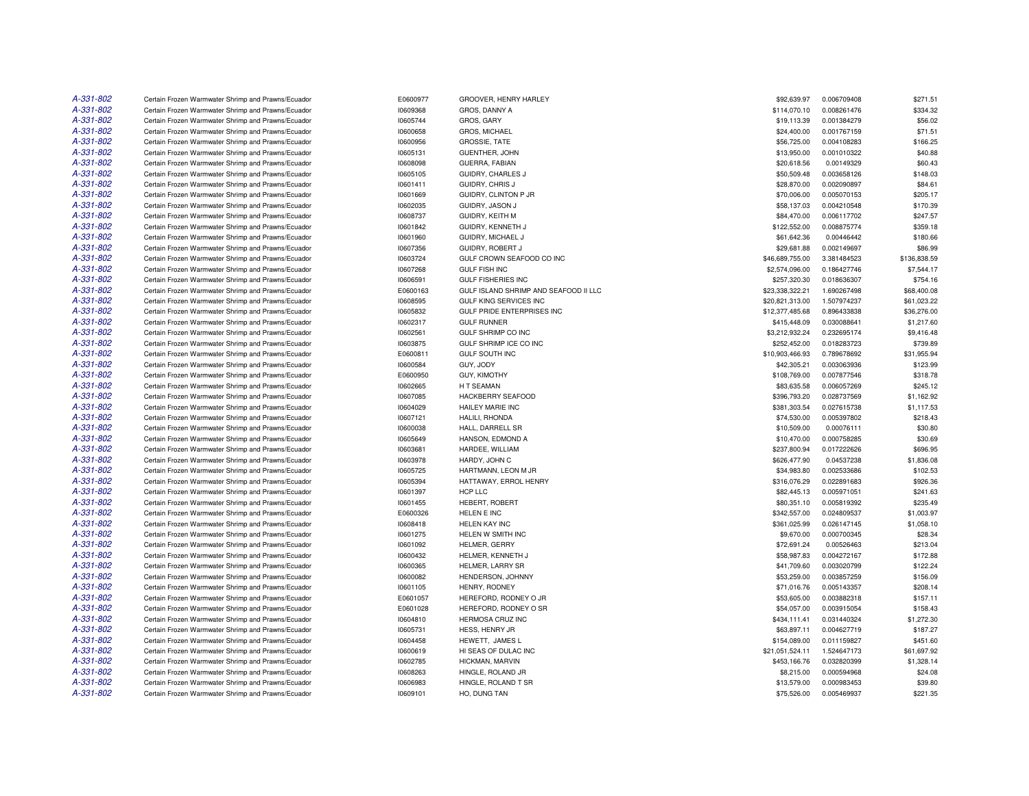| | | | | | | |
|---|---|---|---|---|---|---|
| A-331-802 | Certain Frozen Warmwater Shrimp and Prawns/Ecuador | E0600977 | GROOVER, HENRY HARLEY | $92,639.97 | 0.006709408 | $271.51 |
| A-331-802 | Certain Frozen Warmwater Shrimp and Prawns/Ecuador | I0609368 | GROS, DANNY A | $114,070.10 | 0.008261476 | $334.32 |
| A-331-802 | Certain Frozen Warmwater Shrimp and Prawns/Ecuador | I0605744 | GROS, GARY | $19,113.39 | 0.001384279 | $56.02 |
| A-331-802 | Certain Frozen Warmwater Shrimp and Prawns/Ecuador | I0600658 | GROS, MICHAEL | $24,400.00 | 0.001767159 | $71.51 |
| A-331-802 | Certain Frozen Warmwater Shrimp and Prawns/Ecuador | I0600956 | GROSSIE, TATE | $56,725.00 | 0.004108283 | $166.25 |
| A-331-802 | Certain Frozen Warmwater Shrimp and Prawns/Ecuador | I0605131 | GUENTHER, JOHN | $13,950.00 | 0.001010322 | $40.88 |
| A-331-802 | Certain Frozen Warmwater Shrimp and Prawns/Ecuador | I0608098 | GUERRA, FABIAN | $20,618.56 | 0.00149329 | $60.43 |
| A-331-802 | Certain Frozen Warmwater Shrimp and Prawns/Ecuador | I0605105 | GUIDRY, CHARLES J | $50,509.48 | 0.003658126 | $148.03 |
| A-331-802 | Certain Frozen Warmwater Shrimp and Prawns/Ecuador | I0601411 | GUIDRY, CHRIS J | $28,870.00 | 0.002090897 | $84.61 |
| A-331-802 | Certain Frozen Warmwater Shrimp and Prawns/Ecuador | I0601669 | GUIDRY, CLINTON P JR | $70,006.00 | 0.005070153 | $205.17 |
| A-331-802 | Certain Frozen Warmwater Shrimp and Prawns/Ecuador | I0602035 | GUIDRY, JASON J | $58,137.03 | 0.004210548 | $170.39 |
| A-331-802 | Certain Frozen Warmwater Shrimp and Prawns/Ecuador | I0608737 | GUIDRY, KEITH M | $84,470.00 | 0.006117702 | $247.57 |
| A-331-802 | Certain Frozen Warmwater Shrimp and Prawns/Ecuador | I0601842 | GUIDRY, KENNETH J | $122,552.00 | 0.008875774 | $359.18 |
| A-331-802 | Certain Frozen Warmwater Shrimp and Prawns/Ecuador | I0601960 | GUIDRY, MICHAEL J | $61,642.36 | 0.00446442 | $180.66 |
| A-331-802 | Certain Frozen Warmwater Shrimp and Prawns/Ecuador | I0607356 | GUIDRY, ROBERT J | $29,681.88 | 0.002149697 | $86.99 |
| A-331-802 | Certain Frozen Warmwater Shrimp and Prawns/Ecuador | I0603724 | GULF CROWN SEAFOOD CO INC | $46,689,755.00 | 3.381484523 | $136,838.59 |
| A-331-802 | Certain Frozen Warmwater Shrimp and Prawns/Ecuador | I0607268 | GULF FISH INC | $2,574,096.00 | 0.186427746 | $7,544.17 |
| A-331-802 | Certain Frozen Warmwater Shrimp and Prawns/Ecuador | I0606591 | GULF FISHERIES INC | $257,320.30 | 0.018636307 | $754.16 |
| A-331-802 | Certain Frozen Warmwater Shrimp and Prawns/Ecuador | E0600163 | GULF ISLAND SHRIMP AND SEAFOOD II LLC | $23,338,322.21 | 1.690267498 | $68,400.08 |
| A-331-802 | Certain Frozen Warmwater Shrimp and Prawns/Ecuador | I0608595 | GULF KING SERVICES INC | $20,821,313.00 | 1.507974237 | $61,023.22 |
| A-331-802 | Certain Frozen Warmwater Shrimp and Prawns/Ecuador | I0605832 | GULF PRIDE ENTERPRISES INC | $12,377,485.68 | 0.896433838 | $36,276.00 |
| A-331-802 | Certain Frozen Warmwater Shrimp and Prawns/Ecuador | I0602317 | GULF RUNNER | $415,448.09 | 0.030088641 | $1,217.60 |
| A-331-802 | Certain Frozen Warmwater Shrimp and Prawns/Ecuador | I0602561 | GULF SHRIMP CO INC | $3,212,932.24 | 0.232695174 | $9,416.48 |
| A-331-802 | Certain Frozen Warmwater Shrimp and Prawns/Ecuador | I0603875 | GULF SHRIMP ICE CO INC | $252,452.00 | 0.018283723 | $739.89 |
| A-331-802 | Certain Frozen Warmwater Shrimp and Prawns/Ecuador | E0600811 | GULF SOUTH INC | $10,903,466.93 | 0.789678692 | $31,955.94 |
| A-331-802 | Certain Frozen Warmwater Shrimp and Prawns/Ecuador | I0600584 | GUY, JODY | $42,305.21 | 0.003063936 | $123.99 |
| A-331-802 | Certain Frozen Warmwater Shrimp and Prawns/Ecuador | E0600950 | GUY, KIMOTHY | $108,769.00 | 0.007877546 | $318.78 |
| A-331-802 | Certain Frozen Warmwater Shrimp and Prawns/Ecuador | I0602665 | H T SEAMAN | $83,635.58 | 0.006057269 | $245.12 |
| A-331-802 | Certain Frozen Warmwater Shrimp and Prawns/Ecuador | I0607085 | HACKBERRY SEAFOOD | $396,793.20 | 0.028737569 | $1,162.92 |
| A-331-802 | Certain Frozen Warmwater Shrimp and Prawns/Ecuador | I0604029 | HAILEY MARIE INC | $381,303.54 | 0.027615738 | $1,117.53 |
| A-331-802 | Certain Frozen Warmwater Shrimp and Prawns/Ecuador | I0607121 | HALILI, RHONDA | $74,530.00 | 0.005397802 | $218.43 |
| A-331-802 | Certain Frozen Warmwater Shrimp and Prawns/Ecuador | I0600038 | HALL, DARRELL SR | $10,509.00 | 0.00076111 | $30.80 |
| A-331-802 | Certain Frozen Warmwater Shrimp and Prawns/Ecuador | I0605649 | HANSON, EDMOND A | $10,470.00 | 0.000758285 | $30.69 |
| A-331-802 | Certain Frozen Warmwater Shrimp and Prawns/Ecuador | I0603681 | HARDEE, WILLIAM | $237,800.94 | 0.017222626 | $696.95 |
| A-331-802 | Certain Frozen Warmwater Shrimp and Prawns/Ecuador | I0603978 | HARDY, JOHN C | $626,477.90 | 0.04537238 | $1,836.08 |
| A-331-802 | Certain Frozen Warmwater Shrimp and Prawns/Ecuador | I0605725 | HARTMANN, LEON M JR | $34,983.80 | 0.002533686 | $102.53 |
| A-331-802 | Certain Frozen Warmwater Shrimp and Prawns/Ecuador | I0605394 | HATTAWAY, ERROL HENRY | $316,076.29 | 0.022891683 | $926.36 |
| A-331-802 | Certain Frozen Warmwater Shrimp and Prawns/Ecuador | I0601397 | HCP LLC | $82,445.13 | 0.005971051 | $241.63 |
| A-331-802 | Certain Frozen Warmwater Shrimp and Prawns/Ecuador | I0601455 | HEBERT, ROBERT | $80,351.10 | 0.005819392 | $235.49 |
| A-331-802 | Certain Frozen Warmwater Shrimp and Prawns/Ecuador | E0600326 | HELEN E INC | $342,557.00 | 0.024809537 | $1,003.97 |
| A-331-802 | Certain Frozen Warmwater Shrimp and Prawns/Ecuador | I0608418 | HELEN KAY INC | $361,025.99 | 0.026147145 | $1,058.10 |
| A-331-802 | Certain Frozen Warmwater Shrimp and Prawns/Ecuador | I0601275 | HELEN W SMITH INC | $9,670.00 | 0.000700345 | $28.34 |
| A-331-802 | Certain Frozen Warmwater Shrimp and Prawns/Ecuador | I0601092 | HELMER, GERRY | $72,691.24 | 0.00526463 | $213.04 |
| A-331-802 | Certain Frozen Warmwater Shrimp and Prawns/Ecuador | I0600432 | HELMER, KENNETH J | $58,987.83 | 0.004272167 | $172.88 |
| A-331-802 | Certain Frozen Warmwater Shrimp and Prawns/Ecuador | I0600365 | HELMER, LARRY SR | $41,709.60 | 0.003020799 | $122.24 |
| A-331-802 | Certain Frozen Warmwater Shrimp and Prawns/Ecuador | I0600082 | HENDERSON, JOHNNY | $53,259.00 | 0.003857259 | $156.09 |
| A-331-802 | Certain Frozen Warmwater Shrimp and Prawns/Ecuador | I0601105 | HENRY, RODNEY | $71,016.76 | 0.005143357 | $208.14 |
| A-331-802 | Certain Frozen Warmwater Shrimp and Prawns/Ecuador | E0601057 | HEREFORD, RODNEY O JR | $53,605.00 | 0.003882318 | $157.11 |
| A-331-802 | Certain Frozen Warmwater Shrimp and Prawns/Ecuador | E0601028 | HEREFORD, RODNEY O SR | $54,057.00 | 0.003915054 | $158.43 |
| A-331-802 | Certain Frozen Warmwater Shrimp and Prawns/Ecuador | I0604810 | HERMOSA CRUZ INC | $434,111.41 | 0.031440324 | $1,272.30 |
| A-331-802 | Certain Frozen Warmwater Shrimp and Prawns/Ecuador | I0605731 | HESS, HENRY JR | $63,897.11 | 0.004627719 | $187.27 |
| A-331-802 | Certain Frozen Warmwater Shrimp and Prawns/Ecuador | I0604458 | HEWETT, JAMES L | $154,089.00 | 0.011159827 | $451.60 |
| A-331-802 | Certain Frozen Warmwater Shrimp and Prawns/Ecuador | I0600619 | HI SEAS OF DULAC INC | $21,051,524.11 | 1.524647173 | $61,697.92 |
| A-331-802 | Certain Frozen Warmwater Shrimp and Prawns/Ecuador | I0602785 | HICKMAN, MARVIN | $453,166.76 | 0.032820399 | $1,328.14 |
| A-331-802 | Certain Frozen Warmwater Shrimp and Prawns/Ecuador | I0608263 | HINGLE, ROLAND JR | $8,215.00 | 0.000594968 | $24.08 |
| A-331-802 | Certain Frozen Warmwater Shrimp and Prawns/Ecuador | I0606983 | HINGLE, ROLAND T SR | $13,579.00 | 0.000983453 | $39.80 |
| A-331-802 | Certain Frozen Warmwater Shrimp and Prawns/Ecuador | I0609101 | HO, DUNG TAN | $75,526.00 | 0.005469937 | $221.35 |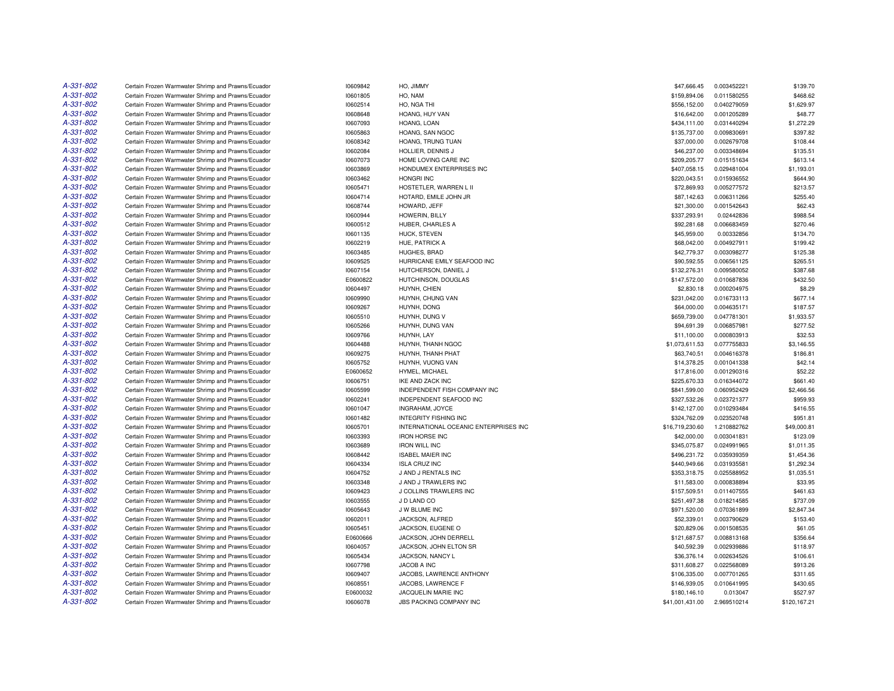| | | | | | | |
|---|---|---|---|---|---|---|
| A-331-802 | Certain Frozen Warmwater Shrimp and Prawns/Ecuador | I0609842 | HO, JIMMY | $47,666.45 | 0.003452221 | $139.70 |
| A-331-802 | Certain Frozen Warmwater Shrimp and Prawns/Ecuador | I0601805 | HO, NAM | $159,894.06 | 0.011580255 | $468.62 |
| A-331-802 | Certain Frozen Warmwater Shrimp and Prawns/Ecuador | I0602514 | HO, NGA THI | $556,152.00 | 0.040279059 | $1,629.97 |
| A-331-802 | Certain Frozen Warmwater Shrimp and Prawns/Ecuador | I0608648 | HOANG, HUY VAN | $16,642.00 | 0.001205289 | $48.77 |
| A-331-802 | Certain Frozen Warmwater Shrimp and Prawns/Ecuador | I0607093 | HOANG, LOAN | $434,111.00 | 0.031440294 | $1,272.29 |
| A-331-802 | Certain Frozen Warmwater Shrimp and Prawns/Ecuador | I0605863 | HOANG, SAN NGOC | $135,737.00 | 0.009830691 | $397.82 |
| A-331-802 | Certain Frozen Warmwater Shrimp and Prawns/Ecuador | I0608342 | HOANG, TRUNG TUAN | $37,000.00 | 0.002679708 | $108.44 |
| A-331-802 | Certain Frozen Warmwater Shrimp and Prawns/Ecuador | I0602084 | HOLLIER, DENNIS J | $46,237.00 | 0.003348694 | $135.51 |
| A-331-802 | Certain Frozen Warmwater Shrimp and Prawns/Ecuador | I0607073 | HOME LOVING CARE INC | $209,205.77 | 0.015151634 | $613.14 |
| A-331-802 | Certain Frozen Warmwater Shrimp and Prawns/Ecuador | I0603869 | HONDUMEX ENTERPRISES INC | $407,058.15 | 0.029481004 | $1,193.01 |
| A-331-802 | Certain Frozen Warmwater Shrimp and Prawns/Ecuador | I0603462 | HONGRI INC | $220,043.51 | 0.015936552 | $644.90 |
| A-331-802 | Certain Frozen Warmwater Shrimp and Prawns/Ecuador | I0605471 | HOSTETLER, WARREN L II | $72,869.93 | 0.005277572 | $213.57 |
| A-331-802 | Certain Frozen Warmwater Shrimp and Prawns/Ecuador | I0604714 | HOTARD, EMILE JOHN JR | $87,142.63 | 0.006311266 | $255.40 |
| A-331-802 | Certain Frozen Warmwater Shrimp and Prawns/Ecuador | I0608744 | HOWARD, JEFF | $21,300.00 | 0.001542643 | $62.43 |
| A-331-802 | Certain Frozen Warmwater Shrimp and Prawns/Ecuador | I0600944 | HOWERIN, BILLY | $337,293.91 | 0.02442836 | $988.54 |
| A-331-802 | Certain Frozen Warmwater Shrimp and Prawns/Ecuador | I0600512 | HUBER, CHARLES A | $92,281.68 | 0.006683459 | $270.46 |
| A-331-802 | Certain Frozen Warmwater Shrimp and Prawns/Ecuador | I0601135 | HUCK, STEVEN | $45,959.00 | 0.00332856 | $134.70 |
| A-331-802 | Certain Frozen Warmwater Shrimp and Prawns/Ecuador | I0602219 | HUE, PATRICK A | $68,042.00 | 0.004927911 | $199.42 |
| A-331-802 | Certain Frozen Warmwater Shrimp and Prawns/Ecuador | I0603485 | HUGHES, BRAD | $42,779.37 | 0.003098277 | $125.38 |
| A-331-802 | Certain Frozen Warmwater Shrimp and Prawns/Ecuador | I0609525 | HURRICANE EMILY SEAFOOD INC | $90,592.55 | 0.006561125 | $265.51 |
| A-331-802 | Certain Frozen Warmwater Shrimp and Prawns/Ecuador | I0607154 | HUTCHERSON, DANIEL J | $132,276.31 | 0.009580052 | $387.68 |
| A-331-802 | Certain Frozen Warmwater Shrimp and Prawns/Ecuador | E0600822 | HUTCHINSON, DOUGLAS | $147,572.00 | 0.010687836 | $432.50 |
| A-331-802 | Certain Frozen Warmwater Shrimp and Prawns/Ecuador | I0604497 | HUYNH, CHIEN | $2,830.18 | 0.000204975 | $8.29 |
| A-331-802 | Certain Frozen Warmwater Shrimp and Prawns/Ecuador | I0609990 | HUYNH, CHUNG VAN | $231,042.00 | 0.016733113 | $677.14 |
| A-331-802 | Certain Frozen Warmwater Shrimp and Prawns/Ecuador | I0609267 | HUYNH, DONG | $64,000.00 | 0.004635171 | $187.57 |
| A-331-802 | Certain Frozen Warmwater Shrimp and Prawns/Ecuador | I0605510 | HUYNH, DUNG V | $659,739.00 | 0.047781301 | $1,933.57 |
| A-331-802 | Certain Frozen Warmwater Shrimp and Prawns/Ecuador | I0605266 | HUYNH, DUNG VAN | $94,691.39 | 0.006857981 | $277.52 |
| A-331-802 | Certain Frozen Warmwater Shrimp and Prawns/Ecuador | I0609766 | HUYNH, LAY | $11,100.00 | 0.000803913 | $32.53 |
| A-331-802 | Certain Frozen Warmwater Shrimp and Prawns/Ecuador | I0604488 | HUYNH, THANH NGOC | $1,073,611.53 | 0.077755833 | $3,146.55 |
| A-331-802 | Certain Frozen Warmwater Shrimp and Prawns/Ecuador | I0609275 | HUYNH, THANH PHAT | $63,740.51 | 0.004616378 | $186.81 |
| A-331-802 | Certain Frozen Warmwater Shrimp and Prawns/Ecuador | I0605752 | HUYNH, VUONG VAN | $14,378.25 | 0.001041338 | $42.14 |
| A-331-802 | Certain Frozen Warmwater Shrimp and Prawns/Ecuador | E0600652 | HYMEL, MICHAEL | $17,816.00 | 0.001290316 | $52.22 |
| A-331-802 | Certain Frozen Warmwater Shrimp and Prawns/Ecuador | I0606751 | IKE AND ZACK INC | $225,670.33 | 0.016344072 | $661.40 |
| A-331-802 | Certain Frozen Warmwater Shrimp and Prawns/Ecuador | I0605599 | INDEPENDENT FISH COMPANY INC | $841,599.00 | 0.060952429 | $2,466.56 |
| A-331-802 | Certain Frozen Warmwater Shrimp and Prawns/Ecuador | I0602241 | INDEPENDENT SEAFOOD INC | $327,532.26 | 0.023721377 | $959.93 |
| A-331-802 | Certain Frozen Warmwater Shrimp and Prawns/Ecuador | I0601047 | INGRAHAM, JOYCE | $142,127.00 | 0.010293484 | $416.55 |
| A-331-802 | Certain Frozen Warmwater Shrimp and Prawns/Ecuador | I0601482 | INTEGRITY FISHING INC | $324,762.09 | 0.023520748 | $951.81 |
| A-331-802 | Certain Frozen Warmwater Shrimp and Prawns/Ecuador | I0605701 | INTERNATIONAL OCEANIC ENTERPRISES INC | $16,719,230.60 | 1.210882762 | $49,000.81 |
| A-331-802 | Certain Frozen Warmwater Shrimp and Prawns/Ecuador | I0603393 | IRON HORSE INC | $42,000.00 | 0.003041831 | $123.09 |
| A-331-802 | Certain Frozen Warmwater Shrimp and Prawns/Ecuador | I0603689 | IRON WILL INC | $345,075.87 | 0.024991965 | $1,011.35 |
| A-331-802 | Certain Frozen Warmwater Shrimp and Prawns/Ecuador | I0608442 | ISABEL MAIER INC | $496,231.72 | 0.035939359 | $1,454.36 |
| A-331-802 | Certain Frozen Warmwater Shrimp and Prawns/Ecuador | I0604334 | ISLA CRUZ INC | $440,949.66 | 0.031935581 | $1,292.34 |
| A-331-802 | Certain Frozen Warmwater Shrimp and Prawns/Ecuador | I0604752 | J AND J RENTALS INC | $353,318.75 | 0.025588952 | $1,035.51 |
| A-331-802 | Certain Frozen Warmwater Shrimp and Prawns/Ecuador | I0603348 | J AND J TRAWLERS INC | $11,583.00 | 0.000838894 | $33.95 |
| A-331-802 | Certain Frozen Warmwater Shrimp and Prawns/Ecuador | I0609423 | J COLLINS TRAWLERS INC | $157,509.51 | 0.011407555 | $461.63 |
| A-331-802 | Certain Frozen Warmwater Shrimp and Prawns/Ecuador | I0603555 | J D LAND CO | $251,497.38 | 0.018214585 | $737.09 |
| A-331-802 | Certain Frozen Warmwater Shrimp and Prawns/Ecuador | I0605643 | J W BLUME INC | $971,520.00 | 0.070361899 | $2,847.34 |
| A-331-802 | Certain Frozen Warmwater Shrimp and Prawns/Ecuador | I0602011 | JACKSON, ALFRED | $52,339.01 | 0.003790629 | $153.40 |
| A-331-802 | Certain Frozen Warmwater Shrimp and Prawns/Ecuador | I0605451 | JACKSON, EUGENE O | $20,829.06 | 0.001508535 | $61.05 |
| A-331-802 | Certain Frozen Warmwater Shrimp and Prawns/Ecuador | E0600666 | JACKSON, JOHN DERRELL | $121,687.57 | 0.008813168 | $356.64 |
| A-331-802 | Certain Frozen Warmwater Shrimp and Prawns/Ecuador | I0604057 | JACKSON, JOHN ELTON SR | $40,592.39 | 0.002939886 | $118.97 |
| A-331-802 | Certain Frozen Warmwater Shrimp and Prawns/Ecuador | I0605434 | JACKSON, NANCY L | $36,376.14 | 0.002634526 | $106.61 |
| A-331-802 | Certain Frozen Warmwater Shrimp and Prawns/Ecuador | I0607798 | JACOB A INC | $311,608.27 | 0.022568089 | $913.26 |
| A-331-802 | Certain Frozen Warmwater Shrimp and Prawns/Ecuador | I0609407 | JACOBS, LAWRENCE ANTHONY | $106,335.00 | 0.007701265 | $311.65 |
| A-331-802 | Certain Frozen Warmwater Shrimp and Prawns/Ecuador | I0608551 | JACOBS, LAWRENCE F | $146,939.05 | 0.010641995 | $430.65 |
| A-331-802 | Certain Frozen Warmwater Shrimp and Prawns/Ecuador | E0600032 | JACQUELIN MARIE INC | $180,146.10 | 0.013047 | $527.97 |
| A-331-802 | Certain Frozen Warmwater Shrimp and Prawns/Ecuador | I0606078 | JBS PACKING COMPANY INC | $41,001,431.00 | 2.969510214 | $120,167.21 |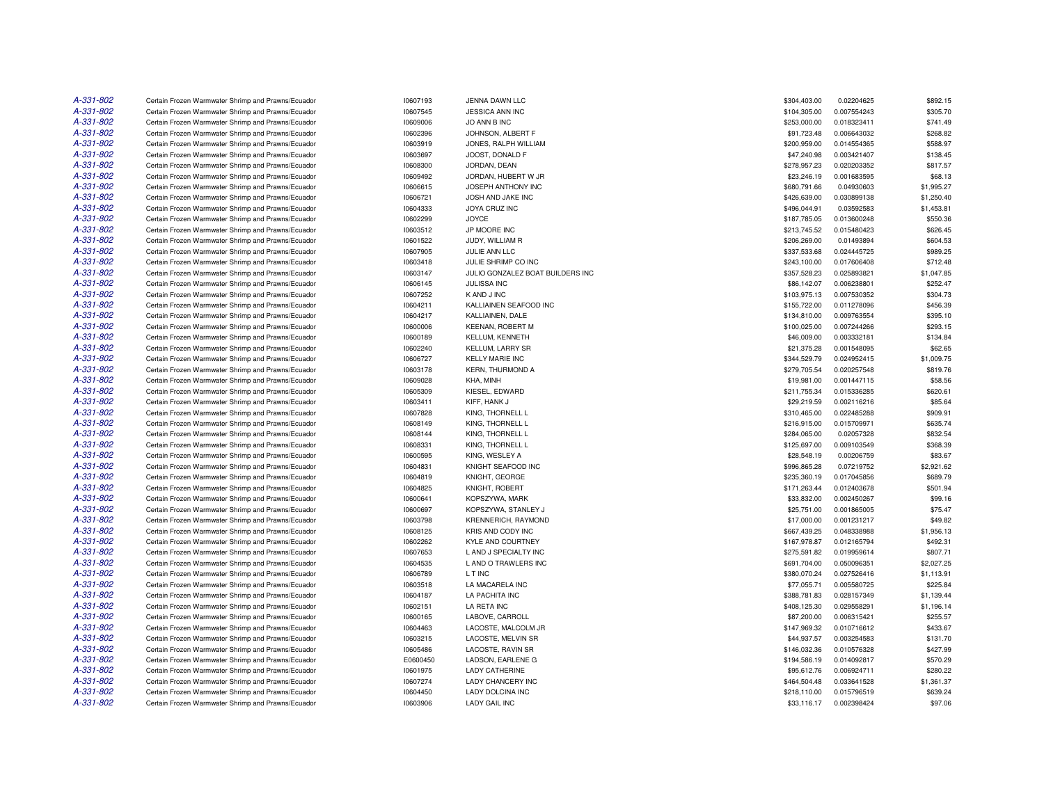| | | | | | | |
|---|---|---|---|---|---|---|
| A-331-802 | Certain Frozen Warmwater Shrimp and Prawns/Ecuador | I0607193 | JENNA DAWN LLC | $304,403.00 | 0.02204625 | $892.15 |
| A-331-802 | Certain Frozen Warmwater Shrimp and Prawns/Ecuador | I0607545 | JESSICA ANN INC | $104,305.00 | 0.007554243 | $305.70 |
| A-331-802 | Certain Frozen Warmwater Shrimp and Prawns/Ecuador | I0609006 | JO ANN B INC | $253,000.00 | 0.018323411 | $741.49 |
| A-331-802 | Certain Frozen Warmwater Shrimp and Prawns/Ecuador | I0602396 | JOHNSON, ALBERT F | $91,723.48 | 0.006643032 | $268.82 |
| A-331-802 | Certain Frozen Warmwater Shrimp and Prawns/Ecuador | I0603919 | JONES, RALPH WILLIAM | $200,959.00 | 0.014554365 | $588.97 |
| A-331-802 | Certain Frozen Warmwater Shrimp and Prawns/Ecuador | I0603697 | JOOST, DONALD F | $47,240.98 | 0.003421407 | $138.45 |
| A-331-802 | Certain Frozen Warmwater Shrimp and Prawns/Ecuador | I0608300 | JORDAN, DEAN | $278,957.23 | 0.020203352 | $817.57 |
| A-331-802 | Certain Frozen Warmwater Shrimp and Prawns/Ecuador | I0609492 | JORDAN, HUBERT W JR | $23,246.19 | 0.001683595 | $68.13 |
| A-331-802 | Certain Frozen Warmwater Shrimp and Prawns/Ecuador | I0606615 | JOSEPH ANTHONY INC | $680,791.66 | 0.04930603 | $1,995.27 |
| A-331-802 | Certain Frozen Warmwater Shrimp and Prawns/Ecuador | I0606721 | JOSH AND JAKE INC | $426,639.00 | 0.030899138 | $1,250.40 |
| A-331-802 | Certain Frozen Warmwater Shrimp and Prawns/Ecuador | I0604333 | JOYA CRUZ INC | $496,044.91 | 0.03592583 | $1,453.81 |
| A-331-802 | Certain Frozen Warmwater Shrimp and Prawns/Ecuador | I0602299 | JOYCE | $187,785.05 | 0.013600248 | $550.36 |
| A-331-802 | Certain Frozen Warmwater Shrimp and Prawns/Ecuador | I0603512 | JP MOORE INC | $213,745.52 | 0.015480423 | $626.45 |
| A-331-802 | Certain Frozen Warmwater Shrimp and Prawns/Ecuador | I0601522 | JUDY, WILLIAM R | $206,269.00 | 0.01493894 | $604.53 |
| A-331-802 | Certain Frozen Warmwater Shrimp and Prawns/Ecuador | I0607905 | JULIE ANN LLC | $337,533.68 | 0.024445725 | $989.25 |
| A-331-802 | Certain Frozen Warmwater Shrimp and Prawns/Ecuador | I0603418 | JULIE SHRIMP CO INC | $243,100.00 | 0.017606408 | $712.48 |
| A-331-802 | Certain Frozen Warmwater Shrimp and Prawns/Ecuador | I0603147 | JULIO GONZALEZ BOAT BUILDERS INC | $357,528.23 | 0.025893821 | $1,047.85 |
| A-331-802 | Certain Frozen Warmwater Shrimp and Prawns/Ecuador | I0606145 | JULISSA INC | $86,142.07 | 0.006238801 | $252.47 |
| A-331-802 | Certain Frozen Warmwater Shrimp and Prawns/Ecuador | I0607252 | K AND J INC | $103,975.13 | 0.007530352 | $304.73 |
| A-331-802 | Certain Frozen Warmwater Shrimp and Prawns/Ecuador | I0604211 | KALLIAINEN SEAFOOD INC | $155,722.00 | 0.011278096 | $456.39 |
| A-331-802 | Certain Frozen Warmwater Shrimp and Prawns/Ecuador | I0604217 | KALLIAINEN, DALE | $134,810.00 | 0.009763554 | $395.10 |
| A-331-802 | Certain Frozen Warmwater Shrimp and Prawns/Ecuador | I0600006 | KEENAN, ROBERT M | $100,025.00 | 0.007244266 | $293.15 |
| A-331-802 | Certain Frozen Warmwater Shrimp and Prawns/Ecuador | I0600189 | KELLUM, KENNETH | $46,009.00 | 0.003332181 | $134.84 |
| A-331-802 | Certain Frozen Warmwater Shrimp and Prawns/Ecuador | I0602240 | KELLUM, LARRY SR | $21,375.28 | 0.001548095 | $62.65 |
| A-331-802 | Certain Frozen Warmwater Shrimp and Prawns/Ecuador | I0606727 | KELLY MARIE INC | $344,529.79 | 0.024952415 | $1,009.75 |
| A-331-802 | Certain Frozen Warmwater Shrimp and Prawns/Ecuador | I0603178 | KERN, THURMOND A | $279,705.54 | 0.020257548 | $819.76 |
| A-331-802 | Certain Frozen Warmwater Shrimp and Prawns/Ecuador | I0609028 | KHA, MINH | $19,981.00 | 0.001447115 | $58.56 |
| A-331-802 | Certain Frozen Warmwater Shrimp and Prawns/Ecuador | I0605309 | KIESEL, EDWARD | $211,755.34 | 0.015336285 | $620.61 |
| A-331-802 | Certain Frozen Warmwater Shrimp and Prawns/Ecuador | I0603411 | KIFF, HANK J | $29,219.59 | 0.002116216 | $85.64 |
| A-331-802 | Certain Frozen Warmwater Shrimp and Prawns/Ecuador | I0607828 | KING, THORNELL L | $310,465.00 | 0.022485288 | $909.91 |
| A-331-802 | Certain Frozen Warmwater Shrimp and Prawns/Ecuador | I0608149 | KING, THORNELL L | $216,915.00 | 0.015709971 | $635.74 |
| A-331-802 | Certain Frozen Warmwater Shrimp and Prawns/Ecuador | I0608144 | KING, THORNELL L | $284,065.00 | 0.02057328 | $832.54 |
| A-331-802 | Certain Frozen Warmwater Shrimp and Prawns/Ecuador | I0608331 | KING, THORNELL L | $125,697.00 | 0.009103549 | $368.39 |
| A-331-802 | Certain Frozen Warmwater Shrimp and Prawns/Ecuador | I0600595 | KING, WESLEY A | $28,548.19 | 0.00206759 | $83.67 |
| A-331-802 | Certain Frozen Warmwater Shrimp and Prawns/Ecuador | I0604831 | KNIGHT SEAFOOD INC | $996,865.28 | 0.07219752 | $2,921.62 |
| A-331-802 | Certain Frozen Warmwater Shrimp and Prawns/Ecuador | I0604819 | KNIGHT, GEORGE | $235,360.19 | 0.017045856 | $689.79 |
| A-331-802 | Certain Frozen Warmwater Shrimp and Prawns/Ecuador | I0604825 | KNIGHT, ROBERT | $171,263.44 | 0.012403678 | $501.94 |
| A-331-802 | Certain Frozen Warmwater Shrimp and Prawns/Ecuador | I0600641 | KOPSZYWA, MARK | $33,832.00 | 0.002450267 | $99.16 |
| A-331-802 | Certain Frozen Warmwater Shrimp and Prawns/Ecuador | I0600697 | KOPSZYWA, STANLEY J | $25,751.00 | 0.001865005 | $75.47 |
| A-331-802 | Certain Frozen Warmwater Shrimp and Prawns/Ecuador | I0603798 | KRENNERICH, RAYMOND | $17,000.00 | 0.001231217 | $49.82 |
| A-331-802 | Certain Frozen Warmwater Shrimp and Prawns/Ecuador | I0608125 | KRIS AND CODY INC | $667,439.25 | 0.048338988 | $1,956.13 |
| A-331-802 | Certain Frozen Warmwater Shrimp and Prawns/Ecuador | I0602262 | KYLE AND COURTNEY | $167,978.87 | 0.012165794 | $492.31 |
| A-331-802 | Certain Frozen Warmwater Shrimp and Prawns/Ecuador | I0607653 | L AND J SPECIALTY INC | $275,591.82 | 0.019959614 | $807.71 |
| A-331-802 | Certain Frozen Warmwater Shrimp and Prawns/Ecuador | I0604535 | L AND O TRAWLERS INC | $691,704.00 | 0.050096351 | $2,027.25 |
| A-331-802 | Certain Frozen Warmwater Shrimp and Prawns/Ecuador | I0606789 | L T INC | $380,070.24 | 0.027526416 | $1,113.91 |
| A-331-802 | Certain Frozen Warmwater Shrimp and Prawns/Ecuador | I0603518 | LA MACARELA INC | $77,055.71 | 0.005580725 | $225.84 |
| A-331-802 | Certain Frozen Warmwater Shrimp and Prawns/Ecuador | I0604187 | LA PACHITA INC | $388,781.83 | 0.028157349 | $1,139.44 |
| A-331-802 | Certain Frozen Warmwater Shrimp and Prawns/Ecuador | I0602151 | LA RETA INC | $408,125.30 | 0.029558291 | $1,196.14 |
| A-331-802 | Certain Frozen Warmwater Shrimp and Prawns/Ecuador | I0600165 | LABOVE, CARROLL | $87,200.00 | 0.006315421 | $255.57 |
| A-331-802 | Certain Frozen Warmwater Shrimp and Prawns/Ecuador | I0604463 | LACOSTE, MALCOLM JR | $147,969.32 | 0.010716612 | $433.67 |
| A-331-802 | Certain Frozen Warmwater Shrimp and Prawns/Ecuador | I0603215 | LACOSTE, MELVIN SR | $44,937.57 | 0.003254583 | $131.70 |
| A-331-802 | Certain Frozen Warmwater Shrimp and Prawns/Ecuador | I0605486 | LACOSTE, RAVIN SR | $146,032.36 | 0.010576328 | $427.99 |
| A-331-802 | Certain Frozen Warmwater Shrimp and Prawns/Ecuador | E0600450 | LADSON, EARLENE G | $194,586.19 | 0.014092817 | $570.29 |
| A-331-802 | Certain Frozen Warmwater Shrimp and Prawns/Ecuador | I0601975 | LADY CATHERINE | $95,612.76 | 0.006924711 | $280.22 |
| A-331-802 | Certain Frozen Warmwater Shrimp and Prawns/Ecuador | I0607274 | LADY CHANCERY INC | $464,504.48 | 0.033641528 | $1,361.37 |
| A-331-802 | Certain Frozen Warmwater Shrimp and Prawns/Ecuador | I0604450 | LADY DOLCINA INC | $218,110.00 | 0.015796519 | $639.24 |
| A-331-802 | Certain Frozen Warmwater Shrimp and Prawns/Ecuador | I0603906 | LADY GAIL INC | $33,116.17 | 0.002398424 | $97.06 |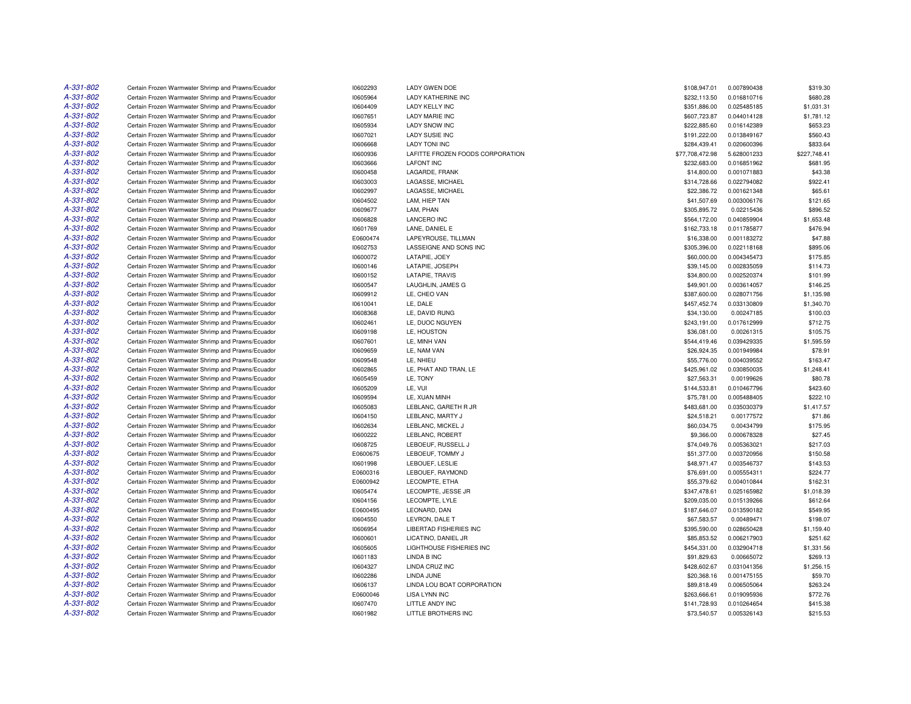| | | | | | | |
|---|---|---|---|---|---|---|
| A-331-802 | Certain Frozen Warmwater Shrimp and Prawns/Ecuador | I0602293 | LADY GWEN DOE | $108,947.01 | 0.007890438 | $319.30 |
| A-331-802 | Certain Frozen Warmwater Shrimp and Prawns/Ecuador | I0605964 | LADY KATHERINE INC | $232,113.50 | 0.016810716 | $680.28 |
| A-331-802 | Certain Frozen Warmwater Shrimp and Prawns/Ecuador | I0604409 | LADY KELLY INC | $351,886.00 | 0.025485185 | $1,031.31 |
| A-331-802 | Certain Frozen Warmwater Shrimp and Prawns/Ecuador | I0607651 | LADY MARIE INC | $607,723.87 | 0.044014128 | $1,781.12 |
| A-331-802 | Certain Frozen Warmwater Shrimp and Prawns/Ecuador | I0605934 | LADY SNOW INC | $222,885.60 | 0.016142389 | $653.23 |
| A-331-802 | Certain Frozen Warmwater Shrimp and Prawns/Ecuador | I0607021 | LADY SUSIE INC | $191,222.00 | 0.013849167 | $560.43 |
| A-331-802 | Certain Frozen Warmwater Shrimp and Prawns/Ecuador | I0606668 | LADY TONI INC | $284,439.41 | 0.020600396 | $833.64 |
| A-331-802 | Certain Frozen Warmwater Shrimp and Prawns/Ecuador | I0600936 | LAFITTE FROZEN FOODS CORPORATION | $77,708,472.98 | 5.628001233 | $227,748.41 |
| A-331-802 | Certain Frozen Warmwater Shrimp and Prawns/Ecuador | I0603666 | LAFONT INC | $232,683.00 | 0.016851962 | $681.95 |
| A-331-802 | Certain Frozen Warmwater Shrimp and Prawns/Ecuador | I0600458 | LAGARDE, FRANK | $14,800.00 | 0.001071883 | $43.38 |
| A-331-802 | Certain Frozen Warmwater Shrimp and Prawns/Ecuador | I0603003 | LAGASSE, MICHAEL | $314,728.66 | 0.022794082 | $922.41 |
| A-331-802 | Certain Frozen Warmwater Shrimp and Prawns/Ecuador | I0602997 | LAGASSE, MICHAEL | $22,386.72 | 0.001621348 | $65.61 |
| A-331-802 | Certain Frozen Warmwater Shrimp and Prawns/Ecuador | I0604502 | LAM, HIEP TAN | $41,507.69 | 0.003006176 | $121.65 |
| A-331-802 | Certain Frozen Warmwater Shrimp and Prawns/Ecuador | I0609677 | LAM, PHAN | $305,895.72 | 0.02215436 | $896.52 |
| A-331-802 | Certain Frozen Warmwater Shrimp and Prawns/Ecuador | I0606828 | LANCERO INC | $564,172.00 | 0.040859904 | $1,653.48 |
| A-331-802 | Certain Frozen Warmwater Shrimp and Prawns/Ecuador | I0601769 | LANE, DANIEL E | $162,733.18 | 0.011785877 | $476.94 |
| A-331-802 | Certain Frozen Warmwater Shrimp and Prawns/Ecuador | E0600474 | LAPEYROUSE, TILLMAN | $16,338.00 | 0.001183272 | $47.88 |
| A-331-802 | Certain Frozen Warmwater Shrimp and Prawns/Ecuador | I0602753 | LASSEIGNE AND SONS INC | $305,396.00 | 0.022118168 | $895.06 |
| A-331-802 | Certain Frozen Warmwater Shrimp and Prawns/Ecuador | I0600072 | LATAPIE, JOEY | $60,000.00 | 0.004345473 | $175.85 |
| A-331-802 | Certain Frozen Warmwater Shrimp and Prawns/Ecuador | I0600146 | LATAPIE, JOSEPH | $39,145.00 | 0.002835059 | $114.73 |
| A-331-802 | Certain Frozen Warmwater Shrimp and Prawns/Ecuador | I0600152 | LATAPIE, TRAVIS | $34,800.00 | 0.002520374 | $101.99 |
| A-331-802 | Certain Frozen Warmwater Shrimp and Prawns/Ecuador | I0600547 | LAUGHLIN, JAMES G | $49,901.00 | 0.003614057 | $146.25 |
| A-331-802 | Certain Frozen Warmwater Shrimp and Prawns/Ecuador | I0609912 | LE, CHEO VAN | $387,600.00 | 0.028071756 | $1,135.98 |
| A-331-802 | Certain Frozen Warmwater Shrimp and Prawns/Ecuador | I0610041 | LE, DALE | $457,452.74 | 0.033130809 | $1,340.70 |
| A-331-802 | Certain Frozen Warmwater Shrimp and Prawns/Ecuador | I0608368 | LE, DAVID RUNG | $34,130.00 | 0.00247185 | $100.03 |
| A-331-802 | Certain Frozen Warmwater Shrimp and Prawns/Ecuador | I0602461 | LE, DUOC NGUYEN | $243,191.00 | 0.017612999 | $712.75 |
| A-331-802 | Certain Frozen Warmwater Shrimp and Prawns/Ecuador | I0609198 | LE, HOUSTON | $36,081.00 | 0.00261315 | $105.75 |
| A-331-802 | Certain Frozen Warmwater Shrimp and Prawns/Ecuador | I0607601 | LE, MINH VAN | $544,419.46 | 0.039429335 | $1,595.59 |
| A-331-802 | Certain Frozen Warmwater Shrimp and Prawns/Ecuador | I0609659 | LE, NAM VAN | $26,924.35 | 0.001949984 | $78.91 |
| A-331-802 | Certain Frozen Warmwater Shrimp and Prawns/Ecuador | I0609548 | LE, NHIEU | $55,776.00 | 0.004039552 | $163.47 |
| A-331-802 | Certain Frozen Warmwater Shrimp and Prawns/Ecuador | I0602865 | LE, PHAT AND TRAN, LE | $425,961.02 | 0.030850035 | $1,248.41 |
| A-331-802 | Certain Frozen Warmwater Shrimp and Prawns/Ecuador | I0605459 | LE, TONY | $27,563.31 | 0.00199626 | $80.78 |
| A-331-802 | Certain Frozen Warmwater Shrimp and Prawns/Ecuador | I0605209 | LE, VUI | $144,533.81 | 0.010467796 | $423.60 |
| A-331-802 | Certain Frozen Warmwater Shrimp and Prawns/Ecuador | I0609594 | LE, XUAN MINH | $75,781.00 | 0.005488405 | $222.10 |
| A-331-802 | Certain Frozen Warmwater Shrimp and Prawns/Ecuador | I0605083 | LEBLANC, GARETH R JR | $483,681.00 | 0.035030379 | $1,417.57 |
| A-331-802 | Certain Frozen Warmwater Shrimp and Prawns/Ecuador | I0604150 | LEBLANC, MARTY J | $24,518.21 | 0.00177572 | $71.86 |
| A-331-802 | Certain Frozen Warmwater Shrimp and Prawns/Ecuador | I0602634 | LEBLANC, MICKEL J | $60,034.75 | 0.00434799 | $175.95 |
| A-331-802 | Certain Frozen Warmwater Shrimp and Prawns/Ecuador | I0600222 | LEBLANC, ROBERT | $9,366.00 | 0.000678328 | $27.45 |
| A-331-802 | Certain Frozen Warmwater Shrimp and Prawns/Ecuador | I0608725 | LEBOEUF, RUSSELL J | $74,049.76 | 0.005363021 | $217.03 |
| A-331-802 | Certain Frozen Warmwater Shrimp and Prawns/Ecuador | E0600675 | LEBOEUF, TOMMY J | $51,377.00 | 0.003720956 | $150.58 |
| A-331-802 | Certain Frozen Warmwater Shrimp and Prawns/Ecuador | I0601998 | LEBOUEF, LESLIE | $48,971.47 | 0.003546737 | $143.53 |
| A-331-802 | Certain Frozen Warmwater Shrimp and Prawns/Ecuador | E0600316 | LEBOUEF, RAYMOND | $76,691.00 | 0.005554311 | $224.77 |
| A-331-802 | Certain Frozen Warmwater Shrimp and Prawns/Ecuador | E0600942 | LECOMPTE, ETHA | $55,379.62 | 0.004010844 | $162.31 |
| A-331-802 | Certain Frozen Warmwater Shrimp and Prawns/Ecuador | I0605474 | LECOMPTE, JESSE JR | $347,478.61 | 0.025165982 | $1,018.39 |
| A-331-802 | Certain Frozen Warmwater Shrimp and Prawns/Ecuador | I0604156 | LECOMPTE, LYLE | $209,035.00 | 0.015139266 | $612.64 |
| A-331-802 | Certain Frozen Warmwater Shrimp and Prawns/Ecuador | E0600495 | LEONARD, DAN | $187,646.07 | 0.013590182 | $549.95 |
| A-331-802 | Certain Frozen Warmwater Shrimp and Prawns/Ecuador | I0604550 | LEVRON, DALE T | $67,583.57 | 0.00489471 | $198.07 |
| A-331-802 | Certain Frozen Warmwater Shrimp and Prawns/Ecuador | I0606954 | LIBERTAD FISHERIES INC | $395,590.00 | 0.028650428 | $1,159.40 |
| A-331-802 | Certain Frozen Warmwater Shrimp and Prawns/Ecuador | I0600601 | LICATINO, DANIEL JR | $85,853.52 | 0.006217903 | $251.62 |
| A-331-802 | Certain Frozen Warmwater Shrimp and Prawns/Ecuador | I0605605 | LIGHTHOUSE FISHERIES INC | $454,331.00 | 0.032904718 | $1,331.56 |
| A-331-802 | Certain Frozen Warmwater Shrimp and Prawns/Ecuador | I0601183 | LINDA B INC | $91,829.63 | 0.00665072 | $269.13 |
| A-331-802 | Certain Frozen Warmwater Shrimp and Prawns/Ecuador | I0604327 | LINDA CRUZ INC | $428,602.67 | 0.031041356 | $1,256.15 |
| A-331-802 | Certain Frozen Warmwater Shrimp and Prawns/Ecuador | I0602286 | LINDA JUNE | $20,368.16 | 0.001475155 | $59.70 |
| A-331-802 | Certain Frozen Warmwater Shrimp and Prawns/Ecuador | I0606137 | LINDA LOU BOAT CORPORATION | $89,818.49 | 0.006505064 | $263.24 |
| A-331-802 | Certain Frozen Warmwater Shrimp and Prawns/Ecuador | E0600046 | LISA LYNN INC | $263,666.61 | 0.019095936 | $772.76 |
| A-331-802 | Certain Frozen Warmwater Shrimp and Prawns/Ecuador | I0607470 | LITTLE ANDY INC | $141,728.93 | 0.010264654 | $415.38 |
| A-331-802 | Certain Frozen Warmwater Shrimp and Prawns/Ecuador | I0601982 | LITTLE BROTHERS INC | $73,540.57 | 0.005326143 | $215.53 |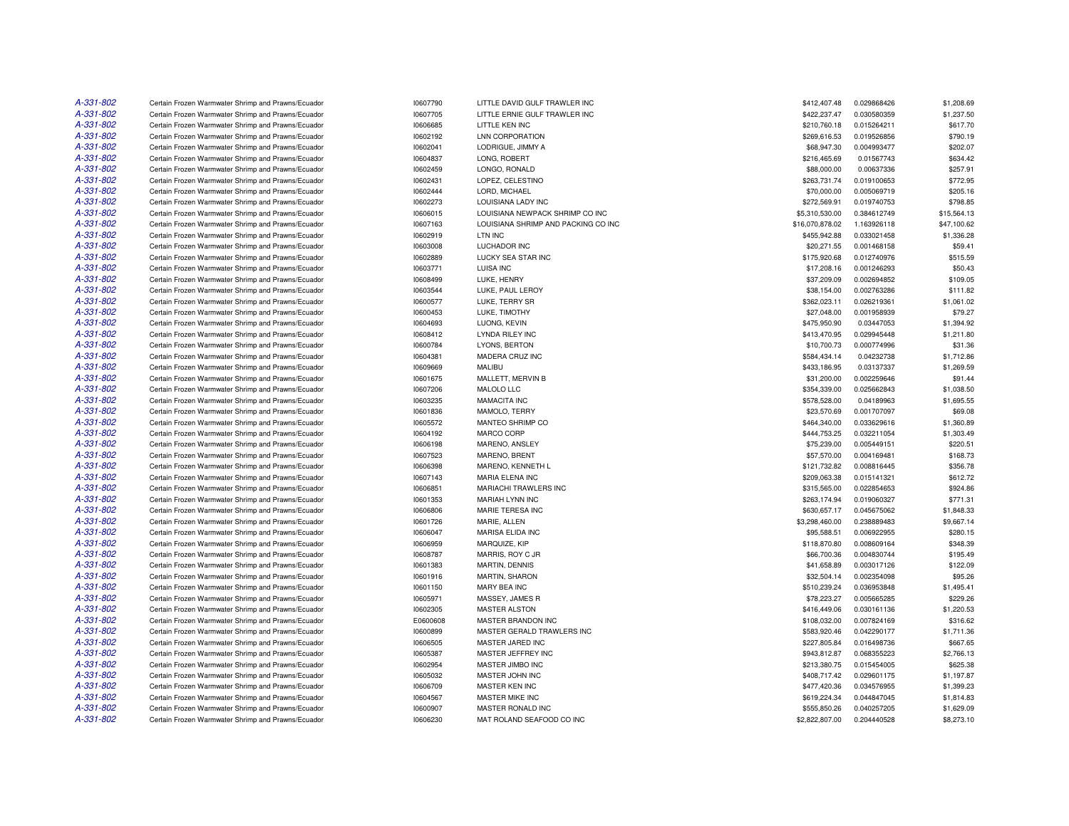| | | | | | | |
|---|---|---|---|---|---|---|
| A-331-802 | Certain Frozen Warmwater Shrimp and Prawns/Ecuador | I0607790 | LITTLE DAVID GULF TRAWLER INC | $412,407.48 | 0.029868426 | $1,208.69 |
| A-331-802 | Certain Frozen Warmwater Shrimp and Prawns/Ecuador | I0607705 | LITTLE ERNIE GULF TRAWLER INC | $422,237.47 | 0.030580359 | $1,237.50 |
| A-331-802 | Certain Frozen Warmwater Shrimp and Prawns/Ecuador | I0606685 | LITTLE KEN INC | $210,760.18 | 0.015264211 | $617.70 |
| A-331-802 | Certain Frozen Warmwater Shrimp and Prawns/Ecuador | I0602192 | LNN CORPORATION | $269,616.53 | 0.019526856 | $790.19 |
| A-331-802 | Certain Frozen Warmwater Shrimp and Prawns/Ecuador | I0602041 | LODRIGUE, JIMMY A | $68,947.30 | 0.004993477 | $202.07 |
| A-331-802 | Certain Frozen Warmwater Shrimp and Prawns/Ecuador | I0604837 | LONG, ROBERT | $216,465.69 | 0.01567743 | $634.42 |
| A-331-802 | Certain Frozen Warmwater Shrimp and Prawns/Ecuador | I0602459 | LONGO, RONALD | $88,000.00 | 0.00637336 | $257.91 |
| A-331-802 | Certain Frozen Warmwater Shrimp and Prawns/Ecuador | I0602431 | LOPEZ, CELESTINO | $263,731.74 | 0.019100653 | $772.95 |
| A-331-802 | Certain Frozen Warmwater Shrimp and Prawns/Ecuador | I0602444 | LORD, MICHAEL | $70,000.00 | 0.005069719 | $205.16 |
| A-331-802 | Certain Frozen Warmwater Shrimp and Prawns/Ecuador | I0602273 | LOUISIANA LADY INC | $272,569.91 | 0.019740753 | $798.85 |
| A-331-802 | Certain Frozen Warmwater Shrimp and Prawns/Ecuador | I0606015 | LOUISIANA NEWPACK SHRIMP CO INC | $5,310,530.00 | 0.384612749 | $15,564.13 |
| A-331-802 | Certain Frozen Warmwater Shrimp and Prawns/Ecuador | I0607163 | LOUISIANA SHRIMP AND PACKING CO INC | $16,070,878.02 | 1.163926118 | $47,100.62 |
| A-331-802 | Certain Frozen Warmwater Shrimp and Prawns/Ecuador | I0602919 | LTN INC | $455,942.88 | 0.033021458 | $1,336.28 |
| A-331-802 | Certain Frozen Warmwater Shrimp and Prawns/Ecuador | I0603008 | LUCHADOR INC | $20,271.55 | 0.001468158 | $59.41 |
| A-331-802 | Certain Frozen Warmwater Shrimp and Prawns/Ecuador | I0602889 | LUCKY SEA STAR INC | $175,920.68 | 0.012740976 | $515.59 |
| A-331-802 | Certain Frozen Warmwater Shrimp and Prawns/Ecuador | I0603771 | LUISA INC | $17,208.16 | 0.001246293 | $50.43 |
| A-331-802 | Certain Frozen Warmwater Shrimp and Prawns/Ecuador | I0608499 | LUKE, HENRY | $37,209.09 | 0.002694852 | $109.05 |
| A-331-802 | Certain Frozen Warmwater Shrimp and Prawns/Ecuador | I0603544 | LUKE, PAUL LEROY | $38,154.00 | 0.002763286 | $111.82 |
| A-331-802 | Certain Frozen Warmwater Shrimp and Prawns/Ecuador | I0600577 | LUKE, TERRY SR | $362,023.11 | 0.026219361 | $1,061.02 |
| A-331-802 | Certain Frozen Warmwater Shrimp and Prawns/Ecuador | I0600453 | LUKE, TIMOTHY | $27,048.00 | 0.001958939 | $79.27 |
| A-331-802 | Certain Frozen Warmwater Shrimp and Prawns/Ecuador | I0604693 | LUONG, KEVIN | $475,950.90 | 0.03447053 | $1,394.92 |
| A-331-802 | Certain Frozen Warmwater Shrimp and Prawns/Ecuador | I0608412 | LYNDA RILEY INC | $413,470.95 | 0.029945448 | $1,211.80 |
| A-331-802 | Certain Frozen Warmwater Shrimp and Prawns/Ecuador | I0600784 | LYONS, BERTON | $10,700.73 | 0.000774996 | $31.36 |
| A-331-802 | Certain Frozen Warmwater Shrimp and Prawns/Ecuador | I0604381 | MADERA CRUZ INC | $584,434.14 | 0.04232738 | $1,712.86 |
| A-331-802 | Certain Frozen Warmwater Shrimp and Prawns/Ecuador | I0609669 | MALIBU | $433,186.95 | 0.03137337 | $1,269.59 |
| A-331-802 | Certain Frozen Warmwater Shrimp and Prawns/Ecuador | I0601675 | MALLETT, MERVIN B | $31,200.00 | 0.002259646 | $91.44 |
| A-331-802 | Certain Frozen Warmwater Shrimp and Prawns/Ecuador | I0607206 | MALOLO LLC | $354,339.00 | 0.025662843 | $1,038.50 |
| A-331-802 | Certain Frozen Warmwater Shrimp and Prawns/Ecuador | I0603235 | MAMACITA INC | $578,528.00 | 0.04189963 | $1,695.55 |
| A-331-802 | Certain Frozen Warmwater Shrimp and Prawns/Ecuador | I0601836 | MAMOLO, TERRY | $23,570.69 | 0.001707097 | $69.08 |
| A-331-802 | Certain Frozen Warmwater Shrimp and Prawns/Ecuador | I0605572 | MANTEO SHRIMP CO | $464,340.00 | 0.033629616 | $1,360.89 |
| A-331-802 | Certain Frozen Warmwater Shrimp and Prawns/Ecuador | I0604192 | MARCO CORP | $444,753.25 | 0.032211054 | $1,303.49 |
| A-331-802 | Certain Frozen Warmwater Shrimp and Prawns/Ecuador | I0606198 | MARENO, ANSLEY | $75,239.00 | 0.005449151 | $220.51 |
| A-331-802 | Certain Frozen Warmwater Shrimp and Prawns/Ecuador | I0607523 | MARENO, BRENT | $57,570.00 | 0.004169481 | $168.73 |
| A-331-802 | Certain Frozen Warmwater Shrimp and Prawns/Ecuador | I0606398 | MARENO, KENNETH L | $121,732.82 | 0.008816445 | $356.78 |
| A-331-802 | Certain Frozen Warmwater Shrimp and Prawns/Ecuador | I0607143 | MARIA ELENA INC | $209,063.38 | 0.015141321 | $612.72 |
| A-331-802 | Certain Frozen Warmwater Shrimp and Prawns/Ecuador | I0606851 | MARIACHI TRAWLERS INC | $315,565.00 | 0.022854653 | $924.86 |
| A-331-802 | Certain Frozen Warmwater Shrimp and Prawns/Ecuador | I0601353 | MARIAH LYNN INC | $263,174.94 | 0.019060327 | $771.31 |
| A-331-802 | Certain Frozen Warmwater Shrimp and Prawns/Ecuador | I0606806 | MARIE TERESA INC | $630,657.17 | 0.045675062 | $1,848.33 |
| A-331-802 | Certain Frozen Warmwater Shrimp and Prawns/Ecuador | I0601726 | MARIE, ALLEN | $3,298,460.00 | 0.238889483 | $9,667.14 |
| A-331-802 | Certain Frozen Warmwater Shrimp and Prawns/Ecuador | I0606047 | MARISA ELIDA INC | $95,588.51 | 0.006922955 | $280.15 |
| A-331-802 | Certain Frozen Warmwater Shrimp and Prawns/Ecuador | I0606959 | MARQUIZE, KIP | $118,870.80 | 0.008609164 | $348.39 |
| A-331-802 | Certain Frozen Warmwater Shrimp and Prawns/Ecuador | I0608787 | MARRIS, ROY C JR | $66,700.36 | 0.004830744 | $195.49 |
| A-331-802 | Certain Frozen Warmwater Shrimp and Prawns/Ecuador | I0601383 | MARTIN, DENNIS | $41,658.89 | 0.003017126 | $122.09 |
| A-331-802 | Certain Frozen Warmwater Shrimp and Prawns/Ecuador | I0601916 | MARTIN, SHARON | $32,504.14 | 0.002354098 | $95.26 |
| A-331-802 | Certain Frozen Warmwater Shrimp and Prawns/Ecuador | I0601150 | MARY BEA INC | $510,239.24 | 0.036953848 | $1,495.41 |
| A-331-802 | Certain Frozen Warmwater Shrimp and Prawns/Ecuador | I0605971 | MASSEY, JAMES R | $78,223.27 | 0.005665285 | $229.26 |
| A-331-802 | Certain Frozen Warmwater Shrimp and Prawns/Ecuador | I0602305 | MASTER ALSTON | $416,449.06 | 0.030161136 | $1,220.53 |
| A-331-802 | Certain Frozen Warmwater Shrimp and Prawns/Ecuador | E0600608 | MASTER BRANDON INC | $108,032.00 | 0.007824169 | $316.62 |
| A-331-802 | Certain Frozen Warmwater Shrimp and Prawns/Ecuador | I0600899 | MASTER GERALD TRAWLERS INC | $583,920.46 | 0.042290177 | $1,711.36 |
| A-331-802 | Certain Frozen Warmwater Shrimp and Prawns/Ecuador | I0606505 | MASTER JARED INC | $227,805.84 | 0.016498736 | $667.65 |
| A-331-802 | Certain Frozen Warmwater Shrimp and Prawns/Ecuador | I0605387 | MASTER JEFFREY INC | $943,812.87 | 0.068355223 | $2,766.13 |
| A-331-802 | Certain Frozen Warmwater Shrimp and Prawns/Ecuador | I0602954 | MASTER JIMBO INC | $213,380.75 | 0.015454005 | $625.38 |
| A-331-802 | Certain Frozen Warmwater Shrimp and Prawns/Ecuador | I0605032 | MASTER JOHN INC | $408,717.42 | 0.029601175 | $1,197.87 |
| A-331-802 | Certain Frozen Warmwater Shrimp and Prawns/Ecuador | I0606709 | MASTER KEN INC | $477,420.36 | 0.034576955 | $1,399.23 |
| A-331-802 | Certain Frozen Warmwater Shrimp and Prawns/Ecuador | I0604567 | MASTER MIKE INC | $619,224.34 | 0.044847045 | $1,814.83 |
| A-331-802 | Certain Frozen Warmwater Shrimp and Prawns/Ecuador | I0600907 | MASTER RONALD INC | $555,850.26 | 0.040257205 | $1,629.09 |
| A-331-802 | Certain Frozen Warmwater Shrimp and Prawns/Ecuador | I0606230 | MAT ROLAND SEAFOOD CO INC | $2,822,807.00 | 0.204440528 | $8,273.10 |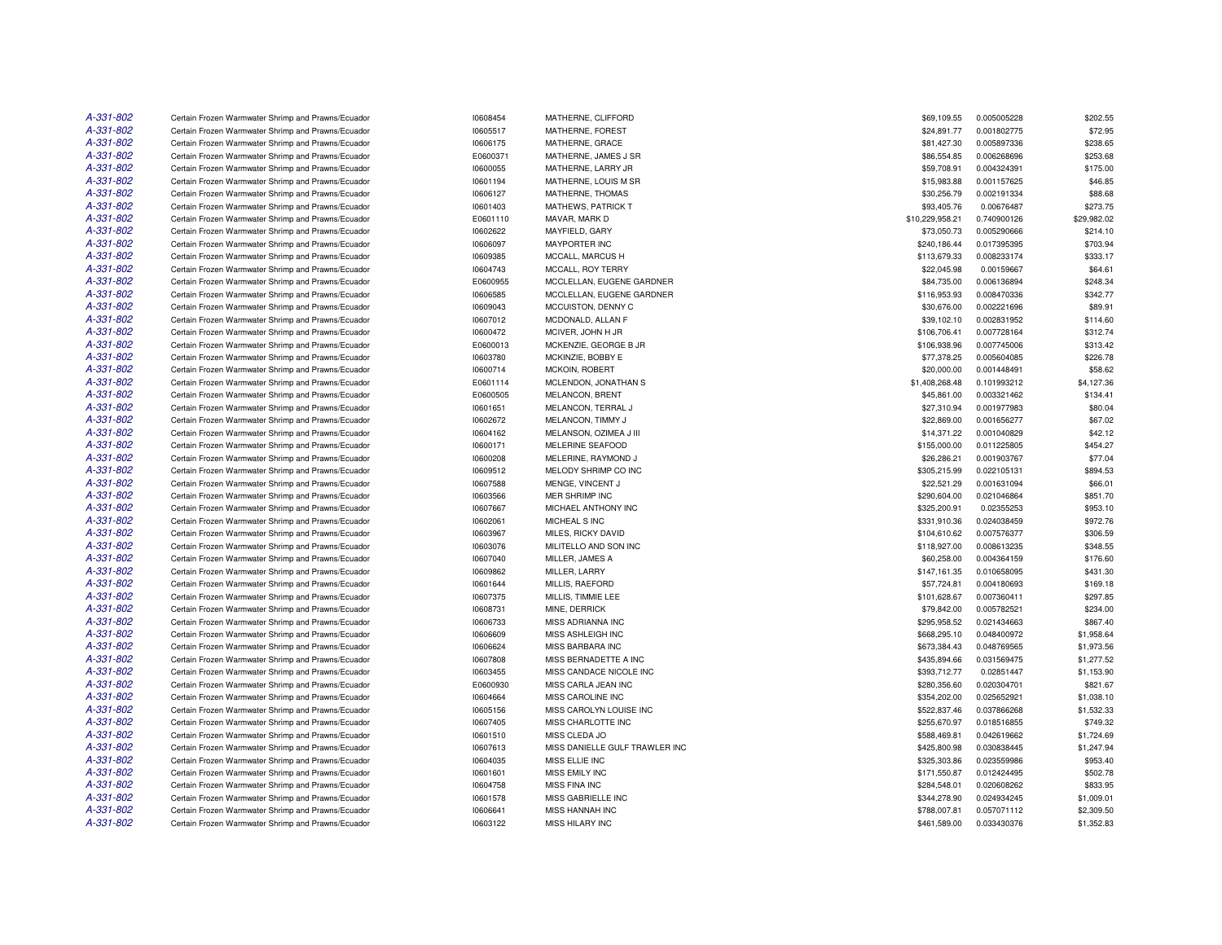| | | | | | | |
|---|---|---|---|---|---|---|
| A-331-802 | Certain Frozen Warmwater Shrimp and Prawns/Ecuador | I0608454 | MATHERNE, CLIFFORD | $69,109.55 | 0.005005228 | $202.55 |
| A-331-802 | Certain Frozen Warmwater Shrimp and Prawns/Ecuador | I0605517 | MATHERNE, FOREST | $24,891.77 | 0.001802775 | $72.95 |
| A-331-802 | Certain Frozen Warmwater Shrimp and Prawns/Ecuador | I0606175 | MATHERNE, GRACE | $81,427.30 | 0.005897336 | $238.65 |
| A-331-802 | Certain Frozen Warmwater Shrimp and Prawns/Ecuador | E0600371 | MATHERNE, JAMES J SR | $86,554.85 | 0.006268696 | $253.68 |
| A-331-802 | Certain Frozen Warmwater Shrimp and Prawns/Ecuador | I0600055 | MATHERNE, LARRY JR | $59,708.91 | 0.004324391 | $175.00 |
| A-331-802 | Certain Frozen Warmwater Shrimp and Prawns/Ecuador | I0601194 | MATHERNE, LOUIS M SR | $15,983.88 | 0.001157625 | $46.85 |
| A-331-802 | Certain Frozen Warmwater Shrimp and Prawns/Ecuador | I0606127 | MATHERNE, THOMAS | $30,256.79 | 0.002191334 | $88.68 |
| A-331-802 | Certain Frozen Warmwater Shrimp and Prawns/Ecuador | I0601403 | MATHEWS, PATRICK T | $93,405.76 | 0.00676487 | $273.75 |
| A-331-802 | Certain Frozen Warmwater Shrimp and Prawns/Ecuador | E0601110 | MAVAR, MARK D | $10,229,958.21 | 0.740900126 | $29,982.02 |
| A-331-802 | Certain Frozen Warmwater Shrimp and Prawns/Ecuador | I0602622 | MAYFIELD, GARY | $73,050.73 | 0.005290666 | $214.10 |
| A-331-802 | Certain Frozen Warmwater Shrimp and Prawns/Ecuador | I0606097 | MAYPORTER INC | $240,186.44 | 0.017395395 | $703.94 |
| A-331-802 | Certain Frozen Warmwater Shrimp and Prawns/Ecuador | I0609385 | MCCALL, MARCUS H | $113,679.33 | 0.008233174 | $333.17 |
| A-331-802 | Certain Frozen Warmwater Shrimp and Prawns/Ecuador | I0604743 | MCCALL, ROY TERRY | $22,045.98 | 0.00159667 | $64.61 |
| A-331-802 | Certain Frozen Warmwater Shrimp and Prawns/Ecuador | E0600955 | MCCLELLAN, EUGENE GARDNER | $84,735.00 | 0.006136894 | $248.34 |
| A-331-802 | Certain Frozen Warmwater Shrimp and Prawns/Ecuador | I0606585 | MCCLELLAN, EUGENE GARDNER | $116,953.93 | 0.008470336 | $342.77 |
| A-331-802 | Certain Frozen Warmwater Shrimp and Prawns/Ecuador | I0609043 | MCCUISTON, DENNY C | $30,676.00 | 0.002221696 | $89.91 |
| A-331-802 | Certain Frozen Warmwater Shrimp and Prawns/Ecuador | I0607012 | MCDONALD, ALLAN F | $39,102.10 | 0.002831952 | $114.60 |
| A-331-802 | Certain Frozen Warmwater Shrimp and Prawns/Ecuador | I0600472 | MCIVER, JOHN H JR | $106,706.41 | 0.007728164 | $312.74 |
| A-331-802 | Certain Frozen Warmwater Shrimp and Prawns/Ecuador | E0600013 | MCKENZIE, GEORGE B JR | $106,938.96 | 0.007745006 | $313.42 |
| A-331-802 | Certain Frozen Warmwater Shrimp and Prawns/Ecuador | I0603780 | MCKINZIE, BOBBY E | $77,378.25 | 0.005604085 | $226.78 |
| A-331-802 | Certain Frozen Warmwater Shrimp and Prawns/Ecuador | I0600714 | MCKOIN, ROBERT | $20,000.00 | 0.001448491 | $58.62 |
| A-331-802 | Certain Frozen Warmwater Shrimp and Prawns/Ecuador | E0601114 | MCLENDON, JONATHAN S | $1,408,268.48 | 0.101993212 | $4,127.36 |
| A-331-802 | Certain Frozen Warmwater Shrimp and Prawns/Ecuador | E0600505 | MELANCON, BRENT | $45,861.00 | 0.003321462 | $134.41 |
| A-331-802 | Certain Frozen Warmwater Shrimp and Prawns/Ecuador | I0601651 | MELANCON, TERRAL J | $27,310.94 | 0.001977983 | $80.04 |
| A-331-802 | Certain Frozen Warmwater Shrimp and Prawns/Ecuador | I0602672 | MELANCON, TIMMY J | $22,869.00 | 0.001656277 | $67.02 |
| A-331-802 | Certain Frozen Warmwater Shrimp and Prawns/Ecuador | I0604162 | MELANSON, OZIMEA J III | $14,371.22 | 0.001040829 | $42.12 |
| A-331-802 | Certain Frozen Warmwater Shrimp and Prawns/Ecuador | I0600171 | MELERINE SEAFOOD | $155,000.00 | 0.011225805 | $454.27 |
| A-331-802 | Certain Frozen Warmwater Shrimp and Prawns/Ecuador | I0600208 | MELERINE, RAYMOND J | $26,286.21 | 0.001903767 | $77.04 |
| A-331-802 | Certain Frozen Warmwater Shrimp and Prawns/Ecuador | I0609512 | MELODY SHRIMP CO INC | $305,215.99 | 0.022105131 | $894.53 |
| A-331-802 | Certain Frozen Warmwater Shrimp and Prawns/Ecuador | I0607588 | MENGE, VINCENT J | $22,521.29 | 0.001631094 | $66.01 |
| A-331-802 | Certain Frozen Warmwater Shrimp and Prawns/Ecuador | I0603566 | MER SHRIMP INC | $290,604.00 | 0.021046864 | $851.70 |
| A-331-802 | Certain Frozen Warmwater Shrimp and Prawns/Ecuador | I0607667 | MICHAEL ANTHONY INC | $325,200.91 | 0.02355253 | $953.10 |
| A-331-802 | Certain Frozen Warmwater Shrimp and Prawns/Ecuador | I0602061 | MICHEAL S INC | $331,910.36 | 0.024038459 | $972.76 |
| A-331-802 | Certain Frozen Warmwater Shrimp and Prawns/Ecuador | I0603967 | MILES, RICKY DAVID | $104,610.62 | 0.007576377 | $306.59 |
| A-331-802 | Certain Frozen Warmwater Shrimp and Prawns/Ecuador | I0603076 | MILITELLO AND SON INC | $118,927.00 | 0.008613235 | $348.55 |
| A-331-802 | Certain Frozen Warmwater Shrimp and Prawns/Ecuador | I0607040 | MILLER, JAMES A | $60,258.00 | 0.004364159 | $176.60 |
| A-331-802 | Certain Frozen Warmwater Shrimp and Prawns/Ecuador | I0609862 | MILLER, LARRY | $147,161.35 | 0.010658095 | $431.30 |
| A-331-802 | Certain Frozen Warmwater Shrimp and Prawns/Ecuador | I0601644 | MILLIS, RAEFORD | $57,724.81 | 0.004180693 | $169.18 |
| A-331-802 | Certain Frozen Warmwater Shrimp and Prawns/Ecuador | I0607375 | MILLIS, TIMMIE LEE | $101,628.67 | 0.007360411 | $297.85 |
| A-331-802 | Certain Frozen Warmwater Shrimp and Prawns/Ecuador | I0608731 | MINE, DERRICK | $79,842.00 | 0.005782521 | $234.00 |
| A-331-802 | Certain Frozen Warmwater Shrimp and Prawns/Ecuador | I0606733 | MISS ADRIANNA INC | $295,958.52 | 0.021434663 | $867.40 |
| A-331-802 | Certain Frozen Warmwater Shrimp and Prawns/Ecuador | I0606609 | MISS ASHLEIGH INC | $668,295.10 | 0.048400972 | $1,958.64 |
| A-331-802 | Certain Frozen Warmwater Shrimp and Prawns/Ecuador | I0606624 | MISS BARBARA INC | $673,384.43 | 0.048769565 | $1,973.56 |
| A-331-802 | Certain Frozen Warmwater Shrimp and Prawns/Ecuador | I0607808 | MISS BERNADETTE A INC | $435,894.66 | 0.031569475 | $1,277.52 |
| A-331-802 | Certain Frozen Warmwater Shrimp and Prawns/Ecuador | I0603455 | MISS CANDACE NICOLE INC | $393,712.77 | 0.02851447 | $1,153.90 |
| A-331-802 | Certain Frozen Warmwater Shrimp and Prawns/Ecuador | E0600930 | MISS CARLA JEAN INC | $280,356.60 | 0.020304701 | $821.67 |
| A-331-802 | Certain Frozen Warmwater Shrimp and Prawns/Ecuador | I0604664 | MISS CAROLINE INC | $354,202.00 | 0.025652921 | $1,038.10 |
| A-331-802 | Certain Frozen Warmwater Shrimp and Prawns/Ecuador | I0605156 | MISS CAROLYN LOUISE INC | $522,837.46 | 0.037866268 | $1,532.33 |
| A-331-802 | Certain Frozen Warmwater Shrimp and Prawns/Ecuador | I0607405 | MISS CHARLOTTE INC | $255,670.97 | 0.018516855 | $749.32 |
| A-331-802 | Certain Frozen Warmwater Shrimp and Prawns/Ecuador | I0601510 | MISS CLEDA JO | $588,469.81 | 0.042619662 | $1,724.69 |
| A-331-802 | Certain Frozen Warmwater Shrimp and Prawns/Ecuador | I0607613 | MISS DANIELLE GULF TRAWLER INC | $425,800.98 | 0.030838445 | $1,247.94 |
| A-331-802 | Certain Frozen Warmwater Shrimp and Prawns/Ecuador | I0604035 | MISS ELLIE INC | $325,303.86 | 0.023559986 | $953.40 |
| A-331-802 | Certain Frozen Warmwater Shrimp and Prawns/Ecuador | I0601601 | MISS EMILY INC | $171,550.87 | 0.012424495 | $502.78 |
| A-331-802 | Certain Frozen Warmwater Shrimp and Prawns/Ecuador | I0604758 | MISS FINA INC | $284,548.01 | 0.020608262 | $833.95 |
| A-331-802 | Certain Frozen Warmwater Shrimp and Prawns/Ecuador | I0601578 | MISS GABRIELLE INC | $344,278.90 | 0.024934245 | $1,009.01 |
| A-331-802 | Certain Frozen Warmwater Shrimp and Prawns/Ecuador | I0606641 | MISS HANNAH INC | $788,007.81 | 0.057071112 | $2,309.50 |
| A-331-802 | Certain Frozen Warmwater Shrimp and Prawns/Ecuador | I0603122 | MISS HILARY INC | $461,589.00 | 0.033430376 | $1,352.83 |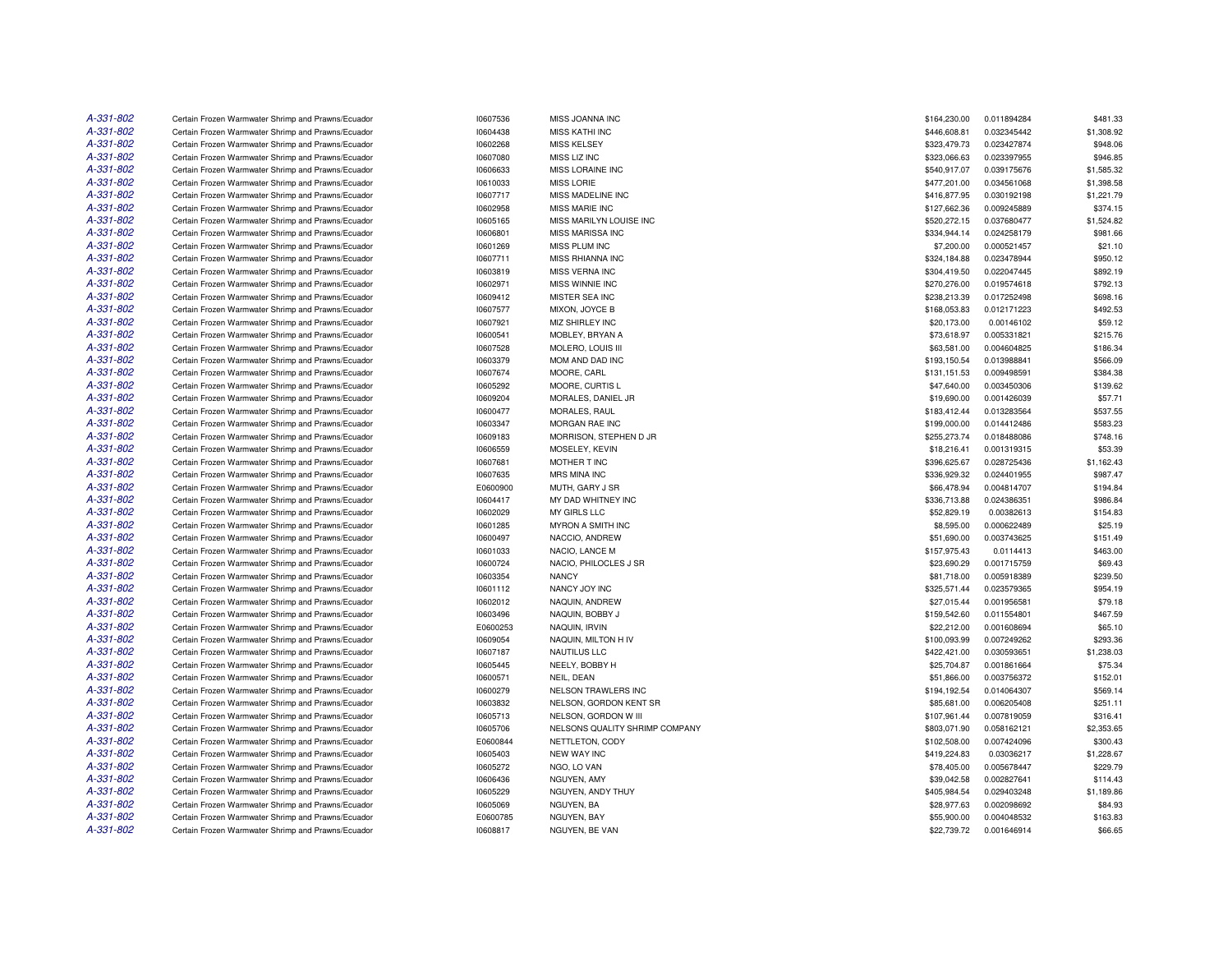| | | | | | | |
|---|---|---|---|---|---|---|
| A-331-802 | Certain Frozen Warmwater Shrimp and Prawns/Ecuador | I0607536 | MISS JOANNA INC | $164,230.00 | 0.011894284 | $481.33 |
| A-331-802 | Certain Frozen Warmwater Shrimp and Prawns/Ecuador | I0604438 | MISS KATHI INC | $446,608.81 | 0.032345442 | $1,308.92 |
| A-331-802 | Certain Frozen Warmwater Shrimp and Prawns/Ecuador | I0602268 | MISS KELSEY | $323,479.73 | 0.023427874 | $948.06 |
| A-331-802 | Certain Frozen Warmwater Shrimp and Prawns/Ecuador | I0607080 | MISS LIZ INC | $323,066.63 | 0.023397955 | $946.85 |
| A-331-802 | Certain Frozen Warmwater Shrimp and Prawns/Ecuador | I0606633 | MISS LORAINE INC | $540,917.07 | 0.039175676 | $1,585.32 |
| A-331-802 | Certain Frozen Warmwater Shrimp and Prawns/Ecuador | I0610033 | MISS LORIE | $477,201.00 | 0.034561068 | $1,398.58 |
| A-331-802 | Certain Frozen Warmwater Shrimp and Prawns/Ecuador | I0607717 | MISS MADELINE INC | $416,877.95 | 0.030192198 | $1,221.79 |
| A-331-802 | Certain Frozen Warmwater Shrimp and Prawns/Ecuador | I0602958 | MISS MARIE INC | $127,662.36 | 0.009245889 | $374.15 |
| A-331-802 | Certain Frozen Warmwater Shrimp and Prawns/Ecuador | I0605165 | MISS MARILYN LOUISE INC | $520,272.15 | 0.037680477 | $1,524.82 |
| A-331-802 | Certain Frozen Warmwater Shrimp and Prawns/Ecuador | I0606801 | MISS MARISSA INC | $334,944.14 | 0.024258179 | $981.66 |
| A-331-802 | Certain Frozen Warmwater Shrimp and Prawns/Ecuador | I0601269 | MISS PLUM INC | $7,200.00 | 0.000521457 | $21.10 |
| A-331-802 | Certain Frozen Warmwater Shrimp and Prawns/Ecuador | I0607711 | MISS RHIANNA INC | $324,184.88 | 0.023478944 | $950.12 |
| A-331-802 | Certain Frozen Warmwater Shrimp and Prawns/Ecuador | I0603819 | MISS VERNA INC | $304,419.50 | 0.022047445 | $892.19 |
| A-331-802 | Certain Frozen Warmwater Shrimp and Prawns/Ecuador | I0602971 | MISS WINNIE INC | $270,276.00 | 0.019574618 | $792.13 |
| A-331-802 | Certain Frozen Warmwater Shrimp and Prawns/Ecuador | I0609412 | MISTER SEA INC | $238,213.39 | 0.017252498 | $698.16 |
| A-331-802 | Certain Frozen Warmwater Shrimp and Prawns/Ecuador | I0607577 | MIXON, JOYCE B | $168,053.83 | 0.012171223 | $492.53 |
| A-331-802 | Certain Frozen Warmwater Shrimp and Prawns/Ecuador | I0607921 | MIZ SHIRLEY INC | $20,173.00 | 0.00146102 | $59.12 |
| A-331-802 | Certain Frozen Warmwater Shrimp and Prawns/Ecuador | I0600541 | MOBLEY, BRYAN A | $73,618.97 | 0.005331821 | $215.76 |
| A-331-802 | Certain Frozen Warmwater Shrimp and Prawns/Ecuador | I0607528 | MOLERO, LOUIS III | $63,581.00 | 0.004604825 | $186.34 |
| A-331-802 | Certain Frozen Warmwater Shrimp and Prawns/Ecuador | I0603379 | MOM AND DAD INC | $193,150.54 | 0.013988841 | $566.09 |
| A-331-802 | Certain Frozen Warmwater Shrimp and Prawns/Ecuador | I0607674 | MOORE, CARL | $131,151.53 | 0.009498591 | $384.38 |
| A-331-802 | Certain Frozen Warmwater Shrimp and Prawns/Ecuador | I0605292 | MOORE, CURTIS L | $47,640.00 | 0.003450306 | $139.62 |
| A-331-802 | Certain Frozen Warmwater Shrimp and Prawns/Ecuador | I0609204 | MORALES, DANIEL JR | $19,690.00 | 0.001426039 | $57.71 |
| A-331-802 | Certain Frozen Warmwater Shrimp and Prawns/Ecuador | I0600477 | MORALES, RAUL | $183,412.44 | 0.013283564 | $537.55 |
| A-331-802 | Certain Frozen Warmwater Shrimp and Prawns/Ecuador | I0603347 | MORGAN RAE INC | $199,000.00 | 0.014412486 | $583.23 |
| A-331-802 | Certain Frozen Warmwater Shrimp and Prawns/Ecuador | I0609183 | MORRISON, STEPHEN D JR | $255,273.74 | 0.018488086 | $748.16 |
| A-331-802 | Certain Frozen Warmwater Shrimp and Prawns/Ecuador | I0606559 | MOSELEY, KEVIN | $18,216.41 | 0.001319315 | $53.39 |
| A-331-802 | Certain Frozen Warmwater Shrimp and Prawns/Ecuador | I0607681 | MOTHER T INC | $396,625.67 | 0.028725436 | $1,162.43 |
| A-331-802 | Certain Frozen Warmwater Shrimp and Prawns/Ecuador | I0607635 | MRS MINA INC | $336,929.32 | 0.024401955 | $987.47 |
| A-331-802 | Certain Frozen Warmwater Shrimp and Prawns/Ecuador | E0600900 | MUTH, GARY J SR | $66,478.94 | 0.004814707 | $194.84 |
| A-331-802 | Certain Frozen Warmwater Shrimp and Prawns/Ecuador | I0604417 | MY DAD WHITNEY INC | $336,713.88 | 0.024386351 | $986.84 |
| A-331-802 | Certain Frozen Warmwater Shrimp and Prawns/Ecuador | I0602029 | MY GIRLS LLC | $52,829.19 | 0.00382613 | $154.83 |
| A-331-802 | Certain Frozen Warmwater Shrimp and Prawns/Ecuador | I0601285 | MYRON A SMITH INC | $8,595.00 | 0.000622489 | $25.19 |
| A-331-802 | Certain Frozen Warmwater Shrimp and Prawns/Ecuador | I0600497 | NACCIO, ANDREW | $51,690.00 | 0.003743625 | $151.49 |
| A-331-802 | Certain Frozen Warmwater Shrimp and Prawns/Ecuador | I0601033 | NACIO, LANCE M | $157,975.43 | 0.0114413 | $463.00 |
| A-331-802 | Certain Frozen Warmwater Shrimp and Prawns/Ecuador | I0600724 | NACIO, PHILOCLES J SR | $23,690.29 | 0.001715759 | $69.43 |
| A-331-802 | Certain Frozen Warmwater Shrimp and Prawns/Ecuador | I0603354 | NANCY | $81,718.00 | 0.005918389 | $239.50 |
| A-331-802 | Certain Frozen Warmwater Shrimp and Prawns/Ecuador | I0601112 | NANCY JOY INC | $325,571.44 | 0.023579365 | $954.19 |
| A-331-802 | Certain Frozen Warmwater Shrimp and Prawns/Ecuador | I0602012 | NAQUIN, ANDREW | $27,015.44 | 0.001956581 | $79.18 |
| A-331-802 | Certain Frozen Warmwater Shrimp and Prawns/Ecuador | I0603496 | NAQUIN, BOBBY J | $159,542.60 | 0.011554801 | $467.59 |
| A-331-802 | Certain Frozen Warmwater Shrimp and Prawns/Ecuador | E0600253 | NAQUIN, IRVIN | $22,212.00 | 0.001608694 | $65.10 |
| A-331-802 | Certain Frozen Warmwater Shrimp and Prawns/Ecuador | I0609054 | NAQUIN, MILTON H IV | $100,093.99 | 0.007249262 | $293.36 |
| A-331-802 | Certain Frozen Warmwater Shrimp and Prawns/Ecuador | I0607187 | NAUTILUS LLC | $422,421.00 | 0.030593651 | $1,238.03 |
| A-331-802 | Certain Frozen Warmwater Shrimp and Prawns/Ecuador | I0605445 | NEELY, BOBBY H | $25,704.87 | 0.001861664 | $75.34 |
| A-331-802 | Certain Frozen Warmwater Shrimp and Prawns/Ecuador | I0600571 | NEIL, DEAN | $51,866.00 | 0.003756372 | $152.01 |
| A-331-802 | Certain Frozen Warmwater Shrimp and Prawns/Ecuador | I0600279 | NELSON TRAWLERS INC | $194,192.54 | 0.014064307 | $569.14 |
| A-331-802 | Certain Frozen Warmwater Shrimp and Prawns/Ecuador | I0603832 | NELSON, GORDON KENT SR | $85,681.00 | 0.006205408 | $251.11 |
| A-331-802 | Certain Frozen Warmwater Shrimp and Prawns/Ecuador | I0605713 | NELSON, GORDON W III | $107,961.44 | 0.007819059 | $316.41 |
| A-331-802 | Certain Frozen Warmwater Shrimp and Prawns/Ecuador | I0605706 | NELSONS QUALITY SHRIMP COMPANY | $803,071.90 | 0.058162121 | $2,353.65 |
| A-331-802 | Certain Frozen Warmwater Shrimp and Prawns/Ecuador | E0600844 | NETTLETON, CODY | $102,508.00 | 0.007424096 | $300.43 |
| A-331-802 | Certain Frozen Warmwater Shrimp and Prawns/Ecuador | I0605403 | NEW WAY INC | $419,224.83 | 0.03036217 | $1,228.67 |
| A-331-802 | Certain Frozen Warmwater Shrimp and Prawns/Ecuador | I0605272 | NGO, LO VAN | $78,405.00 | 0.005678447 | $229.79 |
| A-331-802 | Certain Frozen Warmwater Shrimp and Prawns/Ecuador | I0606436 | NGUYEN, AMY | $39,042.58 | 0.002827641 | $114.43 |
| A-331-802 | Certain Frozen Warmwater Shrimp and Prawns/Ecuador | I0605229 | NGUYEN, ANDY THUY | $405,984.54 | 0.029403248 | $1,189.86 |
| A-331-802 | Certain Frozen Warmwater Shrimp and Prawns/Ecuador | I0605069 | NGUYEN, BA | $28,977.63 | 0.002098692 | $84.93 |
| A-331-802 | Certain Frozen Warmwater Shrimp and Prawns/Ecuador | E0600785 | NGUYEN, BAY | $55,900.00 | 0.004048532 | $163.83 |
| A-331-802 | Certain Frozen Warmwater Shrimp and Prawns/Ecuador | I0608817 | NGUYEN, BE VAN | $22,739.72 | 0.001646914 | $66.65 |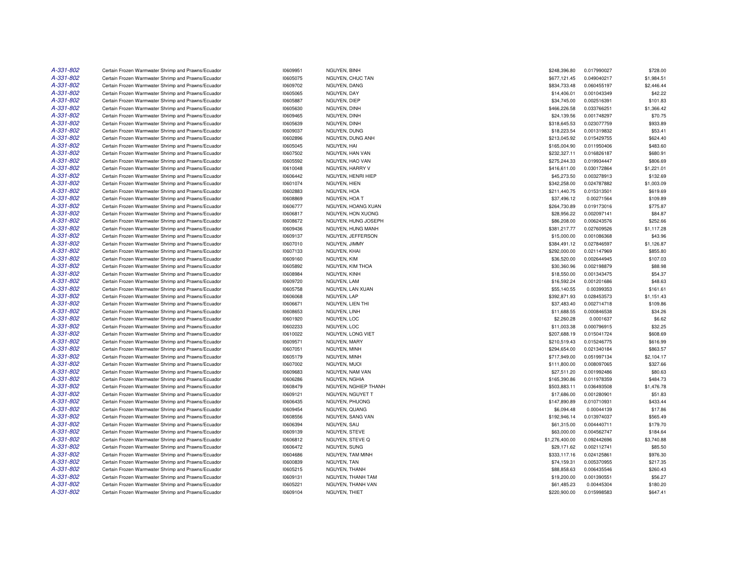| | | | | | | |
|---|---|---|---|---|---|---|
| A-331-802 | Certain Frozen Warmwater Shrimp and Prawns/Ecuador | I0609951 | NGUYEN, BINH | $248,396.80 | 0.017990027 | $728.00 |
| A-331-802 | Certain Frozen Warmwater Shrimp and Prawns/Ecuador | I0605075 | NGUYEN, CHUC TAN | $677,121.45 | 0.049040217 | $1,984.51 |
| A-331-802 | Certain Frozen Warmwater Shrimp and Prawns/Ecuador | I0609702 | NGUYEN, DANG | $834,733.48 | 0.060455197 | $2,446.44 |
| A-331-802 | Certain Frozen Warmwater Shrimp and Prawns/Ecuador | I0605065 | NGUYEN, DAY | $14,406.01 | 0.001043349 | $42.22 |
| A-331-802 | Certain Frozen Warmwater Shrimp and Prawns/Ecuador | I0605887 | NGUYEN, DIEP | $34,745.00 | 0.002516391 | $101.83 |
| A-331-802 | Certain Frozen Warmwater Shrimp and Prawns/Ecuador | I0605630 | NGUYEN, DINH | $466,226.58 | 0.033766251 | $1,366.42 |
| A-331-802 | Certain Frozen Warmwater Shrimp and Prawns/Ecuador | I0609465 | NGUYEN, DINH | $24,139.56 | 0.001748297 | $70.75 |
| A-331-802 | Certain Frozen Warmwater Shrimp and Prawns/Ecuador | I0605639 | NGUYEN, DINH | $318,645.53 | 0.023077759 | $933.89 |
| A-331-802 | Certain Frozen Warmwater Shrimp and Prawns/Ecuador | I0609037 | NGUYEN, DUNG | $18,223.54 | 0.001319832 | $53.41 |
| A-331-802 | Certain Frozen Warmwater Shrimp and Prawns/Ecuador | I0602896 | NGUYEN, DUNG ANH | $213,045.92 | 0.015429755 | $624.40 |
| A-331-802 | Certain Frozen Warmwater Shrimp and Prawns/Ecuador | I0605045 | NGUYEN, HAI | $165,004.90 | 0.011950406 | $483.60 |
| A-331-802 | Certain Frozen Warmwater Shrimp and Prawns/Ecuador | I0607502 | NGUYEN, HAN VAN | $232,327.11 | 0.016826187 | $680.91 |
| A-331-802 | Certain Frozen Warmwater Shrimp and Prawns/Ecuador | I0605592 | NGUYEN, HAO VAN | $275,244.33 | 0.019934447 | $806.69 |
| A-331-802 | Certain Frozen Warmwater Shrimp and Prawns/Ecuador | I0610048 | NGUYEN, HARRY V | $416,611.00 | 0.030172864 | $1,221.01 |
| A-331-802 | Certain Frozen Warmwater Shrimp and Prawns/Ecuador | I0606442 | NGUYEN, HENRI HIEP | $45,273.50 | 0.003278913 | $132.69 |
| A-331-802 | Certain Frozen Warmwater Shrimp and Prawns/Ecuador | I0601074 | NGUYEN, HIEN | $342,258.00 | 0.024787882 | $1,003.09 |
| A-331-802 | Certain Frozen Warmwater Shrimp and Prawns/Ecuador | I0602883 | NGUYEN, HOA | $211,440.75 | 0.015313501 | $619.69 |
| A-331-802 | Certain Frozen Warmwater Shrimp and Prawns/Ecuador | I0608869 | NGUYEN, HOA T | $37,496.12 | 0.00271564 | $109.89 |
| A-331-802 | Certain Frozen Warmwater Shrimp and Prawns/Ecuador | I0606777 | NGUYEN, HOANG XUAN | $264,730.89 | 0.019173016 | $775.87 |
| A-331-802 | Certain Frozen Warmwater Shrimp and Prawns/Ecuador | I0606817 | NGUYEN, HON XUONG | $28,956.22 | 0.002097141 | $84.87 |
| A-331-802 | Certain Frozen Warmwater Shrimp and Prawns/Ecuador | I0608672 | NGUYEN, HUNG JOSEPH | $86,208.00 | 0.006243576 | $252.66 |
| A-331-802 | Certain Frozen Warmwater Shrimp and Prawns/Ecuador | I0609436 | NGUYEN, HUNG MANH | $381,217.77 | 0.027609526 | $1,117.28 |
| A-331-802 | Certain Frozen Warmwater Shrimp and Prawns/Ecuador | I0609137 | NGUYEN, JEFFERSON | $15,000.00 | 0.001086368 | $43.96 |
| A-331-802 | Certain Frozen Warmwater Shrimp and Prawns/Ecuador | I0607010 | NGUYEN, JIMMY | $384,491.12 | 0.027846597 | $1,126.87 |
| A-331-802 | Certain Frozen Warmwater Shrimp and Prawns/Ecuador | I0607133 | NGUYEN, KHAI | $292,000.00 | 0.021147969 | $855.80 |
| A-331-802 | Certain Frozen Warmwater Shrimp and Prawns/Ecuador | I0609160 | NGUYEN, KIM | $36,520.00 | 0.002644945 | $107.03 |
| A-331-802 | Certain Frozen Warmwater Shrimp and Prawns/Ecuador | I0605892 | NGUYEN, KIM THOA | $30,360.96 | 0.002198879 | $88.98 |
| A-331-802 | Certain Frozen Warmwater Shrimp and Prawns/Ecuador | I0608984 | NGUYEN, KINH | $18,550.00 | 0.001343475 | $54.37 |
| A-331-802 | Certain Frozen Warmwater Shrimp and Prawns/Ecuador | I0609720 | NGUYEN, LAM | $16,592.24 | 0.001201686 | $48.63 |
| A-331-802 | Certain Frozen Warmwater Shrimp and Prawns/Ecuador | I0605758 | NGUYEN, LAN XUAN | $55,140.55 | 0.00399353 | $161.61 |
| A-331-802 | Certain Frozen Warmwater Shrimp and Prawns/Ecuador | I0606068 | NGUYEN, LAP | $392,871.93 | 0.028453573 | $1,151.43 |
| A-331-802 | Certain Frozen Warmwater Shrimp and Prawns/Ecuador | I0606671 | NGUYEN, LIEN THI | $37,483.40 | 0.002714718 | $109.86 |
| A-331-802 | Certain Frozen Warmwater Shrimp and Prawns/Ecuador | I0608653 | NGUYEN, LINH | $11,688.55 | 0.000846538 | $34.26 |
| A-331-802 | Certain Frozen Warmwater Shrimp and Prawns/Ecuador | I0601920 | NGUYEN, LOC | $2,260.28 | 0.0001637 | $6.62 |
| A-331-802 | Certain Frozen Warmwater Shrimp and Prawns/Ecuador | I0602233 | NGUYEN, LOC | $11,003.38 | 0.000796915 | $32.25 |
| A-331-802 | Certain Frozen Warmwater Shrimp and Prawns/Ecuador | I0610022 | NGUYEN, LONG VIET | $207,688.19 | 0.015041724 | $608.69 |
| A-331-802 | Certain Frozen Warmwater Shrimp and Prawns/Ecuador | I0609571 | NGUYEN, MARY | $210,519.43 | 0.015246775 | $616.99 |
| A-331-802 | Certain Frozen Warmwater Shrimp and Prawns/Ecuador | I0607051 | NGUYEN, MINH | $294,654.00 | 0.021340184 | $863.57 |
| A-331-802 | Certain Frozen Warmwater Shrimp and Prawns/Ecuador | I0605179 | NGUYEN, MINH | $717,949.00 | 0.051997134 | $2,104.17 |
| A-331-802 | Certain Frozen Warmwater Shrimp and Prawns/Ecuador | I0607002 | NGUYEN, MUOI | $111,800.00 | 0.008097065 | $327.66 |
| A-331-802 | Certain Frozen Warmwater Shrimp and Prawns/Ecuador | I0609683 | NGUYEN, NAM VAN | $27,511.20 | 0.001992486 | $80.63 |
| A-331-802 | Certain Frozen Warmwater Shrimp and Prawns/Ecuador | I0606286 | NGUYEN, NGHIA | $165,390.86 | 0.011978359 | $484.73 |
| A-331-802 | Certain Frozen Warmwater Shrimp and Prawns/Ecuador | I0608479 | NGUYEN, NGHIEP THANH | $503,883.11 | 0.036493508 | $1,476.78 |
| A-331-802 | Certain Frozen Warmwater Shrimp and Prawns/Ecuador | I0609121 | NGUYEN, NGUYET T | $17,686.00 | 0.001280901 | $51.83 |
| A-331-802 | Certain Frozen Warmwater Shrimp and Prawns/Ecuador | I0606435 | NGUYEN, PHUONG | $147,890.89 | 0.010710931 | $433.44 |
| A-331-802 | Certain Frozen Warmwater Shrimp and Prawns/Ecuador | I0609454 | NGUYEN, QUANG | $6,094.48 | 0.00044139 | $17.86 |
| A-331-802 | Certain Frozen Warmwater Shrimp and Prawns/Ecuador | I0608556 | NGUYEN, SANG VAN | $192,946.14 | 0.013974037 | $565.49 |
| A-331-802 | Certain Frozen Warmwater Shrimp and Prawns/Ecuador | I0606394 | NGUYEN, SAU | $61,315.00 | 0.004440711 | $179.70 |
| A-331-802 | Certain Frozen Warmwater Shrimp and Prawns/Ecuador | I0609139 | NGUYEN, STEVE | $63,000.00 | 0.004562747 | $184.64 |
| A-331-802 | Certain Frozen Warmwater Shrimp and Prawns/Ecuador | I0606812 | NGUYEN, STEVE Q | $1,276,400.00 | 0.092442696 | $3,740.88 |
| A-331-802 | Certain Frozen Warmwater Shrimp and Prawns/Ecuador | I0606472 | NGUYEN, SUNG | $29,171.62 | 0.002112741 | $85.50 |
| A-331-802 | Certain Frozen Warmwater Shrimp and Prawns/Ecuador | I0604686 | NGUYEN, TAM MINH | $333,117.16 | 0.024125861 | $976.30 |
| A-331-802 | Certain Frozen Warmwater Shrimp and Prawns/Ecuador | I0600839 | NGUYEN, TAN | $74,159.31 | 0.005370955 | $217.35 |
| A-331-802 | Certain Frozen Warmwater Shrimp and Prawns/Ecuador | I0605215 | NGUYEN, THANH | $88,858.63 | 0.006435546 | $260.43 |
| A-331-802 | Certain Frozen Warmwater Shrimp and Prawns/Ecuador | I0609131 | NGUYEN, THANH TAM | $19,200.00 | 0.001390551 | $56.27 |
| A-331-802 | Certain Frozen Warmwater Shrimp and Prawns/Ecuador | I0605221 | NGUYEN, THANH VAN | $61,485.23 | 0.00445304 | $180.20 |
| A-331-802 | Certain Frozen Warmwater Shrimp and Prawns/Ecuador | I0609104 | NGUYEN, THIET | $220,900.00 | 0.015998583 | $647.41 |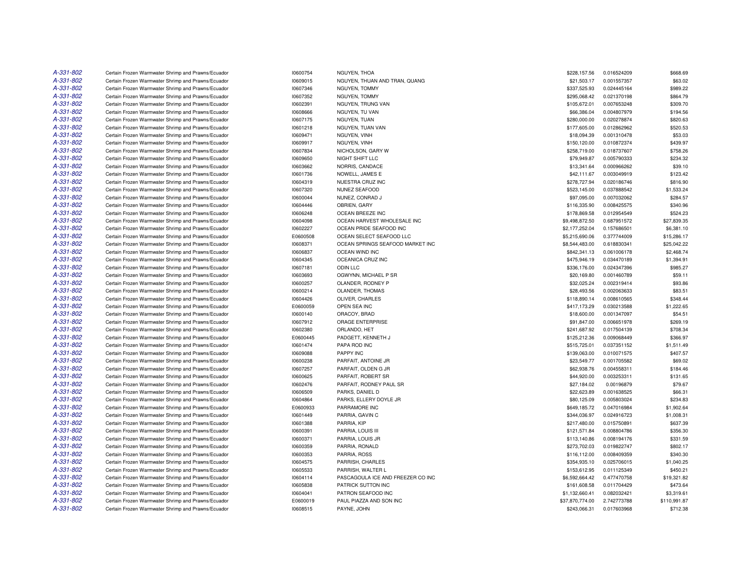| | | | | | | |
|---|---|---|---|---|---|---|
| A-331-802 | Certain Frozen Warmwater Shrimp and Prawns/Ecuador | I0600754 | NGUYEN, THOA | $228,157.56 | 0.016524209 | $668.69 |
| A-331-802 | Certain Frozen Warmwater Shrimp and Prawns/Ecuador | I0609015 | NGUYEN, THUAN AND TRAN, QUANG | $21,503.17 | 0.001557357 | $63.02 |
| A-331-802 | Certain Frozen Warmwater Shrimp and Prawns/Ecuador | I0607346 | NGUYEN, TOMMY | $337,525.93 | 0.024445164 | $989.22 |
| A-331-802 | Certain Frozen Warmwater Shrimp and Prawns/Ecuador | I0607352 | NGUYEN, TOMMY | $295,068.42 | 0.021370198 | $864.79 |
| A-331-802 | Certain Frozen Warmwater Shrimp and Prawns/Ecuador | I0602391 | NGUYEN, TRUNG VAN | $105,672.01 | 0.007653248 | $309.70 |
| A-331-802 | Certain Frozen Warmwater Shrimp and Prawns/Ecuador | I0608666 | NGUYEN, TU VAN | $66,386.04 | 0.004807979 | $194.56 |
| A-331-802 | Certain Frozen Warmwater Shrimp and Prawns/Ecuador | I0607175 | NGUYEN, TUAN | $280,000.00 | 0.020278874 | $820.63 |
| A-331-802 | Certain Frozen Warmwater Shrimp and Prawns/Ecuador | I0601218 | NGUYEN, TUAN VAN | $177,605.00 | 0.012862962 | $520.53 |
| A-331-802 | Certain Frozen Warmwater Shrimp and Prawns/Ecuador | I0609471 | NGUYEN, VINH | $18,094.39 | 0.001310478 | $53.03 |
| A-331-802 | Certain Frozen Warmwater Shrimp and Prawns/Ecuador | I0609917 | NGUYEN, VINH | $150,120.00 | 0.010872374 | $439.97 |
| A-331-802 | Certain Frozen Warmwater Shrimp and Prawns/Ecuador | I0607834 | NICHOLSON, GARY W | $258,719.00 | 0.018737607 | $758.26 |
| A-331-802 | Certain Frozen Warmwater Shrimp and Prawns/Ecuador | I0609650 | NIGHT SHIFT LLC | $79,949.87 | 0.005790333 | $234.32 |
| A-331-802 | Certain Frozen Warmwater Shrimp and Prawns/Ecuador | I0603662 | NORRIS, CANDACE | $13,341.64 | 0.000966262 | $39.10 |
| A-331-802 | Certain Frozen Warmwater Shrimp and Prawns/Ecuador | I0601736 | NOWELL, JAMES E | $42,111.67 | 0.003049919 | $123.42 |
| A-331-802 | Certain Frozen Warmwater Shrimp and Prawns/Ecuador | I0604319 | NUESTRA CRUZ INC | $278,727.94 | 0.020186746 | $816.90 |
| A-331-802 | Certain Frozen Warmwater Shrimp and Prawns/Ecuador | I0607320 | NUNEZ SEAFOOD | $523,145.00 | 0.037888542 | $1,533.24 |
| A-331-802 | Certain Frozen Warmwater Shrimp and Prawns/Ecuador | I0600044 | NUNEZ, CONRAD J | $97,095.00 | 0.007032062 | $284.57 |
| A-331-802 | Certain Frozen Warmwater Shrimp and Prawns/Ecuador | I0604446 | OBRIEN, GARY | $116,335.90 | 0.008425575 | $340.96 |
| A-331-802 | Certain Frozen Warmwater Shrimp and Prawns/Ecuador | I0606248 | OCEAN BREEZE INC | $178,869.58 | 0.012954549 | $524.23 |
| A-331-802 | Certain Frozen Warmwater Shrimp and Prawns/Ecuador | I0604098 | OCEAN HARVEST WHOLESALE INC | $9,498,872.50 | 0.687951572 | $27,839.35 |
| A-331-802 | Certain Frozen Warmwater Shrimp and Prawns/Ecuador | I0602227 | OCEAN PRIDE SEAFOOD INC | $2,177,252.04 | 0.157686501 | $6,381.10 |
| A-331-802 | Certain Frozen Warmwater Shrimp and Prawns/Ecuador | E0600508 | OCEAN SELECT SEAFOOD LLC | $5,215,690.06 | 0.377744009 | $15,286.17 |
| A-331-802 | Certain Frozen Warmwater Shrimp and Prawns/Ecuador | I0608371 | OCEAN SPRINGS SEAFOOD MARKET INC | $8,544,483.00 | 0.618830341 | $25,042.22 |
| A-331-802 | Certain Frozen Warmwater Shrimp and Prawns/Ecuador | I0606837 | OCEAN WIND INC | $842,341.13 | 0.061006178 | $2,468.74 |
| A-331-802 | Certain Frozen Warmwater Shrimp and Prawns/Ecuador | I0604345 | OCEANICA CRUZ INC | $475,946.19 | 0.034470189 | $1,394.91 |
| A-331-802 | Certain Frozen Warmwater Shrimp and Prawns/Ecuador | I0607181 | ODIN LLC | $336,176.00 | 0.024347396 | $985.27 |
| A-331-802 | Certain Frozen Warmwater Shrimp and Prawns/Ecuador | I0603693 | OGWYNN, MICHAEL P SR | $20,169.80 | 0.001460789 | $59.11 |
| A-331-802 | Certain Frozen Warmwater Shrimp and Prawns/Ecuador | I0600257 | OLANDER, RODNEY P | $32,025.24 | 0.002319414 | $93.86 |
| A-331-802 | Certain Frozen Warmwater Shrimp and Prawns/Ecuador | I0600214 | OLANDER, THOMAS | $28,493.56 | 0.002063633 | $83.51 |
| A-331-802 | Certain Frozen Warmwater Shrimp and Prawns/Ecuador | I0604426 | OLIVER, CHARLES | $118,890.14 | 0.008610565 | $348.44 |
| A-331-802 | Certain Frozen Warmwater Shrimp and Prawns/Ecuador | E0600059 | OPEN SEA INC | $417,173.29 | 0.030213588 | $1,222.65 |
| A-331-802 | Certain Frozen Warmwater Shrimp and Prawns/Ecuador | I0600140 | ORACOY, BRAD | $18,600.00 | 0.001347097 | $54.51 |
| A-331-802 | Certain Frozen Warmwater Shrimp and Prawns/Ecuador | I0607912 | ORAGE ENTERPRISE | $91,847.00 | 0.006651978 | $269.19 |
| A-331-802 | Certain Frozen Warmwater Shrimp and Prawns/Ecuador | I0602380 | ORLANDO, HET | $241,687.92 | 0.017504139 | $708.34 |
| A-331-802 | Certain Frozen Warmwater Shrimp and Prawns/Ecuador | E0600445 | PADGETT, KENNETH J | $125,212.36 | 0.009068449 | $366.97 |
| A-331-802 | Certain Frozen Warmwater Shrimp and Prawns/Ecuador | I0601474 | PAPA ROD INC | $515,725.01 | 0.037351152 | $1,511.49 |
| A-331-802 | Certain Frozen Warmwater Shrimp and Prawns/Ecuador | I0609088 | PAPPY INC | $139,063.00 | 0.010071575 | $407.57 |
| A-331-802 | Certain Frozen Warmwater Shrimp and Prawns/Ecuador | I0600238 | PARFAIT, ANTOINE JR | $23,549.77 | 0.001705582 | $69.02 |
| A-331-802 | Certain Frozen Warmwater Shrimp and Prawns/Ecuador | I0607257 | PARFAIT, OLDEN G JR | $62,938.76 | 0.004558311 | $184.46 |
| A-331-802 | Certain Frozen Warmwater Shrimp and Prawns/Ecuador | I0600625 | PARFAIT, ROBERT SR | $44,920.00 | 0.003253311 | $131.65 |
| A-331-802 | Certain Frozen Warmwater Shrimp and Prawns/Ecuador | I0602476 | PARFAIT, RODNEY PAUL SR | $27,184.02 | 0.00196879 | $79.67 |
| A-331-802 | Certain Frozen Warmwater Shrimp and Prawns/Ecuador | I0606509 | PARKS, DANIEL D | $22,623.89 | 0.001638525 | $66.31 |
| A-331-802 | Certain Frozen Warmwater Shrimp and Prawns/Ecuador | I0604864 | PARKS, ELLERY DOYLE JR | $80,125.09 | 0.005803024 | $234.83 |
| A-331-802 | Certain Frozen Warmwater Shrimp and Prawns/Ecuador | E0600933 | PARRAMORE INC | $649,185.72 | 0.047016984 | $1,902.64 |
| A-331-802 | Certain Frozen Warmwater Shrimp and Prawns/Ecuador | I0601449 | PARRIA, GAVIN C | $344,036.97 | 0.024916723 | $1,008.31 |
| A-331-802 | Certain Frozen Warmwater Shrimp and Prawns/Ecuador | I0601388 | PARRIA, KIP | $217,480.00 | 0.015750891 | $637.39 |
| A-331-802 | Certain Frozen Warmwater Shrimp and Prawns/Ecuador | I0600391 | PARRIA, LOUIS III | $121,571.84 | 0.008804786 | $356.30 |
| A-331-802 | Certain Frozen Warmwater Shrimp and Prawns/Ecuador | I0600371 | PARRIA, LOUIS JR | $113,140.86 | 0.008194176 | $331.59 |
| A-331-802 | Certain Frozen Warmwater Shrimp and Prawns/Ecuador | I0600359 | PARRIA, RONALD | $273,702.03 | 0.019822747 | $802.17 |
| A-331-802 | Certain Frozen Warmwater Shrimp and Prawns/Ecuador | I0600353 | PARRIA, ROSS | $116,112.00 | 0.008409359 | $340.30 |
| A-331-802 | Certain Frozen Warmwater Shrimp and Prawns/Ecuador | I0604575 | PARRISH, CHARLES | $354,935.10 | 0.025706015 | $1,040.25 |
| A-331-802 | Certain Frozen Warmwater Shrimp and Prawns/Ecuador | I0605533 | PARRISH, WALTER L | $153,612.95 | 0.011125349 | $450.21 |
| A-331-802 | Certain Frozen Warmwater Shrimp and Prawns/Ecuador | I0604114 | PASCAGOULA ICE AND FREEZER CO INC | $6,592,664.42 | 0.477470758 | $19,321.82 |
| A-331-802 | Certain Frozen Warmwater Shrimp and Prawns/Ecuador | I0605838 | PATRICK SUTTON INC | $161,608.58 | 0.011704429 | $473.64 |
| A-331-802 | Certain Frozen Warmwater Shrimp and Prawns/Ecuador | I0604041 | PATRON SEAFOOD INC | $1,132,660.41 | 0.082032421 | $3,319.61 |
| A-331-802 | Certain Frozen Warmwater Shrimp and Prawns/Ecuador | E0600019 | PAUL PIAZZA AND SON INC | $37,870,774.00 | 2.742773788 | $110,991.87 |
| A-331-802 | Certain Frozen Warmwater Shrimp and Prawns/Ecuador | I0608515 | PAYNE, JOHN | $243,066.31 | 0.017603968 | $712.38 |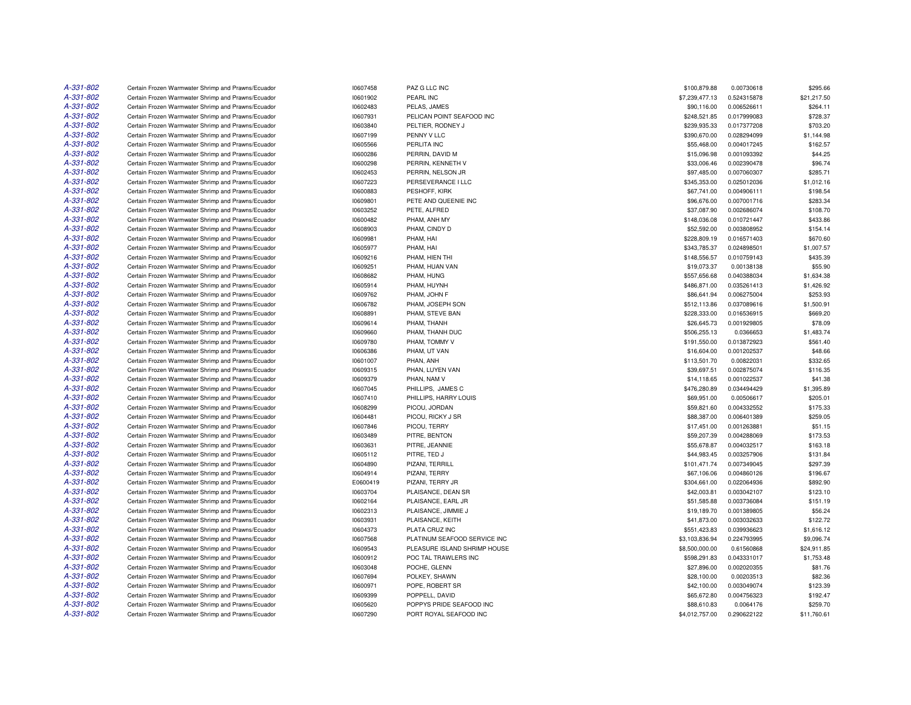| | | | | | | |
|---|---|---|---|---|---|---|
| A-331-802 | Certain Frozen Warmwater Shrimp and Prawns/Ecuador | I0607458 | PAZ G LLC INC | $100,879.88 | 0.00730618 | $295.66 |
| A-331-802 | Certain Frozen Warmwater Shrimp and Prawns/Ecuador | I0601902 | PEARL INC | $7,239,477.13 | 0.524315878 | $21,217.50 |
| A-331-802 | Certain Frozen Warmwater Shrimp and Prawns/Ecuador | I0602483 | PELAS, JAMES | $90,116.00 | 0.006526611 | $264.11 |
| A-331-802 | Certain Frozen Warmwater Shrimp and Prawns/Ecuador | I0607931 | PELICAN POINT SEAFOOD INC | $248,521.85 | 0.017999083 | $728.37 |
| A-331-802 | Certain Frozen Warmwater Shrimp and Prawns/Ecuador | I0603840 | PELTIER, RODNEY J | $239,935.33 | 0.017377208 | $703.20 |
| A-331-802 | Certain Frozen Warmwater Shrimp and Prawns/Ecuador | I0607199 | PENNY V LLC | $390,670.00 | 0.028294099 | $1,144.98 |
| A-331-802 | Certain Frozen Warmwater Shrimp and Prawns/Ecuador | I0605566 | PERLITA INC | $55,468.00 | 0.004017245 | $162.57 |
| A-331-802 | Certain Frozen Warmwater Shrimp and Prawns/Ecuador | I0600286 | PERRIN, DAVID M | $15,096.98 | 0.001093392 | $44.25 |
| A-331-802 | Certain Frozen Warmwater Shrimp and Prawns/Ecuador | I0600298 | PERRIN, KENNETH V | $33,006.46 | 0.002390478 | $96.74 |
| A-331-802 | Certain Frozen Warmwater Shrimp and Prawns/Ecuador | I0602453 | PERRIN, NELSON JR | $97,485.00 | 0.007060307 | $285.71 |
| A-331-802 | Certain Frozen Warmwater Shrimp and Prawns/Ecuador | I0607223 | PERSEVERANCE I LLC | $345,353.00 | 0.025012036 | $1,012.16 |
| A-331-802 | Certain Frozen Warmwater Shrimp and Prawns/Ecuador | I0600883 | PESHOFF, KIRK | $67,741.00 | 0.004906111 | $198.54 |
| A-331-802 | Certain Frozen Warmwater Shrimp and Prawns/Ecuador | I0609801 | PETE AND QUEENIE INC | $96,676.00 | 0.007001716 | $283.34 |
| A-331-802 | Certain Frozen Warmwater Shrimp and Prawns/Ecuador | I0603252 | PETE, ALFRED | $37,087.90 | 0.002686074 | $108.70 |
| A-331-802 | Certain Frozen Warmwater Shrimp and Prawns/Ecuador | I0600482 | PHAM, ANH MY | $148,036.08 | 0.010721447 | $433.86 |
| A-331-802 | Certain Frozen Warmwater Shrimp and Prawns/Ecuador | I0608903 | PHAM, CINDY D | $52,592.00 | 0.003808952 | $154.14 |
| A-331-802 | Certain Frozen Warmwater Shrimp and Prawns/Ecuador | I0609981 | PHAM, HAI | $228,809.19 | 0.016571403 | $670.60 |
| A-331-802 | Certain Frozen Warmwater Shrimp and Prawns/Ecuador | I0605977 | PHAM, HAI | $343,785.37 | 0.024898501 | $1,007.57 |
| A-331-802 | Certain Frozen Warmwater Shrimp and Prawns/Ecuador | I0609216 | PHAM, HIEN THI | $148,556.57 | 0.010759143 | $435.39 |
| A-331-802 | Certain Frozen Warmwater Shrimp and Prawns/Ecuador | I0609251 | PHAM, HUAN VAN | $19,073.37 | 0.00138138 | $55.90 |
| A-331-802 | Certain Frozen Warmwater Shrimp and Prawns/Ecuador | I0608682 | PHAM, HUNG | $557,656.68 | 0.040388034 | $1,634.38 |
| A-331-802 | Certain Frozen Warmwater Shrimp and Prawns/Ecuador | I0605914 | PHAM, HUYNH | $486,871.00 | 0.035261413 | $1,426.92 |
| A-331-802 | Certain Frozen Warmwater Shrimp and Prawns/Ecuador | I0609762 | PHAM, JOHN F | $86,641.94 | 0.006275004 | $253.93 |
| A-331-802 | Certain Frozen Warmwater Shrimp and Prawns/Ecuador | I0606782 | PHAM, JOSEPH SON | $512,113.86 | 0.037089616 | $1,500.91 |
| A-331-802 | Certain Frozen Warmwater Shrimp and Prawns/Ecuador | I0608891 | PHAM, STEVE BAN | $228,333.00 | 0.016536915 | $669.20 |
| A-331-802 | Certain Frozen Warmwater Shrimp and Prawns/Ecuador | I0609614 | PHAM, THANH | $26,645.73 | 0.001929805 | $78.09 |
| A-331-802 | Certain Frozen Warmwater Shrimp and Prawns/Ecuador | I0609660 | PHAM, THANH DUC | $506,255.13 | 0.0366653 | $1,483.74 |
| A-331-802 | Certain Frozen Warmwater Shrimp and Prawns/Ecuador | I0609780 | PHAM, TOMMY V | $191,550.00 | 0.013872923 | $561.40 |
| A-331-802 | Certain Frozen Warmwater Shrimp and Prawns/Ecuador | I0606386 | PHAM, UT VAN | $16,604.00 | 0.001202537 | $48.66 |
| A-331-802 | Certain Frozen Warmwater Shrimp and Prawns/Ecuador | I0601007 | PHAN, ANH | $113,501.70 | 0.00822031 | $332.65 |
| A-331-802 | Certain Frozen Warmwater Shrimp and Prawns/Ecuador | I0609315 | PHAN, LUYEN VAN | $39,697.51 | 0.002875074 | $116.35 |
| A-331-802 | Certain Frozen Warmwater Shrimp and Prawns/Ecuador | I0609379 | PHAN, NAM V | $14,118.65 | 0.001022537 | $41.38 |
| A-331-802 | Certain Frozen Warmwater Shrimp and Prawns/Ecuador | I0607045 | PHILLIPS, JAMES C | $476,280.89 | 0.034494429 | $1,395.89 |
| A-331-802 | Certain Frozen Warmwater Shrimp and Prawns/Ecuador | I0607410 | PHILLIPS, HARRY LOUIS | $69,951.00 | 0.00506617 | $205.01 |
| A-331-802 | Certain Frozen Warmwater Shrimp and Prawns/Ecuador | I0608299 | PICOU, JORDAN | $59,821.60 | 0.004332552 | $175.33 |
| A-331-802 | Certain Frozen Warmwater Shrimp and Prawns/Ecuador | I0604481 | PICOU, RICKY J SR | $88,387.00 | 0.006401389 | $259.05 |
| A-331-802 | Certain Frozen Warmwater Shrimp and Prawns/Ecuador | I0607846 | PICOU, TERRY | $17,451.00 | 0.001263881 | $51.15 |
| A-331-802 | Certain Frozen Warmwater Shrimp and Prawns/Ecuador | I0603489 | PITRE, BENTON | $59,207.39 | 0.004288069 | $173.53 |
| A-331-802 | Certain Frozen Warmwater Shrimp and Prawns/Ecuador | I0603631 | PITRE, JEANNIE | $55,678.87 | 0.004032517 | $163.18 |
| A-331-802 | Certain Frozen Warmwater Shrimp and Prawns/Ecuador | I0605112 | PITRE, TED J | $44,983.45 | 0.003257906 | $131.84 |
| A-331-802 | Certain Frozen Warmwater Shrimp and Prawns/Ecuador | I0604890 | PIZANI, TERRILL | $101,471.74 | 0.007349045 | $297.39 |
| A-331-802 | Certain Frozen Warmwater Shrimp and Prawns/Ecuador | I0604914 | PIZANI, TERRY | $67,106.06 | 0.004860126 | $196.67 |
| A-331-802 | Certain Frozen Warmwater Shrimp and Prawns/Ecuador | E0600419 | PIZANI, TERRY JR | $304,661.00 | 0.022064936 | $892.90 |
| A-331-802 | Certain Frozen Warmwater Shrimp and Prawns/Ecuador | I0603704 | PLAISANCE, DEAN SR | $42,003.81 | 0.003042107 | $123.10 |
| A-331-802 | Certain Frozen Warmwater Shrimp and Prawns/Ecuador | I0602164 | PLAISANCE, EARL JR | $51,585.88 | 0.003736084 | $151.19 |
| A-331-802 | Certain Frozen Warmwater Shrimp and Prawns/Ecuador | I0602313 | PLAISANCE, JIMMIE J | $19,189.70 | 0.001389805 | $56.24 |
| A-331-802 | Certain Frozen Warmwater Shrimp and Prawns/Ecuador | I0603931 | PLAISANCE, KEITH | $41,873.00 | 0.003032633 | $122.72 |
| A-331-802 | Certain Frozen Warmwater Shrimp and Prawns/Ecuador | I0604373 | PLATA CRUZ INC | $551,423.83 | 0.039936623 | $1,616.12 |
| A-331-802 | Certain Frozen Warmwater Shrimp and Prawns/Ecuador | I0607568 | PLATINUM SEAFOOD SERVICE INC | $3,103,836.94 | 0.224793995 | $9,096.74 |
| A-331-802 | Certain Frozen Warmwater Shrimp and Prawns/Ecuador | I0609543 | PLEASURE ISLAND SHRIMP HOUSE | $8,500,000.00 | 0.61560868 | $24,911.85 |
| A-331-802 | Certain Frozen Warmwater Shrimp and Prawns/Ecuador | I0600912 | POC TAL TRAWLERS INC | $598,291.83 | 0.043331017 | $1,753.48 |
| A-331-802 | Certain Frozen Warmwater Shrimp and Prawns/Ecuador | I0603048 | POCHE, GLENN | $27,896.00 | 0.002020355 | $81.76 |
| A-331-802 | Certain Frozen Warmwater Shrimp and Prawns/Ecuador | I0607694 | POLKEY, SHAWN | $28,100.00 | 0.00203513 | $82.36 |
| A-331-802 | Certain Frozen Warmwater Shrimp and Prawns/Ecuador | I0600971 | POPE, ROBERT SR | $42,100.00 | 0.003049074 | $123.39 |
| A-331-802 | Certain Frozen Warmwater Shrimp and Prawns/Ecuador | I0609399 | POPPELL, DAVID | $65,672.80 | 0.004756323 | $192.47 |
| A-331-802 | Certain Frozen Warmwater Shrimp and Prawns/Ecuador | I0605620 | POPPYS PRIDE SEAFOOD INC | $88,610.83 | 0.0064176 | $259.70 |
| A-331-802 | Certain Frozen Warmwater Shrimp and Prawns/Ecuador | I0607290 | PORT ROYAL SEAFOOD INC | $4,012,757.00 | 0.290622122 | $11,760.61 |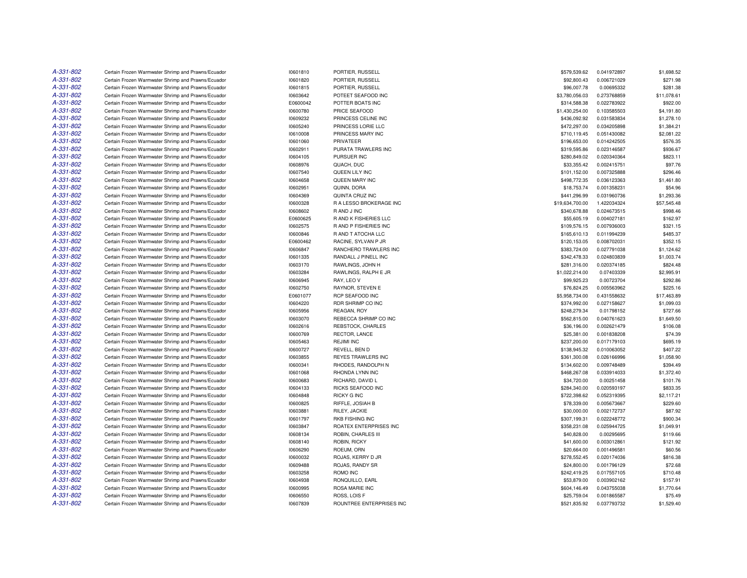| | | | | | | |
|---|---|---|---|---|---|---|
| A-331-802 | Certain Frozen Warmwater Shrimp and Prawns/Ecuador | I0601810 | PORTIER, RUSSELL | $579,539.62 | 0.041972897 | $1,698.52 |
| A-331-802 | Certain Frozen Warmwater Shrimp and Prawns/Ecuador | I0601820 | PORTIER, RUSSELL | $92,800.43 | 0.006721029 | $271.98 |
| A-331-802 | Certain Frozen Warmwater Shrimp and Prawns/Ecuador | I0601815 | PORTIER, RUSSELL | $96,007.78 | 0.00695332 | $281.38 |
| A-331-802 | Certain Frozen Warmwater Shrimp and Prawns/Ecuador | I0603642 | POTEET SEAFOOD INC | $3,780,056.03 | 0.273768859 | $11,078.61 |
| A-331-802 | Certain Frozen Warmwater Shrimp and Prawns/Ecuador | E0600042 | POTTER BOATS INC | $314,588.38 | 0.022783922 | $922.00 |
| A-331-802 | Certain Frozen Warmwater Shrimp and Prawns/Ecuador | I0600780 | PRICE SEAFOOD | $1,430,254.00 | 0.103585503 | $4,191.80 |
| A-331-802 | Certain Frozen Warmwater Shrimp and Prawns/Ecuador | I0609232 | PRINCESS CELINE INC | $436,092.92 | 0.031583834 | $1,278.10 |
| A-331-802 | Certain Frozen Warmwater Shrimp and Prawns/Ecuador | I0605240 | PRINCESS LORIE LLC | $472,297.00 | 0.034205898 | $1,384.21 |
| A-331-802 | Certain Frozen Warmwater Shrimp and Prawns/Ecuador | I0610008 | PRINCESS MARY INC | $710,119.45 | 0.051430082 | $2,081.22 |
| A-331-802 | Certain Frozen Warmwater Shrimp and Prawns/Ecuador | I0601060 | PRIVATEER | $196,653.00 | 0.014242505 | $576.35 |
| A-331-802 | Certain Frozen Warmwater Shrimp and Prawns/Ecuador | I0602911 | PURATA TRAWLERS INC | $319,595.86 | 0.023146587 | $936.67 |
| A-331-802 | Certain Frozen Warmwater Shrimp and Prawns/Ecuador | I0604105 | PURSUER INC | $280,849.02 | 0.020340364 | $823.11 |
| A-331-802 | Certain Frozen Warmwater Shrimp and Prawns/Ecuador | I0608976 | QUACH, DUC | $33,355.42 | 0.002415751 | $97.76 |
| A-331-802 | Certain Frozen Warmwater Shrimp and Prawns/Ecuador | I0607540 | QUEEN LILY INC | $101,152.00 | 0.007325888 | $296.46 |
| A-331-802 | Certain Frozen Warmwater Shrimp and Prawns/Ecuador | I0604658 | QUEEN MARY INC | $498,772.35 | 0.036123363 | $1,461.80 |
| A-331-802 | Certain Frozen Warmwater Shrimp and Prawns/Ecuador | I0602951 | QUINN, DORA | $18,753.74 | 0.001358231 | $54.96 |
| A-331-802 | Certain Frozen Warmwater Shrimp and Prawns/Ecuador | I0604369 | QUINTA CRUZ INC | $441,296.99 | 0.031960736 | $1,293.36 |
| A-331-802 | Certain Frozen Warmwater Shrimp and Prawns/Ecuador | I0600328 | R A LESSO BROKERAGE INC | $19,634,700.00 | 1.422034324 | $57,545.48 |
| A-331-802 | Certain Frozen Warmwater Shrimp and Prawns/Ecuador | I0608602 | R AND J INC | $340,678.88 | 0.024673515 | $998.46 |
| A-331-802 | Certain Frozen Warmwater Shrimp and Prawns/Ecuador | E0600625 | R AND K FISHERIES LLC | $55,605.19 | 0.004027181 | $162.97 |
| A-331-802 | Certain Frozen Warmwater Shrimp and Prawns/Ecuador | I0602575 | R AND P FISHERIES INC | $109,576.15 | 0.007936003 | $321.15 |
| A-331-802 | Certain Frozen Warmwater Shrimp and Prawns/Ecuador | I0600846 | R AND T ATOCHA LLC | $165,610.13 | 0.011994239 | $485.37 |
| A-331-802 | Certain Frozen Warmwater Shrimp and Prawns/Ecuador | E0600462 | RACINE, SYLVAN P JR | $120,153.05 | 0.008702031 | $352.15 |
| A-331-802 | Certain Frozen Warmwater Shrimp and Prawns/Ecuador | I0606847 | RANCHERO TRAWLERS INC | $383,724.00 | 0.027791038 | $1,124.62 |
| A-331-802 | Certain Frozen Warmwater Shrimp and Prawns/Ecuador | I0601335 | RANDALL J PINELL INC | $342,478.33 | 0.024803839 | $1,003.74 |
| A-331-802 | Certain Frozen Warmwater Shrimp and Prawns/Ecuador | I0603170 | RAWLINGS, JOHN H | $281,316.00 | 0.020374185 | $824.48 |
| A-331-802 | Certain Frozen Warmwater Shrimp and Prawns/Ecuador | I0603284 | RAWLINGS, RALPH E JR | $1,022,214.00 | 0.07403339 | $2,995.91 |
| A-331-802 | Certain Frozen Warmwater Shrimp and Prawns/Ecuador | I0606945 | RAY, LEO V | $99,925.23 | 0.00723704 | $292.86 |
| A-331-802 | Certain Frozen Warmwater Shrimp and Prawns/Ecuador | I0602750 | RAYNOR, STEVEN E | $76,824.25 | 0.005563962 | $225.16 |
| A-331-802 | Certain Frozen Warmwater Shrimp and Prawns/Ecuador | E0601077 | RCP SEAFOOD INC | $5,958,734.00 | 0.431558632 | $17,463.89 |
| A-331-802 | Certain Frozen Warmwater Shrimp and Prawns/Ecuador | I0604220 | RDR SHRIMP CO INC | $374,992.00 | 0.027158627 | $1,099.03 |
| A-331-802 | Certain Frozen Warmwater Shrimp and Prawns/Ecuador | I0605956 | REAGAN, ROY | $248,279.34 | 0.01798152 | $727.66 |
| A-331-802 | Certain Frozen Warmwater Shrimp and Prawns/Ecuador | I0603070 | REBECCA SHRIMP CO INC | $562,815.00 | 0.040761623 | $1,649.50 |
| A-331-802 | Certain Frozen Warmwater Shrimp and Prawns/Ecuador | I0602616 | REBSTOCK, CHARLES | $36,196.00 | 0.002621479 | $106.08 |
| A-331-802 | Certain Frozen Warmwater Shrimp and Prawns/Ecuador | I0600769 | RECTOR, LANCE | $25,381.00 | 0.001838208 | $74.39 |
| A-331-802 | Certain Frozen Warmwater Shrimp and Prawns/Ecuador | I0605463 | REJIMI INC | $237,200.00 | 0.017179103 | $695.19 |
| A-331-802 | Certain Frozen Warmwater Shrimp and Prawns/Ecuador | I0600727 | REVELL, BEN D | $138,945.32 | 0.010063052 | $407.22 |
| A-331-802 | Certain Frozen Warmwater Shrimp and Prawns/Ecuador | I0603855 | REYES TRAWLERS INC | $361,300.08 | 0.026166996 | $1,058.90 |
| A-331-802 | Certain Frozen Warmwater Shrimp and Prawns/Ecuador | I0600341 | RHODES, RANDOLPH N | $134,602.00 | 0.009748489 | $394.49 |
| A-331-802 | Certain Frozen Warmwater Shrimp and Prawns/Ecuador | I0601068 | RHONDA LYNN INC | $468,267.08 | 0.033914033 | $1,372.40 |
| A-331-802 | Certain Frozen Warmwater Shrimp and Prawns/Ecuador | I0600683 | RICHARD, DAVID L | $34,720.00 | 0.00251458 | $101.76 |
| A-331-802 | Certain Frozen Warmwater Shrimp and Prawns/Ecuador | I0604133 | RICKS SEAFOOD INC | $284,340.00 | 0.020593197 | $833.35 |
| A-331-802 | Certain Frozen Warmwater Shrimp and Prawns/Ecuador | I0604848 | RICKY G INC | $722,398.62 | 0.052319395 | $2,117.21 |
| A-331-802 | Certain Frozen Warmwater Shrimp and Prawns/Ecuador | I0600825 | RIFFLE, JOSIAH B | $78,339.00 | 0.005673667 | $229.60 |
| A-331-802 | Certain Frozen Warmwater Shrimp and Prawns/Ecuador | I0603881 | RILEY, JACKIE | $30,000.00 | 0.002172737 | $87.92 |
| A-331-802 | Certain Frozen Warmwater Shrimp and Prawns/Ecuador | I0601797 | RKB FISHING INC | $307,199.31 | 0.022248772 | $900.34 |
| A-331-802 | Certain Frozen Warmwater Shrimp and Prawns/Ecuador | I0603847 | ROATEX ENTERPRISES INC | $358,231.08 | 0.025944725 | $1,049.91 |
| A-331-802 | Certain Frozen Warmwater Shrimp and Prawns/Ecuador | I0608134 | ROBIN, CHARLES III | $40,828.00 | 0.00295695 | $119.66 |
| A-331-802 | Certain Frozen Warmwater Shrimp and Prawns/Ecuador | I0608140 | ROBIN, RICKY | $41,600.00 | 0.003012861 | $121.92 |
| A-331-802 | Certain Frozen Warmwater Shrimp and Prawns/Ecuador | I0606290 | ROEUM, ORN | $20,664.00 | 0.001496581 | $60.56 |
| A-331-802 | Certain Frozen Warmwater Shrimp and Prawns/Ecuador | I0600032 | ROJAS, KERRY D JR | $278,552.45 | 0.020174036 | $816.38 |
| A-331-802 | Certain Frozen Warmwater Shrimp and Prawns/Ecuador | I0609488 | ROJAS, RANDY SR | $24,800.00 | 0.001796129 | $72.68 |
| A-331-802 | Certain Frozen Warmwater Shrimp and Prawns/Ecuador | I0603258 | ROMO INC | $242,419.25 | 0.017557105 | $710.48 |
| A-331-802 | Certain Frozen Warmwater Shrimp and Prawns/Ecuador | I0604938 | RONQUILLO, EARL | $53,879.00 | 0.003902162 | $157.91 |
| A-331-802 | Certain Frozen Warmwater Shrimp and Prawns/Ecuador | I0600995 | ROSA MARIE INC | $604,146.49 | 0.043755038 | $1,770.64 |
| A-331-802 | Certain Frozen Warmwater Shrimp and Prawns/Ecuador | I0606550 | ROSS, LOIS F | $25,759.04 | 0.001865587 | $75.49 |
| A-331-802 | Certain Frozen Warmwater Shrimp and Prawns/Ecuador | I0607839 | ROUNTREE ENTERPRISES INC | $521,835.92 | 0.037793732 | $1,529.40 |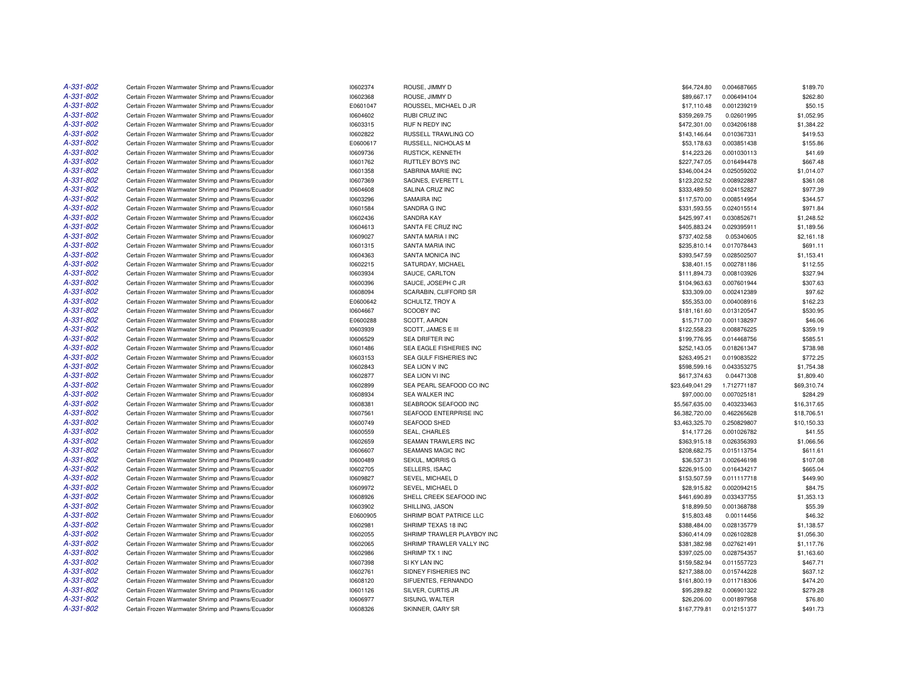| | | | | | | |
|---|---|---|---|---|---|---|
| A-331-802 | Certain Frozen Warmwater Shrimp and Prawns/Ecuador | I0602374 | ROUSE, JIMMY D | $64,724.80 | 0.004687665 | $189.70 |
| A-331-802 | Certain Frozen Warmwater Shrimp and Prawns/Ecuador | I0602368 | ROUSE, JIMMY D | $89,667.17 | 0.006494104 | $262.80 |
| A-331-802 | Certain Frozen Warmwater Shrimp and Prawns/Ecuador | E0601047 | ROUSSEL, MICHAEL D JR | $17,110.48 | 0.001239219 | $50.15 |
| A-331-802 | Certain Frozen Warmwater Shrimp and Prawns/Ecuador | I0604602 | RUBI CRUZ INC | $359,269.75 | 0.02601995 | $1,052.95 |
| A-331-802 | Certain Frozen Warmwater Shrimp and Prawns/Ecuador | I0603315 | RUF N REDY INC | $472,301.00 | 0.034206188 | $1,384.22 |
| A-331-802 | Certain Frozen Warmwater Shrimp and Prawns/Ecuador | I0602822 | RUSSELL TRAWLING CO | $143,146.64 | 0.010367331 | $419.53 |
| A-331-802 | Certain Frozen Warmwater Shrimp and Prawns/Ecuador | E0600617 | RUSSELL, NICHOLAS M | $53,178.63 | 0.003851438 | $155.86 |
| A-331-802 | Certain Frozen Warmwater Shrimp and Prawns/Ecuador | I0609736 | RUSTICK, KENNETH | $14,223.26 | 0.001030113 | $41.69 |
| A-331-802 | Certain Frozen Warmwater Shrimp and Prawns/Ecuador | I0601762 | RUTTLEY BOYS INC | $227,747.05 | 0.016494478 | $667.48 |
| A-331-802 | Certain Frozen Warmwater Shrimp and Prawns/Ecuador | I0601358 | SABRINA MARIE INC | $346,004.24 | 0.025059202 | $1,014.07 |
| A-331-802 | Certain Frozen Warmwater Shrimp and Prawns/Ecuador | I0607369 | SAGNES, EVERETT L | $123,202.52 | 0.008922887 | $361.08 |
| A-331-802 | Certain Frozen Warmwater Shrimp and Prawns/Ecuador | I0604608 | SALINA CRUZ INC | $333,489.50 | 0.024152827 | $977.39 |
| A-331-802 | Certain Frozen Warmwater Shrimp and Prawns/Ecuador | I0603296 | SAMAIRA INC | $117,570.00 | 0.008514954 | $344.57 |
| A-331-802 | Certain Frozen Warmwater Shrimp and Prawns/Ecuador | I0601584 | SANDRA G INC | $331,593.55 | 0.024015514 | $971.84 |
| A-331-802 | Certain Frozen Warmwater Shrimp and Prawns/Ecuador | I0602436 | SANDRA KAY | $425,997.41 | 0.030852671 | $1,248.52 |
| A-331-802 | Certain Frozen Warmwater Shrimp and Prawns/Ecuador | I0604613 | SANTA FE CRUZ INC | $405,883.24 | 0.029395911 | $1,189.56 |
| A-331-802 | Certain Frozen Warmwater Shrimp and Prawns/Ecuador | I0609027 | SANTA MARIA I INC | $737,402.58 | 0.05340605 | $2,161.18 |
| A-331-802 | Certain Frozen Warmwater Shrimp and Prawns/Ecuador | I0601315 | SANTA MARIA INC | $235,810.14 | 0.017078443 | $691.11 |
| A-331-802 | Certain Frozen Warmwater Shrimp and Prawns/Ecuador | I0604363 | SANTA MONICA INC | $393,547.59 | 0.028502507 | $1,153.41 |
| A-331-802 | Certain Frozen Warmwater Shrimp and Prawns/Ecuador | I0602215 | SATURDAY, MICHAEL | $38,401.15 | 0.002781186 | $112.55 |
| A-331-802 | Certain Frozen Warmwater Shrimp and Prawns/Ecuador | I0603934 | SAUCE, CARLTON | $111,894.73 | 0.008103926 | $327.94 |
| A-331-802 | Certain Frozen Warmwater Shrimp and Prawns/Ecuador | I0600396 | SAUCE, JOSEPH C JR | $104,963.63 | 0.007601944 | $307.63 |
| A-331-802 | Certain Frozen Warmwater Shrimp and Prawns/Ecuador | I0608094 | SCARABIN, CLIFFORD SR | $33,309.00 | 0.002412389 | $97.62 |
| A-331-802 | Certain Frozen Warmwater Shrimp and Prawns/Ecuador | E0600642 | SCHULTZ, TROY A | $55,353.00 | 0.004008916 | $162.23 |
| A-331-802 | Certain Frozen Warmwater Shrimp and Prawns/Ecuador | I0604667 | SCOOBY INC | $181,161.60 | 0.013120547 | $530.95 |
| A-331-802 | Certain Frozen Warmwater Shrimp and Prawns/Ecuador | E0600288 | SCOTT, AARON | $15,717.00 | 0.001138297 | $46.06 |
| A-331-802 | Certain Frozen Warmwater Shrimp and Prawns/Ecuador | I0603939 | SCOTT, JAMES E III | $122,558.23 | 0.008876225 | $359.19 |
| A-331-802 | Certain Frozen Warmwater Shrimp and Prawns/Ecuador | I0606529 | SEA DRIFTER INC | $199,776.95 | 0.014468756 | $585.51 |
| A-331-802 | Certain Frozen Warmwater Shrimp and Prawns/Ecuador | I0601486 | SEA EAGLE FISHERIES INC | $252,143.05 | 0.018261347 | $738.98 |
| A-331-802 | Certain Frozen Warmwater Shrimp and Prawns/Ecuador | I0603153 | SEA GULF FISHERIES INC | $263,495.21 | 0.019083522 | $772.25 |
| A-331-802 | Certain Frozen Warmwater Shrimp and Prawns/Ecuador | I0602843 | SEA LION V INC | $598,599.16 | 0.043353275 | $1,754.38 |
| A-331-802 | Certain Frozen Warmwater Shrimp and Prawns/Ecuador | I0602877 | SEA LION VI INC | $617,374.63 | 0.04471308 | $1,809.40 |
| A-331-802 | Certain Frozen Warmwater Shrimp and Prawns/Ecuador | I0602899 | SEA PEARL SEAFOOD CO INC | $23,649,041.29 | 1.712771187 | $69,310.74 |
| A-331-802 | Certain Frozen Warmwater Shrimp and Prawns/Ecuador | I0608934 | SEA WALKER INC | $97,000.00 | 0.007025181 | $284.29 |
| A-331-802 | Certain Frozen Warmwater Shrimp and Prawns/Ecuador | I0608381 | SEABROOK SEAFOOD INC | $5,567,635.00 | 0.403233463 | $16,317.65 |
| A-331-802 | Certain Frozen Warmwater Shrimp and Prawns/Ecuador | I0607561 | SEAFOOD ENTERPRISE INC | $6,382,720.00 | 0.462265628 | $18,706.51 |
| A-331-802 | Certain Frozen Warmwater Shrimp and Prawns/Ecuador | I0600749 | SEAFOOD SHED | $3,463,325.70 | 0.250829807 | $10,150.33 |
| A-331-802 | Certain Frozen Warmwater Shrimp and Prawns/Ecuador | I0600559 | SEAL, CHARLES | $14,177.26 | 0.001026782 | $41.55 |
| A-331-802 | Certain Frozen Warmwater Shrimp and Prawns/Ecuador | I0602659 | SEAMAN TRAWLERS INC | $363,915.18 | 0.026356393 | $1,066.56 |
| A-331-802 | Certain Frozen Warmwater Shrimp and Prawns/Ecuador | I0606607 | SEAMANS MAGIC INC | $208,682.75 | 0.015113754 | $611.61 |
| A-331-802 | Certain Frozen Warmwater Shrimp and Prawns/Ecuador | I0600489 | SEKUL, MORRIS G | $36,537.31 | 0.002646198 | $107.08 |
| A-331-802 | Certain Frozen Warmwater Shrimp and Prawns/Ecuador | I0602705 | SELLERS, ISAAC | $226,915.00 | 0.016434217 | $665.04 |
| A-331-802 | Certain Frozen Warmwater Shrimp and Prawns/Ecuador | I0609827 | SEVEL, MICHAEL D | $153,507.59 | 0.011117718 | $449.90 |
| A-331-802 | Certain Frozen Warmwater Shrimp and Prawns/Ecuador | I0609972 | SEVEL, MICHAEL D | $28,915.82 | 0.002094215 | $84.75 |
| A-331-802 | Certain Frozen Warmwater Shrimp and Prawns/Ecuador | I0608926 | SHELL CREEK SEAFOOD INC | $461,690.89 | 0.033437755 | $1,353.13 |
| A-331-802 | Certain Frozen Warmwater Shrimp and Prawns/Ecuador | I0603902 | SHILLING, JASON | $18,899.50 | 0.001368788 | $55.39 |
| A-331-802 | Certain Frozen Warmwater Shrimp and Prawns/Ecuador | E0600905 | SHRIMP BOAT PATRICE LLC | $15,803.48 | 0.00114456 | $46.32 |
| A-331-802 | Certain Frozen Warmwater Shrimp and Prawns/Ecuador | I0602981 | SHRIMP TEXAS 18 INC | $388,484.00 | 0.028135779 | $1,138.57 |
| A-331-802 | Certain Frozen Warmwater Shrimp and Prawns/Ecuador | I0602055 | SHRIMP TRAWLER PLAYBOY INC | $360,414.09 | 0.026102828 | $1,056.30 |
| A-331-802 | Certain Frozen Warmwater Shrimp and Prawns/Ecuador | I0602065 | SHRIMP TRAWLER VALLY INC | $381,382.98 | 0.027621491 | $1,117.76 |
| A-331-802 | Certain Frozen Warmwater Shrimp and Prawns/Ecuador | I0602986 | SHRIMP TX 1 INC | $397,025.00 | 0.028754357 | $1,163.60 |
| A-331-802 | Certain Frozen Warmwater Shrimp and Prawns/Ecuador | I0607398 | SI KY LAN INC | $159,582.94 | 0.011557723 | $467.71 |
| A-331-802 | Certain Frozen Warmwater Shrimp and Prawns/Ecuador | I0602761 | SIDNEY FISHERIES INC | $217,388.00 | 0.015744228 | $637.12 |
| A-331-802 | Certain Frozen Warmwater Shrimp and Prawns/Ecuador | I0608120 | SIFUENTES, FERNANDO | $161,800.19 | 0.011718306 | $474.20 |
| A-331-802 | Certain Frozen Warmwater Shrimp and Prawns/Ecuador | I0601126 | SILVER, CURTIS JR | $95,289.82 | 0.006901322 | $279.28 |
| A-331-802 | Certain Frozen Warmwater Shrimp and Prawns/Ecuador | I0606977 | SISUNG, WALTER | $26,206.00 | 0.001897958 | $76.80 |
| A-331-802 | Certain Frozen Warmwater Shrimp and Prawns/Ecuador | I0608326 | SKINNER, GARY SR | $167,779.81 | 0.012151377 | $491.73 |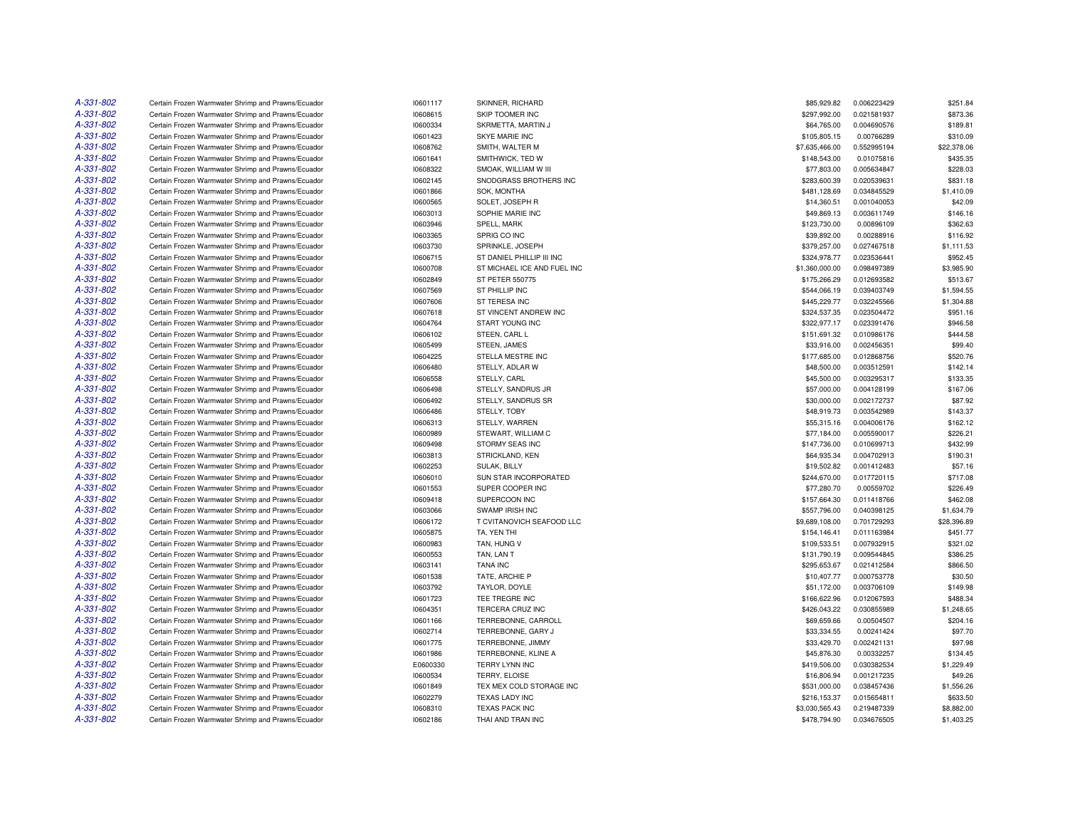| | | | | | | |
|---|---|---|---|---|---|---|
| A-331-802 | Certain Frozen Warmwater Shrimp and Prawns/Ecuador | I0601117 | SKINNER, RICHARD | $85,929.82 | 0.006223429 | $251.84 |
| A-331-802 | Certain Frozen Warmwater Shrimp and Prawns/Ecuador | I0608615 | SKIP TOOMER INC | $297,992.00 | 0.021581937 | $873.36 |
| A-331-802 | Certain Frozen Warmwater Shrimp and Prawns/Ecuador | I0600334 | SKRMETTA, MARTIN J | $64,765.00 | 0.004690576 | $189.81 |
| A-331-802 | Certain Frozen Warmwater Shrimp and Prawns/Ecuador | I0601423 | SKYE MARIE INC | $105,805.15 | 0.00766289 | $310.09 |
| A-331-802 | Certain Frozen Warmwater Shrimp and Prawns/Ecuador | I0608762 | SMITH, WALTER M | $7,635,466.00 | 0.552995194 | $22,378.06 |
| A-331-802 | Certain Frozen Warmwater Shrimp and Prawns/Ecuador | I0601641 | SMITHWICK, TED W | $148,543.00 | 0.01075816 | $435.35 |
| A-331-802 | Certain Frozen Warmwater Shrimp and Prawns/Ecuador | I0608322 | SMOAK, WILLIAM W III | $77,803.00 | 0.005634847 | $228.03 |
| A-331-802 | Certain Frozen Warmwater Shrimp and Prawns/Ecuador | I0602145 | SNODGRASS BROTHERS INC | $283,600.39 | 0.020539631 | $831.18 |
| A-331-802 | Certain Frozen Warmwater Shrimp and Prawns/Ecuador | I0601866 | SOK, MONTHA | $481,128.69 | 0.034845529 | $1,410.09 |
| A-331-802 | Certain Frozen Warmwater Shrimp and Prawns/Ecuador | I0600565 | SOLET, JOSEPH R | $14,360.51 | 0.001040053 | $42.09 |
| A-331-802 | Certain Frozen Warmwater Shrimp and Prawns/Ecuador | I0603013 | SOPHIE MARIE INC | $49,869.13 | 0.003611749 | $146.16 |
| A-331-802 | Certain Frozen Warmwater Shrimp and Prawns/Ecuador | I0603946 | SPELL, MARK | $123,730.00 | 0.00896109 | $362.63 |
| A-331-802 | Certain Frozen Warmwater Shrimp and Prawns/Ecuador | I0603365 | SPRIG CO INC | $39,892.00 | 0.00288916 | $116.92 |
| A-331-802 | Certain Frozen Warmwater Shrimp and Prawns/Ecuador | I0603730 | SPRINKLE, JOSEPH | $379,257.00 | 0.027467518 | $1,111.53 |
| A-331-802 | Certain Frozen Warmwater Shrimp and Prawns/Ecuador | I0606715 | ST DANIEL PHILLIP III INC | $324,978.77 | 0.023536441 | $952.45 |
| A-331-802 | Certain Frozen Warmwater Shrimp and Prawns/Ecuador | I0600708 | ST MICHAEL ICE AND FUEL INC | $1,360,000.00 | 0.098497389 | $3,985.90 |
| A-331-802 | Certain Frozen Warmwater Shrimp and Prawns/Ecuador | I0602849 | ST PETER 550775 | $175,266.29 | 0.012693582 | $513.67 |
| A-331-802 | Certain Frozen Warmwater Shrimp and Prawns/Ecuador | I0607569 | ST PHILLIP INC | $544,066.19 | 0.039403749 | $1,594.55 |
| A-331-802 | Certain Frozen Warmwater Shrimp and Prawns/Ecuador | I0607606 | ST TERESA INC | $445,229.77 | 0.032245566 | $1,304.88 |
| A-331-802 | Certain Frozen Warmwater Shrimp and Prawns/Ecuador | I0607618 | ST VINCENT ANDREW INC | $324,537.35 | 0.023504472 | $951.16 |
| A-331-802 | Certain Frozen Warmwater Shrimp and Prawns/Ecuador | I0604764 | START YOUNG INC | $322,977.17 | 0.023391476 | $946.58 |
| A-331-802 | Certain Frozen Warmwater Shrimp and Prawns/Ecuador | I0606102 | STEEN, CARL L | $151,691.32 | 0.010986176 | $444.58 |
| A-331-802 | Certain Frozen Warmwater Shrimp and Prawns/Ecuador | I0605499 | STEEN, JAMES | $33,916.00 | 0.002456351 | $99.40 |
| A-331-802 | Certain Frozen Warmwater Shrimp and Prawns/Ecuador | I0604225 | STELLA MESTRE INC | $177,685.00 | 0.012868756 | $520.76 |
| A-331-802 | Certain Frozen Warmwater Shrimp and Prawns/Ecuador | I0606480 | STELLY, ADLAR W | $48,500.00 | 0.003512591 | $142.14 |
| A-331-802 | Certain Frozen Warmwater Shrimp and Prawns/Ecuador | I0606558 | STELLY, CARL | $45,500.00 | 0.003295317 | $133.35 |
| A-331-802 | Certain Frozen Warmwater Shrimp and Prawns/Ecuador | I0606498 | STELLY, SANDRUS JR | $57,000.00 | 0.004128199 | $167.06 |
| A-331-802 | Certain Frozen Warmwater Shrimp and Prawns/Ecuador | I0606492 | STELLY, SANDRUS SR | $30,000.00 | 0.002172737 | $87.92 |
| A-331-802 | Certain Frozen Warmwater Shrimp and Prawns/Ecuador | I0606486 | STELLY, TOBY | $48,919.73 | 0.003542989 | $143.37 |
| A-331-802 | Certain Frozen Warmwater Shrimp and Prawns/Ecuador | I0606313 | STELLY, WARREN | $55,315.16 | 0.004006176 | $162.12 |
| A-331-802 | Certain Frozen Warmwater Shrimp and Prawns/Ecuador | I0600989 | STEWART, WILLIAM C | $77,184.00 | 0.005590017 | $226.21 |
| A-331-802 | Certain Frozen Warmwater Shrimp and Prawns/Ecuador | I0609498 | STORMY SEAS INC | $147,736.00 | 0.010699713 | $432.99 |
| A-331-802 | Certain Frozen Warmwater Shrimp and Prawns/Ecuador | I0603813 | STRICKLAND, KEN | $64,935.34 | 0.004702913 | $190.31 |
| A-331-802 | Certain Frozen Warmwater Shrimp and Prawns/Ecuador | I0602253 | SULAK, BILLY | $19,502.82 | 0.001412483 | $57.16 |
| A-331-802 | Certain Frozen Warmwater Shrimp and Prawns/Ecuador | I0606010 | SUN STAR INCORPORATED | $244,670.00 | 0.017720115 | $717.08 |
| A-331-802 | Certain Frozen Warmwater Shrimp and Prawns/Ecuador | I0601553 | SUPER COOPER INC | $77,280.70 | 0.00559702 | $226.49 |
| A-331-802 | Certain Frozen Warmwater Shrimp and Prawns/Ecuador | I0609418 | SUPERCOON INC | $157,664.30 | 0.011418766 | $462.08 |
| A-331-802 | Certain Frozen Warmwater Shrimp and Prawns/Ecuador | I0603066 | SWAMP IRISH INC | $557,796.00 | 0.040398125 | $1,634.79 |
| A-331-802 | Certain Frozen Warmwater Shrimp and Prawns/Ecuador | I0606172 | T CVITANOVICH SEAFOOD LLC | $9,689,108.00 | 0.701729293 | $28,396.89 |
| A-331-802 | Certain Frozen Warmwater Shrimp and Prawns/Ecuador | I0605875 | TA, YEN THI | $154,146.41 | 0.011163984 | $451.77 |
| A-331-802 | Certain Frozen Warmwater Shrimp and Prawns/Ecuador | I0600983 | TAN, HUNG V | $109,533.51 | 0.007932915 | $321.02 |
| A-331-802 | Certain Frozen Warmwater Shrimp and Prawns/Ecuador | I0600553 | TAN, LAN T | $131,790.19 | 0.009544845 | $386.25 |
| A-331-802 | Certain Frozen Warmwater Shrimp and Prawns/Ecuador | I0603141 | TANA INC | $295,653.67 | 0.021412584 | $866.50 |
| A-331-802 | Certain Frozen Warmwater Shrimp and Prawns/Ecuador | I0601538 | TATE, ARCHIE P | $10,407.77 | 0.000753778 | $30.50 |
| A-331-802 | Certain Frozen Warmwater Shrimp and Prawns/Ecuador | I0603792 | TAYLOR, DOYLE | $51,172.00 | 0.003706109 | $149.98 |
| A-331-802 | Certain Frozen Warmwater Shrimp and Prawns/Ecuador | I0601723 | TEE TREGRE INC | $166,622.96 | 0.012067593 | $488.34 |
| A-331-802 | Certain Frozen Warmwater Shrimp and Prawns/Ecuador | I0604351 | TERCERA CRUZ INC | $426,043.22 | 0.030855989 | $1,248.65 |
| A-331-802 | Certain Frozen Warmwater Shrimp and Prawns/Ecuador | I0601166 | TERREBONNE, CARROLL | $69,659.66 | 0.00504507 | $204.16 |
| A-331-802 | Certain Frozen Warmwater Shrimp and Prawns/Ecuador | I0602714 | TERREBONNE, GARY J | $33,334.55 | 0.00241424 | $97.70 |
| A-331-802 | Certain Frozen Warmwater Shrimp and Prawns/Ecuador | I0601775 | TERREBONNE, JIMMY | $33,429.70 | 0.002421131 | $97.98 |
| A-331-802 | Certain Frozen Warmwater Shrimp and Prawns/Ecuador | I0601986 | TERREBONNE, KLINE A | $45,876.30 | 0.00332257 | $134.45 |
| A-331-802 | Certain Frozen Warmwater Shrimp and Prawns/Ecuador | E0600330 | TERRY LYNN INC | $419,506.00 | 0.030382534 | $1,229.49 |
| A-331-802 | Certain Frozen Warmwater Shrimp and Prawns/Ecuador | I0600534 | TERRY, ELOISE | $16,806.94 | 0.001217235 | $49.26 |
| A-331-802 | Certain Frozen Warmwater Shrimp and Prawns/Ecuador | I0601849 | TEX MEX COLD STORAGE INC | $531,000.00 | 0.038457436 | $1,556.26 |
| A-331-802 | Certain Frozen Warmwater Shrimp and Prawns/Ecuador | I0602279 | TEXAS LADY INC | $216,153.37 | 0.015654811 | $633.50 |
| A-331-802 | Certain Frozen Warmwater Shrimp and Prawns/Ecuador | I0608310 | TEXAS PACK INC | $3,030,565.43 | 0.219487339 | $8,882.00 |
| A-331-802 | Certain Frozen Warmwater Shrimp and Prawns/Ecuador | I0602186 | THAI AND TRAN INC | $478,794.90 | 0.034676505 | $1,403.25 |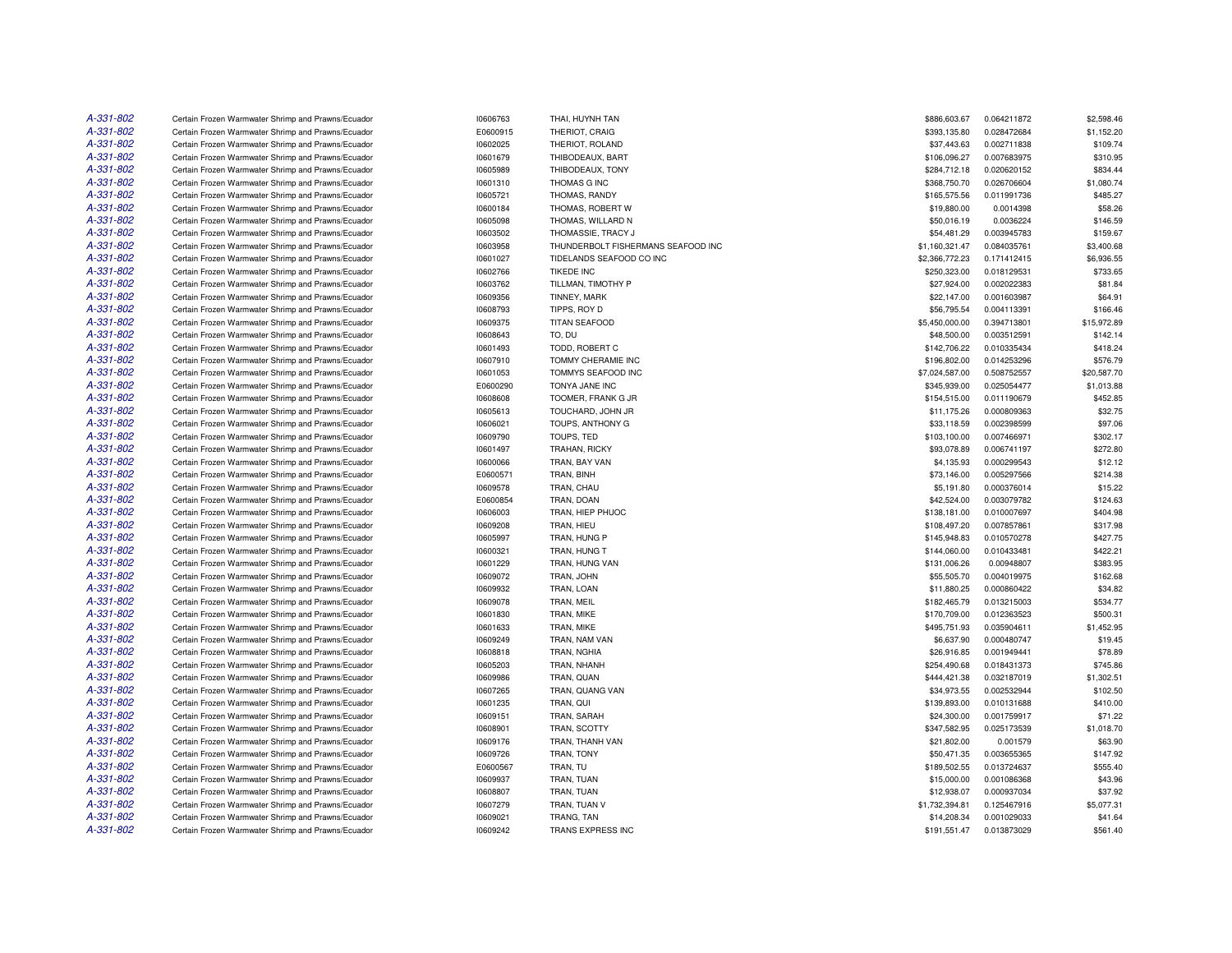| | | | | | | |
|---|---|---|---|---|---|---|
| A-331-802 | Certain Frozen Warmwater Shrimp and Prawns/Ecuador | I0606763 | THAI, HUYNH TAN | $886,603.67 | 0.064211872 | $2,598.46 |
| A-331-802 | Certain Frozen Warmwater Shrimp and Prawns/Ecuador | E0600915 | THERIOT, CRAIG | $393,135.80 | 0.028472684 | $1,152.20 |
| A-331-802 | Certain Frozen Warmwater Shrimp and Prawns/Ecuador | I0602025 | THERIOT, ROLAND | $37,443.63 | 0.002711838 | $109.74 |
| A-331-802 | Certain Frozen Warmwater Shrimp and Prawns/Ecuador | I0601679 | THIBODEAUX, BART | $106,096.27 | 0.007683975 | $310.95 |
| A-331-802 | Certain Frozen Warmwater Shrimp and Prawns/Ecuador | I0605989 | THIBODEAUX, TONY | $284,712.18 | 0.020620152 | $834.44 |
| A-331-802 | Certain Frozen Warmwater Shrimp and Prawns/Ecuador | I0601310 | THOMAS G INC | $368,750.70 | 0.026706604 | $1,080.74 |
| A-331-802 | Certain Frozen Warmwater Shrimp and Prawns/Ecuador | I0605721 | THOMAS, RANDY | $165,575.56 | 0.011991736 | $485.27 |
| A-331-802 | Certain Frozen Warmwater Shrimp and Prawns/Ecuador | I0600184 | THOMAS, ROBERT W | $19,880.00 | 0.0014398 | $58.26 |
| A-331-802 | Certain Frozen Warmwater Shrimp and Prawns/Ecuador | I0605098 | THOMAS, WILLARD N | $50,016.19 | 0.0036224 | $146.59 |
| A-331-802 | Certain Frozen Warmwater Shrimp and Prawns/Ecuador | I0603502 | THOMASSIE, TRACY J | $54,481.29 | 0.003945783 | $159.67 |
| A-331-802 | Certain Frozen Warmwater Shrimp and Prawns/Ecuador | I0603958 | THUNDERBOLT FISHERMANS SEAFOOD INC | $1,160,321.47 | 0.084035761 | $3,400.68 |
| A-331-802 | Certain Frozen Warmwater Shrimp and Prawns/Ecuador | I0601027 | TIDELANDS SEAFOOD CO INC | $2,366,772.23 | 0.171412415 | $6,936.55 |
| A-331-802 | Certain Frozen Warmwater Shrimp and Prawns/Ecuador | I0602766 | TIKEDE INC | $250,323.00 | 0.018129531 | $733.65 |
| A-331-802 | Certain Frozen Warmwater Shrimp and Prawns/Ecuador | I0603762 | TILLMAN, TIMOTHY P | $27,924.00 | 0.002022383 | $81.84 |
| A-331-802 | Certain Frozen Warmwater Shrimp and Prawns/Ecuador | I0609356 | TINNEY, MARK | $22,147.00 | 0.001603987 | $64.91 |
| A-331-802 | Certain Frozen Warmwater Shrimp and Prawns/Ecuador | I0608793 | TIPPS, ROY D | $56,795.54 | 0.004113391 | $166.46 |
| A-331-802 | Certain Frozen Warmwater Shrimp and Prawns/Ecuador | I0609375 | TITAN SEAFOOD | $5,450,000.00 | 0.394713801 | $15,972.89 |
| A-331-802 | Certain Frozen Warmwater Shrimp and Prawns/Ecuador | I0608643 | TO, DU | $48,500.00 | 0.003512591 | $142.14 |
| A-331-802 | Certain Frozen Warmwater Shrimp and Prawns/Ecuador | I0601493 | TODD, ROBERT C | $142,706.22 | 0.010335434 | $418.24 |
| A-331-802 | Certain Frozen Warmwater Shrimp and Prawns/Ecuador | I0607910 | TOMMY CHERAMIE INC | $196,802.00 | 0.014253296 | $576.79 |
| A-331-802 | Certain Frozen Warmwater Shrimp and Prawns/Ecuador | I0601053 | TOMMYS SEAFOOD INC | $7,024,587.00 | 0.508752557 | $20,587.70 |
| A-331-802 | Certain Frozen Warmwater Shrimp and Prawns/Ecuador | E0600290 | TONYA JANE INC | $345,939.00 | 0.025054477 | $1,013.88 |
| A-331-802 | Certain Frozen Warmwater Shrimp and Prawns/Ecuador | I0608608 | TOOMER, FRANK G JR | $154,515.00 | 0.011190679 | $452.85 |
| A-331-802 | Certain Frozen Warmwater Shrimp and Prawns/Ecuador | I0605613 | TOUCHARD, JOHN JR | $11,175.26 | 0.000809363 | $32.75 |
| A-331-802 | Certain Frozen Warmwater Shrimp and Prawns/Ecuador | I0606021 | TOUPS, ANTHONY G | $33,118.59 | 0.002398599 | $97.06 |
| A-331-802 | Certain Frozen Warmwater Shrimp and Prawns/Ecuador | I0609790 | TOUPS, TED | $103,100.00 | 0.007466971 | $302.17 |
| A-331-802 | Certain Frozen Warmwater Shrimp and Prawns/Ecuador | I0601497 | TRAHAN, RICKY | $93,078.89 | 0.006741197 | $272.80 |
| A-331-802 | Certain Frozen Warmwater Shrimp and Prawns/Ecuador | I0600066 | TRAN, BAY VAN | $4,135.93 | 0.000299543 | $12.12 |
| A-331-802 | Certain Frozen Warmwater Shrimp and Prawns/Ecuador | E0600571 | TRAN, BINH | $73,146.00 | 0.005297566 | $214.38 |
| A-331-802 | Certain Frozen Warmwater Shrimp and Prawns/Ecuador | I0609578 | TRAN, CHAU | $5,191.80 | 0.000376014 | $15.22 |
| A-331-802 | Certain Frozen Warmwater Shrimp and Prawns/Ecuador | E0600854 | TRAN, DOAN | $42,524.00 | 0.003079782 | $124.63 |
| A-331-802 | Certain Frozen Warmwater Shrimp and Prawns/Ecuador | I0606003 | TRAN, HIEP PHUOC | $138,181.00 | 0.010007697 | $404.98 |
| A-331-802 | Certain Frozen Warmwater Shrimp and Prawns/Ecuador | I0609208 | TRAN, HIEU | $108,497.20 | 0.007857861 | $317.98 |
| A-331-802 | Certain Frozen Warmwater Shrimp and Prawns/Ecuador | I0605997 | TRAN, HUNG P | $145,948.83 | 0.010570278 | $427.75 |
| A-331-802 | Certain Frozen Warmwater Shrimp and Prawns/Ecuador | I0600321 | TRAN, HUNG T | $144,060.00 | 0.010433481 | $422.21 |
| A-331-802 | Certain Frozen Warmwater Shrimp and Prawns/Ecuador | I0601229 | TRAN, HUNG VAN | $131,006.26 | 0.00948807 | $383.95 |
| A-331-802 | Certain Frozen Warmwater Shrimp and Prawns/Ecuador | I0609072 | TRAN, JOHN | $55,505.70 | 0.004019975 | $162.68 |
| A-331-802 | Certain Frozen Warmwater Shrimp and Prawns/Ecuador | I0609932 | TRAN, LOAN | $11,880.25 | 0.000860422 | $34.82 |
| A-331-802 | Certain Frozen Warmwater Shrimp and Prawns/Ecuador | I0609078 | TRAN, MEIL | $182,465.79 | 0.013215003 | $534.77 |
| A-331-802 | Certain Frozen Warmwater Shrimp and Prawns/Ecuador | I0601830 | TRAN, MIKE | $170,709.00 | 0.012363523 | $500.31 |
| A-331-802 | Certain Frozen Warmwater Shrimp and Prawns/Ecuador | I0601633 | TRAN, MIKE | $495,751.93 | 0.035904611 | $1,452.95 |
| A-331-802 | Certain Frozen Warmwater Shrimp and Prawns/Ecuador | I0609249 | TRAN, NAM VAN | $6,637.90 | 0.000480747 | $19.45 |
| A-331-802 | Certain Frozen Warmwater Shrimp and Prawns/Ecuador | I0608818 | TRAN, NGHIA | $26,916.85 | 0.001949441 | $78.89 |
| A-331-802 | Certain Frozen Warmwater Shrimp and Prawns/Ecuador | I0605203 | TRAN, NHANH | $254,490.68 | 0.018431373 | $745.86 |
| A-331-802 | Certain Frozen Warmwater Shrimp and Prawns/Ecuador | I0609986 | TRAN, QUAN | $444,421.38 | 0.032187019 | $1,302.51 |
| A-331-802 | Certain Frozen Warmwater Shrimp and Prawns/Ecuador | I0607265 | TRAN, QUANG VAN | $34,973.55 | 0.002532944 | $102.50 |
| A-331-802 | Certain Frozen Warmwater Shrimp and Prawns/Ecuador | I0601235 | TRAN, QUI | $139,893.00 | 0.010131688 | $410.00 |
| A-331-802 | Certain Frozen Warmwater Shrimp and Prawns/Ecuador | I0609151 | TRAN, SARAH | $24,300.00 | 0.001759917 | $71.22 |
| A-331-802 | Certain Frozen Warmwater Shrimp and Prawns/Ecuador | I0608901 | TRAN, SCOTTY | $347,582.95 | 0.025173539 | $1,018.70 |
| A-331-802 | Certain Frozen Warmwater Shrimp and Prawns/Ecuador | I0609176 | TRAN, THANH VAN | $21,802.00 | 0.001579 | $63.90 |
| A-331-802 | Certain Frozen Warmwater Shrimp and Prawns/Ecuador | I0609726 | TRAN, TONY | $50,471.35 | 0.003655365 | $147.92 |
| A-331-802 | Certain Frozen Warmwater Shrimp and Prawns/Ecuador | E0600567 | TRAN, TU | $189,502.55 | 0.013724637 | $555.40 |
| A-331-802 | Certain Frozen Warmwater Shrimp and Prawns/Ecuador | I0609937 | TRAN, TUAN | $15,000.00 | 0.001086368 | $43.96 |
| A-331-802 | Certain Frozen Warmwater Shrimp and Prawns/Ecuador | I0608807 | TRAN, TUAN | $12,938.07 | 0.000937034 | $37.92 |
| A-331-802 | Certain Frozen Warmwater Shrimp and Prawns/Ecuador | I0607279 | TRAN, TUAN V | $1,732,394.81 | 0.125467916 | $5,077.31 |
| A-331-802 | Certain Frozen Warmwater Shrimp and Prawns/Ecuador | I0609021 | TRANG, TAN | $14,208.34 | 0.001029033 | $41.64 |
| A-331-802 | Certain Frozen Warmwater Shrimp and Prawns/Ecuador | I0609242 | TRANS EXPRESS INC | $191,551.47 | 0.013873029 | $561.40 |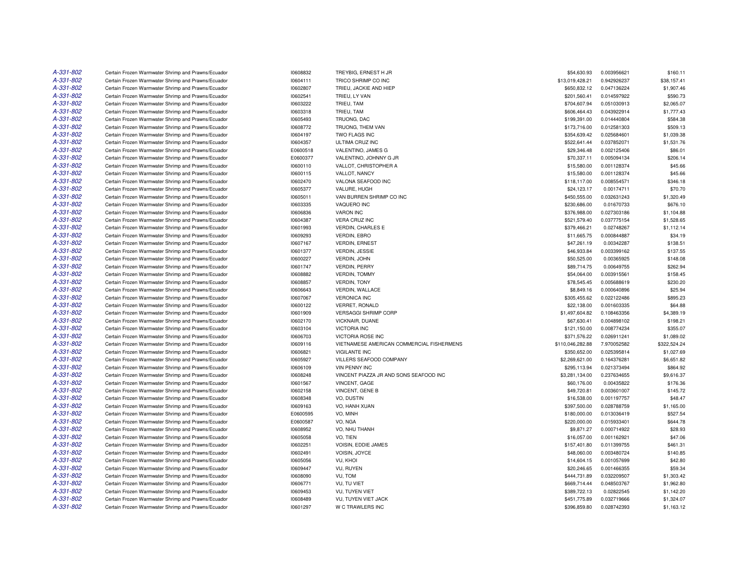| | | | | | | |
|---|---|---|---|---|---|---|
| A-331-802 | Certain Frozen Warmwater Shrimp and Prawns/Ecuador | I0608832 | TREYBIG, ERNEST H JR | $54,630.93 | 0.003956621 | $160.11 |
| A-331-802 | Certain Frozen Warmwater Shrimp and Prawns/Ecuador | I0604111 | TRICO SHRIMP CO INC | $13,019,428.21 | 0.942926237 | $38,157.41 |
| A-331-802 | Certain Frozen Warmwater Shrimp and Prawns/Ecuador | I0602807 | TRIEU, JACKIE AND HIEP | $650,832.12 | 0.047136224 | $1,907.46 |
| A-331-802 | Certain Frozen Warmwater Shrimp and Prawns/Ecuador | I0602541 | TRIEU, LY VAN | $201,560.41 | 0.014597922 | $590.73 |
| A-331-802 | Certain Frozen Warmwater Shrimp and Prawns/Ecuador | I0603222 | TRIEU, TAM | $704,607.94 | 0.051030913 | $2,065.07 |
| A-331-802 | Certain Frozen Warmwater Shrimp and Prawns/Ecuador | I0603318 | TRIEU, TAM | $606,464.43 | 0.043922914 | $1,777.43 |
| A-331-802 | Certain Frozen Warmwater Shrimp and Prawns/Ecuador | I0605493 | TRUONG, DAC | $199,391.00 | 0.014440804 | $584.38 |
| A-331-802 | Certain Frozen Warmwater Shrimp and Prawns/Ecuador | I0608772 | TRUONG, THEM VAN | $173,716.00 | 0.012581303 | $509.13 |
| A-331-802 | Certain Frozen Warmwater Shrimp and Prawns/Ecuador | I0604197 | TWO FLAGS INC | $354,639.42 | 0.025684601 | $1,039.38 |
| A-331-802 | Certain Frozen Warmwater Shrimp and Prawns/Ecuador | I0604357 | ULTIMA CRUZ INC | $522,641.44 | 0.037852071 | $1,531.76 |
| A-331-802 | Certain Frozen Warmwater Shrimp and Prawns/Ecuador | E0600518 | VALENTINO, JAMES G | $29,346.48 | 0.002125406 | $86.01 |
| A-331-802 | Certain Frozen Warmwater Shrimp and Prawns/Ecuador | E0600377 | VALENTINO, JOHNNY G JR | $70,337.11 | 0.005094134 | $206.14 |
| A-331-802 | Certain Frozen Warmwater Shrimp and Prawns/Ecuador | I0600110 | VALLOT, CHRISTOPHER A | $15,580.00 | 0.001128374 | $45.66 |
| A-331-802 | Certain Frozen Warmwater Shrimp and Prawns/Ecuador | I0600115 | VALLOT, NANCY | $15,580.00 | 0.001128374 | $45.66 |
| A-331-802 | Certain Frozen Warmwater Shrimp and Prawns/Ecuador | I0602470 | VALONA SEAFOOD INC | $118,117.00 | 0.008554571 | $346.18 |
| A-331-802 | Certain Frozen Warmwater Shrimp and Prawns/Ecuador | I0605377 | VALURE, HUGH | $24,123.17 | 0.00174711 | $70.70 |
| A-331-802 | Certain Frozen Warmwater Shrimp and Prawns/Ecuador | I0605011 | VAN BURREN SHRIMP CO INC | $450,555.00 | 0.032631243 | $1,320.49 |
| A-331-802 | Certain Frozen Warmwater Shrimp and Prawns/Ecuador | I0603335 | VAQUERO INC | $230,686.00 | 0.01670733 | $676.10 |
| A-331-802 | Certain Frozen Warmwater Shrimp and Prawns/Ecuador | I0606836 | VARON INC | $376,988.00 | 0.027303186 | $1,104.88 |
| A-331-802 | Certain Frozen Warmwater Shrimp and Prawns/Ecuador | I0604387 | VERA CRUZ INC | $521,579.40 | 0.037775154 | $1,528.65 |
| A-331-802 | Certain Frozen Warmwater Shrimp and Prawns/Ecuador | I0601993 | VERDIN, CHARLES E | $379,466.21 | 0.02748267 | $1,112.14 |
| A-331-802 | Certain Frozen Warmwater Shrimp and Prawns/Ecuador | I0609293 | VERDIN, EBRO | $11,665.75 | 0.000844887 | $34.19 |
| A-331-802 | Certain Frozen Warmwater Shrimp and Prawns/Ecuador | I0607167 | VERDIN, ERNEST | $47,261.19 | 0.00342287 | $138.51 |
| A-331-802 | Certain Frozen Warmwater Shrimp and Prawns/Ecuador | I0601377 | VERDIN, JESSIE | $46,933.84 | 0.003399162 | $137.55 |
| A-331-802 | Certain Frozen Warmwater Shrimp and Prawns/Ecuador | I0600227 | VERDIN, JOHN | $50,525.00 | 0.00365925 | $148.08 |
| A-331-802 | Certain Frozen Warmwater Shrimp and Prawns/Ecuador | I0601747 | VERDIN, PERRY | $89,714.75 | 0.00649755 | $262.94 |
| A-331-802 | Certain Frozen Warmwater Shrimp and Prawns/Ecuador | I0608882 | VERDIN, TOMMY | $54,064.00 | 0.003915561 | $158.45 |
| A-331-802 | Certain Frozen Warmwater Shrimp and Prawns/Ecuador | I0608857 | VERDIN, TONY | $78,545.45 | 0.005688619 | $230.20 |
| A-331-802 | Certain Frozen Warmwater Shrimp and Prawns/Ecuador | I0606643 | VERDIN, WALLACE | $8,849.16 | 0.000640896 | $25.94 |
| A-331-802 | Certain Frozen Warmwater Shrimp and Prawns/Ecuador | I0607067 | VERONICA INC | $305,455.62 | 0.022122486 | $895.23 |
| A-331-802 | Certain Frozen Warmwater Shrimp and Prawns/Ecuador | I0600122 | VERRET, RONALD | $22,138.00 | 0.001603335 | $64.88 |
| A-331-802 | Certain Frozen Warmwater Shrimp and Prawns/Ecuador | I0601909 | VERSAGGI SHRIMP CORP | $1,497,604.82 | 0.108463356 | $4,389.19 |
| A-331-802 | Certain Frozen Warmwater Shrimp and Prawns/Ecuador | I0602170 | VICKNAIR, DUANE | $67,630.41 | 0.004898102 | $198.21 |
| A-331-802 | Certain Frozen Warmwater Shrimp and Prawns/Ecuador | I0603104 | VICTORIA INC | $121,150.00 | 0.008774234 | $355.07 |
| A-331-802 | Certain Frozen Warmwater Shrimp and Prawns/Ecuador | I0606703 | VICTORIA ROSE INC | $371,576.22 | 0.026911241 | $1,089.02 |
| A-331-802 | Certain Frozen Warmwater Shrimp and Prawns/Ecuador | I0609116 | VIETNAMESE AMERICAN COMMERCIAL FISHERMENS | $110,046,282.88 | 7.970052582 | $322,524.24 |
| A-331-802 | Certain Frozen Warmwater Shrimp and Prawns/Ecuador | I0606821 | VIGILANTE INC | $350,652.00 | 0.025395814 | $1,027.69 |
| A-331-802 | Certain Frozen Warmwater Shrimp and Prawns/Ecuador | I0605927 | VILLERS SEAFOOD COMPANY | $2,269,621.00 | 0.164376281 | $6,651.82 |
| A-331-802 | Certain Frozen Warmwater Shrimp and Prawns/Ecuador | I0606109 | VIN PENNY INC | $295,113.94 | 0.021373494 | $864.92 |
| A-331-802 | Certain Frozen Warmwater Shrimp and Prawns/Ecuador | I0608248 | VINCENT PIAZZA JR AND SONS SEAFOOD INC | $3,281,134.00 | 0.237634655 | $9,616.37 |
| A-331-802 | Certain Frozen Warmwater Shrimp and Prawns/Ecuador | I0601567 | VINCENT, GAGE | $60,176.00 | 0.00435822 | $176.36 |
| A-331-802 | Certain Frozen Warmwater Shrimp and Prawns/Ecuador | I0602158 | VINCENT, GENE B | $49,720.81 | 0.003601007 | $145.72 |
| A-331-802 | Certain Frozen Warmwater Shrimp and Prawns/Ecuador | I0608348 | VO, DUSTIN | $16,538.00 | 0.001197757 | $48.47 |
| A-331-802 | Certain Frozen Warmwater Shrimp and Prawns/Ecuador | I0609163 | VO, HANH XUAN | $397,500.00 | 0.028788759 | $1,165.00 |
| A-331-802 | Certain Frozen Warmwater Shrimp and Prawns/Ecuador | E0600595 | VO, MINH | $180,000.00 | 0.013036419 | $527.54 |
| A-331-802 | Certain Frozen Warmwater Shrimp and Prawns/Ecuador | E0600587 | VO, NGA | $220,000.00 | 0.015933401 | $644.78 |
| A-331-802 | Certain Frozen Warmwater Shrimp and Prawns/Ecuador | I0608952 | VO, NHU THANH | $9,871.27 | 0.000714922 | $28.93 |
| A-331-802 | Certain Frozen Warmwater Shrimp and Prawns/Ecuador | I0605058 | VO, TIEN | $16,057.00 | 0.001162921 | $47.06 |
| A-331-802 | Certain Frozen Warmwater Shrimp and Prawns/Ecuador | I0602251 | VOISIN, EDDIE JAMES | $157,401.80 | 0.011399755 | $461.31 |
| A-331-802 | Certain Frozen Warmwater Shrimp and Prawns/Ecuador | I0602491 | VOISIN, JOYCE | $48,060.00 | 0.003480724 | $140.85 |
| A-331-802 | Certain Frozen Warmwater Shrimp and Prawns/Ecuador | I0605056 | VU, KHOI | $14,604.15 | 0.001057699 | $42.80 |
| A-331-802 | Certain Frozen Warmwater Shrimp and Prawns/Ecuador | I0609447 | VU, RUYEN | $20,246.65 | 0.001466355 | $59.34 |
| A-331-802 | Certain Frozen Warmwater Shrimp and Prawns/Ecuador | I0608090 | VU, TOM | $444,731.89 | 0.032209507 | $1,303.42 |
| A-331-802 | Certain Frozen Warmwater Shrimp and Prawns/Ecuador | I0606771 | VU, TU VIET | $669,714.44 | 0.048503767 | $1,962.80 |
| A-331-802 | Certain Frozen Warmwater Shrimp and Prawns/Ecuador | I0609453 | VU, TUYEN VIET | $389,722.13 | 0.02822545 | $1,142.20 |
| A-331-802 | Certain Frozen Warmwater Shrimp and Prawns/Ecuador | I0608489 | VU, TUYEN VIET JACK | $451,775.89 | 0.032719666 | $1,324.07 |
| A-331-802 | Certain Frozen Warmwater Shrimp and Prawns/Ecuador | I0601297 | W C TRAWLERS INC | $396,859.80 | 0.028742393 | $1,163.12 |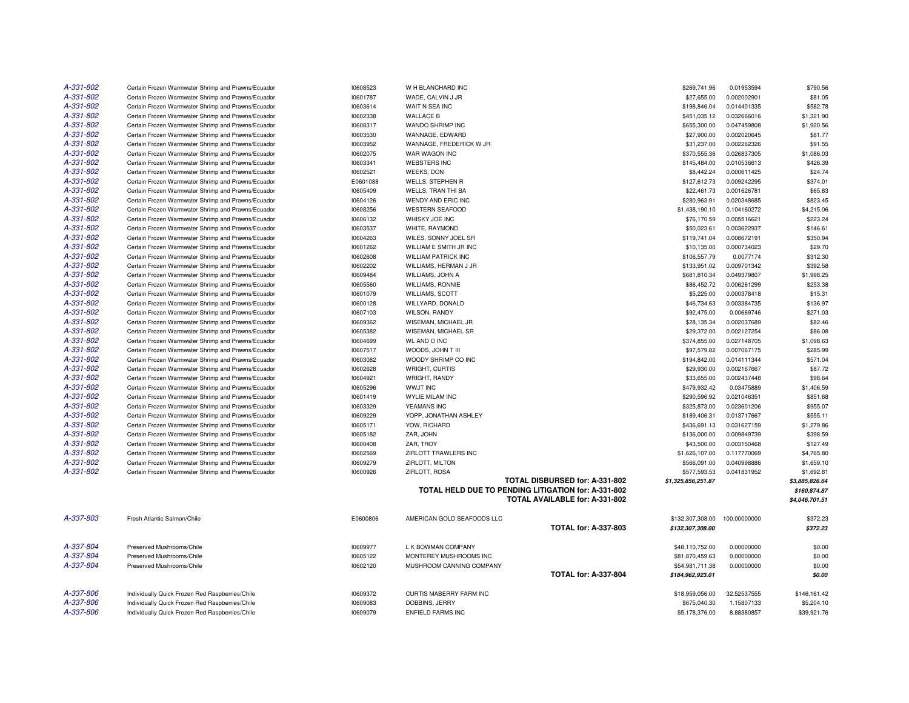| | | | | | | |
|---|---|---|---|---|---|---|
| A-331-802 | Certain Frozen Warmwater Shrimp and Prawns/Ecuador | I0608523 | W H BLANCHARD INC | $269,741.96 | 0.01953594 | $790.56 |
| A-331-802 | Certain Frozen Warmwater Shrimp and Prawns/Ecuador | I0601787 | WADE, CALVIN J JR | $27,655.00 | 0.002002901 | $81.05 |
| A-331-802 | Certain Frozen Warmwater Shrimp and Prawns/Ecuador | I0603614 | WAIT N SEA INC | $198,846.04 | 0.014401335 | $582.78 |
| A-331-802 | Certain Frozen Warmwater Shrimp and Prawns/Ecuador | I0602338 | WALLACE B | $451,035.12 | 0.032666016 | $1,321.90 |
| A-331-802 | Certain Frozen Warmwater Shrimp and Prawns/Ecuador | I0608317 | WANDO SHRIMP INC | $655,300.00 | 0.047459808 | $1,920.56 |
| A-331-802 | Certain Frozen Warmwater Shrimp and Prawns/Ecuador | I0603530 | WANNAGE, EDWARD | $27,900.00 | 0.002020645 | $81.77 |
| A-331-802 | Certain Frozen Warmwater Shrimp and Prawns/Ecuador | I0603952 | WANNAGE, FREDERICK W JR | $31,237.00 | 0.002262326 | $91.55 |
| A-331-802 | Certain Frozen Warmwater Shrimp and Prawns/Ecuador | I0602075 | WAR WAGON INC | $370,555.36 | 0.026837305 | $1,086.03 |
| A-331-802 | Certain Frozen Warmwater Shrimp and Prawns/Ecuador | I0603341 | WEBSTERS INC | $145,484.00 | 0.010536613 | $426.39 |
| A-331-802 | Certain Frozen Warmwater Shrimp and Prawns/Ecuador | I0602521 | WEEKS, DON | $8,442.24 | 0.000611425 | $24.74 |
| A-331-802 | Certain Frozen Warmwater Shrimp and Prawns/Ecuador | E0601088 | WELLS, STEPHEN R | $127,612.73 | 0.009242295 | $374.01 |
| A-331-802 | Certain Frozen Warmwater Shrimp and Prawns/Ecuador | I0605409 | WELLS, TRAN THI BA | $22,461.73 | 0.001626781 | $65.83 |
| A-331-802 | Certain Frozen Warmwater Shrimp and Prawns/Ecuador | I0604126 | WENDY AND ERIC INC | $280,963.91 | 0.020348685 | $823.45 |
| A-331-802 | Certain Frozen Warmwater Shrimp and Prawns/Ecuador | I0608256 | WESTERN SEAFOOD | $1,438,190.10 | 0.104160272 | $4,215.06 |
| A-331-802 | Certain Frozen Warmwater Shrimp and Prawns/Ecuador | I0606132 | WHISKY JOE INC | $76,170.59 | 0.005516621 | $223.24 |
| A-331-802 | Certain Frozen Warmwater Shrimp and Prawns/Ecuador | I0603537 | WHITE, RAYMOND | $50,023.61 | 0.003622937 | $146.61 |
| A-331-802 | Certain Frozen Warmwater Shrimp and Prawns/Ecuador | I0604263 | WILES, SONNY JOEL SR | $119,741.04 | 0.008672191 | $350.94 |
| A-331-802 | Certain Frozen Warmwater Shrimp and Prawns/Ecuador | I0601262 | WILLIAM E SMITH JR INC | $10,135.00 | 0.000734023 | $29.70 |
| A-331-802 | Certain Frozen Warmwater Shrimp and Prawns/Ecuador | I0602608 | WILLIAM PATRICK INC | $106,557.79 | 0.0077174 | $312.30 |
| A-331-802 | Certain Frozen Warmwater Shrimp and Prawns/Ecuador | I0602202 | WILLIAMS, HERMAN J JR | $133,951.02 | 0.009701342 | $392.58 |
| A-331-802 | Certain Frozen Warmwater Shrimp and Prawns/Ecuador | I0609484 | WILLIAMS, JOHN A | $681,810.34 | 0.049379807 | $1,998.25 |
| A-331-802 | Certain Frozen Warmwater Shrimp and Prawns/Ecuador | I0605560 | WILLIAMS, RONNIE | $86,452.72 | 0.006261299 | $253.38 |
| A-331-802 | Certain Frozen Warmwater Shrimp and Prawns/Ecuador | I0601079 | WILLIAMS, SCOTT | $5,225.00 | 0.000378418 | $15.31 |
| A-331-802 | Certain Frozen Warmwater Shrimp and Prawns/Ecuador | I0600128 | WILLYARD, DONALD | $46,734.63 | 0.003384735 | $136.97 |
| A-331-802 | Certain Frozen Warmwater Shrimp and Prawns/Ecuador | I0607103 | WILSON, RANDY | $92,475.00 | 0.00669746 | $271.03 |
| A-331-802 | Certain Frozen Warmwater Shrimp and Prawns/Ecuador | I0609362 | WISEMAN, MICHAEL JR | $28,135.34 | 0.002037689 | $82.46 |
| A-331-802 | Certain Frozen Warmwater Shrimp and Prawns/Ecuador | I0605382 | WISEMAN, MICHAEL SR | $29,372.00 | 0.002127254 | $86.08 |
| A-331-802 | Certain Frozen Warmwater Shrimp and Prawns/Ecuador | I0604699 | WL AND O INC | $374,855.00 | 0.027148705 | $1,098.63 |
| A-331-802 | Certain Frozen Warmwater Shrimp and Prawns/Ecuador | I0607517 | WOODS, JOHN T III | $97,579.82 | 0.007067175 | $285.99 |
| A-331-802 | Certain Frozen Warmwater Shrimp and Prawns/Ecuador | I0603082 | WOODY SHRIMP CO INC | $194,842.00 | 0.014111344 | $571.04 |
| A-331-802 | Certain Frozen Warmwater Shrimp and Prawns/Ecuador | I0602628 | WRIGHT, CURTIS | $29,930.00 | 0.002167667 | $87.72 |
| A-331-802 | Certain Frozen Warmwater Shrimp and Prawns/Ecuador | I0604921 | WRIGHT, RANDY | $33,655.00 | 0.002437448 | $98.64 |
| A-331-802 | Certain Frozen Warmwater Shrimp and Prawns/Ecuador | I0605296 | WWJT INC | $479,932.42 | 0.03475889 | $1,406.59 |
| A-331-802 | Certain Frozen Warmwater Shrimp and Prawns/Ecuador | I0601419 | WYLIE MILAM INC | $290,596.92 | 0.021046351 | $851.68 |
| A-331-802 | Certain Frozen Warmwater Shrimp and Prawns/Ecuador | I0603329 | YEAMANS INC | $325,873.00 | 0.023601206 | $955.07 |
| A-331-802 | Certain Frozen Warmwater Shrimp and Prawns/Ecuador | I0609229 | YOPP, JONATHAN ASHLEY | $189,406.31 | 0.013717667 | $555.11 |
| A-331-802 | Certain Frozen Warmwater Shrimp and Prawns/Ecuador | I0605171 | YOW, RICHARD | $436,691.13 | 0.031627159 | $1,279.86 |
| A-331-802 | Certain Frozen Warmwater Shrimp and Prawns/Ecuador | I0605182 | ZAR, JOHN | $136,000.00 | 0.009849739 | $398.59 |
| A-331-802 | Certain Frozen Warmwater Shrimp and Prawns/Ecuador | I0600408 | ZAR, TROY | $43,500.00 | 0.003150468 | $127.49 |
| A-331-802 | Certain Frozen Warmwater Shrimp and Prawns/Ecuador | I0602569 | ZIRLOTT TRAWLERS INC | $1,626,107.00 | 0.117770069 | $4,765.80 |
| A-331-802 | Certain Frozen Warmwater Shrimp and Prawns/Ecuador | I0609279 | ZIRLOTT, MILTON | $566,091.00 | 0.040998886 | $1,659.10 |
| A-331-802 | Certain Frozen Warmwater Shrimp and Prawns/Ecuador | I0600926 | ZIRLOTT, ROSA | $577,593.53 | 0.041831952 | $1,692.81 |
| | | | **TOTAL DISBURSED for: A-331-802** | ***$1,325,856,251.87*** | | ***$3,885,826.64*** |
| | | | **TOTAL HELD DUE TO PENDING LITIGATION for: A-331-802** | | | ***$160,874.87*** |
| | | | **TOTAL AVAILABLE for: A-331-802** | | | ***$4,046,701.51*** |
| A-337-803 | Fresh Atlantic Salmon/Chile | E0600806 | AMERICAN GOLD SEAFOODS LLC | $132,307,308.00 | 100.00000000 | $372.23 |
| | | | **TOTAL for: A-337-803** | ***$132,307,308.00*** | | ***$372.23*** |
| A-337-804 | Preserved Mushrooms/Chile | I0609977 | L K BOWMAN COMPANY | $48,110,752.00 | 0.00000000 | $0.00 |
| A-337-804 | Preserved Mushrooms/Chile | I0605122 | MONTEREY MUSHROOMS INC | $81,870,459.63 | 0.00000000 | $0.00 |
| A-337-804 | Preserved Mushrooms/Chile | I0602120 | MUSHROOM CANNING COMPANY | $54,981,711.38 | 0.00000000 | $0.00 |
| | | | **TOTAL for: A-337-804** | ***$184,962,923.01*** | | ***$0.00*** |
| A-337-806 | Individually Quick Frozen Red Raspberries/Chile | I0609372 | CURTIS MABERRY FARM INC | $18,959,056.00 | 32.52537555 | $146,161.42 |
| A-337-806 | Individually Quick Frozen Red Raspberries/Chile | I0609083 | DOBBINS, JERRY | $675,040.30 | 1.15807133 | $5,204.10 |
| A-337-806 | Individually Quick Frozen Red Raspberries/Chile | I0609079 | ENFIELD FARMS INC | $5,178,376.00 | 8.88380857 | $39,921.76 |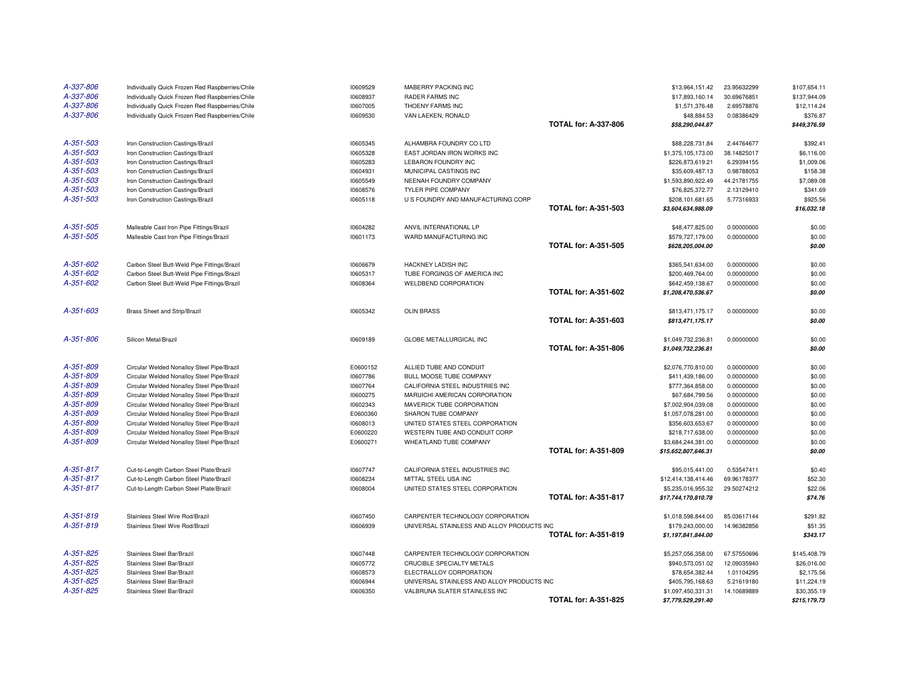| | | | | | | | |
|---|---|---|---|---|---|---|---|
| A-337-806 | Individually Quick Frozen Red Raspberries/Chile | I0609529 | MABERRY PACKING INC | | $13,964,151.42 | 23.95632299 | $107,654.11 |
| A-337-806 | Individually Quick Frozen Red Raspberries/Chile | I0608937 | RADER FARMS INC | | $17,893,160.14 | 30.69676851 | $137,944.09 |
| A-337-806 | Individually Quick Frozen Red Raspberries/Chile | I0607005 | THOENY FARMS INC | | $1,571,376.48 | 2.69578876 | $12,114.24 |
| A-337-806 | Individually Quick Frozen Red Raspberries/Chile | I0609530 | VAN LAEKEN, RONALD | | $48,884.53 | 0.08386429 | $376.87 |
| | | | | **TOTAL for: A-337-806** | ***$58,290,044.87*** | | ***$449,376.59*** |
| A-351-503 | Iron Construction Castings/Brazil | I0605345 | ALHAMBRA FOUNDRY CO LTD | | $88,228,731.84 | 2.44764677 | $392.41 |
| A-351-503 | Iron Construction Castings/Brazil | I0605328 | EAST JORDAN IRON WORKS INC | | $1,375,105,173.00 | 38.14825017 | $6,116.00 |
| A-351-503 | Iron Construction Castings/Brazil | I0605283 | LEBARON FOUNDRY INC | | $226,873,619.21 | 6.29394155 | $1,009.06 |
| A-351-503 | Iron Construction Castings/Brazil | I0604931 | MUNICIPAL CASTINGS INC | | $35,609,487.13 | 0.98788053 | $158.38 |
| A-351-503 | Iron Construction Castings/Brazil | I0605549 | NEENAH FOUNDRY COMPANY | | $1,593,890,922.49 | 44.21781755 | $7,089.08 |
| A-351-503 | Iron Construction Castings/Brazil | I0608576 | TYLER PIPE COMPANY | | $76,825,372.77 | 2.13129410 | $341.69 |
| A-351-503 | Iron Construction Castings/Brazil | I0605118 | U S FOUNDRY AND MANUFACTURING CORP | | $208,101,681.65 | 5.77316933 | $925.56 |
| | | | | **TOTAL for: A-351-503** | ***$3,604,634,988.09*** | | ***$16,032.18*** |
| A-351-505 | Malleable Cast Iron Pipe Fittings/Brazil | I0604282 | ANVIL INTERNATIONAL LP | | $48,477,825.00 | 0.00000000 | $0.00 |
| A-351-505 | Malleable Cast Iron Pipe Fittings/Brazil | I0601173 | WARD MANUFACTURING INC | | $579,727,179.00 | 0.00000000 | $0.00 |
| | | | | **TOTAL for: A-351-505** | ***$628,205,004.00*** | | ***$0.00*** |
| A-351-602 | Carbon Steel Butt-Weld Pipe Fittings/Brazil | I0606679 | HACKNEY LADISH INC | | $365,541,634.00 | 0.00000000 | $0.00 |
| A-351-602 | Carbon Steel Butt-Weld Pipe Fittings/Brazil | I0605317 | TUBE FORGINGS OF AMERICA INC | | $200,469,764.00 | 0.00000000 | $0.00 |
| A-351-602 | Carbon Steel Butt-Weld Pipe Fittings/Brazil | I0608364 | WELDBEND CORPORATION | | $642,459,138.67 | 0.00000000 | $0.00 |
| | | | | **TOTAL for: A-351-602** | ***$1,208,470,536.67*** | | ***$0.00*** |
| A-351-603 | Brass Sheet and Strip/Brazil | I0605342 | OLIN BRASS | | $813,471,175.17 | 0.00000000 | $0.00 |
| | | | | **TOTAL for: A-351-603** | ***$813,471,175.17*** | | ***$0.00*** |
| A-351-806 | Silicon Metal/Brazil | I0609189 | GLOBE METALLURGICAL INC | | $1,049,732,236.81 | 0.00000000 | $0.00 |
| | | | | **TOTAL for: A-351-806** | ***$1,049,732,236.81*** | | ***$0.00*** |
| A-351-809 | Circular Welded Nonalloy Steel Pipe/Brazil | E0600152 | ALLIED TUBE AND CONDUIT | | $2,076,770,810.00 | 0.00000000 | $0.00 |
| A-351-809 | Circular Welded Nonalloy Steel Pipe/Brazil | I0607786 | BULL MOOSE TUBE COMPANY | | $411,439,186.00 | 0.00000000 | $0.00 |
| A-351-809 | Circular Welded Nonalloy Steel Pipe/Brazil | I0607764 | CALIFORNIA STEEL INDUSTRIES INC | | $777,364,858.00 | 0.00000000 | $0.00 |
| A-351-809 | Circular Welded Nonalloy Steel Pipe/Brazil | I0600275 | MARUICHI AMERICAN CORPORATION | | $67,684,799.56 | 0.00000000 | $0.00 |
| A-351-809 | Circular Welded Nonalloy Steel Pipe/Brazil | I0602343 | MAVERICK TUBE CORPORATION | | $7,002,904,039.08 | 0.00000000 | $0.00 |
| A-351-809 | Circular Welded Nonalloy Steel Pipe/Brazil | E0600360 | SHARON TUBE COMPANY | | $1,057,078,281.00 | 0.00000000 | $0.00 |
| A-351-809 | Circular Welded Nonalloy Steel Pipe/Brazil | I0608013 | UNITED STATES STEEL CORPORATION | | $356,603,653.67 | 0.00000000 | $0.00 |
| A-351-809 | Circular Welded Nonalloy Steel Pipe/Brazil | E0600220 | WESTERN TUBE AND CONDUIT CORP | | $218,717,638.00 | 0.00000000 | $0.00 |
| A-351-809 | Circular Welded Nonalloy Steel Pipe/Brazil | E0600271 | WHEATLAND TUBE COMPANY | | $3,684,244,381.00 | 0.00000000 | $0.00 |
| | | | | **TOTAL for: A-351-809** | ***$15,652,807,646.31*** | | ***$0.00*** |
| A-351-817 | Cut-to-Length Carbon Steel Plate/Brazil | I0607747 | CALIFORNIA STEEL INDUSTRIES INC | | $95,015,441.00 | 0.53547411 | $0.40 |
| A-351-817 | Cut-to-Length Carbon Steel Plate/Brazil | I0608234 | MITTAL STEEL USA INC | | $12,414,138,414.46 | 69.96178377 | $52.30 |
| A-351-817 | Cut-to-Length Carbon Steel Plate/Brazil | I0608004 | UNITED STATES STEEL CORPORATION | | $5,235,016,955.32 | 29.50274212 | $22.06 |
| | | | | **TOTAL for: A-351-817** | ***$17,744,170,810.78*** | | ***$74.76*** |
| A-351-819 | Stainless Steel Wire Rod/Brazil | I0607450 | CARPENTER TECHNOLOGY CORPORATION | | $1,018,598,844.00 | 85.03617144 | $291.82 |
| A-351-819 | Stainless Steel Wire Rod/Brazil | I0606939 | UNIVERSAL STAINLESS AND ALLOY PRODUCTS INC | | $179,243,000.00 | 14.96382856 | $51.35 |
| | | | | **TOTAL for: A-351-819** | ***$1,197,841,844.00*** | | ***$343.17*** |
| A-351-825 | Stainless Steel Bar/Brazil | I0607448 | CARPENTER TECHNOLOGY CORPORATION | | $5,257,056,358.00 | 67.57550696 | $145,408.79 |
| A-351-825 | Stainless Steel Bar/Brazil | I0605772 | CRUCIBLE SPECIALTY METALS | | $940,573,051.02 | 12.09035940 | $26,016.00 |
| A-351-825 | Stainless Steel Bar/Brazil | I0608573 | ELECTRALLOY CORPORATION | | $78,654,382.44 | 1.01104295 | $2,175.56 |
| A-351-825 | Stainless Steel Bar/Brazil | I0606944 | UNIVERSAL STAINLESS AND ALLOY PRODUCTS INC | | $405,795,168.63 | 5.21619180 | $11,224.19 |
| A-351-825 | Stainless Steel Bar/Brazil | I0606350 | VALBRUNA SLATER STAINLESS INC | | $1,097,450,331.31 | 14.10689889 | $30,355.19 |
| | | | | **TOTAL for: A-351-825** | ***$7,779,529,291.40*** | | ***$215,179.73*** |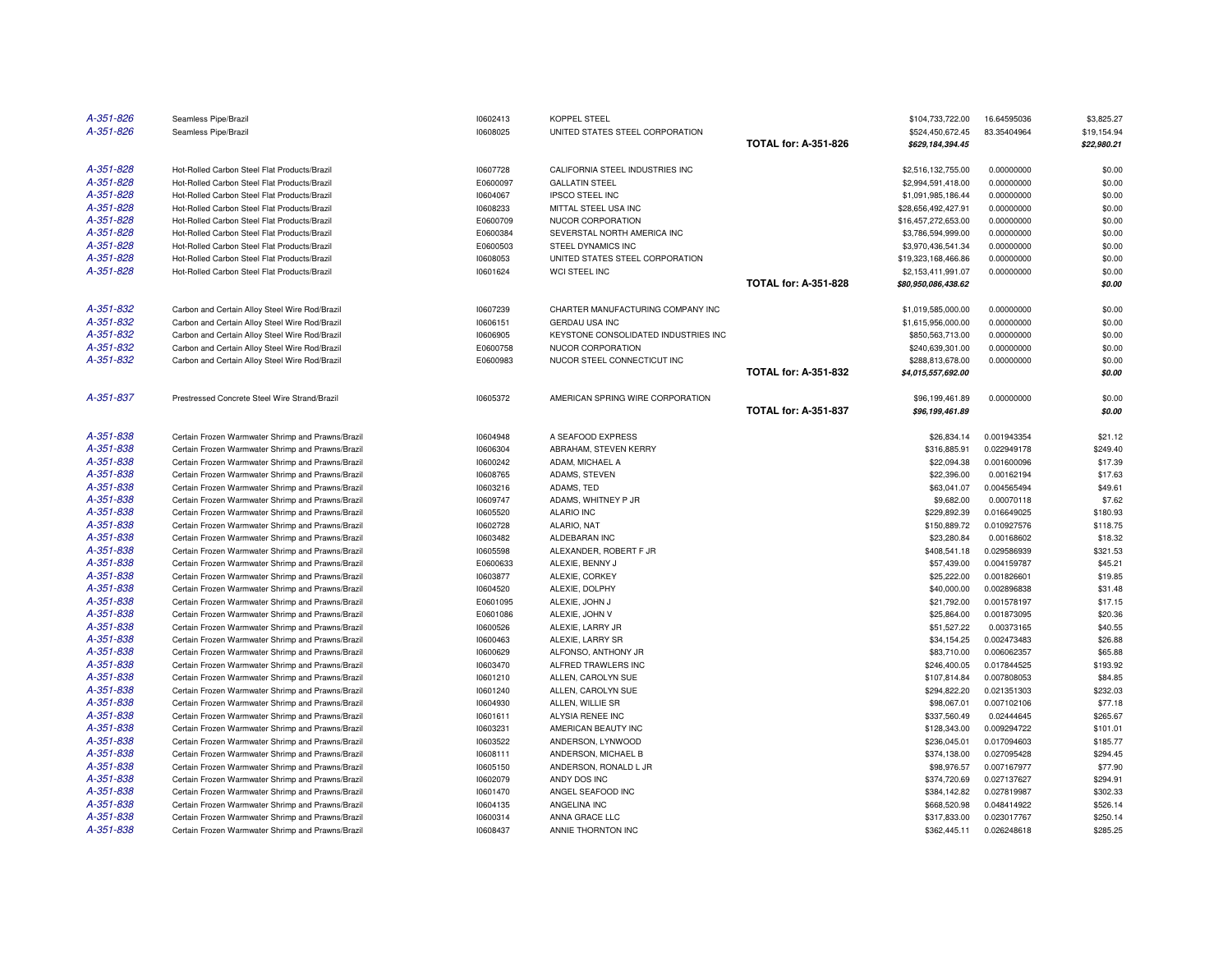| | | | | | | | |
|---|---|---|---|---|---|---|---|
| *A-351-826* | Seamless Pipe/Brazil | I0602413 | KOPPEL STEEL | | $104,733,722.00 | 16.64595036 | $3,825.27 |
| *A-351-826* | Seamless Pipe/Brazil | I0608025 | UNITED STATES STEEL CORPORATION | | $524,450,672.45 | 83.35404964 | $19,154.94 |
| | | | | **TOTAL for: A-351-826** | ***$629,184,394.45*** | | ***$22,980.21*** |
| *A-351-828* | Hot-Rolled Carbon Steel Flat Products/Brazil | I0607728 | CALIFORNIA STEEL INDUSTRIES INC | | $2,516,132,755.00 | 0.00000000 | $0.00 |
| *A-351-828* | Hot-Rolled Carbon Steel Flat Products/Brazil | E0600097 | GALLATIN STEEL | | $2,994,591,418.00 | 0.00000000 | $0.00 |
| *A-351-828* | Hot-Rolled Carbon Steel Flat Products/Brazil | I0604067 | IPSCO STEEL INC | | $1,091,985,186.44 | 0.00000000 | $0.00 |
| *A-351-828* | Hot-Rolled Carbon Steel Flat Products/Brazil | I0608233 | MITTAL STEEL USA INC | | $28,656,492,427.91 | 0.00000000 | $0.00 |
| *A-351-828* | Hot-Rolled Carbon Steel Flat Products/Brazil | E0600709 | NUCOR CORPORATION | | $16,457,272,653.00 | 0.00000000 | $0.00 |
| *A-351-828* | Hot-Rolled Carbon Steel Flat Products/Brazil | E0600384 | SEVERSTAL NORTH AMERICA INC | | $3,786,594,999.00 | 0.00000000 | $0.00 |
| *A-351-828* | Hot-Rolled Carbon Steel Flat Products/Brazil | E0600503 | STEEL DYNAMICS INC | | $3,970,436,541.34 | 0.00000000 | $0.00 |
| *A-351-828* | Hot-Rolled Carbon Steel Flat Products/Brazil | I0608053 | UNITED STATES STEEL CORPORATION | | $19,323,168,466.86 | 0.00000000 | $0.00 |
| *A-351-828* | Hot-Rolled Carbon Steel Flat Products/Brazil | I0601624 | WCI STEEL INC | | $2,153,411,991.07 | 0.00000000 | $0.00 |
| | | | | **TOTAL for: A-351-828** | ***$80,950,086,438.62*** | | ***$0.00*** |
| *A-351-832* | Carbon and Certain Alloy Steel Wire Rod/Brazil | I0607239 | CHARTER MANUFACTURING COMPANY INC | | $1,019,585,000.00 | 0.00000000 | $0.00 |
| *A-351-832* | Carbon and Certain Alloy Steel Wire Rod/Brazil | I0606151 | GERDAU USA INC | | $1,615,956,000.00 | 0.00000000 | $0.00 |
| *A-351-832* | Carbon and Certain Alloy Steel Wire Rod/Brazil | I0606905 | KEYSTONE CONSOLIDATED INDUSTRIES INC | | $850,563,713.00 | 0.00000000 | $0.00 |
| *A-351-832* | Carbon and Certain Alloy Steel Wire Rod/Brazil | E0600758 | NUCOR CORPORATION | | $240,639,301.00 | 0.00000000 | $0.00 |
| *A-351-832* | Carbon and Certain Alloy Steel Wire Rod/Brazil | E0600983 | NUCOR STEEL CONNECTICUT INC | | $288,813,678.00 | 0.00000000 | $0.00 |
| | | | | **TOTAL for: A-351-832** | ***$4,015,557,692.00*** | | ***$0.00*** |
| *A-351-837* | Prestressed Concrete Steel Wire Strand/Brazil | I0605372 | AMERICAN SPRING WIRE CORPORATION | | $96,199,461.89 | 0.00000000 | $0.00 |
| | | | | **TOTAL for: A-351-837** | ***$96,199,461.89*** | | ***$0.00*** |
| *A-351-838* | Certain Frozen Warmwater Shrimp and Prawns/Brazil | I0604948 | A SEAFOOD EXPRESS | | $26,834.14 | 0.001943354 | $21.12 |
| *A-351-838* | Certain Frozen Warmwater Shrimp and Prawns/Brazil | I0606304 | ABRAHAM, STEVEN KERRY | | $316,885.91 | 0.022949178 | $249.40 |
| *A-351-838* | Certain Frozen Warmwater Shrimp and Prawns/Brazil | I0600242 | ADAM, MICHAEL A | | $22,094.38 | 0.001600096 | $17.39 |
| *A-351-838* | Certain Frozen Warmwater Shrimp and Prawns/Brazil | I0608765 | ADAMS, STEVEN | | $22,396.00 | 0.00162194 | $17.63 |
| *A-351-838* | Certain Frozen Warmwater Shrimp and Prawns/Brazil | I0603216 | ADAMS, TED | | $63,041.07 | 0.004565494 | $49.61 |
| *A-351-838* | Certain Frozen Warmwater Shrimp and Prawns/Brazil | I0609747 | ADAMS, WHITNEY P JR | | $9,682.00 | 0.00070118 | $7.62 |
| *A-351-838* | Certain Frozen Warmwater Shrimp and Prawns/Brazil | I0605520 | ALARIO INC | | $229,892.39 | 0.016649025 | $180.93 |
| *A-351-838* | Certain Frozen Warmwater Shrimp and Prawns/Brazil | I0602728 | ALARIO, NAT | | $150,889.72 | 0.010927576 | $118.75 |
| *A-351-838* | Certain Frozen Warmwater Shrimp and Prawns/Brazil | I0603482 | ALDEBARAN INC | | $23,280.84 | 0.00168602 | $18.32 |
| *A-351-838* | Certain Frozen Warmwater Shrimp and Prawns/Brazil | I0605598 | ALEXANDER, ROBERT F JR | | $408,541.18 | 0.029586939 | $321.53 |
| *A-351-838* | Certain Frozen Warmwater Shrimp and Prawns/Brazil | E0600633 | ALEXIE, BENNY J | | $57,439.00 | 0.004159787 | $45.21 |
| *A-351-838* | Certain Frozen Warmwater Shrimp and Prawns/Brazil | I0603877 | ALEXIE, CORKEY | | $25,222.00 | 0.001826601 | $19.85 |
| *A-351-838* | Certain Frozen Warmwater Shrimp and Prawns/Brazil | I0604520 | ALEXIE, DOLPHY | | $40,000.00 | 0.002896838 | $31.48 |
| *A-351-838* | Certain Frozen Warmwater Shrimp and Prawns/Brazil | E0601095 | ALEXIE, JOHN J | | $21,792.00 | 0.001578197 | $17.15 |
| *A-351-838* | Certain Frozen Warmwater Shrimp and Prawns/Brazil | E0601086 | ALEXIE, JOHN V | | $25,864.00 | 0.001873095 | $20.36 |
| *A-351-838* | Certain Frozen Warmwater Shrimp and Prawns/Brazil | I0600526 | ALEXIE, LARRY JR | | $51,527.22 | 0.00373165 | $40.55 |
| *A-351-838* | Certain Frozen Warmwater Shrimp and Prawns/Brazil | I0600463 | ALEXIE, LARRY SR | | $34,154.25 | 0.002473483 | $26.88 |
| *A-351-838* | Certain Frozen Warmwater Shrimp and Prawns/Brazil | I0600629 | ALFONSO, ANTHONY JR | | $83,710.00 | 0.006062357 | $65.88 |
| *A-351-838* | Certain Frozen Warmwater Shrimp and Prawns/Brazil | I0603470 | ALFRED TRAWLERS INC | | $246,400.05 | 0.017844525 | $193.92 |
| *A-351-838* | Certain Frozen Warmwater Shrimp and Prawns/Brazil | I0601210 | ALLEN, CAROLYN SUE | | $107,814.84 | 0.007808053 | $84.85 |
| *A-351-838* | Certain Frozen Warmwater Shrimp and Prawns/Brazil | I0601240 | ALLEN, CAROLYN SUE | | $294,822.20 | 0.021351303 | $232.03 |
| *A-351-838* | Certain Frozen Warmwater Shrimp and Prawns/Brazil | I0604930 | ALLEN, WILLIE SR | | $98,067.01 | 0.007102106 | $77.18 |
| *A-351-838* | Certain Frozen Warmwater Shrimp and Prawns/Brazil | I0601611 | ALYSIA RENEE INC | | $337,560.49 | 0.02444645 | $265.67 |
| *A-351-838* | Certain Frozen Warmwater Shrimp and Prawns/Brazil | I0603231 | AMERICAN BEAUTY INC | | $128,343.00 | 0.009294722 | $101.01 |
| *A-351-838* | Certain Frozen Warmwater Shrimp and Prawns/Brazil | I0603522 | ANDERSON, LYNWOOD | | $236,045.01 | 0.017094603 | $185.77 |
| *A-351-838* | Certain Frozen Warmwater Shrimp and Prawns/Brazil | I0608111 | ANDERSON, MICHAEL B | | $374,138.00 | 0.027095428 | $294.45 |
| *A-351-838* | Certain Frozen Warmwater Shrimp and Prawns/Brazil | I0605150 | ANDERSON, RONALD L JR | | $98,976.57 | 0.007167977 | $77.90 |
| *A-351-838* | Certain Frozen Warmwater Shrimp and Prawns/Brazil | I0602079 | ANDY DOS INC | | $374,720.69 | 0.027137627 | $294.91 |
| *A-351-838* | Certain Frozen Warmwater Shrimp and Prawns/Brazil | I0601470 | ANGEL SEAFOOD INC | | $384,142.82 | 0.027819987 | $302.33 |
| *A-351-838* | Certain Frozen Warmwater Shrimp and Prawns/Brazil | I0604135 | ANGELINA INC | | $668,520.98 | 0.048414922 | $526.14 |
| *A-351-838* | Certain Frozen Warmwater Shrimp and Prawns/Brazil | I0600314 | ANNA GRACE LLC | | $317,833.00 | 0.023017767 | $250.14 |
| *A-351-838* | Certain Frozen Warmwater Shrimp and Prawns/Brazil | I0608437 | ANNIE THORNTON INC | | $362,445.11 | 0.026248618 | $285.25 |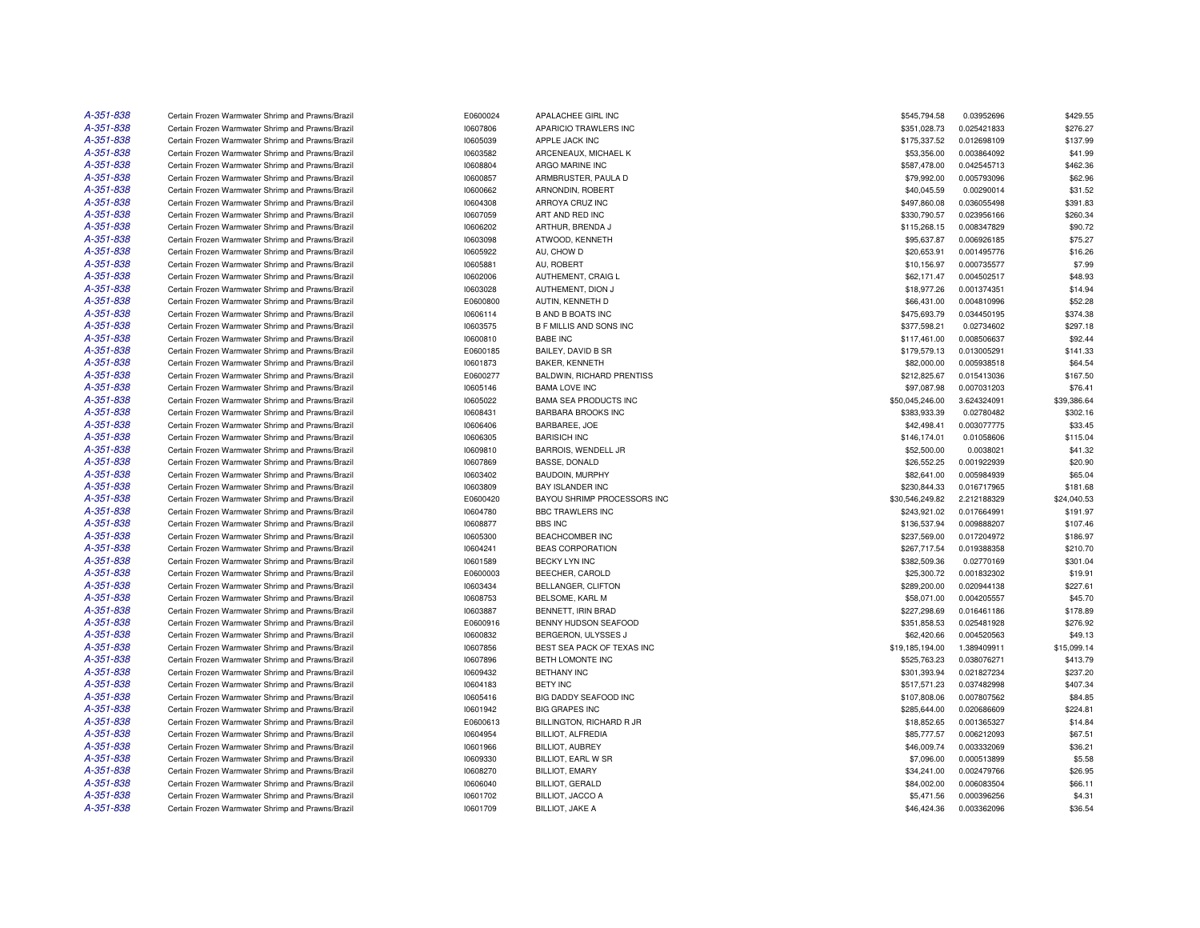| | | | | | | |
|---|---|---|---|---|---|---|
| A-351-838 | Certain Frozen Warmwater Shrimp and Prawns/Brazil | E0600024 | APALACHEE GIRL INC | $545,794.58 | 0.03952696 | $429.55 |
| A-351-838 | Certain Frozen Warmwater Shrimp and Prawns/Brazil | I0607806 | APARICIO TRAWLERS INC | $351,028.73 | 0.025421833 | $276.27 |
| A-351-838 | Certain Frozen Warmwater Shrimp and Prawns/Brazil | I0605039 | APPLE JACK INC | $175,337.52 | 0.012698109 | $137.99 |
| A-351-838 | Certain Frozen Warmwater Shrimp and Prawns/Brazil | I0603582 | ARCENEAUX, MICHAEL K | $53,356.00 | 0.003864092 | $41.99 |
| A-351-838 | Certain Frozen Warmwater Shrimp and Prawns/Brazil | I0608804 | ARGO MARINE INC | $587,478.00 | 0.042545713 | $462.36 |
| A-351-838 | Certain Frozen Warmwater Shrimp and Prawns/Brazil | I0600857 | ARMBRUSTER, PAULA D | $79,992.00 | 0.005793096 | $62.96 |
| A-351-838 | Certain Frozen Warmwater Shrimp and Prawns/Brazil | I0600662 | ARNONDIN, ROBERT | $40,045.59 | 0.00290014 | $31.52 |
| A-351-838 | Certain Frozen Warmwater Shrimp and Prawns/Brazil | I0604308 | ARROYA CRUZ INC | $497,860.08 | 0.036055498 | $391.83 |
| A-351-838 | Certain Frozen Warmwater Shrimp and Prawns/Brazil | I0607059 | ART AND RED INC | $330,790.57 | 0.023956166 | $260.34 |
| A-351-838 | Certain Frozen Warmwater Shrimp and Prawns/Brazil | I0606202 | ARTHUR, BRENDA J | $115,268.15 | 0.008347829 | $90.72 |
| A-351-838 | Certain Frozen Warmwater Shrimp and Prawns/Brazil | I0603098 | ATWOOD, KENNETH | $95,637.87 | 0.006926185 | $75.27 |
| A-351-838 | Certain Frozen Warmwater Shrimp and Prawns/Brazil | I0605922 | AU, CHOW D | $20,653.91 | 0.001495776 | $16.26 |
| A-351-838 | Certain Frozen Warmwater Shrimp and Prawns/Brazil | I0605881 | AU, ROBERT | $10,156.97 | 0.000735577 | $7.99 |
| A-351-838 | Certain Frozen Warmwater Shrimp and Prawns/Brazil | I0602006 | AUTHEMENT, CRAIG L | $62,171.47 | 0.004502517 | $48.93 |
| A-351-838 | Certain Frozen Warmwater Shrimp and Prawns/Brazil | I0603028 | AUTHEMENT, DION J | $18,977.26 | 0.001374351 | $14.94 |
| A-351-838 | Certain Frozen Warmwater Shrimp and Prawns/Brazil | E0600800 | AUTIN, KENNETH D | $66,431.00 | 0.004810996 | $52.28 |
| A-351-838 | Certain Frozen Warmwater Shrimp and Prawns/Brazil | I0606114 | B AND B BOATS INC | $475,693.79 | 0.034450195 | $374.38 |
| A-351-838 | Certain Frozen Warmwater Shrimp and Prawns/Brazil | I0603575 | B F MILLIS AND SONS INC | $377,598.21 | 0.02734602 | $297.18 |
| A-351-838 | Certain Frozen Warmwater Shrimp and Prawns/Brazil | I0600810 | BABE INC | $117,461.00 | 0.008506637 | $92.44 |
| A-351-838 | Certain Frozen Warmwater Shrimp and Prawns/Brazil | E0600185 | BAILEY, DAVID B SR | $179,579.13 | 0.013005291 | $141.33 |
| A-351-838 | Certain Frozen Warmwater Shrimp and Prawns/Brazil | I0601873 | BAKER, KENNETH | $82,000.00 | 0.005938518 | $64.54 |
| A-351-838 | Certain Frozen Warmwater Shrimp and Prawns/Brazil | E0600277 | BALDWIN, RICHARD PRENTISS | $212,825.67 | 0.015413036 | $167.50 |
| A-351-838 | Certain Frozen Warmwater Shrimp and Prawns/Brazil | I0605146 | BAMA LOVE INC | $97,087.98 | 0.007031203 | $76.41 |
| A-351-838 | Certain Frozen Warmwater Shrimp and Prawns/Brazil | I0605022 | BAMA SEA PRODUCTS INC | $50,045,246.00 | 3.624324091 | $39,386.64 |
| A-351-838 | Certain Frozen Warmwater Shrimp and Prawns/Brazil | I0608431 | BARBARA BROOKS INC | $383,933.39 | 0.02780482 | $302.16 |
| A-351-838 | Certain Frozen Warmwater Shrimp and Prawns/Brazil | I0606406 | BARBAREE, JOE | $42,498.41 | 0.003077775 | $33.45 |
| A-351-838 | Certain Frozen Warmwater Shrimp and Prawns/Brazil | I0606305 | BARISICH INC | $146,174.01 | 0.01058606 | $115.04 |
| A-351-838 | Certain Frozen Warmwater Shrimp and Prawns/Brazil | I0609810 | BARROIS, WENDELL JR | $52,500.00 | 0.0038021 | $41.32 |
| A-351-838 | Certain Frozen Warmwater Shrimp and Prawns/Brazil | I0607869 | BASSE, DONALD | $26,552.25 | 0.001922939 | $20.90 |
| A-351-838 | Certain Frozen Warmwater Shrimp and Prawns/Brazil | I0603402 | BAUDOIN, MURPHY | $82,641.00 | 0.005984939 | $65.04 |
| A-351-838 | Certain Frozen Warmwater Shrimp and Prawns/Brazil | I0603809 | BAY ISLANDER INC | $230,844.33 | 0.016717965 | $181.68 |
| A-351-838 | Certain Frozen Warmwater Shrimp and Prawns/Brazil | E0600420 | BAYOU SHRIMP PROCESSORS INC | $30,546,249.82 | 2.212188329 | $24,040.53 |
| A-351-838 | Certain Frozen Warmwater Shrimp and Prawns/Brazil | I0604780 | BBC TRAWLERS INC | $243,921.02 | 0.017664991 | $191.97 |
| A-351-838 | Certain Frozen Warmwater Shrimp and Prawns/Brazil | I0608877 | BBS INC | $136,537.94 | 0.009888207 | $107.46 |
| A-351-838 | Certain Frozen Warmwater Shrimp and Prawns/Brazil | I0605300 | BEACHCOMBER INC | $237,569.00 | 0.017204972 | $186.97 |
| A-351-838 | Certain Frozen Warmwater Shrimp and Prawns/Brazil | I0604241 | BEAS CORPORATION | $267,717.54 | 0.019388358 | $210.70 |
| A-351-838 | Certain Frozen Warmwater Shrimp and Prawns/Brazil | I0601589 | BECKY LYN INC | $382,509.36 | 0.02770169 | $301.04 |
| A-351-838 | Certain Frozen Warmwater Shrimp and Prawns/Brazil | E0600003 | BEECHER, CAROLD | $25,300.72 | 0.001832302 | $19.91 |
| A-351-838 | Certain Frozen Warmwater Shrimp and Prawns/Brazil | I0603434 | BELLANGER, CLIFTON | $289,200.00 | 0.020944138 | $227.61 |
| A-351-838 | Certain Frozen Warmwater Shrimp and Prawns/Brazil | I0608753 | BELSOME, KARL M | $58,071.00 | 0.004205557 | $45.70 |
| A-351-838 | Certain Frozen Warmwater Shrimp and Prawns/Brazil | I0603887 | BENNETT, IRIN BRAD | $227,298.69 | 0.016461186 | $178.89 |
| A-351-838 | Certain Frozen Warmwater Shrimp and Prawns/Brazil | E0600916 | BENNY HUDSON SEAFOOD | $351,858.53 | 0.025481928 | $276.92 |
| A-351-838 | Certain Frozen Warmwater Shrimp and Prawns/Brazil | I0600832 | BERGERON, ULYSSES J | $62,420.66 | 0.004520563 | $49.13 |
| A-351-838 | Certain Frozen Warmwater Shrimp and Prawns/Brazil | I0607856 | BEST SEA PACK OF TEXAS INC | $19,185,194.00 | 1.389409911 | $15,099.14 |
| A-351-838 | Certain Frozen Warmwater Shrimp and Prawns/Brazil | I0607896 | BETH LOMONTE INC | $525,763.23 | 0.038076271 | $413.79 |
| A-351-838 | Certain Frozen Warmwater Shrimp and Prawns/Brazil | I0609432 | BETHANY INC | $301,393.94 | 0.021827234 | $237.20 |
| A-351-838 | Certain Frozen Warmwater Shrimp and Prawns/Brazil | I0604183 | BETY INC | $517,571.23 | 0.037482998 | $407.34 |
| A-351-838 | Certain Frozen Warmwater Shrimp and Prawns/Brazil | I0605416 | BIG DADDY SEAFOOD INC | $107,808.06 | 0.007807562 | $84.85 |
| A-351-838 | Certain Frozen Warmwater Shrimp and Prawns/Brazil | I0601942 | BIG GRAPES INC | $285,644.00 | 0.020686609 | $224.81 |
| A-351-838 | Certain Frozen Warmwater Shrimp and Prawns/Brazil | E0600613 | BILLINGTON, RICHARD R JR | $18,852.65 | 0.001365327 | $14.84 |
| A-351-838 | Certain Frozen Warmwater Shrimp and Prawns/Brazil | I0604954 | BILLIOT, ALFREDIA | $85,777.57 | 0.006212093 | $67.51 |
| A-351-838 | Certain Frozen Warmwater Shrimp and Prawns/Brazil | I0601966 | BILLIOT, AUBREY | $46,009.74 | 0.003332069 | $36.21 |
| A-351-838 | Certain Frozen Warmwater Shrimp and Prawns/Brazil | I0609330 | BILLIOT, EARL W SR | $7,096.00 | 0.000513899 | $5.58 |
| A-351-838 | Certain Frozen Warmwater Shrimp and Prawns/Brazil | I0608270 | BILLIOT, EMARY | $34,241.00 | 0.002479766 | $26.95 |
| A-351-838 | Certain Frozen Warmwater Shrimp and Prawns/Brazil | I0606040 | BILLIOT, GERALD | $84,002.00 | 0.006083504 | $66.11 |
| A-351-838 | Certain Frozen Warmwater Shrimp and Prawns/Brazil | I0601702 | BILLIOT, JACCO A | $5,471.56 | 0.000396256 | $4.31 |
| A-351-838 | Certain Frozen Warmwater Shrimp and Prawns/Brazil | I0601709 | BILLIOT, JAKE A | $46,424.36 | 0.003362096 | $36.54 |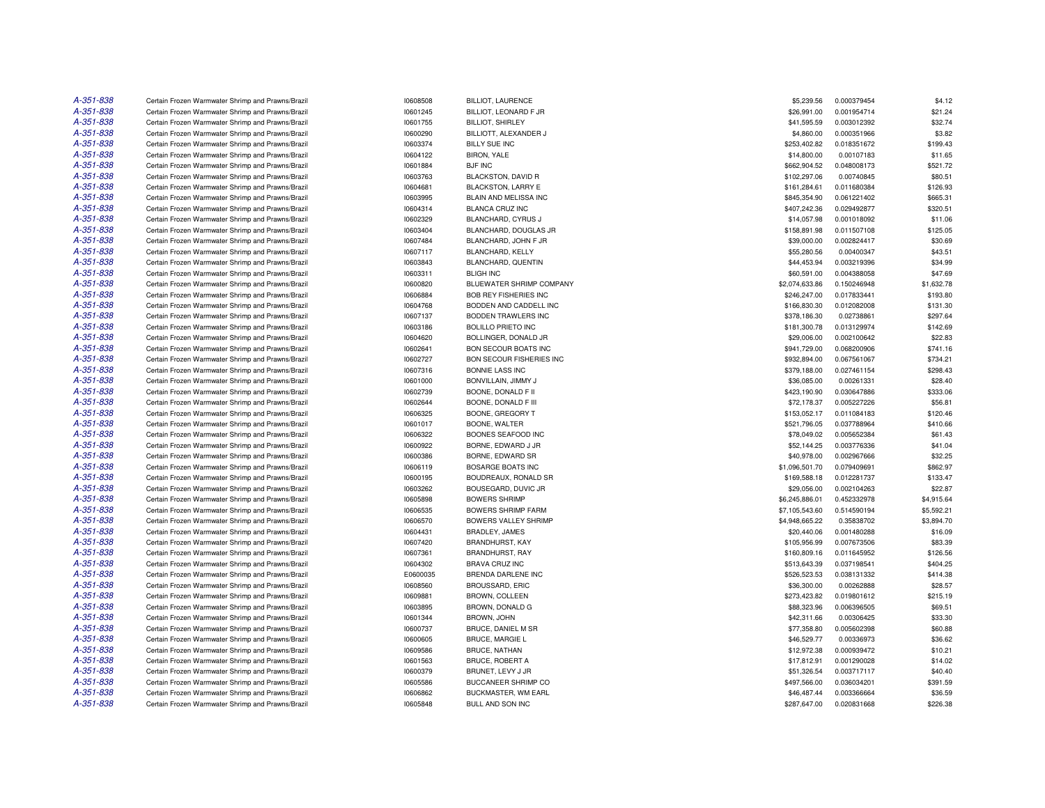| | | | | | | |
|---|---|---|---|---|---|---|
| A-351-838 | Certain Frozen Warmwater Shrimp and Prawns/Brazil | I0608508 | BILLIOT, LAURENCE | $5,239.56 | 0.000379454 | $4.12 |
| A-351-838 | Certain Frozen Warmwater Shrimp and Prawns/Brazil | I0601245 | BILLIOT, LEONARD F JR | $26,991.00 | 0.001954714 | $21.24 |
| A-351-838 | Certain Frozen Warmwater Shrimp and Prawns/Brazil | I0601755 | BILLIOT, SHIRLEY | $41,595.59 | 0.003012392 | $32.74 |
| A-351-838 | Certain Frozen Warmwater Shrimp and Prawns/Brazil | I0600290 | BILLIOTT, ALEXANDER J | $4,860.00 | 0.000351966 | $3.82 |
| A-351-838 | Certain Frozen Warmwater Shrimp and Prawns/Brazil | I0603374 | BILLY SUE INC | $253,402.82 | 0.018351672 | $199.43 |
| A-351-838 | Certain Frozen Warmwater Shrimp and Prawns/Brazil | I0604122 | BIRON, YALE | $14,800.00 | 0.00107183 | $11.65 |
| A-351-838 | Certain Frozen Warmwater Shrimp and Prawns/Brazil | I0601884 | BJF INC | $662,904.52 | 0.048008173 | $521.72 |
| A-351-838 | Certain Frozen Warmwater Shrimp and Prawns/Brazil | I0603763 | BLACKSTON, DAVID R | $102,297.06 | 0.00740845 | $80.51 |
| A-351-838 | Certain Frozen Warmwater Shrimp and Prawns/Brazil | I0604681 | BLACKSTON, LARRY E | $161,284.61 | 0.011680384 | $126.93 |
| A-351-838 | Certain Frozen Warmwater Shrimp and Prawns/Brazil | I0603995 | BLAIN AND MELISSA INC | $845,354.90 | 0.061221402 | $665.31 |
| A-351-838 | Certain Frozen Warmwater Shrimp and Prawns/Brazil | I0604314 | BLANCA CRUZ INC | $407,242.36 | 0.029492877 | $320.51 |
| A-351-838 | Certain Frozen Warmwater Shrimp and Prawns/Brazil | I0602329 | BLANCHARD, CYRUS J | $14,057.98 | 0.001018092 | $11.06 |
| A-351-838 | Certain Frozen Warmwater Shrimp and Prawns/Brazil | I0603404 | BLANCHARD, DOUGLAS JR | $158,891.98 | 0.011507108 | $125.05 |
| A-351-838 | Certain Frozen Warmwater Shrimp and Prawns/Brazil | I0607484 | BLANCHARD, JOHN F JR | $39,000.00 | 0.002824417 | $30.69 |
| A-351-838 | Certain Frozen Warmwater Shrimp and Prawns/Brazil | I0607117 | BLANCHARD, KELLY | $55,280.56 | 0.00400347 | $43.51 |
| A-351-838 | Certain Frozen Warmwater Shrimp and Prawns/Brazil | I0603843 | BLANCHARD, QUENTIN | $44,453.94 | 0.003219396 | $34.99 |
| A-351-838 | Certain Frozen Warmwater Shrimp and Prawns/Brazil | I0603311 | BLIGH INC | $60,591.00 | 0.004388058 | $47.69 |
| A-351-838 | Certain Frozen Warmwater Shrimp and Prawns/Brazil | I0600820 | BLUEWATER SHRIMP COMPANY | $2,074,633.86 | 0.150246948 | $1,632.78 |
| A-351-838 | Certain Frozen Warmwater Shrimp and Prawns/Brazil | I0606884 | BOB REY FISHERIES INC | $246,247.00 | 0.017833441 | $193.80 |
| A-351-838 | Certain Frozen Warmwater Shrimp and Prawns/Brazil | I0604768 | BODDEN AND CADDELL INC | $166,830.30 | 0.012082008 | $131.30 |
| A-351-838 | Certain Frozen Warmwater Shrimp and Prawns/Brazil | I0607137 | BODDEN TRAWLERS INC | $378,186.30 | 0.02738861 | $297.64 |
| A-351-838 | Certain Frozen Warmwater Shrimp and Prawns/Brazil | I0603186 | BOLILLO PRIETO INC | $181,300.78 | 0.013129974 | $142.69 |
| A-351-838 | Certain Frozen Warmwater Shrimp and Prawns/Brazil | I0604620 | BOLLINGER, DONALD JR | $29,006.00 | 0.002100642 | $22.83 |
| A-351-838 | Certain Frozen Warmwater Shrimp and Prawns/Brazil | I0602641 | BON SECOUR BOATS INC | $941,729.00 | 0.068200906 | $741.16 |
| A-351-838 | Certain Frozen Warmwater Shrimp and Prawns/Brazil | I0602727 | BON SECOUR FISHERIES INC | $932,894.00 | 0.067561067 | $734.21 |
| A-351-838 | Certain Frozen Warmwater Shrimp and Prawns/Brazil | I0607316 | BONNIE LASS INC | $379,188.00 | 0.027461154 | $298.43 |
| A-351-838 | Certain Frozen Warmwater Shrimp and Prawns/Brazil | I0601000 | BONVILLAIN, JIMMY J | $36,085.00 | 0.00261331 | $28.40 |
| A-351-838 | Certain Frozen Warmwater Shrimp and Prawns/Brazil | I0602739 | BOONE, DONALD F II | $423,190.90 | 0.030647886 | $333.06 |
| A-351-838 | Certain Frozen Warmwater Shrimp and Prawns/Brazil | I0602644 | BOONE, DONALD F III | $72,178.37 | 0.005227226 | $56.81 |
| A-351-838 | Certain Frozen Warmwater Shrimp and Prawns/Brazil | I0606325 | BOONE, GREGORY T | $153,052.17 | 0.011084183 | $120.46 |
| A-351-838 | Certain Frozen Warmwater Shrimp and Prawns/Brazil | I0601017 | BOONE, WALTER | $521,796.05 | 0.037788964 | $410.66 |
| A-351-838 | Certain Frozen Warmwater Shrimp and Prawns/Brazil | I0606322 | BOONES SEAFOOD INC | $78,049.02 | 0.005652384 | $61.43 |
| A-351-838 | Certain Frozen Warmwater Shrimp and Prawns/Brazil | I0600922 | BORNE, EDWARD J JR | $52,144.25 | 0.003776336 | $41.04 |
| A-351-838 | Certain Frozen Warmwater Shrimp and Prawns/Brazil | I0600386 | BORNE, EDWARD SR | $40,978.00 | 0.002967666 | $32.25 |
| A-351-838 | Certain Frozen Warmwater Shrimp and Prawns/Brazil | I0606119 | BOSARGE BOATS INC | $1,096,501.70 | 0.079409691 | $862.97 |
| A-351-838 | Certain Frozen Warmwater Shrimp and Prawns/Brazil | I0600195 | BOUDREAUX, RONALD SR | $169,588.18 | 0.012281737 | $133.47 |
| A-351-838 | Certain Frozen Warmwater Shrimp and Prawns/Brazil | I0603262 | BOUSEGARD, DUVIC JR | $29,056.00 | 0.002104263 | $22.87 |
| A-351-838 | Certain Frozen Warmwater Shrimp and Prawns/Brazil | I0605898 | BOWERS SHRIMP | $6,245,886.01 | 0.452332978 | $4,915.64 |
| A-351-838 | Certain Frozen Warmwater Shrimp and Prawns/Brazil | I0606535 | BOWERS SHRIMP FARM | $7,105,543.60 | 0.514590194 | $5,592.21 |
| A-351-838 | Certain Frozen Warmwater Shrimp and Prawns/Brazil | I0606570 | BOWERS VALLEY SHRIMP | $4,948,665.22 | 0.35838702 | $3,894.70 |
| A-351-838 | Certain Frozen Warmwater Shrimp and Prawns/Brazil | I0604431 | BRADLEY, JAMES | $20,440.06 | 0.001480288 | $16.09 |
| A-351-838 | Certain Frozen Warmwater Shrimp and Prawns/Brazil | I0607420 | BRANDHURST, KAY | $105,956.99 | 0.007673506 | $83.39 |
| A-351-838 | Certain Frozen Warmwater Shrimp and Prawns/Brazil | I0607361 | BRANDHURST, RAY | $160,809.16 | 0.011645952 | $126.56 |
| A-351-838 | Certain Frozen Warmwater Shrimp and Prawns/Brazil | I0604302 | BRAVA CRUZ INC | $513,643.39 | 0.037198541 | $404.25 |
| A-351-838 | Certain Frozen Warmwater Shrimp and Prawns/Brazil | E0600035 | BRENDA DARLENE INC | $526,523.53 | 0.038131332 | $414.38 |
| A-351-838 | Certain Frozen Warmwater Shrimp and Prawns/Brazil | I0608560 | BROUSSARD, ERIC | $36,300.00 | 0.00262888 | $28.57 |
| A-351-838 | Certain Frozen Warmwater Shrimp and Prawns/Brazil | I0609881 | BROWN, COLLEEN | $273,423.82 | 0.019801612 | $215.19 |
| A-351-838 | Certain Frozen Warmwater Shrimp and Prawns/Brazil | I0603895 | BROWN, DONALD G | $88,323.96 | 0.006396505 | $69.51 |
| A-351-838 | Certain Frozen Warmwater Shrimp and Prawns/Brazil | I0601344 | BROWN, JOHN | $42,311.66 | 0.00306425 | $33.30 |
| A-351-838 | Certain Frozen Warmwater Shrimp and Prawns/Brazil | I0600737 | BRUCE, DANIEL M SR | $77,358.80 | 0.005602398 | $60.88 |
| A-351-838 | Certain Frozen Warmwater Shrimp and Prawns/Brazil | I0600605 | BRUCE, MARGIE L | $46,529.77 | 0.00336973 | $36.62 |
| A-351-838 | Certain Frozen Warmwater Shrimp and Prawns/Brazil | I0609586 | BRUCE, NATHAN | $12,972.38 | 0.000939472 | $10.21 |
| A-351-838 | Certain Frozen Warmwater Shrimp and Prawns/Brazil | I0601563 | BRUCE, ROBERT A | $17,812.91 | 0.001290028 | $14.02 |
| A-351-838 | Certain Frozen Warmwater Shrimp and Prawns/Brazil | I0600379 | BRUNET, LEVY J JR | $51,326.54 | 0.003717117 | $40.40 |
| A-351-838 | Certain Frozen Warmwater Shrimp and Prawns/Brazil | I0605586 | BUCCANEER SHRIMP CO | $497,566.00 | 0.036034201 | $391.59 |
| A-351-838 | Certain Frozen Warmwater Shrimp and Prawns/Brazil | I0606862 | BUCKMASTER, WM EARL | $46,487.44 | 0.003366664 | $36.59 |
| A-351-838 | Certain Frozen Warmwater Shrimp and Prawns/Brazil | I0605848 | BULL AND SON INC | $287,647.00 | 0.020831668 | $226.38 |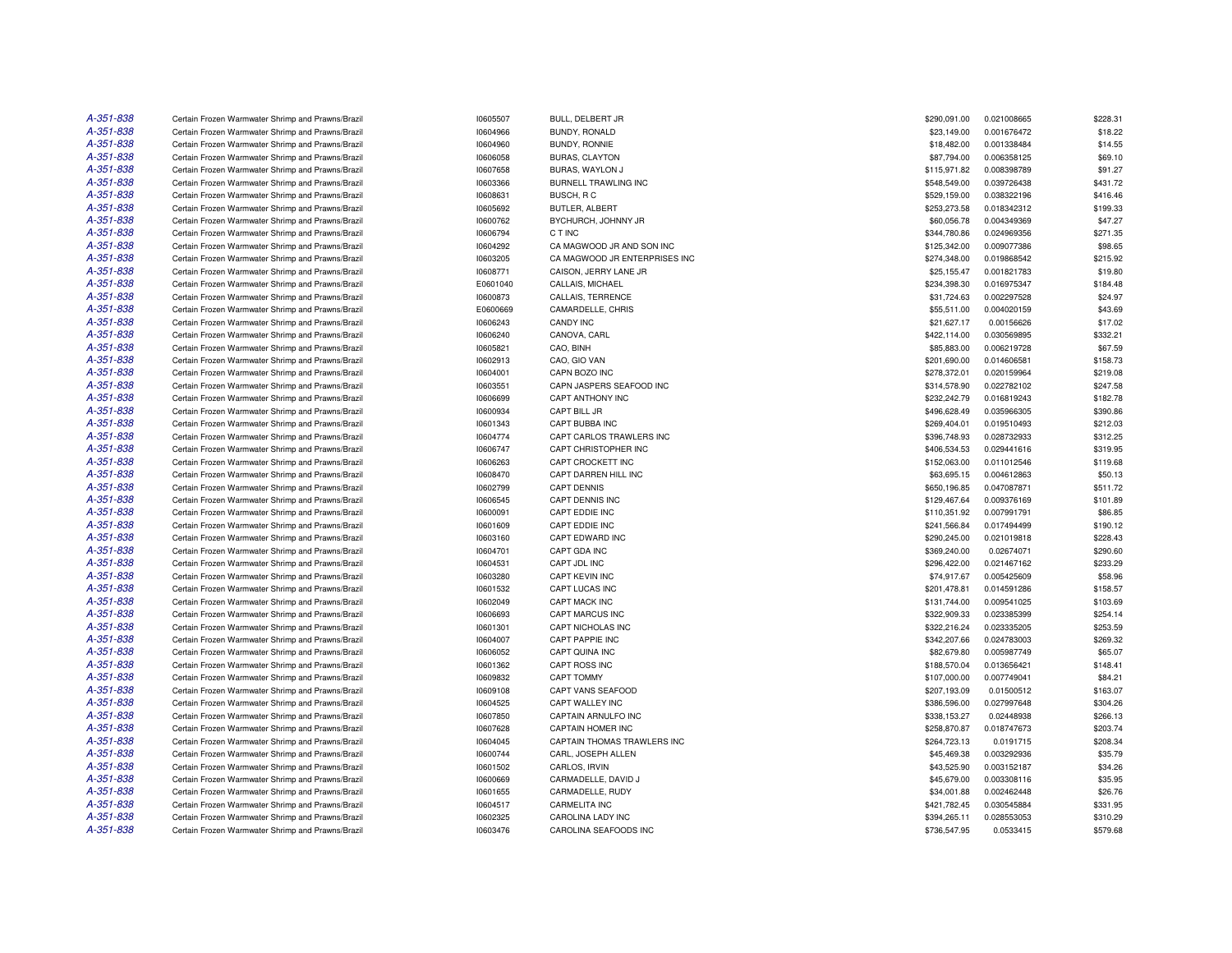| | | | | | | |
|---|---|---|---|---|---|---|
| A-351-838 | Certain Frozen Warmwater Shrimp and Prawns/Brazil | I0605507 | BULL, DELBERT JR | $290,091.00 | 0.021008665 | $228.31 |
| A-351-838 | Certain Frozen Warmwater Shrimp and Prawns/Brazil | I0604966 | BUNDY, RONALD | $23,149.00 | 0.001676472 | $18.22 |
| A-351-838 | Certain Frozen Warmwater Shrimp and Prawns/Brazil | I0604960 | BUNDY, RONNIE | $18,482.00 | 0.001338484 | $14.55 |
| A-351-838 | Certain Frozen Warmwater Shrimp and Prawns/Brazil | I0606058 | BURAS, CLAYTON | $87,794.00 | 0.006358125 | $69.10 |
| A-351-838 | Certain Frozen Warmwater Shrimp and Prawns/Brazil | I0607658 | BURAS, WAYLON J | $115,971.82 | 0.008398789 | $91.27 |
| A-351-838 | Certain Frozen Warmwater Shrimp and Prawns/Brazil | I0603366 | BURNELL TRAWLING INC | $548,549.00 | 0.039726438 | $431.72 |
| A-351-838 | Certain Frozen Warmwater Shrimp and Prawns/Brazil | I0608631 | BUSCH, R C | $529,159.00 | 0.038322196 | $416.46 |
| A-351-838 | Certain Frozen Warmwater Shrimp and Prawns/Brazil | I0605692 | BUTLER, ALBERT | $253,273.58 | 0.018342312 | $199.33 |
| A-351-838 | Certain Frozen Warmwater Shrimp and Prawns/Brazil | I0600762 | BYCHURCH, JOHNNY JR | $60,056.78 | 0.004349369 | $47.27 |
| A-351-838 | Certain Frozen Warmwater Shrimp and Prawns/Brazil | I0606794 | C T INC | $344,780.86 | 0.024969356 | $271.35 |
| A-351-838 | Certain Frozen Warmwater Shrimp and Prawns/Brazil | I0604292 | CA MAGWOOD JR AND SON INC | $125,342.00 | 0.009077386 | $98.65 |
| A-351-838 | Certain Frozen Warmwater Shrimp and Prawns/Brazil | I0603205 | CA MAGWOOD JR ENTERPRISES INC | $274,348.00 | 0.019868542 | $215.92 |
| A-351-838 | Certain Frozen Warmwater Shrimp and Prawns/Brazil | I0608771 | CAISON, JERRY LANE JR | $25,155.47 | 0.001821783 | $19.80 |
| A-351-838 | Certain Frozen Warmwater Shrimp and Prawns/Brazil | E0601040 | CALLAIS, MICHAEL | $234,398.30 | 0.016975347 | $184.48 |
| A-351-838 | Certain Frozen Warmwater Shrimp and Prawns/Brazil | I0600873 | CALLAIS, TERRENCE | $31,724.63 | 0.002297528 | $24.97 |
| A-351-838 | Certain Frozen Warmwater Shrimp and Prawns/Brazil | E0600669 | CAMARDELLE, CHRIS | $55,511.00 | 0.004020159 | $43.69 |
| A-351-838 | Certain Frozen Warmwater Shrimp and Prawns/Brazil | I0606243 | CANDY INC | $21,627.17 | 0.00156626 | $17.02 |
| A-351-838 | Certain Frozen Warmwater Shrimp and Prawns/Brazil | I0606240 | CANOVA, CARL | $422,114.00 | 0.030569895 | $332.21 |
| A-351-838 | Certain Frozen Warmwater Shrimp and Prawns/Brazil | I0605821 | CAO, BINH | $85,883.00 | 0.006219728 | $67.59 |
| A-351-838 | Certain Frozen Warmwater Shrimp and Prawns/Brazil | I0602913 | CAO, GIO VAN | $201,690.00 | 0.014606581 | $158.73 |
| A-351-838 | Certain Frozen Warmwater Shrimp and Prawns/Brazil | I0604001 | CAPN BOZO INC | $278,372.01 | 0.020159964 | $219.08 |
| A-351-838 | Certain Frozen Warmwater Shrimp and Prawns/Brazil | I0603551 | CAPN JASPERS SEAFOOD INC | $314,578.90 | 0.022782102 | $247.58 |
| A-351-838 | Certain Frozen Warmwater Shrimp and Prawns/Brazil | I0606699 | CAPT ANTHONY INC | $232,242.79 | 0.016819243 | $182.78 |
| A-351-838 | Certain Frozen Warmwater Shrimp and Prawns/Brazil | I0600934 | CAPT BILL JR | $496,628.49 | 0.035966305 | $390.86 |
| A-351-838 | Certain Frozen Warmwater Shrimp and Prawns/Brazil | I0601343 | CAPT BUBBA INC | $269,404.01 | 0.019510493 | $212.03 |
| A-351-838 | Certain Frozen Warmwater Shrimp and Prawns/Brazil | I0604774 | CAPT CARLOS TRAWLERS INC | $396,748.93 | 0.028732933 | $312.25 |
| A-351-838 | Certain Frozen Warmwater Shrimp and Prawns/Brazil | I0606747 | CAPT CHRISTOPHER INC | $406,534.53 | 0.029441616 | $319.95 |
| A-351-838 | Certain Frozen Warmwater Shrimp and Prawns/Brazil | I0606263 | CAPT CROCKETT INC | $152,063.00 | 0.011012546 | $119.68 |
| A-351-838 | Certain Frozen Warmwater Shrimp and Prawns/Brazil | I0608470 | CAPT DARREN HILL INC | $63,695.15 | 0.004612863 | $50.13 |
| A-351-838 | Certain Frozen Warmwater Shrimp and Prawns/Brazil | I0602799 | CAPT DENNIS | $650,196.85 | 0.047087871 | $511.72 |
| A-351-838 | Certain Frozen Warmwater Shrimp and Prawns/Brazil | I0606545 | CAPT DENNIS INC | $129,467.64 | 0.009376169 | $101.89 |
| A-351-838 | Certain Frozen Warmwater Shrimp and Prawns/Brazil | I0600091 | CAPT EDDIE INC | $110,351.92 | 0.007991791 | $86.85 |
| A-351-838 | Certain Frozen Warmwater Shrimp and Prawns/Brazil | I0601609 | CAPT EDDIE INC | $241,566.84 | 0.017494499 | $190.12 |
| A-351-838 | Certain Frozen Warmwater Shrimp and Prawns/Brazil | I0603160 | CAPT EDWARD INC | $290,245.00 | 0.021019818 | $228.43 |
| A-351-838 | Certain Frozen Warmwater Shrimp and Prawns/Brazil | I0604701 | CAPT GDA INC | $369,240.00 | 0.02674071 | $290.60 |
| A-351-838 | Certain Frozen Warmwater Shrimp and Prawns/Brazil | I0604531 | CAPT JDL INC | $296,422.00 | 0.021467162 | $233.29 |
| A-351-838 | Certain Frozen Warmwater Shrimp and Prawns/Brazil | I0603280 | CAPT KEVIN INC | $74,917.67 | 0.005425609 | $58.96 |
| A-351-838 | Certain Frozen Warmwater Shrimp and Prawns/Brazil | I0601532 | CAPT LUCAS INC | $201,478.81 | 0.014591286 | $158.57 |
| A-351-838 | Certain Frozen Warmwater Shrimp and Prawns/Brazil | I0602049 | CAPT MACK INC | $131,744.00 | 0.009541025 | $103.69 |
| A-351-838 | Certain Frozen Warmwater Shrimp and Prawns/Brazil | I0606693 | CAPT MARCUS INC | $322,909.33 | 0.023385399 | $254.14 |
| A-351-838 | Certain Frozen Warmwater Shrimp and Prawns/Brazil | I0601301 | CAPT NICHOLAS INC | $322,216.24 | 0.023335205 | $253.59 |
| A-351-838 | Certain Frozen Warmwater Shrimp and Prawns/Brazil | I0604007 | CAPT PAPPIE INC | $342,207.66 | 0.024783003 | $269.32 |
| A-351-838 | Certain Frozen Warmwater Shrimp and Prawns/Brazil | I0606052 | CAPT QUINA INC | $82,679.80 | 0.005987749 | $65.07 |
| A-351-838 | Certain Frozen Warmwater Shrimp and Prawns/Brazil | I0601362 | CAPT ROSS INC | $188,570.04 | 0.013656421 | $148.41 |
| A-351-838 | Certain Frozen Warmwater Shrimp and Prawns/Brazil | I0609832 | CAPT TOMMY | $107,000.00 | 0.007749041 | $84.21 |
| A-351-838 | Certain Frozen Warmwater Shrimp and Prawns/Brazil | I0609108 | CAPT VANS SEAFOOD | $207,193.09 | 0.01500512 | $163.07 |
| A-351-838 | Certain Frozen Warmwater Shrimp and Prawns/Brazil | I0604525 | CAPT WALLEY INC | $386,596.00 | 0.027997648 | $304.26 |
| A-351-838 | Certain Frozen Warmwater Shrimp and Prawns/Brazil | I0607850 | CAPTAIN ARNULFO INC | $338,153.27 | 0.02448938 | $266.13 |
| A-351-838 | Certain Frozen Warmwater Shrimp and Prawns/Brazil | I0607628 | CAPTAIN HOMER INC | $258,870.87 | 0.018747673 | $203.74 |
| A-351-838 | Certain Frozen Warmwater Shrimp and Prawns/Brazil | I0604045 | CAPTAIN THOMAS TRAWLERS INC | $264,723.13 | 0.0191715 | $208.34 |
| A-351-838 | Certain Frozen Warmwater Shrimp and Prawns/Brazil | I0600744 | CARL, JOSEPH ALLEN | $45,469.38 | 0.003292936 | $35.79 |
| A-351-838 | Certain Frozen Warmwater Shrimp and Prawns/Brazil | I0601502 | CARLOS, IRVIN | $43,525.90 | 0.003152187 | $34.26 |
| A-351-838 | Certain Frozen Warmwater Shrimp and Prawns/Brazil | I0600669 | CARMADELLE, DAVID J | $45,679.00 | 0.003308116 | $35.95 |
| A-351-838 | Certain Frozen Warmwater Shrimp and Prawns/Brazil | I0601655 | CARMADELLE, RUDY | $34,001.88 | 0.002462448 | $26.76 |
| A-351-838 | Certain Frozen Warmwater Shrimp and Prawns/Brazil | I0604517 | CARMELITA INC | $421,782.45 | 0.030545884 | $331.95 |
| A-351-838 | Certain Frozen Warmwater Shrimp and Prawns/Brazil | I0602325 | CAROLINA LADY INC | $394,265.11 | 0.028553053 | $310.29 |
| A-351-838 | Certain Frozen Warmwater Shrimp and Prawns/Brazil | I0603476 | CAROLINA SEAFOODS INC | $736,547.95 | 0.0533415 | $579.68 |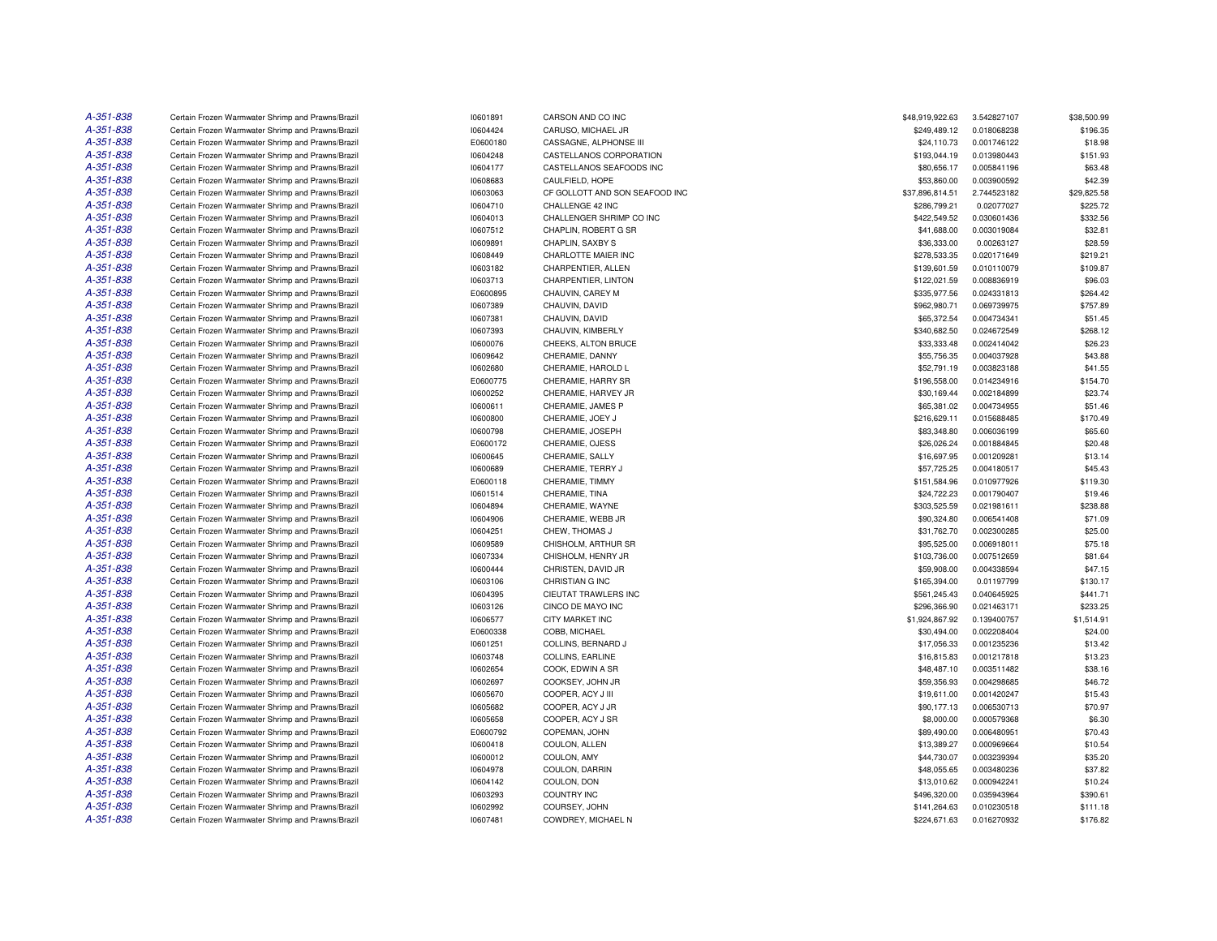| | | | | | | |
|---|---|---|---|---|---|---|
| A-351-838 | Certain Frozen Warmwater Shrimp and Prawns/Brazil | I0601891 | CARSON AND CO INC | $48,919,922.63 | 3.542827107 | $38,500.99 |
| A-351-838 | Certain Frozen Warmwater Shrimp and Prawns/Brazil | I0604424 | CARUSO, MICHAEL JR | $249,489.12 | 0.018068238 | $196.35 |
| A-351-838 | Certain Frozen Warmwater Shrimp and Prawns/Brazil | E0600180 | CASSAGNE, ALPHONSE III | $24,110.73 | 0.001746122 | $18.98 |
| A-351-838 | Certain Frozen Warmwater Shrimp and Prawns/Brazil | I0604248 | CASTELLANOS CORPORATION | $193,044.19 | 0.013980443 | $151.93 |
| A-351-838 | Certain Frozen Warmwater Shrimp and Prawns/Brazil | I0604177 | CASTELLANOS SEAFOODS INC | $80,656.17 | 0.005841196 | $63.48 |
| A-351-838 | Certain Frozen Warmwater Shrimp and Prawns/Brazil | I0608683 | CAULFIELD, HOPE | $53,860.00 | 0.003900592 | $42.39 |
| A-351-838 | Certain Frozen Warmwater Shrimp and Prawns/Brazil | I0603063 | CF GOLLOTT AND SON SEAFOOD INC | $37,896,814.51 | 2.744523182 | $29,825.58 |
| A-351-838 | Certain Frozen Warmwater Shrimp and Prawns/Brazil | I0604710 | CHALLENGE 42 INC | $286,799.21 | 0.02077027 | $225.72 |
| A-351-838 | Certain Frozen Warmwater Shrimp and Prawns/Brazil | I0604013 | CHALLENGER SHRIMP CO INC | $422,549.52 | 0.030601436 | $332.56 |
| A-351-838 | Certain Frozen Warmwater Shrimp and Prawns/Brazil | I0607512 | CHAPLIN, ROBERT G SR | $41,688.00 | 0.003019084 | $32.81 |
| A-351-838 | Certain Frozen Warmwater Shrimp and Prawns/Brazil | I0609891 | CHAPLIN, SAXBY S | $36,333.00 | 0.00263127 | $28.59 |
| A-351-838 | Certain Frozen Warmwater Shrimp and Prawns/Brazil | I0608449 | CHARLOTTE MAIER INC | $278,533.35 | 0.020171649 | $219.21 |
| A-351-838 | Certain Frozen Warmwater Shrimp and Prawns/Brazil | I0603182 | CHARPENTIER, ALLEN | $139,601.59 | 0.010110079 | $109.87 |
| A-351-838 | Certain Frozen Warmwater Shrimp and Prawns/Brazil | I0603713 | CHARPENTIER, LINTON | $122,021.59 | 0.008836919 | $96.03 |
| A-351-838 | Certain Frozen Warmwater Shrimp and Prawns/Brazil | E0600895 | CHAUVIN, CAREY M | $335,977.56 | 0.024331813 | $264.42 |
| A-351-838 | Certain Frozen Warmwater Shrimp and Prawns/Brazil | I0607389 | CHAUVIN, DAVID | $962,980.71 | 0.069739975 | $757.89 |
| A-351-838 | Certain Frozen Warmwater Shrimp and Prawns/Brazil | I0607381 | CHAUVIN, DAVID | $65,372.54 | 0.004734341 | $51.45 |
| A-351-838 | Certain Frozen Warmwater Shrimp and Prawns/Brazil | I0607393 | CHAUVIN, KIMBERLY | $340,682.50 | 0.024672549 | $268.12 |
| A-351-838 | Certain Frozen Warmwater Shrimp and Prawns/Brazil | I0600076 | CHEEKS, ALTON BRUCE | $33,333.48 | 0.002414042 | $26.23 |
| A-351-838 | Certain Frozen Warmwater Shrimp and Prawns/Brazil | I0609642 | CHERAMIE, DANNY | $55,756.35 | 0.004037928 | $43.88 |
| A-351-838 | Certain Frozen Warmwater Shrimp and Prawns/Brazil | I0602680 | CHERAMIE, HAROLD L | $52,791.19 | 0.003823188 | $41.55 |
| A-351-838 | Certain Frozen Warmwater Shrimp and Prawns/Brazil | E0600775 | CHERAMIE, HARRY SR | $196,558.00 | 0.014234916 | $154.70 |
| A-351-838 | Certain Frozen Warmwater Shrimp and Prawns/Brazil | I0600252 | CHERAMIE, HARVEY JR | $30,169.44 | 0.002184899 | $23.74 |
| A-351-838 | Certain Frozen Warmwater Shrimp and Prawns/Brazil | I0600611 | CHERAMIE, JAMES P | $65,381.02 | 0.004734955 | $51.46 |
| A-351-838 | Certain Frozen Warmwater Shrimp and Prawns/Brazil | I0600800 | CHERAMIE, JOEY J | $216,629.11 | 0.015688485 | $170.49 |
| A-351-838 | Certain Frozen Warmwater Shrimp and Prawns/Brazil | I0600798 | CHERAMIE, JOSEPH | $83,348.80 | 0.006036199 | $65.60 |
| A-351-838 | Certain Frozen Warmwater Shrimp and Prawns/Brazil | E0600172 | CHERAMIE, OJESS | $26,026.24 | 0.001884845 | $20.48 |
| A-351-838 | Certain Frozen Warmwater Shrimp and Prawns/Brazil | I0600645 | CHERAMIE, SALLY | $16,697.95 | 0.001209281 | $13.14 |
| A-351-838 | Certain Frozen Warmwater Shrimp and Prawns/Brazil | I0600689 | CHERAMIE, TERRY J | $57,725.25 | 0.004180517 | $45.43 |
| A-351-838 | Certain Frozen Warmwater Shrimp and Prawns/Brazil | E0600118 | CHERAMIE, TIMMY | $151,584.96 | 0.010977926 | $119.30 |
| A-351-838 | Certain Frozen Warmwater Shrimp and Prawns/Brazil | I0601514 | CHERAMIE, TINA | $24,722.23 | 0.001790407 | $19.46 |
| A-351-838 | Certain Frozen Warmwater Shrimp and Prawns/Brazil | I0604894 | CHERAMIE, WAYNE | $303,525.59 | 0.021981611 | $238.88 |
| A-351-838 | Certain Frozen Warmwater Shrimp and Prawns/Brazil | I0604906 | CHERAMIE, WEBB JR | $90,324.80 | 0.006541408 | $71.09 |
| A-351-838 | Certain Frozen Warmwater Shrimp and Prawns/Brazil | I0604251 | CHEW, THOMAS J | $31,762.70 | 0.002300285 | $25.00 |
| A-351-838 | Certain Frozen Warmwater Shrimp and Prawns/Brazil | I0609589 | CHISHOLM, ARTHUR SR | $95,525.00 | 0.006918011 | $75.18 |
| A-351-838 | Certain Frozen Warmwater Shrimp and Prawns/Brazil | I0607334 | CHISHOLM, HENRY JR | $103,736.00 | 0.007512659 | $81.64 |
| A-351-838 | Certain Frozen Warmwater Shrimp and Prawns/Brazil | I0600444 | CHRISTEN, DAVID JR | $59,908.00 | 0.004338594 | $47.15 |
| A-351-838 | Certain Frozen Warmwater Shrimp and Prawns/Brazil | I0603106 | CHRISTIAN G INC | $165,394.00 | 0.01197799 | $130.17 |
| A-351-838 | Certain Frozen Warmwater Shrimp and Prawns/Brazil | I0604395 | CIEUTAT TRAWLERS INC | $561,245.43 | 0.040645925 | $441.71 |
| A-351-838 | Certain Frozen Warmwater Shrimp and Prawns/Brazil | I0603126 | CINCO DE MAYO INC | $296,366.90 | 0.021463171 | $233.25 |
| A-351-838 | Certain Frozen Warmwater Shrimp and Prawns/Brazil | I0606577 | CITY MARKET INC | $1,924,867.92 | 0.139400757 | $1,514.91 |
| A-351-838 | Certain Frozen Warmwater Shrimp and Prawns/Brazil | E0600338 | COBB, MICHAEL | $30,494.00 | 0.002208404 | $24.00 |
| A-351-838 | Certain Frozen Warmwater Shrimp and Prawns/Brazil | I0601251 | COLLINS, BERNARD J | $17,056.33 | 0.001235236 | $13.42 |
| A-351-838 | Certain Frozen Warmwater Shrimp and Prawns/Brazil | I0603748 | COLLINS, EARLINE | $16,815.83 | 0.001217818 | $13.23 |
| A-351-838 | Certain Frozen Warmwater Shrimp and Prawns/Brazil | I0602654 | COOK, EDWIN A SR | $48,487.10 | 0.003511482 | $38.16 |
| A-351-838 | Certain Frozen Warmwater Shrimp and Prawns/Brazil | I0602697 | COOKSEY, JOHN JR | $59,356.93 | 0.004298685 | $46.72 |
| A-351-838 | Certain Frozen Warmwater Shrimp and Prawns/Brazil | I0605670 | COOPER, ACY J III | $19,611.00 | 0.001420247 | $15.43 |
| A-351-838 | Certain Frozen Warmwater Shrimp and Prawns/Brazil | I0605682 | COOPER, ACY J JR | $90,177.13 | 0.006530713 | $70.97 |
| A-351-838 | Certain Frozen Warmwater Shrimp and Prawns/Brazil | I0605658 | COOPER, ACY J SR | $8,000.00 | 0.000579368 | $6.30 |
| A-351-838 | Certain Frozen Warmwater Shrimp and Prawns/Brazil | E0600792 | COPEMAN, JOHN | $89,490.00 | 0.006480951 | $70.43 |
| A-351-838 | Certain Frozen Warmwater Shrimp and Prawns/Brazil | I0600418 | COULON, ALLEN | $13,389.27 | 0.000969664 | $10.54 |
| A-351-838 | Certain Frozen Warmwater Shrimp and Prawns/Brazil | I0600012 | COULON, AMY | $44,730.07 | 0.003239394 | $35.20 |
| A-351-838 | Certain Frozen Warmwater Shrimp and Prawns/Brazil | I0604978 | COULON, DARRIN | $48,055.65 | 0.003480236 | $37.82 |
| A-351-838 | Certain Frozen Warmwater Shrimp and Prawns/Brazil | I0604142 | COULON, DON | $13,010.62 | 0.000942241 | $10.24 |
| A-351-838 | Certain Frozen Warmwater Shrimp and Prawns/Brazil | I0603293 | COUNTRY INC | $496,320.00 | 0.035943964 | $390.61 |
| A-351-838 | Certain Frozen Warmwater Shrimp and Prawns/Brazil | I0602992 | COURSEY, JOHN | $141,264.63 | 0.010230518 | $111.18 |
| A-351-838 | Certain Frozen Warmwater Shrimp and Prawns/Brazil | I0607481 | COWDREY, MICHAEL N | $224,671.63 | 0.016270932 | $176.82 |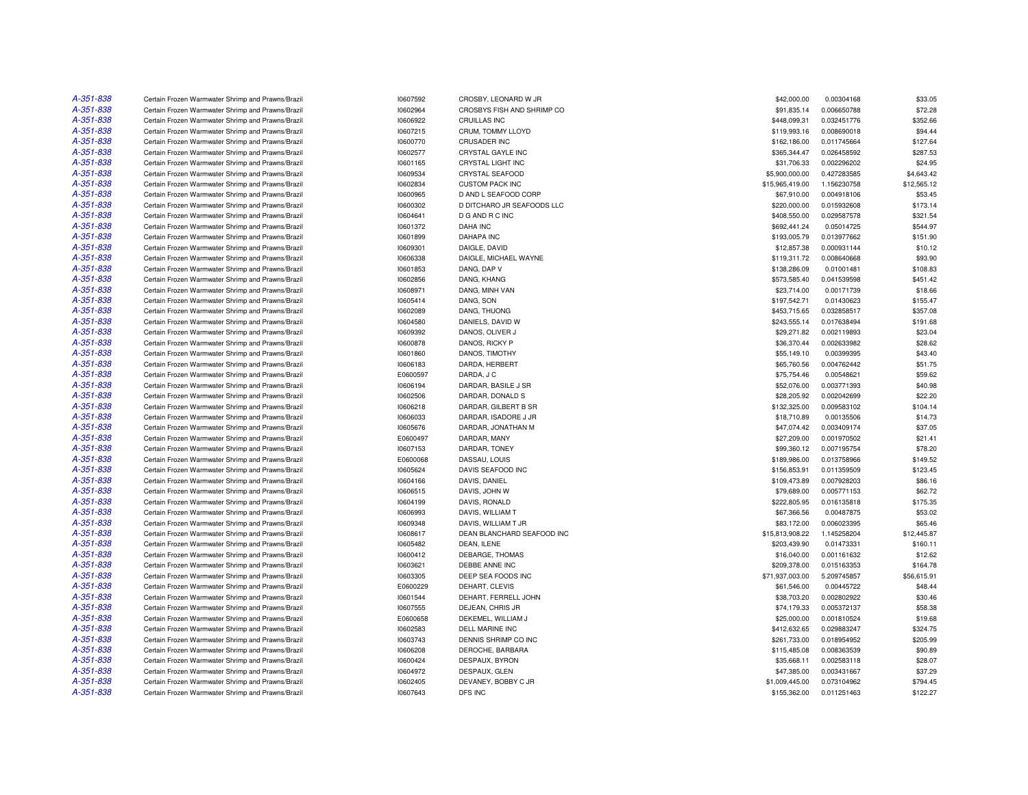| | | | | | | |
|---|---|---|---|---|---|---|
| A-351-838 | Certain Frozen Warmwater Shrimp and Prawns/Brazil | I0607592 | CROSBY, LEONARD W JR | $42,000.00 | 0.00304168 | $33.05 |
| A-351-838 | Certain Frozen Warmwater Shrimp and Prawns/Brazil | I0602964 | CROSBYS FISH AND SHRIMP CO | $91,835.14 | 0.006650788 | $72.28 |
| A-351-838 | Certain Frozen Warmwater Shrimp and Prawns/Brazil | I0606922 | CRUILLAS INC | $448,099.31 | 0.032451776 | $352.66 |
| A-351-838 | Certain Frozen Warmwater Shrimp and Prawns/Brazil | I0607215 | CRUM, TOMMY LLOYD | $119,993.16 | 0.008690018 | $94.44 |
| A-351-838 | Certain Frozen Warmwater Shrimp and Prawns/Brazil | I0600770 | CRUSADER INC | $162,186.00 | 0.011745664 | $127.64 |
| A-351-838 | Certain Frozen Warmwater Shrimp and Prawns/Brazil | I0602577 | CRYSTAL GAYLE INC | $365,344.47 | 0.026458592 | $287.53 |
| A-351-838 | Certain Frozen Warmwater Shrimp and Prawns/Brazil | I0601165 | CRYSTAL LIGHT INC | $31,706.33 | 0.002296202 | $24.95 |
| A-351-838 | Certain Frozen Warmwater Shrimp and Prawns/Brazil | I0609534 | CRYSTAL SEAFOOD | $5,900,000.00 | 0.427283585 | $4,643.42 |
| A-351-838 | Certain Frozen Warmwater Shrimp and Prawns/Brazil | I0602834 | CUSTOM PACK INC | $15,965,419.00 | 1.156230758 | $12,565.12 |
| A-351-838 | Certain Frozen Warmwater Shrimp and Prawns/Brazil | I0600965 | D AND L SEAFOOD CORP | $67,910.00 | 0.004918106 | $53.45 |
| A-351-838 | Certain Frozen Warmwater Shrimp and Prawns/Brazil | I0600302 | D DITCHARO JR SEAFOODS LLC | $220,000.00 | 0.015932608 | $173.14 |
| A-351-838 | Certain Frozen Warmwater Shrimp and Prawns/Brazil | I0604641 | D G AND R C INC | $408,550.00 | 0.029587578 | $321.54 |
| A-351-838 | Certain Frozen Warmwater Shrimp and Prawns/Brazil | I0601372 | DAHA INC | $692,441.24 | 0.05014725 | $544.97 |
| A-351-838 | Certain Frozen Warmwater Shrimp and Prawns/Brazil | I0601899 | DAHAPA INC | $193,005.79 | 0.013977662 | $151.90 |
| A-351-838 | Certain Frozen Warmwater Shrimp and Prawns/Brazil | I0609301 | DAIGLE, DAVID | $12,857.38 | 0.000931144 | $10.12 |
| A-351-838 | Certain Frozen Warmwater Shrimp and Prawns/Brazil | I0606338 | DAIGLE, MICHAEL WAYNE | $119,311.72 | 0.008640668 | $93.90 |
| A-351-838 | Certain Frozen Warmwater Shrimp and Prawns/Brazil | I0601853 | DANG, DAP V | $138,286.09 | 0.01001481 | $108.83 |
| A-351-838 | Certain Frozen Warmwater Shrimp and Prawns/Brazil | I0602856 | DANG, KHANG | $573,585.40 | 0.041539598 | $451.42 |
| A-351-838 | Certain Frozen Warmwater Shrimp and Prawns/Brazil | I0608971 | DANG, MINH VAN | $23,714.00 | 0.00171739 | $18.66 |
| A-351-838 | Certain Frozen Warmwater Shrimp and Prawns/Brazil | I0605414 | DANG, SON | $197,542.71 | 0.01430623 | $155.47 |
| A-351-838 | Certain Frozen Warmwater Shrimp and Prawns/Brazil | I0602089 | DANG, THUONG | $453,715.65 | 0.032858517 | $357.08 |
| A-351-838 | Certain Frozen Warmwater Shrimp and Prawns/Brazil | I0604580 | DANIELS, DAVID W | $243,555.14 | 0.017638494 | $191.68 |
| A-351-838 | Certain Frozen Warmwater Shrimp and Prawns/Brazil | I0609392 | DANOS, OLIVER J | $29,271.82 | 0.002119893 | $23.04 |
| A-351-838 | Certain Frozen Warmwater Shrimp and Prawns/Brazil | I0600878 | DANOS, RICKY P | $36,370.44 | 0.002633982 | $28.62 |
| A-351-838 | Certain Frozen Warmwater Shrimp and Prawns/Brazil | I0601860 | DANOS, TIMOTHY | $55,149.10 | 0.00399395 | $43.40 |
| A-351-838 | Certain Frozen Warmwater Shrimp and Prawns/Brazil | I0606183 | DARDA, HERBERT | $65,760.56 | 0.004762442 | $51.75 |
| A-351-838 | Certain Frozen Warmwater Shrimp and Prawns/Brazil | E0600597 | DARDA, J C | $75,754.46 | 0.00548621 | $59.62 |
| A-351-838 | Certain Frozen Warmwater Shrimp and Prawns/Brazil | I0606194 | DARDAR, BASILE J SR | $52,076.00 | 0.003771393 | $40.98 |
| A-351-838 | Certain Frozen Warmwater Shrimp and Prawns/Brazil | I0602506 | DARDAR, DONALD S | $28,205.92 | 0.002042699 | $22.20 |
| A-351-838 | Certain Frozen Warmwater Shrimp and Prawns/Brazil | I0606218 | DARDAR, GILBERT B SR | $132,325.00 | 0.009583102 | $104.14 |
| A-351-838 | Certain Frozen Warmwater Shrimp and Prawns/Brazil | I0606033 | DARDAR, ISADORE J JR | $18,710.89 | 0.00135506 | $14.73 |
| A-351-838 | Certain Frozen Warmwater Shrimp and Prawns/Brazil | I0605676 | DARDAR, JONATHAN M | $47,074.42 | 0.003409174 | $37.05 |
| A-351-838 | Certain Frozen Warmwater Shrimp and Prawns/Brazil | E0600497 | DARDAR, MANY | $27,209.00 | 0.001970502 | $21.41 |
| A-351-838 | Certain Frozen Warmwater Shrimp and Prawns/Brazil | I0607153 | DARDAR, TONEY | $99,360.12 | 0.007195754 | $78.20 |
| A-351-838 | Certain Frozen Warmwater Shrimp and Prawns/Brazil | E0600068 | DASSAU, LOUIS | $189,986.00 | 0.013758966 | $149.52 |
| A-351-838 | Certain Frozen Warmwater Shrimp and Prawns/Brazil | I0605624 | DAVIS SEAFOOD INC | $156,853.91 | 0.011359509 | $123.45 |
| A-351-838 | Certain Frozen Warmwater Shrimp and Prawns/Brazil | I0604166 | DAVIS, DANIEL | $109,473.89 | 0.007928203 | $86.16 |
| A-351-838 | Certain Frozen Warmwater Shrimp and Prawns/Brazil | I0606515 | DAVIS, JOHN W | $79,689.00 | 0.005771153 | $62.72 |
| A-351-838 | Certain Frozen Warmwater Shrimp and Prawns/Brazil | I0604199 | DAVIS, RONALD | $222,805.95 | 0.016135818 | $175.35 |
| A-351-838 | Certain Frozen Warmwater Shrimp and Prawns/Brazil | I0606993 | DAVIS, WILLIAM T | $67,366.56 | 0.00487875 | $53.02 |
| A-351-838 | Certain Frozen Warmwater Shrimp and Prawns/Brazil | I0609348 | DAVIS, WILLIAM T JR | $83,172.00 | 0.006023395 | $65.46 |
| A-351-838 | Certain Frozen Warmwater Shrimp and Prawns/Brazil | I0608617 | DEAN BLANCHARD SEAFOOD INC | $15,813,908.22 | 1.145258204 | $12,445.87 |
| A-351-838 | Certain Frozen Warmwater Shrimp and Prawns/Brazil | I0605482 | DEAN, ILENE | $203,439.90 | 0.01473331 | $160.11 |
| A-351-838 | Certain Frozen Warmwater Shrimp and Prawns/Brazil | I0600412 | DEBARGE, THOMAS | $16,040.00 | 0.001161632 | $12.62 |
| A-351-838 | Certain Frozen Warmwater Shrimp and Prawns/Brazil | I0603621 | DEBBE ANNE INC | $209,378.00 | 0.015163353 | $164.78 |
| A-351-838 | Certain Frozen Warmwater Shrimp and Prawns/Brazil | I0603305 | DEEP SEA FOODS INC | $71,937,003.00 | 5.209745857 | $56,615.91 |
| A-351-838 | Certain Frozen Warmwater Shrimp and Prawns/Brazil | E0600229 | DEHART, CLEVIS | $61,546.00 | 0.00445722 | $48.44 |
| A-351-838 | Certain Frozen Warmwater Shrimp and Prawns/Brazil | I0601544 | DEHART, FERRELL JOHN | $38,703.20 | 0.002802922 | $30.46 |
| A-351-838 | Certain Frozen Warmwater Shrimp and Prawns/Brazil | I0607555 | DEJEAN, CHRIS JR | $74,179.33 | 0.005372137 | $58.38 |
| A-351-838 | Certain Frozen Warmwater Shrimp and Prawns/Brazil | E0600658 | DEKEMEL, WILLIAM J | $25,000.00 | 0.001810524 | $19.68 |
| A-351-838 | Certain Frozen Warmwater Shrimp and Prawns/Brazil | I0602583 | DELL MARINE INC | $412,632.65 | 0.029883247 | $324.75 |
| A-351-838 | Certain Frozen Warmwater Shrimp and Prawns/Brazil | I0603743 | DENNIS SHRIMP CO INC | $261,733.00 | 0.018954952 | $205.99 |
| A-351-838 | Certain Frozen Warmwater Shrimp and Prawns/Brazil | I0606208 | DEROCHE, BARBARA | $115,485.08 | 0.008363539 | $90.89 |
| A-351-838 | Certain Frozen Warmwater Shrimp and Prawns/Brazil | I0600424 | DESPAUX, BYRON | $35,668.11 | 0.002583118 | $28.07 |
| A-351-838 | Certain Frozen Warmwater Shrimp and Prawns/Brazil | I0604972 | DESPAUX, GLEN | $47,385.00 | 0.003431667 | $37.29 |
| A-351-838 | Certain Frozen Warmwater Shrimp and Prawns/Brazil | I0602405 | DEVANEY, BOBBY C JR | $1,009,445.00 | 0.073104962 | $794.45 |
| A-351-838 | Certain Frozen Warmwater Shrimp and Prawns/Brazil | I0607643 | DFS INC | $155,362.00 | 0.011251463 | $122.27 |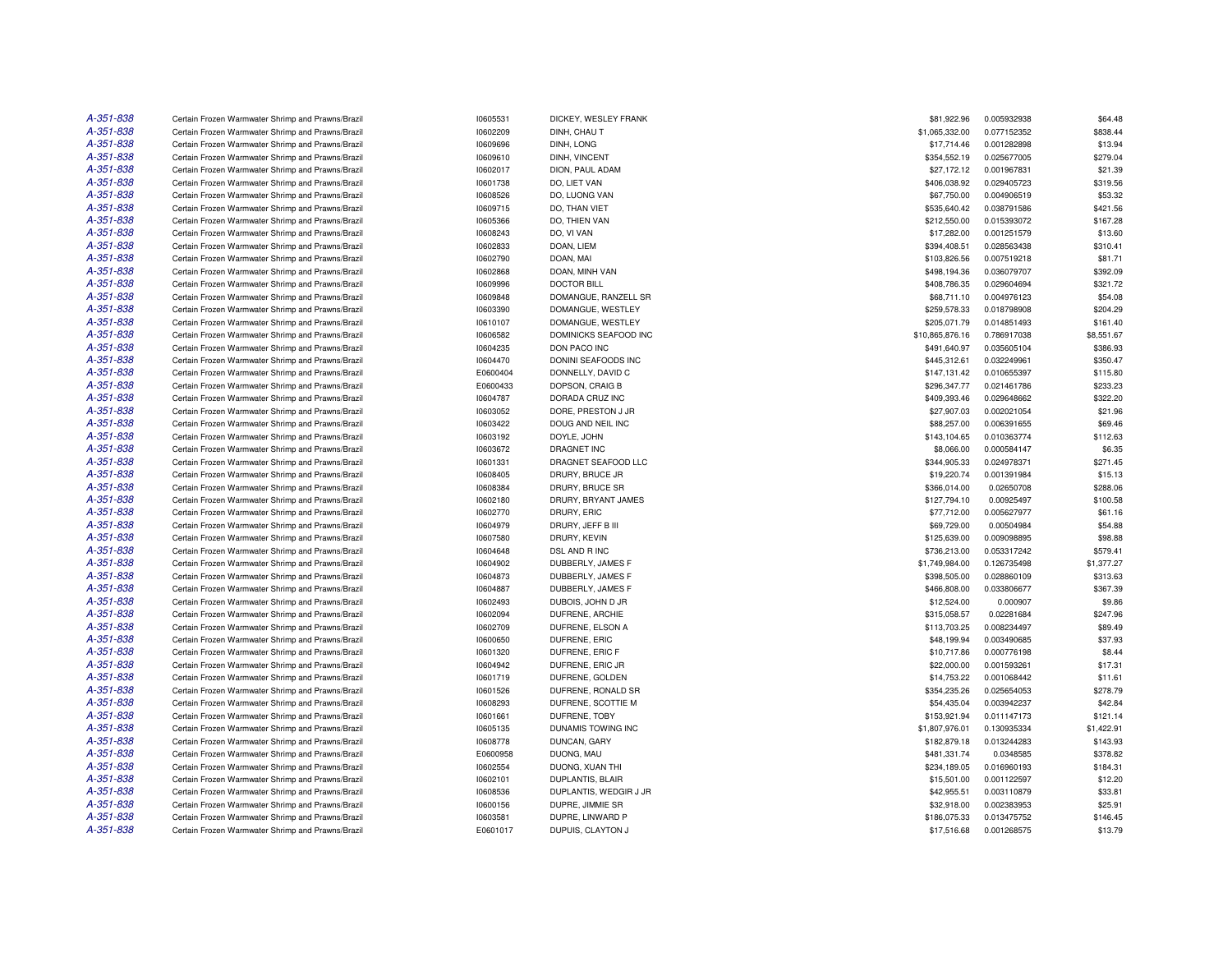| | | | | | | |
|---|---|---|---|---|---|---|
| A-351-838 | Certain Frozen Warmwater Shrimp and Prawns/Brazil | I0605531 | DICKEY, WESLEY FRANK | $81,922.96 | 0.005932938 | $64.48 |
| A-351-838 | Certain Frozen Warmwater Shrimp and Prawns/Brazil | I0602209 | DINH, CHAU T | $1,065,332.00 | 0.077152352 | $838.44 |
| A-351-838 | Certain Frozen Warmwater Shrimp and Prawns/Brazil | I0609696 | DINH, LONG | $17,714.46 | 0.001282898 | $13.94 |
| A-351-838 | Certain Frozen Warmwater Shrimp and Prawns/Brazil | I0609610 | DINH, VINCENT | $354,552.19 | 0.025677005 | $279.04 |
| A-351-838 | Certain Frozen Warmwater Shrimp and Prawns/Brazil | I0602017 | DION, PAUL ADAM | $27,172.12 | 0.001967831 | $21.39 |
| A-351-838 | Certain Frozen Warmwater Shrimp and Prawns/Brazil | I0601738 | DO, LIET VAN | $406,038.92 | 0.029405723 | $319.56 |
| A-351-838 | Certain Frozen Warmwater Shrimp and Prawns/Brazil | I0608526 | DO, LUONG VAN | $67,750.00 | 0.004906519 | $53.32 |
| A-351-838 | Certain Frozen Warmwater Shrimp and Prawns/Brazil | I0609715 | DO, THAN VIET | $535,640.42 | 0.038791586 | $421.56 |
| A-351-838 | Certain Frozen Warmwater Shrimp and Prawns/Brazil | I0605366 | DO, THIEN VAN | $212,550.00 | 0.015393072 | $167.28 |
| A-351-838 | Certain Frozen Warmwater Shrimp and Prawns/Brazil | I0608243 | DO, VI VAN | $17,282.00 | 0.001251579 | $13.60 |
| A-351-838 | Certain Frozen Warmwater Shrimp and Prawns/Brazil | I0602833 | DOAN, LIEM | $394,408.51 | 0.028563438 | $310.41 |
| A-351-838 | Certain Frozen Warmwater Shrimp and Prawns/Brazil | I0602790 | DOAN, MAI | $103,826.56 | 0.007519218 | $81.71 |
| A-351-838 | Certain Frozen Warmwater Shrimp and Prawns/Brazil | I0602868 | DOAN, MINH VAN | $498,194.36 | 0.036079707 | $392.09 |
| A-351-838 | Certain Frozen Warmwater Shrimp and Prawns/Brazil | I0609996 | DOCTOR BILL | $408,786.35 | 0.029604694 | $321.72 |
| A-351-838 | Certain Frozen Warmwater Shrimp and Prawns/Brazil | I0609848 | DOMANGUE, RANZELL SR | $68,711.10 | 0.004976123 | $54.08 |
| A-351-838 | Certain Frozen Warmwater Shrimp and Prawns/Brazil | I0603390 | DOMANGUE, WESTLEY | $259,578.33 | 0.018798908 | $204.29 |
| A-351-838 | Certain Frozen Warmwater Shrimp and Prawns/Brazil | I0610107 | DOMANGUE, WESTLEY | $205,071.79 | 0.014851493 | $161.40 |
| A-351-838 | Certain Frozen Warmwater Shrimp and Prawns/Brazil | I0606582 | DOMINICKS SEAFOOD INC | $10,865,876.16 | 0.786917038 | $8,551.67 |
| A-351-838 | Certain Frozen Warmwater Shrimp and Prawns/Brazil | I0604235 | DON PACO INC | $491,640.97 | 0.035605104 | $386.93 |
| A-351-838 | Certain Frozen Warmwater Shrimp and Prawns/Brazil | I0604470 | DONINI SEAFOODS INC | $445,312.61 | 0.032249961 | $350.47 |
| A-351-838 | Certain Frozen Warmwater Shrimp and Prawns/Brazil | E0600404 | DONNELLY, DAVID C | $147,131.42 | 0.010655397 | $115.80 |
| A-351-838 | Certain Frozen Warmwater Shrimp and Prawns/Brazil | E0600433 | DOPSON, CRAIG B | $296,347.77 | 0.021461786 | $233.23 |
| A-351-838 | Certain Frozen Warmwater Shrimp and Prawns/Brazil | I0604787 | DORADA CRUZ INC | $409,393.46 | 0.029648662 | $322.20 |
| A-351-838 | Certain Frozen Warmwater Shrimp and Prawns/Brazil | I0603052 | DORE, PRESTON J JR | $27,907.03 | 0.002021054 | $21.96 |
| A-351-838 | Certain Frozen Warmwater Shrimp and Prawns/Brazil | I0603422 | DOUG AND NEIL INC | $88,257.00 | 0.006391655 | $69.46 |
| A-351-838 | Certain Frozen Warmwater Shrimp and Prawns/Brazil | I0603192 | DOYLE, JOHN | $143,104.65 | 0.010363774 | $112.63 |
| A-351-838 | Certain Frozen Warmwater Shrimp and Prawns/Brazil | I0603672 | DRAGNET INC | $8,066.00 | 0.000584147 | $6.35 |
| A-351-838 | Certain Frozen Warmwater Shrimp and Prawns/Brazil | I0601331 | DRAGNET SEAFOOD LLC | $344,905.33 | 0.024978371 | $271.45 |
| A-351-838 | Certain Frozen Warmwater Shrimp and Prawns/Brazil | I0608405 | DRURY, BRUCE JR | $19,220.74 | 0.001391984 | $15.13 |
| A-351-838 | Certain Frozen Warmwater Shrimp and Prawns/Brazil | I0608384 | DRURY, BRUCE SR | $366,014.00 | 0.02650708 | $288.06 |
| A-351-838 | Certain Frozen Warmwater Shrimp and Prawns/Brazil | I0602180 | DRURY, BRYANT JAMES | $127,794.10 | 0.00925497 | $100.58 |
| A-351-838 | Certain Frozen Warmwater Shrimp and Prawns/Brazil | I0602770 | DRURY, ERIC | $77,712.00 | 0.005627977 | $61.16 |
| A-351-838 | Certain Frozen Warmwater Shrimp and Prawns/Brazil | I0604979 | DRURY, JEFF B III | $69,729.00 | 0.00504984 | $54.88 |
| A-351-838 | Certain Frozen Warmwater Shrimp and Prawns/Brazil | I0607580 | DRURY, KEVIN | $125,639.00 | 0.009098895 | $98.88 |
| A-351-838 | Certain Frozen Warmwater Shrimp and Prawns/Brazil | I0604648 | DSL AND R INC | $736,213.00 | 0.053317242 | $579.41 |
| A-351-838 | Certain Frozen Warmwater Shrimp and Prawns/Brazil | I0604902 | DUBBERLY, JAMES F | $1,749,984.00 | 0.126735498 | $1,377.27 |
| A-351-838 | Certain Frozen Warmwater Shrimp and Prawns/Brazil | I0604873 | DUBBERLY, JAMES F | $398,505.00 | 0.028860109 | $313.63 |
| A-351-838 | Certain Frozen Warmwater Shrimp and Prawns/Brazil | I0604887 | DUBBERLY, JAMES F | $466,808.00 | 0.033806677 | $367.39 |
| A-351-838 | Certain Frozen Warmwater Shrimp and Prawns/Brazil | I0602493 | DUBOIS, JOHN D JR | $12,524.00 | 0.000907 | $9.86 |
| A-351-838 | Certain Frozen Warmwater Shrimp and Prawns/Brazil | I0602094 | DUFRENE, ARCHIE | $315,058.57 | 0.02281684 | $247.96 |
| A-351-838 | Certain Frozen Warmwater Shrimp and Prawns/Brazil | I0602709 | DUFRENE, ELSON A | $113,703.25 | 0.008234497 | $89.49 |
| A-351-838 | Certain Frozen Warmwater Shrimp and Prawns/Brazil | I0600650 | DUFRENE, ERIC | $48,199.94 | 0.003490685 | $37.93 |
| A-351-838 | Certain Frozen Warmwater Shrimp and Prawns/Brazil | I0601320 | DUFRENE, ERIC F | $10,717.86 | 0.000776198 | $8.44 |
| A-351-838 | Certain Frozen Warmwater Shrimp and Prawns/Brazil | I0604942 | DUFRENE, ERIC JR | $22,000.00 | 0.001593261 | $17.31 |
| A-351-838 | Certain Frozen Warmwater Shrimp and Prawns/Brazil | I0601719 | DUFRENE, GOLDEN | $14,753.22 | 0.001068442 | $11.61 |
| A-351-838 | Certain Frozen Warmwater Shrimp and Prawns/Brazil | I0601526 | DUFRENE, RONALD SR | $354,235.26 | 0.025654053 | $278.79 |
| A-351-838 | Certain Frozen Warmwater Shrimp and Prawns/Brazil | I0608293 | DUFRENE, SCOTTIE M | $54,435.04 | 0.003942237 | $42.84 |
| A-351-838 | Certain Frozen Warmwater Shrimp and Prawns/Brazil | I0601661 | DUFRENE, TOBY | $153,921.94 | 0.011147173 | $121.14 |
| A-351-838 | Certain Frozen Warmwater Shrimp and Prawns/Brazil | I0605135 | DUNAMIS TOWING INC | $1,807,976.01 | 0.130935334 | $1,422.91 |
| A-351-838 | Certain Frozen Warmwater Shrimp and Prawns/Brazil | I0608778 | DUNCAN, GARY | $182,879.18 | 0.013244283 | $143.93 |
| A-351-838 | Certain Frozen Warmwater Shrimp and Prawns/Brazil | E0600958 | DUONG, MAU | $481,331.74 | 0.0348585 | $378.82 |
| A-351-838 | Certain Frozen Warmwater Shrimp and Prawns/Brazil | I0602554 | DUONG, XUAN THI | $234,189.05 | 0.016960193 | $184.31 |
| A-351-838 | Certain Frozen Warmwater Shrimp and Prawns/Brazil | I0602101 | DUPLANTIS, BLAIR | $15,501.00 | 0.001122597 | $12.20 |
| A-351-838 | Certain Frozen Warmwater Shrimp and Prawns/Brazil | I0608536 | DUPLANTIS, WEDGIR J JR | $42,955.51 | 0.003110879 | $33.81 |
| A-351-838 | Certain Frozen Warmwater Shrimp and Prawns/Brazil | I0600156 | DUPRE, JIMMIE SR | $32,918.00 | 0.002383953 | $25.91 |
| A-351-838 | Certain Frozen Warmwater Shrimp and Prawns/Brazil | I0603581 | DUPRE, LINWARD P | $186,075.33 | 0.013475752 | $146.45 |
| A-351-838 | Certain Frozen Warmwater Shrimp and Prawns/Brazil | E0601017 | DUPUIS, CLAYTON J | $17,516.68 | 0.001268575 | $13.79 |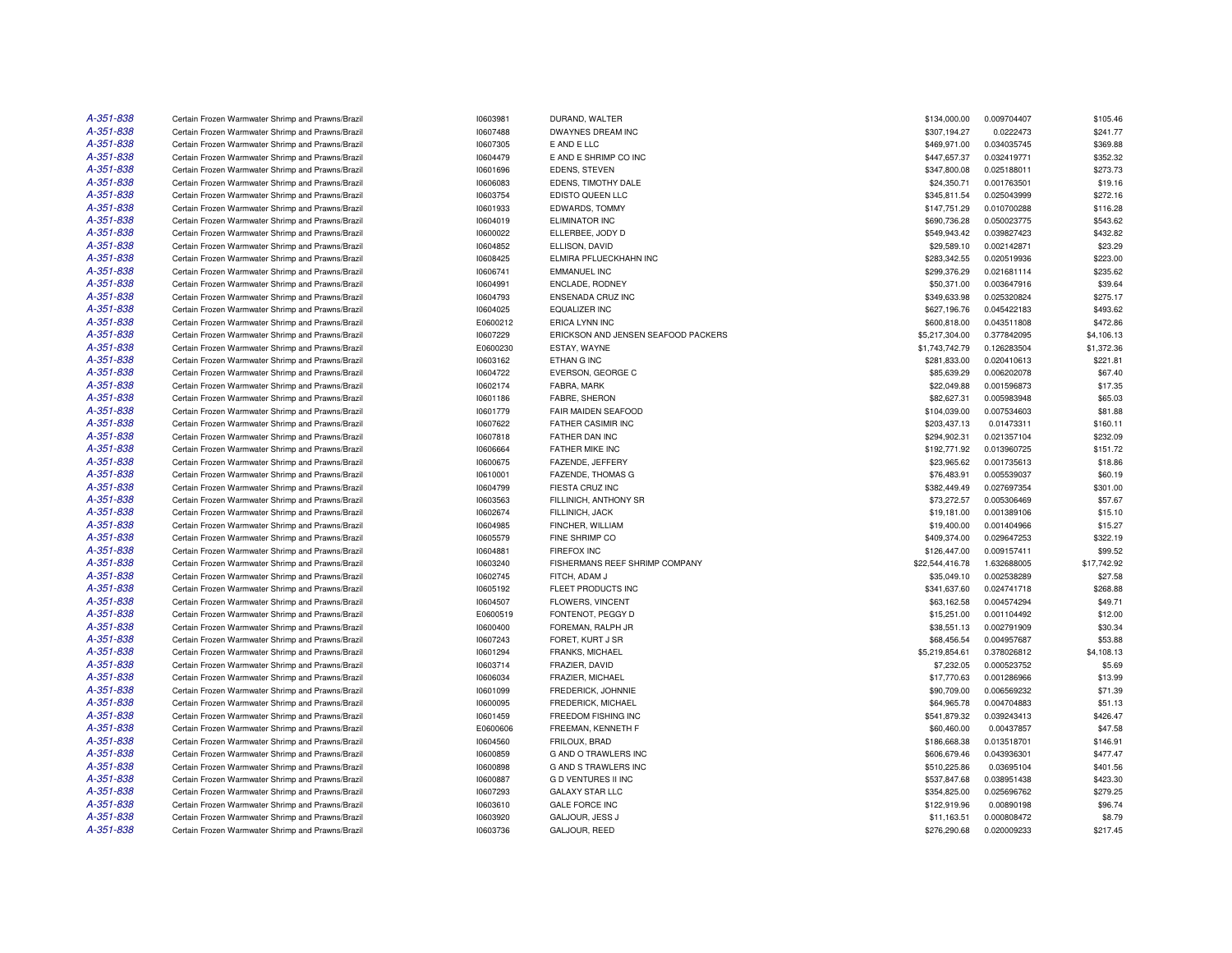| | | | | | | |
|---|---|---|---|---|---|---|
| A-351-838 | Certain Frozen Warmwater Shrimp and Prawns/Brazil | I0603981 | DURAND, WALTER | $134,000.00 | 0.009704407 | $105.46 |
| A-351-838 | Certain Frozen Warmwater Shrimp and Prawns/Brazil | I0607488 | DWAYNES DREAM INC | $307,194.27 | 0.0222473 | $241.77 |
| A-351-838 | Certain Frozen Warmwater Shrimp and Prawns/Brazil | I0607305 | E AND E LLC | $469,971.00 | 0.034035745 | $369.88 |
| A-351-838 | Certain Frozen Warmwater Shrimp and Prawns/Brazil | I0604479 | E AND E SHRIMP CO INC | $447,657.37 | 0.032419771 | $352.32 |
| A-351-838 | Certain Frozen Warmwater Shrimp and Prawns/Brazil | I0601696 | EDENS, STEVEN | $347,800.08 | 0.025188011 | $273.73 |
| A-351-838 | Certain Frozen Warmwater Shrimp and Prawns/Brazil | I0606083 | EDENS, TIMOTHY DALE | $24,350.71 | 0.001763501 | $19.16 |
| A-351-838 | Certain Frozen Warmwater Shrimp and Prawns/Brazil | I0603754 | EDISTO QUEEN LLC | $345,811.54 | 0.025043999 | $272.16 |
| A-351-838 | Certain Frozen Warmwater Shrimp and Prawns/Brazil | I0601933 | EDWARDS, TOMMY | $147,751.29 | 0.010700288 | $116.28 |
| A-351-838 | Certain Frozen Warmwater Shrimp and Prawns/Brazil | I0604019 | ELIMINATOR INC | $690,736.28 | 0.050023775 | $543.62 |
| A-351-838 | Certain Frozen Warmwater Shrimp and Prawns/Brazil | I0600022 | ELLERBEE, JODY D | $549,943.42 | 0.039827423 | $432.82 |
| A-351-838 | Certain Frozen Warmwater Shrimp and Prawns/Brazil | I0604852 | ELLISON, DAVID | $29,589.10 | 0.002142871 | $23.29 |
| A-351-838 | Certain Frozen Warmwater Shrimp and Prawns/Brazil | I0608425 | ELMIRA PFLUECKHAHN INC | $283,342.55 | 0.020519936 | $223.00 |
| A-351-838 | Certain Frozen Warmwater Shrimp and Prawns/Brazil | I0606741 | EMMANUEL INC | $299,376.29 | 0.021681114 | $235.62 |
| A-351-838 | Certain Frozen Warmwater Shrimp and Prawns/Brazil | I0604991 | ENCLADE, RODNEY | $50,371.00 | 0.003647916 | $39.64 |
| A-351-838 | Certain Frozen Warmwater Shrimp and Prawns/Brazil | I0604793 | ENSENADA CRUZ INC | $349,633.98 | 0.025320824 | $275.17 |
| A-351-838 | Certain Frozen Warmwater Shrimp and Prawns/Brazil | I0604025 | EQUALIZER INC | $627,196.76 | 0.045422183 | $493.62 |
| A-351-838 | Certain Frozen Warmwater Shrimp and Prawns/Brazil | E0600212 | ERICA LYNN INC | $600,818.00 | 0.043511808 | $472.86 |
| A-351-838 | Certain Frozen Warmwater Shrimp and Prawns/Brazil | I0607229 | ERICKSON AND JENSEN SEAFOOD PACKERS | $5,217,304.00 | 0.377842095 | $4,106.13 |
| A-351-838 | Certain Frozen Warmwater Shrimp and Prawns/Brazil | E0600230 | ESTAY, WAYNE | $1,743,742.79 | 0.126283504 | $1,372.36 |
| A-351-838 | Certain Frozen Warmwater Shrimp and Prawns/Brazil | I0603162 | ETHAN G INC | $281,833.00 | 0.020410613 | $221.81 |
| A-351-838 | Certain Frozen Warmwater Shrimp and Prawns/Brazil | I0604722 | EVERSON, GEORGE C | $85,639.29 | 0.006202078 | $67.40 |
| A-351-838 | Certain Frozen Warmwater Shrimp and Prawns/Brazil | I0602174 | FABRA, MARK | $22,049.88 | 0.001596873 | $17.35 |
| A-351-838 | Certain Frozen Warmwater Shrimp and Prawns/Brazil | I0601186 | FABRE, SHERON | $82,627.31 | 0.005983948 | $65.03 |
| A-351-838 | Certain Frozen Warmwater Shrimp and Prawns/Brazil | I0601779 | FAIR MAIDEN SEAFOOD | $104,039.00 | 0.007534603 | $81.88 |
| A-351-838 | Certain Frozen Warmwater Shrimp and Prawns/Brazil | I0607622 | FATHER CASIMIR INC | $203,437.13 | 0.01473311 | $160.11 |
| A-351-838 | Certain Frozen Warmwater Shrimp and Prawns/Brazil | I0607818 | FATHER DAN INC | $294,902.31 | 0.021357104 | $232.09 |
| A-351-838 | Certain Frozen Warmwater Shrimp and Prawns/Brazil | I0606664 | FATHER MIKE INC | $192,771.92 | 0.013960725 | $151.72 |
| A-351-838 | Certain Frozen Warmwater Shrimp and Prawns/Brazil | I0600675 | FAZENDE, JEFFERY | $23,965.62 | 0.001735613 | $18.86 |
| A-351-838 | Certain Frozen Warmwater Shrimp and Prawns/Brazil | I0610001 | FAZENDE, THOMAS G | $76,483.91 | 0.005539037 | $60.19 |
| A-351-838 | Certain Frozen Warmwater Shrimp and Prawns/Brazil | I0604799 | FIESTA CRUZ INC | $382,449.49 | 0.027697354 | $301.00 |
| A-351-838 | Certain Frozen Warmwater Shrimp and Prawns/Brazil | I0603563 | FILLINICH, ANTHONY SR | $73,272.57 | 0.005306469 | $57.67 |
| A-351-838 | Certain Frozen Warmwater Shrimp and Prawns/Brazil | I0602674 | FILLINICH, JACK | $19,181.00 | 0.001389106 | $15.10 |
| A-351-838 | Certain Frozen Warmwater Shrimp and Prawns/Brazil | I0604985 | FINCHER, WILLIAM | $19,400.00 | 0.001404966 | $15.27 |
| A-351-838 | Certain Frozen Warmwater Shrimp and Prawns/Brazil | I0605579 | FINE SHRIMP CO | $409,374.00 | 0.029647253 | $322.19 |
| A-351-838 | Certain Frozen Warmwater Shrimp and Prawns/Brazil | I0604881 | FIREFOX INC | $126,447.00 | 0.009157411 | $99.52 |
| A-351-838 | Certain Frozen Warmwater Shrimp and Prawns/Brazil | I0603240 | FISHERMANS REEF SHRIMP COMPANY | $22,544,416.78 | 1.632688005 | $17,742.92 |
| A-351-838 | Certain Frozen Warmwater Shrimp and Prawns/Brazil | I0602745 | FITCH, ADAM J | $35,049.10 | 0.002538289 | $27.58 |
| A-351-838 | Certain Frozen Warmwater Shrimp and Prawns/Brazil | I0605192 | FLEET PRODUCTS INC | $341,637.60 | 0.024741718 | $268.88 |
| A-351-838 | Certain Frozen Warmwater Shrimp and Prawns/Brazil | I0604507 | FLOWERS, VINCENT | $63,162.58 | 0.004574294 | $49.71 |
| A-351-838 | Certain Frozen Warmwater Shrimp and Prawns/Brazil | E0600519 | FONTENOT, PEGGY D | $15,251.00 | 0.001104492 | $12.00 |
| A-351-838 | Certain Frozen Warmwater Shrimp and Prawns/Brazil | I0600400 | FOREMAN, RALPH JR | $38,551.13 | 0.002791909 | $30.34 |
| A-351-838 | Certain Frozen Warmwater Shrimp and Prawns/Brazil | I0607243 | FORET, KURT J SR | $68,456.54 | 0.004957687 | $53.88 |
| A-351-838 | Certain Frozen Warmwater Shrimp and Prawns/Brazil | I0601294 | FRANKS, MICHAEL | $5,219,854.61 | 0.378026812 | $4,108.13 |
| A-351-838 | Certain Frozen Warmwater Shrimp and Prawns/Brazil | I0603714 | FRAZIER, DAVID | $7,232.05 | 0.000523752 | $5.69 |
| A-351-838 | Certain Frozen Warmwater Shrimp and Prawns/Brazil | I0606034 | FRAZIER, MICHAEL | $17,770.63 | 0.001286966 | $13.99 |
| A-351-838 | Certain Frozen Warmwater Shrimp and Prawns/Brazil | I0601099 | FREDERICK, JOHNNIE | $90,709.00 | 0.006569232 | $71.39 |
| A-351-838 | Certain Frozen Warmwater Shrimp and Prawns/Brazil | I0600095 | FREDERICK, MICHAEL | $64,965.78 | 0.004704883 | $51.13 |
| A-351-838 | Certain Frozen Warmwater Shrimp and Prawns/Brazil | I0601459 | FREEDOM FISHING INC | $541,879.32 | 0.039243413 | $426.47 |
| A-351-838 | Certain Frozen Warmwater Shrimp and Prawns/Brazil | E0600606 | FREEMAN, KENNETH F | $60,460.00 | 0.00437857 | $47.58 |
| A-351-838 | Certain Frozen Warmwater Shrimp and Prawns/Brazil | I0604560 | FRILOUX, BRAD | $186,668.38 | 0.013518701 | $146.91 |
| A-351-838 | Certain Frozen Warmwater Shrimp and Prawns/Brazil | I0600859 | G AND O TRAWLERS INC | $606,679.46 | 0.043936301 | $477.47 |
| A-351-838 | Certain Frozen Warmwater Shrimp and Prawns/Brazil | I0600898 | G AND S TRAWLERS INC | $510,225.86 | 0.03695104 | $401.56 |
| A-351-838 | Certain Frozen Warmwater Shrimp and Prawns/Brazil | I0600887 | G D VENTURES II INC | $537,847.68 | 0.038951438 | $423.30 |
| A-351-838 | Certain Frozen Warmwater Shrimp and Prawns/Brazil | I0607293 | GALAXY STAR LLC | $354,825.00 | 0.025696762 | $279.25 |
| A-351-838 | Certain Frozen Warmwater Shrimp and Prawns/Brazil | I0603610 | GALE FORCE INC | $122,919.96 | 0.00890198 | $96.74 |
| A-351-838 | Certain Frozen Warmwater Shrimp and Prawns/Brazil | I0603920 | GALJOUR, JESS J | $11,163.51 | 0.000808472 | $8.79 |
| A-351-838 | Certain Frozen Warmwater Shrimp and Prawns/Brazil | I0603736 | GALJOUR, REED | $276,290.68 | 0.020009233 | $217.45 |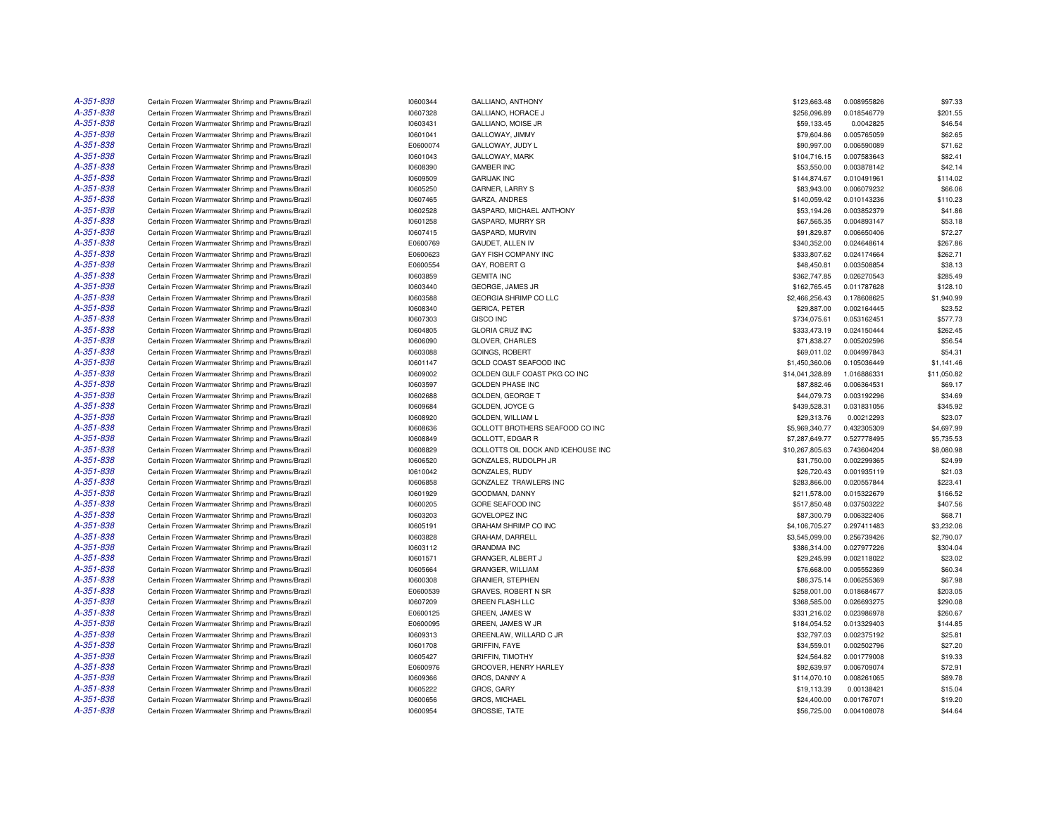| | | | | | | |
|---|---|---|---|---|---|---|
| A-351-838 | Certain Frozen Warmwater Shrimp and Prawns/Brazil | I0600344 | GALLIANO, ANTHONY | $123,663.48 | 0.008955826 | $97.33 |
| A-351-838 | Certain Frozen Warmwater Shrimp and Prawns/Brazil | I0607328 | GALLIANO, HORACE J | $256,096.89 | 0.018546779 | $201.55 |
| A-351-838 | Certain Frozen Warmwater Shrimp and Prawns/Brazil | I0603431 | GALLIANO, MOISE JR | $59,133.45 | 0.0042825 | $46.54 |
| A-351-838 | Certain Frozen Warmwater Shrimp and Prawns/Brazil | I0601041 | GALLOWAY, JIMMY | $79,604.86 | 0.005765059 | $62.65 |
| A-351-838 | Certain Frozen Warmwater Shrimp and Prawns/Brazil | E0600074 | GALLOWAY, JUDY L | $90,997.00 | 0.006590089 | $71.62 |
| A-351-838 | Certain Frozen Warmwater Shrimp and Prawns/Brazil | I0601043 | GALLOWAY, MARK | $104,716.15 | 0.007583643 | $82.41 |
| A-351-838 | Certain Frozen Warmwater Shrimp and Prawns/Brazil | I0608390 | GAMBER INC | $53,550.00 | 0.003878142 | $42.14 |
| A-351-838 | Certain Frozen Warmwater Shrimp and Prawns/Brazil | I0609509 | GARIJAK INC | $144,874.67 | 0.010491961 | $114.02 |
| A-351-838 | Certain Frozen Warmwater Shrimp and Prawns/Brazil | I0605250 | GARNER, LARRY S | $83,943.00 | 0.006079232 | $66.06 |
| A-351-838 | Certain Frozen Warmwater Shrimp and Prawns/Brazil | I0607465 | GARZA, ANDRES | $140,059.42 | 0.010143236 | $110.23 |
| A-351-838 | Certain Frozen Warmwater Shrimp and Prawns/Brazil | I0602528 | GASPARD, MICHAEL ANTHONY | $53,194.26 | 0.003852379 | $41.86 |
| A-351-838 | Certain Frozen Warmwater Shrimp and Prawns/Brazil | I0601258 | GASPARD, MURRY SR | $67,565.35 | 0.004893147 | $53.18 |
| A-351-838 | Certain Frozen Warmwater Shrimp and Prawns/Brazil | I0607415 | GASPARD, MURVIN | $91,829.87 | 0.006650406 | $72.27 |
| A-351-838 | Certain Frozen Warmwater Shrimp and Prawns/Brazil | E0600769 | GAUDET, ALLEN IV | $340,352.00 | 0.024648614 | $267.86 |
| A-351-838 | Certain Frozen Warmwater Shrimp and Prawns/Brazil | E0600623 | GAY FISH COMPANY INC | $333,807.62 | 0.024174664 | $262.71 |
| A-351-838 | Certain Frozen Warmwater Shrimp and Prawns/Brazil | E0600554 | GAY, ROBERT G | $48,450.81 | 0.003508854 | $38.13 |
| A-351-838 | Certain Frozen Warmwater Shrimp and Prawns/Brazil | I0603859 | GEMITA INC | $362,747.85 | 0.026270543 | $285.49 |
| A-351-838 | Certain Frozen Warmwater Shrimp and Prawns/Brazil | I0603440 | GEORGE, JAMES JR | $162,765.45 | 0.011787628 | $128.10 |
| A-351-838 | Certain Frozen Warmwater Shrimp and Prawns/Brazil | I0603588 | GEORGIA SHRIMP CO LLC | $2,466,256.43 | 0.178608625 | $1,940.99 |
| A-351-838 | Certain Frozen Warmwater Shrimp and Prawns/Brazil | I0608340 | GERICA, PETER | $29,887.00 | 0.002164445 | $23.52 |
| A-351-838 | Certain Frozen Warmwater Shrimp and Prawns/Brazil | I0607303 | GISCO INC | $734,075.61 | 0.053162451 | $577.73 |
| A-351-838 | Certain Frozen Warmwater Shrimp and Prawns/Brazil | I0604805 | GLORIA CRUZ INC | $333,473.19 | 0.024150444 | $262.45 |
| A-351-838 | Certain Frozen Warmwater Shrimp and Prawns/Brazil | I0606090 | GLOVER, CHARLES | $71,838.27 | 0.005202596 | $56.54 |
| A-351-838 | Certain Frozen Warmwater Shrimp and Prawns/Brazil | I0603088 | GOINGS, ROBERT | $69,011.02 | 0.004997843 | $54.31 |
| A-351-838 | Certain Frozen Warmwater Shrimp and Prawns/Brazil | I0601147 | GOLD COAST SEAFOOD INC | $1,450,360.06 | 0.105036449 | $1,141.46 |
| A-351-838 | Certain Frozen Warmwater Shrimp and Prawns/Brazil | I0609002 | GOLDEN GULF COAST PKG CO INC | $14,041,328.89 | 1.016886331 | $11,050.82 |
| A-351-838 | Certain Frozen Warmwater Shrimp and Prawns/Brazil | I0603597 | GOLDEN PHASE INC | $87,882.46 | 0.006364531 | $69.17 |
| A-351-838 | Certain Frozen Warmwater Shrimp and Prawns/Brazil | I0602688 | GOLDEN, GEORGE T | $44,079.73 | 0.003192296 | $34.69 |
| A-351-838 | Certain Frozen Warmwater Shrimp and Prawns/Brazil | I0609684 | GOLDEN, JOYCE G | $439,528.31 | 0.031831056 | $345.92 |
| A-351-838 | Certain Frozen Warmwater Shrimp and Prawns/Brazil | I0608920 | GOLDEN, WILLIAM L | $29,313.76 | 0.00212293 | $23.07 |
| A-351-838 | Certain Frozen Warmwater Shrimp and Prawns/Brazil | I0608636 | GOLLOTT BROTHERS SEAFOOD CO INC | $5,969,340.77 | 0.432305309 | $4,697.99 |
| A-351-838 | Certain Frozen Warmwater Shrimp and Prawns/Brazil | I0608849 | GOLLOTT, EDGAR R | $7,287,649.77 | 0.527778495 | $5,735.53 |
| A-351-838 | Certain Frozen Warmwater Shrimp and Prawns/Brazil | I0608829 | GOLLOTTS OIL DOCK AND ICEHOUSE INC | $10,267,805.63 | 0.743604204 | $8,080.98 |
| A-351-838 | Certain Frozen Warmwater Shrimp and Prawns/Brazil | I0606520 | GONZALES, RUDOLPH JR | $31,750.00 | 0.002299365 | $24.99 |
| A-351-838 | Certain Frozen Warmwater Shrimp and Prawns/Brazil | I0610042 | GONZALES, RUDY | $26,720.43 | 0.001935119 | $21.03 |
| A-351-838 | Certain Frozen Warmwater Shrimp and Prawns/Brazil | I0606858 | GONZALEZ TRAWLERS INC | $283,866.00 | 0.020557844 | $223.41 |
| A-351-838 | Certain Frozen Warmwater Shrimp and Prawns/Brazil | I0601929 | GOODMAN, DANNY | $211,578.00 | 0.015322679 | $166.52 |
| A-351-838 | Certain Frozen Warmwater Shrimp and Prawns/Brazil | I0600205 | GORE SEAFOOD INC | $517,850.48 | 0.037503222 | $407.56 |
| A-351-838 | Certain Frozen Warmwater Shrimp and Prawns/Brazil | I0603203 | GOVELOPEZ INC | $87,300.79 | 0.006322406 | $68.71 |
| A-351-838 | Certain Frozen Warmwater Shrimp and Prawns/Brazil | I0605191 | GRAHAM SHRIMP CO INC | $4,106,705.27 | 0.297411483 | $3,232.06 |
| A-351-838 | Certain Frozen Warmwater Shrimp and Prawns/Brazil | I0603828 | GRAHAM, DARRELL | $3,545,099.00 | 0.256739426 | $2,790.07 |
| A-351-838 | Certain Frozen Warmwater Shrimp and Prawns/Brazil | I0603112 | GRANDMA INC | $386,314.00 | 0.027977226 | $304.04 |
| A-351-838 | Certain Frozen Warmwater Shrimp and Prawns/Brazil | I0601571 | GRANGER, ALBERT J | $29,245.99 | 0.002118022 | $23.02 |
| A-351-838 | Certain Frozen Warmwater Shrimp and Prawns/Brazil | I0605664 | GRANGER, WILLIAM | $76,668.00 | 0.005552369 | $60.34 |
| A-351-838 | Certain Frozen Warmwater Shrimp and Prawns/Brazil | I0600308 | GRANIER, STEPHEN | $86,375.14 | 0.006255369 | $67.98 |
| A-351-838 | Certain Frozen Warmwater Shrimp and Prawns/Brazil | E0600539 | GRAVES, ROBERT N SR | $258,001.00 | 0.018684677 | $203.05 |
| A-351-838 | Certain Frozen Warmwater Shrimp and Prawns/Brazil | I0607209 | GREEN FLASH LLC | $368,585.00 | 0.026693275 | $290.08 |
| A-351-838 | Certain Frozen Warmwater Shrimp and Prawns/Brazil | E0600125 | GREEN, JAMES W | $331,216.02 | 0.023986978 | $260.67 |
| A-351-838 | Certain Frozen Warmwater Shrimp and Prawns/Brazil | E0600095 | GREEN, JAMES W JR | $184,054.52 | 0.013329403 | $144.85 |
| A-351-838 | Certain Frozen Warmwater Shrimp and Prawns/Brazil | I0609313 | GREENLAW, WILLARD C JR | $32,797.03 | 0.002375192 | $25.81 |
| A-351-838 | Certain Frozen Warmwater Shrimp and Prawns/Brazil | I0601708 | GRIFFIN, FAYE | $34,559.01 | 0.002502796 | $27.20 |
| A-351-838 | Certain Frozen Warmwater Shrimp and Prawns/Brazil | I0605427 | GRIFFIN, TIMOTHY | $24,564.82 | 0.001779008 | $19.33 |
| A-351-838 | Certain Frozen Warmwater Shrimp and Prawns/Brazil | E0600976 | GROOVER, HENRY HARLEY | $92,639.97 | 0.006709074 | $72.91 |
| A-351-838 | Certain Frozen Warmwater Shrimp and Prawns/Brazil | I0609366 | GROS, DANNY A | $114,070.10 | 0.008261065 | $89.78 |
| A-351-838 | Certain Frozen Warmwater Shrimp and Prawns/Brazil | I0605222 | GROS, GARY | $19,113.39 | 0.00138421 | $15.04 |
| A-351-838 | Certain Frozen Warmwater Shrimp and Prawns/Brazil | I0600656 | GROS, MICHAEL | $24,400.00 | 0.001767071 | $19.20 |
| A-351-838 | Certain Frozen Warmwater Shrimp and Prawns/Brazil | I0600954 | GROSSIE, TATE | $56,725.00 | 0.004108078 | $44.64 |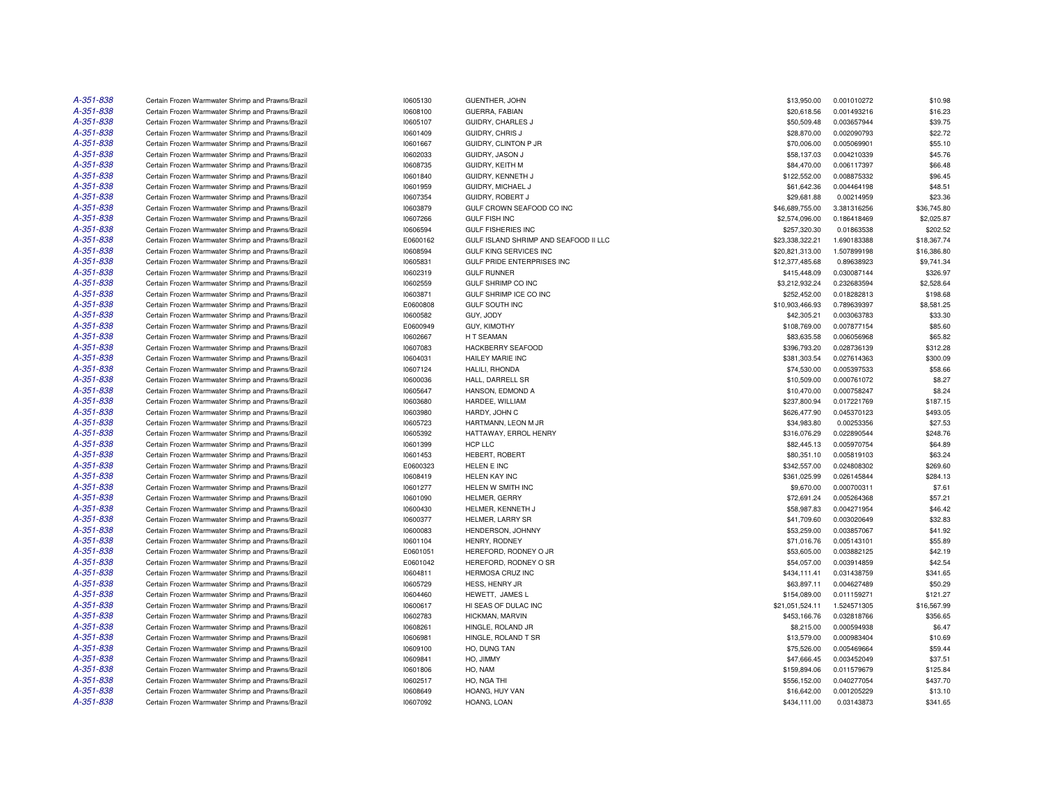| | | | | | | |
|---|---|---|---|---|---|---|
| A-351-838 | Certain Frozen Warmwater Shrimp and Prawns/Brazil | I0605130 | GUENTHER, JOHN | $13,950.00 | 0.001010272 | $10.98 |
| A-351-838 | Certain Frozen Warmwater Shrimp and Prawns/Brazil | I0608100 | GUERRA, FABIAN | $20,618.56 | 0.001493216 | $16.23 |
| A-351-838 | Certain Frozen Warmwater Shrimp and Prawns/Brazil | I0605107 | GUIDRY, CHARLES J | $50,509.48 | 0.003657944 | $39.75 |
| A-351-838 | Certain Frozen Warmwater Shrimp and Prawns/Brazil | I0601409 | GUIDRY, CHRIS J | $28,870.00 | 0.002090793 | $22.72 |
| A-351-838 | Certain Frozen Warmwater Shrimp and Prawns/Brazil | I0601667 | GUIDRY, CLINTON P JR | $70,006.00 | 0.005069901 | $55.10 |
| A-351-838 | Certain Frozen Warmwater Shrimp and Prawns/Brazil | I0602033 | GUIDRY, JASON J | $58,137.03 | 0.004210339 | $45.76 |
| A-351-838 | Certain Frozen Warmwater Shrimp and Prawns/Brazil | I0608735 | GUIDRY, KEITH M | $84,470.00 | 0.006117397 | $66.48 |
| A-351-838 | Certain Frozen Warmwater Shrimp and Prawns/Brazil | I0601840 | GUIDRY, KENNETH J | $122,552.00 | 0.008875332 | $96.45 |
| A-351-838 | Certain Frozen Warmwater Shrimp and Prawns/Brazil | I0601959 | GUIDRY, MICHAEL J | $61,642.36 | 0.004464198 | $48.51 |
| A-351-838 | Certain Frozen Warmwater Shrimp and Prawns/Brazil | I0607354 | GUIDRY, ROBERT J | $29,681.88 | 0.00214959 | $23.36 |
| A-351-838 | Certain Frozen Warmwater Shrimp and Prawns/Brazil | I0603879 | GULF CROWN SEAFOOD CO INC | $46,689,755.00 | 3.381316256 | $36,745.80 |
| A-351-838 | Certain Frozen Warmwater Shrimp and Prawns/Brazil | I0607266 | GULF FISH INC | $2,574,096.00 | 0.186418469 | $2,025.87 |
| A-351-838 | Certain Frozen Warmwater Shrimp and Prawns/Brazil | I0606594 | GULF FISHERIES INC | $257,320.30 | 0.01863538 | $202.52 |
| A-351-838 | Certain Frozen Warmwater Shrimp and Prawns/Brazil | E0600162 | GULF ISLAND SHRIMP AND SEAFOOD II LLC | $23,338,322.21 | 1.690183388 | $18,367.74 |
| A-351-838 | Certain Frozen Warmwater Shrimp and Prawns/Brazil | I0608594 | GULF KING SERVICES INC | $20,821,313.00 | 1.507899198 | $16,386.80 |
| A-351-838 | Certain Frozen Warmwater Shrimp and Prawns/Brazil | I0605831 | GULF PRIDE ENTERPRISES INC | $12,377,485.68 | 0.89638923 | $9,741.34 |
| A-351-838 | Certain Frozen Warmwater Shrimp and Prawns/Brazil | I0602319 | GULF RUNNER | $415,448.09 | 0.030087144 | $326.97 |
| A-351-838 | Certain Frozen Warmwater Shrimp and Prawns/Brazil | I0602559 | GULF SHRIMP CO INC | $3,212,932.24 | 0.232683594 | $2,528.64 |
| A-351-838 | Certain Frozen Warmwater Shrimp and Prawns/Brazil | I0603871 | GULF SHRIMP ICE CO INC | $252,452.00 | 0.018282813 | $198.68 |
| A-351-838 | Certain Frozen Warmwater Shrimp and Prawns/Brazil | E0600808 | GULF SOUTH INC | $10,903,466.93 | 0.789639397 | $8,581.25 |
| A-351-838 | Certain Frozen Warmwater Shrimp and Prawns/Brazil | I0600582 | GUY, JODY | $42,305.21 | 0.003063783 | $33.30 |
| A-351-838 | Certain Frozen Warmwater Shrimp and Prawns/Brazil | E0600949 | GUY, KIMOTHY | $108,769.00 | 0.007877154 | $85.60 |
| A-351-838 | Certain Frozen Warmwater Shrimp and Prawns/Brazil | I0602667 | H T SEAMAN | $83,635.58 | 0.006056968 | $65.82 |
| A-351-838 | Certain Frozen Warmwater Shrimp and Prawns/Brazil | I0607083 | HACKBERRY SEAFOOD | $396,793.20 | 0.028736139 | $312.28 |
| A-351-838 | Certain Frozen Warmwater Shrimp and Prawns/Brazil | I0604031 | HAILEY MARIE INC | $381,303.54 | 0.027614363 | $300.09 |
| A-351-838 | Certain Frozen Warmwater Shrimp and Prawns/Brazil | I0607124 | HALILI, RHONDA | $74,530.00 | 0.005397533 | $58.66 |
| A-351-838 | Certain Frozen Warmwater Shrimp and Prawns/Brazil | I0600036 | HALL, DARRELL SR | $10,509.00 | 0.000761072 | $8.27 |
| A-351-838 | Certain Frozen Warmwater Shrimp and Prawns/Brazil | I0605647 | HANSON, EDMOND A | $10,470.00 | 0.000758247 | $8.24 |
| A-351-838 | Certain Frozen Warmwater Shrimp and Prawns/Brazil | I0603680 | HARDEE, WILLIAM | $237,800.94 | 0.017221769 | $187.15 |
| A-351-838 | Certain Frozen Warmwater Shrimp and Prawns/Brazil | I0603980 | HARDY, JOHN C | $626,477.90 | 0.045370123 | $493.05 |
| A-351-838 | Certain Frozen Warmwater Shrimp and Prawns/Brazil | I0605723 | HARTMANN, LEON M JR | $34,983.80 | 0.00253356 | $27.53 |
| A-351-838 | Certain Frozen Warmwater Shrimp and Prawns/Brazil | I0605392 | HATTAWAY, ERROL HENRY | $316,076.29 | 0.022890544 | $248.76 |
| A-351-838 | Certain Frozen Warmwater Shrimp and Prawns/Brazil | I0601399 | HCP LLC | $82,445.13 | 0.005970754 | $64.89 |
| A-351-838 | Certain Frozen Warmwater Shrimp and Prawns/Brazil | I0601453 | HEBERT, ROBERT | $80,351.10 | 0.005819103 | $63.24 |
| A-351-838 | Certain Frozen Warmwater Shrimp and Prawns/Brazil | E0600323 | HELEN E INC | $342,557.00 | 0.024808302 | $269.60 |
| A-351-838 | Certain Frozen Warmwater Shrimp and Prawns/Brazil | I0608419 | HELEN KAY INC | $361,025.99 | 0.026145844 | $284.13 |
| A-351-838 | Certain Frozen Warmwater Shrimp and Prawns/Brazil | I0601277 | HELEN W SMITH INC | $9,670.00 | 0.000700311 | $7.61 |
| A-351-838 | Certain Frozen Warmwater Shrimp and Prawns/Brazil | I0601090 | HELMER, GERRY | $72,691.24 | 0.005264368 | $57.21 |
| A-351-838 | Certain Frozen Warmwater Shrimp and Prawns/Brazil | I0600430 | HELMER, KENNETH J | $58,987.83 | 0.004271954 | $46.42 |
| A-351-838 | Certain Frozen Warmwater Shrimp and Prawns/Brazil | I0600377 | HELMER, LARRY SR | $41,709.60 | 0.003020649 | $32.83 |
| A-351-838 | Certain Frozen Warmwater Shrimp and Prawns/Brazil | I0600083 | HENDERSON, JOHNNY | $53,259.00 | 0.003857067 | $41.92 |
| A-351-838 | Certain Frozen Warmwater Shrimp and Prawns/Brazil | I0601104 | HENRY, RODNEY | $71,016.76 | 0.005143101 | $55.89 |
| A-351-838 | Certain Frozen Warmwater Shrimp and Prawns/Brazil | E0601051 | HEREFORD, RODNEY O JR | $53,605.00 | 0.003882125 | $42.19 |
| A-351-838 | Certain Frozen Warmwater Shrimp and Prawns/Brazil | E0601042 | HEREFORD, RODNEY O SR | $54,057.00 | 0.003914859 | $42.54 |
| A-351-838 | Certain Frozen Warmwater Shrimp and Prawns/Brazil | I0604811 | HERMOSA CRUZ INC | $434,111.41 | 0.031438759 | $341.65 |
| A-351-838 | Certain Frozen Warmwater Shrimp and Prawns/Brazil | I0605729 | HESS, HENRY JR | $63,897.11 | 0.004627489 | $50.29 |
| A-351-838 | Certain Frozen Warmwater Shrimp and Prawns/Brazil | I0604460 | HEWETT, JAMES L | $154,089.00 | 0.011159271 | $121.27 |
| A-351-838 | Certain Frozen Warmwater Shrimp and Prawns/Brazil | I0600617 | HI SEAS OF DULAC INC | $21,051,524.11 | 1.524571305 | $16,567.99 |
| A-351-838 | Certain Frozen Warmwater Shrimp and Prawns/Brazil | I0602783 | HICKMAN, MARVIN | $453,166.76 | 0.032818766 | $356.65 |
| A-351-838 | Certain Frozen Warmwater Shrimp and Prawns/Brazil | I0608261 | HINGLE, ROLAND JR | $8,215.00 | 0.000594938 | $6.47 |
| A-351-838 | Certain Frozen Warmwater Shrimp and Prawns/Brazil | I0606981 | HINGLE, ROLAND T SR | $13,579.00 | 0.000983404 | $10.69 |
| A-351-838 | Certain Frozen Warmwater Shrimp and Prawns/Brazil | I0609100 | HO, DUNG TAN | $75,526.00 | 0.005469664 | $59.44 |
| A-351-838 | Certain Frozen Warmwater Shrimp and Prawns/Brazil | I0609841 | HO, JIMMY | $47,666.45 | 0.003452049 | $37.51 |
| A-351-838 | Certain Frozen Warmwater Shrimp and Prawns/Brazil | I0601806 | HO, NAM | $159,894.06 | 0.011579679 | $125.84 |
| A-351-838 | Certain Frozen Warmwater Shrimp and Prawns/Brazil | I0602517 | HO, NGA THI | $556,152.00 | 0.040277054 | $437.70 |
| A-351-838 | Certain Frozen Warmwater Shrimp and Prawns/Brazil | I0608649 | HOANG, HUY VAN | $16,642.00 | 0.001205229 | $13.10 |
| A-351-838 | Certain Frozen Warmwater Shrimp and Prawns/Brazil | I0607092 | HOANG, LOAN | $434,111.00 | 0.03143873 | $341.65 |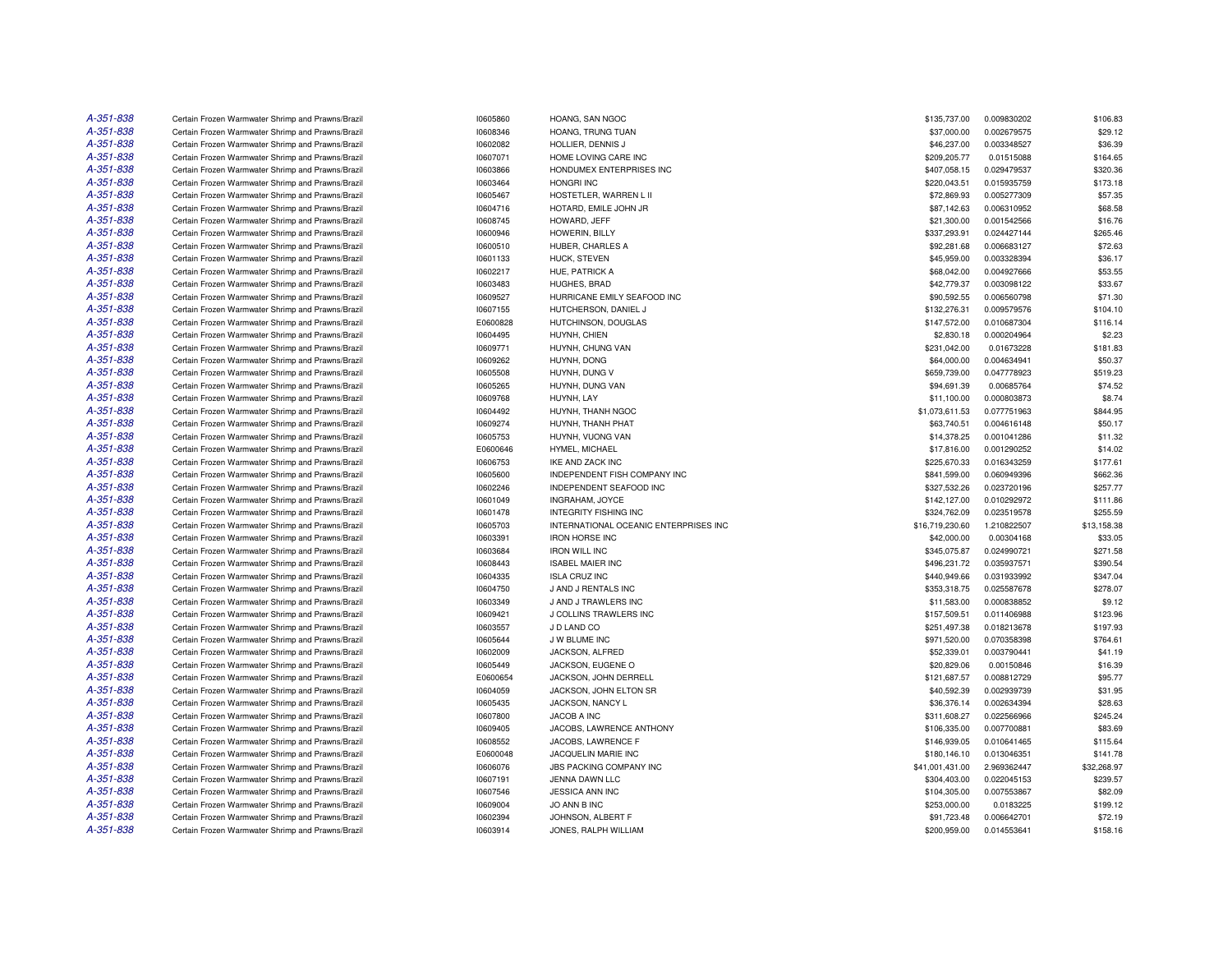| | | | | | | |
|---|---|---|---|---|---|---|
| A-351-838 | Certain Frozen Warmwater Shrimp and Prawns/Brazil | I0605860 | HOANG, SAN NGOC | $135,737.00 | 0.009830202 | $106.83 |
| A-351-838 | Certain Frozen Warmwater Shrimp and Prawns/Brazil | I0608346 | HOANG, TRUNG TUAN | $37,000.00 | 0.002679575 | $29.12 |
| A-351-838 | Certain Frozen Warmwater Shrimp and Prawns/Brazil | I0602082 | HOLLIER, DENNIS J | $46,237.00 | 0.003348527 | $36.39 |
| A-351-838 | Certain Frozen Warmwater Shrimp and Prawns/Brazil | I0607071 | HOME LOVING CARE INC | $209,205.77 | 0.01515088 | $164.65 |
| A-351-838 | Certain Frozen Warmwater Shrimp and Prawns/Brazil | I0603866 | HONDUMEX ENTERPRISES INC | $407,058.15 | 0.029479537 | $320.36 |
| A-351-838 | Certain Frozen Warmwater Shrimp and Prawns/Brazil | I0603464 | HONGRI INC | $220,043.51 | 0.015935759 | $173.18 |
| A-351-838 | Certain Frozen Warmwater Shrimp and Prawns/Brazil | I0605467 | HOSTETLER, WARREN L II | $72,869.93 | 0.005277309 | $57.35 |
| A-351-838 | Certain Frozen Warmwater Shrimp and Prawns/Brazil | I0604716 | HOTARD, EMILE JOHN JR | $87,142.63 | 0.006310952 | $68.58 |
| A-351-838 | Certain Frozen Warmwater Shrimp and Prawns/Brazil | I0608745 | HOWARD, JEFF | $21,300.00 | 0.001542566 | $16.76 |
| A-351-838 | Certain Frozen Warmwater Shrimp and Prawns/Brazil | I0600946 | HOWERIN, BILLY | $337,293.91 | 0.024427144 | $265.46 |
| A-351-838 | Certain Frozen Warmwater Shrimp and Prawns/Brazil | I0600510 | HUBER, CHARLES A | $92,281.68 | 0.006683127 | $72.63 |
| A-351-838 | Certain Frozen Warmwater Shrimp and Prawns/Brazil | I0601133 | HUCK, STEVEN | $45,959.00 | 0.003328394 | $36.17 |
| A-351-838 | Certain Frozen Warmwater Shrimp and Prawns/Brazil | I0602217 | HUE, PATRICK A | $68,042.00 | 0.004927666 | $53.55 |
| A-351-838 | Certain Frozen Warmwater Shrimp and Prawns/Brazil | I0603483 | HUGHES, BRAD | $42,779.37 | 0.003098122 | $33.67 |
| A-351-838 | Certain Frozen Warmwater Shrimp and Prawns/Brazil | I0609527 | HURRICANE EMILY SEAFOOD INC | $90,592.55 | 0.006560798 | $71.30 |
| A-351-838 | Certain Frozen Warmwater Shrimp and Prawns/Brazil | I0607155 | HUTCHERSON, DANIEL J | $132,276.31 | 0.009579576 | $104.10 |
| A-351-838 | Certain Frozen Warmwater Shrimp and Prawns/Brazil | E0600828 | HUTCHINSON, DOUGLAS | $147,572.00 | 0.010687304 | $116.14 |
| A-351-838 | Certain Frozen Warmwater Shrimp and Prawns/Brazil | I0604495 | HUYNH, CHIEN | $2,830.18 | 0.000204964 | $2.23 |
| A-351-838 | Certain Frozen Warmwater Shrimp and Prawns/Brazil | I0609771 | HUYNH, CHUNG VAN | $231,042.00 | 0.01673228 | $181.83 |
| A-351-838 | Certain Frozen Warmwater Shrimp and Prawns/Brazil | I0609262 | HUYNH, DONG | $64,000.00 | 0.004634941 | $50.37 |
| A-351-838 | Certain Frozen Warmwater Shrimp and Prawns/Brazil | I0605508 | HUYNH, DUNG V | $659,739.00 | 0.047778923 | $519.23 |
| A-351-838 | Certain Frozen Warmwater Shrimp and Prawns/Brazil | I0605265 | HUYNH, DUNG VAN | $94,691.39 | 0.00685764 | $74.52 |
| A-351-838 | Certain Frozen Warmwater Shrimp and Prawns/Brazil | I0609768 | HUYNH, LAY | $11,100.00 | 0.000803873 | $8.74 |
| A-351-838 | Certain Frozen Warmwater Shrimp and Prawns/Brazil | I0604492 | HUYNH, THANH NGOC | $1,073,611.53 | 0.077751963 | $844.95 |
| A-351-838 | Certain Frozen Warmwater Shrimp and Prawns/Brazil | I0609274 | HUYNH, THANH PHAT | $63,740.51 | 0.004616148 | $50.17 |
| A-351-838 | Certain Frozen Warmwater Shrimp and Prawns/Brazil | I0605753 | HUYNH, VUONG VAN | $14,378.25 | 0.001041286 | $11.32 |
| A-351-838 | Certain Frozen Warmwater Shrimp and Prawns/Brazil | E0600646 | HYMEL, MICHAEL | $17,816.00 | 0.001290252 | $14.02 |
| A-351-838 | Certain Frozen Warmwater Shrimp and Prawns/Brazil | I0606753 | IKE AND ZACK INC | $225,670.33 | 0.016343259 | $177.61 |
| A-351-838 | Certain Frozen Warmwater Shrimp and Prawns/Brazil | I0605600 | INDEPENDENT FISH COMPANY INC | $841,599.00 | 0.060949396 | $662.36 |
| A-351-838 | Certain Frozen Warmwater Shrimp and Prawns/Brazil | I0602246 | INDEPENDENT SEAFOOD INC | $327,532.26 | 0.023720196 | $257.77 |
| A-351-838 | Certain Frozen Warmwater Shrimp and Prawns/Brazil | I0601049 | INGRAHAM, JOYCE | $142,127.00 | 0.010292972 | $111.86 |
| A-351-838 | Certain Frozen Warmwater Shrimp and Prawns/Brazil | I0601478 | INTEGRITY FISHING INC | $324,762.09 | 0.023519578 | $255.59 |
| A-351-838 | Certain Frozen Warmwater Shrimp and Prawns/Brazil | I0605703 | INTERNATIONAL OCEANIC ENTERPRISES INC | $16,719,230.60 | 1.210822507 | $13,158.38 |
| A-351-838 | Certain Frozen Warmwater Shrimp and Prawns/Brazil | I0603391 | IRON HORSE INC | $42,000.00 | 0.00304168 | $33.05 |
| A-351-838 | Certain Frozen Warmwater Shrimp and Prawns/Brazil | I0603684 | IRON WILL INC | $345,075.87 | 0.024990721 | $271.58 |
| A-351-838 | Certain Frozen Warmwater Shrimp and Prawns/Brazil | I0608443 | ISABEL MAIER INC | $496,231.72 | 0.035937571 | $390.54 |
| A-351-838 | Certain Frozen Warmwater Shrimp and Prawns/Brazil | I0604335 | ISLA CRUZ INC | $440,949.66 | 0.031933992 | $347.04 |
| A-351-838 | Certain Frozen Warmwater Shrimp and Prawns/Brazil | I0604750 | J AND J RENTALS INC | $353,318.75 | 0.025587678 | $278.07 |
| A-351-838 | Certain Frozen Warmwater Shrimp and Prawns/Brazil | I0603349 | J AND J TRAWLERS INC | $11,583.00 | 0.000838852 | $9.12 |
| A-351-838 | Certain Frozen Warmwater Shrimp and Prawns/Brazil | I0609421 | J COLLINS TRAWLERS INC | $157,509.51 | 0.011406988 | $123.96 |
| A-351-838 | Certain Frozen Warmwater Shrimp and Prawns/Brazil | I0603557 | J D LAND CO | $251,497.38 | 0.018213678 | $197.93 |
| A-351-838 | Certain Frozen Warmwater Shrimp and Prawns/Brazil | I0605644 | J W BLUME INC | $971,520.00 | 0.070358398 | $764.61 |
| A-351-838 | Certain Frozen Warmwater Shrimp and Prawns/Brazil | I0602009 | JACKSON, ALFRED | $52,339.01 | 0.003790441 | $41.19 |
| A-351-838 | Certain Frozen Warmwater Shrimp and Prawns/Brazil | I0605449 | JACKSON, EUGENE O | $20,829.06 | 0.00150846 | $16.39 |
| A-351-838 | Certain Frozen Warmwater Shrimp and Prawns/Brazil | E0600654 | JACKSON, JOHN DERRELL | $121,687.57 | 0.008812729 | $95.77 |
| A-351-838 | Certain Frozen Warmwater Shrimp and Prawns/Brazil | I0604059 | JACKSON, JOHN ELTON SR | $40,592.39 | 0.002939739 | $31.95 |
| A-351-838 | Certain Frozen Warmwater Shrimp and Prawns/Brazil | I0605435 | JACKSON, NANCY L | $36,376.14 | 0.002634394 | $28.63 |
| A-351-838 | Certain Frozen Warmwater Shrimp and Prawns/Brazil | I0607800 | JACOB A INC | $311,608.27 | 0.022566966 | $245.24 |
| A-351-838 | Certain Frozen Warmwater Shrimp and Prawns/Brazil | I0609405 | JACOBS, LAWRENCE ANTHONY | $106,335.00 | 0.007700881 | $83.69 |
| A-351-838 | Certain Frozen Warmwater Shrimp and Prawns/Brazil | I0608552 | JACOBS, LAWRENCE F | $146,939.05 | 0.010641465 | $115.64 |
| A-351-838 | Certain Frozen Warmwater Shrimp and Prawns/Brazil | E0600048 | JACQUELIN MARIE INC | $180,146.10 | 0.013046351 | $141.78 |
| A-351-838 | Certain Frozen Warmwater Shrimp and Prawns/Brazil | I0606076 | JBS PACKING COMPANY INC | $41,001,431.00 | 2.969362447 | $32,268.97 |
| A-351-838 | Certain Frozen Warmwater Shrimp and Prawns/Brazil | I0607191 | JENNA DAWN LLC | $304,403.00 | 0.022045153 | $239.57 |
| A-351-838 | Certain Frozen Warmwater Shrimp and Prawns/Brazil | I0607546 | JESSICA ANN INC | $104,305.00 | 0.007553867 | $82.09 |
| A-351-838 | Certain Frozen Warmwater Shrimp and Prawns/Brazil | I0609004 | JO ANN B INC | $253,000.00 | 0.0183225 | $199.12 |
| A-351-838 | Certain Frozen Warmwater Shrimp and Prawns/Brazil | I0602394 | JOHNSON, ALBERT F | $91,723.48 | 0.006642701 | $72.19 |
| A-351-838 | Certain Frozen Warmwater Shrimp and Prawns/Brazil | I0603914 | JONES, RALPH WILLIAM | $200,959.00 | 0.014553641 | $158.16 |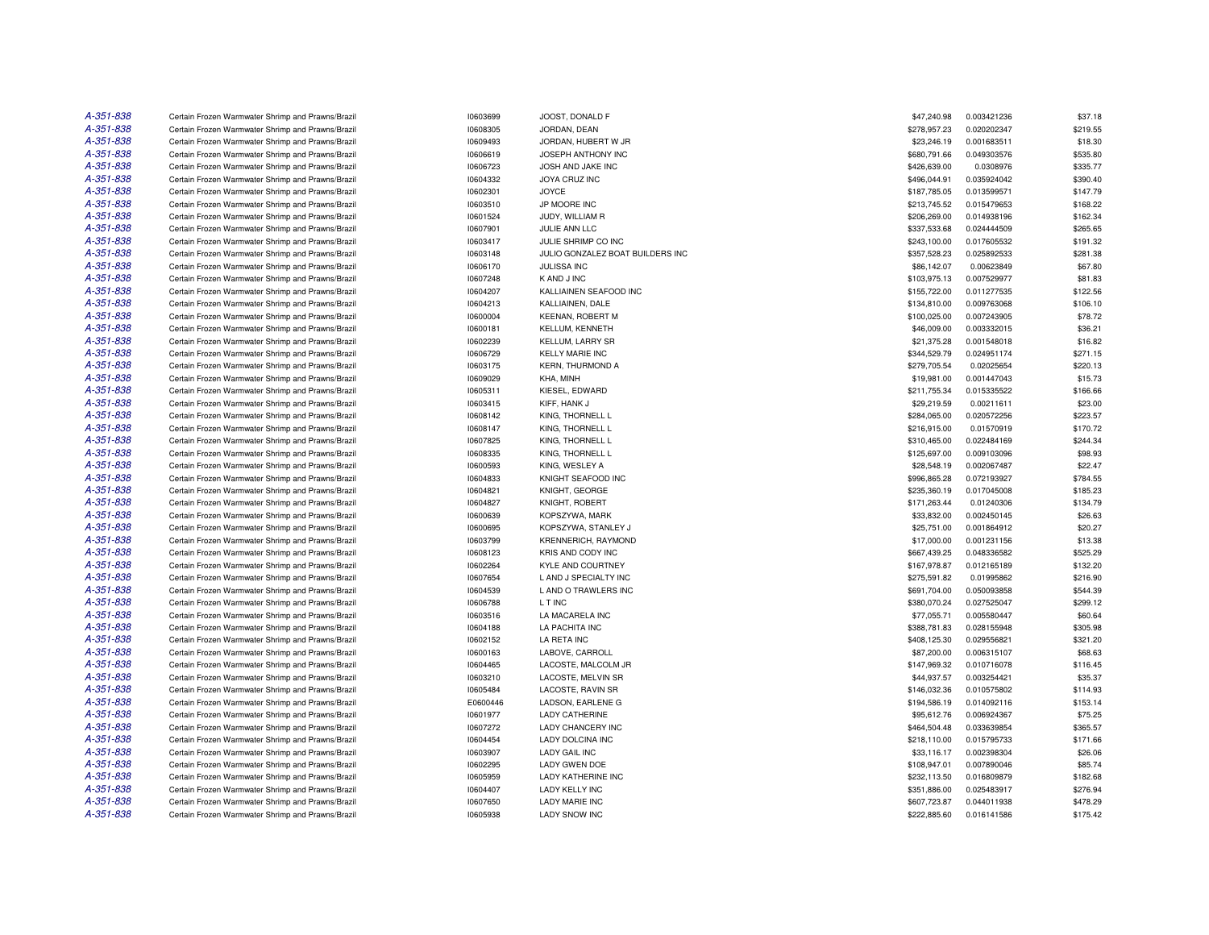| | | | | | | |
|---|---|---|---|---|---|---|
| A-351-838 | Certain Frozen Warmwater Shrimp and Prawns/Brazil | I0603699 | JOOST, DONALD F | $47,240.98 | 0.003421236 | $37.18 |
| A-351-838 | Certain Frozen Warmwater Shrimp and Prawns/Brazil | I0608305 | JORDAN, DEAN | $278,957.23 | 0.020202347 | $219.55 |
| A-351-838 | Certain Frozen Warmwater Shrimp and Prawns/Brazil | I0609493 | JORDAN, HUBERT W JR | $23,246.19 | 0.001683511 | $18.30 |
| A-351-838 | Certain Frozen Warmwater Shrimp and Prawns/Brazil | I0606619 | JOSEPH ANTHONY INC | $680,791.66 | 0.049303576 | $535.80 |
| A-351-838 | Certain Frozen Warmwater Shrimp and Prawns/Brazil | I0606723 | JOSH AND JAKE INC | $426,639.00 | 0.0308976 | $335.77 |
| A-351-838 | Certain Frozen Warmwater Shrimp and Prawns/Brazil | I0604332 | JOYA CRUZ INC | $496,044.91 | 0.035924042 | $390.40 |
| A-351-838 | Certain Frozen Warmwater Shrimp and Prawns/Brazil | I0602301 | JOYCE | $187,785.05 | 0.013599571 | $147.79 |
| A-351-838 | Certain Frozen Warmwater Shrimp and Prawns/Brazil | I0603510 | JP MOORE INC | $213,745.52 | 0.015479653 | $168.22 |
| A-351-838 | Certain Frozen Warmwater Shrimp and Prawns/Brazil | I0601524 | JUDY, WILLIAM R | $206,269.00 | 0.014938196 | $162.34 |
| A-351-838 | Certain Frozen Warmwater Shrimp and Prawns/Brazil | I0607901 | JULIE ANN LLC | $337,533.68 | 0.024444509 | $265.65 |
| A-351-838 | Certain Frozen Warmwater Shrimp and Prawns/Brazil | I0603417 | JULIE SHRIMP CO INC | $243,100.00 | 0.017605532 | $191.32 |
| A-351-838 | Certain Frozen Warmwater Shrimp and Prawns/Brazil | I0603148 | JULIO GONZALEZ BOAT BUILDERS INC | $357,528.23 | 0.025892533 | $281.38 |
| A-351-838 | Certain Frozen Warmwater Shrimp and Prawns/Brazil | I0606170 | JULISSA INC | $86,142.07 | 0.00623849 | $67.80 |
| A-351-838 | Certain Frozen Warmwater Shrimp and Prawns/Brazil | I0607248 | K AND J INC | $103,975.13 | 0.007529977 | $81.83 |
| A-351-838 | Certain Frozen Warmwater Shrimp and Prawns/Brazil | I0604207 | KALLIAINEN SEAFOOD INC | $155,722.00 | 0.011277535 | $122.56 |
| A-351-838 | Certain Frozen Warmwater Shrimp and Prawns/Brazil | I0604213 | KALLIAINEN, DALE | $134,810.00 | 0.009763068 | $106.10 |
| A-351-838 | Certain Frozen Warmwater Shrimp and Prawns/Brazil | I0600004 | KEENAN, ROBERT M | $100,025.00 | 0.007243905 | $78.72 |
| A-351-838 | Certain Frozen Warmwater Shrimp and Prawns/Brazil | I0600181 | KELLUM, KENNETH | $46,009.00 | 0.003332015 | $36.21 |
| A-351-838 | Certain Frozen Warmwater Shrimp and Prawns/Brazil | I0602239 | KELLUM, LARRY SR | $21,375.28 | 0.001548018 | $16.82 |
| A-351-838 | Certain Frozen Warmwater Shrimp and Prawns/Brazil | I0606729 | KELLY MARIE INC | $344,529.79 | 0.024951174 | $271.15 |
| A-351-838 | Certain Frozen Warmwater Shrimp and Prawns/Brazil | I0603175 | KERN, THURMOND A | $279,705.54 | 0.02025654 | $220.13 |
| A-351-838 | Certain Frozen Warmwater Shrimp and Prawns/Brazil | I0609029 | KHA, MINH | $19,981.00 | 0.001447043 | $15.73 |
| A-351-838 | Certain Frozen Warmwater Shrimp and Prawns/Brazil | I0605311 | KIESEL, EDWARD | $211,755.34 | 0.015335522 | $166.66 |
| A-351-838 | Certain Frozen Warmwater Shrimp and Prawns/Brazil | I0603415 | KIFF, HANK J | $29,219.59 | 0.00211611 | $23.00 |
| A-351-838 | Certain Frozen Warmwater Shrimp and Prawns/Brazil | I0608142 | KING, THORNELL L | $284,065.00 | 0.020572256 | $223.57 |
| A-351-838 | Certain Frozen Warmwater Shrimp and Prawns/Brazil | I0608147 | KING, THORNELL L | $216,915.00 | 0.01570919 | $170.72 |
| A-351-838 | Certain Frozen Warmwater Shrimp and Prawns/Brazil | I0607825 | KING, THORNELL L | $310,465.00 | 0.022484169 | $244.34 |
| A-351-838 | Certain Frozen Warmwater Shrimp and Prawns/Brazil | I0608335 | KING, THORNELL L | $125,697.00 | 0.009103096 | $98.93 |
| A-351-838 | Certain Frozen Warmwater Shrimp and Prawns/Brazil | I0600593 | KING, WESLEY A | $28,548.19 | 0.002067487 | $22.47 |
| A-351-838 | Certain Frozen Warmwater Shrimp and Prawns/Brazil | I0604833 | KNIGHT SEAFOOD INC | $996,865.28 | 0.072193927 | $784.55 |
| A-351-838 | Certain Frozen Warmwater Shrimp and Prawns/Brazil | I0604821 | KNIGHT, GEORGE | $235,360.19 | 0.017045008 | $185.23 |
| A-351-838 | Certain Frozen Warmwater Shrimp and Prawns/Brazil | I0604827 | KNIGHT, ROBERT | $171,263.44 | 0.01240306 | $134.79 |
| A-351-838 | Certain Frozen Warmwater Shrimp and Prawns/Brazil | I0600639 | KOPSZYWA, MARK | $33,832.00 | 0.002450145 | $26.63 |
| A-351-838 | Certain Frozen Warmwater Shrimp and Prawns/Brazil | I0600695 | KOPSZYWA, STANLEY J | $25,751.00 | 0.001864912 | $20.27 |
| A-351-838 | Certain Frozen Warmwater Shrimp and Prawns/Brazil | I0603799 | KRENNERICH, RAYMOND | $17,000.00 | 0.001231156 | $13.38 |
| A-351-838 | Certain Frozen Warmwater Shrimp and Prawns/Brazil | I0608123 | KRIS AND CODY INC | $667,439.25 | 0.048336582 | $525.29 |
| A-351-838 | Certain Frozen Warmwater Shrimp and Prawns/Brazil | I0602264 | KYLE AND COURTNEY | $167,978.87 | 0.012165189 | $132.20 |
| A-351-838 | Certain Frozen Warmwater Shrimp and Prawns/Brazil | I0607654 | L AND J SPECIALTY INC | $275,591.82 | 0.01995862 | $216.90 |
| A-351-838 | Certain Frozen Warmwater Shrimp and Prawns/Brazil | I0604539 | L AND O TRAWLERS INC | $691,704.00 | 0.050093858 | $544.39 |
| A-351-838 | Certain Frozen Warmwater Shrimp and Prawns/Brazil | I0606788 | L T INC | $380,070.24 | 0.027525047 | $299.12 |
| A-351-838 | Certain Frozen Warmwater Shrimp and Prawns/Brazil | I0603516 | LA MACARELA INC | $77,055.71 | 0.005580447 | $60.64 |
| A-351-838 | Certain Frozen Warmwater Shrimp and Prawns/Brazil | I0604188 | LA PACHITA INC | $388,781.83 | 0.028155948 | $305.98 |
| A-351-838 | Certain Frozen Warmwater Shrimp and Prawns/Brazil | I0602152 | LA RETA INC | $408,125.30 | 0.029556821 | $321.20 |
| A-351-838 | Certain Frozen Warmwater Shrimp and Prawns/Brazil | I0600163 | LABOVE, CARROLL | $87,200.00 | 0.006315107 | $68.63 |
| A-351-838 | Certain Frozen Warmwater Shrimp and Prawns/Brazil | I0604465 | LACOSTE, MALCOLM JR | $147,969.32 | 0.010716078 | $116.45 |
| A-351-838 | Certain Frozen Warmwater Shrimp and Prawns/Brazil | I0603210 | LACOSTE, MELVIN SR | $44,937.57 | 0.003254421 | $35.37 |
| A-351-838 | Certain Frozen Warmwater Shrimp and Prawns/Brazil | I0605484 | LACOSTE, RAVIN SR | $146,032.36 | 0.010575802 | $114.93 |
| A-351-838 | Certain Frozen Warmwater Shrimp and Prawns/Brazil | E0600446 | LADSON, EARLENE G | $194,586.19 | 0.014092116 | $153.14 |
| A-351-838 | Certain Frozen Warmwater Shrimp and Prawns/Brazil | I0601977 | LADY CATHERINE | $95,612.76 | 0.006924367 | $75.25 |
| A-351-838 | Certain Frozen Warmwater Shrimp and Prawns/Brazil | I0607272 | LADY CHANCERY INC | $464,504.48 | 0.033639854 | $365.57 |
| A-351-838 | Certain Frozen Warmwater Shrimp and Prawns/Brazil | I0604454 | LADY DOLCINA INC | $218,110.00 | 0.015795733 | $171.66 |
| A-351-838 | Certain Frozen Warmwater Shrimp and Prawns/Brazil | I0603907 | LADY GAIL INC | $33,116.17 | 0.002398304 | $26.06 |
| A-351-838 | Certain Frozen Warmwater Shrimp and Prawns/Brazil | I0602295 | LADY GWEN DOE | $108,947.01 | 0.007890046 | $85.74 |
| A-351-838 | Certain Frozen Warmwater Shrimp and Prawns/Brazil | I0605959 | LADY KATHERINE INC | $232,113.50 | 0.016809879 | $182.68 |
| A-351-838 | Certain Frozen Warmwater Shrimp and Prawns/Brazil | I0604407 | LADY KELLY INC | $351,886.00 | 0.025483917 | $276.94 |
| A-351-838 | Certain Frozen Warmwater Shrimp and Prawns/Brazil | I0607650 | LADY MARIE INC | $607,723.87 | 0.044011938 | $478.29 |
| A-351-838 | Certain Frozen Warmwater Shrimp and Prawns/Brazil | I0605938 | LADY SNOW INC | $222,885.60 | 0.016141586 | $175.42 |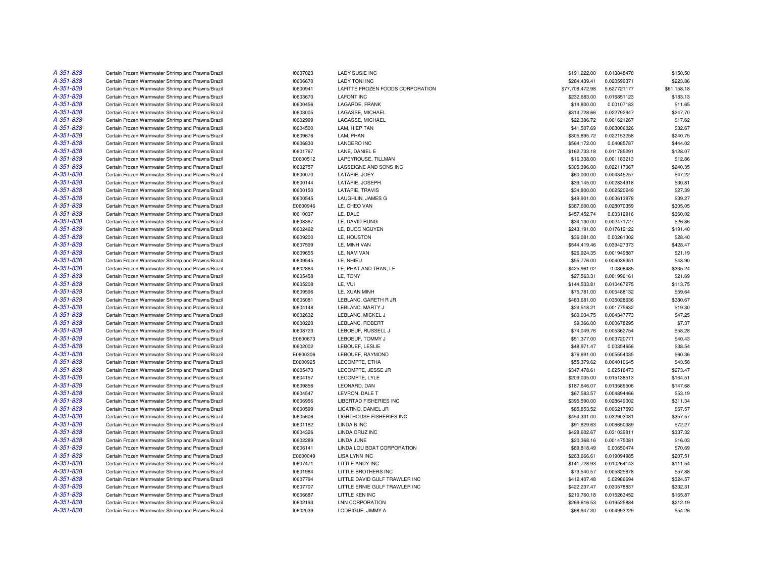| | | | | | | |
|---|---|---|---|---|---|---|
| A-351-838 | Certain Frozen Warmwater Shrimp and Prawns/Brazil | I0607023 | LADY SUSIE INC | $191,222.00 | 0.013848478 | $150.50 |
| A-351-838 | Certain Frozen Warmwater Shrimp and Prawns/Brazil | I0606670 | LADY TONI INC | $284,439.41 | 0.020599371 | $223.86 |
| A-351-838 | Certain Frozen Warmwater Shrimp and Prawns/Brazil | I0600941 | LAFITTE FROZEN FOODS CORPORATION | $77,708,472.98 | 5.627721177 | $61,158.18 |
| A-351-838 | Certain Frozen Warmwater Shrimp and Prawns/Brazil | I0603670 | LAFONT INC | $232,683.00 | 0.016851123 | $183.13 |
| A-351-838 | Certain Frozen Warmwater Shrimp and Prawns/Brazil | I0600456 | LAGARDE, FRANK | $14,800.00 | 0.00107183 | $11.65 |
| A-351-838 | Certain Frozen Warmwater Shrimp and Prawns/Brazil | I0603005 | LAGASSE, MICHAEL | $314,728.66 | 0.022792947 | $247.70 |
| A-351-838 | Certain Frozen Warmwater Shrimp and Prawns/Brazil | I0602999 | LAGASSE, MICHAEL | $22,386.72 | 0.001621267 | $17.62 |
| A-351-838 | Certain Frozen Warmwater Shrimp and Prawns/Brazil | I0604500 | LAM, HIEP TAN | $41,507.69 | 0.003006026 | $32.67 |
| A-351-838 | Certain Frozen Warmwater Shrimp and Prawns/Brazil | I0609676 | LAM, PHAN | $305,895.72 | 0.022153258 | $240.75 |
| A-351-838 | Certain Frozen Warmwater Shrimp and Prawns/Brazil | I0606830 | LANCERO INC | $564,172.00 | 0.04085787 | $444.02 |
| A-351-838 | Certain Frozen Warmwater Shrimp and Prawns/Brazil | I0601767 | LANE, DANIEL E | $162,733.18 | 0.011785291 | $128.07 |
| A-351-838 | Certain Frozen Warmwater Shrimp and Prawns/Brazil | E0600512 | LAPEYROUSE, TILLMAN | $16,338.00 | 0.001183213 | $12.86 |
| A-351-838 | Certain Frozen Warmwater Shrimp and Prawns/Brazil | I0602757 | LASSEIGNE AND SONS INC | $305,396.00 | 0.022117067 | $240.35 |
| A-351-838 | Certain Frozen Warmwater Shrimp and Prawns/Brazil | I0600070 | LATAPIE, JOEY | $60,000.00 | 0.004345257 | $47.22 |
| A-351-838 | Certain Frozen Warmwater Shrimp and Prawns/Brazil | I0600144 | LATAPIE, JOSEPH | $39,145.00 | 0.002834918 | $30.81 |
| A-351-838 | Certain Frozen Warmwater Shrimp and Prawns/Brazil | I0600150 | LATAPIE, TRAVIS | $34,800.00 | 0.002520249 | $27.39 |
| A-351-838 | Certain Frozen Warmwater Shrimp and Prawns/Brazil | I0600545 | LAUGHLIN, JAMES G | $49,901.00 | 0.003613878 | $39.27 |
| A-351-838 | Certain Frozen Warmwater Shrimp and Prawns/Brazil | E0600946 | LE, CHEO VAN | $387,600.00 | 0.028070359 | $305.05 |
| A-351-838 | Certain Frozen Warmwater Shrimp and Prawns/Brazil | I0610037 | LE, DALE | $457,452.74 | 0.03312916 | $360.02 |
| A-351-838 | Certain Frozen Warmwater Shrimp and Prawns/Brazil | I0608367 | LE, DAVID RUNG | $34,130.00 | 0.002471727 | $26.86 |
| A-351-838 | Certain Frozen Warmwater Shrimp and Prawns/Brazil | I0602462 | LE, DUOC NGUYEN | $243,191.00 | 0.017612122 | $191.40 |
| A-351-838 | Certain Frozen Warmwater Shrimp and Prawns/Brazil | I0609200 | LE, HOUSTON | $36,081.00 | 0.00261302 | $28.40 |
| A-351-838 | Certain Frozen Warmwater Shrimp and Prawns/Brazil | I0607599 | LE, MINH VAN | $544,419.46 | 0.039427373 | $428.47 |
| A-351-838 | Certain Frozen Warmwater Shrimp and Prawns/Brazil | I0609655 | LE, NAM VAN | $26,924.35 | 0.001949887 | $21.19 |
| A-351-838 | Certain Frozen Warmwater Shrimp and Prawns/Brazil | I0609545 | LE, NHIEU | $55,776.00 | 0.004039351 | $43.90 |
| A-351-838 | Certain Frozen Warmwater Shrimp and Prawns/Brazil | I0602864 | LE, PHAT AND TRAN, LE | $425,961.02 | 0.0308485 | $335.24 |
| A-351-838 | Certain Frozen Warmwater Shrimp and Prawns/Brazil | I0605458 | LE, TONY | $27,563.31 | 0.001996161 | $21.69 |
| A-351-838 | Certain Frozen Warmwater Shrimp and Prawns/Brazil | I0605208 | LE, VUI | $144,533.81 | 0.010467275 | $113.75 |
| A-351-838 | Certain Frozen Warmwater Shrimp and Prawns/Brazil | I0609596 | LE, XUAN MINH | $75,781.00 | 0.005488132 | $59.64 |
| A-351-838 | Certain Frozen Warmwater Shrimp and Prawns/Brazil | I0605081 | LEBLANC, GARETH R JR | $483,681.00 | 0.035028636 | $380.67 |
| A-351-838 | Certain Frozen Warmwater Shrimp and Prawns/Brazil | I0604148 | LEBLANC, MARTY J | $24,518.21 | 0.001775632 | $19.30 |
| A-351-838 | Certain Frozen Warmwater Shrimp and Prawns/Brazil | I0602632 | LEBLANC, MICKEL J | $60,034.75 | 0.004347773 | $47.25 |
| A-351-838 | Certain Frozen Warmwater Shrimp and Prawns/Brazil | I0600220 | LEBLANC, ROBERT | $9,366.00 | 0.000678295 | $7.37 |
| A-351-838 | Certain Frozen Warmwater Shrimp and Prawns/Brazil | I0608723 | LEBOEUF, RUSSELL J | $74,049.76 | 0.005362754 | $58.28 |
| A-351-838 | Certain Frozen Warmwater Shrimp and Prawns/Brazil | E0600673 | LEBOEUF, TOMMY J | $51,377.00 | 0.003720771 | $40.43 |
| A-351-838 | Certain Frozen Warmwater Shrimp and Prawns/Brazil | I0602002 | LEBOUEF, LESLIE | $48,971.47 | 0.00354656 | $38.54 |
| A-351-838 | Certain Frozen Warmwater Shrimp and Prawns/Brazil | E0600306 | LEBOUEF, RAYMOND | $76,691.00 | 0.005554035 | $60.36 |
| A-351-838 | Certain Frozen Warmwater Shrimp and Prawns/Brazil | E0600925 | LECOMPTE, ETHA | $55,379.62 | 0.004010645 | $43.58 |
| A-351-838 | Certain Frozen Warmwater Shrimp and Prawns/Brazil | I0605473 | LECOMPTE, JESSE JR | $347,478.61 | 0.02516473 | $273.47 |
| A-351-838 | Certain Frozen Warmwater Shrimp and Prawns/Brazil | I0604157 | LECOMPTE, LYLE | $209,035.00 | 0.015138513 | $164.51 |
| A-351-838 | Certain Frozen Warmwater Shrimp and Prawns/Brazil | I0609856 | LEONARD, DAN | $187,646.07 | 0.013589506 | $147.68 |
| A-351-838 | Certain Frozen Warmwater Shrimp and Prawns/Brazil | I0604547 | LEVRON, DALE T | $67,583.57 | 0.004894466 | $53.19 |
| A-351-838 | Certain Frozen Warmwater Shrimp and Prawns/Brazil | I0606956 | LIBERTAD FISHERIES INC | $395,590.00 | 0.028649002 | $311.34 |
| A-351-838 | Certain Frozen Warmwater Shrimp and Prawns/Brazil | I0600599 | LICATINO, DANIEL JR | $85,853.52 | 0.006217593 | $67.57 |
| A-351-838 | Certain Frozen Warmwater Shrimp and Prawns/Brazil | I0605606 | LIGHTHOUSE FISHERIES INC | $454,331.00 | 0.032903081 | $357.57 |
| A-351-838 | Certain Frozen Warmwater Shrimp and Prawns/Brazil | I0601182 | LINDA B INC | $91,829.63 | 0.006650389 | $72.27 |
| A-351-838 | Certain Frozen Warmwater Shrimp and Prawns/Brazil | I0604326 | LINDA CRUZ INC | $428,602.67 | 0.031039811 | $337.32 |
| A-351-838 | Certain Frozen Warmwater Shrimp and Prawns/Brazil | I0602289 | LINDA JUNE | $20,368.16 | 0.001475081 | $16.03 |
| A-351-838 | Certain Frozen Warmwater Shrimp and Prawns/Brazil | I0606141 | LINDA LOU BOAT CORPORATION | $89,818.49 | 0.00650474 | $70.69 |
| A-351-838 | Certain Frozen Warmwater Shrimp and Prawns/Brazil | E0600049 | LISA LYNN INC | $263,666.61 | 0.019094985 | $207.51 |
| A-351-838 | Certain Frozen Warmwater Shrimp and Prawns/Brazil | I0607471 | LITTLE ANDY INC | $141,728.93 | 0.010264143 | $111.54 |
| A-351-838 | Certain Frozen Warmwater Shrimp and Prawns/Brazil | I0601984 | LITTLE BROTHERS INC | $73,540.57 | 0.005325878 | $57.88 |
| A-351-838 | Certain Frozen Warmwater Shrimp and Prawns/Brazil | I0607794 | LITTLE DAVID GULF TRAWLER INC | $412,407.48 | 0.02986694 | $324.57 |
| A-351-838 | Certain Frozen Warmwater Shrimp and Prawns/Brazil | I0607707 | LITTLE ERNIE GULF TRAWLER INC | $422,237.47 | 0.030578837 | $332.31 |
| A-351-838 | Certain Frozen Warmwater Shrimp and Prawns/Brazil | I0606687 | LITTLE KEN INC | $210,760.18 | 0.015263452 | $165.87 |
| A-351-838 | Certain Frozen Warmwater Shrimp and Prawns/Brazil | I0602193 | LNN CORPORATION | $269,616.53 | 0.019525884 | $212.19 |
| A-351-838 | Certain Frozen Warmwater Shrimp and Prawns/Brazil | I0602039 | LODRIGUE, JIMMY A | $68,947.30 | 0.004993229 | $54.26 |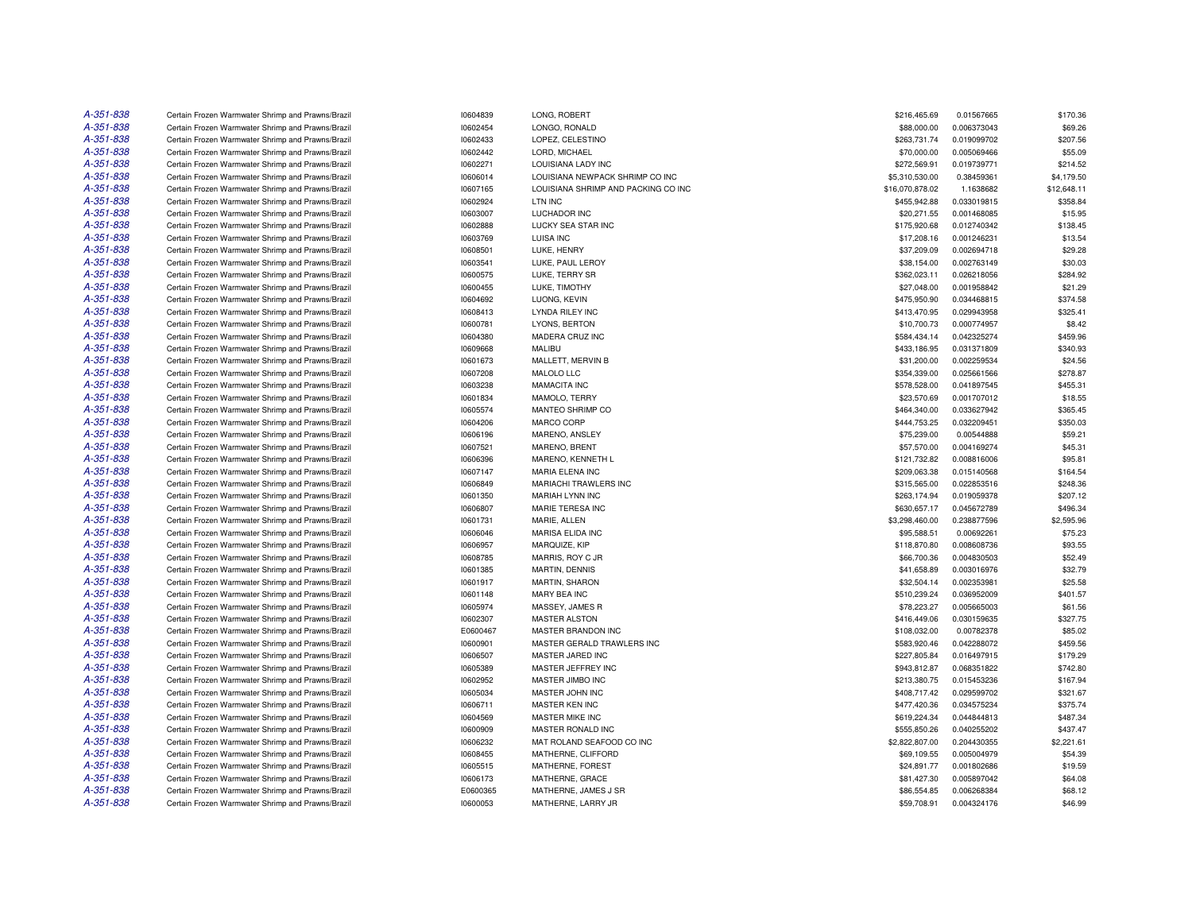| | | | | | | |
|---|---|---|---|---|---|---|
| A-351-838 | Certain Frozen Warmwater Shrimp and Prawns/Brazil | I0604839 | LONG, ROBERT | $216,465.69 | 0.01567665 | $170.36 |
| A-351-838 | Certain Frozen Warmwater Shrimp and Prawns/Brazil | I0602454 | LONGO, RONALD | $88,000.00 | 0.006373043 | $69.26 |
| A-351-838 | Certain Frozen Warmwater Shrimp and Prawns/Brazil | I0602433 | LOPEZ, CELESTINO | $263,731.74 | 0.019099702 | $207.56 |
| A-351-838 | Certain Frozen Warmwater Shrimp and Prawns/Brazil | I0602442 | LORD, MICHAEL | $70,000.00 | 0.005069466 | $55.09 |
| A-351-838 | Certain Frozen Warmwater Shrimp and Prawns/Brazil | I0602271 | LOUISIANA LADY INC | $272,569.91 | 0.019739771 | $214.52 |
| A-351-838 | Certain Frozen Warmwater Shrimp and Prawns/Brazil | I0606014 | LOUISIANA NEWPACK SHRIMP CO INC | $5,310,530.00 | 0.38459361 | $4,179.50 |
| A-351-838 | Certain Frozen Warmwater Shrimp and Prawns/Brazil | I0607165 | LOUISIANA SHRIMP AND PACKING CO INC | $16,070,878.02 | 1.1638682 | $12,648.11 |
| A-351-838 | Certain Frozen Warmwater Shrimp and Prawns/Brazil | I0602924 | LTN INC | $455,942.88 | 0.033019815 | $358.84 |
| A-351-838 | Certain Frozen Warmwater Shrimp and Prawns/Brazil | I0603007 | LUCHADOR INC | $20,271.55 | 0.001468085 | $15.95 |
| A-351-838 | Certain Frozen Warmwater Shrimp and Prawns/Brazil | I0602888 | LUCKY SEA STAR INC | $175,920.68 | 0.012740342 | $138.45 |
| A-351-838 | Certain Frozen Warmwater Shrimp and Prawns/Brazil | I0603769 | LUISA INC | $17,208.16 | 0.001246231 | $13.54 |
| A-351-838 | Certain Frozen Warmwater Shrimp and Prawns/Brazil | I0608501 | LUKE, HENRY | $37,209.09 | 0.002694718 | $29.28 |
| A-351-838 | Certain Frozen Warmwater Shrimp and Prawns/Brazil | I0603541 | LUKE, PAUL LEROY | $38,154.00 | 0.002763149 | $30.03 |
| A-351-838 | Certain Frozen Warmwater Shrimp and Prawns/Brazil | I0600575 | LUKE, TERRY SR | $362,023.11 | 0.026218056 | $284.92 |
| A-351-838 | Certain Frozen Warmwater Shrimp and Prawns/Brazil | I0600455 | LUKE, TIMOTHY | $27,048.00 | 0.001958842 | $21.29 |
| A-351-838 | Certain Frozen Warmwater Shrimp and Prawns/Brazil | I0604692 | LUONG, KEVIN | $475,950.90 | 0.034468815 | $374.58 |
| A-351-838 | Certain Frozen Warmwater Shrimp and Prawns/Brazil | I0608413 | LYNDA RILEY INC | $413,470.95 | 0.029943958 | $325.41 |
| A-351-838 | Certain Frozen Warmwater Shrimp and Prawns/Brazil | I0600781 | LYONS, BERTON | $10,700.73 | 0.000774957 | $8.42 |
| A-351-838 | Certain Frozen Warmwater Shrimp and Prawns/Brazil | I0604380 | MADERA CRUZ INC | $584,434.14 | 0.042325274 | $459.96 |
| A-351-838 | Certain Frozen Warmwater Shrimp and Prawns/Brazil | I0609668 | MALIBU | $433,186.95 | 0.031371809 | $340.93 |
| A-351-838 | Certain Frozen Warmwater Shrimp and Prawns/Brazil | I0601673 | MALLETT, MERVIN B | $31,200.00 | 0.002259534 | $24.56 |
| A-351-838 | Certain Frozen Warmwater Shrimp and Prawns/Brazil | I0607208 | MALOLO LLC | $354,339.00 | 0.025661566 | $278.87 |
| A-351-838 | Certain Frozen Warmwater Shrimp and Prawns/Brazil | I0603238 | MAMACITA INC | $578,528.00 | 0.041897545 | $455.31 |
| A-351-838 | Certain Frozen Warmwater Shrimp and Prawns/Brazil | I0601834 | MAMOLO, TERRY | $23,570.69 | 0.001707012 | $18.55 |
| A-351-838 | Certain Frozen Warmwater Shrimp and Prawns/Brazil | I0605574 | MANTEO SHRIMP CO | $464,340.00 | 0.033627942 | $365.45 |
| A-351-838 | Certain Frozen Warmwater Shrimp and Prawns/Brazil | I0604206 | MARCO CORP | $444,753.25 | 0.032209451 | $350.03 |
| A-351-838 | Certain Frozen Warmwater Shrimp and Prawns/Brazil | I0606196 | MARENO, ANSLEY | $75,239.00 | 0.00544888 | $59.21 |
| A-351-838 | Certain Frozen Warmwater Shrimp and Prawns/Brazil | I0607521 | MARENO, BRENT | $57,570.00 | 0.004169274 | $45.31 |
| A-351-838 | Certain Frozen Warmwater Shrimp and Prawns/Brazil | I0606396 | MARENO, KENNETH L | $121,732.82 | 0.008816006 | $95.81 |
| A-351-838 | Certain Frozen Warmwater Shrimp and Prawns/Brazil | I0607147 | MARIA ELENA INC | $209,063.38 | 0.015140568 | $164.54 |
| A-351-838 | Certain Frozen Warmwater Shrimp and Prawns/Brazil | I0606849 | MARIACHI TRAWLERS INC | $315,565.00 | 0.022853516 | $248.36 |
| A-351-838 | Certain Frozen Warmwater Shrimp and Prawns/Brazil | I0601350 | MARIAH LYNN INC | $263,174.94 | 0.019059378 | $207.12 |
| A-351-838 | Certain Frozen Warmwater Shrimp and Prawns/Brazil | I0606807 | MARIE TERESA INC | $630,657.17 | 0.045672789 | $496.34 |
| A-351-838 | Certain Frozen Warmwater Shrimp and Prawns/Brazil | I0601731 | MARIE, ALLEN | $3,298,460.00 | 0.238877596 | $2,595.96 |
| A-351-838 | Certain Frozen Warmwater Shrimp and Prawns/Brazil | I0606046 | MARISA ELIDA INC | $95,588.51 | 0.00692261 | $75.23 |
| A-351-838 | Certain Frozen Warmwater Shrimp and Prawns/Brazil | I0606957 | MARQUIZE, KIP | $118,870.80 | 0.008608736 | $93.55 |
| A-351-838 | Certain Frozen Warmwater Shrimp and Prawns/Brazil | I0608785 | MARRIS, ROY C JR | $66,700.36 | 0.004830503 | $52.49 |
| A-351-838 | Certain Frozen Warmwater Shrimp and Prawns/Brazil | I0601385 | MARTIN, DENNIS | $41,658.89 | 0.003016976 | $32.79 |
| A-351-838 | Certain Frozen Warmwater Shrimp and Prawns/Brazil | I0601917 | MARTIN, SHARON | $32,504.14 | 0.002353981 | $25.58 |
| A-351-838 | Certain Frozen Warmwater Shrimp and Prawns/Brazil | I0601148 | MARY BEA INC | $510,239.24 | 0.036952009 | $401.57 |
| A-351-838 | Certain Frozen Warmwater Shrimp and Prawns/Brazil | I0605974 | MASSEY, JAMES R | $78,223.27 | 0.005665003 | $61.56 |
| A-351-838 | Certain Frozen Warmwater Shrimp and Prawns/Brazil | I0602307 | MASTER ALSTON | $416,449.06 | 0.030159635 | $327.75 |
| A-351-838 | Certain Frozen Warmwater Shrimp and Prawns/Brazil | E0600467 | MASTER BRANDON INC | $108,032.00 | 0.00782378 | $85.02 |
| A-351-838 | Certain Frozen Warmwater Shrimp and Prawns/Brazil | I0600901 | MASTER GERALD TRAWLERS INC | $583,920.46 | 0.042288072 | $459.56 |
| A-351-838 | Certain Frozen Warmwater Shrimp and Prawns/Brazil | I0606507 | MASTER JARED INC | $227,805.84 | 0.016497915 | $179.29 |
| A-351-838 | Certain Frozen Warmwater Shrimp and Prawns/Brazil | I0605389 | MASTER JEFFREY INC | $943,812.87 | 0.068351822 | $742.80 |
| A-351-838 | Certain Frozen Warmwater Shrimp and Prawns/Brazil | I0602952 | MASTER JIMBO INC | $213,380.75 | 0.015453236 | $167.94 |
| A-351-838 | Certain Frozen Warmwater Shrimp and Prawns/Brazil | I0605034 | MASTER JOHN INC | $408,717.42 | 0.029599702 | $321.67 |
| A-351-838 | Certain Frozen Warmwater Shrimp and Prawns/Brazil | I0606711 | MASTER KEN INC | $477,420.36 | 0.034575234 | $375.74 |
| A-351-838 | Certain Frozen Warmwater Shrimp and Prawns/Brazil | I0604569 | MASTER MIKE INC | $619,224.34 | 0.044844813 | $487.34 |
| A-351-838 | Certain Frozen Warmwater Shrimp and Prawns/Brazil | I0600909 | MASTER RONALD INC | $555,850.26 | 0.040255202 | $437.47 |
| A-351-838 | Certain Frozen Warmwater Shrimp and Prawns/Brazil | I0606232 | MAT ROLAND SEAFOOD CO INC | $2,822,807.00 | 0.204430355 | $2,221.61 |
| A-351-838 | Certain Frozen Warmwater Shrimp and Prawns/Brazil | I0608455 | MATHERNE, CLIFFORD | $69,109.55 | 0.005004979 | $54.39 |
| A-351-838 | Certain Frozen Warmwater Shrimp and Prawns/Brazil | I0605515 | MATHERNE, FOREST | $24,891.77 | 0.001802686 | $19.59 |
| A-351-838 | Certain Frozen Warmwater Shrimp and Prawns/Brazil | I0606173 | MATHERNE, GRACE | $81,427.30 | 0.005897042 | $64.08 |
| A-351-838 | Certain Frozen Warmwater Shrimp and Prawns/Brazil | E0600365 | MATHERNE, JAMES J SR | $86,554.85 | 0.006268384 | $68.12 |
| A-351-838 | Certain Frozen Warmwater Shrimp and Prawns/Brazil | I0600053 | MATHERNE, LARRY JR | $59,708.91 | 0.004324176 | $46.99 |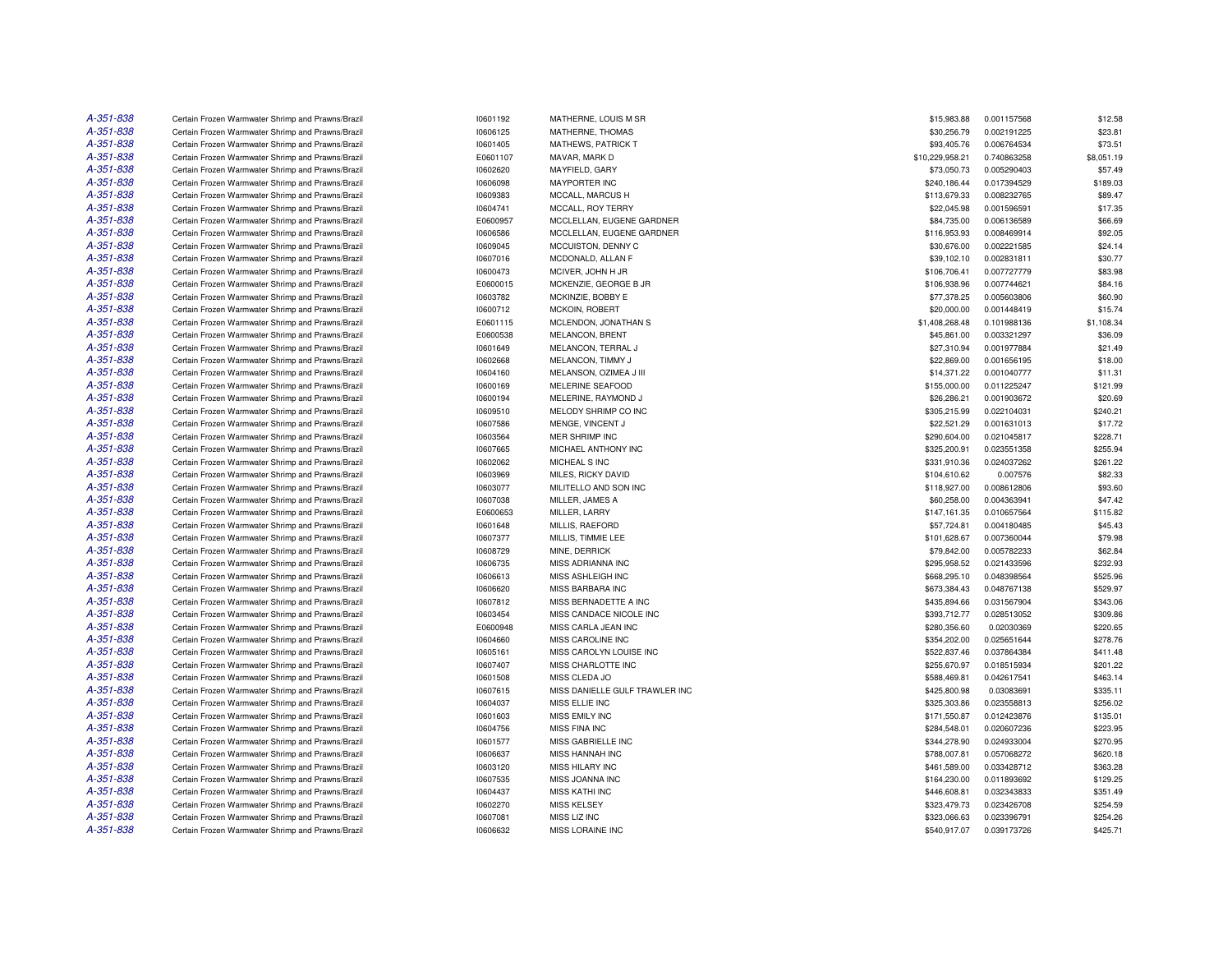| | | | | | | |
|---|---|---|---|---|---|---|
| A-351-838 | Certain Frozen Warmwater Shrimp and Prawns/Brazil | I0601192 | MATHERNE, LOUIS M SR | $15,983.88 | 0.001157568 | $12.58 |
| A-351-838 | Certain Frozen Warmwater Shrimp and Prawns/Brazil | I0606125 | MATHERNE, THOMAS | $30,256.79 | 0.002191225 | $23.81 |
| A-351-838 | Certain Frozen Warmwater Shrimp and Prawns/Brazil | I0601405 | MATHEWS, PATRICK T | $93,405.76 | 0.006764534 | $73.51 |
| A-351-838 | Certain Frozen Warmwater Shrimp and Prawns/Brazil | E0601107 | MAVAR, MARK D | $10,229,958.21 | 0.740863258 | $8,051.19 |
| A-351-838 | Certain Frozen Warmwater Shrimp and Prawns/Brazil | I0602620 | MAYFIELD, GARY | $73,050.73 | 0.005290403 | $57.49 |
| A-351-838 | Certain Frozen Warmwater Shrimp and Prawns/Brazil | I0606098 | MAYPORTER INC | $240,186.44 | 0.017394529 | $189.03 |
| A-351-838 | Certain Frozen Warmwater Shrimp and Prawns/Brazil | I0609383 | MCCALL, MARCUS H | $113,679.33 | 0.008232765 | $89.47 |
| A-351-838 | Certain Frozen Warmwater Shrimp and Prawns/Brazil | I0604741 | MCCALL, ROY TERRY | $22,045.98 | 0.001596591 | $17.35 |
| A-351-838 | Certain Frozen Warmwater Shrimp and Prawns/Brazil | E0600957 | MCCLELLAN, EUGENE GARDNER | $84,735.00 | 0.006136589 | $66.69 |
| A-351-838 | Certain Frozen Warmwater Shrimp and Prawns/Brazil | I0606586 | MCCLELLAN, EUGENE GARDNER | $116,953.93 | 0.008469914 | $92.05 |
| A-351-838 | Certain Frozen Warmwater Shrimp and Prawns/Brazil | I0609045 | MCCUISTON, DENNY C | $30,676.00 | 0.002221585 | $24.14 |
| A-351-838 | Certain Frozen Warmwater Shrimp and Prawns/Brazil | I0607016 | MCDONALD, ALLAN F | $39,102.10 | 0.002831811 | $30.77 |
| A-351-838 | Certain Frozen Warmwater Shrimp and Prawns/Brazil | I0600473 | MCIVER, JOHN H JR | $106,706.41 | 0.007727779 | $83.98 |
| A-351-838 | Certain Frozen Warmwater Shrimp and Prawns/Brazil | E0600015 | MCKENZIE, GEORGE B JR | $106,938.96 | 0.007744621 | $84.16 |
| A-351-838 | Certain Frozen Warmwater Shrimp and Prawns/Brazil | I0603782 | MCKINZIE, BOBBY E | $77,378.25 | 0.005603806 | $60.90 |
| A-351-838 | Certain Frozen Warmwater Shrimp and Prawns/Brazil | I0600712 | MCKOIN, ROBERT | $20,000.00 | 0.001448419 | $15.74 |
| A-351-838 | Certain Frozen Warmwater Shrimp and Prawns/Brazil | E0601115 | MCLENDON, JONATHAN S | $1,408,268.48 | 0.101988136 | $1,108.34 |
| A-351-838 | Certain Frozen Warmwater Shrimp and Prawns/Brazil | E0600538 | MELANCON, BRENT | $45,861.00 | 0.003321297 | $36.09 |
| A-351-838 | Certain Frozen Warmwater Shrimp and Prawns/Brazil | I0601649 | MELANCON, TERRAL J | $27,310.94 | 0.001977884 | $21.49 |
| A-351-838 | Certain Frozen Warmwater Shrimp and Prawns/Brazil | I0602668 | MELANCON, TIMMY J | $22,869.00 | 0.001656195 | $18.00 |
| A-351-838 | Certain Frozen Warmwater Shrimp and Prawns/Brazil | I0604160 | MELANSON, OZIMEA J III | $14,371.22 | 0.001040777 | $11.31 |
| A-351-838 | Certain Frozen Warmwater Shrimp and Prawns/Brazil | I0600169 | MELERINE SEAFOOD | $155,000.00 | 0.011225247 | $121.99 |
| A-351-838 | Certain Frozen Warmwater Shrimp and Prawns/Brazil | I0600194 | MELERINE, RAYMOND J | $26,286.21 | 0.001903672 | $20.69 |
| A-351-838 | Certain Frozen Warmwater Shrimp and Prawns/Brazil | I0609510 | MELODY SHRIMP CO INC | $305,215.99 | 0.022104031 | $240.21 |
| A-351-838 | Certain Frozen Warmwater Shrimp and Prawns/Brazil | I0607586 | MENGE, VINCENT J | $22,521.29 | 0.001631013 | $17.72 |
| A-351-838 | Certain Frozen Warmwater Shrimp and Prawns/Brazil | I0603564 | MER SHRIMP INC | $290,604.00 | 0.021045817 | $228.71 |
| A-351-838 | Certain Frozen Warmwater Shrimp and Prawns/Brazil | I0607665 | MICHAEL ANTHONY INC | $325,200.91 | 0.023551358 | $255.94 |
| A-351-838 | Certain Frozen Warmwater Shrimp and Prawns/Brazil | I0602062 | MICHEAL S INC | $331,910.36 | 0.024037262 | $261.22 |
| A-351-838 | Certain Frozen Warmwater Shrimp and Prawns/Brazil | I0603969 | MILES, RICKY DAVID | $104,610.62 | 0.007576 | $82.33 |
| A-351-838 | Certain Frozen Warmwater Shrimp and Prawns/Brazil | I0603077 | MILITELLO AND SON INC | $118,927.00 | 0.008612806 | $93.60 |
| A-351-838 | Certain Frozen Warmwater Shrimp and Prawns/Brazil | I0607038 | MILLER, JAMES A | $60,258.00 | 0.004363941 | $47.42 |
| A-351-838 | Certain Frozen Warmwater Shrimp and Prawns/Brazil | E0600653 | MILLER, LARRY | $147,161.35 | 0.010657564 | $115.82 |
| A-351-838 | Certain Frozen Warmwater Shrimp and Prawns/Brazil | I0601648 | MILLIS, RAEFORD | $57,724.81 | 0.004180485 | $45.43 |
| A-351-838 | Certain Frozen Warmwater Shrimp and Prawns/Brazil | I0607377 | MILLIS, TIMMIE LEE | $101,628.67 | 0.007360044 | $79.98 |
| A-351-838 | Certain Frozen Warmwater Shrimp and Prawns/Brazil | I0608729 | MINE, DERRICK | $79,842.00 | 0.005782233 | $62.84 |
| A-351-838 | Certain Frozen Warmwater Shrimp and Prawns/Brazil | I0606735 | MISS ADRIANNA INC | $295,958.52 | 0.021433596 | $232.93 |
| A-351-838 | Certain Frozen Warmwater Shrimp and Prawns/Brazil | I0606613 | MISS ASHLEIGH INC | $668,295.10 | 0.048398564 | $525.96 |
| A-351-838 | Certain Frozen Warmwater Shrimp and Prawns/Brazil | I0606620 | MISS BARBARA INC | $673,384.43 | 0.048767138 | $529.97 |
| A-351-838 | Certain Frozen Warmwater Shrimp and Prawns/Brazil | I0607812 | MISS BERNADETTE A INC | $435,894.66 | 0.031567904 | $343.06 |
| A-351-838 | Certain Frozen Warmwater Shrimp and Prawns/Brazil | I0603454 | MISS CANDACE NICOLE INC | $393,712.77 | 0.028513052 | $309.86 |
| A-351-838 | Certain Frozen Warmwater Shrimp and Prawns/Brazil | E0600948 | MISS CARLA JEAN INC | $280,356.60 | 0.02030369 | $220.65 |
| A-351-838 | Certain Frozen Warmwater Shrimp and Prawns/Brazil | I0604660 | MISS CAROLINE INC | $354,202.00 | 0.025651644 | $278.76 |
| A-351-838 | Certain Frozen Warmwater Shrimp and Prawns/Brazil | I0605161 | MISS CAROLYN LOUISE INC | $522,837.46 | 0.037864384 | $411.48 |
| A-351-838 | Certain Frozen Warmwater Shrimp and Prawns/Brazil | I0607407 | MISS CHARLOTTE INC | $255,670.97 | 0.018515934 | $201.22 |
| A-351-838 | Certain Frozen Warmwater Shrimp and Prawns/Brazil | I0601508 | MISS CLEDA JO | $588,469.81 | 0.042617541 | $463.14 |
| A-351-838 | Certain Frozen Warmwater Shrimp and Prawns/Brazil | I0607615 | MISS DANIELLE GULF TRAWLER INC | $425,800.98 | 0.03083691 | $335.11 |
| A-351-838 | Certain Frozen Warmwater Shrimp and Prawns/Brazil | I0604037 | MISS ELLIE INC | $325,303.86 | 0.023558813 | $256.02 |
| A-351-838 | Certain Frozen Warmwater Shrimp and Prawns/Brazil | I0601603 | MISS EMILY INC | $171,550.87 | 0.012423876 | $135.01 |
| A-351-838 | Certain Frozen Warmwater Shrimp and Prawns/Brazil | I0604756 | MISS FINA INC | $284,548.01 | 0.020607236 | $223.95 |
| A-351-838 | Certain Frozen Warmwater Shrimp and Prawns/Brazil | I0601577 | MISS GABRIELLE INC | $344,278.90 | 0.024933004 | $270.95 |
| A-351-838 | Certain Frozen Warmwater Shrimp and Prawns/Brazil | I0606637 | MISS HANNAH INC | $788,007.81 | 0.057068272 | $620.18 |
| A-351-838 | Certain Frozen Warmwater Shrimp and Prawns/Brazil | I0603120 | MISS HILARY INC | $461,589.00 | 0.033428712 | $363.28 |
| A-351-838 | Certain Frozen Warmwater Shrimp and Prawns/Brazil | I0607535 | MISS JOANNA INC | $164,230.00 | 0.011893692 | $129.25 |
| A-351-838 | Certain Frozen Warmwater Shrimp and Prawns/Brazil | I0604437 | MISS KATHI INC | $446,608.81 | 0.032343833 | $351.49 |
| A-351-838 | Certain Frozen Warmwater Shrimp and Prawns/Brazil | I0602270 | MISS KELSEY | $323,479.73 | 0.023426708 | $254.59 |
| A-351-838 | Certain Frozen Warmwater Shrimp and Prawns/Brazil | I0607081 | MISS LIZ INC | $323,066.63 | 0.023396791 | $254.26 |
| A-351-838 | Certain Frozen Warmwater Shrimp and Prawns/Brazil | I0606632 | MISS LORAINE INC | $540,917.07 | 0.039173726 | $425.71 |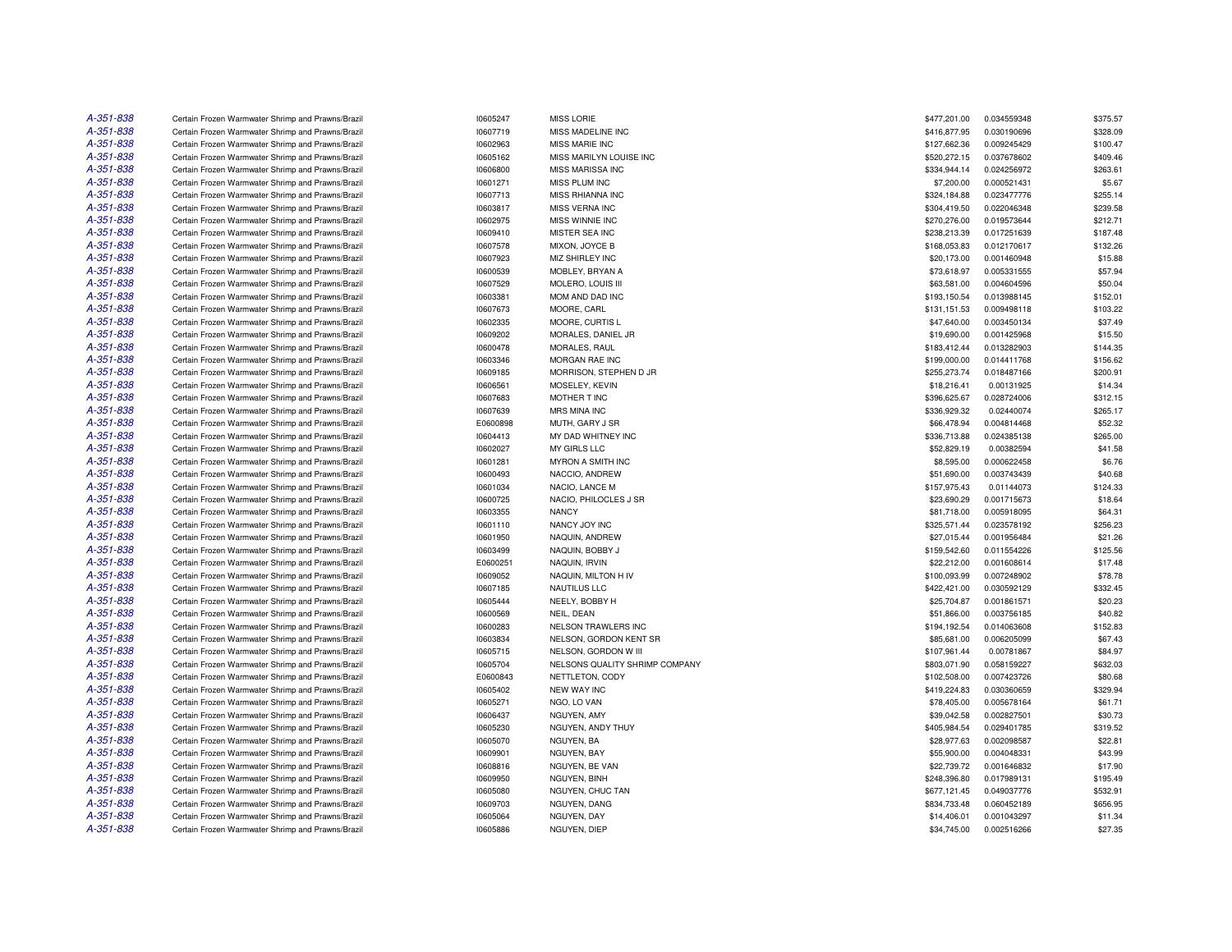| | | | | | | |
|---|---|---|---|---|---|---|
| A-351-838 | Certain Frozen Warmwater Shrimp and Prawns/Brazil | I0605247 | MISS LORIE | $477,201.00 | 0.034559348 | $375.57 |
| A-351-838 | Certain Frozen Warmwater Shrimp and Prawns/Brazil | I0607719 | MISS MADELINE INC | $416,877.95 | 0.030190696 | $328.09 |
| A-351-838 | Certain Frozen Warmwater Shrimp and Prawns/Brazil | I0602963 | MISS MARIE INC | $127,662.36 | 0.009245429 | $100.47 |
| A-351-838 | Certain Frozen Warmwater Shrimp and Prawns/Brazil | I0605162 | MISS MARILYN LOUISE INC | $520,272.15 | 0.037678602 | $409.46 |
| A-351-838 | Certain Frozen Warmwater Shrimp and Prawns/Brazil | I0606800 | MISS MARISSA INC | $334,944.14 | 0.024256972 | $263.61 |
| A-351-838 | Certain Frozen Warmwater Shrimp and Prawns/Brazil | I0601271 | MISS PLUM INC | $7,200.00 | 0.000521431 | $5.67 |
| A-351-838 | Certain Frozen Warmwater Shrimp and Prawns/Brazil | I0607713 | MISS RHIANNA INC | $324,184.88 | 0.023477776 | $255.14 |
| A-351-838 | Certain Frozen Warmwater Shrimp and Prawns/Brazil | I0603817 | MISS VERNA INC | $304,419.50 | 0.022046348 | $239.58 |
| A-351-838 | Certain Frozen Warmwater Shrimp and Prawns/Brazil | I0602975 | MISS WINNIE INC | $270,276.00 | 0.019573644 | $212.71 |
| A-351-838 | Certain Frozen Warmwater Shrimp and Prawns/Brazil | I0609410 | MISTER SEA INC | $238,213.39 | 0.017251639 | $187.48 |
| A-351-838 | Certain Frozen Warmwater Shrimp and Prawns/Brazil | I0607578 | MIXON, JOYCE B | $168,053.83 | 0.012170617 | $132.26 |
| A-351-838 | Certain Frozen Warmwater Shrimp and Prawns/Brazil | I0607923 | MIZ SHIRLEY INC | $20,173.00 | 0.001460948 | $15.88 |
| A-351-838 | Certain Frozen Warmwater Shrimp and Prawns/Brazil | I0600539 | MOBLEY, BRYAN A | $73,618.97 | 0.005331555 | $57.94 |
| A-351-838 | Certain Frozen Warmwater Shrimp and Prawns/Brazil | I0607529 | MOLERO, LOUIS III | $63,581.00 | 0.004604596 | $50.04 |
| A-351-838 | Certain Frozen Warmwater Shrimp and Prawns/Brazil | I0603381 | MOM AND DAD INC | $193,150.54 | 0.013988145 | $152.01 |
| A-351-838 | Certain Frozen Warmwater Shrimp and Prawns/Brazil | I0607673 | MOORE, CARL | $131,151.53 | 0.009498118 | $103.22 |
| A-351-838 | Certain Frozen Warmwater Shrimp and Prawns/Brazil | I0602335 | MOORE, CURTIS L | $47,640.00 | 0.003450134 | $37.49 |
| A-351-838 | Certain Frozen Warmwater Shrimp and Prawns/Brazil | I0609202 | MORALES, DANIEL JR | $19,690.00 | 0.001425968 | $15.50 |
| A-351-838 | Certain Frozen Warmwater Shrimp and Prawns/Brazil | I0600478 | MORALES, RAUL | $183,412.44 | 0.013282903 | $144.35 |
| A-351-838 | Certain Frozen Warmwater Shrimp and Prawns/Brazil | I0603346 | MORGAN RAE INC | $199,000.00 | 0.014411768 | $156.62 |
| A-351-838 | Certain Frozen Warmwater Shrimp and Prawns/Brazil | I0609185 | MORRISON, STEPHEN D JR | $255,273.74 | 0.018487166 | $200.91 |
| A-351-838 | Certain Frozen Warmwater Shrimp and Prawns/Brazil | I0606561 | MOSELEY, KEVIN | $18,216.41 | 0.00131925 | $14.34 |
| A-351-838 | Certain Frozen Warmwater Shrimp and Prawns/Brazil | I0607683 | MOTHER T INC | $396,625.67 | 0.028724006 | $312.15 |
| A-351-838 | Certain Frozen Warmwater Shrimp and Prawns/Brazil | I0607639 | MRS MINA INC | $336,929.32 | 0.02440074 | $265.17 |
| A-351-838 | Certain Frozen Warmwater Shrimp and Prawns/Brazil | E0600898 | MUTH, GARY J SR | $66,478.94 | 0.004814468 | $52.32 |
| A-351-838 | Certain Frozen Warmwater Shrimp and Prawns/Brazil | I0604413 | MY DAD WHITNEY INC | $336,713.88 | 0.024385138 | $265.00 |
| A-351-838 | Certain Frozen Warmwater Shrimp and Prawns/Brazil | I0602027 | MY GIRLS LLC | $52,829.19 | 0.00382594 | $41.58 |
| A-351-838 | Certain Frozen Warmwater Shrimp and Prawns/Brazil | I0601281 | MYRON A SMITH INC | $8,595.00 | 0.000622458 | $6.76 |
| A-351-838 | Certain Frozen Warmwater Shrimp and Prawns/Brazil | I0600493 | NACCIO, ANDREW | $51,690.00 | 0.003743439 | $40.68 |
| A-351-838 | Certain Frozen Warmwater Shrimp and Prawns/Brazil | I0601034 | NACIO, LANCE M | $157,975.43 | 0.01144073 | $124.33 |
| A-351-838 | Certain Frozen Warmwater Shrimp and Prawns/Brazil | I0600725 | NACIO, PHILOCLES J SR | $23,690.29 | 0.001715673 | $18.64 |
| A-351-838 | Certain Frozen Warmwater Shrimp and Prawns/Brazil | I0603355 | NANCY | $81,718.00 | 0.005918095 | $64.31 |
| A-351-838 | Certain Frozen Warmwater Shrimp and Prawns/Brazil | I0601110 | NANCY JOY INC | $325,571.44 | 0.023578192 | $256.23 |
| A-351-838 | Certain Frozen Warmwater Shrimp and Prawns/Brazil | I0601950 | NAQUIN, ANDREW | $27,015.44 | 0.001956484 | $21.26 |
| A-351-838 | Certain Frozen Warmwater Shrimp and Prawns/Brazil | I0603499 | NAQUIN, BOBBY J | $159,542.60 | 0.011554226 | $125.56 |
| A-351-838 | Certain Frozen Warmwater Shrimp and Prawns/Brazil | E0600251 | NAQUIN, IRVIN | $22,212.00 | 0.001608614 | $17.48 |
| A-351-838 | Certain Frozen Warmwater Shrimp and Prawns/Brazil | I0609052 | NAQUIN, MILTON H IV | $100,093.99 | 0.007248902 | $78.78 |
| A-351-838 | Certain Frozen Warmwater Shrimp and Prawns/Brazil | I0607185 | NAUTILUS LLC | $422,421.00 | 0.030592129 | $332.45 |
| A-351-838 | Certain Frozen Warmwater Shrimp and Prawns/Brazil | I0605444 | NEELY, BOBBY H | $25,704.87 | 0.001861571 | $20.23 |
| A-351-838 | Certain Frozen Warmwater Shrimp and Prawns/Brazil | I0600569 | NEIL, DEAN | $51,866.00 | 0.003756185 | $40.82 |
| A-351-838 | Certain Frozen Warmwater Shrimp and Prawns/Brazil | I0600283 | NELSON TRAWLERS INC | $194,192.54 | 0.014063608 | $152.83 |
| A-351-838 | Certain Frozen Warmwater Shrimp and Prawns/Brazil | I0603834 | NELSON, GORDON KENT SR | $85,681.00 | 0.006205099 | $67.43 |
| A-351-838 | Certain Frozen Warmwater Shrimp and Prawns/Brazil | I0605715 | NELSON, GORDON W III | $107,961.44 | 0.00781867 | $84.97 |
| A-351-838 | Certain Frozen Warmwater Shrimp and Prawns/Brazil | I0605704 | NELSONS QUALITY SHRIMP COMPANY | $803,071.90 | 0.058159227 | $632.03 |
| A-351-838 | Certain Frozen Warmwater Shrimp and Prawns/Brazil | E0600843 | NETTLETON, CODY | $102,508.00 | 0.007423726 | $80.68 |
| A-351-838 | Certain Frozen Warmwater Shrimp and Prawns/Brazil | I0605402 | NEW WAY INC | $419,224.83 | 0.030360659 | $329.94 |
| A-351-838 | Certain Frozen Warmwater Shrimp and Prawns/Brazil | I0605271 | NGO, LO VAN | $78,405.00 | 0.005678164 | $61.71 |
| A-351-838 | Certain Frozen Warmwater Shrimp and Prawns/Brazil | I0606437 | NGUYEN, AMY | $39,042.58 | 0.002827501 | $30.73 |
| A-351-838 | Certain Frozen Warmwater Shrimp and Prawns/Brazil | I0605230 | NGUYEN, ANDY THUY | $405,984.54 | 0.029401785 | $319.52 |
| A-351-838 | Certain Frozen Warmwater Shrimp and Prawns/Brazil | I0605070 | NGUYEN, BA | $28,977.63 | 0.002098587 | $22.81 |
| A-351-838 | Certain Frozen Warmwater Shrimp and Prawns/Brazil | I0609901 | NGUYEN, BAY | $55,900.00 | 0.004048331 | $43.99 |
| A-351-838 | Certain Frozen Warmwater Shrimp and Prawns/Brazil | I0608816 | NGUYEN, BE VAN | $22,739.72 | 0.001646832 | $17.90 |
| A-351-838 | Certain Frozen Warmwater Shrimp and Prawns/Brazil | I0609950 | NGUYEN, BINH | $248,396.80 | 0.017989131 | $195.49 |
| A-351-838 | Certain Frozen Warmwater Shrimp and Prawns/Brazil | I0605080 | NGUYEN, CHUC TAN | $677,121.45 | 0.049037776 | $532.91 |
| A-351-838 | Certain Frozen Warmwater Shrimp and Prawns/Brazil | I0609703 | NGUYEN, DANG | $834,733.48 | 0.060452189 | $656.95 |
| A-351-838 | Certain Frozen Warmwater Shrimp and Prawns/Brazil | I0605064 | NGUYEN, DAY | $14,406.01 | 0.001043297 | $11.34 |
| A-351-838 | Certain Frozen Warmwater Shrimp and Prawns/Brazil | I0605886 | NGUYEN, DIEP | $34,745.00 | 0.002516266 | $27.35 |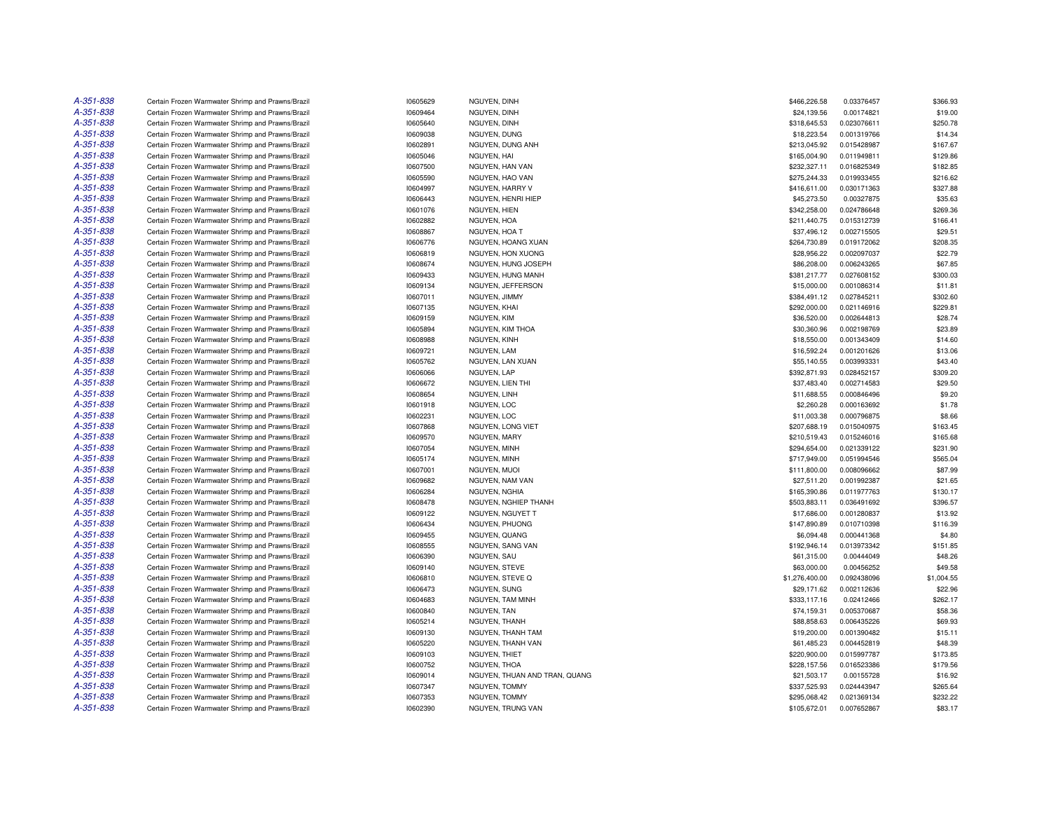| | | | | | | |
|---|---|---|---|---|---|---|
| A-351-838 | Certain Frozen Warmwater Shrimp and Prawns/Brazil | I0605629 | NGUYEN, DINH | $466,226.58 | 0.03376457 | $366.93 |
| A-351-838 | Certain Frozen Warmwater Shrimp and Prawns/Brazil | I0609464 | NGUYEN, DINH | $24,139.56 | 0.00174821 | $19.00 |
| A-351-838 | Certain Frozen Warmwater Shrimp and Prawns/Brazil | I0605640 | NGUYEN, DINH | $318,645.53 | 0.023076611 | $250.78 |
| A-351-838 | Certain Frozen Warmwater Shrimp and Prawns/Brazil | I0609038 | NGUYEN, DUNG | $18,223.54 | 0.001319766 | $14.34 |
| A-351-838 | Certain Frozen Warmwater Shrimp and Prawns/Brazil | I0602891 | NGUYEN, DUNG ANH | $213,045.92 | 0.015428987 | $167.67 |
| A-351-838 | Certain Frozen Warmwater Shrimp and Prawns/Brazil | I0605046 | NGUYEN, HAI | $165,004.90 | 0.011949811 | $129.86 |
| A-351-838 | Certain Frozen Warmwater Shrimp and Prawns/Brazil | I0607500 | NGUYEN, HAN VAN | $232,327.11 | 0.016825349 | $182.85 |
| A-351-838 | Certain Frozen Warmwater Shrimp and Prawns/Brazil | I0605590 | NGUYEN, HAO VAN | $275,244.33 | 0.019933455 | $216.62 |
| A-351-838 | Certain Frozen Warmwater Shrimp and Prawns/Brazil | I0604997 | NGUYEN, HARRY V | $416,611.00 | 0.030171363 | $327.88 |
| A-351-838 | Certain Frozen Warmwater Shrimp and Prawns/Brazil | I0606443 | NGUYEN, HENRI HIEP | $45,273.50 | 0.00327875 | $35.63 |
| A-351-838 | Certain Frozen Warmwater Shrimp and Prawns/Brazil | I0601076 | NGUYEN, HIEN | $342,258.00 | 0.024786648 | $269.36 |
| A-351-838 | Certain Frozen Warmwater Shrimp and Prawns/Brazil | I0602882 | NGUYEN, HOA | $211,440.75 | 0.015312739 | $166.41 |
| A-351-838 | Certain Frozen Warmwater Shrimp and Prawns/Brazil | I0608867 | NGUYEN, HOA T | $37,496.12 | 0.002715505 | $29.51 |
| A-351-838 | Certain Frozen Warmwater Shrimp and Prawns/Brazil | I0606776 | NGUYEN, HOANG XUAN | $264,730.89 | 0.019172062 | $208.35 |
| A-351-838 | Certain Frozen Warmwater Shrimp and Prawns/Brazil | I0606819 | NGUYEN, HON XUONG | $28,956.22 | 0.002097037 | $22.79 |
| A-351-838 | Certain Frozen Warmwater Shrimp and Prawns/Brazil | I0608674 | NGUYEN, HUNG JOSEPH | $86,208.00 | 0.006243265 | $67.85 |
| A-351-838 | Certain Frozen Warmwater Shrimp and Prawns/Brazil | I0609433 | NGUYEN, HUNG MANH | $381,217.77 | 0.027608152 | $300.03 |
| A-351-838 | Certain Frozen Warmwater Shrimp and Prawns/Brazil | I0609134 | NGUYEN, JEFFERSON | $15,000.00 | 0.001086314 | $11.81 |
| A-351-838 | Certain Frozen Warmwater Shrimp and Prawns/Brazil | I0607011 | NGUYEN, JIMMY | $384,491.12 | 0.027845211 | $302.60 |
| A-351-838 | Certain Frozen Warmwater Shrimp and Prawns/Brazil | I0607135 | NGUYEN, KHAI | $292,000.00 | 0.021146916 | $229.81 |
| A-351-838 | Certain Frozen Warmwater Shrimp and Prawns/Brazil | I0609159 | NGUYEN, KIM | $36,520.00 | 0.002644813 | $28.74 |
| A-351-838 | Certain Frozen Warmwater Shrimp and Prawns/Brazil | I0605894 | NGUYEN, KIM THOA | $30,360.96 | 0.002198769 | $23.89 |
| A-351-838 | Certain Frozen Warmwater Shrimp and Prawns/Brazil | I0608988 | NGUYEN, KINH | $18,550.00 | 0.001343409 | $14.60 |
| A-351-838 | Certain Frozen Warmwater Shrimp and Prawns/Brazil | I0609721 | NGUYEN, LAM | $16,592.24 | 0.001201626 | $13.06 |
| A-351-838 | Certain Frozen Warmwater Shrimp and Prawns/Brazil | I0605762 | NGUYEN, LAN XUAN | $55,140.55 | 0.003993331 | $43.40 |
| A-351-838 | Certain Frozen Warmwater Shrimp and Prawns/Brazil | I0606066 | NGUYEN, LAP | $392,871.93 | 0.028452157 | $309.20 |
| A-351-838 | Certain Frozen Warmwater Shrimp and Prawns/Brazil | I0606672 | NGUYEN, LIEN THI | $37,483.40 | 0.002714583 | $29.50 |
| A-351-838 | Certain Frozen Warmwater Shrimp and Prawns/Brazil | I0608654 | NGUYEN, LINH | $11,688.55 | 0.000846496 | $9.20 |
| A-351-838 | Certain Frozen Warmwater Shrimp and Prawns/Brazil | I0601918 | NGUYEN, LOC | $2,260.28 | 0.000163692 | $1.78 |
| A-351-838 | Certain Frozen Warmwater Shrimp and Prawns/Brazil | I0602231 | NGUYEN, LOC | $11,003.38 | 0.000796875 | $8.66 |
| A-351-838 | Certain Frozen Warmwater Shrimp and Prawns/Brazil | I0607868 | NGUYEN, LONG VIET | $207,688.19 | 0.015040975 | $163.45 |
| A-351-838 | Certain Frozen Warmwater Shrimp and Prawns/Brazil | I0609570 | NGUYEN, MARY | $210,519.43 | 0.015246016 | $165.68 |
| A-351-838 | Certain Frozen Warmwater Shrimp and Prawns/Brazil | I0607054 | NGUYEN, MINH | $294,654.00 | 0.021339122 | $231.90 |
| A-351-838 | Certain Frozen Warmwater Shrimp and Prawns/Brazil | I0605174 | NGUYEN, MINH | $717,949.00 | 0.051994546 | $565.04 |
| A-351-838 | Certain Frozen Warmwater Shrimp and Prawns/Brazil | I0607001 | NGUYEN, MUOI | $111,800.00 | 0.008096662 | $87.99 |
| A-351-838 | Certain Frozen Warmwater Shrimp and Prawns/Brazil | I0609682 | NGUYEN, NAM VAN | $27,511.20 | 0.001992387 | $21.65 |
| A-351-838 | Certain Frozen Warmwater Shrimp and Prawns/Brazil | I0606284 | NGUYEN, NGHIA | $165,390.86 | 0.011977763 | $130.17 |
| A-351-838 | Certain Frozen Warmwater Shrimp and Prawns/Brazil | I0608478 | NGUYEN, NGHIEP THANH | $503,883.11 | 0.036491692 | $396.57 |
| A-351-838 | Certain Frozen Warmwater Shrimp and Prawns/Brazil | I0609122 | NGUYEN, NGUYET T | $17,686.00 | 0.001280837 | $13.92 |
| A-351-838 | Certain Frozen Warmwater Shrimp and Prawns/Brazil | I0606434 | NGUYEN, PHUONG | $147,890.89 | 0.010710398 | $116.39 |
| A-351-838 | Certain Frozen Warmwater Shrimp and Prawns/Brazil | I0609455 | NGUYEN, QUANG | $6,094.48 | 0.000441368 | $4.80 |
| A-351-838 | Certain Frozen Warmwater Shrimp and Prawns/Brazil | I0608555 | NGUYEN, SANG VAN | $192,946.14 | 0.013973342 | $151.85 |
| A-351-838 | Certain Frozen Warmwater Shrimp and Prawns/Brazil | I0606390 | NGUYEN, SAU | $61,315.00 | 0.00444049 | $48.26 |
| A-351-838 | Certain Frozen Warmwater Shrimp and Prawns/Brazil | I0609140 | NGUYEN, STEVE | $63,000.00 | 0.00456252 | $49.58 |
| A-351-838 | Certain Frozen Warmwater Shrimp and Prawns/Brazil | I0606810 | NGUYEN, STEVE Q | $1,276,400.00 | 0.092438096 | $1,004.55 |
| A-351-838 | Certain Frozen Warmwater Shrimp and Prawns/Brazil | I0606473 | NGUYEN, SUNG | $29,171.62 | 0.002112636 | $22.96 |
| A-351-838 | Certain Frozen Warmwater Shrimp and Prawns/Brazil | I0604683 | NGUYEN, TAM MINH | $333,117.16 | 0.02412466 | $262.17 |
| A-351-838 | Certain Frozen Warmwater Shrimp and Prawns/Brazil | I0600840 | NGUYEN, TAN | $74,159.31 | 0.005370687 | $58.36 |
| A-351-838 | Certain Frozen Warmwater Shrimp and Prawns/Brazil | I0605214 | NGUYEN, THANH | $88,858.63 | 0.006435226 | $69.93 |
| A-351-838 | Certain Frozen Warmwater Shrimp and Prawns/Brazil | I0609130 | NGUYEN, THANH TAM | $19,200.00 | 0.001390482 | $15.11 |
| A-351-838 | Certain Frozen Warmwater Shrimp and Prawns/Brazil | I0605220 | NGUYEN, THANH VAN | $61,485.23 | 0.004452819 | $48.39 |
| A-351-838 | Certain Frozen Warmwater Shrimp and Prawns/Brazil | I0609103 | NGUYEN, THIET | $220,900.00 | 0.015997787 | $173.85 |
| A-351-838 | Certain Frozen Warmwater Shrimp and Prawns/Brazil | I0600752 | NGUYEN, THOA | $228,157.56 | 0.016523386 | $179.56 |
| A-351-838 | Certain Frozen Warmwater Shrimp and Prawns/Brazil | I0609014 | NGUYEN, THUAN AND TRAN, QUANG | $21,503.17 | 0.00155728 | $16.92 |
| A-351-838 | Certain Frozen Warmwater Shrimp and Prawns/Brazil | I0607347 | NGUYEN, TOMMY | $337,525.93 | 0.024443947 | $265.64 |
| A-351-838 | Certain Frozen Warmwater Shrimp and Prawns/Brazil | I0607353 | NGUYEN, TOMMY | $295,068.42 | 0.021369134 | $232.22 |
| A-351-838 | Certain Frozen Warmwater Shrimp and Prawns/Brazil | I0602390 | NGUYEN, TRUNG VAN | $105,672.01 | 0.007652867 | $83.17 |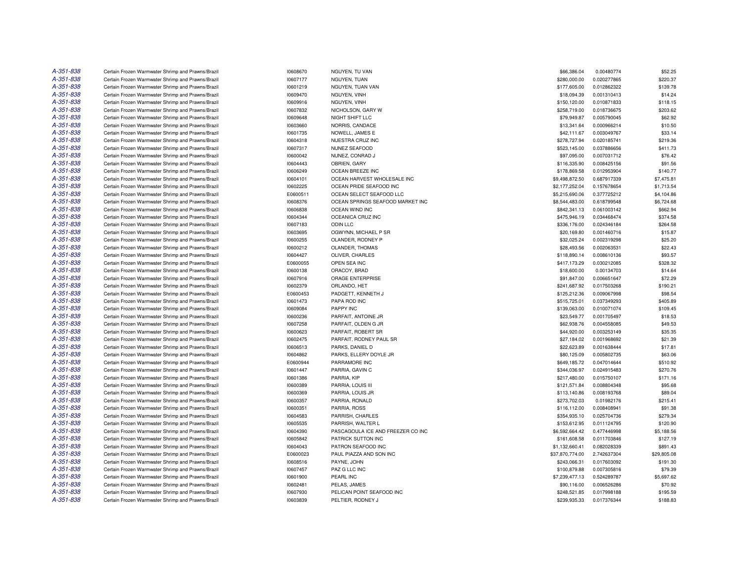| | | | | | | |
|---|---|---|---|---|---|---|
| A-351-838 | Certain Frozen Warmwater Shrimp and Prawns/Brazil | I0608670 | NGUYEN, TU VAN | $66,386.04 | 0.00480774 | $52.25 |
| A-351-838 | Certain Frozen Warmwater Shrimp and Prawns/Brazil | I0607177 | NGUYEN, TUAN | $280,000.00 | 0.020277865 | $220.37 |
| A-351-838 | Certain Frozen Warmwater Shrimp and Prawns/Brazil | I0601219 | NGUYEN, TUAN VAN | $177,605.00 | 0.012862322 | $139.78 |
| A-351-838 | Certain Frozen Warmwater Shrimp and Prawns/Brazil | I0609470 | NGUYEN, VINH | $18,094.39 | 0.001310413 | $14.24 |
| A-351-838 | Certain Frozen Warmwater Shrimp and Prawns/Brazil | I0609916 | NGUYEN, VINH | $150,120.00 | 0.010871833 | $118.15 |
| A-351-838 | Certain Frozen Warmwater Shrimp and Prawns/Brazil | I0607832 | NICHOLSON, GARY W | $258,719.00 | 0.018736675 | $203.62 |
| A-351-838 | Certain Frozen Warmwater Shrimp and Prawns/Brazil | I0609648 | NIGHT SHIFT LLC | $79,949.87 | 0.005790045 | $62.92 |
| A-351-838 | Certain Frozen Warmwater Shrimp and Prawns/Brazil | I0603660 | NORRIS, CANDACE | $13,341.64 | 0.000966214 | $10.50 |
| A-351-838 | Certain Frozen Warmwater Shrimp and Prawns/Brazil | I0601735 | NOWELL, JAMES E | $42,111.67 | 0.003049767 | $33.14 |
| A-351-838 | Certain Frozen Warmwater Shrimp and Prawns/Brazil | I0604318 | NUESTRA CRUZ INC | $278,727.94 | 0.020185741 | $219.36 |
| A-351-838 | Certain Frozen Warmwater Shrimp and Prawns/Brazil | I0607317 | NUNEZ SEAFOOD | $523,145.00 | 0.037886656 | $411.73 |
| A-351-838 | Certain Frozen Warmwater Shrimp and Prawns/Brazil | I0600042 | NUNEZ, CONRAD J | $97,095.00 | 0.007031712 | $76.42 |
| A-351-838 | Certain Frozen Warmwater Shrimp and Prawns/Brazil | I0604443 | OBRIEN, GARY | $116,335.90 | 0.008425156 | $91.56 |
| A-351-838 | Certain Frozen Warmwater Shrimp and Prawns/Brazil | I0606249 | OCEAN BREEZE INC | $178,869.58 | 0.012953904 | $140.77 |
| A-351-838 | Certain Frozen Warmwater Shrimp and Prawns/Brazil | I0604101 | OCEAN HARVEST WHOLESALE INC | $9,498,872.50 | 0.687917339 | $7,475.81 |
| A-351-838 | Certain Frozen Warmwater Shrimp and Prawns/Brazil | I0602225 | OCEAN PRIDE SEAFOOD INC | $2,177,252.04 | 0.157678654 | $1,713.54 |
| A-351-838 | Certain Frozen Warmwater Shrimp and Prawns/Brazil | E0600511 | OCEAN SELECT SEAFOOD LLC | $5,215,690.06 | 0.377725212 | $4,104.86 |
| A-351-838 | Certain Frozen Warmwater Shrimp and Prawns/Brazil | I0608376 | OCEAN SPRINGS SEAFOOD MARKET INC | $8,544,483.00 | 0.618799548 | $6,724.68 |
| A-351-838 | Certain Frozen Warmwater Shrimp and Prawns/Brazil | I0606838 | OCEAN WIND INC | $842,341.13 | 0.061003142 | $662.94 |
| A-351-838 | Certain Frozen Warmwater Shrimp and Prawns/Brazil | I0604344 | OCEANICA CRUZ INC | $475,946.19 | 0.034468474 | $374.58 |
| A-351-838 | Certain Frozen Warmwater Shrimp and Prawns/Brazil | I0607183 | ODIN LLC | $336,176.00 | 0.024346184 | $264.58 |
| A-351-838 | Certain Frozen Warmwater Shrimp and Prawns/Brazil | I0603695 | OGWYNN, MICHAEL P SR | $20,169.80 | 0.001460716 | $15.87 |
| A-351-838 | Certain Frozen Warmwater Shrimp and Prawns/Brazil | I0600255 | OLANDER, RODNEY P | $32,025.24 | 0.002319298 | $25.20 |
| A-351-838 | Certain Frozen Warmwater Shrimp and Prawns/Brazil | I0600212 | OLANDER, THOMAS | $28,493.56 | 0.002063531 | $22.43 |
| A-351-838 | Certain Frozen Warmwater Shrimp and Prawns/Brazil | I0604427 | OLIVER, CHARLES | $118,890.14 | 0.008610136 | $93.57 |
| A-351-838 | Certain Frozen Warmwater Shrimp and Prawns/Brazil | E0600055 | OPEN SEA INC | $417,173.29 | 0.030212085 | $328.32 |
| A-351-838 | Certain Frozen Warmwater Shrimp and Prawns/Brazil | I0600138 | ORACOY, BRAD | $18,600.00 | 0.00134703 | $14.64 |
| A-351-838 | Certain Frozen Warmwater Shrimp and Prawns/Brazil | I0607916 | ORAGE ENTERPRISE | $91,847.00 | 0.006651647 | $72.29 |
| A-351-838 | Certain Frozen Warmwater Shrimp and Prawns/Brazil | I0602379 | ORLANDO, HET | $241,687.92 | 0.017503268 | $190.21 |
| A-351-838 | Certain Frozen Warmwater Shrimp and Prawns/Brazil | E0600453 | PADGETT, KENNETH J | $125,212.36 | 0.009067998 | $98.54 |
| A-351-838 | Certain Frozen Warmwater Shrimp and Prawns/Brazil | I0601473 | PAPA ROD INC | $515,725.01 | 0.037349293 | $405.89 |
| A-351-838 | Certain Frozen Warmwater Shrimp and Prawns/Brazil | I0609084 | PAPPY INC | $139,063.00 | 0.010071074 | $109.45 |
| A-351-838 | Certain Frozen Warmwater Shrimp and Prawns/Brazil | I0600236 | PARFAIT, ANTOINE JR | $23,549.77 | 0.001705497 | $18.53 |
| A-351-838 | Certain Frozen Warmwater Shrimp and Prawns/Brazil | I0607258 | PARFAIT, OLDEN G JR | $62,938.76 | 0.004558085 | $49.53 |
| A-351-838 | Certain Frozen Warmwater Shrimp and Prawns/Brazil | I0600623 | PARFAIT, ROBERT SR | $44,920.00 | 0.003253149 | $35.35 |
| A-351-838 | Certain Frozen Warmwater Shrimp and Prawns/Brazil | I0602475 | PARFAIT, RODNEY PAUL SR | $27,184.02 | 0.001968692 | $21.39 |
| A-351-838 | Certain Frozen Warmwater Shrimp and Prawns/Brazil | I0606513 | PARKS, DANIEL D | $22,623.89 | 0.001638444 | $17.81 |
| A-351-838 | Certain Frozen Warmwater Shrimp and Prawns/Brazil | I0604862 | PARKS, ELLERY DOYLE JR | $80,125.09 | 0.005802735 | $63.06 |
| A-351-838 | Certain Frozen Warmwater Shrimp and Prawns/Brazil | E0600944 | PARRAMORE INC | $649,185.72 | 0.047014644 | $510.92 |
| A-351-838 | Certain Frozen Warmwater Shrimp and Prawns/Brazil | I0601447 | PARRIA, GAVIN C | $344,036.97 | 0.024915483 | $270.76 |
| A-351-838 | Certain Frozen Warmwater Shrimp and Prawns/Brazil | I0601386 | PARRIA, KIP | $217,480.00 | 0.015750107 | $171.16 |
| A-351-838 | Certain Frozen Warmwater Shrimp and Prawns/Brazil | I0600389 | PARRIA, LOUIS III | $121,571.84 | 0.008804348 | $95.68 |
| A-351-838 | Certain Frozen Warmwater Shrimp and Prawns/Brazil | I0600369 | PARRIA, LOUIS JR | $113,140.86 | 0.008193768 | $89.04 |
| A-351-838 | Certain Frozen Warmwater Shrimp and Prawns/Brazil | I0600357 | PARRIA, RONALD | $273,702.03 | 0.01982176 | $215.41 |
| A-351-838 | Certain Frozen Warmwater Shrimp and Prawns/Brazil | I0600351 | PARRIA, ROSS | $116,112.00 | 0.008408941 | $91.38 |
| A-351-838 | Certain Frozen Warmwater Shrimp and Prawns/Brazil | I0604583 | PARRISH, CHARLES | $354,935.10 | 0.025704736 | $279.34 |
| A-351-838 | Certain Frozen Warmwater Shrimp and Prawns/Brazil | I0605535 | PARRISH, WALTER L | $153,612.95 | 0.011124795 | $120.90 |
| A-351-838 | Certain Frozen Warmwater Shrimp and Prawns/Brazil | I0604390 | PASCAGOULA ICE AND FREEZER CO INC | $6,592,664.42 | 0.477446998 | $5,188.56 |
| A-351-838 | Certain Frozen Warmwater Shrimp and Prawns/Brazil | I0605842 | PATRICK SUTTON INC | $161,608.58 | 0.011703846 | $127.19 |
| A-351-838 | Certain Frozen Warmwater Shrimp and Prawns/Brazil | I0604043 | PATRON SEAFOOD INC | $1,132,660.41 | 0.082028339 | $891.43 |
| A-351-838 | Certain Frozen Warmwater Shrimp and Prawns/Brazil | E0600023 | PAUL PIAZZA AND SON INC | $37,870,774.00 | 2.742637304 | $29,805.08 |
| A-351-838 | Certain Frozen Warmwater Shrimp and Prawns/Brazil | I0608516 | PAYNE, JOHN | $243,066.31 | 0.017603092 | $191.30 |
| A-351-838 | Certain Frozen Warmwater Shrimp and Prawns/Brazil | I0607457 | PAZ G LLC INC | $100,879.88 | 0.007305816 | $79.39 |
| A-351-838 | Certain Frozen Warmwater Shrimp and Prawns/Brazil | I0601900 | PEARL INC | $7,239,477.13 | 0.524289787 | $5,697.62 |
| A-351-838 | Certain Frozen Warmwater Shrimp and Prawns/Brazil | I0602481 | PELAS, JAMES | $90,116.00 | 0.006526286 | $70.92 |
| A-351-838 | Certain Frozen Warmwater Shrimp and Prawns/Brazil | I0607930 | PELICAN POINT SEAFOOD INC | $248,521.85 | 0.017998188 | $195.59 |
| A-351-838 | Certain Frozen Warmwater Shrimp and Prawns/Brazil | I0603839 | PELTIER, RODNEY J | $239,935.33 | 0.017376344 | $188.83 |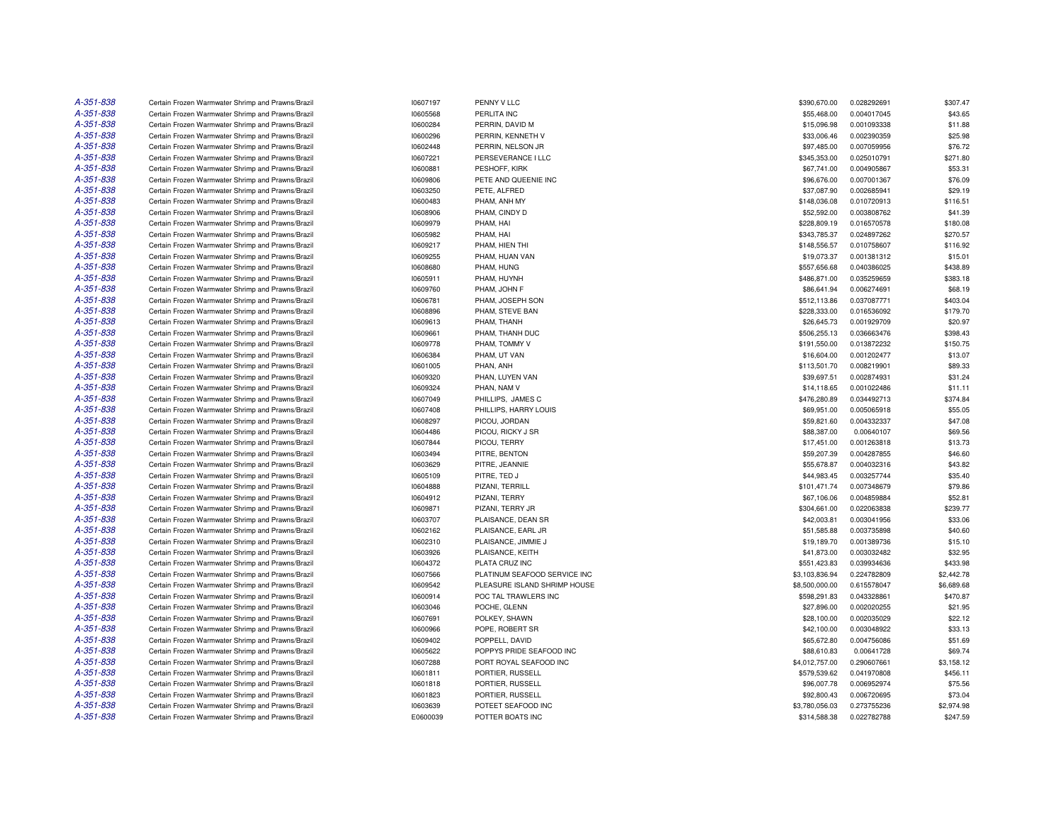| | | | | | | |
|---|---|---|---|---|---|---|
| A-351-838 | Certain Frozen Warmwater Shrimp and Prawns/Brazil | I0607197 | PENNY V LLC | $390,670.00 | 0.028292691 | $307.47 |
| A-351-838 | Certain Frozen Warmwater Shrimp and Prawns/Brazil | I0605568 | PERLITA INC | $55,468.00 | 0.004017045 | $43.65 |
| A-351-838 | Certain Frozen Warmwater Shrimp and Prawns/Brazil | I0600284 | PERRIN, DAVID M | $15,096.98 | 0.001093338 | $11.88 |
| A-351-838 | Certain Frozen Warmwater Shrimp and Prawns/Brazil | I0600296 | PERRIN, KENNETH V | $33,006.46 | 0.002390359 | $25.98 |
| A-351-838 | Certain Frozen Warmwater Shrimp and Prawns/Brazil | I0602448 | PERRIN, NELSON JR | $97,485.00 | 0.007059956 | $76.72 |
| A-351-838 | Certain Frozen Warmwater Shrimp and Prawns/Brazil | I0607221 | PERSEVERANCE I LLC | $345,353.00 | 0.025010791 | $271.80 |
| A-351-838 | Certain Frozen Warmwater Shrimp and Prawns/Brazil | I0600881 | PESHOFF, KIRK | $67,741.00 | 0.004905867 | $53.31 |
| A-351-838 | Certain Frozen Warmwater Shrimp and Prawns/Brazil | I0609806 | PETE AND QUEENIE INC | $96,676.00 | 0.007001367 | $76.09 |
| A-351-838 | Certain Frozen Warmwater Shrimp and Prawns/Brazil | I0603250 | PETE, ALFRED | $37,087.90 | 0.002685941 | $29.19 |
| A-351-838 | Certain Frozen Warmwater Shrimp and Prawns/Brazil | I0600483 | PHAM, ANH MY | $148,036.08 | 0.010720913 | $116.51 |
| A-351-838 | Certain Frozen Warmwater Shrimp and Prawns/Brazil | I0608906 | PHAM, CINDY D | $52,592.00 | 0.003808762 | $41.39 |
| A-351-838 | Certain Frozen Warmwater Shrimp and Prawns/Brazil | I0609979 | PHAM, HAI | $228,809.19 | 0.016570578 | $180.08 |
| A-351-838 | Certain Frozen Warmwater Shrimp and Prawns/Brazil | I0605982 | PHAM, HAI | $343,785.37 | 0.024897262 | $270.57 |
| A-351-838 | Certain Frozen Warmwater Shrimp and Prawns/Brazil | I0609217 | PHAM, HIEN THI | $148,556.57 | 0.010758607 | $116.92 |
| A-351-838 | Certain Frozen Warmwater Shrimp and Prawns/Brazil | I0609255 | PHAM, HUAN VAN | $19,073.37 | 0.001381312 | $15.01 |
| A-351-838 | Certain Frozen Warmwater Shrimp and Prawns/Brazil | I0608680 | PHAM, HUNG | $557,656.68 | 0.040386025 | $438.89 |
| A-351-838 | Certain Frozen Warmwater Shrimp and Prawns/Brazil | I0605911 | PHAM, HUYNH | $486,871.00 | 0.035259659 | $383.18 |
| A-351-838 | Certain Frozen Warmwater Shrimp and Prawns/Brazil | I0609760 | PHAM, JOHN F | $86,641.94 | 0.006274691 | $68.19 |
| A-351-838 | Certain Frozen Warmwater Shrimp and Prawns/Brazil | I0606781 | PHAM, JOSEPH SON | $512,113.86 | 0.037087771 | $403.04 |
| A-351-838 | Certain Frozen Warmwater Shrimp and Prawns/Brazil | I0608896 | PHAM, STEVE BAN | $228,333.00 | 0.016536092 | $179.70 |
| A-351-838 | Certain Frozen Warmwater Shrimp and Prawns/Brazil | I0609613 | PHAM, THANH | $26,645.73 | 0.001929709 | $20.97 |
| A-351-838 | Certain Frozen Warmwater Shrimp and Prawns/Brazil | I0609661 | PHAM, THANH DUC | $506,255.13 | 0.036663476 | $398.43 |
| A-351-838 | Certain Frozen Warmwater Shrimp and Prawns/Brazil | I0609778 | PHAM, TOMMY V | $191,550.00 | 0.013872232 | $150.75 |
| A-351-838 | Certain Frozen Warmwater Shrimp and Prawns/Brazil | I0606384 | PHAM, UT VAN | $16,604.00 | 0.001202477 | $13.07 |
| A-351-838 | Certain Frozen Warmwater Shrimp and Prawns/Brazil | I0601005 | PHAN, ANH | $113,501.70 | 0.008219901 | $89.33 |
| A-351-838 | Certain Frozen Warmwater Shrimp and Prawns/Brazil | I0609320 | PHAN, LUYEN VAN | $39,697.51 | 0.002874931 | $31.24 |
| A-351-838 | Certain Frozen Warmwater Shrimp and Prawns/Brazil | I0609324 | PHAN, NAM V | $14,118.65 | 0.001022486 | $11.11 |
| A-351-838 | Certain Frozen Warmwater Shrimp and Prawns/Brazil | I0607049 | PHILLIPS, JAMES C | $476,280.89 | 0.034492713 | $374.84 |
| A-351-838 | Certain Frozen Warmwater Shrimp and Prawns/Brazil | I0607408 | PHILLIPS, HARRY LOUIS | $69,951.00 | 0.005065918 | $55.05 |
| A-351-838 | Certain Frozen Warmwater Shrimp and Prawns/Brazil | I0608297 | PICOU, JORDAN | $59,821.60 | 0.004332337 | $47.08 |
| A-351-838 | Certain Frozen Warmwater Shrimp and Prawns/Brazil | I0604486 | PICOU, RICKY J SR | $88,387.00 | 0.00640107 | $69.56 |
| A-351-838 | Certain Frozen Warmwater Shrimp and Prawns/Brazil | I0607844 | PICOU, TERRY | $17,451.00 | 0.001263818 | $13.73 |
| A-351-838 | Certain Frozen Warmwater Shrimp and Prawns/Brazil | I0603494 | PITRE, BENTON | $59,207.39 | 0.004287855 | $46.60 |
| A-351-838 | Certain Frozen Warmwater Shrimp and Prawns/Brazil | I0603629 | PITRE, JEANNIE | $55,678.87 | 0.004032316 | $43.82 |
| A-351-838 | Certain Frozen Warmwater Shrimp and Prawns/Brazil | I0605109 | PITRE, TED J | $44,983.45 | 0.003257744 | $35.40 |
| A-351-838 | Certain Frozen Warmwater Shrimp and Prawns/Brazil | I0604888 | PIZANI, TERRILL | $101,471.74 | 0.007348679 | $79.86 |
| A-351-838 | Certain Frozen Warmwater Shrimp and Prawns/Brazil | I0604912 | PIZANI, TERRY | $67,106.06 | 0.004859884 | $52.81 |
| A-351-838 | Certain Frozen Warmwater Shrimp and Prawns/Brazil | I0609871 | PIZANI, TERRY JR | $304,661.00 | 0.022063838 | $239.77 |
| A-351-838 | Certain Frozen Warmwater Shrimp and Prawns/Brazil | I0603707 | PLAISANCE, DEAN SR | $42,003.81 | 0.003041956 | $33.06 |
| A-351-838 | Certain Frozen Warmwater Shrimp and Prawns/Brazil | I0602162 | PLAISANCE, EARL JR | $51,585.88 | 0.003735898 | $40.60 |
| A-351-838 | Certain Frozen Warmwater Shrimp and Prawns/Brazil | I0602310 | PLAISANCE, JIMMIE J | $19,189.70 | 0.001389736 | $15.10 |
| A-351-838 | Certain Frozen Warmwater Shrimp and Prawns/Brazil | I0603926 | PLAISANCE, KEITH | $41,873.00 | 0.003032482 | $32.95 |
| A-351-838 | Certain Frozen Warmwater Shrimp and Prawns/Brazil | I0604372 | PLATA CRUZ INC | $551,423.83 | 0.039934636 | $433.98 |
| A-351-838 | Certain Frozen Warmwater Shrimp and Prawns/Brazil | I0607566 | PLATINUM SEAFOOD SERVICE INC | $3,103,836.94 | 0.224782809 | $2,442.78 |
| A-351-838 | Certain Frozen Warmwater Shrimp and Prawns/Brazil | I0609542 | PLEASURE ISLAND SHRIMP HOUSE | $8,500,000.00 | 0.615578047 | $6,689.68 |
| A-351-838 | Certain Frozen Warmwater Shrimp and Prawns/Brazil | I0600914 | POC TAL TRAWLERS INC | $598,291.83 | 0.043328861 | $470.87 |
| A-351-838 | Certain Frozen Warmwater Shrimp and Prawns/Brazil | I0603046 | POCHE, GLENN | $27,896.00 | 0.002020255 | $21.95 |
| A-351-838 | Certain Frozen Warmwater Shrimp and Prawns/Brazil | I0607691 | POLKEY, SHAWN | $28,100.00 | 0.002035029 | $22.12 |
| A-351-838 | Certain Frozen Warmwater Shrimp and Prawns/Brazil | I0600966 | POPE, ROBERT SR | $42,100.00 | 0.003048922 | $33.13 |
| A-351-838 | Certain Frozen Warmwater Shrimp and Prawns/Brazil | I0609402 | POPPELL, DAVID | $65,672.80 | 0.004756086 | $51.69 |
| A-351-838 | Certain Frozen Warmwater Shrimp and Prawns/Brazil | I0605622 | POPPYS PRIDE SEAFOOD INC | $88,610.83 | 0.00641728 | $69.74 |
| A-351-838 | Certain Frozen Warmwater Shrimp and Prawns/Brazil | I0607288 | PORT ROYAL SEAFOOD INC | $4,012,757.00 | 0.290607661 | $3,158.12 |
| A-351-838 | Certain Frozen Warmwater Shrimp and Prawns/Brazil | I0601811 | PORTIER, RUSSELL | $579,539.62 | 0.041970808 | $456.11 |
| A-351-838 | Certain Frozen Warmwater Shrimp and Prawns/Brazil | I0601818 | PORTIER, RUSSELL | $96,007.78 | 0.006952974 | $75.56 |
| A-351-838 | Certain Frozen Warmwater Shrimp and Prawns/Brazil | I0601823 | PORTIER, RUSSELL | $92,800.43 | 0.006720695 | $73.04 |
| A-351-838 | Certain Frozen Warmwater Shrimp and Prawns/Brazil | I0603639 | POTEET SEAFOOD INC | $3,780,056.03 | 0.273755236 | $2,974.98 |
| A-351-838 | Certain Frozen Warmwater Shrimp and Prawns/Brazil | E0600039 | POTTER BOATS INC | $314,588.38 | 0.022782788 | $247.59 |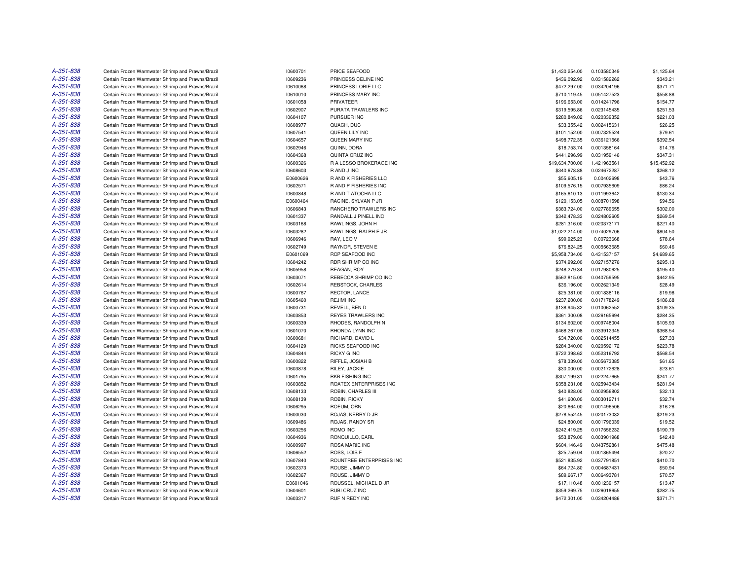| | | | | | | |
|---|---|---|---|---|---|---|
| A-351-838 | Certain Frozen Warmwater Shrimp and Prawns/Brazil | I0600701 | PRICE SEAFOOD | $1,430,254.00 | 0.103580349 | $1,125.64 |
| A-351-838 | Certain Frozen Warmwater Shrimp and Prawns/Brazil | I0609236 | PRINCESS CELINE INC | $436,092.92 | 0.031582262 | $343.21 |
| A-351-838 | Certain Frozen Warmwater Shrimp and Prawns/Brazil | I0610068 | PRINCESS LORIE LLC | $472,297.00 | 0.034204196 | $371.71 |
| A-351-838 | Certain Frozen Warmwater Shrimp and Prawns/Brazil | I0610010 | PRINCESS MARY INC | $710,119.45 | 0.051427523 | $558.88 |
| A-351-838 | Certain Frozen Warmwater Shrimp and Prawns/Brazil | I0601058 | PRIVATEER | $196,653.00 | 0.014241796 | $154.77 |
| A-351-838 | Certain Frozen Warmwater Shrimp and Prawns/Brazil | I0602907 | PURATA TRAWLERS INC | $319,595.86 | 0.023145435 | $251.53 |
| A-351-838 | Certain Frozen Warmwater Shrimp and Prawns/Brazil | I0604107 | PURSUER INC | $280,849.02 | 0.020339352 | $221.03 |
| A-351-838 | Certain Frozen Warmwater Shrimp and Prawns/Brazil | I0608977 | QUACH, DUC | $33,355.42 | 0.002415631 | $26.25 |
| A-351-838 | Certain Frozen Warmwater Shrimp and Prawns/Brazil | I0607541 | QUEEN LILY INC | $101,152.00 | 0.007325524 | $79.61 |
| A-351-838 | Certain Frozen Warmwater Shrimp and Prawns/Brazil | I0604657 | QUEEN MARY INC | $498,772.35 | 0.036121566 | $392.54 |
| A-351-838 | Certain Frozen Warmwater Shrimp and Prawns/Brazil | I0602946 | QUINN, DORA | $18,753.74 | 0.001358164 | $14.76 |
| A-351-838 | Certain Frozen Warmwater Shrimp and Prawns/Brazil | I0604368 | QUINTA CRUZ INC | $441,296.99 | 0.031959146 | $347.31 |
| A-351-838 | Certain Frozen Warmwater Shrimp and Prawns/Brazil | I0600326 | R A LESSO BROKERAGE INC | $19,634,700.00 | 1.421963561 | $15,452.92 |
| A-351-838 | Certain Frozen Warmwater Shrimp and Prawns/Brazil | I0608603 | R AND J INC | $340,678.88 | 0.024672287 | $268.12 |
| A-351-838 | Certain Frozen Warmwater Shrimp and Prawns/Brazil | E0600626 | R AND K FISHERIES LLC | $55,605.19 | 0.00402698 | $43.76 |
| A-351-838 | Certain Frozen Warmwater Shrimp and Prawns/Brazil | I0602571 | R AND P FISHERIES INC | $109,576.15 | 0.007935609 | $86.24 |
| A-351-838 | Certain Frozen Warmwater Shrimp and Prawns/Brazil | I0600848 | R AND T ATOCHA LLC | $165,610.13 | 0.011993642 | $130.34 |
| A-351-838 | Certain Frozen Warmwater Shrimp and Prawns/Brazil | E0600464 | RACINE, SYLVAN P JR | $120,153.05 | 0.008701598 | $94.56 |
| A-351-838 | Certain Frozen Warmwater Shrimp and Prawns/Brazil | I0606843 | RANCHERO TRAWLERS INC | $383,724.00 | 0.027789655 | $302.00 |
| A-351-838 | Certain Frozen Warmwater Shrimp and Prawns/Brazil | I0601337 | RANDALL J PINELL INC | $342,478.33 | 0.024802605 | $269.54 |
| A-351-838 | Certain Frozen Warmwater Shrimp and Prawns/Brazil | I0603168 | RAWLINGS, JOHN H | $281,316.00 | 0.020373171 | $221.40 |
| A-351-838 | Certain Frozen Warmwater Shrimp and Prawns/Brazil | I0603282 | RAWLINGS, RALPH E JR | $1,022,214.00 | 0.074029706 | $804.50 |
| A-351-838 | Certain Frozen Warmwater Shrimp and Prawns/Brazil | I0606946 | RAY, LEO V | $99,925.23 | 0.00723668 | $78.64 |
| A-351-838 | Certain Frozen Warmwater Shrimp and Prawns/Brazil | I0602749 | RAYNOR, STEVEN E | $76,824.25 | 0.005563685 | $60.46 |
| A-351-838 | Certain Frozen Warmwater Shrimp and Prawns/Brazil | E0601069 | RCP SEAFOOD INC | $5,958,734.00 | 0.431537157 | $4,689.65 |
| A-351-838 | Certain Frozen Warmwater Shrimp and Prawns/Brazil | I0604242 | RDR SHRIMP CO INC | $374,992.00 | 0.027157276 | $295.13 |
| A-351-838 | Certain Frozen Warmwater Shrimp and Prawns/Brazil | I0605958 | REAGAN, ROY | $248,279.34 | 0.017980625 | $195.40 |
| A-351-838 | Certain Frozen Warmwater Shrimp and Prawns/Brazil | I0603071 | REBECCA SHRIMP CO INC | $562,815.00 | 0.040759595 | $442.95 |
| A-351-838 | Certain Frozen Warmwater Shrimp and Prawns/Brazil | I0602614 | REBSTOCK, CHARLES | $36,196.00 | 0.002621349 | $28.49 |
| A-351-838 | Certain Frozen Warmwater Shrimp and Prawns/Brazil | I0600767 | RECTOR, LANCE | $25,381.00 | 0.001838116 | $19.98 |
| A-351-838 | Certain Frozen Warmwater Shrimp and Prawns/Brazil | I0605460 | REJIMI INC | $237,200.00 | 0.017178249 | $186.68 |
| A-351-838 | Certain Frozen Warmwater Shrimp and Prawns/Brazil | I0600731 | REVELL, BEN D | $138,945.32 | 0.010062552 | $109.35 |
| A-351-838 | Certain Frozen Warmwater Shrimp and Prawns/Brazil | I0603853 | REYES TRAWLERS INC | $361,300.08 | 0.026165694 | $284.35 |
| A-351-838 | Certain Frozen Warmwater Shrimp and Prawns/Brazil | I0600339 | RHODES, RANDOLPH N | $134,602.00 | 0.009748004 | $105.93 |
| A-351-838 | Certain Frozen Warmwater Shrimp and Prawns/Brazil | I0601070 | RHONDA LYNN INC | $468,267.08 | 0.033912345 | $368.54 |
| A-351-838 | Certain Frozen Warmwater Shrimp and Prawns/Brazil | I0600681 | RICHARD, DAVID L | $34,720.00 | 0.002514455 | $27.33 |
| A-351-838 | Certain Frozen Warmwater Shrimp and Prawns/Brazil | I0604129 | RICKS SEAFOOD INC | $284,340.00 | 0.020592172 | $223.78 |
| A-351-838 | Certain Frozen Warmwater Shrimp and Prawns/Brazil | I0604844 | RICKY G INC | $722,398.62 | 0.052316792 | $568.54 |
| A-351-838 | Certain Frozen Warmwater Shrimp and Prawns/Brazil | I0600822 | RIFFLE, JOSIAH B | $78,339.00 | 0.005673385 | $61.65 |
| A-351-838 | Certain Frozen Warmwater Shrimp and Prawns/Brazil | I0603878 | RILEY, JACKIE | $30,000.00 | 0.002172628 | $23.61 |
| A-351-838 | Certain Frozen Warmwater Shrimp and Prawns/Brazil | I0601795 | RKB FISHING INC | $307,199.31 | 0.022247665 | $241.77 |
| A-351-838 | Certain Frozen Warmwater Shrimp and Prawns/Brazil | I0603852 | ROATEX ENTERPRISES INC | $358,231.08 | 0.025943434 | $281.94 |
| A-351-838 | Certain Frozen Warmwater Shrimp and Prawns/Brazil | I0608133 | ROBIN, CHARLES III | $40,828.00 | 0.002956802 | $32.13 |
| A-351-838 | Certain Frozen Warmwater Shrimp and Prawns/Brazil | I0608139 | ROBIN, RICKY | $41,600.00 | 0.003012711 | $32.74 |
| A-351-838 | Certain Frozen Warmwater Shrimp and Prawns/Brazil | I0606295 | ROEUM, ORN | $20,664.00 | 0.001496506 | $16.26 |
| A-351-838 | Certain Frozen Warmwater Shrimp and Prawns/Brazil | I0600030 | ROJAS, KERRY D JR | $278,552.45 | 0.020173032 | $219.23 |
| A-351-838 | Certain Frozen Warmwater Shrimp and Prawns/Brazil | I0609486 | ROJAS, RANDY SR | $24,800.00 | 0.001796039 | $19.52 |
| A-351-838 | Certain Frozen Warmwater Shrimp and Prawns/Brazil | I0603256 | ROMO INC | $242,419.25 | 0.017556232 | $190.79 |
| A-351-838 | Certain Frozen Warmwater Shrimp and Prawns/Brazil | I0604936 | RONQUILLO, EARL | $53,879.00 | 0.003901968 | $42.40 |
| A-351-838 | Certain Frozen Warmwater Shrimp and Prawns/Brazil | I0600997 | ROSA MARIE INC | $604,146.49 | 0.043752861 | $475.48 |
| A-351-838 | Certain Frozen Warmwater Shrimp and Prawns/Brazil | I0606552 | ROSS, LOIS F | $25,759.04 | 0.001865494 | $20.27 |
| A-351-838 | Certain Frozen Warmwater Shrimp and Prawns/Brazil | I0607840 | ROUNTREE ENTERPRISES INC | $521,835.92 | 0.037791851 | $410.70 |
| A-351-838 | Certain Frozen Warmwater Shrimp and Prawns/Brazil | I0602373 | ROUSE, JIMMY D | $64,724.80 | 0.004687431 | $50.94 |
| A-351-838 | Certain Frozen Warmwater Shrimp and Prawns/Brazil | I0602367 | ROUSE, JIMMY D | $89,667.17 | 0.006493781 | $70.57 |
| A-351-838 | Certain Frozen Warmwater Shrimp and Prawns/Brazil | E0601046 | ROUSSEL, MICHAEL D JR | $17,110.48 | 0.001239157 | $13.47 |
| A-351-838 | Certain Frozen Warmwater Shrimp and Prawns/Brazil | I0604601 | RUBI CRUZ INC | $359,269.75 | 0.026018655 | $282.75 |
| A-351-838 | Certain Frozen Warmwater Shrimp and Prawns/Brazil | I0603317 | RUF N REDY INC | $472,301.00 | 0.034204486 | $371.71 |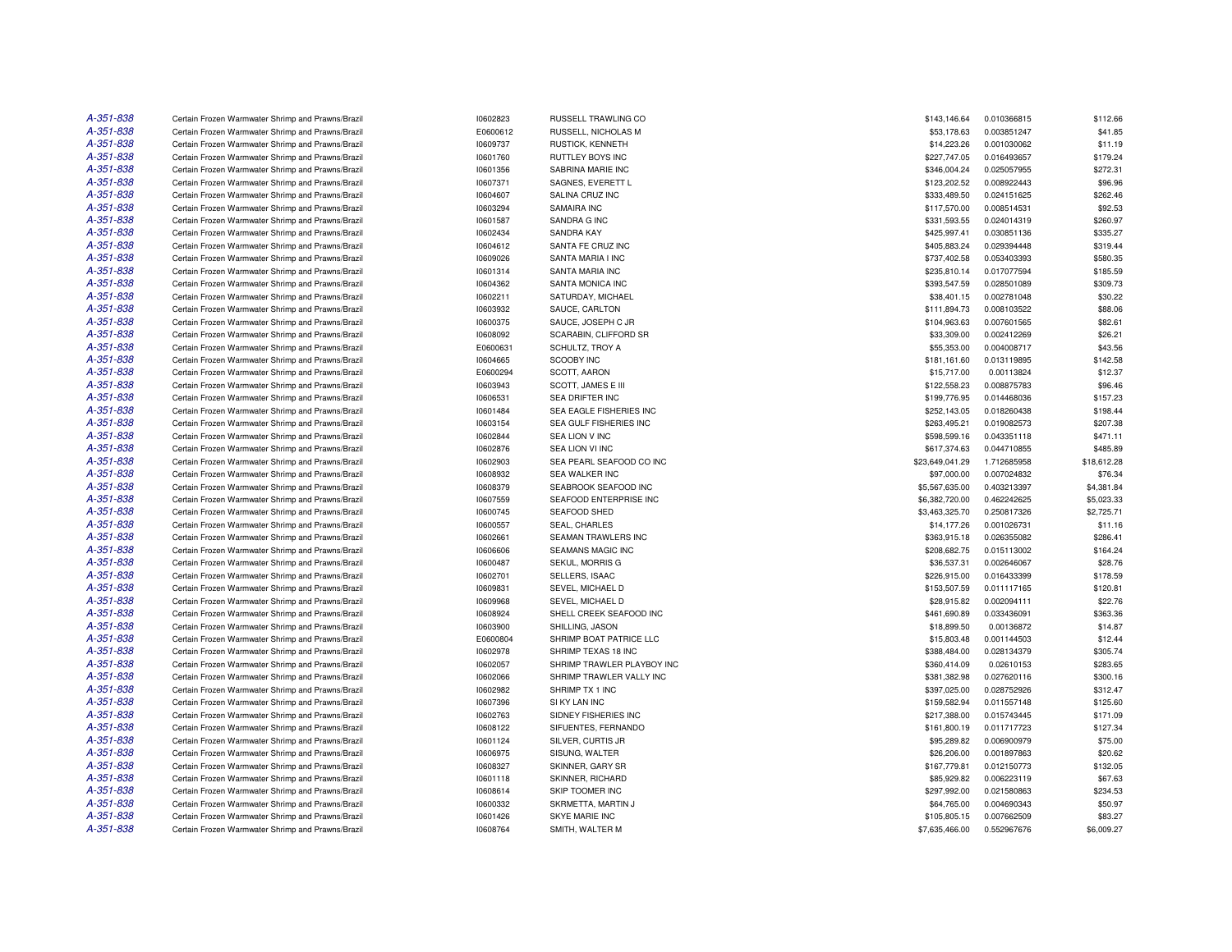| | | | | | | |
|---|---|---|---|---|---|---|
| A-351-838 | Certain Frozen Warmwater Shrimp and Prawns/Brazil | I0602823 | RUSSELL TRAWLING CO | $143,146.64 | 0.010366815 | $112.66 |
| A-351-838 | Certain Frozen Warmwater Shrimp and Prawns/Brazil | E0600612 | RUSSELL, NICHOLAS M | $53,178.63 | 0.003851247 | $41.85 |
| A-351-838 | Certain Frozen Warmwater Shrimp and Prawns/Brazil | I0609737 | RUSTICK, KENNETH | $14,223.26 | 0.001030062 | $11.19 |
| A-351-838 | Certain Frozen Warmwater Shrimp and Prawns/Brazil | I0601760 | RUTTLEY BOYS INC | $227,747.05 | 0.016493657 | $179.24 |
| A-351-838 | Certain Frozen Warmwater Shrimp and Prawns/Brazil | I0601356 | SABRINA MARIE INC | $346,004.24 | 0.025057955 | $272.31 |
| A-351-838 | Certain Frozen Warmwater Shrimp and Prawns/Brazil | I0607371 | SAGNES, EVERETT L | $123,202.52 | 0.008922443 | $96.96 |
| A-351-838 | Certain Frozen Warmwater Shrimp and Prawns/Brazil | I0604607 | SALINA CRUZ INC | $333,489.50 | 0.024151625 | $262.46 |
| A-351-838 | Certain Frozen Warmwater Shrimp and Prawns/Brazil | I0603294 | SAMAIRA INC | $117,570.00 | 0.008514531 | $92.53 |
| A-351-838 | Certain Frozen Warmwater Shrimp and Prawns/Brazil | I0601587 | SANDRA G INC | $331,593.55 | 0.024014319 | $260.97 |
| A-351-838 | Certain Frozen Warmwater Shrimp and Prawns/Brazil | I0602434 | SANDRA KAY | $425,997.41 | 0.030851136 | $335.27 |
| A-351-838 | Certain Frozen Warmwater Shrimp and Prawns/Brazil | I0604612 | SANTA FE CRUZ INC | $405,883.24 | 0.029394448 | $319.44 |
| A-351-838 | Certain Frozen Warmwater Shrimp and Prawns/Brazil | I0609026 | SANTA MARIA I INC | $737,402.58 | 0.053403393 | $580.35 |
| A-351-838 | Certain Frozen Warmwater Shrimp and Prawns/Brazil | I0601314 | SANTA MARIA INC | $235,810.14 | 0.017077594 | $185.59 |
| A-351-838 | Certain Frozen Warmwater Shrimp and Prawns/Brazil | I0604362 | SANTA MONICA INC | $393,547.59 | 0.028501089 | $309.73 |
| A-351-838 | Certain Frozen Warmwater Shrimp and Prawns/Brazil | I0602211 | SATURDAY, MICHAEL | $38,401.15 | 0.002781048 | $30.22 |
| A-351-838 | Certain Frozen Warmwater Shrimp and Prawns/Brazil | I0603932 | SAUCE, CARLTON | $111,894.73 | 0.008103522 | $88.06 |
| A-351-838 | Certain Frozen Warmwater Shrimp and Prawns/Brazil | I0600375 | SAUCE, JOSEPH C JR | $104,963.63 | 0.007601565 | $82.61 |
| A-351-838 | Certain Frozen Warmwater Shrimp and Prawns/Brazil | I0608092 | SCARABIN, CLIFFORD SR | $33,309.00 | 0.002412269 | $26.21 |
| A-351-838 | Certain Frozen Warmwater Shrimp and Prawns/Brazil | E0600631 | SCHULTZ, TROY A | $55,353.00 | 0.004008717 | $43.56 |
| A-351-838 | Certain Frozen Warmwater Shrimp and Prawns/Brazil | I0604665 | SCOOBY INC | $181,161.60 | 0.013119895 | $142.58 |
| A-351-838 | Certain Frozen Warmwater Shrimp and Prawns/Brazil | E0600294 | SCOTT, AARON | $15,717.00 | 0.00113824 | $12.37 |
| A-351-838 | Certain Frozen Warmwater Shrimp and Prawns/Brazil | I0603943 | SCOTT, JAMES E III | $122,558.23 | 0.008875783 | $96.46 |
| A-351-838 | Certain Frozen Warmwater Shrimp and Prawns/Brazil | I0606531 | SEA DRIFTER INC | $199,776.95 | 0.014468036 | $157.23 |
| A-351-838 | Certain Frozen Warmwater Shrimp and Prawns/Brazil | I0601484 | SEA EAGLE FISHERIES INC | $252,143.05 | 0.018260438 | $198.44 |
| A-351-838 | Certain Frozen Warmwater Shrimp and Prawns/Brazil | I0603154 | SEA GULF FISHERIES INC | $263,495.21 | 0.019082573 | $207.38 |
| A-351-838 | Certain Frozen Warmwater Shrimp and Prawns/Brazil | I0602844 | SEA LION V INC | $598,599.16 | 0.043351118 | $471.11 |
| A-351-838 | Certain Frozen Warmwater Shrimp and Prawns/Brazil | I0602876 | SEA LION VI INC | $617,374.63 | 0.044710855 | $485.89 |
| A-351-838 | Certain Frozen Warmwater Shrimp and Prawns/Brazil | I0602903 | SEA PEARL SEAFOOD CO INC | $23,649,041.29 | 1.712685958 | $18,612.28 |
| A-351-838 | Certain Frozen Warmwater Shrimp and Prawns/Brazil | I0608932 | SEA WALKER INC | $97,000.00 | 0.007024832 | $76.34 |
| A-351-838 | Certain Frozen Warmwater Shrimp and Prawns/Brazil | I0608379 | SEABROOK SEAFOOD INC | $5,567,635.00 | 0.403213397 | $4,381.84 |
| A-351-838 | Certain Frozen Warmwater Shrimp and Prawns/Brazil | I0607559 | SEAFOOD ENTERPRISE INC | $6,382,720.00 | 0.462242625 | $5,023.33 |
| A-351-838 | Certain Frozen Warmwater Shrimp and Prawns/Brazil | I0600745 | SEAFOOD SHED | $3,463,325.70 | 0.250817326 | $2,725.71 |
| A-351-838 | Certain Frozen Warmwater Shrimp and Prawns/Brazil | I0600557 | SEAL, CHARLES | $14,177.26 | 0.001026731 | $11.16 |
| A-351-838 | Certain Frozen Warmwater Shrimp and Prawns/Brazil | I0602661 | SEAMAN TRAWLERS INC | $363,915.18 | 0.026355082 | $286.41 |
| A-351-838 | Certain Frozen Warmwater Shrimp and Prawns/Brazil | I0606606 | SEAMANS MAGIC INC | $208,682.75 | 0.015113002 | $164.24 |
| A-351-838 | Certain Frozen Warmwater Shrimp and Prawns/Brazil | I0600487 | SEKUL, MORRIS G | $36,537.31 | 0.002646067 | $28.76 |
| A-351-838 | Certain Frozen Warmwater Shrimp and Prawns/Brazil | I0602701 | SELLERS, ISAAC | $226,915.00 | 0.016433399 | $178.59 |
| A-351-838 | Certain Frozen Warmwater Shrimp and Prawns/Brazil | I0609831 | SEVEL, MICHAEL D | $153,507.59 | 0.011117165 | $120.81 |
| A-351-838 | Certain Frozen Warmwater Shrimp and Prawns/Brazil | I0609968 | SEVEL, MICHAEL D | $28,915.82 | 0.002094111 | $22.76 |
| A-351-838 | Certain Frozen Warmwater Shrimp and Prawns/Brazil | I0608924 | SHELL CREEK SEAFOOD INC | $461,690.89 | 0.033436091 | $363.36 |
| A-351-838 | Certain Frozen Warmwater Shrimp and Prawns/Brazil | I0603900 | SHILLING, JASON | $18,899.50 | 0.00136872 | $14.87 |
| A-351-838 | Certain Frozen Warmwater Shrimp and Prawns/Brazil | E0600804 | SHRIMP BOAT PATRICE LLC | $15,803.48 | 0.001144503 | $12.44 |
| A-351-838 | Certain Frozen Warmwater Shrimp and Prawns/Brazil | I0602978 | SHRIMP TEXAS 18 INC | $388,484.00 | 0.028134379 | $305.74 |
| A-351-838 | Certain Frozen Warmwater Shrimp and Prawns/Brazil | I0602057 | SHRIMP TRAWLER PLAYBOY INC | $360,414.09 | 0.02610153 | $283.65 |
| A-351-838 | Certain Frozen Warmwater Shrimp and Prawns/Brazil | I0602066 | SHRIMP TRAWLER VALLY INC | $381,382.98 | 0.027620116 | $300.16 |
| A-351-838 | Certain Frozen Warmwater Shrimp and Prawns/Brazil | I0602982 | SHRIMP TX 1 INC | $397,025.00 | 0.028752926 | $312.47 |
| A-351-838 | Certain Frozen Warmwater Shrimp and Prawns/Brazil | I0607396 | SI KY LAN INC | $159,582.94 | 0.011557148 | $125.60 |
| A-351-838 | Certain Frozen Warmwater Shrimp and Prawns/Brazil | I0602763 | SIDNEY FISHERIES INC | $217,388.00 | 0.015743445 | $171.09 |
| A-351-838 | Certain Frozen Warmwater Shrimp and Prawns/Brazil | I0608122 | SIFUENTES, FERNANDO | $161,800.19 | 0.011717723 | $127.34 |
| A-351-838 | Certain Frozen Warmwater Shrimp and Prawns/Brazil | I0601124 | SILVER, CURTIS JR | $95,289.82 | 0.006900979 | $75.00 |
| A-351-838 | Certain Frozen Warmwater Shrimp and Prawns/Brazil | I0606975 | SISUNG, WALTER | $26,206.00 | 0.001897863 | $20.62 |
| A-351-838 | Certain Frozen Warmwater Shrimp and Prawns/Brazil | I0608327 | SKINNER, GARY SR | $167,779.81 | 0.012150773 | $132.05 |
| A-351-838 | Certain Frozen Warmwater Shrimp and Prawns/Brazil | I0601118 | SKINNER, RICHARD | $85,929.82 | 0.006223119 | $67.63 |
| A-351-838 | Certain Frozen Warmwater Shrimp and Prawns/Brazil | I0608614 | SKIP TOOMER INC | $297,992.00 | 0.021580863 | $234.53 |
| A-351-838 | Certain Frozen Warmwater Shrimp and Prawns/Brazil | I0600332 | SKRMETTA, MARTIN J | $64,765.00 | 0.004690343 | $50.97 |
| A-351-838 | Certain Frozen Warmwater Shrimp and Prawns/Brazil | I0601426 | SKYE MARIE INC | $105,805.15 | 0.007662509 | $83.27 |
| A-351-838 | Certain Frozen Warmwater Shrimp and Prawns/Brazil | I0608764 | SMITH, WALTER M | $7,635,466.00 | 0.552967676 | $6,009.27 |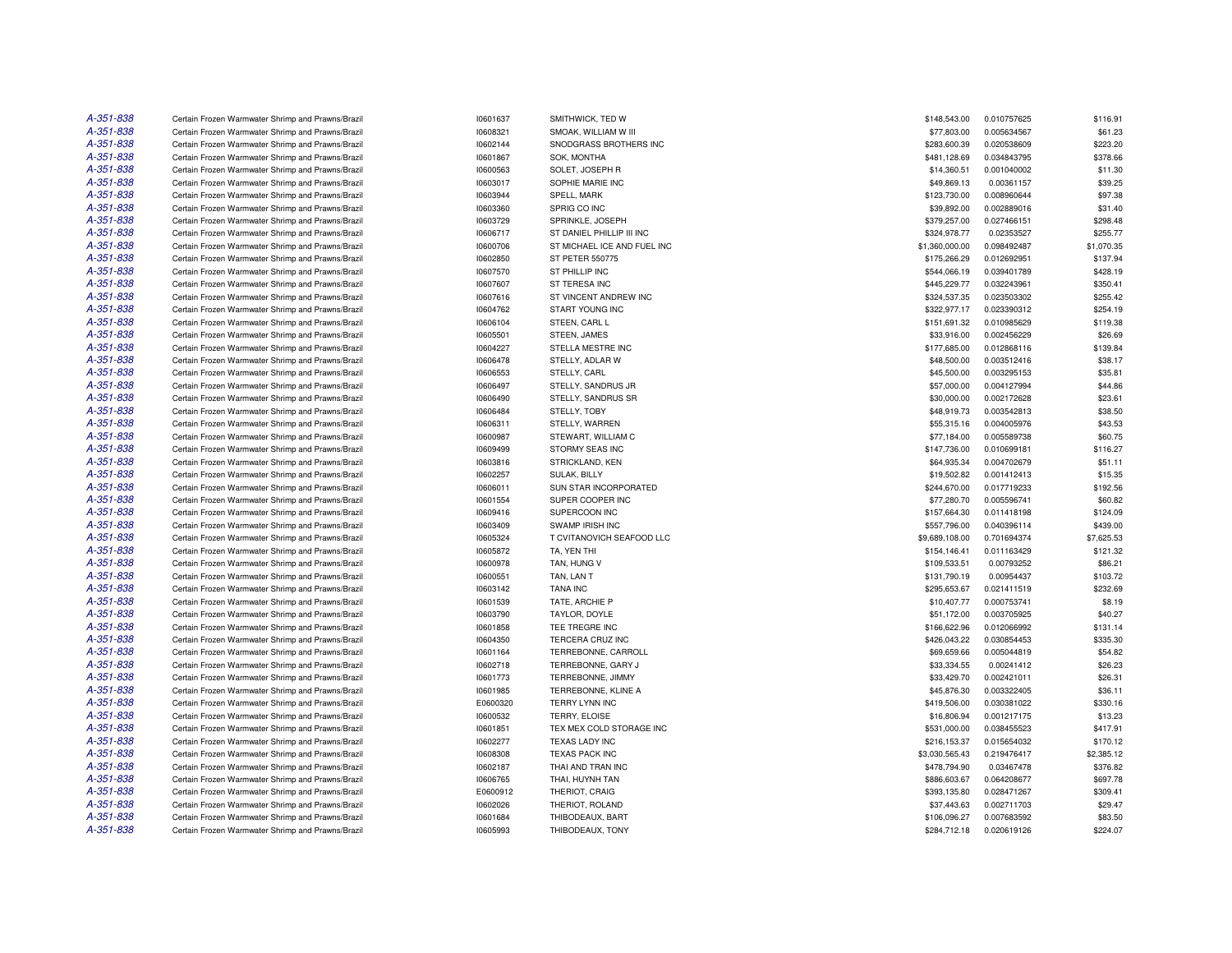| | | | | | | |
|---|---|---|---|---|---|---|
| A-351-838 | Certain Frozen Warmwater Shrimp and Prawns/Brazil | I0601637 | SMITHWICK, TED W | $148,543.00 | 0.010757625 | $116.91 |
| A-351-838 | Certain Frozen Warmwater Shrimp and Prawns/Brazil | I0608321 | SMOAK, WILLIAM W III | $77,803.00 | 0.005634567 | $61.23 |
| A-351-838 | Certain Frozen Warmwater Shrimp and Prawns/Brazil | I0602144 | SNODGRASS BROTHERS INC | $283,600.39 | 0.020538609 | $223.20 |
| A-351-838 | Certain Frozen Warmwater Shrimp and Prawns/Brazil | I0601867 | SOK, MONTHA | $481,128.69 | 0.034843795 | $378.66 |
| A-351-838 | Certain Frozen Warmwater Shrimp and Prawns/Brazil | I0600563 | SOLET, JOSEPH R | $14,360.51 | 0.001040002 | $11.30 |
| A-351-838 | Certain Frozen Warmwater Shrimp and Prawns/Brazil | I0603017 | SOPHIE MARIE INC | $49,869.13 | 0.00361157 | $39.25 |
| A-351-838 | Certain Frozen Warmwater Shrimp and Prawns/Brazil | I0603944 | SPELL, MARK | $123,730.00 | 0.008960644 | $97.38 |
| A-351-838 | Certain Frozen Warmwater Shrimp and Prawns/Brazil | I0603360 | SPRIG CO INC | $39,892.00 | 0.002889016 | $31.40 |
| A-351-838 | Certain Frozen Warmwater Shrimp and Prawns/Brazil | I0603729 | SPRINKLE, JOSEPH | $379,257.00 | 0.027466151 | $298.48 |
| A-351-838 | Certain Frozen Warmwater Shrimp and Prawns/Brazil | I0606717 | ST DANIEL PHILLIP III INC | $324,978.77 | 0.02353527 | $255.77 |
| A-351-838 | Certain Frozen Warmwater Shrimp and Prawns/Brazil | I0600706 | ST MICHAEL ICE AND FUEL INC | $1,360,000.00 | 0.098492487 | $1,070.35 |
| A-351-838 | Certain Frozen Warmwater Shrimp and Prawns/Brazil | I0602850 | ST PETER 550775 | $175,266.29 | 0.012692951 | $137.94 |
| A-351-838 | Certain Frozen Warmwater Shrimp and Prawns/Brazil | I0607570 | ST PHILLIP INC | $544,066.19 | 0.039401789 | $428.19 |
| A-351-838 | Certain Frozen Warmwater Shrimp and Prawns/Brazil | I0607607 | ST TERESA INC | $445,229.77 | 0.032243961 | $350.41 |
| A-351-838 | Certain Frozen Warmwater Shrimp and Prawns/Brazil | I0607616 | ST VINCENT ANDREW INC | $324,537.35 | 0.023503302 | $255.42 |
| A-351-838 | Certain Frozen Warmwater Shrimp and Prawns/Brazil | I0604762 | START YOUNG INC | $322,977.17 | 0.023390312 | $254.19 |
| A-351-838 | Certain Frozen Warmwater Shrimp and Prawns/Brazil | I0606104 | STEEN, CARL L | $151,691.32 | 0.010985629 | $119.38 |
| A-351-838 | Certain Frozen Warmwater Shrimp and Prawns/Brazil | I0605501 | STEEN, JAMES | $33,916.00 | 0.002456229 | $26.69 |
| A-351-838 | Certain Frozen Warmwater Shrimp and Prawns/Brazil | I0604227 | STELLA MESTRE INC | $177,685.00 | 0.012868116 | $139.84 |
| A-351-838 | Certain Frozen Warmwater Shrimp and Prawns/Brazil | I0606478 | STELLY, ADLAR W | $48,500.00 | 0.003512416 | $38.17 |
| A-351-838 | Certain Frozen Warmwater Shrimp and Prawns/Brazil | I0606553 | STELLY, CARL | $45,500.00 | 0.003295153 | $35.81 |
| A-351-838 | Certain Frozen Warmwater Shrimp and Prawns/Brazil | I0606497 | STELLY, SANDRUS JR | $57,000.00 | 0.004127994 | $44.86 |
| A-351-838 | Certain Frozen Warmwater Shrimp and Prawns/Brazil | I0606490 | STELLY, SANDRUS SR | $30,000.00 | 0.002172628 | $23.61 |
| A-351-838 | Certain Frozen Warmwater Shrimp and Prawns/Brazil | I0606484 | STELLY, TOBY | $48,919.73 | 0.003542813 | $38.50 |
| A-351-838 | Certain Frozen Warmwater Shrimp and Prawns/Brazil | I0606311 | STELLY, WARREN | $55,315.16 | 0.004005976 | $43.53 |
| A-351-838 | Certain Frozen Warmwater Shrimp and Prawns/Brazil | I0600987 | STEWART, WILLIAM C | $77,184.00 | 0.005589738 | $60.75 |
| A-351-838 | Certain Frozen Warmwater Shrimp and Prawns/Brazil | I0609499 | STORMY SEAS INC | $147,736.00 | 0.010699181 | $116.27 |
| A-351-838 | Certain Frozen Warmwater Shrimp and Prawns/Brazil | I0603816 | STRICKLAND, KEN | $64,935.34 | 0.004702679 | $51.11 |
| A-351-838 | Certain Frozen Warmwater Shrimp and Prawns/Brazil | I0602257 | SULAK, BILLY | $19,502.82 | 0.001412413 | $15.35 |
| A-351-838 | Certain Frozen Warmwater Shrimp and Prawns/Brazil | I0606011 | SUN STAR INCORPORATED | $244,670.00 | 0.017719233 | $192.56 |
| A-351-838 | Certain Frozen Warmwater Shrimp and Prawns/Brazil | I0601554 | SUPER COOPER INC | $77,280.70 | 0.005596741 | $60.82 |
| A-351-838 | Certain Frozen Warmwater Shrimp and Prawns/Brazil | I0609416 | SUPERCOON INC | $157,664.30 | 0.011418198 | $124.09 |
| A-351-838 | Certain Frozen Warmwater Shrimp and Prawns/Brazil | I0603409 | SWAMP IRISH INC | $557,796.00 | 0.040396114 | $439.00 |
| A-351-838 | Certain Frozen Warmwater Shrimp and Prawns/Brazil | I0605324 | T CVITANOVICH SEAFOOD LLC | $9,689,108.00 | 0.701694374 | $7,625.53 |
| A-351-838 | Certain Frozen Warmwater Shrimp and Prawns/Brazil | I0605872 | TA, YEN THI | $154,146.41 | 0.011163429 | $121.32 |
| A-351-838 | Certain Frozen Warmwater Shrimp and Prawns/Brazil | I0600978 | TAN, HUNG V | $109,533.51 | 0.00793252 | $86.21 |
| A-351-838 | Certain Frozen Warmwater Shrimp and Prawns/Brazil | I0600551 | TAN, LAN T | $131,790.19 | 0.00954437 | $103.72 |
| A-351-838 | Certain Frozen Warmwater Shrimp and Prawns/Brazil | I0603142 | TANA INC | $295,653.67 | 0.021411519 | $232.69 |
| A-351-838 | Certain Frozen Warmwater Shrimp and Prawns/Brazil | I0601539 | TATE, ARCHIE P | $10,407.77 | 0.000753741 | $8.19 |
| A-351-838 | Certain Frozen Warmwater Shrimp and Prawns/Brazil | I0603790 | TAYLOR, DOYLE | $51,172.00 | 0.003705925 | $40.27 |
| A-351-838 | Certain Frozen Warmwater Shrimp and Prawns/Brazil | I0601858 | TEE TREGRE INC | $166,622.96 | 0.012066992 | $131.14 |
| A-351-838 | Certain Frozen Warmwater Shrimp and Prawns/Brazil | I0604350 | TERCERA CRUZ INC | $426,043.22 | 0.030854453 | $335.30 |
| A-351-838 | Certain Frozen Warmwater Shrimp and Prawns/Brazil | I0601164 | TERREBONNE, CARROLL | $69,659.66 | 0.005044819 | $54.82 |
| A-351-838 | Certain Frozen Warmwater Shrimp and Prawns/Brazil | I0602718 | TERREBONNE, GARY J | $33,334.55 | 0.00241412 | $26.23 |
| A-351-838 | Certain Frozen Warmwater Shrimp and Prawns/Brazil | I0601773 | TERREBONNE, JIMMY | $33,429.70 | 0.002421011 | $26.31 |
| A-351-838 | Certain Frozen Warmwater Shrimp and Prawns/Brazil | I0601985 | TERREBONNE, KLINE A | $45,876.30 | 0.003322405 | $36.11 |
| A-351-838 | Certain Frozen Warmwater Shrimp and Prawns/Brazil | E0600320 | TERRY LYNN INC | $419,506.00 | 0.030381022 | $330.16 |
| A-351-838 | Certain Frozen Warmwater Shrimp and Prawns/Brazil | I0600532 | TERRY, ELOISE | $16,806.94 | 0.001217175 | $13.23 |
| A-351-838 | Certain Frozen Warmwater Shrimp and Prawns/Brazil | I0601851 | TEX MEX COLD STORAGE INC | $531,000.00 | 0.038455523 | $417.91 |
| A-351-838 | Certain Frozen Warmwater Shrimp and Prawns/Brazil | I0602277 | TEXAS LADY INC | $216,153.37 | 0.015654032 | $170.12 |
| A-351-838 | Certain Frozen Warmwater Shrimp and Prawns/Brazil | I0608308 | TEXAS PACK INC | $3,030,565.43 | 0.219476417 | $2,385.12 |
| A-351-838 | Certain Frozen Warmwater Shrimp and Prawns/Brazil | I0602187 | THAI AND TRAN INC | $478,794.90 | 0.03467478 | $376.82 |
| A-351-838 | Certain Frozen Warmwater Shrimp and Prawns/Brazil | I0606765 | THAI, HUYNH TAN | $886,603.67 | 0.064208677 | $697.78 |
| A-351-838 | Certain Frozen Warmwater Shrimp and Prawns/Brazil | E0600912 | THERIOT, CRAIG | $393,135.80 | 0.028471267 | $309.41 |
| A-351-838 | Certain Frozen Warmwater Shrimp and Prawns/Brazil | I0602026 | THERIOT, ROLAND | $37,443.63 | 0.002711703 | $29.47 |
| A-351-838 | Certain Frozen Warmwater Shrimp and Prawns/Brazil | I0601684 | THIBODEAUX, BART | $106,096.27 | 0.007683592 | $83.50 |
| A-351-838 | Certain Frozen Warmwater Shrimp and Prawns/Brazil | I0605993 | THIBODEAUX, TONY | $284,712.18 | 0.020619126 | $224.07 |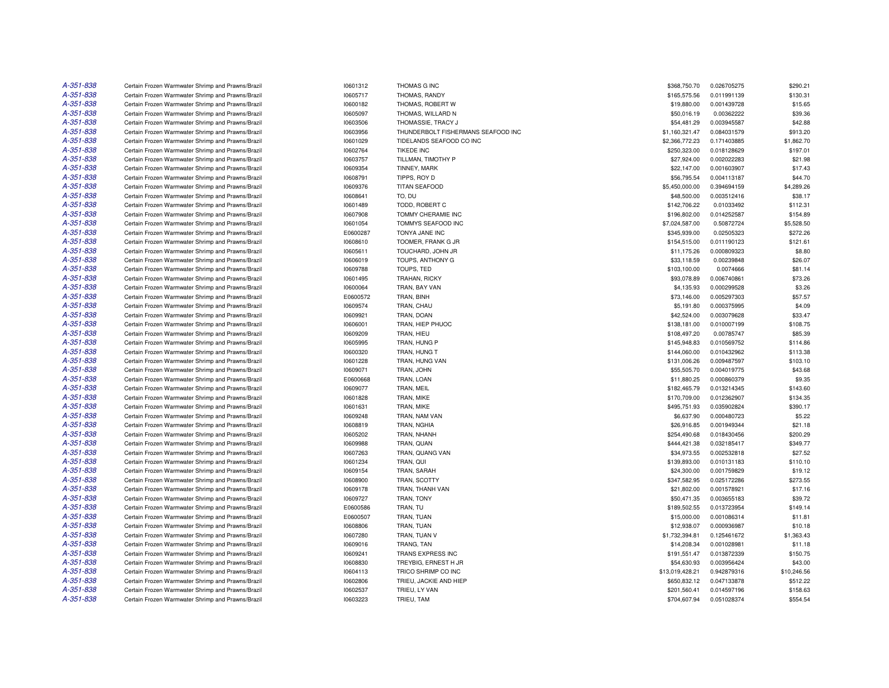| | | | | | | |
|---|---|---|---|---|---|---|
| A-351-838 | Certain Frozen Warmwater Shrimp and Prawns/Brazil | I0601312 | THOMAS G INC | $368,750.70 | 0.026705275 | $290.21 |
| A-351-838 | Certain Frozen Warmwater Shrimp and Prawns/Brazil | I0605717 | THOMAS, RANDY | $165,575.56 | 0.011991139 | $130.31 |
| A-351-838 | Certain Frozen Warmwater Shrimp and Prawns/Brazil | I0600182 | THOMAS, ROBERT W | $19,880.00 | 0.001439728 | $15.65 |
| A-351-838 | Certain Frozen Warmwater Shrimp and Prawns/Brazil | I0605097 | THOMAS, WILLARD N | $50,016.19 | 0.00362222 | $39.36 |
| A-351-838 | Certain Frozen Warmwater Shrimp and Prawns/Brazil | I0603506 | THOMASSIE, TRACY J | $54,481.29 | 0.003945587 | $42.88 |
| A-351-838 | Certain Frozen Warmwater Shrimp and Prawns/Brazil | I0603956 | THUNDERBOLT FISHERMANS SEAFOOD INC | $1,160,321.47 | 0.084031579 | $913.20 |
| A-351-838 | Certain Frozen Warmwater Shrimp and Prawns/Brazil | I0601029 | TIDELANDS SEAFOOD CO INC | $2,366,772.23 | 0.171403885 | $1,862.70 |
| A-351-838 | Certain Frozen Warmwater Shrimp and Prawns/Brazil | I0602764 | TIKEDE INC | $250,323.00 | 0.018128629 | $197.01 |
| A-351-838 | Certain Frozen Warmwater Shrimp and Prawns/Brazil | I0603757 | TILLMAN, TIMOTHY P | $27,924.00 | 0.002022283 | $21.98 |
| A-351-838 | Certain Frozen Warmwater Shrimp and Prawns/Brazil | I0609354 | TINNEY, MARK | $22,147.00 | 0.001603907 | $17.43 |
| A-351-838 | Certain Frozen Warmwater Shrimp and Prawns/Brazil | I0608791 | TIPPS, ROY D | $56,795.54 | 0.004113187 | $44.70 |
| A-351-838 | Certain Frozen Warmwater Shrimp and Prawns/Brazil | I0609376 | TITAN SEAFOOD | $5,450,000.00 | 0.394694159 | $4,289.26 |
| A-351-838 | Certain Frozen Warmwater Shrimp and Prawns/Brazil | I0608641 | TO, DU | $48,500.00 | 0.003512416 | $38.17 |
| A-351-838 | Certain Frozen Warmwater Shrimp and Prawns/Brazil | I0601489 | TODD, ROBERT C | $142,706.22 | 0.01033492 | $112.31 |
| A-351-838 | Certain Frozen Warmwater Shrimp and Prawns/Brazil | I0607908 | TOMMY CHERAMIE INC | $196,802.00 | 0.014252587 | $154.89 |
| A-351-838 | Certain Frozen Warmwater Shrimp and Prawns/Brazil | I0601054 | TOMMYS SEAFOOD INC | $7,024,587.00 | 0.50872724 | $5,528.50 |
| A-351-838 | Certain Frozen Warmwater Shrimp and Prawns/Brazil | E0600287 | TONYA JANE INC | $345,939.00 | 0.02505323 | $272.26 |
| A-351-838 | Certain Frozen Warmwater Shrimp and Prawns/Brazil | I0608610 | TOOMER, FRANK G JR | $154,515.00 | 0.011190123 | $121.61 |
| A-351-838 | Certain Frozen Warmwater Shrimp and Prawns/Brazil | I0605611 | TOUCHARD, JOHN JR | $11,175.26 | 0.000809323 | $8.80 |
| A-351-838 | Certain Frozen Warmwater Shrimp and Prawns/Brazil | I0606019 | TOUPS, ANTHONY G | $33,118.59 | 0.00239848 | $26.07 |
| A-351-838 | Certain Frozen Warmwater Shrimp and Prawns/Brazil | I0609788 | TOUPS, TED | $103,100.00 | 0.0074666 | $81.14 |
| A-351-838 | Certain Frozen Warmwater Shrimp and Prawns/Brazil | I0601495 | TRAHAN, RICKY | $93,078.89 | 0.006740861 | $73.26 |
| A-351-838 | Certain Frozen Warmwater Shrimp and Prawns/Brazil | I0600064 | TRAN, BAY VAN | $4,135.93 | 0.000299528 | $3.26 |
| A-351-838 | Certain Frozen Warmwater Shrimp and Prawns/Brazil | E0600572 | TRAN, BINH | $73,146.00 | 0.005297303 | $57.57 |
| A-351-838 | Certain Frozen Warmwater Shrimp and Prawns/Brazil | I0609574 | TRAN, CHAU | $5,191.80 | 0.000375995 | $4.09 |
| A-351-838 | Certain Frozen Warmwater Shrimp and Prawns/Brazil | I0609921 | TRAN, DOAN | $42,524.00 | 0.003079628 | $33.47 |
| A-351-838 | Certain Frozen Warmwater Shrimp and Prawns/Brazil | I0606001 | TRAN, HIEP PHUOC | $138,181.00 | 0.010007199 | $108.75 |
| A-351-838 | Certain Frozen Warmwater Shrimp and Prawns/Brazil | I0609209 | TRAN, HIEU | $108,497.20 | 0.00785747 | $85.39 |
| A-351-838 | Certain Frozen Warmwater Shrimp and Prawns/Brazil | I0605995 | TRAN, HUNG P | $145,948.83 | 0.010569752 | $114.86 |
| A-351-838 | Certain Frozen Warmwater Shrimp and Prawns/Brazil | I0600320 | TRAN, HUNG T | $144,060.00 | 0.010432962 | $113.38 |
| A-351-838 | Certain Frozen Warmwater Shrimp and Prawns/Brazil | I0601228 | TRAN, HUNG VAN | $131,006.26 | 0.009487597 | $103.10 |
| A-351-838 | Certain Frozen Warmwater Shrimp and Prawns/Brazil | I0609071 | TRAN, JOHN | $55,505.70 | 0.004019775 | $43.68 |
| A-351-838 | Certain Frozen Warmwater Shrimp and Prawns/Brazil | E0600668 | TRAN, LOAN | $11,880.25 | 0.000860379 | $9.35 |
| A-351-838 | Certain Frozen Warmwater Shrimp and Prawns/Brazil | I0609077 | TRAN, MEIL | $182,465.79 | 0.013214345 | $143.60 |
| A-351-838 | Certain Frozen Warmwater Shrimp and Prawns/Brazil | I0601828 | TRAN, MIKE | $170,709.00 | 0.012362907 | $134.35 |
| A-351-838 | Certain Frozen Warmwater Shrimp and Prawns/Brazil | I0601631 | TRAN, MIKE | $495,751.93 | 0.035902824 | $390.17 |
| A-351-838 | Certain Frozen Warmwater Shrimp and Prawns/Brazil | I0609248 | TRAN, NAM VAN | $6,637.90 | 0.000480723 | $5.22 |
| A-351-838 | Certain Frozen Warmwater Shrimp and Prawns/Brazil | I0608819 | TRAN, NGHIA | $26,916.85 | 0.001949344 | $21.18 |
| A-351-838 | Certain Frozen Warmwater Shrimp and Prawns/Brazil | I0605202 | TRAN, NHANH | $254,490.68 | 0.018430456 | $200.29 |
| A-351-838 | Certain Frozen Warmwater Shrimp and Prawns/Brazil | I0609988 | TRAN, QUAN | $444,421.38 | 0.032185417 | $349.77 |
| A-351-838 | Certain Frozen Warmwater Shrimp and Prawns/Brazil | I0607263 | TRAN, QUANG VAN | $34,973.55 | 0.002532818 | $27.52 |
| A-351-838 | Certain Frozen Warmwater Shrimp and Prawns/Brazil | I0601234 | TRAN, QUI | $139,893.00 | 0.010131183 | $110.10 |
| A-351-838 | Certain Frozen Warmwater Shrimp and Prawns/Brazil | I0609154 | TRAN, SARAH | $24,300.00 | 0.001759829 | $19.12 |
| A-351-838 | Certain Frozen Warmwater Shrimp and Prawns/Brazil | I0608900 | TRAN, SCOTTY | $347,582.95 | 0.025172286 | $273.55 |
| A-351-838 | Certain Frozen Warmwater Shrimp and Prawns/Brazil | I0609178 | TRAN, THANH VAN | $21,802.00 | 0.001578921 | $17.16 |
| A-351-838 | Certain Frozen Warmwater Shrimp and Prawns/Brazil | I0609727 | TRAN, TONY | $50,471.35 | 0.003655183 | $39.72 |
| A-351-838 | Certain Frozen Warmwater Shrimp and Prawns/Brazil | E0600586 | TRAN, TU | $189,502.55 | 0.013723954 | $149.14 |
| A-351-838 | Certain Frozen Warmwater Shrimp and Prawns/Brazil | E0600507 | TRAN, TUAN | $15,000.00 | 0.001086314 | $11.81 |
| A-351-838 | Certain Frozen Warmwater Shrimp and Prawns/Brazil | I0608806 | TRAN, TUAN | $12,938.07 | 0.000936987 | $10.18 |
| A-351-838 | Certain Frozen Warmwater Shrimp and Prawns/Brazil | I0607280 | TRAN, TUAN V | $1,732,394.81 | 0.125461672 | $1,363.43 |
| A-351-838 | Certain Frozen Warmwater Shrimp and Prawns/Brazil | I0609016 | TRANG, TAN | $14,208.34 | 0.001028981 | $11.18 |
| A-351-838 | Certain Frozen Warmwater Shrimp and Prawns/Brazil | I0609241 | TRANS EXPRESS INC | $191,551.47 | 0.013872339 | $150.75 |
| A-351-838 | Certain Frozen Warmwater Shrimp and Prawns/Brazil | I0608830 | TREYBIG, ERNEST H JR | $54,630.93 | 0.003956424 | $43.00 |
| A-351-838 | Certain Frozen Warmwater Shrimp and Prawns/Brazil | I0604113 | TRICO SHRIMP CO INC | $13,019,428.21 | 0.942879316 | $10,246.56 |
| A-351-838 | Certain Frozen Warmwater Shrimp and Prawns/Brazil | I0602806 | TRIEU, JACKIE AND HIEP | $650,832.12 | 0.047133878 | $512.22 |
| A-351-838 | Certain Frozen Warmwater Shrimp and Prawns/Brazil | I0602537 | TRIEU, LY VAN | $201,560.41 | 0.014597196 | $158.63 |
| A-351-838 | Certain Frozen Warmwater Shrimp and Prawns/Brazil | I0603223 | TRIEU, TAM | $704,607.94 | 0.051028374 | $554.54 |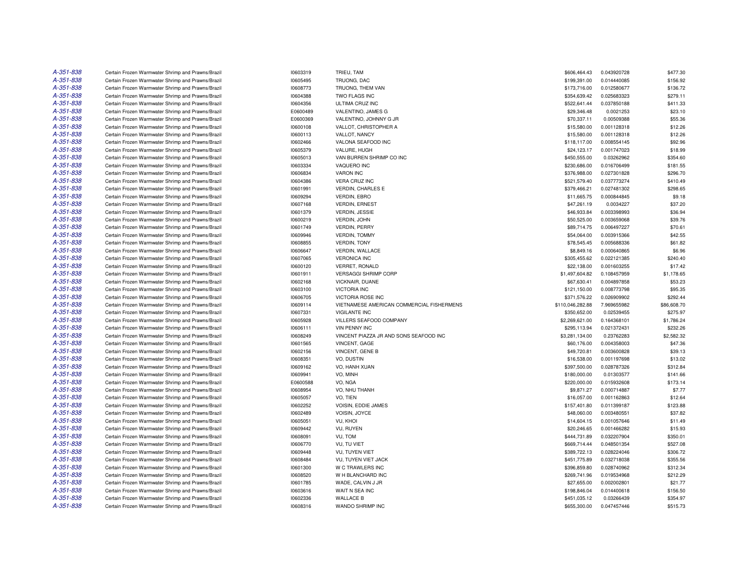| | | | | | | |
|---|---|---|---|---|---|---|
| A-351-838 | Certain Frozen Warmwater Shrimp and Prawns/Brazil | I0603319 | TRIEU, TAM | $606,464.43 | 0.043920728 | $477.30 |
| A-351-838 | Certain Frozen Warmwater Shrimp and Prawns/Brazil | I0605495 | TRUONG, DAC | $199,391.00 | 0.014440085 | $156.92 |
| A-351-838 | Certain Frozen Warmwater Shrimp and Prawns/Brazil | I0608773 | TRUONG, THEM VAN | $173,716.00 | 0.012580677 | $136.72 |
| A-351-838 | Certain Frozen Warmwater Shrimp and Prawns/Brazil | I0604388 | TWO FLAGS INC | $354,639.42 | 0.025683323 | $279.11 |
| A-351-838 | Certain Frozen Warmwater Shrimp and Prawns/Brazil | I0604356 | ULTIMA CRUZ INC | $522,641.44 | 0.037850188 | $411.33 |
| A-351-838 | Certain Frozen Warmwater Shrimp and Prawns/Brazil | E0600489 | VALENTINO, JAMES G | $29,346.48 | 0.0021253 | $23.10 |
| A-351-838 | Certain Frozen Warmwater Shrimp and Prawns/Brazil | E0600369 | VALENTINO, JOHNNY G JR | $70,337.11 | 0.00509388 | $55.36 |
| A-351-838 | Certain Frozen Warmwater Shrimp and Prawns/Brazil | I0600108 | VALLOT, CHRISTOPHER A | $15,580.00 | 0.001128318 | $12.26 |
| A-351-838 | Certain Frozen Warmwater Shrimp and Prawns/Brazil | I0600113 | VALLOT, NANCY | $15,580.00 | 0.001128318 | $12.26 |
| A-351-838 | Certain Frozen Warmwater Shrimp and Prawns/Brazil | I0602466 | VALONA SEAFOOD INC | $118,117.00 | 0.008554145 | $92.96 |
| A-351-838 | Certain Frozen Warmwater Shrimp and Prawns/Brazil | I0605379 | VALURE, HUGH | $24,123.17 | 0.001747023 | $18.99 |
| A-351-838 | Certain Frozen Warmwater Shrimp and Prawns/Brazil | I0605013 | VAN BURREN SHRIMP CO INC | $450,555.00 | 0.03262962 | $354.60 |
| A-351-838 | Certain Frozen Warmwater Shrimp and Prawns/Brazil | I0603334 | VAQUERO INC | $230,686.00 | 0.016706499 | $181.55 |
| A-351-838 | Certain Frozen Warmwater Shrimp and Prawns/Brazil | I0606834 | VARON INC | $376,988.00 | 0.027301828 | $296.70 |
| A-351-838 | Certain Frozen Warmwater Shrimp and Prawns/Brazil | I0604386 | VERA CRUZ INC | $521,579.40 | 0.037773274 | $410.49 |
| A-351-838 | Certain Frozen Warmwater Shrimp and Prawns/Brazil | I0601991 | VERDIN, CHARLES E | $379,466.21 | 0.027481302 | $298.65 |
| A-351-838 | Certain Frozen Warmwater Shrimp and Prawns/Brazil | I0609294 | VERDIN, EBRO | $11,665.75 | 0.000844845 | $9.18 |
| A-351-838 | Certain Frozen Warmwater Shrimp and Prawns/Brazil | I0607168 | VERDIN, ERNEST | $47,261.19 | 0.0034227 | $37.20 |
| A-351-838 | Certain Frozen Warmwater Shrimp and Prawns/Brazil | I0601379 | VERDIN, JESSIE | $46,933.84 | 0.003398993 | $36.94 |
| A-351-838 | Certain Frozen Warmwater Shrimp and Prawns/Brazil | I0600219 | VERDIN, JOHN | $50,525.00 | 0.003659068 | $39.76 |
| A-351-838 | Certain Frozen Warmwater Shrimp and Prawns/Brazil | I0601749 | VERDIN, PERRY | $89,714.75 | 0.006497227 | $70.61 |
| A-351-838 | Certain Frozen Warmwater Shrimp and Prawns/Brazil | I0609946 | VERDIN, TOMMY | $54,064.00 | 0.003915366 | $42.55 |
| A-351-838 | Certain Frozen Warmwater Shrimp and Prawns/Brazil | I0608855 | VERDIN, TONY | $78,545.45 | 0.005688336 | $61.82 |
| A-351-838 | Certain Frozen Warmwater Shrimp and Prawns/Brazil | I0606647 | VERDIN, WALLACE | $8,849.16 | 0.000640865 | $6.96 |
| A-351-838 | Certain Frozen Warmwater Shrimp and Prawns/Brazil | I0607065 | VERONICA INC | $305,455.62 | 0.022121385 | $240.40 |
| A-351-838 | Certain Frozen Warmwater Shrimp and Prawns/Brazil | I0600120 | VERRET, RONALD | $22,138.00 | 0.001603255 | $17.42 |
| A-351-838 | Certain Frozen Warmwater Shrimp and Prawns/Brazil | I0601911 | VERSAGGI SHRIMP CORP | $1,497,604.82 | 0.108457959 | $1,178.65 |
| A-351-838 | Certain Frozen Warmwater Shrimp and Prawns/Brazil | I0602168 | VICKNAIR, DUANE | $67,630.41 | 0.004897858 | $53.23 |
| A-351-838 | Certain Frozen Warmwater Shrimp and Prawns/Brazil | I0603100 | VICTORIA INC | $121,150.00 | 0.008773798 | $95.35 |
| A-351-838 | Certain Frozen Warmwater Shrimp and Prawns/Brazil | I0606705 | VICTORIA ROSE INC | $371,576.22 | 0.026909902 | $292.44 |
| A-351-838 | Certain Frozen Warmwater Shrimp and Prawns/Brazil | I0609114 | VIETNAMESE AMERICAN COMMERCIAL FISHERMENS | $110,046,282.88 | 7.969655982 | $86,608.70 |
| A-351-838 | Certain Frozen Warmwater Shrimp and Prawns/Brazil | I0607331 | VIGILANTE INC | $350,652.00 | 0.02539455 | $275.97 |
| A-351-838 | Certain Frozen Warmwater Shrimp and Prawns/Brazil | I0605928 | VILLERS SEAFOOD COMPANY | $2,269,621.00 | 0.164368101 | $1,786.24 |
| A-351-838 | Certain Frozen Warmwater Shrimp and Prawns/Brazil | I0606111 | VIN PENNY INC | $295,113.94 | 0.021372431 | $232.26 |
| A-351-838 | Certain Frozen Warmwater Shrimp and Prawns/Brazil | I0608249 | VINCENT PIAZZA JR AND SONS SEAFOOD INC | $3,281,134.00 | 0.23762283 | $2,582.32 |
| A-351-838 | Certain Frozen Warmwater Shrimp and Prawns/Brazil | I0601565 | VINCENT, GAGE | $60,176.00 | 0.004358003 | $47.36 |
| A-351-838 | Certain Frozen Warmwater Shrimp and Prawns/Brazil | I0602156 | VINCENT, GENE B | $49,720.81 | 0.003600828 | $39.13 |
| A-351-838 | Certain Frozen Warmwater Shrimp and Prawns/Brazil | I0608351 | VO, DUSTIN | $16,538.00 | 0.001197698 | $13.02 |
| A-351-838 | Certain Frozen Warmwater Shrimp and Prawns/Brazil | I0609162 | VO, HANH XUAN | $397,500.00 | 0.028787326 | $312.84 |
| A-351-838 | Certain Frozen Warmwater Shrimp and Prawns/Brazil | I0609941 | VO, MINH | $180,000.00 | 0.01303577 | $141.66 |
| A-351-838 | Certain Frozen Warmwater Shrimp and Prawns/Brazil | E0600588 | VO, NGA | $220,000.00 | 0.015932608 | $173.14 |
| A-351-838 | Certain Frozen Warmwater Shrimp and Prawns/Brazil | I0608954 | VO, NHU THANH | $9,871.27 | 0.000714887 | $7.77 |
| A-351-838 | Certain Frozen Warmwater Shrimp and Prawns/Brazil | I0605057 | VO, TIEN | $16,057.00 | 0.001162863 | $12.64 |
| A-351-838 | Certain Frozen Warmwater Shrimp and Prawns/Brazil | I0602252 | VOISIN, EDDIE JAMES | $157,401.80 | 0.011399187 | $123.88 |
| A-351-838 | Certain Frozen Warmwater Shrimp and Prawns/Brazil | I0602489 | VOISIN, JOYCE | $48,060.00 | 0.003480551 | $37.82 |
| A-351-838 | Certain Frozen Warmwater Shrimp and Prawns/Brazil | I0605051 | VU, KHOI | $14,604.15 | 0.001057646 | $11.49 |
| A-351-838 | Certain Frozen Warmwater Shrimp and Prawns/Brazil | I0609442 | VU, RUYEN | $20,246.65 | 0.001466282 | $15.93 |
| A-351-838 | Certain Frozen Warmwater Shrimp and Prawns/Brazil | I0608091 | VU, TOM | $444,731.89 | 0.032207904 | $350.01 |
| A-351-838 | Certain Frozen Warmwater Shrimp and Prawns/Brazil | I0606770 | VU, TU VIET | $669,714.44 | 0.048501354 | $527.08 |
| A-351-838 | Certain Frozen Warmwater Shrimp and Prawns/Brazil | I0609448 | VU, TUYEN VIET | $389,722.13 | 0.028224046 | $306.72 |
| A-351-838 | Certain Frozen Warmwater Shrimp and Prawns/Brazil | I0608484 | VU, TUYEN VIET JACK | $451,775.89 | 0.032718038 | $355.56 |
| A-351-838 | Certain Frozen Warmwater Shrimp and Prawns/Brazil | I0601300 | W C TRAWLERS INC | $396,859.80 | 0.028740962 | $312.34 |
| A-351-838 | Certain Frozen Warmwater Shrimp and Prawns/Brazil | I0608520 | W H BLANCHARD INC | $269,741.96 | 0.019534968 | $212.29 |
| A-351-838 | Certain Frozen Warmwater Shrimp and Prawns/Brazil | I0601785 | WADE, CALVIN J JR | $27,655.00 | 0.002002801 | $21.77 |
| A-351-838 | Certain Frozen Warmwater Shrimp and Prawns/Brazil | I0603616 | WAIT N SEA INC | $198,846.04 | 0.014400618 | $156.50 |
| A-351-838 | Certain Frozen Warmwater Shrimp and Prawns/Brazil | I0602336 | WALLACE B | $451,035.12 | 0.03266439 | $354.97 |
| A-351-838 | Certain Frozen Warmwater Shrimp and Prawns/Brazil | I0608316 | WANDO SHRIMP INC | $655,300.00 | 0.047457446 | $515.73 |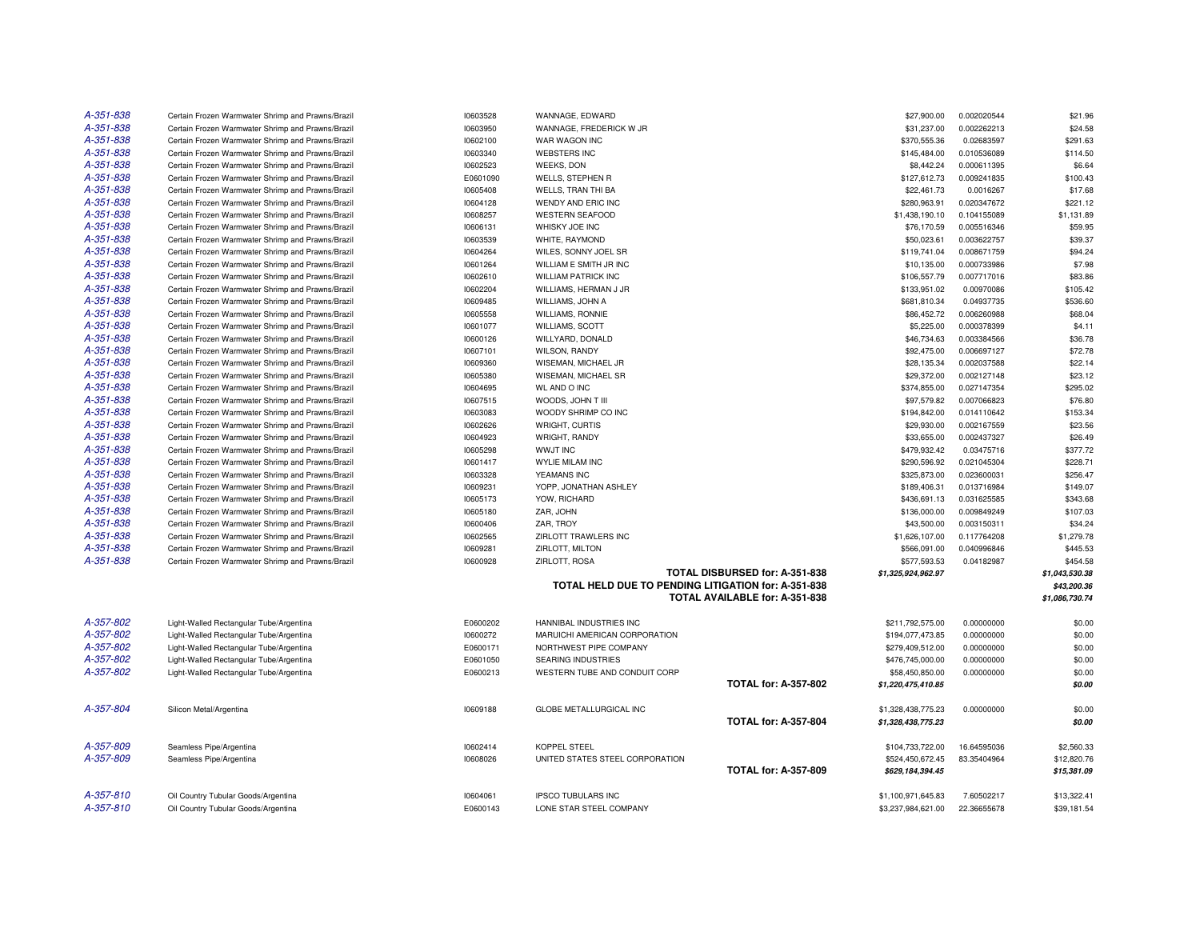| | | | | | | |
|---|---|---|---|---|---|---|
| A-351-838 | Certain Frozen Warmwater Shrimp and Prawns/Brazil | I0603528 | WANNAGE, EDWARD | $27,900.00 | 0.002020544 | $21.96 |
| A-351-838 | Certain Frozen Warmwater Shrimp and Prawns/Brazil | I0603950 | WANNAGE, FREDERICK W JR | $31,237.00 | 0.002262213 | $24.58 |
| A-351-838 | Certain Frozen Warmwater Shrimp and Prawns/Brazil | I0602100 | WAR WAGON INC | $370,555.36 | 0.02683597 | $291.63 |
| A-351-838 | Certain Frozen Warmwater Shrimp and Prawns/Brazil | I0603340 | WEBSTERS INC | $145,484.00 | 0.010536089 | $114.50 |
| A-351-838 | Certain Frozen Warmwater Shrimp and Prawns/Brazil | I0602523 | WEEKS, DON | $8,442.24 | 0.000611395 | $6.64 |
| A-351-838 | Certain Frozen Warmwater Shrimp and Prawns/Brazil | E0601090 | WELLS, STEPHEN R | $127,612.73 | 0.009241835 | $100.43 |
| A-351-838 | Certain Frozen Warmwater Shrimp and Prawns/Brazil | I0605408 | WELLS, TRAN THI BA | $22,461.73 | 0.0016267 | $17.68 |
| A-351-838 | Certain Frozen Warmwater Shrimp and Prawns/Brazil | I0604128 | WENDY AND ERIC INC | $280,963.91 | 0.020347672 | $221.12 |
| A-351-838 | Certain Frozen Warmwater Shrimp and Prawns/Brazil | I0608257 | WESTERN SEAFOOD | $1,438,190.10 | 0.104155089 | $1,131.89 |
| A-351-838 | Certain Frozen Warmwater Shrimp and Prawns/Brazil | I0606131 | WHISKY JOE INC | $76,170.59 | 0.005516346 | $59.95 |
| A-351-838 | Certain Frozen Warmwater Shrimp and Prawns/Brazil | I0603539 | WHITE, RAYMOND | $50,023.61 | 0.003622757 | $39.37 |
| A-351-838 | Certain Frozen Warmwater Shrimp and Prawns/Brazil | I0604264 | WILES, SONNY JOEL SR | $119,741.04 | 0.008671759 | $94.24 |
| A-351-838 | Certain Frozen Warmwater Shrimp and Prawns/Brazil | I0601264 | WILLIAM E SMITH JR INC | $10,135.00 | 0.000733986 | $7.98 |
| A-351-838 | Certain Frozen Warmwater Shrimp and Prawns/Brazil | I0602610 | WILLIAM PATRICK INC | $106,557.79 | 0.007717016 | $83.86 |
| A-351-838 | Certain Frozen Warmwater Shrimp and Prawns/Brazil | I0602204 | WILLIAMS, HERMAN J JR | $133,951.02 | 0.00970086 | $105.42 |
| A-351-838 | Certain Frozen Warmwater Shrimp and Prawns/Brazil | I0609485 | WILLIAMS, JOHN A | $681,810.34 | 0.04937735 | $536.60 |
| A-351-838 | Certain Frozen Warmwater Shrimp and Prawns/Brazil | I0605558 | WILLIAMS, RONNIE | $86,452.72 | 0.006260988 | $68.04 |
| A-351-838 | Certain Frozen Warmwater Shrimp and Prawns/Brazil | I0601077 | WILLIAMS, SCOTT | $5,225.00 | 0.000378399 | $4.11 |
| A-351-838 | Certain Frozen Warmwater Shrimp and Prawns/Brazil | I0600126 | WILLYARD, DONALD | $46,734.63 | 0.003384566 | $36.78 |
| A-351-838 | Certain Frozen Warmwater Shrimp and Prawns/Brazil | I0607101 | WILSON, RANDY | $92,475.00 | 0.006697127 | $72.78 |
| A-351-838 | Certain Frozen Warmwater Shrimp and Prawns/Brazil | I0609360 | WISEMAN, MICHAEL JR | $28,135.34 | 0.002037588 | $22.14 |
| A-351-838 | Certain Frozen Warmwater Shrimp and Prawns/Brazil | I0605380 | WISEMAN, MICHAEL SR | $29,372.00 | 0.002127148 | $23.12 |
| A-351-838 | Certain Frozen Warmwater Shrimp and Prawns/Brazil | I0604695 | WL AND O INC | $374,855.00 | 0.027147354 | $295.02 |
| A-351-838 | Certain Frozen Warmwater Shrimp and Prawns/Brazil | I0607515 | WOODS, JOHN T III | $97,579.82 | 0.007066823 | $76.80 |
| A-351-838 | Certain Frozen Warmwater Shrimp and Prawns/Brazil | I0603083 | WOODY SHRIMP CO INC | $194,842.00 | 0.014110642 | $153.34 |
| A-351-838 | Certain Frozen Warmwater Shrimp and Prawns/Brazil | I0602626 | WRIGHT, CURTIS | $29,930.00 | 0.002167559 | $23.56 |
| A-351-838 | Certain Frozen Warmwater Shrimp and Prawns/Brazil | I0604923 | WRIGHT, RANDY | $33,655.00 | 0.002437327 | $26.49 |
| A-351-838 | Certain Frozen Warmwater Shrimp and Prawns/Brazil | I0605298 | WWJT INC | $479,932.42 | 0.03475716 | $377.72 |
| A-351-838 | Certain Frozen Warmwater Shrimp and Prawns/Brazil | I0601417 | WYLIE MILAM INC | $290,596.92 | 0.021045304 | $228.71 |
| A-351-838 | Certain Frozen Warmwater Shrimp and Prawns/Brazil | I0603328 | YEAMANS INC | $325,873.00 | 0.023600031 | $256.47 |
| A-351-838 | Certain Frozen Warmwater Shrimp and Prawns/Brazil | I0609231 | YOPP, JONATHAN ASHLEY | $189,406.31 | 0.013716984 | $149.07 |
| A-351-838 | Certain Frozen Warmwater Shrimp and Prawns/Brazil | I0605173 | YOW, RICHARD | $436,691.13 | 0.031625585 | $343.68 |
| A-351-838 | Certain Frozen Warmwater Shrimp and Prawns/Brazil | I0605180 | ZAR, JOHN | $136,000.00 | 0.009849249 | $107.03 |
| A-351-838 | Certain Frozen Warmwater Shrimp and Prawns/Brazil | I0600406 | ZAR, TROY | $43,500.00 | 0.003150311 | $34.24 |
| A-351-838 | Certain Frozen Warmwater Shrimp and Prawns/Brazil | I0602565 | ZIRLOTT TRAWLERS INC | $1,626,107.00 | 0.117764208 | $1,279.78 |
| A-351-838 | Certain Frozen Warmwater Shrimp and Prawns/Brazil | I0609281 | ZIRLOTT, MILTON | $566,091.00 | 0.040996846 | $445.53 |
| A-351-838 | Certain Frozen Warmwater Shrimp and Prawns/Brazil | I0600928 | ZIRLOTT, ROSA | $577,593.53 | 0.04182987 | $454.58 |
| | | | **TOTAL DISBURSED for: A-351-838** | ***$1,325,924,962.97*** | | ***$1,043,530.38*** |
| | | | **TOTAL HELD DUE TO PENDING LITIGATION for: A-351-838** | | | ***$43,200.36*** |
| | | | **TOTAL AVAILABLE for: A-351-838** | | | ***$1,086,730.74*** |
| A-357-802 | Light-Walled Rectangular Tube/Argentina | E0600202 | HANNIBAL INDUSTRIES INC | $211,792,575.00 | 0.00000000 | $0.00 |
| A-357-802 | Light-Walled Rectangular Tube/Argentina | I0600272 | MARUICHI AMERICAN CORPORATION | $194,077,473.85 | 0.00000000 | $0.00 |
| A-357-802 | Light-Walled Rectangular Tube/Argentina | E0600171 | NORTHWEST PIPE COMPANY | $279,409,512.00 | 0.00000000 | $0.00 |
| A-357-802 | Light-Walled Rectangular Tube/Argentina | E0601050 | SEARING INDUSTRIES | $476,745,000.00 | 0.00000000 | $0.00 |
| A-357-802 | Light-Walled Rectangular Tube/Argentina | E0600213 | WESTERN TUBE AND CONDUIT CORP | $58,450,850.00 | 0.00000000 | $0.00 |
| | | | **TOTAL for: A-357-802** | ***$1,220,475,410.85*** | | ***$0.00*** |
| A-357-804 | Silicon Metal/Argentina | I0609188 | GLOBE METALLURGICAL INC | $1,328,438,775.23 | 0.00000000 | $0.00 |
| | | | **TOTAL for: A-357-804** | ***$1,328,438,775.23*** | | ***$0.00*** |
| A-357-809 | Seamless Pipe/Argentina | I0602414 | KOPPEL STEEL | $104,733,722.00 | 16.64595036 | $2,560.33 |
| A-357-809 | Seamless Pipe/Argentina | I0608026 | UNITED STATES STEEL CORPORATION | $524,450,672.45 | 83.35404964 | $12,820.76 |
| | | | **TOTAL for: A-357-809** | ***$629,184,394.45*** | | ***$15,381.09*** |
| A-357-810 | Oil Country Tubular Goods/Argentina | I0604061 | IPSCO TUBULARS INC | $1,100,971,645.83 | 7.60502217 | $13,322.41 |
| A-357-810 | Oil Country Tubular Goods/Argentina | E0600143 | LONE STAR STEEL COMPANY | $3,237,984,621.00 | 22.36655678 | $39,181.54 |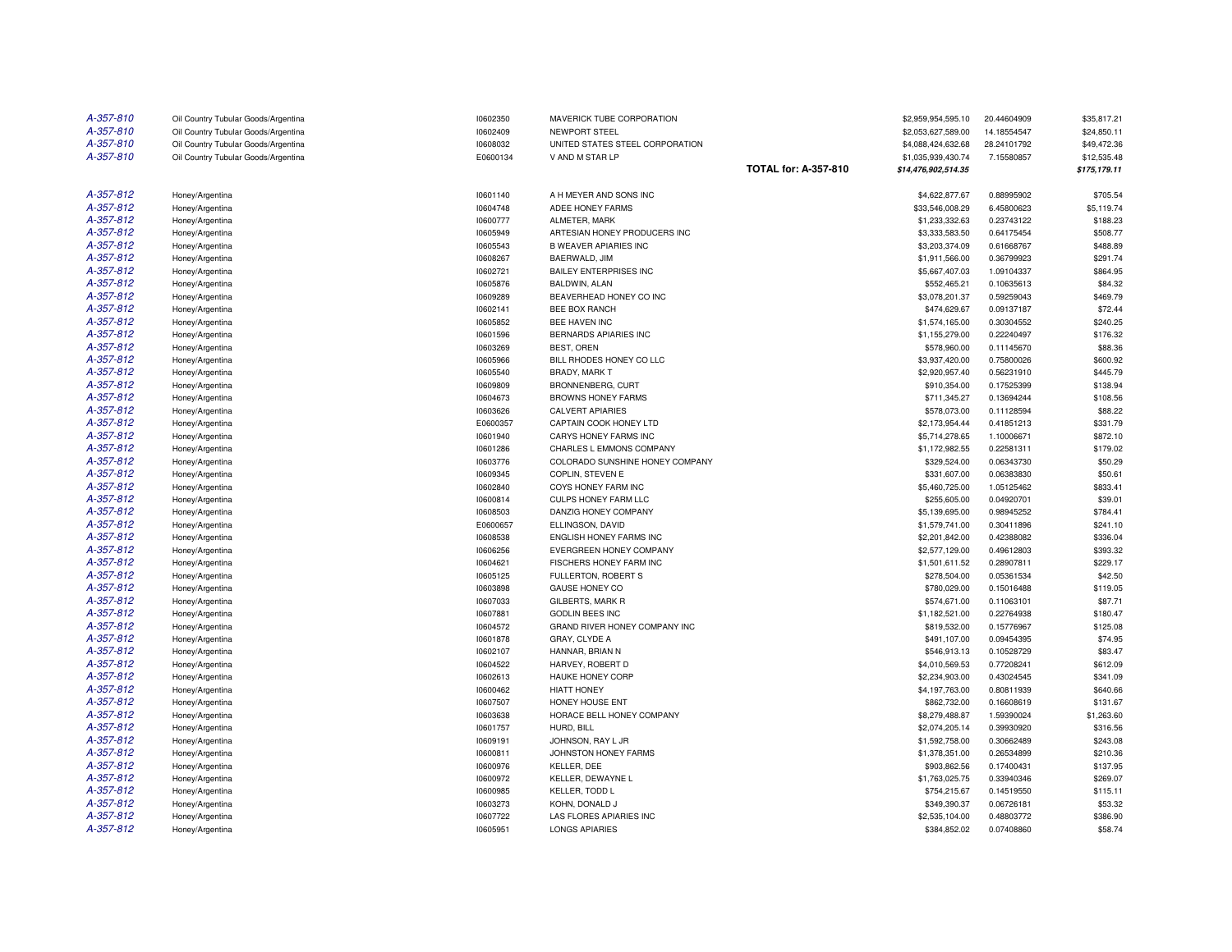| | | | | | | | |
|---|---|---|---|---|---|---|---|
| *A-357-810* | Oil Country Tubular Goods/Argentina | I0602350 | MAVERICK TUBE CORPORATION | | $2,959,954,595.10 | 20.44604909 | $35,817.21 |
| *A-357-810* | Oil Country Tubular Goods/Argentina | I0602409 | NEWPORT STEEL | | $2,053,627,589.00 | 14.18554547 | $24,850.11 |
| *A-357-810* | Oil Country Tubular Goods/Argentina | I0608032 | UNITED STATES STEEL CORPORATION | | $4,088,424,632.68 | 28.24101792 | $49,472.36 |
| *A-357-810* | Oil Country Tubular Goods/Argentina | E0600134 | V AND M STAR LP | | $1,035,939,430.74 | 7.15580857 | $12,535.48 |
| | | | | **TOTAL for: A-357-810** | ***$14,476,902,514.35*** | | ***$175,179.11*** |
| *A-357-812* | Honey/Argentina | I0601140 | A H MEYER AND SONS INC | | $4,622,877.67 | 0.88995902 | $705.54 |
| *A-357-812* | Honey/Argentina | I0604748 | ADEE HONEY FARMS | | $33,546,008.29 | 6.45800623 | $5,119.74 |
| *A-357-812* | Honey/Argentina | I0600777 | ALMETER, MARK | | $1,233,332.63 | 0.23743122 | $188.23 |
| *A-357-812* | Honey/Argentina | I0605949 | ARTESIAN HONEY PRODUCERS INC | | $3,333,583.50 | 0.64175454 | $508.77 |
| *A-357-812* | Honey/Argentina | I0605543 | B WEAVER APIARIES INC | | $3,203,374.09 | 0.61668767 | $488.89 |
| *A-357-812* | Honey/Argentina | I0608267 | BAERWALD, JIM | | $1,911,566.00 | 0.36799923 | $291.74 |
| *A-357-812* | Honey/Argentina | I0602721 | BAILEY ENTERPRISES INC | | $5,667,407.03 | 1.09104337 | $864.95 |
| *A-357-812* | Honey/Argentina | I0605876 | BALDWIN, ALAN | | $552,465.21 | 0.10635613 | $84.32 |
| *A-357-812* | Honey/Argentina | I0609289 | BEAVERHEAD HONEY CO INC | | $3,078,201.37 | 0.59259043 | $469.79 |
| *A-357-812* | Honey/Argentina | I0602141 | BEE BOX RANCH | | $474,629.67 | 0.09137187 | $72.44 |
| *A-357-812* | Honey/Argentina | I0605852 | BEE HAVEN INC | | $1,574,165.00 | 0.30304552 | $240.25 |
| *A-357-812* | Honey/Argentina | I0601596 | BERNARDS APIARIES INC | | $1,155,279.00 | 0.22240497 | $176.32 |
| *A-357-812* | Honey/Argentina | I0603269 | BEST, OREN | | $578,960.00 | 0.11145670 | $88.36 |
| *A-357-812* | Honey/Argentina | I0605966 | BILL RHODES HONEY CO LLC | | $3,937,420.00 | 0.75800026 | $600.92 |
| *A-357-812* | Honey/Argentina | I0605540 | BRADY, MARK T | | $2,920,957.40 | 0.56231910 | $445.79 |
| *A-357-812* | Honey/Argentina | I0609809 | BRONNENBERG, CURT | | $910,354.00 | 0.17525399 | $138.94 |
| *A-357-812* | Honey/Argentina | I0604673 | BROWNS HONEY FARMS | | $711,345.27 | 0.13694244 | $108.56 |
| *A-357-812* | Honey/Argentina | I0603626 | CALVERT APIARIES | | $578,073.00 | 0.11128594 | $88.22 |
| *A-357-812* | Honey/Argentina | E0600357 | CAPTAIN COOK HONEY LTD | | $2,173,954.44 | 0.41851213 | $331.79 |
| *A-357-812* | Honey/Argentina | I0601940 | CARYS HONEY FARMS INC | | $5,714,278.65 | 1.10006671 | $872.10 |
| *A-357-812* | Honey/Argentina | I0601286 | CHARLES L EMMONS COMPANY | | $1,172,982.55 | 0.22581311 | $179.02 |
| *A-357-812* | Honey/Argentina | I0603776 | COLORADO SUNSHINE HONEY COMPANY | | $329,524.00 | 0.06343730 | $50.29 |
| *A-357-812* | Honey/Argentina | I0609345 | COPLIN, STEVEN E | | $331,607.00 | 0.06383830 | $50.61 |
| *A-357-812* | Honey/Argentina | I0602840 | COYS HONEY FARM INC | | $5,460,725.00 | 1.05125462 | $833.41 |
| *A-357-812* | Honey/Argentina | I0600814 | CULPS HONEY FARM LLC | | $255,605.00 | 0.04920701 | $39.01 |
| *A-357-812* | Honey/Argentina | I0608503 | DANZIG HONEY COMPANY | | $5,139,695.00 | 0.98945252 | $784.41 |
| *A-357-812* | Honey/Argentina | E0600657 | ELLINGSON, DAVID | | $1,579,741.00 | 0.30411896 | $241.10 |
| *A-357-812* | Honey/Argentina | I0608538 | ENGLISH HONEY FARMS INC | | $2,201,842.00 | 0.42388082 | $336.04 |
| *A-357-812* | Honey/Argentina | I0606256 | EVERGREEN HONEY COMPANY | | $2,577,129.00 | 0.49612803 | $393.32 |
| *A-357-812* | Honey/Argentina | I0604621 | FISCHERS HONEY FARM INC | | $1,501,611.52 | 0.28907811 | $229.17 |
| *A-357-812* | Honey/Argentina | I0605125 | FULLERTON, ROBERT S | | $278,504.00 | 0.05361534 | $42.50 |
| *A-357-812* | Honey/Argentina | I0603898 | GAUSE HONEY CO | | $780,029.00 | 0.15016488 | $119.05 |
| *A-357-812* | Honey/Argentina | I0607033 | GILBERTS, MARK R | | $574,671.00 | 0.11063101 | $87.71 |
| *A-357-812* | Honey/Argentina | I0607881 | GODLIN BEES INC | | $1,182,521.00 | 0.22764938 | $180.47 |
| *A-357-812* | Honey/Argentina | I0604572 | GRAND RIVER HONEY COMPANY INC | | $819,532.00 | 0.15776967 | $125.08 |
| *A-357-812* | Honey/Argentina | I0601878 | GRAY, CLYDE A | | $491,107.00 | 0.09454395 | $74.95 |
| *A-357-812* | Honey/Argentina | I0602107 | HANNAR, BRIAN N | | $546,913.13 | 0.10528729 | $83.47 |
| *A-357-812* | Honey/Argentina | I0604522 | HARVEY, ROBERT D | | $4,010,569.53 | 0.77208241 | $612.09 |
| *A-357-812* | Honey/Argentina | I0602613 | HAUKE HONEY CORP | | $2,234,903.00 | 0.43024545 | $341.09 |
| *A-357-812* | Honey/Argentina | I0600462 | HIATT HONEY | | $4,197,763.00 | 0.80811939 | $640.66 |
| *A-357-812* | Honey/Argentina | I0607507 | HONEY HOUSE ENT | | $862,732.00 | 0.16608619 | $131.67 |
| *A-357-812* | Honey/Argentina | I0603638 | HORACE BELL HONEY COMPANY | | $8,279,488.87 | 1.59390024 | $1,263.60 |
| *A-357-812* | Honey/Argentina | I0601757 | HURD, BILL | | $2,074,205.14 | 0.39930920 | $316.56 |
| *A-357-812* | Honey/Argentina | I0609191 | JOHNSON, RAY L JR | | $1,592,758.00 | 0.30662489 | $243.08 |
| *A-357-812* | Honey/Argentina | I0600811 | JOHNSTON HONEY FARMS | | $1,378,351.00 | 0.26534899 | $210.36 |
| *A-357-812* | Honey/Argentina | I0600976 | KELLER, DEE | | $903,862.56 | 0.17400431 | $137.95 |
| *A-357-812* | Honey/Argentina | I0600972 | KELLER, DEWAYNE L | | $1,763,025.75 | 0.33940346 | $269.07 |
| *A-357-812* | Honey/Argentina | I0600985 | KELLER, TODD L | | $754,215.67 | 0.14519550 | $115.11 |
| *A-357-812* | Honey/Argentina | I0603273 | KOHN, DONALD J | | $349,390.37 | 0.06726181 | $53.32 |
| *A-357-812* | Honey/Argentina | I0607722 | LAS FLORES APIARIES INC | | $2,535,104.00 | 0.48803772 | $386.90 |
| *A-357-812* | Honey/Argentina | I0605951 | LONGS APIARIES | | $384,852.02 | 0.07408860 | $58.74 |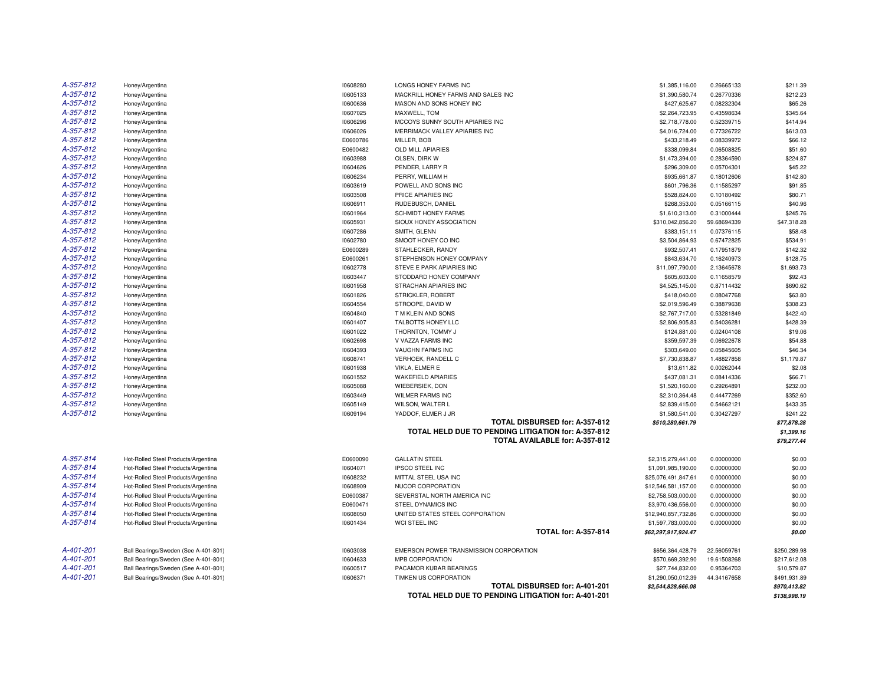| | | | | | | |
|---|---|---|---|---|---|---|
| A-357-812 | Honey/Argentina | I0608280 | LONGS HONEY FARMS INC | $1,385,116.00 | 0.26665133 | $211.39 |
| A-357-812 | Honey/Argentina | I0605133 | MACKRILL HONEY FARMS AND SALES INC | $1,390,580.74 | 0.26770336 | $212.23 |
| A-357-812 | Honey/Argentina | I0600636 | MASON AND SONS HONEY INC | $427,625.67 | 0.08232304 | $65.26 |
| A-357-812 | Honey/Argentina | I0607025 | MAXWELL, TOM | $2,264,723.95 | 0.43598634 | $345.64 |
| A-357-812 | Honey/Argentina | I0606296 | MCCOYS SUNNY SOUTH APIARIES INC | $2,718,778.00 | 0.52339715 | $414.94 |
| A-357-812 | Honey/Argentina | I0606026 | MERRIMACK VALLEY APIARIES INC | $4,016,724.00 | 0.77326722 | $613.03 |
| A-357-812 | Honey/Argentina | E0600786 | MILLER, BOB | $433,218.49 | 0.08339972 | $66.12 |
| A-357-812 | Honey/Argentina | E0600482 | OLD MILL APIARIES | $338,099.84 | 0.06508825 | $51.60 |
| A-357-812 | Honey/Argentina | I0603988 | OLSEN, DIRK W | $1,473,394.00 | 0.28364590 | $224.87 |
| A-357-812 | Honey/Argentina | I0604626 | PENDER, LARRY R | $296,309.00 | 0.05704301 | $45.22 |
| A-357-812 | Honey/Argentina | I0606234 | PERRY, WILLIAM H | $935,661.87 | 0.18012606 | $142.80 |
| A-357-812 | Honey/Argentina | I0603619 | POWELL AND SONS INC | $601,796.36 | 0.11585297 | $91.85 |
| A-357-812 | Honey/Argentina | I0603508 | PRICE APIARIES INC | $528,824.00 | 0.10180492 | $80.71 |
| A-357-812 | Honey/Argentina | I0606911 | RUDEBUSCH, DANIEL | $268,353.00 | 0.05166115 | $40.96 |
| A-357-812 | Honey/Argentina | I0601964 | SCHMIDT HONEY FARMS | $1,610,313.00 | 0.31000444 | $245.76 |
| A-357-812 | Honey/Argentina | I0605931 | SIOUX HONEY ASSOCIATION | $310,042,856.20 | 59.68694339 | $47,318.28 |
| A-357-812 | Honey/Argentina | I0607286 | SMITH, GLENN | $383,151.11 | 0.07376115 | $58.48 |
| A-357-812 | Honey/Argentina | I0602780 | SMOOT HONEY CO INC | $3,504,864.93 | 0.67472825 | $534.91 |
| A-357-812 | Honey/Argentina | E0600289 | STAHLECKER, RANDY | $932,507.41 | 0.17951879 | $142.32 |
| A-357-812 | Honey/Argentina | E0600261 | STEPHENSON HONEY COMPANY | $843,634.70 | 0.16240973 | $128.75 |
| A-357-812 | Honey/Argentina | I0602778 | STEVE E PARK APIARIES INC | $11,097,790.00 | 2.13645678 | $1,693.73 |
| A-357-812 | Honey/Argentina | I0603447 | STODDARD HONEY COMPANY | $605,603.00 | 0.11658579 | $92.43 |
| A-357-812 | Honey/Argentina | I0601958 | STRACHAN APIARIES INC | $4,525,145.00 | 0.87114432 | $690.62 |
| A-357-812 | Honey/Argentina | I0601826 | STRICKLER, ROBERT | $418,040.00 | 0.08047768 | $63.80 |
| A-357-812 | Honey/Argentina | I0604554 | STROOPE, DAVID W | $2,019,596.49 | 0.38879638 | $308.23 |
| A-357-812 | Honey/Argentina | I0604840 | T M KLEIN AND SONS | $2,767,717.00 | 0.53281849 | $422.40 |
| A-357-812 | Honey/Argentina | I0601407 | TALBOTTS HONEY LLC | $2,806,905.83 | 0.54036281 | $428.39 |
| A-357-812 | Honey/Argentina | I0601022 | THORNTON, TOMMY J | $124,881.00 | 0.02404108 | $19.06 |
| A-357-812 | Honey/Argentina | I0602698 | V VAZZA FARMS INC | $359,597.39 | 0.06922678 | $54.88 |
| A-357-812 | Honey/Argentina | I0604393 | VAUGHN FARMS INC | $303,649.00 | 0.05845605 | $46.34 |
| A-357-812 | Honey/Argentina | I0608741 | VERHOEK, RANDELL C | $7,730,838.87 | 1.48827858 | $1,179.87 |
| A-357-812 | Honey/Argentina | I0601938 | VIKLA, ELMER E | $13,611.82 | 0.00262044 | $2.08 |
| A-357-812 | Honey/Argentina | I0601552 | WAKEFIELD APIARIES | $437,081.31 | 0.08414336 | $66.71 |
| A-357-812 | Honey/Argentina | I0605088 | WIEBERSIEK, DON | $1,520,160.00 | 0.29264891 | $232.00 |
| A-357-812 | Honey/Argentina | I0603449 | WILMER FARMS INC | $2,310,364.48 | 0.44477269 | $352.60 |
| A-357-812 | Honey/Argentina | I0605149 | WILSON, WALTER L | $2,839,415.00 | 0.54662121 | $433.35 |
| A-357-812 | Honey/Argentina | I0609194 | YADDOF, ELMER J JR | $1,580,541.00 | 0.30427297 | $241.22 |
| | | | **TOTAL DISBURSED for: A-357-812** | ***$510,280,661.79*** | | ***$77,878.28*** |
| | | | **TOTAL HELD DUE TO PENDING LITIGATION for: A-357-812** | | | ***$1,399.16*** |
| | | | **TOTAL AVAILABLE for: A-357-812** | | | ***$79,277.44*** |
| A-357-814 | Hot-Rolled Steel Products/Argentina | E0600090 | GALLATIN STEEL | $2,315,279,441.00 | 0.00000000 | $0.00 |
| A-357-814 | Hot-Rolled Steel Products/Argentina | I0604071 | IPSCO STEEL INC | $1,091,985,190.00 | 0.00000000 | $0.00 |
| A-357-814 | Hot-Rolled Steel Products/Argentina | I0608232 | MITTAL STEEL USA INC | $25,076,491,847.61 | 0.00000000 | $0.00 |
| A-357-814 | Hot-Rolled Steel Products/Argentina | I0608909 | NUCOR CORPORATION | $12,546,581,157.00 | 0.00000000 | $0.00 |
| A-357-814 | Hot-Rolled Steel Products/Argentina | E0600387 | SEVERSTAL NORTH AMERICA INC | $2,758,503,000.00 | 0.00000000 | $0.00 |
| A-357-814 | Hot-Rolled Steel Products/Argentina | E0600471 | STEEL DYNAMICS INC | $3,970,436,556.00 | 0.00000000 | $0.00 |
| A-357-814 | Hot-Rolled Steel Products/Argentina | I0608050 | UNITED STATES STEEL CORPORATION | $12,940,857,732.86 | 0.00000000 | $0.00 |
| A-357-814 | Hot-Rolled Steel Products/Argentina | I0601434 | WCI STEEL INC | $1,597,783,000.00 | 0.00000000 | $0.00 |
| | | | **TOTAL for: A-357-814** | ***$62,297,917,924.47*** | | ***$0.00*** |
| A-401-201 | Ball Bearings/Sweden (See A-401-801) | I0603038 | EMERSON POWER TRANSMISSION CORPORATION | $656,364,428.79 | 22.56059761 | $250,289.98 |
| A-401-201 | Ball Bearings/Sweden (See A-401-801) | I0604633 | MPB CORPORATION | $570,669,392.90 | 19.61508268 | $217,612.08 |
| A-401-201 | Ball Bearings/Sweden (See A-401-801) | I0600517 | PACAMOR KUBAR BEARINGS | $27,744,832.00 | 0.95364703 | $10,579.87 |
| A-401-201 | Ball Bearings/Sweden (See A-401-801) | I0606371 | TIMKEN US CORPORATION | $1,290,050,012.39 | 44.34167658 | $491,931.89 |
| | | | **TOTAL DISBURSED for: A-401-201** | ***$2,544,828,666.08*** | | ***$970,413.82*** |
| | | | **TOTAL HELD DUE TO PENDING LITIGATION for: A-401-201** | | | ***$138,998.19*** |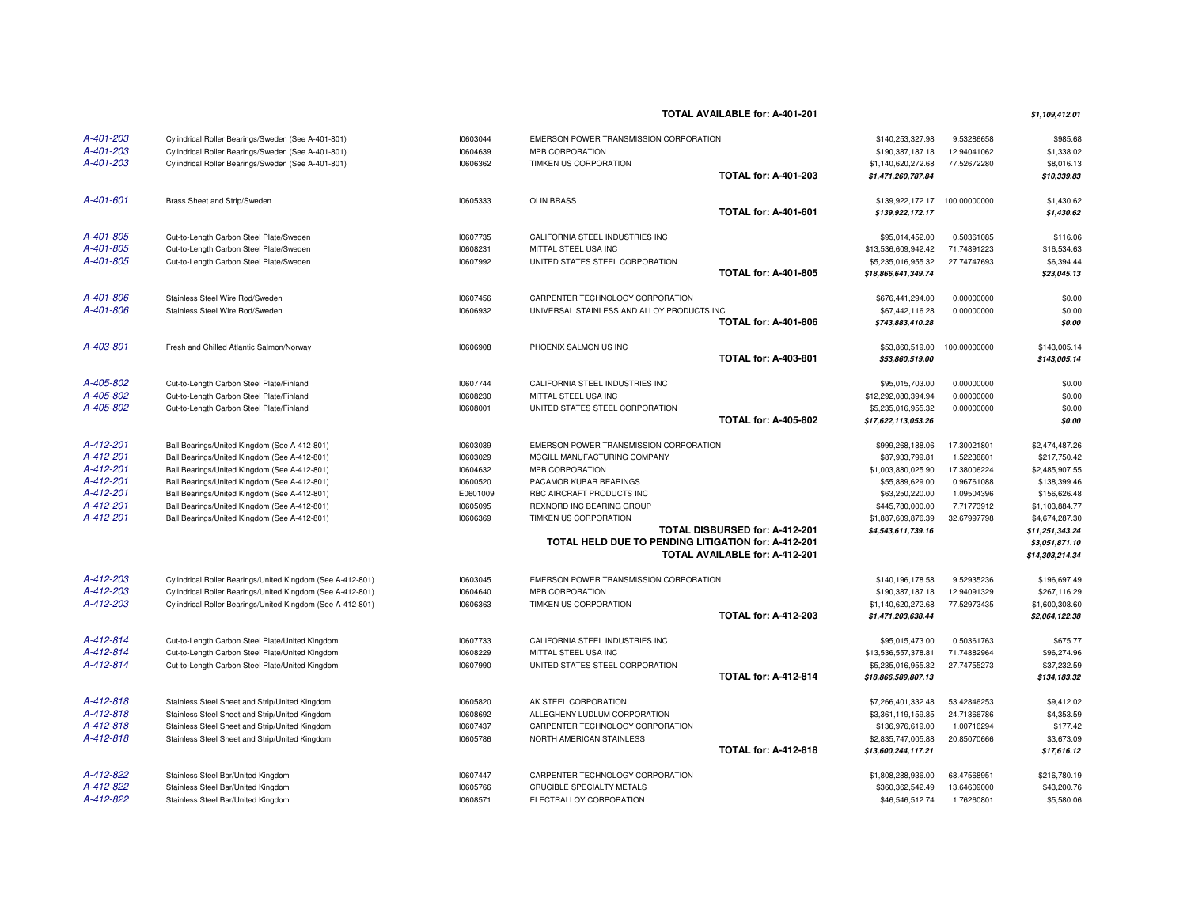| Case | Product/Country | Claim ID | Claimant | | Qualifying Expenditure | Percent | Amount |
|---|---|---|---|---|---|---|---|
| | | | | **TOTAL AVAILABLE for: A-401-201** | | | ***$1,109,412.01*** |
| *A-401-203* | Cylindrical Roller Bearings/Sweden (See A-401-801) | I0603044 | EMERSON POWER TRANSMISSION CORPORATION | | $140,253,327.98 | 9.53286658 | $985.68 |
| *A-401-203* | Cylindrical Roller Bearings/Sweden (See A-401-801) | I0604639 | MPB CORPORATION | | $190,387,187.18 | 12.94041062 | $1,338.02 |
| *A-401-203* | Cylindrical Roller Bearings/Sweden (See A-401-801) | I0606362 | TIMKEN US CORPORATION | | $1,140,620,272.68 | 77.52672280 | $8,016.13 |
| | | | | **TOTAL for: A-401-203** | ***$1,471,260,787.84*** | | ***$10,339.83*** |
| *A-401-601* | Brass Sheet and Strip/Sweden | I0605333 | OLIN BRASS | | $139,922,172.17 | 100.00000000 | $1,430.62 |
| | | | | **TOTAL for: A-401-601** | ***$139,922,172.17*** | | ***$1,430.62*** |
| *A-401-805* | Cut-to-Length Carbon Steel Plate/Sweden | I0607735 | CALIFORNIA STEEL INDUSTRIES INC | | $95,014,452.00 | 0.50361085 | $116.06 |
| *A-401-805* | Cut-to-Length Carbon Steel Plate/Sweden | I0608231 | MITTAL STEEL USA INC | | $13,536,609,942.42 | 71.74891223 | $16,534.63 |
| *A-401-805* | Cut-to-Length Carbon Steel Plate/Sweden | I0607992 | UNITED STATES STEEL CORPORATION | | $5,235,016,955.32 | 27.74747693 | $6,394.44 |
| | | | | **TOTAL for: A-401-805** | ***$18,866,641,349.74*** | | ***$23,045.13*** |
| *A-401-806* | Stainless Steel Wire Rod/Sweden | I0607456 | CARPENTER TECHNOLOGY CORPORATION | | $676,441,294.00 | 0.00000000 | $0.00 |
| *A-401-806* | Stainless Steel Wire Rod/Sweden | I0606932 | UNIVERSAL STAINLESS AND ALLOY PRODUCTS INC | | $67,442,116.28 | 0.00000000 | $0.00 |
| | | | | **TOTAL for: A-401-806** | ***$743,883,410.28*** | | ***$0.00*** |
| *A-403-801* | Fresh and Chilled Atlantic Salmon/Norway | I0606908 | PHOENIX SALMON US INC | | $53,860,519.00 | 100.00000000 | $143,005.14 |
| | | | | **TOTAL for: A-403-801** | ***$53,860,519.00*** | | ***$143,005.14*** |
| *A-405-802* | Cut-to-Length Carbon Steel Plate/Finland | I0607744 | CALIFORNIA STEEL INDUSTRIES INC | | $95,015,703.00 | 0.00000000 | $0.00 |
| *A-405-802* | Cut-to-Length Carbon Steel Plate/Finland | I0608230 | MITTAL STEEL USA INC | | $12,292,080,394.94 | 0.00000000 | $0.00 |
| *A-405-802* | Cut-to-Length Carbon Steel Plate/Finland | I0608001 | UNITED STATES STEEL CORPORATION | | $5,235,016,955.32 | 0.00000000 | $0.00 |
| | | | | **TOTAL for: A-405-802** | ***$17,622,113,053.26*** | | ***$0.00*** |
| *A-412-201* | Ball Bearings/United Kingdom (See A-412-801) | I0603039 | EMERSON POWER TRANSMISSION CORPORATION | | $999,268,188.06 | 17.30021801 | $2,474,487.26 |
| *A-412-201* | Ball Bearings/United Kingdom (See A-412-801) | I0603029 | MCGILL MANUFACTURING COMPANY | | $87,933,799.81 | 1.52238801 | $217,750.42 |
| *A-412-201* | Ball Bearings/United Kingdom (See A-412-801) | I0604632 | MPB CORPORATION | | $1,003,880,025.90 | 17.38006224 | $2,485,907.55 |
| *A-412-201* | Ball Bearings/United Kingdom (See A-412-801) | I0600520 | PACAMOR KUBAR BEARINGS | | $55,889,629.00 | 0.96761088 | $138,399.46 |
| *A-412-201* | Ball Bearings/United Kingdom (See A-412-801) | E0601009 | RBC AIRCRAFT PRODUCTS INC | | $63,250,220.00 | 1.09504396 | $156,626.48 |
| *A-412-201* | Ball Bearings/United Kingdom (See A-412-801) | I0605095 | REXNORD INC BEARING GROUP | | $445,780,000.00 | 7.71773912 | $1,103,884.77 |
| *A-412-201* | Ball Bearings/United Kingdom (See A-412-801) | I0606369 | TIMKEN US CORPORATION | | $1,887,609,876.39 | 32.67997798 | $4,674,287.30 |
| | | | | **TOTAL DISBURSED for: A-412-201** | ***$4,543,611,739.16*** | | ***$11,251,343.24*** |
| | | | | **TOTAL HELD DUE TO PENDING LITIGATION for: A-412-201** | | | ***$3,051,871.10*** |
| | | | | **TOTAL AVAILABLE for: A-412-201** | | | ***$14,303,214.34*** |
| *A-412-203* | Cylindrical Roller Bearings/United Kingdom (See A-412-801) | I0603045 | EMERSON POWER TRANSMISSION CORPORATION | | $140,196,178.58 | 9.52935236 | $196,697.49 |
| *A-412-203* | Cylindrical Roller Bearings/United Kingdom (See A-412-801) | I0604640 | MPB CORPORATION | | $190,387,187.18 | 12.94091329 | $267,116.29 |
| *A-412-203* | Cylindrical Roller Bearings/United Kingdom (See A-412-801) | I0606363 | TIMKEN US CORPORATION | | $1,140,620,272.68 | 77.52973435 | $1,600,308.60 |
| | | | | **TOTAL for: A-412-203** | ***$1,471,203,638.44*** | | ***$2,064,122.38*** |
| *A-412-814* | Cut-to-Length Carbon Steel Plate/United Kingdom | I0607733 | CALIFORNIA STEEL INDUSTRIES INC | | $95,015,473.00 | 0.50361763 | $675.77 |
| *A-412-814* | Cut-to-Length Carbon Steel Plate/United Kingdom | I0608229 | MITTAL STEEL USA INC | | $13,536,557,378.81 | 71.74882964 | $96,274.96 |
| *A-412-814* | Cut-to-Length Carbon Steel Plate/United Kingdom | I0607990 | UNITED STATES STEEL CORPORATION | | $5,235,016,955.32 | 27.74755273 | $37,232.59 |
| | | | | **TOTAL for: A-412-814** | ***$18,866,589,807.13*** | | ***$134,183.32*** |
| *A-412-818* | Stainless Steel Sheet and Strip/United Kingdom | I0605820 | AK STEEL CORPORATION | | $7,266,401,332.48 | 53.42846253 | $9,412.02 |
| *A-412-818* | Stainless Steel Sheet and Strip/United Kingdom | I0608692 | ALLEGHENY LUDLUM CORPORATION | | $3,361,119,159.85 | 24.71366786 | $4,353.59 |
| *A-412-818* | Stainless Steel Sheet and Strip/United Kingdom | I0607437 | CARPENTER TECHNOLOGY CORPORATION | | $136,976,619.00 | 1.00716294 | $177.42 |
| *A-412-818* | Stainless Steel Sheet and Strip/United Kingdom | I0605786 | NORTH AMERICAN STAINLESS | | $2,835,747,005.88 | 20.85070666 | $3,673.09 |
| | | | | **TOTAL for: A-412-818** | ***$13,600,244,117.21*** | | ***$17,616.12*** |
| *A-412-822* | Stainless Steel Bar/United Kingdom | I0607447 | CARPENTER TECHNOLOGY CORPORATION | | $1,808,288,936.00 | 68.47568951 | $216,780.19 |
| *A-412-822* | Stainless Steel Bar/United Kingdom | I0605766 | CRUCIBLE SPECIALTY METALS | | $360,362,542.49 | 13.64609000 | $43,200.76 |
| *A-412-822* | Stainless Steel Bar/United Kingdom | I0608571 | ELECTRALLOY CORPORATION | | $46,546,512.74 | 1.76260801 | $5,580.06 |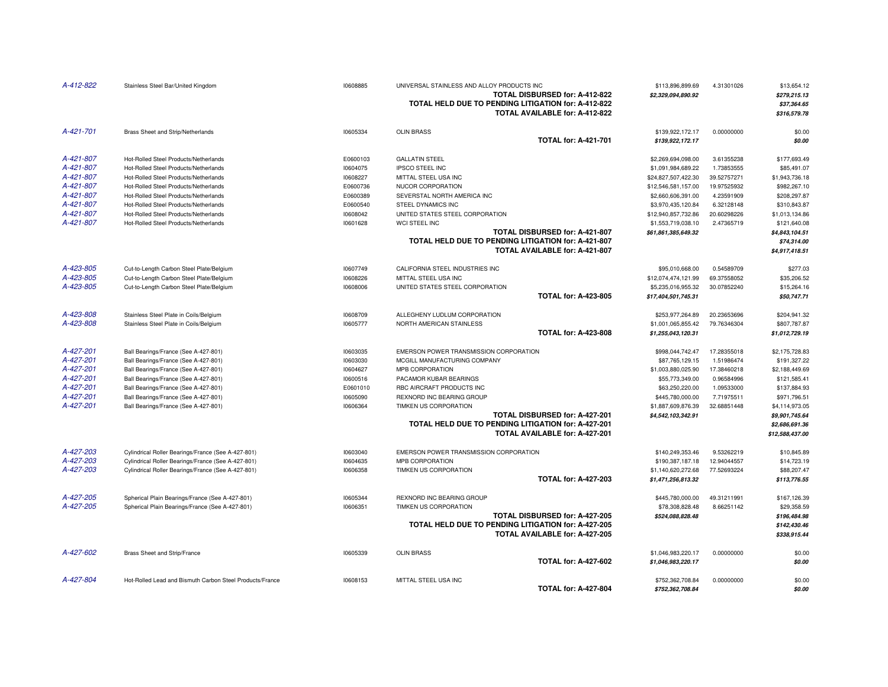| | | | | | | |
|---|---|---|---|---|---|---|
| *A-412-822* | Stainless Steel Bar/United Kingdom | I0608885 | UNIVERSAL STAINLESS AND ALLOY PRODUCTS INC | $113,896,899.69 | 4.31301026 | $13,654.12 |
| | | | **TOTAL DISBURSED for: A-412-822** | ***$2,329,094,890.92*** | | ***$279,215.13*** |
| | | | **TOTAL HELD DUE TO PENDING LITIGATION for: A-412-822** | | | ***$37,364.65*** |
| | | | **TOTAL AVAILABLE for: A-412-822** | | | ***$316,579.78*** |
| *A-421-701* | Brass Sheet and Strip/Netherlands | I0605334 | OLIN BRASS | $139,922,172.17 | 0.00000000 | $0.00 |
| | | | **TOTAL for: A-421-701** | ***$139,922,172.17*** | | ***$0.00*** |
| *A-421-807* | Hot-Rolled Steel Products/Netherlands | E0600103 | GALLATIN STEEL | $2,269,694,098.00 | 3.61355238 | $177,693.49 |
| *A-421-807* | Hot-Rolled Steel Products/Netherlands | I0604075 | IPSCO STEEL INC | $1,091,984,689.22 | 1.73853555 | $85,491.07 |
| *A-421-807* | Hot-Rolled Steel Products/Netherlands | I0608227 | MITTAL STEEL USA INC | $24,827,507,422.30 | 39.52757271 | $1,943,736.18 |
| *A-421-807* | Hot-Rolled Steel Products/Netherlands | E0600736 | NUCOR CORPORATION | $12,546,581,157.00 | 19.97525932 | $982,267.10 |
| *A-421-807* | Hot-Rolled Steel Products/Netherlands | E0600389 | SEVERSTAL NORTH AMERICA INC | $2,660,606,391.00 | 4.23591909 | $208,297.87 |
| *A-421-807* | Hot-Rolled Steel Products/Netherlands | E0600540 | STEEL DYNAMICS INC | $3,970,435,120.84 | 6.32128148 | $310,843.87 |
| *A-421-807* | Hot-Rolled Steel Products/Netherlands | I0608042 | UNITED STATES STEEL CORPORATION | $12,940,857,732.86 | 20.60298226 | $1,013,134.86 |
| *A-421-807* | Hot-Rolled Steel Products/Netherlands | I0601628 | WCI STEEL INC | $1,553,719,038.10 | 2.47365719 | $121,640.08 |
| | | | **TOTAL DISBURSED for: A-421-807** | ***$61,861,385,649.32*** | | ***$4,843,104.51*** |
| | | | **TOTAL HELD DUE TO PENDING LITIGATION for: A-421-807** | | | ***$74,314.00*** |
| | | | **TOTAL AVAILABLE for: A-421-807** | | | ***$4,917,418.51*** |
| *A-423-805* | Cut-to-Length Carbon Steel Plate/Belgium | I0607749 | CALIFORNIA STEEL INDUSTRIES INC | $95,010,668.00 | 0.54589709 | $277.03 |
| *A-423-805* | Cut-to-Length Carbon Steel Plate/Belgium | I0608226 | MITTAL STEEL USA INC | $12,074,474,121.99 | 69.37558052 | $35,206.52 |
| *A-423-805* | Cut-to-Length Carbon Steel Plate/Belgium | I0608006 | UNITED STATES STEEL CORPORATION | $5,235,016,955.32 | 30.07852240 | $15,264.16 |
| | | | **TOTAL for: A-423-805** | ***$17,404,501,745.31*** | | ***$50,747.71*** |
| *A-423-808* | Stainless Steel Plate in Coils/Belgium | I0608709 | ALLEGHENY LUDLUM CORPORATION | $253,977,264.89 | 20.23653696 | $204,941.32 |
| *A-423-808* | Stainless Steel Plate in Coils/Belgium | I0605777 | NORTH AMERICAN STAINLESS | $1,001,065,855.42 | 79.76346304 | $807,787.87 |
| | | | **TOTAL for: A-423-808** | ***$1,255,043,120.31*** | | ***$1,012,729.19*** |
| *A-427-201* | Ball Bearings/France (See A-427-801) | I0603035 | EMERSON POWER TRANSMISSION CORPORATION | $998,044,742.47 | 17.28355018 | $2,175,728.83 |
| *A-427-201* | Ball Bearings/France (See A-427-801) | I0603030 | MCGILL MANUFACTURING COMPANY | $87,765,129.15 | 1.51986474 | $191,327.22 |
| *A-427-201* | Ball Bearings/France (See A-427-801) | I0604627 | MPB CORPORATION | $1,003,880,025.90 | 17.38460218 | $2,188,449.69 |
| *A-427-201* | Ball Bearings/France (See A-427-801) | I0600516 | PACAMOR KUBAR BEARINGS | $55,773,349.00 | 0.96584996 | $121,585.41 |
| *A-427-201* | Ball Bearings/France (See A-427-801) | E0601010 | RBC AIRCRAFT PRODUCTS INC | $63,250,220.00 | 1.09533000 | $137,884.93 |
| *A-427-201* | Ball Bearings/France (See A-427-801) | I0605090 | REXNORD INC BEARING GROUP | $445,780,000.00 | 7.71975511 | $971,796.51 |
| *A-427-201* | Ball Bearings/France (See A-427-801) | I0606364 | TIMKEN US CORPORATION | $1,887,609,876.39 | 32.68851448 | $4,114,973.05 |
| | | | **TOTAL DISBURSED for: A-427-201** | ***$4,542,103,342.91*** | | ***$9,901,745.64*** |
| | | | **TOTAL HELD DUE TO PENDING LITIGATION for: A-427-201** | | | ***$2,686,691.36*** |
| | | | **TOTAL AVAILABLE for: A-427-201** | | | ***$12,588,437.00*** |
| *A-427-203* | Cylindrical Roller Bearings/France (See A-427-801) | I0603040 | EMERSON POWER TRANSMISSION CORPORATION | $140,249,353.46 | 9.53262219 | $10,845.89 |
| *A-427-203* | Cylindrical Roller Bearings/France (See A-427-801) | I0604635 | MPB CORPORATION | $190,387,187.18 | 12.94044557 | $14,723.19 |
| *A-427-203* | Cylindrical Roller Bearings/France (See A-427-801) | I0606358 | TIMKEN US CORPORATION | $1,140,620,272.68 | 77.52693224 | $88,207.47 |
| | | | **TOTAL for: A-427-203** | ***$1,471,256,813.32*** | | ***$113,776.55*** |
| *A-427-205* | Spherical Plain Bearings/France (See A-427-801) | I0605344 | REXNORD INC BEARING GROUP | $445,780,000.00 | 49.31211991 | $167,126.39 |
| *A-427-205* | Spherical Plain Bearings/France (See A-427-801) | I0606351 | TIMKEN US CORPORATION | $78,308,828.48 | 8.66251142 | $29,358.59 |
| | | | **TOTAL DISBURSED for: A-427-205** | ***$524,088,828.48*** | | ***$196,484.98*** |
| | | | **TOTAL HELD DUE TO PENDING LITIGATION for: A-427-205** | | | ***$142,430.46*** |
| | | | **TOTAL AVAILABLE for: A-427-205** | | | ***$338,915.44*** |
| *A-427-602* | Brass Sheet and Strip/France | I0605339 | OLIN BRASS | $1,046,983,220.17 | 0.00000000 | $0.00 |
| | | | **TOTAL for: A-427-602** | ***$1,046,983,220.17*** | | ***$0.00*** |
| *A-427-804* | Hot-Rolled Lead and Bismuth Carbon Steel Products/France | I0608153 | MITTAL STEEL USA INC | $752,362,708.84 | 0.00000000 | $0.00 |
| | | | **TOTAL for: A-427-804** | ***$752,362,708.84*** | | ***$0.00*** |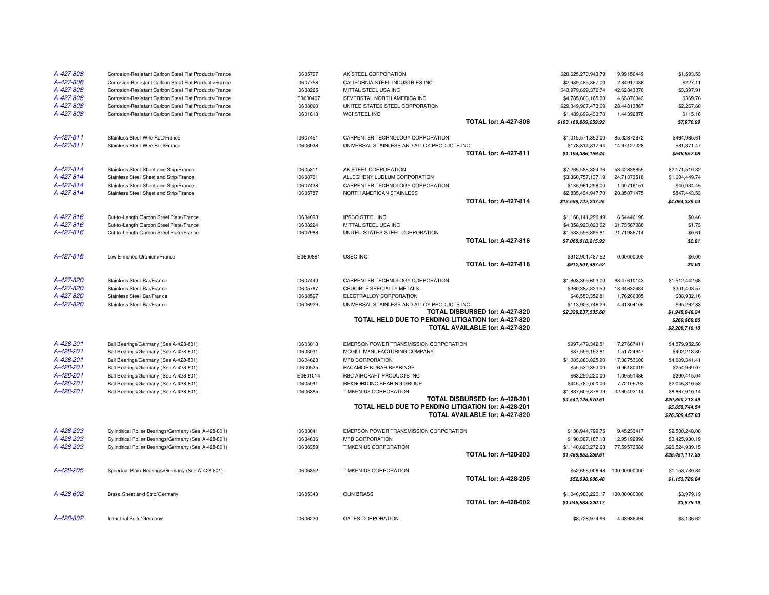| | | | | | | |
|---|---|---|---|---|---|---|
| *A-427-808* | Corrosion-Resistant Carbon Steel Flat Products/France | I0605797 | AK STEEL CORPORATION | $20,625,270,943.79 | 19.99156449 | $1,593.53 |
| *A-427-808* | Corrosion-Resistant Carbon Steel Flat Products/France | I0607758 | CALIFORNIA STEEL INDUSTRIES INC | $2,939,485,867.00 | 2.84917088 | $227.11 |
| *A-427-808* | Corrosion-Resistant Carbon Steel Flat Products/France | I0608225 | MITTAL STEEL USA INC | $43,979,699,376.74 | 42.62843376 | $3,397.91 |
| *A-427-808* | Corrosion-Resistant Carbon Steel Flat Products/France | E0600407 | SEVERSTAL NORTH AMERICA INC | $4,785,806,165.00 | 4.63876343 | $369.76 |
| *A-427-808* | Corrosion-Resistant Carbon Steel Flat Products/France | I0608060 | UNITED STATES STEEL CORPORATION | $29,349,907,473.69 | 28.44813867 | $2,267.60 |
| *A-427-808* | Corrosion-Resistant Carbon Steel Flat Products/France | I0601618 | WCI STEEL INC | $1,489,699,433.70 | 1.44392878 | $115.10 |
| | | | **TOTAL for: A-427-808** | ***$103,169,869,259.92*** | | ***$7,970.99*** |
| *A-427-811* | Stainless Steel Wire Rod/France | I0607451 | CARPENTER TECHNOLOGY CORPORATION | $1,015,571,352.00 | 85.02872672 | $464,985.61 |
| *A-427-811* | Stainless Steel Wire Rod/France | I0606938 | UNIVERSAL STAINLESS AND ALLOY PRODUCTS INC | $178,814,817.44 | 14.97127328 | $81,871.47 |
| | | | **TOTAL for: A-427-811** | ***$1,194,386,169.44*** | | ***$546,857.08*** |
| *A-427-814* | Stainless Steel Sheet and Strip/France | I0605811 | AK STEEL CORPORATION | $7,265,588,824.36 | 53.42838855 | $2,171,510.32 |
| *A-427-814* | Stainless Steel Sheet and Strip/France | I0608701 | ALLEGHENY LUDLUM CORPORATION | $3,360,757,137.19 | 24.71373518 | $1,004,449.74 |
| *A-427-814* | Stainless Steel Sheet and Strip/France | I0607438 | CARPENTER TECHNOLOGY CORPORATION | $136,961,298.00 | 1.00716151 | $40,934.45 |
| *A-427-814* | Stainless Steel Sheet and Strip/France | I0605787 | NORTH AMERICAN STAINLESS | $2,835,434,947.70 | 20.85071475 | $847,443.53 |
| | | | **TOTAL for: A-427-814** | ***$13,598,742,207.25*** | | ***$4,064,338.04*** |
| *A-427-816* | Cut-to-Length Carbon Steel Plate/France | I0604093 | IPSCO STEEL INC | $1,168,141,296.49 | 16.54446198 | $0.46 |
| *A-427-816* | Cut-to-Length Carbon Steel Plate/France | I0608224 | MITTAL STEEL USA INC | $4,358,920,023.62 | 61.73567088 | $1.73 |
| *A-427-816* | Cut-to-Length Carbon Steel Plate/France | I0607988 | UNITED STATES STEEL CORPORATION | $1,533,556,895.81 | 21.71986714 | $0.61 |
| | | | **TOTAL for: A-427-816** | ***$7,060,618,215.92*** | | ***$2.81*** |
| *A-427-818* | Low Enriched Uranium/France | E0600881 | USEC INC | $912,901,487.52 | 0.00000000 | $0.00 |
| | | | **TOTAL for: A-427-818** | ***$912,901,487.52*** | | ***$0.00*** |
| *A-427-820* | Stainless Steel Bar/France | I0607440 | CARPENTER TECHNOLOGY CORPORATION | $1,808,395,603.00 | 68.47610143 | $1,512,442.68 |
| *A-427-820* | Stainless Steel Bar/France | I0605767 | CRUCIBLE SPECIALTY METALS | $360,387,833.50 | 13.64632484 | $301,408.57 |
| *A-427-820* | Stainless Steel Bar/France | I0608567 | ELECTRALLOY CORPORATION | $46,550,352.81 | 1.76266005 | $38,932.16 |
| *A-427-820* | Stainless Steel Bar/France | I0606929 | UNIVERSAL STAINLESS AND ALLOY PRODUCTS INC | $113,903,746.29 | 4.31304106 | $95,262.83 |
| | | | **TOTAL DISBURSED for: A-427-820** | ***$2,329,237,535.60*** | | ***$1,948,046.24*** |
| | | | **TOTAL HELD DUE TO PENDING LITIGATION for: A-427-820** | | | ***$260,669.86*** |
| | | | **TOTAL AVAILABLE for: A-427-820** | | | ***$2,208,716.10*** |
| *A-428-201* | Ball Bearings/Germany (See A-428-801) | I0603018 | EMERSON POWER TRANSMISSION CORPORATION | $997,479,342.51 | 17.27667411 | $4,579,952.50 |
| *A-428-201* | Ball Bearings/Germany (See A-428-801) | I0603031 | MCGILL MANUFACTURING COMPANY | $87,599,152.81 | 1.51724647 | $402,213.80 |
| *A-428-201* | Ball Bearings/Germany (See A-428-801) | I0604628 | MPB CORPORATION | $1,003,880,025.90 | 17.38753608 | $4,609,341.41 |
| *A-428-201* | Ball Bearings/Germany (See A-428-801) | I0600525 | PACAMOR KUBAR BEARINGS | $55,530,353.00 | 0.96180419 | $254,969.07 |
| *A-428-201* | Ball Bearings/Germany (See A-428-801) | E0601014 | RBC AIRCRAFT PRODUCTS INC | $63,250,220.00 | 1.09551486 | $290,415.04 |
| *A-428-201* | Ball Bearings/Germany (See A-428-801) | I0605091 | REXNORD INC BEARING GROUP | $445,780,000.00 | 7.72105793 | $2,046,810.53 |
| *A-428-201* | Ball Bearings/Germany (See A-428-801) | I0606365 | TIMKEN US CORPORATION | $1,887,609,876.39 | 32.69403114 | $8,667,010.14 |
| | | | **TOTAL DISBURSED for: A-428-201** | ***$4,541,128,970.61*** | | ***$20,850,712.49*** |
| | | | **TOTAL HELD DUE TO PENDING LITIGATION for: A-428-201** | | | ***$5,658,744.54*** |
| | | | **TOTAL AVAILABLE for: A-427-820** | | | ***$26,509,457.03*** |
| *A-428-203* | Cylindrical Roller Bearings/Germany (See A-428-801) | I0603041 | EMERSON POWER TRANSMISSION CORPORATION | $138,944,799.75 | 9.45233417 | $2,500,248.00 |
| *A-428-203* | Cylindrical Roller Bearings/Germany (See A-428-801) | I0604636 | MPB CORPORATION | $190,387,187.18 | 12.95192996 | $3,425,930.19 |
| *A-428-203* | Cylindrical Roller Bearings/Germany (See A-428-801) | I0606359 | TIMKEN US CORPORATION | $1,140,620,272.68 | 77.59573586 | $20,524,939.15 |
| | | | **TOTAL for: A-428-203** | ***$1,469,952,259.61*** | | ***$26,451,117.35*** |
| *A-428-205* | Spherical Plain Bearings/Germany (See A-428-801) | I0606352 | TIMKEN US CORPORATION | $52,698,006.48 | 100.00000000 | $1,153,780.84 |
| | | | **TOTAL for: A-428-205** | ***$52,698,006.48*** | | ***$1,153,780.84*** |
| *A-428-602* | Brass Sheet and Strip/Germany | I0605343 | OLIN BRASS | $1,046,983,220.17 | 100.00000000 | $3,979.19 |
| | | | **TOTAL for: A-428-602** | ***$1,046,983,220.17*** | | ***$3,979.19*** |
| *A-428-802* | Industrial Belts/Germany | I0606220 | GATES CORPORATION | $8,728,974.96 | 4.03986494 | $8,136.62 |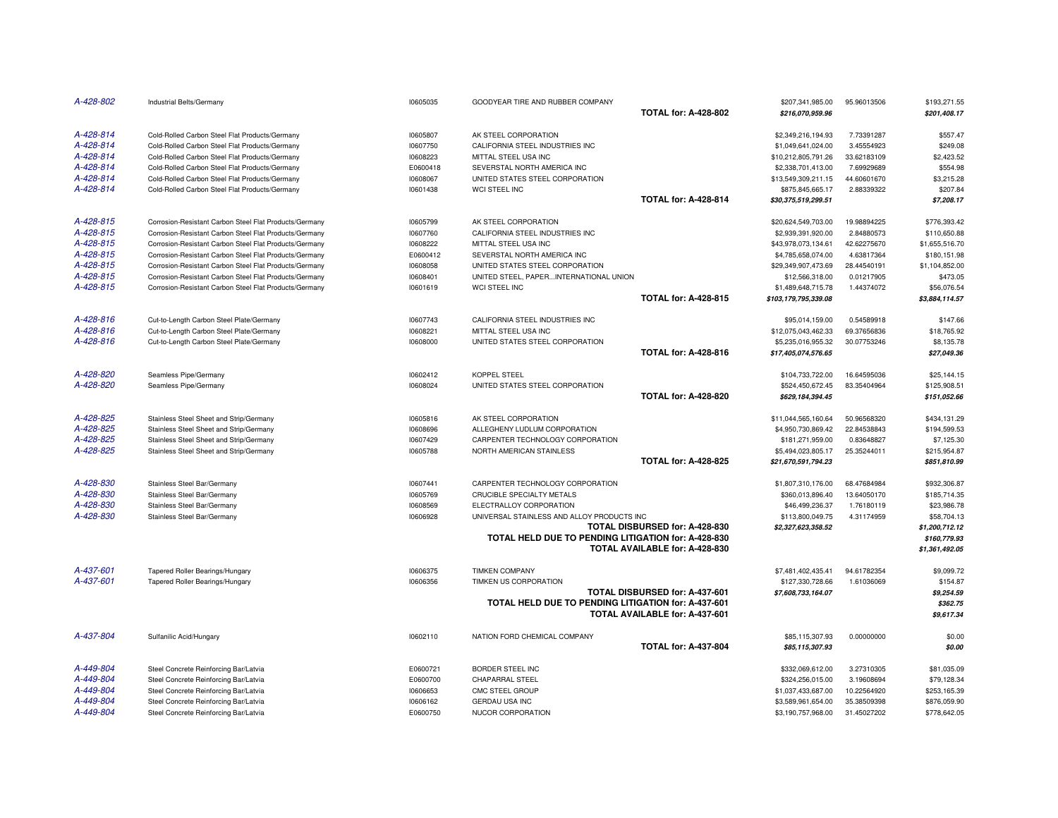| Case | Product/Country | ID | Claimant | | Amount | Percent | Disbursement |
|---|---|---|---|---|---|---|---|
| A-428-802 | Industrial Belts/Germany | I0605035 | GOODYEAR TIRE AND RUBBER COMPANY | | $207,341,985.00 | 95.96013506 | $193,271.55 |
| | | | | **TOTAL for: A-428-802** | ***$216,070,959.96*** | | ***$201,408.17*** |
| A-428-814 | Cold-Rolled Carbon Steel Flat Products/Germany | I0605807 | AK STEEL CORPORATION | | $2,349,216,194.93 | 7.73391287 | $557.47 |
| A-428-814 | Cold-Rolled Carbon Steel Flat Products/Germany | I0607750 | CALIFORNIA STEEL INDUSTRIES INC | | $1,049,641,024.00 | 3.45554923 | $249.08 |
| A-428-814 | Cold-Rolled Carbon Steel Flat Products/Germany | I0608223 | MITTAL STEEL USA INC | | $10,212,805,791.26 | 33.62183109 | $2,423.52 |
| A-428-814 | Cold-Rolled Carbon Steel Flat Products/Germany | E0600418 | SEVERSTAL NORTH AMERICA INC | | $2,338,701,413.00 | 7.69929689 | $554.98 |
| A-428-814 | Cold-Rolled Carbon Steel Flat Products/Germany | I0608067 | UNITED STATES STEEL CORPORATION | | $13,549,309,211.15 | 44.60601670 | $3,215.28 |
| A-428-814 | Cold-Rolled Carbon Steel Flat Products/Germany | I0601438 | WCI STEEL INC | | $875,845,665.17 | 2.88339322 | $207.84 |
| | | | | **TOTAL for: A-428-814** | ***$30,375,519,299.51*** | | ***$7,208.17*** |
| A-428-815 | Corrosion-Resistant Carbon Steel Flat Products/Germany | I0605799 | AK STEEL CORPORATION | | $20,624,549,703.00 | 19.98894225 | $776,393.42 |
| A-428-815 | Corrosion-Resistant Carbon Steel Flat Products/Germany | I0607760 | CALIFORNIA STEEL INDUSTRIES INC | | $2,939,391,920.00 | 2.84880573 | $110,650.88 |
| A-428-815 | Corrosion-Resistant Carbon Steel Flat Products/Germany | I0608222 | MITTAL STEEL USA INC | | $43,978,073,134.61 | 42.62275670 | $1,655,516.70 |
| A-428-815 | Corrosion-Resistant Carbon Steel Flat Products/Germany | E0600412 | SEVERSTAL NORTH AMERICA INC | | $4,785,658,074.00 | 4.63817364 | $180,151.98 |
| A-428-815 | Corrosion-Resistant Carbon Steel Flat Products/Germany | I0608058 | UNITED STATES STEEL CORPORATION | | $29,349,907,473.69 | 28.44540191 | $1,104,852.00 |
| A-428-815 | Corrosion-Resistant Carbon Steel Flat Products/Germany | I0608401 | UNITED STEEL, PAPER...INTERNATIONAL UNION | | $12,566,318.00 | 0.01217905 | $473.05 |
| A-428-815 | Corrosion-Resistant Carbon Steel Flat Products/Germany | I0601619 | WCI STEEL INC | | $1,489,648,715.78 | 1.44374072 | $56,076.54 |
| | | | | **TOTAL for: A-428-815** | ***$103,179,795,339.08*** | | ***$3,884,114.57*** |
| A-428-816 | Cut-to-Length Carbon Steel Plate/Germany | I0607743 | CALIFORNIA STEEL INDUSTRIES INC | | $95,014,159.00 | 0.54589918 | $147.66 |
| A-428-816 | Cut-to-Length Carbon Steel Plate/Germany | I0608221 | MITTAL STEEL USA INC | | $12,075,043,462.33 | 69.37656836 | $18,765.92 |
| A-428-816 | Cut-to-Length Carbon Steel Plate/Germany | I0608000 | UNITED STATES STEEL CORPORATION | | $5,235,016,955.32 | 30.07753246 | $8,135.78 |
| | | | | **TOTAL for: A-428-816** | ***$17,405,074,576.65*** | | ***$27,049.36*** |
| A-428-820 | Seamless Pipe/Germany | I0602412 | KOPPEL STEEL | | $104,733,722.00 | 16.64595036 | $25,144.15 |
| A-428-820 | Seamless Pipe/Germany | I0608024 | UNITED STATES STEEL CORPORATION | | $524,450,672.45 | 83.35404964 | $125,908.51 |
| | | | | **TOTAL for: A-428-820** | ***$629,184,394.45*** | | ***$151,052.66*** |
| A-428-825 | Stainless Steel Sheet and Strip/Germany | I0605816 | AK STEEL CORPORATION | | $11,044,565,160.64 | 50.96568320 | $434,131.29 |
| A-428-825 | Stainless Steel Sheet and Strip/Germany | I0608696 | ALLEGHENY LUDLUM CORPORATION | | $4,950,730,869.42 | 22.84538843 | $194,599.53 |
| A-428-825 | Stainless Steel Sheet and Strip/Germany | I0607429 | CARPENTER TECHNOLOGY CORPORATION | | $181,271,959.00 | 0.83648827 | $7,125.30 |
| A-428-825 | Stainless Steel Sheet and Strip/Germany | I0605788 | NORTH AMERICAN STAINLESS | | $5,494,023,805.17 | 25.35244011 | $215,954.87 |
| | | | | **TOTAL for: A-428-825** | ***$21,670,591,794.23*** | | ***$851,810.99*** |
| A-428-830 | Stainless Steel Bar/Germany | I0607441 | CARPENTER TECHNOLOGY CORPORATION | | $1,807,310,176.00 | 68.47684984 | $932,306.87 |
| A-428-830 | Stainless Steel Bar/Germany | I0605769 | CRUCIBLE SPECIALTY METALS | | $360,013,896.40 | 13.64050170 | $185,714.35 |
| A-428-830 | Stainless Steel Bar/Germany | I0608569 | ELECTRALLOY CORPORATION | | $46,499,236.37 | 1.76180119 | $23,986.78 |
| A-428-830 | Stainless Steel Bar/Germany | I0606928 | UNIVERSAL STAINLESS AND ALLOY PRODUCTS INC | | $113,800,049.75 | 4.31174959 | $58,704.13 |
| | | | | **TOTAL DISBURSED for: A-428-830** | ***$2,327,623,358.52*** | | ***$1,200,712.12*** |
| | | | | **TOTAL HELD DUE TO PENDING LITIGATION for: A-428-830** | | | ***$160,779.93*** |
| | | | | **TOTAL AVAILABLE for: A-428-830** | | | ***$1,361,492.05*** |
| A-437-601 | Tapered Roller Bearings/Hungary | I0606375 | TIMKEN COMPANY | | $7,481,402,435.41 | 94.61782354 | $9,099.72 |
| A-437-601 | Tapered Roller Bearings/Hungary | I0606356 | TIMKEN US CORPORATION | | $127,330,728.66 | 1.61036069 | $154.87 |
| | | | | **TOTAL DISBURSED for: A-437-601** | ***$7,608,733,164.07*** | | ***$9,254.59*** |
| | | | | **TOTAL HELD DUE TO PENDING LITIGATION for: A-437-601** | | | ***$362.75*** |
| | | | | **TOTAL AVAILABLE for: A-437-601** | | | ***$9,617.34*** |
| A-437-804 | Sulfanilic Acid/Hungary | I0602110 | NATION FORD CHEMICAL COMPANY | | $85,115,307.93 | 0.00000000 | $0.00 |
| | | | | **TOTAL for: A-437-804** | ***$85,115,307.93*** | | ***$0.00*** |
| A-449-804 | Steel Concrete Reinforcing Bar/Latvia | E0600721 | BORDER STEEL INC | | $332,069,612.00 | 3.27310305 | $81,035.09 |
| A-449-804 | Steel Concrete Reinforcing Bar/Latvia | E0600700 | CHAPARRAL STEEL | | $324,256,015.00 | 3.19608694 | $79,128.34 |
| A-449-804 | Steel Concrete Reinforcing Bar/Latvia | I0606653 | CMC STEEL GROUP | | $1,037,433,687.00 | 10.22564920 | $253,165.39 |
| A-449-804 | Steel Concrete Reinforcing Bar/Latvia | I0606162 | GERDAU USA INC | | $3,589,961,654.00 | 35.38509398 | $876,059.90 |
| A-449-804 | Steel Concrete Reinforcing Bar/Latvia | E0600750 | NUCOR CORPORATION | | $3,190,757,968.00 | 31.45027202 | $778,642.05 |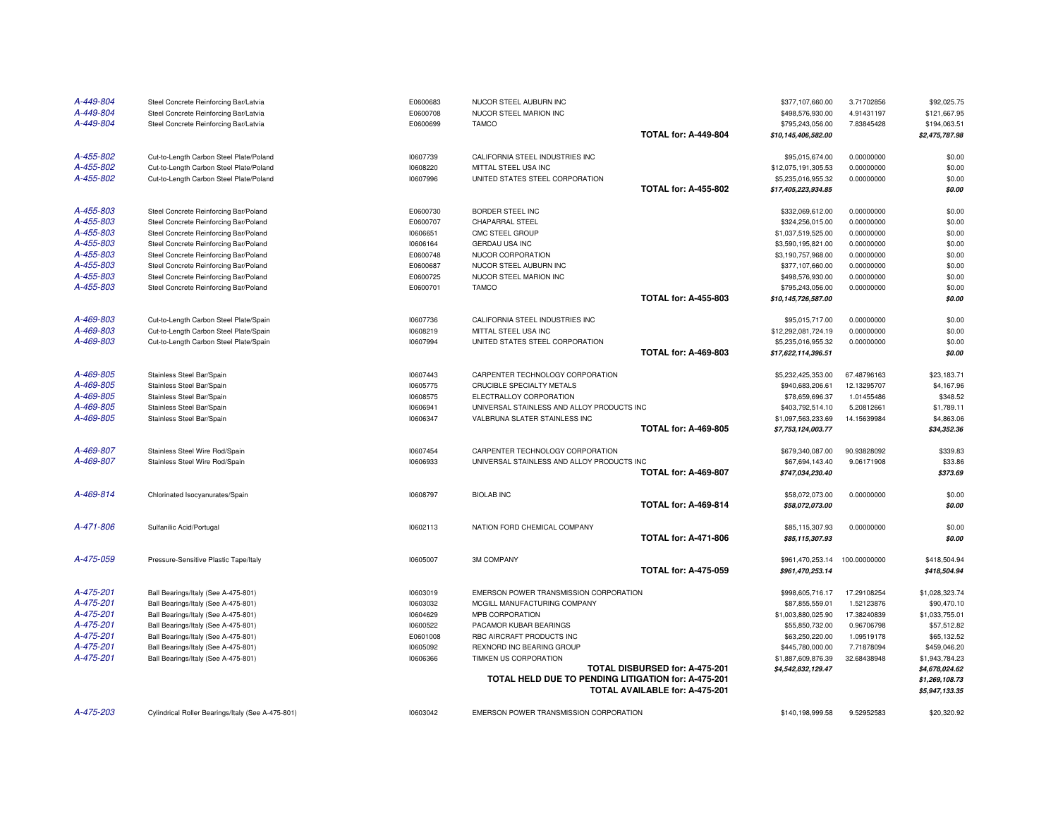| | | | | | | |
|---|---|---|---|---|---|---|
| *A-449-804* | Steel Concrete Reinforcing Bar/Latvia | E0600683 | NUCOR STEEL AUBURN INC | $377,107,660.00 | 3.71702856 | $92,025.75 |
| *A-449-804* | Steel Concrete Reinforcing Bar/Latvia | E0600708 | NUCOR STEEL MARION INC | $498,576,930.00 | 4.91431197 | $121,667.95 |
| *A-449-804* | Steel Concrete Reinforcing Bar/Latvia | E0600699 | TAMCO | $795,243,056.00 | 7.83845428 | $194,063.51 |
| | | | **TOTAL for: A-449-804** | ***$10,145,406,582.00*** | | ***$2,475,787.98*** |
| *A-455-802* | Cut-to-Length Carbon Steel Plate/Poland | I0607739 | CALIFORNIA STEEL INDUSTRIES INC | $95,015,674.00 | 0.00000000 | $0.00 |
| *A-455-802* | Cut-to-Length Carbon Steel Plate/Poland | I0608220 | MITTAL STEEL USA INC | $12,075,191,305.53 | 0.00000000 | $0.00 |
| *A-455-802* | Cut-to-Length Carbon Steel Plate/Poland | I0607996 | UNITED STATES STEEL CORPORATION | $5,235,016,955.32 | 0.00000000 | $0.00 |
| | | | **TOTAL for: A-455-802** | ***$17,405,223,934.85*** | | ***$0.00*** |
| *A-455-803* | Steel Concrete Reinforcing Bar/Poland | E0600730 | BORDER STEEL INC | $332,069,612.00 | 0.00000000 | $0.00 |
| *A-455-803* | Steel Concrete Reinforcing Bar/Poland | E0600707 | CHAPARRAL STEEL | $324,256,015.00 | 0.00000000 | $0.00 |
| *A-455-803* | Steel Concrete Reinforcing Bar/Poland | I0606651 | CMC STEEL GROUP | $1,037,519,525.00 | 0.00000000 | $0.00 |
| *A-455-803* | Steel Concrete Reinforcing Bar/Poland | I0606164 | GERDAU USA INC | $3,590,195,821.00 | 0.00000000 | $0.00 |
| *A-455-803* | Steel Concrete Reinforcing Bar/Poland | E0600748 | NUCOR CORPORATION | $3,190,757,968.00 | 0.00000000 | $0.00 |
| *A-455-803* | Steel Concrete Reinforcing Bar/Poland | E0600687 | NUCOR STEEL AUBURN INC | $377,107,660.00 | 0.00000000 | $0.00 |
| *A-455-803* | Steel Concrete Reinforcing Bar/Poland | E0600725 | NUCOR STEEL MARION INC | $498,576,930.00 | 0.00000000 | $0.00 |
| *A-455-803* | Steel Concrete Reinforcing Bar/Poland | E0600701 | TAMCO | $795,243,056.00 | 0.00000000 | $0.00 |
| | | | **TOTAL for: A-455-803** | ***$10,145,726,587.00*** | | ***$0.00*** |
| *A-469-803* | Cut-to-Length Carbon Steel Plate/Spain | I0607736 | CALIFORNIA STEEL INDUSTRIES INC | $95,015,717.00 | 0.00000000 | $0.00 |
| *A-469-803* | Cut-to-Length Carbon Steel Plate/Spain | I0608219 | MITTAL STEEL USA INC | $12,292,081,724.19 | 0.00000000 | $0.00 |
| *A-469-803* | Cut-to-Length Carbon Steel Plate/Spain | I0607994 | UNITED STATES STEEL CORPORATION | $5,235,016,955.32 | 0.00000000 | $0.00 |
| | | | **TOTAL for: A-469-803** | ***$17,622,114,396.51*** | | ***$0.00*** |
| *A-469-805* | Stainless Steel Bar/Spain | I0607443 | CARPENTER TECHNOLOGY CORPORATION | $5,232,425,353.00 | 67.48796163 | $23,183.71 |
| *A-469-805* | Stainless Steel Bar/Spain | I0605775 | CRUCIBLE SPECIALTY METALS | $940,683,206.61 | 12.13295707 | $4,167.96 |
| *A-469-805* | Stainless Steel Bar/Spain | I0608575 | ELECTRALLOY CORPORATION | $78,659,696.37 | 1.01455486 | $348.52 |
| *A-469-805* | Stainless Steel Bar/Spain | I0606941 | UNIVERSAL STAINLESS AND ALLOY PRODUCTS INC | $403,792,514.10 | 5.20812661 | $1,789.11 |
| *A-469-805* | Stainless Steel Bar/Spain | I0606347 | VALBRUNA SLATER STAINLESS INC | $1,097,563,233.69 | 14.15639984 | $4,863.06 |
| | | | **TOTAL for: A-469-805** | ***$7,753,124,003.77*** | | ***$34,352.36*** |
| *A-469-807* | Stainless Steel Wire Rod/Spain | I0607454 | CARPENTER TECHNOLOGY CORPORATION | $679,340,087.00 | 90.93828092 | $339.83 |
| *A-469-807* | Stainless Steel Wire Rod/Spain | I0606933 | UNIVERSAL STAINLESS AND ALLOY PRODUCTS INC | $67,694,143.40 | 9.06171908 | $33.86 |
| | | | **TOTAL for: A-469-807** | ***$747,034,230.40*** | | ***$373.69*** |
| *A-469-814* | Chlorinated Isocyanurates/Spain | I0608797 | BIOLAB INC | $58,072,073.00 | 0.00000000 | $0.00 |
| | | | **TOTAL for: A-469-814** | ***$58,072,073.00*** | | ***$0.00*** |
| *A-471-806* | Sulfanilic Acid/Portugal | I0602113 | NATION FORD CHEMICAL COMPANY | $85,115,307.93 | 0.00000000 | $0.00 |
| | | | **TOTAL for: A-471-806** | ***$85,115,307.93*** | | ***$0.00*** |
| *A-475-059* | Pressure-Sensitive Plastic Tape/Italy | I0605007 | 3M COMPANY | $961,470,253.14 | 100.00000000 | $418,504.94 |
| | | | **TOTAL for: A-475-059** | ***$961,470,253.14*** | | ***$418,504.94*** |
| *A-475-201* | Ball Bearings/Italy (See A-475-801) | I0603019 | EMERSON POWER TRANSMISSION CORPORATION | $998,605,716.17 | 17.29108254 | $1,028,323.74 |
| *A-475-201* | Ball Bearings/Italy (See A-475-801) | I0603032 | MCGILL MANUFACTURING COMPANY | $87,855,559.01 | 1.52123876 | $90,470.10 |
| *A-475-201* | Ball Bearings/Italy (See A-475-801) | I0604629 | MPB CORPORATION | $1,003,880,025.90 | 17.38240839 | $1,033,755.01 |
| *A-475-201* | Ball Bearings/Italy (See A-475-801) | I0600522 | PACAMOR KUBAR BEARINGS | $55,850,732.00 | 0.96706798 | $57,512.82 |
| *A-475-201* | Ball Bearings/Italy (See A-475-801) | E0601008 | RBC AIRCRAFT PRODUCTS INC | $63,250,220.00 | 1.09519178 | $65,132.52 |
| *A-475-201* | Ball Bearings/Italy (See A-475-801) | I0605092 | REXNORD INC BEARING GROUP | $445,780,000.00 | 7.71878094 | $459,046.20 |
| *A-475-201* | Ball Bearings/Italy (See A-475-801) | I0606366 | TIMKEN US CORPORATION | $1,887,609,876.39 | 32.68438948 | $1,943,784.23 |
| | | | **TOTAL DISBURSED for: A-475-201** | ***$4,542,832,129.47*** | | ***$4,678,024.62*** |
| | | | **TOTAL HELD DUE TO PENDING LITIGATION for: A-475-201** | | | ***$1,269,108.73*** |
| | | | **TOTAL AVAILABLE for: A-475-201** | | | ***$5,947,133.35*** |
| *A-475-203* | Cylindrical Roller Bearings/Italy (See A-475-801) | I0603042 | EMERSON POWER TRANSMISSION CORPORATION | $140,198,999.58 | 9.52952583 | $20,320.92 |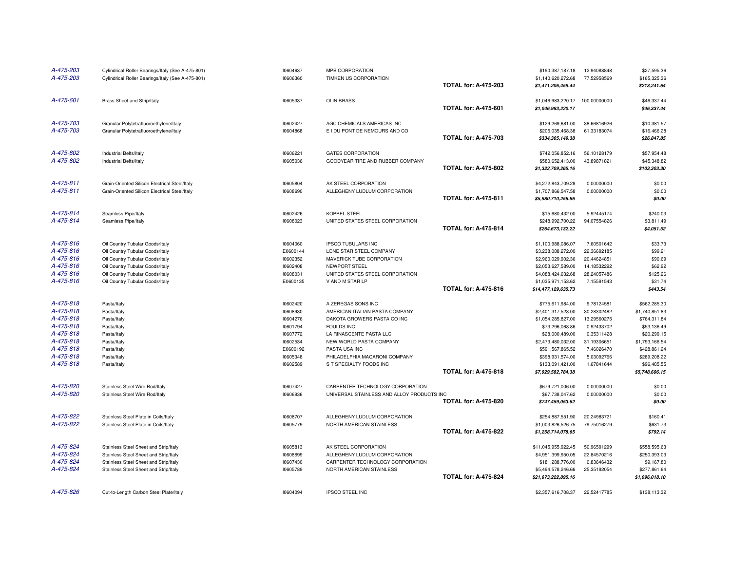| | | | | | | | |
|---|---|---|---|---|---|---|---|
| *A-475-203* | Cylindrical Roller Bearings/Italy (See A-475-801) | I0604637 | MPB CORPORATION | | $190,387,187.18 | 12.94088848 | $27,595.36 |
| *A-475-203* | Cylindrical Roller Bearings/Italy (See A-475-801) | I0606360 | TIMKEN US CORPORATION | | $1,140,620,272.68 | 77.52958569 | $165,325.36 |
| | | | | **TOTAL for: A-475-203** | ***$1,471,206,459.44*** | | ***$213,241.64*** |
| *A-475-601* | Brass Sheet and Strip/Italy | I0605337 | OLIN BRASS | | $1,046,983,220.17 | 100.00000000 | $46,337.44 |
| | | | | **TOTAL for: A-475-601** | ***$1,046,983,220.17*** | | ***$46,337.44*** |
| *A-475-703* | Granular Polytetrafluoroethylene/Italy | I0602427 | AGC CHEMICALS AMERICAS INC | | $129,269,681.00 | 38.66816926 | $10,381.57 |
| *A-475-703* | Granular Polytetrafluoroethylene/Italy | I0604868 | E I DU PONT DE NEMOURS AND CO | | $205,035,468.38 | 61.33183074 | $16,466.28 |
| | | | | **TOTAL for: A-475-703** | ***$334,305,149.38*** | | ***$26,847.85*** |
| *A-475-802* | Industrial Belts/Italy | I0606221 | GATES CORPORATION | | $742,056,852.16 | 56.10128179 | $57,954.48 |
| *A-475-802* | Industrial Belts/Italy | I0605036 | GOODYEAR TIRE AND RUBBER COMPANY | | $580,652,413.00 | 43.89871821 | $45,348.82 |
| | | | | **TOTAL for: A-475-802** | ***$1,322,709,265.16*** | | ***$103,303.30*** |
| *A-475-811* | Grain-Oriented Silicon Electrical Steel/Italy | I0605804 | AK STEEL CORPORATION | | $4,272,843,709.28 | 0.00000000 | $0.00 |
| *A-475-811* | Grain-Oriented Silicon Electrical Steel/Italy | I0608690 | ALLEGHENY LUDLUM CORPORATION | | $1,707,866,547.58 | 0.00000000 | $0.00 |
| | | | | **TOTAL for: A-475-811** | ***$5,980,710,256.86*** | | ***$0.00*** |
| *A-475-814* | Seamless Pipe/Italy | I0602426 | KOPPEL STEEL | | $15,680,432.00 | 5.92445174 | $240.03 |
| *A-475-814* | Seamless Pipe/Italy | I0608023 | UNITED STATES STEEL CORPORATION | | $248,992,700.22 | 94.07554826 | $3,811.49 |
| | | | | **TOTAL for: A-475-814** | ***$264,673,132.22*** | | ***$4,051.52*** |
| *A-475-816* | Oil Country Tubular Goods/Italy | I0604060 | IPSCO TUBULARS INC | | $1,100,988,086.07 | 7.60501642 | $33.73 |
| *A-475-816* | Oil Country Tubular Goods/Italy | E0600144 | LONE STAR STEEL COMPANY | | $3,238,088,272.00 | 22.36692185 | $99.21 |
| *A-475-816* | Oil Country Tubular Goods/Italy | I0602352 | MAVERICK TUBE CORPORATION | | $2,960,029,902.36 | 20.44624851 | $90.69 |
| *A-475-816* | Oil Country Tubular Goods/Italy | I0602408 | NEWPORT STEEL | | $2,053,627,589.00 | 14.18532292 | $62.92 |
| *A-475-816* | Oil Country Tubular Goods/Italy | I0608031 | UNITED STATES STEEL CORPORATION | | $4,088,424,632.68 | 28.24057486 | $125.26 |
| *A-475-816* | Oil Country Tubular Goods/Italy | E0600135 | V AND M STAR LP | | $1,035,971,153.62 | 7.15591543 | $31.74 |
| | | | | **TOTAL for: A-475-816** | ***$14,477,129,635.73*** | | ***$443.54*** |
| *A-475-818* | Pasta/Italy | I0602420 | A ZEREGAS SONS INC | | $775,611,984.00 | 9.78124581 | $562,285.30 |
| *A-475-818* | Pasta/Italy | I0608930 | AMERICAN ITALIAN PASTA COMPANY | | $2,401,317,523.00 | 30.28302482 | $1,740,851.83 |
| *A-475-818* | Pasta/Italy | I0604276 | DAKOTA GROWERS PASTA CO INC | | $1,054,285,827.00 | 13.29560275 | $764,311.84 |
| *A-475-818* | Pasta/Italy | I0601794 | FOULDS INC | | $73,296,068.86 | 0.92433702 | $53,136.49 |
| *A-475-818* | Pasta/Italy | I0607772 | LA RINASCENTE PASTA LLC | | $28,000,489.00 | 0.35311428 | $20,299.15 |
| *A-475-818* | Pasta/Italy | I0602534 | NEW WORLD PASTA COMPANY | | $2,473,480,032.00 | 31.19306651 | $1,793,166.54 |
| *A-475-818* | Pasta/Italy | E0600192 | PASTA USA INC | | $591,567,865.52 | 7.46026470 | $428,861.24 |
| *A-475-818* | Pasta/Italy | I0605348 | PHILADELPHIA MACARONI COMPANY | | $398,931,574.00 | 5.03092766 | $289,208.22 |
| *A-475-818* | Pasta/Italy | I0602589 | S T SPECIALTY FOODS INC | | $133,091,421.00 | 1.67841644 | $96,485.55 |
| | | | | **TOTAL for: A-475-818** | ***$7,929,582,784.38*** | | ***$5,748,606.15*** |
| *A-475-820* | Stainless Steel Wire Rod/Italy | I0607427 | CARPENTER TECHNOLOGY CORPORATION | | $679,721,006.00 | 0.00000000 | $0.00 |
| *A-475-820* | Stainless Steel Wire Rod/Italy | I0606936 | UNIVERSAL STAINLESS AND ALLOY PRODUCTS INC | | $67,738,047.62 | 0.00000000 | $0.00 |
| | | | | **TOTAL for: A-475-820** | ***$747,459,053.62*** | | ***$0.00*** |
| *A-475-822* | Stainless Steel Plate in Coils/Italy | I0608707 | ALLEGHENY LUDLUM CORPORATION | | $254,887,551.90 | 20.24983721 | $160.41 |
| *A-475-822* | Stainless Steel Plate in Coils/Italy | I0605779 | NORTH AMERICAN STAINLESS | | $1,003,826,526.75 | 79.75016279 | $631.73 |
| | | | | **TOTAL for: A-475-822** | ***$1,258,714,078.65*** | | ***$792.14*** |
| *A-475-824* | Stainless Steel Sheet and Strip/Italy | I0605813 | AK STEEL CORPORATION | | $11,045,955,922.45 | 50.96591299 | $558,595.63 |
| *A-475-824* | Stainless Steel Sheet and Strip/Italy | I0608699 | ALLEGHENY LUDLUM CORPORATION | | $4,951,399,950.05 | 22.84570216 | $250,393.03 |
| *A-475-824* | Stainless Steel Sheet and Strip/Italy | I0607430 | CARPENTER TECHNOLOGY CORPORATION | | $181,288,776.00 | 0.83646432 | $9,167.80 |
| *A-475-824* | Stainless Steel Sheet and Strip/Italy | I0605789 | NORTH AMERICAN STAINLESS | | $5,494,578,246.66 | 25.35192054 | $277,861.64 |
| | | | | **TOTAL for: A-475-824** | ***$21,673,222,895.16*** | | ***$1,096,018.10*** |
| *A-475-826* | Cut-to-Length Carbon Steel Plate/Italy | I0604094 | IPSCO STEEL INC | | $2,357,616,708.37 | 22.52417785 | $138,113.32 |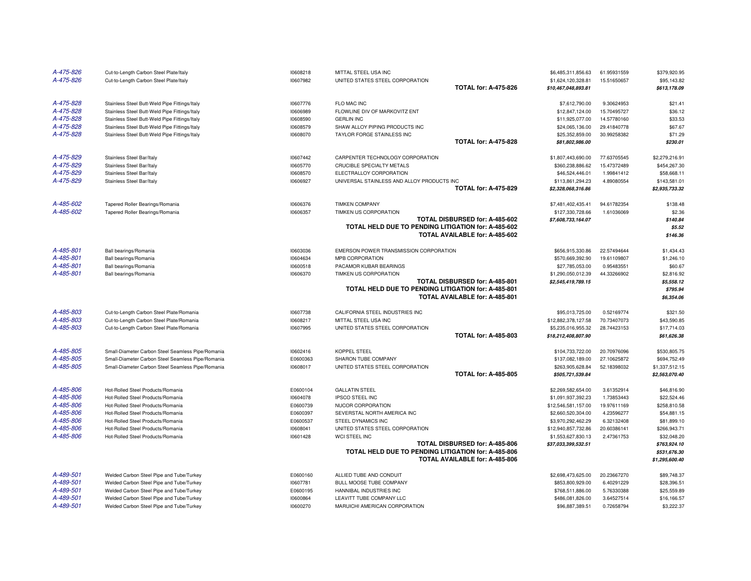| | | | | | | |
|---|---|---|---|---|---|---|
| *A-475-826* | Cut-to-Length Carbon Steel Plate/Italy | I0608218 | MITTAL STEEL USA INC | $6,485,311,856.63 | 61.95931559 | $379,920.95 |
| *A-475-826* | Cut-to-Length Carbon Steel Plate/Italy | I0607982 | UNITED STATES STEEL CORPORATION | $1,624,120,328.81 | 15.51650657 | $95,143.82 |
| | | | **TOTAL for: A-475-826** | ***$10,467,048,893.81*** | | ***$613,178.09*** |
| *A-475-828* | Stainless Steel Butt-Weld Pipe Fittings/Italy | I0607776 | FLO MAC INC | $7,612,790.00 | 9.30624953 | $21.41 |
| *A-475-828* | Stainless Steel Butt-Weld Pipe Fittings/Italy | I0606989 | FLOWLINE DIV OF MARKOVITZ ENT | $12,847,124.00 | 15.70495727 | $36.12 |
| *A-475-828* | Stainless Steel Butt-Weld Pipe Fittings/Italy | I0608590 | GERLIN INC | $11,925,077.00 | 14.57780160 | $33.53 |
| *A-475-828* | Stainless Steel Butt-Weld Pipe Fittings/Italy | I0608579 | SHAW ALLOY PIPING PRODUCTS INC | $24,065,136.00 | 29.41840778 | $67.67 |
| *A-475-828* | Stainless Steel Butt-Weld Pipe Fittings/Italy | I0608070 | TAYLOR FORGE STAINLESS INC | $25,352,859.00 | 30.99258382 | $71.29 |
| | | | **TOTAL for: A-475-828** | ***$81,802,986.00*** | | ***$230.01*** |
| *A-475-829* | Stainless Steel Bar/Italy | I0607442 | CARPENTER TECHNOLOGY CORPORATION | $1,807,443,690.00 | 77.63705545 | $2,279,216.91 |
| *A-475-829* | Stainless Steel Bar/Italy | I0605770 | CRUCIBLE SPECIALTY METALS | $360,238,886.62 | 15.47372489 | $454,267.30 |
| *A-475-829* | Stainless Steel Bar/Italy | I0608570 | ELECTRALLOY CORPORATION | $46,524,446.01 | 1.99841412 | $58,668.11 |
| *A-475-829* | Stainless Steel Bar/Italy | I0606927 | UNIVERSAL STAINLESS AND ALLOY PRODUCTS INC | $113,861,294.23 | 4.89080554 | $143,581.01 |
| | | | **TOTAL for: A-475-829** | ***$2,328,068,316.86*** | | ***$2,935,733.32*** |
| *A-485-602* | Tapered Roller Bearings/Romania | I0606376 | TIMKEN COMPANY | $7,481,402,435.41 | 94.61782354 | $138.48 |
| *A-485-602* | Tapered Roller Bearings/Romania | I0606357 | TIMKEN US CORPORATION | $127,330,728.66 | 1.61036069 | $2.36 |
| | | | **TOTAL DISBURSED for: A-485-602** | ***$7,608,733,164.07*** | | ***$140.84*** |
| | | | **TOTAL HELD DUE TO PENDING LITIGATION for: A-485-602** | | | ***$5.52*** |
| | | | **TOTAL AVAILABLE for: A-485-602** | | | ***$146.36*** |
| *A-485-801* | Ball bearings/Romania | I0603036 | EMERSON POWER TRANSMISSION CORPORATION | $656,915,330.86 | 22.57494644 | $1,434.43 |
| *A-485-801* | Ball bearings/Romania | I0604634 | MPB CORPORATION | $570,669,392.90 | 19.61109807 | $1,246.10 |
| *A-485-801* | Ball bearings/Romania | I0600518 | PACAMOR KUBAR BEARINGS | $27,785,053.00 | 0.95483551 | $60.67 |
| *A-485-801* | Ball bearings/Romania | I0606370 | TIMKEN US CORPORATION | $1,290,050,012.39 | 44.33266902 | $2,816.92 |
| | | | **TOTAL DISBURSED for: A-485-801** | ***$2,545,419,789.15*** | | ***$5,558.12*** |
| | | | **TOTAL HELD DUE TO PENDING LITIGATION for: A-485-801** | | | ***$795.94*** |
| | | | **TOTAL AVAILABLE for: A-485-801** | | | ***$6,354.06*** |
| *A-485-803* | Cut-to-Length Carbon Steel Plate/Romania | I0607738 | CALIFORNIA STEEL INDUSTRIES INC | $95,013,725.00 | 0.52169774 | $321.50 |
| *A-485-803* | Cut-to-Length Carbon Steel Plate/Romania | I0608217 | MITTAL STEEL USA INC | $12,882,378,127.58 | 70.73407073 | $43,590.85 |
| *A-485-803* | Cut-to-Length Carbon Steel Plate/Romania | I0607995 | UNITED STATES STEEL CORPORATION | $5,235,016,955.32 | 28.74423153 | $17,714.03 |
| | | | **TOTAL for: A-485-803** | ***$18,212,408,807.90*** | | ***$61,626.38*** |
| *A-485-805* | Small-Diameter Carbon Steel Seamless Pipe/Romania | I0602416 | KOPPEL STEEL | $104,733,722.00 | 20.70976096 | $530,805.75 |
| *A-485-805* | Small-Diameter Carbon Steel Seamless Pipe/Romania | E0600363 | SHARON TUBE COMPANY | $137,082,189.00 | 27.10625872 | $694,752.49 |
| *A-485-805* | Small-Diameter Carbon Steel Seamless Pipe/Romania | I0608017 | UNITED STATES STEEL CORPORATION | $263,905,628.84 | 52.18398032 | $1,337,512.15 |
| | | | **TOTAL for: A-485-805** | ***$505,721,539.84*** | | ***$2,563,070.40*** |
| *A-485-806* | Hot-Rolled Steel Products/Romania | E0600104 | GALLATIN STEEL | $2,269,582,654.00 | 3.61352914 | $46,816.90 |
| *A-485-806* | Hot-Rolled Steel Products/Romania | I0604078 | IPSCO STEEL INC | $1,091,937,392.23 | 1.73853443 | $22,524.46 |
| *A-485-806* | Hot-Rolled Steel Products/Romania | E0600739 | NUCOR CORPORATION | $12,546,581,157.00 | 19.97611169 | $258,810.58 |
| *A-485-806* | Hot-Rolled Steel Products/Romania | E0600397 | SEVERSTAL NORTH AMERICA INC | $2,660,520,304.00 | 4.23596277 | $54,881.15 |
| *A-485-806* | Hot-Rolled Steel Products/Romania | E0600537 | STEEL DYNAMICS INC | $3,970,292,462.29 | 6.32132408 | $81,899.10 |
| *A-485-806* | Hot-Rolled Steel Products/Romania | I0608041 | UNITED STATES STEEL CORPORATION | $12,940,857,732.86 | 20.60386141 | $266,943.71 |
| *A-485-806* | Hot-Rolled Steel Products/Romania | I0601428 | WCI STEEL INC | $1,553,627,830.13 | 2.47361753 | $32,048.20 |
| | | | **TOTAL DISBURSED for: A-485-806** | ***$37,033,399,532.51*** | | ***$763,924.10*** |
| | | | **TOTAL HELD DUE TO PENDING LITIGATION for: A-485-806** | | | ***$531,676.30*** |
| | | | **TOTAL AVAILABLE for: A-485-806** | | | ***$1,295,600.40*** |
| *A-489-501* | Welded Carbon Steel Pipe and Tube/Turkey | E0600160 | ALLIED TUBE AND CONDUIT | $2,698,473,625.00 | 20.23667270 | $89,748.37 |
| *A-489-501* | Welded Carbon Steel Pipe and Tube/Turkey | I0607781 | BULL MOOSE TUBE COMPANY | $853,800,929.00 | 6.40291229 | $28,396.51 |
| *A-489-501* | Welded Carbon Steel Pipe and Tube/Turkey | E0600195 | HANNIBAL INDUSTRIES INC | $768,511,886.00 | 5.76330388 | $25,559.89 |
| *A-489-501* | Welded Carbon Steel Pipe and Tube/Turkey | I0600864 | LEAVITT TUBE COMPANY LLC | $486,081,826.00 | 3.64527514 | $16,166.57 |
| *A-489-501* | Welded Carbon Steel Pipe and Tube/Turkey | I0600270 | MARUICHI AMERICAN CORPORATION | $96,887,389.51 | 0.72658794 | $3,222.37 |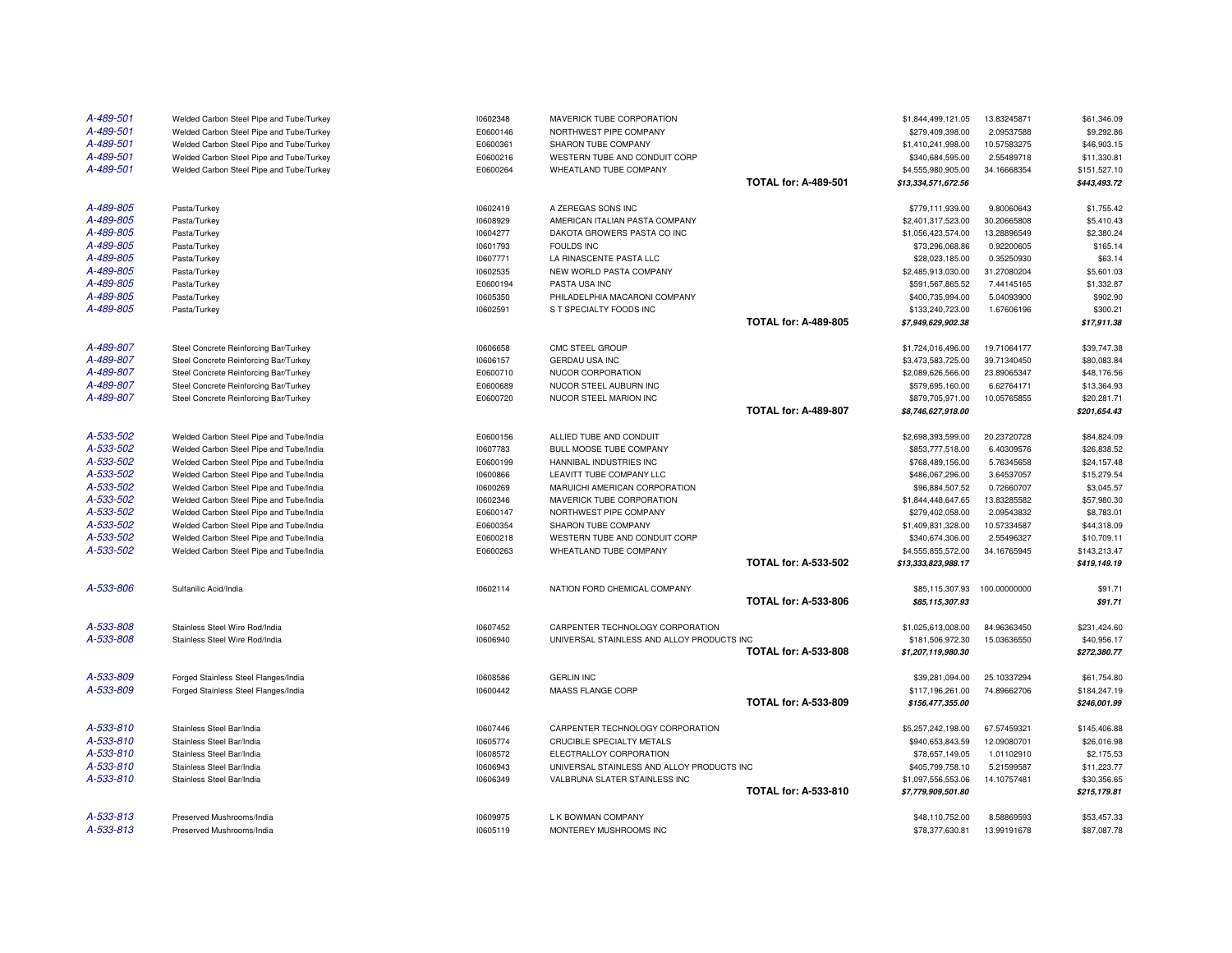| | | | | | | |
|---|---|---|---|---|---|---|
| *A-489-501* | Welded Carbon Steel Pipe and Tube/Turkey | I0602348 | MAVERICK TUBE CORPORATION | $1,844,499,121.05 | 13.83245871 | $61,346.09 |
| *A-489-501* | Welded Carbon Steel Pipe and Tube/Turkey | E0600146 | NORTHWEST PIPE COMPANY | $279,409,398.00 | 2.09537588 | $9,292.86 |
| *A-489-501* | Welded Carbon Steel Pipe and Tube/Turkey | E0600361 | SHARON TUBE COMPANY | $1,410,241,998.00 | 10.57583275 | $46,903.15 |
| *A-489-501* | Welded Carbon Steel Pipe and Tube/Turkey | E0600216 | WESTERN TUBE AND CONDUIT CORP | $340,684,595.00 | 2.55489718 | $11,330.81 |
| *A-489-501* | Welded Carbon Steel Pipe and Tube/Turkey | E0600264 | WHEATLAND TUBE COMPANY | $4,555,980,905.00 | 34.16668354 | $151,527.10 |
| | | | **TOTAL for: A-489-501** | ***$13,334,571,672.56*** | | ***$443,493.72*** |
| *A-489-805* | Pasta/Turkey | I0602419 | A ZEREGAS SONS INC | $779,111,939.00 | 9.80060643 | $1,755.42 |
| *A-489-805* | Pasta/Turkey | I0608929 | AMERICAN ITALIAN PASTA COMPANY | $2,401,317,523.00 | 30.20665808 | $5,410.43 |
| *A-489-805* | Pasta/Turkey | I0604277 | DAKOTA GROWERS PASTA CO INC | $1,056,423,574.00 | 13.28896549 | $2,380.24 |
| *A-489-805* | Pasta/Turkey | I0601793 | FOULDS INC | $73,296,068.86 | 0.92200605 | $165.14 |
| *A-489-805* | Pasta/Turkey | I0607771 | LA RINASCENTE PASTA LLC | $28,023,185.00 | 0.35250930 | $63.14 |
| *A-489-805* | Pasta/Turkey | I0602535 | NEW WORLD PASTA COMPANY | $2,485,913,030.00 | 31.27080204 | $5,601.03 |
| *A-489-805* | Pasta/Turkey | E0600194 | PASTA USA INC | $591,567,865.52 | 7.44145165 | $1,332.87 |
| *A-489-805* | Pasta/Turkey | I0605350 | PHILADELPHIA MACARONI COMPANY | $400,735,994.00 | 5.04093900 | $902.90 |
| *A-489-805* | Pasta/Turkey | I0602591 | S T SPECIALTY FOODS INC | $133,240,723.00 | 1.67606196 | $300.21 |
| | | | **TOTAL for: A-489-805** | ***$7,949,629,902.38*** | | ***$17,911.38*** |
| *A-489-807* | Steel Concrete Reinforcing Bar/Turkey | I0606658 | CMC STEEL GROUP | $1,724,016,496.00 | 19.71064177 | $39,747.38 |
| *A-489-807* | Steel Concrete Reinforcing Bar/Turkey | I0606157 | GERDAU USA INC | $3,473,583,725.00 | 39.71340450 | $80,083.84 |
| *A-489-807* | Steel Concrete Reinforcing Bar/Turkey | E0600710 | NUCOR CORPORATION | $2,089,626,566.00 | 23.89065347 | $48,176.56 |
| *A-489-807* | Steel Concrete Reinforcing Bar/Turkey | E0600689 | NUCOR STEEL AUBURN INC | $579,695,160.00 | 6.62764171 | $13,364.93 |
| *A-489-807* | Steel Concrete Reinforcing Bar/Turkey | E0600720 | NUCOR STEEL MARION INC | $879,705,971.00 | 10.05765855 | $20,281.71 |
| | | | **TOTAL for: A-489-807** | ***$8,746,627,918.00*** | | ***$201,654.43*** |
| *A-533-502* | Welded Carbon Steel Pipe and Tube/India | E0600156 | ALLIED TUBE AND CONDUIT | $2,698,393,599.00 | 20.23720728 | $84,824.09 |
| *A-533-502* | Welded Carbon Steel Pipe and Tube/India | I0607783 | BULL MOOSE TUBE COMPANY | $853,777,518.00 | 6.40309576 | $26,838.52 |
| *A-533-502* | Welded Carbon Steel Pipe and Tube/India | E0600199 | HANNIBAL INDUSTRIES INC | $768,489,156.00 | 5.76345658 | $24,157.48 |
| *A-533-502* | Welded Carbon Steel Pipe and Tube/India | I0600866 | LEAVITT TUBE COMPANY LLC | $486,067,296.00 | 3.64537057 | $15,279.54 |
| *A-533-502* | Welded Carbon Steel Pipe and Tube/India | I0600269 | MARUICHI AMERICAN CORPORATION | $96,884,507.52 | 0.72660707 | $3,045.57 |
| *A-533-502* | Welded Carbon Steel Pipe and Tube/India | I0602346 | MAVERICK TUBE CORPORATION | $1,844,448,647.65 | 13.83285582 | $57,980.30 |
| *A-533-502* | Welded Carbon Steel Pipe and Tube/India | E0600147 | NORTHWEST PIPE COMPANY | $279,402,058.00 | 2.09543832 | $8,783.01 |
| *A-533-502* | Welded Carbon Steel Pipe and Tube/India | E0600354 | SHARON TUBE COMPANY | $1,409,831,328.00 | 10.57334587 | $44,318.09 |
| *A-533-502* | Welded Carbon Steel Pipe and Tube/India | E0600218 | WESTERN TUBE AND CONDUIT CORP | $340,674,306.00 | 2.55496327 | $10,709.11 |
| *A-533-502* | Welded Carbon Steel Pipe and Tube/India | E0600263 | WHEATLAND TUBE COMPANY | $4,555,855,572.00 | 34.16765945 | $143,213.47 |
| | | | **TOTAL for: A-533-502** | ***$13,333,823,988.17*** | | ***$419,149.19*** |
| *A-533-806* | Sulfanilic Acid/India | I0602114 | NATION FORD CHEMICAL COMPANY | $85,115,307.93 | 100.00000000 | $91.71 |
| | | | **TOTAL for: A-533-806** | ***$85,115,307.93*** | | ***$91.71*** |
| *A-533-808* | Stainless Steel Wire Rod/India | I0607452 | CARPENTER TECHNOLOGY CORPORATION | $1,025,613,008.00 | 84.96363450 | $231,424.60 |
| *A-533-808* | Stainless Steel Wire Rod/India | I0606940 | UNIVERSAL STAINLESS AND ALLOY PRODUCTS INC | $181,506,972.30 | 15.03636550 | $40,956.17 |
| | | | **TOTAL for: A-533-808** | ***$1,207,119,980.30*** | | ***$272,380.77*** |
| *A-533-809* | Forged Stainless Steel Flanges/India | I0608586 | GERLIN INC | $39,281,094.00 | 25.10337294 | $61,754.80 |
| *A-533-809* | Forged Stainless Steel Flanges/India | I0600442 | MAASS FLANGE CORP | $117,196,261.00 | 74.89662706 | $184,247.19 |
| | | | **TOTAL for: A-533-809** | ***$156,477,355.00*** | | ***$246,001.99*** |
| *A-533-810* | Stainless Steel Bar/India | I0607446 | CARPENTER TECHNOLOGY CORPORATION | $5,257,242,198.00 | 67.57459321 | $145,406.88 |
| *A-533-810* | Stainless Steel Bar/India | I0605774 | CRUCIBLE SPECIALTY METALS | $940,653,843.59 | 12.09080701 | $26,016.98 |
| *A-533-810* | Stainless Steel Bar/India | I0608572 | ELECTRALLOY CORPORATION | $78,657,149.05 | 1.01102910 | $2,175.53 |
| *A-533-810* | Stainless Steel Bar/India | I0606943 | UNIVERSAL STAINLESS AND ALLOY PRODUCTS INC | $405,799,758.10 | 5.21599587 | $11,223.77 |
| *A-533-810* | Stainless Steel Bar/India | I0606349 | VALBRUNA SLATER STAINLESS INC | $1,097,556,553.06 | 14.10757481 | $30,356.65 |
| | | | **TOTAL for: A-533-810** | ***$7,779,909,501.80*** | | ***$215,179.81*** |
| *A-533-813* | Preserved Mushrooms/India | I0609975 | L K BOWMAN COMPANY | $48,110,752.00 | 8.58869593 | $53,457.33 |
| *A-533-813* | Preserved Mushrooms/India | I0605119 | MONTEREY MUSHROOMS INC | $78,377,630.81 | 13.99191678 | $87,087.78 |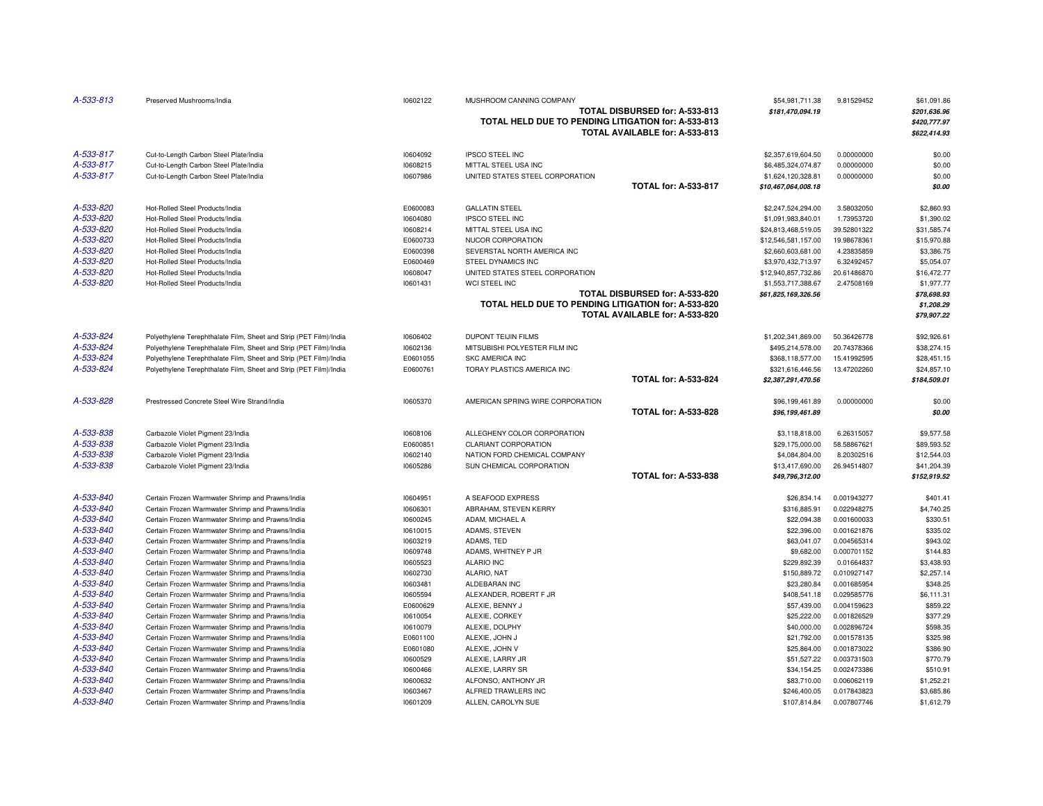| Case | Product/Country | Claimant ID | Claimant | | Certified Amount | Percentage | Amount Disbursed |
|---|---|---|---|---|---|---|---|
| A-533-813 | Preserved Mushrooms/India | I0602122 | MUSHROOM CANNING COMPANY | | $54,981,711.38 | 9.81529452 | $61,091.86 |
| | | | | **TOTAL DISBURSED for: A-533-813** | ***$181,470,094.19*** | | ***$201,636.96*** |
| | | | | **TOTAL HELD DUE TO PENDING LITIGATION for: A-533-813** | | | ***$420,777.97*** |
| | | | | **TOTAL AVAILABLE for: A-533-813** | | | ***$622,414.93*** |
| A-533-817 | Cut-to-Length Carbon Steel Plate/India | I0604092 | IPSCO STEEL INC | | $2,357,619,604.50 | 0.00000000 | $0.00 |
| A-533-817 | Cut-to-Length Carbon Steel Plate/India | I0608215 | MITTAL STEEL USA INC | | $6,485,324,074.87 | 0.00000000 | $0.00 |
| A-533-817 | Cut-to-Length Carbon Steel Plate/India | I0607986 | UNITED STATES STEEL CORPORATION | | $1,624,120,328.81 | 0.00000000 | $0.00 |
| | | | | **TOTAL for: A-533-817** | ***$10,467,064,008.18*** | | ***$0.00*** |
| A-533-820 | Hot-Rolled Steel Products/India | E0600083 | GALLATIN STEEL | | $2,247,524,294.00 | 3.58032050 | $2,860.93 |
| A-533-820 | Hot-Rolled Steel Products/India | I0604080 | IPSCO STEEL INC | | $1,091,983,840.01 | 1.73953720 | $1,390.02 |
| A-533-820 | Hot-Rolled Steel Products/India | I0608214 | MITTAL STEEL USA INC | | $24,813,468,519.05 | 39.52801322 | $31,585.74 |
| A-533-820 | Hot-Rolled Steel Products/India | E0600733 | NUCOR CORPORATION | | $12,546,581,157.00 | 19.98678361 | $15,970.88 |
| A-533-820 | Hot-Rolled Steel Products/India | E0600398 | SEVERSTAL NORTH AMERICA INC | | $2,660,603,681.00 | 4.23835859 | $3,386.75 |
| A-533-820 | Hot-Rolled Steel Products/India | E0600469 | STEEL DYNAMICS INC | | $3,970,432,713.97 | 6.32492457 | $5,054.07 |
| A-533-820 | Hot-Rolled Steel Products/India | I0608047 | UNITED STATES STEEL CORPORATION | | $12,940,857,732.86 | 20.61486870 | $16,472.77 |
| A-533-820 | Hot-Rolled Steel Products/India | I0601431 | WCI STEEL INC | | $1,553,717,388.67 | 2.47508169 | $1,977.77 |
| | | | | **TOTAL DISBURSED for: A-533-820** | ***$61,825,169,326.56*** | | ***$78,698.93*** |
| | | | | **TOTAL HELD DUE TO PENDING LITIGATION for: A-533-820** | | | ***$1,208.29*** |
| | | | | **TOTAL AVAILABLE for: A-533-820** | | | ***$79,907.22*** |
| A-533-824 | Polyethylene Terephthalate Film, Sheet and Strip (PET Film)/India | I0606402 | DUPONT TEIJIN FILMS | | $1,202,341,869.00 | 50.36426778 | $92,926.61 |
| A-533-824 | Polyethylene Terephthalate Film, Sheet and Strip (PET Film)/India | I0602136 | MITSUBISHI POLYESTER FILM INC | | $495,214,578.00 | 20.74378366 | $38,274.15 |
| A-533-824 | Polyethylene Terephthalate Film, Sheet and Strip (PET Film)/India | E0601055 | SKC AMERICA INC | | $368,118,577.00 | 15.41992595 | $28,451.15 |
| A-533-824 | Polyethylene Terephthalate Film, Sheet and Strip (PET Film)/India | E0600761 | TORAY PLASTICS AMERICA INC | | $321,616,446.56 | 13.47202260 | $24,857.10 |
| | | | | **TOTAL for: A-533-824** | ***$2,387,291,470.56*** | | ***$184,509.01*** |
| A-533-828 | Prestressed Concrete Steel Wire Strand/India | I0605370 | AMERICAN SPRING WIRE CORPORATION | | $96,199,461.89 | 0.00000000 | $0.00 |
| | | | | **TOTAL for: A-533-828** | ***$96,199,461.89*** | | ***$0.00*** |
| A-533-838 | Carbazole Violet Pigment 23/India | I0608106 | ALLEGHENY COLOR CORPORATION | | $3,118,818.00 | 6.26315057 | $9,577.58 |
| A-533-838 | Carbazole Violet Pigment 23/India | E0600851 | CLARIANT CORPORATION | | $29,175,000.00 | 58.58867621 | $89,593.52 |
| A-533-838 | Carbazole Violet Pigment 23/India | I0602140 | NATION FORD CHEMICAL COMPANY | | $4,084,804.00 | 8.20302516 | $12,544.03 |
| A-533-838 | Carbazole Violet Pigment 23/India | I0605286 | SUN CHEMICAL CORPORATION | | $13,417,690.00 | 26.94514807 | $41,204.39 |
| | | | | **TOTAL for: A-533-838** | ***$49,796,312.00*** | | ***$152,919.52*** |
| A-533-840 | Certain Frozen Warmwater Shrimp and Prawns/India | I0604951 | A SEAFOOD EXPRESS | | $26,834.14 | 0.001943277 | $401.41 |
| A-533-840 | Certain Frozen Warmwater Shrimp and Prawns/India | I0606301 | ABRAHAM, STEVEN KERRY | | $316,885.91 | 0.022948275 | $4,740.25 |
| A-533-840 | Certain Frozen Warmwater Shrimp and Prawns/India | I0600245 | ADAM, MICHAEL A | | $22,094.38 | 0.001600033 | $330.51 |
| A-533-840 | Certain Frozen Warmwater Shrimp and Prawns/India | I0610015 | ADAMS, STEVEN | | $22,396.00 | 0.001621876 | $335.02 |
| A-533-840 | Certain Frozen Warmwater Shrimp and Prawns/India | I0603219 | ADAMS, TED | | $63,041.07 | 0.004565314 | $943.02 |
| A-533-840 | Certain Frozen Warmwater Shrimp and Prawns/India | I0609748 | ADAMS, WHITNEY P JR | | $9,682.00 | 0.000701152 | $144.83 |
| A-533-840 | Certain Frozen Warmwater Shrimp and Prawns/India | I0605523 | ALARIO INC | | $229,892.39 | 0.01664837 | $3,438.93 |
| A-533-840 | Certain Frozen Warmwater Shrimp and Prawns/India | I0602730 | ALARIO, NAT | | $150,889.72 | 0.010927147 | $2,257.14 |
| A-533-840 | Certain Frozen Warmwater Shrimp and Prawns/India | I0603481 | ALDEBARAN INC | | $23,280.84 | 0.001685954 | $348.25 |
| A-533-840 | Certain Frozen Warmwater Shrimp and Prawns/India | I0605594 | ALEXANDER, ROBERT F JR | | $408,541.18 | 0.029585776 | $6,111.31 |
| A-533-840 | Certain Frozen Warmwater Shrimp and Prawns/India | E0600629 | ALEXIE, BENNY J | | $57,439.00 | 0.004159623 | $859.22 |
| A-533-840 | Certain Frozen Warmwater Shrimp and Prawns/India | I0610054 | ALEXIE, CORKEY | | $25,222.00 | 0.001826529 | $377.29 |
| A-533-840 | Certain Frozen Warmwater Shrimp and Prawns/India | I0610079 | ALEXIE, DOLPHY | | $40,000.00 | 0.002896724 | $598.35 |
| A-533-840 | Certain Frozen Warmwater Shrimp and Prawns/India | E0601100 | ALEXIE, JOHN J | | $21,792.00 | 0.001578135 | $325.98 |
| A-533-840 | Certain Frozen Warmwater Shrimp and Prawns/India | E0601080 | ALEXIE, JOHN V | | $25,864.00 | 0.001873022 | $386.90 |
| A-533-840 | Certain Frozen Warmwater Shrimp and Prawns/India | I0600529 | ALEXIE, LARRY JR | | $51,527.22 | 0.003731503 | $770.79 |
| A-533-840 | Certain Frozen Warmwater Shrimp and Prawns/India | I0600466 | ALEXIE, LARRY SR | | $34,154.25 | 0.002473386 | $510.91 |
| A-533-840 | Certain Frozen Warmwater Shrimp and Prawns/India | I0600632 | ALFONSO, ANTHONY JR | | $83,710.00 | 0.006062119 | $1,252.21 |
| A-533-840 | Certain Frozen Warmwater Shrimp and Prawns/India | I0603467 | ALFRED TRAWLERS INC | | $246,400.05 | 0.017843823 | $3,685.86 |
| A-533-840 | Certain Frozen Warmwater Shrimp and Prawns/India | I0601209 | ALLEN, CAROLYN SUE | | $107,814.84 | 0.007807746 | $1,612.79 |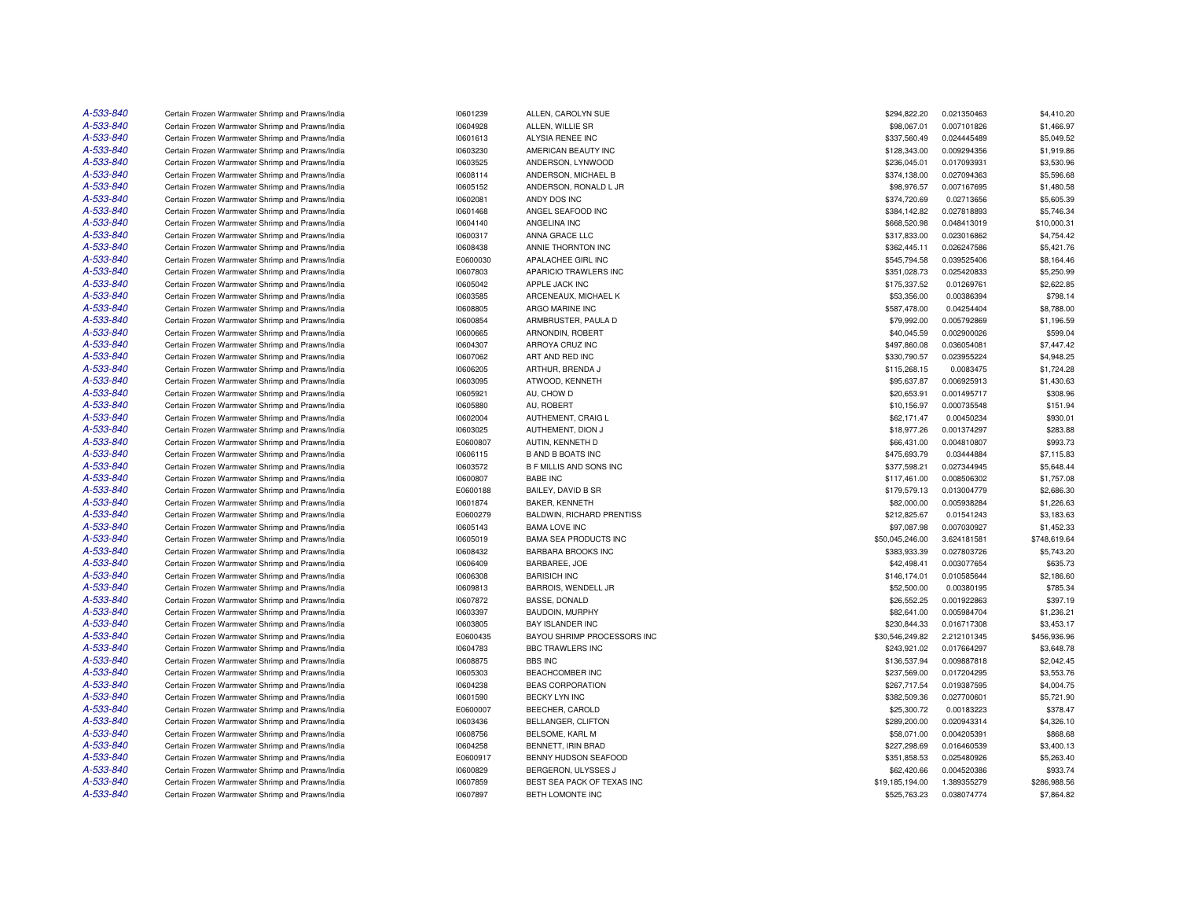| | | | | | | |
|---|---|---|---|---|---|---|
| A-533-840 | Certain Frozen Warmwater Shrimp and Prawns/India | I0601239 | ALLEN, CAROLYN SUE | $294,822.20 | 0.021350463 | $4,410.20 |
| A-533-840 | Certain Frozen Warmwater Shrimp and Prawns/India | I0604928 | ALLEN, WILLIE SR | $98,067.01 | 0.007101826 | $1,466.97 |
| A-533-840 | Certain Frozen Warmwater Shrimp and Prawns/India | I0601613 | ALYSIA RENEE INC | $337,560.49 | 0.024445489 | $5,049.52 |
| A-533-840 | Certain Frozen Warmwater Shrimp and Prawns/India | I0603230 | AMERICAN BEAUTY INC | $128,343.00 | 0.009294356 | $1,919.86 |
| A-533-840 | Certain Frozen Warmwater Shrimp and Prawns/India | I0603525 | ANDERSON, LYNWOOD | $236,045.01 | 0.017093931 | $3,530.96 |
| A-533-840 | Certain Frozen Warmwater Shrimp and Prawns/India | I0608114 | ANDERSON, MICHAEL B | $374,138.00 | 0.027094363 | $5,596.68 |
| A-533-840 | Certain Frozen Warmwater Shrimp and Prawns/India | I0605152 | ANDERSON, RONALD L JR | $98,976.57 | 0.007167695 | $1,480.58 |
| A-533-840 | Certain Frozen Warmwater Shrimp and Prawns/India | I0602081 | ANDY DOS INC | $374,720.69 | 0.02713656 | $5,605.39 |
| A-533-840 | Certain Frozen Warmwater Shrimp and Prawns/India | I0601468 | ANGEL SEAFOOD INC | $384,142.82 | 0.027818893 | $5,746.34 |
| A-533-840 | Certain Frozen Warmwater Shrimp and Prawns/India | I0604140 | ANGELINA INC | $668,520.98 | 0.048413019 | $10,000.31 |
| A-533-840 | Certain Frozen Warmwater Shrimp and Prawns/India | I0600317 | ANNA GRACE LLC | $317,833.00 | 0.023016862 | $4,754.42 |
| A-533-840 | Certain Frozen Warmwater Shrimp and Prawns/India | I0608438 | ANNIE THORNTON INC | $362,445.11 | 0.026247586 | $5,421.76 |
| A-533-840 | Certain Frozen Warmwater Shrimp and Prawns/India | E0600030 | APALACHEE GIRL INC | $545,794.58 | 0.039525406 | $8,164.46 |
| A-533-840 | Certain Frozen Warmwater Shrimp and Prawns/India | I0607803 | APARICIO TRAWLERS INC | $351,028.73 | 0.025420833 | $5,250.99 |
| A-533-840 | Certain Frozen Warmwater Shrimp and Prawns/India | I0605042 | APPLE JACK INC | $175,337.52 | 0.01269761 | $2,622.85 |
| A-533-840 | Certain Frozen Warmwater Shrimp and Prawns/India | I0603585 | ARCENEAUX, MICHAEL K | $53,356.00 | 0.00386394 | $798.14 |
| A-533-840 | Certain Frozen Warmwater Shrimp and Prawns/India | I0608805 | ARGO MARINE INC | $587,478.00 | 0.04254404 | $8,788.00 |
| A-533-840 | Certain Frozen Warmwater Shrimp and Prawns/India | I0600854 | ARMBRUSTER, PAULA D | $79,992.00 | 0.005792869 | $1,196.59 |
| A-533-840 | Certain Frozen Warmwater Shrimp and Prawns/India | I0600665 | ARNONDIN, ROBERT | $40,045.59 | 0.002900026 | $599.04 |
| A-533-840 | Certain Frozen Warmwater Shrimp and Prawns/India | I0604307 | ARROYA CRUZ INC | $497,860.08 | 0.036054081 | $7,447.42 |
| A-533-840 | Certain Frozen Warmwater Shrimp and Prawns/India | I0607062 | ART AND RED INC | $330,790.57 | 0.023955224 | $4,948.25 |
| A-533-840 | Certain Frozen Warmwater Shrimp and Prawns/India | I0606205 | ARTHUR, BRENDA J | $115,268.15 | 0.0083475 | $1,724.28 |
| A-533-840 | Certain Frozen Warmwater Shrimp and Prawns/India | I0603095 | ATWOOD, KENNETH | $95,637.87 | 0.006925913 | $1,430.63 |
| A-533-840 | Certain Frozen Warmwater Shrimp and Prawns/India | I0605921 | AU, CHOW D | $20,653.91 | 0.001495717 | $308.96 |
| A-533-840 | Certain Frozen Warmwater Shrimp and Prawns/India | I0605880 | AU, ROBERT | $10,156.97 | 0.000735548 | $151.94 |
| A-533-840 | Certain Frozen Warmwater Shrimp and Prawns/India | I0602004 | AUTHEMENT, CRAIG L | $62,171.47 | 0.00450234 | $930.01 |
| A-533-840 | Certain Frozen Warmwater Shrimp and Prawns/India | I0603025 | AUTHEMENT, DION J | $18,977.26 | 0.001374297 | $283.88 |
| A-533-840 | Certain Frozen Warmwater Shrimp and Prawns/India | E0600807 | AUTIN, KENNETH D | $66,431.00 | 0.004810807 | $993.73 |
| A-533-840 | Certain Frozen Warmwater Shrimp and Prawns/India | I0606115 | B AND B BOATS INC | $475,693.79 | 0.03444884 | $7,115.83 |
| A-533-840 | Certain Frozen Warmwater Shrimp and Prawns/India | I0603572 | B F MILLIS AND SONS INC | $377,598.21 | 0.027344945 | $5,648.44 |
| A-533-840 | Certain Frozen Warmwater Shrimp and Prawns/India | I0600807 | BABE INC | $117,461.00 | 0.008506302 | $1,757.08 |
| A-533-840 | Certain Frozen Warmwater Shrimp and Prawns/India | E0600188 | BAILEY, DAVID B SR | $179,579.13 | 0.013004779 | $2,686.30 |
| A-533-840 | Certain Frozen Warmwater Shrimp and Prawns/India | I0601874 | BAKER, KENNETH | $82,000.00 | 0.005938284 | $1,226.63 |
| A-533-840 | Certain Frozen Warmwater Shrimp and Prawns/India | E0600279 | BALDWIN, RICHARD PRENTISS | $212,825.67 | 0.01541243 | $3,183.63 |
| A-533-840 | Certain Frozen Warmwater Shrimp and Prawns/India | I0605143 | BAMA LOVE INC | $97,087.98 | 0.007030927 | $1,452.33 |
| A-533-840 | Certain Frozen Warmwater Shrimp and Prawns/India | I0605019 | BAMA SEA PRODUCTS INC | $50,045,246.00 | 3.624181581 | $748,619.64 |
| A-533-840 | Certain Frozen Warmwater Shrimp and Prawns/India | I0608432 | BARBARA BROOKS INC | $383,933.39 | 0.027803726 | $5,743.20 |
| A-533-840 | Certain Frozen Warmwater Shrimp and Prawns/India | I0606409 | BARBAREE, JOE | $42,498.41 | 0.003077654 | $635.73 |
| A-533-840 | Certain Frozen Warmwater Shrimp and Prawns/India | I0606308 | BARISICH INC | $146,174.01 | 0.010585644 | $2,186.60 |
| A-533-840 | Certain Frozen Warmwater Shrimp and Prawns/India | I0609813 | BARROIS, WENDELL JR | $52,500.00 | 0.00380195 | $785.34 |
| A-533-840 | Certain Frozen Warmwater Shrimp and Prawns/India | I0607872 | BASSE, DONALD | $26,552.25 | 0.001922863 | $397.19 |
| A-533-840 | Certain Frozen Warmwater Shrimp and Prawns/India | I0603397 | BAUDOIN, MURPHY | $82,641.00 | 0.005984704 | $1,236.21 |
| A-533-840 | Certain Frozen Warmwater Shrimp and Prawns/India | I0603805 | BAY ISLANDER INC | $230,844.33 | 0.016717308 | $3,453.17 |
| A-533-840 | Certain Frozen Warmwater Shrimp and Prawns/India | E0600435 | BAYOU SHRIMP PROCESSORS INC | $30,546,249.82 | 2.212101345 | $456,936.96 |
| A-533-840 | Certain Frozen Warmwater Shrimp and Prawns/India | I0604783 | BBC TRAWLERS INC | $243,921.02 | 0.017664297 | $3,648.78 |
| A-533-840 | Certain Frozen Warmwater Shrimp and Prawns/India | I0608875 | BBS INC | $136,537.94 | 0.009887818 | $2,042.45 |
| A-533-840 | Certain Frozen Warmwater Shrimp and Prawns/India | I0605303 | BEACHCOMBER INC | $237,569.00 | 0.017204295 | $3,553.76 |
| A-533-840 | Certain Frozen Warmwater Shrimp and Prawns/India | I0604238 | BEAS CORPORATION | $267,717.54 | 0.019387595 | $4,004.75 |
| A-533-840 | Certain Frozen Warmwater Shrimp and Prawns/India | I0601590 | BECKY LYN INC | $382,509.36 | 0.027700601 | $5,721.90 |
| A-533-840 | Certain Frozen Warmwater Shrimp and Prawns/India | E0600007 | BEECHER, CAROLD | $25,300.72 | 0.00183223 | $378.47 |
| A-533-840 | Certain Frozen Warmwater Shrimp and Prawns/India | I0603436 | BELLANGER, CLIFTON | $289,200.00 | 0.020943314 | $4,326.10 |
| A-533-840 | Certain Frozen Warmwater Shrimp and Prawns/India | I0608756 | BELSOME, KARL M | $58,071.00 | 0.004205391 | $868.68 |
| A-533-840 | Certain Frozen Warmwater Shrimp and Prawns/India | I0604258 | BENNETT, IRIN BRAD | $227,298.69 | 0.016460539 | $3,400.13 |
| A-533-840 | Certain Frozen Warmwater Shrimp and Prawns/India | E0600917 | BENNY HUDSON SEAFOOD | $351,858.53 | 0.025480926 | $5,263.40 |
| A-533-840 | Certain Frozen Warmwater Shrimp and Prawns/India | I0600829 | BERGERON, ULYSSES J | $62,420.66 | 0.004520386 | $933.74 |
| A-533-840 | Certain Frozen Warmwater Shrimp and Prawns/India | I0607859 | BEST SEA PACK OF TEXAS INC | $19,185,194.00 | 1.389355279 | $286,988.56 |
| A-533-840 | Certain Frozen Warmwater Shrimp and Prawns/India | I0607897 | BETH LOMONTE INC | $525,763.23 | 0.038074774 | $7,864.82 |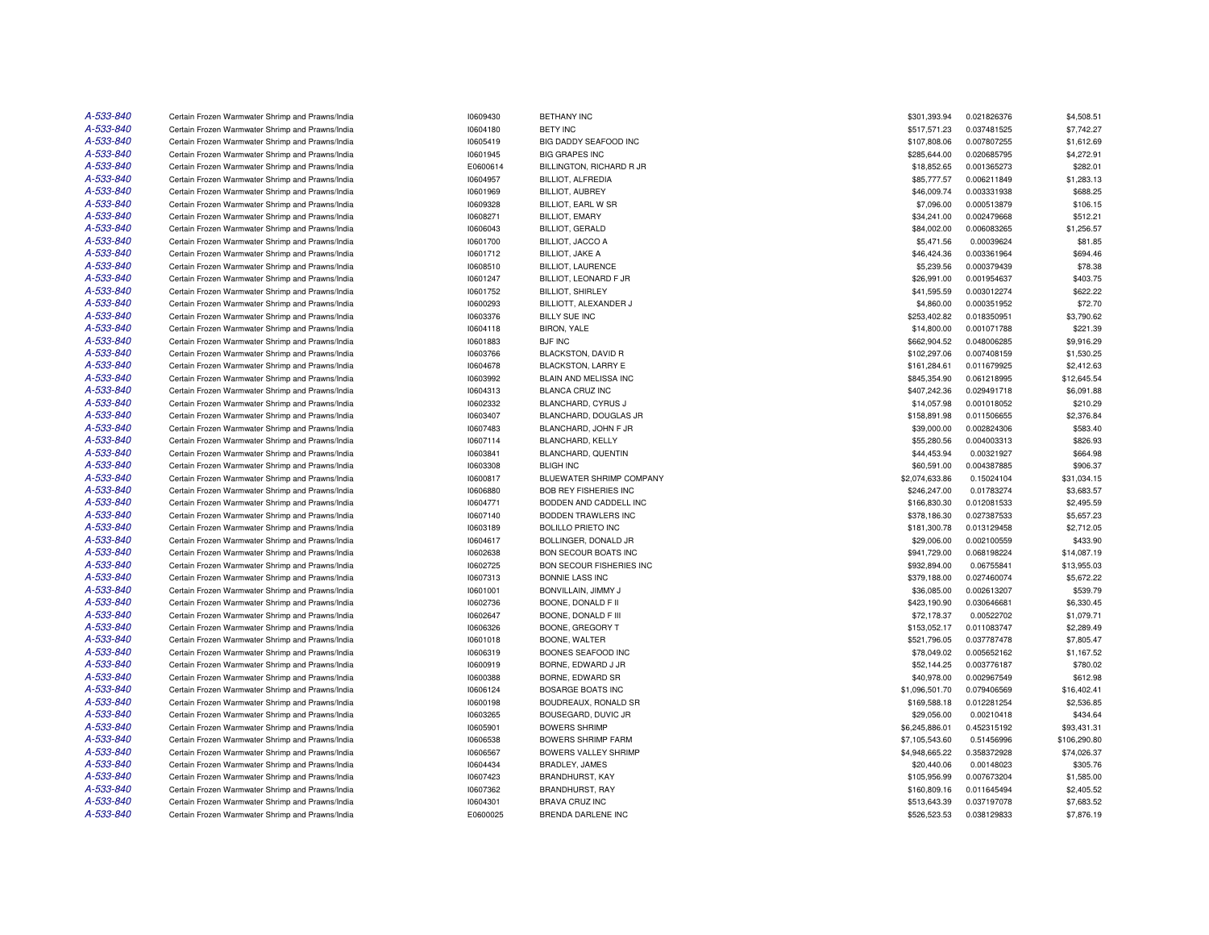| | | | | | | |
|---|---|---|---|---|---|---|
| A-533-840 | Certain Frozen Warmwater Shrimp and Prawns/India | I0609430 | BETHANY INC | $301,393.94 | 0.021826376 | $4,508.51 |
| A-533-840 | Certain Frozen Warmwater Shrimp and Prawns/India | I0604180 | BETY INC | $517,571.23 | 0.037481525 | $7,742.27 |
| A-533-840 | Certain Frozen Warmwater Shrimp and Prawns/India | I0605419 | BIG DADDY SEAFOOD INC | $107,808.06 | 0.007807255 | $1,612.69 |
| A-533-840 | Certain Frozen Warmwater Shrimp and Prawns/India | I0601945 | BIG GRAPES INC | $285,644.00 | 0.020685795 | $4,272.91 |
| A-533-840 | Certain Frozen Warmwater Shrimp and Prawns/India | E0600614 | BILLINGTON, RICHARD R JR | $18,852.65 | 0.001365273 | $282.01 |
| A-533-840 | Certain Frozen Warmwater Shrimp and Prawns/India | I0604957 | BILLIOT, ALFREDIA | $85,777.57 | 0.006211849 | $1,283.13 |
| A-533-840 | Certain Frozen Warmwater Shrimp and Prawns/India | I0601969 | BILLIOT, AUBREY | $46,009.74 | 0.003331938 | $688.25 |
| A-533-840 | Certain Frozen Warmwater Shrimp and Prawns/India | I0609328 | BILLIOT, EARL W SR | $7,096.00 | 0.000513879 | $106.15 |
| A-533-840 | Certain Frozen Warmwater Shrimp and Prawns/India | I0608271 | BILLIOT, EMARY | $34,241.00 | 0.002479668 | $512.21 |
| A-533-840 | Certain Frozen Warmwater Shrimp and Prawns/India | I0606043 | BILLIOT, GERALD | $84,002.00 | 0.006083265 | $1,256.57 |
| A-533-840 | Certain Frozen Warmwater Shrimp and Prawns/India | I0601700 | BILLIOT, JACCO A | $5,471.56 | 0.00039624 | $81.85 |
| A-533-840 | Certain Frozen Warmwater Shrimp and Prawns/India | I0601712 | BILLIOT, JAKE A | $46,424.36 | 0.003361964 | $694.46 |
| A-533-840 | Certain Frozen Warmwater Shrimp and Prawns/India | I0608510 | BILLIOT, LAURENCE | $5,239.56 | 0.000379439 | $78.38 |
| A-533-840 | Certain Frozen Warmwater Shrimp and Prawns/India | I0601247 | BILLIOT, LEONARD F JR | $26,991.00 | 0.001954637 | $403.75 |
| A-533-840 | Certain Frozen Warmwater Shrimp and Prawns/India | I0601752 | BILLIOT, SHIRLEY | $41,595.59 | 0.003012274 | $622.22 |
| A-533-840 | Certain Frozen Warmwater Shrimp and Prawns/India | I0600293 | BILLIOTT, ALEXANDER J | $4,860.00 | 0.000351952 | $72.70 |
| A-533-840 | Certain Frozen Warmwater Shrimp and Prawns/India | I0603376 | BILLY SUE INC | $253,402.82 | 0.018350951 | $3,790.62 |
| A-533-840 | Certain Frozen Warmwater Shrimp and Prawns/India | I0604118 | BIRON, YALE | $14,800.00 | 0.001071788 | $221.39 |
| A-533-840 | Certain Frozen Warmwater Shrimp and Prawns/India | I0601883 | BJF INC | $662,904.52 | 0.048006285 | $9,916.29 |
| A-533-840 | Certain Frozen Warmwater Shrimp and Prawns/India | I0603766 | BLACKSTON, DAVID R | $102,297.06 | 0.007408159 | $1,530.25 |
| A-533-840 | Certain Frozen Warmwater Shrimp and Prawns/India | I0604678 | BLACKSTON, LARRY E | $161,284.61 | 0.011679925 | $2,412.63 |
| A-533-840 | Certain Frozen Warmwater Shrimp and Prawns/India | I0603992 | BLAIN AND MELISSA INC | $845,354.90 | 0.061218995 | $12,645.54 |
| A-533-840 | Certain Frozen Warmwater Shrimp and Prawns/India | I0604313 | BLANCA CRUZ INC | $407,242.36 | 0.029491718 | $6,091.88 |
| A-533-840 | Certain Frozen Warmwater Shrimp and Prawns/India | I0602332 | BLANCHARD, CYRUS J | $14,057.98 | 0.001018052 | $210.29 |
| A-533-840 | Certain Frozen Warmwater Shrimp and Prawns/India | I0603407 | BLANCHARD, DOUGLAS JR | $158,891.98 | 0.011506655 | $2,376.84 |
| A-533-840 | Certain Frozen Warmwater Shrimp and Prawns/India | I0607483 | BLANCHARD, JOHN F JR | $39,000.00 | 0.002824306 | $583.40 |
| A-533-840 | Certain Frozen Warmwater Shrimp and Prawns/India | I0607114 | BLANCHARD, KELLY | $55,280.56 | 0.004003313 | $826.93 |
| A-533-840 | Certain Frozen Warmwater Shrimp and Prawns/India | I0603841 | BLANCHARD, QUENTIN | $44,453.94 | 0.00321927 | $664.98 |
| A-533-840 | Certain Frozen Warmwater Shrimp and Prawns/India | I0603308 | BLIGH INC | $60,591.00 | 0.004387885 | $906.37 |
| A-533-840 | Certain Frozen Warmwater Shrimp and Prawns/India | I0600817 | BLUEWATER SHRIMP COMPANY | $2,074,633.86 | 0.15024104 | $31,034.15 |
| A-533-840 | Certain Frozen Warmwater Shrimp and Prawns/India | I0606880 | BOB REY FISHERIES INC | $246,247.00 | 0.01783274 | $3,683.57 |
| A-533-840 | Certain Frozen Warmwater Shrimp and Prawns/India | I0604771 | BODDEN AND CADDELL INC | $166,830.30 | 0.012081533 | $2,495.59 |
| A-533-840 | Certain Frozen Warmwater Shrimp and Prawns/India | I0607140 | BODDEN TRAWLERS INC | $378,186.30 | 0.027387533 | $5,657.23 |
| A-533-840 | Certain Frozen Warmwater Shrimp and Prawns/India | I0603189 | BOLILLO PRIETO INC | $181,300.78 | 0.013129458 | $2,712.05 |
| A-533-840 | Certain Frozen Warmwater Shrimp and Prawns/India | I0604617 | BOLLINGER, DONALD JR | $29,006.00 | 0.002100559 | $433.90 |
| A-533-840 | Certain Frozen Warmwater Shrimp and Prawns/India | I0602638 | BON SECOUR BOATS INC | $941,729.00 | 0.068198224 | $14,087.19 |
| A-533-840 | Certain Frozen Warmwater Shrimp and Prawns/India | I0602725 | BON SECOUR FISHERIES INC | $932,894.00 | 0.06755841 | $13,955.03 |
| A-533-840 | Certain Frozen Warmwater Shrimp and Prawns/India | I0607313 | BONNIE LASS INC | $379,188.00 | 0.027460074 | $5,672.22 |
| A-533-840 | Certain Frozen Warmwater Shrimp and Prawns/India | I0601001 | BONVILLAIN, JIMMY J | $36,085.00 | 0.002613207 | $539.79 |
| A-533-840 | Certain Frozen Warmwater Shrimp and Prawns/India | I0602736 | BOONE, DONALD F II | $423,190.90 | 0.030646681 | $6,330.45 |
| A-533-840 | Certain Frozen Warmwater Shrimp and Prawns/India | I0602647 | BOONE, DONALD F III | $72,178.37 | 0.00522702 | $1,079.71 |
| A-533-840 | Certain Frozen Warmwater Shrimp and Prawns/India | I0606326 | BOONE, GREGORY T | $153,052.17 | 0.011083747 | $2,289.49 |
| A-533-840 | Certain Frozen Warmwater Shrimp and Prawns/India | I0601018 | BOONE, WALTER | $521,796.05 | 0.037787478 | $7,805.47 |
| A-533-840 | Certain Frozen Warmwater Shrimp and Prawns/India | I0606319 | BOONES SEAFOOD INC | $78,049.02 | 0.005652162 | $1,167.52 |
| A-533-840 | Certain Frozen Warmwater Shrimp and Prawns/India | I0600919 | BORNE, EDWARD J JR | $52,144.25 | 0.003776187 | $780.02 |
| A-533-840 | Certain Frozen Warmwater Shrimp and Prawns/India | I0600388 | BORNE, EDWARD SR | $40,978.00 | 0.002967549 | $612.98 |
| A-533-840 | Certain Frozen Warmwater Shrimp and Prawns/India | I0606124 | BOSARGE BOATS INC | $1,096,501.70 | 0.079406569 | $16,402.41 |
| A-533-840 | Certain Frozen Warmwater Shrimp and Prawns/India | I0600198 | BOUDREAUX, RONALD SR | $169,588.18 | 0.012281254 | $2,536.85 |
| A-533-840 | Certain Frozen Warmwater Shrimp and Prawns/India | I0603265 | BOUSEGARD, DUVIC JR | $29,056.00 | 0.00210418 | $434.64 |
| A-533-840 | Certain Frozen Warmwater Shrimp and Prawns/India | I0605901 | BOWERS SHRIMP | $6,245,886.01 | 0.452315192 | $93,431.31 |
| A-533-840 | Certain Frozen Warmwater Shrimp and Prawns/India | I0606538 | BOWERS SHRIMP FARM | $7,105,543.60 | 0.51456996 | $106,290.80 |
| A-533-840 | Certain Frozen Warmwater Shrimp and Prawns/India | I0606567 | BOWERS VALLEY SHRIMP | $4,948,665.22 | 0.358372928 | $74,026.37 |
| A-533-840 | Certain Frozen Warmwater Shrimp and Prawns/India | I0604434 | BRADLEY, JAMES | $20,440.06 | 0.00148023 | $305.76 |
| A-533-840 | Certain Frozen Warmwater Shrimp and Prawns/India | I0607423 | BRANDHURST, KAY | $105,956.99 | 0.007673204 | $1,585.00 |
| A-533-840 | Certain Frozen Warmwater Shrimp and Prawns/India | I0607362 | BRANDHURST, RAY | $160,809.16 | 0.011645494 | $2,405.52 |
| A-533-840 | Certain Frozen Warmwater Shrimp and Prawns/India | I0604301 | BRAVA CRUZ INC | $513,643.39 | 0.037197078 | $7,683.52 |
| A-533-840 | Certain Frozen Warmwater Shrimp and Prawns/India | E0600025 | BRENDA DARLENE INC | $526,523.53 | 0.038129833 | $7,876.19 |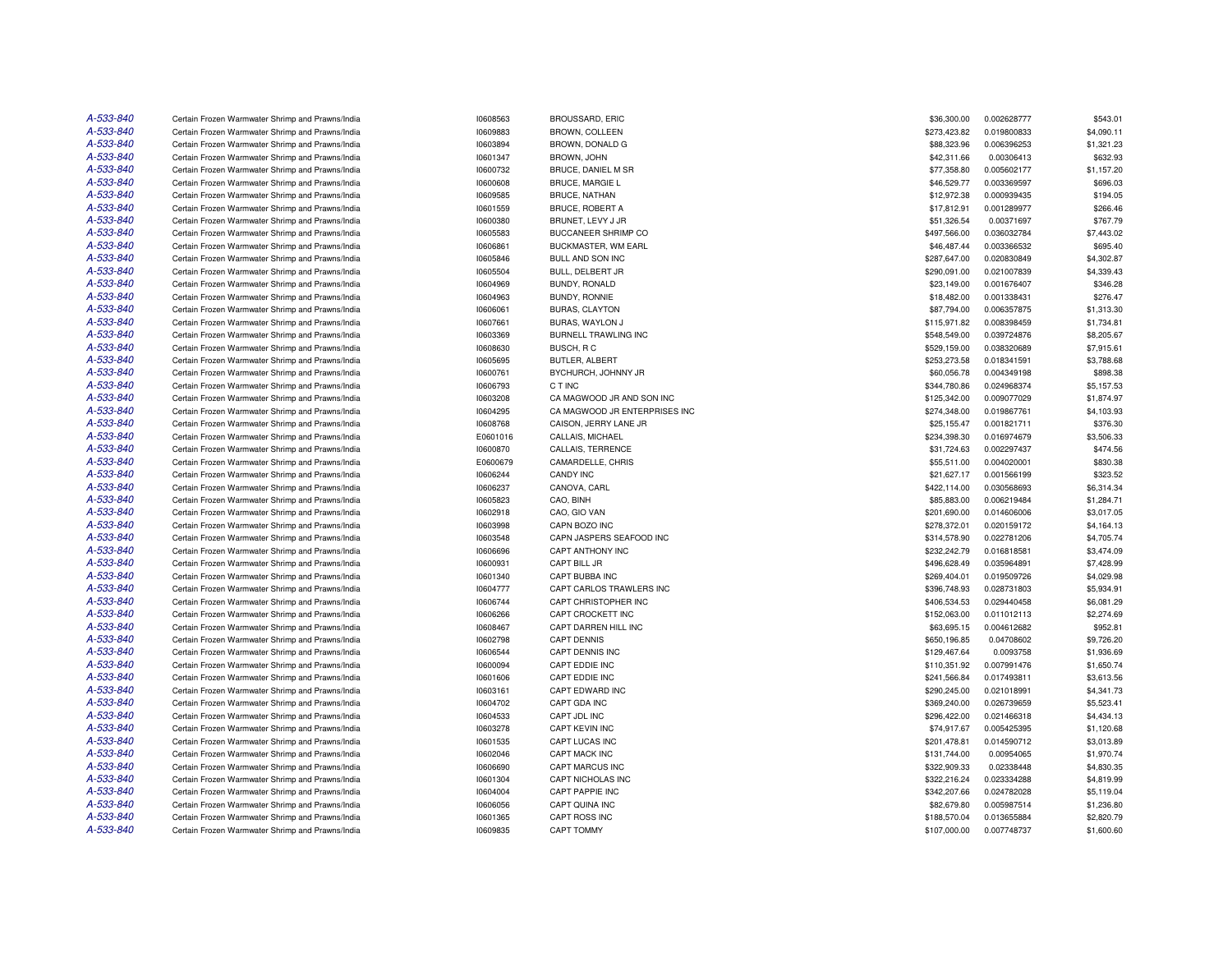| | | | | | | |
|---|---|---|---|---|---|---|
| A-533-840 | Certain Frozen Warmwater Shrimp and Prawns/India | I0608563 | BROUSSARD, ERIC | $36,300.00 | 0.002628777 | $543.01 |
| A-533-840 | Certain Frozen Warmwater Shrimp and Prawns/India | I0609883 | BROWN, COLLEEN | $273,423.82 | 0.019800833 | $4,090.11 |
| A-533-840 | Certain Frozen Warmwater Shrimp and Prawns/India | I0603894 | BROWN, DONALD G | $88,323.96 | 0.006396253 | $1,321.23 |
| A-533-840 | Certain Frozen Warmwater Shrimp and Prawns/India | I0601347 | BROWN, JOHN | $42,311.66 | 0.00306413 | $632.93 |
| A-533-840 | Certain Frozen Warmwater Shrimp and Prawns/India | I0600732 | BRUCE, DANIEL M SR | $77,358.80 | 0.005602177 | $1,157.20 |
| A-533-840 | Certain Frozen Warmwater Shrimp and Prawns/India | I0600608 | BRUCE, MARGIE L | $46,529.77 | 0.003369597 | $696.03 |
| A-533-840 | Certain Frozen Warmwater Shrimp and Prawns/India | I0609585 | BRUCE, NATHAN | $12,972.38 | 0.000939435 | $194.05 |
| A-533-840 | Certain Frozen Warmwater Shrimp and Prawns/India | I0601559 | BRUCE, ROBERT A | $17,812.91 | 0.001289977 | $266.46 |
| A-533-840 | Certain Frozen Warmwater Shrimp and Prawns/India | I0600380 | BRUNET, LEVY J JR | $51,326.54 | 0.00371697 | $767.79 |
| A-533-840 | Certain Frozen Warmwater Shrimp and Prawns/India | I0605583 | BUCCANEER SHRIMP CO | $497,566.00 | 0.036032784 | $7,443.02 |
| A-533-840 | Certain Frozen Warmwater Shrimp and Prawns/India | I0606861 | BUCKMASTER, WM EARL | $46,487.44 | 0.003366532 | $695.40 |
| A-533-840 | Certain Frozen Warmwater Shrimp and Prawns/India | I0605846 | BULL AND SON INC | $287,647.00 | 0.020830849 | $4,302.87 |
| A-533-840 | Certain Frozen Warmwater Shrimp and Prawns/India | I0605504 | BULL, DELBERT JR | $290,091.00 | 0.021007839 | $4,339.43 |
| A-533-840 | Certain Frozen Warmwater Shrimp and Prawns/India | I0604969 | BUNDY, RONALD | $23,149.00 | 0.001676407 | $346.28 |
| A-533-840 | Certain Frozen Warmwater Shrimp and Prawns/India | I0604963 | BUNDY, RONNIE | $18,482.00 | 0.001338431 | $276.47 |
| A-533-840 | Certain Frozen Warmwater Shrimp and Prawns/India | I0606061 | BURAS, CLAYTON | $87,794.00 | 0.006357875 | $1,313.30 |
| A-533-840 | Certain Frozen Warmwater Shrimp and Prawns/India | I0607661 | BURAS, WAYLON J | $115,971.82 | 0.008398459 | $1,734.81 |
| A-533-840 | Certain Frozen Warmwater Shrimp and Prawns/India | I0603369 | BURNELL TRAWLING INC | $548,549.00 | 0.039724876 | $8,205.67 |
| A-533-840 | Certain Frozen Warmwater Shrimp and Prawns/India | I0608630 | BUSCH, R C | $529,159.00 | 0.038320689 | $7,915.61 |
| A-533-840 | Certain Frozen Warmwater Shrimp and Prawns/India | I0605695 | BUTLER, ALBERT | $253,273.58 | 0.018341591 | $3,788.68 |
| A-533-840 | Certain Frozen Warmwater Shrimp and Prawns/India | I0600761 | BYCHURCH, JOHNNY JR | $60,056.78 | 0.004349198 | $898.38 |
| A-533-840 | Certain Frozen Warmwater Shrimp and Prawns/India | I0606793 | C T INC | $344,780.86 | 0.024968374 | $5,157.53 |
| A-533-840 | Certain Frozen Warmwater Shrimp and Prawns/India | I0603208 | CA MAGWOOD JR AND SON INC | $125,342.00 | 0.009077029 | $1,874.97 |
| A-533-840 | Certain Frozen Warmwater Shrimp and Prawns/India | I0604295 | CA MAGWOOD JR ENTERPRISES INC | $274,348.00 | 0.019867761 | $4,103.93 |
| A-533-840 | Certain Frozen Warmwater Shrimp and Prawns/India | I0608768 | CAISON, JERRY LANE JR | $25,155.47 | 0.001821711 | $376.30 |
| A-533-840 | Certain Frozen Warmwater Shrimp and Prawns/India | E0601016 | CALLAIS, MICHAEL | $234,398.30 | 0.016974679 | $3,506.33 |
| A-533-840 | Certain Frozen Warmwater Shrimp and Prawns/India | I0600870 | CALLAIS, TERRENCE | $31,724.63 | 0.002297437 | $474.56 |
| A-533-840 | Certain Frozen Warmwater Shrimp and Prawns/India | E0600679 | CAMARDELLE, CHRIS | $55,511.00 | 0.004020001 | $830.38 |
| A-533-840 | Certain Frozen Warmwater Shrimp and Prawns/India | I0606244 | CANDY INC | $21,627.17 | 0.001566199 | $323.52 |
| A-533-840 | Certain Frozen Warmwater Shrimp and Prawns/India | I0606237 | CANOVA, CARL | $422,114.00 | 0.030568693 | $6,314.34 |
| A-533-840 | Certain Frozen Warmwater Shrimp and Prawns/India | I0605823 | CAO, BINH | $85,883.00 | 0.006219484 | $1,284.71 |
| A-533-840 | Certain Frozen Warmwater Shrimp and Prawns/India | I0602918 | CAO, GIO VAN | $201,690.00 | 0.014606006 | $3,017.05 |
| A-533-840 | Certain Frozen Warmwater Shrimp and Prawns/India | I0603998 | CAPN BOZO INC | $278,372.01 | 0.020159172 | $4,164.13 |
| A-533-840 | Certain Frozen Warmwater Shrimp and Prawns/India | I0603548 | CAPN JASPERS SEAFOOD INC | $314,578.90 | 0.022781206 | $4,705.74 |
| A-533-840 | Certain Frozen Warmwater Shrimp and Prawns/India | I0606696 | CAPT ANTHONY INC | $232,242.79 | 0.016818581 | $3,474.09 |
| A-533-840 | Certain Frozen Warmwater Shrimp and Prawns/India | I0600931 | CAPT BILL JR | $496,628.49 | 0.035964891 | $7,428.99 |
| A-533-840 | Certain Frozen Warmwater Shrimp and Prawns/India | I0601340 | CAPT BUBBA INC | $269,404.01 | 0.019509726 | $4,029.98 |
| A-533-840 | Certain Frozen Warmwater Shrimp and Prawns/India | I0604777 | CAPT CARLOS TRAWLERS INC | $396,748.93 | 0.028731803 | $5,934.91 |
| A-533-840 | Certain Frozen Warmwater Shrimp and Prawns/India | I0606744 | CAPT CHRISTOPHER INC | $406,534.53 | 0.029440458 | $6,081.29 |
| A-533-840 | Certain Frozen Warmwater Shrimp and Prawns/India | I0606266 | CAPT CROCKETT INC | $152,063.00 | 0.011012113 | $2,274.69 |
| A-533-840 | Certain Frozen Warmwater Shrimp and Prawns/India | I0608467 | CAPT DARREN HILL INC | $63,695.15 | 0.004612682 | $952.81 |
| A-533-840 | Certain Frozen Warmwater Shrimp and Prawns/India | I0602798 | CAPT DENNIS | $650,196.85 | 0.04708602 | $9,726.20 |
| A-533-840 | Certain Frozen Warmwater Shrimp and Prawns/India | I0606544 | CAPT DENNIS INC | $129,467.64 | 0.0093758 | $1,936.69 |
| A-533-840 | Certain Frozen Warmwater Shrimp and Prawns/India | I0600094 | CAPT EDDIE INC | $110,351.92 | 0.007991476 | $1,650.74 |
| A-533-840 | Certain Frozen Warmwater Shrimp and Prawns/India | I0601606 | CAPT EDDIE INC | $241,566.84 | 0.017493811 | $3,613.56 |
| A-533-840 | Certain Frozen Warmwater Shrimp and Prawns/India | I0603161 | CAPT EDWARD INC | $290,245.00 | 0.021018991 | $4,341.73 |
| A-533-840 | Certain Frozen Warmwater Shrimp and Prawns/India | I0604702 | CAPT GDA INC | $369,240.00 | 0.026739659 | $5,523.41 |
| A-533-840 | Certain Frozen Warmwater Shrimp and Prawns/India | I0604533 | CAPT JDL INC | $296,422.00 | 0.021466318 | $4,434.13 |
| A-533-840 | Certain Frozen Warmwater Shrimp and Prawns/India | I0603278 | CAPT KEVIN INC | $74,917.67 | 0.005425395 | $1,120.68 |
| A-533-840 | Certain Frozen Warmwater Shrimp and Prawns/India | I0601535 | CAPT LUCAS INC | $201,478.81 | 0.014590712 | $3,013.89 |
| A-533-840 | Certain Frozen Warmwater Shrimp and Prawns/India | I0602046 | CAPT MACK INC | $131,744.00 | 0.00954065 | $1,970.74 |
| A-533-840 | Certain Frozen Warmwater Shrimp and Prawns/India | I0606690 | CAPT MARCUS INC | $322,909.33 | 0.02338448 | $4,830.35 |
| A-533-840 | Certain Frozen Warmwater Shrimp and Prawns/India | I0601304 | CAPT NICHOLAS INC | $322,216.24 | 0.023334288 | $4,819.99 |
| A-533-840 | Certain Frozen Warmwater Shrimp and Prawns/India | I0604004 | CAPT PAPPIE INC | $342,207.66 | 0.024782028 | $5,119.04 |
| A-533-840 | Certain Frozen Warmwater Shrimp and Prawns/India | I0606056 | CAPT QUINA INC | $82,679.80 | 0.005987514 | $1,236.80 |
| A-533-840 | Certain Frozen Warmwater Shrimp and Prawns/India | I0601365 | CAPT ROSS INC | $188,570.04 | 0.013655884 | $2,820.79 |
| A-533-840 | Certain Frozen Warmwater Shrimp and Prawns/India | I0609835 | CAPT TOMMY | $107,000.00 | 0.007748737 | $1,600.60 |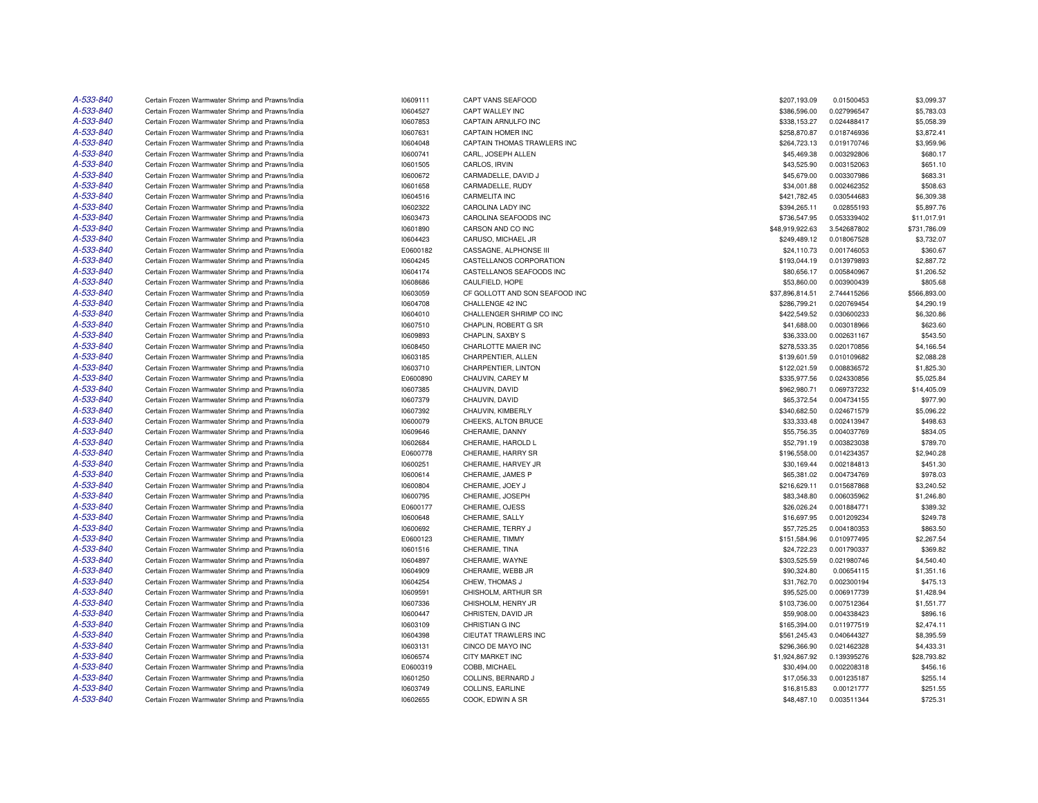| | | | | | | |
|---|---|---|---|---|---|---|
| A-533-840 | Certain Frozen Warmwater Shrimp and Prawns/India | I0609111 | CAPT VANS SEAFOOD | $207,193.09 | 0.01500453 | $3,099.37 |
| A-533-840 | Certain Frozen Warmwater Shrimp and Prawns/India | I0604527 | CAPT WALLEY INC | $386,596.00 | 0.027996547 | $5,783.03 |
| A-533-840 | Certain Frozen Warmwater Shrimp and Prawns/India | I0607853 | CAPTAIN ARNULFO INC | $338,153.27 | 0.024488417 | $5,058.39 |
| A-533-840 | Certain Frozen Warmwater Shrimp and Prawns/India | I0607631 | CAPTAIN HOMER INC | $258,870.87 | 0.018746936 | $3,872.41 |
| A-533-840 | Certain Frozen Warmwater Shrimp and Prawns/India | I0604048 | CAPTAIN THOMAS TRAWLERS INC | $264,723.13 | 0.019170746 | $3,959.96 |
| A-533-840 | Certain Frozen Warmwater Shrimp and Prawns/India | I0600741 | CARL, JOSEPH ALLEN | $45,469.38 | 0.003292806 | $680.17 |
| A-533-840 | Certain Frozen Warmwater Shrimp and Prawns/India | I0601505 | CARLOS, IRVIN | $43,525.90 | 0.003152063 | $651.10 |
| A-533-840 | Certain Frozen Warmwater Shrimp and Prawns/India | I0600672 | CARMADELLE, DAVID J | $45,679.00 | 0.003307986 | $683.31 |
| A-533-840 | Certain Frozen Warmwater Shrimp and Prawns/India | I0601658 | CARMADELLE, RUDY | $34,001.88 | 0.002462352 | $508.63 |
| A-533-840 | Certain Frozen Warmwater Shrimp and Prawns/India | I0604516 | CARMELITA INC | $421,782.45 | 0.030544683 | $6,309.38 |
| A-533-840 | Certain Frozen Warmwater Shrimp and Prawns/India | I0602322 | CAROLINA LADY INC | $394,265.11 | 0.02855193 | $5,897.76 |
| A-533-840 | Certain Frozen Warmwater Shrimp and Prawns/India | I0603473 | CAROLINA SEAFOODS INC | $736,547.95 | 0.053339402 | $11,017.91 |
| A-533-840 | Certain Frozen Warmwater Shrimp and Prawns/India | I0601890 | CARSON AND CO INC | $48,919,922.63 | 3.542687802 | $731,786.09 |
| A-533-840 | Certain Frozen Warmwater Shrimp and Prawns/India | I0604423 | CARUSO, MICHAEL JR | $249,489.12 | 0.018067528 | $3,732.07 |
| A-533-840 | Certain Frozen Warmwater Shrimp and Prawns/India | E0600182 | CASSAGNE, ALPHONSE III | $24,110.73 | 0.001746053 | $360.67 |
| A-533-840 | Certain Frozen Warmwater Shrimp and Prawns/India | I0604245 | CASTELLANOS CORPORATION | $193,044.19 | 0.013979893 | $2,887.72 |
| A-533-840 | Certain Frozen Warmwater Shrimp and Prawns/India | I0604174 | CASTELLANOS SEAFOODS INC | $80,656.17 | 0.005840967 | $1,206.52 |
| A-533-840 | Certain Frozen Warmwater Shrimp and Prawns/India | I0608686 | CAULFIELD, HOPE | $53,860.00 | 0.003900439 | $805.68 |
| A-533-840 | Certain Frozen Warmwater Shrimp and Prawns/India | I0603059 | CF GOLLOTT AND SON SEAFOOD INC | $37,896,814.51 | 2.744415266 | $566,893.00 |
| A-533-840 | Certain Frozen Warmwater Shrimp and Prawns/India | I0604708 | CHALLENGE 42 INC | $286,799.21 | 0.020769454 | $4,290.19 |
| A-533-840 | Certain Frozen Warmwater Shrimp and Prawns/India | I0604010 | CHALLENGER SHRIMP CO INC | $422,549.52 | 0.030600233 | $6,320.86 |
| A-533-840 | Certain Frozen Warmwater Shrimp and Prawns/India | I0607510 | CHAPLIN, ROBERT G SR | $41,688.00 | 0.003018966 | $623.60 |
| A-533-840 | Certain Frozen Warmwater Shrimp and Prawns/India | I0609893 | CHAPLIN, SAXBY S | $36,333.00 | 0.002631167 | $543.50 |
| A-533-840 | Certain Frozen Warmwater Shrimp and Prawns/India | I0608450 | CHARLOTTE MAIER INC | $278,533.35 | 0.020170856 | $4,166.54 |
| A-533-840 | Certain Frozen Warmwater Shrimp and Prawns/India | I0603185 | CHARPENTIER, ALLEN | $139,601.59 | 0.010109682 | $2,088.28 |
| A-533-840 | Certain Frozen Warmwater Shrimp and Prawns/India | I0603710 | CHARPENTIER, LINTON | $122,021.59 | 0.008836572 | $1,825.30 |
| A-533-840 | Certain Frozen Warmwater Shrimp and Prawns/India | E0600890 | CHAUVIN, CAREY M | $335,977.56 | 0.024330856 | $5,025.84 |
| A-533-840 | Certain Frozen Warmwater Shrimp and Prawns/India | I0607385 | CHAUVIN, DAVID | $962,980.71 | 0.069737232 | $14,405.09 |
| A-533-840 | Certain Frozen Warmwater Shrimp and Prawns/India | I0607379 | CHAUVIN, DAVID | $65,372.54 | 0.004734155 | $977.90 |
| A-533-840 | Certain Frozen Warmwater Shrimp and Prawns/India | I0607392 | CHAUVIN, KIMBERLY | $340,682.50 | 0.024671579 | $5,096.22 |
| A-533-840 | Certain Frozen Warmwater Shrimp and Prawns/India | I0600079 | CHEEKS, ALTON BRUCE | $33,333.48 | 0.002413947 | $498.63 |
| A-533-840 | Certain Frozen Warmwater Shrimp and Prawns/India | I0609646 | CHERAMIE, DANNY | $55,756.35 | 0.004037769 | $834.05 |
| A-533-840 | Certain Frozen Warmwater Shrimp and Prawns/India | I0602684 | CHERAMIE, HAROLD L | $52,791.19 | 0.003823038 | $789.70 |
| A-533-840 | Certain Frozen Warmwater Shrimp and Prawns/India | E0600778 | CHERAMIE, HARRY SR | $196,558.00 | 0.014234357 | $2,940.28 |
| A-533-840 | Certain Frozen Warmwater Shrimp and Prawns/India | I0600251 | CHERAMIE, HARVEY JR | $30,169.44 | 0.002184813 | $451.30 |
| A-533-840 | Certain Frozen Warmwater Shrimp and Prawns/India | I0600614 | CHERAMIE, JAMES P | $65,381.02 | 0.004734769 | $978.03 |
| A-533-840 | Certain Frozen Warmwater Shrimp and Prawns/India | I0600804 | CHERAMIE, JOEY J | $216,629.11 | 0.015687868 | $3,240.52 |
| A-533-840 | Certain Frozen Warmwater Shrimp and Prawns/India | I0600795 | CHERAMIE, JOSEPH | $83,348.80 | 0.006035962 | $1,246.80 |
| A-533-840 | Certain Frozen Warmwater Shrimp and Prawns/India | E0600177 | CHERAMIE, OJESS | $26,026.24 | 0.001884771 | $389.32 |
| A-533-840 | Certain Frozen Warmwater Shrimp and Prawns/India | I0600648 | CHERAMIE, SALLY | $16,697.95 | 0.001209234 | $249.78 |
| A-533-840 | Certain Frozen Warmwater Shrimp and Prawns/India | I0600692 | CHERAMIE, TERRY J | $57,725.25 | 0.004180353 | $863.50 |
| A-533-840 | Certain Frozen Warmwater Shrimp and Prawns/India | E0600123 | CHERAMIE, TIMMY | $151,584.96 | 0.010977495 | $2,267.54 |
| A-533-840 | Certain Frozen Warmwater Shrimp and Prawns/India | I0601516 | CHERAMIE, TINA | $24,722.23 | 0.001790337 | $369.82 |
| A-533-840 | Certain Frozen Warmwater Shrimp and Prawns/India | I0604897 | CHERAMIE, WAYNE | $303,525.59 | 0.021980746 | $4,540.40 |
| A-533-840 | Certain Frozen Warmwater Shrimp and Prawns/India | I0604909 | CHERAMIE, WEBB JR | $90,324.80 | 0.00654115 | $1,351.16 |
| A-533-840 | Certain Frozen Warmwater Shrimp and Prawns/India | I0604254 | CHEW, THOMAS J | $31,762.70 | 0.002300194 | $475.13 |
| A-533-840 | Certain Frozen Warmwater Shrimp and Prawns/India | I0609591 | CHISHOLM, ARTHUR SR | $95,525.00 | 0.006917739 | $1,428.94 |
| A-533-840 | Certain Frozen Warmwater Shrimp and Prawns/India | I0607336 | CHISHOLM, HENRY JR | $103,736.00 | 0.007512364 | $1,551.77 |
| A-533-840 | Certain Frozen Warmwater Shrimp and Prawns/India | I0600447 | CHRISTEN, DAVID JR | $59,908.00 | 0.004338423 | $896.16 |
| A-533-840 | Certain Frozen Warmwater Shrimp and Prawns/India | I0603109 | CHRISTIAN G INC | $165,394.00 | 0.011977519 | $2,474.11 |
| A-533-840 | Certain Frozen Warmwater Shrimp and Prawns/India | I0604398 | CIEUTAT TRAWLERS INC | $561,245.43 | 0.040644327 | $8,395.59 |
| A-533-840 | Certain Frozen Warmwater Shrimp and Prawns/India | I0603131 | CINCO DE MAYO INC | $296,366.90 | 0.021462328 | $4,433.31 |
| A-533-840 | Certain Frozen Warmwater Shrimp and Prawns/India | I0606574 | CITY MARKET INC | $1,924,867.92 | 0.139395276 | $28,793.82 |
| A-533-840 | Certain Frozen Warmwater Shrimp and Prawns/India | E0600319 | COBB, MICHAEL | $30,494.00 | 0.002208318 | $456.16 |
| A-533-840 | Certain Frozen Warmwater Shrimp and Prawns/India | I0601250 | COLLINS, BERNARD J | $17,056.33 | 0.001235187 | $255.14 |
| A-533-840 | Certain Frozen Warmwater Shrimp and Prawns/India | I0603749 | COLLINS, EARLINE | $16,815.83 | 0.00121777 | $251.55 |
| A-533-840 | Certain Frozen Warmwater Shrimp and Prawns/India | I0602655 | COOK, EDWIN A SR | $48,487.10 | 0.003511344 | $725.31 |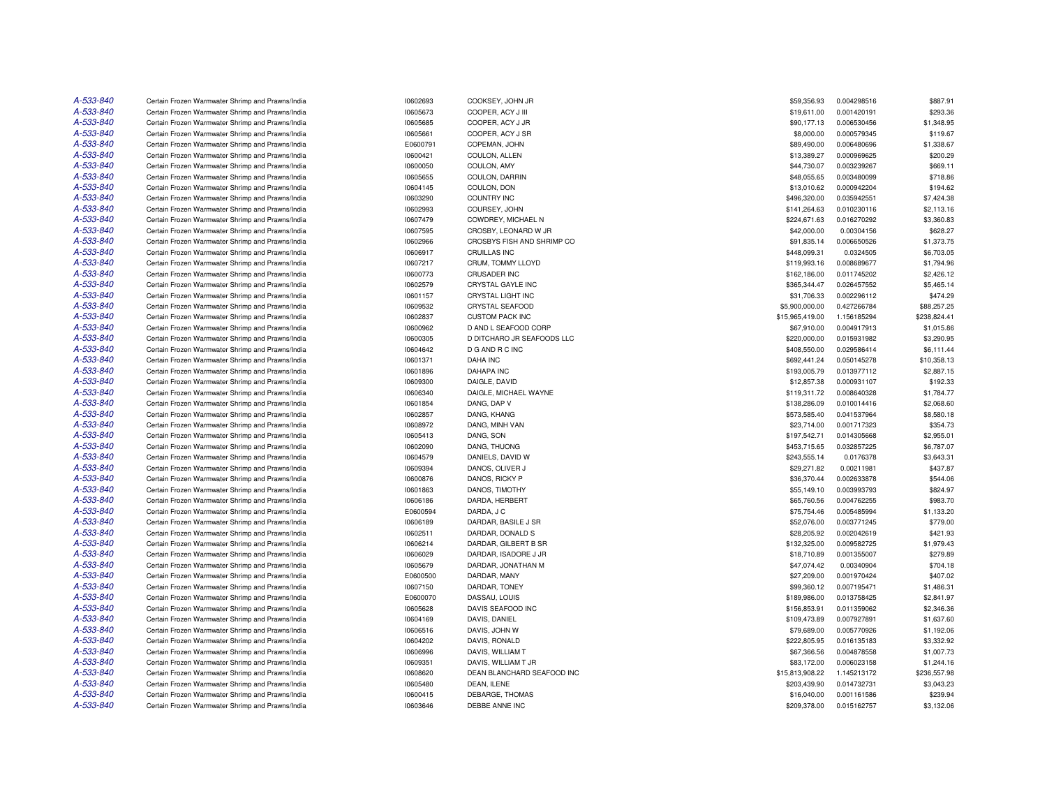| | | | | | | |
|---|---|---|---|---|---|---|
| A-533-840 | Certain Frozen Warmwater Shrimp and Prawns/India | I0602693 | COOKSEY, JOHN JR | $59,356.93 | 0.004298516 | $887.91 |
| A-533-840 | Certain Frozen Warmwater Shrimp and Prawns/India | I0605673 | COOPER, ACY J III | $19,611.00 | 0.001420191 | $293.36 |
| A-533-840 | Certain Frozen Warmwater Shrimp and Prawns/India | I0605685 | COOPER, ACY J JR | $90,177.13 | 0.006530456 | $1,348.95 |
| A-533-840 | Certain Frozen Warmwater Shrimp and Prawns/India | I0605661 | COOPER, ACY J SR | $8,000.00 | 0.000579345 | $119.67 |
| A-533-840 | Certain Frozen Warmwater Shrimp and Prawns/India | E0600791 | COPEMAN, JOHN | $89,490.00 | 0.006480696 | $1,338.67 |
| A-533-840 | Certain Frozen Warmwater Shrimp and Prawns/India | I0600421 | COULON, ALLEN | $13,389.27 | 0.000969625 | $200.29 |
| A-533-840 | Certain Frozen Warmwater Shrimp and Prawns/India | I0600050 | COULON, AMY | $44,730.07 | 0.003239267 | $669.11 |
| A-533-840 | Certain Frozen Warmwater Shrimp and Prawns/India | I0605655 | COULON, DARRIN | $48,055.65 | 0.003480099 | $718.86 |
| A-533-840 | Certain Frozen Warmwater Shrimp and Prawns/India | I0604145 | COULON, DON | $13,010.62 | 0.000942204 | $194.62 |
| A-533-840 | Certain Frozen Warmwater Shrimp and Prawns/India | I0603290 | COUNTRY INC | $496,320.00 | 0.035942551 | $7,424.38 |
| A-533-840 | Certain Frozen Warmwater Shrimp and Prawns/India | I0602993 | COURSEY, JOHN | $141,264.63 | 0.010230116 | $2,113.16 |
| A-533-840 | Certain Frozen Warmwater Shrimp and Prawns/India | I0607479 | COWDREY, MICHAEL N | $224,671.63 | 0.016270292 | $3,360.83 |
| A-533-840 | Certain Frozen Warmwater Shrimp and Prawns/India | I0607595 | CROSBY, LEONARD W JR | $42,000.00 | 0.00304156 | $628.27 |
| A-533-840 | Certain Frozen Warmwater Shrimp and Prawns/India | I0602966 | CROSBYS FISH AND SHRIMP CO | $91,835.14 | 0.006650526 | $1,373.75 |
| A-533-840 | Certain Frozen Warmwater Shrimp and Prawns/India | I0606917 | CRUILLAS INC | $448,099.31 | 0.0324505 | $6,703.05 |
| A-533-840 | Certain Frozen Warmwater Shrimp and Prawns/India | I0607217 | CRUM, TOMMY LLOYD | $119,993.16 | 0.008689677 | $1,794.96 |
| A-533-840 | Certain Frozen Warmwater Shrimp and Prawns/India | I0600773 | CRUSADER INC | $162,186.00 | 0.011745202 | $2,426.12 |
| A-533-840 | Certain Frozen Warmwater Shrimp and Prawns/India | I0602579 | CRYSTAL GAYLE INC | $365,344.47 | 0.026457552 | $5,465.14 |
| A-533-840 | Certain Frozen Warmwater Shrimp and Prawns/India | I0601157 | CRYSTAL LIGHT INC | $31,706.33 | 0.002296112 | $474.29 |
| A-533-840 | Certain Frozen Warmwater Shrimp and Prawns/India | I0609532 | CRYSTAL SEAFOOD | $5,900,000.00 | 0.427266784 | $88,257.25 |
| A-533-840 | Certain Frozen Warmwater Shrimp and Prawns/India | I0602837 | CUSTOM PACK INC | $15,965,419.00 | 1.156185294 | $238,824.41 |
| A-533-840 | Certain Frozen Warmwater Shrimp and Prawns/India | I0600962 | D AND L SEAFOOD CORP | $67,910.00 | 0.004917913 | $1,015.86 |
| A-533-840 | Certain Frozen Warmwater Shrimp and Prawns/India | I0600305 | D DITCHARO JR SEAFOODS LLC | $220,000.00 | 0.015931982 | $3,290.95 |
| A-533-840 | Certain Frozen Warmwater Shrimp and Prawns/India | I0604642 | D G AND R C INC | $408,550.00 | 0.029586414 | $6,111.44 |
| A-533-840 | Certain Frozen Warmwater Shrimp and Prawns/India | I0601371 | DAHA INC | $692,441.24 | 0.050145278 | $10,358.13 |
| A-533-840 | Certain Frozen Warmwater Shrimp and Prawns/India | I0601896 | DAHAPA INC | $193,005.79 | 0.013977112 | $2,887.15 |
| A-533-840 | Certain Frozen Warmwater Shrimp and Prawns/India | I0609300 | DAIGLE, DAVID | $12,857.38 | 0.000931107 | $192.33 |
| A-533-840 | Certain Frozen Warmwater Shrimp and Prawns/India | I0606340 | DAIGLE, MICHAEL WAYNE | $119,311.72 | 0.008640328 | $1,784.77 |
| A-533-840 | Certain Frozen Warmwater Shrimp and Prawns/India | I0601854 | DANG, DAP V | $138,286.09 | 0.010014416 | $2,068.60 |
| A-533-840 | Certain Frozen Warmwater Shrimp and Prawns/India | I0602857 | DANG, KHANG | $573,585.40 | 0.041537964 | $8,580.18 |
| A-533-840 | Certain Frozen Warmwater Shrimp and Prawns/India | I0608972 | DANG, MINH VAN | $23,714.00 | 0.001717323 | $354.73 |
| A-533-840 | Certain Frozen Warmwater Shrimp and Prawns/India | I0605413 | DANG, SON | $197,542.71 | 0.014305668 | $2,955.01 |
| A-533-840 | Certain Frozen Warmwater Shrimp and Prawns/India | I0602090 | DANG, THUONG | $453,715.65 | 0.032857225 | $6,787.07 |
| A-533-840 | Certain Frozen Warmwater Shrimp and Prawns/India | I0604579 | DANIELS, DAVID W | $243,555.14 | 0.0176378 | $3,643.31 |
| A-533-840 | Certain Frozen Warmwater Shrimp and Prawns/India | I0609394 | DANOS, OLIVER J | $29,271.82 | 0.00211981 | $437.87 |
| A-533-840 | Certain Frozen Warmwater Shrimp and Prawns/India | I0600876 | DANOS, RICKY P | $36,370.44 | 0.002633878 | $544.06 |
| A-533-840 | Certain Frozen Warmwater Shrimp and Prawns/India | I0601863 | DANOS, TIMOTHY | $55,149.10 | 0.003993793 | $824.97 |
| A-533-840 | Certain Frozen Warmwater Shrimp and Prawns/India | I0606186 | DARDA, HERBERT | $65,760.56 | 0.004762255 | $983.70 |
| A-533-840 | Certain Frozen Warmwater Shrimp and Prawns/India | E0600594 | DARDA, J C | $75,754.46 | 0.005485994 | $1,133.20 |
| A-533-840 | Certain Frozen Warmwater Shrimp and Prawns/India | I0606189 | DARDAR, BASILE J SR | $52,076.00 | 0.003771245 | $779.00 |
| A-533-840 | Certain Frozen Warmwater Shrimp and Prawns/India | I0602511 | DARDAR, DONALD S | $28,205.92 | 0.002042619 | $421.93 |
| A-533-840 | Certain Frozen Warmwater Shrimp and Prawns/India | I0606214 | DARDAR, GILBERT B SR | $132,325.00 | 0.009582725 | $1,979.43 |
| A-533-840 | Certain Frozen Warmwater Shrimp and Prawns/India | I0606029 | DARDAR, ISADORE J JR | $18,710.89 | 0.001355007 | $279.89 |
| A-533-840 | Certain Frozen Warmwater Shrimp and Prawns/India | I0605679 | DARDAR, JONATHAN M | $47,074.42 | 0.00340904 | $704.18 |
| A-533-840 | Certain Frozen Warmwater Shrimp and Prawns/India | E0600500 | DARDAR, MANY | $27,209.00 | 0.001970424 | $407.02 |
| A-533-840 | Certain Frozen Warmwater Shrimp and Prawns/India | I0607150 | DARDAR, TONEY | $99,360.12 | 0.007195471 | $1,486.31 |
| A-533-840 | Certain Frozen Warmwater Shrimp and Prawns/India | E0600070 | DASSAU, LOUIS | $189,986.00 | 0.013758425 | $2,841.97 |
| A-533-840 | Certain Frozen Warmwater Shrimp and Prawns/India | I0605628 | DAVIS SEAFOOD INC | $156,853.91 | 0.011359062 | $2,346.36 |
| A-533-840 | Certain Frozen Warmwater Shrimp and Prawns/India | I0604169 | DAVIS, DANIEL | $109,473.89 | 0.007927891 | $1,637.60 |
| A-533-840 | Certain Frozen Warmwater Shrimp and Prawns/India | I0606516 | DAVIS, JOHN W | $79,689.00 | 0.005770926 | $1,192.06 |
| A-533-840 | Certain Frozen Warmwater Shrimp and Prawns/India | I0604202 | DAVIS, RONALD | $222,805.95 | 0.016135183 | $3,332.92 |
| A-533-840 | Certain Frozen Warmwater Shrimp and Prawns/India | I0606996 | DAVIS, WILLIAM T | $67,366.56 | 0.004878558 | $1,007.73 |
| A-533-840 | Certain Frozen Warmwater Shrimp and Prawns/India | I0609351 | DAVIS, WILLIAM T JR | $83,172.00 | 0.006023158 | $1,244.16 |
| A-533-840 | Certain Frozen Warmwater Shrimp and Prawns/India | I0608620 | DEAN BLANCHARD SEAFOOD INC | $15,813,908.22 | 1.145213172 | $236,557.98 |
| A-533-840 | Certain Frozen Warmwater Shrimp and Prawns/India | I0605480 | DEAN, ILENE | $203,439.90 | 0.014732731 | $3,043.23 |
| A-533-840 | Certain Frozen Warmwater Shrimp and Prawns/India | I0600415 | DEBARGE, THOMAS | $16,040.00 | 0.001161586 | $239.94 |
| A-533-840 | Certain Frozen Warmwater Shrimp and Prawns/India | I0603646 | DEBBE ANNE INC | $209,378.00 | 0.015162757 | $3,132.06 |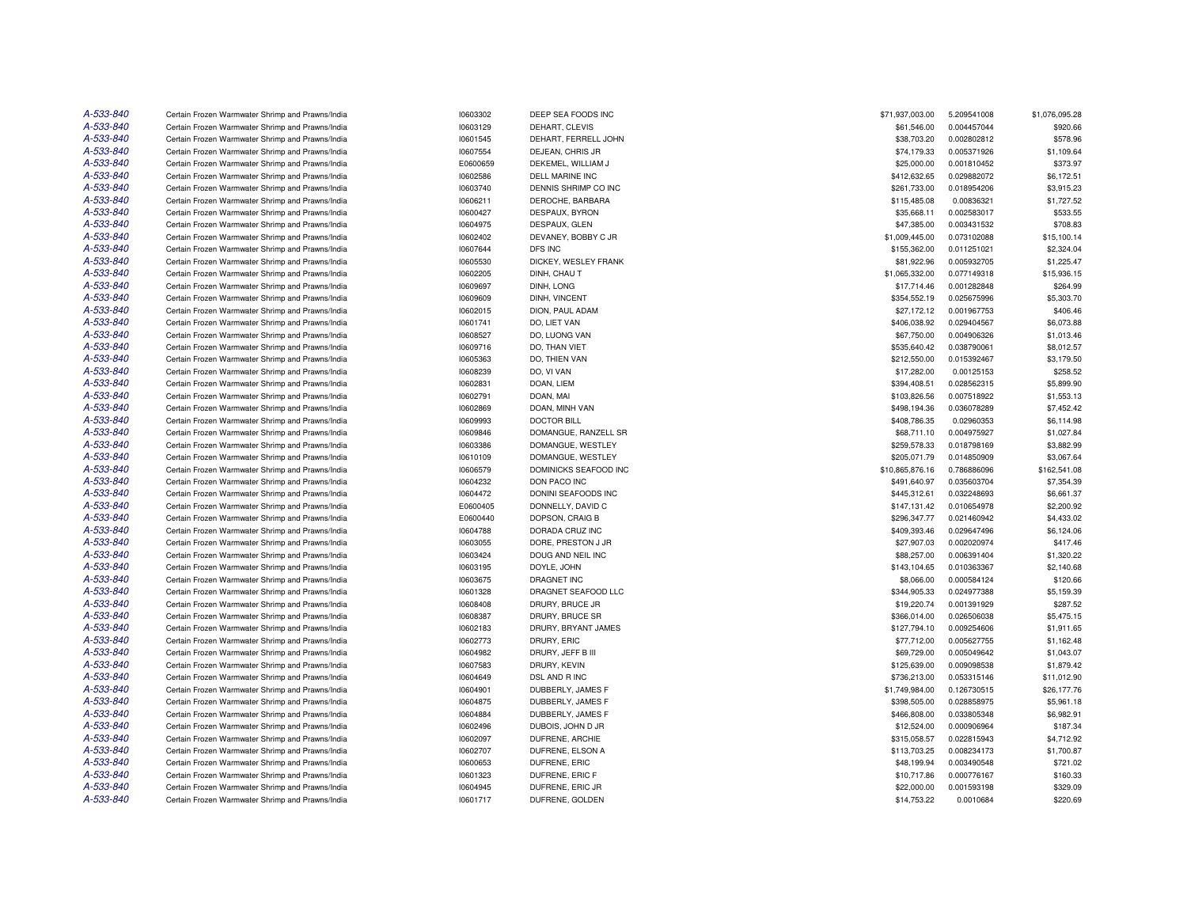| | | | | | | |
|---|---|---|---|---|---|---|
| A-533-840 | Certain Frozen Warmwater Shrimp and Prawns/India | I0603302 | DEEP SEA FOODS INC | $71,937,003.00 | 5.209541008 | $1,076,095.28 |
| A-533-840 | Certain Frozen Warmwater Shrimp and Prawns/India | I0603129 | DEHART, CLEVIS | $61,546.00 | 0.004457044 | $920.66 |
| A-533-840 | Certain Frozen Warmwater Shrimp and Prawns/India | I0601545 | DEHART, FERRELL JOHN | $38,703.20 | 0.002802812 | $578.96 |
| A-533-840 | Certain Frozen Warmwater Shrimp and Prawns/India | I0607554 | DEJEAN, CHRIS JR | $74,179.33 | 0.005371926 | $1,109.64 |
| A-533-840 | Certain Frozen Warmwater Shrimp and Prawns/India | E0600659 | DEKEMEL, WILLIAM J | $25,000.00 | 0.001810452 | $373.97 |
| A-533-840 | Certain Frozen Warmwater Shrimp and Prawns/India | I0602586 | DELL MARINE INC | $412,632.65 | 0.029882072 | $6,172.51 |
| A-533-840 | Certain Frozen Warmwater Shrimp and Prawns/India | I0603740 | DENNIS SHRIMP CO INC | $261,733.00 | 0.018954206 | $3,915.23 |
| A-533-840 | Certain Frozen Warmwater Shrimp and Prawns/India | I0606211 | DEROCHE, BARBARA | $115,485.08 | 0.00836321 | $1,727.52 |
| A-533-840 | Certain Frozen Warmwater Shrimp and Prawns/India | I0600427 | DESPAUX, BYRON | $35,668.11 | 0.002583017 | $533.55 |
| A-533-840 | Certain Frozen Warmwater Shrimp and Prawns/India | I0604975 | DESPAUX, GLEN | $47,385.00 | 0.003431532 | $708.83 |
| A-533-840 | Certain Frozen Warmwater Shrimp and Prawns/India | I0602402 | DEVANEY, BOBBY C JR | $1,009,445.00 | 0.073102088 | $15,100.14 |
| A-533-840 | Certain Frozen Warmwater Shrimp and Prawns/India | I0607644 | DFS INC | $155,362.00 | 0.011251021 | $2,324.04 |
| A-533-840 | Certain Frozen Warmwater Shrimp and Prawns/India | I0605530 | DICKEY, WESLEY FRANK | $81,922.96 | 0.005932705 | $1,225.47 |
| A-533-840 | Certain Frozen Warmwater Shrimp and Prawns/India | I0602205 | DINH, CHAU T | $1,065,332.00 | 0.077149318 | $15,936.15 |
| A-533-840 | Certain Frozen Warmwater Shrimp and Prawns/India | I0609697 | DINH, LONG | $17,714.46 | 0.001282848 | $264.99 |
| A-533-840 | Certain Frozen Warmwater Shrimp and Prawns/India | I0609609 | DINH, VINCENT | $354,552.19 | 0.025675996 | $5,303.70 |
| A-533-840 | Certain Frozen Warmwater Shrimp and Prawns/India | I0602015 | DION, PAUL ADAM | $27,172.12 | 0.001967753 | $406.46 |
| A-533-840 | Certain Frozen Warmwater Shrimp and Prawns/India | I0601741 | DO, LIET VAN | $406,038.92 | 0.029404567 | $6,073.88 |
| A-533-840 | Certain Frozen Warmwater Shrimp and Prawns/India | I0608527 | DO, LUONG VAN | $67,750.00 | 0.004906326 | $1,013.46 |
| A-533-840 | Certain Frozen Warmwater Shrimp and Prawns/India | I0609716 | DO, THAN VIET | $535,640.42 | 0.038790061 | $8,012.57 |
| A-533-840 | Certain Frozen Warmwater Shrimp and Prawns/India | I0605363 | DO, THIEN VAN | $212,550.00 | 0.015392467 | $3,179.50 |
| A-533-840 | Certain Frozen Warmwater Shrimp and Prawns/India | I0608239 | DO, VI VAN | $17,282.00 | 0.00125153 | $258.52 |
| A-533-840 | Certain Frozen Warmwater Shrimp and Prawns/India | I0602831 | DOAN, LIEM | $394,408.51 | 0.028562315 | $5,899.90 |
| A-533-840 | Certain Frozen Warmwater Shrimp and Prawns/India | I0602791 | DOAN, MAI | $103,826.56 | 0.007518922 | $1,553.13 |
| A-533-840 | Certain Frozen Warmwater Shrimp and Prawns/India | I0602869 | DOAN, MINH VAN | $498,194.36 | 0.036078289 | $7,452.42 |
| A-533-840 | Certain Frozen Warmwater Shrimp and Prawns/India | I0609993 | DOCTOR BILL | $408,786.35 | 0.02960353 | $6,114.98 |
| A-533-840 | Certain Frozen Warmwater Shrimp and Prawns/India | I0609846 | DOMANGUE, RANZELL SR | $68,711.10 | 0.004975927 | $1,027.84 |
| A-533-840 | Certain Frozen Warmwater Shrimp and Prawns/India | I0603386 | DOMANGUE, WESTLEY | $259,578.33 | 0.018798169 | $3,882.99 |
| A-533-840 | Certain Frozen Warmwater Shrimp and Prawns/India | I0610109 | DOMANGUE, WESTLEY | $205,071.79 | 0.014850909 | $3,067.64 |
| A-533-840 | Certain Frozen Warmwater Shrimp and Prawns/India | I0606579 | DOMINICKS SEAFOOD INC | $10,865,876.16 | 0.786886096 | $162,541.08 |
| A-533-840 | Certain Frozen Warmwater Shrimp and Prawns/India | I0604232 | DON PACO INC | $491,640.97 | 0.035603704 | $7,354.39 |
| A-533-840 | Certain Frozen Warmwater Shrimp and Prawns/India | I0604472 | DONINI SEAFOODS INC | $445,312.61 | 0.032248693 | $6,661.37 |
| A-533-840 | Certain Frozen Warmwater Shrimp and Prawns/India | E0600405 | DONNELLY, DAVID C | $147,131.42 | 0.010654978 | $2,200.92 |
| A-533-840 | Certain Frozen Warmwater Shrimp and Prawns/India | E0600440 | DOPSON, CRAIG B | $296,347.77 | 0.021460942 | $4,433.02 |
| A-533-840 | Certain Frozen Warmwater Shrimp and Prawns/India | I0604788 | DORADA CRUZ INC | $409,393.46 | 0.029647496 | $6,124.06 |
| A-533-840 | Certain Frozen Warmwater Shrimp and Prawns/India | I0603055 | DORE, PRESTON J JR | $27,907.03 | 0.002020974 | $417.46 |
| A-533-840 | Certain Frozen Warmwater Shrimp and Prawns/India | I0603424 | DOUG AND NEIL INC | $88,257.00 | 0.006391404 | $1,320.22 |
| A-533-840 | Certain Frozen Warmwater Shrimp and Prawns/India | I0603195 | DOYLE, JOHN | $143,104.65 | 0.010363367 | $2,140.68 |
| A-533-840 | Certain Frozen Warmwater Shrimp and Prawns/India | I0603675 | DRAGNET INC | $8,066.00 | 0.000584124 | $120.66 |
| A-533-840 | Certain Frozen Warmwater Shrimp and Prawns/India | I0601328 | DRAGNET SEAFOOD LLC | $344,905.33 | 0.024977388 | $5,159.39 |
| A-533-840 | Certain Frozen Warmwater Shrimp and Prawns/India | I0608408 | DRURY, BRUCE JR | $19,220.74 | 0.001391929 | $287.52 |
| A-533-840 | Certain Frozen Warmwater Shrimp and Prawns/India | I0608387 | DRURY, BRUCE SR | $366,014.00 | 0.026506038 | $5,475.15 |
| A-533-840 | Certain Frozen Warmwater Shrimp and Prawns/India | I0602183 | DRURY, BRYANT JAMES | $127,794.10 | 0.009254606 | $1,911.65 |
| A-533-840 | Certain Frozen Warmwater Shrimp and Prawns/India | I0602773 | DRURY, ERIC | $77,712.00 | 0.005627755 | $1,162.48 |
| A-533-840 | Certain Frozen Warmwater Shrimp and Prawns/India | I0604982 | DRURY, JEFF B III | $69,729.00 | 0.005049642 | $1,043.07 |
| A-533-840 | Certain Frozen Warmwater Shrimp and Prawns/India | I0607583 | DRURY, KEVIN | $125,639.00 | 0.009098538 | $1,879.42 |
| A-533-840 | Certain Frozen Warmwater Shrimp and Prawns/India | I0604649 | DSL AND R INC | $736,213.00 | 0.053315146 | $11,012.90 |
| A-533-840 | Certain Frozen Warmwater Shrimp and Prawns/India | I0604901 | DUBBERLY, JAMES F | $1,749,984.00 | 0.126730515 | $26,177.76 |
| A-533-840 | Certain Frozen Warmwater Shrimp and Prawns/India | I0604875 | DUBBERLY, JAMES F | $398,505.00 | 0.028858975 | $5,961.18 |
| A-533-840 | Certain Frozen Warmwater Shrimp and Prawns/India | I0604884 | DUBBERLY, JAMES F | $466,808.00 | 0.033805348 | $6,982.91 |
| A-533-840 | Certain Frozen Warmwater Shrimp and Prawns/India | I0602496 | DUBOIS, JOHN D JR | $12,524.00 | 0.000906964 | $187.34 |
| A-533-840 | Certain Frozen Warmwater Shrimp and Prawns/India | I0602097 | DUFRENE, ARCHIE | $315,058.57 | 0.022815943 | $4,712.92 |
| A-533-840 | Certain Frozen Warmwater Shrimp and Prawns/India | I0602707 | DUFRENE, ELSON A | $113,703.25 | 0.008234173 | $1,700.87 |
| A-533-840 | Certain Frozen Warmwater Shrimp and Prawns/India | I0600653 | DUFRENE, ERIC | $48,199.94 | 0.003490548 | $721.02 |
| A-533-840 | Certain Frozen Warmwater Shrimp and Prawns/India | I0601323 | DUFRENE, ERIC F | $10,717.86 | 0.000776167 | $160.33 |
| A-533-840 | Certain Frozen Warmwater Shrimp and Prawns/India | I0604945 | DUFRENE, ERIC JR | $22,000.00 | 0.001593198 | $329.09 |
| A-533-840 | Certain Frozen Warmwater Shrimp and Prawns/India | I0601717 | DUFRENE, GOLDEN | $14,753.22 | 0.0010684 | $220.69 |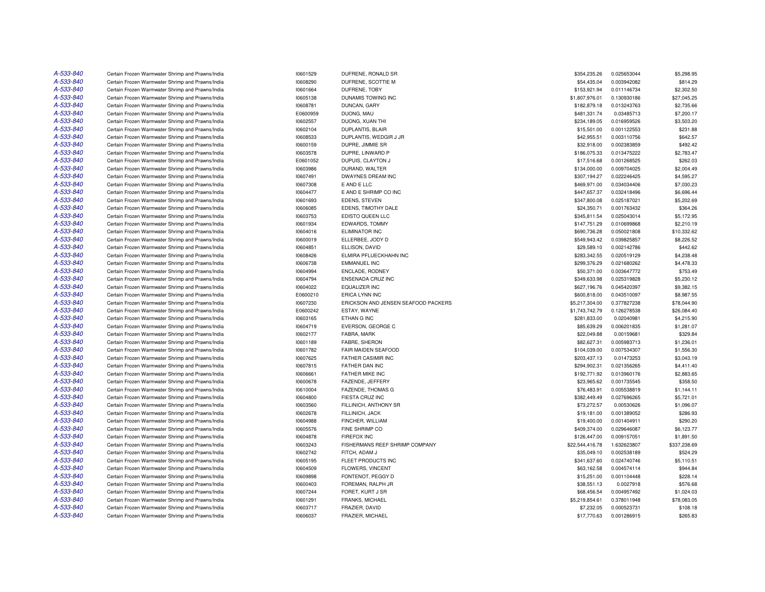| | | | | | | |
|---|---|---|---|---|---|---|
| A-533-840 | Certain Frozen Warmwater Shrimp and Prawns/India | I0601529 | DUFRENE, RONALD SR | $354,235.26 | 0.025653044 | $5,298.95 |
| A-533-840 | Certain Frozen Warmwater Shrimp and Prawns/India | I0608290 | DUFRENE, SCOTTIE M | $54,435.04 | 0.003942082 | $814.29 |
| A-533-840 | Certain Frozen Warmwater Shrimp and Prawns/India | I0601664 | DUFRENE, TOBY | $153,921.94 | 0.011146734 | $2,302.50 |
| A-533-840 | Certain Frozen Warmwater Shrimp and Prawns/India | I0605138 | DUNAMIS TOWING INC | $1,807,976.01 | 0.130930186 | $27,045.25 |
| A-533-840 | Certain Frozen Warmwater Shrimp and Prawns/India | I0608781 | DUNCAN, GARY | $182,879.18 | 0.013243763 | $2,735.66 |
| A-533-840 | Certain Frozen Warmwater Shrimp and Prawns/India | E0600959 | DUONG, MAU | $481,331.74 | 0.03485713 | $7,200.17 |
| A-533-840 | Certain Frozen Warmwater Shrimp and Prawns/India | I0602557 | DUONG, XUAN THI | $234,189.05 | 0.016959526 | $3,503.20 |
| A-533-840 | Certain Frozen Warmwater Shrimp and Prawns/India | I0602104 | DUPLANTIS, BLAIR | $15,501.00 | 0.001122553 | $231.88 |
| A-533-840 | Certain Frozen Warmwater Shrimp and Prawns/India | I0608533 | DUPLANTIS, WEDGIR J JR | $42,955.51 | 0.003110756 | $642.57 |
| A-533-840 | Certain Frozen Warmwater Shrimp and Prawns/India | I0600159 | DUPRE, JIMMIE SR | $32,918.00 | 0.002383859 | $492.42 |
| A-533-840 | Certain Frozen Warmwater Shrimp and Prawns/India | I0603578 | DUPRE, LINWARD P | $186,075.33 | 0.013475222 | $2,783.47 |
| A-533-840 | Certain Frozen Warmwater Shrimp and Prawns/India | E0601052 | DUPUIS, CLAYTON J | $17,516.68 | 0.001268525 | $262.03 |
| A-533-840 | Certain Frozen Warmwater Shrimp and Prawns/India | I0603986 | DURAND, WALTER | $134,000.00 | 0.009704025 | $2,004.49 |
| A-533-840 | Certain Frozen Warmwater Shrimp and Prawns/India | I0607491 | DWAYNES DREAM INC | $307,194.27 | 0.022246425 | $4,595.27 |
| A-533-840 | Certain Frozen Warmwater Shrimp and Prawns/India | I0607308 | E AND E LLC | $469,971.00 | 0.034034406 | $7,030.23 |
| A-533-840 | Certain Frozen Warmwater Shrimp and Prawns/India | I0604477 | E AND E SHRIMP CO INC | $447,657.37 | 0.032418496 | $6,696.44 |
| A-533-840 | Certain Frozen Warmwater Shrimp and Prawns/India | I0601693 | EDENS, STEVEN | $347,800.08 | 0.025187021 | $5,202.69 |
| A-533-840 | Certain Frozen Warmwater Shrimp and Prawns/India | I0606085 | EDENS, TIMOTHY DALE | $24,350.71 | 0.001763432 | $364.26 |
| A-533-840 | Certain Frozen Warmwater Shrimp and Prawns/India | I0603753 | EDISTO QUEEN LLC | $345,811.54 | 0.025043014 | $5,172.95 |
| A-533-840 | Certain Frozen Warmwater Shrimp and Prawns/India | I0601934 | EDWARDS, TOMMY | $147,751.29 | 0.010699868 | $2,210.19 |
| A-533-840 | Certain Frozen Warmwater Shrimp and Prawns/India | I0604016 | ELIMINATOR INC | $690,736.28 | 0.050021808 | $10,332.62 |
| A-533-840 | Certain Frozen Warmwater Shrimp and Prawns/India | I0600019 | ELLERBEE, JODY D | $549,943.42 | 0.039825857 | $8,226.52 |
| A-533-840 | Certain Frozen Warmwater Shrimp and Prawns/India | I0604851 | ELLISON, DAVID | $29,589.10 | 0.002142786 | $442.62 |
| A-533-840 | Certain Frozen Warmwater Shrimp and Prawns/India | I0608426 | ELMIRA PFLUECKHAHN INC | $283,342.55 | 0.020519129 | $4,238.48 |
| A-533-840 | Certain Frozen Warmwater Shrimp and Prawns/India | I0606738 | EMMANUEL INC | $299,376.29 | 0.021680262 | $4,478.33 |
| A-533-840 | Certain Frozen Warmwater Shrimp and Prawns/India | I0604994 | ENCLADE, RODNEY | $50,371.00 | 0.003647772 | $753.49 |
| A-533-840 | Certain Frozen Warmwater Shrimp and Prawns/India | I0604794 | ENSENADA CRUZ INC | $349,633.98 | 0.025319828 | $5,230.12 |
| A-533-840 | Certain Frozen Warmwater Shrimp and Prawns/India | I0604022 | EQUALIZER INC | $627,196.76 | 0.045420397 | $9,382.15 |
| A-533-840 | Certain Frozen Warmwater Shrimp and Prawns/India | E0600210 | ERICA LYNN INC | $600,818.00 | 0.043510097 | $8,987.55 |
| A-533-840 | Certain Frozen Warmwater Shrimp and Prawns/India | I0607230 | ERICKSON AND JENSEN SEAFOOD PACKERS | $5,217,304.00 | 0.377827238 | $78,044.90 |
| A-533-840 | Certain Frozen Warmwater Shrimp and Prawns/India | E0600242 | ESTAY, WAYNE | $1,743,742.79 | 0.126278538 | $26,084.40 |
| A-533-840 | Certain Frozen Warmwater Shrimp and Prawns/India | I0603165 | ETHAN G INC | $281,833.00 | 0.02040981 | $4,215.90 |
| A-533-840 | Certain Frozen Warmwater Shrimp and Prawns/India | I0604719 | EVERSON, GEORGE C | $85,639.29 | 0.006201835 | $1,281.07 |
| A-533-840 | Certain Frozen Warmwater Shrimp and Prawns/India | I0602177 | FABRA, MARK | $22,049.88 | 0.00159681 | $329.84 |
| A-533-840 | Certain Frozen Warmwater Shrimp and Prawns/India | I0601189 | FABRE, SHERON | $82,627.31 | 0.005983713 | $1,236.01 |
| A-533-840 | Certain Frozen Warmwater Shrimp and Prawns/India | I0601782 | FAIR MAIDEN SEAFOOD | $104,039.00 | 0.007534307 | $1,556.30 |
| A-533-840 | Certain Frozen Warmwater Shrimp and Prawns/India | I0607625 | FATHER CASIMIR INC | $203,437.13 | 0.01473253 | $3,043.19 |
| A-533-840 | Certain Frozen Warmwater Shrimp and Prawns/India | I0607815 | FATHER DAN INC | $294,902.31 | 0.021356265 | $4,411.40 |
| A-533-840 | Certain Frozen Warmwater Shrimp and Prawns/India | I0606661 | FATHER MIKE INC | $192,771.92 | 0.013960176 | $2,883.65 |
| A-533-840 | Certain Frozen Warmwater Shrimp and Prawns/India | I0600678 | FAZENDE, JEFFERY | $23,965.62 | 0.001735545 | $358.50 |
| A-533-840 | Certain Frozen Warmwater Shrimp and Prawns/India | I0610004 | FAZENDE, THOMAS G | $76,483.91 | 0.005538819 | $1,144.11 |
| A-533-840 | Certain Frozen Warmwater Shrimp and Prawns/India | I0604800 | FIESTA CRUZ INC | $382,449.49 | 0.027696265 | $5,721.01 |
| A-533-840 | Certain Frozen Warmwater Shrimp and Prawns/India | I0603560 | FILLINICH, ANTHONY SR | $73,272.57 | 0.00530626 | $1,096.07 |
| A-533-840 | Certain Frozen Warmwater Shrimp and Prawns/India | I0602678 | FILLINICH, JACK | $19,181.00 | 0.001389052 | $286.93 |
| A-533-840 | Certain Frozen Warmwater Shrimp and Prawns/India | I0604988 | FINCHER, WILLIAM | $19,400.00 | 0.001404911 | $290.20 |
| A-533-840 | Certain Frozen Warmwater Shrimp and Prawns/India | I0605576 | FINE SHRIMP CO | $409,374.00 | 0.029646087 | $6,123.77 |
| A-533-840 | Certain Frozen Warmwater Shrimp and Prawns/India | I0604878 | FIREFOX INC | $126,447.00 | 0.009157051 | $1,891.50 |
| A-533-840 | Certain Frozen Warmwater Shrimp and Prawns/India | I0603243 | FISHERMANS REEF SHRIMP COMPANY | $22,544,416.78 | 1.632623807 | $337,238.69 |
| A-533-840 | Certain Frozen Warmwater Shrimp and Prawns/India | I0602742 | FITCH, ADAM J | $35,049.10 | 0.002538189 | $524.29 |
| A-533-840 | Certain Frozen Warmwater Shrimp and Prawns/India | I0605195 | FLEET PRODUCTS INC | $341,637.60 | 0.024740746 | $5,110.51 |
| A-533-840 | Certain Frozen Warmwater Shrimp and Prawns/India | I0604509 | FLOWERS, VINCENT | $63,162.58 | 0.004574114 | $944.84 |
| A-533-840 | Certain Frozen Warmwater Shrimp and Prawns/India | I0609898 | FONTENOT, PEGGY D | $15,251.00 | 0.001104448 | $228.14 |
| A-533-840 | Certain Frozen Warmwater Shrimp and Prawns/India | I0600403 | FOREMAN, RALPH JR | $38,551.13 | 0.0027918 | $576.68 |
| A-533-840 | Certain Frozen Warmwater Shrimp and Prawns/India | I0607244 | FORET, KURT J SR | $68,456.54 | 0.004957492 | $1,024.03 |
| A-533-840 | Certain Frozen Warmwater Shrimp and Prawns/India | I0601291 | FRANKS, MICHAEL | $5,219,854.61 | 0.378011948 | $78,083.05 |
| A-533-840 | Certain Frozen Warmwater Shrimp and Prawns/India | I0603717 | FRAZIER, DAVID | $7,232.05 | 0.000523731 | $108.18 |
| A-533-840 | Certain Frozen Warmwater Shrimp and Prawns/India | I0606037 | FRAZIER, MICHAEL | $17,770.63 | 0.001286915 | $265.83 |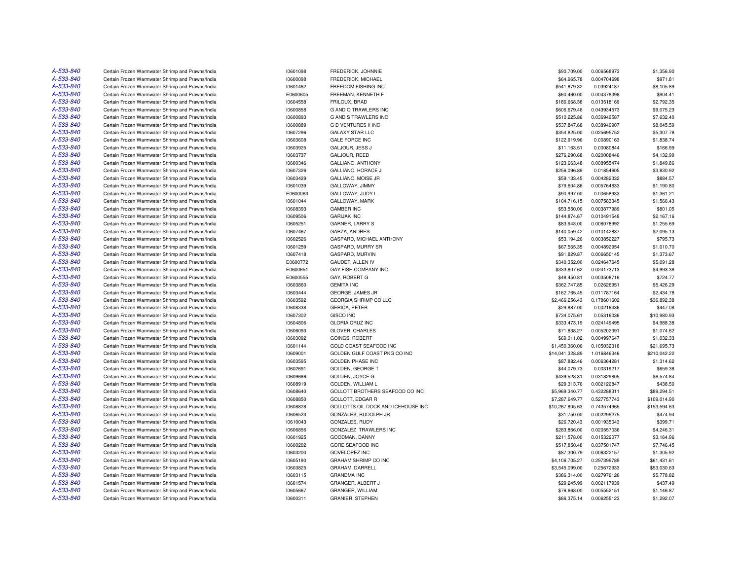| | | | | | | |
|---|---|---|---|---|---|---|
| A-533-840 | Certain Frozen Warmwater Shrimp and Prawns/India | I0601098 | FREDERICK, JOHNNIE | $90,709.00 | 0.006568973 | $1,356.90 |
| A-533-840 | Certain Frozen Warmwater Shrimp and Prawns/India | I0600098 | FREDERICK, MICHAEL | $64,965.78 | 0.004704698 | $971.81 |
| A-533-840 | Certain Frozen Warmwater Shrimp and Prawns/India | I0601462 | FREEDOM FISHING INC | $541,879.32 | 0.03924187 | $8,105.89 |
| A-533-840 | Certain Frozen Warmwater Shrimp and Prawns/India | E0600605 | FREEMAN, KENNETH F | $60,460.00 | 0.004378398 | $904.41 |
| A-533-840 | Certain Frozen Warmwater Shrimp and Prawns/India | I0604558 | FRILOUX, BRAD | $186,668.38 | 0.013518169 | $2,792.35 |
| A-533-840 | Certain Frozen Warmwater Shrimp and Prawns/India | I0600858 | G AND O TRAWLERS INC | $606,679.46 | 0.043934573 | $9,075.23 |
| A-533-840 | Certain Frozen Warmwater Shrimp and Prawns/India | I0600893 | G AND S TRAWLERS INC | $510,225.86 | 0.036949587 | $7,632.40 |
| A-533-840 | Certain Frozen Warmwater Shrimp and Prawns/India | I0600889 | G D VENTURES II INC | $537,847.68 | 0.038949907 | $8,045.59 |
| A-533-840 | Certain Frozen Warmwater Shrimp and Prawns/India | I0607296 | GALAXY STAR LLC | $354,825.00 | 0.025695752 | $5,307.78 |
| A-533-840 | Certain Frozen Warmwater Shrimp and Prawns/India | I0603608 | GALE FORCE INC | $122,919.96 | 0.00890163 | $1,838.74 |
| A-533-840 | Certain Frozen Warmwater Shrimp and Prawns/India | I0603925 | GALJOUR, JESS J | $11,163.51 | 0.00080844 | $166.99 |
| A-533-840 | Certain Frozen Warmwater Shrimp and Prawns/India | I0603737 | GALJOUR, REED | $276,290.68 | 0.020008446 | $4,132.99 |
| A-533-840 | Certain Frozen Warmwater Shrimp and Prawns/India | I0600346 | GALLIANO, ANTHONY | $123,663.48 | 0.008955474 | $1,849.86 |
| A-533-840 | Certain Frozen Warmwater Shrimp and Prawns/India | I0607326 | GALLIANO, HORACE J | $256,096.89 | 0.01854605 | $3,830.92 |
| A-533-840 | Certain Frozen Warmwater Shrimp and Prawns/India | I0603429 | GALLIANO, MOISE JR | $59,133.45 | 0.004282332 | $884.57 |
| A-533-840 | Certain Frozen Warmwater Shrimp and Prawns/India | I0601039 | GALLOWAY, JIMMY | $79,604.86 | 0.005764833 | $1,190.80 |
| A-533-840 | Certain Frozen Warmwater Shrimp and Prawns/India | E0600063 | GALLOWAY, JUDY L | $90,997.00 | 0.00658983 | $1,361.21 |
| A-533-840 | Certain Frozen Warmwater Shrimp and Prawns/India | I0601044 | GALLOWAY, MARK | $104,716.15 | 0.007583345 | $1,566.43 |
| A-533-840 | Certain Frozen Warmwater Shrimp and Prawns/India | I0608393 | GAMBER INC | $53,550.00 | 0.003877989 | $801.05 |
| A-533-840 | Certain Frozen Warmwater Shrimp and Prawns/India | I0609506 | GARIJAK INC | $144,874.67 | 0.010491548 | $2,167.16 |
| A-533-840 | Certain Frozen Warmwater Shrimp and Prawns/India | I0605251 | GARNER, LARRY S | $83,943.00 | 0.006078992 | $1,255.69 |
| A-533-840 | Certain Frozen Warmwater Shrimp and Prawns/India | I0607467 | GARZA, ANDRES | $140,059.42 | 0.010142837 | $2,095.13 |
| A-533-840 | Certain Frozen Warmwater Shrimp and Prawns/India | I0602526 | GASPARD, MICHAEL ANTHONY | $53,194.26 | 0.003852227 | $795.73 |
| A-533-840 | Certain Frozen Warmwater Shrimp and Prawns/India | I0601259 | GASPARD, MURRY SR | $67,565.35 | 0.004892954 | $1,010.70 |
| A-533-840 | Certain Frozen Warmwater Shrimp and Prawns/India | I0607418 | GASPARD, MURVIN | $91,829.87 | 0.006650145 | $1,373.67 |
| A-533-840 | Certain Frozen Warmwater Shrimp and Prawns/India | E0600772 | GAUDET, ALLEN IV | $340,352.00 | 0.024647645 | $5,091.28 |
| A-533-840 | Certain Frozen Warmwater Shrimp and Prawns/India | E0600651 | GAY FISH COMPANY INC | $333,807.62 | 0.024173713 | $4,993.38 |
| A-533-840 | Certain Frozen Warmwater Shrimp and Prawns/India | E0600555 | GAY, ROBERT G | $48,450.81 | 0.003508716 | $724.77 |
| A-533-840 | Certain Frozen Warmwater Shrimp and Prawns/India | I0603860 | GEMITA INC | $362,747.85 | 0.02626951 | $5,426.29 |
| A-533-840 | Certain Frozen Warmwater Shrimp and Prawns/India | I0603444 | GEORGE, JAMES JR | $162,765.45 | 0.011787164 | $2,434.78 |
| A-533-840 | Certain Frozen Warmwater Shrimp and Prawns/India | I0603592 | GEORGIA SHRIMP CO LLC | $2,466,256.43 | 0.178601602 | $36,892.38 |
| A-533-840 | Certain Frozen Warmwater Shrimp and Prawns/India | I0608338 | GERICA, PETER | $29,887.00 | 0.00216436 | $447.08 |
| A-533-840 | Certain Frozen Warmwater Shrimp and Prawns/India | I0607302 | GISCO INC | $734,075.61 | 0.05316036 | $10,980.93 |
| A-533-840 | Certain Frozen Warmwater Shrimp and Prawns/India | I0604806 | GLORIA CRUZ INC | $333,473.19 | 0.024149495 | $4,988.38 |
| A-533-840 | Certain Frozen Warmwater Shrimp and Prawns/India | I0606093 | GLOVER, CHARLES | $71,838.27 | 0.005202391 | $1,074.62 |
| A-533-840 | Certain Frozen Warmwater Shrimp and Prawns/India | I0603092 | GOINGS, ROBERT | $69,011.02 | 0.004997647 | $1,032.33 |
| A-533-840 | Certain Frozen Warmwater Shrimp and Prawns/India | I0601144 | GOLD COAST SEAFOOD INC | $1,450,360.06 | 0.105032318 | $21,695.73 |
| A-533-840 | Certain Frozen Warmwater Shrimp and Prawns/India | I0609001 | GOLDEN GULF COAST PKG CO INC | $14,041,328.89 | 1.016846346 | $210,042.22 |
| A-533-840 | Certain Frozen Warmwater Shrimp and Prawns/India | I0603595 | GOLDEN PHASE INC | $87,882.46 | 0.006364281 | $1,314.62 |
| A-533-840 | Certain Frozen Warmwater Shrimp and Prawns/India | I0602691 | GOLDEN, GEORGE T | $44,079.73 | 0.00319217 | $659.38 |
| A-533-840 | Certain Frozen Warmwater Shrimp and Prawns/India | I0609686 | GOLDEN, JOYCE G | $439,528.31 | 0.031829805 | $6,574.84 |
| A-533-840 | Certain Frozen Warmwater Shrimp and Prawns/India | I0608919 | GOLDEN, WILLIAM L | $29,313.76 | 0.002122847 | $438.50 |
| A-533-840 | Certain Frozen Warmwater Shrimp and Prawns/India | I0608640 | GOLLOTT BROTHERS SEAFOOD CO INC | $5,969,340.77 | 0.432288311 | $89,294.51 |
| A-533-840 | Certain Frozen Warmwater Shrimp and Prawns/India | I0608850 | GOLLOTT, EDGAR R | $7,287,649.77 | 0.527757743 | $109,014.90 |
| A-533-840 | Certain Frozen Warmwater Shrimp and Prawns/India | I0608828 | GOLLOTTS OIL DOCK AND ICEHOUSE INC | $10,267,805.63 | 0.743574965 | $153,594.63 |
| A-533-840 | Certain Frozen Warmwater Shrimp and Prawns/India | I0606523 | GONZALES, RUDOLPH JR | $31,750.00 | 0.002299275 | $474.94 |
| A-533-840 | Certain Frozen Warmwater Shrimp and Prawns/India | I0610043 | GONZALES, RUDY | $26,720.43 | 0.001935043 | $399.71 |
| A-533-840 | Certain Frozen Warmwater Shrimp and Prawns/India | I0606856 | GONZALEZ TRAWLERS INC | $283,866.00 | 0.020557036 | $4,246.31 |
| A-533-840 | Certain Frozen Warmwater Shrimp and Prawns/India | I0601925 | GOODMAN, DANNY | $211,578.00 | 0.015322077 | $3,164.96 |
| A-533-840 | Certain Frozen Warmwater Shrimp and Prawns/India | I0600202 | GORE SEAFOOD INC | $517,850.48 | 0.037501747 | $7,746.45 |
| A-533-840 | Certain Frozen Warmwater Shrimp and Prawns/India | I0603200 | GOVELOPEZ INC | $87,300.79 | 0.006322157 | $1,305.92 |
| A-533-840 | Certain Frozen Warmwater Shrimp and Prawns/India | I0605190 | GRAHAM SHRIMP CO INC | $4,106,705.27 | 0.297399789 | $61,431.61 |
| A-533-840 | Certain Frozen Warmwater Shrimp and Prawns/India | I0603825 | GRAHAM, DARRELL | $3,545,099.00 | 0.25672933 | $53,030.63 |
| A-533-840 | Certain Frozen Warmwater Shrimp and Prawns/India | I0603115 | GRANDMA INC | $386,314.00 | 0.027976126 | $5,778.82 |
| A-533-840 | Certain Frozen Warmwater Shrimp and Prawns/India | I0601574 | GRANGER, ALBERT J | $29,245.99 | 0.002117939 | $437.49 |
| A-533-840 | Certain Frozen Warmwater Shrimp and Prawns/India | I0605667 | GRANGER, WILLIAM | $76,668.00 | 0.005552151 | $1,146.87 |
| A-533-840 | Certain Frozen Warmwater Shrimp and Prawns/India | I0600311 | GRANIER, STEPHEN | $86,375.14 | 0.006255123 | $1,292.07 |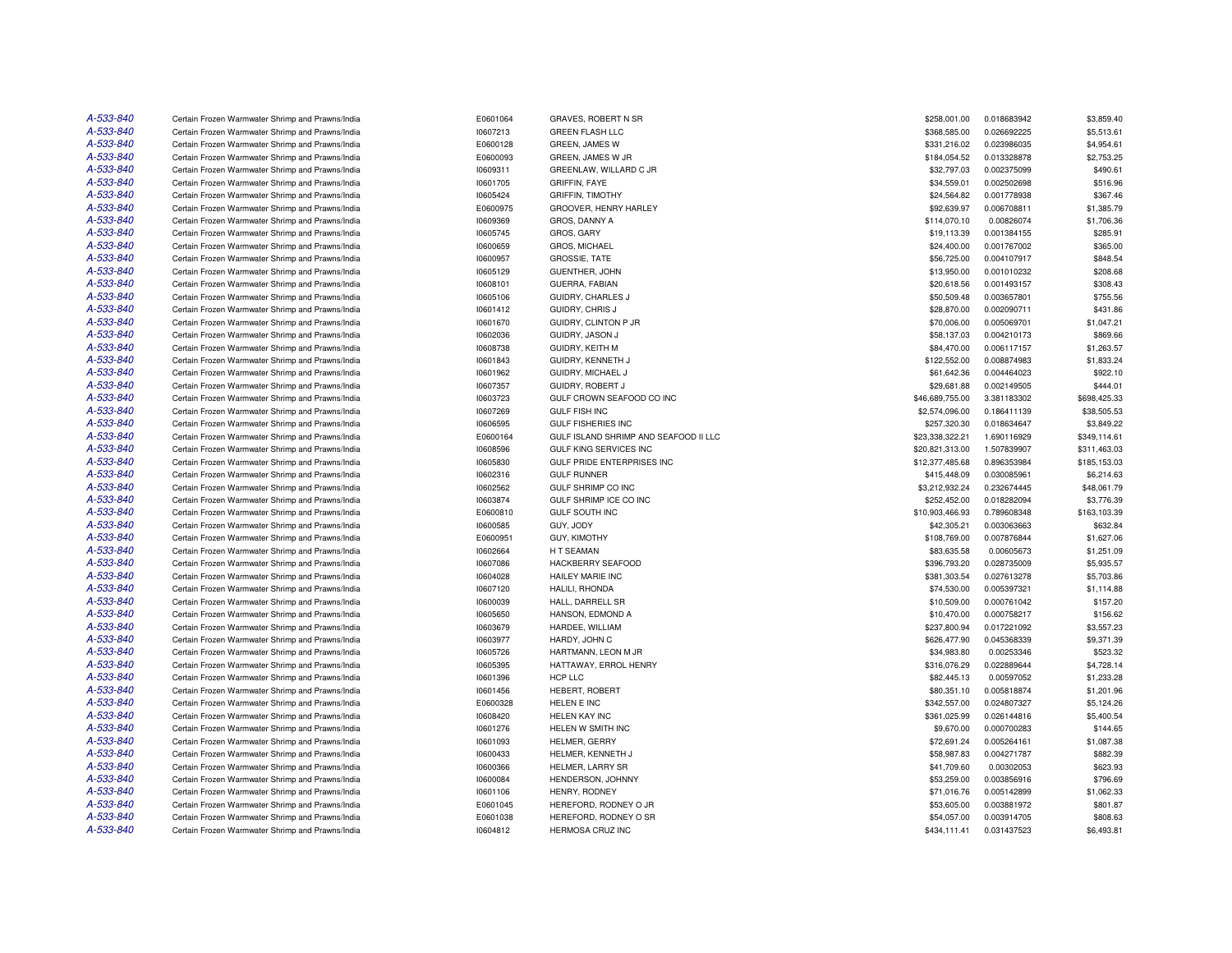| | | | | | | |
|---|---|---|---|---|---|---|
| A-533-840 | Certain Frozen Warmwater Shrimp and Prawns/India | E0601064 | GRAVES, ROBERT N SR | $258,001.00 | 0.018683942 | $3,859.40 |
| A-533-840 | Certain Frozen Warmwater Shrimp and Prawns/India | I0607213 | GREEN FLASH LLC | $368,585.00 | 0.026692225 | $5,513.61 |
| A-533-840 | Certain Frozen Warmwater Shrimp and Prawns/India | E0600128 | GREEN, JAMES W | $331,216.02 | 0.023986035 | $4,954.61 |
| A-533-840 | Certain Frozen Warmwater Shrimp and Prawns/India | E0600093 | GREEN, JAMES W JR | $184,054.52 | 0.013328878 | $2,753.25 |
| A-533-840 | Certain Frozen Warmwater Shrimp and Prawns/India | I0609311 | GREENLAW, WILLARD C JR | $32,797.03 | 0.002375099 | $490.61 |
| A-533-840 | Certain Frozen Warmwater Shrimp and Prawns/India | I0601705 | GRIFFIN, FAYE | $34,559.01 | 0.002502698 | $516.96 |
| A-533-840 | Certain Frozen Warmwater Shrimp and Prawns/India | I0605424 | GRIFFIN, TIMOTHY | $24,564.82 | 0.001778938 | $367.46 |
| A-533-840 | Certain Frozen Warmwater Shrimp and Prawns/India | E0600975 | GROOVER, HENRY HARLEY | $92,639.97 | 0.006708811 | $1,385.79 |
| A-533-840 | Certain Frozen Warmwater Shrimp and Prawns/India | I0609369 | GROS, DANNY A | $114,070.10 | 0.00826074 | $1,706.36 |
| A-533-840 | Certain Frozen Warmwater Shrimp and Prawns/India | I0605745 | GROS, GARY | $19,113.39 | 0.001384155 | $285.91 |
| A-533-840 | Certain Frozen Warmwater Shrimp and Prawns/India | I0600659 | GROS, MICHAEL | $24,400.00 | 0.001767002 | $365.00 |
| A-533-840 | Certain Frozen Warmwater Shrimp and Prawns/India | I0600957 | GROSSIE, TATE | $56,725.00 | 0.004107917 | $848.54 |
| A-533-840 | Certain Frozen Warmwater Shrimp and Prawns/India | I0605129 | GUENTHER, JOHN | $13,950.00 | 0.001010232 | $208.68 |
| A-533-840 | Certain Frozen Warmwater Shrimp and Prawns/India | I0608101 | GUERRA, FABIAN | $20,618.56 | 0.001493157 | $308.43 |
| A-533-840 | Certain Frozen Warmwater Shrimp and Prawns/India | I0605106 | GUIDRY, CHARLES J | $50,509.48 | 0.003657801 | $755.56 |
| A-533-840 | Certain Frozen Warmwater Shrimp and Prawns/India | I0601412 | GUIDRY, CHRIS J | $28,870.00 | 0.002090711 | $431.86 |
| A-533-840 | Certain Frozen Warmwater Shrimp and Prawns/India | I0601670 | GUIDRY, CLINTON P JR | $70,006.00 | 0.005069701 | $1,047.21 |
| A-533-840 | Certain Frozen Warmwater Shrimp and Prawns/India | I0602036 | GUIDRY, JASON J | $58,137.03 | 0.004210173 | $869.66 |
| A-533-840 | Certain Frozen Warmwater Shrimp and Prawns/India | I0608738 | GUIDRY, KEITH M | $84,470.00 | 0.006117157 | $1,263.57 |
| A-533-840 | Certain Frozen Warmwater Shrimp and Prawns/India | I0601843 | GUIDRY, KENNETH J | $122,552.00 | 0.008874983 | $1,833.24 |
| A-533-840 | Certain Frozen Warmwater Shrimp and Prawns/India | I0601962 | GUIDRY, MICHAEL J | $61,642.36 | 0.004464023 | $922.10 |
| A-533-840 | Certain Frozen Warmwater Shrimp and Prawns/India | I0607357 | GUIDRY, ROBERT J | $29,681.88 | 0.002149505 | $444.01 |
| A-533-840 | Certain Frozen Warmwater Shrimp and Prawns/India | I0603723 | GULF CROWN SEAFOOD CO INC | $46,689,755.00 | 3.381183302 | $698,425.33 |
| A-533-840 | Certain Frozen Warmwater Shrimp and Prawns/India | I0607269 | GULF FISH INC | $2,574,096.00 | 0.186411139 | $38,505.53 |
| A-533-840 | Certain Frozen Warmwater Shrimp and Prawns/India | I0606595 | GULF FISHERIES INC | $257,320.30 | 0.018634647 | $3,849.22 |
| A-533-840 | Certain Frozen Warmwater Shrimp and Prawns/India | E0600164 | GULF ISLAND SHRIMP AND SEAFOOD II LLC | $23,338,322.21 | 1.690116929 | $349,114.61 |
| A-533-840 | Certain Frozen Warmwater Shrimp and Prawns/India | I0608596 | GULF KING SERVICES INC | $20,821,313.00 | 1.507839907 | $311,463.03 |
| A-533-840 | Certain Frozen Warmwater Shrimp and Prawns/India | I0605830 | GULF PRIDE ENTERPRISES INC | $12,377,485.68 | 0.896353984 | $185,153.03 |
| A-533-840 | Certain Frozen Warmwater Shrimp and Prawns/India | I0602316 | GULF RUNNER | $415,448.09 | 0.030085961 | $6,214.63 |
| A-533-840 | Certain Frozen Warmwater Shrimp and Prawns/India | I0602562 | GULF SHRIMP CO INC | $3,212,932.24 | 0.232674445 | $48,061.79 |
| A-533-840 | Certain Frozen Warmwater Shrimp and Prawns/India | I0603874 | GULF SHRIMP ICE CO INC | $252,452.00 | 0.018282094 | $3,776.39 |
| A-533-840 | Certain Frozen Warmwater Shrimp and Prawns/India | E0600810 | GULF SOUTH INC | $10,903,466.93 | 0.789608348 | $163,103.39 |
| A-533-840 | Certain Frozen Warmwater Shrimp and Prawns/India | I0600585 | GUY, JODY | $42,305.21 | 0.003063663 | $632.84 |
| A-533-840 | Certain Frozen Warmwater Shrimp and Prawns/India | E0600951 | GUY, KIMOTHY | $108,769.00 | 0.007876844 | $1,627.06 |
| A-533-840 | Certain Frozen Warmwater Shrimp and Prawns/India | I0602664 | H T SEAMAN | $83,635.58 | 0.00605673 | $1,251.09 |
| A-533-840 | Certain Frozen Warmwater Shrimp and Prawns/India | I0607086 | HACKBERRY SEAFOOD | $396,793.20 | 0.028735009 | $5,935.57 |
| A-533-840 | Certain Frozen Warmwater Shrimp and Prawns/India | I0604028 | HAILEY MARIE INC | $381,303.54 | 0.027613278 | $5,703.86 |
| A-533-840 | Certain Frozen Warmwater Shrimp and Prawns/India | I0607120 | HALILI, RHONDA | $74,530.00 | 0.005397321 | $1,114.88 |
| A-533-840 | Certain Frozen Warmwater Shrimp and Prawns/India | I0600039 | HALL, DARRELL SR | $10,509.00 | 0.000761042 | $157.20 |
| A-533-840 | Certain Frozen Warmwater Shrimp and Prawns/India | I0605650 | HANSON, EDMOND A | $10,470.00 | 0.000758217 | $156.62 |
| A-533-840 | Certain Frozen Warmwater Shrimp and Prawns/India | I0603679 | HARDEE, WILLIAM | $237,800.94 | 0.017221092 | $3,557.23 |
| A-533-840 | Certain Frozen Warmwater Shrimp and Prawns/India | I0603977 | HARDY, JOHN C | $626,477.90 | 0.045368339 | $9,371.39 |
| A-533-840 | Certain Frozen Warmwater Shrimp and Prawns/India | I0605726 | HARTMANN, LEON M JR | $34,983.80 | 0.00253346 | $523.32 |
| A-533-840 | Certain Frozen Warmwater Shrimp and Prawns/India | I0605395 | HATTAWAY, ERROL HENRY | $316,076.29 | 0.022889644 | $4,728.14 |
| A-533-840 | Certain Frozen Warmwater Shrimp and Prawns/India | I0601396 | HCP LLC | $82,445.13 | 0.00597052 | $1,233.28 |
| A-533-840 | Certain Frozen Warmwater Shrimp and Prawns/India | I0601456 | HEBERT, ROBERT | $80,351.10 | 0.005818874 | $1,201.96 |
| A-533-840 | Certain Frozen Warmwater Shrimp and Prawns/India | E0600328 | HELEN E INC | $342,557.00 | 0.024807327 | $5,124.26 |
| A-533-840 | Certain Frozen Warmwater Shrimp and Prawns/India | I0608420 | HELEN KAY INC | $361,025.99 | 0.026144816 | $5,400.54 |
| A-533-840 | Certain Frozen Warmwater Shrimp and Prawns/India | I0601276 | HELEN W SMITH INC | $9,670.00 | 0.000700283 | $144.65 |
| A-533-840 | Certain Frozen Warmwater Shrimp and Prawns/India | I0601093 | HELMER, GERRY | $72,691.24 | 0.005264161 | $1,087.38 |
| A-533-840 | Certain Frozen Warmwater Shrimp and Prawns/India | I0600433 | HELMER, KENNETH J | $58,987.83 | 0.004271787 | $882.39 |
| A-533-840 | Certain Frozen Warmwater Shrimp and Prawns/India | I0600366 | HELMER, LARRY SR | $41,709.60 | 0.00302053 | $623.93 |
| A-533-840 | Certain Frozen Warmwater Shrimp and Prawns/India | I0600084 | HENDERSON, JOHNNY | $53,259.00 | 0.003856916 | $796.69 |
| A-533-840 | Certain Frozen Warmwater Shrimp and Prawns/India | I0601106 | HENRY, RODNEY | $71,016.76 | 0.005142899 | $1,062.33 |
| A-533-840 | Certain Frozen Warmwater Shrimp and Prawns/India | E0601045 | HEREFORD, RODNEY O JR | $53,605.00 | 0.003881972 | $801.87 |
| A-533-840 | Certain Frozen Warmwater Shrimp and Prawns/India | E0601038 | HEREFORD, RODNEY O SR | $54,057.00 | 0.003914705 | $808.63 |
| A-533-840 | Certain Frozen Warmwater Shrimp and Prawns/India | I0604812 | HERMOSA CRUZ INC | $434,111.41 | 0.031437523 | $6,493.81 |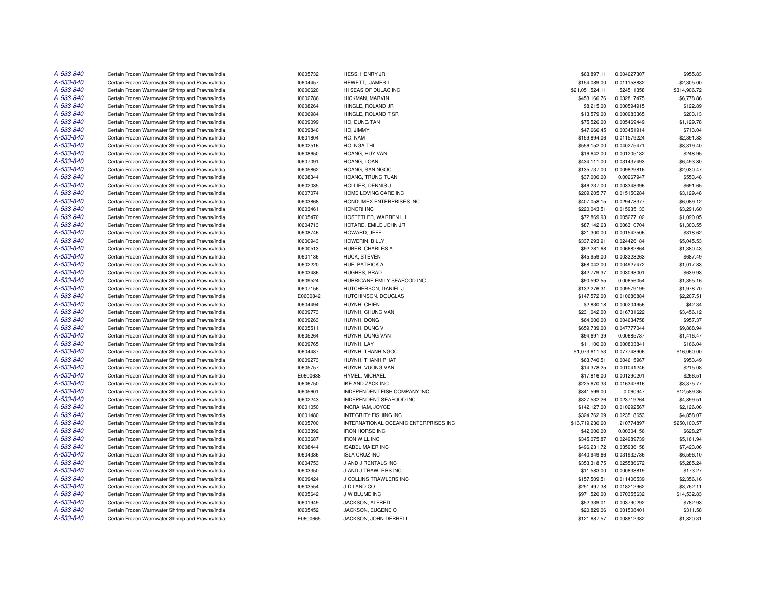| | | | | | | |
|---|---|---|---|---|---|---|
| A-533-840 | Certain Frozen Warmwater Shrimp and Prawns/India | I0605732 | HESS, HENRY JR | $63,897.11 | 0.004627307 | $955.83 |
| A-533-840 | Certain Frozen Warmwater Shrimp and Prawns/India | I0604457 | HEWETT, JAMES L | $154,089.00 | 0.011158832 | $2,305.00 |
| A-533-840 | Certain Frozen Warmwater Shrimp and Prawns/India | I0600620 | HI SEAS OF DULAC INC | $21,051,524.11 | 1.524511358 | $314,906.72 |
| A-533-840 | Certain Frozen Warmwater Shrimp and Prawns/India | I0602786 | HICKMAN, MARVIN | $453,166.76 | 0.032817475 | $6,778.86 |
| A-533-840 | Certain Frozen Warmwater Shrimp and Prawns/India | I0608264 | HINGLE, ROLAND JR | $8,215.00 | 0.000594915 | $122.89 |
| A-533-840 | Certain Frozen Warmwater Shrimp and Prawns/India | I0606984 | HINGLE, ROLAND T SR | $13,579.00 | 0.000983365 | $203.13 |
| A-533-840 | Certain Frozen Warmwater Shrimp and Prawns/India | I0609099 | HO, DUNG TAN | $75,526.00 | 0.005469449 | $1,129.78 |
| A-533-840 | Certain Frozen Warmwater Shrimp and Prawns/India | I0609840 | HO, JIMMY | $47,666.45 | 0.003451914 | $713.04 |
| A-533-840 | Certain Frozen Warmwater Shrimp and Prawns/India | I0601804 | HO, NAM | $159,894.06 | 0.011579224 | $2,391.83 |
| A-533-840 | Certain Frozen Warmwater Shrimp and Prawns/India | I0602516 | HO, NGA THI | $556,152.00 | 0.040275471 | $8,319.40 |
| A-533-840 | Certain Frozen Warmwater Shrimp and Prawns/India | I0608650 | HOANG, HUY VAN | $16,642.00 | 0.001205182 | $248.95 |
| A-533-840 | Certain Frozen Warmwater Shrimp and Prawns/India | I0607091 | HOANG, LOAN | $434,111.00 | 0.031437493 | $6,493.80 |
| A-533-840 | Certain Frozen Warmwater Shrimp and Prawns/India | I0605862 | HOANG, SAN NGOC | $135,737.00 | 0.009829816 | $2,030.47 |
| A-533-840 | Certain Frozen Warmwater Shrimp and Prawns/India | I0608344 | HOANG, TRUNG TUAN | $37,000.00 | 0.00267947 | $553.48 |
| A-533-840 | Certain Frozen Warmwater Shrimp and Prawns/India | I0602085 | HOLLIER, DENNIS J | $46,237.00 | 0.003348396 | $691.65 |
| A-533-840 | Certain Frozen Warmwater Shrimp and Prawns/India | I0607074 | HOME LOVING CARE INC | $209,205.77 | 0.015150284 | $3,129.48 |
| A-533-840 | Certain Frozen Warmwater Shrimp and Prawns/India | I0603868 | HONDUMEX ENTERPRISES INC | $407,058.15 | 0.029478377 | $6,089.12 |
| A-533-840 | Certain Frozen Warmwater Shrimp and Prawns/India | I0603461 | HONGRI INC | $220,043.51 | 0.015935133 | $3,291.60 |
| A-533-840 | Certain Frozen Warmwater Shrimp and Prawns/India | I0605470 | HOSTETLER, WARREN L II | $72,869.93 | 0.005277102 | $1,090.05 |
| A-533-840 | Certain Frozen Warmwater Shrimp and Prawns/India | I0604713 | HOTARD, EMILE JOHN JR | $87,142.63 | 0.006310704 | $1,303.55 |
| A-533-840 | Certain Frozen Warmwater Shrimp and Prawns/India | I0608746 | HOWARD, JEFF | $21,300.00 | 0.001542506 | $318.62 |
| A-533-840 | Certain Frozen Warmwater Shrimp and Prawns/India | I0600943 | HOWERIN, BILLY | $337,293.91 | 0.024426184 | $5,045.53 |
| A-533-840 | Certain Frozen Warmwater Shrimp and Prawns/India | I0600513 | HUBER, CHARLES A | $92,281.68 | 0.006682864 | $1,380.43 |
| A-533-840 | Certain Frozen Warmwater Shrimp and Prawns/India | I0601136 | HUCK, STEVEN | $45,959.00 | 0.003328263 | $687.49 |
| A-533-840 | Certain Frozen Warmwater Shrimp and Prawns/India | I0602220 | HUE, PATRICK A | $68,042.00 | 0.004927472 | $1,017.83 |
| A-533-840 | Certain Frozen Warmwater Shrimp and Prawns/India | I0603486 | HUGHES, BRAD | $42,779.37 | 0.003098001 | $639.93 |
| A-533-840 | Certain Frozen Warmwater Shrimp and Prawns/India | I0609524 | HURRICANE EMILY SEAFOOD INC | $90,592.55 | 0.00656054 | $1,355.16 |
| A-533-840 | Certain Frozen Warmwater Shrimp and Prawns/India | I0607156 | HUTCHERSON, DANIEL J | $132,276.31 | 0.009579199 | $1,978.70 |
| A-533-840 | Certain Frozen Warmwater Shrimp and Prawns/India | E0600842 | HUTCHINSON, DOUGLAS | $147,572.00 | 0.010686884 | $2,207.51 |
| A-533-840 | Certain Frozen Warmwater Shrimp and Prawns/India | I0604494 | HUYNH, CHIEN | $2,830.18 | 0.000204956 | $42.34 |
| A-533-840 | Certain Frozen Warmwater Shrimp and Prawns/India | I0609773 | HUYNH, CHUNG VAN | $231,042.00 | 0.016731622 | $3,456.12 |
| A-533-840 | Certain Frozen Warmwater Shrimp and Prawns/India | I0609263 | HUYNH, DONG | $64,000.00 | 0.004634758 | $957.37 |
| A-533-840 | Certain Frozen Warmwater Shrimp and Prawns/India | I0605511 | HUYNH, DUNG V | $659,739.00 | 0.047777044 | $9,868.94 |
| A-533-840 | Certain Frozen Warmwater Shrimp and Prawns/India | I0605264 | HUYNH, DUNG VAN | $94,691.39 | 0.00685737 | $1,416.47 |
| A-533-840 | Certain Frozen Warmwater Shrimp and Prawns/India | I0609765 | HUYNH, LAY | $11,100.00 | 0.000803841 | $166.04 |
| A-533-840 | Certain Frozen Warmwater Shrimp and Prawns/India | I0604487 | HUYNH, THANH NGOC | $1,073,611.53 | 0.077748906 | $16,060.00 |
| A-533-840 | Certain Frozen Warmwater Shrimp and Prawns/India | I0609273 | HUYNH, THANH PHAT | $63,740.51 | 0.004615967 | $953.49 |
| A-533-840 | Certain Frozen Warmwater Shrimp and Prawns/India | I0605757 | HUYNH, VUONG VAN | $14,378.25 | 0.001041246 | $215.08 |
| A-533-840 | Certain Frozen Warmwater Shrimp and Prawns/India | E0600638 | HYMEL, MICHAEL | $17,816.00 | 0.001290201 | $266.51 |
| A-533-840 | Certain Frozen Warmwater Shrimp and Prawns/India | I0606750 | IKE AND ZACK INC | $225,670.33 | 0.016342616 | $3,375.77 |
| A-533-840 | Certain Frozen Warmwater Shrimp and Prawns/India | I0605601 | INDEPENDENT FISH COMPANY INC | $841,599.00 | 0.060947 | $12,589.36 |
| A-533-840 | Certain Frozen Warmwater Shrimp and Prawns/India | I0602243 | INDEPENDENT SEAFOOD INC | $327,532.26 | 0.023719264 | $4,899.51 |
| A-533-840 | Certain Frozen Warmwater Shrimp and Prawns/India | I0601050 | INGRAHAM, JOYCE | $142,127.00 | 0.010292567 | $2,126.06 |
| A-533-840 | Certain Frozen Warmwater Shrimp and Prawns/India | I0601480 | INTEGRITY FISHING INC | $324,762.09 | 0.023518653 | $4,858.07 |
| A-533-840 | Certain Frozen Warmwater Shrimp and Prawns/India | I0605700 | INTERNATIONAL OCEANIC ENTERPRISES INC | $16,719,230.60 | 1.210774897 | $250,100.57 |
| A-533-840 | Certain Frozen Warmwater Shrimp and Prawns/India | I0603392 | IRON HORSE INC | $42,000.00 | 0.00304156 | $628.27 |
| A-533-840 | Certain Frozen Warmwater Shrimp and Prawns/India | I0603687 | IRON WILL INC | $345,075.87 | 0.024989739 | $5,161.94 |
| A-533-840 | Certain Frozen Warmwater Shrimp and Prawns/India | I0608444 | ISABEL MAIER INC | $496,231.72 | 0.035936158 | $7,423.06 |
| A-533-840 | Certain Frozen Warmwater Shrimp and Prawns/India | I0604336 | ISLA CRUZ INC | $440,949.66 | 0.031932736 | $6,596.10 |
| A-533-840 | Certain Frozen Warmwater Shrimp and Prawns/India | I0604753 | J AND J RENTALS INC | $353,318.75 | 0.025586672 | $5,285.24 |
| A-533-840 | Certain Frozen Warmwater Shrimp and Prawns/India | I0603350 | J AND J TRAWLERS INC | $11,583.00 | 0.000838819 | $173.27 |
| A-533-840 | Certain Frozen Warmwater Shrimp and Prawns/India | I0609424 | J COLLINS TRAWLERS INC | $157,509.51 | 0.011406539 | $2,356.16 |
| A-533-840 | Certain Frozen Warmwater Shrimp and Prawns/India | I0603554 | J D LAND CO | $251,497.38 | 0.018212962 | $3,762.11 |
| A-533-840 | Certain Frozen Warmwater Shrimp and Prawns/India | I0605642 | J W BLUME INC | $971,520.00 | 0.070355632 | $14,532.83 |
| A-533-840 | Certain Frozen Warmwater Shrimp and Prawns/India | I0601949 | JACKSON, ALFRED | $52,339.01 | 0.003790292 | $782.93 |
| A-533-840 | Certain Frozen Warmwater Shrimp and Prawns/India | I0605452 | JACKSON, EUGENE O | $20,829.06 | 0.001508401 | $311.58 |
| A-533-840 | Certain Frozen Warmwater Shrimp and Prawns/India | E0600665 | JACKSON, JOHN DERRELL | $121,687.57 | 0.008812382 | $1,820.31 |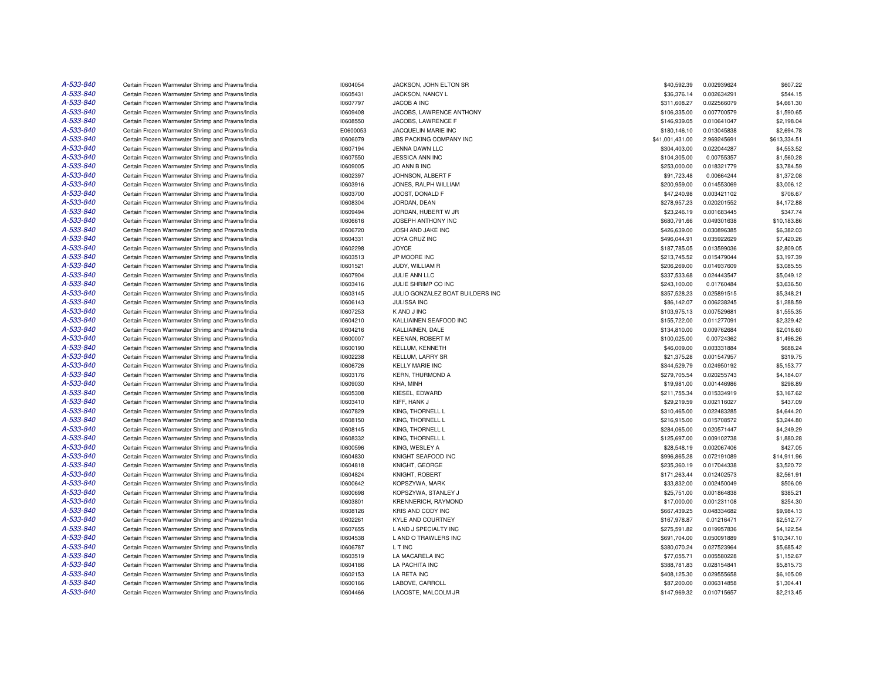| | | | | | | |
|---|---|---|---|---|---|---|
| A-533-840 | Certain Frozen Warmwater Shrimp and Prawns/India | I0604054 | JACKSON, JOHN ELTON SR | $40,592.39 | 0.002939624 | $607.22 |
| A-533-840 | Certain Frozen Warmwater Shrimp and Prawns/India | I0605431 | JACKSON, NANCY L | $36,376.14 | 0.002634291 | $544.15 |
| A-533-840 | Certain Frozen Warmwater Shrimp and Prawns/India | I0607797 | JACOB A INC | $311,608.27 | 0.022566079 | $4,661.30 |
| A-533-840 | Certain Frozen Warmwater Shrimp and Prawns/India | I0609408 | JACOBS, LAWRENCE ANTHONY | $106,335.00 | 0.007700579 | $1,590.65 |
| A-533-840 | Certain Frozen Warmwater Shrimp and Prawns/India | I0608550 | JACOBS, LAWRENCE F | $146,939.05 | 0.010641047 | $2,198.04 |
| A-533-840 | Certain Frozen Warmwater Shrimp and Prawns/India | E0600053 | JACQUELIN MARIE INC | $180,146.10 | 0.013045838 | $2,694.78 |
| A-533-840 | Certain Frozen Warmwater Shrimp and Prawns/India | I0606079 | JBS PACKING COMPANY INC | $41,001,431.00 | 2.969245691 | $613,334.51 |
| A-533-840 | Certain Frozen Warmwater Shrimp and Prawns/India | I0607194 | JENNA DAWN LLC | $304,403.00 | 0.022044287 | $4,553.52 |
| A-533-840 | Certain Frozen Warmwater Shrimp and Prawns/India | I0607550 | JESSICA ANN INC | $104,305.00 | 0.00755357 | $1,560.28 |
| A-533-840 | Certain Frozen Warmwater Shrimp and Prawns/India | I0609005 | JO ANN B INC | $253,000.00 | 0.018321779 | $3,784.59 |
| A-533-840 | Certain Frozen Warmwater Shrimp and Prawns/India | I0602397 | JOHNSON, ALBERT F | $91,723.48 | 0.00664244 | $1,372.08 |
| A-533-840 | Certain Frozen Warmwater Shrimp and Prawns/India | I0603916 | JONES, RALPH WILLIAM | $200,959.00 | 0.014553069 | $3,006.12 |
| A-533-840 | Certain Frozen Warmwater Shrimp and Prawns/India | I0603700 | JOOST, DONALD F | $47,240.98 | 0.003421102 | $706.67 |
| A-533-840 | Certain Frozen Warmwater Shrimp and Prawns/India | I0608304 | JORDAN, DEAN | $278,957.23 | 0.020201552 | $4,172.88 |
| A-533-840 | Certain Frozen Warmwater Shrimp and Prawns/India | I0609494 | JORDAN, HUBERT W JR | $23,246.19 | 0.001683445 | $347.74 |
| A-533-840 | Certain Frozen Warmwater Shrimp and Prawns/India | I0606616 | JOSEPH ANTHONY INC | $680,791.66 | 0.049301638 | $10,183.86 |
| A-533-840 | Certain Frozen Warmwater Shrimp and Prawns/India | I0606720 | JOSH AND JAKE INC | $426,639.00 | 0.030896385 | $6,382.03 |
| A-533-840 | Certain Frozen Warmwater Shrimp and Prawns/India | I0604331 | JOYA CRUZ INC | $496,044.91 | 0.035922629 | $7,420.26 |
| A-533-840 | Certain Frozen Warmwater Shrimp and Prawns/India | I0602298 | JOYCE | $187,785.05 | 0.013599036 | $2,809.05 |
| A-533-840 | Certain Frozen Warmwater Shrimp and Prawns/India | I0603513 | JP MOORE INC | $213,745.52 | 0.015479044 | $3,197.39 |
| A-533-840 | Certain Frozen Warmwater Shrimp and Prawns/India | I0601521 | JUDY, WILLIAM R | $206,269.00 | 0.014937609 | $3,085.55 |
| A-533-840 | Certain Frozen Warmwater Shrimp and Prawns/India | I0607904 | JULIE ANN LLC | $337,533.68 | 0.024443547 | $5,049.12 |
| A-533-840 | Certain Frozen Warmwater Shrimp and Prawns/India | I0603416 | JULIE SHRIMP CO INC | $243,100.00 | 0.01760484 | $3,636.50 |
| A-533-840 | Certain Frozen Warmwater Shrimp and Prawns/India | I0603145 | JULIO GONZALEZ BOAT BUILDERS INC | $357,528.23 | 0.025891515 | $5,348.21 |
| A-533-840 | Certain Frozen Warmwater Shrimp and Prawns/India | I0606143 | JULISSA INC | $86,142.07 | 0.006238245 | $1,288.59 |
| A-533-840 | Certain Frozen Warmwater Shrimp and Prawns/India | I0607253 | K AND J INC | $103,975.13 | 0.007529681 | $1,555.35 |
| A-533-840 | Certain Frozen Warmwater Shrimp and Prawns/India | I0604210 | KALLIAINEN SEAFOOD INC | $155,722.00 | 0.011277091 | $2,329.42 |
| A-533-840 | Certain Frozen Warmwater Shrimp and Prawns/India | I0604216 | KALLIAINEN, DALE | $134,810.00 | 0.009762684 | $2,016.60 |
| A-533-840 | Certain Frozen Warmwater Shrimp and Prawns/India | I0600007 | KEENAN, ROBERT M | $100,025.00 | 0.00724362 | $1,496.26 |
| A-533-840 | Certain Frozen Warmwater Shrimp and Prawns/India | I0600190 | KELLUM, KENNETH | $46,009.00 | 0.003331884 | $688.24 |
| A-533-840 | Certain Frozen Warmwater Shrimp and Prawns/India | I0602238 | KELLUM, LARRY SR | $21,375.28 | 0.001547957 | $319.75 |
| A-533-840 | Certain Frozen Warmwater Shrimp and Prawns/India | I0606726 | KELLY MARIE INC | $344,529.79 | 0.024950192 | $5,153.77 |
| A-533-840 | Certain Frozen Warmwater Shrimp and Prawns/India | I0603176 | KERN, THURMOND A | $279,705.54 | 0.020255743 | $4,184.07 |
| A-533-840 | Certain Frozen Warmwater Shrimp and Prawns/India | I0609030 | KHA, MINH | $19,981.00 | 0.001446986 | $298.89 |
| A-533-840 | Certain Frozen Warmwater Shrimp and Prawns/India | I0605308 | KIESEL, EDWARD | $211,755.34 | 0.015334919 | $3,167.62 |
| A-533-840 | Certain Frozen Warmwater Shrimp and Prawns/India | I0603410 | KIFF, HANK J | $29,219.59 | 0.002116027 | $437.09 |
| A-533-840 | Certain Frozen Warmwater Shrimp and Prawns/India | I0607829 | KING, THORNELL L | $310,465.00 | 0.022483285 | $4,644.20 |
| A-533-840 | Certain Frozen Warmwater Shrimp and Prawns/India | I0608150 | KING, THORNELL L | $216,915.00 | 0.015708572 | $3,244.80 |
| A-533-840 | Certain Frozen Warmwater Shrimp and Prawns/India | I0608145 | KING, THORNELL L | $284,065.00 | 0.020571447 | $4,249.29 |
| A-533-840 | Certain Frozen Warmwater Shrimp and Prawns/India | I0608332 | KING, THORNELL L | $125,697.00 | 0.009102738 | $1,880.28 |
| A-533-840 | Certain Frozen Warmwater Shrimp and Prawns/India | I0600596 | KING, WESLEY A | $28,548.19 | 0.002067406 | $427.05 |
| A-533-840 | Certain Frozen Warmwater Shrimp and Prawns/India | I0604830 | KNIGHT SEAFOOD INC | $996,865.28 | 0.072191089 | $14,911.96 |
| A-533-840 | Certain Frozen Warmwater Shrimp and Prawns/India | I0604818 | KNIGHT, GEORGE | $235,360.19 | 0.017044338 | $3,520.72 |
| A-533-840 | Certain Frozen Warmwater Shrimp and Prawns/India | I0604824 | KNIGHT, ROBERT | $171,263.44 | 0.012402573 | $2,561.91 |
| A-533-840 | Certain Frozen Warmwater Shrimp and Prawns/India | I0600642 | KOPSZYWA, MARK | $33,832.00 | 0.002450049 | $506.09 |
| A-533-840 | Certain Frozen Warmwater Shrimp and Prawns/India | I0600698 | KOPSZYWA, STANLEY J | $25,751.00 | 0.001864838 | $385.21 |
| A-533-840 | Certain Frozen Warmwater Shrimp and Prawns/India | I0603801 | KRENNERICH, RAYMOND | $17,000.00 | 0.001231108 | $254.30 |
| A-533-840 | Certain Frozen Warmwater Shrimp and Prawns/India | I0608126 | KRIS AND CODY INC | $667,439.25 | 0.048334682 | $9,984.13 |
| A-533-840 | Certain Frozen Warmwater Shrimp and Prawns/India | I0602261 | KYLE AND COURTNEY | $167,978.87 | 0.01216471 | $2,512.77 |
| A-533-840 | Certain Frozen Warmwater Shrimp and Prawns/India | I0607655 | L AND J SPECIALTY INC | $275,591.82 | 0.019957836 | $4,122.54 |
| A-533-840 | Certain Frozen Warmwater Shrimp and Prawns/India | I0604538 | L AND O TRAWLERS INC | $691,704.00 | 0.050091889 | $10,347.10 |
| A-533-840 | Certain Frozen Warmwater Shrimp and Prawns/India | I0606787 | L T INC | $380,070.24 | 0.027523964 | $5,685.42 |
| A-533-840 | Certain Frozen Warmwater Shrimp and Prawns/India | I0603519 | LA MACARELA INC | $77,055.71 | 0.005580228 | $1,152.67 |
| A-533-840 | Certain Frozen Warmwater Shrimp and Prawns/India | I0604186 | LA PACHITA INC | $388,781.83 | 0.028154841 | $5,815.73 |
| A-533-840 | Certain Frozen Warmwater Shrimp and Prawns/India | I0602153 | LA RETA INC | $408,125.30 | 0.029555658 | $6,105.09 |
| A-533-840 | Certain Frozen Warmwater Shrimp and Prawns/India | I0600166 | LABOVE, CARROLL | $87,200.00 | 0.006314858 | $1,304.41 |
| A-533-840 | Certain Frozen Warmwater Shrimp and Prawns/India | I0604466 | LACOSTE, MALCOLM JR | $147,969.32 | 0.010715657 | $2,213.45 |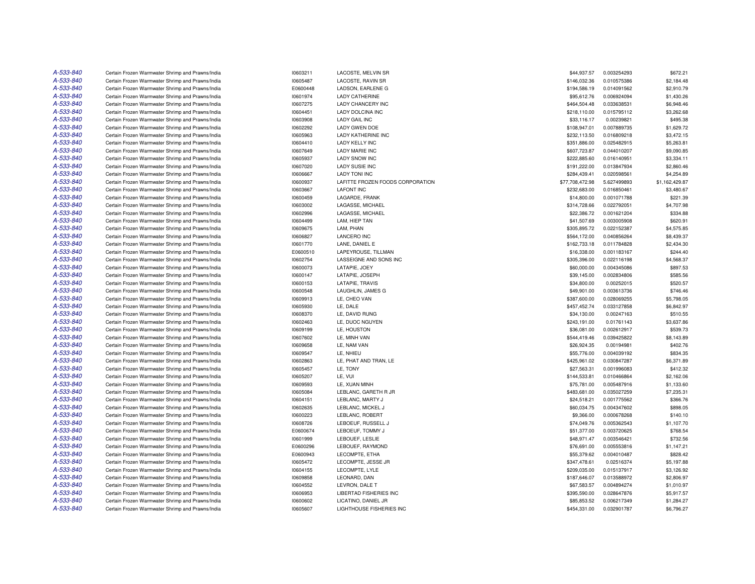| | | | | | | |
|---|---|---|---|---|---|---|
| A-533-840 | Certain Frozen Warmwater Shrimp and Prawns/India | I0603211 | LACOSTE, MELVIN SR | $44,937.57 | 0.003254293 | $672.21 |
| A-533-840 | Certain Frozen Warmwater Shrimp and Prawns/India | I0605487 | LACOSTE, RAVIN SR | $146,032.36 | 0.010575386 | $2,184.48 |
| A-533-840 | Certain Frozen Warmwater Shrimp and Prawns/India | E0600448 | LADSON, EARLENE G | $194,586.19 | 0.014091562 | $2,910.79 |
| A-533-840 | Certain Frozen Warmwater Shrimp and Prawns/India | I0601974 | LADY CATHERINE | $95,612.76 | 0.006924094 | $1,430.26 |
| A-533-840 | Certain Frozen Warmwater Shrimp and Prawns/India | I0607275 | LADY CHANCERY INC | $464,504.48 | 0.033638531 | $6,948.46 |
| A-533-840 | Certain Frozen Warmwater Shrimp and Prawns/India | I0604451 | LADY DOLCINA INC | $218,110.00 | 0.015795112 | $3,262.68 |
| A-533-840 | Certain Frozen Warmwater Shrimp and Prawns/India | I0603908 | LADY GAIL INC | $33,116.17 | 0.00239821 | $495.38 |
| A-533-840 | Certain Frozen Warmwater Shrimp and Prawns/India | I0602292 | LADY GWEN DOE | $108,947.01 | 0.007889735 | $1,629.72 |
| A-533-840 | Certain Frozen Warmwater Shrimp and Prawns/India | I0605963 | LADY KATHERINE INC | $232,113.50 | 0.016809218 | $3,472.15 |
| A-533-840 | Certain Frozen Warmwater Shrimp and Prawns/India | I0604410 | LADY KELLY INC | $351,886.00 | 0.025482915 | $5,263.81 |
| A-533-840 | Certain Frozen Warmwater Shrimp and Prawns/India | I0607649 | LADY MARIE INC | $607,723.87 | 0.044010207 | $9,090.85 |
| A-533-840 | Certain Frozen Warmwater Shrimp and Prawns/India | I0605937 | LADY SNOW INC | $222,885.60 | 0.016140951 | $3,334.11 |
| A-533-840 | Certain Frozen Warmwater Shrimp and Prawns/India | I0607020 | LADY SUSIE INC | $191,222.00 | 0.013847934 | $2,860.46 |
| A-533-840 | Certain Frozen Warmwater Shrimp and Prawns/India | I0606667 | LADY TONI INC | $284,439.41 | 0.020598561 | $4,254.89 |
| A-533-840 | Certain Frozen Warmwater Shrimp and Prawns/India | I0600937 | LAFITTE FROZEN FOODS CORPORATION | $77,708,472.98 | 5.627499893 | $1,162,429.87 |
| A-533-840 | Certain Frozen Warmwater Shrimp and Prawns/India | I0603667 | LAFONT INC | $232,683.00 | 0.016850461 | $3,480.67 |
| A-533-840 | Certain Frozen Warmwater Shrimp and Prawns/India | I0600459 | LAGARDE, FRANK | $14,800.00 | 0.001071788 | $221.39 |
| A-533-840 | Certain Frozen Warmwater Shrimp and Prawns/India | I0603002 | LAGASSE, MICHAEL | $314,728.66 | 0.022792051 | $4,707.98 |
| A-533-840 | Certain Frozen Warmwater Shrimp and Prawns/India | I0602996 | LAGASSE, MICHAEL | $22,386.72 | 0.001621204 | $334.88 |
| A-533-840 | Certain Frozen Warmwater Shrimp and Prawns/India | I0604499 | LAM, HIEP TAN | $41,507.69 | 0.003005908 | $620.91 |
| A-533-840 | Certain Frozen Warmwater Shrimp and Prawns/India | I0609675 | LAM, PHAN | $305,895.72 | 0.022152387 | $4,575.85 |
| A-533-840 | Certain Frozen Warmwater Shrimp and Prawns/India | I0606827 | LANCERO INC | $564,172.00 | 0.040856264 | $8,439.37 |
| A-533-840 | Certain Frozen Warmwater Shrimp and Prawns/India | I0601770 | LANE, DANIEL E | $162,733.18 | 0.011784828 | $2,434.30 |
| A-533-840 | Certain Frozen Warmwater Shrimp and Prawns/India | E0600510 | LAPEYROUSE, TILLMAN | $16,338.00 | 0.001183167 | $244.40 |
| A-533-840 | Certain Frozen Warmwater Shrimp and Prawns/India | I0602754 | LASSEIGNE AND SONS INC | $305,396.00 | 0.022116198 | $4,568.37 |
| A-533-840 | Certain Frozen Warmwater Shrimp and Prawns/India | I0600073 | LATAPIE, JOEY | $60,000.00 | 0.004345086 | $897.53 |
| A-533-840 | Certain Frozen Warmwater Shrimp and Prawns/India | I0600147 | LATAPIE, JOSEPH | $39,145.00 | 0.002834806 | $585.56 |
| A-533-840 | Certain Frozen Warmwater Shrimp and Prawns/India | I0600153 | LATAPIE, TRAVIS | $34,800.00 | 0.00252015 | $520.57 |
| A-533-840 | Certain Frozen Warmwater Shrimp and Prawns/India | I0600548 | LAUGHLIN, JAMES G | $49,901.00 | 0.003613736 | $746.46 |
| A-533-840 | Certain Frozen Warmwater Shrimp and Prawns/India | I0609913 | LE, CHEO VAN | $387,600.00 | 0.028069255 | $5,798.05 |
| A-533-840 | Certain Frozen Warmwater Shrimp and Prawns/India | I0605930 | LE, DALE | $457,452.74 | 0.033127858 | $6,842.97 |
| A-533-840 | Certain Frozen Warmwater Shrimp and Prawns/India | I0608370 | LE, DAVID RUNG | $34,130.00 | 0.00247163 | $510.55 |
| A-533-840 | Certain Frozen Warmwater Shrimp and Prawns/India | I0602463 | LE, DUOC NGUYEN | $243,191.00 | 0.01761143 | $3,637.86 |
| A-533-840 | Certain Frozen Warmwater Shrimp and Prawns/India | I0609199 | LE, HOUSTON | $36,081.00 | 0.002612917 | $539.73 |
| A-533-840 | Certain Frozen Warmwater Shrimp and Prawns/India | I0607602 | LE, MINH VAN | $544,419.46 | 0.039425822 | $8,143.89 |
| A-533-840 | Certain Frozen Warmwater Shrimp and Prawns/India | I0609658 | LE, NAM VAN | $26,924.35 | 0.00194981 | $402.76 |
| A-533-840 | Certain Frozen Warmwater Shrimp and Prawns/India | I0609547 | LE, NHIEU | $55,776.00 | 0.004039192 | $834.35 |
| A-533-840 | Certain Frozen Warmwater Shrimp and Prawns/India | I0602863 | LE, PHAT AND TRAN, LE | $425,961.02 | 0.030847287 | $6,371.89 |
| A-533-840 | Certain Frozen Warmwater Shrimp and Prawns/India | I0605457 | LE, TONY | $27,563.31 | 0.001996083 | $412.32 |
| A-533-840 | Certain Frozen Warmwater Shrimp and Prawns/India | I0605207 | LE, VUI | $144,533.81 | 0.010466864 | $2,162.06 |
| A-533-840 | Certain Frozen Warmwater Shrimp and Prawns/India | I0609593 | LE, XUAN MINH | $75,781.00 | 0.005487916 | $1,133.60 |
| A-533-840 | Certain Frozen Warmwater Shrimp and Prawns/India | I0605084 | LEBLANC, GARETH R JR | $483,681.00 | 0.035027259 | $7,235.31 |
| A-533-840 | Certain Frozen Warmwater Shrimp and Prawns/India | I0604151 | LEBLANC, MARTY J | $24,518.21 | 0.001775562 | $366.76 |
| A-533-840 | Certain Frozen Warmwater Shrimp and Prawns/India | I0602635 | LEBLANC, MICKEL J | $60,034.75 | 0.004347602 | $898.05 |
| A-533-840 | Certain Frozen Warmwater Shrimp and Prawns/India | I0600223 | LEBLANC, ROBERT | $9,366.00 | 0.000678268 | $140.10 |
| A-533-840 | Certain Frozen Warmwater Shrimp and Prawns/India | I0608726 | LEBOEUF, RUSSELL J | $74,049.76 | 0.005362543 | $1,107.70 |
| A-533-840 | Certain Frozen Warmwater Shrimp and Prawns/India | E0600674 | LEBOEUF, TOMMY J | $51,377.00 | 0.003720625 | $768.54 |
| A-533-840 | Certain Frozen Warmwater Shrimp and Prawns/India | I0601999 | LEBOUEF, LESLIE | $48,971.47 | 0.003546421 | $732.56 |
| A-533-840 | Certain Frozen Warmwater Shrimp and Prawns/India | E0600296 | LEBOUEF, RAYMOND | $76,691.00 | 0.005553816 | $1,147.21 |
| A-533-840 | Certain Frozen Warmwater Shrimp and Prawns/India | E0600943 | LECOMPTE, ETHA | $55,379.62 | 0.004010487 | $828.42 |
| A-533-840 | Certain Frozen Warmwater Shrimp and Prawns/India | I0605472 | LECOMPTE, JESSE JR | $347,478.61 | 0.02516374 | $5,197.88 |
| A-533-840 | Certain Frozen Warmwater Shrimp and Prawns/India | I0604155 | LECOMPTE, LYLE | $209,035.00 | 0.015137917 | $3,126.92 |
| A-533-840 | Certain Frozen Warmwater Shrimp and Prawns/India | I0609858 | LEONARD, DAN | $187,646.07 | 0.013588972 | $2,806.97 |
| A-533-840 | Certain Frozen Warmwater Shrimp and Prawns/India | I0604552 | LEVRON, DALE T | $67,583.57 | 0.004894274 | $1,010.97 |
| A-533-840 | Certain Frozen Warmwater Shrimp and Prawns/India | I0606953 | LIBERTAD FISHERIES INC | $395,590.00 | 0.028647876 | $5,917.57 |
| A-533-840 | Certain Frozen Warmwater Shrimp and Prawns/India | I0600602 | LICATINO, DANIEL JR | $85,853.52 | 0.006217349 | $1,284.27 |
| A-533-840 | Certain Frozen Warmwater Shrimp and Prawns/India | I0605607 | LIGHTHOUSE FISHERIES INC | $454,331.00 | 0.032901787 | $6,796.27 |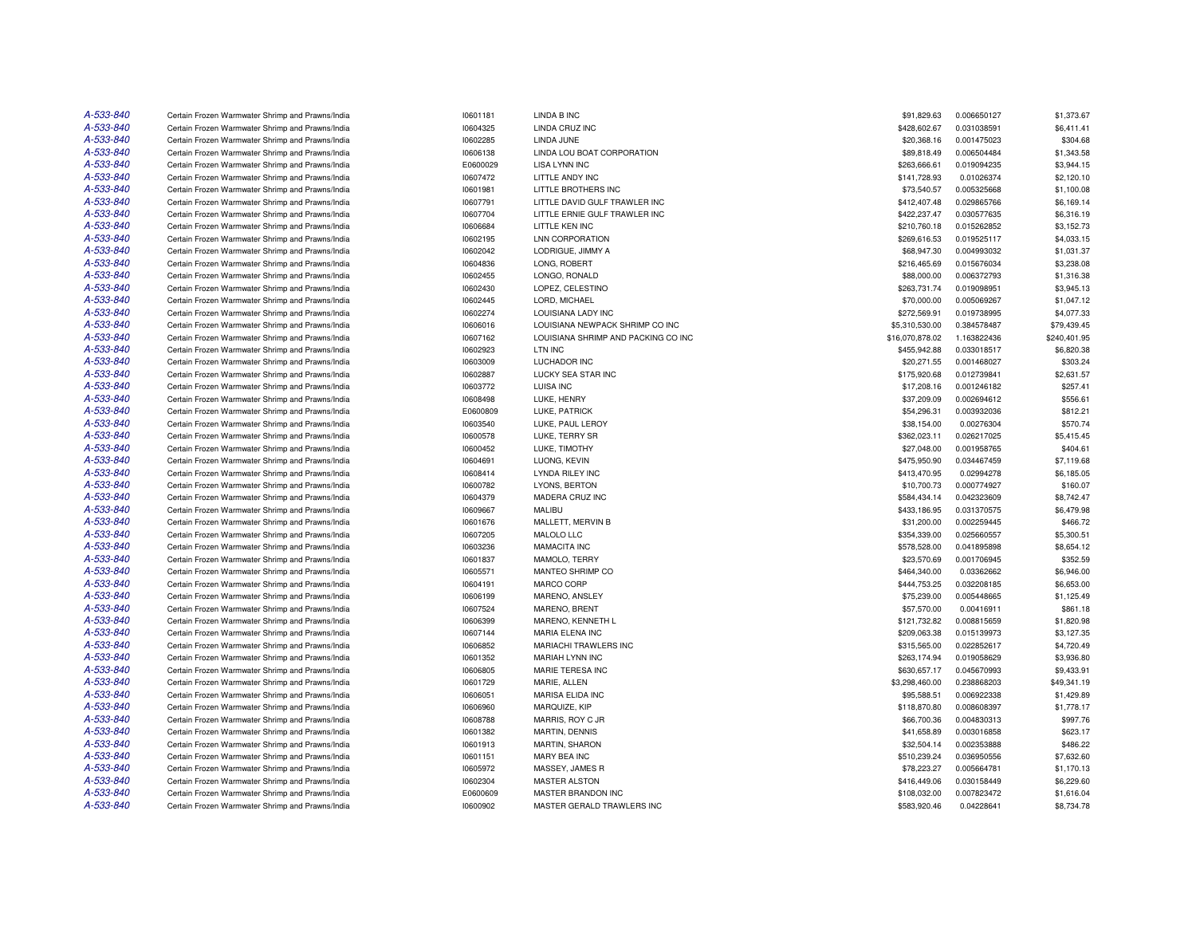| | | | | | | |
|---|---|---|---|---|---|---|
| A-533-840 | Certain Frozen Warmwater Shrimp and Prawns/India | I0601181 | LINDA B INC | $91,829.63 | 0.006650127 | $1,373.67 |
| A-533-840 | Certain Frozen Warmwater Shrimp and Prawns/India | I0604325 | LINDA CRUZ INC | $428,602.67 | 0.031038591 | $6,411.41 |
| A-533-840 | Certain Frozen Warmwater Shrimp and Prawns/India | I0602285 | LINDA JUNE | $20,368.16 | 0.001475023 | $304.68 |
| A-533-840 | Certain Frozen Warmwater Shrimp and Prawns/India | I0606138 | LINDA LOU BOAT CORPORATION | $89,818.49 | 0.006504484 | $1,343.58 |
| A-533-840 | Certain Frozen Warmwater Shrimp and Prawns/India | E0600029 | LISA LYNN INC | $263,666.61 | 0.019094235 | $3,944.15 |
| A-533-840 | Certain Frozen Warmwater Shrimp and Prawns/India | I0607472 | LITTLE ANDY INC | $141,728.93 | 0.01026374 | $2,120.10 |
| A-533-840 | Certain Frozen Warmwater Shrimp and Prawns/India | I0601981 | LITTLE BROTHERS INC | $73,540.57 | 0.005325668 | $1,100.08 |
| A-533-840 | Certain Frozen Warmwater Shrimp and Prawns/India | I0607791 | LITTLE DAVID GULF TRAWLER INC | $412,407.48 | 0.029865766 | $6,169.14 |
| A-533-840 | Certain Frozen Warmwater Shrimp and Prawns/India | I0607704 | LITTLE ERNIE GULF TRAWLER INC | $422,237.47 | 0.030577635 | $6,316.19 |
| A-533-840 | Certain Frozen Warmwater Shrimp and Prawns/India | I0606684 | LITTLE KEN INC | $210,760.18 | 0.015262852 | $3,152.73 |
| A-533-840 | Certain Frozen Warmwater Shrimp and Prawns/India | I0602195 | LNN CORPORATION | $269,616.53 | 0.019525117 | $4,033.15 |
| A-533-840 | Certain Frozen Warmwater Shrimp and Prawns/India | I0602042 | LODRIGUE, JIMMY A | $68,947.30 | 0.004993032 | $1,031.37 |
| A-533-840 | Certain Frozen Warmwater Shrimp and Prawns/India | I0604836 | LONG, ROBERT | $216,465.69 | 0.015676034 | $3,238.08 |
| A-533-840 | Certain Frozen Warmwater Shrimp and Prawns/India | I0602455 | LONGO, RONALD | $88,000.00 | 0.006372793 | $1,316.38 |
| A-533-840 | Certain Frozen Warmwater Shrimp and Prawns/India | I0602430 | LOPEZ, CELESTINO | $263,731.74 | 0.019098951 | $3,945.13 |
| A-533-840 | Certain Frozen Warmwater Shrimp and Prawns/India | I0602445 | LORD, MICHAEL | $70,000.00 | 0.005069267 | $1,047.12 |
| A-533-840 | Certain Frozen Warmwater Shrimp and Prawns/India | I0602274 | LOUISIANA LADY INC | $272,569.91 | 0.019738995 | $4,077.33 |
| A-533-840 | Certain Frozen Warmwater Shrimp and Prawns/India | I0606016 | LOUISIANA NEWPACK SHRIMP CO INC | $5,310,530.00 | 0.384578487 | $79,439.45 |
| A-533-840 | Certain Frozen Warmwater Shrimp and Prawns/India | I0607162 | LOUISIANA SHRIMP AND PACKING CO INC | $16,070,878.02 | 1.163822436 | $240,401.95 |
| A-533-840 | Certain Frozen Warmwater Shrimp and Prawns/India | I0602923 | LTN INC | $455,942.88 | 0.033018517 | $6,820.38 |
| A-533-840 | Certain Frozen Warmwater Shrimp and Prawns/India | I0603009 | LUCHADOR INC | $20,271.55 | 0.001468027 | $303.24 |
| A-533-840 | Certain Frozen Warmwater Shrimp and Prawns/India | I0602887 | LUCKY SEA STAR INC | $175,920.68 | 0.012739841 | $2,631.57 |
| A-533-840 | Certain Frozen Warmwater Shrimp and Prawns/India | I0603772 | LUISA INC | $17,208.16 | 0.001246182 | $257.41 |
| A-533-840 | Certain Frozen Warmwater Shrimp and Prawns/India | I0608498 | LUKE, HENRY | $37,209.09 | 0.002694612 | $556.61 |
| A-533-840 | Certain Frozen Warmwater Shrimp and Prawns/India | E0600809 | LUKE, PATRICK | $54,296.31 | 0.003932036 | $812.21 |
| A-533-840 | Certain Frozen Warmwater Shrimp and Prawns/India | I0603540 | LUKE, PAUL LEROY | $38,154.00 | 0.00276304 | $570.74 |
| A-533-840 | Certain Frozen Warmwater Shrimp and Prawns/India | I0600578 | LUKE, TERRY SR | $362,023.11 | 0.026217025 | $5,415.45 |
| A-533-840 | Certain Frozen Warmwater Shrimp and Prawns/India | I0600452 | LUKE, TIMOTHY | $27,048.00 | 0.001958765 | $404.61 |
| A-533-840 | Certain Frozen Warmwater Shrimp and Prawns/India | I0604691 | LUONG, KEVIN | $475,950.90 | 0.034467459 | $7,119.68 |
| A-533-840 | Certain Frozen Warmwater Shrimp and Prawns/India | I0608414 | LYNDA RILEY INC | $413,470.95 | 0.02994278 | $6,185.05 |
| A-533-840 | Certain Frozen Warmwater Shrimp and Prawns/India | I0600782 | LYONS, BERTON | $10,700.73 | 0.000774927 | $160.07 |
| A-533-840 | Certain Frozen Warmwater Shrimp and Prawns/India | I0604379 | MADERA CRUZ INC | $584,434.14 | 0.042323609 | $8,742.47 |
| A-533-840 | Certain Frozen Warmwater Shrimp and Prawns/India | I0609667 | MALIBU | $433,186.95 | 0.031370575 | $6,479.98 |
| A-533-840 | Certain Frozen Warmwater Shrimp and Prawns/India | I0601676 | MALLETT, MERVIN B | $31,200.00 | 0.002259445 | $466.72 |
| A-533-840 | Certain Frozen Warmwater Shrimp and Prawns/India | I0607205 | MALOLO LLC | $354,339.00 | 0.025660557 | $5,300.51 |
| A-533-840 | Certain Frozen Warmwater Shrimp and Prawns/India | I0603236 | MAMACITA INC | $578,528.00 | 0.041895898 | $8,654.12 |
| A-533-840 | Certain Frozen Warmwater Shrimp and Prawns/India | I0601837 | MAMOLO, TERRY | $23,570.69 | 0.001706945 | $352.59 |
| A-533-840 | Certain Frozen Warmwater Shrimp and Prawns/India | I0605571 | MANTEO SHRIMP CO | $464,340.00 | 0.03362662 | $6,946.00 |
| A-533-840 | Certain Frozen Warmwater Shrimp and Prawns/India | I0604191 | MARCO CORP | $444,753.25 | 0.032208185 | $6,653.00 |
| A-533-840 | Certain Frozen Warmwater Shrimp and Prawns/India | I0606199 | MARENO, ANSLEY | $75,239.00 | 0.005448665 | $1,125.49 |
| A-533-840 | Certain Frozen Warmwater Shrimp and Prawns/India | I0607524 | MARENO, BRENT | $57,570.00 | 0.00416911 | $861.18 |
| A-533-840 | Certain Frozen Warmwater Shrimp and Prawns/India | I0606399 | MARENO, KENNETH L | $121,732.82 | 0.008815659 | $1,820.98 |
| A-533-840 | Certain Frozen Warmwater Shrimp and Prawns/India | I0607144 | MARIA ELENA INC | $209,063.38 | 0.015139973 | $3,127.35 |
| A-533-840 | Certain Frozen Warmwater Shrimp and Prawns/India | I0606852 | MARIACHI TRAWLERS INC | $315,565.00 | 0.022852617 | $4,720.49 |
| A-533-840 | Certain Frozen Warmwater Shrimp and Prawns/India | I0601352 | MARIAH LYNN INC | $263,174.94 | 0.019058629 | $3,936.80 |
| A-533-840 | Certain Frozen Warmwater Shrimp and Prawns/India | I0606805 | MARIE TERESA INC | $630,657.17 | 0.045670993 | $9,433.91 |
| A-533-840 | Certain Frozen Warmwater Shrimp and Prawns/India | I0601729 | MARIE, ALLEN | $3,298,460.00 | 0.238868203 | $49,341.19 |
| A-533-840 | Certain Frozen Warmwater Shrimp and Prawns/India | I0606051 | MARISA ELIDA INC | $95,588.51 | 0.006922338 | $1,429.89 |
| A-533-840 | Certain Frozen Warmwater Shrimp and Prawns/India | I0606960 | MARQUIZE, KIP | $118,870.80 | 0.008608397 | $1,778.17 |
| A-533-840 | Certain Frozen Warmwater Shrimp and Prawns/India | I0608788 | MARRIS, ROY C JR | $66,700.36 | 0.004830313 | $997.76 |
| A-533-840 | Certain Frozen Warmwater Shrimp and Prawns/India | I0601382 | MARTIN, DENNIS | $41,658.89 | 0.003016858 | $623.17 |
| A-533-840 | Certain Frozen Warmwater Shrimp and Prawns/India | I0601913 | MARTIN, SHARON | $32,504.14 | 0.002353888 | $486.22 |
| A-533-840 | Certain Frozen Warmwater Shrimp and Prawns/India | I0601151 | MARY BEA INC | $510,239.24 | 0.036950556 | $7,632.60 |
| A-533-840 | Certain Frozen Warmwater Shrimp and Prawns/India | I0605972 | MASSEY, JAMES R | $78,223.27 | 0.005664781 | $1,170.13 |
| A-533-840 | Certain Frozen Warmwater Shrimp and Prawns/India | I0602304 | MASTER ALSTON | $416,449.06 | 0.030158449 | $6,229.60 |
| A-533-840 | Certain Frozen Warmwater Shrimp and Prawns/India | E0600609 | MASTER BRANDON INC | $108,032.00 | 0.007823472 | $1,616.04 |
| A-533-840 | Certain Frozen Warmwater Shrimp and Prawns/India | I0600902 | MASTER GERALD TRAWLERS INC | $583,920.46 | 0.04228641 | $8,734.78 |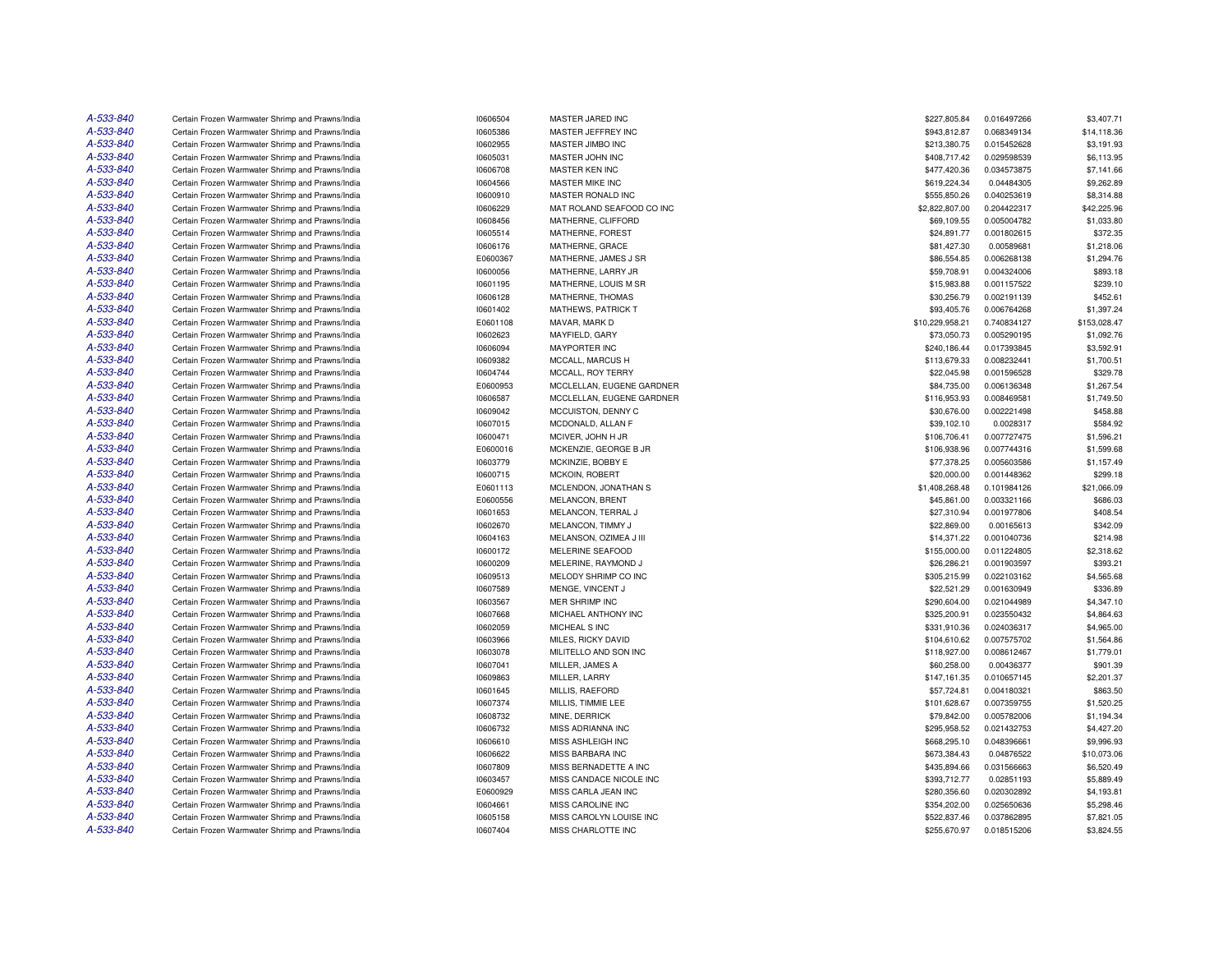| | | | | | | |
|---|---|---|---|---|---|---|
| A-533-840 | Certain Frozen Warmwater Shrimp and Prawns/India | I0606504 | MASTER JARED INC | $227,805.84 | 0.016497266 | $3,407.71 |
| A-533-840 | Certain Frozen Warmwater Shrimp and Prawns/India | I0605386 | MASTER JEFFREY INC | $943,812.87 | 0.068349134 | $14,118.36 |
| A-533-840 | Certain Frozen Warmwater Shrimp and Prawns/India | I0602955 | MASTER JIMBO INC | $213,380.75 | 0.015452628 | $3,191.93 |
| A-533-840 | Certain Frozen Warmwater Shrimp and Prawns/India | I0605031 | MASTER JOHN INC | $408,717.42 | 0.029598539 | $6,113.95 |
| A-533-840 | Certain Frozen Warmwater Shrimp and Prawns/India | I0606708 | MASTER KEN INC | $477,420.36 | 0.034573875 | $7,141.66 |
| A-533-840 | Certain Frozen Warmwater Shrimp and Prawns/India | I0604566 | MASTER MIKE INC | $619,224.34 | 0.04484305 | $9,262.89 |
| A-533-840 | Certain Frozen Warmwater Shrimp and Prawns/India | I0600910 | MASTER RONALD INC | $555,850.26 | 0.040253619 | $8,314.88 |
| A-533-840 | Certain Frozen Warmwater Shrimp and Prawns/India | I0606229 | MAT ROLAND SEAFOOD CO INC | $2,822,807.00 | 0.204422317 | $42,225.96 |
| A-533-840 | Certain Frozen Warmwater Shrimp and Prawns/India | I0608456 | MATHERNE, CLIFFORD | $69,109.55 | 0.005004782 | $1,033.80 |
| A-533-840 | Certain Frozen Warmwater Shrimp and Prawns/India | I0605514 | MATHERNE, FOREST | $24,891.77 | 0.001802615 | $372.35 |
| A-533-840 | Certain Frozen Warmwater Shrimp and Prawns/India | I0606176 | MATHERNE, GRACE | $81,427.30 | 0.00589681 | $1,218.06 |
| A-533-840 | Certain Frozen Warmwater Shrimp and Prawns/India | E0600367 | MATHERNE, JAMES J SR | $86,554.85 | 0.006268138 | $1,294.76 |
| A-533-840 | Certain Frozen Warmwater Shrimp and Prawns/India | I0600056 | MATHERNE, LARRY JR | $59,708.91 | 0.004324006 | $893.18 |
| A-533-840 | Certain Frozen Warmwater Shrimp and Prawns/India | I0601195 | MATHERNE, LOUIS M SR | $15,983.88 | 0.001157522 | $239.10 |
| A-533-840 | Certain Frozen Warmwater Shrimp and Prawns/India | I0606128 | MATHERNE, THOMAS | $30,256.79 | 0.002191139 | $452.61 |
| A-533-840 | Certain Frozen Warmwater Shrimp and Prawns/India | I0601402 | MATHEWS, PATRICK T | $93,405.76 | 0.006764268 | $1,397.24 |
| A-533-840 | Certain Frozen Warmwater Shrimp and Prawns/India | E0601108 | MAVAR, MARK D | $10,229,958.21 | 0.740834127 | $153,028.47 |
| A-533-840 | Certain Frozen Warmwater Shrimp and Prawns/India | I0602623 | MAYFIELD, GARY | $73,050.73 | 0.005290195 | $1,092.76 |
| A-533-840 | Certain Frozen Warmwater Shrimp and Prawns/India | I0606094 | MAYPORTER INC | $240,186.44 | 0.017393845 | $3,592.91 |
| A-533-840 | Certain Frozen Warmwater Shrimp and Prawns/India | I0609382 | MCCALL, MARCUS H | $113,679.33 | 0.008232441 | $1,700.51 |
| A-533-840 | Certain Frozen Warmwater Shrimp and Prawns/India | I0604744 | MCCALL, ROY TERRY | $22,045.98 | 0.001596528 | $329.78 |
| A-533-840 | Certain Frozen Warmwater Shrimp and Prawns/India | E0600953 | MCCLELLAN, EUGENE GARDNER | $84,735.00 | 0.006136348 | $1,267.54 |
| A-533-840 | Certain Frozen Warmwater Shrimp and Prawns/India | I0606587 | MCCLELLAN, EUGENE GARDNER | $116,953.93 | 0.008469581 | $1,749.50 |
| A-533-840 | Certain Frozen Warmwater Shrimp and Prawns/India | I0609042 | MCCUISTON, DENNY C | $30,676.00 | 0.002221498 | $458.88 |
| A-533-840 | Certain Frozen Warmwater Shrimp and Prawns/India | I0607015 | MCDONALD, ALLAN F | $39,102.10 | 0.0028317 | $584.92 |
| A-533-840 | Certain Frozen Warmwater Shrimp and Prawns/India | I0600471 | MCIVER, JOHN H JR | $106,706.41 | 0.007727475 | $1,596.21 |
| A-533-840 | Certain Frozen Warmwater Shrimp and Prawns/India | E0600016 | MCKENZIE, GEORGE B JR | $106,938.96 | 0.007744316 | $1,599.68 |
| A-533-840 | Certain Frozen Warmwater Shrimp and Prawns/India | I0603779 | MCKINZIE, BOBBY E | $77,378.25 | 0.005603586 | $1,157.49 |
| A-533-840 | Certain Frozen Warmwater Shrimp and Prawns/India | I0600715 | MCKOIN, ROBERT | $20,000.00 | 0.001448362 | $299.18 |
| A-533-840 | Certain Frozen Warmwater Shrimp and Prawns/India | E0601113 | MCLENDON, JONATHAN S | $1,408,268.48 | 0.101984126 | $21,066.09 |
| A-533-840 | Certain Frozen Warmwater Shrimp and Prawns/India | E0600556 | MELANCON, BRENT | $45,861.00 | 0.003321166 | $686.03 |
| A-533-840 | Certain Frozen Warmwater Shrimp and Prawns/India | I0601653 | MELANCON, TERRAL J | $27,310.94 | 0.001977806 | $408.54 |
| A-533-840 | Certain Frozen Warmwater Shrimp and Prawns/India | I0602670 | MELANCON, TIMMY J | $22,869.00 | 0.00165613 | $342.09 |
| A-533-840 | Certain Frozen Warmwater Shrimp and Prawns/India | I0604163 | MELANSON, OZIMEA J III | $14,371.22 | 0.001040736 | $214.98 |
| A-533-840 | Certain Frozen Warmwater Shrimp and Prawns/India | I0600172 | MELERINE SEAFOOD | $155,000.00 | 0.011224805 | $2,318.62 |
| A-533-840 | Certain Frozen Warmwater Shrimp and Prawns/India | I0600209 | MELERINE, RAYMOND J | $26,286.21 | 0.001903597 | $393.21 |
| A-533-840 | Certain Frozen Warmwater Shrimp and Prawns/India | I0609513 | MELODY SHRIMP CO INC | $305,215.99 | 0.022103162 | $4,565.68 |
| A-533-840 | Certain Frozen Warmwater Shrimp and Prawns/India | I0607589 | MENGE, VINCENT J | $22,521.29 | 0.001630949 | $336.89 |
| A-533-840 | Certain Frozen Warmwater Shrimp and Prawns/India | I0603567 | MER SHRIMP INC | $290,604.00 | 0.021044989 | $4,347.10 |
| A-533-840 | Certain Frozen Warmwater Shrimp and Prawns/India | I0607668 | MICHAEL ANTHONY INC | $325,200.91 | 0.023550432 | $4,864.63 |
| A-533-840 | Certain Frozen Warmwater Shrimp and Prawns/India | I0602059 | MICHEAL S INC | $331,910.36 | 0.024036317 | $4,965.00 |
| A-533-840 | Certain Frozen Warmwater Shrimp and Prawns/India | I0603966 | MILES, RICKY DAVID | $104,610.62 | 0.007575702 | $1,564.86 |
| A-533-840 | Certain Frozen Warmwater Shrimp and Prawns/India | I0603078 | MILITELLO AND SON INC | $118,927.00 | 0.008612467 | $1,779.01 |
| A-533-840 | Certain Frozen Warmwater Shrimp and Prawns/India | I0607041 | MILLER, JAMES A | $60,258.00 | 0.00436377 | $901.39 |
| A-533-840 | Certain Frozen Warmwater Shrimp and Prawns/India | I0609863 | MILLER, LARRY | $147,161.35 | 0.010657145 | $2,201.37 |
| A-533-840 | Certain Frozen Warmwater Shrimp and Prawns/India | I0601645 | MILLIS, RAEFORD | $57,724.81 | 0.004180321 | $863.50 |
| A-533-840 | Certain Frozen Warmwater Shrimp and Prawns/India | I0607374 | MILLIS, TIMMIE LEE | $101,628.67 | 0.007359755 | $1,520.25 |
| A-533-840 | Certain Frozen Warmwater Shrimp and Prawns/India | I0608732 | MINE, DERRICK | $79,842.00 | 0.005782006 | $1,194.34 |
| A-533-840 | Certain Frozen Warmwater Shrimp and Prawns/India | I0606732 | MISS ADRIANNA INC | $295,958.52 | 0.021432753 | $4,427.20 |
| A-533-840 | Certain Frozen Warmwater Shrimp and Prawns/India | I0606610 | MISS ASHLEIGH INC | $668,295.10 | 0.048396661 | $9,996.93 |
| A-533-840 | Certain Frozen Warmwater Shrimp and Prawns/India | I0606622 | MISS BARBARA INC | $673,384.43 | 0.04876522 | $10,073.06 |
| A-533-840 | Certain Frozen Warmwater Shrimp and Prawns/India | I0607809 | MISS BERNADETTE A INC | $435,894.66 | 0.031566663 | $6,520.49 |
| A-533-840 | Certain Frozen Warmwater Shrimp and Prawns/India | I0603457 | MISS CANDACE NICOLE INC | $393,712.77 | 0.02851193 | $5,889.49 |
| A-533-840 | Certain Frozen Warmwater Shrimp and Prawns/India | E0600929 | MISS CARLA JEAN INC | $280,356.60 | 0.020302892 | $4,193.81 |
| A-533-840 | Certain Frozen Warmwater Shrimp and Prawns/India | I0604661 | MISS CAROLINE INC | $354,202.00 | 0.025650636 | $5,298.46 |
| A-533-840 | Certain Frozen Warmwater Shrimp and Prawns/India | I0605158 | MISS CAROLYN LOUISE INC | $522,837.46 | 0.037862895 | $7,821.05 |
| A-533-840 | Certain Frozen Warmwater Shrimp and Prawns/India | I0607404 | MISS CHARLOTTE INC | $255,670.97 | 0.018515206 | $3,824.55 |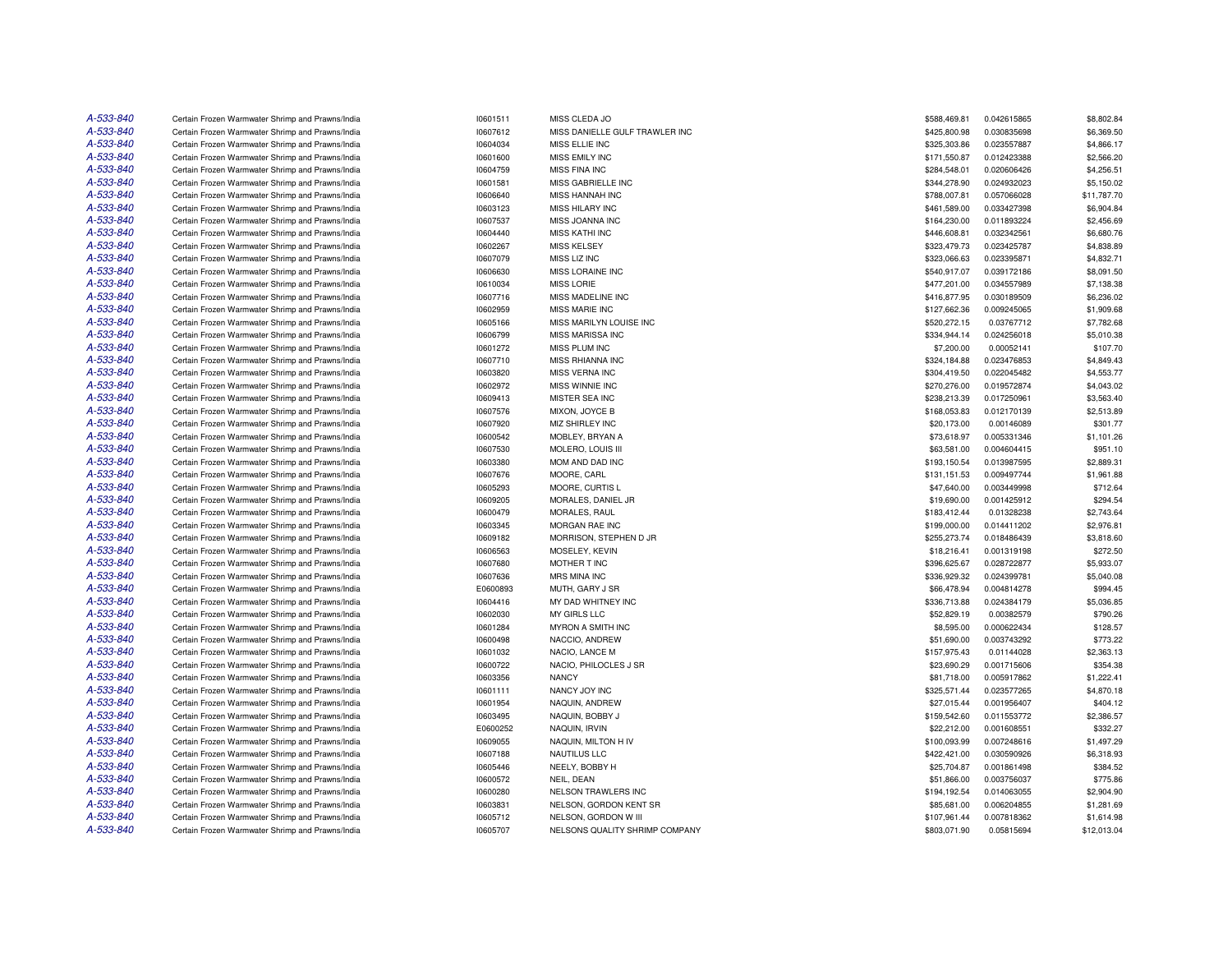| | | | | | | |
|---|---|---|---|---|---|---|
| A-533-840 | Certain Frozen Warmwater Shrimp and Prawns/India | I0601511 | MISS CLEDA JO | $588,469.81 | 0.042615865 | $8,802.84 |
| A-533-840 | Certain Frozen Warmwater Shrimp and Prawns/India | I0607612 | MISS DANIELLE GULF TRAWLER INC | $425,800.98 | 0.030835698 | $6,369.50 |
| A-533-840 | Certain Frozen Warmwater Shrimp and Prawns/India | I0604034 | MISS ELLIE INC | $325,303.86 | 0.023557887 | $4,866.17 |
| A-533-840 | Certain Frozen Warmwater Shrimp and Prawns/India | I0601600 | MISS EMILY INC | $171,550.87 | 0.012423388 | $2,566.20 |
| A-533-840 | Certain Frozen Warmwater Shrimp and Prawns/India | I0604759 | MISS FINA INC | $284,548.01 | 0.020606426 | $4,256.51 |
| A-533-840 | Certain Frozen Warmwater Shrimp and Prawns/India | I0601581 | MISS GABRIELLE INC | $344,278.90 | 0.024932023 | $5,150.02 |
| A-533-840 | Certain Frozen Warmwater Shrimp and Prawns/India | I0606640 | MISS HANNAH INC | $788,007.81 | 0.057066028 | $11,787.70 |
| A-533-840 | Certain Frozen Warmwater Shrimp and Prawns/India | I0603123 | MISS HILARY INC | $461,589.00 | 0.033427398 | $6,904.84 |
| A-533-840 | Certain Frozen Warmwater Shrimp and Prawns/India | I0607537 | MISS JOANNA INC | $164,230.00 | 0.011893224 | $2,456.69 |
| A-533-840 | Certain Frozen Warmwater Shrimp and Prawns/India | I0604440 | MISS KATHI INC | $446,608.81 | 0.032342561 | $6,680.76 |
| A-533-840 | Certain Frozen Warmwater Shrimp and Prawns/India | I0602267 | MISS KELSEY | $323,479.73 | 0.023425787 | $4,838.89 |
| A-533-840 | Certain Frozen Warmwater Shrimp and Prawns/India | I0607079 | MISS LIZ INC | $323,066.63 | 0.023395871 | $4,832.71 |
| A-533-840 | Certain Frozen Warmwater Shrimp and Prawns/India | I0606630 | MISS LORAINE INC | $540,917.07 | 0.039172186 | $8,091.50 |
| A-533-840 | Certain Frozen Warmwater Shrimp and Prawns/India | I0610034 | MISS LORIE | $477,201.00 | 0.034557989 | $7,138.38 |
| A-533-840 | Certain Frozen Warmwater Shrimp and Prawns/India | I0607716 | MISS MADELINE INC | $416,877.95 | 0.030189509 | $6,236.02 |
| A-533-840 | Certain Frozen Warmwater Shrimp and Prawns/India | I0602959 | MISS MARIE INC | $127,662.36 | 0.009245065 | $1,909.68 |
| A-533-840 | Certain Frozen Warmwater Shrimp and Prawns/India | I0605166 | MISS MARILYN LOUISE INC | $520,272.15 | 0.03767712 | $7,782.68 |
| A-533-840 | Certain Frozen Warmwater Shrimp and Prawns/India | I0606799 | MISS MARISSA INC | $334,944.14 | 0.024256018 | $5,010.38 |
| A-533-840 | Certain Frozen Warmwater Shrimp and Prawns/India | I0601272 | MISS PLUM INC | $7,200.00 | 0.00052141 | $107.70 |
| A-533-840 | Certain Frozen Warmwater Shrimp and Prawns/India | I0607710 | MISS RHIANNA INC | $324,184.88 | 0.023476853 | $4,849.43 |
| A-533-840 | Certain Frozen Warmwater Shrimp and Prawns/India | I0603820 | MISS VERNA INC | $304,419.50 | 0.022045482 | $4,553.77 |
| A-533-840 | Certain Frozen Warmwater Shrimp and Prawns/India | I0602972 | MISS WINNIE INC | $270,276.00 | 0.019572874 | $4,043.02 |
| A-533-840 | Certain Frozen Warmwater Shrimp and Prawns/India | I0609413 | MISTER SEA INC | $238,213.39 | 0.017250961 | $3,563.40 |
| A-533-840 | Certain Frozen Warmwater Shrimp and Prawns/India | I0607576 | MIXON, JOYCE B | $168,053.83 | 0.012170139 | $2,513.89 |
| A-533-840 | Certain Frozen Warmwater Shrimp and Prawns/India | I0607920 | MIZ SHIRLEY INC | $20,173.00 | 0.00146089 | $301.77 |
| A-533-840 | Certain Frozen Warmwater Shrimp and Prawns/India | I0600542 | MOBLEY, BRYAN A | $73,618.97 | 0.005331346 | $1,101.26 |
| A-533-840 | Certain Frozen Warmwater Shrimp and Prawns/India | I0607530 | MOLERO, LOUIS III | $63,581.00 | 0.004604415 | $951.10 |
| A-533-840 | Certain Frozen Warmwater Shrimp and Prawns/India | I0603380 | MOM AND DAD INC | $193,150.54 | 0.013987595 | $2,889.31 |
| A-533-840 | Certain Frozen Warmwater Shrimp and Prawns/India | I0607676 | MOORE, CARL | $131,151.53 | 0.009497744 | $1,961.88 |
| A-533-840 | Certain Frozen Warmwater Shrimp and Prawns/India | I0605293 | MOORE, CURTIS L | $47,640.00 | 0.003449998 | $712.64 |
| A-533-840 | Certain Frozen Warmwater Shrimp and Prawns/India | I0609205 | MORALES, DANIEL JR | $19,690.00 | 0.001425912 | $294.54 |
| A-533-840 | Certain Frozen Warmwater Shrimp and Prawns/India | I0600479 | MORALES, RAUL | $183,412.44 | 0.01328238 | $2,743.64 |
| A-533-840 | Certain Frozen Warmwater Shrimp and Prawns/India | I0603345 | MORGAN RAE INC | $199,000.00 | 0.014411202 | $2,976.81 |
| A-533-840 | Certain Frozen Warmwater Shrimp and Prawns/India | I0609182 | MORRISON, STEPHEN D JR | $255,273.74 | 0.018486439 | $3,818.60 |
| A-533-840 | Certain Frozen Warmwater Shrimp and Prawns/India | I0606563 | MOSELEY, KEVIN | $18,216.41 | 0.001319198 | $272.50 |
| A-533-840 | Certain Frozen Warmwater Shrimp and Prawns/India | I0607680 | MOTHER T INC | $396,625.67 | 0.028722877 | $5,933.07 |
| A-533-840 | Certain Frozen Warmwater Shrimp and Prawns/India | I0607636 | MRS MINA INC | $336,929.32 | 0.024399781 | $5,040.08 |
| A-533-840 | Certain Frozen Warmwater Shrimp and Prawns/India | E0600893 | MUTH, GARY J SR | $66,478.94 | 0.004814278 | $994.45 |
| A-533-840 | Certain Frozen Warmwater Shrimp and Prawns/India | I0604416 | MY DAD WHITNEY INC | $336,713.88 | 0.024384179 | $5,036.85 |
| A-533-840 | Certain Frozen Warmwater Shrimp and Prawns/India | I0602030 | MY GIRLS LLC | $52,829.19 | 0.00382579 | $790.26 |
| A-533-840 | Certain Frozen Warmwater Shrimp and Prawns/India | I0601284 | MYRON A SMITH INC | $8,595.00 | 0.000622434 | $128.57 |
| A-533-840 | Certain Frozen Warmwater Shrimp and Prawns/India | I0600498 | NACCIO, ANDREW | $51,690.00 | 0.003743292 | $773.22 |
| A-533-840 | Certain Frozen Warmwater Shrimp and Prawns/India | I0601032 | NACIO, LANCE M | $157,975.43 | 0.01144028 | $2,363.13 |
| A-533-840 | Certain Frozen Warmwater Shrimp and Prawns/India | I0600722 | NACIO, PHILOCLES J SR | $23,690.29 | 0.001715606 | $354.38 |
| A-533-840 | Certain Frozen Warmwater Shrimp and Prawns/India | I0603356 | NANCY | $81,718.00 | 0.005917862 | $1,222.41 |
| A-533-840 | Certain Frozen Warmwater Shrimp and Prawns/India | I0601111 | NANCY JOY INC | $325,571.44 | 0.023577265 | $4,870.18 |
| A-533-840 | Certain Frozen Warmwater Shrimp and Prawns/India | I0601954 | NAQUIN, ANDREW | $27,015.44 | 0.001956407 | $404.12 |
| A-533-840 | Certain Frozen Warmwater Shrimp and Prawns/India | I0603495 | NAQUIN, BOBBY J | $159,542.60 | 0.011553772 | $2,386.57 |
| A-533-840 | Certain Frozen Warmwater Shrimp and Prawns/India | E0600252 | NAQUIN, IRVIN | $22,212.00 | 0.001608551 | $332.27 |
| A-533-840 | Certain Frozen Warmwater Shrimp and Prawns/India | I0609055 | NAQUIN, MILTON H IV | $100,093.99 | 0.007248616 | $1,497.29 |
| A-533-840 | Certain Frozen Warmwater Shrimp and Prawns/India | I0607188 | NAUTILUS LLC | $422,421.00 | 0.030590926 | $6,318.93 |
| A-533-840 | Certain Frozen Warmwater Shrimp and Prawns/India | I0605446 | NEELY, BOBBY H | $25,704.87 | 0.001861498 | $384.52 |
| A-533-840 | Certain Frozen Warmwater Shrimp and Prawns/India | I0600572 | NEIL, DEAN | $51,866.00 | 0.003756037 | $775.86 |
| A-533-840 | Certain Frozen Warmwater Shrimp and Prawns/India | I0600280 | NELSON TRAWLERS INC | $194,192.54 | 0.014063055 | $2,904.90 |
| A-533-840 | Certain Frozen Warmwater Shrimp and Prawns/India | I0603831 | NELSON, GORDON KENT SR | $85,681.00 | 0.006204855 | $1,281.69 |
| A-533-840 | Certain Frozen Warmwater Shrimp and Prawns/India | I0605712 | NELSON, GORDON W III | $107,961.44 | 0.007818362 | $1,614.98 |
| A-533-840 | Certain Frozen Warmwater Shrimp and Prawns/India | I0605707 | NELSONS QUALITY SHRIMP COMPANY | $803,071.90 | 0.05815694 | $12,013.04 |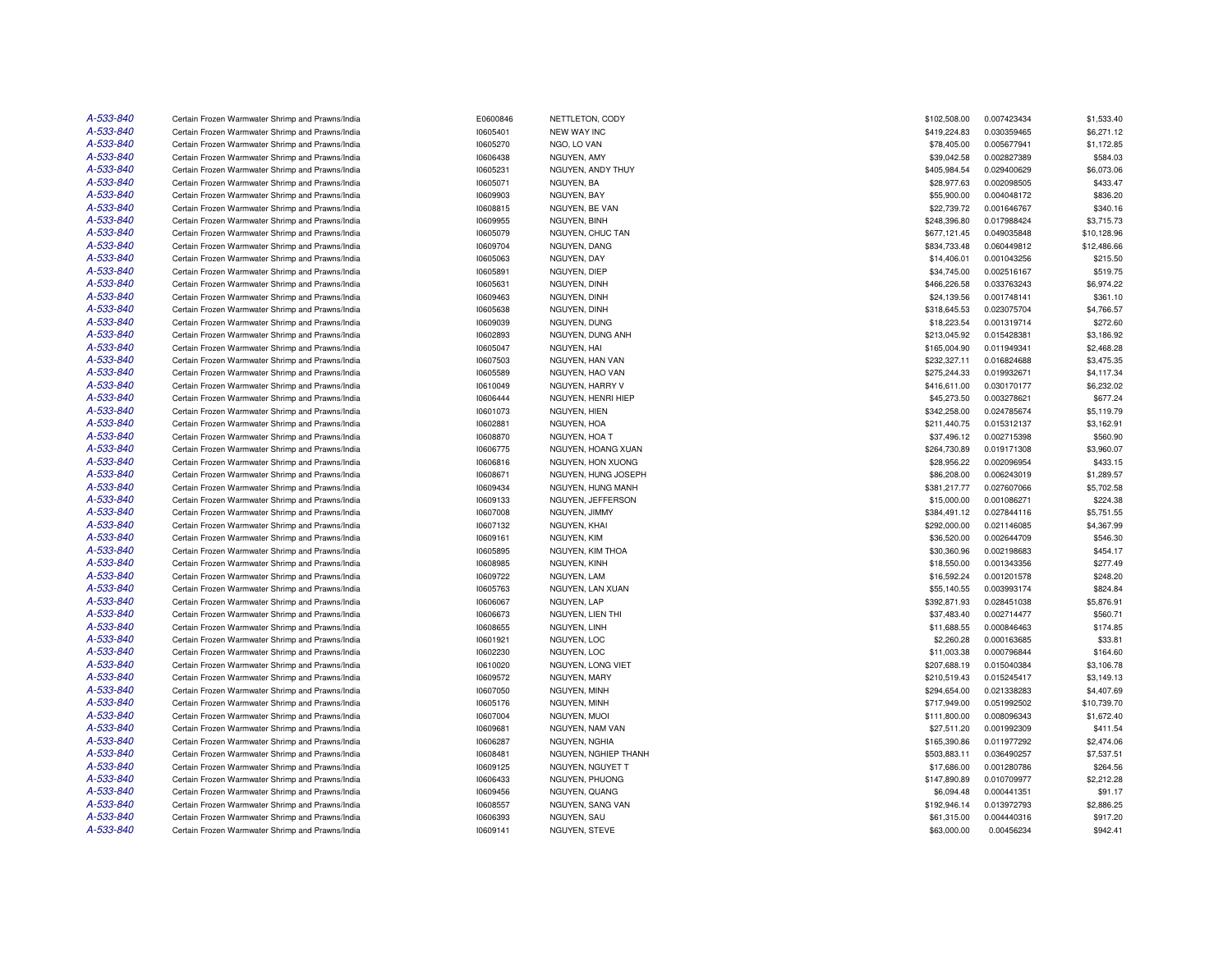| | | | | | | |
|---|---|---|---|---|---|---|
| A-533-840 | Certain Frozen Warmwater Shrimp and Prawns/India | E0600846 | NETTLETON, CODY | $102,508.00 | 0.007423434 | $1,533.40 |
| A-533-840 | Certain Frozen Warmwater Shrimp and Prawns/India | I0605401 | NEW WAY INC | $419,224.83 | 0.030359465 | $6,271.12 |
| A-533-840 | Certain Frozen Warmwater Shrimp and Prawns/India | I0605270 | NGO, LO VAN | $78,405.00 | 0.005677941 | $1,172.85 |
| A-533-840 | Certain Frozen Warmwater Shrimp and Prawns/India | I0606438 | NGUYEN, AMY | $39,042.58 | 0.002827389 | $584.03 |
| A-533-840 | Certain Frozen Warmwater Shrimp and Prawns/India | I0605231 | NGUYEN, ANDY THUY | $405,984.54 | 0.029400629 | $6,073.06 |
| A-533-840 | Certain Frozen Warmwater Shrimp and Prawns/India | I0605071 | NGUYEN, BA | $28,977.63 | 0.002098505 | $433.47 |
| A-533-840 | Certain Frozen Warmwater Shrimp and Prawns/India | I0609903 | NGUYEN, BAY | $55,900.00 | 0.004048172 | $836.20 |
| A-533-840 | Certain Frozen Warmwater Shrimp and Prawns/India | I0608815 | NGUYEN, BE VAN | $22,739.72 | 0.001646767 | $340.16 |
| A-533-840 | Certain Frozen Warmwater Shrimp and Prawns/India | I0609955 | NGUYEN, BINH | $248,396.80 | 0.017988424 | $3,715.73 |
| A-533-840 | Certain Frozen Warmwater Shrimp and Prawns/India | I0605079 | NGUYEN, CHUC TAN | $677,121.45 | 0.049035848 | $10,128.96 |
| A-533-840 | Certain Frozen Warmwater Shrimp and Prawns/India | I0609704 | NGUYEN, DANG | $834,733.48 | 0.060449812 | $12,486.66 |
| A-533-840 | Certain Frozen Warmwater Shrimp and Prawns/India | I0605063 | NGUYEN, DAY | $14,406.01 | 0.001043256 | $215.50 |
| A-533-840 | Certain Frozen Warmwater Shrimp and Prawns/India | I0605891 | NGUYEN, DIEP | $34,745.00 | 0.002516167 | $519.75 |
| A-533-840 | Certain Frozen Warmwater Shrimp and Prawns/India | I0605631 | NGUYEN, DINH | $466,226.58 | 0.033763243 | $6,974.22 |
| A-533-840 | Certain Frozen Warmwater Shrimp and Prawns/India | I0609463 | NGUYEN, DINH | $24,139.56 | 0.001748141 | $361.10 |
| A-533-840 | Certain Frozen Warmwater Shrimp and Prawns/India | I0605638 | NGUYEN, DINH | $318,645.53 | 0.023075704 | $4,766.57 |
| A-533-840 | Certain Frozen Warmwater Shrimp and Prawns/India | I0609039 | NGUYEN, DUNG | $18,223.54 | 0.001319714 | $272.60 |
| A-533-840 | Certain Frozen Warmwater Shrimp and Prawns/India | I0602893 | NGUYEN, DUNG ANH | $213,045.92 | 0.015428381 | $3,186.92 |
| A-533-840 | Certain Frozen Warmwater Shrimp and Prawns/India | I0605047 | NGUYEN, HAI | $165,004.90 | 0.011949341 | $2,468.28 |
| A-533-840 | Certain Frozen Warmwater Shrimp and Prawns/India | I0607503 | NGUYEN, HAN VAN | $232,327.11 | 0.016824688 | $3,475.35 |
| A-533-840 | Certain Frozen Warmwater Shrimp and Prawns/India | I0605589 | NGUYEN, HAO VAN | $275,244.33 | 0.019932671 | $4,117.34 |
| A-533-840 | Certain Frozen Warmwater Shrimp and Prawns/India | I0610049 | NGUYEN, HARRY V | $416,611.00 | 0.030170177 | $6,232.02 |
| A-533-840 | Certain Frozen Warmwater Shrimp and Prawns/India | I0606444 | NGUYEN, HENRI HIEP | $45,273.50 | 0.003278621 | $677.24 |
| A-533-840 | Certain Frozen Warmwater Shrimp and Prawns/India | I0601073 | NGUYEN, HIEN | $342,258.00 | 0.024785674 | $5,119.79 |
| A-533-840 | Certain Frozen Warmwater Shrimp and Prawns/India | I0602881 | NGUYEN, HOA | $211,440.75 | 0.015312137 | $3,162.91 |
| A-533-840 | Certain Frozen Warmwater Shrimp and Prawns/India | I0608870 | NGUYEN, HOA T | $37,496.12 | 0.002715398 | $560.90 |
| A-533-840 | Certain Frozen Warmwater Shrimp and Prawns/India | I0606775 | NGUYEN, HOANG XUAN | $264,730.89 | 0.019171308 | $3,960.07 |
| A-533-840 | Certain Frozen Warmwater Shrimp and Prawns/India | I0606816 | NGUYEN, HON XUONG | $28,956.22 | 0.002096954 | $433.15 |
| A-533-840 | Certain Frozen Warmwater Shrimp and Prawns/India | I0608671 | NGUYEN, HUNG JOSEPH | $86,208.00 | 0.006243019 | $1,289.57 |
| A-533-840 | Certain Frozen Warmwater Shrimp and Prawns/India | I0609434 | NGUYEN, HUNG MANH | $381,217.77 | 0.027607066 | $5,702.58 |
| A-533-840 | Certain Frozen Warmwater Shrimp and Prawns/India | I0609133 | NGUYEN, JEFFERSON | $15,000.00 | 0.001086271 | $224.38 |
| A-533-840 | Certain Frozen Warmwater Shrimp and Prawns/India | I0607008 | NGUYEN, JIMMY | $384,491.12 | 0.027844116 | $5,751.55 |
| A-533-840 | Certain Frozen Warmwater Shrimp and Prawns/India | I0607132 | NGUYEN, KHAI | $292,000.00 | 0.021146085 | $4,367.99 |
| A-533-840 | Certain Frozen Warmwater Shrimp and Prawns/India | I0609161 | NGUYEN, KIM | $36,520.00 | 0.002644709 | $546.30 |
| A-533-840 | Certain Frozen Warmwater Shrimp and Prawns/India | I0605895 | NGUYEN, KIM THOA | $30,360.96 | 0.002198683 | $454.17 |
| A-533-840 | Certain Frozen Warmwater Shrimp and Prawns/India | I0608985 | NGUYEN, KINH | $18,550.00 | 0.001343356 | $277.49 |
| A-533-840 | Certain Frozen Warmwater Shrimp and Prawns/India | I0609722 | NGUYEN, LAM | $16,592.24 | 0.001201578 | $248.20 |
| A-533-840 | Certain Frozen Warmwater Shrimp and Prawns/India | I0605763 | NGUYEN, LAN XUAN | $55,140.55 | 0.003993174 | $824.84 |
| A-533-840 | Certain Frozen Warmwater Shrimp and Prawns/India | I0606067 | NGUYEN, LAP | $392,871.93 | 0.028451038 | $5,876.91 |
| A-533-840 | Certain Frozen Warmwater Shrimp and Prawns/India | I0606673 | NGUYEN, LIEN THI | $37,483.40 | 0.002714477 | $560.71 |
| A-533-840 | Certain Frozen Warmwater Shrimp and Prawns/India | I0608655 | NGUYEN, LINH | $11,688.55 | 0.000846463 | $174.85 |
| A-533-840 | Certain Frozen Warmwater Shrimp and Prawns/India | I0601921 | NGUYEN, LOC | $2,260.28 | 0.000163685 | $33.81 |
| A-533-840 | Certain Frozen Warmwater Shrimp and Prawns/India | I0602230 | NGUYEN, LOC | $11,003.38 | 0.000796844 | $164.60 |
| A-533-840 | Certain Frozen Warmwater Shrimp and Prawns/India | I0610020 | NGUYEN, LONG VIET | $207,688.19 | 0.015040384 | $3,106.78 |
| A-533-840 | Certain Frozen Warmwater Shrimp and Prawns/India | I0609572 | NGUYEN, MARY | $210,519.43 | 0.015245417 | $3,149.13 |
| A-533-840 | Certain Frozen Warmwater Shrimp and Prawns/India | I0607050 | NGUYEN, MINH | $294,654.00 | 0.021338283 | $4,407.69 |
| A-533-840 | Certain Frozen Warmwater Shrimp and Prawns/India | I0605176 | NGUYEN, MINH | $717,949.00 | 0.051992502 | $10,739.70 |
| A-533-840 | Certain Frozen Warmwater Shrimp and Prawns/India | I0607004 | NGUYEN, MUOI | $111,800.00 | 0.008096343 | $1,672.40 |
| A-533-840 | Certain Frozen Warmwater Shrimp and Prawns/India | I0609681 | NGUYEN, NAM VAN | $27,511.20 | 0.001992309 | $411.54 |
| A-533-840 | Certain Frozen Warmwater Shrimp and Prawns/India | I0606287 | NGUYEN, NGHIA | $165,390.86 | 0.011977292 | $2,474.06 |
| A-533-840 | Certain Frozen Warmwater Shrimp and Prawns/India | I0608481 | NGUYEN, NGHIEP THANH | $503,883.11 | 0.036490257 | $7,537.51 |
| A-533-840 | Certain Frozen Warmwater Shrimp and Prawns/India | I0609125 | NGUYEN, NGUYET T | $17,686.00 | 0.001280786 | $264.56 |
| A-533-840 | Certain Frozen Warmwater Shrimp and Prawns/India | I0606433 | NGUYEN, PHUONG | $147,890.89 | 0.010709977 | $2,212.28 |
| A-533-840 | Certain Frozen Warmwater Shrimp and Prawns/India | I0609456 | NGUYEN, QUANG | $6,094.48 | 0.000441351 | $91.17 |
| A-533-840 | Certain Frozen Warmwater Shrimp and Prawns/India | I0608557 | NGUYEN, SANG VAN | $192,946.14 | 0.013972793 | $2,886.25 |
| A-533-840 | Certain Frozen Warmwater Shrimp and Prawns/India | I0606393 | NGUYEN, SAU | $61,315.00 | 0.004440316 | $917.20 |
| A-533-840 | Certain Frozen Warmwater Shrimp and Prawns/India | I0609141 | NGUYEN, STEVE | $63,000.00 | 0.00456234 | $942.41 |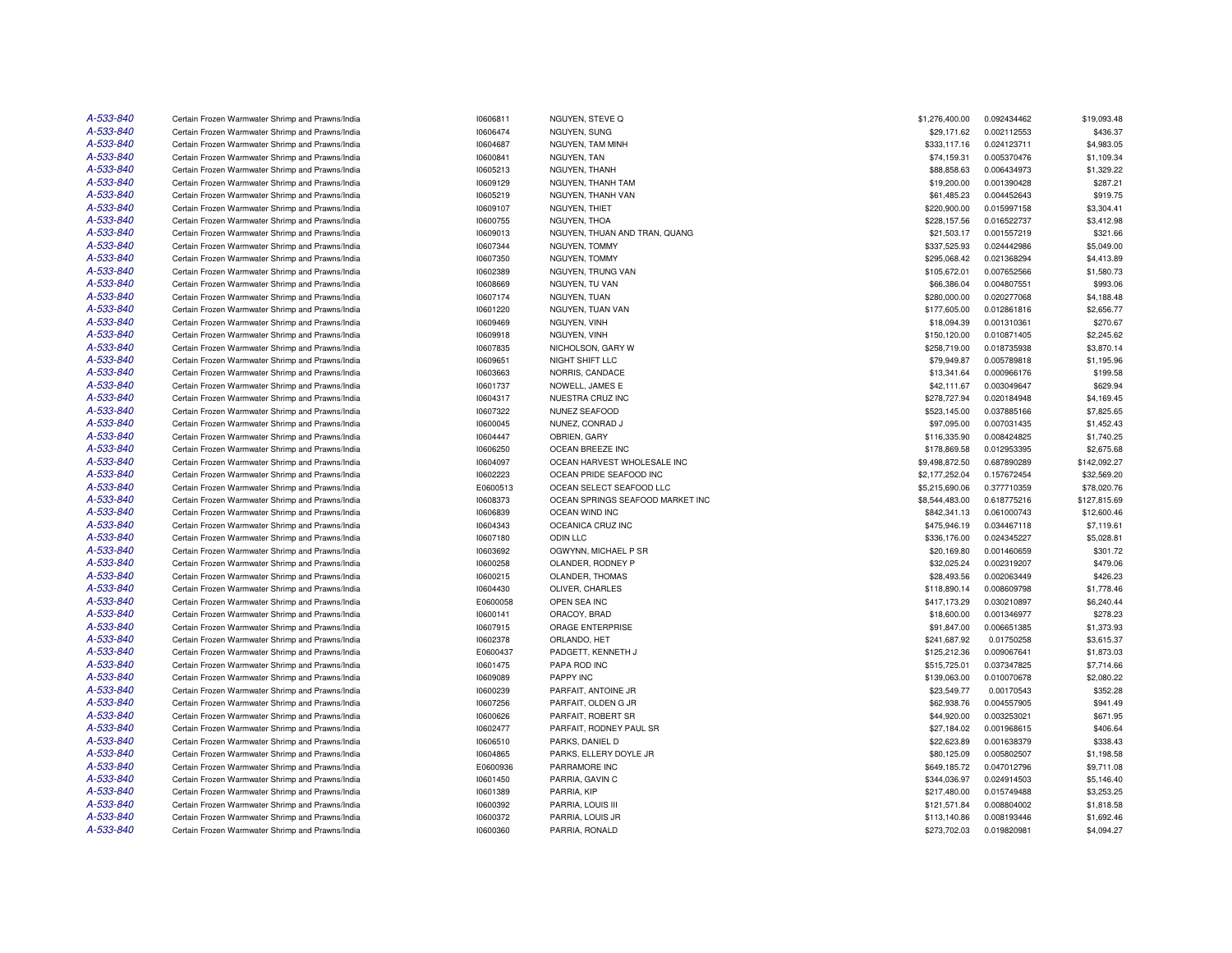| | | | | | | |
|---|---|---|---|---|---|---|
| A-533-840 | Certain Frozen Warmwater Shrimp and Prawns/India | I0606811 | NGUYEN, STEVE Q | $1,276,400.00 | 0.092434462 | $19,093.48 |
| A-533-840 | Certain Frozen Warmwater Shrimp and Prawns/India | I0606474 | NGUYEN, SUNG | $29,171.62 | 0.002112553 | $436.37 |
| A-533-840 | Certain Frozen Warmwater Shrimp and Prawns/India | I0604687 | NGUYEN, TAM MINH | $333,117.16 | 0.024123711 | $4,983.05 |
| A-533-840 | Certain Frozen Warmwater Shrimp and Prawns/India | I0600841 | NGUYEN, TAN | $74,159.31 | 0.005370476 | $1,109.34 |
| A-533-840 | Certain Frozen Warmwater Shrimp and Prawns/India | I0605213 | NGUYEN, THANH | $88,858.63 | 0.006434973 | $1,329.22 |
| A-533-840 | Certain Frozen Warmwater Shrimp and Prawns/India | I0609129 | NGUYEN, THANH TAM | $19,200.00 | 0.001390428 | $287.21 |
| A-533-840 | Certain Frozen Warmwater Shrimp and Prawns/India | I0605219 | NGUYEN, THANH VAN | $61,485.23 | 0.004452643 | $919.75 |
| A-533-840 | Certain Frozen Warmwater Shrimp and Prawns/India | I0609107 | NGUYEN, THIET | $220,900.00 | 0.015997158 | $3,304.41 |
| A-533-840 | Certain Frozen Warmwater Shrimp and Prawns/India | I0600755 | NGUYEN, THOA | $228,157.56 | 0.016522737 | $3,412.98 |
| A-533-840 | Certain Frozen Warmwater Shrimp and Prawns/India | I0609013 | NGUYEN, THUAN AND TRAN, QUANG | $21,503.17 | 0.001557219 | $321.66 |
| A-533-840 | Certain Frozen Warmwater Shrimp and Prawns/India | I0607344 | NGUYEN, TOMMY | $337,525.93 | 0.024442986 | $5,049.00 |
| A-533-840 | Certain Frozen Warmwater Shrimp and Prawns/India | I0607350 | NGUYEN, TOMMY | $295,068.42 | 0.021368294 | $4,413.89 |
| A-533-840 | Certain Frozen Warmwater Shrimp and Prawns/India | I0602389 | NGUYEN, TRUNG VAN | $105,672.01 | 0.007652566 | $1,580.73 |
| A-533-840 | Certain Frozen Warmwater Shrimp and Prawns/India | I0608669 | NGUYEN, TU VAN | $66,386.04 | 0.004807551 | $993.06 |
| A-533-840 | Certain Frozen Warmwater Shrimp and Prawns/India | I0607174 | NGUYEN, TUAN | $280,000.00 | 0.020277068 | $4,188.48 |
| A-533-840 | Certain Frozen Warmwater Shrimp and Prawns/India | I0601220 | NGUYEN, TUAN VAN | $177,605.00 | 0.012861816 | $2,656.77 |
| A-533-840 | Certain Frozen Warmwater Shrimp and Prawns/India | I0609469 | NGUYEN, VINH | $18,094.39 | 0.001310361 | $270.67 |
| A-533-840 | Certain Frozen Warmwater Shrimp and Prawns/India | I0609918 | NGUYEN, VINH | $150,120.00 | 0.010871405 | $2,245.62 |
| A-533-840 | Certain Frozen Warmwater Shrimp and Prawns/India | I0607835 | NICHOLSON, GARY W | $258,719.00 | 0.018735938 | $3,870.14 |
| A-533-840 | Certain Frozen Warmwater Shrimp and Prawns/India | I0609651 | NIGHT SHIFT LLC | $79,949.87 | 0.005789818 | $1,195.96 |
| A-533-840 | Certain Frozen Warmwater Shrimp and Prawns/India | I0603663 | NORRIS, CANDACE | $13,341.64 | 0.000966176 | $199.58 |
| A-533-840 | Certain Frozen Warmwater Shrimp and Prawns/India | I0601737 | NOWELL, JAMES E | $42,111.67 | 0.003049647 | $629.94 |
| A-533-840 | Certain Frozen Warmwater Shrimp and Prawns/India | I0604317 | NUESTRA CRUZ INC | $278,727.94 | 0.020184948 | $4,169.45 |
| A-533-840 | Certain Frozen Warmwater Shrimp and Prawns/India | I0607322 | NUNEZ SEAFOOD | $523,145.00 | 0.037885166 | $7,825.65 |
| A-533-840 | Certain Frozen Warmwater Shrimp and Prawns/India | I0600045 | NUNEZ, CONRAD J | $97,095.00 | 0.007031435 | $1,452.43 |
| A-533-840 | Certain Frozen Warmwater Shrimp and Prawns/India | I0604447 | OBRIEN, GARY | $116,335.90 | 0.008424825 | $1,740.25 |
| A-533-840 | Certain Frozen Warmwater Shrimp and Prawns/India | I0606250 | OCEAN BREEZE INC | $178,869.58 | 0.012953395 | $2,675.68 |
| A-533-840 | Certain Frozen Warmwater Shrimp and Prawns/India | I0604097 | OCEAN HARVEST WHOLESALE INC | $9,498,872.50 | 0.687890289 | $142,092.27 |
| A-533-840 | Certain Frozen Warmwater Shrimp and Prawns/India | I0602223 | OCEAN PRIDE SEAFOOD INC | $2,177,252.04 | 0.157672454 | $32,569.20 |
| A-533-840 | Certain Frozen Warmwater Shrimp and Prawns/India | E0600513 | OCEAN SELECT SEAFOOD LLC | $5,215,690.06 | 0.377710359 | $78,020.76 |
| A-533-840 | Certain Frozen Warmwater Shrimp and Prawns/India | I0608373 | OCEAN SPRINGS SEAFOOD MARKET INC | $8,544,483.00 | 0.618775216 | $127,815.69 |
| A-533-840 | Certain Frozen Warmwater Shrimp and Prawns/India | I0606839 | OCEAN WIND INC | $842,341.13 | 0.061000743 | $12,600.46 |
| A-533-840 | Certain Frozen Warmwater Shrimp and Prawns/India | I0604343 | OCEANICA CRUZ INC | $475,946.19 | 0.034467118 | $7,119.61 |
| A-533-840 | Certain Frozen Warmwater Shrimp and Prawns/India | I0607180 | ODIN LLC | $336,176.00 | 0.024345227 | $5,028.81 |
| A-533-840 | Certain Frozen Warmwater Shrimp and Prawns/India | I0603692 | OGWYNN, MICHAEL P SR | $20,169.80 | 0.001460659 | $301.72 |
| A-533-840 | Certain Frozen Warmwater Shrimp and Prawns/India | I0600258 | OLANDER, RODNEY P | $32,025.24 | 0.002319207 | $479.06 |
| A-533-840 | Certain Frozen Warmwater Shrimp and Prawns/India | I0600215 | OLANDER, THOMAS | $28,493.56 | 0.002063449 | $426.23 |
| A-533-840 | Certain Frozen Warmwater Shrimp and Prawns/India | I0604430 | OLIVER, CHARLES | $118,890.14 | 0.008609798 | $1,778.46 |
| A-533-840 | Certain Frozen Warmwater Shrimp and Prawns/India | E0600058 | OPEN SEA INC | $417,173.29 | 0.030210897 | $6,240.44 |
| A-533-840 | Certain Frozen Warmwater Shrimp and Prawns/India | I0600141 | ORACOY, BRAD | $18,600.00 | 0.001346977 | $278.23 |
| A-533-840 | Certain Frozen Warmwater Shrimp and Prawns/India | I0607915 | ORAGE ENTERPRISE | $91,847.00 | 0.006651385 | $1,373.93 |
| A-533-840 | Certain Frozen Warmwater Shrimp and Prawns/India | I0602378 | ORLANDO, HET | $241,687.92 | 0.01750258 | $3,615.37 |
| A-533-840 | Certain Frozen Warmwater Shrimp and Prawns/India | E0600437 | PADGETT, KENNETH J | $125,212.36 | 0.009067641 | $1,873.03 |
| A-533-840 | Certain Frozen Warmwater Shrimp and Prawns/India | I0601475 | PAPA ROD INC | $515,725.01 | 0.037347825 | $7,714.66 |
| A-533-840 | Certain Frozen Warmwater Shrimp and Prawns/India | I0609089 | PAPPY INC | $139,063.00 | 0.010070678 | $2,080.22 |
| A-533-840 | Certain Frozen Warmwater Shrimp and Prawns/India | I0600239 | PARFAIT, ANTOINE JR | $23,549.77 | 0.00170543 | $352.28 |
| A-533-840 | Certain Frozen Warmwater Shrimp and Prawns/India | I0607256 | PARFAIT, OLDEN G JR | $62,938.76 | 0.004557905 | $941.49 |
| A-533-840 | Certain Frozen Warmwater Shrimp and Prawns/India | I0600626 | PARFAIT, ROBERT SR | $44,920.00 | 0.003253021 | $671.95 |
| A-533-840 | Certain Frozen Warmwater Shrimp and Prawns/India | I0602477 | PARFAIT, RODNEY PAUL SR | $27,184.02 | 0.001968615 | $406.64 |
| A-533-840 | Certain Frozen Warmwater Shrimp and Prawns/India | I0606510 | PARKS, DANIEL D | $22,623.89 | 0.001638379 | $338.43 |
| A-533-840 | Certain Frozen Warmwater Shrimp and Prawns/India | I0604865 | PARKS, ELLERY DOYLE JR | $80,125.09 | 0.005802507 | $1,198.58 |
| A-533-840 | Certain Frozen Warmwater Shrimp and Prawns/India | E0600936 | PARRAMORE INC | $649,185.72 | 0.047012796 | $9,711.08 |
| A-533-840 | Certain Frozen Warmwater Shrimp and Prawns/India | I0601450 | PARRIA, GAVIN C | $344,036.97 | 0.024914503 | $5,146.40 |
| A-533-840 | Certain Frozen Warmwater Shrimp and Prawns/India | I0601389 | PARRIA, KIP | $217,480.00 | 0.015749488 | $3,253.25 |
| A-533-840 | Certain Frozen Warmwater Shrimp and Prawns/India | I0600392 | PARRIA, LOUIS III | $121,571.84 | 0.008804002 | $1,818.58 |
| A-533-840 | Certain Frozen Warmwater Shrimp and Prawns/India | I0600372 | PARRIA, LOUIS JR | $113,140.86 | 0.008193446 | $1,692.46 |
| A-533-840 | Certain Frozen Warmwater Shrimp and Prawns/India | I0600360 | PARRIA, RONALD | $273,702.03 | 0.019820981 | $4,094.27 |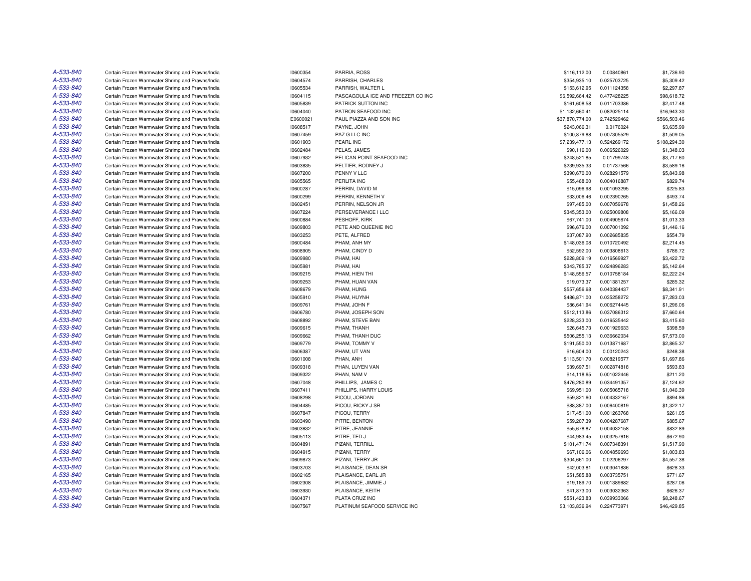| | | | | | | |
|---|---|---|---|---|---|---|
| A-533-840 | Certain Frozen Warmwater Shrimp and Prawns/India | I0600354 | PARRIA, ROSS | $116,112.00 | 0.00840861 | $1,736.90 |
| A-533-840 | Certain Frozen Warmwater Shrimp and Prawns/India | I0604574 | PARRISH, CHARLES | $354,935.10 | 0.025703725 | $5,309.42 |
| A-533-840 | Certain Frozen Warmwater Shrimp and Prawns/India | I0605534 | PARRISH, WALTER L | $153,612.95 | 0.011124358 | $2,297.87 |
| A-533-840 | Certain Frozen Warmwater Shrimp and Prawns/India | I0604115 | PASCAGOULA ICE AND FREEZER CO INC | $6,592,664.42 | 0.477428225 | $98,618.72 |
| A-533-840 | Certain Frozen Warmwater Shrimp and Prawns/India | I0605839 | PATRICK SUTTON INC | $161,608.58 | 0.011703386 | $2,417.48 |
| A-533-840 | Certain Frozen Warmwater Shrimp and Prawns/India | I0604040 | PATRON SEAFOOD INC | $1,132,660.41 | 0.082025114 | $16,943.30 |
| A-533-840 | Certain Frozen Warmwater Shrimp and Prawns/India | E0600021 | PAUL PIAZZA AND SON INC | $37,870,774.00 | 2.742529462 | $566,503.46 |
| A-533-840 | Certain Frozen Warmwater Shrimp and Prawns/India | I0608517 | PAYNE, JOHN | $243,066.31 | 0.0176024 | $3,635.99 |
| A-533-840 | Certain Frozen Warmwater Shrimp and Prawns/India | I0607459 | PAZ G LLC INC | $100,879.88 | 0.007305529 | $1,509.05 |
| A-533-840 | Certain Frozen Warmwater Shrimp and Prawns/India | I0601903 | PEARL INC | $7,239,477.13 | 0.524269172 | $108,294.30 |
| A-533-840 | Certain Frozen Warmwater Shrimp and Prawns/India | I0602484 | PELAS, JAMES | $90,116.00 | 0.006526029 | $1,348.03 |
| A-533-840 | Certain Frozen Warmwater Shrimp and Prawns/India | I0607932 | PELICAN POINT SEAFOOD INC | $248,521.85 | 0.01799748 | $3,717.60 |
| A-533-840 | Certain Frozen Warmwater Shrimp and Prawns/India | I0603835 | PELTIER, RODNEY J | $239,935.33 | 0.01737566 | $3,589.16 |
| A-533-840 | Certain Frozen Warmwater Shrimp and Prawns/India | I0607200 | PENNY V LLC | $390,670.00 | 0.028291579 | $5,843.98 |
| A-533-840 | Certain Frozen Warmwater Shrimp and Prawns/India | I0605565 | PERLITA INC | $55,468.00 | 0.004016887 | $829.74 |
| A-533-840 | Certain Frozen Warmwater Shrimp and Prawns/India | I0600287 | PERRIN, DAVID M | $15,096.98 | 0.001093295 | $225.83 |
| A-533-840 | Certain Frozen Warmwater Shrimp and Prawns/India | I0600299 | PERRIN, KENNETH V | $33,006.46 | 0.002390265 | $493.74 |
| A-533-840 | Certain Frozen Warmwater Shrimp and Prawns/India | I0602451 | PERRIN, NELSON JR | $97,485.00 | 0.007059678 | $1,458.26 |
| A-533-840 | Certain Frozen Warmwater Shrimp and Prawns/India | I0607224 | PERSEVERANCE I LLC | $345,353.00 | 0.025009808 | $5,166.09 |
| A-533-840 | Certain Frozen Warmwater Shrimp and Prawns/India | I0600884 | PESHOFF, KIRK | $67,741.00 | 0.004905674 | $1,013.33 |
| A-533-840 | Certain Frozen Warmwater Shrimp and Prawns/India | I0609803 | PETE AND QUEENIE INC | $96,676.00 | 0.007001092 | $1,446.16 |
| A-533-840 | Certain Frozen Warmwater Shrimp and Prawns/India | I0603253 | PETE, ALFRED | $37,087.90 | 0.002685835 | $554.79 |
| A-533-840 | Certain Frozen Warmwater Shrimp and Prawns/India | I0600484 | PHAM, ANH MY | $148,036.08 | 0.010720492 | $2,214.45 |
| A-533-840 | Certain Frozen Warmwater Shrimp and Prawns/India | I0608905 | PHAM, CINDY D | $52,592.00 | 0.003808613 | $786.72 |
| A-533-840 | Certain Frozen Warmwater Shrimp and Prawns/India | I0609980 | PHAM, HAI | $228,809.19 | 0.016569927 | $3,422.72 |
| A-533-840 | Certain Frozen Warmwater Shrimp and Prawns/India | I0605981 | PHAM, HAI | $343,785.37 | 0.024896283 | $5,142.64 |
| A-533-840 | Certain Frozen Warmwater Shrimp and Prawns/India | I0609215 | PHAM, HIEN THI | $148,556.57 | 0.010758184 | $2,222.24 |
| A-533-840 | Certain Frozen Warmwater Shrimp and Prawns/India | I0609253 | PHAM, HUAN VAN | $19,073.37 | 0.001381257 | $285.32 |
| A-533-840 | Certain Frozen Warmwater Shrimp and Prawns/India | I0608679 | PHAM, HUNG | $557,656.68 | 0.040384437 | $8,341.91 |
| A-533-840 | Certain Frozen Warmwater Shrimp and Prawns/India | I0605910 | PHAM, HUYNH | $486,871.00 | 0.035258272 | $7,283.03 |
| A-533-840 | Certain Frozen Warmwater Shrimp and Prawns/India | I0609761 | PHAM, JOHN F | $86,641.94 | 0.006274445 | $1,296.06 |
| A-533-840 | Certain Frozen Warmwater Shrimp and Prawns/India | I0606780 | PHAM, JOSEPH SON | $512,113.86 | 0.037086312 | $7,660.64 |
| A-533-840 | Certain Frozen Warmwater Shrimp and Prawns/India | I0608892 | PHAM, STEVE BAN | $228,333.00 | 0.016535442 | $3,415.60 |
| A-533-840 | Certain Frozen Warmwater Shrimp and Prawns/India | I0609615 | PHAM, THANH | $26,645.73 | 0.001929633 | $398.59 |
| A-533-840 | Certain Frozen Warmwater Shrimp and Prawns/India | I0609662 | PHAM, THANH DUC | $506,255.13 | 0.036662034 | $7,573.00 |
| A-533-840 | Certain Frozen Warmwater Shrimp and Prawns/India | I0609779 | PHAM, TOMMY V | $191,550.00 | 0.013871687 | $2,865.37 |
| A-533-840 | Certain Frozen Warmwater Shrimp and Prawns/India | I0606387 | PHAM, UT VAN | $16,604.00 | 0.00120243 | $248.38 |
| A-533-840 | Certain Frozen Warmwater Shrimp and Prawns/India | I0601008 | PHAN, ANH | $113,501.70 | 0.008219577 | $1,697.86 |
| A-533-840 | Certain Frozen Warmwater Shrimp and Prawns/India | I0609318 | PHAN, LUYEN VAN | $39,697.51 | 0.002874818 | $593.83 |
| A-533-840 | Certain Frozen Warmwater Shrimp and Prawns/India | I0609322 | PHAN, NAM V | $14,118.65 | 0.001022446 | $211.20 |
| A-533-840 | Certain Frozen Warmwater Shrimp and Prawns/India | I0607048 | PHILLIPS, JAMES C | $476,280.89 | 0.034491357 | $7,124.62 |
| A-533-840 | Certain Frozen Warmwater Shrimp and Prawns/India | I0607411 | PHILLIPS, HARRY LOUIS | $69,951.00 | 0.005065718 | $1,046.39 |
| A-533-840 | Certain Frozen Warmwater Shrimp and Prawns/India | I0608298 | PICOU, JORDAN | $59,821.60 | 0.004332167 | $894.86 |
| A-533-840 | Certain Frozen Warmwater Shrimp and Prawns/India | I0604485 | PICOU, RICKY J SR | $88,387.00 | 0.006400819 | $1,322.17 |
| A-533-840 | Certain Frozen Warmwater Shrimp and Prawns/India | I0607847 | PICOU, TERRY | $17,451.00 | 0.001263768 | $261.05 |
| A-533-840 | Certain Frozen Warmwater Shrimp and Prawns/India | I0603490 | PITRE, BENTON | $59,207.39 | 0.004287687 | $885.67 |
| A-533-840 | Certain Frozen Warmwater Shrimp and Prawns/India | I0603632 | PITRE, JEANNIE | $55,678.87 | 0.004032158 | $832.89 |
| A-533-840 | Certain Frozen Warmwater Shrimp and Prawns/India | I0605113 | PITRE, TED J | $44,983.45 | 0.003257616 | $672.90 |
| A-533-840 | Certain Frozen Warmwater Shrimp and Prawns/India | I0604891 | PIZANI, TERRILL | $101,471.74 | 0.007348391 | $1,517.90 |
| A-533-840 | Certain Frozen Warmwater Shrimp and Prawns/India | I0604915 | PIZANI, TERRY | $67,106.06 | 0.004859693 | $1,003.83 |
| A-533-840 | Certain Frozen Warmwater Shrimp and Prawns/India | I0609873 | PIZANI, TERRY JR | $304,661.00 | 0.02206297 | $4,557.38 |
| A-533-840 | Certain Frozen Warmwater Shrimp and Prawns/India | I0603703 | PLAISANCE, DEAN SR | $42,003.81 | 0.003041836 | $628.33 |
| A-533-840 | Certain Frozen Warmwater Shrimp and Prawns/India | I0602165 | PLAISANCE, EARL JR | $51,585.88 | 0.003735751 | $771.67 |
| A-533-840 | Certain Frozen Warmwater Shrimp and Prawns/India | I0602308 | PLAISANCE, JIMMIE J | $19,189.70 | 0.001389682 | $287.06 |
| A-533-840 | Certain Frozen Warmwater Shrimp and Prawns/India | I0603930 | PLAISANCE, KEITH | $41,873.00 | 0.003032363 | $626.37 |
| A-533-840 | Certain Frozen Warmwater Shrimp and Prawns/India | I0604371 | PLATA CRUZ INC | $551,423.83 | 0.039933066 | $8,248.67 |
| A-533-840 | Certain Frozen Warmwater Shrimp and Prawns/India | I0607567 | PLATINUM SEAFOOD SERVICE INC | $3,103,836.94 | 0.224773971 | $46,429.85 |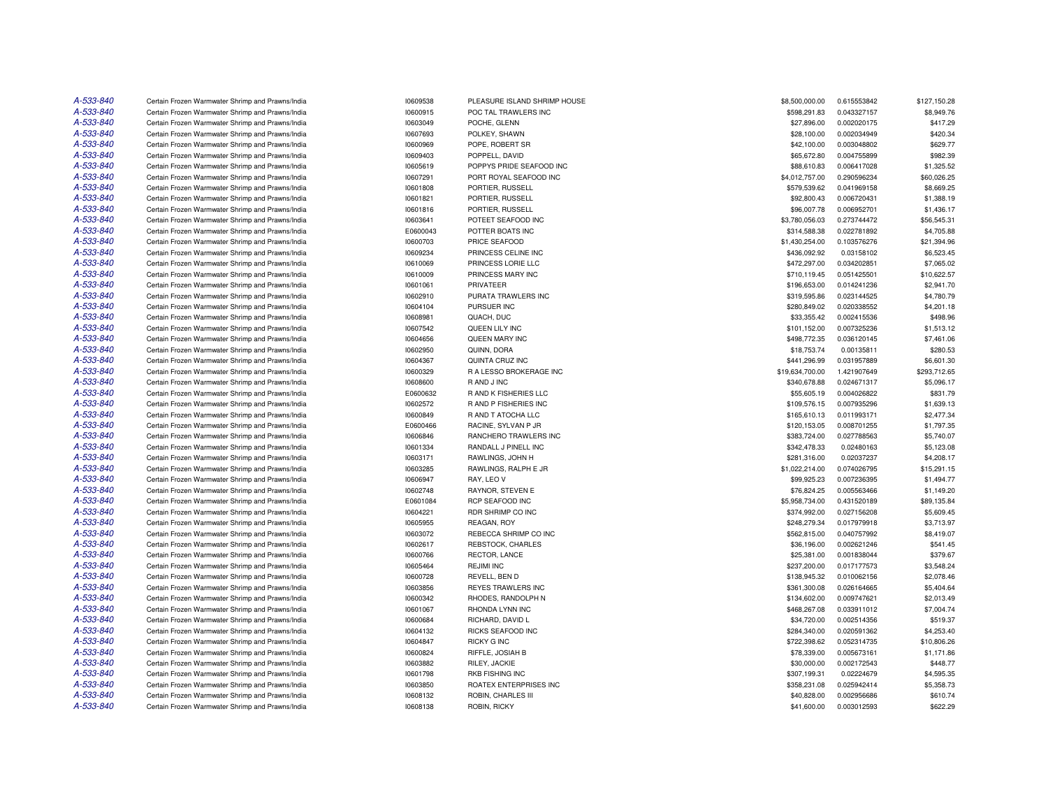| | | | | | | |
|---|---|---|---|---|---|---|
| A-533-840 | Certain Frozen Warmwater Shrimp and Prawns/India | I0609538 | PLEASURE ISLAND SHRIMP HOUSE | $8,500,000.00 | 0.615553842 | $127,150.28 |
| A-533-840 | Certain Frozen Warmwater Shrimp and Prawns/India | I0600915 | POC TAL TRAWLERS INC | $598,291.83 | 0.043327157 | $8,949.76 |
| A-533-840 | Certain Frozen Warmwater Shrimp and Prawns/India | I0603049 | POCHE, GLENN | $27,896.00 | 0.002020175 | $417.29 |
| A-533-840 | Certain Frozen Warmwater Shrimp and Prawns/India | I0607693 | POLKEY, SHAWN | $28,100.00 | 0.002034949 | $420.34 |
| A-533-840 | Certain Frozen Warmwater Shrimp and Prawns/India | I0600969 | POPE, ROBERT SR | $42,100.00 | 0.003048802 | $629.77 |
| A-533-840 | Certain Frozen Warmwater Shrimp and Prawns/India | I0609403 | POPPELL, DAVID | $65,672.80 | 0.004755899 | $982.39 |
| A-533-840 | Certain Frozen Warmwater Shrimp and Prawns/India | I0605619 | POPPYS PRIDE SEAFOOD INC | $88,610.83 | 0.006417028 | $1,325.52 |
| A-533-840 | Certain Frozen Warmwater Shrimp and Prawns/India | I0607291 | PORT ROYAL SEAFOOD INC | $4,012,757.00 | 0.290596234 | $60,026.25 |
| A-533-840 | Certain Frozen Warmwater Shrimp and Prawns/India | I0601808 | PORTIER, RUSSELL | $579,539.62 | 0.041969158 | $8,669.25 |
| A-533-840 | Certain Frozen Warmwater Shrimp and Prawns/India | I0601821 | PORTIER, RUSSELL | $92,800.43 | 0.006720431 | $1,388.19 |
| A-533-840 | Certain Frozen Warmwater Shrimp and Prawns/India | I0601816 | PORTIER, RUSSELL | $96,007.78 | 0.006952701 | $1,436.17 |
| A-533-840 | Certain Frozen Warmwater Shrimp and Prawns/India | I0603641 | POTEET SEAFOOD INC | $3,780,056.03 | 0.273744472 | $56,545.31 |
| A-533-840 | Certain Frozen Warmwater Shrimp and Prawns/India | E0600043 | POTTER BOATS INC | $314,588.38 | 0.022781892 | $4,705.88 |
| A-533-840 | Certain Frozen Warmwater Shrimp and Prawns/India | I0600703 | PRICE SEAFOOD | $1,430,254.00 | 0.103576276 | $21,394.96 |
| A-533-840 | Certain Frozen Warmwater Shrimp and Prawns/India | I0609234 | PRINCESS CELINE INC | $436,092.92 | 0.03158102 | $6,523.45 |
| A-533-840 | Certain Frozen Warmwater Shrimp and Prawns/India | I0610069 | PRINCESS LORIE LLC | $472,297.00 | 0.034202851 | $7,065.02 |
| A-533-840 | Certain Frozen Warmwater Shrimp and Prawns/India | I0610009 | PRINCESS MARY INC | $710,119.45 | 0.051425501 | $10,622.57 |
| A-533-840 | Certain Frozen Warmwater Shrimp and Prawns/India | I0601061 | PRIVATEER | $196,653.00 | 0.014241236 | $2,941.70 |
| A-533-840 | Certain Frozen Warmwater Shrimp and Prawns/India | I0602910 | PURATA TRAWLERS INC | $319,595.86 | 0.023144525 | $4,780.79 |
| A-533-840 | Certain Frozen Warmwater Shrimp and Prawns/India | I0604104 | PURSUER INC | $280,849.02 | 0.020338552 | $4,201.18 |
| A-533-840 | Certain Frozen Warmwater Shrimp and Prawns/India | I0608981 | QUACH, DUC | $33,355.42 | 0.002415536 | $498.96 |
| A-533-840 | Certain Frozen Warmwater Shrimp and Prawns/India | I0607542 | QUEEN LILY INC | $101,152.00 | 0.007325236 | $1,513.12 |
| A-533-840 | Certain Frozen Warmwater Shrimp and Prawns/India | I0604656 | QUEEN MARY INC | $498,772.35 | 0.036120145 | $7,461.06 |
| A-533-840 | Certain Frozen Warmwater Shrimp and Prawns/India | I0602950 | QUINN, DORA | $18,753.74 | 0.00135811 | $280.53 |
| A-533-840 | Certain Frozen Warmwater Shrimp and Prawns/India | I0604367 | QUINTA CRUZ INC | $441,296.99 | 0.031957889 | $6,601.30 |
| A-533-840 | Certain Frozen Warmwater Shrimp and Prawns/India | I0600329 | R A LESSO BROKERAGE INC | $19,634,700.00 | 1.421907649 | $293,712.65 |
| A-533-840 | Certain Frozen Warmwater Shrimp and Prawns/India | I0608600 | R AND J INC | $340,678.88 | 0.024671317 | $5,096.17 |
| A-533-840 | Certain Frozen Warmwater Shrimp and Prawns/India | E0600632 | R AND K FISHERIES LLC | $55,605.19 | 0.004026822 | $831.79 |
| A-533-840 | Certain Frozen Warmwater Shrimp and Prawns/India | I0602572 | R AND P FISHERIES INC | $109,576.15 | 0.007935296 | $1,639.13 |
| A-533-840 | Certain Frozen Warmwater Shrimp and Prawns/India | I0600849 | R AND T ATOCHA LLC | $165,610.13 | 0.011993171 | $2,477.34 |
| A-533-840 | Certain Frozen Warmwater Shrimp and Prawns/India | E0600466 | RACINE, SYLVAN P JR | $120,153.05 | 0.008701255 | $1,797.35 |
| A-533-840 | Certain Frozen Warmwater Shrimp and Prawns/India | I0606846 | RANCHERO TRAWLERS INC | $383,724.00 | 0.027788563 | $5,740.07 |
| A-533-840 | Certain Frozen Warmwater Shrimp and Prawns/India | I0601334 | RANDALL J PINELL INC | $342,478.33 | 0.02480163 | $5,123.08 |
| A-533-840 | Certain Frozen Warmwater Shrimp and Prawns/India | I0603171 | RAWLINGS, JOHN H | $281,316.00 | 0.02037237 | $4,208.17 |
| A-533-840 | Certain Frozen Warmwater Shrimp and Prawns/India | I0603285 | RAWLINGS, RALPH E JR | $1,022,214.00 | 0.074026795 | $15,291.15 |
| A-533-840 | Certain Frozen Warmwater Shrimp and Prawns/India | I0606947 | RAY, LEO V | $99,925.23 | 0.007236395 | $1,494.77 |
| A-533-840 | Certain Frozen Warmwater Shrimp and Prawns/India | I0602748 | RAYNOR, STEVEN E | $76,824.25 | 0.005563466 | $1,149.20 |
| A-533-840 | Certain Frozen Warmwater Shrimp and Prawns/India | E0601084 | RCP SEAFOOD INC | $5,958,734.00 | 0.431520189 | $89,135.84 |
| A-533-840 | Certain Frozen Warmwater Shrimp and Prawns/India | I0604221 | RDR SHRIMP CO INC | $374,992.00 | 0.027156208 | $5,609.45 |
| A-533-840 | Certain Frozen Warmwater Shrimp and Prawns/India | I0605955 | REAGAN, ROY | $248,279.34 | 0.017979918 | $3,713.97 |
| A-533-840 | Certain Frozen Warmwater Shrimp and Prawns/India | I0603072 | REBECCA SHRIMP CO INC | $562,815.00 | 0.040757992 | $8,419.07 |
| A-533-840 | Certain Frozen Warmwater Shrimp and Prawns/India | I0602617 | REBSTOCK, CHARLES | $36,196.00 | 0.002621246 | $541.45 |
| A-533-840 | Certain Frozen Warmwater Shrimp and Prawns/India | I0600766 | RECTOR, LANCE | $25,381.00 | 0.001838044 | $379.67 |
| A-533-840 | Certain Frozen Warmwater Shrimp and Prawns/India | I0605464 | REJIMI INC | $237,200.00 | 0.017177573 | $3,548.24 |
| A-533-840 | Certain Frozen Warmwater Shrimp and Prawns/India | I0600728 | REVELL, BEN D | $138,945.32 | 0.010062156 | $2,078.46 |
| A-533-840 | Certain Frozen Warmwater Shrimp and Prawns/India | I0603856 | REYES TRAWLERS INC | $361,300.08 | 0.026164665 | $5,404.64 |
| A-533-840 | Certain Frozen Warmwater Shrimp and Prawns/India | I0600342 | RHODES, RANDOLPH N | $134,602.00 | 0.009747621 | $2,013.49 |
| A-533-840 | Certain Frozen Warmwater Shrimp and Prawns/India | I0601067 | RHONDA LYNN INC | $468,267.08 | 0.033911012 | $7,004.74 |
| A-533-840 | Certain Frozen Warmwater Shrimp and Prawns/India | I0600684 | RICHARD, DAVID L | $34,720.00 | 0.002514356 | $519.37 |
| A-533-840 | Certain Frozen Warmwater Shrimp and Prawns/India | I0604132 | RICKS SEAFOOD INC | $284,340.00 | 0.020591362 | $4,253.40 |
| A-533-840 | Certain Frozen Warmwater Shrimp and Prawns/India | I0604847 | RICKY G INC | $722,398.62 | 0.052314735 | $10,806.26 |
| A-533-840 | Certain Frozen Warmwater Shrimp and Prawns/India | I0600824 | RIFFLE, JOSIAH B | $78,339.00 | 0.005673161 | $1,171.86 |
| A-533-840 | Certain Frozen Warmwater Shrimp and Prawns/India | I0603882 | RILEY, JACKIE | $30,000.00 | 0.002172543 | $448.77 |
| A-533-840 | Certain Frozen Warmwater Shrimp and Prawns/India | I0601798 | RKB FISHING INC | $307,199.31 | 0.02224679 | $4,595.35 |
| A-533-840 | Certain Frozen Warmwater Shrimp and Prawns/India | I0603850 | ROATEX ENTERPRISES INC | $358,231.08 | 0.025942414 | $5,358.73 |
| A-533-840 | Certain Frozen Warmwater Shrimp and Prawns/India | I0608132 | ROBIN, CHARLES III | $40,828.00 | 0.002956686 | $610.74 |
| A-533-840 | Certain Frozen Warmwater Shrimp and Prawns/India | I0608138 | ROBIN, RICKY | $41,600.00 | 0.003012593 | $622.29 |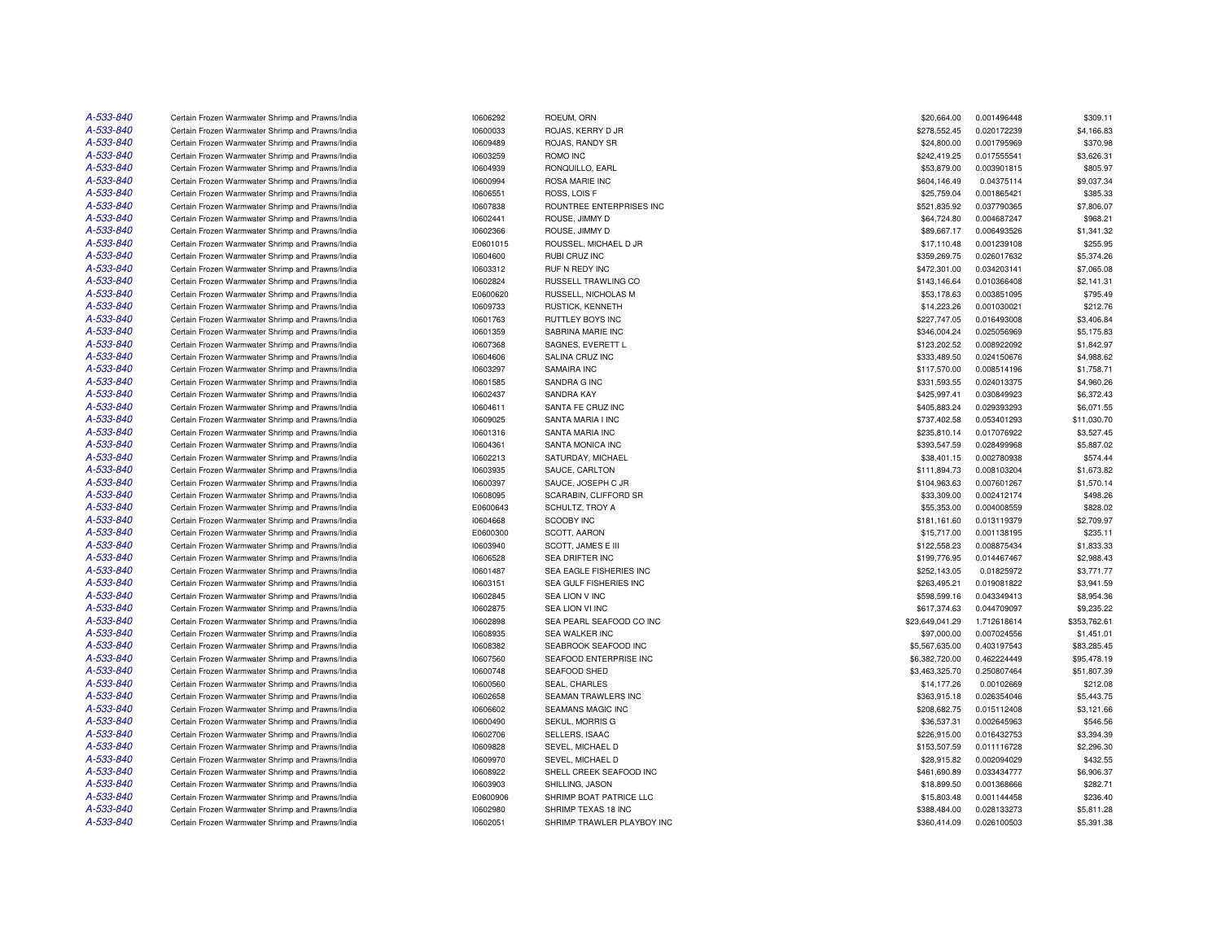| | | | | | | |
|---|---|---|---|---|---|---|
| A-533-840 | Certain Frozen Warmwater Shrimp and Prawns/India | I0606292 | ROEUM, ORN | $20,664.00 | 0.001496448 | $309.11 |
| A-533-840 | Certain Frozen Warmwater Shrimp and Prawns/India | I0600033 | ROJAS, KERRY D JR | $278,552.45 | 0.020172239 | $4,166.83 |
| A-533-840 | Certain Frozen Warmwater Shrimp and Prawns/India | I0609489 | ROJAS, RANDY SR | $24,800.00 | 0.001795969 | $370.98 |
| A-533-840 | Certain Frozen Warmwater Shrimp and Prawns/India | I0603259 | ROMO INC | $242,419.25 | 0.017555541 | $3,626.31 |
| A-533-840 | Certain Frozen Warmwater Shrimp and Prawns/India | I0604939 | RONQUILLO, EARL | $53,879.00 | 0.003901815 | $805.97 |
| A-533-840 | Certain Frozen Warmwater Shrimp and Prawns/India | I0600994 | ROSA MARIE INC | $604,146.49 | 0.04375114 | $9,037.34 |
| A-533-840 | Certain Frozen Warmwater Shrimp and Prawns/India | I0606551 | ROSS, LOIS F | $25,759.04 | 0.001865421 | $385.33 |
| A-533-840 | Certain Frozen Warmwater Shrimp and Prawns/India | I0607838 | ROUNTREE ENTERPRISES INC | $521,835.92 | 0.037790365 | $7,806.07 |
| A-533-840 | Certain Frozen Warmwater Shrimp and Prawns/India | I0602441 | ROUSE, JIMMY D | $64,724.80 | 0.004687247 | $968.21 |
| A-533-840 | Certain Frozen Warmwater Shrimp and Prawns/India | I0602366 | ROUSE, JIMMY D | $89,667.17 | 0.006493526 | $1,341.32 |
| A-533-840 | Certain Frozen Warmwater Shrimp and Prawns/India | E0601015 | ROUSSEL, MICHAEL D JR | $17,110.48 | 0.001239108 | $255.95 |
| A-533-840 | Certain Frozen Warmwater Shrimp and Prawns/India | I0604600 | RUBI CRUZ INC | $359,269.75 | 0.026017632 | $5,374.26 |
| A-533-840 | Certain Frozen Warmwater Shrimp and Prawns/India | I0603312 | RUF N REDY INC | $472,301.00 | 0.034203141 | $7,065.08 |
| A-533-840 | Certain Frozen Warmwater Shrimp and Prawns/India | I0602824 | RUSSELL TRAWLING CO | $143,146.64 | 0.010366408 | $2,141.31 |
| A-533-840 | Certain Frozen Warmwater Shrimp and Prawns/India | E0600620 | RUSSELL, NICHOLAS M | $53,178.63 | 0.003851095 | $795.49 |
| A-533-840 | Certain Frozen Warmwater Shrimp and Prawns/India | I0609733 | RUSTICK, KENNETH | $14,223.26 | 0.001030021 | $212.76 |
| A-533-840 | Certain Frozen Warmwater Shrimp and Prawns/India | I0601763 | RUTTLEY BOYS INC | $227,747.05 | 0.016493008 | $3,406.84 |
| A-533-840 | Certain Frozen Warmwater Shrimp and Prawns/India | I0601359 | SABRINA MARIE INC | $346,004.24 | 0.025056969 | $5,175.83 |
| A-533-840 | Certain Frozen Warmwater Shrimp and Prawns/India | I0607368 | SAGNES, EVERETT L | $123,202.52 | 0.008922092 | $1,842.97 |
| A-533-840 | Certain Frozen Warmwater Shrimp and Prawns/India | I0604606 | SALINA CRUZ INC | $333,489.50 | 0.024150676 | $4,988.62 |
| A-533-840 | Certain Frozen Warmwater Shrimp and Prawns/India | I0603297 | SAMAIRA INC | $117,570.00 | 0.008514196 | $1,758.71 |
| A-533-840 | Certain Frozen Warmwater Shrimp and Prawns/India | I0601585 | SANDRA G INC | $331,593.55 | 0.024013375 | $4,960.26 |
| A-533-840 | Certain Frozen Warmwater Shrimp and Prawns/India | I0602437 | SANDRA KAY | $425,997.41 | 0.030849923 | $6,372.43 |
| A-533-840 | Certain Frozen Warmwater Shrimp and Prawns/India | I0604611 | SANTA FE CRUZ INC | $405,883.24 | 0.029393293 | $6,071.55 |
| A-533-840 | Certain Frozen Warmwater Shrimp and Prawns/India | I0609025 | SANTA MARIA I INC | $737,402.58 | 0.053401293 | $11,030.70 |
| A-533-840 | Certain Frozen Warmwater Shrimp and Prawns/India | I0601316 | SANTA MARIA INC | $235,810.14 | 0.017076922 | $3,527.45 |
| A-533-840 | Certain Frozen Warmwater Shrimp and Prawns/India | I0604361 | SANTA MONICA INC | $393,547.59 | 0.028499968 | $5,887.02 |
| A-533-840 | Certain Frozen Warmwater Shrimp and Prawns/India | I0602213 | SATURDAY, MICHAEL | $38,401.15 | 0.002780938 | $574.44 |
| A-533-840 | Certain Frozen Warmwater Shrimp and Prawns/India | I0603935 | SAUCE, CARLTON | $111,894.73 | 0.008103204 | $1,673.82 |
| A-533-840 | Certain Frozen Warmwater Shrimp and Prawns/India | I0600397 | SAUCE, JOSEPH C JR | $104,963.63 | 0.007601267 | $1,570.14 |
| A-533-840 | Certain Frozen Warmwater Shrimp and Prawns/India | I0608095 | SCARABIN, CLIFFORD SR | $33,309.00 | 0.002412174 | $498.26 |
| A-533-840 | Certain Frozen Warmwater Shrimp and Prawns/India | E0600643 | SCHULTZ, TROY A | $55,353.00 | 0.004008559 | $828.02 |
| A-533-840 | Certain Frozen Warmwater Shrimp and Prawns/India | I0604668 | SCOOBY INC | $181,161.60 | 0.013119379 | $2,709.97 |
| A-533-840 | Certain Frozen Warmwater Shrimp and Prawns/India | E0600300 | SCOTT, AARON | $15,717.00 | 0.001138195 | $235.11 |
| A-533-840 | Certain Frozen Warmwater Shrimp and Prawns/India | I0603940 | SCOTT, JAMES E III | $122,558.23 | 0.008875434 | $1,833.33 |
| A-533-840 | Certain Frozen Warmwater Shrimp and Prawns/India | I0606528 | SEA DRIFTER INC | $199,776.95 | 0.014467467 | $2,988.43 |
| A-533-840 | Certain Frozen Warmwater Shrimp and Prawns/India | I0601487 | SEA EAGLE FISHERIES INC | $252,143.05 | 0.01825972 | $3,771.77 |
| A-533-840 | Certain Frozen Warmwater Shrimp and Prawns/India | I0603151 | SEA GULF FISHERIES INC | $263,495.21 | 0.019081822 | $3,941.59 |
| A-533-840 | Certain Frozen Warmwater Shrimp and Prawns/India | I0602845 | SEA LION V INC | $598,599.16 | 0.043349413 | $8,954.36 |
| A-533-840 | Certain Frozen Warmwater Shrimp and Prawns/India | I0602875 | SEA LION VI INC | $617,374.63 | 0.044709097 | $9,235.22 |
| A-533-840 | Certain Frozen Warmwater Shrimp and Prawns/India | I0602898 | SEA PEARL SEAFOOD CO INC | $23,649,041.29 | 1.712618614 | $353,762.61 |
| A-533-840 | Certain Frozen Warmwater Shrimp and Prawns/India | I0608935 | SEA WALKER INC | $97,000.00 | 0.007024556 | $1,451.01 |
| A-533-840 | Certain Frozen Warmwater Shrimp and Prawns/India | I0608382 | SEABROOK SEAFOOD INC | $5,567,635.00 | 0.403197543 | $83,285.45 |
| A-533-840 | Certain Frozen Warmwater Shrimp and Prawns/India | I0607560 | SEAFOOD ENTERPRISE INC | $6,382,720.00 | 0.462224449 | $95,478.19 |
| A-533-840 | Certain Frozen Warmwater Shrimp and Prawns/India | I0600748 | SEAFOOD SHED | $3,463,325.70 | 0.250807464 | $51,807.39 |
| A-533-840 | Certain Frozen Warmwater Shrimp and Prawns/India | I0600560 | SEAL, CHARLES | $14,177.26 | 0.00102669 | $212.08 |
| A-533-840 | Certain Frozen Warmwater Shrimp and Prawns/India | I0602658 | SEAMAN TRAWLERS INC | $363,915.18 | 0.026354046 | $5,443.75 |
| A-533-840 | Certain Frozen Warmwater Shrimp and Prawns/India | I0606602 | SEAMANS MAGIC INC | $208,682.75 | 0.015112408 | $3,121.66 |
| A-533-840 | Certain Frozen Warmwater Shrimp and Prawns/India | I0600490 | SEKUL, MORRIS G | $36,537.31 | 0.002645963 | $546.56 |
| A-533-840 | Certain Frozen Warmwater Shrimp and Prawns/India | I0602706 | SELLERS, ISAAC | $226,915.00 | 0.016432753 | $3,394.39 |
| A-533-840 | Certain Frozen Warmwater Shrimp and Prawns/India | I0609828 | SEVEL, MICHAEL D | $153,507.59 | 0.011116728 | $2,296.30 |
| A-533-840 | Certain Frozen Warmwater Shrimp and Prawns/India | I0609970 | SEVEL, MICHAEL D | $28,915.82 | 0.002094029 | $432.55 |
| A-533-840 | Certain Frozen Warmwater Shrimp and Prawns/India | I0608922 | SHELL CREEK SEAFOOD INC | $461,690.89 | 0.033434777 | $6,906.37 |
| A-533-840 | Certain Frozen Warmwater Shrimp and Prawns/India | I0603903 | SHILLING, JASON | $18,899.50 | 0.001368666 | $282.71 |
| A-533-840 | Certain Frozen Warmwater Shrimp and Prawns/India | E0600906 | SHRIMP BOAT PATRICE LLC | $15,803.48 | 0.001144458 | $236.40 |
| A-533-840 | Certain Frozen Warmwater Shrimp and Prawns/India | I0602980 | SHRIMP TEXAS 18 INC | $388,484.00 | 0.028133273 | $5,811.28 |
| A-533-840 | Certain Frozen Warmwater Shrimp and Prawns/India | I0602051 | SHRIMP TRAWLER PLAYBOY INC | $360,414.09 | 0.026100503 | $5,391.38 |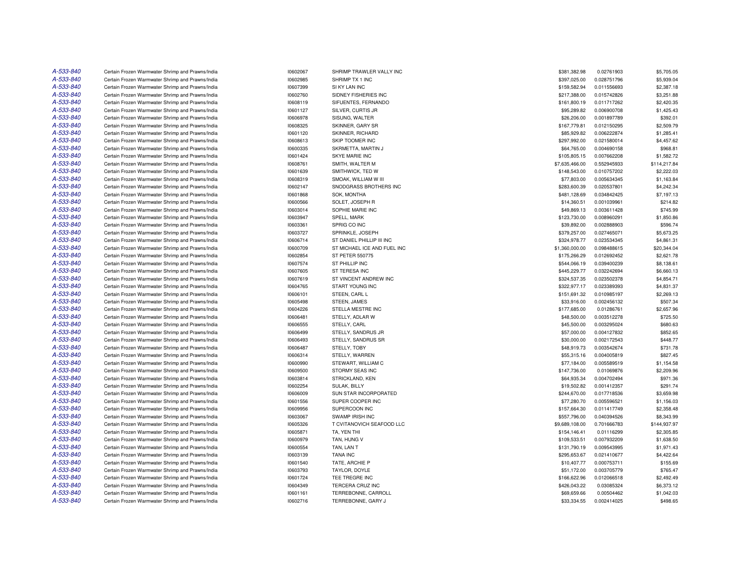| | | | | | | |
|---|---|---|---|---|---|---|
| A-533-840 | Certain Frozen Warmwater Shrimp and Prawns/India | I0602067 | SHRIMP TRAWLER VALLY INC | $381,382.98 | 0.02761903 | $5,705.05 |
| A-533-840 | Certain Frozen Warmwater Shrimp and Prawns/India | I0602985 | SHRIMP TX 1 INC | $397,025.00 | 0.028751796 | $5,939.04 |
| A-533-840 | Certain Frozen Warmwater Shrimp and Prawns/India | I0607399 | SI KY LAN INC | $159,582.94 | 0.011556693 | $2,387.18 |
| A-533-840 | Certain Frozen Warmwater Shrimp and Prawns/India | I0602760 | SIDNEY FISHERIES INC | $217,388.00 | 0.015742826 | $3,251.88 |
| A-533-840 | Certain Frozen Warmwater Shrimp and Prawns/India | I0608119 | SIFUENTES, FERNANDO | $161,800.19 | 0.011717262 | $2,420.35 |
| A-533-840 | Certain Frozen Warmwater Shrimp and Prawns/India | I0601127 | SILVER, CURTIS JR | $95,289.82 | 0.006900708 | $1,425.43 |
| A-533-840 | Certain Frozen Warmwater Shrimp and Prawns/India | I0606978 | SISUNG, WALTER | $26,206.00 | 0.001897789 | $392.01 |
| A-533-840 | Certain Frozen Warmwater Shrimp and Prawns/India | I0608325 | SKINNER, GARY SR | $167,779.81 | 0.012150295 | $2,509.79 |
| A-533-840 | Certain Frozen Warmwater Shrimp and Prawns/India | I0601120 | SKINNER, RICHARD | $85,929.82 | 0.006222874 | $1,285.41 |
| A-533-840 | Certain Frozen Warmwater Shrimp and Prawns/India | I0608613 | SKIP TOOMER INC | $297,992.00 | 0.021580014 | $4,457.62 |
| A-533-840 | Certain Frozen Warmwater Shrimp and Prawns/India | I0600335 | SKRMETTA, MARTIN J | $64,765.00 | 0.004690158 | $968.81 |
| A-533-840 | Certain Frozen Warmwater Shrimp and Prawns/India | I0601424 | SKYE MARIE INC | $105,805.15 | 0.007662208 | $1,582.72 |
| A-533-840 | Certain Frozen Warmwater Shrimp and Prawns/India | I0608761 | SMITH, WALTER M | $7,635,466.00 | 0.552945933 | $114,217.84 |
| A-533-840 | Certain Frozen Warmwater Shrimp and Prawns/India | I0601639 | SMITHWICK, TED W | $148,543.00 | 0.010757202 | $2,222.03 |
| A-533-840 | Certain Frozen Warmwater Shrimp and Prawns/India | I0608319 | SMOAK, WILLIAM W III | $77,803.00 | 0.005634345 | $1,163.84 |
| A-533-840 | Certain Frozen Warmwater Shrimp and Prawns/India | I0602147 | SNODGRASS BROTHERS INC | $283,600.39 | 0.020537801 | $4,242.34 |
| A-533-840 | Certain Frozen Warmwater Shrimp and Prawns/India | I0601868 | SOK, MONTHA | $481,128.69 | 0.034842425 | $7,197.13 |
| A-533-840 | Certain Frozen Warmwater Shrimp and Prawns/India | I0600566 | SOLET, JOSEPH R | $14,360.51 | 0.001039961 | $214.82 |
| A-533-840 | Certain Frozen Warmwater Shrimp and Prawns/India | I0603014 | SOPHIE MARIE INC | $49,869.13 | 0.003611428 | $745.99 |
| A-533-840 | Certain Frozen Warmwater Shrimp and Prawns/India | I0603947 | SPELL, MARK | $123,730.00 | 0.008960291 | $1,850.86 |
| A-533-840 | Certain Frozen Warmwater Shrimp and Prawns/India | I0603361 | SPRIG CO INC | $39,892.00 | 0.002888903 | $596.74 |
| A-533-840 | Certain Frozen Warmwater Shrimp and Prawns/India | I0603727 | SPRINKLE, JOSEPH | $379,257.00 | 0.027465071 | $5,673.25 |
| A-533-840 | Certain Frozen Warmwater Shrimp and Prawns/India | I0606714 | ST DANIEL PHILLIP III INC | $324,978.77 | 0.023534345 | $4,861.31 |
| A-533-840 | Certain Frozen Warmwater Shrimp and Prawns/India | I0600709 | ST MICHAEL ICE AND FUEL INC | $1,360,000.00 | 0.098488615 | $20,344.04 |
| A-533-840 | Certain Frozen Warmwater Shrimp and Prawns/India | I0602854 | ST PETER 550775 | $175,266.29 | 0.012692452 | $2,621.78 |
| A-533-840 | Certain Frozen Warmwater Shrimp and Prawns/India | I0607574 | ST PHILLIP INC | $544,066.19 | 0.039400239 | $8,138.61 |
| A-533-840 | Certain Frozen Warmwater Shrimp and Prawns/India | I0607605 | ST TERESA INC | $445,229.77 | 0.032242694 | $6,660.13 |
| A-533-840 | Certain Frozen Warmwater Shrimp and Prawns/India | I0607619 | ST VINCENT ANDREW INC | $324,537.35 | 0.023502378 | $4,854.71 |
| A-533-840 | Certain Frozen Warmwater Shrimp and Prawns/India | I0604765 | START YOUNG INC | $322,977.17 | 0.023389393 | $4,831.37 |
| A-533-840 | Certain Frozen Warmwater Shrimp and Prawns/India | I0606101 | STEEN, CARL L | $151,691.32 | 0.010985197 | $2,269.13 |
| A-533-840 | Certain Frozen Warmwater Shrimp and Prawns/India | I0605498 | STEEN, JAMES | $33,916.00 | 0.002456132 | $507.34 |
| A-533-840 | Certain Frozen Warmwater Shrimp and Prawns/India | I0604226 | STELLA MESTRE INC | $177,685.00 | 0.01286761 | $2,657.96 |
| A-533-840 | Certain Frozen Warmwater Shrimp and Prawns/India | I0606481 | STELLY, ADLAR W | $48,500.00 | 0.003512278 | $725.50 |
| A-533-840 | Certain Frozen Warmwater Shrimp and Prawns/India | I0606555 | STELLY, CARL | $45,500.00 | 0.003295024 | $680.63 |
| A-533-840 | Certain Frozen Warmwater Shrimp and Prawns/India | I0606499 | STELLY, SANDRUS JR | $57,000.00 | 0.004127832 | $852.65 |
| A-533-840 | Certain Frozen Warmwater Shrimp and Prawns/India | I0606493 | STELLY, SANDRUS SR | $30,000.00 | 0.002172543 | $448.77 |
| A-533-840 | Certain Frozen Warmwater Shrimp and Prawns/India | I0606487 | STELLY, TOBY | $48,919.73 | 0.003542674 | $731.78 |
| A-533-840 | Certain Frozen Warmwater Shrimp and Prawns/India | I0606314 | STELLY, WARREN | $55,315.16 | 0.004005819 | $827.45 |
| A-533-840 | Certain Frozen Warmwater Shrimp and Prawns/India | I0600990 | STEWART, WILLIAM C | $77,184.00 | 0.005589519 | $1,154.58 |
| A-533-840 | Certain Frozen Warmwater Shrimp and Prawns/India | I0609500 | STORMY SEAS INC | $147,736.00 | 0.01069876 | $2,209.96 |
| A-533-840 | Certain Frozen Warmwater Shrimp and Prawns/India | I0603814 | STRICKLAND, KEN | $64,935.34 | 0.004702494 | $971.36 |
| A-533-840 | Certain Frozen Warmwater Shrimp and Prawns/India | I0602254 | SULAK, BILLY | $19,502.82 | 0.001412357 | $291.74 |
| A-533-840 | Certain Frozen Warmwater Shrimp and Prawns/India | I0606009 | SUN STAR INCORPORATED | $244,670.00 | 0.017718536 | $3,659.98 |
| A-533-840 | Certain Frozen Warmwater Shrimp and Prawns/India | I0601556 | SUPER COOPER INC | $77,280.70 | 0.005596521 | $1,156.03 |
| A-533-840 | Certain Frozen Warmwater Shrimp and Prawns/India | I0609956 | SUPERCOON INC | $157,664.30 | 0.011417749 | $2,358.48 |
| A-533-840 | Certain Frozen Warmwater Shrimp and Prawns/India | I0603067 | SWAMP IRISH INC | $557,796.00 | 0.040394526 | $8,343.99 |
| A-533-840 | Certain Frozen Warmwater Shrimp and Prawns/India | I0605326 | T CVITANOVICH SEAFOOD LLC | $9,689,108.00 | 0.701666783 | $144,937.97 |
| A-533-840 | Certain Frozen Warmwater Shrimp and Prawns/India | I0605871 | TA, YEN THI | $154,146.41 | 0.01116299 | $2,305.85 |
| A-533-840 | Certain Frozen Warmwater Shrimp and Prawns/India | I0600979 | TAN, HUNG V | $109,533.51 | 0.007932209 | $1,638.50 |
| A-533-840 | Certain Frozen Warmwater Shrimp and Prawns/India | I0600554 | TAN, LAN T | $131,790.19 | 0.009543995 | $1,971.43 |
| A-533-840 | Certain Frozen Warmwater Shrimp and Prawns/India | I0603139 | TANA INC | $295,653.67 | 0.021410677 | $4,422.64 |
| A-533-840 | Certain Frozen Warmwater Shrimp and Prawns/India | I0601540 | TATE, ARCHIE P | $10,407.77 | 0.000753711 | $155.69 |
| A-533-840 | Certain Frozen Warmwater Shrimp and Prawns/India | I0603793 | TAYLOR, DOYLE | $51,172.00 | 0.003705779 | $765.47 |
| A-533-840 | Certain Frozen Warmwater Shrimp and Prawns/India | I0601724 | TEE TREGRE INC | $166,622.96 | 0.012066518 | $2,492.49 |
| A-533-840 | Certain Frozen Warmwater Shrimp and Prawns/India | I0604349 | TERCERA CRUZ INC | $426,043.22 | 0.03085324 | $6,373.12 |
| A-533-840 | Certain Frozen Warmwater Shrimp and Prawns/India | I0601161 | TERREBONNE, CARROLL | $69,659.66 | 0.00504462 | $1,042.03 |
| A-533-840 | Certain Frozen Warmwater Shrimp and Prawns/India | I0602716 | TERREBONNE, GARY J | $33,334.55 | 0.002414025 | $498.65 |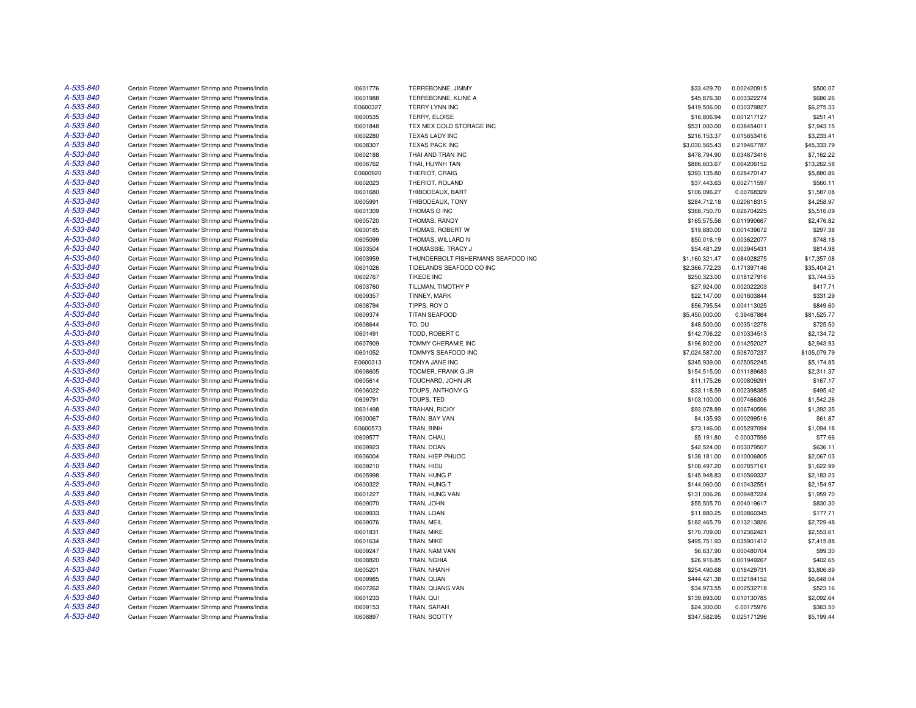| | | | | | | |
|---|---|---|---|---|---|---|
| A-533-840 | Certain Frozen Warmwater Shrimp and Prawns/India | I0601776 | TERREBONNE, JIMMY | $33,429.70 | 0.002420915 | $500.07 |
| A-533-840 | Certain Frozen Warmwater Shrimp and Prawns/India | I0601988 | TERREBONNE, KLINE A | $45,876.30 | 0.003322274 | $686.26 |
| A-533-840 | Certain Frozen Warmwater Shrimp and Prawns/India | E0600327 | TERRY LYNN INC | $419,506.00 | 0.030379827 | $6,275.33 |
| A-533-840 | Certain Frozen Warmwater Shrimp and Prawns/India | I0600535 | TERRY, ELOISE | $16,806.94 | 0.001217127 | $251.41 |
| A-533-840 | Certain Frozen Warmwater Shrimp and Prawns/India | I0601848 | TEX MEX COLD STORAGE INC | $531,000.00 | 0.038454011 | $7,943.15 |
| A-533-840 | Certain Frozen Warmwater Shrimp and Prawns/India | I0602280 | TEXAS LADY INC | $216,153.37 | 0.015653416 | $3,233.41 |
| A-533-840 | Certain Frozen Warmwater Shrimp and Prawns/India | I0608307 | TEXAS PACK INC | $3,030,565.43 | 0.219467787 | $45,333.79 |
| A-533-840 | Certain Frozen Warmwater Shrimp and Prawns/India | I0602188 | THAI AND TRAN INC | $478,794.90 | 0.034673416 | $7,162.22 |
| A-533-840 | Certain Frozen Warmwater Shrimp and Prawns/India | I0606762 | THAI, HUYNH TAN | $886,603.67 | 0.064206152 | $13,262.58 |
| A-533-840 | Certain Frozen Warmwater Shrimp and Prawns/India | E0600920 | THERIOT, CRAIG | $393,135.80 | 0.028470147 | $5,880.86 |
| A-533-840 | Certain Frozen Warmwater Shrimp and Prawns/India | I0602023 | THERIOT, ROLAND | $37,443.63 | 0.002711597 | $560.11 |
| A-533-840 | Certain Frozen Warmwater Shrimp and Prawns/India | I0601680 | THIBODEAUX, BART | $106,096.27 | 0.00768329 | $1,587.08 |
| A-533-840 | Certain Frozen Warmwater Shrimp and Prawns/India | I0605991 | THIBODEAUX, TONY | $284,712.18 | 0.020618315 | $4,258.97 |
| A-533-840 | Certain Frozen Warmwater Shrimp and Prawns/India | I0601309 | THOMAS G INC | $368,750.70 | 0.026704225 | $5,516.09 |
| A-533-840 | Certain Frozen Warmwater Shrimp and Prawns/India | I0605720 | THOMAS, RANDY | $165,575.56 | 0.011990667 | $2,476.82 |
| A-533-840 | Certain Frozen Warmwater Shrimp and Prawns/India | I0600185 | THOMAS, ROBERT W | $19,880.00 | 0.001439672 | $297.38 |
| A-533-840 | Certain Frozen Warmwater Shrimp and Prawns/India | I0605099 | THOMAS, WILLARD N | $50,016.19 | 0.003622077 | $748.18 |
| A-533-840 | Certain Frozen Warmwater Shrimp and Prawns/India | I0603504 | THOMASSIE, TRACY J | $54,481.29 | 0.003945431 | $814.98 |
| A-533-840 | Certain Frozen Warmwater Shrimp and Prawns/India | I0603959 | THUNDERBOLT FISHERMANS SEAFOOD INC | $1,160,321.47 | 0.084028275 | $17,357.08 |
| A-533-840 | Certain Frozen Warmwater Shrimp and Prawns/India | I0601026 | TIDELANDS SEAFOOD CO INC | $2,366,772.23 | 0.171397146 | $35,404.21 |
| A-533-840 | Certain Frozen Warmwater Shrimp and Prawns/India | I0602767 | TIKEDE INC | $250,323.00 | 0.018127916 | $3,744.55 |
| A-533-840 | Certain Frozen Warmwater Shrimp and Prawns/India | I0603760 | TILLMAN, TIMOTHY P | $27,924.00 | 0.002022203 | $417.71 |
| A-533-840 | Certain Frozen Warmwater Shrimp and Prawns/India | I0609357 | TINNEY, MARK | $22,147.00 | 0.001603844 | $331.29 |
| A-533-840 | Certain Frozen Warmwater Shrimp and Prawns/India | I0608794 | TIPPS, ROY D | $56,795.54 | 0.004113025 | $849.60 |
| A-533-840 | Certain Frozen Warmwater Shrimp and Prawns/India | I0609374 | TITAN SEAFOOD | $5,450,000.00 | 0.39467864 | $81,525.77 |
| A-533-840 | Certain Frozen Warmwater Shrimp and Prawns/India | I0608644 | TO, DU | $48,500.00 | 0.003512278 | $725.50 |
| A-533-840 | Certain Frozen Warmwater Shrimp and Prawns/India | I0601491 | TODD, ROBERT C | $142,706.22 | 0.010334513 | $2,134.72 |
| A-533-840 | Certain Frozen Warmwater Shrimp and Prawns/India | I0607909 | TOMMY CHERAMIE INC | $196,802.00 | 0.014252027 | $2,943.93 |
| A-533-840 | Certain Frozen Warmwater Shrimp and Prawns/India | I0601052 | TOMMYS SEAFOOD INC | $7,024,587.00 | 0.508707237 | $105,079.79 |
| A-533-840 | Certain Frozen Warmwater Shrimp and Prawns/India | E0600313 | TONYA JANE INC | $345,939.00 | 0.025052245 | $5,174.85 |
| A-533-840 | Certain Frozen Warmwater Shrimp and Prawns/India | I0608605 | TOOMER, FRANK G JR | $154,515.00 | 0.011189683 | $2,311.37 |
| A-533-840 | Certain Frozen Warmwater Shrimp and Prawns/India | I0605614 | TOUCHARD, JOHN JR | $11,175.26 | 0.000809291 | $167.17 |
| A-533-840 | Certain Frozen Warmwater Shrimp and Prawns/India | I0606022 | TOUPS, ANTHONY G | $33,118.59 | 0.002398385 | $495.42 |
| A-533-840 | Certain Frozen Warmwater Shrimp and Prawns/India | I0609791 | TOUPS, TED | $103,100.00 | 0.007466306 | $1,542.26 |
| A-533-840 | Certain Frozen Warmwater Shrimp and Prawns/India | I0601498 | TRAHAN, RICKY | $93,078.89 | 0.006740596 | $1,392.35 |
| A-533-840 | Certain Frozen Warmwater Shrimp and Prawns/India | I0600067 | TRAN, BAY VAN | $4,135.93 | 0.000299516 | $61.87 |
| A-533-840 | Certain Frozen Warmwater Shrimp and Prawns/India | E0600573 | TRAN, BINH | $73,146.00 | 0.005297094 | $1,094.18 |
| A-533-840 | Certain Frozen Warmwater Shrimp and Prawns/India | I0609577 | TRAN, CHAU | $5,191.80 | 0.00037598 | $77.66 |
| A-533-840 | Certain Frozen Warmwater Shrimp and Prawns/India | I0609923 | TRAN, DOAN | $42,524.00 | 0.003079507 | $636.11 |
| A-533-840 | Certain Frozen Warmwater Shrimp and Prawns/India | I0606004 | TRAN, HIEP PHUOC | $138,181.00 | 0.010006805 | $2,067.03 |
| A-533-840 | Certain Frozen Warmwater Shrimp and Prawns/India | I0609210 | TRAN, HIEU | $108,497.20 | 0.007857161 | $1,622.99 |
| A-533-840 | Certain Frozen Warmwater Shrimp and Prawns/India | I0605998 | TRAN, HUNG P | $145,948.83 | 0.010569337 | $2,183.23 |
| A-533-840 | Certain Frozen Warmwater Shrimp and Prawns/India | I0600322 | TRAN, HUNG T | $144,060.00 | 0.010432551 | $2,154.97 |
| A-533-840 | Certain Frozen Warmwater Shrimp and Prawns/India | I0601227 | TRAN, HUNG VAN | $131,006.26 | 0.009487224 | $1,959.70 |
| A-533-840 | Certain Frozen Warmwater Shrimp and Prawns/India | I0609070 | TRAN, JOHN | $55,505.70 | 0.004019617 | $830.30 |
| A-533-840 | Certain Frozen Warmwater Shrimp and Prawns/India | I0609933 | TRAN, LOAN | $11,880.25 | 0.000860345 | $177.71 |
| A-533-840 | Certain Frozen Warmwater Shrimp and Prawns/India | I0609076 | TRAN, MEIL | $182,465.79 | 0.013213826 | $2,729.48 |
| A-533-840 | Certain Frozen Warmwater Shrimp and Prawns/India | I0601831 | TRAN, MIKE | $170,709.00 | 0.012362421 | $2,553.61 |
| A-533-840 | Certain Frozen Warmwater Shrimp and Prawns/India | I0601634 | TRAN, MIKE | $495,751.93 | 0.035901412 | $7,415.88 |
| A-533-840 | Certain Frozen Warmwater Shrimp and Prawns/India | I0609247 | TRAN, NAM VAN | $6,637.90 | 0.000480704 | $99.30 |
| A-533-840 | Certain Frozen Warmwater Shrimp and Prawns/India | I0608820 | TRAN, NGHIA | $26,916.85 | 0.001949267 | $402.65 |
| A-533-840 | Certain Frozen Warmwater Shrimp and Prawns/India | I0605201 | TRAN, NHANH | $254,490.68 | 0.018429731 | $3,806.89 |
| A-533-840 | Certain Frozen Warmwater Shrimp and Prawns/India | I0609985 | TRAN, QUAN | $444,421.38 | 0.032184152 | $6,648.04 |
| A-533-840 | Certain Frozen Warmwater Shrimp and Prawns/India | I0607262 | TRAN, QUANG VAN | $34,973.55 | 0.002532718 | $523.16 |
| A-533-840 | Certain Frozen Warmwater Shrimp and Prawns/India | I0601233 | TRAN, QUI | $139,893.00 | 0.010130785 | $2,092.64 |
| A-533-840 | Certain Frozen Warmwater Shrimp and Prawns/India | I0609153 | TRAN, SARAH | $24,300.00 | 0.00175976 | $363.50 |
| A-533-840 | Certain Frozen Warmwater Shrimp and Prawns/India | I0608897 | TRAN, SCOTTY | $347,582.95 | 0.025171296 | $5,199.44 |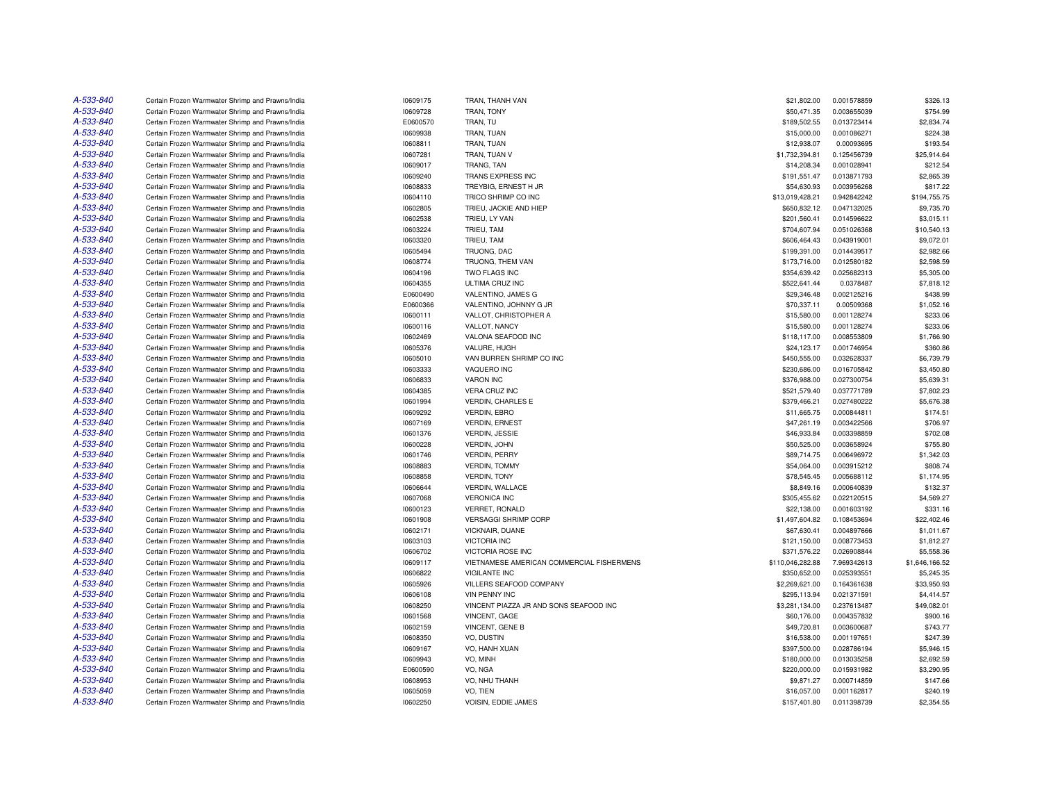| | | | | | | |
|---|---|---|---|---|---|---|
| A-533-840 | Certain Frozen Warmwater Shrimp and Prawns/India | I0609175 | TRAN, THANH VAN | $21,802.00 | 0.001578859 | $326.13 |
| A-533-840 | Certain Frozen Warmwater Shrimp and Prawns/India | I0609728 | TRAN, TONY | $50,471.35 | 0.003655039 | $754.99 |
| A-533-840 | Certain Frozen Warmwater Shrimp and Prawns/India | E0600570 | TRAN, TU | $189,502.55 | 0.013723414 | $2,834.74 |
| A-533-840 | Certain Frozen Warmwater Shrimp and Prawns/India | I0609938 | TRAN, TUAN | $15,000.00 | 0.001086271 | $224.38 |
| A-533-840 | Certain Frozen Warmwater Shrimp and Prawns/India | I0608811 | TRAN, TUAN | $12,938.07 | 0.00093695 | $193.54 |
| A-533-840 | Certain Frozen Warmwater Shrimp and Prawns/India | I0607281 | TRAN, TUAN V | $1,732,394.81 | 0.125456739 | $25,914.64 |
| A-533-840 | Certain Frozen Warmwater Shrimp and Prawns/India | I0609017 | TRANG, TAN | $14,208.34 | 0.001028941 | $212.54 |
| A-533-840 | Certain Frozen Warmwater Shrimp and Prawns/India | I0609240 | TRANS EXPRESS INC | $191,551.47 | 0.013871793 | $2,865.39 |
| A-533-840 | Certain Frozen Warmwater Shrimp and Prawns/India | I0608833 | TREYBIG, ERNEST H JR | $54,630.93 | 0.003956268 | $817.22 |
| A-533-840 | Certain Frozen Warmwater Shrimp and Prawns/India | I0604110 | TRICO SHRIMP CO INC | $13,019,428.21 | 0.942842242 | $194,755.75 |
| A-533-840 | Certain Frozen Warmwater Shrimp and Prawns/India | I0602805 | TRIEU, JACKIE AND HIEP | $650,832.12 | 0.047132025 | $9,735.70 |
| A-533-840 | Certain Frozen Warmwater Shrimp and Prawns/India | I0602538 | TRIEU, LY VAN | $201,560.41 | 0.014596622 | $3,015.11 |
| A-533-840 | Certain Frozen Warmwater Shrimp and Prawns/India | I0603224 | TRIEU, TAM | $704,607.94 | 0.051026368 | $10,540.13 |
| A-533-840 | Certain Frozen Warmwater Shrimp and Prawns/India | I0603320 | TRIEU, TAM | $606,464.43 | 0.043919001 | $9,072.01 |
| A-533-840 | Certain Frozen Warmwater Shrimp and Prawns/India | I0605494 | TRUONG, DAC | $199,391.00 | 0.014439517 | $2,982.66 |
| A-533-840 | Certain Frozen Warmwater Shrimp and Prawns/India | I0608774 | TRUONG, THEM VAN | $173,716.00 | 0.012580182 | $2,598.59 |
| A-533-840 | Certain Frozen Warmwater Shrimp and Prawns/India | I0604196 | TWO FLAGS INC | $354,639.42 | 0.025682313 | $5,305.00 |
| A-533-840 | Certain Frozen Warmwater Shrimp and Prawns/India | I0604355 | ULTIMA CRUZ INC | $522,641.44 | 0.0378487 | $7,818.12 |
| A-533-840 | Certain Frozen Warmwater Shrimp and Prawns/India | E0600490 | VALENTINO, JAMES G | $29,346.48 | 0.002125216 | $438.99 |
| A-533-840 | Certain Frozen Warmwater Shrimp and Prawns/India | E0600366 | VALENTINO, JOHNNY G JR | $70,337.11 | 0.00509368 | $1,052.16 |
| A-533-840 | Certain Frozen Warmwater Shrimp and Prawns/India | I0600111 | VALLOT, CHRISTOPHER A | $15,580.00 | 0.001128274 | $233.06 |
| A-533-840 | Certain Frozen Warmwater Shrimp and Prawns/India | I0600116 | VALLOT, NANCY | $15,580.00 | 0.001128274 | $233.06 |
| A-533-840 | Certain Frozen Warmwater Shrimp and Prawns/India | I0602469 | VALONA SEAFOOD INC | $118,117.00 | 0.008553809 | $1,766.90 |
| A-533-840 | Certain Frozen Warmwater Shrimp and Prawns/India | I0605376 | VALURE, HUGH | $24,123.17 | 0.001746954 | $360.86 |
| A-533-840 | Certain Frozen Warmwater Shrimp and Prawns/India | I0605010 | VAN BURREN SHRIMP CO INC | $450,555.00 | 0.032628337 | $6,739.79 |
| A-533-840 | Certain Frozen Warmwater Shrimp and Prawns/India | I0603333 | VAQUERO INC | $230,686.00 | 0.016705842 | $3,450.80 |
| A-533-840 | Certain Frozen Warmwater Shrimp and Prawns/India | I0606833 | VARON INC | $376,988.00 | 0.027300754 | $5,639.31 |
| A-533-840 | Certain Frozen Warmwater Shrimp and Prawns/India | I0604385 | VERA CRUZ INC | $521,579.40 | 0.037771789 | $7,802.23 |
| A-533-840 | Certain Frozen Warmwater Shrimp and Prawns/India | I0601994 | VERDIN, CHARLES E | $379,466.21 | 0.027480222 | $5,676.38 |
| A-533-840 | Certain Frozen Warmwater Shrimp and Prawns/India | I0609292 | VERDIN, EBRO | $11,665.75 | 0.000844811 | $174.51 |
| A-533-840 | Certain Frozen Warmwater Shrimp and Prawns/India | I0607169 | VERDIN, ERNEST | $47,261.19 | 0.003422566 | $706.97 |
| A-533-840 | Certain Frozen Warmwater Shrimp and Prawns/India | I0601376 | VERDIN, JESSIE | $46,933.84 | 0.003398859 | $702.08 |
| A-533-840 | Certain Frozen Warmwater Shrimp and Prawns/India | I0600228 | VERDIN, JOHN | $50,525.00 | 0.003658924 | $755.80 |
| A-533-840 | Certain Frozen Warmwater Shrimp and Prawns/India | I0601746 | VERDIN, PERRY | $89,714.75 | 0.006496972 | $1,342.03 |
| A-533-840 | Certain Frozen Warmwater Shrimp and Prawns/India | I0608883 | VERDIN, TOMMY | $54,064.00 | 0.003915212 | $808.74 |
| A-533-840 | Certain Frozen Warmwater Shrimp and Prawns/India | I0608858 | VERDIN, TONY | $78,545.45 | 0.005688112 | $1,174.95 |
| A-533-840 | Certain Frozen Warmwater Shrimp and Prawns/India | I0606644 | VERDIN, WALLACE | $8,849.16 | 0.000640839 | $132.37 |
| A-533-840 | Certain Frozen Warmwater Shrimp and Prawns/India | I0607068 | VERONICA INC | $305,455.62 | 0.022120515 | $4,569.27 |
| A-533-840 | Certain Frozen Warmwater Shrimp and Prawns/India | I0600123 | VERRET, RONALD | $22,138.00 | 0.001603192 | $331.16 |
| A-533-840 | Certain Frozen Warmwater Shrimp and Prawns/India | I0601908 | VERSAGGI SHRIMP CORP | $1,497,604.82 | 0.108453694 | $22,402.46 |
| A-533-840 | Certain Frozen Warmwater Shrimp and Prawns/India | I0602171 | VICKNAIR, DUANE | $67,630.41 | 0.004897666 | $1,011.67 |
| A-533-840 | Certain Frozen Warmwater Shrimp and Prawns/India | I0603103 | VICTORIA INC | $121,150.00 | 0.008773453 | $1,812.27 |
| A-533-840 | Certain Frozen Warmwater Shrimp and Prawns/India | I0606702 | VICTORIA ROSE INC | $371,576.22 | 0.026908844 | $5,558.36 |
| A-533-840 | Certain Frozen Warmwater Shrimp and Prawns/India | I0609117 | VIETNAMESE AMERICAN COMMERCIAL FISHERMENS | $110,046,282.88 | 7.969342613 | $1,646,166.52 |
| A-533-840 | Certain Frozen Warmwater Shrimp and Prawns/India | I0606822 | VIGILANTE INC | $350,652.00 | 0.025393551 | $5,245.35 |
| A-533-840 | Certain Frozen Warmwater Shrimp and Prawns/India | I0605926 | VILLERS SEAFOOD COMPANY | $2,269,621.00 | 0.164361638 | $33,950.93 |
| A-533-840 | Certain Frozen Warmwater Shrimp and Prawns/India | I0606108 | VIN PENNY INC | $295,113.94 | 0.021371591 | $4,414.57 |
| A-533-840 | Certain Frozen Warmwater Shrimp and Prawns/India | I0608250 | VINCENT PIAZZA JR AND SONS SEAFOOD INC | $3,281,134.00 | 0.237613487 | $49,082.01 |
| A-533-840 | Certain Frozen Warmwater Shrimp and Prawns/India | I0601568 | VINCENT, GAGE | $60,176.00 | 0.004357832 | $900.16 |
| A-533-840 | Certain Frozen Warmwater Shrimp and Prawns/India | I0602159 | VINCENT, GENE B | $49,720.81 | 0.003600687 | $743.77 |
| A-533-840 | Certain Frozen Warmwater Shrimp and Prawns/India | I0608350 | VO, DUSTIN | $16,538.00 | 0.001197651 | $247.39 |
| A-533-840 | Certain Frozen Warmwater Shrimp and Prawns/India | I0609167 | VO, HANH XUAN | $397,500.00 | 0.028786194 | $5,946.15 |
| A-533-840 | Certain Frozen Warmwater Shrimp and Prawns/India | I0609943 | VO, MINH | $180,000.00 | 0.013035258 | $2,692.59 |
| A-533-840 | Certain Frozen Warmwater Shrimp and Prawns/India | E0600590 | VO, NGA | $220,000.00 | 0.015931982 | $3,290.95 |
| A-533-840 | Certain Frozen Warmwater Shrimp and Prawns/India | I0608953 | VO, NHU THANH | $9,871.27 | 0.000714859 | $147.66 |
| A-533-840 | Certain Frozen Warmwater Shrimp and Prawns/India | I0605059 | VO, TIEN | $16,057.00 | 0.001162817 | $240.19 |
| A-533-840 | Certain Frozen Warmwater Shrimp and Prawns/India | I0602250 | VOISIN, EDDIE JAMES | $157,401.80 | 0.011398739 | $2,354.55 |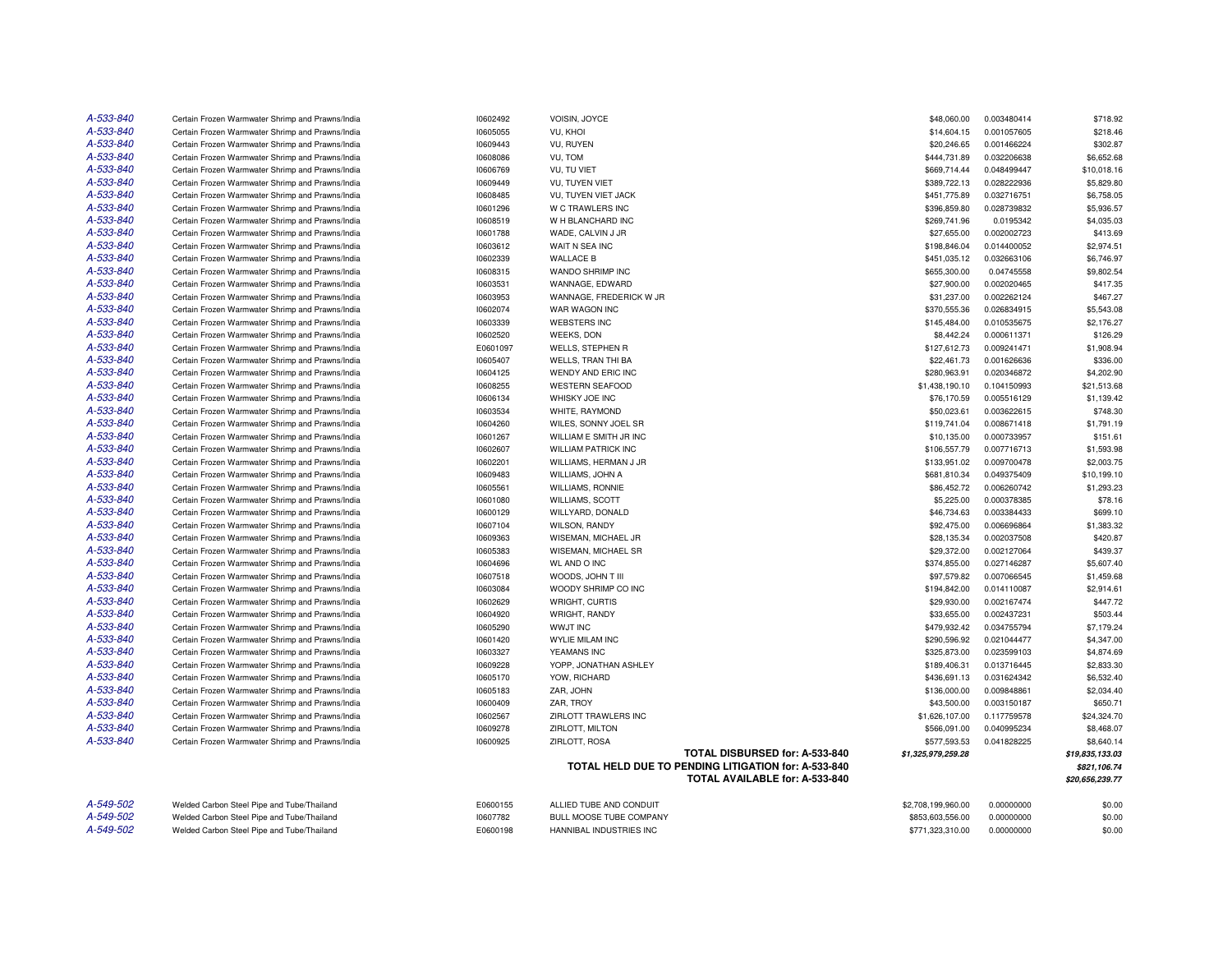| | | | | | | |
|---|---|---|---|---|---|---|
| A-533-840 | Certain Frozen Warmwater Shrimp and Prawns/India | I0602492 | VOISIN, JOYCE | $48,060.00 | 0.003480414 | $718.92 |
| A-533-840 | Certain Frozen Warmwater Shrimp and Prawns/India | I0605055 | VU, KHOI | $14,604.15 | 0.001057605 | $218.46 |
| A-533-840 | Certain Frozen Warmwater Shrimp and Prawns/India | I0609443 | VU, RUYEN | $20,246.65 | 0.001466224 | $302.87 |
| A-533-840 | Certain Frozen Warmwater Shrimp and Prawns/India | I0608086 | VU, TOM | $444,731.89 | 0.032206638 | $6,652.68 |
| A-533-840 | Certain Frozen Warmwater Shrimp and Prawns/India | I0606769 | VU, TU VIET | $669,714.44 | 0.048499447 | $10,018.16 |
| A-533-840 | Certain Frozen Warmwater Shrimp and Prawns/India | I0609449 | VU, TUYEN VIET | $389,722.13 | 0.028222936 | $5,829.80 |
| A-533-840 | Certain Frozen Warmwater Shrimp and Prawns/India | I0608485 | VU, TUYEN VIET JACK | $451,775.89 | 0.032716751 | $6,758.05 |
| A-533-840 | Certain Frozen Warmwater Shrimp and Prawns/India | I0601296 | W C TRAWLERS INC | $396,859.80 | 0.028739832 | $5,936.57 |
| A-533-840 | Certain Frozen Warmwater Shrimp and Prawns/India | I0608519 | W H BLANCHARD INC | $269,741.96 | 0.0195342 | $4,035.03 |
| A-533-840 | Certain Frozen Warmwater Shrimp and Prawns/India | I0601788 | WADE, CALVIN J JR | $27,655.00 | 0.002002723 | $413.69 |
| A-533-840 | Certain Frozen Warmwater Shrimp and Prawns/India | I0603612 | WAIT N SEA INC | $198,846.04 | 0.014400052 | $2,974.51 |
| A-533-840 | Certain Frozen Warmwater Shrimp and Prawns/India | I0602339 | WALLACE B | $451,035.12 | 0.032663106 | $6,746.97 |
| A-533-840 | Certain Frozen Warmwater Shrimp and Prawns/India | I0608315 | WANDO SHRIMP INC | $655,300.00 | 0.04745558 | $9,802.54 |
| A-533-840 | Certain Frozen Warmwater Shrimp and Prawns/India | I0603531 | WANNAGE, EDWARD | $27,900.00 | 0.002020465 | $417.35 |
| A-533-840 | Certain Frozen Warmwater Shrimp and Prawns/India | I0603953 | WANNAGE, FREDERICK W JR | $31,237.00 | 0.002262124 | $467.27 |
| A-533-840 | Certain Frozen Warmwater Shrimp and Prawns/India | I0602074 | WAR WAGON INC | $370,555.36 | 0.026834915 | $5,543.08 |
| A-533-840 | Certain Frozen Warmwater Shrimp and Prawns/India | I0603339 | WEBSTERS INC | $145,484.00 | 0.010535675 | $2,176.27 |
| A-533-840 | Certain Frozen Warmwater Shrimp and Prawns/India | I0602520 | WEEKS, DON | $8,442.24 | 0.000611371 | $126.29 |
| A-533-840 | Certain Frozen Warmwater Shrimp and Prawns/India | E0601097 | WELLS, STEPHEN R | $127,612.73 | 0.009241471 | $1,908.94 |
| A-533-840 | Certain Frozen Warmwater Shrimp and Prawns/India | I0605407 | WELLS, TRAN THI BA | $22,461.73 | 0.001626636 | $336.00 |
| A-533-840 | Certain Frozen Warmwater Shrimp and Prawns/India | I0604125 | WENDY AND ERIC INC | $280,963.91 | 0.020346872 | $4,202.90 |
| A-533-840 | Certain Frozen Warmwater Shrimp and Prawns/India | I0608255 | WESTERN SEAFOOD | $1,438,190.10 | 0.104150993 | $21,513.68 |
| A-533-840 | Certain Frozen Warmwater Shrimp and Prawns/India | I0606134 | WHISKY JOE INC | $76,170.59 | 0.005516129 | $1,139.42 |
| A-533-840 | Certain Frozen Warmwater Shrimp and Prawns/India | I0603534 | WHITE, RAYMOND | $50,023.61 | 0.003622615 | $748.30 |
| A-533-840 | Certain Frozen Warmwater Shrimp and Prawns/India | I0604260 | WILES, SONNY JOEL SR | $119,741.04 | 0.008671418 | $1,791.19 |
| A-533-840 | Certain Frozen Warmwater Shrimp and Prawns/India | I0601267 | WILLIAM E SMITH JR INC | $10,135.00 | 0.000733957 | $151.61 |
| A-533-840 | Certain Frozen Warmwater Shrimp and Prawns/India | I0602607 | WILLIAM PATRICK INC | $106,557.79 | 0.007716713 | $1,593.98 |
| A-533-840 | Certain Frozen Warmwater Shrimp and Prawns/India | I0602201 | WILLIAMS, HERMAN J JR | $133,951.02 | 0.009700478 | $2,003.75 |
| A-533-840 | Certain Frozen Warmwater Shrimp and Prawns/India | I0609483 | WILLIAMS, JOHN A | $681,810.34 | 0.049375409 | $10,199.10 |
| A-533-840 | Certain Frozen Warmwater Shrimp and Prawns/India | I0605561 | WILLIAMS, RONNIE | $86,452.72 | 0.006260742 | $1,293.23 |
| A-533-840 | Certain Frozen Warmwater Shrimp and Prawns/India | I0601080 | WILLIAMS, SCOTT | $5,225.00 | 0.000378385 | $78.16 |
| A-533-840 | Certain Frozen Warmwater Shrimp and Prawns/India | I0600129 | WILLYARD, DONALD | $46,734.63 | 0.003384433 | $699.10 |
| A-533-840 | Certain Frozen Warmwater Shrimp and Prawns/India | I0607104 | WILSON, RANDY | $92,475.00 | 0.006696864 | $1,383.32 |
| A-533-840 | Certain Frozen Warmwater Shrimp and Prawns/India | I0609363 | WISEMAN, MICHAEL JR | $28,135.34 | 0.002037508 | $420.87 |
| A-533-840 | Certain Frozen Warmwater Shrimp and Prawns/India | I0605383 | WISEMAN, MICHAEL SR | $29,372.00 | 0.002127064 | $439.37 |
| A-533-840 | Certain Frozen Warmwater Shrimp and Prawns/India | I0604696 | WL AND O INC | $374,855.00 | 0.027146287 | $5,607.40 |
| A-533-840 | Certain Frozen Warmwater Shrimp and Prawns/India | I0607518 | WOODS, JOHN T III | $97,579.82 | 0.007066545 | $1,459.68 |
| A-533-840 | Certain Frozen Warmwater Shrimp and Prawns/India | I0603084 | WOODY SHRIMP CO INC | $194,842.00 | 0.014110087 | $2,914.61 |
| A-533-840 | Certain Frozen Warmwater Shrimp and Prawns/India | I0602629 | WRIGHT, CURTIS | $29,930.00 | 0.002167474 | $447.72 |
| A-533-840 | Certain Frozen Warmwater Shrimp and Prawns/India | I0604920 | WRIGHT, RANDY | $33,655.00 | 0.002437231 | $503.44 |
| A-533-840 | Certain Frozen Warmwater Shrimp and Prawns/India | I0605290 | WWJT INC | $479,932.42 | 0.034755794 | $7,179.24 |
| A-533-840 | Certain Frozen Warmwater Shrimp and Prawns/India | I0601420 | WYLIE MILAM INC | $290,596.92 | 0.021044477 | $4,347.00 |
| A-533-840 | Certain Frozen Warmwater Shrimp and Prawns/India | I0603327 | YEAMANS INC | $325,873.00 | 0.023599103 | $4,874.69 |
| A-533-840 | Certain Frozen Warmwater Shrimp and Prawns/India | I0609228 | YOPP, JONATHAN ASHLEY | $189,406.31 | 0.013716445 | $2,833.30 |
| A-533-840 | Certain Frozen Warmwater Shrimp and Prawns/India | I0605170 | YOW, RICHARD | $436,691.13 | 0.031624342 | $6,532.40 |
| A-533-840 | Certain Frozen Warmwater Shrimp and Prawns/India | I0605183 | ZAR, JOHN | $136,000.00 | 0.009848861 | $2,034.40 |
| A-533-840 | Certain Frozen Warmwater Shrimp and Prawns/India | I0600409 | ZAR, TROY | $43,500.00 | 0.003150187 | $650.71 |
| A-533-840 | Certain Frozen Warmwater Shrimp and Prawns/India | I0602567 | ZIRLOTT TRAWLERS INC | $1,626,107.00 | 0.117759578 | $24,324.70 |
| A-533-840 | Certain Frozen Warmwater Shrimp and Prawns/India | I0609278 | ZIRLOTT, MILTON | $566,091.00 | 0.040995234 | $8,468.07 |
| A-533-840 | Certain Frozen Warmwater Shrimp and Prawns/India | I0600925 | ZIRLOTT, ROSA | $577,593.53 | 0.041828225 | $8,640.14 |
| | | | **TOTAL DISBURSED for: A-533-840** | ***$1,325,979,259.28*** | | ***$19,835,133.03*** |
| | | | **TOTAL HELD DUE TO PENDING LITIGATION for: A-533-840** | | | ***$821,106.74*** |
| | | | **TOTAL AVAILABLE for: A-533-840** | | | ***$20,656,239.77*** |
| A-549-502 | Welded Carbon Steel Pipe and Tube/Thailand | E0600155 | ALLIED TUBE AND CONDUIT | $2,708,199,960.00 | 0.00000000 | $0.00 |
| A-549-502 | Welded Carbon Steel Pipe and Tube/Thailand | I0607782 | BULL MOOSE TUBE COMPANY | $853,603,556.00 | 0.00000000 | $0.00 |
| A-549-502 | Welded Carbon Steel Pipe and Tube/Thailand | E0600198 | HANNIBAL INDUSTRIES INC | $771,323,310.00 | 0.00000000 | $0.00 |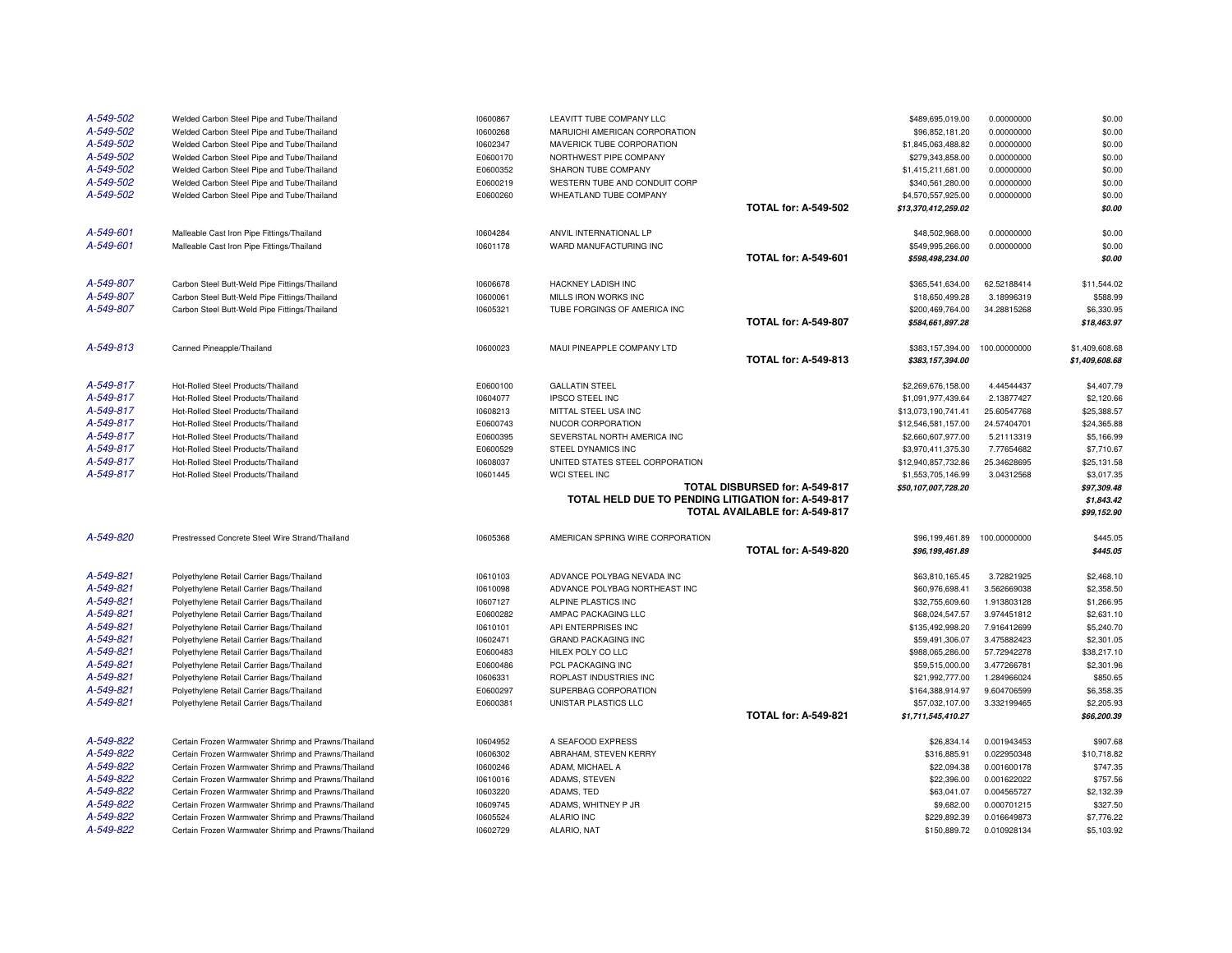| | | | | | | |
|---|---|---|---|---|---|---|
| A-549-502 | Welded Carbon Steel Pipe and Tube/Thailand | I0600867 | LEAVITT TUBE COMPANY LLC | $489,695,019.00 | 0.00000000 | $0.00 |
| A-549-502 | Welded Carbon Steel Pipe and Tube/Thailand | I0600268 | MARUICHI AMERICAN CORPORATION | $96,852,181.20 | 0.00000000 | $0.00 |
| A-549-502 | Welded Carbon Steel Pipe and Tube/Thailand | I0602347 | MAVERICK TUBE CORPORATION | $1,845,063,488.82 | 0.00000000 | $0.00 |
| A-549-502 | Welded Carbon Steel Pipe and Tube/Thailand | E0600170 | NORTHWEST PIPE COMPANY | $279,343,858.00 | 0.00000000 | $0.00 |
| A-549-502 | Welded Carbon Steel Pipe and Tube/Thailand | E0600352 | SHARON TUBE COMPANY | $1,415,211,681.00 | 0.00000000 | $0.00 |
| A-549-502 | Welded Carbon Steel Pipe and Tube/Thailand | E0600219 | WESTERN TUBE AND CONDUIT CORP | $340,561,280.00 | 0.00000000 | $0.00 |
| A-549-502 | Welded Carbon Steel Pipe and Tube/Thailand | E0600260 | WHEATLAND TUBE COMPANY | $4,570,557,925.00 | 0.00000000 | $0.00 |
| | | | **TOTAL for: A-549-502** | ***$13,370,412,259.02*** | | ***$0.00*** |
| A-549-601 | Malleable Cast Iron Pipe Fittings/Thailand | I0604284 | ANVIL INTERNATIONAL LP | $48,502,968.00 | 0.00000000 | $0.00 |
| A-549-601 | Malleable Cast Iron Pipe Fittings/Thailand | I0601178 | WARD MANUFACTURING INC | $549,995,266.00 | 0.00000000 | $0.00 |
| | | | **TOTAL for: A-549-601** | ***$598,498,234.00*** | | ***$0.00*** |
| A-549-807 | Carbon Steel Butt-Weld Pipe Fittings/Thailand | I0606678 | HACKNEY LADISH INC | $365,541,634.00 | 62.52188414 | $11,544.02 |
| A-549-807 | Carbon Steel Butt-Weld Pipe Fittings/Thailand | I0600061 | MILLS IRON WORKS INC | $18,650,499.28 | 3.18996319 | $588.99 |
| A-549-807 | Carbon Steel Butt-Weld Pipe Fittings/Thailand | I0605321 | TUBE FORGINGS OF AMERICA INC | $200,469,764.00 | 34.28815268 | $6,330.95 |
| | | | **TOTAL for: A-549-807** | ***$584,661,897.28*** | | ***$18,463.97*** |
| A-549-813 | Canned Pineapple/Thailand | I0600023 | MAUI PINEAPPLE COMPANY LTD | $383,157,394.00 | 100.00000000 | $1,409,608.68 |
| | | | **TOTAL for: A-549-813** | ***$383,157,394.00*** | | ***$1,409,608.68*** |
| A-549-817 | Hot-Rolled Steel Products/Thailand | E0600100 | GALLATIN STEEL | $2,269,676,158.00 | 4.44544437 | $4,407.79 |
| A-549-817 | Hot-Rolled Steel Products/Thailand | I0604077 | IPSCO STEEL INC | $1,091,977,439.64 | 2.13877427 | $2,120.66 |
| A-549-817 | Hot-Rolled Steel Products/Thailand | I0608213 | MITTAL STEEL USA INC | $13,073,190,741.41 | 25.60547768 | $25,388.57 |
| A-549-817 | Hot-Rolled Steel Products/Thailand | E0600743 | NUCOR CORPORATION | $12,546,581,157.00 | 24.57404701 | $24,365.88 |
| A-549-817 | Hot-Rolled Steel Products/Thailand | E0600395 | SEVERSTAL NORTH AMERICA INC | $2,660,607,977.00 | 5.21113319 | $5,166.99 |
| A-549-817 | Hot-Rolled Steel Products/Thailand | E0600529 | STEEL DYNAMICS INC | $3,970,411,375.30 | 7.77654682 | $7,710.67 |
| A-549-817 | Hot-Rolled Steel Products/Thailand | I0608037 | UNITED STATES STEEL CORPORATION | $12,940,857,732.86 | 25.34628695 | $25,131.58 |
| A-549-817 | Hot-Rolled Steel Products/Thailand | I0601445 | WCI STEEL INC | $1,553,705,146.99 | 3.04312568 | $3,017.35 |
| | | | **TOTAL DISBURSED for: A-549-817** | ***$50,107,007,728.20*** | | ***$97,309.48*** |
| | | | **TOTAL HELD DUE TO PENDING LITIGATION for: A-549-817** | | | ***$1,843.42*** |
| | | | **TOTAL AVAILABLE for: A-549-817** | | | ***$99,152.90*** |
| A-549-820 | Prestressed Concrete Steel Wire Strand/Thailand | I0605368 | AMERICAN SPRING WIRE CORPORATION | $96,199,461.89 | 100.00000000 | $445.05 |
| | | | **TOTAL for: A-549-820** | ***$96,199,461.89*** | | ***$445.05*** |
| A-549-821 | Polyethylene Retail Carrier Bags/Thailand | I0610103 | ADVANCE POLYBAG NEVADA INC | $63,810,165.45 | 3.72821925 | $2,468.10 |
| A-549-821 | Polyethylene Retail Carrier Bags/Thailand | I0610098 | ADVANCE POLYBAG NORTHEAST INC | $60,976,698.41 | 3.562669038 | $2,358.50 |
| A-549-821 | Polyethylene Retail Carrier Bags/Thailand | I0607127 | ALPINE PLASTICS INC | $32,755,609.60 | 1.913803128 | $1,266.95 |
| A-549-821 | Polyethylene Retail Carrier Bags/Thailand | E0600282 | AMPAC PACKAGING LLC | $68,024,547.57 | 3.974451812 | $2,631.10 |
| A-549-821 | Polyethylene Retail Carrier Bags/Thailand | I0610101 | API ENTERPRISES INC | $135,492,998.20 | 7.916412699 | $5,240.70 |
| A-549-821 | Polyethylene Retail Carrier Bags/Thailand | I0602471 | GRAND PACKAGING INC | $59,491,306.07 | 3.475882423 | $2,301.05 |
| A-549-821 | Polyethylene Retail Carrier Bags/Thailand | E0600483 | HILEX POLY CO LLC | $988,065,286.00 | 57.72942278 | $38,217.10 |
| A-549-821 | Polyethylene Retail Carrier Bags/Thailand | E0600486 | PCL PACKAGING INC | $59,515,000.00 | 3.477266781 | $2,301.96 |
| A-549-821 | Polyethylene Retail Carrier Bags/Thailand | I0606331 | ROPLAST INDUSTRIES INC | $21,992,777.00 | 1.284966024 | $850.65 |
| A-549-821 | Polyethylene Retail Carrier Bags/Thailand | E0600297 | SUPERBAG CORPORATION | $164,388,914.97 | 9.604706599 | $6,358.35 |
| A-549-821 | Polyethylene Retail Carrier Bags/Thailand | E0600381 | UNISTAR PLASTICS LLC | $57,032,107.00 | 3.332199465 | $2,205.93 |
| | | | **TOTAL for: A-549-821** | ***$1,711,545,410.27*** | | ***$66,200.39*** |
| A-549-822 | Certain Frozen Warmwater Shrimp and Prawns/Thailand | I0604952 | A SEAFOOD EXPRESS | $26,834.14 | 0.001943453 | $907.68 |
| A-549-822 | Certain Frozen Warmwater Shrimp and Prawns/Thailand | I0606302 | ABRAHAM, STEVEN KERRY | $316,885.91 | 0.022950348 | $10,718.82 |
| A-549-822 | Certain Frozen Warmwater Shrimp and Prawns/Thailand | I0600246 | ADAM, MICHAEL A | $22,094.38 | 0.001600178 | $747.35 |
| A-549-822 | Certain Frozen Warmwater Shrimp and Prawns/Thailand | I0610016 | ADAMS, STEVEN | $22,396.00 | 0.001622022 | $757.56 |
| A-549-822 | Certain Frozen Warmwater Shrimp and Prawns/Thailand | I0603220 | ADAMS, TED | $63,041.07 | 0.004565727 | $2,132.39 |
| A-549-822 | Certain Frozen Warmwater Shrimp and Prawns/Thailand | I0609745 | ADAMS, WHITNEY P JR | $9,682.00 | 0.000701215 | $327.50 |
| A-549-822 | Certain Frozen Warmwater Shrimp and Prawns/Thailand | I0605524 | ALARIO INC | $229,892.39 | 0.016649873 | $7,776.22 |
| A-549-822 | Certain Frozen Warmwater Shrimp and Prawns/Thailand | I0602729 | ALARIO, NAT | $150,889.72 | 0.010928134 | $5,103.92 |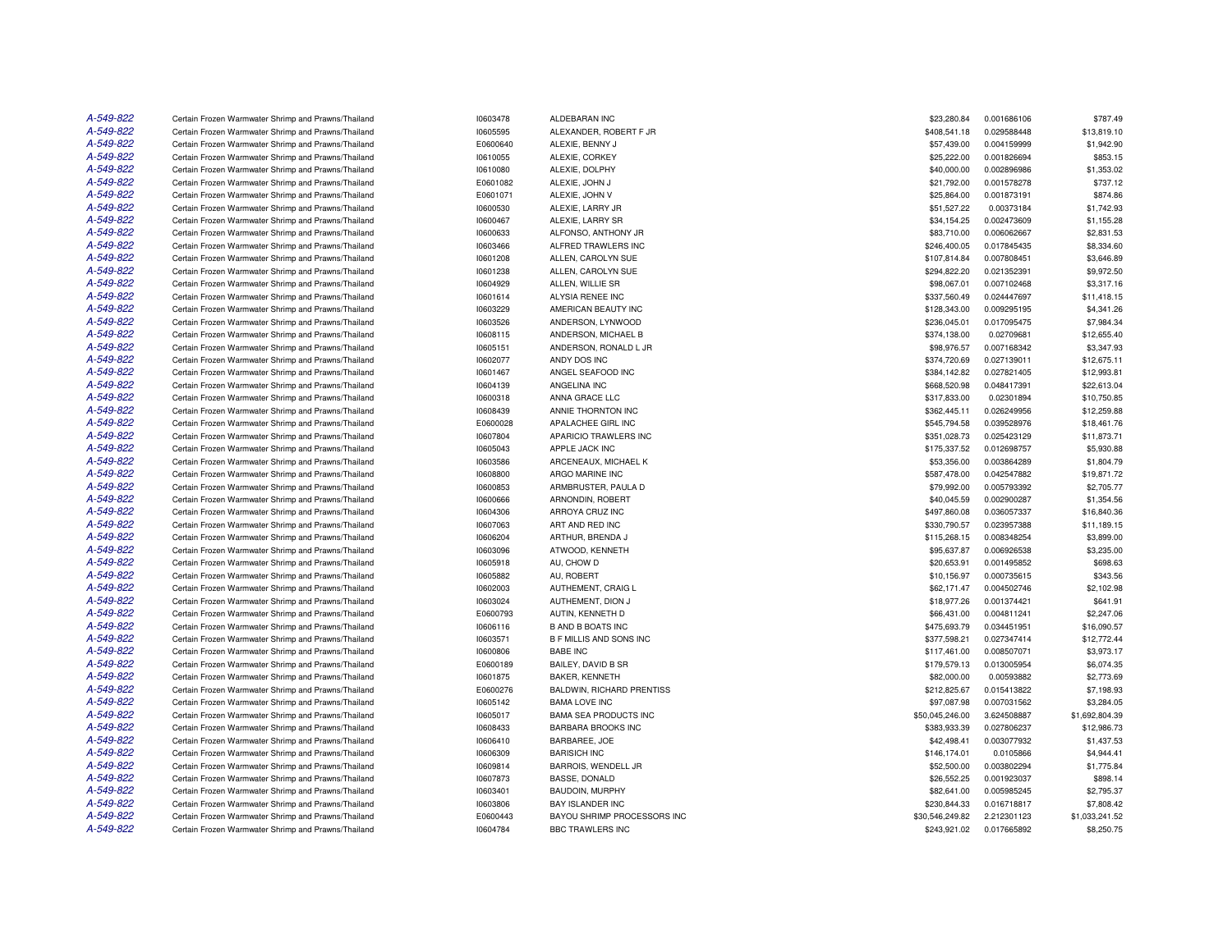| | | | | | | |
|---|---|---|---|---|---|---|
| A-549-822 | Certain Frozen Warmwater Shrimp and Prawns/Thailand | I0603478 | ALDEBARAN INC | $23,280.84 | 0.001686106 | $787.49 |
| A-549-822 | Certain Frozen Warmwater Shrimp and Prawns/Thailand | I0605595 | ALEXANDER, ROBERT F JR | $408,541.18 | 0.029588448 | $13,819.10 |
| A-549-822 | Certain Frozen Warmwater Shrimp and Prawns/Thailand | E0600640 | ALEXIE, BENNY J | $57,439.00 | 0.004159999 | $1,942.90 |
| A-549-822 | Certain Frozen Warmwater Shrimp and Prawns/Thailand | I0610055 | ALEXIE, CORKEY | $25,222.00 | 0.001826694 | $853.15 |
| A-549-822 | Certain Frozen Warmwater Shrimp and Prawns/Thailand | I0610080 | ALEXIE, DOLPHY | $40,000.00 | 0.002896986 | $1,353.02 |
| A-549-822 | Certain Frozen Warmwater Shrimp and Prawns/Thailand | E0601082 | ALEXIE, JOHN J | $21,792.00 | 0.001578278 | $737.12 |
| A-549-822 | Certain Frozen Warmwater Shrimp and Prawns/Thailand | E0601071 | ALEXIE, JOHN V | $25,864.00 | 0.001873191 | $874.86 |
| A-549-822 | Certain Frozen Warmwater Shrimp and Prawns/Thailand | I0600530 | ALEXIE, LARRY JR | $51,527.22 | 0.00373184 | $1,742.93 |
| A-549-822 | Certain Frozen Warmwater Shrimp and Prawns/Thailand | I0600467 | ALEXIE, LARRY SR | $34,154.25 | 0.002473609 | $1,155.28 |
| A-549-822 | Certain Frozen Warmwater Shrimp and Prawns/Thailand | I0600633 | ALFONSO, ANTHONY JR | $83,710.00 | 0.006062667 | $2,831.53 |
| A-549-822 | Certain Frozen Warmwater Shrimp and Prawns/Thailand | I0603466 | ALFRED TRAWLERS INC | $246,400.05 | 0.017845435 | $8,334.60 |
| A-549-822 | Certain Frozen Warmwater Shrimp and Prawns/Thailand | I0601208 | ALLEN, CAROLYN SUE | $107,814.84 | 0.007808451 | $3,646.89 |
| A-549-822 | Certain Frozen Warmwater Shrimp and Prawns/Thailand | I0601238 | ALLEN, CAROLYN SUE | $294,822.20 | 0.021352391 | $9,972.50 |
| A-549-822 | Certain Frozen Warmwater Shrimp and Prawns/Thailand | I0604929 | ALLEN, WILLIE SR | $98,067.01 | 0.007102468 | $3,317.16 |
| A-549-822 | Certain Frozen Warmwater Shrimp and Prawns/Thailand | I0601614 | ALYSIA RENEE INC | $337,560.49 | 0.024447697 | $11,418.15 |
| A-549-822 | Certain Frozen Warmwater Shrimp and Prawns/Thailand | I0603229 | AMERICAN BEAUTY INC | $128,343.00 | 0.009295195 | $4,341.26 |
| A-549-822 | Certain Frozen Warmwater Shrimp and Prawns/Thailand | I0603526 | ANDERSON, LYNWOOD | $236,045.01 | 0.017095475 | $7,984.34 |
| A-549-822 | Certain Frozen Warmwater Shrimp and Prawns/Thailand | I0608115 | ANDERSON, MICHAEL B | $374,138.00 | 0.02709681 | $12,655.40 |
| A-549-822 | Certain Frozen Warmwater Shrimp and Prawns/Thailand | I0605151 | ANDERSON, RONALD L JR | $98,976.57 | 0.007168342 | $3,347.93 |
| A-549-822 | Certain Frozen Warmwater Shrimp and Prawns/Thailand | I0602077 | ANDY DOS INC | $374,720.69 | 0.027139011 | $12,675.11 |
| A-549-822 | Certain Frozen Warmwater Shrimp and Prawns/Thailand | I0601467 | ANGEL SEAFOOD INC | $384,142.82 | 0.027821405 | $12,993.81 |
| A-549-822 | Certain Frozen Warmwater Shrimp and Prawns/Thailand | I0604139 | ANGELINA INC | $668,520.98 | 0.048417391 | $22,613.04 |
| A-549-822 | Certain Frozen Warmwater Shrimp and Prawns/Thailand | I0600318 | ANNA GRACE LLC | $317,833.00 | 0.02301894 | $10,750.85 |
| A-549-822 | Certain Frozen Warmwater Shrimp and Prawns/Thailand | I0608439 | ANNIE THORNTON INC | $362,445.11 | 0.026249956 | $12,259.88 |
| A-549-822 | Certain Frozen Warmwater Shrimp and Prawns/Thailand | E0600028 | APALACHEE GIRL INC | $545,794.58 | 0.039528976 | $18,461.76 |
| A-549-822 | Certain Frozen Warmwater Shrimp and Prawns/Thailand | I0607804 | APARICIO TRAWLERS INC | $351,028.73 | 0.025423129 | $11,873.71 |
| A-549-822 | Certain Frozen Warmwater Shrimp and Prawns/Thailand | I0605043 | APPLE JACK INC | $175,337.52 | 0.012698757 | $5,930.88 |
| A-549-822 | Certain Frozen Warmwater Shrimp and Prawns/Thailand | I0603586 | ARCENEAUX, MICHAEL K | $53,356.00 | 0.003864289 | $1,804.79 |
| A-549-822 | Certain Frozen Warmwater Shrimp and Prawns/Thailand | I0608800 | ARGO MARINE INC | $587,478.00 | 0.042547882 | $19,871.72 |
| A-549-822 | Certain Frozen Warmwater Shrimp and Prawns/Thailand | I0600853 | ARMBRUSTER, PAULA D | $79,992.00 | 0.005793392 | $2,705.77 |
| A-549-822 | Certain Frozen Warmwater Shrimp and Prawns/Thailand | I0600666 | ARNONDIN, ROBERT | $40,045.59 | 0.002900287 | $1,354.56 |
| A-549-822 | Certain Frozen Warmwater Shrimp and Prawns/Thailand | I0604306 | ARROYA CRUZ INC | $497,860.08 | 0.036057337 | $16,840.36 |
| A-549-822 | Certain Frozen Warmwater Shrimp and Prawns/Thailand | I0607063 | ART AND RED INC | $330,790.57 | 0.023957388 | $11,189.15 |
| A-549-822 | Certain Frozen Warmwater Shrimp and Prawns/Thailand | I0606204 | ARTHUR, BRENDA J | $115,268.15 | 0.008348254 | $3,899.00 |
| A-549-822 | Certain Frozen Warmwater Shrimp and Prawns/Thailand | I0603096 | ATWOOD, KENNETH | $95,637.87 | 0.006926538 | $3,235.00 |
| A-549-822 | Certain Frozen Warmwater Shrimp and Prawns/Thailand | I0605918 | AU, CHOW D | $20,653.91 | 0.001495852 | $698.63 |
| A-549-822 | Certain Frozen Warmwater Shrimp and Prawns/Thailand | I0605882 | AU, ROBERT | $10,156.97 | 0.000735615 | $343.56 |
| A-549-822 | Certain Frozen Warmwater Shrimp and Prawns/Thailand | I0602003 | AUTHEMENT, CRAIG L | $62,171.47 | 0.004502746 | $2,102.98 |
| A-549-822 | Certain Frozen Warmwater Shrimp and Prawns/Thailand | I0603024 | AUTHEMENT, DION J | $18,977.26 | 0.001374421 | $641.91 |
| A-549-822 | Certain Frozen Warmwater Shrimp and Prawns/Thailand | E0600793 | AUTIN, KENNETH D | $66,431.00 | 0.004811241 | $2,247.06 |
| A-549-822 | Certain Frozen Warmwater Shrimp and Prawns/Thailand | I0606116 | B AND B BOATS INC | $475,693.79 | 0.034451951 | $16,090.57 |
| A-549-822 | Certain Frozen Warmwater Shrimp and Prawns/Thailand | I0603571 | B F MILLIS AND SONS INC | $377,598.21 | 0.027347414 | $12,772.44 |
| A-549-822 | Certain Frozen Warmwater Shrimp and Prawns/Thailand | I0600806 | BABE INC | $117,461.00 | 0.008507071 | $3,973.17 |
| A-549-822 | Certain Frozen Warmwater Shrimp and Prawns/Thailand | E0600189 | BAILEY, DAVID B SR | $179,579.13 | 0.013005954 | $6,074.35 |
| A-549-822 | Certain Frozen Warmwater Shrimp and Prawns/Thailand | I0601875 | BAKER, KENNETH | $82,000.00 | 0.00593882 | $2,773.69 |
| A-549-822 | Certain Frozen Warmwater Shrimp and Prawns/Thailand | E0600276 | BALDWIN, RICHARD PRENTISS | $212,825.67 | 0.015413822 | $7,198.93 |
| A-549-822 | Certain Frozen Warmwater Shrimp and Prawns/Thailand | I0605142 | BAMA LOVE INC | $97,087.98 | 0.007031562 | $3,284.05 |
| A-549-822 | Certain Frozen Warmwater Shrimp and Prawns/Thailand | I0605017 | BAMA SEA PRODUCTS INC | $50,045,246.00 | 3.624508887 | $1,692,804.39 |
| A-549-822 | Certain Frozen Warmwater Shrimp and Prawns/Thailand | I0608433 | BARBARA BROOKS INC | $383,933.39 | 0.027806237 | $12,986.73 |
| A-549-822 | Certain Frozen Warmwater Shrimp and Prawns/Thailand | I0606410 | BARBAREE, JOE | $42,498.41 | 0.003077932 | $1,437.53 |
| A-549-822 | Certain Frozen Warmwater Shrimp and Prawns/Thailand | I0606309 | BARISICH INC | $146,174.01 | 0.0105866 | $4,944.41 |
| A-549-822 | Certain Frozen Warmwater Shrimp and Prawns/Thailand | I0609814 | BARROIS, WENDELL JR | $52,500.00 | 0.003802294 | $1,775.84 |
| A-549-822 | Certain Frozen Warmwater Shrimp and Prawns/Thailand | I0607873 | BASSE, DONALD | $26,552.25 | 0.001923037 | $898.14 |
| A-549-822 | Certain Frozen Warmwater Shrimp and Prawns/Thailand | I0603401 | BAUDOIN, MURPHY | $82,641.00 | 0.005985245 | $2,795.37 |
| A-549-822 | Certain Frozen Warmwater Shrimp and Prawns/Thailand | I0603806 | BAY ISLANDER INC | $230,844.33 | 0.016718817 | $7,808.42 |
| A-549-822 | Certain Frozen Warmwater Shrimp and Prawns/Thailand | E0600443 | BAYOU SHRIMP PROCESSORS INC | $30,546,249.82 | 2.212301123 | $1,033,241.52 |
| A-549-822 | Certain Frozen Warmwater Shrimp and Prawns/Thailand | I0604784 | BBC TRAWLERS INC | $243,921.02 | 0.017665892 | $8,250.75 |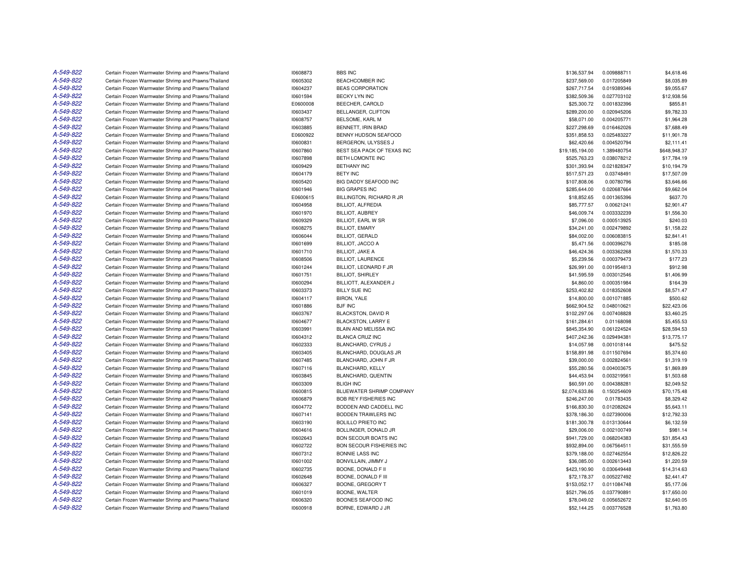| | | | | | | |
|---|---|---|---|---|---|---|
| A-549-822 | Certain Frozen Warmwater Shrimp and Prawns/Thailand | I0608873 | BBS INC | $136,537.94 | 0.009888711 | $4,618.46 |
| A-549-822 | Certain Frozen Warmwater Shrimp and Prawns/Thailand | I0605302 | BEACHCOMBER INC | $237,569.00 | 0.017205849 | $8,035.89 |
| A-549-822 | Certain Frozen Warmwater Shrimp and Prawns/Thailand | I0604237 | BEAS CORPORATION | $267,717.54 | 0.019389346 | $9,055.67 |
| A-549-822 | Certain Frozen Warmwater Shrimp and Prawns/Thailand | I0601594 | BECKY LYN INC | $382,509.36 | 0.027703102 | $12,938.56 |
| A-549-822 | Certain Frozen Warmwater Shrimp and Prawns/Thailand | E0600008 | BEECHER, CAROLD | $25,300.72 | 0.001832396 | $855.81 |
| A-549-822 | Certain Frozen Warmwater Shrimp and Prawns/Thailand | I0603437 | BELLANGER, CLIFTON | $289,200.00 | 0.020945206 | $9,782.33 |
| A-549-822 | Certain Frozen Warmwater Shrimp and Prawns/Thailand | I0608757 | BELSOME, KARL M | $58,071.00 | 0.004205771 | $1,964.28 |
| A-549-822 | Certain Frozen Warmwater Shrimp and Prawns/Thailand | I0603885 | BENNETT, IRIN BRAD | $227,298.69 | 0.016462026 | $7,688.49 |
| A-549-822 | Certain Frozen Warmwater Shrimp and Prawns/Thailand | E0600922 | BENNY HUDSON SEAFOOD | $351,858.53 | 0.025483227 | $11,901.78 |
| A-549-822 | Certain Frozen Warmwater Shrimp and Prawns/Thailand | I0600831 | BERGERON, ULYSSES J | $62,420.66 | 0.004520794 | $2,111.41 |
| A-549-822 | Certain Frozen Warmwater Shrimp and Prawns/Thailand | I0607860 | BEST SEA PACK OF TEXAS INC | $19,185,194.00 | 1.389480754 | $648,948.37 |
| A-549-822 | Certain Frozen Warmwater Shrimp and Prawns/Thailand | I0607898 | BETH LOMONTE INC | $525,763.23 | 0.038078212 | $17,784.19 |
| A-549-822 | Certain Frozen Warmwater Shrimp and Prawns/Thailand | I0609429 | BETHANY INC | $301,393.94 | 0.021828347 | $10,194.79 |
| A-549-822 | Certain Frozen Warmwater Shrimp and Prawns/Thailand | I0604179 | BETY INC | $517,571.23 | 0.03748491 | $17,507.09 |
| A-549-822 | Certain Frozen Warmwater Shrimp and Prawns/Thailand | I0605420 | BIG DADDY SEAFOOD INC | $107,808.06 | 0.00780796 | $3,646.66 |
| A-549-822 | Certain Frozen Warmwater Shrimp and Prawns/Thailand | I0601946 | BIG GRAPES INC | $285,644.00 | 0.020687664 | $9,662.04 |
| A-549-822 | Certain Frozen Warmwater Shrimp and Prawns/Thailand | E0600615 | BILLINGTON, RICHARD R JR | $18,852.65 | 0.001365396 | $637.70 |
| A-549-822 | Certain Frozen Warmwater Shrimp and Prawns/Thailand | I0604958 | BILLIOT, ALFREDIA | $85,777.57 | 0.00621241 | $2,901.47 |
| A-549-822 | Certain Frozen Warmwater Shrimp and Prawns/Thailand | I0601970 | BILLIOT, AUBREY | $46,009.74 | 0.003332239 | $1,556.30 |
| A-549-822 | Certain Frozen Warmwater Shrimp and Prawns/Thailand | I0609329 | BILLIOT, EARL W SR | $7,096.00 | 0.000513925 | $240.03 |
| A-549-822 | Certain Frozen Warmwater Shrimp and Prawns/Thailand | I0608275 | BILLIOT, EMARY | $34,241.00 | 0.002479892 | $1,158.22 |
| A-549-822 | Certain Frozen Warmwater Shrimp and Prawns/Thailand | I0606044 | BILLIOT, GERALD | $84,002.00 | 0.006083815 | $2,841.41 |
| A-549-822 | Certain Frozen Warmwater Shrimp and Prawns/Thailand | I0601699 | BILLIOT, JACCO A | $5,471.56 | 0.000396276 | $185.08 |
| A-549-822 | Certain Frozen Warmwater Shrimp and Prawns/Thailand | I0601710 | BILLIOT, JAKE A | $46,424.36 | 0.003362268 | $1,570.33 |
| A-549-822 | Certain Frozen Warmwater Shrimp and Prawns/Thailand | I0608506 | BILLIOT, LAURENCE | $5,239.56 | 0.000379473 | $177.23 |
| A-549-822 | Certain Frozen Warmwater Shrimp and Prawns/Thailand | I0601244 | BILLIOT, LEONARD F JR | $26,991.00 | 0.001954813 | $912.98 |
| A-549-822 | Certain Frozen Warmwater Shrimp and Prawns/Thailand | I0601751 | BILLIOT, SHIRLEY | $41,595.59 | 0.003012546 | $1,406.99 |
| A-549-822 | Certain Frozen Warmwater Shrimp and Prawns/Thailand | I0600294 | BILLIOTT, ALEXANDER J | $4,860.00 | 0.000351984 | $164.39 |
| A-549-822 | Certain Frozen Warmwater Shrimp and Prawns/Thailand | I0603373 | BILLY SUE INC | $253,402.82 | 0.018352608 | $8,571.47 |
| A-549-822 | Certain Frozen Warmwater Shrimp and Prawns/Thailand | I0604117 | BIRON, YALE | $14,800.00 | 0.001071885 | $500.62 |
| A-549-822 | Certain Frozen Warmwater Shrimp and Prawns/Thailand | I0601886 | BJF INC | $662,904.52 | 0.048010621 | $22,423.06 |
| A-549-822 | Certain Frozen Warmwater Shrimp and Prawns/Thailand | I0603767 | BLACKSTON, DAVID R | $102,297.06 | 0.007408828 | $3,460.25 |
| A-549-822 | Certain Frozen Warmwater Shrimp and Prawns/Thailand | I0604677 | BLACKSTON, LARRY E | $161,284.61 | 0.01168098 | $5,455.53 |
| A-549-822 | Certain Frozen Warmwater Shrimp and Prawns/Thailand | I0603991 | BLAIN AND MELISSA INC | $845,354.90 | 0.061224524 | $28,594.53 |
| A-549-822 | Certain Frozen Warmwater Shrimp and Prawns/Thailand | I0604312 | BLANCA CRUZ INC | $407,242.36 | 0.029494381 | $13,775.17 |
| A-549-822 | Certain Frozen Warmwater Shrimp and Prawns/Thailand | I0602333 | BLANCHARD, CYRUS J | $14,057.98 | 0.001018144 | $475.52 |
| A-549-822 | Certain Frozen Warmwater Shrimp and Prawns/Thailand | I0603405 | BLANCHARD, DOUGLAS JR | $158,891.98 | 0.011507694 | $5,374.60 |
| A-549-822 | Certain Frozen Warmwater Shrimp and Prawns/Thailand | I0607485 | BLANCHARD, JOHN F JR | $39,000.00 | 0.002824561 | $1,319.19 |
| A-549-822 | Certain Frozen Warmwater Shrimp and Prawns/Thailand | I0607116 | BLANCHARD, KELLY | $55,280.56 | 0.004003675 | $1,869.89 |
| A-549-822 | Certain Frozen Warmwater Shrimp and Prawns/Thailand | I0603845 | BLANCHARD, QUENTIN | $44,453.94 | 0.003219561 | $1,503.68 |
| A-549-822 | Certain Frozen Warmwater Shrimp and Prawns/Thailand | I0603309 | BLIGH INC | $60,591.00 | 0.004388281 | $2,049.52 |
| A-549-822 | Certain Frozen Warmwater Shrimp and Prawns/Thailand | I0600815 | BLUEWATER SHRIMP COMPANY | $2,074,633.86 | 0.150254609 | $70,175.48 |
| A-549-822 | Certain Frozen Warmwater Shrimp and Prawns/Thailand | I0606879 | BOB REY FISHERIES INC | $246,247.00 | 0.01783435 | $8,329.42 |
| A-549-822 | Certain Frozen Warmwater Shrimp and Prawns/Thailand | I0604772 | BODDEN AND CADDELL INC | $166,830.30 | 0.012082624 | $5,643.11 |
| A-549-822 | Certain Frozen Warmwater Shrimp and Prawns/Thailand | I0607141 | BODDEN TRAWLERS INC | $378,186.30 | 0.027390006 | $12,792.33 |
| A-549-822 | Certain Frozen Warmwater Shrimp and Prawns/Thailand | I0603190 | BOLILLO PRIETO INC | $181,300.78 | 0.013130644 | $6,132.59 |
| A-549-822 | Certain Frozen Warmwater Shrimp and Prawns/Thailand | I0604616 | BOLLINGER, DONALD JR | $29,006.00 | 0.002100749 | $981.14 |
| A-549-822 | Certain Frozen Warmwater Shrimp and Prawns/Thailand | I0602643 | BON SECOUR BOATS INC | $941,729.00 | 0.068204383 | $31,854.43 |
| A-549-822 | Certain Frozen Warmwater Shrimp and Prawns/Thailand | I0602722 | BON SECOUR FISHERIES INC | $932,894.00 | 0.067564511 | $31,555.59 |
| A-549-822 | Certain Frozen Warmwater Shrimp and Prawns/Thailand | I0607312 | BONNIE LASS INC | $379,188.00 | 0.027462554 | $12,826.22 |
| A-549-822 | Certain Frozen Warmwater Shrimp and Prawns/Thailand | I0601002 | BONVILLAIN, JIMMY J | $36,085.00 | 0.002613443 | $1,220.59 |
| A-549-822 | Certain Frozen Warmwater Shrimp and Prawns/Thailand | I0602735 | BOONE, DONALD F II | $423,190.90 | 0.030649448 | $14,314.63 |
| A-549-822 | Certain Frozen Warmwater Shrimp and Prawns/Thailand | I0602648 | BOONE, DONALD F III | $72,178.37 | 0.005227492 | $2,441.47 |
| A-549-822 | Certain Frozen Warmwater Shrimp and Prawns/Thailand | I0606327 | BOONE, GREGORY T | $153,052.17 | 0.011084748 | $5,177.06 |
| A-549-822 | Certain Frozen Warmwater Shrimp and Prawns/Thailand | I0601019 | BOONE, WALTER | $521,796.05 | 0.037790891 | $17,650.00 |
| A-549-822 | Certain Frozen Warmwater Shrimp and Prawns/Thailand | I0606320 | BOONES SEAFOOD INC | $78,049.02 | 0.005652672 | $2,640.05 |
| A-549-822 | Certain Frozen Warmwater Shrimp and Prawns/Thailand | I0600918 | BORNE, EDWARD J JR | $52,144.25 | 0.003776528 | $1,763.80 |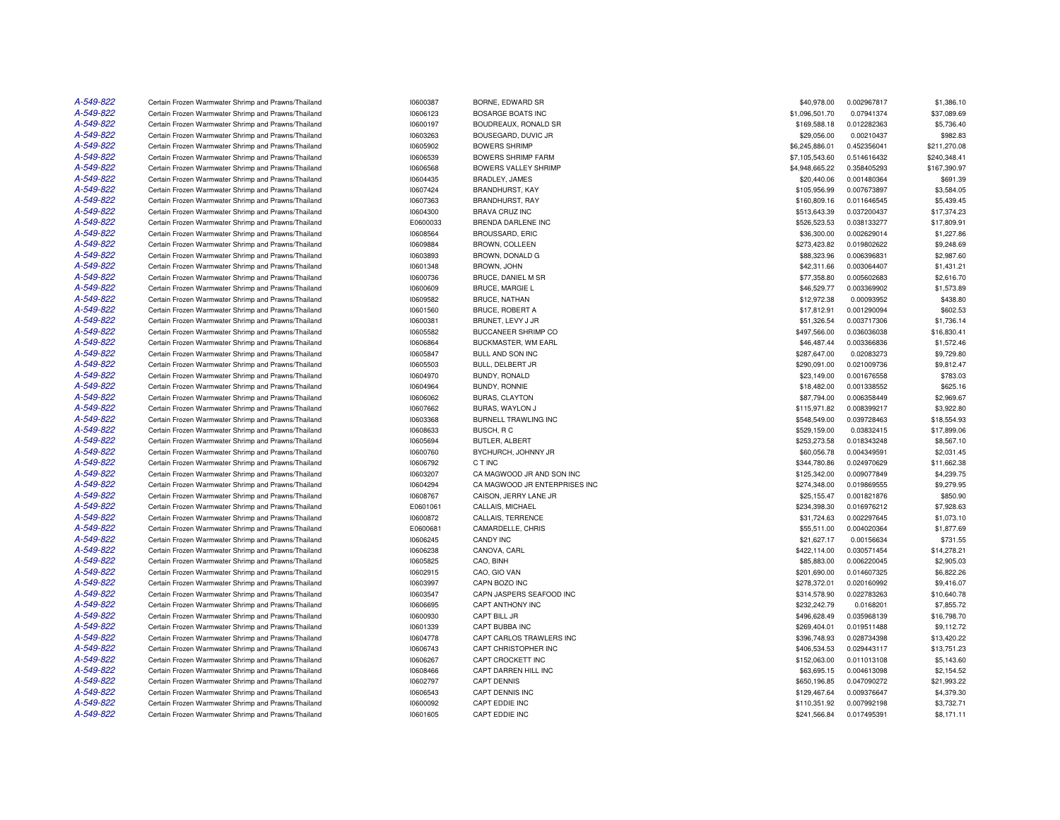| | | | | | | |
|---|---|---|---|---|---|---|
| A-549-822 | Certain Frozen Warmwater Shrimp and Prawns/Thailand | I0600387 | BORNE, EDWARD SR | $40,978.00 | 0.002967817 | $1,386.10 |
| A-549-822 | Certain Frozen Warmwater Shrimp and Prawns/Thailand | I0606123 | BOSARGE BOATS INC | $1,096,501.70 | 0.07941374 | $37,089.69 |
| A-549-822 | Certain Frozen Warmwater Shrimp and Prawns/Thailand | I0600197 | BOUDREAUX, RONALD SR | $169,588.18 | 0.012282363 | $5,736.40 |
| A-549-822 | Certain Frozen Warmwater Shrimp and Prawns/Thailand | I0603263 | BOUSEGARD, DUVIC JR | $29,056.00 | 0.00210437 | $982.83 |
| A-549-822 | Certain Frozen Warmwater Shrimp and Prawns/Thailand | I0605902 | BOWERS SHRIMP | $6,245,886.01 | 0.452356041 | $211,270.08 |
| A-549-822 | Certain Frozen Warmwater Shrimp and Prawns/Thailand | I0606539 | BOWERS SHRIMP FARM | $7,105,543.60 | 0.514616432 | $240,348.41 |
| A-549-822 | Certain Frozen Warmwater Shrimp and Prawns/Thailand | I0606568 | BOWERS VALLEY SHRIMP | $4,948,665.22 | 0.358405293 | $167,390.97 |
| A-549-822 | Certain Frozen Warmwater Shrimp and Prawns/Thailand | I0604435 | BRADLEY, JAMES | $20,440.06 | 0.001480364 | $691.39 |
| A-549-822 | Certain Frozen Warmwater Shrimp and Prawns/Thailand | I0607424 | BRANDHURST, KAY | $105,956.99 | 0.007673897 | $3,584.05 |
| A-549-822 | Certain Frozen Warmwater Shrimp and Prawns/Thailand | I0607363 | BRANDHURST, RAY | $160,809.16 | 0.011646545 | $5,439.45 |
| A-549-822 | Certain Frozen Warmwater Shrimp and Prawns/Thailand | I0604300 | BRAVA CRUZ INC | $513,643.39 | 0.037200437 | $17,374.23 |
| A-549-822 | Certain Frozen Warmwater Shrimp and Prawns/Thailand | E0600033 | BRENDA DARLENE INC | $526,523.53 | 0.038133277 | $17,809.91 |
| A-549-822 | Certain Frozen Warmwater Shrimp and Prawns/Thailand | I0608564 | BROUSSARD, ERIC | $36,300.00 | 0.002629014 | $1,227.86 |
| A-549-822 | Certain Frozen Warmwater Shrimp and Prawns/Thailand | I0609884 | BROWN, COLLEEN | $273,423.82 | 0.019802622 | $9,248.69 |
| A-549-822 | Certain Frozen Warmwater Shrimp and Prawns/Thailand | I0603893 | BROWN, DONALD G | $88,323.96 | 0.006396831 | $2,987.60 |
| A-549-822 | Certain Frozen Warmwater Shrimp and Prawns/Thailand | I0601348 | BROWN, JOHN | $42,311.66 | 0.003064407 | $1,431.21 |
| A-549-822 | Certain Frozen Warmwater Shrimp and Prawns/Thailand | I0600736 | BRUCE, DANIEL M SR | $77,358.80 | 0.005602683 | $2,616.70 |
| A-549-822 | Certain Frozen Warmwater Shrimp and Prawns/Thailand | I0600609 | BRUCE, MARGIE L | $46,529.77 | 0.003369902 | $1,573.89 |
| A-549-822 | Certain Frozen Warmwater Shrimp and Prawns/Thailand | I0609582 | BRUCE, NATHAN | $12,972.38 | 0.00093952 | $438.80 |
| A-549-822 | Certain Frozen Warmwater Shrimp and Prawns/Thailand | I0601560 | BRUCE, ROBERT A | $17,812.91 | 0.001290094 | $602.53 |
| A-549-822 | Certain Frozen Warmwater Shrimp and Prawns/Thailand | I0600381 | BRUNET, LEVY J JR | $51,326.54 | 0.003717306 | $1,736.14 |
| A-549-822 | Certain Frozen Warmwater Shrimp and Prawns/Thailand | I0605582 | BUCCANEER SHRIMP CO | $497,566.00 | 0.036036038 | $16,830.41 |
| A-549-822 | Certain Frozen Warmwater Shrimp and Prawns/Thailand | I0606864 | BUCKMASTER, WM EARL | $46,487.44 | 0.003366836 | $1,572.46 |
| A-549-822 | Certain Frozen Warmwater Shrimp and Prawns/Thailand | I0605847 | BULL AND SON INC | $287,647.00 | 0.02083273 | $9,729.80 |
| A-549-822 | Certain Frozen Warmwater Shrimp and Prawns/Thailand | I0605503 | BULL, DELBERT JR | $290,091.00 | 0.021009736 | $9,812.47 |
| A-549-822 | Certain Frozen Warmwater Shrimp and Prawns/Thailand | I0604970 | BUNDY, RONALD | $23,149.00 | 0.001676558 | $783.03 |
| A-549-822 | Certain Frozen Warmwater Shrimp and Prawns/Thailand | I0604964 | BUNDY, RONNIE | $18,482.00 | 0.001338552 | $625.16 |
| A-549-822 | Certain Frozen Warmwater Shrimp and Prawns/Thailand | I0606062 | BURAS, CLAYTON | $87,794.00 | 0.006358449 | $2,969.67 |
| A-549-822 | Certain Frozen Warmwater Shrimp and Prawns/Thailand | I0607662 | BURAS, WAYLON J | $115,971.82 | 0.008399217 | $3,922.80 |
| A-549-822 | Certain Frozen Warmwater Shrimp and Prawns/Thailand | I0603368 | BURNELL TRAWLING INC | $548,549.00 | 0.039728463 | $18,554.93 |
| A-549-822 | Certain Frozen Warmwater Shrimp and Prawns/Thailand | I0608633 | BUSCH, R C | $529,159.00 | 0.03832415 | $17,899.06 |
| A-549-822 | Certain Frozen Warmwater Shrimp and Prawns/Thailand | I0605694 | BUTLER, ALBERT | $253,273.58 | 0.018343248 | $8,567.10 |
| A-549-822 | Certain Frozen Warmwater Shrimp and Prawns/Thailand | I0600760 | BYCHURCH, JOHNNY JR | $60,056.78 | 0.004349591 | $2,031.45 |
| A-549-822 | Certain Frozen Warmwater Shrimp and Prawns/Thailand | I0606792 | C T INC | $344,780.86 | 0.024970629 | $11,662.38 |
| A-549-822 | Certain Frozen Warmwater Shrimp and Prawns/Thailand | I0603207 | CA MAGWOOD JR AND SON INC | $125,342.00 | 0.009077849 | $4,239.75 |
| A-549-822 | Certain Frozen Warmwater Shrimp and Prawns/Thailand | I0604294 | CA MAGWOOD JR ENTERPRISES INC | $274,348.00 | 0.019869555 | $9,279.95 |
| A-549-822 | Certain Frozen Warmwater Shrimp and Prawns/Thailand | I0608767 | CAISON, JERRY LANE JR | $25,155.47 | 0.001821876 | $850.90 |
| A-549-822 | Certain Frozen Warmwater Shrimp and Prawns/Thailand | E0601061 | CALLAIS, MICHAEL | $234,398.30 | 0.016976212 | $7,928.63 |
| A-549-822 | Certain Frozen Warmwater Shrimp and Prawns/Thailand | I0600872 | CALLAIS, TERRENCE | $31,724.63 | 0.002297645 | $1,073.10 |
| A-549-822 | Certain Frozen Warmwater Shrimp and Prawns/Thailand | E0600681 | CAMARDELLE, CHRIS | $55,511.00 | 0.004020364 | $1,877.69 |
| A-549-822 | Certain Frozen Warmwater Shrimp and Prawns/Thailand | I0606245 | CANDY INC | $21,627.17 | 0.00156634 | $731.55 |
| A-549-822 | Certain Frozen Warmwater Shrimp and Prawns/Thailand | I0606238 | CANOVA, CARL | $422,114.00 | 0.030571454 | $14,278.21 |
| A-549-822 | Certain Frozen Warmwater Shrimp and Prawns/Thailand | I0605825 | CAO, BINH | $85,883.00 | 0.006220045 | $2,905.03 |
| A-549-822 | Certain Frozen Warmwater Shrimp and Prawns/Thailand | I0602915 | CAO, GIO VAN | $201,690.00 | 0.014607325 | $6,822.26 |
| A-549-822 | Certain Frozen Warmwater Shrimp and Prawns/Thailand | I0603997 | CAPN BOZO INC | $278,372.01 | 0.020160992 | $9,416.07 |
| A-549-822 | Certain Frozen Warmwater Shrimp and Prawns/Thailand | I0603547 | CAPN JASPERS SEAFOOD INC | $314,578.90 | 0.022783263 | $10,640.78 |
| A-549-822 | Certain Frozen Warmwater Shrimp and Prawns/Thailand | I0606695 | CAPT ANTHONY INC | $232,242.79 | 0.0168201 | $7,855.72 |
| A-549-822 | Certain Frozen Warmwater Shrimp and Prawns/Thailand | I0600930 | CAPT BILL JR | $496,628.49 | 0.035968139 | $16,798.70 |
| A-549-822 | Certain Frozen Warmwater Shrimp and Prawns/Thailand | I0601339 | CAPT BUBBA INC | $269,404.01 | 0.019511488 | $9,112.72 |
| A-549-822 | Certain Frozen Warmwater Shrimp and Prawns/Thailand | I0604778 | CAPT CARLOS TRAWLERS INC | $396,748.93 | 0.028734398 | $13,420.22 |
| A-549-822 | Certain Frozen Warmwater Shrimp and Prawns/Thailand | I0606743 | CAPT CHRISTOPHER INC | $406,534.53 | 0.029443117 | $13,751.23 |
| A-549-822 | Certain Frozen Warmwater Shrimp and Prawns/Thailand | I0606267 | CAPT CROCKETT INC | $152,063.00 | 0.011013108 | $5,143.60 |
| A-549-822 | Certain Frozen Warmwater Shrimp and Prawns/Thailand | I0608466 | CAPT DARREN HILL INC | $63,695.15 | 0.004613098 | $2,154.52 |
| A-549-822 | Certain Frozen Warmwater Shrimp and Prawns/Thailand | I0602797 | CAPT DENNIS | $650,196.85 | 0.047090272 | $21,993.22 |
| A-549-822 | Certain Frozen Warmwater Shrimp and Prawns/Thailand | I0606543 | CAPT DENNIS INC | $129,467.64 | 0.009376647 | $4,379.30 |
| A-549-822 | Certain Frozen Warmwater Shrimp and Prawns/Thailand | I0600092 | CAPT EDDIE INC | $110,351.92 | 0.007992198 | $3,732.71 |
| A-549-822 | Certain Frozen Warmwater Shrimp and Prawns/Thailand | I0601605 | CAPT EDDIE INC | $241,566.84 | 0.017495391 | $8,171.11 |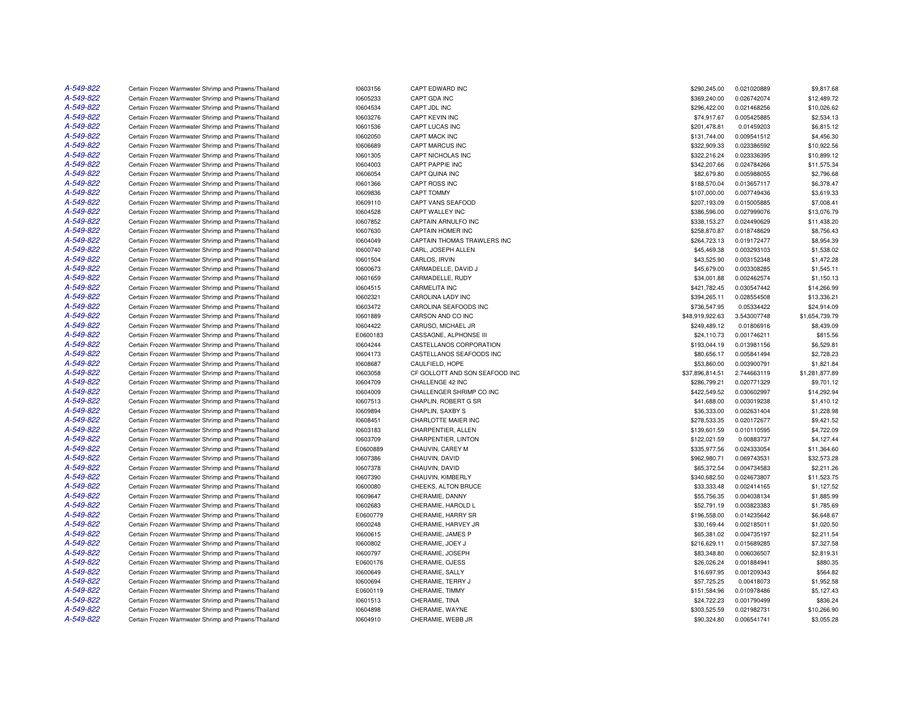| | | | | | | |
|---|---|---|---|---|---|---|
| A-549-822 | Certain Frozen Warmwater Shrimp and Prawns/Thailand | I0603156 | CAPT EDWARD INC | $290,245.00 | 0.021020889 | $9,817.68 |
| A-549-822 | Certain Frozen Warmwater Shrimp and Prawns/Thailand | I0605233 | CAPT GDA INC | $369,240.00 | 0.026742074 | $12,489.72 |
| A-549-822 | Certain Frozen Warmwater Shrimp and Prawns/Thailand | I0604534 | CAPT JDL INC | $296,422.00 | 0.021468256 | $10,026.62 |
| A-549-822 | Certain Frozen Warmwater Shrimp and Prawns/Thailand | I0603276 | CAPT KEVIN INC | $74,917.67 | 0.005425885 | $2,534.13 |
| A-549-822 | Certain Frozen Warmwater Shrimp and Prawns/Thailand | I0601536 | CAPT LUCAS INC | $201,478.81 | 0.01459203 | $6,815.12 |
| A-549-822 | Certain Frozen Warmwater Shrimp and Prawns/Thailand | I0602050 | CAPT MACK INC | $131,744.00 | 0.009541512 | $4,456.30 |
| A-549-822 | Certain Frozen Warmwater Shrimp and Prawns/Thailand | I0606689 | CAPT MARCUS INC | $322,909.33 | 0.023386592 | $10,922.56 |
| A-549-822 | Certain Frozen Warmwater Shrimp and Prawns/Thailand | I0601305 | CAPT NICHOLAS INC | $322,216.24 | 0.023336395 | $10,899.12 |
| A-549-822 | Certain Frozen Warmwater Shrimp and Prawns/Thailand | I0604003 | CAPT PAPPIE INC | $342,207.66 | 0.024784266 | $11,575.34 |
| A-549-822 | Certain Frozen Warmwater Shrimp and Prawns/Thailand | I0606054 | CAPT QUINA INC | $82,679.80 | 0.005988055 | $2,796.68 |
| A-549-822 | Certain Frozen Warmwater Shrimp and Prawns/Thailand | I0601366 | CAPT ROSS INC | $188,570.04 | 0.013657117 | $6,378.47 |
| A-549-822 | Certain Frozen Warmwater Shrimp and Prawns/Thailand | I0609836 | CAPT TOMMY | $107,000.00 | 0.007749436 | $3,619.33 |
| A-549-822 | Certain Frozen Warmwater Shrimp and Prawns/Thailand | I0609110 | CAPT VANS SEAFOOD | $207,193.09 | 0.015005885 | $7,008.41 |
| A-549-822 | Certain Frozen Warmwater Shrimp and Prawns/Thailand | I0604528 | CAPT WALLEY INC | $386,596.00 | 0.027999076 | $13,076.79 |
| A-549-822 | Certain Frozen Warmwater Shrimp and Prawns/Thailand | I0607852 | CAPTAIN ARNULFO INC | $338,153.27 | 0.024490629 | $11,438.20 |
| A-549-822 | Certain Frozen Warmwater Shrimp and Prawns/Thailand | I0607630 | CAPTAIN HOMER INC | $258,870.87 | 0.018748629 | $8,756.43 |
| A-549-822 | Certain Frozen Warmwater Shrimp and Prawns/Thailand | I0604049 | CAPTAIN THOMAS TRAWLERS INC | $264,723.13 | 0.019172477 | $8,954.39 |
| A-549-822 | Certain Frozen Warmwater Shrimp and Prawns/Thailand | I0600740 | CARL, JOSEPH ALLEN | $45,469.38 | 0.003293103 | $1,538.02 |
| A-549-822 | Certain Frozen Warmwater Shrimp and Prawns/Thailand | I0601504 | CARLOS, IRVIN | $43,525.90 | 0.003152348 | $1,472.28 |
| A-549-822 | Certain Frozen Warmwater Shrimp and Prawns/Thailand | I0600673 | CARMADELLE, DAVID J | $45,679.00 | 0.003308285 | $1,545.11 |
| A-549-822 | Certain Frozen Warmwater Shrimp and Prawns/Thailand | I0601659 | CARMADELLE, RUDY | $34,001.88 | 0.002462574 | $1,150.13 |
| A-549-822 | Certain Frozen Warmwater Shrimp and Prawns/Thailand | I0604515 | CARMELITA INC | $421,782.45 | 0.030547442 | $14,266.99 |
| A-549-822 | Certain Frozen Warmwater Shrimp and Prawns/Thailand | I0602321 | CAROLINA LADY INC | $394,265.11 | 0.028554508 | $13,336.21 |
| A-549-822 | Certain Frozen Warmwater Shrimp and Prawns/Thailand | I0603472 | CAROLINA SEAFOODS INC | $736,547.95 | 0.05334422 | $24,914.09 |
| A-549-822 | Certain Frozen Warmwater Shrimp and Prawns/Thailand | I0601889 | CARSON AND CO INC | $48,919,922.63 | 3.543007748 | $1,654,739.79 |
| A-549-822 | Certain Frozen Warmwater Shrimp and Prawns/Thailand | I0604422 | CARUSO, MICHAEL JR | $249,489.12 | 0.01806916 | $8,439.09 |
| A-549-822 | Certain Frozen Warmwater Shrimp and Prawns/Thailand | E0600183 | CASSAGNE, ALPHONSE III | $24,110.73 | 0.001746211 | $815.56 |
| A-549-822 | Certain Frozen Warmwater Shrimp and Prawns/Thailand | I0604244 | CASTELLANOS CORPORATION | $193,044.19 | 0.013981156 | $6,529.81 |
| A-549-822 | Certain Frozen Warmwater Shrimp and Prawns/Thailand | I0604173 | CASTELLANOS SEAFOODS INC | $80,656.17 | 0.005841494 | $2,728.23 |
| A-549-822 | Certain Frozen Warmwater Shrimp and Prawns/Thailand | I0608687 | CAULFIELD, HOPE | $53,860.00 | 0.003900791 | $1,821.84 |
| A-549-822 | Certain Frozen Warmwater Shrimp and Prawns/Thailand | I0603058 | CF GOLLOTT AND SON SEAFOOD INC | $37,896,814.51 | 2.744663119 | $1,281,877.89 |
| A-549-822 | Certain Frozen Warmwater Shrimp and Prawns/Thailand | I0604709 | CHALLENGE 42 INC | $286,799.21 | 0.020771329 | $9,701.12 |
| A-549-822 | Certain Frozen Warmwater Shrimp and Prawns/Thailand | I0604009 | CHALLENGER SHRIMP CO INC | $422,549.52 | 0.030602997 | $14,292.94 |
| A-549-822 | Certain Frozen Warmwater Shrimp and Prawns/Thailand | I0607513 | CHAPLIN, ROBERT G SR | $41,688.00 | 0.003019238 | $1,410.12 |
| A-549-822 | Certain Frozen Warmwater Shrimp and Prawns/Thailand | I0609894 | CHAPLIN, SAXBY S | $36,333.00 | 0.002631404 | $1,228.98 |
| A-549-822 | Certain Frozen Warmwater Shrimp and Prawns/Thailand | I0608451 | CHARLOTTE MAIER INC | $278,533.35 | 0.020172677 | $9,421.52 |
| A-549-822 | Certain Frozen Warmwater Shrimp and Prawns/Thailand | I0603183 | CHARPENTIER, ALLEN | $139,601.59 | 0.010110595 | $4,722.09 |
| A-549-822 | Certain Frozen Warmwater Shrimp and Prawns/Thailand | I0603709 | CHARPENTIER, LINTON | $122,021.59 | 0.00883737 | $4,127.44 |
| A-549-822 | Certain Frozen Warmwater Shrimp and Prawns/Thailand | E0600889 | CHAUVIN, CAREY M | $335,977.56 | 0.024333054 | $11,364.60 |
| A-549-822 | Certain Frozen Warmwater Shrimp and Prawns/Thailand | I0607386 | CHAUVIN, DAVID | $962,980.71 | 0.069743531 | $32,573.28 |
| A-549-822 | Certain Frozen Warmwater Shrimp and Prawns/Thailand | I0607378 | CHAUVIN, DAVID | $65,372.54 | 0.004734583 | $2,211.26 |
| A-549-822 | Certain Frozen Warmwater Shrimp and Prawns/Thailand | I0607390 | CHAUVIN, KIMBERLY | $340,682.50 | 0.024673807 | $11,523.75 |
| A-549-822 | Certain Frozen Warmwater Shrimp and Prawns/Thailand | I0600080 | CHEEKS, ALTON BRUCE | $33,333.48 | 0.002414165 | $1,127.52 |
| A-549-822 | Certain Frozen Warmwater Shrimp and Prawns/Thailand | I0609647 | CHERAMIE, DANNY | $55,756.35 | 0.004038134 | $1,885.99 |
| A-549-822 | Certain Frozen Warmwater Shrimp and Prawns/Thailand | I0602683 | CHERAMIE, HAROLD L | $52,791.19 | 0.003823383 | $1,785.69 |
| A-549-822 | Certain Frozen Warmwater Shrimp and Prawns/Thailand | E0600779 | CHERAMIE, HARRY SR | $196,558.00 | 0.014235642 | $6,648.67 |
| A-549-822 | Certain Frozen Warmwater Shrimp and Prawns/Thailand | I0600248 | CHERAMIE, HARVEY JR | $30,169.44 | 0.002185011 | $1,020.50 |
| A-549-822 | Certain Frozen Warmwater Shrimp and Prawns/Thailand | I0600615 | CHERAMIE, JAMES P | $65,381.02 | 0.004735197 | $2,211.54 |
| A-549-822 | Certain Frozen Warmwater Shrimp and Prawns/Thailand | I0600802 | CHERAMIE, JOEY J | $216,629.11 | 0.015689285 | $7,327.58 |
| A-549-822 | Certain Frozen Warmwater Shrimp and Prawns/Thailand | I0600797 | CHERAMIE, JOSEPH | $83,348.80 | 0.006036507 | $2,819.31 |
| A-549-822 | Certain Frozen Warmwater Shrimp and Prawns/Thailand | E0600176 | CHERAMIE, OJESS | $26,026.24 | 0.001884941 | $880.35 |
| A-549-822 | Certain Frozen Warmwater Shrimp and Prawns/Thailand | I0600649 | CHERAMIE, SALLY | $16,697.95 | 0.001209343 | $564.82 |
| A-549-822 | Certain Frozen Warmwater Shrimp and Prawns/Thailand | I0600694 | CHERAMIE, TERRY J | $57,725.25 | 0.00418073 | $1,952.58 |
| A-549-822 | Certain Frozen Warmwater Shrimp and Prawns/Thailand | E0600119 | CHERAMIE, TIMMY | $151,584.96 | 0.010978486 | $5,127.43 |
| A-549-822 | Certain Frozen Warmwater Shrimp and Prawns/Thailand | I0601513 | CHERAMIE, TINA | $24,722.23 | 0.001790499 | $836.24 |
| A-549-822 | Certain Frozen Warmwater Shrimp and Prawns/Thailand | I0604898 | CHERAMIE, WAYNE | $303,525.59 | 0.021982731 | $10,266.90 |
| A-549-822 | Certain Frozen Warmwater Shrimp and Prawns/Thailand | I0604910 | CHERAMIE, WEBB JR | $90,324.80 | 0.006541741 | $3,055.28 |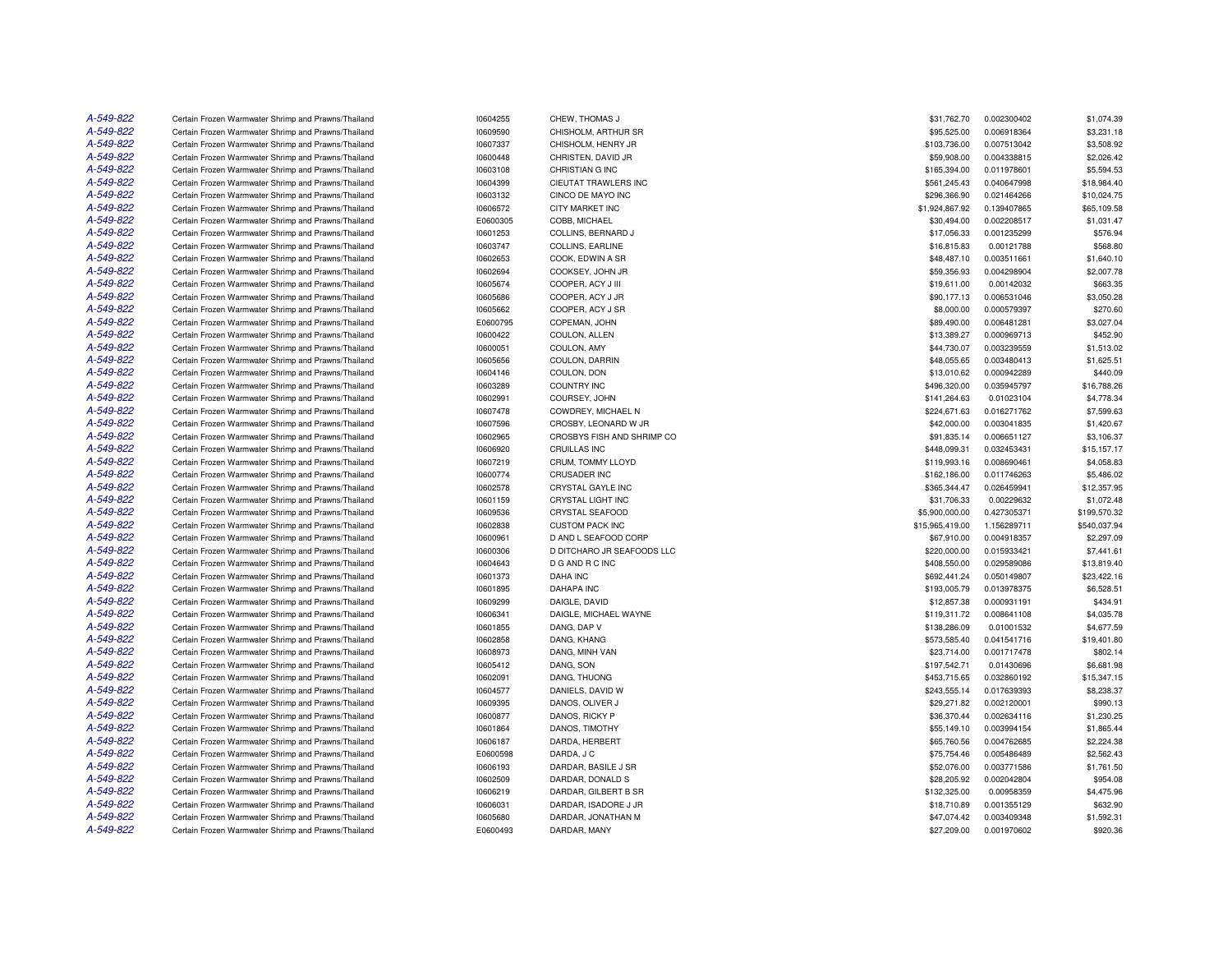| | | | | | | |
|---|---|---|---|---|---|---|
| A-549-822 | Certain Frozen Warmwater Shrimp and Prawns/Thailand | I0604255 | CHEW, THOMAS J | $31,762.70 | 0.002300402 | $1,074.39 |
| A-549-822 | Certain Frozen Warmwater Shrimp and Prawns/Thailand | I0609590 | CHISHOLM, ARTHUR SR | $95,525.00 | 0.006918364 | $3,231.18 |
| A-549-822 | Certain Frozen Warmwater Shrimp and Prawns/Thailand | I0607337 | CHISHOLM, HENRY JR | $103,736.00 | 0.007513042 | $3,508.92 |
| A-549-822 | Certain Frozen Warmwater Shrimp and Prawns/Thailand | I0600448 | CHRISTEN, DAVID JR | $59,908.00 | 0.004338815 | $2,026.42 |
| A-549-822 | Certain Frozen Warmwater Shrimp and Prawns/Thailand | I0603108 | CHRISTIAN G INC | $165,394.00 | 0.011978601 | $5,594.53 |
| A-549-822 | Certain Frozen Warmwater Shrimp and Prawns/Thailand | I0604399 | CIEUTAT TRAWLERS INC | $561,245.43 | 0.040647998 | $18,984.40 |
| A-549-822 | Certain Frozen Warmwater Shrimp and Prawns/Thailand | I0603132 | CINCO DE MAYO INC | $296,366.90 | 0.021464266 | $10,024.75 |
| A-549-822 | Certain Frozen Warmwater Shrimp and Prawns/Thailand | I0606572 | CITY MARKET INC | $1,924,867.92 | 0.139407865 | $65,109.58 |
| A-549-822 | Certain Frozen Warmwater Shrimp and Prawns/Thailand | E0600305 | COBB, MICHAEL | $30,494.00 | 0.002208517 | $1,031.47 |
| A-549-822 | Certain Frozen Warmwater Shrimp and Prawns/Thailand | I0601253 | COLLINS, BERNARD J | $17,056.33 | 0.001235299 | $576.94 |
| A-549-822 | Certain Frozen Warmwater Shrimp and Prawns/Thailand | I0603747 | COLLINS, EARLINE | $16,815.83 | 0.00121788 | $568.80 |
| A-549-822 | Certain Frozen Warmwater Shrimp and Prawns/Thailand | I0602653 | COOK, EDWIN A SR | $48,487.10 | 0.003511661 | $1,640.10 |
| A-549-822 | Certain Frozen Warmwater Shrimp and Prawns/Thailand | I0602694 | COOKSEY, JOHN JR | $59,356.93 | 0.004298904 | $2,007.78 |
| A-549-822 | Certain Frozen Warmwater Shrimp and Prawns/Thailand | I0605674 | COOPER, ACY J III | $19,611.00 | 0.00142032 | $663.35 |
| A-549-822 | Certain Frozen Warmwater Shrimp and Prawns/Thailand | I0605686 | COOPER, ACY J JR | $90,177.13 | 0.006531046 | $3,050.28 |
| A-549-822 | Certain Frozen Warmwater Shrimp and Prawns/Thailand | I0605662 | COOPER, ACY J SR | $8,000.00 | 0.000579397 | $270.60 |
| A-549-822 | Certain Frozen Warmwater Shrimp and Prawns/Thailand | E0600795 | COPEMAN, JOHN | $89,490.00 | 0.006481281 | $3,027.04 |
| A-549-822 | Certain Frozen Warmwater Shrimp and Prawns/Thailand | I0600422 | COULON, ALLEN | $13,389.27 | 0.000969713 | $452.90 |
| A-549-822 | Certain Frozen Warmwater Shrimp and Prawns/Thailand | I0600051 | COULON, AMY | $44,730.07 | 0.003239559 | $1,513.02 |
| A-549-822 | Certain Frozen Warmwater Shrimp and Prawns/Thailand | I0605656 | COULON, DARRIN | $48,055.65 | 0.003480413 | $1,625.51 |
| A-549-822 | Certain Frozen Warmwater Shrimp and Prawns/Thailand | I0604146 | COULON, DON | $13,010.62 | 0.000942289 | $440.09 |
| A-549-822 | Certain Frozen Warmwater Shrimp and Prawns/Thailand | I0603289 | COUNTRY INC | $496,320.00 | 0.035945797 | $16,788.26 |
| A-549-822 | Certain Frozen Warmwater Shrimp and Prawns/Thailand | I0602991 | COURSEY, JOHN | $141,264.63 | 0.01023104 | $4,778.34 |
| A-549-822 | Certain Frozen Warmwater Shrimp and Prawns/Thailand | I0607478 | COWDREY, MICHAEL N | $224,671.63 | 0.016271762 | $7,599.63 |
| A-549-822 | Certain Frozen Warmwater Shrimp and Prawns/Thailand | I0607596 | CROSBY, LEONARD W JR | $42,000.00 | 0.003041835 | $1,420.67 |
| A-549-822 | Certain Frozen Warmwater Shrimp and Prawns/Thailand | I0602965 | CROSBYS FISH AND SHRIMP CO | $91,835.14 | 0.006651127 | $3,106.37 |
| A-549-822 | Certain Frozen Warmwater Shrimp and Prawns/Thailand | I0606920 | CRUILLAS INC | $448,099.31 | 0.032453431 | $15,157.17 |
| A-549-822 | Certain Frozen Warmwater Shrimp and Prawns/Thailand | I0607219 | CRUM, TOMMY LLOYD | $119,993.16 | 0.008690461 | $4,058.83 |
| A-549-822 | Certain Frozen Warmwater Shrimp and Prawns/Thailand | I0600774 | CRUSADER INC | $162,186.00 | 0.011746263 | $5,486.02 |
| A-549-822 | Certain Frozen Warmwater Shrimp and Prawns/Thailand | I0602578 | CRYSTAL GAYLE INC | $365,344.47 | 0.026459941 | $12,357.95 |
| A-549-822 | Certain Frozen Warmwater Shrimp and Prawns/Thailand | I0601159 | CRYSTAL LIGHT INC | $31,706.33 | 0.00229632 | $1,072.48 |
| A-549-822 | Certain Frozen Warmwater Shrimp and Prawns/Thailand | I0609536 | CRYSTAL SEAFOOD | $5,900,000.00 | 0.427305371 | $199,570.32 |
| A-549-822 | Certain Frozen Warmwater Shrimp and Prawns/Thailand | I0602838 | CUSTOM PACK INC | $15,965,419.00 | 1.156289711 | $540,037.94 |
| A-549-822 | Certain Frozen Warmwater Shrimp and Prawns/Thailand | I0600961 | D AND L SEAFOOD CORP | $67,910.00 | 0.004918357 | $2,297.09 |
| A-549-822 | Certain Frozen Warmwater Shrimp and Prawns/Thailand | I0600306 | D DITCHARO JR SEAFOODS LLC | $220,000.00 | 0.015933421 | $7,441.61 |
| A-549-822 | Certain Frozen Warmwater Shrimp and Prawns/Thailand | I0604643 | D G AND R C INC | $408,550.00 | 0.029589086 | $13,819.40 |
| A-549-822 | Certain Frozen Warmwater Shrimp and Prawns/Thailand | I0601373 | DAHA INC | $692,441.24 | 0.050149807 | $23,422.16 |
| A-549-822 | Certain Frozen Warmwater Shrimp and Prawns/Thailand | I0601895 | DAHAPA INC | $193,005.79 | 0.013978375 | $6,528.51 |
| A-549-822 | Certain Frozen Warmwater Shrimp and Prawns/Thailand | I0609299 | DAIGLE, DAVID | $12,857.38 | 0.000931191 | $434.91 |
| A-549-822 | Certain Frozen Warmwater Shrimp and Prawns/Thailand | I0606341 | DAIGLE, MICHAEL WAYNE | $119,311.72 | 0.008641108 | $4,035.78 |
| A-549-822 | Certain Frozen Warmwater Shrimp and Prawns/Thailand | I0601855 | DANG, DAP V | $138,286.09 | 0.01001532 | $4,677.59 |
| A-549-822 | Certain Frozen Warmwater Shrimp and Prawns/Thailand | I0602858 | DANG, KHANG | $573,585.40 | 0.041541716 | $19,401.80 |
| A-549-822 | Certain Frozen Warmwater Shrimp and Prawns/Thailand | I0608973 | DANG, MINH VAN | $23,714.00 | 0.001717478 | $802.14 |
| A-549-822 | Certain Frozen Warmwater Shrimp and Prawns/Thailand | I0605412 | DANG, SON | $197,542.71 | 0.01430696 | $6,681.98 |
| A-549-822 | Certain Frozen Warmwater Shrimp and Prawns/Thailand | I0602091 | DANG, THUONG | $453,715.65 | 0.032860192 | $15,347.15 |
| A-549-822 | Certain Frozen Warmwater Shrimp and Prawns/Thailand | I0604577 | DANIELS, DAVID W | $243,555.14 | 0.017639393 | $8,238.37 |
| A-549-822 | Certain Frozen Warmwater Shrimp and Prawns/Thailand | I0609395 | DANOS, OLIVER J | $29,271.82 | 0.002120001 | $990.13 |
| A-549-822 | Certain Frozen Warmwater Shrimp and Prawns/Thailand | I0600877 | DANOS, RICKY P | $36,370.44 | 0.002634116 | $1,230.25 |
| A-549-822 | Certain Frozen Warmwater Shrimp and Prawns/Thailand | I0601864 | DANOS, TIMOTHY | $55,149.10 | 0.003994154 | $1,865.44 |
| A-549-822 | Certain Frozen Warmwater Shrimp and Prawns/Thailand | I0606187 | DARDA, HERBERT | $65,760.56 | 0.004762685 | $2,224.38 |
| A-549-822 | Certain Frozen Warmwater Shrimp and Prawns/Thailand | E0600598 | DARDA, J C | $75,754.46 | 0.005486489 | $2,562.43 |
| A-549-822 | Certain Frozen Warmwater Shrimp and Prawns/Thailand | I0606193 | DARDAR, BASILE J SR | $52,076.00 | 0.003771586 | $1,761.50 |
| A-549-822 | Certain Frozen Warmwater Shrimp and Prawns/Thailand | I0602509 | DARDAR, DONALD S | $28,205.92 | 0.002042804 | $954.08 |
| A-549-822 | Certain Frozen Warmwater Shrimp and Prawns/Thailand | I0606219 | DARDAR, GILBERT B SR | $132,325.00 | 0.00958359 | $4,475.96 |
| A-549-822 | Certain Frozen Warmwater Shrimp and Prawns/Thailand | I0606031 | DARDAR, ISADORE J JR | $18,710.89 | 0.001355129 | $632.90 |
| A-549-822 | Certain Frozen Warmwater Shrimp and Prawns/Thailand | I0605680 | DARDAR, JONATHAN M | $47,074.42 | 0.003409348 | $1,592.31 |
| A-549-822 | Certain Frozen Warmwater Shrimp and Prawns/Thailand | E0600493 | DARDAR, MANY | $27,209.00 | 0.001970602 | $920.36 |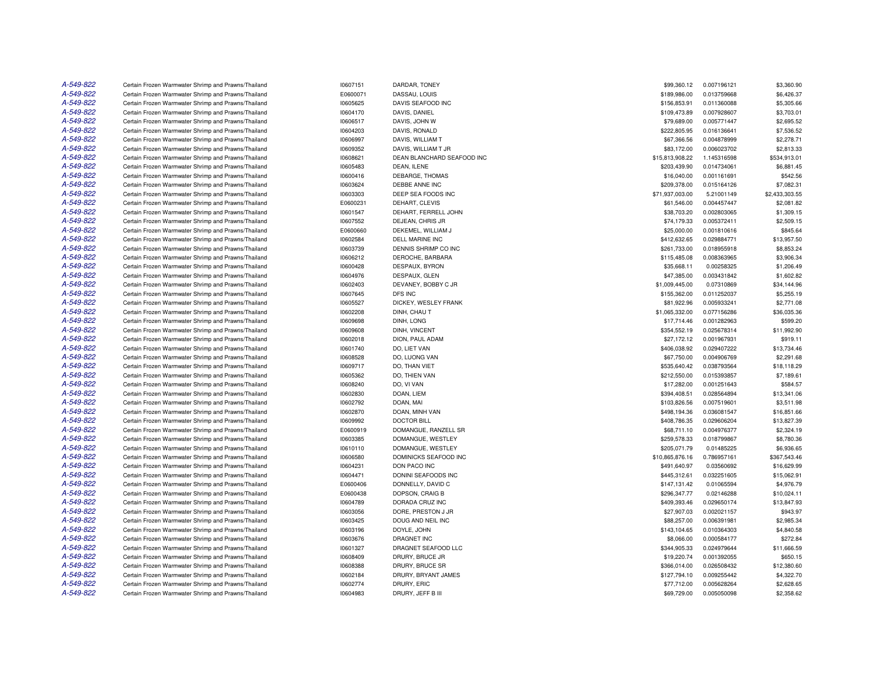| | | | | | | |
|---|---|---|---|---|---|---|
| A-549-822 | Certain Frozen Warmwater Shrimp and Prawns/Thailand | I0607151 | DARDAR, TONEY | $99,360.12 | 0.007196121 | $3,360.90 |
| A-549-822 | Certain Frozen Warmwater Shrimp and Prawns/Thailand | E0600071 | DASSAU, LOUIS | $189,986.00 | 0.013759668 | $6,426.37 |
| A-549-822 | Certain Frozen Warmwater Shrimp and Prawns/Thailand | I0605625 | DAVIS SEAFOOD INC | $156,853.91 | 0.011360088 | $5,305.66 |
| A-549-822 | Certain Frozen Warmwater Shrimp and Prawns/Thailand | I0604170 | DAVIS, DANIEL | $109,473.89 | 0.007928607 | $3,703.01 |
| A-549-822 | Certain Frozen Warmwater Shrimp and Prawns/Thailand | I0606517 | DAVIS, JOHN W | $79,689.00 | 0.005771447 | $2,695.52 |
| A-549-822 | Certain Frozen Warmwater Shrimp and Prawns/Thailand | I0604203 | DAVIS, RONALD | $222,805.95 | 0.016136641 | $7,536.52 |
| A-549-822 | Certain Frozen Warmwater Shrimp and Prawns/Thailand | I0606997 | DAVIS, WILLIAM T | $67,366.56 | 0.004878999 | $2,278.71 |
| A-549-822 | Certain Frozen Warmwater Shrimp and Prawns/Thailand | I0609352 | DAVIS, WILLIAM T JR | $83,172.00 | 0.006023702 | $2,813.33 |
| A-549-822 | Certain Frozen Warmwater Shrimp and Prawns/Thailand | I0608621 | DEAN BLANCHARD SEAFOOD INC | $15,813,908.22 | 1.145316598 | $534,913.01 |
| A-549-822 | Certain Frozen Warmwater Shrimp and Prawns/Thailand | I0605483 | DEAN, ILENE | $203,439.90 | 0.014734061 | $6,881.45 |
| A-549-822 | Certain Frozen Warmwater Shrimp and Prawns/Thailand | I0600416 | DEBARGE, THOMAS | $16,040.00 | 0.001161691 | $542.56 |
| A-549-822 | Certain Frozen Warmwater Shrimp and Prawns/Thailand | I0603624 | DEBBE ANNE INC | $209,378.00 | 0.015164126 | $7,082.31 |
| A-549-822 | Certain Frozen Warmwater Shrimp and Prawns/Thailand | I0603303 | DEEP SEA FOODS INC | $71,937,003.00 | 5.21001149 | $2,433,303.55 |
| A-549-822 | Certain Frozen Warmwater Shrimp and Prawns/Thailand | E0600231 | DEHART, CLEVIS | $61,546.00 | 0.004457447 | $2,081.82 |
| A-549-822 | Certain Frozen Warmwater Shrimp and Prawns/Thailand | I0601547 | DEHART, FERRELL JOHN | $38,703.20 | 0.002803065 | $1,309.15 |
| A-549-822 | Certain Frozen Warmwater Shrimp and Prawns/Thailand | I0607552 | DEJEAN, CHRIS JR | $74,179.33 | 0.005372411 | $2,509.15 |
| A-549-822 | Certain Frozen Warmwater Shrimp and Prawns/Thailand | E0600660 | DEKEMEL, WILLIAM J | $25,000.00 | 0.001810616 | $845.64 |
| A-549-822 | Certain Frozen Warmwater Shrimp and Prawns/Thailand | I0602584 | DELL MARINE INC | $412,632.65 | 0.029884771 | $13,957.50 |
| A-549-822 | Certain Frozen Warmwater Shrimp and Prawns/Thailand | I0603739 | DENNIS SHRIMP CO INC | $261,733.00 | 0.018955918 | $8,853.24 |
| A-549-822 | Certain Frozen Warmwater Shrimp and Prawns/Thailand | I0606212 | DEROCHE, BARBARA | $115,485.08 | 0.008363965 | $3,906.34 |
| A-549-822 | Certain Frozen Warmwater Shrimp and Prawns/Thailand | I0600428 | DESPAUX, BYRON | $35,668.11 | 0.00258325 | $1,206.49 |
| A-549-822 | Certain Frozen Warmwater Shrimp and Prawns/Thailand | I0604976 | DESPAUX, GLEN | $47,385.00 | 0.003431842 | $1,602.82 |
| A-549-822 | Certain Frozen Warmwater Shrimp and Prawns/Thailand | I0602403 | DEVANEY, BOBBY C JR | $1,009,445.00 | 0.07310869 | $34,144.96 |
| A-549-822 | Certain Frozen Warmwater Shrimp and Prawns/Thailand | I0607645 | DFS INC | $155,362.00 | 0.011252037 | $5,255.19 |
| A-549-822 | Certain Frozen Warmwater Shrimp and Prawns/Thailand | I0605527 | DICKEY, WESLEY FRANK | $81,922.96 | 0.005933241 | $2,771.08 |
| A-549-822 | Certain Frozen Warmwater Shrimp and Prawns/Thailand | I0602208 | DINH, CHAU T | $1,065,332.00 | 0.077156286 | $36,035.36 |
| A-549-822 | Certain Frozen Warmwater Shrimp and Prawns/Thailand | I0609698 | DINH, LONG | $17,714.46 | 0.001282963 | $599.20 |
| A-549-822 | Certain Frozen Warmwater Shrimp and Prawns/Thailand | I0609608 | DINH, VINCENT | $354,552.19 | 0.025678314 | $11,992.90 |
| A-549-822 | Certain Frozen Warmwater Shrimp and Prawns/Thailand | I0602018 | DION, PAUL ADAM | $27,172.12 | 0.001967931 | $919.11 |
| A-549-822 | Certain Frozen Warmwater Shrimp and Prawns/Thailand | I0601740 | DO, LIET VAN | $406,038.92 | 0.029407222 | $13,734.46 |
| A-549-822 | Certain Frozen Warmwater Shrimp and Prawns/Thailand | I0608528 | DO, LUONG VAN | $67,750.00 | 0.004906769 | $2,291.68 |
| A-549-822 | Certain Frozen Warmwater Shrimp and Prawns/Thailand | I0609717 | DO, THAN VIET | $535,640.42 | 0.038793564 | $18,118.29 |
| A-549-822 | Certain Frozen Warmwater Shrimp and Prawns/Thailand | I0605362 | DO, THIEN VAN | $212,550.00 | 0.015393857 | $7,189.61 |
| A-549-822 | Certain Frozen Warmwater Shrimp and Prawns/Thailand | I0608240 | DO, VI VAN | $17,282.00 | 0.001251643 | $584.57 |
| A-549-822 | Certain Frozen Warmwater Shrimp and Prawns/Thailand | I0602830 | DOAN, LIEM | $394,408.51 | 0.028564894 | $13,341.06 |
| A-549-822 | Certain Frozen Warmwater Shrimp and Prawns/Thailand | I0602792 | DOAN, MAI | $103,826.56 | 0.007519601 | $3,511.98 |
| A-549-822 | Certain Frozen Warmwater Shrimp and Prawns/Thailand | I0602870 | DOAN, MINH VAN | $498,194.36 | 0.036081547 | $16,851.66 |
| A-549-822 | Certain Frozen Warmwater Shrimp and Prawns/Thailand | I0609992 | DOCTOR BILL | $408,786.35 | 0.029606204 | $13,827.39 |
| A-549-822 | Certain Frozen Warmwater Shrimp and Prawns/Thailand | E0600919 | DOMANGUE, RANZELL SR | $68,711.10 | 0.004976377 | $2,324.19 |
| A-549-822 | Certain Frozen Warmwater Shrimp and Prawns/Thailand | I0603385 | DOMANGUE, WESTLEY | $259,578.33 | 0.018799867 | $8,780.36 |
| A-549-822 | Certain Frozen Warmwater Shrimp and Prawns/Thailand | I0610110 | DOMANGUE, WESTLEY | $205,071.79 | 0.01485225 | $6,936.65 |
| A-549-822 | Certain Frozen Warmwater Shrimp and Prawns/Thailand | I0606580 | DOMINICKS SEAFOOD INC | $10,865,876.16 | 0.786957161 | $367,543.46 |
| A-549-822 | Certain Frozen Warmwater Shrimp and Prawns/Thailand | I0604231 | DON PACO INC | $491,640.97 | 0.03560692 | $16,629.99 |
| A-549-822 | Certain Frozen Warmwater Shrimp and Prawns/Thailand | I0604471 | DONINI SEAFOODS INC | $445,312.61 | 0.032251605 | $15,062.91 |
| A-549-822 | Certain Frozen Warmwater Shrimp and Prawns/Thailand | E0600406 | DONNELLY, DAVID C | $147,131.42 | 0.01065594 | $4,976.79 |
| A-549-822 | Certain Frozen Warmwater Shrimp and Prawns/Thailand | E0600438 | DOPSON, CRAIG B | $296,347.77 | 0.02146288 | $10,024.11 |
| A-549-822 | Certain Frozen Warmwater Shrimp and Prawns/Thailand | I0604789 | DORADA CRUZ INC | $409,393.46 | 0.029650174 | $13,847.93 |
| A-549-822 | Certain Frozen Warmwater Shrimp and Prawns/Thailand | I0603056 | DORE, PRESTON J JR | $27,907.03 | 0.002021157 | $943.97 |
| A-549-822 | Certain Frozen Warmwater Shrimp and Prawns/Thailand | I0603425 | DOUG AND NEIL INC | $88,257.00 | 0.006391981 | $2,985.34 |
| A-549-822 | Certain Frozen Warmwater Shrimp and Prawns/Thailand | I0603196 | DOYLE, JOHN | $143,104.65 | 0.010364303 | $4,840.58 |
| A-549-822 | Certain Frozen Warmwater Shrimp and Prawns/Thailand | I0603676 | DRAGNET INC | $8,066.00 | 0.000584177 | $272.84 |
| A-549-822 | Certain Frozen Warmwater Shrimp and Prawns/Thailand | I0601327 | DRAGNET SEAFOOD LLC | $344,905.33 | 0.024979644 | $11,666.59 |
| A-549-822 | Certain Frozen Warmwater Shrimp and Prawns/Thailand | I0608409 | DRURY, BRUCE JR | $19,220.74 | 0.001392055 | $650.15 |
| A-549-822 | Certain Frozen Warmwater Shrimp and Prawns/Thailand | I0608388 | DRURY, BRUCE SR | $366,014.00 | 0.026508432 | $12,380.60 |
| A-549-822 | Certain Frozen Warmwater Shrimp and Prawns/Thailand | I0602184 | DRURY, BRYANT JAMES | $127,794.10 | 0.009255442 | $4,322.70 |
| A-549-822 | Certain Frozen Warmwater Shrimp and Prawns/Thailand | I0602774 | DRURY, ERIC | $77,712.00 | 0.005628264 | $2,628.65 |
| A-549-822 | Certain Frozen Warmwater Shrimp and Prawns/Thailand | I0604983 | DRURY, JEFF B III | $69,729.00 | 0.005050098 | $2,358.62 |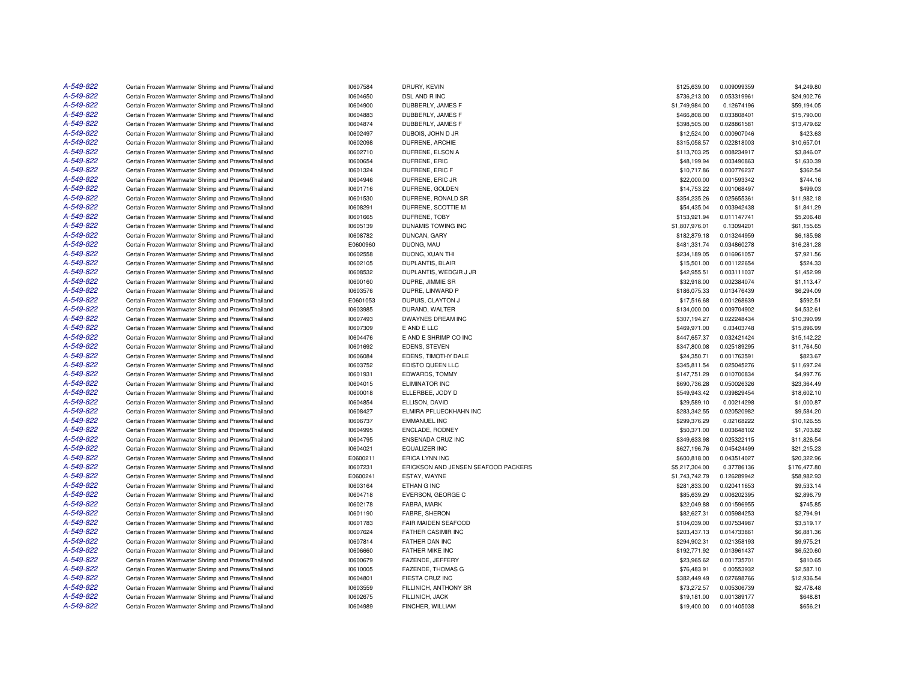| | | | | | | |
|---|---|---|---|---|---|---|
| *A-549-822* | Certain Frozen Warmwater Shrimp and Prawns/Thailand | I0607584 | DRURY, KEVIN | $125,639.00 | 0.009099359 | $4,249.80 |
| *A-549-822* | Certain Frozen Warmwater Shrimp and Prawns/Thailand | I0604650 | DSL AND R INC | $736,213.00 | 0.053319961 | $24,902.76 |
| *A-549-822* | Certain Frozen Warmwater Shrimp and Prawns/Thailand | I0604900 | DUBBERLY, JAMES F | $1,749,984.00 | 0.12674196 | $59,194.05 |
| *A-549-822* | Certain Frozen Warmwater Shrimp and Prawns/Thailand | I0604883 | DUBBERLY, JAMES F | $466,808.00 | 0.033808401 | $15,790.00 |
| *A-549-822* | Certain Frozen Warmwater Shrimp and Prawns/Thailand | I0604874 | DUBBERLY, JAMES F | $398,505.00 | 0.028861581 | $13,479.62 |
| *A-549-822* | Certain Frozen Warmwater Shrimp and Prawns/Thailand | I0602497 | DUBOIS, JOHN D JR | $12,524.00 | 0.000907046 | $423.63 |
| *A-549-822* | Certain Frozen Warmwater Shrimp and Prawns/Thailand | I0602098 | DUFRENE, ARCHIE | $315,058.57 | 0.022818003 | $10,657.01 |
| *A-549-822* | Certain Frozen Warmwater Shrimp and Prawns/Thailand | I0602710 | DUFRENE, ELSON A | $113,703.25 | 0.008234917 | $3,846.07 |
| *A-549-822* | Certain Frozen Warmwater Shrimp and Prawns/Thailand | I0600654 | DUFRENE, ERIC | $48,199.94 | 0.003490863 | $1,630.39 |
| *A-549-822* | Certain Frozen Warmwater Shrimp and Prawns/Thailand | I0601324 | DUFRENE, ERIC F | $10,717.86 | 0.000776237 | $362.54 |
| *A-549-822* | Certain Frozen Warmwater Shrimp and Prawns/Thailand | I0604946 | DUFRENE, ERIC JR | $22,000.00 | 0.001593342 | $744.16 |
| *A-549-822* | Certain Frozen Warmwater Shrimp and Prawns/Thailand | I0601716 | DUFRENE, GOLDEN | $14,753.22 | 0.001068497 | $499.03 |
| *A-549-822* | Certain Frozen Warmwater Shrimp and Prawns/Thailand | I0601530 | DUFRENE, RONALD SR | $354,235.26 | 0.025655361 | $11,982.18 |
| *A-549-822* | Certain Frozen Warmwater Shrimp and Prawns/Thailand | I0608291 | DUFRENE, SCOTTIE M | $54,435.04 | 0.003942438 | $1,841.29 |
| *A-549-822* | Certain Frozen Warmwater Shrimp and Prawns/Thailand | I0601665 | DUFRENE, TOBY | $153,921.94 | 0.011147741 | $5,206.48 |
| *A-549-822* | Certain Frozen Warmwater Shrimp and Prawns/Thailand | I0605139 | DUNAMIS TOWING INC | $1,807,976.01 | 0.13094201 | $61,155.65 |
| *A-549-822* | Certain Frozen Warmwater Shrimp and Prawns/Thailand | I0608782 | DUNCAN, GARY | $182,879.18 | 0.013244959 | $6,185.98 |
| *A-549-822* | Certain Frozen Warmwater Shrimp and Prawns/Thailand | E0600960 | DUONG, MAU | $481,331.74 | 0.034860278 | $16,281.28 |
| *A-549-822* | Certain Frozen Warmwater Shrimp and Prawns/Thailand | I0602558 | DUONG, XUAN THI | $234,189.05 | 0.016961057 | $7,921.56 |
| *A-549-822* | Certain Frozen Warmwater Shrimp and Prawns/Thailand | I0602105 | DUPLANTIS, BLAIR | $15,501.00 | 0.001122654 | $524.33 |
| *A-549-822* | Certain Frozen Warmwater Shrimp and Prawns/Thailand | I0608532 | DUPLANTIS, WEDGIR J JR | $42,955.51 | 0.003111037 | $1,452.99 |
| *A-549-822* | Certain Frozen Warmwater Shrimp and Prawns/Thailand | I0600160 | DUPRE, JIMMIE SR | $32,918.00 | 0.002384074 | $1,113.47 |
| *A-549-822* | Certain Frozen Warmwater Shrimp and Prawns/Thailand | I0603576 | DUPRE, LINWARD P | $186,075.33 | 0.013476439 | $6,294.09 |
| *A-549-822* | Certain Frozen Warmwater Shrimp and Prawns/Thailand | E0601053 | DUPUIS, CLAYTON J | $17,516.68 | 0.001268639 | $592.51 |
| *A-549-822* | Certain Frozen Warmwater Shrimp and Prawns/Thailand | I0603985 | DURAND, WALTER | $134,000.00 | 0.009704902 | $4,532.61 |
| *A-549-822* | Certain Frozen Warmwater Shrimp and Prawns/Thailand | I0607493 | DWAYNES DREAM INC | $307,194.27 | 0.022248434 | $10,390.99 |
| *A-549-822* | Certain Frozen Warmwater Shrimp and Prawns/Thailand | I0607309 | E AND E LLC | $469,971.00 | 0.03403748 | $15,896.99 |
| *A-549-822* | Certain Frozen Warmwater Shrimp and Prawns/Thailand | I0604476 | E AND E SHRIMP CO INC | $447,657.37 | 0.032421424 | $15,142.22 |
| *A-549-822* | Certain Frozen Warmwater Shrimp and Prawns/Thailand | I0601692 | EDENS, STEVEN | $347,800.08 | 0.025189295 | $11,764.50 |
| *A-549-822* | Certain Frozen Warmwater Shrimp and Prawns/Thailand | I0606084 | EDENS, TIMOTHY DALE | $24,350.71 | 0.001763591 | $823.67 |
| *A-549-822* | Certain Frozen Warmwater Shrimp and Prawns/Thailand | I0603752 | EDISTO QUEEN LLC | $345,811.54 | 0.025045276 | $11,697.24 |
| *A-549-822* | Certain Frozen Warmwater Shrimp and Prawns/Thailand | I0601931 | EDWARDS, TOMMY | $147,751.29 | 0.010700834 | $4,997.76 |
| *A-549-822* | Certain Frozen Warmwater Shrimp and Prawns/Thailand | I0604015 | ELIMINATOR INC | $690,736.28 | 0.050026326 | $23,364.49 |
| *A-549-822* | Certain Frozen Warmwater Shrimp and Prawns/Thailand | I0600018 | ELLERBEE, JODY D | $549,943.42 | 0.039829454 | $18,602.10 |
| *A-549-822* | Certain Frozen Warmwater Shrimp and Prawns/Thailand | I0604854 | ELLISON, DAVID | $29,589.10 | 0.00214298 | $1,000.87 |
| *A-549-822* | Certain Frozen Warmwater Shrimp and Prawns/Thailand | I0608427 | ELMIRA PFLUECKHAHN INC | $283,342.55 | 0.020520982 | $9,584.20 |
| *A-549-822* | Certain Frozen Warmwater Shrimp and Prawns/Thailand | I0606737 | EMMANUEL INC | $299,376.29 | 0.02168222 | $10,126.55 |
| *A-549-822* | Certain Frozen Warmwater Shrimp and Prawns/Thailand | I0604995 | ENCLADE, RODNEY | $50,371.00 | 0.003648102 | $1,703.82 |
| *A-549-822* | Certain Frozen Warmwater Shrimp and Prawns/Thailand | I0604795 | ENSENADA CRUZ INC | $349,633.98 | 0.025322115 | $11,826.54 |
| *A-549-822* | Certain Frozen Warmwater Shrimp and Prawns/Thailand | I0604021 | EQUALIZER INC | $627,196.76 | 0.045424499 | $21,215.23 |
| *A-549-822* | Certain Frozen Warmwater Shrimp and Prawns/Thailand | E0600211 | ERICA LYNN INC | $600,818.00 | 0.043514027 | $20,322.96 |
| *A-549-822* | Certain Frozen Warmwater Shrimp and Prawns/Thailand | I0607231 | ERICKSON AND JENSEN SEAFOOD PACKERS | $5,217,304.00 | 0.37786136 | $176,477.80 |
| *A-549-822* | Certain Frozen Warmwater Shrimp and Prawns/Thailand | E0600241 | ESTAY, WAYNE | $1,743,742.79 | 0.126289942 | $58,982.93 |
| *A-549-822* | Certain Frozen Warmwater Shrimp and Prawns/Thailand | I0603164 | ETHAN G INC | $281,833.00 | 0.020411653 | $9,533.14 |
| *A-549-822* | Certain Frozen Warmwater Shrimp and Prawns/Thailand | I0604718 | EVERSON, GEORGE C | $85,639.29 | 0.006202395 | $2,896.79 |
| *A-549-822* | Certain Frozen Warmwater Shrimp and Prawns/Thailand | I0602178 | FABRA, MARK | $22,049.88 | 0.001596955 | $745.85 |
| *A-549-822* | Certain Frozen Warmwater Shrimp and Prawns/Thailand | I0601190 | FABRE, SHERON | $82,627.31 | 0.005984253 | $2,794.91 |
| *A-549-822* | Certain Frozen Warmwater Shrimp and Prawns/Thailand | I0601783 | FAIR MAIDEN SEAFOOD | $104,039.00 | 0.007534987 | $3,519.17 |
| *A-549-822* | Certain Frozen Warmwater Shrimp and Prawns/Thailand | I0607624 | FATHER CASIMIR INC | $203,437.13 | 0.014733861 | $6,881.36 |
| *A-549-822* | Certain Frozen Warmwater Shrimp and Prawns/Thailand | I0607814 | FATHER DAN INC | $294,902.31 | 0.021358193 | $9,975.21 |
| *A-549-822* | Certain Frozen Warmwater Shrimp and Prawns/Thailand | I0606660 | FATHER MIKE INC | $192,771.92 | 0.013961437 | $6,520.60 |
| *A-549-822* | Certain Frozen Warmwater Shrimp and Prawns/Thailand | I0600679 | FAZENDE, JEFFERY | $23,965.62 | 0.001735701 | $810.65 |
| *A-549-822* | Certain Frozen Warmwater Shrimp and Prawns/Thailand | I0610005 | FAZENDE, THOMAS G | $76,483.91 | 0.00553932 | $2,587.10 |
| *A-549-822* | Certain Frozen Warmwater Shrimp and Prawns/Thailand | I0604801 | FIESTA CRUZ INC | $382,449.49 | 0.027698766 | $12,936.54 |
| *A-549-822* | Certain Frozen Warmwater Shrimp and Prawns/Thailand | I0603559 | FILLINICH, ANTHONY SR | $73,272.57 | 0.005306739 | $2,478.48 |
| *A-549-822* | Certain Frozen Warmwater Shrimp and Prawns/Thailand | I0602675 | FILLINICH, JACK | $19,181.00 | 0.001389177 | $648.81 |
| *A-549-822* | Certain Frozen Warmwater Shrimp and Prawns/Thailand | I0604989 | FINCHER, WILLIAM | $19,400.00 | 0.001405038 | $656.21 |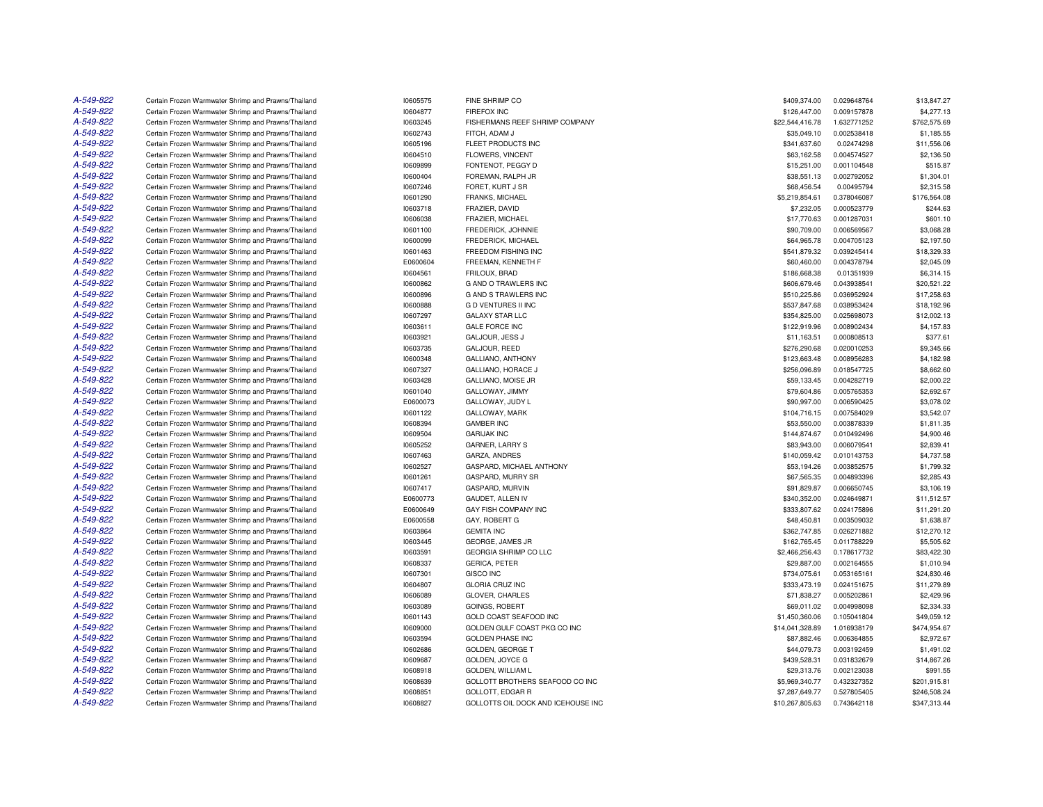| | | | | | | |
|---|---|---|---|---|---|---|
| A-549-822 | Certain Frozen Warmwater Shrimp and Prawns/Thailand | I0605575 | FINE SHRIMP CO | $409,374.00 | 0.029648764 | $13,847.27 |
| A-549-822 | Certain Frozen Warmwater Shrimp and Prawns/Thailand | I0604877 | FIREFOX INC | $126,447.00 | 0.009157878 | $4,277.13 |
| A-549-822 | Certain Frozen Warmwater Shrimp and Prawns/Thailand | I0603245 | FISHERMANS REEF SHRIMP COMPANY | $22,544,416.78 | 1.632771252 | $762,575.69 |
| A-549-822 | Certain Frozen Warmwater Shrimp and Prawns/Thailand | I0602743 | FITCH, ADAM J | $35,049.10 | 0.002538418 | $1,185.55 |
| A-549-822 | Certain Frozen Warmwater Shrimp and Prawns/Thailand | I0605196 | FLEET PRODUCTS INC | $341,637.60 | 0.02474298 | $11,556.06 |
| A-549-822 | Certain Frozen Warmwater Shrimp and Prawns/Thailand | I0604510 | FLOWERS, VINCENT | $63,162.58 | 0.004574527 | $2,136.50 |
| A-549-822 | Certain Frozen Warmwater Shrimp and Prawns/Thailand | I0609899 | FONTENOT, PEGGY D | $15,251.00 | 0.001104548 | $515.87 |
| A-549-822 | Certain Frozen Warmwater Shrimp and Prawns/Thailand | I0600404 | FOREMAN, RALPH JR | $38,551.13 | 0.002792052 | $1,304.01 |
| A-549-822 | Certain Frozen Warmwater Shrimp and Prawns/Thailand | I0607246 | FORET, KURT J SR | $68,456.54 | 0.00495794 | $2,315.58 |
| A-549-822 | Certain Frozen Warmwater Shrimp and Prawns/Thailand | I0601290 | FRANKS, MICHAEL | $5,219,854.61 | 0.378046087 | $176,564.08 |
| A-549-822 | Certain Frozen Warmwater Shrimp and Prawns/Thailand | I0603718 | FRAZIER, DAVID | $7,232.05 | 0.000523779 | $244.63 |
| A-549-822 | Certain Frozen Warmwater Shrimp and Prawns/Thailand | I0606038 | FRAZIER, MICHAEL | $17,770.63 | 0.001287031 | $601.10 |
| A-549-822 | Certain Frozen Warmwater Shrimp and Prawns/Thailand | I0601100 | FREDERICK, JOHNNIE | $90,709.00 | 0.006569567 | $3,068.28 |
| A-549-822 | Certain Frozen Warmwater Shrimp and Prawns/Thailand | I0600099 | FREDERICK, MICHAEL | $64,965.78 | 0.004705123 | $2,197.50 |
| A-549-822 | Certain Frozen Warmwater Shrimp and Prawns/Thailand | I0601463 | FREEDOM FISHING INC | $541,879.32 | 0.039245414 | $18,329.33 |
| A-549-822 | Certain Frozen Warmwater Shrimp and Prawns/Thailand | E0600604 | FREEMAN, KENNETH F | $60,460.00 | 0.004378794 | $2,045.09 |
| A-549-822 | Certain Frozen Warmwater Shrimp and Prawns/Thailand | I0604561 | FRILOUX, BRAD | $186,668.38 | 0.01351939 | $6,314.15 |
| A-549-822 | Certain Frozen Warmwater Shrimp and Prawns/Thailand | I0600862 | G AND O TRAWLERS INC | $606,679.46 | 0.043938541 | $20,521.22 |
| A-549-822 | Certain Frozen Warmwater Shrimp and Prawns/Thailand | I0600896 | G AND S TRAWLERS INC | $510,225.86 | 0.036952924 | $17,258.63 |
| A-549-822 | Certain Frozen Warmwater Shrimp and Prawns/Thailand | I0600888 | G D VENTURES II INC | $537,847.68 | 0.038953424 | $18,192.96 |
| A-549-822 | Certain Frozen Warmwater Shrimp and Prawns/Thailand | I0607297 | GALAXY STAR LLC | $354,825.00 | 0.025698073 | $12,002.13 |
| A-549-822 | Certain Frozen Warmwater Shrimp and Prawns/Thailand | I0603611 | GALE FORCE INC | $122,919.96 | 0.008902434 | $4,157.83 |
| A-549-822 | Certain Frozen Warmwater Shrimp and Prawns/Thailand | I0603921 | GALJOUR, JESS J | $11,163.51 | 0.000808513 | $377.61 |
| A-549-822 | Certain Frozen Warmwater Shrimp and Prawns/Thailand | I0603735 | GALJOUR, REED | $276,290.68 | 0.020010253 | $9,345.66 |
| A-549-822 | Certain Frozen Warmwater Shrimp and Prawns/Thailand | I0600348 | GALLIANO, ANTHONY | $123,663.48 | 0.008956283 | $4,182.98 |
| A-549-822 | Certain Frozen Warmwater Shrimp and Prawns/Thailand | I0607327 | GALLIANO, HORACE J | $256,096.89 | 0.018547725 | $8,662.60 |
| A-549-822 | Certain Frozen Warmwater Shrimp and Prawns/Thailand | I0603428 | GALLIANO, MOISE JR | $59,133.45 | 0.004282719 | $2,000.22 |
| A-549-822 | Certain Frozen Warmwater Shrimp and Prawns/Thailand | I0601040 | GALLOWAY, JIMMY | $79,604.86 | 0.005765353 | $2,692.67 |
| A-549-822 | Certain Frozen Warmwater Shrimp and Prawns/Thailand | E0600073 | GALLOWAY, JUDY L | $90,997.00 | 0.006590425 | $3,078.02 |
| A-549-822 | Certain Frozen Warmwater Shrimp and Prawns/Thailand | I0601122 | GALLOWAY, MARK | $104,716.15 | 0.007584029 | $3,542.07 |
| A-549-822 | Certain Frozen Warmwater Shrimp and Prawns/Thailand | I0608394 | GAMBER INC | $53,550.00 | 0.003878339 | $1,811.35 |
| A-549-822 | Certain Frozen Warmwater Shrimp and Prawns/Thailand | I0609504 | GARIJAK INC | $144,874.67 | 0.010492496 | $4,900.46 |
| A-549-822 | Certain Frozen Warmwater Shrimp and Prawns/Thailand | I0605252 | GARNER, LARRY S | $83,943.00 | 0.006079541 | $2,839.41 |
| A-549-822 | Certain Frozen Warmwater Shrimp and Prawns/Thailand | I0607463 | GARZA, ANDRES | $140,059.42 | 0.010143753 | $4,737.58 |
| A-549-822 | Certain Frozen Warmwater Shrimp and Prawns/Thailand | I0602527 | GASPARD, MICHAEL ANTHONY | $53,194.26 | 0.003852575 | $1,799.32 |
| A-549-822 | Certain Frozen Warmwater Shrimp and Prawns/Thailand | I0601261 | GASPARD, MURRY SR | $67,565.35 | 0.004893396 | $2,285.43 |
| A-549-822 | Certain Frozen Warmwater Shrimp and Prawns/Thailand | I0607417 | GASPARD, MURVIN | $91,829.87 | 0.00665074 5 | $3,106.19 |
| A-549-822 | Certain Frozen Warmwater Shrimp and Prawns/Thailand | E0600773 | GAUDET, ALLEN IV | $340,352.00 | 0.024649871 | $11,512.57 |
| A-549-822 | Certain Frozen Warmwater Shrimp and Prawns/Thailand | E0600649 | GAY FISH COMPANY INC | $333,807.62 | 0.024175896 | $11,291.20 |
| A-549-822 | Certain Frozen Warmwater Shrimp and Prawns/Thailand | E0600558 | GAY, ROBERT G | $48,450.81 | 0.003509032 | $1,638.87 |
| A-549-822 | Certain Frozen Warmwater Shrimp and Prawns/Thailand | I0603864 | GEMITA INC | $362,747.85 | 0.026271882 | $12,270.12 |
| A-549-822 | Certain Frozen Warmwater Shrimp and Prawns/Thailand | I0603445 | GEORGE, JAMES JR | $162,765.45 | 0.011788229 | $5,505.62 |
| A-549-822 | Certain Frozen Warmwater Shrimp and Prawns/Thailand | I0603591 | GEORGIA SHRIMP CO LLC | $2,466,256.43 | 0.178617732 | $83,422.30 |
| A-549-822 | Certain Frozen Warmwater Shrimp and Prawns/Thailand | I0608337 | GERICA, PETER | $29,887.00 | 0.002164555 | $1,010.94 |
| A-549-822 | Certain Frozen Warmwater Shrimp and Prawns/Thailand | I0607301 | GISCO INC | $734,075.61 | 0.053165161 | $24,830.46 |
| A-549-822 | Certain Frozen Warmwater Shrimp and Prawns/Thailand | I0604807 | GLORIA CRUZ INC | $333,473.19 | 0.024151675 | $11,279.89 |
| A-549-822 | Certain Frozen Warmwater Shrimp and Prawns/Thailand | I0606089 | GLOVER, CHARLES | $71,838.27 | 0.005202861 | $2,429.96 |
| A-549-822 | Certain Frozen Warmwater Shrimp and Prawns/Thailand | I0603089 | GOINGS, ROBERT | $69,011.02 | 0.004998098 | $2,334.33 |
| A-549-822 | Certain Frozen Warmwater Shrimp and Prawns/Thailand | I0601143 | GOLD COAST SEAFOOD INC | $1,450,360.06 | 0.105041804 | $49,059.12 |
| A-549-822 | Certain Frozen Warmwater Shrimp and Prawns/Thailand | I0609000 | GOLDEN GULF COAST PKG CO INC | $14,041,328.89 | 1.016938179 | $474,954.67 |
| A-549-822 | Certain Frozen Warmwater Shrimp and Prawns/Thailand | I0603594 | GOLDEN PHASE INC | $87,882.46 | 0.006364855 | $2,972.67 |
| A-549-822 | Certain Frozen Warmwater Shrimp and Prawns/Thailand | I0602686 | GOLDEN, GEORGE T | $44,079.73 | 0.003192459 | $1,491.02 |
| A-549-822 | Certain Frozen Warmwater Shrimp and Prawns/Thailand | I0609687 | GOLDEN, JOYCE G | $439,528.31 | 0.031832679 | $14,867.26 |
| A-549-822 | Certain Frozen Warmwater Shrimp and Prawns/Thailand | I0608918 | GOLDEN, WILLIAM L | $29,313.76 | 0.002123038 | $991.55 |
| A-549-822 | Certain Frozen Warmwater Shrimp and Prawns/Thailand | I0608639 | GOLLOTT BROTHERS SEAFOOD CO INC | $5,969,340.77 | 0.432327352 | $201,915.81 |
| A-549-822 | Certain Frozen Warmwater Shrimp and Prawns/Thailand | I0608851 | GOLLOTT, EDGAR R | $7,287,649.77 | 0.527805405 | $246,508.24 |
| A-549-822 | Certain Frozen Warmwater Shrimp and Prawns/Thailand | I0608827 | GOLLOTTS OIL DOCK AND ICEHOUSE INC | $10,267,805.63 | 0.743642118 | $347,313.44 |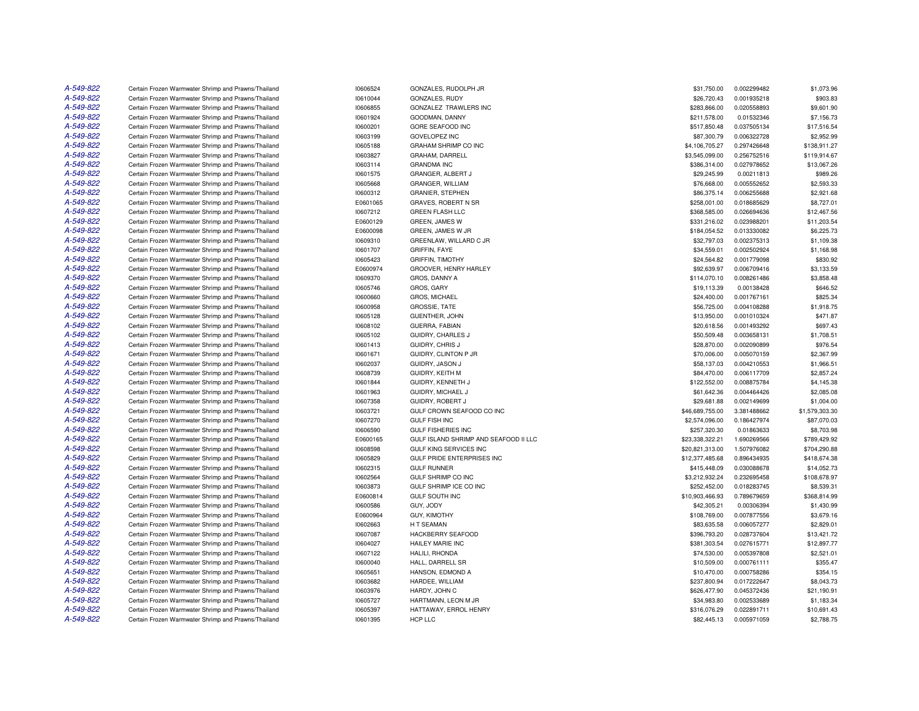| | | | | | | |
|---|---|---|---|---|---|---|
| A-549-822 | Certain Frozen Warmwater Shrimp and Prawns/Thailand | I0606524 | GONZALES, RUDOLPH JR | $31,750.00 | 0.002299482 | $1,073.96 |
| A-549-822 | Certain Frozen Warmwater Shrimp and Prawns/Thailand | I0610044 | GONZALES, RUDY | $26,720.43 | 0.001935218 | $903.83 |
| A-549-822 | Certain Frozen Warmwater Shrimp and Prawns/Thailand | I0606855 | GONZALEZ TRAWLERS INC | $283,866.00 | 0.020558893 | $9,601.90 |
| A-549-822 | Certain Frozen Warmwater Shrimp and Prawns/Thailand | I0601924 | GOODMAN, DANNY | $211,578.00 | 0.01532346 | $7,156.73 |
| A-549-822 | Certain Frozen Warmwater Shrimp and Prawns/Thailand | I0600201 | GORE SEAFOOD INC | $517,850.48 | 0.037505134 | $17,516.54 |
| A-549-822 | Certain Frozen Warmwater Shrimp and Prawns/Thailand | I0603199 | GOVELOPEZ INC | $87,300.79 | 0.006322728 | $2,952.99 |
| A-549-822 | Certain Frozen Warmwater Shrimp and Prawns/Thailand | I0605188 | GRAHAM SHRIMP CO INC | $4,106,705.27 | 0.297426648 | $138,911.27 |
| A-549-822 | Certain Frozen Warmwater Shrimp and Prawns/Thailand | I0603827 | GRAHAM, DARRELL | $3,545,099.00 | 0.256752516 | $119,914.67 |
| A-549-822 | Certain Frozen Warmwater Shrimp and Prawns/Thailand | I0603114 | GRANDMA INC | $386,314.00 | 0.027978652 | $13,067.26 |
| A-549-822 | Certain Frozen Warmwater Shrimp and Prawns/Thailand | I0601575 | GRANGER, ALBERT J | $29,245.99 | 0.00211813 | $989.26 |
| A-549-822 | Certain Frozen Warmwater Shrimp and Prawns/Thailand | I0605668 | GRANGER, WILLIAM | $76,668.00 | 0.005552652 | $2,593.33 |
| A-549-822 | Certain Frozen Warmwater Shrimp and Prawns/Thailand | I0600312 | GRANIER, STEPHEN | $86,375.14 | 0.006255688 | $2,921.68 |
| A-549-822 | Certain Frozen Warmwater Shrimp and Prawns/Thailand | E0601065 | GRAVES, ROBERT N SR | $258,001.00 | 0.018685629 | $8,727.01 |
| A-549-822 | Certain Frozen Warmwater Shrimp and Prawns/Thailand | I0607212 | GREEN FLASH LLC | $368,585.00 | 0.026694636 | $12,467.56 |
| A-549-822 | Certain Frozen Warmwater Shrimp and Prawns/Thailand | E0600129 | GREEN, JAMES W | $331,216.02 | 0.023988201 | $11,203.54 |
| A-549-822 | Certain Frozen Warmwater Shrimp and Prawns/Thailand | E0600098 | GREEN, JAMES W JR | $184,054.52 | 0.013330082 | $6,225.73 |
| A-549-822 | Certain Frozen Warmwater Shrimp and Prawns/Thailand | I0609310 | GREENLAW, WILLARD C JR | $32,797.03 | 0.002375313 | $1,109.38 |
| A-549-822 | Certain Frozen Warmwater Shrimp and Prawns/Thailand | I0601707 | GRIFFIN, FAYE | $34,559.01 | 0.002502924 | $1,168.98 |
| A-549-822 | Certain Frozen Warmwater Shrimp and Prawns/Thailand | I0605423 | GRIFFIN, TIMOTHY | $24,564.82 | 0.001779098 | $830.92 |
| A-549-822 | Certain Frozen Warmwater Shrimp and Prawns/Thailand | E0600974 | GROOVER, HENRY HARLEY | $92,639.97 | 0.006709416 | $3,133.59 |
| A-549-822 | Certain Frozen Warmwater Shrimp and Prawns/Thailand | I0609370 | GROS, DANNY A | $114,070.10 | 0.008261486 | $3,858.48 |
| A-549-822 | Certain Frozen Warmwater Shrimp and Prawns/Thailand | I0605746 | GROS, GARY | $19,113.39 | 0.00138428 | $646.52 |
| A-549-822 | Certain Frozen Warmwater Shrimp and Prawns/Thailand | I0600660 | GROS, MICHAEL | $24,400.00 | 0.001767161 | $825.34 |
| A-549-822 | Certain Frozen Warmwater Shrimp and Prawns/Thailand | I0600958 | GROSSIE, TATE | $56,725.00 | 0.004108288 | $1,918.75 |
| A-549-822 | Certain Frozen Warmwater Shrimp and Prawns/Thailand | I0605128 | GUENTHER, JOHN | $13,950.00 | 0.001010324 | $471.87 |
| A-549-822 | Certain Frozen Warmwater Shrimp and Prawns/Thailand | I0608102 | GUERRA, FABIAN | $20,618.56 | 0.001493292 | $697.43 |
| A-549-822 | Certain Frozen Warmwater Shrimp and Prawns/Thailand | I0605102 | GUIDRY, CHARLES J | $50,509.48 | 0.003658131 | $1,708.51 |
| A-549-822 | Certain Frozen Warmwater Shrimp and Prawns/Thailand | I0601413 | GUIDRY, CHRIS J | $28,870.00 | 0.002090899 | $976.54 |
| A-549-822 | Certain Frozen Warmwater Shrimp and Prawns/Thailand | I0601671 | GUIDRY, CLINTON P JR | $70,006.00 | 0.005070159 | $2,367.99 |
| A-549-822 | Certain Frozen Warmwater Shrimp and Prawns/Thailand | I0602037 | GUIDRY, JASON J | $58,137.03 | 0.004210553 | $1,966.51 |
| A-549-822 | Certain Frozen Warmwater Shrimp and Prawns/Thailand | I0608739 | GUIDRY, KEITH M | $84,470.00 | 0.006117709 | $2,857.24 |
| A-549-822 | Certain Frozen Warmwater Shrimp and Prawns/Thailand | I0601844 | GUIDRY, KENNETH J | $122,552.00 | 0.008875784 | $4,145.38 |
| A-549-822 | Certain Frozen Warmwater Shrimp and Prawns/Thailand | I0601963 | GUIDRY, MICHAEL J | $61,642.36 | 0.004464426 | $2,085.08 |
| A-549-822 | Certain Frozen Warmwater Shrimp and Prawns/Thailand | I0607358 | GUIDRY, ROBERT J | $29,681.88 | 0.002149699 | $1,004.00 |
| A-549-822 | Certain Frozen Warmwater Shrimp and Prawns/Thailand | I0603721 | GULF CROWN SEAFOOD CO INC | $46,689,755.00 | 3.381488662 | $1,579,303.30 |
| A-549-822 | Certain Frozen Warmwater Shrimp and Prawns/Thailand | I0607270 | GULF FISH INC | $2,574,096.00 | 0.186427974 | $87,070.03 |
| A-549-822 | Certain Frozen Warmwater Shrimp and Prawns/Thailand | I0606590 | GULF FISHERIES INC | $257,320.30 | 0.01863633 | $8,703.98 |
| A-549-822 | Certain Frozen Warmwater Shrimp and Prawns/Thailand | E0600165 | GULF ISLAND SHRIMP AND SEAFOOD II LLC | $23,338,322.21 | 1.690269566 | $789,429.92 |
| A-549-822 | Certain Frozen Warmwater Shrimp and Prawns/Thailand | I0608598 | GULF KING SERVICES INC | $20,821,313.00 | 1.507976082 | $704,290.88 |
| A-549-822 | Certain Frozen Warmwater Shrimp and Prawns/Thailand | I0605829 | GULF PRIDE ENTERPRISES INC | $12,377,485.68 | 0.896434935 | $418,674.38 |
| A-549-822 | Certain Frozen Warmwater Shrimp and Prawns/Thailand | I0602315 | GULF RUNNER | $415,448.09 | 0.030088678 | $14,052.73 |
| A-549-822 | Certain Frozen Warmwater Shrimp and Prawns/Thailand | I0602564 | GULF SHRIMP CO INC | $3,212,932.24 | 0.232695458 | $108,678.97 |
| A-549-822 | Certain Frozen Warmwater Shrimp and Prawns/Thailand | I0603873 | GULF SHRIMP ICE CO INC | $252,452.00 | 0.018283745 | $8,539.31 |
| A-549-822 | Certain Frozen Warmwater Shrimp and Prawns/Thailand | E0600814 | GULF SOUTH INC | $10,903,466.93 | 0.789679659 | $368,814.99 |
| A-549-822 | Certain Frozen Warmwater Shrimp and Prawns/Thailand | I0600586 | GUY, JODY | $42,305.21 | 0.00306394 | $1,430.99 |
| A-549-822 | Certain Frozen Warmwater Shrimp and Prawns/Thailand | E0600964 | GUY, KIMOTHY | $108,769.00 | 0.007877556 | $3,679.16 |
| A-549-822 | Certain Frozen Warmwater Shrimp and Prawns/Thailand | I0602663 | H T SEAMAN | $83,635.58 | 0.006057277 | $2,829.01 |
| A-549-822 | Certain Frozen Warmwater Shrimp and Prawns/Thailand | I0607087 | HACKBERRY SEAFOOD | $396,793.20 | 0.028737604 | $13,421.72 |
| A-549-822 | Certain Frozen Warmwater Shrimp and Prawns/Thailand | I0604027 | HAILEY MARIE INC | $381,303.54 | 0.027615771 | $12,897.77 |
| A-549-822 | Certain Frozen Warmwater Shrimp and Prawns/Thailand | I0607122 | HALILI, RHONDA | $74,530.00 | 0.005397808 | $2,521.01 |
| A-549-822 | Certain Frozen Warmwater Shrimp and Prawns/Thailand | I0600040 | HALL, DARRELL SR | $10,509.00 | 0.000761111 | $355.47 |
| A-549-822 | Certain Frozen Warmwater Shrimp and Prawns/Thailand | I0605651 | HANSON, EDMOND A | $10,470.00 | 0.000758286 | $354.15 |
| A-549-822 | Certain Frozen Warmwater Shrimp and Prawns/Thailand | I0603682 | HARDEE, WILLIAM | $237,800.94 | 0.017222647 | $8,043.73 |
| A-549-822 | Certain Frozen Warmwater Shrimp and Prawns/Thailand | I0603976 | HARDY, JOHN C | $626,477.90 | 0.045372436 | $21,190.91 |
| A-549-822 | Certain Frozen Warmwater Shrimp and Prawns/Thailand | I0605727 | HARTMANN, LEON M JR | $34,983.80 | 0.002533689 | $1,183.34 |
| A-549-822 | Certain Frozen Warmwater Shrimp and Prawns/Thailand | I0605397 | HATTAWAY, ERROL HENRY | $316,076.29 | 0.022891711 | $10,691.43 |
| A-549-822 | Certain Frozen Warmwater Shrimp and Prawns/Thailand | I0601395 | HCP LLC | $82,445.13 | 0.005971059 | $2,788.75 |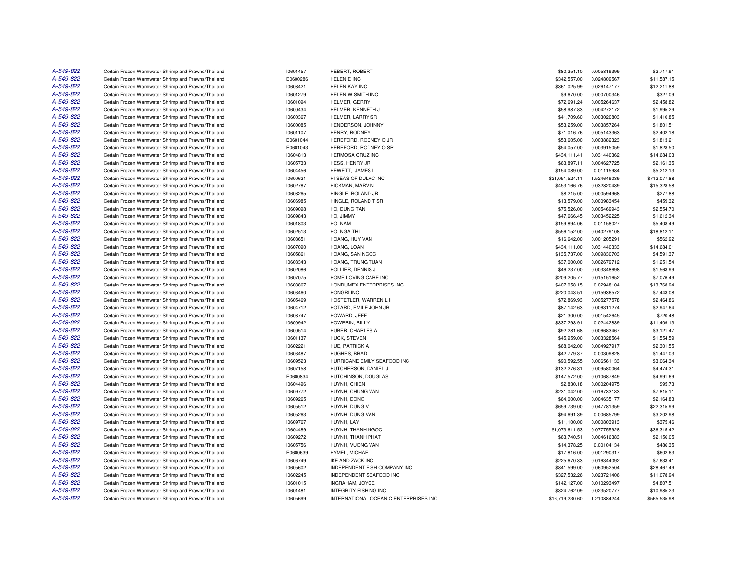| | | | | | | |
|---|---|---|---|---|---|---|
| A-549-822 | Certain Frozen Warmwater Shrimp and Prawns/Thailand | I0601457 | HEBERT, ROBERT | $80,351.10 | 0.005819399 | $2,717.91 |
| A-549-822 | Certain Frozen Warmwater Shrimp and Prawns/Thailand | E0600286 | HELEN E INC | $342,557.00 | 0.024809567 | $11,587.15 |
| A-549-822 | Certain Frozen Warmwater Shrimp and Prawns/Thailand | I0608421 | HELEN KAY INC | $361,025.99 | 0.026147177 | $12,211.88 |
| A-549-822 | Certain Frozen Warmwater Shrimp and Prawns/Thailand | I0601279 | HELEN W SMITH INC | $9,670.00 | 0.000700346 | $327.09 |
| A-549-822 | Certain Frozen Warmwater Shrimp and Prawns/Thailand | I0601094 | HELMER, GERRY | $72,691.24 | 0.005264637 | $2,458.82 |
| A-549-822 | Certain Frozen Warmwater Shrimp and Prawns/Thailand | I0600434 | HELMER, KENNETH J | $58,987.83 | 0.004272172 | $1,995.29 |
| A-549-822 | Certain Frozen Warmwater Shrimp and Prawns/Thailand | I0600367 | HELMER, LARRY SR | $41,709.60 | 0.003020803 | $1,410.85 |
| A-549-822 | Certain Frozen Warmwater Shrimp and Prawns/Thailand | I0600085 | HENDERSON, JOHNNY | $53,259.00 | 0.003857264 | $1,801.51 |
| A-549-822 | Certain Frozen Warmwater Shrimp and Prawns/Thailand | I0601107 | HENRY, RODNEY | $71,016.76 | 0.005143363 | $2,402.18 |
| A-549-822 | Certain Frozen Warmwater Shrimp and Prawns/Thailand | E0601044 | HEREFORD, RODNEY O JR | $53,605.00 | 0.003882323 | $1,813.21 |
| A-549-822 | Certain Frozen Warmwater Shrimp and Prawns/Thailand | E0601043 | HEREFORD, RODNEY O SR | $54,057.00 | 0.003915059 | $1,828.50 |
| A-549-822 | Certain Frozen Warmwater Shrimp and Prawns/Thailand | I0604813 | HERMOSA CRUZ INC | $434,111.41 | 0.031440362 | $14,684.03 |
| A-549-822 | Certain Frozen Warmwater Shrimp and Prawns/Thailand | I0605733 | HESS, HENRY JR | $63,897.11 | 0.004627725 | $2,161.35 |
| A-549-822 | Certain Frozen Warmwater Shrimp and Prawns/Thailand | I0604456 | HEWETT, JAMES L | $154,089.00 | 0.01115984 | $5,212.13 |
| A-549-822 | Certain Frozen Warmwater Shrimp and Prawns/Thailand | I0600621 | HI SEAS OF DULAC INC | $21,051,524.11 | 1.524649039 | $712,077.88 |
| A-549-822 | Certain Frozen Warmwater Shrimp and Prawns/Thailand | I0602787 | HICKMAN, MARVIN | $453,166.76 | 0.032820439 | $15,328.58 |
| A-549-822 | Certain Frozen Warmwater Shrimp and Prawns/Thailand | I0608265 | HINGLE, ROLAND JR | $8,215.00 | 0.000594968 | $277.88 |
| A-549-822 | Certain Frozen Warmwater Shrimp and Prawns/Thailand | I0606985 | HINGLE, ROLAND T SR | $13,579.00 | 0.000983454 | $459.32 |
| A-549-822 | Certain Frozen Warmwater Shrimp and Prawns/Thailand | I0609098 | HO, DUNG TAN | $75,526.00 | 0.005469943 | $2,554.70 |
| A-549-822 | Certain Frozen Warmwater Shrimp and Prawns/Thailand | I0609843 | HO, JIMMY | $47,666.45 | 0.003452225 | $1,612.34 |
| A-549-822 | Certain Frozen Warmwater Shrimp and Prawns/Thailand | I0601803 | HO, NAM | $159,894.06 | 0.01158027 | $5,408.49 |
| A-549-822 | Certain Frozen Warmwater Shrimp and Prawns/Thailand | I0602513 | HO, NGA THI | $556,152.00 | 0.040279108 | $18,812.11 |
| A-549-822 | Certain Frozen Warmwater Shrimp and Prawns/Thailand | I0608651 | HOANG, HUY VAN | $16,642.00 | 0.001205291 | $562.92 |
| A-549-822 | Certain Frozen Warmwater Shrimp and Prawns/Thailand | I0607090 | HOANG, LOAN | $434,111.00 | 0.031440333 | $14,684.01 |
| A-549-822 | Certain Frozen Warmwater Shrimp and Prawns/Thailand | I0605861 | HOANG, SAN NGOC | $135,737.00 | 0.009830703 | $4,591.37 |
| A-549-822 | Certain Frozen Warmwater Shrimp and Prawns/Thailand | I0608343 | HOANG, TRUNG TUAN | $37,000.00 | 0.002679712 | $1,251.54 |
| A-549-822 | Certain Frozen Warmwater Shrimp and Prawns/Thailand | I0602086 | HOLLIER, DENNIS J | $46,237.00 | 0.003348698 | $1,563.99 |
| A-549-822 | Certain Frozen Warmwater Shrimp and Prawns/Thailand | I0607075 | HOME LOVING CARE INC | $209,205.77 | 0.015151652 | $7,076.49 |
| A-549-822 | Certain Frozen Warmwater Shrimp and Prawns/Thailand | I0603867 | HONDUMEX ENTERPRISES INC | $407,058.15 | 0.02948104 | $13,768.94 |
| A-549-822 | Certain Frozen Warmwater Shrimp and Prawns/Thailand | I0603460 | HONGRI INC | $220,043.51 | 0.015936572 | $7,443.08 |
| A-549-822 | Certain Frozen Warmwater Shrimp and Prawns/Thailand | I0605469 | HOSTETLER, WARREN L II | $72,869.93 | 0.005277578 | $2,464.86 |
| A-549-822 | Certain Frozen Warmwater Shrimp and Prawns/Thailand | I0604712 | HOTARD, EMILE JOHN JR | $87,142.63 | 0.006311274 | $2,947.64 |
| A-549-822 | Certain Frozen Warmwater Shrimp and Prawns/Thailand | I0608747 | HOWARD, JEFF | $21,300.00 | 0.001542645 | $720.48 |
| A-549-822 | Certain Frozen Warmwater Shrimp and Prawns/Thailand | I0600942 | HOWERIN, BILLY | $337,293.91 | 0.02442839 | $11,409.13 |
| A-549-822 | Certain Frozen Warmwater Shrimp and Prawns/Thailand | I0600514 | HUBER, CHARLES A | $92,281.68 | 0.006683467 | $3,121.47 |
| A-549-822 | Certain Frozen Warmwater Shrimp and Prawns/Thailand | I0601137 | HUCK, STEVEN | $45,959.00 | 0.003328564 | $1,554.59 |
| A-549-822 | Certain Frozen Warmwater Shrimp and Prawns/Thailand | I0602221 | HUE, PATRICK A | $68,042.00 | 0.004927917 | $2,301.55 |
| A-549-822 | Certain Frozen Warmwater Shrimp and Prawns/Thailand | I0603487 | HUGHES, BRAD | $42,779.37 | 0.00309828 | $1,447.03 |
| A-549-822 | Certain Frozen Warmwater Shrimp and Prawns/Thailand | I0609523 | HURRICANE EMILY SEAFOOD INC | $90,592.55 | 0.006561133 | $3,064.34 |
| A-549-822 | Certain Frozen Warmwater Shrimp and Prawns/Thailand | I0607158 | HUTCHERSON, DANIEL J | $132,276.31 | 0.009580064 | $4,474.31 |
| A-549-822 | Certain Frozen Warmwater Shrimp and Prawns/Thailand | E0600834 | HUTCHINSON, DOUGLAS | $147,572.00 | 0.010687849 | $4,991.69 |
| A-549-822 | Certain Frozen Warmwater Shrimp and Prawns/Thailand | I0604496 | HUYNH, CHIEN | $2,830.18 | 0.000204975 | $95.73 |
| A-549-822 | Certain Frozen Warmwater Shrimp and Prawns/Thailand | I0609772 | HUYNH, CHUNG VAN | $231,042.00 | 0.016733133 | $7,815.11 |
| A-549-822 | Certain Frozen Warmwater Shrimp and Prawns/Thailand | I0609265 | HUYNH, DONG | $64,000.00 | 0.004635177 | $2,164.83 |
| A-549-822 | Certain Frozen Warmwater Shrimp and Prawns/Thailand | I0605512 | HUYNH, DUNG V | $659,739.00 | 0.047781359 | $22,315.99 |
| A-549-822 | Certain Frozen Warmwater Shrimp and Prawns/Thailand | I0605263 | HUYNH, DUNG VAN | $94,691.39 | 0.00685799 | $3,202.98 |
| A-549-822 | Certain Frozen Warmwater Shrimp and Prawns/Thailand | I0609767 | HUYNH, LAY | $11,100.00 | 0.000803913 | $375.46 |
| A-549-822 | Certain Frozen Warmwater Shrimp and Prawns/Thailand | I0604489 | HUYNH, THANH NGOC | $1,073,611.53 | 0.077755928 | $36,315.42 |
| A-549-822 | Certain Frozen Warmwater Shrimp and Prawns/Thailand | I0609272 | HUYNH, THANH PHAT | $63,740.51 | 0.004616383 | $2,156.05 |
| A-549-822 | Certain Frozen Warmwater Shrimp and Prawns/Thailand | I0605756 | HUYNH, VUONG VAN | $14,378.25 | 0.00104134 | $486.35 |
| A-549-822 | Certain Frozen Warmwater Shrimp and Prawns/Thailand | E0600639 | HYMEL, MICHAEL | $17,816.00 | 0.001290317 | $602.63 |
| A-549-822 | Certain Frozen Warmwater Shrimp and Prawns/Thailand | I0606749 | IKE AND ZACK INC | $225,670.33 | 0.016344092 | $7,633.41 |
| A-549-822 | Certain Frozen Warmwater Shrimp and Prawns/Thailand | I0605602 | INDEPENDENT FISH COMPANY INC | $841,599.00 | 0.060952504 | $28,467.49 |
| A-549-822 | Certain Frozen Warmwater Shrimp and Prawns/Thailand | I0602245 | INDEPENDENT SEAFOOD INC | $327,532.26 | 0.023721406 | $11,078.94 |
| A-549-822 | Certain Frozen Warmwater Shrimp and Prawns/Thailand | I0601015 | INGRAHAM, JOYCE | $142,127.00 | 0.010293497 | $4,807.51 |
| A-549-822 | Certain Frozen Warmwater Shrimp and Prawns/Thailand | I0601481 | INTEGRITY FISHING INC | $324,762.09 | 0.023520777 | $10,985.23 |
| A-549-822 | Certain Frozen Warmwater Shrimp and Prawns/Thailand | I0605699 | INTERNATIONAL OCEANIC ENTERPRISES INC | $16,719,230.60 | 1.210884244 | $565,535.98 |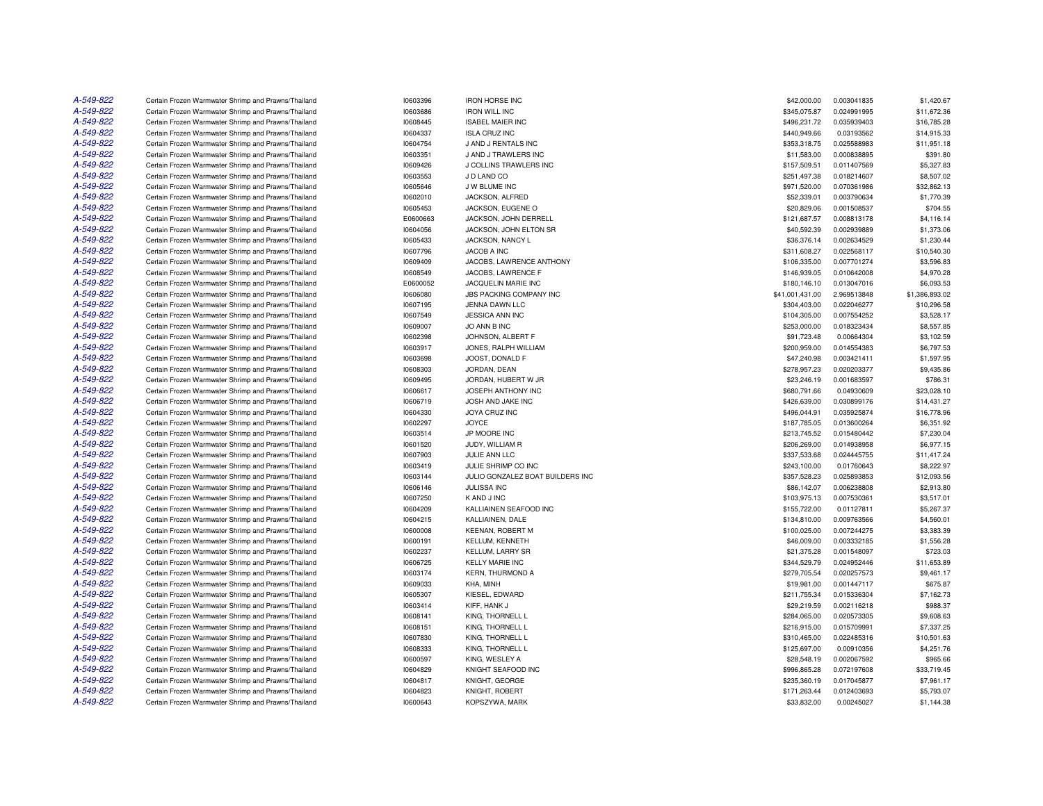| | | | | | | |
|---|---|---|---|---|---|---|
| A-549-822 | Certain Frozen Warmwater Shrimp and Prawns/Thailand | I0603396 | IRON HORSE INC | $42,000.00 | 0.003041835 | $1,420.67 |
| A-549-822 | Certain Frozen Warmwater Shrimp and Prawns/Thailand | I0603686 | IRON WILL INC | $345,075.87 | 0.024991995 | $11,672.36 |
| A-549-822 | Certain Frozen Warmwater Shrimp and Prawns/Thailand | I0608445 | ISABEL MAIER INC | $496,231.72 | 0.035939403 | $16,785.28 |
| A-549-822 | Certain Frozen Warmwater Shrimp and Prawns/Thailand | I0604337 | ISLA CRUZ INC | $440,949.66 | 0.03193562 | $14,915.33 |
| A-549-822 | Certain Frozen Warmwater Shrimp and Prawns/Thailand | I0604754 | J AND J RENTALS INC | $353,318.75 | 0.025588983 | $11,951.18 |
| A-549-822 | Certain Frozen Warmwater Shrimp and Prawns/Thailand | I0603351 | J AND J TRAWLERS INC | $11,583.00 | 0.000838895 | $391.80 |
| A-549-822 | Certain Frozen Warmwater Shrimp and Prawns/Thailand | I0609426 | J COLLINS TRAWLERS INC | $157,509.51 | 0.011407569 | $5,327.83 |
| A-549-822 | Certain Frozen Warmwater Shrimp and Prawns/Thailand | I0603553 | J D LAND CO | $251,497.38 | 0.018214607 | $8,507.02 |
| A-549-822 | Certain Frozen Warmwater Shrimp and Prawns/Thailand | I0605646 | J W BLUME INC | $971,520.00 | 0.070361986 | $32,862.13 |
| A-549-822 | Certain Frozen Warmwater Shrimp and Prawns/Thailand | I0602010 | JACKSON, ALFRED | $52,339.01 | 0.003790634 | $1,770.39 |
| A-549-822 | Certain Frozen Warmwater Shrimp and Prawns/Thailand | I0605453 | JACKSON, EUGENE O | $20,829.06 | 0.001508537 | $704.55 |
| A-549-822 | Certain Frozen Warmwater Shrimp and Prawns/Thailand | E0600663 | JACKSON, JOHN DERRELL | $121,687.57 | 0.008813178 | $4,116.14 |
| A-549-822 | Certain Frozen Warmwater Shrimp and Prawns/Thailand | I0604056 | JACKSON, JOHN ELTON SR | $40,592.39 | 0.002939889 | $1,373.06 |
| A-549-822 | Certain Frozen Warmwater Shrimp and Prawns/Thailand | I0605433 | JACKSON, NANCY L | $36,376.14 | 0.002634529 | $1,230.44 |
| A-549-822 | Certain Frozen Warmwater Shrimp and Prawns/Thailand | I0607796 | JACOB A INC | $311,608.27 | 0.022568117 | $10,540.30 |
| A-549-822 | Certain Frozen Warmwater Shrimp and Prawns/Thailand | I0609409 | JACOBS, LAWRENCE ANTHONY | $106,335.00 | 0.007701274 | $3,596.83 |
| A-549-822 | Certain Frozen Warmwater Shrimp and Prawns/Thailand | I0608549 | JACOBS, LAWRENCE F | $146,939.05 | 0.010642008 | $4,970.28 |
| A-549-822 | Certain Frozen Warmwater Shrimp and Prawns/Thailand | E0600052 | JACQUELIN MARIE INC | $180,146.10 | 0.013047016 | $6,093.53 |
| A-549-822 | Certain Frozen Warmwater Shrimp and Prawns/Thailand | I0606080 | JBS PACKING COMPANY INC | $41,001,431.00 | 2.969513848 | $1,386,893.02 |
| A-549-822 | Certain Frozen Warmwater Shrimp and Prawns/Thailand | I0607195 | JENNA DAWN LLC | $304,403.00 | 0.022046277 | $10,296.58 |
| A-549-822 | Certain Frozen Warmwater Shrimp and Prawns/Thailand | I0607549 | JESSICA ANN INC | $104,305.00 | 0.007554252 | $3,528.17 |
| A-549-822 | Certain Frozen Warmwater Shrimp and Prawns/Thailand | I0609007 | JO ANN B INC | $253,000.00 | 0.018323434 | $8,557.85 |
| A-549-822 | Certain Frozen Warmwater Shrimp and Prawns/Thailand | I0602398 | JOHNSON, ALBERT F | $91,723.48 | 0.00664304 | $3,102.59 |
| A-549-822 | Certain Frozen Warmwater Shrimp and Prawns/Thailand | I0603917 | JONES, RALPH WILLIAM | $200,959.00 | 0.014554383 | $6,797.53 |
| A-549-822 | Certain Frozen Warmwater Shrimp and Prawns/Thailand | I0603698 | JOOST, DONALD F | $47,240.98 | 0.003421411 | $1,597.95 |
| A-549-822 | Certain Frozen Warmwater Shrimp and Prawns/Thailand | I0608303 | JORDAN, DEAN | $278,957.23 | 0.020203377 | $9,435.86 |
| A-549-822 | Certain Frozen Warmwater Shrimp and Prawns/Thailand | I0609495 | JORDAN, HUBERT W JR | $23,246.19 | 0.001683597 | $786.31 |
| A-549-822 | Certain Frozen Warmwater Shrimp and Prawns/Thailand | I0606617 | JOSEPH ANTHONY INC | $680,791.66 | 0.04930609 | $23,028.10 |
| A-549-822 | Certain Frozen Warmwater Shrimp and Prawns/Thailand | I0606719 | JOSH AND JAKE INC | $426,639.00 | 0.030899176 | $14,431.27 |
| A-549-822 | Certain Frozen Warmwater Shrimp and Prawns/Thailand | I0604330 | JOYA CRUZ INC | $496,044.91 | 0.035925874 | $16,778.96 |
| A-549-822 | Certain Frozen Warmwater Shrimp and Prawns/Thailand | I0602297 | JOYCE | $187,785.05 | 0.013600264 | $6,351.92 |
| A-549-822 | Certain Frozen Warmwater Shrimp and Prawns/Thailand | I0603514 | JP MOORE INC | $213,745.52 | 0.015480442 | $7,230.04 |
| A-549-822 | Certain Frozen Warmwater Shrimp and Prawns/Thailand | I0601520 | JUDY, WILLIAM R | $206,269.00 | 0.014938958 | $6,977.15 |
| A-549-822 | Certain Frozen Warmwater Shrimp and Prawns/Thailand | I0607903 | JULIE ANN LLC | $337,533.68 | 0.024445755 | $11,417.24 |
| A-549-822 | Certain Frozen Warmwater Shrimp and Prawns/Thailand | I0603419 | JULIE SHRIMP CO INC | $243,100.00 | 0.01760643 | $8,222.97 |
| A-549-822 | Certain Frozen Warmwater Shrimp and Prawns/Thailand | I0603144 | JULIO GONZALEZ BOAT BUILDERS INC | $357,528.23 | 0.025893853 | $12,093.56 |
| A-549-822 | Certain Frozen Warmwater Shrimp and Prawns/Thailand | I0606146 | JULISSA INC | $86,142.07 | 0.006238808 | $2,913.80 |
| A-549-822 | Certain Frozen Warmwater Shrimp and Prawns/Thailand | I0607250 | K AND J INC | $103,975.13 | 0.007530361 | $3,517.01 |
| A-549-822 | Certain Frozen Warmwater Shrimp and Prawns/Thailand | I0604209 | KALLIAINEN SEAFOOD INC | $155,722.00 | 0.01127811 | $5,267.37 |
| A-549-822 | Certain Frozen Warmwater Shrimp and Prawns/Thailand | I0604215 | KALLIAINEN, DALE | $134,810.00 | 0.009763566 | $4,560.01 |
| A-549-822 | Certain Frozen Warmwater Shrimp and Prawns/Thailand | I0600008 | KEENAN, ROBERT M | $100,025.00 | 0.007244275 | $3,383.39 |
| A-549-822 | Certain Frozen Warmwater Shrimp and Prawns/Thailand | I0600191 | KELLUM, KENNETH | $46,009.00 | 0.003332185 | $1,556.28 |
| A-549-822 | Certain Frozen Warmwater Shrimp and Prawns/Thailand | I0602237 | KELLUM, LARRY SR | $21,375.28 | 0.001548097 | $723.03 |
| A-549-822 | Certain Frozen Warmwater Shrimp and Prawns/Thailand | I0606725 | KELLY MARIE INC | $344,529.79 | 0.024952446 | $11,653.89 |
| A-549-822 | Certain Frozen Warmwater Shrimp and Prawns/Thailand | I0603174 | KERN, THURMOND A | $279,705.54 | 0.020257573 | $9,461.17 |
| A-549-822 | Certain Frozen Warmwater Shrimp and Prawns/Thailand | I0609033 | KHA, MINH | $19,981.00 | 0.001447117 | $675.87 |
| A-549-822 | Certain Frozen Warmwater Shrimp and Prawns/Thailand | I0605307 | KIESEL, EDWARD | $211,755.34 | 0.015336304 | $7,162.73 |
| A-549-822 | Certain Frozen Warmwater Shrimp and Prawns/Thailand | I0603414 | KIFF, HANK J | $29,219.59 | 0.002116218 | $988.37 |
| A-549-822 | Certain Frozen Warmwater Shrimp and Prawns/Thailand | I0608141 | KING, THORNELL L | $284,065.00 | 0.020573305 | $9,608.63 |
| A-549-822 | Certain Frozen Warmwater Shrimp and Prawns/Thailand | I0608151 | KING, THORNELL L | $216,915.00 | 0.015709991 | $7,337.25 |
| A-549-822 | Certain Frozen Warmwater Shrimp and Prawns/Thailand | I0607830 | KING, THORNELL L | $310,465.00 | 0.022485316 | $10,501.63 |
| A-549-822 | Certain Frozen Warmwater Shrimp and Prawns/Thailand | I0608333 | KING, THORNELL L | $125,697.00 | 0.00910356 | $4,251.76 |
| A-549-822 | Certain Frozen Warmwater Shrimp and Prawns/Thailand | I0600597 | KING, WESLEY A | $28,548.19 | 0.002067592 | $965.66 |
| A-549-822 | Certain Frozen Warmwater Shrimp and Prawns/Thailand | I0604829 | KNIGHT SEAFOOD INC | $996,865.28 | 0.072197608 | $33,719.45 |
| A-549-822 | Certain Frozen Warmwater Shrimp and Prawns/Thailand | I0604817 | KNIGHT, GEORGE | $235,360.19 | 0.017045877 | $7,961.17 |
| A-549-822 | Certain Frozen Warmwater Shrimp and Prawns/Thailand | I0604823 | KNIGHT, ROBERT | $171,263.44 | 0.012403693 | $5,793.07 |
| A-549-822 | Certain Frozen Warmwater Shrimp and Prawns/Thailand | I0600643 | KOPSZYWA, MARK | $33,832.00 | 0.00245027 | $1,144.38 |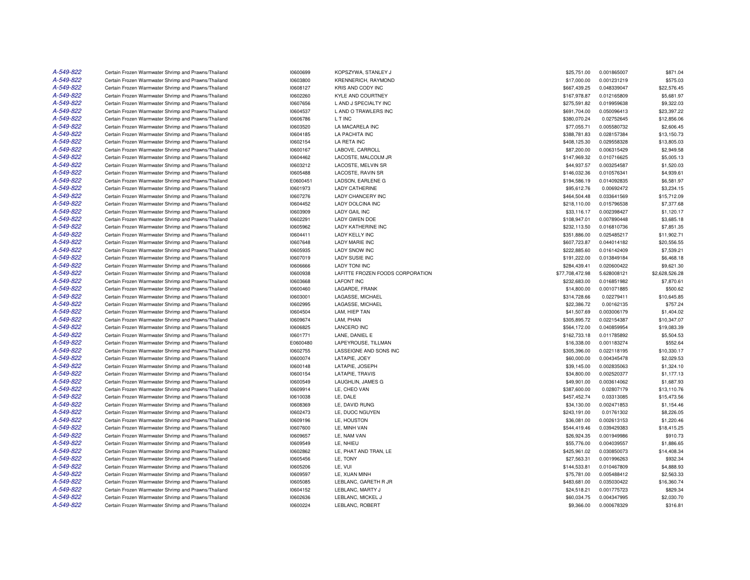| | | | | | | |
|---|---|---|---|---|---|---|
| *A-549-822* | Certain Frozen Warmwater Shrimp and Prawns/Thailand | I0600699 | KOPSZYWA, STANLEY J | $25,751.00 | 0.001865007 | $871.04 |
| *A-549-822* | Certain Frozen Warmwater Shrimp and Prawns/Thailand | I0603800 | KRENNERICH, RAYMOND | $17,000.00 | 0.001231219 | $575.03 |
| *A-549-822* | Certain Frozen Warmwater Shrimp and Prawns/Thailand | I0608127 | KRIS AND CODY INC | $667,439.25 | 0.048339047 | $22,576.45 |
| *A-549-822* | Certain Frozen Warmwater Shrimp and Prawns/Thailand | I0602260 | KYLE AND COURTNEY | $167,978.87 | 0.012165809 | $5,681.97 |
| *A-549-822* | Certain Frozen Warmwater Shrimp and Prawns/Thailand | I0607656 | L AND J SPECIALTY INC | $275,591.82 | 0.019959638 | $9,322.03 |
| *A-549-822* | Certain Frozen Warmwater Shrimp and Prawns/Thailand | I0604537 | L AND O TRAWLERS INC | $691,704.00 | 0.050096413 | $23,397.22 |
| *A-549-822* | Certain Frozen Warmwater Shrimp and Prawns/Thailand | I0606786 | L T INC | $380,070.24 | 0.02752645 | $12,856.06 |
| *A-549-822* | Certain Frozen Warmwater Shrimp and Prawns/Thailand | I0603520 | LA MACARELA INC | $77,055.71 | 0.005580732 | $2,606.45 |
| *A-549-822* | Certain Frozen Warmwater Shrimp and Prawns/Thailand | I0604185 | LA PACHITA INC | $388,781.83 | 0.028157384 | $13,150.73 |
| *A-549-822* | Certain Frozen Warmwater Shrimp and Prawns/Thailand | I0602154 | LA RETA INC | $408,125.30 | 0.029558328 | $13,805.03 |
| *A-549-822* | Certain Frozen Warmwater Shrimp and Prawns/Thailand | I0600167 | LABOVE, CARROLL | $87,200.00 | 0.006315429 | $2,949.58 |
| *A-549-822* | Certain Frozen Warmwater Shrimp and Prawns/Thailand | I0604462 | LACOSTE, MALCOLM JR | $147,969.32 | 0.010716625 | $5,005.13 |
| *A-549-822* | Certain Frozen Warmwater Shrimp and Prawns/Thailand | I0603212 | LACOSTE, MELVIN SR | $44,937.57 | 0.003254587 | $1,520.03 |
| *A-549-822* | Certain Frozen Warmwater Shrimp and Prawns/Thailand | I0605488 | LACOSTE, RAVIN SR | $146,032.36 | 0.010576341 | $4,939.61 |
| *A-549-822* | Certain Frozen Warmwater Shrimp and Prawns/Thailand | E0600451 | LADSON, EARLENE G | $194,586.19 | 0.014092835 | $6,581.97 |
| *A-549-822* | Certain Frozen Warmwater Shrimp and Prawns/Thailand | I0601973 | LADY CATHERINE | $95,612.76 | 0.00692472 | $3,234.15 |
| *A-549-822* | Certain Frozen Warmwater Shrimp and Prawns/Thailand | I0607276 | LADY CHANCERY INC | $464,504.48 | 0.033641569 | $15,712.09 |
| *A-549-822* | Certain Frozen Warmwater Shrimp and Prawns/Thailand | I0604452 | LADY DOLCINA INC | $218,110.00 | 0.015796538 | $7,377.68 |
| *A-549-822* | Certain Frozen Warmwater Shrimp and Prawns/Thailand | I0603909 | LADY GAIL INC | $33,116.17 | 0.002398427 | $1,120.17 |
| *A-549-822* | Certain Frozen Warmwater Shrimp and Prawns/Thailand | I0602291 | LADY GWEN DOE | $108,947.01 | 0.007890448 | $3,685.18 |
| *A-549-822* | Certain Frozen Warmwater Shrimp and Prawns/Thailand | I0605962 | LADY KATHERINE INC | $232,113.50 | 0.016810736 | $7,851.35 |
| *A-549-822* | Certain Frozen Warmwater Shrimp and Prawns/Thailand | I0604411 | LADY KELLY INC | $351,886.00 | 0.025485217 | $11,902.71 |
| *A-549-822* | Certain Frozen Warmwater Shrimp and Prawns/Thailand | I0607648 | LADY MARIE INC | $607,723.87 | 0.044014182 | $20,556.55 |
| *A-549-822* | Certain Frozen Warmwater Shrimp and Prawns/Thailand | I0605935 | LADY SNOW INC | $222,885.60 | 0.016142409 | $7,539.21 |
| *A-549-822* | Certain Frozen Warmwater Shrimp and Prawns/Thailand | I0607019 | LADY SUSIE INC | $191,222.00 | 0.013849184 | $6,468.18 |
| *A-549-822* | Certain Frozen Warmwater Shrimp and Prawns/Thailand | I0606666 | LADY TONI INC | $284,439.41 | 0.020600422 | $9,621.30 |
| *A-549-822* | Certain Frozen Warmwater Shrimp and Prawns/Thailand | I0600938 | LAFITTE FROZEN FOODS CORPORATION | $77,708,472.98 | 5.628008121 | $2,628,526.28 |
| *A-549-822* | Certain Frozen Warmwater Shrimp and Prawns/Thailand | I0603668 | LAFONT INC | $232,683.00 | 0.016851982 | $7,870.61 |
| *A-549-822* | Certain Frozen Warmwater Shrimp and Prawns/Thailand | I0600460 | LAGARDE, FRANK | $14,800.00 | 0.001071885 | $500.62 |
| *A-549-822* | Certain Frozen Warmwater Shrimp and Prawns/Thailand | I0603001 | LAGASSE, MICHAEL | $314,728.66 | 0.02279411 | $10,645.85 |
| *A-549-822* | Certain Frozen Warmwater Shrimp and Prawns/Thailand | I0602995 | LAGASSE, MICHAEL | $22,386.72 | 0.00162135 | $757.24 |
| *A-549-822* | Certain Frozen Warmwater Shrimp and Prawns/Thailand | I0604504 | LAM, HIEP TAN | $41,507.69 | 0.003006179 | $1,404.02 |
| *A-549-822* | Certain Frozen Warmwater Shrimp and Prawns/Thailand | I0609674 | LAM, PHAN | $305,895.72 | 0.022154387 | $10,347.07 |
| *A-549-822* | Certain Frozen Warmwater Shrimp and Prawns/Thailand | I0606825 | LANCERO INC | $564,172.00 | 0.040859954 | $19,083.39 |
| *A-549-822* | Certain Frozen Warmwater Shrimp and Prawns/Thailand | I0601771 | LANE, DANIEL E | $162,733.18 | 0.011785892 | $5,504.53 |
| *A-549-822* | Certain Frozen Warmwater Shrimp and Prawns/Thailand | E0600480 | LAPEYROUSE, TILLMAN | $16,338.00 | 0.001183274 | $552.64 |
| *A-549-822* | Certain Frozen Warmwater Shrimp and Prawns/Thailand | I0602755 | LASSEIGNE AND SONS INC | $305,396.00 | 0.022118195 | $10,330.17 |
| *A-549-822* | Certain Frozen Warmwater Shrimp and Prawns/Thailand | I0600074 | LATAPIE, JOEY | $60,000.00 | 0.004345478 | $2,029.53 |
| *A-549-822* | Certain Frozen Warmwater Shrimp and Prawns/Thailand | I0600148 | LATAPIE, JOSEPH | $39,145.00 | 0.002835063 | $1,324.10 |
| *A-549-822* | Certain Frozen Warmwater Shrimp and Prawns/Thailand | I0600154 | LATAPIE, TRAVIS | $34,800.00 | 0.002520377 | $1,177.13 |
| *A-549-822* | Certain Frozen Warmwater Shrimp and Prawns/Thailand | I0600549 | LAUGHLIN, JAMES G | $49,901.00 | 0.003614062 | $1,687.93 |
| *A-549-822* | Certain Frozen Warmwater Shrimp and Prawns/Thailand | I0609914 | LE, CHEO VAN | $387,600.00 | 0.02807179 | $13,110.76 |
| *A-549-822* | Certain Frozen Warmwater Shrimp and Prawns/Thailand | I0610038 | LE, DALE | $457,452.74 | 0.03313085 | $15,473.56 |
| *A-549-822* | Certain Frozen Warmwater Shrimp and Prawns/Thailand | I0608369 | LE, DAVID RUNG | $34,130.00 | 0.002471853 | $1,154.46 |
| *A-549-822* | Certain Frozen Warmwater Shrimp and Prawns/Thailand | I0602473 | LE, DUOC NGUYEN | $243,191.00 | 0.01761302 | $8,226.05 |
| *A-549-822* | Certain Frozen Warmwater Shrimp and Prawns/Thailand | I0609196 | LE, HOUSTON | $36,081.00 | 0.002613153 | $1,220.46 |
| *A-549-822* | Certain Frozen Warmwater Shrimp and Prawns/Thailand | I0607600 | LE, MINH VAN | $544,419.46 | 0.039429383 | $18,415.25 |
| *A-549-822* | Certain Frozen Warmwater Shrimp and Prawns/Thailand | I0609657 | LE, NAM VAN | $26,924.35 | 0.001949986 | $910.73 |
| *A-549-822* | Certain Frozen Warmwater Shrimp and Prawns/Thailand | I0609549 | LE, NHIEU | $55,776.00 | 0.004039557 | $1,886.65 |
| *A-549-822* | Certain Frozen Warmwater Shrimp and Prawns/Thailand | I0602862 | LE, PHAT AND TRAN, LE | $425,961.02 | 0.030850073 | $14,408.34 |
| *A-549-822* | Certain Frozen Warmwater Shrimp and Prawns/Thailand | I0605456 | LE, TONY | $27,563.31 | 0.001996263 | $932.34 |
| *A-549-822* | Certain Frozen Warmwater Shrimp and Prawns/Thailand | I0605206 | LE, VUI | $144,533.81 | 0.010467809 | $4,888.93 |
| *A-549-822* | Certain Frozen Warmwater Shrimp and Prawns/Thailand | I0609597 | LE, XUAN MINH | $75,781.00 | 0.005488412 | $2,563.33 |
| *A-549-822* | Certain Frozen Warmwater Shrimp and Prawns/Thailand | I0605085 | LEBLANC, GARETH R JR | $483,681.00 | 0.035030422 | $16,360.74 |
| *A-549-822* | Certain Frozen Warmwater Shrimp and Prawns/Thailand | I0604152 | LEBLANC, MARTY J | $24,518.21 | 0.001775723 | $829.34 |
| *A-549-822* | Certain Frozen Warmwater Shrimp and Prawns/Thailand | I0602636 | LEBLANC, MICKEL J | $60,034.75 | 0.004347995 | $2,030.70 |
| *A-549-822* | Certain Frozen Warmwater Shrimp and Prawns/Thailand | I0600224 | LEBLANC, ROBERT | $9,366.00 | 0.000678329 | $316.81 |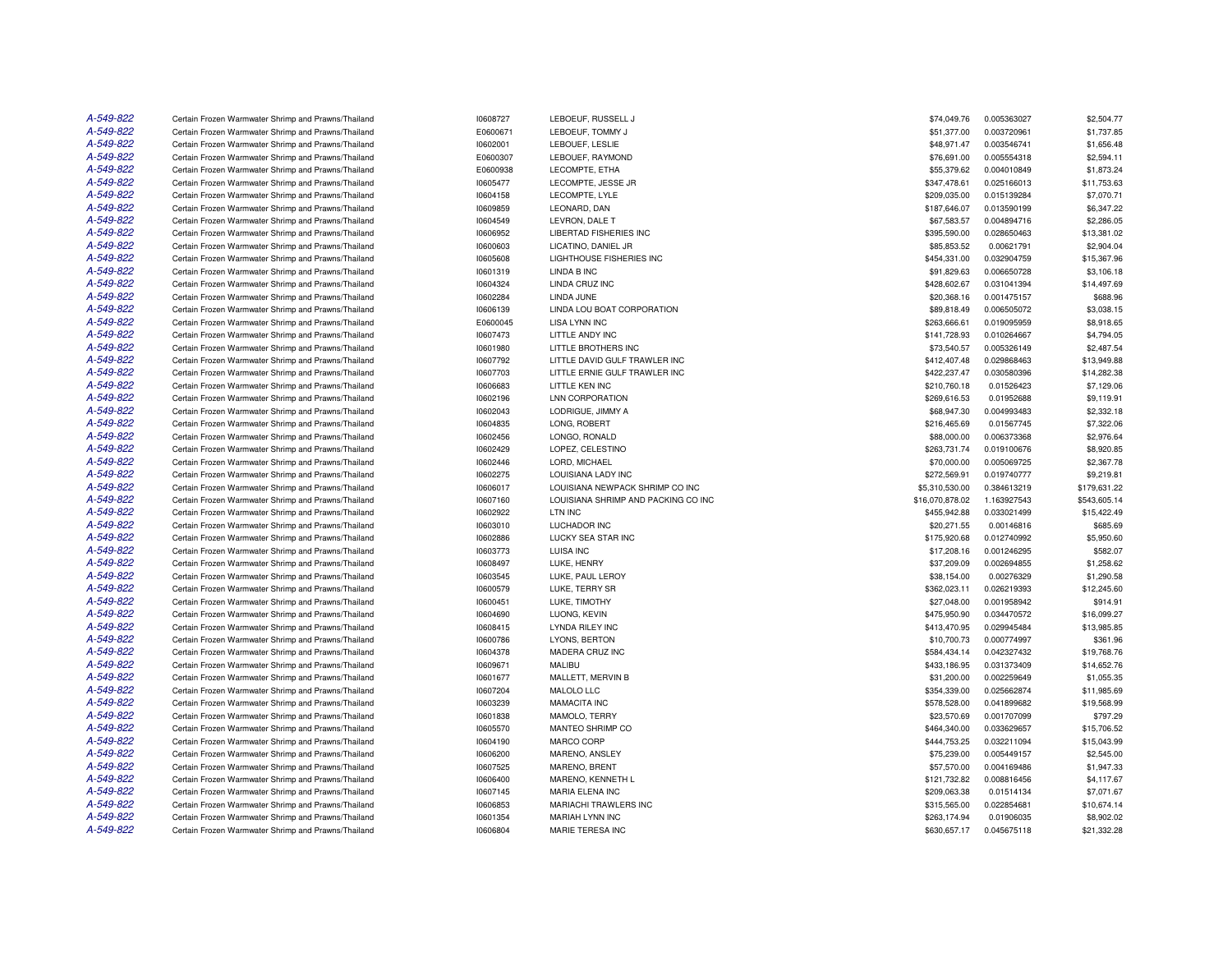| | | | | | | |
|---|---|---|---|---|---|---|
| A-549-822 | Certain Frozen Warmwater Shrimp and Prawns/Thailand | I0608727 | LEBOEUF, RUSSELL J | $74,049.76 | 0.005363027 | $2,504.77 |
| A-549-822 | Certain Frozen Warmwater Shrimp and Prawns/Thailand | E0600671 | LEBOEUF, TOMMY J | $51,377.00 | 0.003720961 | $1,737.85 |
| A-549-822 | Certain Frozen Warmwater Shrimp and Prawns/Thailand | I0602001 | LEBOUEF, LESLIE | $48,971.47 | 0.003546741 | $1,656.48 |
| A-549-822 | Certain Frozen Warmwater Shrimp and Prawns/Thailand | E0600307 | LEBOUEF, RAYMOND | $76,691.00 | 0.005554318 | $2,594.11 |
| A-549-822 | Certain Frozen Warmwater Shrimp and Prawns/Thailand | E0600938 | LECOMPTE, ETHA | $55,379.62 | 0.004010849 | $1,873.24 |
| A-549-822 | Certain Frozen Warmwater Shrimp and Prawns/Thailand | I0605477 | LECOMPTE, JESSE JR | $347,478.61 | 0.025166013 | $11,753.63 |
| A-549-822 | Certain Frozen Warmwater Shrimp and Prawns/Thailand | I0604158 | LECOMPTE, LYLE | $209,035.00 | 0.015139284 | $7,070.71 |
| A-549-822 | Certain Frozen Warmwater Shrimp and Prawns/Thailand | I0609859 | LEONARD, DAN | $187,646.07 | 0.013590199 | $6,347.22 |
| A-549-822 | Certain Frozen Warmwater Shrimp and Prawns/Thailand | I0604549 | LEVRON, DALE T | $67,583.57 | 0.004894716 | $2,286.05 |
| A-549-822 | Certain Frozen Warmwater Shrimp and Prawns/Thailand | I0606952 | LIBERTAD FISHERIES INC | $395,590.00 | 0.028650463 | $13,381.02 |
| A-549-822 | Certain Frozen Warmwater Shrimp and Prawns/Thailand | I0600603 | LICATINO, DANIEL JR | $85,853.52 | 0.00621791 | $2,904.04 |
| A-549-822 | Certain Frozen Warmwater Shrimp and Prawns/Thailand | I0605608 | LIGHTHOUSE FISHERIES INC | $454,331.00 | 0.032904759 | $15,367.96 |
| A-549-822 | Certain Frozen Warmwater Shrimp and Prawns/Thailand | I0601319 | LINDA B INC | $91,829.63 | 0.006650728 | $3,106.18 |
| A-549-822 | Certain Frozen Warmwater Shrimp and Prawns/Thailand | I0604324 | LINDA CRUZ INC | $428,602.67 | 0.031041394 | $14,497.69 |
| A-549-822 | Certain Frozen Warmwater Shrimp and Prawns/Thailand | I0602284 | LINDA JUNE | $20,368.16 | 0.001475157 | $688.96 |
| A-549-822 | Certain Frozen Warmwater Shrimp and Prawns/Thailand | I0606139 | LINDA LOU BOAT CORPORATION | $89,818.49 | 0.006505072 | $3,038.15 |
| A-549-822 | Certain Frozen Warmwater Shrimp and Prawns/Thailand | E0600045 | LISA LYNN INC | $263,666.61 | 0.019095959 | $8,918.65 |
| A-549-822 | Certain Frozen Warmwater Shrimp and Prawns/Thailand | I0607473 | LITTLE ANDY INC | $141,728.93 | 0.010264667 | $4,794.05 |
| A-549-822 | Certain Frozen Warmwater Shrimp and Prawns/Thailand | I0601980 | LITTLE BROTHERS INC | $73,540.57 | 0.005326149 | $2,487.54 |
| A-549-822 | Certain Frozen Warmwater Shrimp and Prawns/Thailand | I0607792 | LITTLE DAVID GULF TRAWLER INC | $412,407.48 | 0.029868463 | $13,949.88 |
| A-549-822 | Certain Frozen Warmwater Shrimp and Prawns/Thailand | I0607703 | LITTLE ERNIE GULF TRAWLER INC | $422,237.47 | 0.030580396 | $14,282.38 |
| A-549-822 | Certain Frozen Warmwater Shrimp and Prawns/Thailand | I0606683 | LITTLE KEN INC | $210,760.18 | 0.01526423 | $7,129.06 |
| A-549-822 | Certain Frozen Warmwater Shrimp and Prawns/Thailand | I0602196 | LNN CORPORATION | $269,616.53 | 0.01952688 | $9,119.91 |
| A-549-822 | Certain Frozen Warmwater Shrimp and Prawns/Thailand | I0602043 | LODRIGUE, JIMMY A | $68,947.30 | 0.004993483 | $2,332.18 |
| A-549-822 | Certain Frozen Warmwater Shrimp and Prawns/Thailand | I0604835 | LONG, ROBERT | $216,465.69 | 0.01567745 | $7,322.06 |
| A-549-822 | Certain Frozen Warmwater Shrimp and Prawns/Thailand | I0602456 | LONGO, RONALD | $88,000.00 | 0.006373368 | $2,976.64 |
| A-549-822 | Certain Frozen Warmwater Shrimp and Prawns/Thailand | I0602429 | LOPEZ, CELESTINO | $263,731.74 | 0.019100676 | $8,920.85 |
| A-549-822 | Certain Frozen Warmwater Shrimp and Prawns/Thailand | I0602446 | LORD, MICHAEL | $70,000.00 | 0.005069725 | $2,367.78 |
| A-549-822 | Certain Frozen Warmwater Shrimp and Prawns/Thailand | I0602275 | LOUISIANA LADY INC | $272,569.91 | 0.019740777 | $9,219.81 |
| A-549-822 | Certain Frozen Warmwater Shrimp and Prawns/Thailand | I0606017 | LOUISIANA NEWPACK SHRIMP CO INC | $5,310,530.00 | 0.384613219 | $179,631.22 |
| A-549-822 | Certain Frozen Warmwater Shrimp and Prawns/Thailand | I0607160 | LOUISIANA SHRIMP AND PACKING CO INC | $16,070,878.02 | 1.163927543 | $543,605.14 |
| A-549-822 | Certain Frozen Warmwater Shrimp and Prawns/Thailand | I0602922 | LTN INC | $455,942.88 | 0.033021499 | $15,422.49 |
| A-549-822 | Certain Frozen Warmwater Shrimp and Prawns/Thailand | I0603010 | LUCHADOR INC | $20,271.55 | 0.00146816 | $685.69 |
| A-549-822 | Certain Frozen Warmwater Shrimp and Prawns/Thailand | I0602886 | LUCKY SEA STAR INC | $175,920.68 | 0.012740992 | $5,950.60 |
| A-549-822 | Certain Frozen Warmwater Shrimp and Prawns/Thailand | I0603773 | LUISA INC | $17,208.16 | 0.001246295 | $582.07 |
| A-549-822 | Certain Frozen Warmwater Shrimp and Prawns/Thailand | I0608497 | LUKE, HENRY | $37,209.09 | 0.002694855 | $1,258.62 |
| A-549-822 | Certain Frozen Warmwater Shrimp and Prawns/Thailand | I0603545 | LUKE, PAUL LEROY | $38,154.00 | 0.00276329 | $1,290.58 |
| A-549-822 | Certain Frozen Warmwater Shrimp and Prawns/Thailand | I0600579 | LUKE, TERRY SR | $362,023.11 | 0.026219393 | $12,245.60 |
| A-549-822 | Certain Frozen Warmwater Shrimp and Prawns/Thailand | I0600451 | LUKE, TIMOTHY | $27,048.00 | 0.001958942 | $914.91 |
| A-549-822 | Certain Frozen Warmwater Shrimp and Prawns/Thailand | I0604690 | LUONG, KEVIN | $475,950.90 | 0.034470572 | $16,099.27 |
| A-549-822 | Certain Frozen Warmwater Shrimp and Prawns/Thailand | I0608415 | LYNDA RILEY INC | $413,470.95 | 0.029945484 | $13,985.85 |
| A-549-822 | Certain Frozen Warmwater Shrimp and Prawns/Thailand | I0600786 | LYONS, BERTON | $10,700.73 | 0.000774997 | $361.96 |
| A-549-822 | Certain Frozen Warmwater Shrimp and Prawns/Thailand | I0604378 | MADERA CRUZ INC | $584,434.14 | 0.042327432 | $19,768.76 |
| A-549-822 | Certain Frozen Warmwater Shrimp and Prawns/Thailand | I0609671 | MALIBU | $433,186.95 | 0.031373409 | $14,652.76 |
| A-549-822 | Certain Frozen Warmwater Shrimp and Prawns/Thailand | I0601677 | MALLETT, MERVIN B | $31,200.00 | 0.002259649 | $1,055.35 |
| A-549-822 | Certain Frozen Warmwater Shrimp and Prawns/Thailand | I0607204 | MALOLO LLC | $354,339.00 | 0.025662874 | $11,985.69 |
| A-549-822 | Certain Frozen Warmwater Shrimp and Prawns/Thailand | I0603239 | MAMACITA INC | $578,528.00 | 0.041899682 | $19,568.99 |
| A-549-822 | Certain Frozen Warmwater Shrimp and Prawns/Thailand | I0601838 | MAMOLO, TERRY | $23,570.69 | 0.001707099 | $797.29 |
| A-549-822 | Certain Frozen Warmwater Shrimp and Prawns/Thailand | I0605570 | MANTEO SHRIMP CO | $464,340.00 | 0.033629657 | $15,706.52 |
| A-549-822 | Certain Frozen Warmwater Shrimp and Prawns/Thailand | I0604190 | MARCO CORP | $444,753.25 | 0.032211094 | $15,043.99 |
| A-549-822 | Certain Frozen Warmwater Shrimp and Prawns/Thailand | I0606200 | MARENO, ANSLEY | $75,239.00 | 0.005449157 | $2,545.00 |
| A-549-822 | Certain Frozen Warmwater Shrimp and Prawns/Thailand | I0607525 | MARENO, BRENT | $57,570.00 | 0.004169486 | $1,947.33 |
| A-549-822 | Certain Frozen Warmwater Shrimp and Prawns/Thailand | I0606400 | MARENO, KENNETH L | $121,732.82 | 0.008816456 | $4,117.67 |
| A-549-822 | Certain Frozen Warmwater Shrimp and Prawns/Thailand | I0607145 | MARIA ELENA INC | $209,063.38 | 0.01514134 | $7,071.67 |
| A-549-822 | Certain Frozen Warmwater Shrimp and Prawns/Thailand | I0606853 | MARIACHI TRAWLERS INC | $315,565.00 | 0.022854681 | $10,674.14 |
| A-549-822 | Certain Frozen Warmwater Shrimp and Prawns/Thailand | I0601354 | MARIAH LYNN INC | $263,174.94 | 0.01906035 | $8,902.02 |
| A-549-822 | Certain Frozen Warmwater Shrimp and Prawns/Thailand | I0606804 | MARIE TERESA INC | $630,657.17 | 0.045675118 | $21,332.28 |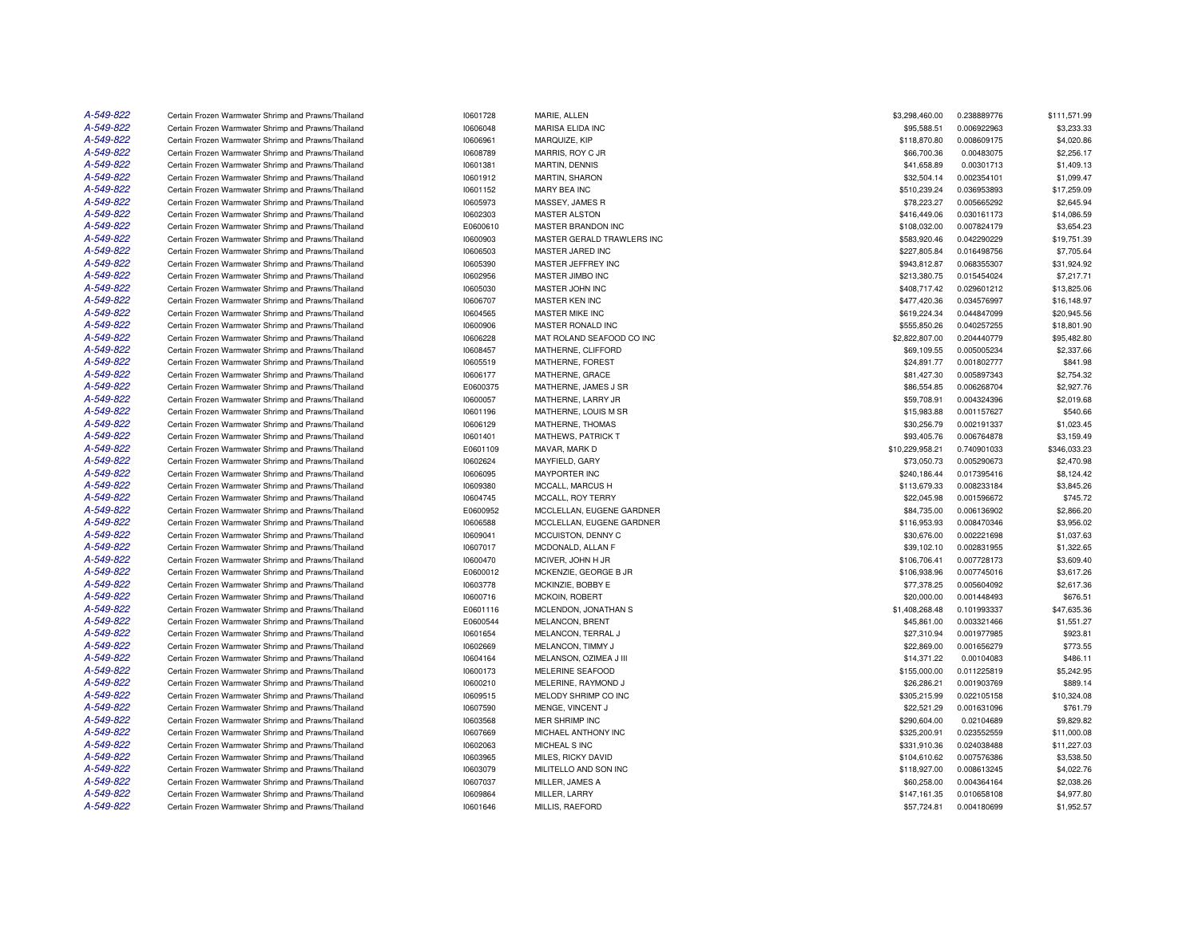| | | | | | | |
|---|---|---|---|---|---|---|
| A-549-822 | Certain Frozen Warmwater Shrimp and Prawns/Thailand | I0601728 | MARIE, ALLEN | $3,298,460.00 | 0.238889776 | $111,571.99 |
| A-549-822 | Certain Frozen Warmwater Shrimp and Prawns/Thailand | I0606048 | MARISA ELIDA INC | $95,588.51 | 0.006922963 | $3,233.33 |
| A-549-822 | Certain Frozen Warmwater Shrimp and Prawns/Thailand | I0606961 | MARQUIZE, KIP | $118,870.80 | 0.008609175 | $4,020.86 |
| A-549-822 | Certain Frozen Warmwater Shrimp and Prawns/Thailand | I0608789 | MARRIS, ROY C JR | $66,700.36 | 0.00483075 | $2,256.17 |
| A-549-822 | Certain Frozen Warmwater Shrimp and Prawns/Thailand | I0601381 | MARTIN, DENNIS | $41,658.89 | 0.00301713 | $1,409.13 |
| A-549-822 | Certain Frozen Warmwater Shrimp and Prawns/Thailand | I0601912 | MARTIN, SHARON | $32,504.14 | 0.002354101 | $1,099.47 |
| A-549-822 | Certain Frozen Warmwater Shrimp and Prawns/Thailand | I0601152 | MARY BEA INC | $510,239.24 | 0.036953893 | $17,259.09 |
| A-549-822 | Certain Frozen Warmwater Shrimp and Prawns/Thailand | I0605973 | MASSEY, JAMES R | $78,223.27 | 0.005665292 | $2,645.94 |
| A-549-822 | Certain Frozen Warmwater Shrimp and Prawns/Thailand | I0602303 | MASTER ALSTON | $416,449.06 | 0.030161173 | $14,086.59 |
| A-549-822 | Certain Frozen Warmwater Shrimp and Prawns/Thailand | E0600610 | MASTER BRANDON INC | $108,032.00 | 0.007824179 | $3,654.23 |
| A-549-822 | Certain Frozen Warmwater Shrimp and Prawns/Thailand | I0600903 | MASTER GERALD TRAWLERS INC | $583,920.46 | 0.042290229 | $19,751.39 |
| A-549-822 | Certain Frozen Warmwater Shrimp and Prawns/Thailand | I0606503 | MASTER JARED INC | $227,805.84 | 0.016498756 | $7,705.64 |
| A-549-822 | Certain Frozen Warmwater Shrimp and Prawns/Thailand | I0605390 | MASTER JEFFREY INC | $943,812.87 | 0.068355307 | $31,924.92 |
| A-549-822 | Certain Frozen Warmwater Shrimp and Prawns/Thailand | I0602956 | MASTER JIMBO INC | $213,380.75 | 0.015454024 | $7,217.71 |
| A-549-822 | Certain Frozen Warmwater Shrimp and Prawns/Thailand | I0605030 | MASTER JOHN INC | $408,717.42 | 0.029601212 | $13,825.06 |
| A-549-822 | Certain Frozen Warmwater Shrimp and Prawns/Thailand | I0606707 | MASTER KEN INC | $477,420.36 | 0.034576997 | $16,148.97 |
| A-549-822 | Certain Frozen Warmwater Shrimp and Prawns/Thailand | I0604565 | MASTER MIKE INC | $619,224.34 | 0.044847099 | $20,945.56 |
| A-549-822 | Certain Frozen Warmwater Shrimp and Prawns/Thailand | I0600906 | MASTER RONALD INC | $555,850.26 | 0.040257255 | $18,801.90 |
| A-549-822 | Certain Frozen Warmwater Shrimp and Prawns/Thailand | I0606228 | MAT ROLAND SEAFOOD CO INC | $2,822,807.00 | 0.204440779 | $95,482.80 |
| A-549-822 | Certain Frozen Warmwater Shrimp and Prawns/Thailand | I0608457 | MATHERNE, CLIFFORD | $69,109.55 | 0.005005234 | $2,337.66 |
| A-549-822 | Certain Frozen Warmwater Shrimp and Prawns/Thailand | I0605519 | MATHERNE, FOREST | $24,891.77 | 0.001802777 | $841.98 |
| A-549-822 | Certain Frozen Warmwater Shrimp and Prawns/Thailand | I0606177 | MATHERNE, GRACE | $81,427.30 | 0.005897343 | $2,754.32 |
| A-549-822 | Certain Frozen Warmwater Shrimp and Prawns/Thailand | E0600375 | MATHERNE, JAMES J SR | $86,554.85 | 0.006268704 | $2,927.76 |
| A-549-822 | Certain Frozen Warmwater Shrimp and Prawns/Thailand | I0600057 | MATHERNE, LARRY JR | $59,708.91 | 0.004324396 | $2,019.68 |
| A-549-822 | Certain Frozen Warmwater Shrimp and Prawns/Thailand | I0601196 | MATHERNE, LOUIS M SR | $15,983.88 | 0.001157627 | $540.66 |
| A-549-822 | Certain Frozen Warmwater Shrimp and Prawns/Thailand | I0606129 | MATHERNE, THOMAS | $30,256.79 | 0.002191337 | $1,023.45 |
| A-549-822 | Certain Frozen Warmwater Shrimp and Prawns/Thailand | I0601401 | MATHEWS, PATRICK T | $93,405.76 | 0.006764878 | $3,159.49 |
| A-549-822 | Certain Frozen Warmwater Shrimp and Prawns/Thailand | E0601109 | MAVAR, MARK D | $10,229,958.21 | 0.740901033 | $346,033.23 |
| A-549-822 | Certain Frozen Warmwater Shrimp and Prawns/Thailand | I0602624 | MAYFIELD, GARY | $73,050.73 | 0.005290673 | $2,470.98 |
| A-549-822 | Certain Frozen Warmwater Shrimp and Prawns/Thailand | I0606095 | MAYPORTER INC | $240,186.44 | 0.017395416 | $8,124.42 |
| A-549-822 | Certain Frozen Warmwater Shrimp and Prawns/Thailand | I0609380 | MCCALL, MARCUS H | $113,679.33 | 0.008233184 | $3,845.26 |
| A-549-822 | Certain Frozen Warmwater Shrimp and Prawns/Thailand | I0604745 | MCCALL, ROY TERRY | $22,045.98 | 0.001596672 | $745.72 |
| A-549-822 | Certain Frozen Warmwater Shrimp and Prawns/Thailand | E0600952 | MCCLELLAN, EUGENE GARDNER | $84,735.00 | 0.006136902 | $2,866.20 |
| A-549-822 | Certain Frozen Warmwater Shrimp and Prawns/Thailand | I0606588 | MCCLELLAN, EUGENE GARDNER | $116,953.93 | 0.008470346 | $3,956.02 |
| A-549-822 | Certain Frozen Warmwater Shrimp and Prawns/Thailand | I0609041 | MCCUISTON, DENNY C | $30,676.00 | 0.002221698 | $1,037.63 |
| A-549-822 | Certain Frozen Warmwater Shrimp and Prawns/Thailand | I0607017 | MCDONALD, ALLAN F | $39,102.10 | 0.002831955 | $1,322.65 |
| A-549-822 | Certain Frozen Warmwater Shrimp and Prawns/Thailand | I0600470 | MCIVER, JOHN H JR | $106,706.41 | 0.007728173 | $3,609.40 |
| A-549-822 | Certain Frozen Warmwater Shrimp and Prawns/Thailand | E0600012 | MCKENZIE, GEORGE B JR | $106,938.96 | 0.007745016 | $3,617.26 |
| A-549-822 | Certain Frozen Warmwater Shrimp and Prawns/Thailand | I0603778 | MCKINZIE, BOBBY E | $77,378.25 | 0.005604092 | $2,617.36 |
| A-549-822 | Certain Frozen Warmwater Shrimp and Prawns/Thailand | I0600716 | MCKOIN, ROBERT | $20,000.00 | 0.001448493 | $676.51 |
| A-549-822 | Certain Frozen Warmwater Shrimp and Prawns/Thailand | E0601116 | MCLENDON, JONATHAN S | $1,408,268.48 | 0.101993337 | $47,635.36 |
| A-549-822 | Certain Frozen Warmwater Shrimp and Prawns/Thailand | E0600544 | MELANCON, BRENT | $45,861.00 | 0.003321466 | $1,551.27 |
| A-549-822 | Certain Frozen Warmwater Shrimp and Prawns/Thailand | I0601654 | MELANCON, TERRAL J | $27,310.94 | 0.001977985 | $923.81 |
| A-549-822 | Certain Frozen Warmwater Shrimp and Prawns/Thailand | I0602669 | MELANCON, TIMMY J | $22,869.00 | 0.001656279 | $773.55 |
| A-549-822 | Certain Frozen Warmwater Shrimp and Prawns/Thailand | I0604164 | MELANSON, OZIMEA J III | $14,371.22 | 0.00104083 | $486.11 |
| A-549-822 | Certain Frozen Warmwater Shrimp and Prawns/Thailand | I0600173 | MELERINE SEAFOOD | $155,000.00 | 0.011225819 | $5,242.95 |
| A-549-822 | Certain Frozen Warmwater Shrimp and Prawns/Thailand | I0600210 | MELERINE, RAYMOND J | $26,286.21 | 0.001903769 | $889.14 |
| A-549-822 | Certain Frozen Warmwater Shrimp and Prawns/Thailand | I0609515 | MELODY SHRIMP CO INC | $305,215.99 | 0.022105158 | $10,324.08 |
| A-549-822 | Certain Frozen Warmwater Shrimp and Prawns/Thailand | I0607590 | MENGE, VINCENT J | $22,521.29 | 0.001631096 | $761.79 |
| A-549-822 | Certain Frozen Warmwater Shrimp and Prawns/Thailand | I0603568 | MER SHRIMP INC | $290,604.00 | 0.02104689 | $9,829.82 |
| A-549-822 | Certain Frozen Warmwater Shrimp and Prawns/Thailand | I0607669 | MICHAEL ANTHONY INC | $325,200.91 | 0.023552559 | $11,000.08 |
| A-549-822 | Certain Frozen Warmwater Shrimp and Prawns/Thailand | I0602063 | MICHEAL S INC | $331,910.36 | 0.024038488 | $11,227.03 |
| A-549-822 | Certain Frozen Warmwater Shrimp and Prawns/Thailand | I0603965 | MILES, RICKY DAVID | $104,610.62 | 0.007576386 | $3,538.50 |
| A-549-822 | Certain Frozen Warmwater Shrimp and Prawns/Thailand | I0603079 | MILITELLO AND SON INC | $118,927.00 | 0.008613245 | $4,022.76 |
| A-549-822 | Certain Frozen Warmwater Shrimp and Prawns/Thailand | I0607037 | MILLER, JAMES A | $60,258.00 | 0.004364164 | $2,038.26 |
| A-549-822 | Certain Frozen Warmwater Shrimp and Prawns/Thailand | I0609864 | MILLER, LARRY | $147,161.35 | 0.010658108 | $4,977.80 |
| A-549-822 | Certain Frozen Warmwater Shrimp and Prawns/Thailand | I0601646 | MILLIS, RAEFORD | $57,724.81 | 0.004180699 | $1,952.57 |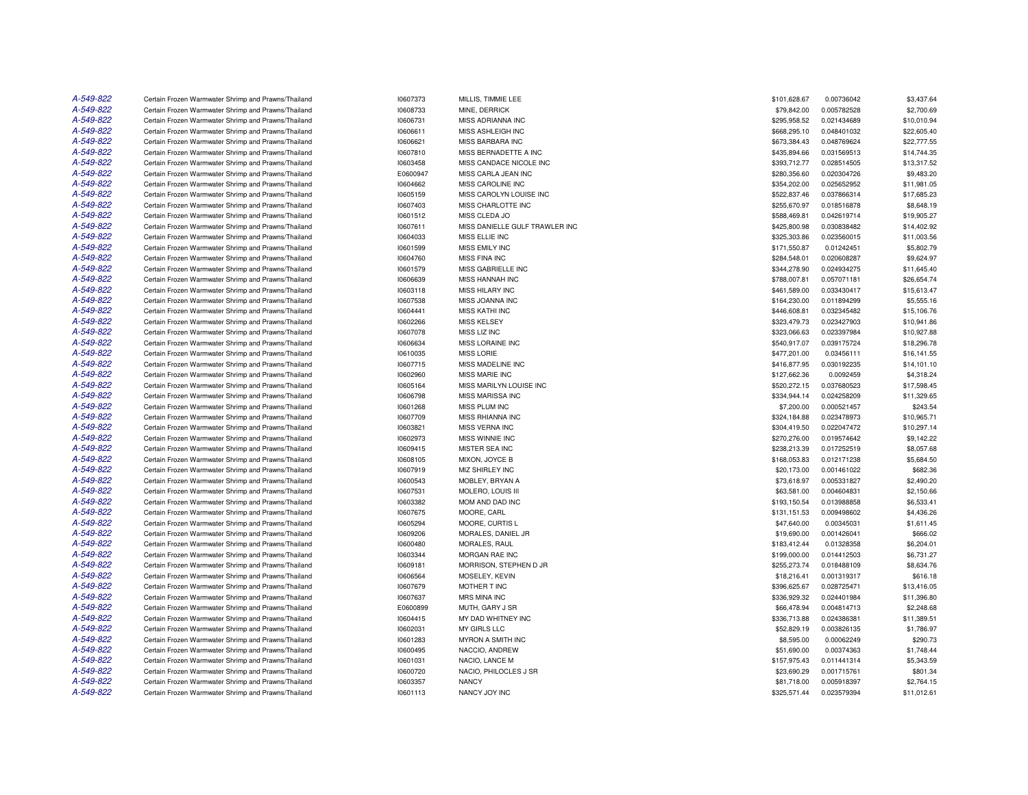| | | | | | | |
|---|---|---|---|---|---|---|
| A-549-822 | Certain Frozen Warmwater Shrimp and Prawns/Thailand | I0607373 | MILLIS, TIMMIE LEE | $101,628.67 | 0.00736042 | $3,437.64 |
| A-549-822 | Certain Frozen Warmwater Shrimp and Prawns/Thailand | I0608733 | MINE, DERRICK | $79,842.00 | 0.005782528 | $2,700.69 |
| A-549-822 | Certain Frozen Warmwater Shrimp and Prawns/Thailand | I0606731 | MISS ADRIANNA INC | $295,958.52 | 0.021434689 | $10,010.94 |
| A-549-822 | Certain Frozen Warmwater Shrimp and Prawns/Thailand | I0606611 | MISS ASHLEIGH INC | $668,295.10 | 0.048401032 | $22,605.40 |
| A-549-822 | Certain Frozen Warmwater Shrimp and Prawns/Thailand | I0606621 | MISS BARBARA INC | $673,384.43 | 0.048769624 | $22,777.55 |
| A-549-822 | Certain Frozen Warmwater Shrimp and Prawns/Thailand | I0607810 | MISS BERNADETTE A INC | $435,894.66 | 0.031569513 | $14,744.35 |
| A-549-822 | Certain Frozen Warmwater Shrimp and Prawns/Thailand | I0603458 | MISS CANDACE NICOLE INC | $393,712.77 | 0.028514505 | $13,317.52 |
| A-549-822 | Certain Frozen Warmwater Shrimp and Prawns/Thailand | E0600947 | MISS CARLA JEAN INC | $280,356.60 | 0.020304726 | $9,483.20 |
| A-549-822 | Certain Frozen Warmwater Shrimp and Prawns/Thailand | I0604662 | MISS CAROLINE INC | $354,202.00 | 0.025652952 | $11,981.05 |
| A-549-822 | Certain Frozen Warmwater Shrimp and Prawns/Thailand | I0605159 | MISS CAROLYN LOUISE INC | $522,837.46 | 0.037866314 | $17,685.23 |
| A-549-822 | Certain Frozen Warmwater Shrimp and Prawns/Thailand | I0607403 | MISS CHARLOTTE INC | $255,670.97 | 0.018516878 | $8,648.19 |
| A-549-822 | Certain Frozen Warmwater Shrimp and Prawns/Thailand | I0601512 | MISS CLEDA JO | $588,469.81 | 0.042619714 | $19,905.27 |
| A-549-822 | Certain Frozen Warmwater Shrimp and Prawns/Thailand | I0607611 | MISS DANIELLE GULF TRAWLER INC | $425,800.98 | 0.030838482 | $14,402.92 |
| A-549-822 | Certain Frozen Warmwater Shrimp and Prawns/Thailand | I0604033 | MISS ELLIE INC | $325,303.86 | 0.023560015 | $11,003.56 |
| A-549-822 | Certain Frozen Warmwater Shrimp and Prawns/Thailand | I0601599 | MISS EMILY INC | $171,550.87 | 0.01242451 | $5,802.79 |
| A-549-822 | Certain Frozen Warmwater Shrimp and Prawns/Thailand | I0604760 | MISS FINA INC | $284,548.01 | 0.020608287 | $9,624.97 |
| A-549-822 | Certain Frozen Warmwater Shrimp and Prawns/Thailand | I0601579 | MISS GABRIELLE INC | $344,278.90 | 0.024934275 | $11,645.40 |
| A-549-822 | Certain Frozen Warmwater Shrimp and Prawns/Thailand | I0606639 | MISS HANNAH INC | $788,007.81 | 0.057071181 | $26,654.74 |
| A-549-822 | Certain Frozen Warmwater Shrimp and Prawns/Thailand | I0603118 | MISS HILARY INC | $461,589.00 | 0.033430417 | $15,613.47 |
| A-549-822 | Certain Frozen Warmwater Shrimp and Prawns/Thailand | I0607538 | MISS JOANNA INC | $164,230.00 | 0.011894299 | $5,555.16 |
| A-549-822 | Certain Frozen Warmwater Shrimp and Prawns/Thailand | I0604441 | MISS KATHI INC | $446,608.81 | 0.032345482 | $15,106.76 |
| A-549-822 | Certain Frozen Warmwater Shrimp and Prawns/Thailand | I0602266 | MISS KELSEY | $323,479.73 | 0.023427903 | $10,941.86 |
| A-549-822 | Certain Frozen Warmwater Shrimp and Prawns/Thailand | I0607078 | MISS LIZ INC | $323,066.63 | 0.023397984 | $10,927.88 |
| A-549-822 | Certain Frozen Warmwater Shrimp and Prawns/Thailand | I0606634 | MISS LORAINE INC | $540,917.07 | 0.039175724 | $18,296.78 |
| A-549-822 | Certain Frozen Warmwater Shrimp and Prawns/Thailand | I0610035 | MISS LORIE | $477,201.00 | 0.03456111 | $16,141.55 |
| A-549-822 | Certain Frozen Warmwater Shrimp and Prawns/Thailand | I0607715 | MISS MADELINE INC | $416,877.95 | 0.030192235 | $14,101.10 |
| A-549-822 | Certain Frozen Warmwater Shrimp and Prawns/Thailand | I0602960 | MISS MARIE INC | $127,662.36 | 0.0092459 | $4,318.24 |
| A-549-822 | Certain Frozen Warmwater Shrimp and Prawns/Thailand | I0605164 | MISS MARILYN LOUISE INC | $520,272.15 | 0.037680523 | $17,598.45 |
| A-549-822 | Certain Frozen Warmwater Shrimp and Prawns/Thailand | I0606798 | MISS MARISSA INC | $334,944.14 | 0.024258209 | $11,329.65 |
| A-549-822 | Certain Frozen Warmwater Shrimp and Prawns/Thailand | I0601268 | MISS PLUM INC | $7,200.00 | 0.000521457 | $243.54 |
| A-549-822 | Certain Frozen Warmwater Shrimp and Prawns/Thailand | I0607709 | MISS RHIANNA INC | $324,184.88 | 0.023478973 | $10,965.71 |
| A-549-822 | Certain Frozen Warmwater Shrimp and Prawns/Thailand | I0603821 | MISS VERNA INC | $304,419.50 | 0.022047472 | $10,297.14 |
| A-549-822 | Certain Frozen Warmwater Shrimp and Prawns/Thailand | I0602973 | MISS WINNIE INC | $270,276.00 | 0.019574642 | $9,142.22 |
| A-549-822 | Certain Frozen Warmwater Shrimp and Prawns/Thailand | I0609415 | MISTER SEA INC | $238,213.39 | 0.017252519 | $8,057.68 |
| A-549-822 | Certain Frozen Warmwater Shrimp and Prawns/Thailand | I0608105 | MIXON, JOYCE B | $168,053.83 | 0.012171238 | $5,684.50 |
| A-549-822 | Certain Frozen Warmwater Shrimp and Prawns/Thailand | I0607919 | MIZ SHIRLEY INC | $20,173.00 | 0.001461022 | $682.36 |
| A-549-822 | Certain Frozen Warmwater Shrimp and Prawns/Thailand | I0600543 | MOBLEY, BRYAN A | $73,618.97 | 0.005331827 | $2,490.20 |
| A-549-822 | Certain Frozen Warmwater Shrimp and Prawns/Thailand | I0607531 | MOLERO, LOUIS III | $63,581.00 | 0.004604831 | $2,150.66 |
| A-549-822 | Certain Frozen Warmwater Shrimp and Prawns/Thailand | I0603382 | MOM AND DAD INC | $193,150.54 | 0.013988858 | $6,533.41 |
| A-549-822 | Certain Frozen Warmwater Shrimp and Prawns/Thailand | I0607675 | MOORE, CARL | $131,151.53 | 0.009498602 | $4,436.26 |
| A-549-822 | Certain Frozen Warmwater Shrimp and Prawns/Thailand | I0605294 | MOORE, CURTIS L | $47,640.00 | 0.00345031 | $1,611.45 |
| A-549-822 | Certain Frozen Warmwater Shrimp and Prawns/Thailand | I0609206 | MORALES, DANIEL JR | $19,690.00 | 0.001426041 | $666.02 |
| A-549-822 | Certain Frozen Warmwater Shrimp and Prawns/Thailand | I0600480 | MORALES, RAUL | $183,412.44 | 0.01328358 | $6,204.01 |
| A-549-822 | Certain Frozen Warmwater Shrimp and Prawns/Thailand | I0603344 | MORGAN RAE INC | $199,000.00 | 0.014412503 | $6,731.27 |
| A-549-822 | Certain Frozen Warmwater Shrimp and Prawns/Thailand | I0609181 | MORRISON, STEPHEN D JR | $255,273.74 | 0.018488109 | $8,634.76 |
| A-549-822 | Certain Frozen Warmwater Shrimp and Prawns/Thailand | I0606564 | MOSELEY, KEVIN | $18,216.41 | 0.001319317 | $616.18 |
| A-549-822 | Certain Frozen Warmwater Shrimp and Prawns/Thailand | I0607679 | MOTHER T INC | $396,625.67 | 0.028725471 | $13,416.05 |
| A-549-822 | Certain Frozen Warmwater Shrimp and Prawns/Thailand | I0607637 | MRS MINA INC | $336,929.32 | 0.024401984 | $11,396.80 |
| A-549-822 | Certain Frozen Warmwater Shrimp and Prawns/Thailand | E0600899 | MUTH, GARY J SR | $66,478.94 | 0.004814713 | $2,248.68 |
| A-549-822 | Certain Frozen Warmwater Shrimp and Prawns/Thailand | I0604415 | MY DAD WHITNEY INC | $336,713.88 | 0.024386381 | $11,389.51 |
| A-549-822 | Certain Frozen Warmwater Shrimp and Prawns/Thailand | I0602031 | MY GIRLS LLC | $52,829.19 | 0.003826135 | $1,786.97 |
| A-549-822 | Certain Frozen Warmwater Shrimp and Prawns/Thailand | I0601283 | MYRON A SMITH INC | $8,595.00 | 0.00062249 | $290.73 |
| A-549-822 | Certain Frozen Warmwater Shrimp and Prawns/Thailand | I0600495 | NACCIO, ANDREW | $51,690.00 | 0.00374363 | $1,748.44 |
| A-549-822 | Certain Frozen Warmwater Shrimp and Prawns/Thailand | I0601031 | NACIO, LANCE M | $157,975.43 | 0.011441314 | $5,343.59 |
| A-549-822 | Certain Frozen Warmwater Shrimp and Prawns/Thailand | I0600720 | NACIO, PHILOCLES J SR | $23,690.29 | 0.001715761 | $801.34 |
| A-549-822 | Certain Frozen Warmwater Shrimp and Prawns/Thailand | I0603357 | NANCY | $81,718.00 | 0.005918397 | $2,764.15 |
| A-549-822 | Certain Frozen Warmwater Shrimp and Prawns/Thailand | I0601113 | NANCY JOY INC | $325,571.44 | 0.023579394 | $11,012.61 |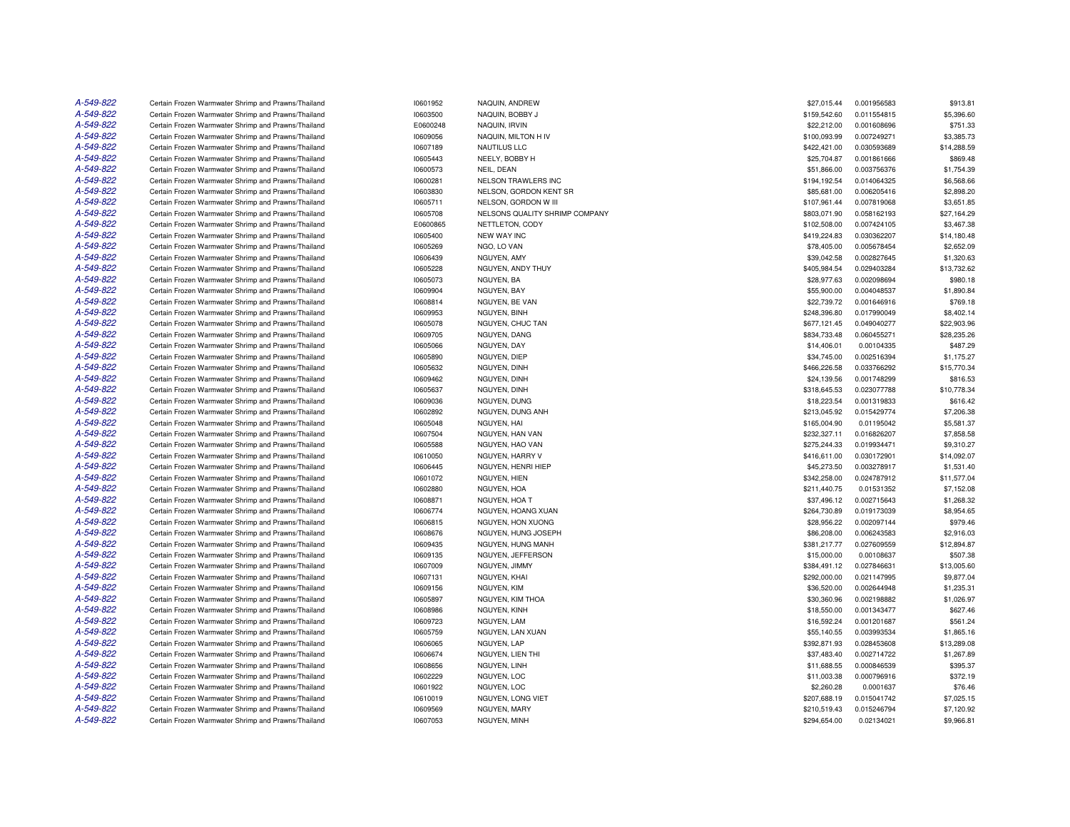| | | | | | | |
|---|---|---|---|---|---|---|
| A-549-822 | Certain Frozen Warmwater Shrimp and Prawns/Thailand | I0601952 | NAQUIN, ANDREW | $27,015.44 | 0.001956583 | $913.81 |
| A-549-822 | Certain Frozen Warmwater Shrimp and Prawns/Thailand | I0603500 | NAQUIN, BOBBY J | $159,542.60 | 0.011554815 | $5,396.60 |
| A-549-822 | Certain Frozen Warmwater Shrimp and Prawns/Thailand | E0600248 | NAQUIN, IRVIN | $22,212.00 | 0.001608696 | $751.33 |
| A-549-822 | Certain Frozen Warmwater Shrimp and Prawns/Thailand | I0609056 | NAQUIN, MILTON H IV | $100,093.99 | 0.007249271 | $3,385.73 |
| A-549-822 | Certain Frozen Warmwater Shrimp and Prawns/Thailand | I0607189 | NAUTILUS LLC | $422,421.00 | 0.030593689 | $14,288.59 |
| A-549-822 | Certain Frozen Warmwater Shrimp and Prawns/Thailand | I0605443 | NEELY, BOBBY H | $25,704.87 | 0.001861666 | $869.48 |
| A-549-822 | Certain Frozen Warmwater Shrimp and Prawns/Thailand | I0600573 | NEIL, DEAN | $51,866.00 | 0.003756376 | $1,754.39 |
| A-549-822 | Certain Frozen Warmwater Shrimp and Prawns/Thailand | I0600281 | NELSON TRAWLERS INC | $194,192.54 | 0.014064325 | $6,568.66 |
| A-549-822 | Certain Frozen Warmwater Shrimp and Prawns/Thailand | I0603830 | NELSON, GORDON KENT SR | $85,681.00 | 0.006205416 | $2,898.20 |
| A-549-822 | Certain Frozen Warmwater Shrimp and Prawns/Thailand | I0605711 | NELSON, GORDON W III | $107,961.44 | 0.007819068 | $3,651.85 |
| A-549-822 | Certain Frozen Warmwater Shrimp and Prawns/Thailand | I0605708 | NELSONS QUALITY SHRIMP COMPANY | $803,071.90 | 0.058162193 | $27,164.29 |
| A-549-822 | Certain Frozen Warmwater Shrimp and Prawns/Thailand | E0600865 | NETTLETON, CODY | $102,508.00 | 0.007424105 | $3,467.38 |
| A-549-822 | Certain Frozen Warmwater Shrimp and Prawns/Thailand | I0605400 | NEW WAY INC | $419,224.83 | 0.030362207 | $14,180.48 |
| A-549-822 | Certain Frozen Warmwater Shrimp and Prawns/Thailand | I0605269 | NGO, LO VAN | $78,405.00 | 0.005678454 | $2,652.09 |
| A-549-822 | Certain Frozen Warmwater Shrimp and Prawns/Thailand | I0606439 | NGUYEN, AMY | $39,042.58 | 0.002827645 | $1,320.63 |
| A-549-822 | Certain Frozen Warmwater Shrimp and Prawns/Thailand | I0605228 | NGUYEN, ANDY THUY | $405,984.54 | 0.029403284 | $13,732.62 |
| A-549-822 | Certain Frozen Warmwater Shrimp and Prawns/Thailand | I0605073 | NGUYEN, BA | $28,977.63 | 0.002098694 | $980.18 |
| A-549-822 | Certain Frozen Warmwater Shrimp and Prawns/Thailand | I0609904 | NGUYEN, BAY | $55,900.00 | 0.004048537 | $1,890.84 |
| A-549-822 | Certain Frozen Warmwater Shrimp and Prawns/Thailand | I0608814 | NGUYEN, BE VAN | $22,739.72 | 0.001646916 | $769.18 |
| A-549-822 | Certain Frozen Warmwater Shrimp and Prawns/Thailand | I0609953 | NGUYEN, BINH | $248,396.80 | 0.017990049 | $8,402.14 |
| A-549-822 | Certain Frozen Warmwater Shrimp and Prawns/Thailand | I0605078 | NGUYEN, CHUC TAN | $677,121.45 | 0.049040277 | $22,903.96 |
| A-549-822 | Certain Frozen Warmwater Shrimp and Prawns/Thailand | I0609705 | NGUYEN, DANG | $834,733.48 | 0.060455271 | $28,235.26 |
| A-549-822 | Certain Frozen Warmwater Shrimp and Prawns/Thailand | I0605066 | NGUYEN, DAY | $14,406.01 | 0.00104335 | $487.29 |
| A-549-822 | Certain Frozen Warmwater Shrimp and Prawns/Thailand | I0605890 | NGUYEN, DIEP | $34,745.00 | 0.002516394 | $1,175.27 |
| A-549-822 | Certain Frozen Warmwater Shrimp and Prawns/Thailand | I0605632 | NGUYEN, DINH | $466,226.58 | 0.033766292 | $15,770.34 |
| A-549-822 | Certain Frozen Warmwater Shrimp and Prawns/Thailand | I0609462 | NGUYEN, DINH | $24,139.56 | 0.001748299 | $816.53 |
| A-549-822 | Certain Frozen Warmwater Shrimp and Prawns/Thailand | I0605637 | NGUYEN, DINH | $318,645.53 | 0.023077788 | $10,778.34 |
| A-549-822 | Certain Frozen Warmwater Shrimp and Prawns/Thailand | I0609036 | NGUYEN, DUNG | $18,223.54 | 0.001319833 | $616.42 |
| A-549-822 | Certain Frozen Warmwater Shrimp and Prawns/Thailand | I0602892 | NGUYEN, DUNG ANH | $213,045.92 | 0.015429774 | $7,206.38 |
| A-549-822 | Certain Frozen Warmwater Shrimp and Prawns/Thailand | I0605048 | NGUYEN, HAI | $165,004.90 | 0.01195042 | $5,581.37 |
| A-549-822 | Certain Frozen Warmwater Shrimp and Prawns/Thailand | I0607504 | NGUYEN, HAN VAN | $232,327.11 | 0.016826207 | $7,858.58 |
| A-549-822 | Certain Frozen Warmwater Shrimp and Prawns/Thailand | I0605588 | NGUYEN, HAO VAN | $275,244.33 | 0.019934471 | $9,310.27 |
| A-549-822 | Certain Frozen Warmwater Shrimp and Prawns/Thailand | I0610050 | NGUYEN, HARRY V | $416,611.00 | 0.030172901 | $14,092.07 |
| A-549-822 | Certain Frozen Warmwater Shrimp and Prawns/Thailand | I0606445 | NGUYEN, HENRI HIEP | $45,273.50 | 0.003278917 | $1,531.40 |
| A-549-822 | Certain Frozen Warmwater Shrimp and Prawns/Thailand | I0601072 | NGUYEN, HIEN | $342,258.00 | 0.024787912 | $11,577.04 |
| A-549-822 | Certain Frozen Warmwater Shrimp and Prawns/Thailand | I0602880 | NGUYEN, HOA | $211,440.75 | 0.01531352 | $7,152.08 |
| A-549-822 | Certain Frozen Warmwater Shrimp and Prawns/Thailand | I0608871 | NGUYEN, HOA T | $37,496.12 | 0.002715643 | $1,268.32 |
| A-549-822 | Certain Frozen Warmwater Shrimp and Prawns/Thailand | I0606774 | NGUYEN, HOANG XUAN | $264,730.89 | 0.019173039 | $8,954.65 |
| A-549-822 | Certain Frozen Warmwater Shrimp and Prawns/Thailand | I0606815 | NGUYEN, HON XUONG | $28,956.22 | 0.002097144 | $979.46 |
| A-549-822 | Certain Frozen Warmwater Shrimp and Prawns/Thailand | I0608676 | NGUYEN, HUNG JOSEPH | $86,208.00 | 0.006243583 | $2,916.03 |
| A-549-822 | Certain Frozen Warmwater Shrimp and Prawns/Thailand | I0609435 | NGUYEN, HUNG MANH | $381,217.77 | 0.027609559 | $12,894.87 |
| A-549-822 | Certain Frozen Warmwater Shrimp and Prawns/Thailand | I0609135 | NGUYEN, JEFFERSON | $15,000.00 | 0.00108637 | $507.38 |
| A-549-822 | Certain Frozen Warmwater Shrimp and Prawns/Thailand | I0607009 | NGUYEN, JIMMY | $384,491.12 | 0.027846631 | $13,005.60 |
| A-549-822 | Certain Frozen Warmwater Shrimp and Prawns/Thailand | I0607131 | NGUYEN, KHAI | $292,000.00 | 0.021147995 | $9,877.04 |
| A-549-822 | Certain Frozen Warmwater Shrimp and Prawns/Thailand | I0609156 | NGUYEN, KIM | $36,520.00 | 0.002644948 | $1,235.31 |
| A-549-822 | Certain Frozen Warmwater Shrimp and Prawns/Thailand | I0605897 | NGUYEN, KIM THOA | $30,360.96 | 0.002198882 | $1,026.97 |
| A-549-822 | Certain Frozen Warmwater Shrimp and Prawns/Thailand | I0608986 | NGUYEN, KINH | $18,550.00 | 0.001343477 | $627.46 |
| A-549-822 | Certain Frozen Warmwater Shrimp and Prawns/Thailand | I0609723 | NGUYEN, LAM | $16,592.24 | 0.001201687 | $561.24 |
| A-549-822 | Certain Frozen Warmwater Shrimp and Prawns/Thailand | I0605759 | NGUYEN, LAN XUAN | $55,140.55 | 0.003993534 | $1,865.16 |
| A-549-822 | Certain Frozen Warmwater Shrimp and Prawns/Thailand | I0606065 | NGUYEN, LAP | $392,871.93 | 0.028453608 | $13,289.08 |
| A-549-822 | Certain Frozen Warmwater Shrimp and Prawns/Thailand | I0606674 | NGUYEN, LIEN THI | $37,483.40 | 0.002714722 | $1,267.89 |
| A-549-822 | Certain Frozen Warmwater Shrimp and Prawns/Thailand | I0608656 | NGUYEN, LINH | $11,688.55 | 0.000846539 | $395.37 |
| A-549-822 | Certain Frozen Warmwater Shrimp and Prawns/Thailand | I0602229 | NGUYEN, LOC | $11,003.38 | 0.000796916 | $372.19 |
| A-549-822 | Certain Frozen Warmwater Shrimp and Prawns/Thailand | I0601922 | NGUYEN, LOC | $2,260.28 | 0.0001637 | $76.46 |
| A-549-822 | Certain Frozen Warmwater Shrimp and Prawns/Thailand | I0610019 | NGUYEN, LONG VIET | $207,688.19 | 0.015041742 | $7,025.15 |
| A-549-822 | Certain Frozen Warmwater Shrimp and Prawns/Thailand | I0609569 | NGUYEN, MARY | $210,519.43 | 0.015246794 | $7,120.92 |
| A-549-822 | Certain Frozen Warmwater Shrimp and Prawns/Thailand | I0607053 | NGUYEN, MINH | $294,654.00 | 0.02134021 | $9,966.81 |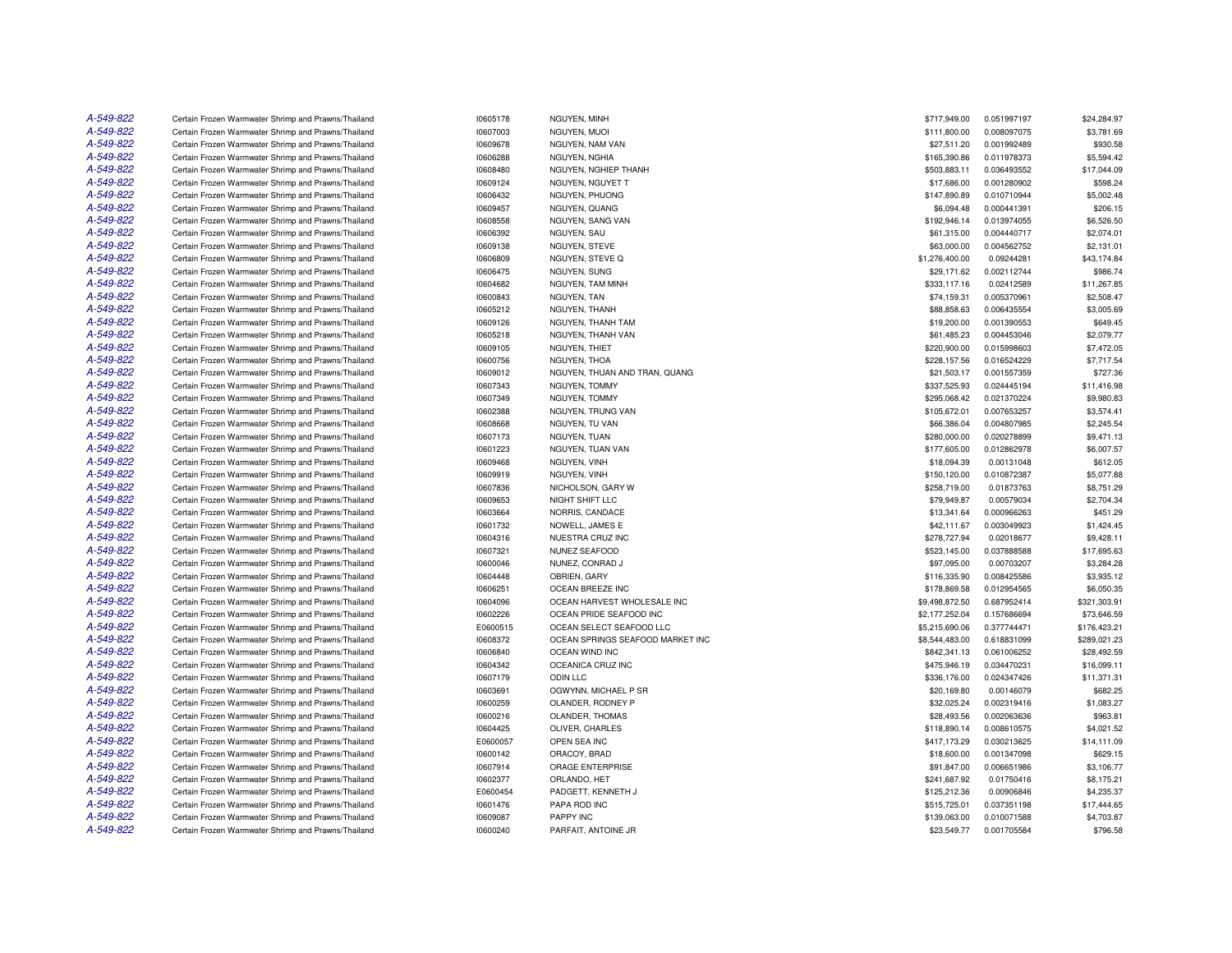| | | | | | | |
|---|---|---|---|---|---|---|
| A-549-822 | Certain Frozen Warmwater Shrimp and Prawns/Thailand | I0605178 | NGUYEN, MINH | $717,949.00 | 0.051997197 | $24,284.97 |
| A-549-822 | Certain Frozen Warmwater Shrimp and Prawns/Thailand | I0607003 | NGUYEN, MUOI | $111,800.00 | 0.008097075 | $3,781.69 |
| A-549-822 | Certain Frozen Warmwater Shrimp and Prawns/Thailand | I0609678 | NGUYEN, NAM VAN | $27,511.20 | 0.001992489 | $930.58 |
| A-549-822 | Certain Frozen Warmwater Shrimp and Prawns/Thailand | I0606288 | NGUYEN, NGHIA | $165,390.86 | 0.011978373 | $5,594.42 |
| A-549-822 | Certain Frozen Warmwater Shrimp and Prawns/Thailand | I0608480 | NGUYEN, NGHIEP THANH | $503,883.11 | 0.036493552 | $17,044.09 |
| A-549-822 | Certain Frozen Warmwater Shrimp and Prawns/Thailand | I0609124 | NGUYEN, NGUYET T | $17,686.00 | 0.001280902 | $598.24 |
| A-549-822 | Certain Frozen Warmwater Shrimp and Prawns/Thailand | I0606432 | NGUYEN, PHUONG | $147,890.89 | 0.010710944 | $5,002.48 |
| A-549-822 | Certain Frozen Warmwater Shrimp and Prawns/Thailand | I0609457 | NGUYEN, QUANG | $6,094.48 | 0.000441391 | $206.15 |
| A-549-822 | Certain Frozen Warmwater Shrimp and Prawns/Thailand | I0608558 | NGUYEN, SANG VAN | $192,946.14 | 0.013974055 | $6,526.50 |
| A-549-822 | Certain Frozen Warmwater Shrimp and Prawns/Thailand | I0606392 | NGUYEN, SAU | $61,315.00 | 0.004440717 | $2,074.01 |
| A-549-822 | Certain Frozen Warmwater Shrimp and Prawns/Thailand | I0609138 | NGUYEN, STEVE | $63,000.00 | 0.004562752 | $2,131.01 |
| A-549-822 | Certain Frozen Warmwater Shrimp and Prawns/Thailand | I0606809 | NGUYEN, STEVE Q | $1,276,400.00 | 0.09244281 | $43,174.84 |
| A-549-822 | Certain Frozen Warmwater Shrimp and Prawns/Thailand | I0606475 | NGUYEN, SUNG | $29,171.62 | 0.002112744 | $986.74 |
| A-549-822 | Certain Frozen Warmwater Shrimp and Prawns/Thailand | I0604682 | NGUYEN, TAM MINH | $333,117.16 | 0.02412589 | $11,267.85 |
| A-549-822 | Certain Frozen Warmwater Shrimp and Prawns/Thailand | I0600843 | NGUYEN, TAN | $74,159.31 | 0.005370961 | $2,508.47 |
| A-549-822 | Certain Frozen Warmwater Shrimp and Prawns/Thailand | I0605212 | NGUYEN, THANH | $88,858.63 | 0.006435554 | $3,005.69 |
| A-549-822 | Certain Frozen Warmwater Shrimp and Prawns/Thailand | I0609126 | NGUYEN, THANH TAM | $19,200.00 | 0.001390553 | $649.45 |
| A-549-822 | Certain Frozen Warmwater Shrimp and Prawns/Thailand | I0605218 | NGUYEN, THANH VAN | $61,485.23 | 0.004453046 | $2,079.77 |
| A-549-822 | Certain Frozen Warmwater Shrimp and Prawns/Thailand | I0609105 | NGUYEN, THIET | $220,900.00 | 0.015998603 | $7,472.05 |
| A-549-822 | Certain Frozen Warmwater Shrimp and Prawns/Thailand | I0600756 | NGUYEN, THOA | $228,157.56 | 0.016524229 | $7,717.54 |
| A-549-822 | Certain Frozen Warmwater Shrimp and Prawns/Thailand | I0609012 | NGUYEN, THUAN AND TRAN, QUANG | $21,503.17 | 0.001557359 | $727.36 |
| A-549-822 | Certain Frozen Warmwater Shrimp and Prawns/Thailand | I0607343 | NGUYEN, TOMMY | $337,525.93 | 0.024445194 | $11,416.98 |
| A-549-822 | Certain Frozen Warmwater Shrimp and Prawns/Thailand | I0607349 | NGUYEN, TOMMY | $295,068.42 | 0.021370224 | $9,980.83 |
| A-549-822 | Certain Frozen Warmwater Shrimp and Prawns/Thailand | I0602388 | NGUYEN, TRUNG VAN | $105,672.01 | 0.007653257 | $3,574.41 |
| A-549-822 | Certain Frozen Warmwater Shrimp and Prawns/Thailand | I0608668 | NGUYEN, TU VAN | $66,386.04 | 0.004807985 | $2,245.54 |
| A-549-822 | Certain Frozen Warmwater Shrimp and Prawns/Thailand | I0607173 | NGUYEN, TUAN | $280,000.00 | 0.020278899 | $9,471.13 |
| A-549-822 | Certain Frozen Warmwater Shrimp and Prawns/Thailand | I0601223 | NGUYEN, TUAN VAN | $177,605.00 | 0.012862978 | $6,007.57 |
| A-549-822 | Certain Frozen Warmwater Shrimp and Prawns/Thailand | I0609468 | NGUYEN, VINH | $18,094.39 | 0.00131048 | $612.05 |
| A-549-822 | Certain Frozen Warmwater Shrimp and Prawns/Thailand | I0609919 | NGUYEN, VINH | $150,120.00 | 0.010872387 | $5,077.88 |
| A-549-822 | Certain Frozen Warmwater Shrimp and Prawns/Thailand | I0607836 | NICHOLSON, GARY W | $258,719.00 | 0.01873763 | $8,751.29 |
| A-549-822 | Certain Frozen Warmwater Shrimp and Prawns/Thailand | I0609653 | NIGHT SHIFT LLC | $79,949.87 | 0.00579034 | $2,704.34 |
| A-549-822 | Certain Frozen Warmwater Shrimp and Prawns/Thailand | I0603664 | NORRIS, CANDACE | $13,341.64 | 0.000966263 | $451.29 |
| A-549-822 | Certain Frozen Warmwater Shrimp and Prawns/Thailand | I0601732 | NOWELL, JAMES E | $42,111.67 | 0.003049923 | $1,424.45 |
| A-549-822 | Certain Frozen Warmwater Shrimp and Prawns/Thailand | I0604316 | NUESTRA CRUZ INC | $278,727.94 | 0.02018677 | $9,428.11 |
| A-549-822 | Certain Frozen Warmwater Shrimp and Prawns/Thailand | I0607321 | NUNEZ SEAFOOD | $523,145.00 | 0.037888588 | $17,695.63 |
| A-549-822 | Certain Frozen Warmwater Shrimp and Prawns/Thailand | I0600046 | NUNEZ, CONRAD J | $97,095.00 | 0.00703207 | $3,284.28 |
| A-549-822 | Certain Frozen Warmwater Shrimp and Prawns/Thailand | I0604448 | OBRIEN, GARY | $116,335.90 | 0.008425586 | $3,935.12 |
| A-549-822 | Certain Frozen Warmwater Shrimp and Prawns/Thailand | I0606251 | OCEAN BREEZE INC | $178,869.58 | 0.012954565 | $6,050.35 |
| A-549-822 | Certain Frozen Warmwater Shrimp and Prawns/Thailand | I0604096 | OCEAN HARVEST WHOLESALE INC | $9,498,872.50 | 0.687952414 | $321,303.91 |
| A-549-822 | Certain Frozen Warmwater Shrimp and Prawns/Thailand | I0602226 | OCEAN PRIDE SEAFOOD INC | $2,177,252.04 | 0.157686694 | $73,646.59 |
| A-549-822 | Certain Frozen Warmwater Shrimp and Prawns/Thailand | E0600515 | OCEAN SELECT SEAFOOD LLC | $5,215,690.06 | 0.377744471 | $176,423.21 |
| A-549-822 | Certain Frozen Warmwater Shrimp and Prawns/Thailand | I0608372 | OCEAN SPRINGS SEAFOOD MARKET INC | $8,544,483.00 | 0.618831099 | $289,021.23 |
| A-549-822 | Certain Frozen Warmwater Shrimp and Prawns/Thailand | I0606840 | OCEAN WIND INC | $842,341.13 | 0.061006252 | $28,492.59 |
| A-549-822 | Certain Frozen Warmwater Shrimp and Prawns/Thailand | I0604342 | OCEANICA CRUZ INC | $475,946.19 | 0.034470231 | $16,099.11 |
| A-549-822 | Certain Frozen Warmwater Shrimp and Prawns/Thailand | I0607179 | ODIN LLC | $336,176.00 | 0.024347426 | $11,371.31 |
| A-549-822 | Certain Frozen Warmwater Shrimp and Prawns/Thailand | I0603691 | OGWYNN, MICHAEL P SR | $20,169.80 | 0.00146079 | $682.25 |
| A-549-822 | Certain Frozen Warmwater Shrimp and Prawns/Thailand | I0600259 | OLANDER, RODNEY P | $32,025.24 | 0.002319416 | $1,083.27 |
| A-549-822 | Certain Frozen Warmwater Shrimp and Prawns/Thailand | I0600216 | OLANDER, THOMAS | $28,493.56 | 0.002063636 | $963.81 |
| A-549-822 | Certain Frozen Warmwater Shrimp and Prawns/Thailand | I0604425 | OLIVER, CHARLES | $118,890.14 | 0.008610575 | $4,021.52 |
| A-549-822 | Certain Frozen Warmwater Shrimp and Prawns/Thailand | E0600057 | OPEN SEA INC | $417,173.29 | 0.030213625 | $14,111.09 |
| A-549-822 | Certain Frozen Warmwater Shrimp and Prawns/Thailand | I0600142 | ORACOY, BRAD | $18,600.00 | 0.001347098 | $629.15 |
| A-549-822 | Certain Frozen Warmwater Shrimp and Prawns/Thailand | I0607914 | ORAGE ENTERPRISE | $91,847.00 | 0.006651986 | $3,106.77 |
| A-549-822 | Certain Frozen Warmwater Shrimp and Prawns/Thailand | I0602377 | ORLANDO, HET | $241,687.92 | 0.01750416 | $8,175.21 |
| A-549-822 | Certain Frozen Warmwater Shrimp and Prawns/Thailand | E0600454 | PADGETT, KENNETH J | $125,212.36 | 0.00906846 | $4,235.37 |
| A-549-822 | Certain Frozen Warmwater Shrimp and Prawns/Thailand | I0601476 | PAPA ROD INC | $515,725.01 | 0.037351198 | $17,444.65 |
| A-549-822 | Certain Frozen Warmwater Shrimp and Prawns/Thailand | I0609087 | PAPPY INC | $139,063.00 | 0.010071588 | $4,703.87 |
| A-549-822 | Certain Frozen Warmwater Shrimp and Prawns/Thailand | I0600240 | PARFAIT, ANTOINE JR | $23,549.77 | 0.001705584 | $796.58 |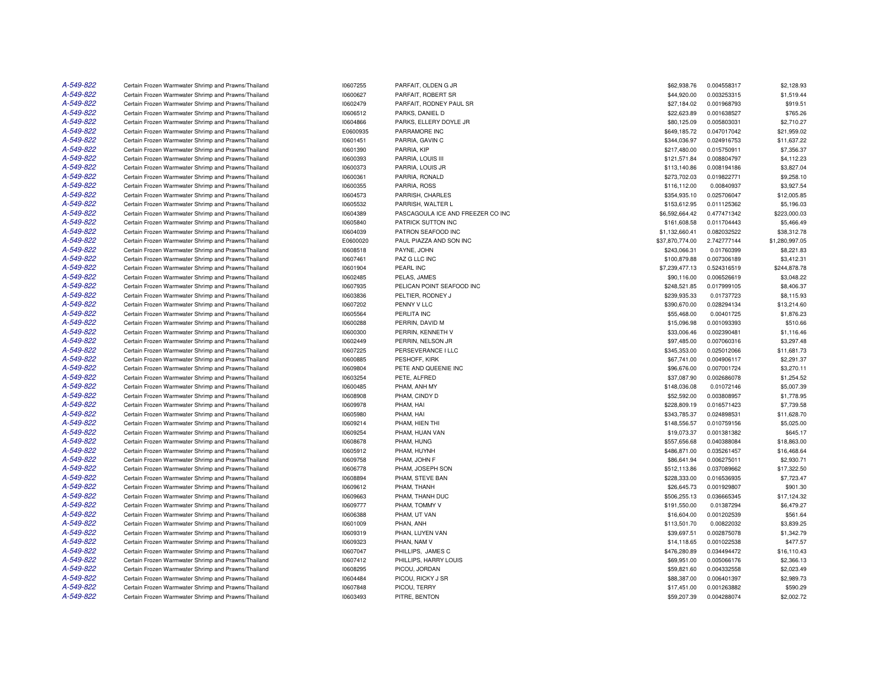| | | | | | | |
|---|---|---|---|---|---|---|
| A-549-822 | Certain Frozen Warmwater Shrimp and Prawns/Thailand | I0607255 | PARFAIT, OLDEN G JR | $62,938.76 | 0.004558317 | $2,128.93 |
| A-549-822 | Certain Frozen Warmwater Shrimp and Prawns/Thailand | I0600627 | PARFAIT, ROBERT SR | $44,920.00 | 0.003253315 | $1,519.44 |
| A-549-822 | Certain Frozen Warmwater Shrimp and Prawns/Thailand | I0602479 | PARFAIT, RODNEY PAUL SR | $27,184.02 | 0.001968793 | $919.51 |
| A-549-822 | Certain Frozen Warmwater Shrimp and Prawns/Thailand | I0606512 | PARKS, DANIEL D | $22,623.89 | 0.001638527 | $765.26 |
| A-549-822 | Certain Frozen Warmwater Shrimp and Prawns/Thailand | I0604866 | PARKS, ELLERY DOYLE JR | $80,125.09 | 0.005803031 | $2,710.27 |
| A-549-822 | Certain Frozen Warmwater Shrimp and Prawns/Thailand | E0600935 | PARRAMORE INC | $649,185.72 | 0.047017042 | $21,959.02 |
| A-549-822 | Certain Frozen Warmwater Shrimp and Prawns/Thailand | I0601451 | PARRIA, GAVIN C | $344,036.97 | 0.024916753 | $11,637.22 |
| A-549-822 | Certain Frozen Warmwater Shrimp and Prawns/Thailand | I0601390 | PARRIA, KIP | $217,480.00 | 0.015750911 | $7,356.37 |
| A-549-822 | Certain Frozen Warmwater Shrimp and Prawns/Thailand | I0600393 | PARRIA, LOUIS III | $121,571.84 | 0.008804797 | $4,112.23 |
| A-549-822 | Certain Frozen Warmwater Shrimp and Prawns/Thailand | I0600373 | PARRIA, LOUIS JR | $113,140.86 | 0.008194186 | $3,827.04 |
| A-549-822 | Certain Frozen Warmwater Shrimp and Prawns/Thailand | I0600361 | PARRIA, RONALD | $273,702.03 | 0.019822771 | $9,258.10 |
| A-549-822 | Certain Frozen Warmwater Shrimp and Prawns/Thailand | I0600355 | PARRIA, ROSS | $116,112.00 | 0.00840937 | $3,927.54 |
| A-549-822 | Certain Frozen Warmwater Shrimp and Prawns/Thailand | I0604573 | PARRISH, CHARLES | $354,935.10 | 0.025706047 | $12,005.85 |
| A-549-822 | Certain Frozen Warmwater Shrimp and Prawns/Thailand | I0605532 | PARRISH, WALTER L | $153,612.95 | 0.011125362 | $5,196.03 |
| A-549-822 | Certain Frozen Warmwater Shrimp and Prawns/Thailand | I0604389 | PASCAGOULA ICE AND FREEZER CO INC | $6,592,664.42 | 0.477471342 | $223,000.03 |
| A-549-822 | Certain Frozen Warmwater Shrimp and Prawns/Thailand | I0605840 | PATRICK SUTTON INC | $161,608.58 | 0.011704443 | $5,466.49 |
| A-549-822 | Certain Frozen Warmwater Shrimp and Prawns/Thailand | I0604039 | PATRON SEAFOOD INC | $1,132,660.41 | 0.082032522 | $38,312.78 |
| A-549-822 | Certain Frozen Warmwater Shrimp and Prawns/Thailand | E0600020 | PAUL PIAZZA AND SON INC | $37,870,774.00 | 2.742777144 | $1,280,997.05 |
| A-549-822 | Certain Frozen Warmwater Shrimp and Prawns/Thailand | I0608518 | PAYNE, JOHN | $243,066.31 | 0.01760399 | $8,221.83 |
| A-549-822 | Certain Frozen Warmwater Shrimp and Prawns/Thailand | I0607461 | PAZ G LLC INC | $100,879.88 | 0.007306189 | $3,412.31 |
| A-549-822 | Certain Frozen Warmwater Shrimp and Prawns/Thailand | I0601904 | PEARL INC | $7,239,477.13 | 0.524316519 | $244,878.78 |
| A-549-822 | Certain Frozen Warmwater Shrimp and Prawns/Thailand | I0602485 | PELAS, JAMES | $90,116.00 | 0.006526619 | $3,048.22 |
| A-549-822 | Certain Frozen Warmwater Shrimp and Prawns/Thailand | I0607935 | PELICAN POINT SEAFOOD INC | $248,521.85 | 0.017999105 | $8,406.37 |
| A-549-822 | Certain Frozen Warmwater Shrimp and Prawns/Thailand | I0603836 | PELTIER, RODNEY J | $239,935.33 | 0.01737723 | $8,115.93 |
| A-549-822 | Certain Frozen Warmwater Shrimp and Prawns/Thailand | I0607202 | PENNY V LLC | $390,670.00 | 0.028294134 | $13,214.60 |
| A-549-822 | Certain Frozen Warmwater Shrimp and Prawns/Thailand | I0605564 | PERLITA INC | $55,468.00 | 0.00401725 | $1,876.23 |
| A-549-822 | Certain Frozen Warmwater Shrimp and Prawns/Thailand | I0600288 | PERRIN, DAVID M | $15,096.98 | 0.001093393 | $510.66 |
| A-549-822 | Certain Frozen Warmwater Shrimp and Prawns/Thailand | I0600300 | PERRIN, KENNETH V | $33,006.46 | 0.002390481 | $1,116.46 |
| A-549-822 | Certain Frozen Warmwater Shrimp and Prawns/Thailand | I0602449 | PERRIN, NELSON JR | $97,485.00 | 0.007060316 | $3,297.48 |
| A-549-822 | Certain Frozen Warmwater Shrimp and Prawns/Thailand | I0607225 | PERSEVERANCE I LLC | $345,353.00 | 0.025012066 | $11,681.73 |
| A-549-822 | Certain Frozen Warmwater Shrimp and Prawns/Thailand | I0600885 | PESHOFF, KIRK | $67,741.00 | 0.004906117 | $2,291.37 |
| A-549-822 | Certain Frozen Warmwater Shrimp and Prawns/Thailand | I0609804 | PETE AND QUEENIE INC | $96,676.00 | 0.007001724 | $3,270.11 |
| A-549-822 | Certain Frozen Warmwater Shrimp and Prawns/Thailand | I0603254 | PETE, ALFRED | $37,087.90 | 0.002686078 | $1,254.52 |
| A-549-822 | Certain Frozen Warmwater Shrimp and Prawns/Thailand | I0600485 | PHAM, ANH MY | $148,036.08 | 0.01072146 | $5,007.39 |
| A-549-822 | Certain Frozen Warmwater Shrimp and Prawns/Thailand | I0608908 | PHAM, CINDY D | $52,592.00 | 0.003808957 | $1,778.95 |
| A-549-822 | Certain Frozen Warmwater Shrimp and Prawns/Thailand | I0609978 | PHAM, HAI | $228,809.19 | 0.016571423 | $7,739.58 |
| A-549-822 | Certain Frozen Warmwater Shrimp and Prawns/Thailand | I0605980 | PHAM, HAI | $343,785.37 | 0.024898531 | $11,628.70 |
| A-549-822 | Certain Frozen Warmwater Shrimp and Prawns/Thailand | I0609214 | PHAM, HIEN THI | $148,556.57 | 0.010759156 | $5,025.00 |
| A-549-822 | Certain Frozen Warmwater Shrimp and Prawns/Thailand | I0609254 | PHAM, HUAN VAN | $19,073.37 | 0.001381382 | $645.17 |
| A-549-822 | Certain Frozen Warmwater Shrimp and Prawns/Thailand | I0608678 | PHAM, HUNG | $557,656.68 | 0.040388084 | $18,863.00 |
| A-549-822 | Certain Frozen Warmwater Shrimp and Prawns/Thailand | I0605912 | PHAM, HUYNH | $486,871.00 | 0.035261457 | $16,468.64 |
| A-549-822 | Certain Frozen Warmwater Shrimp and Prawns/Thailand | I0609758 | PHAM, JOHN F | $86,641.94 | 0.006275011 | $2,930.71 |
| A-549-822 | Certain Frozen Warmwater Shrimp and Prawns/Thailand | I0606778 | PHAM, JOSEPH SON | $512,113.86 | 0.037089662 | $17,322.50 |
| A-549-822 | Certain Frozen Warmwater Shrimp and Prawns/Thailand | I0608894 | PHAM, STEVE BAN | $228,333.00 | 0.016536935 | $7,723.47 |
| A-549-822 | Certain Frozen Warmwater Shrimp and Prawns/Thailand | I0609612 | PHAM, THANH | $26,645.73 | 0.001929807 | $901.30 |
| A-549-822 | Certain Frozen Warmwater Shrimp and Prawns/Thailand | I0609663 | PHAM, THANH DUC | $506,255.13 | 0.036665345 | $17,124.32 |
| A-549-822 | Certain Frozen Warmwater Shrimp and Prawns/Thailand | I0609777 | PHAM, TOMMY V | $191,550.00 | 0.01387294 | $6,479.27 |
| A-549-822 | Certain Frozen Warmwater Shrimp and Prawns/Thailand | I0606388 | PHAM, UT VAN | $16,604.00 | 0.001202539 | $561.64 |
| A-549-822 | Certain Frozen Warmwater Shrimp and Prawns/Thailand | I0601009 | PHAN, ANH | $113,501.70 | 0.00822032 | $3,839.25 |
| A-549-822 | Certain Frozen Warmwater Shrimp and Prawns/Thailand | I0609319 | PHAN, LUYEN VAN | $39,697.51 | 0.002875078 | $1,342.79 |
| A-549-822 | Certain Frozen Warmwater Shrimp and Prawns/Thailand | I0609323 | PHAN, NAM V | $14,118.65 | 0.001022538 | $477.57 |
| A-549-822 | Certain Frozen Warmwater Shrimp and Prawns/Thailand | I0607047 | PHILLIPS, JAMES C | $476,280.89 | 0.034494472 | $16,110.43 |
| A-549-822 | Certain Frozen Warmwater Shrimp and Prawns/Thailand | I0607412 | PHILLIPS, HARRY LOUIS | $69,951.00 | 0.005066176 | $2,366.13 |
| A-549-822 | Certain Frozen Warmwater Shrimp and Prawns/Thailand | I0608295 | PICOU, JORDAN | $59,821.60 | 0.004332558 | $2,023.49 |
| A-549-822 | Certain Frozen Warmwater Shrimp and Prawns/Thailand | I0604484 | PICOU, RICKY J SR | $88,387.00 | 0.006401397 | $2,989.73 |
| A-549-822 | Certain Frozen Warmwater Shrimp and Prawns/Thailand | I0607848 | PICOU, TERRY | $17,451.00 | 0.001263882 | $590.29 |
| A-549-822 | Certain Frozen Warmwater Shrimp and Prawns/Thailand | I0603493 | PITRE, BENTON | $59,207.39 | 0.004288074 | $2,002.72 |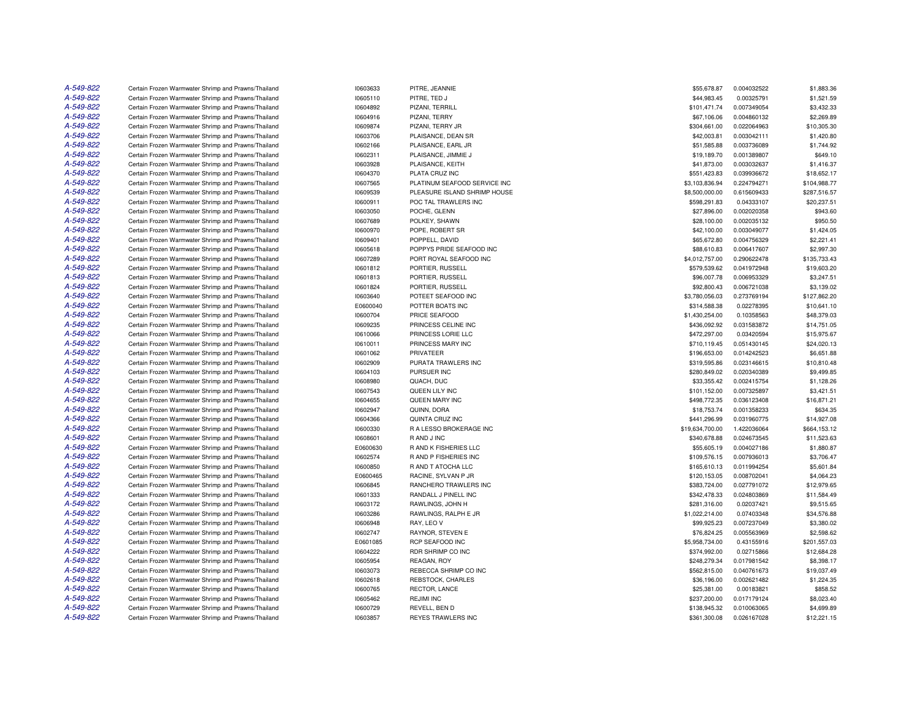| | | | | | | |
|---|---|---|---|---|---|---|
| A-549-822 | Certain Frozen Warmwater Shrimp and Prawns/Thailand | I0603633 | PITRE, JEANNIE | $55,678.87 | 0.004032522 | $1,883.36 |
| A-549-822 | Certain Frozen Warmwater Shrimp and Prawns/Thailand | I0605110 | PITRE, TED J | $44,983.45 | 0.00325791 | $1,521.59 |
| A-549-822 | Certain Frozen Warmwater Shrimp and Prawns/Thailand | I0604892 | PIZANI, TERRILL | $101,471.74 | 0.007349054 | $3,432.33 |
| A-549-822 | Certain Frozen Warmwater Shrimp and Prawns/Thailand | I0604916 | PIZANI, TERRY | $67,106.06 | 0.004860132 | $2,269.89 |
| A-549-822 | Certain Frozen Warmwater Shrimp and Prawns/Thailand | I0609874 | PIZANI, TERRY JR | $304,661.00 | 0.022064963 | $10,305.30 |
| A-549-822 | Certain Frozen Warmwater Shrimp and Prawns/Thailand | I0603706 | PLAISANCE, DEAN SR | $42,003.81 | 0.003042111 | $1,420.80 |
| A-549-822 | Certain Frozen Warmwater Shrimp and Prawns/Thailand | I0602166 | PLAISANCE, EARL JR | $51,585.88 | 0.003736089 | $1,744.92 |
| A-549-822 | Certain Frozen Warmwater Shrimp and Prawns/Thailand | I0602311 | PLAISANCE, JIMMIE J | $19,189.70 | 0.001389807 | $649.10 |
| A-549-822 | Certain Frozen Warmwater Shrimp and Prawns/Thailand | I0603928 | PLAISANCE, KEITH | $41,873.00 | 0.003032637 | $1,416.37 |
| A-549-822 | Certain Frozen Warmwater Shrimp and Prawns/Thailand | I0604370 | PLATA CRUZ INC | $551,423.83 | 0.039936672 | $18,652.17 |
| A-549-822 | Certain Frozen Warmwater Shrimp and Prawns/Thailand | I0607565 | PLATINUM SEAFOOD SERVICE INC | $3,103,836.94 | 0.224794271 | $104,988.77 |
| A-549-822 | Certain Frozen Warmwater Shrimp and Prawns/Thailand | I0609539 | PLEASURE ISLAND SHRIMP HOUSE | $8,500,000.00 | 0.615609433 | $287,516.57 |
| A-549-822 | Certain Frozen Warmwater Shrimp and Prawns/Thailand | I0600911 | POC TAL TRAWLERS INC | $598,291.83 | 0.04333107 | $20,237.51 |
| A-549-822 | Certain Frozen Warmwater Shrimp and Prawns/Thailand | I0603050 | POCHE, GLENN | $27,896.00 | 0.002020358 | $943.60 |
| A-549-822 | Certain Frozen Warmwater Shrimp and Prawns/Thailand | I0607689 | POLKEY, SHAWN | $28,100.00 | 0.002035132 | $950.50 |
| A-549-822 | Certain Frozen Warmwater Shrimp and Prawns/Thailand | I0600970 | POPE, ROBERT SR | $42,100.00 | 0.003049077 | $1,424.05 |
| A-549-822 | Certain Frozen Warmwater Shrimp and Prawns/Thailand | I0609401 | POPPELL, DAVID | $65,672.80 | 0.004756329 | $2,221.41 |
| A-549-822 | Certain Frozen Warmwater Shrimp and Prawns/Thailand | I0605618 | POPPYS PRIDE SEAFOOD INC | $88,610.83 | 0.006417607 | $2,997.30 |
| A-549-822 | Certain Frozen Warmwater Shrimp and Prawns/Thailand | I0607289 | PORT ROYAL SEAFOOD INC | $4,012,757.00 | 0.290622478 | $135,733.43 |
| A-549-822 | Certain Frozen Warmwater Shrimp and Prawns/Thailand | I0601812 | PORTIER, RUSSELL | $579,539.62 | 0.041972948 | $19,603.20 |
| A-549-822 | Certain Frozen Warmwater Shrimp and Prawns/Thailand | I0601813 | PORTIER, RUSSELL | $96,007.78 | 0.006953329 | $3,247.51 |
| A-549-822 | Certain Frozen Warmwater Shrimp and Prawns/Thailand | I0601824 | PORTIER, RUSSELL | $92,800.43 | 0.006721038 | $3,139.02 |
| A-549-822 | Certain Frozen Warmwater Shrimp and Prawns/Thailand | I0603640 | POTEET SEAFOOD INC | $3,780,056.03 | 0.273769194 | $127,862.20 |
| A-549-822 | Certain Frozen Warmwater Shrimp and Prawns/Thailand | E0600040 | POTTER BOATS INC | $314,588.38 | 0.02278395 | $10,641.10 |
| A-549-822 | Certain Frozen Warmwater Shrimp and Prawns/Thailand | I0600704 | PRICE SEAFOOD | $1,430,254.00 | 0.10358563 | $48,379.03 |
| A-549-822 | Certain Frozen Warmwater Shrimp and Prawns/Thailand | I0609235 | PRINCESS CELINE INC | $436,092.92 | 0.031583872 | $14,751.05 |
| A-549-822 | Certain Frozen Warmwater Shrimp and Prawns/Thailand | I0610066 | PRINCESS LORIE LLC | $472,297.00 | 0.03420594 | $15,975.67 |
| A-549-822 | Certain Frozen Warmwater Shrimp and Prawns/Thailand | I0610011 | PRINCESS MARY INC | $710,119.45 | 0.051430145 | $24,020.13 |
| A-549-822 | Certain Frozen Warmwater Shrimp and Prawns/Thailand | I0601062 | PRIVATEER | $196,653.00 | 0.014242523 | $6,651.88 |
| A-549-822 | Certain Frozen Warmwater Shrimp and Prawns/Thailand | I0602909 | PURATA TRAWLERS INC | $319,595.86 | 0.023146615 | $10,810.48 |
| A-549-822 | Certain Frozen Warmwater Shrimp and Prawns/Thailand | I0604103 | PURSUER INC | $280,849.02 | 0.020340389 | $9,499.85 |
| A-549-822 | Certain Frozen Warmwater Shrimp and Prawns/Thailand | I0608980 | QUACH, DUC | $33,355.42 | 0.002415754 | $1,128.26 |
| A-549-822 | Certain Frozen Warmwater Shrimp and Prawns/Thailand | I0607543 | QUEEN LILY INC | $101,152.00 | 0.007325897 | $3,421.51 |
| A-549-822 | Certain Frozen Warmwater Shrimp and Prawns/Thailand | I0604655 | QUEEN MARY INC | $498,772.35 | 0.036123408 | $16,871.21 |
| A-549-822 | Certain Frozen Warmwater Shrimp and Prawns/Thailand | I0602947 | QUINN, DORA | $18,753.74 | 0.001358233 | $634.35 |
| A-549-822 | Certain Frozen Warmwater Shrimp and Prawns/Thailand | I0604366 | QUINTA CRUZ INC | $441,296.99 | 0.031960775 | $14,927.08 |
| A-549-822 | Certain Frozen Warmwater Shrimp and Prawns/Thailand | I0600330 | R A LESSO BROKERAGE INC | $19,634,700.00 | 1.422036064 | $664,153.12 |
| A-549-822 | Certain Frozen Warmwater Shrimp and Prawns/Thailand | I0608601 | R AND J INC | $340,678.88 | 0.024673545 | $11,523.63 |
| A-549-822 | Certain Frozen Warmwater Shrimp and Prawns/Thailand | E0600630 | R AND K FISHERIES LLC | $55,605.19 | 0.004027186 | $1,880.87 |
| A-549-822 | Certain Frozen Warmwater Shrimp and Prawns/Thailand | I0602574 | R AND P FISHERIES INC | $109,576.15 | 0.007936013 | $3,706.47 |
| A-549-822 | Certain Frozen Warmwater Shrimp and Prawns/Thailand | I0600850 | R AND T ATOCHA LLC | $165,610.13 | 0.011994254 | $5,601.84 |
| A-549-822 | Certain Frozen Warmwater Shrimp and Prawns/Thailand | E0600465 | RACINE, SYLVAN P JR | $120,153.05 | 0.008702041 | $4,064.23 |
| A-549-822 | Certain Frozen Warmwater Shrimp and Prawns/Thailand | I0606845 | RANCHERO TRAWLERS INC | $383,724.00 | 0.027791072 | $12,979.65 |
| A-549-822 | Certain Frozen Warmwater Shrimp and Prawns/Thailand | I0601333 | RANDALL J PINELL INC | $342,478.33 | 0.024803869 | $11,584.49 |
| A-549-822 | Certain Frozen Warmwater Shrimp and Prawns/Thailand | I0603172 | RAWLINGS, JOHN H | $281,316.00 | 0.02037421 | $9,515.65 |
| A-549-822 | Certain Frozen Warmwater Shrimp and Prawns/Thailand | I0603286 | RAWLINGS, RALPH E JR | $1,022,214.00 | 0.07403348 | $34,576.88 |
| A-549-822 | Certain Frozen Warmwater Shrimp and Prawns/Thailand | I0606948 | RAY, LEO V | $99,925.23 | 0.007237049 | $3,380.02 |
| A-549-822 | Certain Frozen Warmwater Shrimp and Prawns/Thailand | I0602747 | RAYNOR, STEVEN E | $76,824.25 | 0.005563969 | $2,598.62 |
| A-549-822 | Certain Frozen Warmwater Shrimp and Prawns/Thailand | E0601085 | RCP SEAFOOD INC | $5,958,734.00 | 0.43155916 | $201,557.03 |
| A-549-822 | Certain Frozen Warmwater Shrimp and Prawns/Thailand | I0604222 | RDR SHRIMP CO INC | $374,992.00 | 0.02715866 | $12,684.28 |
| A-549-822 | Certain Frozen Warmwater Shrimp and Prawns/Thailand | I0605954 | REAGAN, ROY | $248,279.34 | 0.017981542 | $8,398.17 |
| A-549-822 | Certain Frozen Warmwater Shrimp and Prawns/Thailand | I0603073 | REBECCA SHRIMP CO INC | $562,815.00 | 0.040761673 | $19,037.49 |
| A-549-822 | Certain Frozen Warmwater Shrimp and Prawns/Thailand | I0602618 | REBSTOCK, CHARLES | $36,196.00 | 0.002621482 | $1,224.35 |
| A-549-822 | Certain Frozen Warmwater Shrimp and Prawns/Thailand | I0600765 | RECTOR, LANCE | $25,381.00 | 0.00183821 | $858.52 |
| A-549-822 | Certain Frozen Warmwater Shrimp and Prawns/Thailand | I0605462 | REJIMI INC | $237,200.00 | 0.017179124 | $8,023.40 |
| A-549-822 | Certain Frozen Warmwater Shrimp and Prawns/Thailand | I0600729 | REVELL, BEN D | $138,945.32 | 0.010063065 | $4,699.89 |
| A-549-822 | Certain Frozen Warmwater Shrimp and Prawns/Thailand | I0603857 | REYES TRAWLERS INC | $361,300.08 | 0.026167028 | $12,221.15 |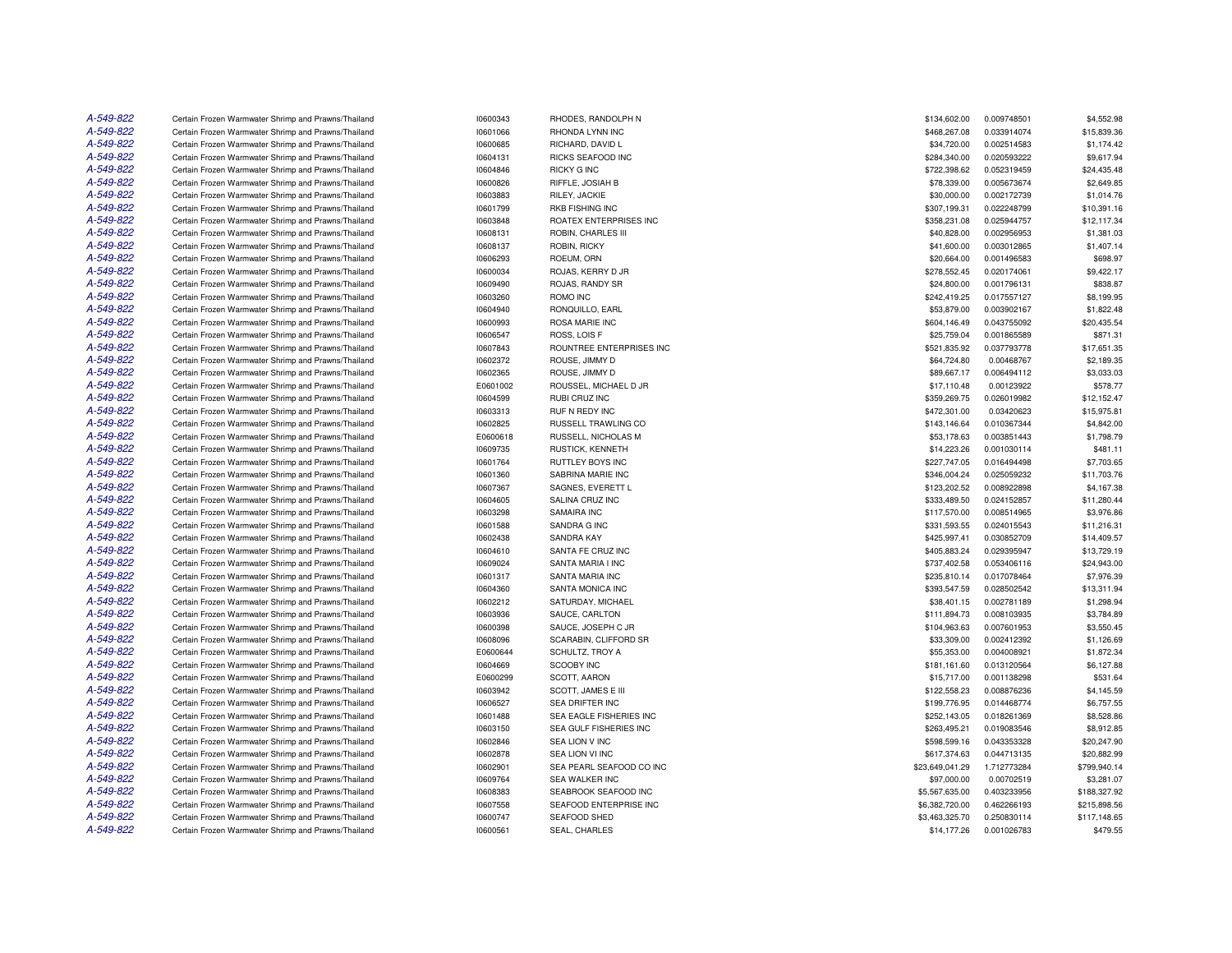| | | | | | | |
|---|---|---|---|---|---|---|
| A-549-822 | Certain Frozen Warmwater Shrimp and Prawns/Thailand | I0600343 | RHODES, RANDOLPH N | $134,602.00 | 0.009748501 | $4,552.98 |
| A-549-822 | Certain Frozen Warmwater Shrimp and Prawns/Thailand | I0601066 | RHONDA LYNN INC | $468,267.08 | 0.033914074 | $15,839.36 |
| A-549-822 | Certain Frozen Warmwater Shrimp and Prawns/Thailand | I0600685 | RICHARD, DAVID L | $34,720.00 | 0.002514583 | $1,174.42 |
| A-549-822 | Certain Frozen Warmwater Shrimp and Prawns/Thailand | I0604131 | RICKS SEAFOOD INC | $284,340.00 | 0.020593222 | $9,617.94 |
| A-549-822 | Certain Frozen Warmwater Shrimp and Prawns/Thailand | I0604846 | RICKY G INC | $722,398.62 | 0.052319459 | $24,435.48 |
| A-549-822 | Certain Frozen Warmwater Shrimp and Prawns/Thailand | I0600826 | RIFFLE, JOSIAH B | $78,339.00 | 0.005673674 | $2,649.85 |
| A-549-822 | Certain Frozen Warmwater Shrimp and Prawns/Thailand | I0603883 | RILEY, JACKIE | $30,000.00 | 0.002172739 | $1,014.76 |
| A-549-822 | Certain Frozen Warmwater Shrimp and Prawns/Thailand | I0601799 | RKB FISHING INC | $307,199.31 | 0.022248799 | $10,391.16 |
| A-549-822 | Certain Frozen Warmwater Shrimp and Prawns/Thailand | I0603848 | ROATEX ENTERPRISES INC | $358,231.08 | 0.025944757 | $12,117.34 |
| A-549-822 | Certain Frozen Warmwater Shrimp and Prawns/Thailand | I0608131 | ROBIN, CHARLES III | $40,828.00 | 0.002956953 | $1,381.03 |
| A-549-822 | Certain Frozen Warmwater Shrimp and Prawns/Thailand | I0608137 | ROBIN, RICKY | $41,600.00 | 0.003012865 | $1,407.14 |
| A-549-822 | Certain Frozen Warmwater Shrimp and Prawns/Thailand | I0606293 | ROEUM, ORN | $20,664.00 | 0.001496583 | $698.97 |
| A-549-822 | Certain Frozen Warmwater Shrimp and Prawns/Thailand | I0600034 | ROJAS, KERRY D JR | $278,552.45 | 0.020174061 | $9,422.17 |
| A-549-822 | Certain Frozen Warmwater Shrimp and Prawns/Thailand | I0609490 | ROJAS, RANDY SR | $24,800.00 | 0.001796131 | $838.87 |
| A-549-822 | Certain Frozen Warmwater Shrimp and Prawns/Thailand | I0603260 | ROMO INC | $242,419.25 | 0.017557127 | $8,199.95 |
| A-549-822 | Certain Frozen Warmwater Shrimp and Prawns/Thailand | I0604940 | RONQUILLO, EARL | $53,879.00 | 0.003902167 | $1,822.48 |
| A-549-822 | Certain Frozen Warmwater Shrimp and Prawns/Thailand | I0600993 | ROSA MARIE INC | $604,146.49 | 0.043755092 | $20,435.54 |
| A-549-822 | Certain Frozen Warmwater Shrimp and Prawns/Thailand | I0606547 | ROSS, LOIS F | $25,759.04 | 0.001865589 | $871.31 |
| A-549-822 | Certain Frozen Warmwater Shrimp and Prawns/Thailand | I0607843 | ROUNTREE ENTERPRISES INC | $521,835.92 | 0.037793778 | $17,651.35 |
| A-549-822 | Certain Frozen Warmwater Shrimp and Prawns/Thailand | I0602372 | ROUSE, JIMMY D | $64,724.80 | 0.00468767 | $2,189.35 |
| A-549-822 | Certain Frozen Warmwater Shrimp and Prawns/Thailand | I0602365 | ROUSE, JIMMY D | $89,667.17 | 0.006494112 | $3,033.03 |
| A-549-822 | Certain Frozen Warmwater Shrimp and Prawns/Thailand | E0601002 | ROUSSEL, MICHAEL D JR | $17,110.48 | 0.00123922 | $578.77 |
| A-549-822 | Certain Frozen Warmwater Shrimp and Prawns/Thailand | I0604599 | RUBI CRUZ INC | $359,269.75 | 0.026019982 | $12,152.47 |
| A-549-822 | Certain Frozen Warmwater Shrimp and Prawns/Thailand | I0603313 | RUF N REDY INC | $472,301.00 | 0.03420623 | $15,975.81 |
| A-549-822 | Certain Frozen Warmwater Shrimp and Prawns/Thailand | I0602825 | RUSSELL TRAWLING CO | $143,146.64 | 0.010367344 | $4,842.00 |
| A-549-822 | Certain Frozen Warmwater Shrimp and Prawns/Thailand | E0600618 | RUSSELL, NICHOLAS M | $53,178.63 | 0.003851443 | $1,798.79 |
| A-549-822 | Certain Frozen Warmwater Shrimp and Prawns/Thailand | I0609735 | RUSTICK, KENNETH | $14,223.26 | 0.001030114 | $481.11 |
| A-549-822 | Certain Frozen Warmwater Shrimp and Prawns/Thailand | I0601764 | RUTTLEY BOYS INC | $227,747.05 | 0.016494498 | $7,703.65 |
| A-549-822 | Certain Frozen Warmwater Shrimp and Prawns/Thailand | I0601360 | SABRINA MARIE INC | $346,004.24 | 0.025059232 | $11,703.76 |
| A-549-822 | Certain Frozen Warmwater Shrimp and Prawns/Thailand | I0607367 | SAGNES, EVERETT L | $123,202.52 | 0.008922898 | $4,167.38 |
| A-549-822 | Certain Frozen Warmwater Shrimp and Prawns/Thailand | I0604605 | SALINA CRUZ INC | $333,489.50 | 0.024152857 | $11,280.44 |
| A-549-822 | Certain Frozen Warmwater Shrimp and Prawns/Thailand | I0603298 | SAMAIRA INC | $117,570.00 | 0.008514965 | $3,976.86 |
| A-549-822 | Certain Frozen Warmwater Shrimp and Prawns/Thailand | I0601588 | SANDRA G INC | $331,593.55 | 0.024015543 | $11,216.31 |
| A-549-822 | Certain Frozen Warmwater Shrimp and Prawns/Thailand | I0602438 | SANDRA KAY | $425,997.41 | 0.030852709 | $14,409.57 |
| A-549-822 | Certain Frozen Warmwater Shrimp and Prawns/Thailand | I0604610 | SANTA FE CRUZ INC | $405,883.24 | 0.029395947 | $13,729.19 |
| A-549-822 | Certain Frozen Warmwater Shrimp and Prawns/Thailand | I0609024 | SANTA MARIA I INC | $737,402.58 | 0.053406116 | $24,943.00 |
| A-549-822 | Certain Frozen Warmwater Shrimp and Prawns/Thailand | I0601317 | SANTA MARIA INC | $235,810.14 | 0.017078464 | $7,976.39 |
| A-549-822 | Certain Frozen Warmwater Shrimp and Prawns/Thailand | I0604360 | SANTA MONICA INC | $393,547.59 | 0.028502542 | $13,311.94 |
| A-549-822 | Certain Frozen Warmwater Shrimp and Prawns/Thailand | I0602212 | SATURDAY, MICHAEL | $38,401.15 | 0.002781189 | $1,298.94 |
| A-549-822 | Certain Frozen Warmwater Shrimp and Prawns/Thailand | I0603936 | SAUCE, CARLTON | $111,894.73 | 0.008103935 | $3,784.89 |
| A-549-822 | Certain Frozen Warmwater Shrimp and Prawns/Thailand | I0600398 | SAUCE, JOSEPH C JR | $104,963.63 | 0.007601953 | $3,550.45 |
| A-549-822 | Certain Frozen Warmwater Shrimp and Prawns/Thailand | I0608096 | SCARABIN, CLIFFORD SR | $33,309.00 | 0.002412392 | $1,126.69 |
| A-549-822 | Certain Frozen Warmwater Shrimp and Prawns/Thailand | E0600644 | SCHULTZ, TROY A | $55,353.00 | 0.004008921 | $1,872.34 |
| A-549-822 | Certain Frozen Warmwater Shrimp and Prawns/Thailand | I0604669 | SCOOBY INC | $181,161.60 | 0.013120564 | $6,127.88 |
| A-549-822 | Certain Frozen Warmwater Shrimp and Prawns/Thailand | E0600299 | SCOTT, AARON | $15,717.00 | 0.001138298 | $531.64 |
| A-549-822 | Certain Frozen Warmwater Shrimp and Prawns/Thailand | I0603942 | SCOTT, JAMES E III | $122,558.23 | 0.008876236 | $4,145.59 |
| A-549-822 | Certain Frozen Warmwater Shrimp and Prawns/Thailand | I0606527 | SEA DRIFTER INC | $199,776.95 | 0.014468774 | $6,757.55 |
| A-549-822 | Certain Frozen Warmwater Shrimp and Prawns/Thailand | I0601488 | SEA EAGLE FISHERIES INC | $252,143.05 | 0.018261369 | $8,528.86 |
| A-549-822 | Certain Frozen Warmwater Shrimp and Prawns/Thailand | I0603150 | SEA GULF FISHERIES INC | $263,495.21 | 0.019083546 | $8,912.85 |
| A-549-822 | Certain Frozen Warmwater Shrimp and Prawns/Thailand | I0602846 | SEA LION V INC | $598,599.16 | 0.043353328 | $20,247.90 |
| A-549-822 | Certain Frozen Warmwater Shrimp and Prawns/Thailand | I0602878 | SEA LION VI INC | $617,374.63 | 0.044713135 | $20,882.99 |
| A-549-822 | Certain Frozen Warmwater Shrimp and Prawns/Thailand | I0602901 | SEA PEARL SEAFOOD CO INC | $23,649,041.29 | 1.712773284 | $799,940.14 |
| A-549-822 | Certain Frozen Warmwater Shrimp and Prawns/Thailand | I0609764 | SEA WALKER INC | $97,000.00 | 0.00702519 | $3,281.07 |
| A-549-822 | Certain Frozen Warmwater Shrimp and Prawns/Thailand | I0608383 | SEABROOK SEAFOOD INC | $5,567,635.00 | 0.403233956 | $188,327.92 |
| A-549-822 | Certain Frozen Warmwater Shrimp and Prawns/Thailand | I0607558 | SEAFOOD ENTERPRISE INC | $6,382,720.00 | 0.462266193 | $215,898.56 |
| A-549-822 | Certain Frozen Warmwater Shrimp and Prawns/Thailand | I0600747 | SEAFOOD SHED | $3,463,325.70 | 0.250830114 | $117,148.65 |
| A-549-822 | Certain Frozen Warmwater Shrimp and Prawns/Thailand | I0600561 | SEAL, CHARLES | $14,177.26 | 0.001026783 | $479.55 |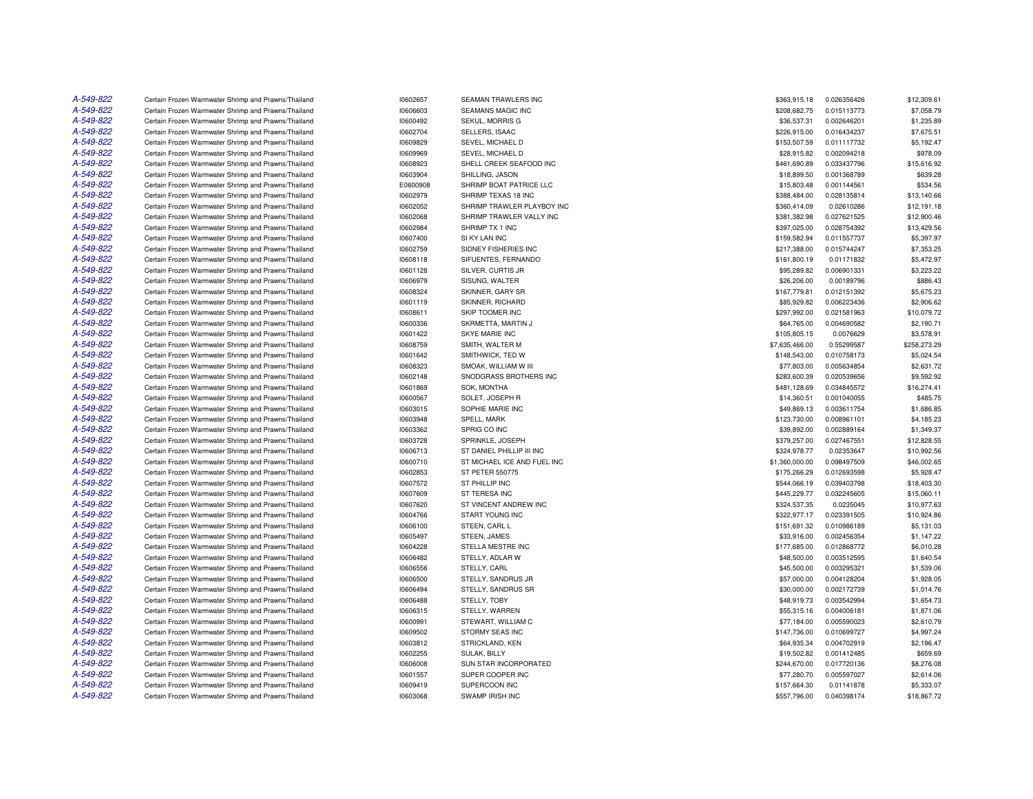| | | | | | | |
|---|---|---|---|---|---|---|
| A-549-822 | Certain Frozen Warmwater Shrimp and Prawns/Thailand | I0602657 | SEAMAN TRAWLERS INC | $363,915.18 | 0.026356426 | $12,309.61 |
| A-549-822 | Certain Frozen Warmwater Shrimp and Prawns/Thailand | I0606603 | SEAMANS MAGIC INC | $208,682.75 | 0.015113773 | $7,058.79 |
| A-549-822 | Certain Frozen Warmwater Shrimp and Prawns/Thailand | I0600492 | SEKUL, MORRIS G | $36,537.31 | 0.002646201 | $1,235.89 |
| A-549-822 | Certain Frozen Warmwater Shrimp and Prawns/Thailand | I0602704 | SELLERS, ISAAC | $226,915.00 | 0.016434237 | $7,675.51 |
| A-549-822 | Certain Frozen Warmwater Shrimp and Prawns/Thailand | I0609829 | SEVEL, MICHAEL D | $153,507.59 | 0.011117732 | $5,192.47 |
| A-549-822 | Certain Frozen Warmwater Shrimp and Prawns/Thailand | I0609969 | SEVEL, MICHAEL D | $28,915.82 | 0.002094218 | $978.09 |
| A-549-822 | Certain Frozen Warmwater Shrimp and Prawns/Thailand | I0608923 | SHELL CREEK SEAFOOD INC | $461,690.89 | 0.033437796 | $15,616.92 |
| A-549-822 | Certain Frozen Warmwater Shrimp and Prawns/Thailand | I0603904 | SHILLING, JASON | $18,899.50 | 0.001368789 | $639.28 |
| A-549-822 | Certain Frozen Warmwater Shrimp and Prawns/Thailand | E0600908 | SHRIMP BOAT PATRICE LLC | $15,803.48 | 0.001144561 | $534.56 |
| A-549-822 | Certain Frozen Warmwater Shrimp and Prawns/Thailand | I0602979 | SHRIMP TEXAS 18 INC | $388,484.00 | 0.028135814 | $13,140.66 |
| A-549-822 | Certain Frozen Warmwater Shrimp and Prawns/Thailand | I0602052 | SHRIMP TRAWLER PLAYBOY INC | $360,414.09 | 0.02610286 | $12,191.18 |
| A-549-822 | Certain Frozen Warmwater Shrimp and Prawns/Thailand | I0602068 | SHRIMP TRAWLER VALLY INC | $381,382.98 | 0.027621525 | $12,900.46 |
| A-549-822 | Certain Frozen Warmwater Shrimp and Prawns/Thailand | I0602984 | SHRIMP TX 1 INC | $397,025.00 | 0.028754392 | $13,429.56 |
| A-549-822 | Certain Frozen Warmwater Shrimp and Prawns/Thailand | I0607400 | SI KY LAN INC | $159,582.94 | 0.011557737 | $5,397.97 |
| A-549-822 | Certain Frozen Warmwater Shrimp and Prawns/Thailand | I0602759 | SIDNEY FISHERIES INC | $217,388.00 | 0.015744247 | $7,353.25 |
| A-549-822 | Certain Frozen Warmwater Shrimp and Prawns/Thailand | I0608118 | SIFUENTES, FERNANDO | $161,800.19 | 0.01171832 | $5,472.97 |
| A-549-822 | Certain Frozen Warmwater Shrimp and Prawns/Thailand | I0601128 | SILVER, CURTIS JR | $95,289.82 | 0.006901331 | $3,223.22 |
| A-549-822 | Certain Frozen Warmwater Shrimp and Prawns/Thailand | I0606979 | SISUNG, WALTER | $26,206.00 | 0.00189796 | $886.43 |
| A-549-822 | Certain Frozen Warmwater Shrimp and Prawns/Thailand | I0608324 | SKINNER, GARY SR | $167,779.81 | 0.012151392 | $5,675.23 |
| A-549-822 | Certain Frozen Warmwater Shrimp and Prawns/Thailand | I0601119 | SKINNER, RICHARD | $85,929.82 | 0.006223436 | $2,906.62 |
| A-549-822 | Certain Frozen Warmwater Shrimp and Prawns/Thailand | I0608611 | SKIP TOOMER INC | $297,992.00 | 0.021581963 | $10,079.72 |
| A-549-822 | Certain Frozen Warmwater Shrimp and Prawns/Thailand | I0600336 | SKRMETTA, MARTIN J | $64,765.00 | 0.004690582 | $2,190.71 |
| A-549-822 | Certain Frozen Warmwater Shrimp and Prawns/Thailand | I0601422 | SKYE MARIE INC | $105,805.15 | 0.0076629 | $3,578.91 |
| A-549-822 | Certain Frozen Warmwater Shrimp and Prawns/Thailand | I0608759 | SMITH, WALTER M | $7,635,466.00 | 0.55299587 | $258,273.29 |
| A-549-822 | Certain Frozen Warmwater Shrimp and Prawns/Thailand | I0601642 | SMITHWICK, TED W | $148,543.00 | 0.010758173 | $5,024.54 |
| A-549-822 | Certain Frozen Warmwater Shrimp and Prawns/Thailand | I0608323 | SMOAK, WILLIAM W III | $77,803.00 | 0.005634854 | $2,631.72 |
| A-549-822 | Certain Frozen Warmwater Shrimp and Prawns/Thailand | I0602148 | SNODGRASS BROTHERS INC | $283,600.39 | 0.020539656 | $9,592.92 |
| A-549-822 | Certain Frozen Warmwater Shrimp and Prawns/Thailand | I0601869 | SOK, MONTHA | $481,128.69 | 0.034845572 | $16,274.41 |
| A-549-822 | Certain Frozen Warmwater Shrimp and Prawns/Thailand | I0600567 | SOLET, JOSEPH R | $14,360.51 | 0.001040055 | $485.75 |
| A-549-822 | Certain Frozen Warmwater Shrimp and Prawns/Thailand | I0603015 | SOPHIE MARIE INC | $49,869.13 | 0.003611754 | $1,686.85 |
| A-549-822 | Certain Frozen Warmwater Shrimp and Prawns/Thailand | I0603948 | SPELL, MARK | $123,730.00 | 0.008961101 | $4,185.23 |
| A-549-822 | Certain Frozen Warmwater Shrimp and Prawns/Thailand | I0603362 | SPRIG CO INC | $39,892.00 | 0.002889164 | $1,349.37 |
| A-549-822 | Certain Frozen Warmwater Shrimp and Prawns/Thailand | I0603728 | SPRINKLE, JOSEPH | $379,257.00 | 0.027467551 | $12,828.55 |
| A-549-822 | Certain Frozen Warmwater Shrimp and Prawns/Thailand | I0606713 | ST DANIEL PHILLIP III INC | $324,978.77 | 0.02353647 | $10,992.56 |
| A-549-822 | Certain Frozen Warmwater Shrimp and Prawns/Thailand | I0600710 | ST MICHAEL ICE AND FUEL INC | $1,360,000.00 | 0.098497509 | $46,002.65 |
| A-549-822 | Certain Frozen Warmwater Shrimp and Prawns/Thailand | I0602853 | ST PETER 550775 | $175,266.29 | 0.012693598 | $5,928.47 |
| A-549-822 | Certain Frozen Warmwater Shrimp and Prawns/Thailand | I0607572 | ST PHILLIP INC | $544,066.19 | 0.039403798 | $18,403.30 |
| A-549-822 | Certain Frozen Warmwater Shrimp and Prawns/Thailand | I0607609 | ST TERESA INC | $445,229.77 | 0.032245605 | $15,060.11 |
| A-549-822 | Certain Frozen Warmwater Shrimp and Prawns/Thailand | I0607620 | ST VINCENT ANDREW INC | $324,537.35 | 0.0235045 | $10,977.63 |
| A-549-822 | Certain Frozen Warmwater Shrimp and Prawns/Thailand | I0604766 | START YOUNG INC | $322,977.17 | 0.023391505 | $10,924.86 |
| A-549-822 | Certain Frozen Warmwater Shrimp and Prawns/Thailand | I0606100 | STEEN, CARL L | $151,691.32 | 0.010986189 | $5,131.03 |
| A-549-822 | Certain Frozen Warmwater Shrimp and Prawns/Thailand | I0605497 | STEEN, JAMES | $33,916.00 | 0.002456354 | $1,147.22 |
| A-549-822 | Certain Frozen Warmwater Shrimp and Prawns/Thailand | I0604228 | STELLA MESTRE INC | $177,685.00 | 0.012868772 | $6,010.28 |
| A-549-822 | Certain Frozen Warmwater Shrimp and Prawns/Thailand | I0606482 | STELLY, ADLAR W | $48,500.00 | 0.003512595 | $1,640.54 |
| A-549-822 | Certain Frozen Warmwater Shrimp and Prawns/Thailand | I0606556 | STELLY, CARL | $45,500.00 | 0.003295321 | $1,539.06 |
| A-549-822 | Certain Frozen Warmwater Shrimp and Prawns/Thailand | I0606500 | STELLY, SANDRUS JR | $57,000.00 | 0.004128204 | $1,928.05 |
| A-549-822 | Certain Frozen Warmwater Shrimp and Prawns/Thailand | I0606494 | STELLY, SANDRUS SR | $30,000.00 | 0.002172739 | $1,014.76 |
| A-549-822 | Certain Frozen Warmwater Shrimp and Prawns/Thailand | I0606488 | STELLY, TOBY | $48,919.73 | 0.003542994 | $1,654.73 |
| A-549-822 | Certain Frozen Warmwater Shrimp and Prawns/Thailand | I0606315 | STELLY, WARREN | $55,315.16 | 0.004006181 | $1,871.06 |
| A-549-822 | Certain Frozen Warmwater Shrimp and Prawns/Thailand | I0600991 | STEWART, WILLIAM C | $77,184.00 | 0.005590023 | $2,610.79 |
| A-549-822 | Certain Frozen Warmwater Shrimp and Prawns/Thailand | I0609502 | STORMY SEAS INC | $147,736.00 | 0.010699727 | $4,997.24 |
| A-549-822 | Certain Frozen Warmwater Shrimp and Prawns/Thailand | I0603812 | STRICKLAND, KEN | $64,935.34 | 0.004702919 | $2,196.47 |
| A-549-822 | Certain Frozen Warmwater Shrimp and Prawns/Thailand | I0602255 | SULAK, BILLY | $19,502.82 | 0.001412485 | $659.69 |
| A-549-822 | Certain Frozen Warmwater Shrimp and Prawns/Thailand | I0606008 | SUN STAR INCORPORATED | $244,670.00 | 0.017720136 | $8,276.08 |
| A-549-822 | Certain Frozen Warmwater Shrimp and Prawns/Thailand | I0601557 | SUPER COOPER INC | $77,280.70 | 0.005597027 | $2,614.06 |
| A-549-822 | Certain Frozen Warmwater Shrimp and Prawns/Thailand | I0609419 | SUPERCOON INC | $157,664.30 | 0.01141878 | $5,333.07 |
| A-549-822 | Certain Frozen Warmwater Shrimp and Prawns/Thailand | I0603068 | SWAMP IRISH INC | $557,796.00 | 0.040398174 | $18,867.72 |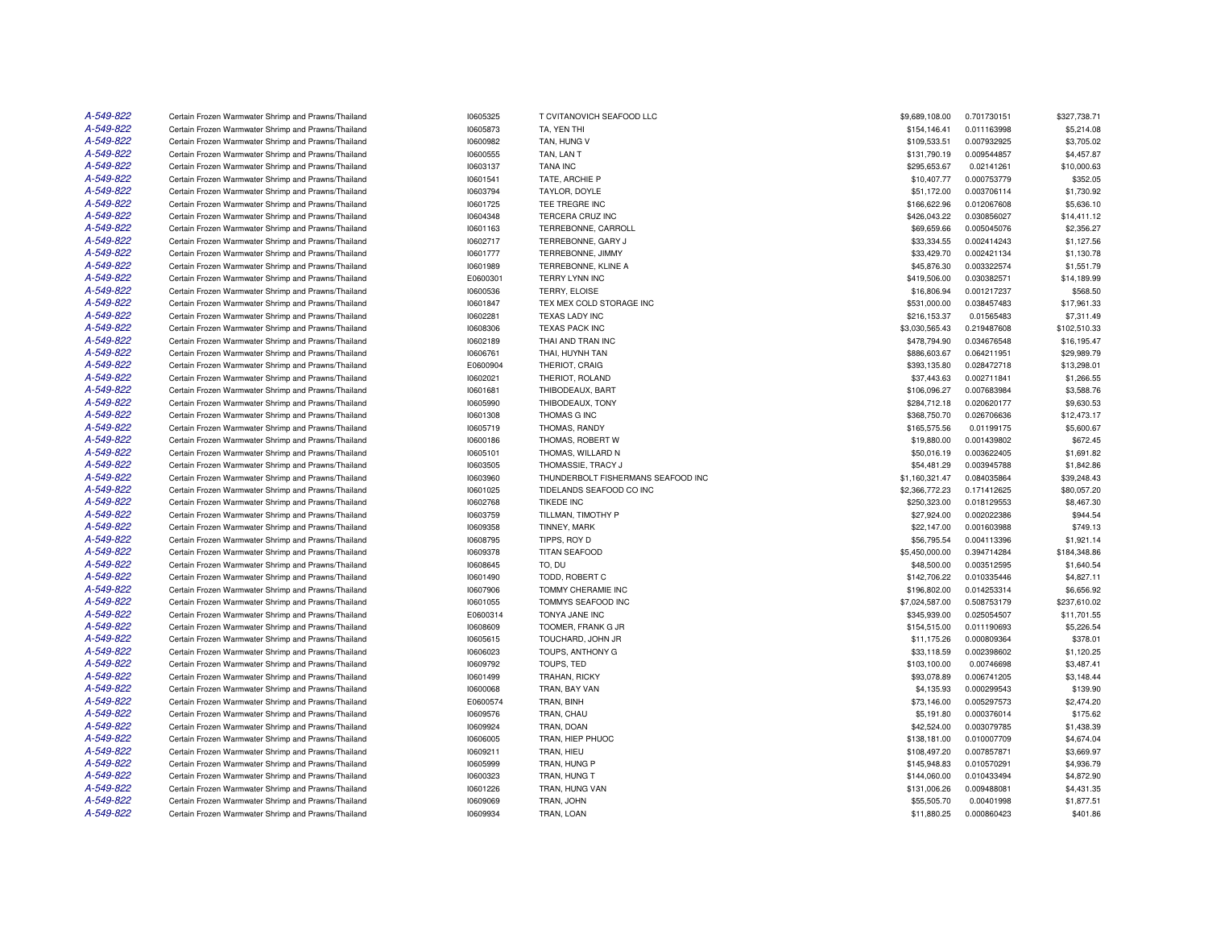| | | | | | | |
|---|---|---|---|---|---|---|
| A-549-822 | Certain Frozen Warmwater Shrimp and Prawns/Thailand | I0605325 | T CVITANOVICH SEAFOOD LLC | $9,689,108.00 | 0.701730151 | $327,738.71 |
| A-549-822 | Certain Frozen Warmwater Shrimp and Prawns/Thailand | I0605873 | TA, YEN THI | $154,146.41 | 0.011163998 | $5,214.08 |
| A-549-822 | Certain Frozen Warmwater Shrimp and Prawns/Thailand | I0600982 | TAN, HUNG V | $109,533.51 | 0.007932925 | $3,705.02 |
| A-549-822 | Certain Frozen Warmwater Shrimp and Prawns/Thailand | I0600555 | TAN, LAN T | $131,790.19 | 0.009544857 | $4,457.87 |
| A-549-822 | Certain Frozen Warmwater Shrimp and Prawns/Thailand | I0603137 | TANA INC | $295,653.67 | 0.02141261 | $10,000.63 |
| A-549-822 | Certain Frozen Warmwater Shrimp and Prawns/Thailand | I0601541 | TATE, ARCHIE P | $10,407.77 | 0.000753779 | $352.05 |
| A-549-822 | Certain Frozen Warmwater Shrimp and Prawns/Thailand | I0603794 | TAYLOR, DOYLE | $51,172.00 | 0.003706114 | $1,730.92 |
| A-549-822 | Certain Frozen Warmwater Shrimp and Prawns/Thailand | I0601725 | TEE TREGRE INC | $166,622.96 | 0.012067608 | $5,636.10 |
| A-549-822 | Certain Frozen Warmwater Shrimp and Prawns/Thailand | I0604348 | TERCERA CRUZ INC | $426,043.22 | 0.030856027 | $14,411.12 |
| A-549-822 | Certain Frozen Warmwater Shrimp and Prawns/Thailand | I0601163 | TERREBONNE, CARROLL | $69,659.66 | 0.005045076 | $2,356.27 |
| A-549-822 | Certain Frozen Warmwater Shrimp and Prawns/Thailand | I0602717 | TERREBONNE, GARY J | $33,334.55 | 0.002414243 | $1,127.56 |
| A-549-822 | Certain Frozen Warmwater Shrimp and Prawns/Thailand | I0601777 | TERREBONNE, JIMMY | $33,429.70 | 0.002421134 | $1,130.78 |
| A-549-822 | Certain Frozen Warmwater Shrimp and Prawns/Thailand | I0601989 | TERREBONNE, KLINE A | $45,876.30 | 0.003322574 | $1,551.79 |
| A-549-822 | Certain Frozen Warmwater Shrimp and Prawns/Thailand | E0600301 | TERRY LYNN INC | $419,506.00 | 0.030382571 | $14,189.99 |
| A-549-822 | Certain Frozen Warmwater Shrimp and Prawns/Thailand | I0600536 | TERRY, ELOISE | $16,806.94 | 0.001217237 | $568.50 |
| A-549-822 | Certain Frozen Warmwater Shrimp and Prawns/Thailand | I0601847 | TEX MEX COLD STORAGE INC | $531,000.00 | 0.038457483 | $17,961.33 |
| A-549-822 | Certain Frozen Warmwater Shrimp and Prawns/Thailand | I0602281 | TEXAS LADY INC | $216,153.37 | 0.01565483 | $7,311.49 |
| A-549-822 | Certain Frozen Warmwater Shrimp and Prawns/Thailand | I0608306 | TEXAS PACK INC | $3,030,565.43 | 0.219487608 | $102,510.33 |
| A-549-822 | Certain Frozen Warmwater Shrimp and Prawns/Thailand | I0602189 | THAI AND TRAN INC | $478,794.90 | 0.034676548 | $16,195.47 |
| A-549-822 | Certain Frozen Warmwater Shrimp and Prawns/Thailand | I0606761 | THAI, HUYNH TAN | $886,603.67 | 0.064211951 | $29,989.79 |
| A-549-822 | Certain Frozen Warmwater Shrimp and Prawns/Thailand | E0600904 | THERIOT, CRAIG | $393,135.80 | 0.028472718 | $13,298.01 |
| A-549-822 | Certain Frozen Warmwater Shrimp and Prawns/Thailand | I0602021 | THERIOT, ROLAND | $37,443.63 | 0.002711841 | $1,266.55 |
| A-549-822 | Certain Frozen Warmwater Shrimp and Prawns/Thailand | I0601681 | THIBODEAUX, BART | $106,096.27 | 0.007683984 | $3,588.76 |
| A-549-822 | Certain Frozen Warmwater Shrimp and Prawns/Thailand | I0605990 | THIBODEAUX, TONY | $284,712.18 | 0.020620177 | $9,630.53 |
| A-549-822 | Certain Frozen Warmwater Shrimp and Prawns/Thailand | I0601308 | THOMAS G INC | $368,750.70 | 0.026706636 | $12,473.17 |
| A-549-822 | Certain Frozen Warmwater Shrimp and Prawns/Thailand | I0605719 | THOMAS, RANDY | $165,575.56 | 0.01199175 | $5,600.67 |
| A-549-822 | Certain Frozen Warmwater Shrimp and Prawns/Thailand | I0600186 | THOMAS, ROBERT W | $19,880.00 | 0.001439802 | $672.45 |
| A-549-822 | Certain Frozen Warmwater Shrimp and Prawns/Thailand | I0605101 | THOMAS, WILLARD N | $50,016.19 | 0.003622405 | $1,691.82 |
| A-549-822 | Certain Frozen Warmwater Shrimp and Prawns/Thailand | I0603505 | THOMASSIE, TRACY J | $54,481.29 | 0.003945788 | $1,842.86 |
| A-549-822 | Certain Frozen Warmwater Shrimp and Prawns/Thailand | I0603960 | THUNDERBOLT FISHERMANS SEAFOOD INC | $1,160,321.47 | 0.084035864 | $39,248.43 |
| A-549-822 | Certain Frozen Warmwater Shrimp and Prawns/Thailand | I0601025 | TIDELANDS SEAFOOD CO INC | $2,366,772.23 | 0.171412625 | $80,057.20 |
| A-549-822 | Certain Frozen Warmwater Shrimp and Prawns/Thailand | I0602768 | TIKEDE INC | $250,323.00 | 0.018129553 | $8,467.30 |
| A-549-822 | Certain Frozen Warmwater Shrimp and Prawns/Thailand | I0603759 | TILLMAN, TIMOTHY P | $27,924.00 | 0.002022386 | $944.54 |
| A-549-822 | Certain Frozen Warmwater Shrimp and Prawns/Thailand | I0609358 | TINNEY, MARK | $22,147.00 | 0.001603988 | $749.13 |
| A-549-822 | Certain Frozen Warmwater Shrimp and Prawns/Thailand | I0608795 | TIPPS, ROY D | $56,795.54 | 0.004113396 | $1,921.14 |
| A-549-822 | Certain Frozen Warmwater Shrimp and Prawns/Thailand | I0609378 | TITAN SEAFOOD | $5,450,000.00 | 0.394714284 | $184,348.86 |
| A-549-822 | Certain Frozen Warmwater Shrimp and Prawns/Thailand | I0608645 | TO, DU | $48,500.00 | 0.003512595 | $1,640.54 |
| A-549-822 | Certain Frozen Warmwater Shrimp and Prawns/Thailand | I0601490 | TODD, ROBERT C | $142,706.22 | 0.010335446 | $4,827.11 |
| A-549-822 | Certain Frozen Warmwater Shrimp and Prawns/Thailand | I0607906 | TOMMY CHERAMIE INC | $196,802.00 | 0.014253314 | $6,656.92 |
| A-549-822 | Certain Frozen Warmwater Shrimp and Prawns/Thailand | I0601055 | TOMMYS SEAFOOD INC | $7,024,587.00 | 0.508753179 | $237,610.02 |
| A-549-822 | Certain Frozen Warmwater Shrimp and Prawns/Thailand | E0600314 | TONYA JANE INC | $345,939.00 | 0.025054507 | $11,701.55 |
| A-549-822 | Certain Frozen Warmwater Shrimp and Prawns/Thailand | I0608609 | TOOMER, FRANK G JR | $154,515.00 | 0.011190693 | $5,226.54 |
| A-549-822 | Certain Frozen Warmwater Shrimp and Prawns/Thailand | I0605615 | TOUCHARD, JOHN JR | $11,175.26 | 0.000809364 | $378.01 |
| A-549-822 | Certain Frozen Warmwater Shrimp and Prawns/Thailand | I0606023 | TOUPS, ANTHONY G | $33,118.59 | 0.002398602 | $1,120.25 |
| A-549-822 | Certain Frozen Warmwater Shrimp and Prawns/Thailand | I0609792 | TOUPS, TED | $103,100.00 | 0.00746698 | $3,487.41 |
| A-549-822 | Certain Frozen Warmwater Shrimp and Prawns/Thailand | I0601499 | TRAHAN, RICKY | $93,078.89 | 0.006741205 | $3,148.44 |
| A-549-822 | Certain Frozen Warmwater Shrimp and Prawns/Thailand | I0600068 | TRAN, BAY VAN | $4,135.93 | 0.000299543 | $139.90 |
| A-549-822 | Certain Frozen Warmwater Shrimp and Prawns/Thailand | E0600574 | TRAN, BINH | $73,146.00 | 0.005297573 | $2,474.20 |
| A-549-822 | Certain Frozen Warmwater Shrimp and Prawns/Thailand | I0609576 | TRAN, CHAU | $5,191.80 | 0.000376014 | $175.62 |
| A-549-822 | Certain Frozen Warmwater Shrimp and Prawns/Thailand | I0609924 | TRAN, DOAN | $42,524.00 | 0.003079785 | $1,438.39 |
| A-549-822 | Certain Frozen Warmwater Shrimp and Prawns/Thailand | I0606005 | TRAN, HIEP PHUOC | $138,181.00 | 0.010007709 | $4,674.04 |
| A-549-822 | Certain Frozen Warmwater Shrimp and Prawns/Thailand | I0609211 | TRAN, HIEU | $108,497.20 | 0.007857871 | $3,669.97 |
| A-549-822 | Certain Frozen Warmwater Shrimp and Prawns/Thailand | I0605999 | TRAN, HUNG P | $145,948.83 | 0.010570291 | $4,936.79 |
| A-549-822 | Certain Frozen Warmwater Shrimp and Prawns/Thailand | I0600323 | TRAN, HUNG T | $144,060.00 | 0.010433494 | $4,872.90 |
| A-549-822 | Certain Frozen Warmwater Shrimp and Prawns/Thailand | I0601226 | TRAN, HUNG VAN | $131,006.26 | 0.009488081 | $4,431.35 |
| A-549-822 | Certain Frozen Warmwater Shrimp and Prawns/Thailand | I0609069 | TRAN, JOHN | $55,505.70 | 0.00401998 | $1,877.51 |
| A-549-822 | Certain Frozen Warmwater Shrimp and Prawns/Thailand | I0609934 | TRAN, LOAN | $11,880.25 | 0.000860423 | $401.86 |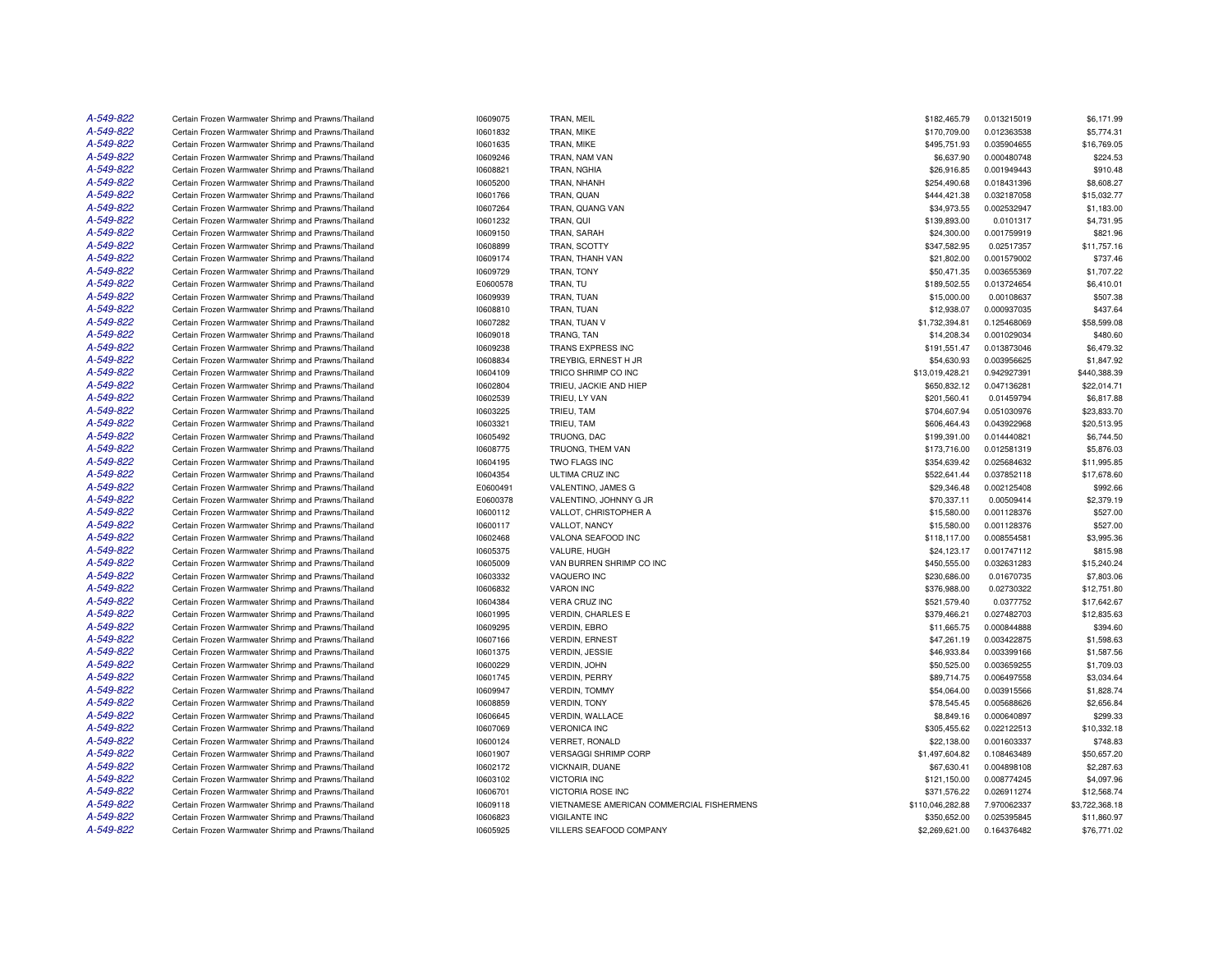| | | | | | | |
|---|---|---|---|---|---|---|
| A-549-822 | Certain Frozen Warmwater Shrimp and Prawns/Thailand | I0609075 | TRAN, MEIL | $182,465.79 | 0.013215019 | $6,171.99 |
| A-549-822 | Certain Frozen Warmwater Shrimp and Prawns/Thailand | I0601832 | TRAN, MIKE | $170,709.00 | 0.012363538 | $5,774.31 |
| A-549-822 | Certain Frozen Warmwater Shrimp and Prawns/Thailand | I0601635 | TRAN, MIKE | $495,751.93 | 0.035904655 | $16,769.05 |
| A-549-822 | Certain Frozen Warmwater Shrimp and Prawns/Thailand | I0609246 | TRAN, NAM VAN | $6,637.90 | 0.000480748 | $224.53 |
| A-549-822 | Certain Frozen Warmwater Shrimp and Prawns/Thailand | I0608821 | TRAN, NGHIA | $26,916.85 | 0.001949443 | $910.48 |
| A-549-822 | Certain Frozen Warmwater Shrimp and Prawns/Thailand | I0605200 | TRAN, NHANH | $254,490.68 | 0.018431396 | $8,608.27 |
| A-549-822 | Certain Frozen Warmwater Shrimp and Prawns/Thailand | I0601766 | TRAN, QUAN | $444,421.38 | 0.032187058 | $15,032.77 |
| A-549-822 | Certain Frozen Warmwater Shrimp and Prawns/Thailand | I0607264 | TRAN, QUANG VAN | $34,973.55 | 0.002532947 | $1,183.00 |
| A-549-822 | Certain Frozen Warmwater Shrimp and Prawns/Thailand | I0601232 | TRAN, QUI | $139,893.00 | 0.0101317 | $4,731.95 |
| A-549-822 | Certain Frozen Warmwater Shrimp and Prawns/Thailand | I0609150 | TRAN, SARAH | $24,300.00 | 0.001759919 | $821.96 |
| A-549-822 | Certain Frozen Warmwater Shrimp and Prawns/Thailand | I0608899 | TRAN, SCOTTY | $347,582.95 | 0.02517357 | $11,757.16 |
| A-549-822 | Certain Frozen Warmwater Shrimp and Prawns/Thailand | I0609174 | TRAN, THANH VAN | $21,802.00 | 0.001579002 | $737.46 |
| A-549-822 | Certain Frozen Warmwater Shrimp and Prawns/Thailand | I0609729 | TRAN, TONY | $50,471.35 | 0.003655369 | $1,707.22 |
| A-549-822 | Certain Frozen Warmwater Shrimp and Prawns/Thailand | E0600578 | TRAN, TU | $189,502.55 | 0.013724654 | $6,410.01 |
| A-549-822 | Certain Frozen Warmwater Shrimp and Prawns/Thailand | I0609939 | TRAN, TUAN | $15,000.00 | 0.00108637 | $507.38 |
| A-549-822 | Certain Frozen Warmwater Shrimp and Prawns/Thailand | I0608810 | TRAN, TUAN | $12,938.07 | 0.000937035 | $437.64 |
| A-549-822 | Certain Frozen Warmwater Shrimp and Prawns/Thailand | I0607282 | TRAN, TUAN V | $1,732,394.81 | 0.125468069 | $58,599.08 |
| A-549-822 | Certain Frozen Warmwater Shrimp and Prawns/Thailand | I0609018 | TRANG, TAN | $14,208.34 | 0.001029034 | $480.60 |
| A-549-822 | Certain Frozen Warmwater Shrimp and Prawns/Thailand | I0609238 | TRANS EXPRESS INC | $191,551.47 | 0.013873046 | $6,479.32 |
| A-549-822 | Certain Frozen Warmwater Shrimp and Prawns/Thailand | I0608834 | TREYBIG, ERNEST H JR | $54,630.93 | 0.003956625 | $1,847.92 |
| A-549-822 | Certain Frozen Warmwater Shrimp and Prawns/Thailand | I0604109 | TRICO SHRIMP CO INC | $13,019,428.21 | 0.942927391 | $440,388.39 |
| A-549-822 | Certain Frozen Warmwater Shrimp and Prawns/Thailand | I0602804 | TRIEU, JACKIE AND HIEP | $650,832.12 | 0.047136281 | $22,014.71 |
| A-549-822 | Certain Frozen Warmwater Shrimp and Prawns/Thailand | I0602539 | TRIEU, LY VAN | $201,560.41 | 0.01459794 | $6,817.88 |
| A-549-822 | Certain Frozen Warmwater Shrimp and Prawns/Thailand | I0603225 | TRIEU, TAM | $704,607.94 | 0.051030976 | $23,833.70 |
| A-549-822 | Certain Frozen Warmwater Shrimp and Prawns/Thailand | I0603321 | TRIEU, TAM | $606,464.43 | 0.043922968 | $20,513.95 |
| A-549-822 | Certain Frozen Warmwater Shrimp and Prawns/Thailand | I0605492 | TRUONG, DAC | $199,391.00 | 0.014440821 | $6,744.50 |
| A-549-822 | Certain Frozen Warmwater Shrimp and Prawns/Thailand | I0608775 | TRUONG, THEM VAN | $173,716.00 | 0.012581319 | $5,876.03 |
| A-549-822 | Certain Frozen Warmwater Shrimp and Prawns/Thailand | I0604195 | TWO FLAGS INC | $354,639.42 | 0.025684632 | $11,995.85 |
| A-549-822 | Certain Frozen Warmwater Shrimp and Prawns/Thailand | I0604354 | ULTIMA CRUZ INC | $522,641.44 | 0.037852118 | $17,678.60 |
| A-549-822 | Certain Frozen Warmwater Shrimp and Prawns/Thailand | E0600491 | VALENTINO, JAMES G | $29,346.48 | 0.002125408 | $992.66 |
| A-549-822 | Certain Frozen Warmwater Shrimp and Prawns/Thailand | E0600378 | VALENTINO, JOHNNY G JR | $70,337.11 | 0.00509414 | $2,379.19 |
| A-549-822 | Certain Frozen Warmwater Shrimp and Prawns/Thailand | I0600112 | VALLOT, CHRISTOPHER A | $15,580.00 | 0.001128376 | $527.00 |
| A-549-822 | Certain Frozen Warmwater Shrimp and Prawns/Thailand | I0600117 | VALLOT, NANCY | $15,580.00 | 0.001128376 | $527.00 |
| A-549-822 | Certain Frozen Warmwater Shrimp and Prawns/Thailand | I0602468 | VALONA SEAFOOD INC | $118,117.00 | 0.008554581 | $3,995.36 |
| A-549-822 | Certain Frozen Warmwater Shrimp and Prawns/Thailand | I0605375 | VALURE, HUGH | $24,123.17 | 0.001747112 | $815.98 |
| A-549-822 | Certain Frozen Warmwater Shrimp and Prawns/Thailand | I0605009 | VAN BURREN SHRIMP CO INC | $450,555.00 | 0.032631283 | $15,240.24 |
| A-549-822 | Certain Frozen Warmwater Shrimp and Prawns/Thailand | I0603332 | VAQUERO INC | $230,686.00 | 0.01670735 | $7,803.06 |
| A-549-822 | Certain Frozen Warmwater Shrimp and Prawns/Thailand | I0606832 | VARON INC | $376,988.00 | 0.02730322 | $12,751.80 |
| A-549-822 | Certain Frozen Warmwater Shrimp and Prawns/Thailand | I0604384 | VERA CRUZ INC | $521,579.40 | 0.0377752 | $17,642.67 |
| A-549-822 | Certain Frozen Warmwater Shrimp and Prawns/Thailand | I0601995 | VERDIN, CHARLES E | $379,466.21 | 0.027482703 | $12,835.63 |
| A-549-822 | Certain Frozen Warmwater Shrimp and Prawns/Thailand | I0609295 | VERDIN, EBRO | $11,665.75 | 0.000844888 | $394.60 |
| A-549-822 | Certain Frozen Warmwater Shrimp and Prawns/Thailand | I0607166 | VERDIN, ERNEST | $47,261.19 | 0.003422875 | $1,598.63 |
| A-549-822 | Certain Frozen Warmwater Shrimp and Prawns/Thailand | I0601375 | VERDIN, JESSIE | $46,933.84 | 0.003399166 | $1,587.56 |
| A-549-822 | Certain Frozen Warmwater Shrimp and Prawns/Thailand | I0600229 | VERDIN, JOHN | $50,525.00 | 0.003659255 | $1,709.03 |
| A-549-822 | Certain Frozen Warmwater Shrimp and Prawns/Thailand | I0601745 | VERDIN, PERRY | $89,714.75 | 0.006497558 | $3,034.64 |
| A-549-822 | Certain Frozen Warmwater Shrimp and Prawns/Thailand | I0609947 | VERDIN, TOMMY | $54,064.00 | 0.003915566 | $1,828.74 |
| A-549-822 | Certain Frozen Warmwater Shrimp and Prawns/Thailand | I0608859 | VERDIN, TONY | $78,545.45 | 0.005688626 | $2,656.84 |
| A-549-822 | Certain Frozen Warmwater Shrimp and Prawns/Thailand | I0606645 | VERDIN, WALLACE | $8,849.16 | 0.000640897 | $299.33 |
| A-549-822 | Certain Frozen Warmwater Shrimp and Prawns/Thailand | I0607069 | VERONICA INC | $305,455.62 | 0.022122513 | $10,332.18 |
| A-549-822 | Certain Frozen Warmwater Shrimp and Prawns/Thailand | I0600124 | VERRET, RONALD | $22,138.00 | 0.001603337 | $748.83 |
| A-549-822 | Certain Frozen Warmwater Shrimp and Prawns/Thailand | I0601907 | VERSAGGI SHRIMP CORP | $1,497,604.82 | 0.108463489 | $50,657.20 |
| A-549-822 | Certain Frozen Warmwater Shrimp and Prawns/Thailand | I0602172 | VICKNAIR, DUANE | $67,630.41 | 0.004898108 | $2,287.63 |
| A-549-822 | Certain Frozen Warmwater Shrimp and Prawns/Thailand | I0603102 | VICTORIA INC | $121,150.00 | 0.008774245 | $4,097.96 |
| A-549-822 | Certain Frozen Warmwater Shrimp and Prawns/Thailand | I0606701 | VICTORIA ROSE INC | $371,576.22 | 0.026911274 | $12,568.74 |
| A-549-822 | Certain Frozen Warmwater Shrimp and Prawns/Thailand | I0609118 | VIETNAMESE AMERICAN COMMERCIAL FISHERMENS | $110,046,282.88 | 7.970062337 | $3,722,368.18 |
| A-549-822 | Certain Frozen Warmwater Shrimp and Prawns/Thailand | I0606823 | VIGILANTE INC | $350,652.00 | 0.025395845 | $11,860.97 |
| A-549-822 | Certain Frozen Warmwater Shrimp and Prawns/Thailand | I0605925 | VILLERS SEAFOOD COMPANY | $2,269,621.00 | 0.164376482 | $76,771.02 |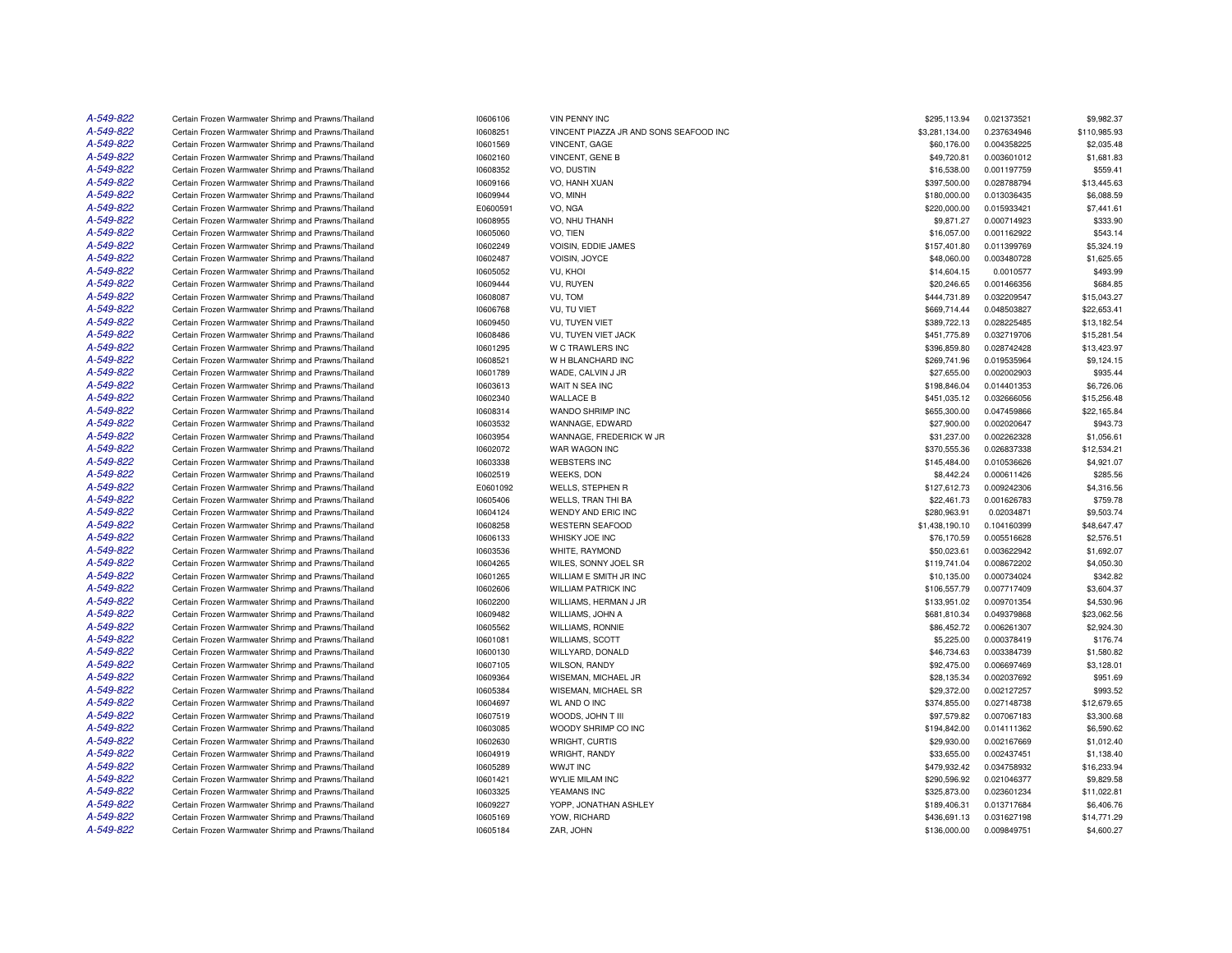| | | | | | | |
|---|---|---|---|---|---|---|
| A-549-822 | Certain Frozen Warmwater Shrimp and Prawns/Thailand | I0606106 | VIN PENNY INC | $295,113.94 | 0.021373521 | $9,982.37 |
| A-549-822 | Certain Frozen Warmwater Shrimp and Prawns/Thailand | I0608251 | VINCENT PIAZZA JR AND SONS SEAFOOD INC | $3,281,134.00 | 0.237634946 | $110,985.93 |
| A-549-822 | Certain Frozen Warmwater Shrimp and Prawns/Thailand | I0601569 | VINCENT, GAGE | $60,176.00 | 0.004358225 | $2,035.48 |
| A-549-822 | Certain Frozen Warmwater Shrimp and Prawns/Thailand | I0602160 | VINCENT, GENE B | $49,720.81 | 0.003601012 | $1,681.83 |
| A-549-822 | Certain Frozen Warmwater Shrimp and Prawns/Thailand | I0608352 | VO, DUSTIN | $16,538.00 | 0.001197759 | $559.41 |
| A-549-822 | Certain Frozen Warmwater Shrimp and Prawns/Thailand | I0609166 | VO, HANH XUAN | $397,500.00 | 0.028788794 | $13,445.63 |
| A-549-822 | Certain Frozen Warmwater Shrimp and Prawns/Thailand | I0609944 | VO, MINH | $180,000.00 | 0.013036435 | $6,088.59 |
| A-549-822 | Certain Frozen Warmwater Shrimp and Prawns/Thailand | E0600591 | VO, NGA | $220,000.00 | 0.015933421 | $7,441.61 |
| A-549-822 | Certain Frozen Warmwater Shrimp and Prawns/Thailand | I0608955 | VO, NHU THANH | $9,871.27 | 0.000714923 | $333.90 |
| A-549-822 | Certain Frozen Warmwater Shrimp and Prawns/Thailand | I0605060 | VO, TIEN | $16,057.00 | 0.001162922 | $543.14 |
| A-549-822 | Certain Frozen Warmwater Shrimp and Prawns/Thailand | I0602249 | VOISIN, EDDIE JAMES | $157,401.80 | 0.011399769 | $5,324.19 |
| A-549-822 | Certain Frozen Warmwater Shrimp and Prawns/Thailand | I0602487 | VOISIN, JOYCE | $48,060.00 | 0.003480728 | $1,625.65 |
| A-549-822 | Certain Frozen Warmwater Shrimp and Prawns/Thailand | I0605052 | VU, KHOI | $14,604.15 | 0.0010577 | $493.99 |
| A-549-822 | Certain Frozen Warmwater Shrimp and Prawns/Thailand | I0609444 | VU, RUYEN | $20,246.65 | 0.001466356 | $684.85 |
| A-549-822 | Certain Frozen Warmwater Shrimp and Prawns/Thailand | I0608087 | VU, TOM | $444,731.89 | 0.032209547 | $15,043.27 |
| A-549-822 | Certain Frozen Warmwater Shrimp and Prawns/Thailand | I0606768 | VU, TU VIET | $669,714.44 | 0.048503827 | $22,653.41 |
| A-549-822 | Certain Frozen Warmwater Shrimp and Prawns/Thailand | I0609450 | VU, TUYEN VIET | $389,722.13 | 0.028225485 | $13,182.54 |
| A-549-822 | Certain Frozen Warmwater Shrimp and Prawns/Thailand | I0608486 | VU, TUYEN VIET JACK | $451,775.89 | 0.032719706 | $15,281.54 |
| A-549-822 | Certain Frozen Warmwater Shrimp and Prawns/Thailand | I0601295 | W C TRAWLERS INC | $396,859.80 | 0.028742428 | $13,423.97 |
| A-549-822 | Certain Frozen Warmwater Shrimp and Prawns/Thailand | I0608521 | W H BLANCHARD INC | $269,741.96 | 0.019535964 | $9,124.15 |
| A-549-822 | Certain Frozen Warmwater Shrimp and Prawns/Thailand | I0601789 | WADE, CALVIN J JR | $27,655.00 | 0.002002903 | $935.44 |
| A-549-822 | Certain Frozen Warmwater Shrimp and Prawns/Thailand | I0603613 | WAIT N SEA INC | $198,846.04 | 0.014401353 | $6,726.06 |
| A-549-822 | Certain Frozen Warmwater Shrimp and Prawns/Thailand | I0602340 | WALLACE B | $451,035.12 | 0.032666056 | $15,256.48 |
| A-549-822 | Certain Frozen Warmwater Shrimp and Prawns/Thailand | I0608314 | WANDO SHRIMP INC | $655,300.00 | 0.047459866 | $22,165.84 |
| A-549-822 | Certain Frozen Warmwater Shrimp and Prawns/Thailand | I0603532 | WANNAGE, EDWARD | $27,900.00 | 0.002020647 | $943.73 |
| A-549-822 | Certain Frozen Warmwater Shrimp and Prawns/Thailand | I0603954 | WANNAGE, FREDERICK W JR | $31,237.00 | 0.002262328 | $1,056.61 |
| A-549-822 | Certain Frozen Warmwater Shrimp and Prawns/Thailand | I0602072 | WAR WAGON INC | $370,555.36 | 0.026837338 | $12,534.21 |
| A-549-822 | Certain Frozen Warmwater Shrimp and Prawns/Thailand | I0603338 | WEBSTERS INC | $145,484.00 | 0.010536626 | $4,921.07 |
| A-549-822 | Certain Frozen Warmwater Shrimp and Prawns/Thailand | I0602519 | WEEKS, DON | $8,442.24 | 0.000611426 | $285.56 |
| A-549-822 | Certain Frozen Warmwater Shrimp and Prawns/Thailand | E0601092 | WELLS, STEPHEN R | $127,612.73 | 0.009242306 | $4,316.56 |
| A-549-822 | Certain Frozen Warmwater Shrimp and Prawns/Thailand | I0605406 | WELLS, TRAN THI BA | $22,461.73 | 0.001626783 | $759.78 |
| A-549-822 | Certain Frozen Warmwater Shrimp and Prawns/Thailand | I0604124 | WENDY AND ERIC INC | $280,963.91 | 0.02034871 | $9,503.74 |
| A-549-822 | Certain Frozen Warmwater Shrimp and Prawns/Thailand | I0608258 | WESTERN SEAFOOD | $1,438,190.10 | 0.104160399 | $48,647.47 |
| A-549-822 | Certain Frozen Warmwater Shrimp and Prawns/Thailand | I0606133 | WHISKY JOE INC | $76,170.59 | 0.005516628 | $2,576.51 |
| A-549-822 | Certain Frozen Warmwater Shrimp and Prawns/Thailand | I0603536 | WHITE, RAYMOND | $50,023.61 | 0.003622942 | $1,692.07 |
| A-549-822 | Certain Frozen Warmwater Shrimp and Prawns/Thailand | I0604265 | WILES, SONNY JOEL SR | $119,741.04 | 0.008672202 | $4,050.30 |
| A-549-822 | Certain Frozen Warmwater Shrimp and Prawns/Thailand | I0601265 | WILLIAM E SMITH JR INC | $10,135.00 | 0.000734024 | $342.82 |
| A-549-822 | Certain Frozen Warmwater Shrimp and Prawns/Thailand | I0602606 | WILLIAM PATRICK INC | $106,557.79 | 0.007717409 | $3,604.37 |
| A-549-822 | Certain Frozen Warmwater Shrimp and Prawns/Thailand | I0602200 | WILLIAMS, HERMAN J JR | $133,951.02 | 0.009701354 | $4,530.96 |
| A-549-822 | Certain Frozen Warmwater Shrimp and Prawns/Thailand | I0609482 | WILLIAMS, JOHN A | $681,810.34 | 0.049379868 | $23,062.56 |
| A-549-822 | Certain Frozen Warmwater Shrimp and Prawns/Thailand | I0605562 | WILLIAMS, RONNIE | $86,452.72 | 0.006261307 | $2,924.30 |
| A-549-822 | Certain Frozen Warmwater Shrimp and Prawns/Thailand | I0601081 | WILLIAMS, SCOTT | $5,225.00 | 0.000378419 | $176.74 |
| A-549-822 | Certain Frozen Warmwater Shrimp and Prawns/Thailand | I0600130 | WILLYARD, DONALD | $46,734.63 | 0.003384739 | $1,580.82 |
| A-549-822 | Certain Frozen Warmwater Shrimp and Prawns/Thailand | I0607105 | WILSON, RANDY | $92,475.00 | 0.006697469 | $3,128.01 |
| A-549-822 | Certain Frozen Warmwater Shrimp and Prawns/Thailand | I0609364 | WISEMAN, MICHAEL JR | $28,135.34 | 0.002037692 | $951.69 |
| A-549-822 | Certain Frozen Warmwater Shrimp and Prawns/Thailand | I0605384 | WISEMAN, MICHAEL SR | $29,372.00 | 0.002127257 | $993.52 |
| A-549-822 | Certain Frozen Warmwater Shrimp and Prawns/Thailand | I0604697 | WL AND O INC | $374,855.00 | 0.027148738 | $12,679.65 |
| A-549-822 | Certain Frozen Warmwater Shrimp and Prawns/Thailand | I0607519 | WOODS, JOHN T III | $97,579.82 | 0.007067183 | $3,300.68 |
| A-549-822 | Certain Frozen Warmwater Shrimp and Prawns/Thailand | I0603085 | WOODY SHRIMP CO INC | $194,842.00 | 0.014111362 | $6,590.62 |
| A-549-822 | Certain Frozen Warmwater Shrimp and Prawns/Thailand | I0602630 | WRIGHT, CURTIS | $29,930.00 | 0.002167669 | $1,012.40 |
| A-549-822 | Certain Frozen Warmwater Shrimp and Prawns/Thailand | I0604919 | WRIGHT, RANDY | $33,655.00 | 0.002437451 | $1,138.40 |
| A-549-822 | Certain Frozen Warmwater Shrimp and Prawns/Thailand | I0605289 | WWJT INC | $479,932.42 | 0.034758932 | $16,233.94 |
| A-549-822 | Certain Frozen Warmwater Shrimp and Prawns/Thailand | I0601421 | WYLIE MILAM INC | $290,596.92 | 0.021046377 | $9,829.58 |
| A-549-822 | Certain Frozen Warmwater Shrimp and Prawns/Thailand | I0603325 | YEAMANS INC | $325,873.00 | 0.023601234 | $11,022.81 |
| A-549-822 | Certain Frozen Warmwater Shrimp and Prawns/Thailand | I0609227 | YOPP, JONATHAN ASHLEY | $189,406.31 | 0.013717684 | $6,406.76 |
| A-549-822 | Certain Frozen Warmwater Shrimp and Prawns/Thailand | I0605169 | YOW, RICHARD | $436,691.13 | 0.031627198 | $14,771.29 |
| A-549-822 | Certain Frozen Warmwater Shrimp and Prawns/Thailand | I0605184 | ZAR, JOHN | $136,000.00 | 0.009849751 | $4,600.27 |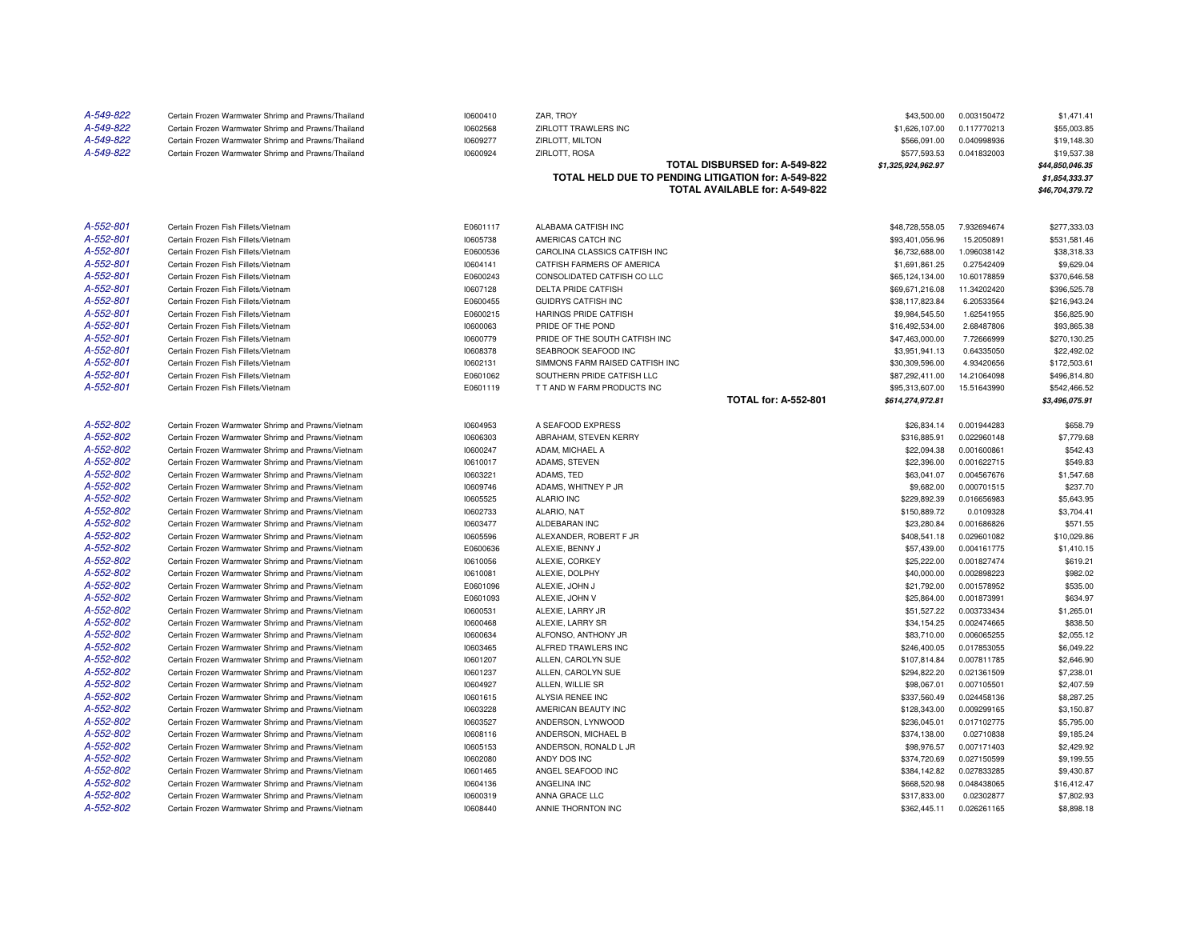| | | | | | | |
|---|---|---|---|---|---|---|
| A-549-822 | Certain Frozen Warmwater Shrimp and Prawns/Thailand | I0600410 | ZAR, TROY | $43,500.00 | 0.003150472 | $1,471.41 |
| A-549-822 | Certain Frozen Warmwater Shrimp and Prawns/Thailand | I0602568 | ZIRLOTT TRAWLERS INC | $1,626,107.00 | 0.117770213 | $55,003.85 |
| A-549-822 | Certain Frozen Warmwater Shrimp and Prawns/Thailand | I0609277 | ZIRLOTT, MILTON | $566,091.00 | 0.040998936 | $19,148.30 |
| A-549-822 | Certain Frozen Warmwater Shrimp and Prawns/Thailand | I0600924 | ZIRLOTT, ROSA | $577,593.53 | 0.041832003 | $19,537.38 |
| | | | **TOTAL DISBURSED for: A-549-822** | ***$1,325,924,962.97*** | | ***$44,850,046.35*** |
| | | | **TOTAL HELD DUE TO PENDING LITIGATION for: A-549-822** | | | ***$1,854,333.37*** |
| | | | **TOTAL AVAILABLE for: A-549-822** | | | ***$46,704,379.72*** |
| A-552-801 | Certain Frozen Fish Fillets/Vietnam | E0601117 | ALABAMA CATFISH INC | $48,728,558.05 | 7.932694674 | $277,333.03 |
| A-552-801 | Certain Frozen Fish Fillets/Vietnam | I0605738 | AMERICAS CATCH INC | $93,401,056.96 | 15.2050891 | $531,581.46 |
| A-552-801 | Certain Frozen Fish Fillets/Vietnam | E0600536 | CAROLINA CLASSICS CATFISH INC | $6,732,688.00 | 1.096038142 | $38,318.33 |
| A-552-801 | Certain Frozen Fish Fillets/Vietnam | I0604141 | CATFISH FARMERS OF AMERICA | $1,691,861.25 | 0.27542409 | $9,629.04 |
| A-552-801 | Certain Frozen Fish Fillets/Vietnam | E0600243 | CONSOLIDATED CATFISH CO LLC | $65,124,134.00 | 10.60178859 | $370,646.58 |
| A-552-801 | Certain Frozen Fish Fillets/Vietnam | I0607128 | DELTA PRIDE CATFISH | $69,671,216.08 | 11.34202420 | $396,525.78 |
| A-552-801 | Certain Frozen Fish Fillets/Vietnam | E0600455 | GUIDRYS CATFISH INC | $38,117,823.84 | 6.20533564 | $216,943.24 |
| A-552-801 | Certain Frozen Fish Fillets/Vietnam | E0600215 | HARINGS PRIDE CATFISH | $9,984,545.50 | 1.62541955 | $56,825.90 |
| A-552-801 | Certain Frozen Fish Fillets/Vietnam | I0600063 | PRIDE OF THE POND | $16,492,534.00 | 2.68487806 | $93,865.38 |
| A-552-801 | Certain Frozen Fish Fillets/Vietnam | I0600779 | PRIDE OF THE SOUTH CATFISH INC | $47,463,000.00 | 7.72666999 | $270,130.25 |
| A-552-801 | Certain Frozen Fish Fillets/Vietnam | I0608378 | SEABROOK SEAFOOD INC | $3,951,941.13 | 0.64335050 | $22,492.02 |
| A-552-801 | Certain Frozen Fish Fillets/Vietnam | I0602131 | SIMMONS FARM RAISED CATFISH INC | $30,309,596.00 | 4.93420656 | $172,503.61 |
| A-552-801 | Certain Frozen Fish Fillets/Vietnam | E0601062 | SOUTHERN PRIDE CATFISH LLC | $87,292,411.00 | 14.21064098 | $496,814.80 |
| A-552-801 | Certain Frozen Fish Fillets/Vietnam | E0601119 | T T AND W FARM PRODUCTS INC | $95,313,607.00 | 15.51643990 | $542,466.52 |
| | | | **TOTAL for: A-552-801** | ***$614,274,972.81*** | | ***$3,496,075.91*** |
| A-552-802 | Certain Frozen Warmwater Shrimp and Prawns/Vietnam | I0604953 | A SEAFOOD EXPRESS | $26,834.14 | 0.001944283 | $658.79 |
| A-552-802 | Certain Frozen Warmwater Shrimp and Prawns/Vietnam | I0606303 | ABRAHAM, STEVEN KERRY | $316,885.91 | 0.022960148 | $7,779.68 |
| A-552-802 | Certain Frozen Warmwater Shrimp and Prawns/Vietnam | I0600247 | ADAM, MICHAEL A | $22,094.38 | 0.001600861 | $542.43 |
| A-552-802 | Certain Frozen Warmwater Shrimp and Prawns/Vietnam | I0610017 | ADAMS, STEVEN | $22,396.00 | 0.001622715 | $549.83 |
| A-552-802 | Certain Frozen Warmwater Shrimp and Prawns/Vietnam | I0603221 | ADAMS, TED | $63,041.07 | 0.004567676 | $1,547.68 |
| A-552-802 | Certain Frozen Warmwater Shrimp and Prawns/Vietnam | I0609746 | ADAMS, WHITNEY P JR | $9,682.00 | 0.000701515 | $237.70 |
| A-552-802 | Certain Frozen Warmwater Shrimp and Prawns/Vietnam | I0605525 | ALARIO INC | $229,892.39 | 0.016656983 | $5,643.95 |
| A-552-802 | Certain Frozen Warmwater Shrimp and Prawns/Vietnam | I0602733 | ALARIO, NAT | $150,889.72 | 0.0109328 | $3,704.41 |
| A-552-802 | Certain Frozen Warmwater Shrimp and Prawns/Vietnam | I0603477 | ALDEBARAN INC | $23,280.84 | 0.001686826 | $571.55 |
| A-552-802 | Certain Frozen Warmwater Shrimp and Prawns/Vietnam | I0605596 | ALEXANDER, ROBERT F JR | $408,541.18 | 0.029601082 | $10,029.86 |
| A-552-802 | Certain Frozen Warmwater Shrimp and Prawns/Vietnam | E0600636 | ALEXIE, BENNY J | $57,439.00 | 0.004161775 | $1,410.15 |
| A-552-802 | Certain Frozen Warmwater Shrimp and Prawns/Vietnam | I0610056 | ALEXIE, CORKEY | $25,222.00 | 0.001827474 | $619.21 |
| A-552-802 | Certain Frozen Warmwater Shrimp and Prawns/Vietnam | I0610081 | ALEXIE, DOLPHY | $40,000.00 | 0.002898223 | $982.02 |
| A-552-802 | Certain Frozen Warmwater Shrimp and Prawns/Vietnam | E0601096 | ALEXIE, JOHN J | $21,792.00 | 0.001578952 | $535.00 |
| A-552-802 | Certain Frozen Warmwater Shrimp and Prawns/Vietnam | E0601093 | ALEXIE, JOHN V | $25,864.00 | 0.001873991 | $634.97 |
| A-552-802 | Certain Frozen Warmwater Shrimp and Prawns/Vietnam | I0600531 | ALEXIE, LARRY JR | $51,527.22 | 0.003733434 | $1,265.01 |
| A-552-802 | Certain Frozen Warmwater Shrimp and Prawns/Vietnam | I0600468 | ALEXIE, LARRY SR | $34,154.25 | 0.002474665 | $838.50 |
| A-552-802 | Certain Frozen Warmwater Shrimp and Prawns/Vietnam | I0600634 | ALFONSO, ANTHONY JR | $83,710.00 | 0.006065255 | $2,055.12 |
| A-552-802 | Certain Frozen Warmwater Shrimp and Prawns/Vietnam | I0603465 | ALFRED TRAWLERS INC | $246,400.05 | 0.017853055 | $6,049.22 |
| A-552-802 | Certain Frozen Warmwater Shrimp and Prawns/Vietnam | I0601207 | ALLEN, CAROLYN SUE | $107,814.84 | 0.007811785 | $2,646.90 |
| A-552-802 | Certain Frozen Warmwater Shrimp and Prawns/Vietnam | I0601237 | ALLEN, CAROLYN SUE | $294,822.20 | 0.021361509 | $7,238.01 |
| A-552-802 | Certain Frozen Warmwater Shrimp and Prawns/Vietnam | I0604927 | ALLEN, WILLIE SR | $98,067.01 | 0.007105501 | $2,407.59 |
| A-552-802 | Certain Frozen Warmwater Shrimp and Prawns/Vietnam | I0601615 | ALYSIA RENEE INC | $337,560.49 | 0.024458136 | $8,287.25 |
| A-552-802 | Certain Frozen Warmwater Shrimp and Prawns/Vietnam | I0603228 | AMERICAN BEAUTY INC | $128,343.00 | 0.009299165 | $3,150.87 |
| A-552-802 | Certain Frozen Warmwater Shrimp and Prawns/Vietnam | I0603527 | ANDERSON, LYNWOOD | $236,045.01 | 0.017102775 | $5,795.00 |
| A-552-802 | Certain Frozen Warmwater Shrimp and Prawns/Vietnam | I0608116 | ANDERSON, MICHAEL B | $374,138.00 | 0.02710838 | $9,185.24 |
| A-552-802 | Certain Frozen Warmwater Shrimp and Prawns/Vietnam | I0605153 | ANDERSON, RONALD L JR | $98,976.57 | 0.007171403 | $2,429.92 |
| A-552-802 | Certain Frozen Warmwater Shrimp and Prawns/Vietnam | I0602080 | ANDY DOS INC | $374,720.69 | 0.027150599 | $9,199.55 |
| A-552-802 | Certain Frozen Warmwater Shrimp and Prawns/Vietnam | I0601465 | ANGEL SEAFOOD INC | $384,142.82 | 0.027833285 | $9,430.87 |
| A-552-802 | Certain Frozen Warmwater Shrimp and Prawns/Vietnam | I0604136 | ANGELINA INC | $668,520.98 | 0.048438065 | $16,412.47 |
| A-552-802 | Certain Frozen Warmwater Shrimp and Prawns/Vietnam | I0600319 | ANNA GRACE LLC | $317,833.00 | 0.02302877 | $7,802.93 |
| A-552-802 | Certain Frozen Warmwater Shrimp and Prawns/Vietnam | I0608440 | ANNIE THORNTON INC | $362,445.11 | 0.026261165 | $8,898.18 |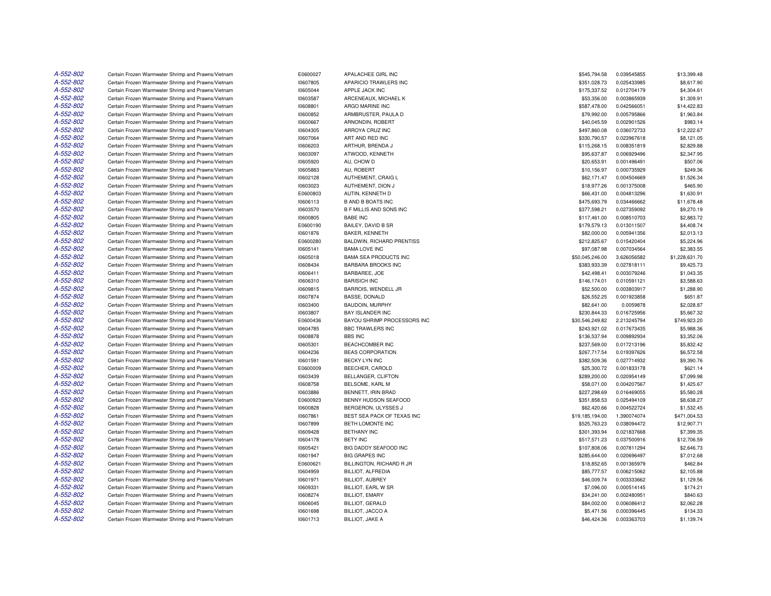| | | | | | | |
|---|---|---|---|---|---|---|
| A-552-802 | Certain Frozen Warmwater Shrimp and Prawns/Vietnam | E0600027 | APALACHEE GIRL INC | $545,794.58 | 0.039545855 | $13,399.48 |
| A-552-802 | Certain Frozen Warmwater Shrimp and Prawns/Vietnam | I0607805 | APARICIO TRAWLERS INC | $351,028.73 | 0.025433985 | $8,617.90 |
| A-552-802 | Certain Frozen Warmwater Shrimp and Prawns/Vietnam | I0605044 | APPLE JACK INC | $175,337.52 | 0.012704179 | $4,304.61 |
| A-552-802 | Certain Frozen Warmwater Shrimp and Prawns/Vietnam | I0603587 | ARCENEAUX, MICHAEL K | $53,356.00 | 0.003865939 | $1,309.91 |
| A-552-802 | Certain Frozen Warmwater Shrimp and Prawns/Vietnam | I0608801 | ARGO MARINE INC | $587,478.00 | 0.042566051 | $14,422.83 |
| A-552-802 | Certain Frozen Warmwater Shrimp and Prawns/Vietnam | I0600852 | ARMBRUSTER, PAULA D | $79,992.00 | 0.005795866 | $1,963.84 |
| A-552-802 | Certain Frozen Warmwater Shrimp and Prawns/Vietnam | I0600667 | ARNONDIN, ROBERT | $40,045.59 | 0.002901526 | $983.14 |
| A-552-802 | Certain Frozen Warmwater Shrimp and Prawns/Vietnam | I0604305 | ARROYA CRUZ INC | $497,860.08 | 0.036072733 | $12,222.67 |
| A-552-802 | Certain Frozen Warmwater Shrimp and Prawns/Vietnam | I0607064 | ART AND RED INC | $330,790.57 | 0.023967618 | $8,121.05 |
| A-552-802 | Certain Frozen Warmwater Shrimp and Prawns/Vietnam | I0606203 | ARTHUR, BRENDA J | $115,268.15 | 0.008351819 | $2,829.88 |
| A-552-802 | Certain Frozen Warmwater Shrimp and Prawns/Vietnam | I0603097 | ATWOOD, KENNETH | $95,637.87 | 0.006929496 | $2,347.95 |
| A-552-802 | Certain Frozen Warmwater Shrimp and Prawns/Vietnam | I0605920 | AU, CHOW D | $20,653.91 | 0.001496491 | $507.06 |
| A-552-802 | Certain Frozen Warmwater Shrimp and Prawns/Vietnam | I0605883 | AU, ROBERT | $10,156.97 | 0.000735929 | $249.36 |
| A-552-802 | Certain Frozen Warmwater Shrimp and Prawns/Vietnam | I0602128 | AUTHEMENT, CRAIG L | $62,171.47 | 0.004504669 | $1,526.34 |
| A-552-802 | Certain Frozen Warmwater Shrimp and Prawns/Vietnam | I0603023 | AUTHEMENT, DION J | $18,977.26 | 0.001375008 | $465.90 |
| A-552-802 | Certain Frozen Warmwater Shrimp and Prawns/Vietnam | E0600803 | AUTIN, KENNETH D | $66,431.00 | 0.004813296 | $1,630.91 |
| A-552-802 | Certain Frozen Warmwater Shrimp and Prawns/Vietnam | I0606113 | B AND B BOATS INC | $475,693.79 | 0.034466662 | $11,678.48 |
| A-552-802 | Certain Frozen Warmwater Shrimp and Prawns/Vietnam | I0603570 | B F MILLIS AND SONS INC | $377,598.21 | 0.027359092 | $9,270.19 |
| A-552-802 | Certain Frozen Warmwater Shrimp and Prawns/Vietnam | I0600805 | BABE INC | $117,461.00 | 0.008510703 | $2,883.72 |
| A-552-802 | Certain Frozen Warmwater Shrimp and Prawns/Vietnam | E0600190 | BAILEY, DAVID B SR | $179,579.13 | 0.013011507 | $4,408.74 |
| A-552-802 | Certain Frozen Warmwater Shrimp and Prawns/Vietnam | I0601876 | BAKER, KENNETH | $82,000.00 | 0.005941356 | $2,013.13 |
| A-552-802 | Certain Frozen Warmwater Shrimp and Prawns/Vietnam | E0600280 | BALDWIN, RICHARD PRENTISS | $212,825.67 | 0.015420404 | $5,224.96 |
| A-552-802 | Certain Frozen Warmwater Shrimp and Prawns/Vietnam | I0605141 | BAMA LOVE INC | $97,087.98 | 0.007034564 | $2,383.55 |
| A-552-802 | Certain Frozen Warmwater Shrimp and Prawns/Vietnam | I0605018 | BAMA SEA PRODUCTS INC | $50,045,246.00 | 3.626056582 | $1,228,631.70 |
| A-552-802 | Certain Frozen Warmwater Shrimp and Prawns/Vietnam | I0608434 | BARBARA BROOKS INC | $383,933.39 | 0.027818111 | $9,425.73 |
| A-552-802 | Certain Frozen Warmwater Shrimp and Prawns/Vietnam | I0606411 | BARBAREE, JOE | $42,498.41 | 0.003079246 | $1,043.35 |
| A-552-802 | Certain Frozen Warmwater Shrimp and Prawns/Vietnam | I0606310 | BARISICH INC | $146,174.01 | 0.010591121 | $3,588.63 |
| A-552-802 | Certain Frozen Warmwater Shrimp and Prawns/Vietnam | I0609815 | BARROIS, WENDELL JR | $52,500.00 | 0.003803917 | $1,288.90 |
| A-552-802 | Certain Frozen Warmwater Shrimp and Prawns/Vietnam | I0607874 | BASSE, DONALD | $26,552.25 | 0.001923858 | $651.87 |
| A-552-802 | Certain Frozen Warmwater Shrimp and Prawns/Vietnam | I0603400 | BAUDOIN, MURPHY | $82,641.00 | 0.0059878 | $2,028.87 |
| A-552-802 | Certain Frozen Warmwater Shrimp and Prawns/Vietnam | I0603807 | BAY ISLANDER INC | $230,844.33 | 0.016725956 | $5,667.32 |
| A-552-802 | Certain Frozen Warmwater Shrimp and Prawns/Vietnam | E0600436 | BAYOU SHRIMP PROCESSORS INC | $30,546,249.82 | 2.213245794 | $749,923.20 |
| A-552-802 | Certain Frozen Warmwater Shrimp and Prawns/Vietnam | I0604785 | BBC TRAWLERS INC | $243,921.02 | 0.017673435 | $5,988.36 |
| A-552-802 | Certain Frozen Warmwater Shrimp and Prawns/Vietnam | I0608878 | BBS INC | $136,537.94 | 0.009892934 | $3,352.06 |
| A-552-802 | Certain Frozen Warmwater Shrimp and Prawns/Vietnam | I0605301 | BEACHCOMBER INC | $237,569.00 | 0.017213196 | $5,832.42 |
| A-552-802 | Certain Frozen Warmwater Shrimp and Prawns/Vietnam | I0604236 | BEAS CORPORATION | $267,717.54 | 0.019397626 | $6,572.58 |
| A-552-802 | Certain Frozen Warmwater Shrimp and Prawns/Vietnam | I0601591 | BECKY LYN INC | $382,509.36 | 0.027714932 | $9,390.76 |
| A-552-802 | Certain Frozen Warmwater Shrimp and Prawns/Vietnam | E0600009 | BEECHER, CAROLD | $25,300.72 | 0.001833178 | $621.14 |
| A-552-802 | Certain Frozen Warmwater Shrimp and Prawns/Vietnam | I0603439 | BELLANGER, CLIFTON | $289,200.00 | 0.020954149 | $7,099.98 |
| A-552-802 | Certain Frozen Warmwater Shrimp and Prawns/Vietnam | I0608758 | BELSOME, KARL M | $58,071.00 | 0.004207567 | $1,425.67 |
| A-552-802 | Certain Frozen Warmwater Shrimp and Prawns/Vietnam | I0603886 | BENNETT, IRIN BRAD | $227,298.69 | 0.016469055 | $5,580.28 |
| A-552-802 | Certain Frozen Warmwater Shrimp and Prawns/Vietnam | E0600923 | BENNY HUDSON SEAFOOD | $351,858.53 | 0.025494109 | $8,638.27 |
| A-552-802 | Certain Frozen Warmwater Shrimp and Prawns/Vietnam | I0600828 | BERGERON, ULYSSES J | $62,420.66 | 0.004522724 | $1,532.45 |
| A-552-802 | Certain Frozen Warmwater Shrimp and Prawns/Vietnam | I0607861 | BEST SEA PACK OF TEXAS INC | $19,185,194.00 | 1.390074074 | $471,004.53 |
| A-552-802 | Certain Frozen Warmwater Shrimp and Prawns/Vietnam | I0607899 | BETH LOMONTE INC | $525,763.23 | 0.038094472 | $12,907.71 |
| A-552-802 | Certain Frozen Warmwater Shrimp and Prawns/Vietnam | I0609428 | BETHANY INC | $301,393.94 | 0.021837668 | $7,399.35 |
| A-552-802 | Certain Frozen Warmwater Shrimp and Prawns/Vietnam | I0604178 | BETY INC | $517,571.23 | 0.037500916 | $12,706.59 |
| A-552-802 | Certain Frozen Warmwater Shrimp and Prawns/Vietnam | I0605421 | BIG DADDY SEAFOOD INC | $107,808.06 | 0.007811294 | $2,646.73 |
| A-552-802 | Certain Frozen Warmwater Shrimp and Prawns/Vietnam | I0601947 | BIG GRAPES INC | $285,644.00 | 0.020696497 | $7,012.68 |
| A-552-802 | Certain Frozen Warmwater Shrimp and Prawns/Vietnam | E0600621 | BILLINGTON, RICHARD R JR | $18,852.65 | 0.001365979 | $462.84 |
| A-552-802 | Certain Frozen Warmwater Shrimp and Prawns/Vietnam | I0604959 | BILLIOT, ALFREDIA | $85,777.57 | 0.006215062 | $2,105.88 |
| A-552-802 | Certain Frozen Warmwater Shrimp and Prawns/Vietnam | I0601971 | BILLIOT, AUBREY | $46,009.74 | 0.003333662 | $1,129.56 |
| A-552-802 | Certain Frozen Warmwater Shrimp and Prawns/Vietnam | I0609331 | BILLIOT, EARL W SR | $7,096.00 | 0.000514145 | $174.21 |
| A-552-802 | Certain Frozen Warmwater Shrimp and Prawns/Vietnam | I0608274 | BILLIOT, EMARY | $34,241.00 | 0.002480951 | $840.63 |
| A-552-802 | Certain Frozen Warmwater Shrimp and Prawns/Vietnam | I0606045 | BILLIOT, GERALD | $84,002.00 | 0.006086412 | $2,062.28 |
| A-552-802 | Certain Frozen Warmwater Shrimp and Prawns/Vietnam | I0601698 | BILLIOT, JACCO A | $5,471.56 | 0.000396445 | $134.33 |
| A-552-802 | Certain Frozen Warmwater Shrimp and Prawns/Vietnam | I0601713 | BILLIOT, JAKE A | $46,424.36 | 0.003363703 | $1,139.74 |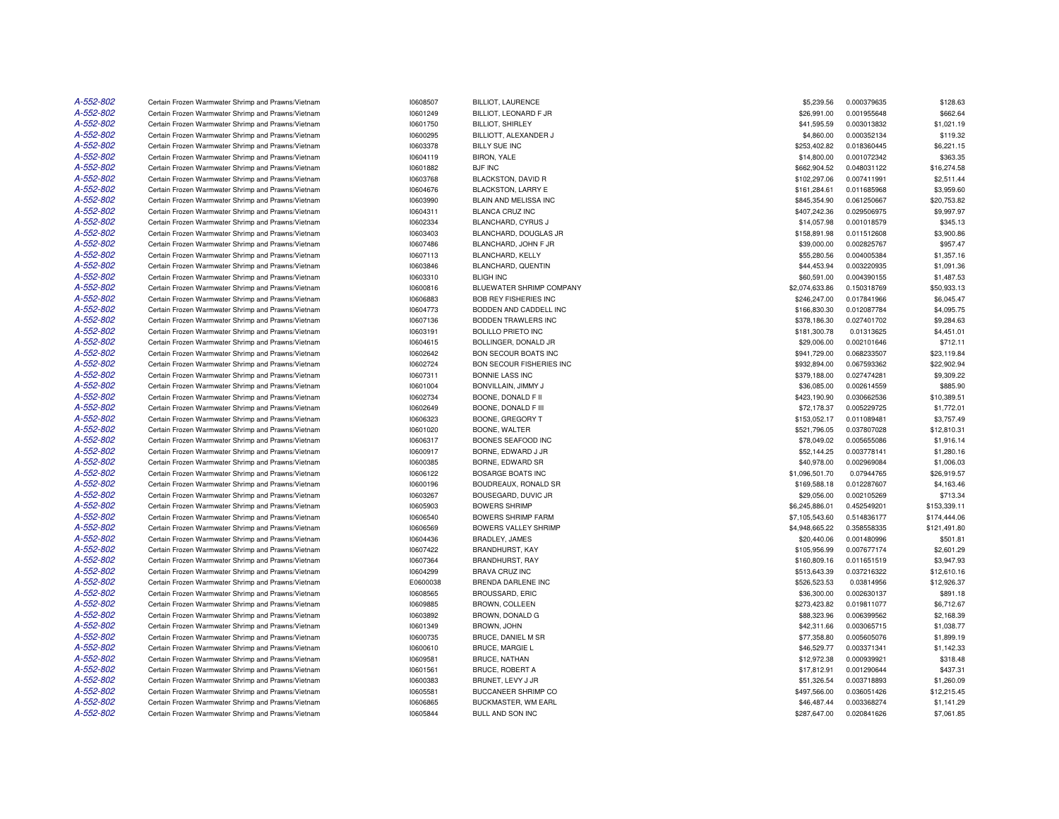| | | | | | | |
|---|---|---|---|---|---|---|
| A-552-802 | Certain Frozen Warmwater Shrimp and Prawns/Vietnam | I0608507 | BILLIOT, LAURENCE | $5,239.56 | 0.000379635 | $128.63 |
| A-552-802 | Certain Frozen Warmwater Shrimp and Prawns/Vietnam | I0601249 | BILLIOT, LEONARD F JR | $26,991.00 | 0.001955648 | $662.64 |
| A-552-802 | Certain Frozen Warmwater Shrimp and Prawns/Vietnam | I0601750 | BILLIOT, SHIRLEY | $41,595.59 | 0.003013832 | $1,021.19 |
| A-552-802 | Certain Frozen Warmwater Shrimp and Prawns/Vietnam | I0600295 | BILLIOTT, ALEXANDER J | $4,860.00 | 0.000352134 | $119.32 |
| A-552-802 | Certain Frozen Warmwater Shrimp and Prawns/Vietnam | I0603378 | BILLY SUE INC | $253,402.82 | 0.018360445 | $6,221.15 |
| A-552-802 | Certain Frozen Warmwater Shrimp and Prawns/Vietnam | I0604119 | BIRON, YALE | $14,800.00 | 0.001072342 | $363.35 |
| A-552-802 | Certain Frozen Warmwater Shrimp and Prawns/Vietnam | I0601882 | BJF INC | $662,904.52 | 0.048031122 | $16,274.58 |
| A-552-802 | Certain Frozen Warmwater Shrimp and Prawns/Vietnam | I0603768 | BLACKSTON, DAVID R | $102,297.06 | 0.007411991 | $2,511.44 |
| A-552-802 | Certain Frozen Warmwater Shrimp and Prawns/Vietnam | I0604676 | BLACKSTON, LARRY E | $161,284.61 | 0.011685968 | $3,959.60 |
| A-552-802 | Certain Frozen Warmwater Shrimp and Prawns/Vietnam | I0603990 | BLAIN AND MELISSA INC | $845,354.90 | 0.061250667 | $20,753.82 |
| A-552-802 | Certain Frozen Warmwater Shrimp and Prawns/Vietnam | I0604311 | BLANCA CRUZ INC | $407,242.36 | 0.029506975 | $9,997.97 |
| A-552-802 | Certain Frozen Warmwater Shrimp and Prawns/Vietnam | I0602334 | BLANCHARD, CYRUS J | $14,057.98 | 0.001018579 | $345.13 |
| A-552-802 | Certain Frozen Warmwater Shrimp and Prawns/Vietnam | I0603403 | BLANCHARD, DOUGLAS JR | $158,891.98 | 0.011512608 | $3,900.86 |
| A-552-802 | Certain Frozen Warmwater Shrimp and Prawns/Vietnam | I0607486 | BLANCHARD, JOHN F JR | $39,000.00 | 0.002825767 | $957.47 |
| A-552-802 | Certain Frozen Warmwater Shrimp and Prawns/Vietnam | I0607113 | BLANCHARD, KELLY | $55,280.56 | 0.004005384 | $1,357.16 |
| A-552-802 | Certain Frozen Warmwater Shrimp and Prawns/Vietnam | I0603846 | BLANCHARD, QUENTIN | $44,453.94 | 0.003220935 | $1,091.36 |
| A-552-802 | Certain Frozen Warmwater Shrimp and Prawns/Vietnam | I0603310 | BLIGH INC | $60,591.00 | 0.004390155 | $1,487.53 |
| A-552-802 | Certain Frozen Warmwater Shrimp and Prawns/Vietnam | I0600816 | BLUEWATER SHRIMP COMPANY | $2,074,633.86 | 0.150318769 | $50,933.13 |
| A-552-802 | Certain Frozen Warmwater Shrimp and Prawns/Vietnam | I0606883 | BOB REY FISHERIES INC | $246,247.00 | 0.017841966 | $6,045.47 |
| A-552-802 | Certain Frozen Warmwater Shrimp and Prawns/Vietnam | I0604773 | BODDEN AND CADDELL INC | $166,830.30 | 0.012087784 | $4,095.75 |
| A-552-802 | Certain Frozen Warmwater Shrimp and Prawns/Vietnam | I0607136 | BODDEN TRAWLERS INC | $378,186.30 | 0.027401702 | $9,284.63 |
| A-552-802 | Certain Frozen Warmwater Shrimp and Prawns/Vietnam | I0603191 | BOLILLO PRIETO INC | $181,300.78 | 0.01313625 | $4,451.01 |
| A-552-802 | Certain Frozen Warmwater Shrimp and Prawns/Vietnam | I0604615 | BOLLINGER, DONALD JR | $29,006.00 | 0.002101646 | $712.11 |
| A-552-802 | Certain Frozen Warmwater Shrimp and Prawns/Vietnam | I0602642 | BON SECOUR BOATS INC | $941,729.00 | 0.068233507 | $23,119.84 |
| A-552-802 | Certain Frozen Warmwater Shrimp and Prawns/Vietnam | I0602724 | BON SECOUR FISHERIES INC | $932,894.00 | 0.067593362 | $22,902.94 |
| A-552-802 | Certain Frozen Warmwater Shrimp and Prawns/Vietnam | I0607311 | BONNIE LASS INC | $379,188.00 | 0.027474281 | $9,309.22 |
| A-552-802 | Certain Frozen Warmwater Shrimp and Prawns/Vietnam | I0601004 | BONVILLAIN, JIMMY J | $36,085.00 | 0.002614559 | $885.90 |
| A-552-802 | Certain Frozen Warmwater Shrimp and Prawns/Vietnam | I0602734 | BOONE, DONALD F II | $423,190.90 | 0.030662536 | $10,389.51 |
| A-552-802 | Certain Frozen Warmwater Shrimp and Prawns/Vietnam | I0602649 | BOONE, DONALD F III | $72,178.37 | 0.005229725 | $1,772.01 |
| A-552-802 | Certain Frozen Warmwater Shrimp and Prawns/Vietnam | I0606323 | BOONE, GREGORY T | $153,052.17 | 0.011089481 | $3,757.49 |
| A-552-802 | Certain Frozen Warmwater Shrimp and Prawns/Vietnam | I0601020 | BOONE, WALTER | $521,796.05 | 0.037807028 | $12,810.31 |
| A-552-802 | Certain Frozen Warmwater Shrimp and Prawns/Vietnam | I0606317 | BOONES SEAFOOD INC | $78,049.02 | 0.005655086 | $1,916.14 |
| A-552-802 | Certain Frozen Warmwater Shrimp and Prawns/Vietnam | I0600917 | BORNE, EDWARD J JR | $52,144.25 | 0.003778141 | $1,280.16 |
| A-552-802 | Certain Frozen Warmwater Shrimp and Prawns/Vietnam | I0600385 | BORNE, EDWARD SR | $40,978.00 | 0.002969084 | $1,006.03 |
| A-552-802 | Certain Frozen Warmwater Shrimp and Prawns/Vietnam | I0606122 | BOSARGE BOATS INC | $1,096,501.70 | 0.07944765 | $26,919.57 |
| A-552-802 | Certain Frozen Warmwater Shrimp and Prawns/Vietnam | I0600196 | BOUDREAUX, RONALD SR | $169,588.18 | 0.012287607 | $4,163.46 |
| A-552-802 | Certain Frozen Warmwater Shrimp and Prawns/Vietnam | I0603267 | BOUSEGARD, DUVIC JR | $29,056.00 | 0.002105269 | $713.34 |
| A-552-802 | Certain Frozen Warmwater Shrimp and Prawns/Vietnam | I0605903 | BOWERS SHRIMP | $6,245,886.01 | 0.452549201 | $153,339.11 |
| A-552-802 | Certain Frozen Warmwater Shrimp and Prawns/Vietnam | I0606540 | BOWERS SHRIMP FARM | $7,105,543.60 | 0.514836177 | $174,444.06 |
| A-552-802 | Certain Frozen Warmwater Shrimp and Prawns/Vietnam | I0606569 | BOWERS VALLEY SHRIMP | $4,948,665.22 | 0.358558335 | $121,491.80 |
| A-552-802 | Certain Frozen Warmwater Shrimp and Prawns/Vietnam | I0604436 | BRADLEY, JAMES | $20,440.06 | 0.001480996 | $501.81 |
| A-552-802 | Certain Frozen Warmwater Shrimp and Prawns/Vietnam | I0607422 | BRANDHURST, KAY | $105,956.99 | 0.007677174 | $2,601.29 |
| A-552-802 | Certain Frozen Warmwater Shrimp and Prawns/Vietnam | I0607364 | BRANDHURST, RAY | $160,809.16 | 0.011651519 | $3,947.93 |
| A-552-802 | Certain Frozen Warmwater Shrimp and Prawns/Vietnam | I0604299 | BRAVA CRUZ INC | $513,643.39 | 0.037216322 | $12,610.16 |
| A-552-802 | Certain Frozen Warmwater Shrimp and Prawns/Vietnam | E0600038 | BRENDA DARLENE INC | $526,523.53 | 0.03814956 | $12,926.37 |
| A-552-802 | Certain Frozen Warmwater Shrimp and Prawns/Vietnam | I0608565 | BROUSSARD, ERIC | $36,300.00 | 0.002630137 | $891.18 |
| A-552-802 | Certain Frozen Warmwater Shrimp and Prawns/Vietnam | I0609885 | BROWN, COLLEEN | $273,423.82 | 0.019811077 | $6,712.67 |
| A-552-802 | Certain Frozen Warmwater Shrimp and Prawns/Vietnam | I0603892 | BROWN, DONALD G | $88,323.96 | 0.006399562 | $2,168.39 |
| A-552-802 | Certain Frozen Warmwater Shrimp and Prawns/Vietnam | I0601349 | BROWN, JOHN | $42,311.66 | 0.003065715 | $1,038.77 |
| A-552-802 | Certain Frozen Warmwater Shrimp and Prawns/Vietnam | I0600735 | BRUCE, DANIEL M SR | $77,358.80 | 0.005605076 | $1,899.19 |
| A-552-802 | Certain Frozen Warmwater Shrimp and Prawns/Vietnam | I0600610 | BRUCE, MARGIE L | $46,529.77 | 0.003371341 | $1,142.33 |
| A-552-802 | Certain Frozen Warmwater Shrimp and Prawns/Vietnam | I0609581 | BRUCE, NATHAN | $12,972.38 | 0.000939921 | $318.48 |
| A-552-802 | Certain Frozen Warmwater Shrimp and Prawns/Vietnam | I0601561 | BRUCE, ROBERT A | $17,812.91 | 0.001290644 | $437.31 |
| A-552-802 | Certain Frozen Warmwater Shrimp and Prawns/Vietnam | I0600383 | BRUNET, LEVY J JR | $51,326.54 | 0.003718893 | $1,260.09 |
| A-552-802 | Certain Frozen Warmwater Shrimp and Prawns/Vietnam | I0605581 | BUCCANEER SHRIMP CO | $497,566.00 | 0.036051426 | $12,215.45 |
| A-552-802 | Certain Frozen Warmwater Shrimp and Prawns/Vietnam | I0606865 | BUCKMASTER, WM EARL | $46,487.44 | 0.003368274 | $1,141.29 |
| A-552-802 | Certain Frozen Warmwater Shrimp and Prawns/Vietnam | I0605844 | BULL AND SON INC | $287,647.00 | 0.020841626 | $7,061.85 |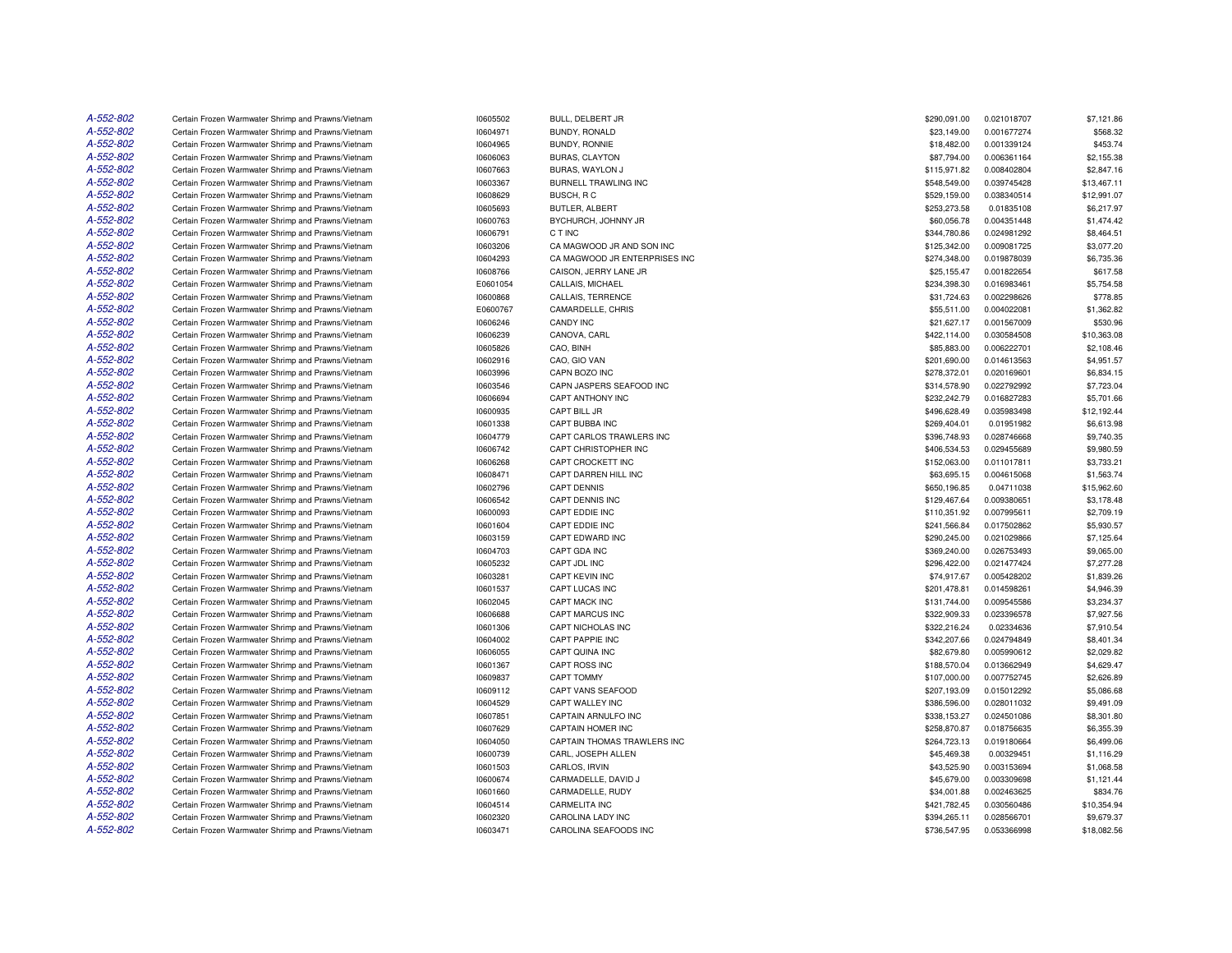| | | | | | | |
|---|---|---|---|---|---|---|
| A-552-802 | Certain Frozen Warmwater Shrimp and Prawns/Vietnam | I0605502 | BULL, DELBERT JR | $290,091.00 | 0.021018707 | $7,121.86 |
| A-552-802 | Certain Frozen Warmwater Shrimp and Prawns/Vietnam | I0604971 | BUNDY, RONALD | $23,149.00 | 0.001677274 | $568.32 |
| A-552-802 | Certain Frozen Warmwater Shrimp and Prawns/Vietnam | I0604965 | BUNDY, RONNIE | $18,482.00 | 0.001339124 | $453.74 |
| A-552-802 | Certain Frozen Warmwater Shrimp and Prawns/Vietnam | I0606063 | BURAS, CLAYTON | $87,794.00 | 0.006361164 | $2,155.38 |
| A-552-802 | Certain Frozen Warmwater Shrimp and Prawns/Vietnam | I0607663 | BURAS, WAYLON J | $115,971.82 | 0.008402804 | $2,847.16 |
| A-552-802 | Certain Frozen Warmwater Shrimp and Prawns/Vietnam | I0603367 | BURNELL TRAWLING INC | $548,549.00 | 0.039745428 | $13,467.11 |
| A-552-802 | Certain Frozen Warmwater Shrimp and Prawns/Vietnam | I0608629 | BUSCH, R C | $529,159.00 | 0.038340514 | $12,991.07 |
| A-552-802 | Certain Frozen Warmwater Shrimp and Prawns/Vietnam | I0605693 | BUTLER, ALBERT | $253,273.58 | 0.01835108 | $6,217.97 |
| A-552-802 | Certain Frozen Warmwater Shrimp and Prawns/Vietnam | I0600763 | BYCHURCH, JOHNNY JR | $60,056.78 | 0.004351448 | $1,474.42 |
| A-552-802 | Certain Frozen Warmwater Shrimp and Prawns/Vietnam | I0606791 | C T INC | $344,780.86 | 0.024981292 | $8,464.51 |
| A-552-802 | Certain Frozen Warmwater Shrimp and Prawns/Vietnam | I0603206 | CA MAGWOOD JR AND SON INC | $125,342.00 | 0.009081725 | $3,077.20 |
| A-552-802 | Certain Frozen Warmwater Shrimp and Prawns/Vietnam | I0604293 | CA MAGWOOD JR ENTERPRISES INC | $274,348.00 | 0.019878039 | $6,735.36 |
| A-552-802 | Certain Frozen Warmwater Shrimp and Prawns/Vietnam | I0608766 | CAISON, JERRY LANE JR | $25,155.47 | 0.001822654 | $617.58 |
| A-552-802 | Certain Frozen Warmwater Shrimp and Prawns/Vietnam | E0601054 | CALLAIS, MICHAEL | $234,398.30 | 0.016983461 | $5,754.58 |
| A-552-802 | Certain Frozen Warmwater Shrimp and Prawns/Vietnam | I0600868 | CALLAIS, TERRENCE | $31,724.63 | 0.002298626 | $778.85 |
| A-552-802 | Certain Frozen Warmwater Shrimp and Prawns/Vietnam | E0600767 | CAMARDELLE, CHRIS | $55,511.00 | 0.004022081 | $1,362.82 |
| A-552-802 | Certain Frozen Warmwater Shrimp and Prawns/Vietnam | I0606246 | CANDY INC | $21,627.17 | 0.001567009 | $530.96 |
| A-552-802 | Certain Frozen Warmwater Shrimp and Prawns/Vietnam | I0606239 | CANOVA, CARL | $422,114.00 | 0.030584508 | $10,363.08 |
| A-552-802 | Certain Frozen Warmwater Shrimp and Prawns/Vietnam | I0605826 | CAO, BINH | $85,883.00 | 0.006222701 | $2,108.46 |
| A-552-802 | Certain Frozen Warmwater Shrimp and Prawns/Vietnam | I0602916 | CAO, GIO VAN | $201,690.00 | 0.014613563 | $4,951.57 |
| A-552-802 | Certain Frozen Warmwater Shrimp and Prawns/Vietnam | I0603996 | CAPN BOZO INC | $278,372.01 | 0.020169601 | $6,834.15 |
| A-552-802 | Certain Frozen Warmwater Shrimp and Prawns/Vietnam | I0603546 | CAPN JASPERS SEAFOOD INC | $314,578.90 | 0.022792992 | $7,723.04 |
| A-552-802 | Certain Frozen Warmwater Shrimp and Prawns/Vietnam | I0606694 | CAPT ANTHONY INC | $232,242.79 | 0.016827283 | $5,701.66 |
| A-552-802 | Certain Frozen Warmwater Shrimp and Prawns/Vietnam | I0600935 | CAPT BILL JR | $496,628.49 | 0.035983498 | $12,192.44 |
| A-552-802 | Certain Frozen Warmwater Shrimp and Prawns/Vietnam | I0601338 | CAPT BUBBA INC | $269,404.01 | 0.01951982 | $6,613.98 |
| A-552-802 | Certain Frozen Warmwater Shrimp and Prawns/Vietnam | I0604779 | CAPT CARLOS TRAWLERS INC | $396,748.93 | 0.028746668 | $9,740.35 |
| A-552-802 | Certain Frozen Warmwater Shrimp and Prawns/Vietnam | I0606742 | CAPT CHRISTOPHER INC | $406,534.53 | 0.029455689 | $9,980.59 |
| A-552-802 | Certain Frozen Warmwater Shrimp and Prawns/Vietnam | I0606268 | CAPT CROCKETT INC | $152,063.00 | 0.011017811 | $3,733.21 |
| A-552-802 | Certain Frozen Warmwater Shrimp and Prawns/Vietnam | I0608471 | CAPT DARREN HILL INC | $63,695.15 | 0.004615068 | $1,563.74 |
| A-552-802 | Certain Frozen Warmwater Shrimp and Prawns/Vietnam | I0602796 | CAPT DENNIS | $650,196.85 | 0.04711038 | $15,962.60 |
| A-552-802 | Certain Frozen Warmwater Shrimp and Prawns/Vietnam | I0606542 | CAPT DENNIS INC | $129,467.64 | 0.009380651 | $3,178.48 |
| A-552-802 | Certain Frozen Warmwater Shrimp and Prawns/Vietnam | I0600093 | CAPT EDDIE INC | $110,351.92 | 0.007995611 | $2,709.19 |
| A-552-802 | Certain Frozen Warmwater Shrimp and Prawns/Vietnam | I0601604 | CAPT EDDIE INC | $241,566.84 | 0.017502862 | $5,930.57 |
| A-552-802 | Certain Frozen Warmwater Shrimp and Prawns/Vietnam | I0603159 | CAPT EDWARD INC | $290,245.00 | 0.021029866 | $7,125.64 |
| A-552-802 | Certain Frozen Warmwater Shrimp and Prawns/Vietnam | I0604703 | CAPT GDA INC | $369,240.00 | 0.026753493 | $9,065.00 |
| A-552-802 | Certain Frozen Warmwater Shrimp and Prawns/Vietnam | I0605232 | CAPT JDL INC | $296,422.00 | 0.021477424 | $7,277.28 |
| A-552-802 | Certain Frozen Warmwater Shrimp and Prawns/Vietnam | I0603281 | CAPT KEVIN INC | $74,917.67 | 0.005428202 | $1,839.26 |
| A-552-802 | Certain Frozen Warmwater Shrimp and Prawns/Vietnam | I0601537 | CAPT LUCAS INC | $201,478.81 | 0.014598261 | $4,946.39 |
| A-552-802 | Certain Frozen Warmwater Shrimp and Prawns/Vietnam | I0602045 | CAPT MACK INC | $131,744.00 | 0.009545586 | $3,234.37 |
| A-552-802 | Certain Frozen Warmwater Shrimp and Prawns/Vietnam | I0606688 | CAPT MARCUS INC | $322,909.33 | 0.023396578 | $7,927.56 |
| A-552-802 | Certain Frozen Warmwater Shrimp and Prawns/Vietnam | I0601306 | CAPT NICHOLAS INC | $322,216.24 | 0.02334636 | $7,910.54 |
| A-552-802 | Certain Frozen Warmwater Shrimp and Prawns/Vietnam | I0604002 | CAPT PAPPIE INC | $342,207.66 | 0.024794849 | $8,401.34 |
| A-552-802 | Certain Frozen Warmwater Shrimp and Prawns/Vietnam | I0606055 | CAPT QUINA INC | $82,679.80 | 0.005990612 | $2,029.82 |
| A-552-802 | Certain Frozen Warmwater Shrimp and Prawns/Vietnam | I0601367 | CAPT ROSS INC | $188,570.04 | 0.013662949 | $4,629.47 |
| A-552-802 | Certain Frozen Warmwater Shrimp and Prawns/Vietnam | I0609837 | CAPT TOMMY | $107,000.00 | 0.007752745 | $2,626.89 |
| A-552-802 | Certain Frozen Warmwater Shrimp and Prawns/Vietnam | I0609112 | CAPT VANS SEAFOOD | $207,193.09 | 0.015012292 | $5,086.68 |
| A-552-802 | Certain Frozen Warmwater Shrimp and Prawns/Vietnam | I0604529 | CAPT WALLEY INC | $386,596.00 | 0.028011032 | $9,491.09 |
| A-552-802 | Certain Frozen Warmwater Shrimp and Prawns/Vietnam | I0607851 | CAPTAIN ARNULFO INC | $338,153.27 | 0.024501086 | $8,301.80 |
| A-552-802 | Certain Frozen Warmwater Shrimp and Prawns/Vietnam | I0607629 | CAPTAIN HOMER INC | $258,870.87 | 0.018756635 | $6,355.39 |
| A-552-802 | Certain Frozen Warmwater Shrimp and Prawns/Vietnam | I0604050 | CAPTAIN THOMAS TRAWLERS INC | $264,723.13 | 0.019180664 | $6,499.06 |
| A-552-802 | Certain Frozen Warmwater Shrimp and Prawns/Vietnam | I0600739 | CARL, JOSEPH ALLEN | $45,469.38 | 0.00329451 | $1,116.29 |
| A-552-802 | Certain Frozen Warmwater Shrimp and Prawns/Vietnam | I0601503 | CARLOS, IRVIN | $43,525.90 | 0.003153694 | $1,068.58 |
| A-552-802 | Certain Frozen Warmwater Shrimp and Prawns/Vietnam | I0600674 | CARMADELLE, DAVID J | $45,679.00 | 0.003309698 | $1,121.44 |
| A-552-802 | Certain Frozen Warmwater Shrimp and Prawns/Vietnam | I0601660 | CARMADELLE, RUDY | $34,001.88 | 0.002463625 | $834.76 |
| A-552-802 | Certain Frozen Warmwater Shrimp and Prawns/Vietnam | I0604514 | CARMELITA INC | $421,782.45 | 0.030560486 | $10,354.94 |
| A-552-802 | Certain Frozen Warmwater Shrimp and Prawns/Vietnam | I0602320 | CAROLINA LADY INC | $394,265.11 | 0.028566701 | $9,679.37 |
| A-552-802 | Certain Frozen Warmwater Shrimp and Prawns/Vietnam | I0603471 | CAROLINA SEAFOODS INC | $736,547.95 | 0.053366998 | $18,082.56 |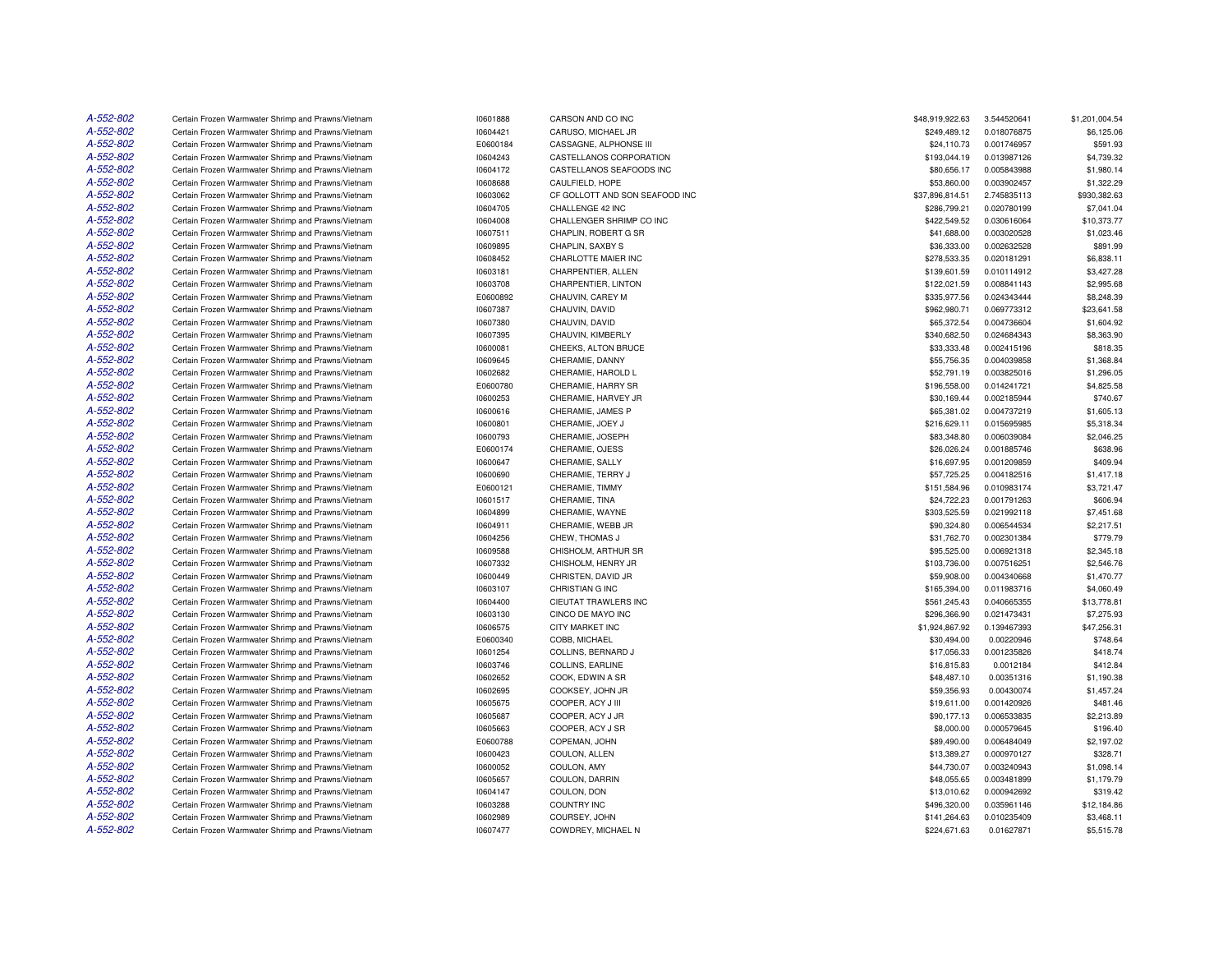| | | | | | | |
|---|---|---|---|---|---|---|
| A-552-802 | Certain Frozen Warmwater Shrimp and Prawns/Vietnam | I0601888 | CARSON AND CO INC | $48,919,922.63 | 3.544520641 | $1,201,004.54 |
| A-552-802 | Certain Frozen Warmwater Shrimp and Prawns/Vietnam | I0604421 | CARUSO, MICHAEL JR | $249,489.12 | 0.018076875 | $6,125.06 |
| A-552-802 | Certain Frozen Warmwater Shrimp and Prawns/Vietnam | E0600184 | CASSAGNE, ALPHONSE III | $24,110.73 | 0.001746957 | $591.93 |
| A-552-802 | Certain Frozen Warmwater Shrimp and Prawns/Vietnam | I0604243 | CASTELLANOS CORPORATION | $193,044.19 | 0.013987126 | $4,739.32 |
| A-552-802 | Certain Frozen Warmwater Shrimp and Prawns/Vietnam | I0604172 | CASTELLANOS SEAFOODS INC | $80,656.17 | 0.005843988 | $1,980.14 |
| A-552-802 | Certain Frozen Warmwater Shrimp and Prawns/Vietnam | I0608688 | CAULFIELD, HOPE | $53,860.00 | 0.003902457 | $1,322.29 |
| A-552-802 | Certain Frozen Warmwater Shrimp and Prawns/Vietnam | I0603062 | CF GOLLOTT AND SON SEAFOOD INC | $37,896,814.51 | 2.745835113 | $930,382.63 |
| A-552-802 | Certain Frozen Warmwater Shrimp and Prawns/Vietnam | I0604705 | CHALLENGE 42 INC | $286,799.21 | 0.020780199 | $7,041.04 |
| A-552-802 | Certain Frozen Warmwater Shrimp and Prawns/Vietnam | I0604008 | CHALLENGER SHRIMP CO INC | $422,549.52 | 0.030616064 | $10,373.77 |
| A-552-802 | Certain Frozen Warmwater Shrimp and Prawns/Vietnam | I0607511 | CHAPLIN, ROBERT G SR | $41,688.00 | 0.003020528 | $1,023.46 |
| A-552-802 | Certain Frozen Warmwater Shrimp and Prawns/Vietnam | I0609895 | CHAPLIN, SAXBY S | $36,333.00 | 0.002632528 | $891.99 |
| A-552-802 | Certain Frozen Warmwater Shrimp and Prawns/Vietnam | I0608452 | CHARLOTTE MAIER INC | $278,533.35 | 0.020181291 | $6,838.11 |
| A-552-802 | Certain Frozen Warmwater Shrimp and Prawns/Vietnam | I0603181 | CHARPENTIER, ALLEN | $139,601.59 | 0.010114912 | $3,427.28 |
| A-552-802 | Certain Frozen Warmwater Shrimp and Prawns/Vietnam | I0603708 | CHARPENTIER, LINTON | $122,021.59 | 0.008841143 | $2,995.68 |
| A-552-802 | Certain Frozen Warmwater Shrimp and Prawns/Vietnam | E0600892 | CHAUVIN, CAREY M | $335,977.56 | 0.024343444 | $8,248.39 |
| A-552-802 | Certain Frozen Warmwater Shrimp and Prawns/Vietnam | I0607387 | CHAUVIN, DAVID | $962,980.71 | 0.069773312 | $23,641.58 |
| A-552-802 | Certain Frozen Warmwater Shrimp and Prawns/Vietnam | I0607380 | CHAUVIN, DAVID | $65,372.54 | 0.004736604 | $1,604.92 |
| A-552-802 | Certain Frozen Warmwater Shrimp and Prawns/Vietnam | I0607395 | CHAUVIN, KIMBERLY | $340,682.50 | 0.024684343 | $8,363.90 |
| A-552-802 | Certain Frozen Warmwater Shrimp and Prawns/Vietnam | I0600081 | CHEEKS, ALTON BRUCE | $33,333.48 | 0.002415196 | $818.35 |
| A-552-802 | Certain Frozen Warmwater Shrimp and Prawns/Vietnam | I0609645 | CHERAMIE, DANNY | $55,756.35 | 0.004039858 | $1,368.84 |
| A-552-802 | Certain Frozen Warmwater Shrimp and Prawns/Vietnam | I0602682 | CHERAMIE, HAROLD L | $52,791.19 | 0.003825016 | $1,296.05 |
| A-552-802 | Certain Frozen Warmwater Shrimp and Prawns/Vietnam | E0600780 | CHERAMIE, HARRY SR | $196,558.00 | 0.014241721 | $4,825.58 |
| A-552-802 | Certain Frozen Warmwater Shrimp and Prawns/Vietnam | I0600253 | CHERAMIE, HARVEY JR | $30,169.44 | 0.002185944 | $740.67 |
| A-552-802 | Certain Frozen Warmwater Shrimp and Prawns/Vietnam | I0600616 | CHERAMIE, JAMES P | $65,381.02 | 0.004737219 | $1,605.13 |
| A-552-802 | Certain Frozen Warmwater Shrimp and Prawns/Vietnam | I0600801 | CHERAMIE, JOEY J | $216,629.11 | 0.015695985 | $5,318.34 |
| A-552-802 | Certain Frozen Warmwater Shrimp and Prawns/Vietnam | I0600793 | CHERAMIE, JOSEPH | $83,348.80 | 0.006039084 | $2,046.25 |
| A-552-802 | Certain Frozen Warmwater Shrimp and Prawns/Vietnam | E0600174 | CHERAMIE, OJESS | $26,026.24 | 0.001885746 | $638.96 |
| A-552-802 | Certain Frozen Warmwater Shrimp and Prawns/Vietnam | I0600647 | CHERAMIE, SALLY | $16,697.95 | 0.001209859 | $409.94 |
| A-552-802 | Certain Frozen Warmwater Shrimp and Prawns/Vietnam | I0600690 | CHERAMIE, TERRY J | $57,725.25 | 0.004182516 | $1,417.18 |
| A-552-802 | Certain Frozen Warmwater Shrimp and Prawns/Vietnam | E0600121 | CHERAMIE, TIMMY | $151,584.96 | 0.010983174 | $3,721.47 |
| A-552-802 | Certain Frozen Warmwater Shrimp and Prawns/Vietnam | I0601517 | CHERAMIE, TINA | $24,722.23 | 0.001791263 | $606.94 |
| A-552-802 | Certain Frozen Warmwater Shrimp and Prawns/Vietnam | I0604899 | CHERAMIE, WAYNE | $303,525.59 | 0.021992118 | $7,451.68 |
| A-552-802 | Certain Frozen Warmwater Shrimp and Prawns/Vietnam | I0604911 | CHERAMIE, WEBB JR | $90,324.80 | 0.006544534 | $2,217.51 |
| A-552-802 | Certain Frozen Warmwater Shrimp and Prawns/Vietnam | I0604256 | CHEW, THOMAS J | $31,762.70 | 0.002301384 | $779.79 |
| A-552-802 | Certain Frozen Warmwater Shrimp and Prawns/Vietnam | I0609588 | CHISHOLM, ARTHUR SR | $95,525.00 | 0.006921318 | $2,345.18 |
| A-552-802 | Certain Frozen Warmwater Shrimp and Prawns/Vietnam | I0607332 | CHISHOLM, HENRY JR | $103,736.00 | 0.007516251 | $2,546.76 |
| A-552-802 | Certain Frozen Warmwater Shrimp and Prawns/Vietnam | I0600449 | CHRISTEN, DAVID JR | $59,908.00 | 0.004340668 | $1,470.77 |
| A-552-802 | Certain Frozen Warmwater Shrimp and Prawns/Vietnam | I0603107 | CHRISTIAN G INC | $165,394.00 | 0.011983716 | $4,060.49 |
| A-552-802 | Certain Frozen Warmwater Shrimp and Prawns/Vietnam | I0604400 | CIEUTAT TRAWLERS INC | $561,245.43 | 0.040665355 | $13,778.81 |
| A-552-802 | Certain Frozen Warmwater Shrimp and Prawns/Vietnam | I0603130 | CINCO DE MAYO INC | $296,366.90 | 0.021473431 | $7,275.93 |
| A-552-802 | Certain Frozen Warmwater Shrimp and Prawns/Vietnam | I0606575 | CITY MARKET INC | $1,924,867.92 | 0.139467393 | $47,256.31 |
| A-552-802 | Certain Frozen Warmwater Shrimp and Prawns/Vietnam | E0600340 | COBB, MICHAEL | $30,494.00 | 0.00220946 | $748.64 |
| A-552-802 | Certain Frozen Warmwater Shrimp and Prawns/Vietnam | I0601254 | COLLINS, BERNARD J | $17,056.33 | 0.001235826 | $418.74 |
| A-552-802 | Certain Frozen Warmwater Shrimp and Prawns/Vietnam | I0603746 | COLLINS, EARLINE | $16,815.83 | 0.0012184 | $412.84 |
| A-552-802 | Certain Frozen Warmwater Shrimp and Prawns/Vietnam | I0602652 | COOK, EDWIN A SR | $48,487.10 | 0.00351316 | $1,190.38 |
| A-552-802 | Certain Frozen Warmwater Shrimp and Prawns/Vietnam | I0602695 | COOKSEY, JOHN JR | $59,356.93 | 0.00430074 | $1,457.24 |
| A-552-802 | Certain Frozen Warmwater Shrimp and Prawns/Vietnam | I0605675 | COOPER, ACY J III | $19,611.00 | 0.001420926 | $481.46 |
| A-552-802 | Certain Frozen Warmwater Shrimp and Prawns/Vietnam | I0605687 | COOPER, ACY J JR | $90,177.13 | 0.006533835 | $2,213.89 |
| A-552-802 | Certain Frozen Warmwater Shrimp and Prawns/Vietnam | I0605663 | COOPER, ACY J SR | $8,000.00 | 0.000579645 | $196.40 |
| A-552-802 | Certain Frozen Warmwater Shrimp and Prawns/Vietnam | E0600788 | COPEMAN, JOHN | $89,490.00 | 0.006484049 | $2,197.02 |
| A-552-802 | Certain Frozen Warmwater Shrimp and Prawns/Vietnam | I0600423 | COULON, ALLEN | $13,389.27 | 0.000970127 | $328.71 |
| A-552-802 | Certain Frozen Warmwater Shrimp and Prawns/Vietnam | I0600052 | COULON, AMY | $44,730.07 | 0.003240943 | $1,098.14 |
| A-552-802 | Certain Frozen Warmwater Shrimp and Prawns/Vietnam | I0605657 | COULON, DARRIN | $48,055.65 | 0.003481899 | $1,179.79 |
| A-552-802 | Certain Frozen Warmwater Shrimp and Prawns/Vietnam | I0604147 | COULON, DON | $13,010.62 | 0.000942692 | $319.42 |
| A-552-802 | Certain Frozen Warmwater Shrimp and Prawns/Vietnam | I0603288 | COUNTRY INC | $496,320.00 | 0.035961146 | $12,184.86 |
| A-552-802 | Certain Frozen Warmwater Shrimp and Prawns/Vietnam | I0602989 | COURSEY, JOHN | $141,264.63 | 0.010235409 | $3,468.11 |
| A-552-802 | Certain Frozen Warmwater Shrimp and Prawns/Vietnam | I0607477 | COWDREY, MICHAEL N | $224,671.63 | 0.01627871 | $5,515.78 |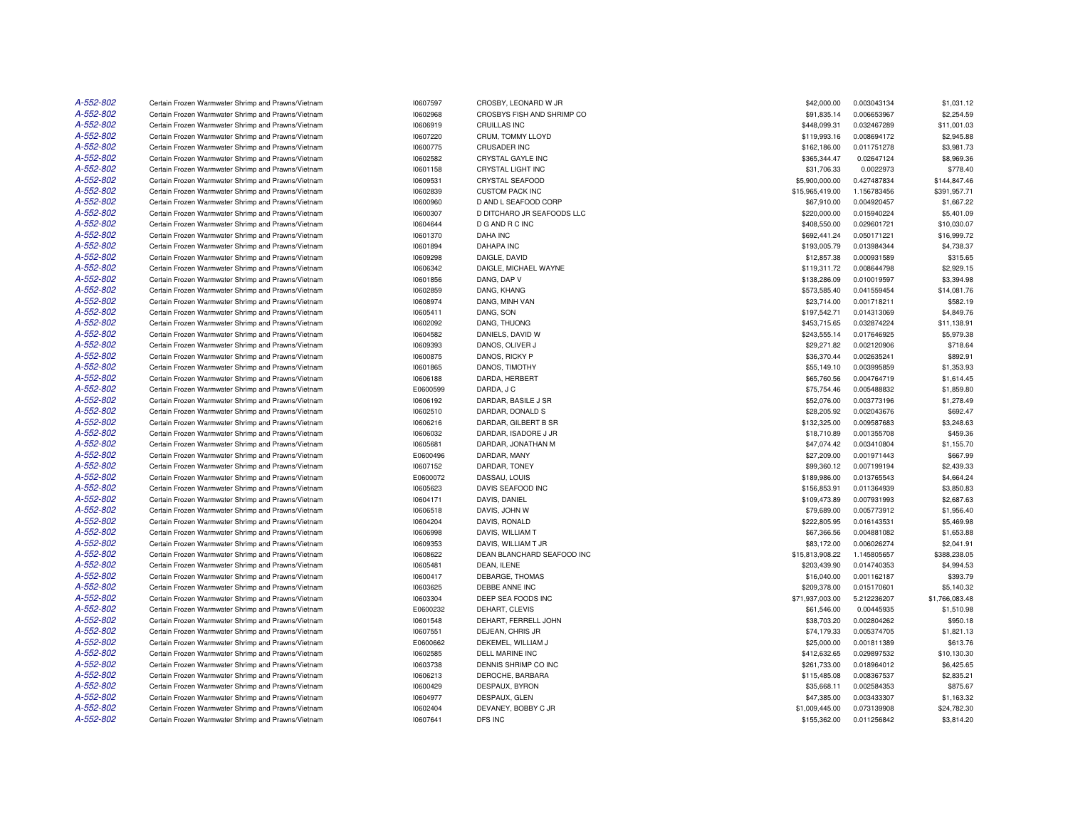| | | | | | | |
|---|---|---|---|---|---|---|
| A-552-802 | Certain Frozen Warmwater Shrimp and Prawns/Vietnam | I0607597 | CROSBY, LEONARD W JR | $42,000.00 | 0.003043134 | $1,031.12 |
| A-552-802 | Certain Frozen Warmwater Shrimp and Prawns/Vietnam | I0602968 | CROSBYS FISH AND SHRIMP CO | $91,835.14 | 0.006653967 | $2,254.59 |
| A-552-802 | Certain Frozen Warmwater Shrimp and Prawns/Vietnam | I0606919 | CRUILLAS INC | $448,099.31 | 0.032467289 | $11,001.03 |
| A-552-802 | Certain Frozen Warmwater Shrimp and Prawns/Vietnam | I0607220 | CRUM, TOMMY LLOYD | $119,993.16 | 0.008694172 | $2,945.88 |
| A-552-802 | Certain Frozen Warmwater Shrimp and Prawns/Vietnam | I0600775 | CRUSADER INC | $162,186.00 | 0.011751278 | $3,981.73 |
| A-552-802 | Certain Frozen Warmwater Shrimp and Prawns/Vietnam | I0602582 | CRYSTAL GAYLE INC | $365,344.47 | 0.02647124 | $8,969.36 |
| A-552-802 | Certain Frozen Warmwater Shrimp and Prawns/Vietnam | I0601158 | CRYSTAL LIGHT INC | $31,706.33 | 0.0022973 | $778.40 |
| A-552-802 | Certain Frozen Warmwater Shrimp and Prawns/Vietnam | I0609531 | CRYSTAL SEAFOOD | $5,900,000.00 | 0.427487834 | $144,847.46 |
| A-552-802 | Certain Frozen Warmwater Shrimp and Prawns/Vietnam | I0602839 | CUSTOM PACK INC | $15,965,419.00 | 1.156783456 | $391,957.71 |
| A-552-802 | Certain Frozen Warmwater Shrimp and Prawns/Vietnam | I0600960 | D AND L SEAFOOD CORP | $67,910.00 | 0.004920457 | $1,667.22 |
| A-552-802 | Certain Frozen Warmwater Shrimp and Prawns/Vietnam | I0600307 | D DITCHARO JR SEAFOODS LLC | $220,000.00 | 0.015940224 | $5,401.09 |
| A-552-802 | Certain Frozen Warmwater Shrimp and Prawns/Vietnam | I0604644 | D G AND R C INC | $408,550.00 | 0.029601721 | $10,030.07 |
| A-552-802 | Certain Frozen Warmwater Shrimp and Prawns/Vietnam | I0601370 | DAHA INC | $692,441.24 | 0.050171221 | $16,999.72 |
| A-552-802 | Certain Frozen Warmwater Shrimp and Prawns/Vietnam | I0601894 | DAHAPA INC | $193,005.79 | 0.013984344 | $4,738.37 |
| A-552-802 | Certain Frozen Warmwater Shrimp and Prawns/Vietnam | I0609298 | DAIGLE, DAVID | $12,857.38 | 0.000931589 | $315.65 |
| A-552-802 | Certain Frozen Warmwater Shrimp and Prawns/Vietnam | I0606342 | DAIGLE, MICHAEL WAYNE | $119,311.72 | 0.008644798 | $2,929.15 |
| A-552-802 | Certain Frozen Warmwater Shrimp and Prawns/Vietnam | I0601856 | DANG, DAP V | $138,286.09 | 0.010019597 | $3,394.98 |
| A-552-802 | Certain Frozen Warmwater Shrimp and Prawns/Vietnam | I0602859 | DANG, KHANG | $573,585.40 | 0.041559454 | $14,081.76 |
| A-552-802 | Certain Frozen Warmwater Shrimp and Prawns/Vietnam | I0608974 | DANG, MINH VAN | $23,714.00 | 0.001718211 | $582.19 |
| A-552-802 | Certain Frozen Warmwater Shrimp and Prawns/Vietnam | I0605411 | DANG, SON | $197,542.71 | 0.014313069 | $4,849.76 |
| A-552-802 | Certain Frozen Warmwater Shrimp and Prawns/Vietnam | I0602092 | DANG, THUONG | $453,715.65 | 0.032874224 | $11,138.91 |
| A-552-802 | Certain Frozen Warmwater Shrimp and Prawns/Vietnam | I0604582 | DANIELS, DAVID W | $243,555.14 | 0.017646925 | $5,979.38 |
| A-552-802 | Certain Frozen Warmwater Shrimp and Prawns/Vietnam | I0609393 | DANOS, OLIVER J | $29,271.82 | 0.002120906 | $718.64 |
| A-552-802 | Certain Frozen Warmwater Shrimp and Prawns/Vietnam | I0600875 | DANOS, RICKY P | $36,370.44 | 0.002635241 | $892.91 |
| A-552-802 | Certain Frozen Warmwater Shrimp and Prawns/Vietnam | I0601865 | DANOS, TIMOTHY | $55,149.10 | 0.003995859 | $1,353.93 |
| A-552-802 | Certain Frozen Warmwater Shrimp and Prawns/Vietnam | I0606188 | DARDA, HERBERT | $65,760.56 | 0.004764719 | $1,614.45 |
| A-552-802 | Certain Frozen Warmwater Shrimp and Prawns/Vietnam | E0600599 | DARDA, J C | $75,754.46 | 0.005488832 | $1,859.80 |
| A-552-802 | Certain Frozen Warmwater Shrimp and Prawns/Vietnam | I0606192 | DARDAR, BASILE J SR | $52,076.00 | 0.003773196 | $1,278.49 |
| A-552-802 | Certain Frozen Warmwater Shrimp and Prawns/Vietnam | I0602510 | DARDAR, DONALD S | $28,205.92 | 0.002043676 | $692.47 |
| A-552-802 | Certain Frozen Warmwater Shrimp and Prawns/Vietnam | I0606216 | DARDAR, GILBERT B SR | $132,325.00 | 0.009587683 | $3,248.63 |
| A-552-802 | Certain Frozen Warmwater Shrimp and Prawns/Vietnam | I0606032 | DARDAR, ISADORE J JR | $18,710.89 | 0.001355708 | $459.36 |
| A-552-802 | Certain Frozen Warmwater Shrimp and Prawns/Vietnam | I0605681 | DARDAR, JONATHAN M | $47,074.42 | 0.003410804 | $1,155.70 |
| A-552-802 | Certain Frozen Warmwater Shrimp and Prawns/Vietnam | E0600496 | DARDAR, MANY | $27,209.00 | 0.001971443 | $667.99 |
| A-552-802 | Certain Frozen Warmwater Shrimp and Prawns/Vietnam | I0607152 | DARDAR, TONEY | $99,360.12 | 0.007199194 | $2,439.33 |
| A-552-802 | Certain Frozen Warmwater Shrimp and Prawns/Vietnam | E0600072 | DASSAU, LOUIS | $189,986.00 | 0.013765543 | $4,664.24 |
| A-552-802 | Certain Frozen Warmwater Shrimp and Prawns/Vietnam | I0605623 | DAVIS SEAFOOD INC | $156,853.91 | 0.011364939 | $3,850.83 |
| A-552-802 | Certain Frozen Warmwater Shrimp and Prawns/Vietnam | I0604171 | DAVIS, DANIEL | $109,473.89 | 0.007931993 | $2,687.63 |
| A-552-802 | Certain Frozen Warmwater Shrimp and Prawns/Vietnam | I0606518 | DAVIS, JOHN W | $79,689.00 | 0.005773912 | $1,956.40 |
| A-552-802 | Certain Frozen Warmwater Shrimp and Prawns/Vietnam | I0604204 | DAVIS, RONALD | $222,805.95 | 0.016143531 | $5,469.98 |
| A-552-802 | Certain Frozen Warmwater Shrimp and Prawns/Vietnam | I0606998 | DAVIS, WILLIAM T | $67,366.56 | 0.004881082 | $1,653.88 |
| A-552-802 | Certain Frozen Warmwater Shrimp and Prawns/Vietnam | I0609353 | DAVIS, WILLIAM T JR | $83,172.00 | 0.006026274 | $2,041.91 |
| A-552-802 | Certain Frozen Warmwater Shrimp and Prawns/Vietnam | I0608622 | DEAN BLANCHARD SEAFOOD INC | $15,813,908.22 | 1.145805657 | $388,238.05 |
| A-552-802 | Certain Frozen Warmwater Shrimp and Prawns/Vietnam | I0605481 | DEAN, ILENE | $203,439.90 | 0.014740353 | $4,994.53 |
| A-552-802 | Certain Frozen Warmwater Shrimp and Prawns/Vietnam | I0600417 | DEBARGE, THOMAS | $16,040.00 | 0.001162187 | $393.79 |
| A-552-802 | Certain Frozen Warmwater Shrimp and Prawns/Vietnam | I0603625 | DEBBE ANNE INC | $209,378.00 | 0.015170601 | $5,140.32 |
| A-552-802 | Certain Frozen Warmwater Shrimp and Prawns/Vietnam | I0603304 | DEEP SEA FOODS INC | $71,937,003.00 | 5.212236207 | $1,766,083.48 |
| A-552-802 | Certain Frozen Warmwater Shrimp and Prawns/Vietnam | E0600232 | DEHART, CLEVIS | $61,546.00 | 0.00445935 | $1,510.98 |
| A-552-802 | Certain Frozen Warmwater Shrimp and Prawns/Vietnam | I0601548 | DEHART, FERRELL JOHN | $38,703.20 | 0.002804262 | $950.18 |
| A-552-802 | Certain Frozen Warmwater Shrimp and Prawns/Vietnam | I0607551 | DEJEAN, CHRIS JR | $74,179.33 | 0.005374705 | $1,821.13 |
| A-552-802 | Certain Frozen Warmwater Shrimp and Prawns/Vietnam | E0600662 | DEKEMEL, WILLIAM J | $25,000.00 | 0.001811389 | $613.76 |
| A-552-802 | Certain Frozen Warmwater Shrimp and Prawns/Vietnam | I0602585 | DELL MARINE INC | $412,632.65 | 0.029897532 | $10,130.30 |
| A-552-802 | Certain Frozen Warmwater Shrimp and Prawns/Vietnam | I0603738 | DENNIS SHRIMP CO INC | $261,733.00 | 0.018964012 | $6,425.65 |
| A-552-802 | Certain Frozen Warmwater Shrimp and Prawns/Vietnam | I0606213 | DEROCHE, BARBARA | $115,485.08 | 0.008367537 | $2,835.21 |
| A-552-802 | Certain Frozen Warmwater Shrimp and Prawns/Vietnam | I0600429 | DESPAUX, BYRON | $35,668.11 | 0.002584353 | $875.67 |
| A-552-802 | Certain Frozen Warmwater Shrimp and Prawns/Vietnam | I0604977 | DESPAUX, GLEN | $47,385.00 | 0.003433307 | $1,163.32 |
| A-552-802 | Certain Frozen Warmwater Shrimp and Prawns/Vietnam | I0602404 | DEVANEY, BOBBY C JR | $1,009,445.00 | 0.073139908 | $24,782.30 |
| A-552-802 | Certain Frozen Warmwater Shrimp and Prawns/Vietnam | I0607641 | DFS INC | $155,362.00 | 0.011256842 | $3,814.20 |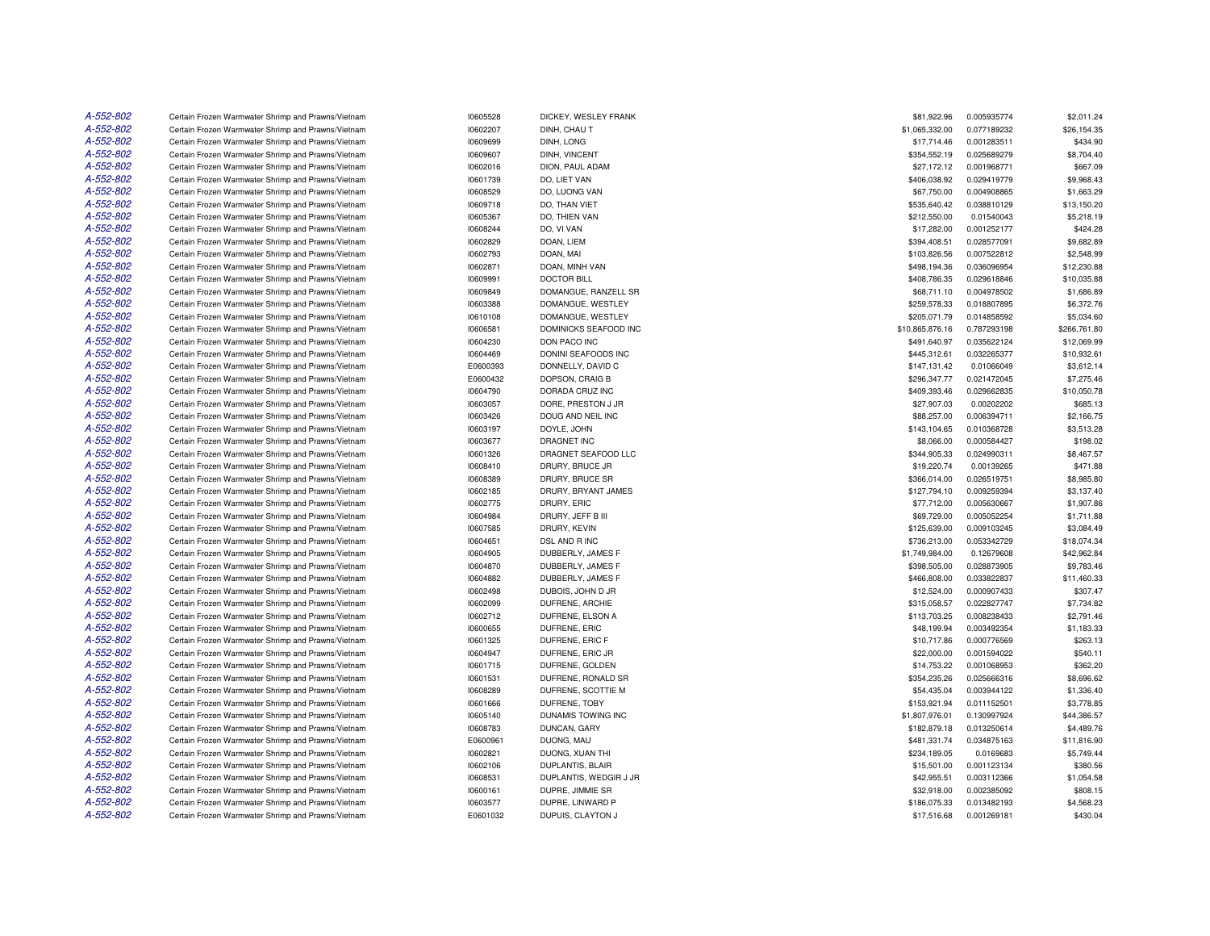| | | | | | | |
|---|---|---|---|---|---|---|
| A-552-802 | Certain Frozen Warmwater Shrimp and Prawns/Vietnam | I0605528 | DICKEY, WESLEY FRANK | $81,922.96 | 0.005935774 | $2,011.24 |
| A-552-802 | Certain Frozen Warmwater Shrimp and Prawns/Vietnam | I0602207 | DINH, CHAU T | $1,065,332.00 | 0.077189232 | $26,154.35 |
| A-552-802 | Certain Frozen Warmwater Shrimp and Prawns/Vietnam | I0609699 | DINH, LONG | $17,714.46 | 0.001283511 | $434.90 |
| A-552-802 | Certain Frozen Warmwater Shrimp and Prawns/Vietnam | I0609607 | DINH, VINCENT | $354,552.19 | 0.025689279 | $8,704.40 |
| A-552-802 | Certain Frozen Warmwater Shrimp and Prawns/Vietnam | I0602016 | DION, PAUL ADAM | $27,172.12 | 0.001968771 | $667.09 |
| A-552-802 | Certain Frozen Warmwater Shrimp and Prawns/Vietnam | I0601739 | DO, LIET VAN | $406,038.92 | 0.029419779 | $9,968.43 |
| A-552-802 | Certain Frozen Warmwater Shrimp and Prawns/Vietnam | I0608529 | DO, LUONG VAN | $67,750.00 | 0.004908865 | $1,663.29 |
| A-552-802 | Certain Frozen Warmwater Shrimp and Prawns/Vietnam | I0609718 | DO, THAN VIET | $535,640.42 | 0.038810129 | $13,150.20 |
| A-552-802 | Certain Frozen Warmwater Shrimp and Prawns/Vietnam | I0605367 | DO, THIEN VAN | $212,550.00 | 0.01540043 | $5,218.19 |
| A-552-802 | Certain Frozen Warmwater Shrimp and Prawns/Vietnam | I0608244 | DO, VI VAN | $17,282.00 | 0.001252177 | $424.28 |
| A-552-802 | Certain Frozen Warmwater Shrimp and Prawns/Vietnam | I0602829 | DOAN, LIEM | $394,408.51 | 0.028577091 | $9,682.89 |
| A-552-802 | Certain Frozen Warmwater Shrimp and Prawns/Vietnam | I0602793 | DOAN, MAI | $103,826.56 | 0.007522812 | $2,548.99 |
| A-552-802 | Certain Frozen Warmwater Shrimp and Prawns/Vietnam | I0602871 | DOAN, MINH VAN | $498,194.36 | 0.036096954 | $12,230.88 |
| A-552-802 | Certain Frozen Warmwater Shrimp and Prawns/Vietnam | I0609991 | DOCTOR BILL | $408,786.35 | 0.029618846 | $10,035.88 |
| A-552-802 | Certain Frozen Warmwater Shrimp and Prawns/Vietnam | I0609849 | DOMANGUE, RANZELL SR | $68,711.10 | 0.004978502 | $1,686.89 |
| A-552-802 | Certain Frozen Warmwater Shrimp and Prawns/Vietnam | I0603388 | DOMANGUE, WESTLEY | $259,578.33 | 0.018807895 | $6,372.76 |
| A-552-802 | Certain Frozen Warmwater Shrimp and Prawns/Vietnam | I0610108 | DOMANGUE, WESTLEY | $205,071.79 | 0.014858592 | $5,034.60 |
| A-552-802 | Certain Frozen Warmwater Shrimp and Prawns/Vietnam | I0606581 | DOMINICKS SEAFOOD INC | $10,865,876.16 | 0.787293198 | $266,761.80 |
| A-552-802 | Certain Frozen Warmwater Shrimp and Prawns/Vietnam | I0604230 | DON PACO INC | $491,640.97 | 0.035622124 | $12,069.99 |
| A-552-802 | Certain Frozen Warmwater Shrimp and Prawns/Vietnam | I0604469 | DONINI SEAFOODS INC | $445,312.61 | 0.032265377 | $10,932.61 |
| A-552-802 | Certain Frozen Warmwater Shrimp and Prawns/Vietnam | E0600393 | DONNELLY, DAVID C | $147,131.42 | 0.01066049 | $3,612.14 |
| A-552-802 | Certain Frozen Warmwater Shrimp and Prawns/Vietnam | E0600432 | DOPSON, CRAIG B | $296,347.77 | 0.021472045 | $7,275.46 |
| A-552-802 | Certain Frozen Warmwater Shrimp and Prawns/Vietnam | I0604790 | DORADA CRUZ INC | $409,393.46 | 0.029662835 | $10,050.78 |
| A-552-802 | Certain Frozen Warmwater Shrimp and Prawns/Vietnam | I0603057 | DORE, PRESTON J JR | $27,907.03 | 0.00202202 | $685.13 |
| A-552-802 | Certain Frozen Warmwater Shrimp and Prawns/Vietnam | I0603426 | DOUG AND NEIL INC | $88,257.00 | 0.006394711 | $2,166.75 |
| A-552-802 | Certain Frozen Warmwater Shrimp and Prawns/Vietnam | I0603197 | DOYLE, JOHN | $143,104.65 | 0.010368728 | $3,513.28 |
| A-552-802 | Certain Frozen Warmwater Shrimp and Prawns/Vietnam | I0603677 | DRAGNET INC | $8,066.00 | 0.000584427 | $198.02 |
| A-552-802 | Certain Frozen Warmwater Shrimp and Prawns/Vietnam | I0601326 | DRAGNET SEAFOOD LLC | $344,905.33 | 0.024990311 | $8,467.57 |
| A-552-802 | Certain Frozen Warmwater Shrimp and Prawns/Vietnam | I0608410 | DRURY, BRUCE JR | $19,220.74 | 0.00139265 | $471.88 |
| A-552-802 | Certain Frozen Warmwater Shrimp and Prawns/Vietnam | I0608389 | DRURY, BRUCE SR | $366,014.00 | 0.026519751 | $8,985.80 |
| A-552-802 | Certain Frozen Warmwater Shrimp and Prawns/Vietnam | I0602185 | DRURY, BRYANT JAMES | $127,794.10 | 0.009259394 | $3,137.40 |
| A-552-802 | Certain Frozen Warmwater Shrimp and Prawns/Vietnam | I0602775 | DRURY, ERIC | $77,712.00 | 0.005630667 | $1,907.86 |
| A-552-802 | Certain Frozen Warmwater Shrimp and Prawns/Vietnam | I0604984 | DRURY, JEFF B III | $69,729.00 | 0.005052254 | $1,711.88 |
| A-552-802 | Certain Frozen Warmwater Shrimp and Prawns/Vietnam | I0607585 | DRURY, KEVIN | $125,639.00 | 0.009103245 | $3,084.49 |
| A-552-802 | Certain Frozen Warmwater Shrimp and Prawns/Vietnam | I0604651 | DSL AND R INC | $736,213.00 | 0.053342729 | $18,074.34 |
| A-552-802 | Certain Frozen Warmwater Shrimp and Prawns/Vietnam | I0604905 | DUBBERLY, JAMES F | $1,749,984.00 | 0.12679608 | $42,962.84 |
| A-552-802 | Certain Frozen Warmwater Shrimp and Prawns/Vietnam | I0604870 | DUBBERLY, JAMES F | $398,505.00 | 0.028873905 | $9,783.46 |
| A-552-802 | Certain Frozen Warmwater Shrimp and Prawns/Vietnam | I0604882 | DUBBERLY, JAMES F | $466,808.00 | 0.033822837 | $11,460.33 |
| A-552-802 | Certain Frozen Warmwater Shrimp and Prawns/Vietnam | I0602498 | DUBOIS, JOHN D JR | $12,524.00 | 0.000907433 | $307.47 |
| A-552-802 | Certain Frozen Warmwater Shrimp and Prawns/Vietnam | I0602099 | DUFRENE, ARCHIE | $315,058.57 | 0.022827747 | $7,734.82 |
| A-552-802 | Certain Frozen Warmwater Shrimp and Prawns/Vietnam | I0602712 | DUFRENE, ELSON A | $113,703.25 | 0.008238433 | $2,791.46 |
| A-552-802 | Certain Frozen Warmwater Shrimp and Prawns/Vietnam | I0600655 | DUFRENE, ERIC | $48,199.94 | 0.003492354 | $1,183.33 |
| A-552-802 | Certain Frozen Warmwater Shrimp and Prawns/Vietnam | I0601325 | DUFRENE, ERIC F | $10,717.86 | 0.000776569 | $263.13 |
| A-552-802 | Certain Frozen Warmwater Shrimp and Prawns/Vietnam | I0604947 | DUFRENE, ERIC JR | $22,000.00 | 0.001594022 | $540.11 |
| A-552-802 | Certain Frozen Warmwater Shrimp and Prawns/Vietnam | I0601715 | DUFRENE, GOLDEN | $14,753.22 | 0.001068953 | $362.20 |
| A-552-802 | Certain Frozen Warmwater Shrimp and Prawns/Vietnam | I0601531 | DUFRENE, RONALD SR | $354,235.26 | 0.025666316 | $8,696.62 |
| A-552-802 | Certain Frozen Warmwater Shrimp and Prawns/Vietnam | I0608289 | DUFRENE, SCOTTIE M | $54,435.04 | 0.003944122 | $1,336.40 |
| A-552-802 | Certain Frozen Warmwater Shrimp and Prawns/Vietnam | I0601666 | DUFRENE, TOBY | $153,921.94 | 0.011152501 | $3,778.85 |
| A-552-802 | Certain Frozen Warmwater Shrimp and Prawns/Vietnam | I0605140 | DUNAMIS TOWING INC | $1,807,976.01 | 0.130997924 | $44,386.57 |
| A-552-802 | Certain Frozen Warmwater Shrimp and Prawns/Vietnam | I0608783 | DUNCAN, GARY | $182,879.18 | 0.013250614 | $4,489.76 |
| A-552-802 | Certain Frozen Warmwater Shrimp and Prawns/Vietnam | E0600961 | DUONG, MAU | $481,331.74 | 0.034875163 | $11,816.90 |
| A-552-802 | Certain Frozen Warmwater Shrimp and Prawns/Vietnam | I0602821 | DUONG, XUAN THI | $234,189.05 | 0.0169683 | $5,749.44 |
| A-552-802 | Certain Frozen Warmwater Shrimp and Prawns/Vietnam | I0602106 | DUPLANTIS, BLAIR | $15,501.00 | 0.001123134 | $380.56 |
| A-552-802 | Certain Frozen Warmwater Shrimp and Prawns/Vietnam | I0608531 | DUPLANTIS, WEDGIR J JR | $42,955.51 | 0.003112366 | $1,054.58 |
| A-552-802 | Certain Frozen Warmwater Shrimp and Prawns/Vietnam | I0600161 | DUPRE, JIMMIE SR | $32,918.00 | 0.002385092 | $808.15 |
| A-552-802 | Certain Frozen Warmwater Shrimp and Prawns/Vietnam | I0603577 | DUPRE, LINWARD P | $186,075.33 | 0.013482193 | $4,568.23 |
| A-552-802 | Certain Frozen Warmwater Shrimp and Prawns/Vietnam | E0601032 | DUPUIS, CLAYTON J | $17,516.68 | 0.001269181 | $430.04 |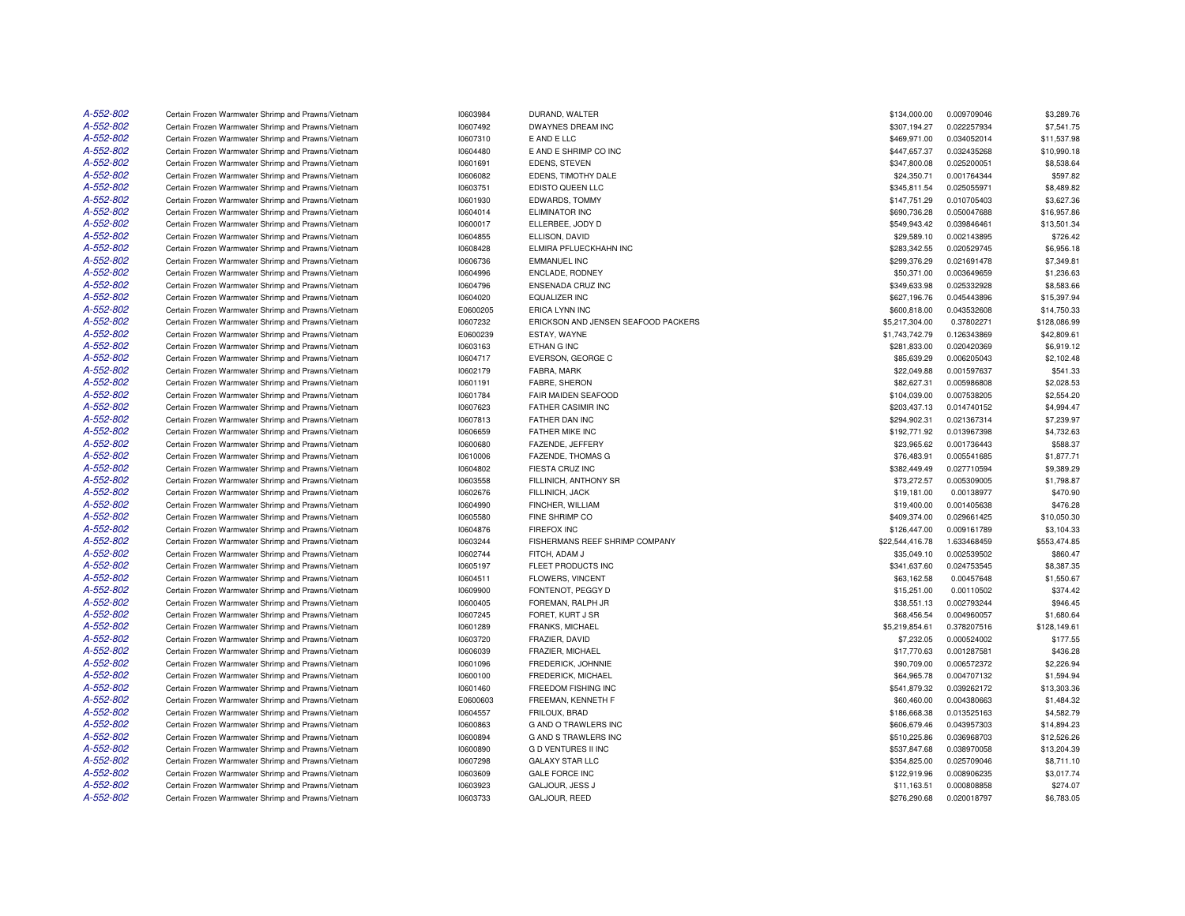| | | | | | | |
|---|---|---|---|---|---|---|
| A-552-802 | Certain Frozen Warmwater Shrimp and Prawns/Vietnam | I0603984 | DURAND, WALTER | $134,000.00 | 0.009709046 | $3,289.76 |
| A-552-802 | Certain Frozen Warmwater Shrimp and Prawns/Vietnam | I0607492 | DWAYNES DREAM INC | $307,194.27 | 0.022257934 | $7,541.75 |
| A-552-802 | Certain Frozen Warmwater Shrimp and Prawns/Vietnam | I0607310 | E AND E LLC | $469,971.00 | 0.034052014 | $11,537.98 |
| A-552-802 | Certain Frozen Warmwater Shrimp and Prawns/Vietnam | I0604480 | E AND E SHRIMP CO INC | $447,657.37 | 0.032435268 | $10,990.18 |
| A-552-802 | Certain Frozen Warmwater Shrimp and Prawns/Vietnam | I0601691 | EDENS, STEVEN | $347,800.08 | 0.025200051 | $8,538.64 |
| A-552-802 | Certain Frozen Warmwater Shrimp and Prawns/Vietnam | I0606082 | EDENS, TIMOTHY DALE | $24,350.71 | 0.001764344 | $597.82 |
| A-552-802 | Certain Frozen Warmwater Shrimp and Prawns/Vietnam | I0603751 | EDISTO QUEEN LLC | $345,811.54 | 0.025055971 | $8,489.82 |
| A-552-802 | Certain Frozen Warmwater Shrimp and Prawns/Vietnam | I0601930 | EDWARDS, TOMMY | $147,751.29 | 0.010705403 | $3,627.36 |
| A-552-802 | Certain Frozen Warmwater Shrimp and Prawns/Vietnam | I0604014 | ELIMINATOR INC | $690,736.28 | 0.050047688 | $16,957.86 |
| A-552-802 | Certain Frozen Warmwater Shrimp and Prawns/Vietnam | I0600017 | ELLERBEE, JODY D | $549,943.42 | 0.039846461 | $13,501.34 |
| A-552-802 | Certain Frozen Warmwater Shrimp and Prawns/Vietnam | I0604855 | ELLISON, DAVID | $29,589.10 | 0.002143895 | $726.42 |
| A-552-802 | Certain Frozen Warmwater Shrimp and Prawns/Vietnam | I0608428 | ELMIRA PFLUECKHAHN INC | $283,342.55 | 0.020529745 | $6,956.18 |
| A-552-802 | Certain Frozen Warmwater Shrimp and Prawns/Vietnam | I0606736 | EMMANUEL INC | $299,376.29 | 0.021691478 | $7,349.81 |
| A-552-802 | Certain Frozen Warmwater Shrimp and Prawns/Vietnam | I0604996 | ENCLADE, RODNEY | $50,371.00 | 0.003649659 | $1,236.63 |
| A-552-802 | Certain Frozen Warmwater Shrimp and Prawns/Vietnam | I0604796 | ENSENADA CRUZ INC | $349,633.98 | 0.025332928 | $8,583.66 |
| A-552-802 | Certain Frozen Warmwater Shrimp and Prawns/Vietnam | I0604020 | EQUALIZER INC | $627,196.76 | 0.045443896 | $15,397.94 |
| A-552-802 | Certain Frozen Warmwater Shrimp and Prawns/Vietnam | E0600205 | ERICA LYNN INC | $600,818.00 | 0.043532608 | $14,750.33 |
| A-552-802 | Certain Frozen Warmwater Shrimp and Prawns/Vietnam | I0607232 | ERICKSON AND JENSEN SEAFOOD PACKERS | $5,217,304.00 | 0.37802271 | $128,086.99 |
| A-552-802 | Certain Frozen Warmwater Shrimp and Prawns/Vietnam | E0600239 | ESTAY, WAYNE | $1,743,742.79 | 0.126343869 | $42,809.61 |
| A-552-802 | Certain Frozen Warmwater Shrimp and Prawns/Vietnam | I0603163 | ETHAN G INC | $281,833.00 | 0.020420369 | $6,919.12 |
| A-552-802 | Certain Frozen Warmwater Shrimp and Prawns/Vietnam | I0604717 | EVERSON, GEORGE C | $85,639.29 | 0.006205043 | $2,102.48 |
| A-552-802 | Certain Frozen Warmwater Shrimp and Prawns/Vietnam | I0602179 | FABRA, MARK | $22,049.88 | 0.001597637 | $541.33 |
| A-552-802 | Certain Frozen Warmwater Shrimp and Prawns/Vietnam | I0601191 | FABRE, SHERON | $82,627.31 | 0.005986808 | $2,028.53 |
| A-552-802 | Certain Frozen Warmwater Shrimp and Prawns/Vietnam | I0601784 | FAIR MAIDEN SEAFOOD | $104,039.00 | 0.007538205 | $2,554.20 |
| A-552-802 | Certain Frozen Warmwater Shrimp and Prawns/Vietnam | I0607623 | FATHER CASIMIR INC | $203,437.13 | 0.014740152 | $4,994.47 |
| A-552-802 | Certain Frozen Warmwater Shrimp and Prawns/Vietnam | I0607813 | FATHER DAN INC | $294,902.31 | 0.021367314 | $7,239.97 |
| A-552-802 | Certain Frozen Warmwater Shrimp and Prawns/Vietnam | I0606659 | FATHER MIKE INC | $192,771.92 | 0.013967398 | $4,732.63 |
| A-552-802 | Certain Frozen Warmwater Shrimp and Prawns/Vietnam | I0600680 | FAZENDE, JEFFERY | $23,965.62 | 0.001736443 | $588.37 |
| A-552-802 | Certain Frozen Warmwater Shrimp and Prawns/Vietnam | I0610006 | FAZENDE, THOMAS G | $76,483.91 | 0.005541685 | $1,877.71 |
| A-552-802 | Certain Frozen Warmwater Shrimp and Prawns/Vietnam | I0604802 | FIESTA CRUZ INC | $382,449.49 | 0.027710594 | $9,389.29 |
| A-552-802 | Certain Frozen Warmwater Shrimp and Prawns/Vietnam | I0603558 | FILLINICH, ANTHONY SR | $73,272.57 | 0.005309005 | $1,798.87 |
| A-552-802 | Certain Frozen Warmwater Shrimp and Prawns/Vietnam | I0602676 | FILLINICH, JACK | $19,181.00 | 0.00138977 | $470.90 |
| A-552-802 | Certain Frozen Warmwater Shrimp and Prawns/Vietnam | I0604990 | FINCHER, WILLIAM | $19,400.00 | 0.001405638 | $476.28 |
| A-552-802 | Certain Frozen Warmwater Shrimp and Prawns/Vietnam | I0605580 | FINE SHRIMP CO | $409,374.00 | 0.029661425 | $10,050.30 |
| A-552-802 | Certain Frozen Warmwater Shrimp and Prawns/Vietnam | I0604876 | FIREFOX INC | $126,447.00 | 0.009161789 | $3,104.33 |
| A-552-802 | Certain Frozen Warmwater Shrimp and Prawns/Vietnam | I0603244 | FISHERMANS REEF SHRIMP COMPANY | $22,544,416.78 | 1.633468459 | $553,474.85 |
| A-552-802 | Certain Frozen Warmwater Shrimp and Prawns/Vietnam | I0602744 | FITCH, ADAM J | $35,049.10 | 0.002539502 | $860.47 |
| A-552-802 | Certain Frozen Warmwater Shrimp and Prawns/Vietnam | I0605197 | FLEET PRODUCTS INC | $341,637.60 | 0.024753545 | $8,387.35 |
| A-552-802 | Certain Frozen Warmwater Shrimp and Prawns/Vietnam | I0604511 | FLOWERS, VINCENT | $63,162.58 | 0.00457648 | $1,550.67 |
| A-552-802 | Certain Frozen Warmwater Shrimp and Prawns/Vietnam | I0609900 | FONTENOT, PEGGY D | $15,251.00 | 0.00110502 | $374.42 |
| A-552-802 | Certain Frozen Warmwater Shrimp and Prawns/Vietnam | I0600405 | FOREMAN, RALPH JR | $38,551.13 | 0.002793244 | $946.45 |
| A-552-802 | Certain Frozen Warmwater Shrimp and Prawns/Vietnam | I0607245 | FORET, KURT J SR | $68,456.54 | 0.004960057 | $1,680.64 |
| A-552-802 | Certain Frozen Warmwater Shrimp and Prawns/Vietnam | I0601289 | FRANKS, MICHAEL | $5,219,854.61 | 0.378207516 | $128,149.61 |
| A-552-802 | Certain Frozen Warmwater Shrimp and Prawns/Vietnam | I0603720 | FRAZIER, DAVID | $7,232.05 | 0.000524002 | $177.55 |
| A-552-802 | Certain Frozen Warmwater Shrimp and Prawns/Vietnam | I0606039 | FRAZIER, MICHAEL | $17,770.63 | 0.001287581 | $436.28 |
| A-552-802 | Certain Frozen Warmwater Shrimp and Prawns/Vietnam | I0601096 | FREDERICK, JOHNNIE | $90,709.00 | 0.006572372 | $2,226.94 |
| A-552-802 | Certain Frozen Warmwater Shrimp and Prawns/Vietnam | I0600100 | FREDERICK, MICHAEL | $64,965.78 | 0.004707132 | $1,594.94 |
| A-552-802 | Certain Frozen Warmwater Shrimp and Prawns/Vietnam | I0601460 | FREEDOM FISHING INC | $541,879.32 | 0.039262172 | $13,303.36 |
| A-552-802 | Certain Frozen Warmwater Shrimp and Prawns/Vietnam | E0600603 | FREEMAN, KENNETH F | $60,460.00 | 0.004380663 | $1,484.32 |
| A-552-802 | Certain Frozen Warmwater Shrimp and Prawns/Vietnam | I0604557 | FRILOUX, BRAD | $186,668.38 | 0.013525163 | $4,582.79 |
| A-552-802 | Certain Frozen Warmwater Shrimp and Prawns/Vietnam | I0600863 | G AND O TRAWLERS INC | $606,679.46 | 0.043957303 | $14,894.23 |
| A-552-802 | Certain Frozen Warmwater Shrimp and Prawns/Vietnam | I0600894 | G AND S TRAWLERS INC | $510,225.86 | 0.036968703 | $12,526.26 |
| A-552-802 | Certain Frozen Warmwater Shrimp and Prawns/Vietnam | I0600890 | G D VENTURES II INC | $537,847.68 | 0.038970058 | $13,204.39 |
| A-552-802 | Certain Frozen Warmwater Shrimp and Prawns/Vietnam | I0607298 | GALAXY STAR LLC | $354,825.00 | 0.025709046 | $8,711.10 |
| A-552-802 | Certain Frozen Warmwater Shrimp and Prawns/Vietnam | I0603609 | GALE FORCE INC | $122,919.96 | 0.008906235 | $3,017.74 |
| A-552-802 | Certain Frozen Warmwater Shrimp and Prawns/Vietnam | I0603923 | GALJOUR, JESS J | $11,163.51 | 0.000808858 | $274.07 |
| A-552-802 | Certain Frozen Warmwater Shrimp and Prawns/Vietnam | I0603733 | GALJOUR, REED | $276,290.68 | 0.020018797 | $6,783.05 |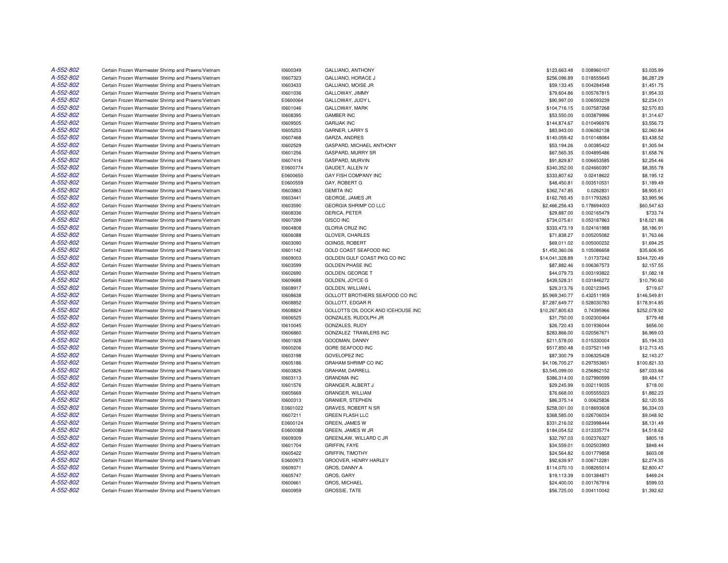| | | | | | | |
|---|---|---|---|---|---|---|
| A-552-802 | Certain Frozen Warmwater Shrimp and Prawns/Vietnam | I0600349 | GALLIANO, ANTHONY | $123,663.48 | 0.008960107 | $3,035.99 |
| A-552-802 | Certain Frozen Warmwater Shrimp and Prawns/Vietnam | I0607323 | GALLIANO, HORACE J | $256,096.89 | 0.018555645 | $6,287.29 |
| A-552-802 | Certain Frozen Warmwater Shrimp and Prawns/Vietnam | I0603433 | GALLIANO, MOISE JR | $59,133.45 | 0.004284548 | $1,451.75 |
| A-552-802 | Certain Frozen Warmwater Shrimp and Prawns/Vietnam | I0601036 | GALLOWAY, JIMMY | $79,604.86 | 0.005767815 | $1,954.33 |
| A-552-802 | Certain Frozen Warmwater Shrimp and Prawns/Vietnam | E0600064 | GALLOWAY, JUDY L | $90,997.00 | 0.006593239 | $2,234.01 |
| A-552-802 | Certain Frozen Warmwater Shrimp and Prawns/Vietnam | I0601046 | GALLOWAY, MARK | $104,716.15 | 0.007587268 | $2,570.83 |
| A-552-802 | Certain Frozen Warmwater Shrimp and Prawns/Vietnam | I0608395 | GAMBER INC | $53,550.00 | 0.003879996 | $1,314.67 |
| A-552-802 | Certain Frozen Warmwater Shrimp and Prawns/Vietnam | I0609505 | GARIJAK INC | $144,874.67 | 0.010496976 | $3,556.73 |
| A-552-802 | Certain Frozen Warmwater Shrimp and Prawns/Vietnam | I0605253 | GARNER, LARRY S | $83,943.00 | 0.006082138 | $2,060.84 |
| A-552-802 | Certain Frozen Warmwater Shrimp and Prawns/Vietnam | I0607468 | GARZA, ANDRES | $140,059.42 | 0.010148084 | $3,438.52 |
| A-552-802 | Certain Frozen Warmwater Shrimp and Prawns/Vietnam | I0602529 | GASPARD, MICHAEL ANTHONY | $53,194.26 | 0.00385422 | $1,305.94 |
| A-552-802 | Certain Frozen Warmwater Shrimp and Prawns/Vietnam | I0601256 | GASPARD, MURRY SR | $67,565.35 | 0.004895486 | $1,658.76 |
| A-552-802 | Certain Frozen Warmwater Shrimp and Prawns/Vietnam | I0607416 | GASPARD, MURVIN | $91,829.87 | 0.006653585 | $2,254.46 |
| A-552-802 | Certain Frozen Warmwater Shrimp and Prawns/Vietnam | E0600774 | GAUDET, ALLEN IV | $340,352.00 | 0.024660397 | $8,355.78 |
| A-552-802 | Certain Frozen Warmwater Shrimp and Prawns/Vietnam | E0600650 | GAY FISH COMPANY INC | $333,807.62 | 0.02418622 | $8,195.12 |
| A-552-802 | Certain Frozen Warmwater Shrimp and Prawns/Vietnam | E0600559 | GAY, ROBERT G | $48,450.81 | 0.003510531 | $1,189.49 |
| A-552-802 | Certain Frozen Warmwater Shrimp and Prawns/Vietnam | I0603863 | GEMITA INC | $362,747.85 | 0.0262831 | $8,905.61 |
| A-552-802 | Certain Frozen Warmwater Shrimp and Prawns/Vietnam | I0603441 | GEORGE, JAMES JR | $162,765.45 | 0.011793263 | $3,995.96 |
| A-552-802 | Certain Frozen Warmwater Shrimp and Prawns/Vietnam | I0603590 | GEORGIA SHRIMP CO LLC | $2,466,256.43 | 0.178694003 | $60,547.63 |
| A-552-802 | Certain Frozen Warmwater Shrimp and Prawns/Vietnam | I0608336 | GERICA, PETER | $29,887.00 | 0.002165479 | $733.74 |
| A-552-802 | Certain Frozen Warmwater Shrimp and Prawns/Vietnam | I0607299 | GISCO INC | $734,075.61 | 0.053187863 | $18,021.86 |
| A-552-802 | Certain Frozen Warmwater Shrimp and Prawns/Vietnam | I0604808 | GLORIA CRUZ INC | $333,473.19 | 0.024161988 | $8,186.91 |
| A-552-802 | Certain Frozen Warmwater Shrimp and Prawns/Vietnam | I0606088 | GLOVER, CHARLES | $71,838.27 | 0.005205082 | $1,763.66 |
| A-552-802 | Certain Frozen Warmwater Shrimp and Prawns/Vietnam | I0603090 | GOINGS, ROBERT | $69,011.02 | 0.005000232 | $1,694.25 |
| A-552-802 | Certain Frozen Warmwater Shrimp and Prawns/Vietnam | I0601142 | GOLD COAST SEAFOOD INC | $1,450,360.06 | 0.105086658 | $35,606.95 |
| A-552-802 | Certain Frozen Warmwater Shrimp and Prawns/Vietnam | I0609003 | GOLDEN GULF COAST PKG CO INC | $14,041,328.89 | 1.01737242 | $344,720.49 |
| A-552-802 | Certain Frozen Warmwater Shrimp and Prawns/Vietnam | I0603599 | GOLDEN PHASE INC | $87,882.46 | 0.006367573 | $2,157.55 |
| A-552-802 | Certain Frozen Warmwater Shrimp and Prawns/Vietnam | I0602690 | GOLDEN, GEORGE T | $44,079.73 | 0.003193822 | $1,082.18 |
| A-552-802 | Certain Frozen Warmwater Shrimp and Prawns/Vietnam | I0609688 | GOLDEN, JOYCE G | $439,528.31 | 0.031846272 | $10,790.60 |
| A-552-802 | Certain Frozen Warmwater Shrimp and Prawns/Vietnam | I0608917 | GOLDEN, WILLIAM L | $29,313.76 | 0.002123945 | $719.67 |
| A-552-802 | Certain Frozen Warmwater Shrimp and Prawns/Vietnam | I0608638 | GOLLOTT BROTHERS SEAFOOD CO INC | $5,969,340.77 | 0.432511959 | $146,549.81 |
| A-552-802 | Certain Frozen Warmwater Shrimp and Prawns/Vietnam | I0608852 | GOLLOTT, EDGAR R | $7,287,649.77 | 0.528030783 | $178,914.85 |
| A-552-802 | Certain Frozen Warmwater Shrimp and Prawns/Vietnam | I0608824 | GOLLOTTS OIL DOCK AND ICEHOUSE INC | $10,267,805.63 | 0.74395966 | $252,078.92 |
| A-552-802 | Certain Frozen Warmwater Shrimp and Prawns/Vietnam | I0606525 | GONZALES, RUDOLPH JR | $31,750.00 | 0.002300464 | $779.48 |
| A-552-802 | Certain Frozen Warmwater Shrimp and Prawns/Vietnam | I0610045 | GONZALES, RUDY | $26,720.43 | 0.001936044 | $656.00 |
| A-552-802 | Certain Frozen Warmwater Shrimp and Prawns/Vietnam | I0606860 | GONZALEZ TRAWLERS INC | $283,866.00 | 0.020567671 | $6,969.03 |
| A-552-802 | Certain Frozen Warmwater Shrimp and Prawns/Vietnam | I0601928 | GOODMAN, DANNY | $211,578.00 | 0.015330004 | $5,194.33 |
| A-552-802 | Certain Frozen Warmwater Shrimp and Prawns/Vietnam | I0600206 | GORE SEAFOOD INC | $517,850.48 | 0.037521149 | $12,713.45 |
| A-552-802 | Certain Frozen Warmwater Shrimp and Prawns/Vietnam | I0603198 | GOVELOPEZ INC | $87,300.79 | 0.006325428 | $2,143.27 |
| A-552-802 | Certain Frozen Warmwater Shrimp and Prawns/Vietnam | I0605186 | GRAHAM SHRIMP CO INC | $4,106,705.27 | 0.297553651 | $100,821.33 |
| A-552-802 | Certain Frozen Warmwater Shrimp and Prawns/Vietnam | I0603826 | GRAHAM, DARRELL | $3,545,099.00 | 0.256862152 | $87,033.66 |
| A-552-802 | Certain Frozen Warmwater Shrimp and Prawns/Vietnam | I0603113 | GRANDMA INC | $386,314.00 | 0.027990599 | $9,484.17 |
| A-552-802 | Certain Frozen Warmwater Shrimp and Prawns/Vietnam | I0601576 | GRANGER, ALBERT J | $29,245.99 | 0.002119035 | $718.00 |
| A-552-802 | Certain Frozen Warmwater Shrimp and Prawns/Vietnam | I0605669 | GRANGER, WILLIAM | $76,668.00 | 0.005555023 | $1,882.23 |
| A-552-802 | Certain Frozen Warmwater Shrimp and Prawns/Vietnam | I0600313 | GRANIER, STEPHEN | $86,375.14 | 0.00625836 | $2,120.55 |
| A-552-802 | Certain Frozen Warmwater Shrimp and Prawns/Vietnam | E0601022 | GRAVES, ROBERT N SR | $258,001.00 | 0.018693608 | $6,334.03 |
| A-552-802 | Certain Frozen Warmwater Shrimp and Prawns/Vietnam | I0607211 | GREEN FLASH LLC | $368,585.00 | 0.026706034 | $9,048.92 |
| A-552-802 | Certain Frozen Warmwater Shrimp and Prawns/Vietnam | E0600124 | GREEN, JAMES W | $331,216.02 | 0.023998444 | $8,131.49 |
| A-552-802 | Certain Frozen Warmwater Shrimp and Prawns/Vietnam | E0600088 | GREEN, JAMES W JR | $184,054.52 | 0.013335774 | $4,518.62 |
| A-552-802 | Certain Frozen Warmwater Shrimp and Prawns/Vietnam | I0609309 | GREENLAW, WILLARD C JR | $32,797.03 | 0.002376327 | $805.18 |
| A-552-802 | Certain Frozen Warmwater Shrimp and Prawns/Vietnam | I0601704 | GRIFFIN, FAYE | $34,559.01 | 0.002503993 | $848.44 |
| A-552-802 | Certain Frozen Warmwater Shrimp and Prawns/Vietnam | I0605422 | GRIFFIN, TIMOTHY | $24,564.82 | 0.001779858 | $603.08 |
| A-552-802 | Certain Frozen Warmwater Shrimp and Prawns/Vietnam | E0600973 | GROOVER, HENRY HARLEY | $92,639.97 | 0.006712281 | $2,274.35 |
| A-552-802 | Certain Frozen Warmwater Shrimp and Prawns/Vietnam | I0609371 | GROS, DANNY A | $114,070.10 | 0.008265014 | $2,800.47 |
| A-552-802 | Certain Frozen Warmwater Shrimp and Prawns/Vietnam | I0605747 | GROS, GARY | $19,113.39 | 0.001384871 | $469.24 |
| A-552-802 | Certain Frozen Warmwater Shrimp and Prawns/Vietnam | I0600661 | GROS, MICHAEL | $24,400.00 | 0.001767916 | $599.03 |
| A-552-802 | Certain Frozen Warmwater Shrimp and Prawns/Vietnam | I0600959 | GROSSIE, TATE | $56,725.00 | 0.004110042 | $1,392.62 |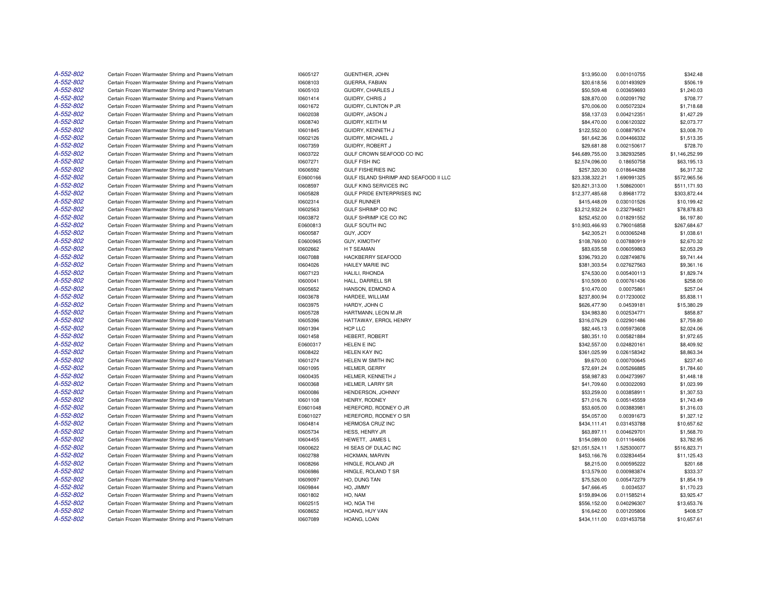| | | | | | | |
|---|---|---|---|---|---|---|
| A-552-802 | Certain Frozen Warmwater Shrimp and Prawns/Vietnam | I0605127 | GUENTHER, JOHN | $13,950.00 | 0.001010755 | $342.48 |
| A-552-802 | Certain Frozen Warmwater Shrimp and Prawns/Vietnam | I0608103 | GUERRA, FABIAN | $20,618.56 | 0.001493929 | $506.19 |
| A-552-802 | Certain Frozen Warmwater Shrimp and Prawns/Vietnam | I0605103 | GUIDRY, CHARLES J | $50,509.48 | 0.003659693 | $1,240.03 |
| A-552-802 | Certain Frozen Warmwater Shrimp and Prawns/Vietnam | I0601414 | GUIDRY, CHRIS J | $28,870.00 | 0.002091792 | $708.77 |
| A-552-802 | Certain Frozen Warmwater Shrimp and Prawns/Vietnam | I0601672 | GUIDRY, CLINTON P JR | $70,006.00 | 0.005072324 | $1,718.68 |
| A-552-802 | Certain Frozen Warmwater Shrimp and Prawns/Vietnam | I0602038 | GUIDRY, JASON J | $58,137.03 | 0.004212351 | $1,427.29 |
| A-552-802 | Certain Frozen Warmwater Shrimp and Prawns/Vietnam | I0608740 | GUIDRY, KEITH M | $84,470.00 | 0.006120322 | $2,073.77 |
| A-552-802 | Certain Frozen Warmwater Shrimp and Prawns/Vietnam | I0601845 | GUIDRY, KENNETH J | $122,552.00 | 0.008879574 | $3,008.70 |
| A-552-802 | Certain Frozen Warmwater Shrimp and Prawns/Vietnam | I0602126 | GUIDRY, MICHAEL J | $61,642.36 | 0.004466332 | $1,513.35 |
| A-552-802 | Certain Frozen Warmwater Shrimp and Prawns/Vietnam | I0607359 | GUIDRY, ROBERT J | $29,681.88 | 0.002150617 | $728.70 |
| A-552-802 | Certain Frozen Warmwater Shrimp and Prawns/Vietnam | I0603722 | GULF CROWN SEAFOOD CO INC | $46,689,755.00 | 3.382932585 | $1,146,252.99 |
| A-552-802 | Certain Frozen Warmwater Shrimp and Prawns/Vietnam | I0607271 | GULF FISH INC | $2,574,096.00 | 0.18650758 | $63,195.13 |
| A-552-802 | Certain Frozen Warmwater Shrimp and Prawns/Vietnam | I0606592 | GULF FISHERIES INC | $257,320.30 | 0.018644288 | $6,317.32 |
| A-552-802 | Certain Frozen Warmwater Shrimp and Prawns/Vietnam | E0600166 | GULF ISLAND SHRIMP AND SEAFOOD II LLC | $23,338,322.21 | 1.690991325 | $572,965.56 |
| A-552-802 | Certain Frozen Warmwater Shrimp and Prawns/Vietnam | I0608597 | GULF KING SERVICES INC | $20,821,313.00 | 1.508620001 | $511,171.93 |
| A-552-802 | Certain Frozen Warmwater Shrimp and Prawns/Vietnam | I0605828 | GULF PRIDE ENTERPRISES INC | $12,377,485.68 | 0.89681772 | $303,872.44 |
| A-552-802 | Certain Frozen Warmwater Shrimp and Prawns/Vietnam | I0602314 | GULF RUNNER | $415,448.09 | 0.030101526 | $10,199.42 |
| A-552-802 | Certain Frozen Warmwater Shrimp and Prawns/Vietnam | I0602563 | GULF SHRIMP CO INC | $3,212,932.24 | 0.232794821 | $78,878.83 |
| A-552-802 | Certain Frozen Warmwater Shrimp and Prawns/Vietnam | I0603872 | GULF SHRIMP ICE CO INC | $252,452.00 | 0.018291552 | $6,197.80 |
| A-552-802 | Certain Frozen Warmwater Shrimp and Prawns/Vietnam | E0600813 | GULF SOUTH INC | $10,903,466.93 | 0.790016858 | $267,684.67 |
| A-552-802 | Certain Frozen Warmwater Shrimp and Prawns/Vietnam | I0600587 | GUY, JODY | $42,305.21 | 0.003065248 | $1,038.61 |
| A-552-802 | Certain Frozen Warmwater Shrimp and Prawns/Vietnam | E0600965 | GUY, KIMOTHY | $108,769.00 | 0.007880919 | $2,670.32 |
| A-552-802 | Certain Frozen Warmwater Shrimp and Prawns/Vietnam | I0602662 | H T SEAMAN | $83,635.58 | 0.006059863 | $2,053.29 |
| A-552-802 | Certain Frozen Warmwater Shrimp and Prawns/Vietnam | I0607088 | HACKBERRY SEAFOOD | $396,793.20 | 0.028749876 | $9,741.44 |
| A-552-802 | Certain Frozen Warmwater Shrimp and Prawns/Vietnam | I0604026 | HAILEY MARIE INC | $381,303.54 | 0.027627563 | $9,361.16 |
| A-552-802 | Certain Frozen Warmwater Shrimp and Prawns/Vietnam | I0607123 | HALILI, RHONDA | $74,530.00 | 0.005400113 | $1,829.74 |
| A-552-802 | Certain Frozen Warmwater Shrimp and Prawns/Vietnam | I0600041 | HALL, DARRELL SR | $10,509.00 | 0.000761436 | $258.00 |
| A-552-802 | Certain Frozen Warmwater Shrimp and Prawns/Vietnam | I0605652 | HANSON, EDMOND A | $10,470.00 | 0.00075861 | $257.04 |
| A-552-802 | Certain Frozen Warmwater Shrimp and Prawns/Vietnam | I0603678 | HARDEE, WILLIAM | $237,800.94 | 0.017230002 | $5,838.11 |
| A-552-802 | Certain Frozen Warmwater Shrimp and Prawns/Vietnam | I0603975 | HARDY, JOHN C | $626,477.90 | 0.04539181 | $15,380.29 |
| A-552-802 | Certain Frozen Warmwater Shrimp and Prawns/Vietnam | I0605728 | HARTMANN, LEON M JR | $34,983.80 | 0.002534771 | $858.87 |
| A-552-802 | Certain Frozen Warmwater Shrimp and Prawns/Vietnam | I0605396 | HATTAWAY, ERROL HENRY | $316,076.29 | 0.022901486 | $7,759.80 |
| A-552-802 | Certain Frozen Warmwater Shrimp and Prawns/Vietnam | I0601394 | HCP LLC | $82,445.13 | 0.005973608 | $2,024.06 |
| A-552-802 | Certain Frozen Warmwater Shrimp and Prawns/Vietnam | I0601458 | HEBERT, ROBERT | $80,351.10 | 0.005821884 | $1,972.65 |
| A-552-802 | Certain Frozen Warmwater Shrimp and Prawns/Vietnam | E0600317 | HELEN E INC | $342,557.00 | 0.024820161 | $8,409.92 |
| A-552-802 | Certain Frozen Warmwater Shrimp and Prawns/Vietnam | I0608422 | HELEN KAY INC | $361,025.99 | 0.026158342 | $8,863.34 |
| A-552-802 | Certain Frozen Warmwater Shrimp and Prawns/Vietnam | I0601274 | HELEN W SMITH INC | $9,670.00 | 0.000700645 | $237.40 |
| A-552-802 | Certain Frozen Warmwater Shrimp and Prawns/Vietnam | I0601095 | HELMER, GERRY | $72,691.24 | 0.005266885 | $1,784.60 |
| A-552-802 | Certain Frozen Warmwater Shrimp and Prawns/Vietnam | I0600435 | HELMER, KENNETH J | $58,987.83 | 0.004273997 | $1,448.18 |
| A-552-802 | Certain Frozen Warmwater Shrimp and Prawns/Vietnam | I0600368 | HELMER, LARRY SR | $41,709.60 | 0.003022093 | $1,023.99 |
| A-552-802 | Certain Frozen Warmwater Shrimp and Prawns/Vietnam | I0600086 | HENDERSON, JOHNNY | $53,259.00 | 0.003858911 | $1,307.53 |
| A-552-802 | Certain Frozen Warmwater Shrimp and Prawns/Vietnam | I0601108 | HENRY, RODNEY | $71,016.76 | 0.005145559 | $1,743.49 |
| A-552-802 | Certain Frozen Warmwater Shrimp and Prawns/Vietnam | E0601048 | HEREFORD, RODNEY O JR | $53,605.00 | 0.003883981 | $1,316.03 |
| A-552-802 | Certain Frozen Warmwater Shrimp and Prawns/Vietnam | E0601027 | HEREFORD, RODNEY O SR | $54,057.00 | 0.00391673 | $1,327.12 |
| A-552-802 | Certain Frozen Warmwater Shrimp and Prawns/Vietnam | I0604814 | HERMOSA CRUZ INC | $434,111.41 | 0.031453788 | $10,657.62 |
| A-552-802 | Certain Frozen Warmwater Shrimp and Prawns/Vietnam | I0605734 | HESS, HENRY JR | $63,897.11 | 0.004629701 | $1,568.70 |
| A-552-802 | Certain Frozen Warmwater Shrimp and Prawns/Vietnam | I0604455 | HEWETT, JAMES L | $154,089.00 | 0.011164606 | $3,782.95 |
| A-552-802 | Certain Frozen Warmwater Shrimp and Prawns/Vietnam | I0600622 | HI SEAS OF DULAC INC | $21,051,524.11 | 1.525300077 | $516,823.71 |
| A-552-802 | Certain Frozen Warmwater Shrimp and Prawns/Vietnam | I0602788 | HICKMAN, MARVIN | $453,166.76 | 0.032834454 | $11,125.43 |
| A-552-802 | Certain Frozen Warmwater Shrimp and Prawns/Vietnam | I0608266 | HINGLE, ROLAND JR | $8,215.00 | 0.000595222 | $201.68 |
| A-552-802 | Certain Frozen Warmwater Shrimp and Prawns/Vietnam | I0606986 | HINGLE, ROLAND T SR | $13,579.00 | 0.000983874 | $333.37 |
| A-552-802 | Certain Frozen Warmwater Shrimp and Prawns/Vietnam | I0609097 | HO, DUNG TAN | $75,526.00 | 0.005472279 | $1,854.19 |
| A-552-802 | Certain Frozen Warmwater Shrimp and Prawns/Vietnam | I0609844 | HO, JIMMY | $47,666.45 | 0.0034537 | $1,170.23 |
| A-552-802 | Certain Frozen Warmwater Shrimp and Prawns/Vietnam | I0601802 | HO, NAM | $159,894.06 | 0.011585214 | $3,925.47 |
| A-552-802 | Certain Frozen Warmwater Shrimp and Prawns/Vietnam | I0602515 | HO, NGA THI | $556,152.00 | 0.040296307 | $13,653.76 |
| A-552-802 | Certain Frozen Warmwater Shrimp and Prawns/Vietnam | I0608652 | HOANG, HUY VAN | $16,642.00 | 0.001205806 | $408.57 |
| A-552-802 | Certain Frozen Warmwater Shrimp and Prawns/Vietnam | I0607089 | HOANG, LOAN | $434,111.00 | 0.031453758 | $10,657.61 |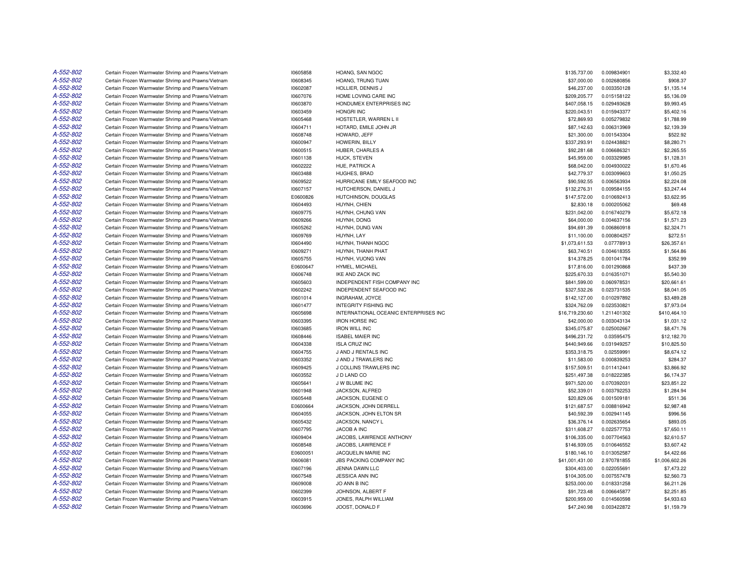| | | | | | | |
|---|---|---|---|---|---|---|
| A-552-802 | Certain Frozen Warmwater Shrimp and Prawns/Vietnam | I0605858 | HOANG, SAN NGOC | $135,737.00 | 0.009834901 | $3,332.40 |
| A-552-802 | Certain Frozen Warmwater Shrimp and Prawns/Vietnam | I0608345 | HOANG, TRUNG TUAN | $37,000.00 | 0.002680856 | $908.37 |
| A-552-802 | Certain Frozen Warmwater Shrimp and Prawns/Vietnam | I0602087 | HOLLIER, DENNIS J | $46,237.00 | 0.003350128 | $1,135.14 |
| A-552-802 | Certain Frozen Warmwater Shrimp and Prawns/Vietnam | I0607076 | HOME LOVING CARE INC | $209,205.77 | 0.015158122 | $5,136.09 |
| A-552-802 | Certain Frozen Warmwater Shrimp and Prawns/Vietnam | I0603870 | HONDUMEX ENTERPRISES INC | $407,058.15 | 0.029493628 | $9,993.45 |
| A-552-802 | Certain Frozen Warmwater Shrimp and Prawns/Vietnam | I0603459 | HONGRI INC | $220,043.51 | 0.015943377 | $5,402.16 |
| A-552-802 | Certain Frozen Warmwater Shrimp and Prawns/Vietnam | I0605468 | HOSTETLER, WARREN L II | $72,869.93 | 0.005279832 | $1,788.99 |
| A-552-802 | Certain Frozen Warmwater Shrimp and Prawns/Vietnam | I0604711 | HOTARD, EMILE JOHN JR | $87,142.63 | 0.006313969 | $2,139.39 |
| A-552-802 | Certain Frozen Warmwater Shrimp and Prawns/Vietnam | I0608748 | HOWARD, JEFF | $21,300.00 | 0.001543304 | $522.92 |
| A-552-802 | Certain Frozen Warmwater Shrimp and Prawns/Vietnam | I0600947 | HOWERIN, BILLY | $337,293.91 | 0.024438821 | $8,280.71 |
| A-552-802 | Certain Frozen Warmwater Shrimp and Prawns/Vietnam | I0600515 | HUBER, CHARLES A | $92,281.68 | 0.006686321 | $2,265.55 |
| A-552-802 | Certain Frozen Warmwater Shrimp and Prawns/Vietnam | I0601138 | HUCK, STEVEN | $45,959.00 | 0.003329985 | $1,128.31 |
| A-552-802 | Certain Frozen Warmwater Shrimp and Prawns/Vietnam | I0602222 | HUE, PATRICK A | $68,042.00 | 0.004930022 | $1,670.46 |
| A-552-802 | Certain Frozen Warmwater Shrimp and Prawns/Vietnam | I0603488 | HUGHES, BRAD | $42,779.37 | 0.003099603 | $1,050.25 |
| A-552-802 | Certain Frozen Warmwater Shrimp and Prawns/Vietnam | I0609522 | HURRICANE EMILY SEAFOOD INC | $90,592.55 | 0.006563934 | $2,224.08 |
| A-552-802 | Certain Frozen Warmwater Shrimp and Prawns/Vietnam | I0607157 | HUTCHERSON, DANIEL J | $132,276.31 | 0.009584155 | $3,247.44 |
| A-552-802 | Certain Frozen Warmwater Shrimp and Prawns/Vietnam | E0600826 | HUTCHINSON, DOUGLAS | $147,572.00 | 0.010692413 | $3,622.95 |
| A-552-802 | Certain Frozen Warmwater Shrimp and Prawns/Vietnam | I0604493 | HUYNH, CHIEN | $2,830.18 | 0.000205062 | $69.48 |
| A-552-802 | Certain Frozen Warmwater Shrimp and Prawns/Vietnam | I0609775 | HUYNH, CHUNG VAN | $231,042.00 | 0.016740279 | $5,672.18 |
| A-552-802 | Certain Frozen Warmwater Shrimp and Prawns/Vietnam | I0609266 | HUYNH, DONG | $64,000.00 | 0.004637156 | $1,571.23 |
| A-552-802 | Certain Frozen Warmwater Shrimp and Prawns/Vietnam | I0605262 | HUYNH, DUNG VAN | $94,691.39 | 0.006860918 | $2,324.71 |
| A-552-802 | Certain Frozen Warmwater Shrimp and Prawns/Vietnam | I0609769 | HUYNH, LAY | $11,100.00 | 0.000804257 | $272.51 |
| A-552-802 | Certain Frozen Warmwater Shrimp and Prawns/Vietnam | I0604490 | HUYNH, THANH NGOC | $1,073,611.53 | 0.07778913 | $26,357.61 |
| A-552-802 | Certain Frozen Warmwater Shrimp and Prawns/Vietnam | I0609271 | HUYNH, THANH PHAT | $63,740.51 | 0.004618355 | $1,564.86 |
| A-552-802 | Certain Frozen Warmwater Shrimp and Prawns/Vietnam | I0605755 | HUYNH, VUONG VAN | $14,378.25 | 0.001041784 | $352.99 |
| A-552-802 | Certain Frozen Warmwater Shrimp and Prawns/Vietnam | E0600647 | HYMEL, MICHAEL | $17,816.00 | 0.001290868 | $437.39 |
| A-552-802 | Certain Frozen Warmwater Shrimp and Prawns/Vietnam | I0606748 | IKE AND ZACK INC | $225,670.33 | 0.016351071 | $5,540.30 |
| A-552-802 | Certain Frozen Warmwater Shrimp and Prawns/Vietnam | I0605603 | INDEPENDENT FISH COMPANY INC | $841,599.00 | 0.060978531 | $20,661.61 |
| A-552-802 | Certain Frozen Warmwater Shrimp and Prawns/Vietnam | I0602242 | INDEPENDENT SEAFOOD INC | $327,532.26 | 0.023731535 | $8,041.05 |
| A-552-802 | Certain Frozen Warmwater Shrimp and Prawns/Vietnam | I0601014 | INGRAHAM, JOYCE | $142,127.00 | 0.010297892 | $3,489.28 |
| A-552-802 | Certain Frozen Warmwater Shrimp and Prawns/Vietnam | I0601477 | INTEGRITY FISHING INC | $324,762.09 | 0.023530821 | $7,973.04 |
| A-552-802 | Certain Frozen Warmwater Shrimp and Prawns/Vietnam | I0605698 | INTERNATIONAL OCEANIC ENTERPRISES INC | $16,719,230.60 | 1.211401302 | $410,464.10 |
| A-552-802 | Certain Frozen Warmwater Shrimp and Prawns/Vietnam | I0603395 | IRON HORSE INC | $42,000.00 | 0.003043134 | $1,031.12 |
| A-552-802 | Certain Frozen Warmwater Shrimp and Prawns/Vietnam | I0603685 | IRON WILL INC | $345,075.87 | 0.025002667 | $8,471.76 |
| A-552-802 | Certain Frozen Warmwater Shrimp and Prawns/Vietnam | I0608446 | ISABEL MAIER INC | $496,231.72 | 0.03595475 | $12,182.70 |
| A-552-802 | Certain Frozen Warmwater Shrimp and Prawns/Vietnam | I0604338 | ISLA CRUZ INC | $440,949.66 | 0.031949257 | $10,825.50 |
| A-552-802 | Certain Frozen Warmwater Shrimp and Prawns/Vietnam | I0604755 | J AND J RENTALS INC | $353,318.75 | 0.02559991 | $8,674.12 |
| A-552-802 | Certain Frozen Warmwater Shrimp and Prawns/Vietnam | I0603352 | J AND J TRAWLERS INC | $11,583.00 | 0.000839253 | $284.37 |
| A-552-802 | Certain Frozen Warmwater Shrimp and Prawns/Vietnam | I0609425 | J COLLINS TRAWLERS INC | $157,509.51 | 0.011412441 | $3,866.92 |
| A-552-802 | Certain Frozen Warmwater Shrimp and Prawns/Vietnam | I0603552 | J D LAND CO | $251,497.38 | 0.018222385 | $6,174.37 |
| A-552-802 | Certain Frozen Warmwater Shrimp and Prawns/Vietnam | I0605641 | J W BLUME INC | $971,520.00 | 0.070392031 | $23,851.22 |
| A-552-802 | Certain Frozen Warmwater Shrimp and Prawns/Vietnam | I0601948 | JACKSON, ALFRED | $52,339.01 | 0.003792253 | $1,284.94 |
| A-552-802 | Certain Frozen Warmwater Shrimp and Prawns/Vietnam | I0605448 | JACKSON, EUGENE O | $20,829.06 | 0.001509181 | $511.36 |
| A-552-802 | Certain Frozen Warmwater Shrimp and Prawns/Vietnam | E0600664 | JACKSON, JOHN DERRELL | $121,687.57 | 0.008816942 | $2,987.48 |
| A-552-802 | Certain Frozen Warmwater Shrimp and Prawns/Vietnam | I0604055 | JACKSON, JOHN ELTON SR | $40,592.39 | 0.002941145 | $996.56 |
| A-552-802 | Certain Frozen Warmwater Shrimp and Prawns/Vietnam | I0605432 | JACKSON, NANCY L | $36,376.14 | 0.002635654 | $893.05 |
| A-552-802 | Certain Frozen Warmwater Shrimp and Prawns/Vietnam | I0607795 | JACOB A INC | $311,608.27 | 0.022577753 | $7,650.11 |
| A-552-802 | Certain Frozen Warmwater Shrimp and Prawns/Vietnam | I0609404 | JACOBS, LAWRENCE ANTHONY | $106,335.00 | 0.007704563 | $2,610.57 |
| A-552-802 | Certain Frozen Warmwater Shrimp and Prawns/Vietnam | I0608548 | JACOBS, LAWRENCE F | $146,939.05 | 0.010646552 | $3,607.42 |
| A-552-802 | Certain Frozen Warmwater Shrimp and Prawns/Vietnam | E0600051 | JACQUELIN MARIE INC | $180,146.10 | 0.013052587 | $4,422.66 |
| A-552-802 | Certain Frozen Warmwater Shrimp and Prawns/Vietnam | I0606081 | JBS PACKING COMPANY INC | $41,001,431.00 | 2.970781855 | $1,006,602.26 |
| A-552-802 | Certain Frozen Warmwater Shrimp and Prawns/Vietnam | I0607196 | JENNA DAWN LLC | $304,403.00 | 0.022055691 | $7,473.22 |
| A-552-802 | Certain Frozen Warmwater Shrimp and Prawns/Vietnam | I0607548 | JESSICA ANN INC | $104,305.00 | 0.007557478 | $2,560.73 |
| A-552-802 | Certain Frozen Warmwater Shrimp and Prawns/Vietnam | I0609008 | JO ANN B INC | $253,000.00 | 0.018331258 | $6,211.26 |
| A-552-802 | Certain Frozen Warmwater Shrimp and Prawns/Vietnam | I0602399 | JOHNSON, ALBERT F | $91,723.48 | 0.006645877 | $2,251.85 |
| A-552-802 | Certain Frozen Warmwater Shrimp and Prawns/Vietnam | I0603915 | JONES, RALPH WILLIAM | $200,959.00 | 0.014560598 | $4,933.63 |
| A-552-802 | Certain Frozen Warmwater Shrimp and Prawns/Vietnam | I0603696 | JOOST, DONALD F | $47,240.98 | 0.003422872 | $1,159.79 |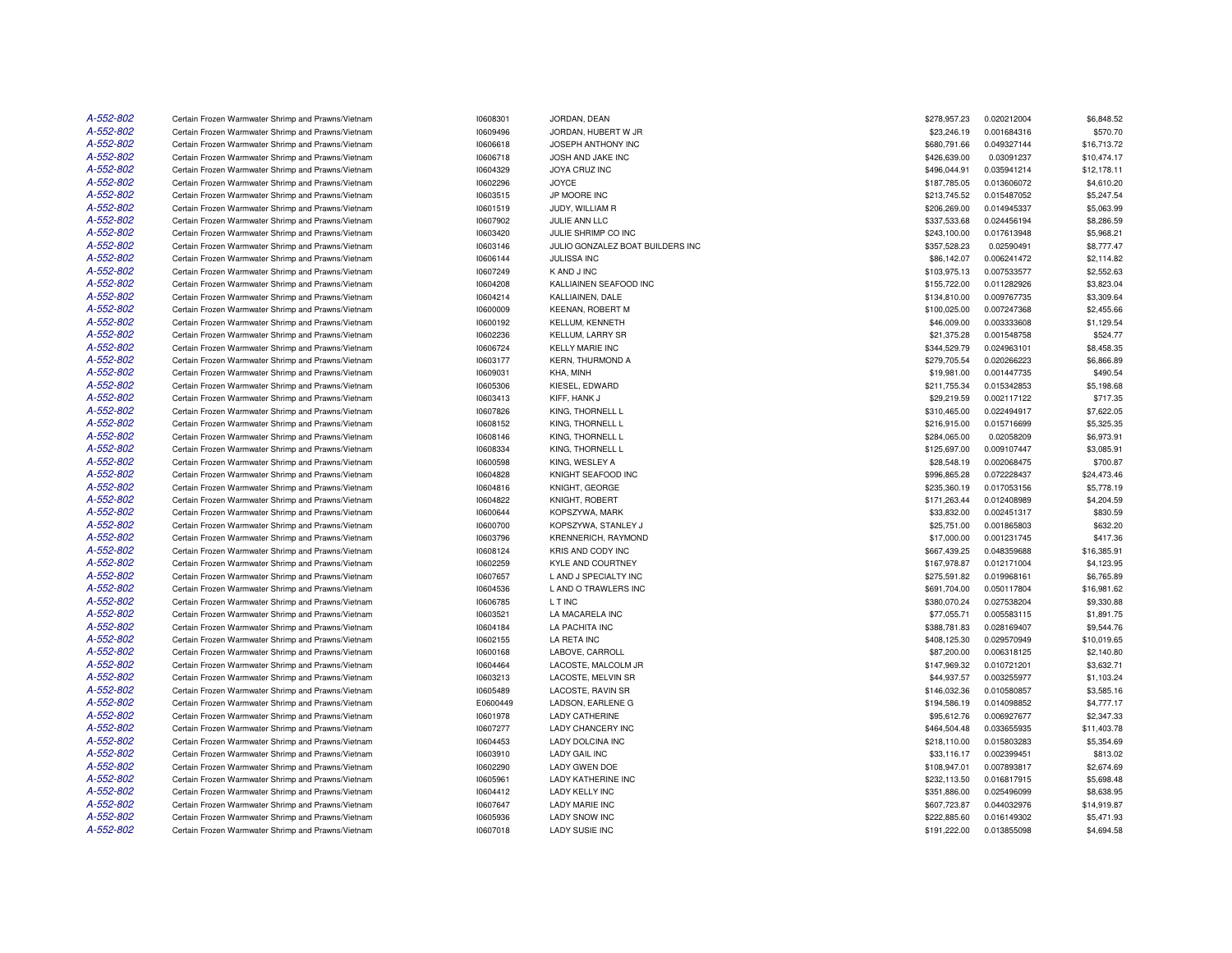| | | | | | | |
|---|---|---|---|---|---|---|
| A-552-802 | Certain Frozen Warmwater Shrimp and Prawns/Vietnam | I0608301 | JORDAN, DEAN | $278,957.23 | 0.020212004 | $6,848.52 |
| A-552-802 | Certain Frozen Warmwater Shrimp and Prawns/Vietnam | I0609496 | JORDAN, HUBERT W JR | $23,246.19 | 0.001684316 | $570.70 |
| A-552-802 | Certain Frozen Warmwater Shrimp and Prawns/Vietnam | I0606618 | JOSEPH ANTHONY INC | $680,791.66 | 0.049327144 | $16,713.72 |
| A-552-802 | Certain Frozen Warmwater Shrimp and Prawns/Vietnam | I0606718 | JOSH AND JAKE INC | $426,639.00 | 0.03091237 | $10,474.17 |
| A-552-802 | Certain Frozen Warmwater Shrimp and Prawns/Vietnam | I0604329 | JOYA CRUZ INC | $496,044.91 | 0.035941214 | $12,178.11 |
| A-552-802 | Certain Frozen Warmwater Shrimp and Prawns/Vietnam | I0602296 | JOYCE | $187,785.05 | 0.013606072 | $4,610.20 |
| A-552-802 | Certain Frozen Warmwater Shrimp and Prawns/Vietnam | I0603515 | JP MOORE INC | $213,745.52 | 0.015487052 | $5,247.54 |
| A-552-802 | Certain Frozen Warmwater Shrimp and Prawns/Vietnam | I0601519 | JUDY, WILLIAM R | $206,269.00 | 0.014945337 | $5,063.99 |
| A-552-802 | Certain Frozen Warmwater Shrimp and Prawns/Vietnam | I0607902 | JULIE ANN LLC | $337,533.68 | 0.024456194 | $8,286.59 |
| A-552-802 | Certain Frozen Warmwater Shrimp and Prawns/Vietnam | I0603420 | JULIE SHRIMP CO INC | $243,100.00 | 0.017613948 | $5,968.21 |
| A-552-802 | Certain Frozen Warmwater Shrimp and Prawns/Vietnam | I0603146 | JULIO GONZALEZ BOAT BUILDERS INC | $357,528.23 | 0.02590491 | $8,777.47 |
| A-552-802 | Certain Frozen Warmwater Shrimp and Prawns/Vietnam | I0606144 | JULISSA INC | $86,142.07 | 0.006241472 | $2,114.82 |
| A-552-802 | Certain Frozen Warmwater Shrimp and Prawns/Vietnam | I0607249 | K AND J INC | $103,975.13 | 0.007533577 | $2,552.63 |
| A-552-802 | Certain Frozen Warmwater Shrimp and Prawns/Vietnam | I0604208 | KALLIAINEN SEAFOOD INC | $155,722.00 | 0.011282926 | $3,823.04 |
| A-552-802 | Certain Frozen Warmwater Shrimp and Prawns/Vietnam | I0604214 | KALLIAINEN, DALE | $134,810.00 | 0.009767735 | $3,309.64 |
| A-552-802 | Certain Frozen Warmwater Shrimp and Prawns/Vietnam | I0600009 | KEENAN, ROBERT M | $100,025.00 | 0.007247368 | $2,455.66 |
| A-552-802 | Certain Frozen Warmwater Shrimp and Prawns/Vietnam | I0600192 | KELLUM, KENNETH | $46,009.00 | 0.003333608 | $1,129.54 |
| A-552-802 | Certain Frozen Warmwater Shrimp and Prawns/Vietnam | I0602236 | KELLUM, LARRY SR | $21,375.28 | 0.001548758 | $524.77 |
| A-552-802 | Certain Frozen Warmwater Shrimp and Prawns/Vietnam | I0606724 | KELLY MARIE INC | $344,529.79 | 0.024963101 | $8,458.35 |
| A-552-802 | Certain Frozen Warmwater Shrimp and Prawns/Vietnam | I0603177 | KERN, THURMOND A | $279,705.54 | 0.020266223 | $6,866.89 |
| A-552-802 | Certain Frozen Warmwater Shrimp and Prawns/Vietnam | I0609031 | KHA, MINH | $19,981.00 | 0.001447735 | $490.54 |
| A-552-802 | Certain Frozen Warmwater Shrimp and Prawns/Vietnam | I0605306 | KIESEL, EDWARD | $211,755.34 | 0.015342853 | $5,198.68 |
| A-552-802 | Certain Frozen Warmwater Shrimp and Prawns/Vietnam | I0603413 | KIFF, HANK J | $29,219.59 | 0.002117122 | $717.35 |
| A-552-802 | Certain Frozen Warmwater Shrimp and Prawns/Vietnam | I0607826 | KING, THORNELL L | $310,465.00 | 0.022494917 | $7,622.05 |
| A-552-802 | Certain Frozen Warmwater Shrimp and Prawns/Vietnam | I0608152 | KING, THORNELL L | $216,915.00 | 0.015716699 | $5,325.35 |
| A-552-802 | Certain Frozen Warmwater Shrimp and Prawns/Vietnam | I0608146 | KING, THORNELL L | $284,065.00 | 0.02058209 | $6,973.91 |
| A-552-802 | Certain Frozen Warmwater Shrimp and Prawns/Vietnam | I0608334 | KING, THORNELL L | $125,697.00 | 0.009107447 | $3,085.91 |
| A-552-802 | Certain Frozen Warmwater Shrimp and Prawns/Vietnam | I0600598 | KING, WESLEY A | $28,548.19 | 0.002068475 | $700.87 |
| A-552-802 | Certain Frozen Warmwater Shrimp and Prawns/Vietnam | I0604828 | KNIGHT SEAFOOD INC | $996,865.28 | 0.072228437 | $24,473.46 |
| A-552-802 | Certain Frozen Warmwater Shrimp and Prawns/Vietnam | I0604816 | KNIGHT, GEORGE | $235,360.19 | 0.017053156 | $5,778.19 |
| A-552-802 | Certain Frozen Warmwater Shrimp and Prawns/Vietnam | I0604822 | KNIGHT, ROBERT | $171,263.44 | 0.012408989 | $4,204.59 |
| A-552-802 | Certain Frozen Warmwater Shrimp and Prawns/Vietnam | I0600644 | KOPSZYWA, MARK | $33,832.00 | 0.002451317 | $830.59 |
| A-552-802 | Certain Frozen Warmwater Shrimp and Prawns/Vietnam | I0600700 | KOPSZYWA, STANLEY J | $25,751.00 | 0.001865803 | $632.20 |
| A-552-802 | Certain Frozen Warmwater Shrimp and Prawns/Vietnam | I0603796 | KRENNERICH, RAYMOND | $17,000.00 | 0.001231745 | $417.36 |
| A-552-802 | Certain Frozen Warmwater Shrimp and Prawns/Vietnam | I0608124 | KRIS AND CODY INC | $667,439.25 | 0.048359688 | $16,385.91 |
| A-552-802 | Certain Frozen Warmwater Shrimp and Prawns/Vietnam | I0602259 | KYLE AND COURTNEY | $167,978.87 | 0.012171004 | $4,123.95 |
| A-552-802 | Certain Frozen Warmwater Shrimp and Prawns/Vietnam | I0607657 | L AND J SPECIALTY INC | $275,591.82 | 0.019968161 | $6,765.89 |
| A-552-802 | Certain Frozen Warmwater Shrimp and Prawns/Vietnam | I0604536 | L AND O TRAWLERS INC | $691,704.00 | 0.050117804 | $16,981.62 |
| A-552-802 | Certain Frozen Warmwater Shrimp and Prawns/Vietnam | I0606785 | L T INC | $380,070.24 | 0.027538204 | $9,330.88 |
| A-552-802 | Certain Frozen Warmwater Shrimp and Prawns/Vietnam | I0603521 | LA MACARELA INC | $77,055.71 | 0.005583115 | $1,891.75 |
| A-552-802 | Certain Frozen Warmwater Shrimp and Prawns/Vietnam | I0604184 | LA PACHITA INC | $388,781.83 | 0.028169407 | $9,544.76 |
| A-552-802 | Certain Frozen Warmwater Shrimp and Prawns/Vietnam | I0602155 | LA RETA INC | $408,125.30 | 0.029570949 | $10,019.65 |
| A-552-802 | Certain Frozen Warmwater Shrimp and Prawns/Vietnam | I0600168 | LABOVE, CARROLL | $87,200.00 | 0.006318125 | $2,140.80 |
| A-552-802 | Certain Frozen Warmwater Shrimp and Prawns/Vietnam | I0604464 | LACOSTE, MALCOLM JR | $147,969.32 | 0.010721201 | $3,632.71 |
| A-552-802 | Certain Frozen Warmwater Shrimp and Prawns/Vietnam | I0603213 | LACOSTE, MELVIN SR | $44,937.57 | 0.003255977 | $1,103.24 |
| A-552-802 | Certain Frozen Warmwater Shrimp and Prawns/Vietnam | I0605489 | LACOSTE, RAVIN SR | $146,032.36 | 0.010580857 | $3,585.16 |
| A-552-802 | Certain Frozen Warmwater Shrimp and Prawns/Vietnam | E0600449 | LADSON, EARLENE G | $194,586.19 | 0.014098852 | $4,777.17 |
| A-552-802 | Certain Frozen Warmwater Shrimp and Prawns/Vietnam | I0601978 | LADY CATHERINE | $95,612.76 | 0.006927677 | $2,347.33 |
| A-552-802 | Certain Frozen Warmwater Shrimp and Prawns/Vietnam | I0607277 | LADY CHANCERY INC | $464,504.48 | 0.033655935 | $11,403.78 |
| A-552-802 | Certain Frozen Warmwater Shrimp and Prawns/Vietnam | I0604453 | LADY DOLCINA INC | $218,110.00 | 0.015803283 | $5,354.69 |
| A-552-802 | Certain Frozen Warmwater Shrimp and Prawns/Vietnam | I0603910 | LADY GAIL INC | $33,116.17 | 0.002399451 | $813.02 |
| A-552-802 | Certain Frozen Warmwater Shrimp and Prawns/Vietnam | I0602290 | LADY GWEN DOE | $108,947.01 | 0.007893817 | $2,674.69 |
| A-552-802 | Certain Frozen Warmwater Shrimp and Prawns/Vietnam | I0605961 | LADY KATHERINE INC | $232,113.50 | 0.016817915 | $5,698.48 |
| A-552-802 | Certain Frozen Warmwater Shrimp and Prawns/Vietnam | I0604412 | LADY KELLY INC | $351,886.00 | 0.025496099 | $8,638.95 |
| A-552-802 | Certain Frozen Warmwater Shrimp and Prawns/Vietnam | I0607647 | LADY MARIE INC | $607,723.87 | 0.044032976 | $14,919.87 |
| A-552-802 | Certain Frozen Warmwater Shrimp and Prawns/Vietnam | I0605936 | LADY SNOW INC | $222,885.60 | 0.016149302 | $5,471.93 |
| A-552-802 | Certain Frozen Warmwater Shrimp and Prawns/Vietnam | I0607018 | LADY SUSIE INC | $191,222.00 | 0.013855098 | $4,694.58 |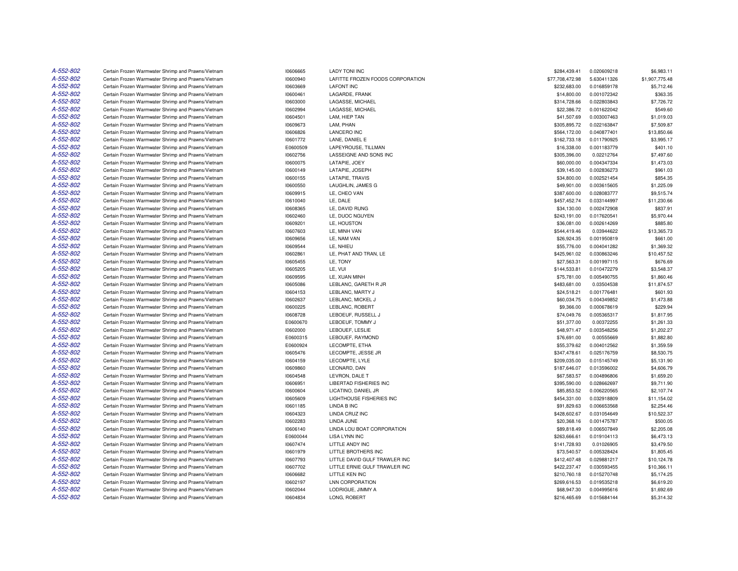| | | | | | | |
|---|---|---|---|---|---|---|
| A-552-802 | Certain Frozen Warmwater Shrimp and Prawns/Vietnam | I0606665 | LADY TONI INC | $284,439.41 | 0.020609218 | $6,983.11 |
| A-552-802 | Certain Frozen Warmwater Shrimp and Prawns/Vietnam | I0600940 | LAFITTE FROZEN FOODS CORPORATION | $77,708,472.98 | 5.630411326 | $1,907,775.48 |
| A-552-802 | Certain Frozen Warmwater Shrimp and Prawns/Vietnam | I0603669 | LAFONT INC | $232,683.00 | 0.016859178 | $5,712.46 |
| A-552-802 | Certain Frozen Warmwater Shrimp and Prawns/Vietnam | I0600461 | LAGARDE, FRANK | $14,800.00 | 0.001072342 | $363.35 |
| A-552-802 | Certain Frozen Warmwater Shrimp and Prawns/Vietnam | I0603000 | LAGASSE, MICHAEL | $314,728.66 | 0.022803843 | $7,726.72 |
| A-552-802 | Certain Frozen Warmwater Shrimp and Prawns/Vietnam | I0602994 | LAGASSE, MICHAEL | $22,386.72 | 0.001622042 | $549.60 |
| A-552-802 | Certain Frozen Warmwater Shrimp and Prawns/Vietnam | I0604501 | LAM, HIEP TAN | $41,507.69 | 0.003007463 | $1,019.03 |
| A-552-802 | Certain Frozen Warmwater Shrimp and Prawns/Vietnam | I0609673 | LAM, PHAN | $305,895.72 | 0.022163847 | $7,509.87 |
| A-552-802 | Certain Frozen Warmwater Shrimp and Prawns/Vietnam | I0606826 | LANCERO INC | $564,172.00 | 0.040877401 | $13,850.66 |
| A-552-802 | Certain Frozen Warmwater Shrimp and Prawns/Vietnam | I0601772 | LANE, DANIEL E | $162,733.18 | 0.011790925 | $3,995.17 |
| A-552-802 | Certain Frozen Warmwater Shrimp and Prawns/Vietnam | E0600509 | LAPEYROUSE, TILLMAN | $16,338.00 | 0.001183779 | $401.10 |
| A-552-802 | Certain Frozen Warmwater Shrimp and Prawns/Vietnam | I0602756 | LASSEIGNE AND SONS INC | $305,396.00 | 0.02212764 | $7,497.60 |
| A-552-802 | Certain Frozen Warmwater Shrimp and Prawns/Vietnam | I0600075 | LATAPIE, JOEY | $60,000.00 | 0.004347334 | $1,473.03 |
| A-552-802 | Certain Frozen Warmwater Shrimp and Prawns/Vietnam | I0600149 | LATAPIE, JOSEPH | $39,145.00 | 0.002836273 | $961.03 |
| A-552-802 | Certain Frozen Warmwater Shrimp and Prawns/Vietnam | I0600155 | LATAPIE, TRAVIS | $34,800.00 | 0.002521454 | $854.35 |
| A-552-802 | Certain Frozen Warmwater Shrimp and Prawns/Vietnam | I0600550 | LAUGHLIN, JAMES G | $49,901.00 | 0.003615605 | $1,225.09 |
| A-552-802 | Certain Frozen Warmwater Shrimp and Prawns/Vietnam | I0609915 | LE, CHEO VAN | $387,600.00 | 0.028083777 | $9,515.74 |
| A-552-802 | Certain Frozen Warmwater Shrimp and Prawns/Vietnam | I0610040 | LE, DALE | $457,452.74 | 0.033144997 | $11,230.66 |
| A-552-802 | Certain Frozen Warmwater Shrimp and Prawns/Vietnam | I0608365 | LE, DAVID RUNG | $34,130.00 | 0.002472908 | $837.91 |
| A-552-802 | Certain Frozen Warmwater Shrimp and Prawns/Vietnam | I0602460 | LE, DUOC NGUYEN | $243,191.00 | 0.017620541 | $5,970.44 |
| A-552-802 | Certain Frozen Warmwater Shrimp and Prawns/Vietnam | I0609201 | LE, HOUSTON | $36,081.00 | 0.002614269 | $885.80 |
| A-552-802 | Certain Frozen Warmwater Shrimp and Prawns/Vietnam | I0607603 | LE, MINH VAN | $544,419.46 | 0.03944622 | $13,365.73 |
| A-552-802 | Certain Frozen Warmwater Shrimp and Prawns/Vietnam | I0609656 | LE, NAM VAN | $26,924.35 | 0.001950819 | $661.00 |
| A-552-802 | Certain Frozen Warmwater Shrimp and Prawns/Vietnam | I0609544 | LE, NHIEU | $55,776.00 | 0.004041282 | $1,369.32 |
| A-552-802 | Certain Frozen Warmwater Shrimp and Prawns/Vietnam | I0602861 | LE, PHAT AND TRAN, LE | $425,961.02 | 0.030863246 | $10,457.52 |
| A-552-802 | Certain Frozen Warmwater Shrimp and Prawns/Vietnam | I0605455 | LE, TONY | $27,563.31 | 0.001997115 | $676.69 |
| A-552-802 | Certain Frozen Warmwater Shrimp and Prawns/Vietnam | I0605205 | LE, VUI | $144,533.81 | 0.010472279 | $3,548.37 |
| A-552-802 | Certain Frozen Warmwater Shrimp and Prawns/Vietnam | I0609595 | LE, XUAN MINH | $75,781.00 | 0.005490755 | $1,860.46 |
| A-552-802 | Certain Frozen Warmwater Shrimp and Prawns/Vietnam | I0605086 | LEBLANC, GARETH R JR | $483,681.00 | 0.03504538 | $11,874.57 |
| A-552-802 | Certain Frozen Warmwater Shrimp and Prawns/Vietnam | I0604153 | LEBLANC, MARTY J | $24,518.21 | 0.001776481 | $601.93 |
| A-552-802 | Certain Frozen Warmwater Shrimp and Prawns/Vietnam | I0602637 | LEBLANC, MICKEL J | $60,034.75 | 0.004349852 | $1,473.88 |
| A-552-802 | Certain Frozen Warmwater Shrimp and Prawns/Vietnam | I0600225 | LEBLANC, ROBERT | $9,366.00 | 0.000678619 | $229.94 |
| A-552-802 | Certain Frozen Warmwater Shrimp and Prawns/Vietnam | I0608728 | LEBOEUF, RUSSELL J | $74,049.76 | 0.005365317 | $1,817.95 |
| A-552-802 | Certain Frozen Warmwater Shrimp and Prawns/Vietnam | E0600670 | LEBOEUF, TOMMY J | $51,377.00 | 0.00372255 | $1,261.33 |
| A-552-802 | Certain Frozen Warmwater Shrimp and Prawns/Vietnam | I0602000 | LEBOUEF, LESLIE | $48,971.47 | 0.003548256 | $1,202.27 |
| A-552-802 | Certain Frozen Warmwater Shrimp and Prawns/Vietnam | E0600315 | LEBOUEF, RAYMOND | $76,691.00 | 0.00555669 | $1,882.80 |
| A-552-802 | Certain Frozen Warmwater Shrimp and Prawns/Vietnam | E0600924 | LECOMPTE, ETHA | $55,379.62 | 0.004012562 | $1,359.59 |
| A-552-802 | Certain Frozen Warmwater Shrimp and Prawns/Vietnam | I0605476 | LECOMPTE, JESSE JR | $347,478.61 | 0.025176759 | $8,530.75 |
| A-552-802 | Certain Frozen Warmwater Shrimp and Prawns/Vietnam | I0604159 | LECOMPTE, LYLE | $209,035.00 | 0.015145749 | $5,131.90 |
| A-552-802 | Certain Frozen Warmwater Shrimp and Prawns/Vietnam | I0609860 | LEONARD, DAN | $187,646.07 | 0.013596002 | $4,606.79 |
| A-552-802 | Certain Frozen Warmwater Shrimp and Prawns/Vietnam | I0604548 | LEVRON, DALE T | $67,583.57 | 0.004896806 | $1,659.20 |
| A-552-802 | Certain Frozen Warmwater Shrimp and Prawns/Vietnam | I0606951 | LIBERTAD FISHERIES INC | $395,590.00 | 0.028662697 | $9,711.90 |
| A-552-802 | Certain Frozen Warmwater Shrimp and Prawns/Vietnam | I0600604 | LICATINO, DANIEL JR | $85,853.52 | 0.006220565 | $2,107.74 |
| A-552-802 | Certain Frozen Warmwater Shrimp and Prawns/Vietnam | I0605609 | LIGHTHOUSE FISHERIES INC | $454,331.00 | 0.032918809 | $11,154.02 |
| A-552-802 | Certain Frozen Warmwater Shrimp and Prawns/Vietnam | I0601185 | LINDA B INC | $91,829.63 | 0.006653568 | $2,254.46 |
| A-552-802 | Certain Frozen Warmwater Shrimp and Prawns/Vietnam | I0604323 | LINDA CRUZ INC | $428,602.67 | 0.031054649 | $10,522.37 |
| A-552-802 | Certain Frozen Warmwater Shrimp and Prawns/Vietnam | I0602283 | LINDA JUNE | $20,368.16 | 0.001475787 | $500.05 |
| A-552-802 | Certain Frozen Warmwater Shrimp and Prawns/Vietnam | I0606140 | LINDA LOU BOAT CORPORATION | $89,818.49 | 0.006507849 | $2,205.08 |
| A-552-802 | Certain Frozen Warmwater Shrimp and Prawns/Vietnam | E0600044 | LISA LYNN INC | $263,666.61 | 0.019104113 | $6,473.13 |
| A-552-802 | Certain Frozen Warmwater Shrimp and Prawns/Vietnam | I0607474 | LITTLE ANDY INC | $141,728.93 | 0.01026905 | $3,479.50 |
| A-552-802 | Certain Frozen Warmwater Shrimp and Prawns/Vietnam | I0601979 | LITTLE BROTHERS INC | $73,540.57 | 0.005328424 | $1,805.45 |
| A-552-802 | Certain Frozen Warmwater Shrimp and Prawns/Vietnam | I0607793 | LITTLE DAVID GULF TRAWLER INC | $412,407.48 | 0.029881217 | $10,124.78 |
| A-552-802 | Certain Frozen Warmwater Shrimp and Prawns/Vietnam | I0607702 | LITTLE ERNIE GULF TRAWLER INC | $422,237.47 | 0.030593455 | $10,366.11 |
| A-552-802 | Certain Frozen Warmwater Shrimp and Prawns/Vietnam | I0606682 | LITTLE KEN INC | $210,760.18 | 0.015270748 | $5,174.25 |
| A-552-802 | Certain Frozen Warmwater Shrimp and Prawns/Vietnam | I0602197 | LNN CORPORATION | $269,616.53 | 0.019535218 | $6,619.20 |
| A-552-802 | Certain Frozen Warmwater Shrimp and Prawns/Vietnam | I0602044 | LODRIGUE, JIMMY A | $68,947.30 | 0.004995616 | $1,692.69 |
| A-552-802 | Certain Frozen Warmwater Shrimp and Prawns/Vietnam | I0604834 | LONG, ROBERT | $216,465.69 | 0.015684144 | $5,314.32 |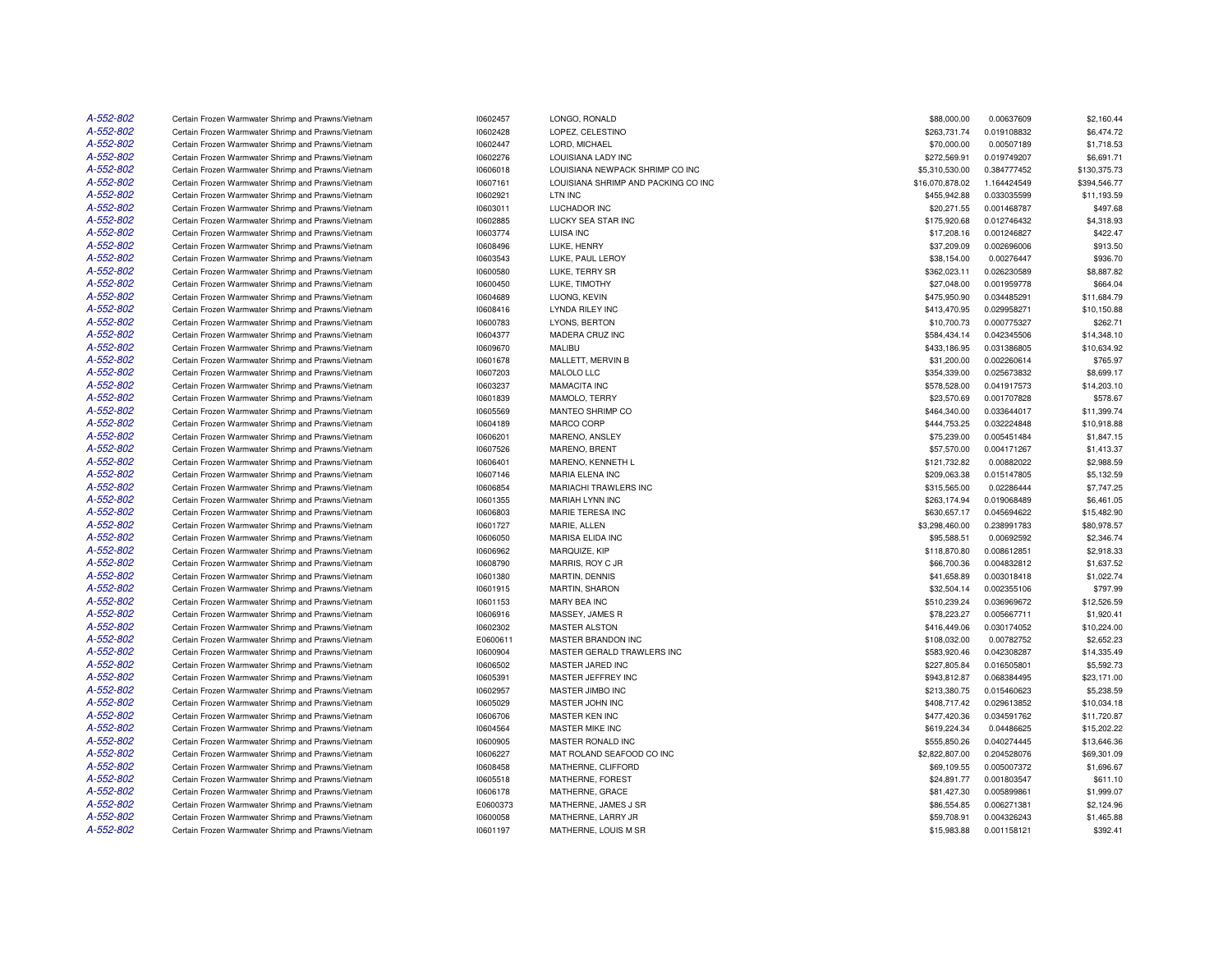| | | | | | | |
|---|---|---|---|---|---|---|
| A-552-802 | Certain Frozen Warmwater Shrimp and Prawns/Vietnam | I0602457 | LONGO, RONALD | $88,000.00 | 0.00637609 | $2,160.44 |
| A-552-802 | Certain Frozen Warmwater Shrimp and Prawns/Vietnam | I0602428 | LOPEZ, CELESTINO | $263,731.74 | 0.019108832 | $6,474.72 |
| A-552-802 | Certain Frozen Warmwater Shrimp and Prawns/Vietnam | I0602447 | LORD, MICHAEL | $70,000.00 | 0.00507189 | $1,718.53 |
| A-552-802 | Certain Frozen Warmwater Shrimp and Prawns/Vietnam | I0602276 | LOUISIANA LADY INC | $272,569.91 | 0.019749207 | $6,691.71 |
| A-552-802 | Certain Frozen Warmwater Shrimp and Prawns/Vietnam | I0606018 | LOUISIANA NEWPACK SHRIMP CO INC | $5,310,530.00 | 0.384777452 | $130,375.73 |
| A-552-802 | Certain Frozen Warmwater Shrimp and Prawns/Vietnam | I0607161 | LOUISIANA SHRIMP AND PACKING CO INC | $16,070,878.02 | 1.164424549 | $394,546.77 |
| A-552-802 | Certain Frozen Warmwater Shrimp and Prawns/Vietnam | I0602921 | LTN INC | $455,942.88 | 0.033035599 | $11,193.59 |
| A-552-802 | Certain Frozen Warmwater Shrimp and Prawns/Vietnam | I0603011 | LUCHADOR INC | $20,271.55 | 0.001468787 | $497.68 |
| A-552-802 | Certain Frozen Warmwater Shrimp and Prawns/Vietnam | I0602885 | LUCKY SEA STAR INC | $175,920.68 | 0.012746432 | $4,318.93 |
| A-552-802 | Certain Frozen Warmwater Shrimp and Prawns/Vietnam | I0603774 | LUISA INC | $17,208.16 | 0.001246827 | $422.47 |
| A-552-802 | Certain Frozen Warmwater Shrimp and Prawns/Vietnam | I0608496 | LUKE, HENRY | $37,209.09 | 0.002696006 | $913.50 |
| A-552-802 | Certain Frozen Warmwater Shrimp and Prawns/Vietnam | I0603543 | LUKE, PAUL LEROY | $38,154.00 | 0.00276447 | $936.70 |
| A-552-802 | Certain Frozen Warmwater Shrimp and Prawns/Vietnam | I0600580 | LUKE, TERRY SR | $362,023.11 | 0.026230589 | $8,887.82 |
| A-552-802 | Certain Frozen Warmwater Shrimp and Prawns/Vietnam | I0600450 | LUKE, TIMOTHY | $27,048.00 | 0.001959778 | $664.04 |
| A-552-802 | Certain Frozen Warmwater Shrimp and Prawns/Vietnam | I0604689 | LUONG, KEVIN | $475,950.90 | 0.034485291 | $11,684.79 |
| A-552-802 | Certain Frozen Warmwater Shrimp and Prawns/Vietnam | I0608416 | LYNDA RILEY INC | $413,470.95 | 0.029958271 | $10,150.88 |
| A-552-802 | Certain Frozen Warmwater Shrimp and Prawns/Vietnam | I0600783 | LYONS, BERTON | $10,700.73 | 0.000775327 | $262.71 |
| A-552-802 | Certain Frozen Warmwater Shrimp and Prawns/Vietnam | I0604377 | MADERA CRUZ INC | $584,434.14 | 0.042345506 | $14,348.10 |
| A-552-802 | Certain Frozen Warmwater Shrimp and Prawns/Vietnam | I0609670 | MALIBU | $433,186.95 | 0.031386805 | $10,634.92 |
| A-552-802 | Certain Frozen Warmwater Shrimp and Prawns/Vietnam | I0601678 | MALLETT, MERVIN B | $31,200.00 | 0.002260614 | $765.97 |
| A-552-802 | Certain Frozen Warmwater Shrimp and Prawns/Vietnam | I0607203 | MALOLO LLC | $354,339.00 | 0.025673832 | $8,699.17 |
| A-552-802 | Certain Frozen Warmwater Shrimp and Prawns/Vietnam | I0603237 | MAMACITA INC | $578,528.00 | 0.041917573 | $14,203.10 |
| A-552-802 | Certain Frozen Warmwater Shrimp and Prawns/Vietnam | I0601839 | MAMOLO, TERRY | $23,570.69 | 0.001707828 | $578.67 |
| A-552-802 | Certain Frozen Warmwater Shrimp and Prawns/Vietnam | I0605569 | MANTEO SHRIMP CO | $464,340.00 | 0.033644017 | $11,399.74 |
| A-552-802 | Certain Frozen Warmwater Shrimp and Prawns/Vietnam | I0604189 | MARCO CORP | $444,753.25 | 0.032224848 | $10,918.88 |
| A-552-802 | Certain Frozen Warmwater Shrimp and Prawns/Vietnam | I0606201 | MARENO, ANSLEY | $75,239.00 | 0.005451484 | $1,847.15 |
| A-552-802 | Certain Frozen Warmwater Shrimp and Prawns/Vietnam | I0607526 | MARENO, BRENT | $57,570.00 | 0.004171267 | $1,413.37 |
| A-552-802 | Certain Frozen Warmwater Shrimp and Prawns/Vietnam | I0606401 | MARENO, KENNETH L | $121,732.82 | 0.00882022 | $2,988.59 |
| A-552-802 | Certain Frozen Warmwater Shrimp and Prawns/Vietnam | I0607146 | MARIA ELENA INC | $209,063.38 | 0.015147805 | $5,132.59 |
| A-552-802 | Certain Frozen Warmwater Shrimp and Prawns/Vietnam | I0606854 | MARIACHI TRAWLERS INC | $315,565.00 | 0.02286444 | $7,747.25 |
| A-552-802 | Certain Frozen Warmwater Shrimp and Prawns/Vietnam | I0601355 | MARIAH LYNN INC | $263,174.94 | 0.019068489 | $6,461.05 |
| A-552-802 | Certain Frozen Warmwater Shrimp and Prawns/Vietnam | I0606803 | MARIE TERESA INC | $630,657.17 | 0.045694622 | $15,482.90 |
| A-552-802 | Certain Frozen Warmwater Shrimp and Prawns/Vietnam | I0601727 | MARIE, ALLEN | $3,298,460.00 | 0.238991783 | $80,978.57 |
| A-552-802 | Certain Frozen Warmwater Shrimp and Prawns/Vietnam | I0606050 | MARISA ELIDA INC | $95,588.51 | 0.00692592 | $2,346.74 |
| A-552-802 | Certain Frozen Warmwater Shrimp and Prawns/Vietnam | I0606962 | MARQUIZE, KIP | $118,870.80 | 0.008612851 | $2,918.33 |
| A-552-802 | Certain Frozen Warmwater Shrimp and Prawns/Vietnam | I0608790 | MARRIS, ROY C JR | $66,700.36 | 0.004832812 | $1,637.52 |
| A-552-802 | Certain Frozen Warmwater Shrimp and Prawns/Vietnam | I0601380 | MARTIN, DENNIS | $41,658.89 | 0.003018418 | $1,022.74 |
| A-552-802 | Certain Frozen Warmwater Shrimp and Prawns/Vietnam | I0601915 | MARTIN, SHARON | $32,504.14 | 0.002355106 | $797.99 |
| A-552-802 | Certain Frozen Warmwater Shrimp and Prawns/Vietnam | I0601153 | MARY BEA INC | $510,239.24 | 0.036969672 | $12,526.59 |
| A-552-802 | Certain Frozen Warmwater Shrimp and Prawns/Vietnam | I0606916 | MASSEY, JAMES R | $78,223.27 | 0.005667711 | $1,920.41 |
| A-552-802 | Certain Frozen Warmwater Shrimp and Prawns/Vietnam | I0602302 | MASTER ALSTON | $416,449.06 | 0.030174052 | $10,224.00 |
| A-552-802 | Certain Frozen Warmwater Shrimp and Prawns/Vietnam | E0600611 | MASTER BRANDON INC | $108,032.00 | 0.00782752 | $2,652.23 |
| A-552-802 | Certain Frozen Warmwater Shrimp and Prawns/Vietnam | I0600904 | MASTER GERALD TRAWLERS INC | $583,920.46 | 0.042308287 | $14,335.49 |
| A-552-802 | Certain Frozen Warmwater Shrimp and Prawns/Vietnam | I0606502 | MASTER JARED INC | $227,805.84 | 0.016505801 | $5,592.73 |
| A-552-802 | Certain Frozen Warmwater Shrimp and Prawns/Vietnam | I0605391 | MASTER JEFFREY INC | $943,812.87 | 0.068384495 | $23,171.00 |
| A-552-802 | Certain Frozen Warmwater Shrimp and Prawns/Vietnam | I0602957 | MASTER JIMBO INC | $213,380.75 | 0.015460623 | $5,238.59 |
| A-552-802 | Certain Frozen Warmwater Shrimp and Prawns/Vietnam | I0605029 | MASTER JOHN INC | $408,717.42 | 0.029613852 | $10,034.18 |
| A-552-802 | Certain Frozen Warmwater Shrimp and Prawns/Vietnam | I0606706 | MASTER KEN INC | $477,420.36 | 0.034591762 | $11,720.87 |
| A-552-802 | Certain Frozen Warmwater Shrimp and Prawns/Vietnam | I0604564 | MASTER MIKE INC | $619,224.34 | 0.04486625 | $15,202.22 |
| A-552-802 | Certain Frozen Warmwater Shrimp and Prawns/Vietnam | I0600905 | MASTER RONALD INC | $555,850.26 | 0.040274445 | $13,646.36 |
| A-552-802 | Certain Frozen Warmwater Shrimp and Prawns/Vietnam | I0606227 | MAT ROLAND SEAFOOD CO INC | $2,822,807.00 | 0.204528076 | $69,301.09 |
| A-552-802 | Certain Frozen Warmwater Shrimp and Prawns/Vietnam | I0608458 | MATHERNE, CLIFFORD | $69,109.55 | 0.005007372 | $1,696.67 |
| A-552-802 | Certain Frozen Warmwater Shrimp and Prawns/Vietnam | I0605518 | MATHERNE, FOREST | $24,891.77 | 0.001803547 | $611.10 |
| A-552-802 | Certain Frozen Warmwater Shrimp and Prawns/Vietnam | I0606178 | MATHERNE, GRACE | $81,427.30 | 0.005899861 | $1,999.07 |
| A-552-802 | Certain Frozen Warmwater Shrimp and Prawns/Vietnam | E0600373 | MATHERNE, JAMES J SR | $86,554.85 | 0.006271381 | $2,124.96 |
| A-552-802 | Certain Frozen Warmwater Shrimp and Prawns/Vietnam | I0600058 | MATHERNE, LARRY JR | $59,708.91 | 0.004326243 | $1,465.88 |
| A-552-802 | Certain Frozen Warmwater Shrimp and Prawns/Vietnam | I0601197 | MATHERNE, LOUIS M SR | $15,983.88 | 0.001158121 | $392.41 |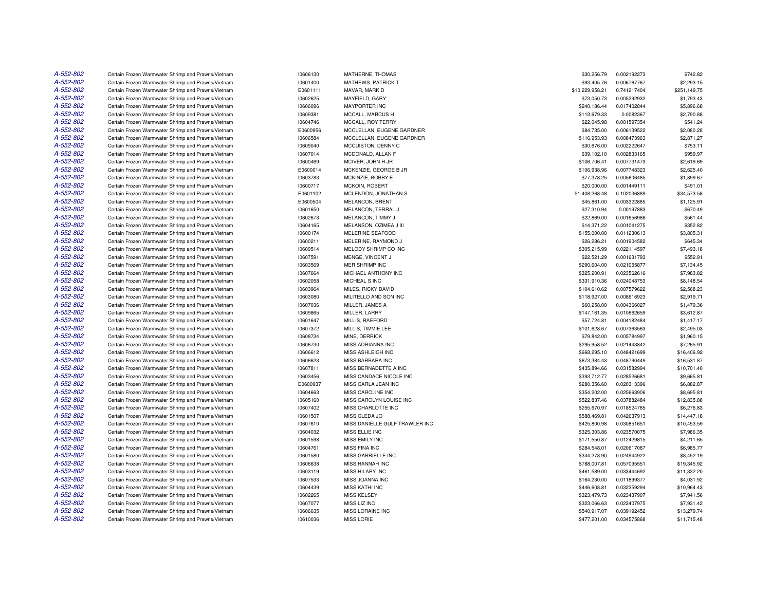| | | | | | | |
|---|---|---|---|---|---|---|
| A-552-802 | Certain Frozen Warmwater Shrimp and Prawns/Vietnam | I0606130 | MATHERNE, THOMAS | $30,256.79 | 0.002192273 | $742.82 |
| A-552-802 | Certain Frozen Warmwater Shrimp and Prawns/Vietnam | I0601400 | MATHEWS, PATRICK T | $93,405.76 | 0.006767767 | $2,293.15 |
| A-552-802 | Certain Frozen Warmwater Shrimp and Prawns/Vietnam | E0601111 | MAVAR, MARK D | $10,229,958.21 | 0.741217404 | $251,149.75 |
| A-552-802 | Certain Frozen Warmwater Shrimp and Prawns/Vietnam | I0602625 | MAYFIELD, GARY | $73,050.73 | 0.005292932 | $1,793.43 |
| A-552-802 | Certain Frozen Warmwater Shrimp and Prawns/Vietnam | I0606096 | MAYPORTER INC | $240,186.44 | 0.017402844 | $5,896.68 |
| A-552-802 | Certain Frozen Warmwater Shrimp and Prawns/Vietnam | I0609381 | MCCALL, MARCUS H | $113,679.33 | 0.0082367 | $2,790.88 |
| A-552-802 | Certain Frozen Warmwater Shrimp and Prawns/Vietnam | I0604746 | MCCALL, ROY TERRY | $22,045.98 | 0.001597354 | $541.24 |
| A-552-802 | Certain Frozen Warmwater Shrimp and Prawns/Vietnam | E0600956 | MCCLELLAN, EUGENE GARDNER | $84,735.00 | 0.006139522 | $2,080.28 |
| A-552-802 | Certain Frozen Warmwater Shrimp and Prawns/Vietnam | I0606584 | MCCLELLAN, EUGENE GARDNER | $116,953.93 | 0.008473963 | $2,871.27 |
| A-552-802 | Certain Frozen Warmwater Shrimp and Prawns/Vietnam | I0609040 | MCCUISTON, DENNY C | $30,676.00 | 0.002222647 | $753.11 |
| A-552-802 | Certain Frozen Warmwater Shrimp and Prawns/Vietnam | I0607014 | MCDONALD, ALLAN F | $39,102.10 | 0.002833165 | $959.97 |
| A-552-802 | Certain Frozen Warmwater Shrimp and Prawns/Vietnam | I0600469 | MCIVER, JOHN H JR | $106,706.41 | 0.007731473 | $2,619.69 |
| A-552-802 | Certain Frozen Warmwater Shrimp and Prawns/Vietnam | E0600014 | MCKENZIE, GEORGE B JR | $106,938.96 | 0.007748323 | $2,625.40 |
| A-552-802 | Certain Frozen Warmwater Shrimp and Prawns/Vietnam | I0603783 | MCKINZIE, BOBBY E | $77,378.25 | 0.005606485 | $1,899.67 |
| A-552-802 | Certain Frozen Warmwater Shrimp and Prawns/Vietnam | I0600717 | MCKOIN, ROBERT | $20,000.00 | 0.001449111 | $491.01 |
| A-552-802 | Certain Frozen Warmwater Shrimp and Prawns/Vietnam | E0601102 | MCLENDON, JONATHAN S | $1,408,268.48 | 0.102036889 | $34,573.58 |
| A-552-802 | Certain Frozen Warmwater Shrimp and Prawns/Vietnam | E0600504 | MELANCON, BRENT | $45,861.00 | 0.003322885 | $1,125.91 |
| A-552-802 | Certain Frozen Warmwater Shrimp and Prawns/Vietnam | I0601650 | MELANCON, TERRAL J | $27,310.94 | 0.00197883 | $670.49 |
| A-552-802 | Certain Frozen Warmwater Shrimp and Prawns/Vietnam | I0602673 | MELANCON, TIMMY J | $22,869.00 | 0.001656986 | $561.44 |
| A-552-802 | Certain Frozen Warmwater Shrimp and Prawns/Vietnam | I0604165 | MELANSON, OZIMEA J III | $14,371.22 | 0.001041275 | $352.82 |
| A-552-802 | Certain Frozen Warmwater Shrimp and Prawns/Vietnam | I0600174 | MELERINE SEAFOOD | $155,000.00 | 0.011230613 | $3,805.31 |
| A-552-802 | Certain Frozen Warmwater Shrimp and Prawns/Vietnam | I0600211 | MELERINE, RAYMOND J | $26,286.21 | 0.001904582 | $645.34 |
| A-552-802 | Certain Frozen Warmwater Shrimp and Prawns/Vietnam | I0609514 | MELODY SHRIMP CO INC | $305,215.99 | 0.022114597 | $7,493.18 |
| A-552-802 | Certain Frozen Warmwater Shrimp and Prawns/Vietnam | I0607591 | MENGE, VINCENT J | $22,521.29 | 0.001631793 | $552.91 |
| A-552-802 | Certain Frozen Warmwater Shrimp and Prawns/Vietnam | I0603569 | MER SHRIMP INC | $290,604.00 | 0.021055877 | $7,134.45 |
| A-552-802 | Certain Frozen Warmwater Shrimp and Prawns/Vietnam | I0607664 | MICHAEL ANTHONY INC | $325,200.91 | 0.023562616 | $7,983.82 |
| A-552-802 | Certain Frozen Warmwater Shrimp and Prawns/Vietnam | I0602058 | MICHEAL S INC | $331,910.36 | 0.024048753 | $8,148.54 |
| A-552-802 | Certain Frozen Warmwater Shrimp and Prawns/Vietnam | I0603964 | MILES, RICKY DAVID | $104,610.62 | 0.007579622 | $2,568.23 |
| A-552-802 | Certain Frozen Warmwater Shrimp and Prawns/Vietnam | I0603080 | MILITELLO AND SON INC | $118,927.00 | 0.008616923 | $2,919.71 |
| A-552-802 | Certain Frozen Warmwater Shrimp and Prawns/Vietnam | I0607036 | MILLER, JAMES A | $60,258.00 | 0.004366027 | $1,479.36 |
| A-552-802 | Certain Frozen Warmwater Shrimp and Prawns/Vietnam | I0609865 | MILLER, LARRY | $147,161.35 | 0.010662659 | $3,612.87 |
| A-552-802 | Certain Frozen Warmwater Shrimp and Prawns/Vietnam | I0601647 | MILLIS, RAEFORD | $57,724.81 | 0.004182484 | $1,417.17 |
| A-552-802 | Certain Frozen Warmwater Shrimp and Prawns/Vietnam | I0607372 | MILLIS, TIMMIE LEE | $101,628.67 | 0.007363563 | $2,495.03 |
| A-552-802 | Certain Frozen Warmwater Shrimp and Prawns/Vietnam | I0608734 | MINE, DERRICK | $79,842.00 | 0.005784997 | $1,960.15 |
| A-552-802 | Certain Frozen Warmwater Shrimp and Prawns/Vietnam | I0606730 | MISS ADRIANNA INC | $295,958.52 | 0.021443842 | $7,265.91 |
| A-552-802 | Certain Frozen Warmwater Shrimp and Prawns/Vietnam | I0606612 | MISS ASHLEIGH INC | $668,295.10 | 0.048421699 | $16,406.92 |
| A-552-802 | Certain Frozen Warmwater Shrimp and Prawns/Vietnam | I0606623 | MISS BARBARA INC | $673,384.43 | 0.048790449 | $16,531.87 |
| A-552-802 | Certain Frozen Warmwater Shrimp and Prawns/Vietnam | I0607811 | MISS BERNADETTE A INC | $435,894.66 | 0.031582994 | $10,701.40 |
| A-552-802 | Certain Frozen Warmwater Shrimp and Prawns/Vietnam | I0603456 | MISS CANDACE NICOLE INC | $393,712.77 | 0.028526681 | $9,665.81 |
| A-552-802 | Certain Frozen Warmwater Shrimp and Prawns/Vietnam | E0600937 | MISS CARLA JEAN INC | $280,356.60 | 0.020313396 | $6,882.87 |
| A-552-802 | Certain Frozen Warmwater Shrimp and Prawns/Vietnam | I0604663 | MISS CAROLINE INC | $354,202.00 | 0.025663906 | $8,695.81 |
| A-552-802 | Certain Frozen Warmwater Shrimp and Prawns/Vietnam | I0605160 | MISS CAROLYN LOUISE INC | $522,837.46 | 0.037882484 | $12,835.88 |
| A-552-802 | Certain Frozen Warmwater Shrimp and Prawns/Vietnam | I0607402 | MISS CHARLOTTE INC | $255,670.97 | 0.018524785 | $6,276.83 |
| A-552-802 | Certain Frozen Warmwater Shrimp and Prawns/Vietnam | I0601507 | MISS CLEDA JO | $588,469.81 | 0.042637913 | $14,447.18 |
| A-552-802 | Certain Frozen Warmwater Shrimp and Prawns/Vietnam | I0607610 | MISS DANIELLE GULF TRAWLER INC | $425,800.98 | 0.030851651 | $10,453.59 |
| A-552-802 | Certain Frozen Warmwater Shrimp and Prawns/Vietnam | I0604032 | MISS ELLIE INC | $325,303.86 | 0.023570075 | $7,986.35 |
| A-552-802 | Certain Frozen Warmwater Shrimp and Prawns/Vietnam | I0601598 | MISS EMILY INC | $171,550.87 | 0.012429815 | $4,211.65 |
| A-552-802 | Certain Frozen Warmwater Shrimp and Prawns/Vietnam | I0604761 | MISS FINA INC | $284,548.01 | 0.020617087 | $6,985.77 |
| A-552-802 | Certain Frozen Warmwater Shrimp and Prawns/Vietnam | I0601580 | MISS GABRIELLE INC | $344,278.90 | 0.024944922 | $8,452.19 |
| A-552-802 | Certain Frozen Warmwater Shrimp and Prawns/Vietnam | I0606638 | MISS HANNAH INC | $788,007.81 | 0.057095551 | $19,345.92 |
| A-552-802 | Certain Frozen Warmwater Shrimp and Prawns/Vietnam | I0603119 | MISS HILARY INC | $461,589.00 | 0.033444692 | $11,332.20 |
| A-552-802 | Certain Frozen Warmwater Shrimp and Prawns/Vietnam | I0607533 | MISS JOANNA INC | $164,230.00 | 0.011899377 | $4,031.92 |
| A-552-802 | Certain Frozen Warmwater Shrimp and Prawns/Vietnam | I0604439 | MISS KATHI INC | $446,608.81 | 0.032359294 | $10,964.43 |
| A-552-802 | Certain Frozen Warmwater Shrimp and Prawns/Vietnam | I0602265 | MISS KELSEY | $323,479.73 | 0.023437907 | $7,941.56 |
| A-552-802 | Certain Frozen Warmwater Shrimp and Prawns/Vietnam | I0607077 | MISS LIZ INC | $323,066.63 | 0.023407975 | $7,931.42 |
| A-552-802 | Certain Frozen Warmwater Shrimp and Prawns/Vietnam | I0606635 | MISS LORAINE INC | $540,917.07 | 0.039192452 | $13,279.74 |
| A-552-802 | Certain Frozen Warmwater Shrimp and Prawns/Vietnam | I0610036 | MISS LORIE | $477,201.00 | 0.034575868 | $11,715.48 |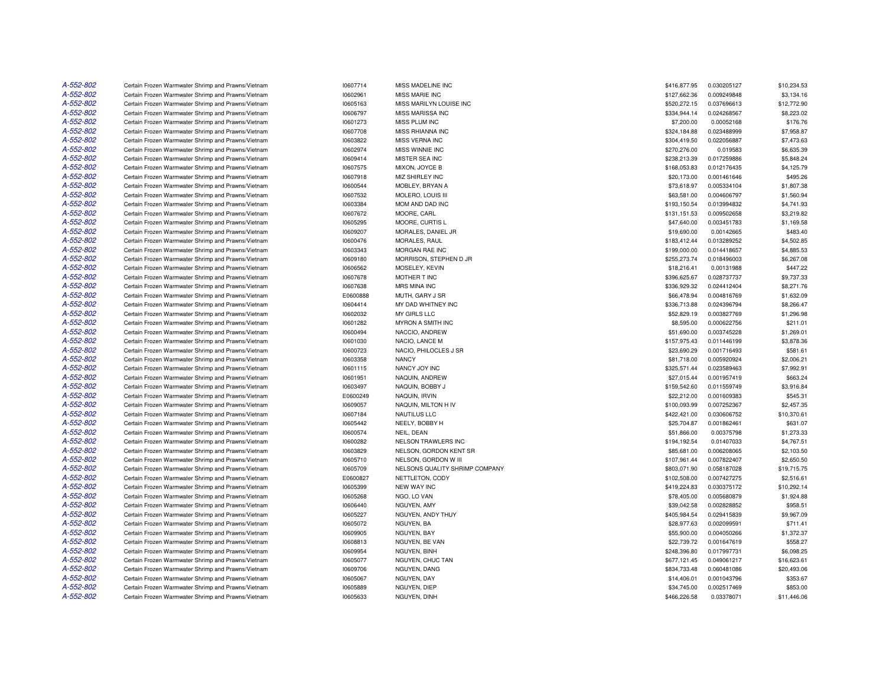| | | | | | | |
|---|---|---|---|---|---|---|
| A-552-802 | Certain Frozen Warmwater Shrimp and Prawns/Vietnam | I0607714 | MISS MADELINE INC | $416,877.95 | 0.030205127 | $10,234.53 |
| A-552-802 | Certain Frozen Warmwater Shrimp and Prawns/Vietnam | I0602961 | MISS MARIE INC | $127,662.36 | 0.009249848 | $3,134.16 |
| A-552-802 | Certain Frozen Warmwater Shrimp and Prawns/Vietnam | I0605163 | MISS MARILYN LOUISE INC | $520,272.15 | 0.037696613 | $12,772.90 |
| A-552-802 | Certain Frozen Warmwater Shrimp and Prawns/Vietnam | I0606797 | MISS MARISSA INC | $334,944.14 | 0.024268567 | $8,223.02 |
| A-552-802 | Certain Frozen Warmwater Shrimp and Prawns/Vietnam | I0601273 | MISS PLUM INC | $7,200.00 | 0.00052168 | $176.76 |
| A-552-802 | Certain Frozen Warmwater Shrimp and Prawns/Vietnam | I0607708 | MISS RHIANNA INC | $324,184.88 | 0.023488999 | $7,958.87 |
| A-552-802 | Certain Frozen Warmwater Shrimp and Prawns/Vietnam | I0603822 | MISS VERNA INC | $304,419.50 | 0.022056887 | $7,473.63 |
| A-552-802 | Certain Frozen Warmwater Shrimp and Prawns/Vietnam | I0602974 | MISS WINNIE INC | $270,276.00 | 0.019583 | $6,635.39 |
| A-552-802 | Certain Frozen Warmwater Shrimp and Prawns/Vietnam | I0609414 | MISTER SEA INC | $238,213.39 | 0.017259886 | $5,848.24 |
| A-552-802 | Certain Frozen Warmwater Shrimp and Prawns/Vietnam | I0607575 | MIXON, JOYCE B | $168,053.83 | 0.012176435 | $4,125.79 |
| A-552-802 | Certain Frozen Warmwater Shrimp and Prawns/Vietnam | I0607918 | MIZ SHIRLEY INC | $20,173.00 | 0.001461646 | $495.26 |
| A-552-802 | Certain Frozen Warmwater Shrimp and Prawns/Vietnam | I0600544 | MOBLEY, BRYAN A | $73,618.97 | 0.005334104 | $1,807.38 |
| A-552-802 | Certain Frozen Warmwater Shrimp and Prawns/Vietnam | I0607532 | MOLERO, LOUIS III | $63,581.00 | 0.004606797 | $1,560.94 |
| A-552-802 | Certain Frozen Warmwater Shrimp and Prawns/Vietnam | I0603384 | MOM AND DAD INC | $193,150.54 | 0.013994832 | $4,741.93 |
| A-552-802 | Certain Frozen Warmwater Shrimp and Prawns/Vietnam | I0607672 | MOORE, CARL | $131,151.53 | 0.009502658 | $3,219.82 |
| A-552-802 | Certain Frozen Warmwater Shrimp and Prawns/Vietnam | I0605295 | MOORE, CURTIS L | $47,640.00 | 0.003451783 | $1,169.58 |
| A-552-802 | Certain Frozen Warmwater Shrimp and Prawns/Vietnam | I0609207 | MORALES, DANIEL JR | $19,690.00 | 0.00142665 | $483.40 |
| A-552-802 | Certain Frozen Warmwater Shrimp and Prawns/Vietnam | I0600476 | MORALES, RAUL | $183,412.44 | 0.013289252 | $4,502.85 |
| A-552-802 | Certain Frozen Warmwater Shrimp and Prawns/Vietnam | I0603343 | MORGAN RAE INC | $199,000.00 | 0.014418657 | $4,885.53 |
| A-552-802 | Certain Frozen Warmwater Shrimp and Prawns/Vietnam | I0609180 | MORRISON, STEPHEN D JR | $255,273.74 | 0.018496003 | $6,267.08 |
| A-552-802 | Certain Frozen Warmwater Shrimp and Prawns/Vietnam | I0606562 | MOSELEY, KEVIN | $18,216.41 | 0.00131988 | $447.22 |
| A-552-802 | Certain Frozen Warmwater Shrimp and Prawns/Vietnam | I0607678 | MOTHER T INC | $396,625.67 | 0.028737737 | $9,737.33 |
| A-552-802 | Certain Frozen Warmwater Shrimp and Prawns/Vietnam | I0607638 | MRS MINA INC | $336,929.32 | 0.024412404 | $8,271.76 |
| A-552-802 | Certain Frozen Warmwater Shrimp and Prawns/Vietnam | E0600888 | MUTH, GARY J SR | $66,478.94 | 0.004816769 | $1,632.09 |
| A-552-802 | Certain Frozen Warmwater Shrimp and Prawns/Vietnam | I0604414 | MY DAD WHITNEY INC | $336,713.88 | 0.024396794 | $8,266.47 |
| A-552-802 | Certain Frozen Warmwater Shrimp and Prawns/Vietnam | I0602032 | MY GIRLS LLC | $52,829.19 | 0.003827769 | $1,296.98 |
| A-552-802 | Certain Frozen Warmwater Shrimp and Prawns/Vietnam | I0601282 | MYRON A SMITH INC | $8,595.00 | 0.000622756 | $211.01 |
| A-552-802 | Certain Frozen Warmwater Shrimp and Prawns/Vietnam | I0600494 | NACCIO, ANDREW | $51,690.00 | 0.003745228 | $1,269.01 |
| A-552-802 | Certain Frozen Warmwater Shrimp and Prawns/Vietnam | I0601030 | NACIO, LANCE M | $157,975.43 | 0.011446199 | $3,878.36 |
| A-552-802 | Certain Frozen Warmwater Shrimp and Prawns/Vietnam | I0600723 | NACIO, PHILOCLES J SR | $23,690.29 | 0.001716493 | $581.61 |
| A-552-802 | Certain Frozen Warmwater Shrimp and Prawns/Vietnam | I0603358 | NANCY | $81,718.00 | 0.005920924 | $2,006.21 |
| A-552-802 | Certain Frozen Warmwater Shrimp and Prawns/Vietnam | I0601115 | NANCY JOY INC | $325,571.44 | 0.023589463 | $7,992.91 |
| A-552-802 | Certain Frozen Warmwater Shrimp and Prawns/Vietnam | I0601951 | NAQUIN, ANDREW | $27,015.44 | 0.001957419 | $663.24 |
| A-552-802 | Certain Frozen Warmwater Shrimp and Prawns/Vietnam | I0603497 | NAQUIN, BOBBY J | $159,542.60 | 0.011559749 | $3,916.84 |
| A-552-802 | Certain Frozen Warmwater Shrimp and Prawns/Vietnam | E0600249 | NAQUIN, IRVIN | $22,212.00 | 0.001609383 | $545.31 |
| A-552-802 | Certain Frozen Warmwater Shrimp and Prawns/Vietnam | I0609057 | NAQUIN, MILTON H IV | $100,093.99 | 0.007252367 | $2,457.35 |
| A-552-802 | Certain Frozen Warmwater Shrimp and Prawns/Vietnam | I0607184 | NAUTILUS LLC | $422,421.00 | 0.030606752 | $10,370.61 |
| A-552-802 | Certain Frozen Warmwater Shrimp and Prawns/Vietnam | I0605442 | NEELY, BOBBY H | $25,704.87 | 0.001862461 | $631.07 |
| A-552-802 | Certain Frozen Warmwater Shrimp and Prawns/Vietnam | I0600574 | NEIL, DEAN | $51,866.00 | 0.00375798 | $1,273.33 |
| A-552-802 | Certain Frozen Warmwater Shrimp and Prawns/Vietnam | I0600282 | NELSON TRAWLERS INC | $194,192.54 | 0.01407033 | $4,767.51 |
| A-552-802 | Certain Frozen Warmwater Shrimp and Prawns/Vietnam | I0603829 | NELSON, GORDON KENT SR | $85,681.00 | 0.006208065 | $2,103.50 |
| A-552-802 | Certain Frozen Warmwater Shrimp and Prawns/Vietnam | I0605710 | NELSON, GORDON W III | $107,961.44 | 0.007822407 | $2,650.50 |
| A-552-802 | Certain Frozen Warmwater Shrimp and Prawns/Vietnam | I0605709 | NELSONS QUALITY SHRIMP COMPANY | $803,071.90 | 0.058187028 | $19,715.75 |
| A-552-802 | Certain Frozen Warmwater Shrimp and Prawns/Vietnam | E0600827 | NETTLETON, CODY | $102,508.00 | 0.007427275 | $2,516.61 |
| A-552-802 | Certain Frozen Warmwater Shrimp and Prawns/Vietnam | I0605399 | NEW WAY INC | $419,224.83 | 0.030375172 | $10,292.14 |
| A-552-802 | Certain Frozen Warmwater Shrimp and Prawns/Vietnam | I0605268 | NGO, LO VAN | $78,405.00 | 0.005680879 | $1,924.88 |
| A-552-802 | Certain Frozen Warmwater Shrimp and Prawns/Vietnam | I0606440 | NGUYEN, AMY | $39,042.58 | 0.002828852 | $958.51 |
| A-552-802 | Certain Frozen Warmwater Shrimp and Prawns/Vietnam | I0605227 | NGUYEN, ANDY THUY | $405,984.54 | 0.029415839 | $9,967.09 |
| A-552-802 | Certain Frozen Warmwater Shrimp and Prawns/Vietnam | I0605072 | NGUYEN, BA | $28,977.63 | 0.002099591 | $711.41 |
| A-552-802 | Certain Frozen Warmwater Shrimp and Prawns/Vietnam | I0609905 | NGUYEN, BAY | $55,900.00 | 0.004050266 | $1,372.37 |
| A-552-802 | Certain Frozen Warmwater Shrimp and Prawns/Vietnam | I0608813 | NGUYEN, BE VAN | $22,739.72 | 0.001647619 | $558.27 |
| A-552-802 | Certain Frozen Warmwater Shrimp and Prawns/Vietnam | I0609954 | NGUYEN, BINH | $248,396.80 | 0.017997731 | $6,098.25 |
| A-552-802 | Certain Frozen Warmwater Shrimp and Prawns/Vietnam | I0605077 | NGUYEN, CHUC TAN | $677,121.45 | 0.049061217 | $16,623.61 |
| A-552-802 | Certain Frozen Warmwater Shrimp and Prawns/Vietnam | I0609706 | NGUYEN, DANG | $834,733.48 | 0.060481086 | $20,493.06 |
| A-552-802 | Certain Frozen Warmwater Shrimp and Prawns/Vietnam | I0605067 | NGUYEN, DAY | $14,406.01 | 0.001043796 | $353.67 |
| A-552-802 | Certain Frozen Warmwater Shrimp and Prawns/Vietnam | I0605889 | NGUYEN, DIEP | $34,745.00 | 0.002517469 | $853.00 |
| A-552-802 | Certain Frozen Warmwater Shrimp and Prawns/Vietnam | I0605633 | NGUYEN, DINH | $466,226.58 | 0.03378071 | $11,446.06 |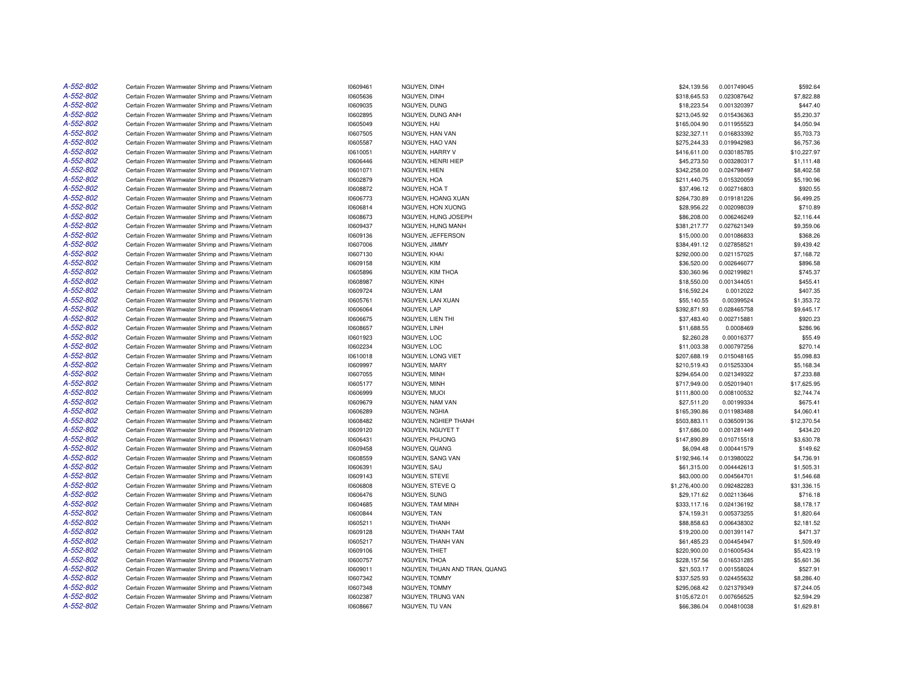| | | | | | | |
|---|---|---|---|---|---|---|
| A-552-802 | Certain Frozen Warmwater Shrimp and Prawns/Vietnam | I0609461 | NGUYEN, DINH | $24,139.56 | 0.001749045 | $592.64 |
| A-552-802 | Certain Frozen Warmwater Shrimp and Prawns/Vietnam | I0605636 | NGUYEN, DINH | $318,645.53 | 0.023087642 | $7,822.88 |
| A-552-802 | Certain Frozen Warmwater Shrimp and Prawns/Vietnam | I0609035 | NGUYEN, DUNG | $18,223.54 | 0.001320397 | $447.40 |
| A-552-802 | Certain Frozen Warmwater Shrimp and Prawns/Vietnam | I0602895 | NGUYEN, DUNG ANH | $213,045.92 | 0.015436363 | $5,230.37 |
| A-552-802 | Certain Frozen Warmwater Shrimp and Prawns/Vietnam | I0605049 | NGUYEN, HAI | $165,004.90 | 0.011955523 | $4,050.94 |
| A-552-802 | Certain Frozen Warmwater Shrimp and Prawns/Vietnam | I0607505 | NGUYEN, HAN VAN | $232,327.11 | 0.016833392 | $5,703.73 |
| A-552-802 | Certain Frozen Warmwater Shrimp and Prawns/Vietnam | I0605587 | NGUYEN, HAO VAN | $275,244.33 | 0.019942983 | $6,757.36 |
| A-552-802 | Certain Frozen Warmwater Shrimp and Prawns/Vietnam | I0610051 | NGUYEN, HARRY V | $416,611.00 | 0.030185785 | $10,227.97 |
| A-552-802 | Certain Frozen Warmwater Shrimp and Prawns/Vietnam | I0606446 | NGUYEN, HENRI HIEP | $45,273.50 | 0.003280317 | $1,111.48 |
| A-552-802 | Certain Frozen Warmwater Shrimp and Prawns/Vietnam | I0601071 | NGUYEN, HIEN | $342,258.00 | 0.024798497 | $8,402.58 |
| A-552-802 | Certain Frozen Warmwater Shrimp and Prawns/Vietnam | I0602879 | NGUYEN, HOA | $211,440.75 | 0.015320059 | $5,190.96 |
| A-552-802 | Certain Frozen Warmwater Shrimp and Prawns/Vietnam | I0608872 | NGUYEN, HOA T | $37,496.12 | 0.002716803 | $920.55 |
| A-552-802 | Certain Frozen Warmwater Shrimp and Prawns/Vietnam | I0606773 | NGUYEN, HOANG XUAN | $264,730.89 | 0.019181226 | $6,499.25 |
| A-552-802 | Certain Frozen Warmwater Shrimp and Prawns/Vietnam | I0606814 | NGUYEN, HON XUONG | $28,956.22 | 0.002098039 | $710.89 |
| A-552-802 | Certain Frozen Warmwater Shrimp and Prawns/Vietnam | I0608673 | NGUYEN, HUNG JOSEPH | $86,208.00 | 0.006246249 | $2,116.44 |
| A-552-802 | Certain Frozen Warmwater Shrimp and Prawns/Vietnam | I0609437 | NGUYEN, HUNG MANH | $381,217.77 | 0.027621349 | $9,359.06 |
| A-552-802 | Certain Frozen Warmwater Shrimp and Prawns/Vietnam | I0609136 | NGUYEN, JEFFERSON | $15,000.00 | 0.001086833 | $368.26 |
| A-552-802 | Certain Frozen Warmwater Shrimp and Prawns/Vietnam | I0607006 | NGUYEN, JIMMY | $384,491.12 | 0.027858521 | $9,439.42 |
| A-552-802 | Certain Frozen Warmwater Shrimp and Prawns/Vietnam | I0607130 | NGUYEN, KHAI | $292,000.00 | 0.021157025 | $7,168.72 |
| A-552-802 | Certain Frozen Warmwater Shrimp and Prawns/Vietnam | I0609158 | NGUYEN, KIM | $36,520.00 | 0.002646077 | $896.58 |
| A-552-802 | Certain Frozen Warmwater Shrimp and Prawns/Vietnam | I0605896 | NGUYEN, KIM THOA | $30,360.96 | 0.002199821 | $745.37 |
| A-552-802 | Certain Frozen Warmwater Shrimp and Prawns/Vietnam | I0608987 | NGUYEN, KINH | $18,550.00 | 0.001344051 | $455.41 |
| A-552-802 | Certain Frozen Warmwater Shrimp and Prawns/Vietnam | I0609724 | NGUYEN, LAM | $16,592.24 | 0.0012022 | $407.35 |
| A-552-802 | Certain Frozen Warmwater Shrimp and Prawns/Vietnam | I0605761 | NGUYEN, LAN XUAN | $55,140.55 | 0.00399524 | $1,353.72 |
| A-552-802 | Certain Frozen Warmwater Shrimp and Prawns/Vietnam | I0606064 | NGUYEN, LAP | $392,871.93 | 0.028465758 | $9,645.17 |
| A-552-802 | Certain Frozen Warmwater Shrimp and Prawns/Vietnam | I0606675 | NGUYEN, LIEN THI | $37,483.40 | 0.002715881 | $920.23 |
| A-552-802 | Certain Frozen Warmwater Shrimp and Prawns/Vietnam | I0608657 | NGUYEN, LINH | $11,688.55 | 0.0008469 | $286.96 |
| A-552-802 | Certain Frozen Warmwater Shrimp and Prawns/Vietnam | I0601923 | NGUYEN, LOC | $2,260.28 | 0.00016377 | $55.49 |
| A-552-802 | Certain Frozen Warmwater Shrimp and Prawns/Vietnam | I0602234 | NGUYEN, LOC | $11,003.38 | 0.000797256 | $270.14 |
| A-552-802 | Certain Frozen Warmwater Shrimp and Prawns/Vietnam | I0610018 | NGUYEN, LONG VIET | $207,688.19 | 0.015048165 | $5,098.83 |
| A-552-802 | Certain Frozen Warmwater Shrimp and Prawns/Vietnam | I0609997 | NGUYEN, MARY | $210,519.43 | 0.015253304 | $5,168.34 |
| A-552-802 | Certain Frozen Warmwater Shrimp and Prawns/Vietnam | I0607055 | NGUYEN, MINH | $294,654.00 | 0.021349322 | $7,233.88 |
| A-552-802 | Certain Frozen Warmwater Shrimp and Prawns/Vietnam | I0605177 | NGUYEN, MINH | $717,949.00 | 0.052019401 | $17,625.95 |
| A-552-802 | Certain Frozen Warmwater Shrimp and Prawns/Vietnam | I0606999 | NGUYEN, MUOI | $111,800.00 | 0.008100532 | $2,744.74 |
| A-552-802 | Certain Frozen Warmwater Shrimp and Prawns/Vietnam | I0609679 | NGUYEN, NAM VAN | $27,511.20 | 0.00199334 | $675.41 |
| A-552-802 | Certain Frozen Warmwater Shrimp and Prawns/Vietnam | I0606289 | NGUYEN, NGHIA | $165,390.86 | 0.011983488 | $4,060.41 |
| A-552-802 | Certain Frozen Warmwater Shrimp and Prawns/Vietnam | I0608482 | NGUYEN, NGHIEP THANH | $503,883.11 | 0.036509136 | $12,370.54 |
| A-552-802 | Certain Frozen Warmwater Shrimp and Prawns/Vietnam | I0609120 | NGUYEN, NGUYET T | $17,686.00 | 0.001281449 | $434.20 |
| A-552-802 | Certain Frozen Warmwater Shrimp and Prawns/Vietnam | I0606431 | NGUYEN, PHUONG | $147,890.89 | 0.010715518 | $3,630.78 |
| A-552-802 | Certain Frozen Warmwater Shrimp and Prawns/Vietnam | I0609458 | NGUYEN, QUANG | $6,094.48 | 0.000441579 | $149.62 |
| A-552-802 | Certain Frozen Warmwater Shrimp and Prawns/Vietnam | I0608559 | NGUYEN, SANG VAN | $192,946.14 | 0.013980022 | $4,736.91 |
| A-552-802 | Certain Frozen Warmwater Shrimp and Prawns/Vietnam | I0606391 | NGUYEN, SAU | $61,315.00 | 0.004442613 | $1,505.31 |
| A-552-802 | Certain Frozen Warmwater Shrimp and Prawns/Vietnam | I0609143 | NGUYEN, STEVE | $63,000.00 | 0.004564701 | $1,546.68 |
| A-552-802 | Certain Frozen Warmwater Shrimp and Prawns/Vietnam | I0606808 | NGUYEN, STEVE Q | $1,276,400.00 | 0.092482283 | $31,336.15 |
| A-552-802 | Certain Frozen Warmwater Shrimp and Prawns/Vietnam | I0606476 | NGUYEN, SUNG | $29,171.62 | 0.002113646 | $716.18 |
| A-552-802 | Certain Frozen Warmwater Shrimp and Prawns/Vietnam | I0604685 | NGUYEN, TAM MINH | $333,117.16 | 0.024136192 | $8,178.17 |
| A-552-802 | Certain Frozen Warmwater Shrimp and Prawns/Vietnam | I0600844 | NGUYEN, TAN | $74,159.31 | 0.005373255 | $1,820.64 |
| A-552-802 | Certain Frozen Warmwater Shrimp and Prawns/Vietnam | I0605211 | NGUYEN, THANH | $88,858.63 | 0.006438302 | $2,181.52 |
| A-552-802 | Certain Frozen Warmwater Shrimp and Prawns/Vietnam | I0609128 | NGUYEN, THANH TAM | $19,200.00 | 0.001391147 | $471.37 |
| A-552-802 | Certain Frozen Warmwater Shrimp and Prawns/Vietnam | I0605217 | NGUYEN, THANH VAN | $61,485.23 | 0.004454947 | $1,509.49 |
| A-552-802 | Certain Frozen Warmwater Shrimp and Prawns/Vietnam | I0609106 | NGUYEN, THIET | $220,900.00 | 0.016005434 | $5,423.19 |
| A-552-802 | Certain Frozen Warmwater Shrimp and Prawns/Vietnam | I0600757 | NGUYEN, THOA | $228,157.56 | 0.016531285 | $5,601.36 |
| A-552-802 | Certain Frozen Warmwater Shrimp and Prawns/Vietnam | I0609011 | NGUYEN, THUAN AND TRAN, QUANG | $21,503.17 | 0.001558024 | $527.91 |
| A-552-802 | Certain Frozen Warmwater Shrimp and Prawns/Vietnam | I0607342 | NGUYEN, TOMMY | $337,525.93 | 0.024455632 | $8,286.40 |
| A-552-802 | Certain Frozen Warmwater Shrimp and Prawns/Vietnam | I0607348 | NGUYEN, TOMMY | $295,068.42 | 0.021379349 | $7,244.05 |
| A-552-802 | Certain Frozen Warmwater Shrimp and Prawns/Vietnam | I0602387 | NGUYEN, TRUNG VAN | $105,672.01 | 0.007656525 | $2,594.29 |
| A-552-802 | Certain Frozen Warmwater Shrimp and Prawns/Vietnam | I0608667 | NGUYEN, TU VAN | $66,386.04 | 0.004810038 | $1,629.81 |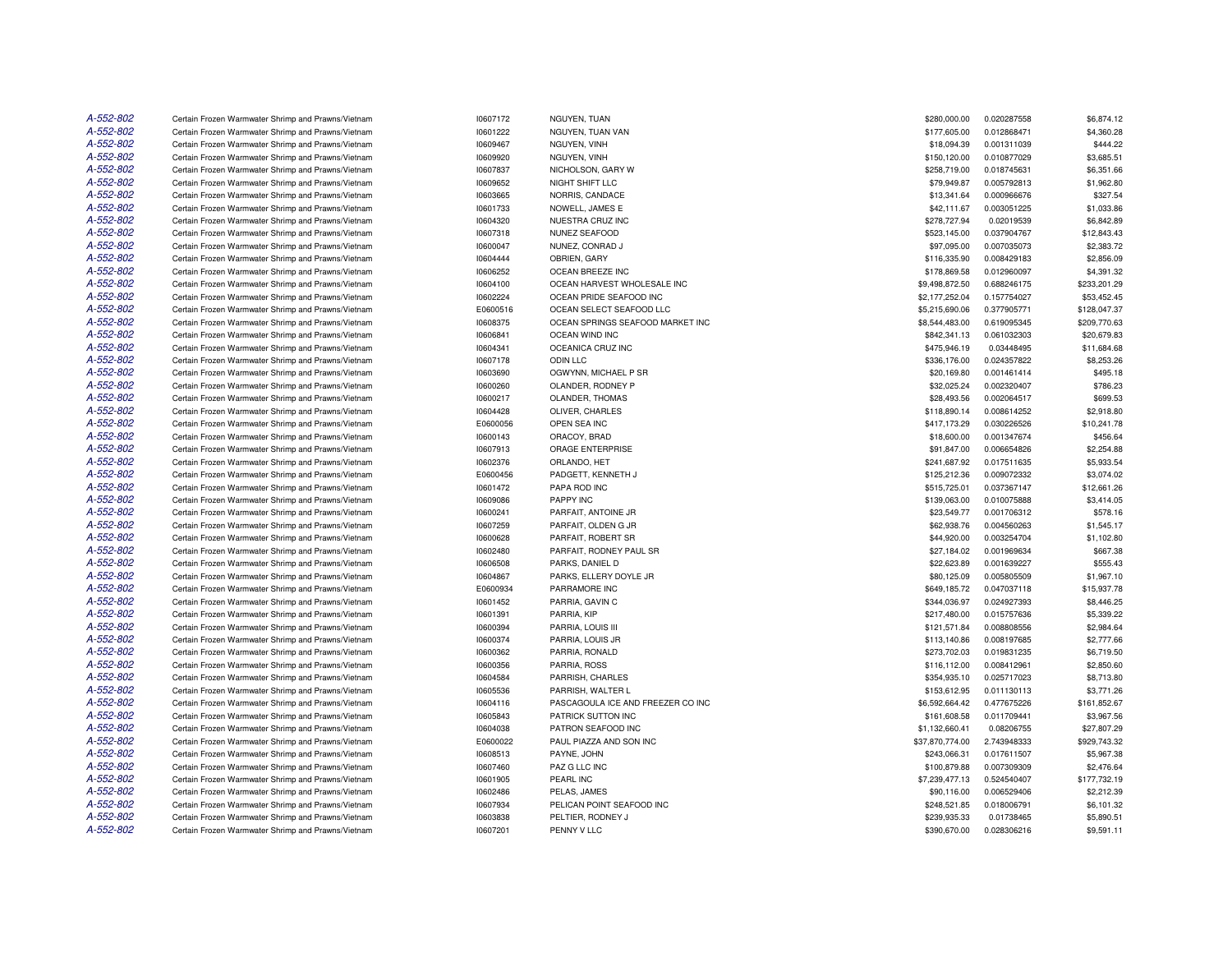| | | | | | | |
|---|---|---|---|---|---|---|
| A-552-802 | Certain Frozen Warmwater Shrimp and Prawns/Vietnam | I0607172 | NGUYEN, TUAN | $280,000.00 | 0.020287558 | $6,874.12 |
| A-552-802 | Certain Frozen Warmwater Shrimp and Prawns/Vietnam | I0601222 | NGUYEN, TUAN VAN | $177,605.00 | 0.012868471 | $4,360.28 |
| A-552-802 | Certain Frozen Warmwater Shrimp and Prawns/Vietnam | I0609467 | NGUYEN, VINH | $18,094.39 | 0.001311039 | $444.22 |
| A-552-802 | Certain Frozen Warmwater Shrimp and Prawns/Vietnam | I0609920 | NGUYEN, VINH | $150,120.00 | 0.010877029 | $3,685.51 |
| A-552-802 | Certain Frozen Warmwater Shrimp and Prawns/Vietnam | I0607837 | NICHOLSON, GARY W | $258,719.00 | 0.018745631 | $6,351.66 |
| A-552-802 | Certain Frozen Warmwater Shrimp and Prawns/Vietnam | I0609652 | NIGHT SHIFT LLC | $79,949.87 | 0.005792813 | $1,962.80 |
| A-552-802 | Certain Frozen Warmwater Shrimp and Prawns/Vietnam | I0603665 | NORRIS, CANDACE | $13,341.64 | 0.000966676 | $327.54 |
| A-552-802 | Certain Frozen Warmwater Shrimp and Prawns/Vietnam | I0601733 | NOWELL, JAMES E | $42,111.67 | 0.003051225 | $1,033.86 |
| A-552-802 | Certain Frozen Warmwater Shrimp and Prawns/Vietnam | I0604320 | NUESTRA CRUZ INC | $278,727.94 | 0.02019539 | $6,842.89 |
| A-552-802 | Certain Frozen Warmwater Shrimp and Prawns/Vietnam | I0607318 | NUNEZ SEAFOOD | $523,145.00 | 0.037904767 | $12,843.43 |
| A-552-802 | Certain Frozen Warmwater Shrimp and Prawns/Vietnam | I0600047 | NUNEZ, CONRAD J | $97,095.00 | 0.007035073 | $2,383.72 |
| A-552-802 | Certain Frozen Warmwater Shrimp and Prawns/Vietnam | I0604444 | OBRIEN, GARY | $116,335.90 | 0.008429183 | $2,856.09 |
| A-552-802 | Certain Frozen Warmwater Shrimp and Prawns/Vietnam | I0606252 | OCEAN BREEZE INC | $178,869.58 | 0.012960097 | $4,391.32 |
| A-552-802 | Certain Frozen Warmwater Shrimp and Prawns/Vietnam | I0604100 | OCEAN HARVEST WHOLESALE INC | $9,498,872.50 | 0.688246175 | $233,201.29 |
| A-552-802 | Certain Frozen Warmwater Shrimp and Prawns/Vietnam | I0602224 | OCEAN PRIDE SEAFOOD INC | $2,177,252.04 | 0.157754027 | $53,452.45 |
| A-552-802 | Certain Frozen Warmwater Shrimp and Prawns/Vietnam | E0600516 | OCEAN SELECT SEAFOOD LLC | $5,215,690.06 | 0.377905771 | $128,047.37 |
| A-552-802 | Certain Frozen Warmwater Shrimp and Prawns/Vietnam | I0608375 | OCEAN SPRINGS SEAFOOD MARKET INC | $8,544,483.00 | 0.619095345 | $209,770.63 |
| A-552-802 | Certain Frozen Warmwater Shrimp and Prawns/Vietnam | I0606841 | OCEAN WIND INC | $842,341.13 | 0.061032303 | $20,679.83 |
| A-552-802 | Certain Frozen Warmwater Shrimp and Prawns/Vietnam | I0604341 | OCEANICA CRUZ INC | $475,946.19 | 0.03448495 | $11,684.68 |
| A-552-802 | Certain Frozen Warmwater Shrimp and Prawns/Vietnam | I0607178 | ODIN LLC | $336,176.00 | 0.024357822 | $8,253.26 |
| A-552-802 | Certain Frozen Warmwater Shrimp and Prawns/Vietnam | I0603690 | OGWYNN, MICHAEL P SR | $20,169.80 | 0.001461414 | $495.18 |
| A-552-802 | Certain Frozen Warmwater Shrimp and Prawns/Vietnam | I0600260 | OLANDER, RODNEY P | $32,025.24 | 0.002320407 | $786.23 |
| A-552-802 | Certain Frozen Warmwater Shrimp and Prawns/Vietnam | I0600217 | OLANDER, THOMAS | $28,493.56 | 0.002064517 | $699.53 |
| A-552-802 | Certain Frozen Warmwater Shrimp and Prawns/Vietnam | I0604428 | OLIVER, CHARLES | $118,890.14 | 0.008614252 | $2,918.80 |
| A-552-802 | Certain Frozen Warmwater Shrimp and Prawns/Vietnam | E0600056 | OPEN SEA INC | $417,173.29 | 0.030226526 | $10,241.78 |
| A-552-802 | Certain Frozen Warmwater Shrimp and Prawns/Vietnam | I0600143 | ORACOY, BRAD | $18,600.00 | 0.001347674 | $456.64 |
| A-552-802 | Certain Frozen Warmwater Shrimp and Prawns/Vietnam | I0607913 | ORAGE ENTERPRISE | $91,847.00 | 0.006654826 | $2,254.88 |
| A-552-802 | Certain Frozen Warmwater Shrimp and Prawns/Vietnam | I0602376 | ORLANDO, HET | $241,687.92 | 0.017511635 | $5,933.54 |
| A-552-802 | Certain Frozen Warmwater Shrimp and Prawns/Vietnam | E0600456 | PADGETT, KENNETH J | $125,212.36 | 0.009072332 | $3,074.02 |
| A-552-802 | Certain Frozen Warmwater Shrimp and Prawns/Vietnam | I0601472 | PAPA ROD INC | $515,725.01 | 0.037367147 | $12,661.26 |
| A-552-802 | Certain Frozen Warmwater Shrimp and Prawns/Vietnam | I0609086 | PAPPY INC | $139,063.00 | 0.010075888 | $3,414.05 |
| A-552-802 | Certain Frozen Warmwater Shrimp and Prawns/Vietnam | I0600241 | PARFAIT, ANTOINE JR | $23,549.77 | 0.001706312 | $578.16 |
| A-552-802 | Certain Frozen Warmwater Shrimp and Prawns/Vietnam | I0607259 | PARFAIT, OLDEN G JR | $62,938.76 | 0.004560263 | $1,545.17 |
| A-552-802 | Certain Frozen Warmwater Shrimp and Prawns/Vietnam | I0600628 | PARFAIT, ROBERT SR | $44,920.00 | 0.003254704 | $1,102.80 |
| A-552-802 | Certain Frozen Warmwater Shrimp and Prawns/Vietnam | I0602480 | PARFAIT, RODNEY PAUL SR | $27,184.02 | 0.001969634 | $667.38 |
| A-552-802 | Certain Frozen Warmwater Shrimp and Prawns/Vietnam | I0606508 | PARKS, DANIEL D | $22,623.89 | 0.001639227 | $555.43 |
| A-552-802 | Certain Frozen Warmwater Shrimp and Prawns/Vietnam | I0604867 | PARKS, ELLERY DOYLE JR | $80,125.09 | 0.005805509 | $1,967.10 |
| A-552-802 | Certain Frozen Warmwater Shrimp and Prawns/Vietnam | E0600934 | PARRAMORE INC | $649,185.72 | 0.047037118 | $15,937.78 |
| A-552-802 | Certain Frozen Warmwater Shrimp and Prawns/Vietnam | I0601452 | PARRIA, GAVIN C | $344,036.97 | 0.024927393 | $8,446.25 |
| A-552-802 | Certain Frozen Warmwater Shrimp and Prawns/Vietnam | I0601391 | PARRIA, KIP | $217,480.00 | 0.015757636 | $5,339.22 |
| A-552-802 | Certain Frozen Warmwater Shrimp and Prawns/Vietnam | I0600394 | PARRIA, LOUIS III | $121,571.84 | 0.008808556 | $2,984.64 |
| A-552-802 | Certain Frozen Warmwater Shrimp and Prawns/Vietnam | I0600374 | PARRIA, LOUIS JR | $113,140.86 | 0.008197685 | $2,777.66 |
| A-552-802 | Certain Frozen Warmwater Shrimp and Prawns/Vietnam | I0600362 | PARRIA, RONALD | $273,702.03 | 0.019831235 | $6,719.50 |
| A-552-802 | Certain Frozen Warmwater Shrimp and Prawns/Vietnam | I0600356 | PARRIA, ROSS | $116,112.00 | 0.008412961 | $2,850.60 |
| A-552-802 | Certain Frozen Warmwater Shrimp and Prawns/Vietnam | I0604584 | PARRISH, CHARLES | $354,935.10 | 0.025717023 | $8,713.80 |
| A-552-802 | Certain Frozen Warmwater Shrimp and Prawns/Vietnam | I0605536 | PARRISH, WALTER L | $153,612.95 | 0.011130113 | $3,771.26 |
| A-552-802 | Certain Frozen Warmwater Shrimp and Prawns/Vietnam | I0604116 | PASCAGOULA ICE AND FREEZER CO INC | $6,592,664.42 | 0.477675226 | $161,852.67 |
| A-552-802 | Certain Frozen Warmwater Shrimp and Prawns/Vietnam | I0605843 | PATRICK SUTTON INC | $161,608.58 | 0.011709441 | $3,967.56 |
| A-552-802 | Certain Frozen Warmwater Shrimp and Prawns/Vietnam | I0604038 | PATRON SEAFOOD INC | $1,132,660.41 | 0.08206755 | $27,807.29 |
| A-552-802 | Certain Frozen Warmwater Shrimp and Prawns/Vietnam | E0600022 | PAUL PIAZZA AND SON INC | $37,870,774.00 | 2.743948333 | $929,743.32 |
| A-552-802 | Certain Frozen Warmwater Shrimp and Prawns/Vietnam | I0608513 | PAYNE, JOHN | $243,066.31 | 0.017611507 | $5,967.38 |
| A-552-802 | Certain Frozen Warmwater Shrimp and Prawns/Vietnam | I0607460 | PAZ G LLC INC | $100,879.88 | 0.007309309 | $2,476.64 |
| A-552-802 | Certain Frozen Warmwater Shrimp and Prawns/Vietnam | I0601905 | PEARL INC | $7,239,477.13 | 0.524540407 | $177,732.19 |
| A-552-802 | Certain Frozen Warmwater Shrimp and Prawns/Vietnam | I0602486 | PELAS, JAMES | $90,116.00 | 0.006529406 | $2,212.39 |
| A-552-802 | Certain Frozen Warmwater Shrimp and Prawns/Vietnam | I0607934 | PELICAN POINT SEAFOOD INC | $248,521.85 | 0.018006791 | $6,101.32 |
| A-552-802 | Certain Frozen Warmwater Shrimp and Prawns/Vietnam | I0603838 | PELTIER, RODNEY J | $239,935.33 | 0.01738465 | $5,890.51 |
| A-552-802 | Certain Frozen Warmwater Shrimp and Prawns/Vietnam | I0607201 | PENNY V LLC | $390,670.00 | 0.028306216 | $9,591.11 |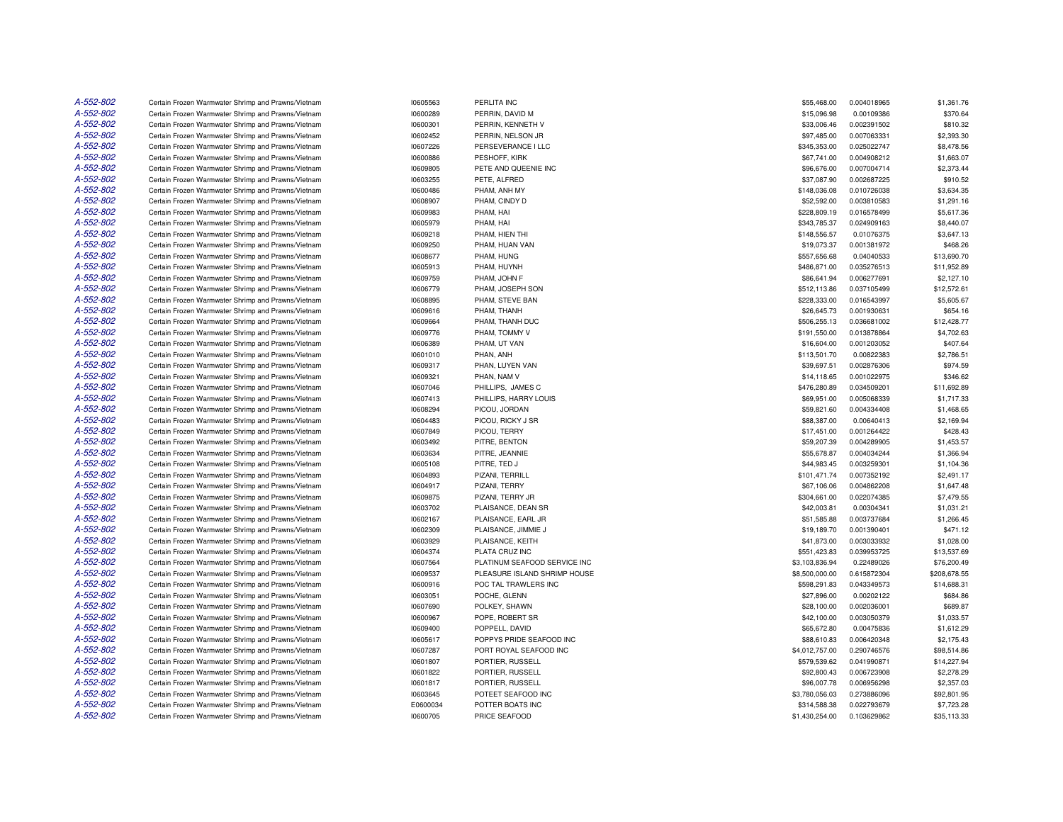| | | | | | | |
|---|---|---|---|---|---|---|
| A-552-802 | Certain Frozen Warmwater Shrimp and Prawns/Vietnam | I0605563 | PERLITA INC | $55,468.00 | 0.004018965 | $1,361.76 |
| A-552-802 | Certain Frozen Warmwater Shrimp and Prawns/Vietnam | I0600289 | PERRIN, DAVID M | $15,096.98 | 0.00109386 | $370.64 |
| A-552-802 | Certain Frozen Warmwater Shrimp and Prawns/Vietnam | I0600301 | PERRIN, KENNETH V | $33,006.46 | 0.002391502 | $810.32 |
| A-552-802 | Certain Frozen Warmwater Shrimp and Prawns/Vietnam | I0602452 | PERRIN, NELSON JR | $97,485.00 | 0.007063331 | $2,393.30 |
| A-552-802 | Certain Frozen Warmwater Shrimp and Prawns/Vietnam | I0607226 | PERSEVERANCE I LLC | $345,353.00 | 0.025022747 | $8,478.56 |
| A-552-802 | Certain Frozen Warmwater Shrimp and Prawns/Vietnam | I0600886 | PESHOFF, KIRK | $67,741.00 | 0.004908212 | $1,663.07 |
| A-552-802 | Certain Frozen Warmwater Shrimp and Prawns/Vietnam | I0609805 | PETE AND QUEENIE INC | $96,676.00 | 0.007004714 | $2,373.44 |
| A-552-802 | Certain Frozen Warmwater Shrimp and Prawns/Vietnam | I0603255 | PETE, ALFRED | $37,087.90 | 0.002687225 | $910.52 |
| A-552-802 | Certain Frozen Warmwater Shrimp and Prawns/Vietnam | I0600486 | PHAM, ANH MY | $148,036.08 | 0.010726038 | $3,634.35 |
| A-552-802 | Certain Frozen Warmwater Shrimp and Prawns/Vietnam | I0608907 | PHAM, CINDY D | $52,592.00 | 0.003810583 | $1,291.16 |
| A-552-802 | Certain Frozen Warmwater Shrimp and Prawns/Vietnam | I0609983 | PHAM, HAI | $228,809.19 | 0.016578499 | $5,617.36 |
| A-552-802 | Certain Frozen Warmwater Shrimp and Prawns/Vietnam | I0605979 | PHAM, HAI | $343,785.37 | 0.024909163 | $8,440.07 |
| A-552-802 | Certain Frozen Warmwater Shrimp and Prawns/Vietnam | I0609218 | PHAM, HIEN THI | $148,556.57 | 0.01076375 | $3,647.13 |
| A-552-802 | Certain Frozen Warmwater Shrimp and Prawns/Vietnam | I0609250 | PHAM, HUAN VAN | $19,073.37 | 0.001381972 | $468.26 |
| A-552-802 | Certain Frozen Warmwater Shrimp and Prawns/Vietnam | I0608677 | PHAM, HUNG | $557,656.68 | 0.04040533 | $13,690.70 |
| A-552-802 | Certain Frozen Warmwater Shrimp and Prawns/Vietnam | I0605913 | PHAM, HUYNH | $486,871.00 | 0.035276513 | $11,952.89 |
| A-552-802 | Certain Frozen Warmwater Shrimp and Prawns/Vietnam | I0609759 | PHAM, JOHN F | $86,641.94 | 0.006277691 | $2,127.10 |
| A-552-802 | Certain Frozen Warmwater Shrimp and Prawns/Vietnam | I0606779 | PHAM, JOSEPH SON | $512,113.86 | 0.037105499 | $12,572.61 |
| A-552-802 | Certain Frozen Warmwater Shrimp and Prawns/Vietnam | I0608895 | PHAM, STEVE BAN | $228,333.00 | 0.016543997 | $5,605.67 |
| A-552-802 | Certain Frozen Warmwater Shrimp and Prawns/Vietnam | I0609616 | PHAM, THANH | $26,645.73 | 0.001930631 | $654.16 |
| A-552-802 | Certain Frozen Warmwater Shrimp and Prawns/Vietnam | I0609664 | PHAM, THANH DUC | $506,255.13 | 0.036681002 | $12,428.77 |
| A-552-802 | Certain Frozen Warmwater Shrimp and Prawns/Vietnam | I0609776 | PHAM, TOMMY V | $191,550.00 | 0.013878864 | $4,702.63 |
| A-552-802 | Certain Frozen Warmwater Shrimp and Prawns/Vietnam | I0606389 | PHAM, UT VAN | $16,604.00 | 0.001203052 | $407.64 |
| A-552-802 | Certain Frozen Warmwater Shrimp and Prawns/Vietnam | I0601010 | PHAN, ANH | $113,501.70 | 0.00822383 | $2,786.51 |
| A-552-802 | Certain Frozen Warmwater Shrimp and Prawns/Vietnam | I0609317 | PHAN, LUYEN VAN | $39,697.51 | 0.002876306 | $974.59 |
| A-552-802 | Certain Frozen Warmwater Shrimp and Prawns/Vietnam | I0609321 | PHAN, NAM V | $14,118.65 | 0.001022975 | $346.62 |
| A-552-802 | Certain Frozen Warmwater Shrimp and Prawns/Vietnam | I0607046 | PHILLIPS, JAMES C | $476,280.89 | 0.034509201 | $11,692.89 |
| A-552-802 | Certain Frozen Warmwater Shrimp and Prawns/Vietnam | I0607413 | PHILLIPS, HARRY LOUIS | $69,951.00 | 0.005068339 | $1,717.33 |
| A-552-802 | Certain Frozen Warmwater Shrimp and Prawns/Vietnam | I0608294 | PICOU, JORDAN | $59,821.60 | 0.004334408 | $1,468.65 |
| A-552-802 | Certain Frozen Warmwater Shrimp and Prawns/Vietnam | I0604483 | PICOU, RICKY J SR | $88,387.00 | 0.00640413 | $2,169.94 |
| A-552-802 | Certain Frozen Warmwater Shrimp and Prawns/Vietnam | I0607849 | PICOU, TERRY | $17,451.00 | 0.001264422 | $428.43 |
| A-552-802 | Certain Frozen Warmwater Shrimp and Prawns/Vietnam | I0603492 | PITRE, BENTON | $59,207.39 | 0.004289905 | $1,453.57 |
| A-552-802 | Certain Frozen Warmwater Shrimp and Prawns/Vietnam | I0603634 | PITRE, JEANNIE | $55,678.87 | 0.004034244 | $1,366.94 |
| A-552-802 | Certain Frozen Warmwater Shrimp and Prawns/Vietnam | I0605108 | PITRE, TED J | $44,983.45 | 0.003259301 | $1,104.36 |
| A-552-802 | Certain Frozen Warmwater Shrimp and Prawns/Vietnam | I0604893 | PIZANI, TERRILL | $101,471.74 | 0.007352192 | $2,491.17 |
| A-552-802 | Certain Frozen Warmwater Shrimp and Prawns/Vietnam | I0604917 | PIZANI, TERRY | $67,106.06 | 0.004862208 | $1,647.48 |
| A-552-802 | Certain Frozen Warmwater Shrimp and Prawns/Vietnam | I0609875 | PIZANI, TERRY JR | $304,661.00 | 0.022074385 | $7,479.55 |
| A-552-802 | Certain Frozen Warmwater Shrimp and Prawns/Vietnam | I0603702 | PLAISANCE, DEAN SR | $42,003.81 | 0.00304341 | $1,031.21 |
| A-552-802 | Certain Frozen Warmwater Shrimp and Prawns/Vietnam | I0602167 | PLAISANCE, EARL JR | $51,585.88 | 0.003737684 | $1,266.45 |
| A-552-802 | Certain Frozen Warmwater Shrimp and Prawns/Vietnam | I0602309 | PLAISANCE, JIMMIE J | $19,189.70 | 0.001390401 | $471.12 |
| A-552-802 | Certain Frozen Warmwater Shrimp and Prawns/Vietnam | I0603929 | PLAISANCE, KEITH | $41,873.00 | 0.003033932 | $1,028.00 |
| A-552-802 | Certain Frozen Warmwater Shrimp and Prawns/Vietnam | I0604374 | PLATA CRUZ INC | $551,423.83 | 0.039953725 | $13,537.69 |
| A-552-802 | Certain Frozen Warmwater Shrimp and Prawns/Vietnam | I0607564 | PLATINUM SEAFOOD SERVICE INC | $3,103,836.94 | 0.22489026 | $76,200.49 |
| A-552-802 | Certain Frozen Warmwater Shrimp and Prawns/Vietnam | I0609537 | PLEASURE ISLAND SHRIMP HOUSE | $8,500,000.00 | 0.615872304 | $208,678.55 |
| A-552-802 | Certain Frozen Warmwater Shrimp and Prawns/Vietnam | I0600916 | POC TAL TRAWLERS INC | $598,291.83 | 0.043349573 | $14,688.31 |
| A-552-802 | Certain Frozen Warmwater Shrimp and Prawns/Vietnam | I0603051 | POCHE, GLENN | $27,896.00 | 0.00202122 | $684.86 |
| A-552-802 | Certain Frozen Warmwater Shrimp and Prawns/Vietnam | I0607690 | POLKEY, SHAWN | $28,100.00 | 0.002036001 | $689.87 |
| A-552-802 | Certain Frozen Warmwater Shrimp and Prawns/Vietnam | I0600967 | POPE, ROBERT SR | $42,100.00 | 0.003050379 | $1,033.57 |
| A-552-802 | Certain Frozen Warmwater Shrimp and Prawns/Vietnam | I0609400 | POPPELL, DAVID | $65,672.80 | 0.00475836 | $1,612.29 |
| A-552-802 | Certain Frozen Warmwater Shrimp and Prawns/Vietnam | I0605617 | POPPYS PRIDE SEAFOOD INC | $88,610.83 | 0.006420348 | $2,175.43 |
| A-552-802 | Certain Frozen Warmwater Shrimp and Prawns/Vietnam | I0607287 | PORT ROYAL SEAFOOD INC | $4,012,757.00 | 0.290746576 | $98,514.86 |
| A-552-802 | Certain Frozen Warmwater Shrimp and Prawns/Vietnam | I0601807 | PORTIER, RUSSELL | $579,539.62 | 0.041990871 | $14,227.94 |
| A-552-802 | Certain Frozen Warmwater Shrimp and Prawns/Vietnam | I0601822 | PORTIER, RUSSELL | $92,800.43 | 0.006723908 | $2,278.29 |
| A-552-802 | Certain Frozen Warmwater Shrimp and Prawns/Vietnam | I0601817 | PORTIER, RUSSELL | $96,007.78 | 0.006956298 | $2,357.03 |
| A-552-802 | Certain Frozen Warmwater Shrimp and Prawns/Vietnam | I0603645 | POTEET SEAFOOD INC | $3,780,056.03 | 0.273886096 | $92,801.95 |
| A-552-802 | Certain Frozen Warmwater Shrimp and Prawns/Vietnam | E0600034 | POTTER BOATS INC | $314,588.38 | 0.022793679 | $7,723.28 |
| A-552-802 | Certain Frozen Warmwater Shrimp and Prawns/Vietnam | I0600705 | PRICE SEAFOOD | $1,430,254.00 | 0.103629862 | $35,113.33 |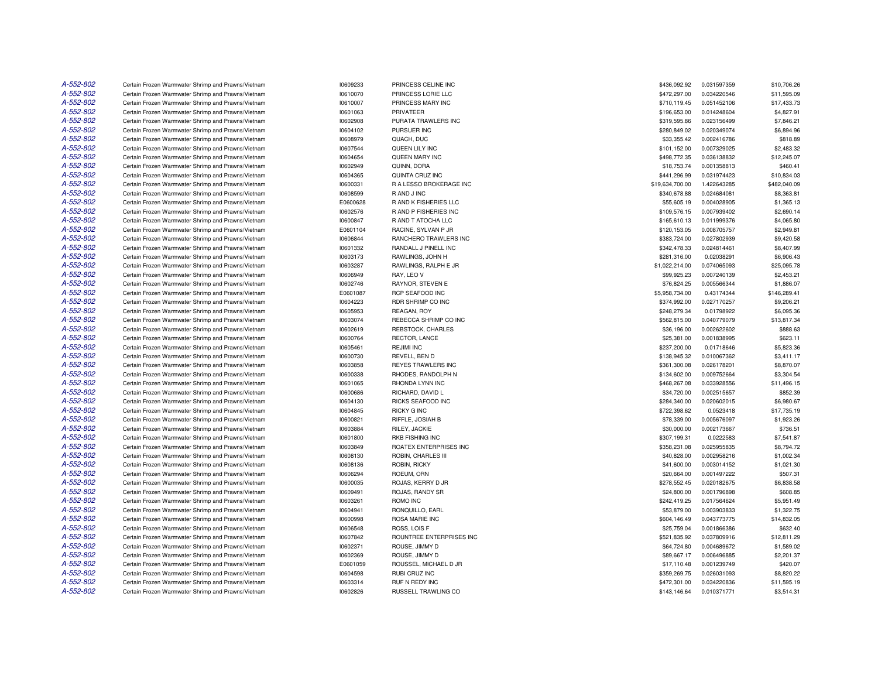| | | | | | | |
|---|---|---|---|---|---|---|
| A-552-802 | Certain Frozen Warmwater Shrimp and Prawns/Vietnam | I0609233 | PRINCESS CELINE INC | $436,092.92 | 0.031597359 | $10,706.26 |
| A-552-802 | Certain Frozen Warmwater Shrimp and Prawns/Vietnam | I0610070 | PRINCESS LORIE LLC | $472,297.00 | 0.034220546 | $11,595.09 |
| A-552-802 | Certain Frozen Warmwater Shrimp and Prawns/Vietnam | I0610007 | PRINCESS MARY INC | $710,119.45 | 0.051452106 | $17,433.73 |
| A-552-802 | Certain Frozen Warmwater Shrimp and Prawns/Vietnam | I0601063 | PRIVATEER | $196,653.00 | 0.014248604 | $4,827.91 |
| A-552-802 | Certain Frozen Warmwater Shrimp and Prawns/Vietnam | I0602908 | PURATA TRAWLERS INC | $319,595.86 | 0.023156499 | $7,846.21 |
| A-552-802 | Certain Frozen Warmwater Shrimp and Prawns/Vietnam | I0604102 | PURSUER INC | $280,849.02 | 0.020349074 | $6,894.96 |
| A-552-802 | Certain Frozen Warmwater Shrimp and Prawns/Vietnam | I0608979 | QUACH, DUC | $33,355.42 | 0.002416786 | $818.89 |
| A-552-802 | Certain Frozen Warmwater Shrimp and Prawns/Vietnam | I0607544 | QUEEN LILY INC | $101,152.00 | 0.007329025 | $2,483.32 |
| A-552-802 | Certain Frozen Warmwater Shrimp and Prawns/Vietnam | I0604654 | QUEEN MARY INC | $498,772.35 | 0.036138832 | $12,245.07 |
| A-552-802 | Certain Frozen Warmwater Shrimp and Prawns/Vietnam | I0602949 | QUINN, DORA | $18,753.74 | 0.001358813 | $460.41 |
| A-552-802 | Certain Frozen Warmwater Shrimp and Prawns/Vietnam | I0604365 | QUINTA CRUZ INC | $441,296.99 | 0.031974423 | $10,834.03 |
| A-552-802 | Certain Frozen Warmwater Shrimp and Prawns/Vietnam | I0600331 | R A LESSO BROKERAGE INC | $19,634,700.00 | 1.422643285 | $482,040.09 |
| A-552-802 | Certain Frozen Warmwater Shrimp and Prawns/Vietnam | I0608599 | R AND J INC | $340,678.88 | 0.024684081 | $8,363.81 |
| A-552-802 | Certain Frozen Warmwater Shrimp and Prawns/Vietnam | E0600628 | R AND K FISHERIES LLC | $55,605.19 | 0.004028905 | $1,365.13 |
| A-552-802 | Certain Frozen Warmwater Shrimp and Prawns/Vietnam | I0602576 | R AND P FISHERIES INC | $109,576.15 | 0.007939402 | $2,690.14 |
| A-552-802 | Certain Frozen Warmwater Shrimp and Prawns/Vietnam | I0600847 | R AND T ATOCHA LLC | $165,610.13 | 0.011999376 | $4,065.80 |
| A-552-802 | Certain Frozen Warmwater Shrimp and Prawns/Vietnam | E0601104 | RACINE, SYLVAN P JR | $120,153.05 | 0.008705757 | $2,949.81 |
| A-552-802 | Certain Frozen Warmwater Shrimp and Prawns/Vietnam | I0606844 | RANCHERO TRAWLERS INC | $383,724.00 | 0.027802939 | $9,420.58 |
| A-552-802 | Certain Frozen Warmwater Shrimp and Prawns/Vietnam | I0601332 | RANDALL J PINELL INC | $342,478.33 | 0.024814461 | $8,407.99 |
| A-552-802 | Certain Frozen Warmwater Shrimp and Prawns/Vietnam | I0603173 | RAWLINGS, JOHN H | $281,316.00 | 0.02038291 | $6,906.43 |
| A-552-802 | Certain Frozen Warmwater Shrimp and Prawns/Vietnam | I0603287 | RAWLINGS, RALPH E JR | $1,022,214.00 | 0.074065093 | $25,095.78 |
| A-552-802 | Certain Frozen Warmwater Shrimp and Prawns/Vietnam | I0606949 | RAY, LEO V | $99,925.23 | 0.007240139 | $2,453.21 |
| A-552-802 | Certain Frozen Warmwater Shrimp and Prawns/Vietnam | I0602746 | RAYNOR, STEVEN E | $76,824.25 | 0.005566344 | $1,886.07 |
| A-552-802 | Certain Frozen Warmwater Shrimp and Prawns/Vietnam | E0601087 | RCP SEAFOOD INC | $5,958,734.00 | 0.43174344 | $146,289.41 |
| A-552-802 | Certain Frozen Warmwater Shrimp and Prawns/Vietnam | I0604223 | RDR SHRIMP CO INC | $374,992.00 | 0.027170257 | $9,206.21 |
| A-552-802 | Certain Frozen Warmwater Shrimp and Prawns/Vietnam | I0605953 | REAGAN, ROY | $248,279.34 | 0.01798922 | $6,095.36 |
| A-552-802 | Certain Frozen Warmwater Shrimp and Prawns/Vietnam | I0603074 | REBECCA SHRIMP CO INC | $562,815.00 | 0.040779079 | $13,817.34 |
| A-552-802 | Certain Frozen Warmwater Shrimp and Prawns/Vietnam | I0602619 | REBSTOCK, CHARLES | $36,196.00 | 0.002622602 | $888.63 |
| A-552-802 | Certain Frozen Warmwater Shrimp and Prawns/Vietnam | I0600764 | RECTOR, LANCE | $25,381.00 | 0.001838995 | $623.11 |
| A-552-802 | Certain Frozen Warmwater Shrimp and Prawns/Vietnam | I0605461 | REJIMI INC | $237,200.00 | 0.01718646 | $5,823.36 |
| A-552-802 | Certain Frozen Warmwater Shrimp and Prawns/Vietnam | I0600730 | REVELL, BEN D | $138,945.32 | 0.010067362 | $3,411.17 |
| A-552-802 | Certain Frozen Warmwater Shrimp and Prawns/Vietnam | I0603858 | REYES TRAWLERS INC | $361,300.08 | 0.026178201 | $8,870.07 |
| A-552-802 | Certain Frozen Warmwater Shrimp and Prawns/Vietnam | I0600338 | RHODES, RANDOLPH N | $134,602.00 | 0.009752664 | $3,304.54 |
| A-552-802 | Certain Frozen Warmwater Shrimp and Prawns/Vietnam | I0601065 | RHONDA LYNN INC | $468,267.08 | 0.033928556 | $11,496.15 |
| A-552-802 | Certain Frozen Warmwater Shrimp and Prawns/Vietnam | I0600686 | RICHARD, DAVID L | $34,720.00 | 0.002515657 | $852.39 |
| A-552-802 | Certain Frozen Warmwater Shrimp and Prawns/Vietnam | I0604130 | RICKS SEAFOOD INC | $284,340.00 | 0.020602015 | $6,980.67 |
| A-552-802 | Certain Frozen Warmwater Shrimp and Prawns/Vietnam | I0604845 | RICKY G INC | $722,398.62 | 0.0523418 | $17,735.19 |
| A-552-802 | Certain Frozen Warmwater Shrimp and Prawns/Vietnam | I0600821 | RIFFLE, JOSIAH B | $78,339.00 | 0.005676097 | $1,923.26 |
| A-552-802 | Certain Frozen Warmwater Shrimp and Prawns/Vietnam | I0603884 | RILEY, JACKIE | $30,000.00 | 0.002173667 | $736.51 |
| A-552-802 | Certain Frozen Warmwater Shrimp and Prawns/Vietnam | I0601800 | RKB FISHING INC | $307,199.31 | 0.0222583 | $7,541.87 |
| A-552-802 | Certain Frozen Warmwater Shrimp and Prawns/Vietnam | I0603849 | ROATEX ENTERPRISES INC | $358,231.08 | 0.025955835 | $8,794.72 |
| A-552-802 | Certain Frozen Warmwater Shrimp and Prawns/Vietnam | I0608130 | ROBIN, CHARLES III | $40,828.00 | 0.002958216 | $1,002.34 |
| A-552-802 | Certain Frozen Warmwater Shrimp and Prawns/Vietnam | I0608136 | ROBIN, RICKY | $41,600.00 | 0.003014152 | $1,021.30 |
| A-552-802 | Certain Frozen Warmwater Shrimp and Prawns/Vietnam | I0606294 | ROEUM, ORN | $20,664.00 | 0.001497222 | $507.31 |
| A-552-802 | Certain Frozen Warmwater Shrimp and Prawns/Vietnam | I0600035 | ROJAS, KERRY D JR | $278,552.45 | 0.020182675 | $6,838.58 |
| A-552-802 | Certain Frozen Warmwater Shrimp and Prawns/Vietnam | I0609491 | ROJAS, RANDY SR | $24,800.00 | 0.001796898 | $608.85 |
| A-552-802 | Certain Frozen Warmwater Shrimp and Prawns/Vietnam | I0603261 | ROMO INC | $242,419.25 | 0.017564624 | $5,951.49 |
| A-552-802 | Certain Frozen Warmwater Shrimp and Prawns/Vietnam | I0604941 | RONQUILLO, EARL | $53,879.00 | 0.003903833 | $1,322.75 |
| A-552-802 | Certain Frozen Warmwater Shrimp and Prawns/Vietnam | I0600998 | ROSA MARIE INC | $604,146.49 | 0.043773775 | $14,832.05 |
| A-552-802 | Certain Frozen Warmwater Shrimp and Prawns/Vietnam | I0606548 | ROSS, LOIS F | $25,759.04 | 0.001866386 | $632.40 |
| A-552-802 | Certain Frozen Warmwater Shrimp and Prawns/Vietnam | I0607842 | ROUNTREE ENTERPRISES INC | $521,835.92 | 0.037809916 | $12,811.29 |
| A-552-802 | Certain Frozen Warmwater Shrimp and Prawns/Vietnam | I0602371 | ROUSE, JIMMY D | $64,724.80 | 0.004689672 | $1,589.02 |
| A-552-802 | Certain Frozen Warmwater Shrimp and Prawns/Vietnam | I0602369 | ROUSE, JIMMY D | $89,667.17 | 0.006496885 | $2,201.37 |
| A-552-802 | Certain Frozen Warmwater Shrimp and Prawns/Vietnam | E0601059 | ROUSSEL, MICHAEL D JR | $17,110.48 | 0.001239749 | $420.07 |
| A-552-802 | Certain Frozen Warmwater Shrimp and Prawns/Vietnam | I0604598 | RUBI CRUZ INC | $359,269.75 | 0.026031093 | $8,820.22 |
| A-552-802 | Certain Frozen Warmwater Shrimp and Prawns/Vietnam | I0603314 | RUF N REDY INC | $472,301.00 | 0.034220836 | $11,595.19 |
| A-552-802 | Certain Frozen Warmwater Shrimp and Prawns/Vietnam | I0602826 | RUSSELL TRAWLING CO | $143,146.64 | 0.010371771 | $3,514.31 |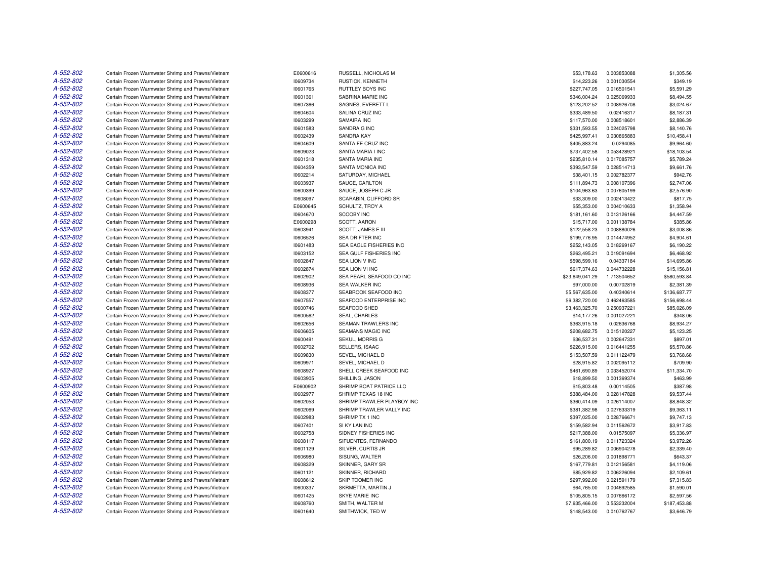| | | | | | | |
|---|---|---|---|---|---|---|
| A-552-802 | Certain Frozen Warmwater Shrimp and Prawns/Vietnam | E0600616 | RUSSELL, NICHOLAS M | $53,178.63 | 0.003853088 | $1,305.56 |
| A-552-802 | Certain Frozen Warmwater Shrimp and Prawns/Vietnam | I0609734 | RUSTICK, KENNETH | $14,223.26 | 0.001030554 | $349.19 |
| A-552-802 | Certain Frozen Warmwater Shrimp and Prawns/Vietnam | I0601765 | RUTTLEY BOYS INC | $227,747.05 | 0.016501541 | $5,591.29 |
| A-552-802 | Certain Frozen Warmwater Shrimp and Prawns/Vietnam | I0601361 | SABRINA MARIE INC | $346,004.24 | 0.025069933 | $8,494.55 |
| A-552-802 | Certain Frozen Warmwater Shrimp and Prawns/Vietnam | I0607366 | SAGNES, EVERETT L | $123,202.52 | 0.008926708 | $3,024.67 |
| A-552-802 | Certain Frozen Warmwater Shrimp and Prawns/Vietnam | I0604604 | SALINA CRUZ INC | $333,489.50 | 0.02416317 | $8,187.31 |
| A-552-802 | Certain Frozen Warmwater Shrimp and Prawns/Vietnam | I0603299 | SAMAIRA INC | $117,570.00 | 0.008518601 | $2,886.39 |
| A-552-802 | Certain Frozen Warmwater Shrimp and Prawns/Vietnam | I0601583 | SANDRA G INC | $331,593.55 | 0.024025798 | $8,140.76 |
| A-552-802 | Certain Frozen Warmwater Shrimp and Prawns/Vietnam | I0602439 | SANDRA KAY | $425,997.41 | 0.030865883 | $10,458.41 |
| A-552-802 | Certain Frozen Warmwater Shrimp and Prawns/Vietnam | I0604609 | SANTA FE CRUZ INC | $405,883.24 | 0.0294085 | $9,964.60 |
| A-552-802 | Certain Frozen Warmwater Shrimp and Prawns/Vietnam | I0609023 | SANTA MARIA I INC | $737,402.58 | 0.053428921 | $18,103.54 |
| A-552-802 | Certain Frozen Warmwater Shrimp and Prawns/Vietnam | I0601318 | SANTA MARIA INC | $235,810.14 | 0.017085757 | $5,789.24 |
| A-552-802 | Certain Frozen Warmwater Shrimp and Prawns/Vietnam | I0604359 | SANTA MONICA INC | $393,547.59 | 0.028514713 | $9,661.76 |
| A-552-802 | Certain Frozen Warmwater Shrimp and Prawns/Vietnam | I0602214 | SATURDAY, MICHAEL | $38,401.15 | 0.002782377 | $942.76 |
| A-552-802 | Certain Frozen Warmwater Shrimp and Prawns/Vietnam | I0603937 | SAUCE, CARLTON | $111,894.73 | 0.008107396 | $2,747.06 |
| A-552-802 | Certain Frozen Warmwater Shrimp and Prawns/Vietnam | I0600399 | SAUCE, JOSEPH C JR | $104,963.63 | 0.007605199 | $2,576.90 |
| A-552-802 | Certain Frozen Warmwater Shrimp and Prawns/Vietnam | I0608097 | SCARABIN, CLIFFORD SR | $33,309.00 | 0.002413422 | $817.75 |
| A-552-802 | Certain Frozen Warmwater Shrimp and Prawns/Vietnam | E0600645 | SCHULTZ, TROY A | $55,353.00 | 0.004010633 | $1,358.94 |
| A-552-802 | Certain Frozen Warmwater Shrimp and Prawns/Vietnam | I0604670 | SCOOBY INC | $181,161.60 | 0.013126166 | $4,447.59 |
| A-552-802 | Certain Frozen Warmwater Shrimp and Prawns/Vietnam | E0600298 | SCOTT, AARON | $15,717.00 | 0.001138784 | $385.86 |
| A-552-802 | Certain Frozen Warmwater Shrimp and Prawns/Vietnam | I0603941 | SCOTT, JAMES E III | $122,558.23 | 0.008880026 | $3,008.86 |
| A-552-802 | Certain Frozen Warmwater Shrimp and Prawns/Vietnam | I0606526 | SEA DRIFTER INC | $199,776.95 | 0.014474952 | $4,904.61 |
| A-552-802 | Certain Frozen Warmwater Shrimp and Prawns/Vietnam | I0601483 | SEA EAGLE FISHERIES INC | $252,143.05 | 0.018269167 | $6,190.22 |
| A-552-802 | Certain Frozen Warmwater Shrimp and Prawns/Vietnam | I0603152 | SEA GULF FISHERIES INC | $263,495.21 | 0.019091694 | $6,468.92 |
| A-552-802 | Certain Frozen Warmwater Shrimp and Prawns/Vietnam | I0602847 | SEA LION V INC | $598,599.16 | 0.04337184 | $14,695.86 |
| A-552-802 | Certain Frozen Warmwater Shrimp and Prawns/Vietnam | I0602874 | SEA LION VI INC | $617,374.63 | 0.044732228 | $15,156.81 |
| A-552-802 | Certain Frozen Warmwater Shrimp and Prawns/Vietnam | I0602902 | SEA PEARL SEAFOOD CO INC | $23,649,041.29 | 1.713504652 | $580,593.84 |
| A-552-802 | Certain Frozen Warmwater Shrimp and Prawns/Vietnam | I0608936 | SEA WALKER INC | $97,000.00 | 0.00702819 | $2,381.39 |
| A-552-802 | Certain Frozen Warmwater Shrimp and Prawns/Vietnam | I0608377 | SEABROOK SEAFOOD INC | $5,567,635.00 | 0.40340614 | $136,687.77 |
| A-552-802 | Certain Frozen Warmwater Shrimp and Prawns/Vietnam | I0607557 | SEAFOOD ENTERPRISE INC | $6,382,720.00 | 0.462463585 | $156,698.44 |
| A-552-802 | Certain Frozen Warmwater Shrimp and Prawns/Vietnam | I0600746 | SEAFOOD SHED | $3,463,325.70 | 0.250937221 | $85,026.09 |
| A-552-802 | Certain Frozen Warmwater Shrimp and Prawns/Vietnam | I0600562 | SEAL, CHARLES | $14,177.26 | 0.001027221 | $348.06 |
| A-552-802 | Certain Frozen Warmwater Shrimp and Prawns/Vietnam | I0602656 | SEAMAN TRAWLERS INC | $363,915.18 | 0.02636768 | $8,934.27 |
| A-552-802 | Certain Frozen Warmwater Shrimp and Prawns/Vietnam | I0606605 | SEAMANS MAGIC INC | $208,682.75 | 0.015120227 | $5,123.25 |
| A-552-802 | Certain Frozen Warmwater Shrimp and Prawns/Vietnam | I0600491 | SEKUL, MORRIS G | $36,537.31 | 0.002647331 | $897.01 |
| A-552-802 | Certain Frozen Warmwater Shrimp and Prawns/Vietnam | I0602702 | SELLERS, ISAAC | $226,915.00 | 0.016441255 | $5,570.86 |
| A-552-802 | Certain Frozen Warmwater Shrimp and Prawns/Vietnam | I0609830 | SEVEL, MICHAEL D | $153,507.59 | 0.011122479 | $3,768.68 |
| A-552-802 | Certain Frozen Warmwater Shrimp and Prawns/Vietnam | I0609971 | SEVEL, MICHAEL D | $28,915.82 | 0.002095112 | $709.90 |
| A-552-802 | Certain Frozen Warmwater Shrimp and Prawns/Vietnam | I0608927 | SHELL CREEK SEAFOOD INC | $461,690.89 | 0.033452074 | $11,334.70 |
| A-552-802 | Certain Frozen Warmwater Shrimp and Prawns/Vietnam | I0603905 | SHILLING, JASON | $18,899.50 | 0.001369374 | $463.99 |
| A-552-802 | Certain Frozen Warmwater Shrimp and Prawns/Vietnam | E0600902 | SHRIMP BOAT PATRICE LLC | $15,803.48 | 0.00114505 | $387.98 |
| A-552-802 | Certain Frozen Warmwater Shrimp and Prawns/Vietnam | I0602977 | SHRIMP TEXAS 18 INC | $388,484.00 | 0.028147828 | $9,537.44 |
| A-552-802 | Certain Frozen Warmwater Shrimp and Prawns/Vietnam | I0602053 | SHRIMP TRAWLER PLAYBOY INC | $360,414.09 | 0.026114007 | $8,848.32 |
| A-552-802 | Certain Frozen Warmwater Shrimp and Prawns/Vietnam | I0602069 | SHRIMP TRAWLER VALLY INC | $381,382.98 | 0.027633319 | $9,363.11 |
| A-552-802 | Certain Frozen Warmwater Shrimp and Prawns/Vietnam | I0602983 | SHRIMP TX 1 INC | $397,025.00 | 0.028766671 | $9,747.13 |
| A-552-802 | Certain Frozen Warmwater Shrimp and Prawns/Vietnam | I0607401 | SI KY LAN INC | $159,582.94 | 0.011562672 | $3,917.83 |
| A-552-802 | Certain Frozen Warmwater Shrimp and Prawns/Vietnam | I0602758 | SIDNEY FISHERIES INC | $217,388.00 | 0.01575097 | $5,336.97 |
| A-552-802 | Certain Frozen Warmwater Shrimp and Prawns/Vietnam | I0608117 | SIFUENTES, FERNANDO | $161,800.19 | 0.011723324 | $3,972.26 |
| A-552-802 | Certain Frozen Warmwater Shrimp and Prawns/Vietnam | I0601129 | SILVER, CURTIS JR | $95,289.82 | 0.006904278 | $2,339.40 |
| A-552-802 | Certain Frozen Warmwater Shrimp and Prawns/Vietnam | I0606980 | SISUNG, WALTER | $26,206.00 | 0.001898771 | $643.37 |
| A-552-802 | Certain Frozen Warmwater Shrimp and Prawns/Vietnam | I0608329 | SKINNER, GARY SR | $167,779.81 | 0.012156581 | $4,119.06 |
| A-552-802 | Certain Frozen Warmwater Shrimp and Prawns/Vietnam | I0601121 | SKINNER, RICHARD | $85,929.82 | 0.006226094 | $2,109.61 |
| A-552-802 | Certain Frozen Warmwater Shrimp and Prawns/Vietnam | I0608612 | SKIP TOOMER INC | $297,992.00 | 0.021591179 | $7,315.83 |
| A-552-802 | Certain Frozen Warmwater Shrimp and Prawns/Vietnam | I0600337 | SKRMETTA, MARTIN J | $64,765.00 | 0.004692585 | $1,590.01 |
| A-552-802 | Certain Frozen Warmwater Shrimp and Prawns/Vietnam | I0601425 | SKYE MARIE INC | $105,805.15 | 0.007666172 | $2,597.56 |
| A-552-802 | Certain Frozen Warmwater Shrimp and Prawns/Vietnam | I0608760 | SMITH, WALTER M | $7,635,466.00 | 0.553232004 | $187,453.88 |
| A-552-802 | Certain Frozen Warmwater Shrimp and Prawns/Vietnam | I0601640 | SMITHWICK, TED W | $148,543.00 | 0.010762767 | $3,646.79 |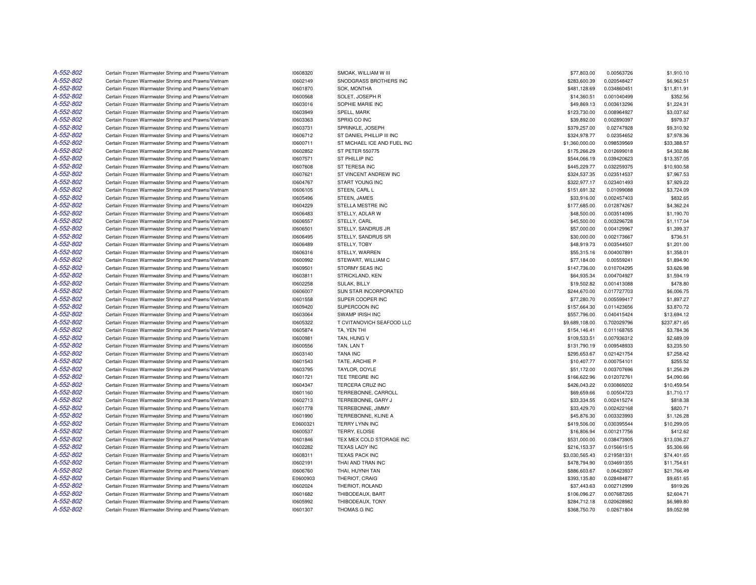| | | | | | | |
|---|---|---|---|---|---|---|
| A-552-802 | Certain Frozen Warmwater Shrimp and Prawns/Vietnam | I0608320 | SMOAK, WILLIAM W III | $77,803.00 | 0.00563726 | $1,910.10 |
| A-552-802 | Certain Frozen Warmwater Shrimp and Prawns/Vietnam | I0602149 | SNODGRASS BROTHERS INC | $283,600.39 | 0.020548427 | $6,962.51 |
| A-552-802 | Certain Frozen Warmwater Shrimp and Prawns/Vietnam | I0601870 | SOK, MONTHA | $481,128.69 | 0.034860451 | $11,811.91 |
| A-552-802 | Certain Frozen Warmwater Shrimp and Prawns/Vietnam | I0600568 | SOLET, JOSEPH R | $14,360.51 | 0.001040499 | $352.56 |
| A-552-802 | Certain Frozen Warmwater Shrimp and Prawns/Vietnam | I0603016 | SOPHIE MARIE INC | $49,869.13 | 0.003613296 | $1,224.31 |
| A-552-802 | Certain Frozen Warmwater Shrimp and Prawns/Vietnam | I0603949 | SPELL, MARK | $123,730.00 | 0.008964927 | $3,037.62 |
| A-552-802 | Certain Frozen Warmwater Shrimp and Prawns/Vietnam | I0603363 | SPRIG CO INC | $39,892.00 | 0.002890397 | $979.37 |
| A-552-802 | Certain Frozen Warmwater Shrimp and Prawns/Vietnam | I0603731 | SPRINKLE, JOSEPH | $379,257.00 | 0.02747928 | $9,310.92 |
| A-552-802 | Certain Frozen Warmwater Shrimp and Prawns/Vietnam | I0606712 | ST DANIEL PHILLIP III INC | $324,978.77 | 0.02354652 | $7,978.36 |
| A-552-802 | Certain Frozen Warmwater Shrimp and Prawns/Vietnam | I0600711 | ST MICHAEL ICE AND FUEL INC | $1,360,000.00 | 0.098539569 | $33,388.57 |
| A-552-802 | Certain Frozen Warmwater Shrimp and Prawns/Vietnam | I0602852 | ST PETER 550775 | $175,266.29 | 0.012699018 | $4,302.86 |
| A-552-802 | Certain Frozen Warmwater Shrimp and Prawns/Vietnam | I0607571 | ST PHILLIP INC | $544,066.19 | 0.039420623 | $13,357.05 |
| A-552-802 | Certain Frozen Warmwater Shrimp and Prawns/Vietnam | I0607608 | ST TERESA INC | $445,229.77 | 0.032259375 | $10,930.58 |
| A-552-802 | Certain Frozen Warmwater Shrimp and Prawns/Vietnam | I0607621 | ST VINCENT ANDREW INC | $324,537.35 | 0.023514537 | $7,967.53 |
| A-552-802 | Certain Frozen Warmwater Shrimp and Prawns/Vietnam | I0604767 | START YOUNG INC | $322,977.17 | 0.023401493 | $7,929.22 |
| A-552-802 | Certain Frozen Warmwater Shrimp and Prawns/Vietnam | I0606105 | STEEN, CARL L | $151,691.32 | 0.01099088 | $3,724.09 |
| A-552-802 | Certain Frozen Warmwater Shrimp and Prawns/Vietnam | I0605496 | STEEN, JAMES | $33,916.00 | 0.002457403 | $832.65 |
| A-552-802 | Certain Frozen Warmwater Shrimp and Prawns/Vietnam | I0604229 | STELLA MESTRE INC | $177,685.00 | 0.012874267 | $4,362.24 |
| A-552-802 | Certain Frozen Warmwater Shrimp and Prawns/Vietnam | I0606483 | STELLY, ADLAR W | $48,500.00 | 0.003514095 | $1,190.70 |
| A-552-802 | Certain Frozen Warmwater Shrimp and Prawns/Vietnam | I0606557 | STELLY, CARL | $45,500.00 | 0.003296728 | $1,117.04 |
| A-552-802 | Certain Frozen Warmwater Shrimp and Prawns/Vietnam | I0606501 | STELLY, SANDRUS JR | $57,000.00 | 0.004129967 | $1,399.37 |
| A-552-802 | Certain Frozen Warmwater Shrimp and Prawns/Vietnam | I0606495 | STELLY, SANDRUS SR | $30,000.00 | 0.002173667 | $736.51 |
| A-552-802 | Certain Frozen Warmwater Shrimp and Prawns/Vietnam | I0606489 | STELLY, TOBY | $48,919.73 | 0.003544507 | $1,201.00 |
| A-552-802 | Certain Frozen Warmwater Shrimp and Prawns/Vietnam | I0606316 | STELLY, WARREN | $55,315.16 | 0.004007891 | $1,358.01 |
| A-552-802 | Certain Frozen Warmwater Shrimp and Prawns/Vietnam | I0600992 | STEWART, WILLIAM C | $77,184.00 | 0.00559241 | $1,894.90 |
| A-552-802 | Certain Frozen Warmwater Shrimp and Prawns/Vietnam | I0609501 | STORMY SEAS INC | $147,736.00 | 0.010704295 | $3,626.98 |
| A-552-802 | Certain Frozen Warmwater Shrimp and Prawns/Vietnam | I0603811 | STRICKLAND, KEN | $64,935.34 | 0.004704927 | $1,594.19 |
| A-552-802 | Certain Frozen Warmwater Shrimp and Prawns/Vietnam | I0602258 | SULAK, BILLY | $19,502.82 | 0.001413088 | $478.80 |
| A-552-802 | Certain Frozen Warmwater Shrimp and Prawns/Vietnam | I0606007 | SUN STAR INCORPORATED | $244,670.00 | 0.017727703 | $6,006.75 |
| A-552-802 | Certain Frozen Warmwater Shrimp and Prawns/Vietnam | I0601558 | SUPER COOPER INC | $77,280.70 | 0.005599417 | $1,897.27 |
| A-552-802 | Certain Frozen Warmwater Shrimp and Prawns/Vietnam | I0609420 | SUPERCOON INC | $157,664.30 | 0.011423656 | $3,870.72 |
| A-552-802 | Certain Frozen Warmwater Shrimp and Prawns/Vietnam | I0603064 | SWAMP IRISH INC | $557,796.00 | 0.040415424 | $13,694.12 |
| A-552-802 | Certain Frozen Warmwater Shrimp and Prawns/Vietnam | I0605322 | T CVITANOVICH SEAFOOD LLC | $9,689,108.00 | 0.702029796 | $237,871.65 |
| A-552-802 | Certain Frozen Warmwater Shrimp and Prawns/Vietnam | I0605874 | TA, YEN THI | $154,146.41 | 0.011168765 | $3,784.36 |
| A-552-802 | Certain Frozen Warmwater Shrimp and Prawns/Vietnam | I0600981 | TAN, HUNG V | $109,533.51 | 0.007936312 | $2,689.09 |
| A-552-802 | Certain Frozen Warmwater Shrimp and Prawns/Vietnam | I0600556 | TAN, LAN T | $131,790.19 | 0.009548933 | $3,235.50 |
| A-552-802 | Certain Frozen Warmwater Shrimp and Prawns/Vietnam | I0603140 | TANA INC | $295,653.67 | 0.021421754 | $7,258.42 |
| A-552-802 | Certain Frozen Warmwater Shrimp and Prawns/Vietnam | I0601543 | TATE, ARCHIE P | $10,407.77 | 0.000754101 | $255.52 |
| A-552-802 | Certain Frozen Warmwater Shrimp and Prawns/Vietnam | I0603795 | TAYLOR, DOYLE | $51,172.00 | 0.003707696 | $1,256.29 |
| A-552-802 | Certain Frozen Warmwater Shrimp and Prawns/Vietnam | I0601721 | TEE TREGRE INC | $166,622.96 | 0.012072761 | $4,090.66 |
| A-552-802 | Certain Frozen Warmwater Shrimp and Prawns/Vietnam | I0604347 | TERCERA CRUZ INC | $426,043.22 | 0.030869202 | $10,459.54 |
| A-552-802 | Certain Frozen Warmwater Shrimp and Prawns/Vietnam | I0601160 | TERREBONNE, CARROLL | $69,659.66 | 0.00504723 | $1,710.17 |
| A-552-802 | Certain Frozen Warmwater Shrimp and Prawns/Vietnam | I0602713 | TERREBONNE, GARY J | $33,334.55 | 0.002415274 | $818.38 |
| A-552-802 | Certain Frozen Warmwater Shrimp and Prawns/Vietnam | I0601778 | TERREBONNE, JIMMY | $33,429.70 | 0.002422168 | $820.71 |
| A-552-802 | Certain Frozen Warmwater Shrimp and Prawns/Vietnam | I0601990 | TERREBONNE, KLINE A | $45,876.30 | 0.003323993 | $1,126.28 |
| A-552-802 | Certain Frozen Warmwater Shrimp and Prawns/Vietnam | E0600321 | TERRY LYNN INC | $419,506.00 | 0.030395544 | $10,299.05 |
| A-552-802 | Certain Frozen Warmwater Shrimp and Prawns/Vietnam | I0600537 | TERRY, ELOISE | $16,806.94 | 0.001217756 | $412.62 |
| A-552-802 | Certain Frozen Warmwater Shrimp and Prawns/Vietnam | I0601846 | TEX MEX COLD STORAGE INC | $531,000.00 | 0.038473905 | $13,036.27 |
| A-552-802 | Certain Frozen Warmwater Shrimp and Prawns/Vietnam | I0602282 | TEXAS LADY INC | $216,153.37 | 0.015661515 | $5,306.66 |
| A-552-802 | Certain Frozen Warmwater Shrimp and Prawns/Vietnam | I0608311 | TEXAS PACK INC | $3,030,565.43 | 0.219581331 | $74,401.65 |
| A-552-802 | Certain Frozen Warmwater Shrimp and Prawns/Vietnam | I0602191 | THAI AND TRAN INC | $478,794.90 | 0.034691355 | $11,754.61 |
| A-552-802 | Certain Frozen Warmwater Shrimp and Prawns/Vietnam | I0606760 | THAI, HUYNH TAN | $886,603.67 | 0.06423937 | $21,766.49 |
| A-552-802 | Certain Frozen Warmwater Shrimp and Prawns/Vietnam | E0600903 | THERIOT, CRAIG | $393,135.80 | 0.028484877 | $9,651.65 |
| A-552-802 | Certain Frozen Warmwater Shrimp and Prawns/Vietnam | I0602024 | THERIOT, ROLAND | $37,443.63 | 0.002712999 | $919.26 |
| A-552-802 | Certain Frozen Warmwater Shrimp and Prawns/Vietnam | I0601682 | THIBODEAUX, BART | $106,096.27 | 0.007687265 | $2,604.71 |
| A-552-802 | Certain Frozen Warmwater Shrimp and Prawns/Vietnam | I0605992 | THIBODEAUX, TONY | $284,712.18 | 0.020628982 | $6,989.80 |
| A-552-802 | Certain Frozen Warmwater Shrimp and Prawns/Vietnam | I0601307 | THOMAS G INC | $368,750.70 | 0.02671804 | $9,052.98 |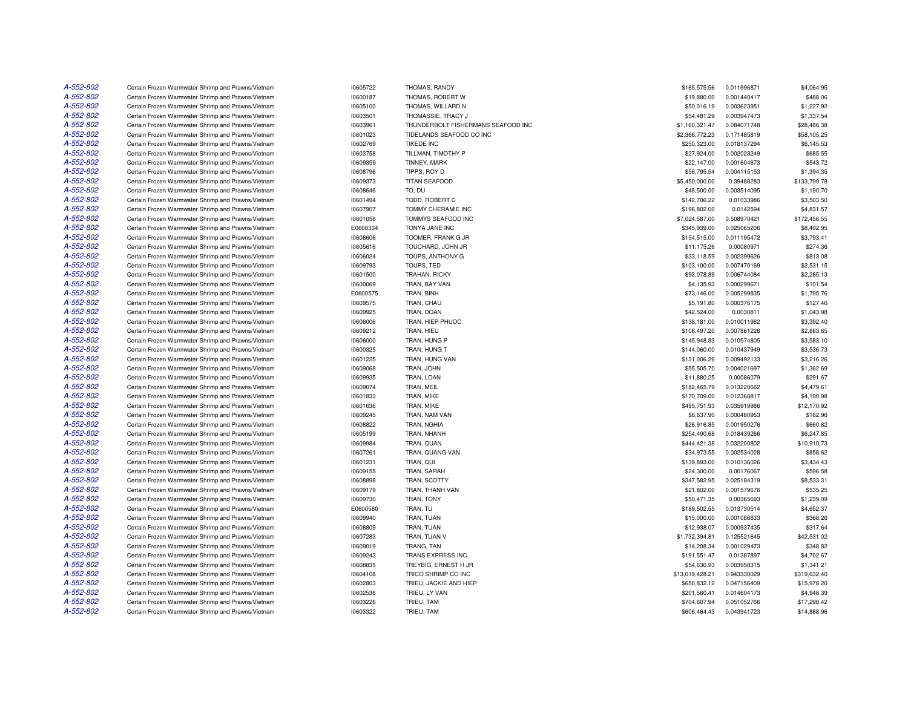| | | | | | | |
|---|---|---|---|---|---|---|
| A-552-802 | Certain Frozen Warmwater Shrimp and Prawns/Vietnam | I0605722 | THOMAS, RANDY | $165,575.56 | 0.011996871 | $4,064.95 |
| A-552-802 | Certain Frozen Warmwater Shrimp and Prawns/Vietnam | I0600187 | THOMAS, ROBERT W | $19,880.00 | 0.001440417 | $488.06 |
| A-552-802 | Certain Frozen Warmwater Shrimp and Prawns/Vietnam | I0605100 | THOMAS, WILLARD N | $50,016.19 | 0.003623951 | $1,227.92 |
| A-552-802 | Certain Frozen Warmwater Shrimp and Prawns/Vietnam | I0603501 | THOMASSIE, TRACY J | $54,481.29 | 0.003947473 | $1,337.54 |
| A-552-802 | Certain Frozen Warmwater Shrimp and Prawns/Vietnam | I0603961 | THUNDERBOLT FISHERMANS SEAFOOD INC | $1,160,321.47 | 0.084071748 | $28,486.38 |
| A-552-802 | Certain Frozen Warmwater Shrimp and Prawns/Vietnam | I0601023 | TIDELANDS SEAFOOD CO INC | $2,366,772.23 | 0.171485819 | $58,105.25 |
| A-552-802 | Certain Frozen Warmwater Shrimp and Prawns/Vietnam | I0602769 | TIKEDE INC | $250,323.00 | 0.018137294 | $6,145.53 |
| A-552-802 | Certain Frozen Warmwater Shrimp and Prawns/Vietnam | I0603758 | TILLMAN, TIMOTHY P | $27,924.00 | 0.002023249 | $685.55 |
| A-552-802 | Certain Frozen Warmwater Shrimp and Prawns/Vietnam | I0609359 | TINNEY, MARK | $22,147.00 | 0.001604673 | $543.72 |
| A-552-802 | Certain Frozen Warmwater Shrimp and Prawns/Vietnam | I0608796 | TIPPS, ROY D | $56,795.54 | 0.004115153 | $1,394.35 |
| A-552-802 | Certain Frozen Warmwater Shrimp and Prawns/Vietnam | I0609373 | TITAN SEAFOOD | $5,450,000.00 | 0.39488283 | $133,799.78 |
| A-552-802 | Certain Frozen Warmwater Shrimp and Prawns/Vietnam | I0608646 | TO, DU | $48,500.00 | 0.003514095 | $1,190.70 |
| A-552-802 | Certain Frozen Warmwater Shrimp and Prawns/Vietnam | I0601494 | TODD, ROBERT C | $142,706.22 | 0.01033986 | $3,503.50 |
| A-552-802 | Certain Frozen Warmwater Shrimp and Prawns/Vietnam | I0607907 | TOMMY CHERAMIE INC | $196,802.00 | 0.0142594 | $4,831.57 |
| A-552-802 | Certain Frozen Warmwater Shrimp and Prawns/Vietnam | I0601056 | TOMMYS SEAFOOD INC | $7,024,587.00 | 0.508970421 | $172,456.55 |
| A-552-802 | Certain Frozen Warmwater Shrimp and Prawns/Vietnam | E0600334 | TONYA JANE INC | $345,939.00 | 0.025065206 | $8,492.95 |
| A-552-802 | Certain Frozen Warmwater Shrimp and Prawns/Vietnam | I0608606 | TOOMER, FRANK G JR | $154,515.00 | 0.011195472 | $3,793.41 |
| A-552-802 | Certain Frozen Warmwater Shrimp and Prawns/Vietnam | I0605616 | TOUCHARD, JOHN JR | $11,175.26 | 0.00080971 | $274.36 |
| A-552-802 | Certain Frozen Warmwater Shrimp and Prawns/Vietnam | I0606024 | TOUPS, ANTHONY G | $33,118.59 | 0.002399626 | $813.08 |
| A-552-802 | Certain Frozen Warmwater Shrimp and Prawns/Vietnam | I0609793 | TOUPS, TED | $103,100.00 | 0.007470169 | $2,531.15 |
| A-552-802 | Certain Frozen Warmwater Shrimp and Prawns/Vietnam | I0601500 | TRAHAN, RICKY | $93,078.89 | 0.006744084 | $2,285.13 |
| A-552-802 | Certain Frozen Warmwater Shrimp and Prawns/Vietnam | I0600069 | TRAN, BAY VAN | $4,135.93 | 0.000299671 | $101.54 |
| A-552-802 | Certain Frozen Warmwater Shrimp and Prawns/Vietnam | E0600575 | TRAN, BINH | $73,146.00 | 0.005299835 | $1,795.76 |
| A-552-802 | Certain Frozen Warmwater Shrimp and Prawns/Vietnam | I0609575 | TRAN, CHAU | $5,191.80 | 0.000376175 | $127.46 |
| A-552-802 | Certain Frozen Warmwater Shrimp and Prawns/Vietnam | I0609925 | TRAN, DOAN | $42,524.00 | 0.0030811 | $1,043.98 |
| A-552-802 | Certain Frozen Warmwater Shrimp and Prawns/Vietnam | I0606006 | TRAN, HIEP PHUOC | $138,181.00 | 0.010011982 | $3,392.40 |
| A-552-802 | Certain Frozen Warmwater Shrimp and Prawns/Vietnam | I0609212 | TRAN, HIEU | $108,497.20 | 0.007861226 | $2,663.65 |
| A-552-802 | Certain Frozen Warmwater Shrimp and Prawns/Vietnam | I0606000 | TRAN, HUNG P | $145,948.83 | 0.010574805 | $3,583.10 |
| A-552-802 | Certain Frozen Warmwater Shrimp and Prawns/Vietnam | I0600325 | TRAN, HUNG T | $144,060.00 | 0.010437949 | $3,536.73 |
| A-552-802 | Certain Frozen Warmwater Shrimp and Prawns/Vietnam | I0601225 | TRAN, HUNG VAN | $131,006.26 | 0.009492133 | $3,216.26 |
| A-552-802 | Certain Frozen Warmwater Shrimp and Prawns/Vietnam | I0609068 | TRAN, JOHN | $55,505.70 | 0.004021697 | $1,362.69 |
| A-552-802 | Certain Frozen Warmwater Shrimp and Prawns/Vietnam | I0609935 | TRAN, LOAN | $11,880.25 | 0.00086079 | $291.67 |
| A-552-802 | Certain Frozen Warmwater Shrimp and Prawns/Vietnam | I0609074 | TRAN, MEIL | $182,465.79 | 0.013220662 | $4,479.61 |
| A-552-802 | Certain Frozen Warmwater Shrimp and Prawns/Vietnam | I0601833 | TRAN, MIKE | $170,709.00 | 0.012368817 | $4,190.98 |
| A-552-802 | Certain Frozen Warmwater Shrimp and Prawns/Vietnam | I0601636 | TRAN, MIKE | $495,751.93 | 0.035919986 | $12,170.92 |
| A-552-802 | Certain Frozen Warmwater Shrimp and Prawns/Vietnam | I0609245 | TRAN, NAM VAN | $6,637.90 | 0.000480953 | $162.96 |
| A-552-802 | Certain Frozen Warmwater Shrimp and Prawns/Vietnam | I0608822 | TRAN, NGHIA | $26,916.85 | 0.001950276 | $660.82 |
| A-552-802 | Certain Frozen Warmwater Shrimp and Prawns/Vietnam | I0605199 | TRAN, NHANH | $254,490.68 | 0.018439266 | $6,247.85 |
| A-552-802 | Certain Frozen Warmwater Shrimp and Prawns/Vietnam | I0609984 | TRAN, QUAN | $444,421.38 | 0.032200802 | $10,910.73 |
| A-552-802 | Certain Frozen Warmwater Shrimp and Prawns/Vietnam | I0607261 | TRAN, QUANG VAN | $34,973.55 | 0.002534028 | $858.62 |
| A-552-802 | Certain Frozen Warmwater Shrimp and Prawns/Vietnam | I0601231 | TRAN, QUI | $139,893.00 | 0.010136026 | $3,434.43 |
| A-552-802 | Certain Frozen Warmwater Shrimp and Prawns/Vietnam | I0609155 | TRAN, SARAH | $24,300.00 | 0.00176067 | $596.58 |
| A-552-802 | Certain Frozen Warmwater Shrimp and Prawns/Vietnam | I0608898 | TRAN, SCOTTY | $347,582.95 | 0.025184319 | $8,533.31 |
| A-552-802 | Certain Frozen Warmwater Shrimp and Prawns/Vietnam | I0609179 | TRAN, THANH VAN | $21,802.00 | 0.001579676 | $535.25 |
| A-552-802 | Certain Frozen Warmwater Shrimp and Prawns/Vietnam | I0609730 | TRAN, TONY | $50,471.35 | 0.00365693 | $1,239.09 |
| A-552-802 | Certain Frozen Warmwater Shrimp and Prawns/Vietnam | E0600580 | TRAN, TU | $189,502.55 | 0.013730514 | $4,652.37 |
| A-552-802 | Certain Frozen Warmwater Shrimp and Prawns/Vietnam | I0609940 | TRAN, TUAN | $15,000.00 | 0.001086833 | $368.26 |
| A-552-802 | Certain Frozen Warmwater Shrimp and Prawns/Vietnam | I0608809 | TRAN, TUAN | $12,938.07 | 0.000937435 | $317.64 |
| A-552-802 | Certain Frozen Warmwater Shrimp and Prawns/Vietnam | I0607283 | TRAN, TUAN V | $1,732,394.81 | 0.125521645 | $42,531.02 |
| A-552-802 | Certain Frozen Warmwater Shrimp and Prawns/Vietnam | I0609019 | TRANG, TAN | $14,208.34 | 0.001029473 | $348.82 |
| A-552-802 | Certain Frozen Warmwater Shrimp and Prawns/Vietnam | I0609243 | TRANS EXPRESS INC | $191,551.47 | 0.01387897 | $4,702.67 |
| A-552-802 | Certain Frozen Warmwater Shrimp and Prawns/Vietnam | I0608835 | TREYBIG, ERNEST H JR | $54,630.93 | 0.003958315 | $1,341.21 |
| A-552-802 | Certain Frozen Warmwater Shrimp and Prawns/Vietnam | I0604108 | TRICO SHRIMP CO INC | $13,019,428.21 | 0.943330029 | $319,632.40 |
| A-552-802 | Certain Frozen Warmwater Shrimp and Prawns/Vietnam | I0602803 | TRIEU, JACKIE AND HIEP | $650,832.12 | 0.047156409 | $15,978.20 |
| A-552-802 | Certain Frozen Warmwater Shrimp and Prawns/Vietnam | I0602536 | TRIEU, LY VAN | $201,560.41 | 0.014604173 | $4,948.39 |
| A-552-802 | Certain Frozen Warmwater Shrimp and Prawns/Vietnam | I0603226 | TRIEU, TAM | $704,607.94 | 0.051052766 | $17,298.42 |
| A-552-802 | Certain Frozen Warmwater Shrimp and Prawns/Vietnam | I0603322 | TRIEU, TAM | $606,464.43 | 0.043941723 | $14,888.96 |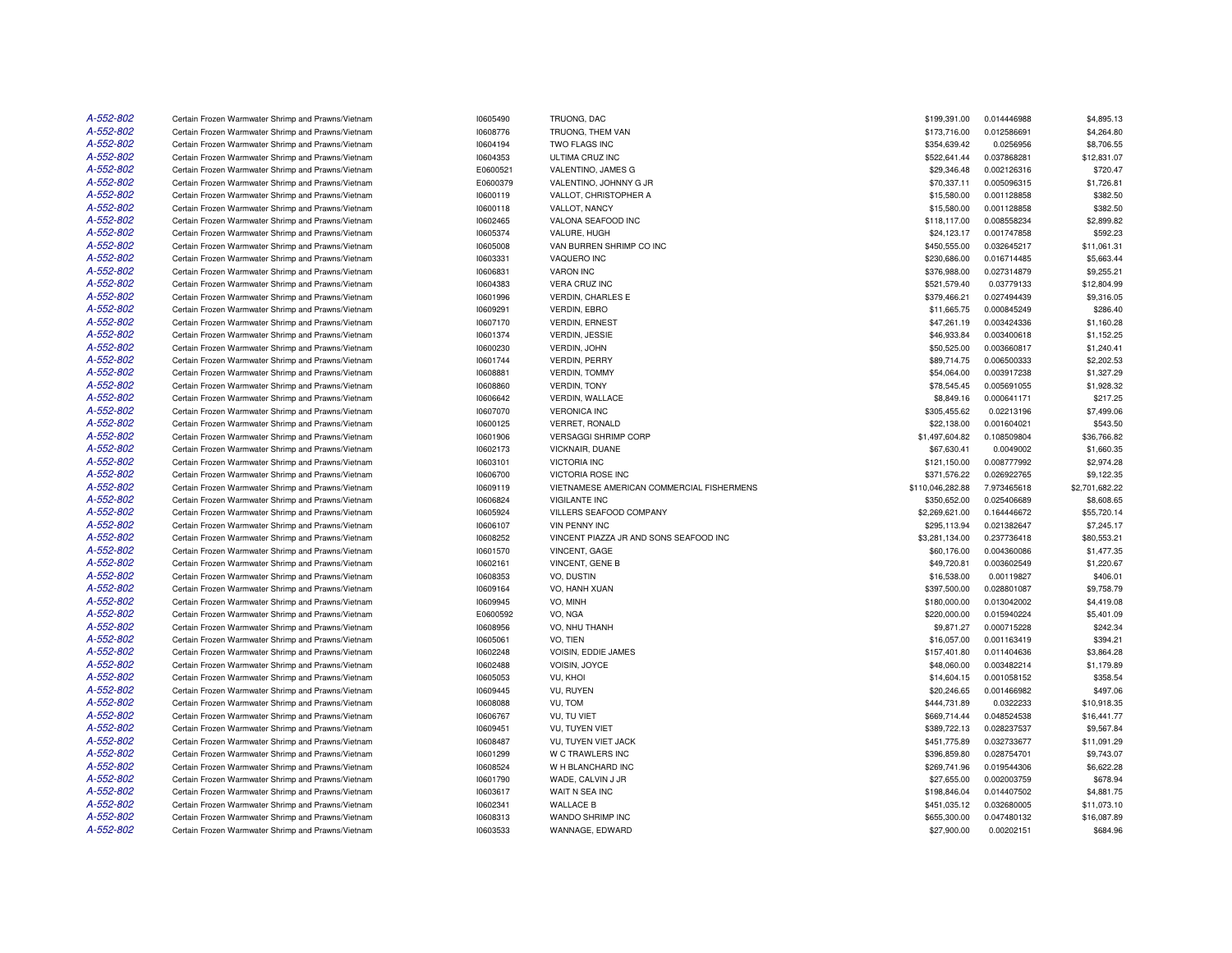| | | | | | | |
|---|---|---|---|---|---|---|
| A-552-802 | Certain Frozen Warmwater Shrimp and Prawns/Vietnam | I0605490 | TRUONG, DAC | $199,391.00 | 0.014446988 | $4,895.13 |
| A-552-802 | Certain Frozen Warmwater Shrimp and Prawns/Vietnam | I0608776 | TRUONG, THEM VAN | $173,716.00 | 0.012586691 | $4,264.80 |
| A-552-802 | Certain Frozen Warmwater Shrimp and Prawns/Vietnam | I0604194 | TWO FLAGS INC | $354,639.42 | 0.0256956 | $8,706.55 |
| A-552-802 | Certain Frozen Warmwater Shrimp and Prawns/Vietnam | I0604353 | ULTIMA CRUZ INC | $522,641.44 | 0.037868281 | $12,831.07 |
| A-552-802 | Certain Frozen Warmwater Shrimp and Prawns/Vietnam | E0600521 | VALENTINO, JAMES G | $29,346.48 | 0.002126316 | $720.47 |
| A-552-802 | Certain Frozen Warmwater Shrimp and Prawns/Vietnam | E0600379 | VALENTINO, JOHNNY G JR | $70,337.11 | 0.005096315 | $1,726.81 |
| A-552-802 | Certain Frozen Warmwater Shrimp and Prawns/Vietnam | I0600119 | VALLOT, CHRISTOPHER A | $15,580.00 | 0.001128858 | $382.50 |
| A-552-802 | Certain Frozen Warmwater Shrimp and Prawns/Vietnam | I0600118 | VALLOT, NANCY | $15,580.00 | 0.001128858 | $382.50 |
| A-552-802 | Certain Frozen Warmwater Shrimp and Prawns/Vietnam | I0602465 | VALONA SEAFOOD INC | $118,117.00 | 0.008558234 | $2,899.82 |
| A-552-802 | Certain Frozen Warmwater Shrimp and Prawns/Vietnam | I0605374 | VALURE, HUGH | $24,123.17 | 0.001747858 | $592.23 |
| A-552-802 | Certain Frozen Warmwater Shrimp and Prawns/Vietnam | I0605008 | VAN BURREN SHRIMP CO INC | $450,555.00 | 0.032645217 | $11,061.31 |
| A-552-802 | Certain Frozen Warmwater Shrimp and Prawns/Vietnam | I0603331 | VAQUERO INC | $230,686.00 | 0.016714485 | $5,663.44 |
| A-552-802 | Certain Frozen Warmwater Shrimp and Prawns/Vietnam | I0606831 | VARON INC | $376,988.00 | 0.027314879 | $9,255.21 |
| A-552-802 | Certain Frozen Warmwater Shrimp and Prawns/Vietnam | I0604383 | VERA CRUZ INC | $521,579.40 | 0.03779133 | $12,804.99 |
| A-552-802 | Certain Frozen Warmwater Shrimp and Prawns/Vietnam | I0601996 | VERDIN, CHARLES E | $379,466.21 | 0.027494439 | $9,316.05 |
| A-552-802 | Certain Frozen Warmwater Shrimp and Prawns/Vietnam | I0609291 | VERDIN, EBRO | $11,665.75 | 0.000845249 | $286.40 |
| A-552-802 | Certain Frozen Warmwater Shrimp and Prawns/Vietnam | I0607170 | VERDIN, ERNEST | $47,261.19 | 0.003424336 | $1,160.28 |
| A-552-802 | Certain Frozen Warmwater Shrimp and Prawns/Vietnam | I0601374 | VERDIN, JESSIE | $46,933.84 | 0.003400618 | $1,152.25 |
| A-552-802 | Certain Frozen Warmwater Shrimp and Prawns/Vietnam | I0600230 | VERDIN, JOHN | $50,525.00 | 0.003660817 | $1,240.41 |
| A-552-802 | Certain Frozen Warmwater Shrimp and Prawns/Vietnam | I0601744 | VERDIN, PERRY | $89,714.75 | 0.006500333 | $2,202.53 |
| A-552-802 | Certain Frozen Warmwater Shrimp and Prawns/Vietnam | I0608881 | VERDIN, TOMMY | $54,064.00 | 0.003917238 | $1,327.29 |
| A-552-802 | Certain Frozen Warmwater Shrimp and Prawns/Vietnam | I0608860 | VERDIN, TONY | $78,545.45 | 0.005691055 | $1,928.32 |
| A-552-802 | Certain Frozen Warmwater Shrimp and Prawns/Vietnam | I0606642 | VERDIN, WALLACE | $8,849.16 | 0.000641171 | $217.25 |
| A-552-802 | Certain Frozen Warmwater Shrimp and Prawns/Vietnam | I0607070 | VERONICA INC | $305,455.62 | 0.02213196 | $7,499.06 |
| A-552-802 | Certain Frozen Warmwater Shrimp and Prawns/Vietnam | I0600125 | VERRET, RONALD | $22,138.00 | 0.001604021 | $543.50 |
| A-552-802 | Certain Frozen Warmwater Shrimp and Prawns/Vietnam | I0601906 | VERSAGGI SHRIMP CORP | $1,497,604.82 | 0.108509804 | $36,766.82 |
| A-552-802 | Certain Frozen Warmwater Shrimp and Prawns/Vietnam | I0602173 | VICKNAIR, DUANE | $67,630.41 | 0.0049002 | $1,660.35 |
| A-552-802 | Certain Frozen Warmwater Shrimp and Prawns/Vietnam | I0603101 | VICTORIA INC | $121,150.00 | 0.008777992 | $2,974.28 |
| A-552-802 | Certain Frozen Warmwater Shrimp and Prawns/Vietnam | I0606700 | VICTORIA ROSE INC | $371,576.22 | 0.026922765 | $9,122.35 |
| A-552-802 | Certain Frozen Warmwater Shrimp and Prawns/Vietnam | I0609119 | VIETNAMESE AMERICAN COMMERCIAL FISHERMENS | $110,046,282.88 | 7.973465618 | $2,701,682.22 |
| A-552-802 | Certain Frozen Warmwater Shrimp and Prawns/Vietnam | I0606824 | VIGILANTE INC | $350,652.00 | 0.025406689 | $8,608.65 |
| A-552-802 | Certain Frozen Warmwater Shrimp and Prawns/Vietnam | I0605924 | VILLERS SEAFOOD COMPANY | $2,269,621.00 | 0.164446672 | $55,720.14 |
| A-552-802 | Certain Frozen Warmwater Shrimp and Prawns/Vietnam | I0606107 | VIN PENNY INC | $295,113.94 | 0.021382647 | $7,245.17 |
| A-552-802 | Certain Frozen Warmwater Shrimp and Prawns/Vietnam | I0608252 | VINCENT PIAZZA JR AND SONS SEAFOOD INC | $3,281,134.00 | 0.237736418 | $80,553.21 |
| A-552-802 | Certain Frozen Warmwater Shrimp and Prawns/Vietnam | I0601570 | VINCENT, GAGE | $60,176.00 | 0.004360086 | $1,477.35 |
| A-552-802 | Certain Frozen Warmwater Shrimp and Prawns/Vietnam | I0602161 | VINCENT, GENE B | $49,720.81 | 0.003602549 | $1,220.67 |
| A-552-802 | Certain Frozen Warmwater Shrimp and Prawns/Vietnam | I0608353 | VO, DUSTIN | $16,538.00 | 0.00119827 | $406.01 |
| A-552-802 | Certain Frozen Warmwater Shrimp and Prawns/Vietnam | I0609164 | VO, HANH XUAN | $397,500.00 | 0.028801087 | $9,758.79 |
| A-552-802 | Certain Frozen Warmwater Shrimp and Prawns/Vietnam | I0609945 | VO, MINH | $180,000.00 | 0.013042002 | $4,419.08 |
| A-552-802 | Certain Frozen Warmwater Shrimp and Prawns/Vietnam | E0600592 | VO, NGA | $220,000.00 | 0.015940224 | $5,401.09 |
| A-552-802 | Certain Frozen Warmwater Shrimp and Prawns/Vietnam | I0608956 | VO, NHU THANH | $9,871.27 | 0.000715228 | $242.34 |
| A-552-802 | Certain Frozen Warmwater Shrimp and Prawns/Vietnam | I0605061 | VO, TIEN | $16,057.00 | 0.001163419 | $394.21 |
| A-552-802 | Certain Frozen Warmwater Shrimp and Prawns/Vietnam | I0602248 | VOISIN, EDDIE JAMES | $157,401.80 | 0.011404636 | $3,864.28 |
| A-552-802 | Certain Frozen Warmwater Shrimp and Prawns/Vietnam | I0602488 | VOISIN, JOYCE | $48,060.00 | 0.003482214 | $1,179.89 |
| A-552-802 | Certain Frozen Warmwater Shrimp and Prawns/Vietnam | I0605053 | VU, KHOI | $14,604.15 | 0.001058152 | $358.54 |
| A-552-802 | Certain Frozen Warmwater Shrimp and Prawns/Vietnam | I0609445 | VU, RUYEN | $20,246.65 | 0.001466982 | $497.06 |
| A-552-802 | Certain Frozen Warmwater Shrimp and Prawns/Vietnam | I0608088 | VU, TOM | $444,731.89 | 0.0322233 | $10,918.35 |
| A-552-802 | Certain Frozen Warmwater Shrimp and Prawns/Vietnam | I0606767 | VU, TU VIET | $669,714.44 | 0.048524538 | $16,441.77 |
| A-552-802 | Certain Frozen Warmwater Shrimp and Prawns/Vietnam | I0609451 | VU, TUYEN VIET | $389,722.13 | 0.028237537 | $9,567.84 |
| A-552-802 | Certain Frozen Warmwater Shrimp and Prawns/Vietnam | I0608487 | VU, TUYEN VIET JACK | $451,775.89 | 0.032733677 | $11,091.29 |
| A-552-802 | Certain Frozen Warmwater Shrimp and Prawns/Vietnam | I0601299 | W C TRAWLERS INC | $396,859.80 | 0.028754701 | $9,743.07 |
| A-552-802 | Certain Frozen Warmwater Shrimp and Prawns/Vietnam | I0608524 | W H BLANCHARD INC | $269,741.96 | 0.019544306 | $6,622.28 |
| A-552-802 | Certain Frozen Warmwater Shrimp and Prawns/Vietnam | I0601790 | WADE, CALVIN J JR | $27,655.00 | 0.002003759 | $678.94 |
| A-552-802 | Certain Frozen Warmwater Shrimp and Prawns/Vietnam | I0603617 | WAIT N SEA INC | $198,846.04 | 0.014407502 | $4,881.75 |
| A-552-802 | Certain Frozen Warmwater Shrimp and Prawns/Vietnam | I0602341 | WALLACE B | $451,035.12 | 0.032680005 | $11,073.10 |
| A-552-802 | Certain Frozen Warmwater Shrimp and Prawns/Vietnam | I0608313 | WANDO SHRIMP INC | $655,300.00 | 0.047480132 | $16,087.89 |
| A-552-802 | Certain Frozen Warmwater Shrimp and Prawns/Vietnam | I0603533 | WANNAGE, EDWARD | $27,900.00 | 0.00202151 | $684.96 |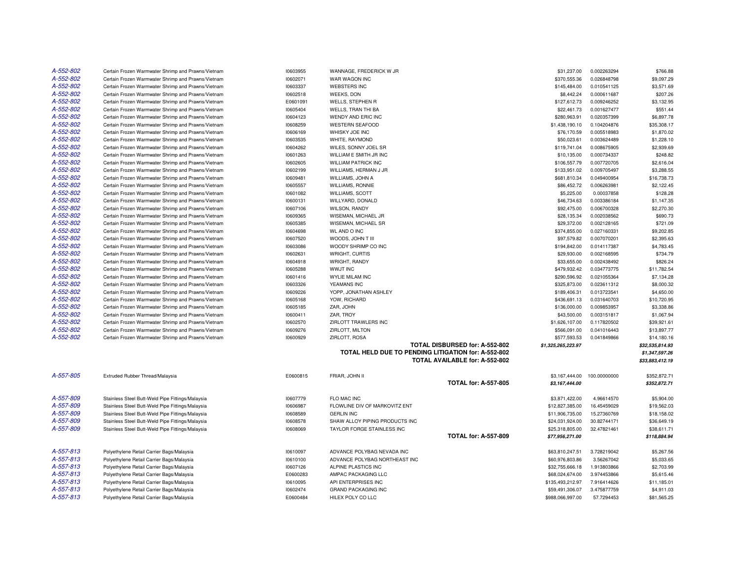| | | | | | | |
|---|---|---|---|---|---|---|
| *A-552-802* | Certain Frozen Warmwater Shrimp and Prawns/Vietnam | I0603955 | WANNAGE, FREDERICK W JR | $31,237.00 | 0.002263294 | $766.88 |
| *A-552-802* | Certain Frozen Warmwater Shrimp and Prawns/Vietnam | I0602071 | WAR WAGON INC | $370,555.36 | 0.026848798 | $9,097.29 |
| *A-552-802* | Certain Frozen Warmwater Shrimp and Prawns/Vietnam | I0603337 | WEBSTERS INC | $145,484.00 | 0.010541125 | $3,571.69 |
| *A-552-802* | Certain Frozen Warmwater Shrimp and Prawns/Vietnam | I0602518 | WEEKS, DON | $8,442.24 | 0.000611687 | $207.26 |
| *A-552-802* | Certain Frozen Warmwater Shrimp and Prawns/Vietnam | E0601091 | WELLS, STEPHEN R | $127,612.73 | 0.009246252 | $3,132.95 |
| *A-552-802* | Certain Frozen Warmwater Shrimp and Prawns/Vietnam | I0605404 | WELLS, TRAN THI BA | $22,461.73 | 0.001627477 | $551.44 |
| *A-552-802* | Certain Frozen Warmwater Shrimp and Prawns/Vietnam | I0604123 | WENDY AND ERIC INC | $280,963.91 | 0.020357399 | $6,897.78 |
| *A-552-802* | Certain Frozen Warmwater Shrimp and Prawns/Vietnam | I0608259 | WESTERN SEAFOOD | $1,438,190.10 | 0.104204876 | $35,308.17 |
| *A-552-802* | Certain Frozen Warmwater Shrimp and Prawns/Vietnam | I0606169 | WHISKY JOE INC | $76,170.59 | 0.005518983 | $1,870.02 |
| *A-552-802* | Certain Frozen Warmwater Shrimp and Prawns/Vietnam | I0603535 | WHITE, RAYMOND | $50,023.61 | 0.003624489 | $1,228.10 |
| *A-552-802* | Certain Frozen Warmwater Shrimp and Prawns/Vietnam | I0604262 | WILES, SONNY JOEL SR | $119,741.04 | 0.008675905 | $2,939.69 |
| *A-552-802* | Certain Frozen Warmwater Shrimp and Prawns/Vietnam | I0601263 | WILLIAM E SMITH JR INC | $10,135.00 | 0.000734337 | $248.82 |
| *A-552-802* | Certain Frozen Warmwater Shrimp and Prawns/Vietnam | I0602605 | WILLIAM PATRICK INC | $106,557.79 | 0.007720705 | $2,616.04 |
| *A-552-802* | Certain Frozen Warmwater Shrimp and Prawns/Vietnam | I0602199 | WILLIAMS, HERMAN J JR | $133,951.02 | 0.009705497 | $3,288.55 |
| *A-552-802* | Certain Frozen Warmwater Shrimp and Prawns/Vietnam | I0609481 | WILLIAMS, JOHN A | $681,810.34 | 0.049400954 | $16,738.73 |
| *A-552-802* | Certain Frozen Warmwater Shrimp and Prawns/Vietnam | I0605557 | WILLIAMS, RONNIE | $86,452.72 | 0.006263981 | $2,122.45 |
| *A-552-802* | Certain Frozen Warmwater Shrimp and Prawns/Vietnam | I0601082 | WILLIAMS, SCOTT | $5,225.00 | 0.00037858 | $128.28 |
| *A-552-802* | Certain Frozen Warmwater Shrimp and Prawns/Vietnam | I0600131 | WILLYARD, DONALD | $46,734.63 | 0.003386184 | $1,147.35 |
| *A-552-802* | Certain Frozen Warmwater Shrimp and Prawns/Vietnam | I0607106 | WILSON, RANDY | $92,475.00 | 0.006700328 | $2,270.30 |
| *A-552-802* | Certain Frozen Warmwater Shrimp and Prawns/Vietnam | I0609365 | WISEMAN, MICHAEL JR | $28,135.34 | 0.002038562 | $690.73 |
| *A-552-802* | Certain Frozen Warmwater Shrimp and Prawns/Vietnam | I0605385 | WISEMAN, MICHAEL SR | $29,372.00 | 0.002128165 | $721.09 |
| *A-552-802* | Certain Frozen Warmwater Shrimp and Prawns/Vietnam | I0604698 | WL AND O INC | $374,855.00 | 0.027160331 | $9,202.85 |
| *A-552-802* | Certain Frozen Warmwater Shrimp and Prawns/Vietnam | I0607520 | WOODS, JOHN T III | $97,579.82 | 0.007070201 | $2,395.63 |
| *A-552-802* | Certain Frozen Warmwater Shrimp and Prawns/Vietnam | I0603086 | WOODY SHRIMP CO INC | $194,842.00 | 0.014117387 | $4,783.45 |
| *A-552-802* | Certain Frozen Warmwater Shrimp and Prawns/Vietnam | I0602631 | WRIGHT, CURTIS | $29,930.00 | 0.002168595 | $734.79 |
| *A-552-802* | Certain Frozen Warmwater Shrimp and Prawns/Vietnam | I0604918 | WRIGHT, RANDY | $33,655.00 | 0.002438492 | $826.24 |
| *A-552-802* | Certain Frozen Warmwater Shrimp and Prawns/Vietnam | I0605288 | WWJT INC | $479,932.42 | 0.034773775 | $11,782.54 |
| *A-552-802* | Certain Frozen Warmwater Shrimp and Prawns/Vietnam | I0601416 | WYLIE MILAM INC | $290,596.92 | 0.021055364 | $7,134.28 |
| *A-552-802* | Certain Frozen Warmwater Shrimp and Prawns/Vietnam | I0603326 | YEAMANS INC | $325,873.00 | 0.023611312 | $8,000.32 |
| *A-552-802* | Certain Frozen Warmwater Shrimp and Prawns/Vietnam | I0609226 | YOPP, JONATHAN ASHLEY | $189,406.31 | 0.013723541 | $4,650.00 |
| *A-552-802* | Certain Frozen Warmwater Shrimp and Prawns/Vietnam | I0605168 | YOW, RICHARD | $436,691.13 | 0.031640703 | $10,720.95 |
| *A-552-802* | Certain Frozen Warmwater Shrimp and Prawns/Vietnam | I0605185 | ZAR, JOHN | $136,000.00 | 0.009853957 | $3,338.86 |
| *A-552-802* | Certain Frozen Warmwater Shrimp and Prawns/Vietnam | I0600411 | ZAR, TROY | $43,500.00 | 0.003151817 | $1,067.94 |
| *A-552-802* | Certain Frozen Warmwater Shrimp and Prawns/Vietnam | I0602570 | ZIRLOTT TRAWLERS INC | $1,626,107.00 | 0.117820502 | $39,921.61 |
| *A-552-802* | Certain Frozen Warmwater Shrimp and Prawns/Vietnam | I0609276 | ZIRLOTT, MILTON | $566,091.00 | 0.041016443 | $13,897.77 |
| *A-552-802* | Certain Frozen Warmwater Shrimp and Prawns/Vietnam | I0600929 | ZIRLOTT, ROSA | $577,593.53 | 0.041849866 | $14,180.16 |
| | | | **TOTAL DISBURSED for: A-552-802** | ***$1,325,265,223.97*** | | ***$32,535,814.93*** |
| | | | **TOTAL HELD DUE TO PENDING LITIGATION for: A-552-802** | | | ***$1,347,597.26*** |
| | | | **TOTAL AVAILABLE for: A-552-802** | | | ***$33,883,412.19*** |
| *A-557-805* | Extruded Rubber Thread/Malaysia | E0600815 | FRIAR, JOHN II | $3,167,444.00 | 100.00000000 | $352,872.71 |
| | | | **TOTAL for: A-557-805** | ***$3,167,444.00*** | | ***$352,872.71*** |
| *A-557-809* | Stainless Steel Butt-Weld Pipe Fittings/Malaysia | I0607779 | FLO MAC INC | $3,871,422.00 | 4.96614570 | $5,904.00 |
| *A-557-809* | Stainless Steel Butt-Weld Pipe Fittings/Malaysia | I0606987 | FLOWLINE DIV OF MARKOVITZ ENT | $12,827,385.00 | 16.45459029 | $19,562.03 |
| *A-557-809* | Stainless Steel Butt-Weld Pipe Fittings/Malaysia | I0608589 | GERLIN INC | $11,906,735.00 | 15.27360769 | $18,158.02 |
| *A-557-809* | Stainless Steel Butt-Weld Pipe Fittings/Malaysia | I0608578 | SHAW ALLOY PIPING PRODUCTS INC | $24,031,924.00 | 30.82744171 | $36,649.19 |
| *A-557-809* | Stainless Steel Butt-Weld Pipe Fittings/Malaysia | I0608069 | TAYLOR FORGE STAINLESS INC | $25,318,805.00 | 32.47821461 | $38,611.71 |
| | | | **TOTAL for: A-557-809** | ***$77,956,271.00*** | | ***$118,884.94*** |
| *A-557-813* | Polyethylene Retail Carrier Bags/Malaysia | I0610097 | ADVANCE POLYBAG NEVADA INC | $63,810,247.51 | 3.728219042 | $5,267.56 |
| *A-557-813* | Polyethylene Retail Carrier Bags/Malaysia | I0610100 | ADVANCE POLYBAG NORTHEAST INC | $60,976,803.86 | 3.56267042 | $5,033.65 |
| *A-557-813* | Polyethylene Retail Carrier Bags/Malaysia | I0607126 | ALPINE PLASTICS INC | $32,755,666.18 | 1.913803866 | $2,703.99 |
| *A-557-813* | Polyethylene Retail Carrier Bags/Malaysia | E0600283 | AMPAC PACKAGING LLC | $68,024,674.00 | 3.974453866 | $5,615.46 |
| *A-557-813* | Polyethylene Retail Carrier Bags/Malaysia | I0610095 | API ENTERPRISES INC | $135,493,212.97 | 7.916414626 | $11,185.01 |
| *A-557-813* | Polyethylene Retail Carrier Bags/Malaysia | I0602474 | GRAND PACKAGING INC | $59,491,306.07 | 3.475877759 | $4,911.03 |
| *A-557-813* | Polyethylene Retail Carrier Bags/Malaysia | E0600484 | HILEX POLY CO LLC | $988,066,997.00 | 57.7294453 | $81,565.25 |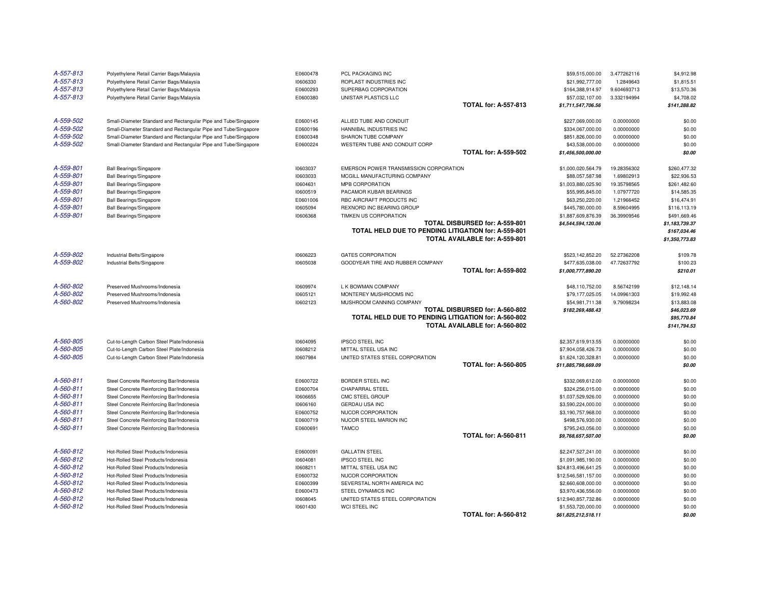| | | | | | | |
|---|---|---|---|---|---|---|
| *A-557-813* | Polyethylene Retail Carrier Bags/Malaysia | E0600478 | PCL PACKAGING INC | $59,515,000.00 | 3.477262116 | $4,912.98 |
| *A-557-813* | Polyethylene Retail Carrier Bags/Malaysia | I0606330 | ROPLAST INDUSTRIES INC | $21,992,777.00 | 1.2849643 | $1,815.51 |
| *A-557-813* | Polyethylene Retail Carrier Bags/Malaysia | E0600293 | SUPERBAG CORPORATION | $164,388,914.97 | 9.604693713 | $13,570.36 |
| *A-557-813* | Polyethylene Retail Carrier Bags/Malaysia | E0600380 | UNISTAR PLASTICS LLC | $57,032,107.00 | 3.332194994 | $4,708.02 |
| | | | **TOTAL for: A-557-813** | ***$1,711,547,706.56*** | | ***$141,288.82*** |
| *A-559-502* | Small-Diameter Standard and Rectangular Pipe and Tube/Singapore | E0600145 | ALLIED TUBE AND CONDUIT | $227,069,000.00 | 0.00000000 | $0.00 |
| *A-559-502* | Small-Diameter Standard and Rectangular Pipe and Tube/Singapore | E0600196 | HANNIBAL INDUSTRIES INC | $334,067,000.00 | 0.00000000 | $0.00 |
| *A-559-502* | Small-Diameter Standard and Rectangular Pipe and Tube/Singapore | E0600348 | SHARON TUBE COMPANY | $851,826,000.00 | 0.00000000 | $0.00 |
| *A-559-502* | Small-Diameter Standard and Rectangular Pipe and Tube/Singapore | E0600224 | WESTERN TUBE AND CONDUIT CORP | $43,538,000.00 | 0.00000000 | $0.00 |
| | | | **TOTAL for: A-559-502** | ***$1,456,500,000.00*** | | ***$0.00*** |
| *A-559-801* | Ball Bearings/Singapore | I0603037 | EMERSON POWER TRANSMISSION CORPORATION | $1,000,020,564.79 | 19.28356302 | $260,477.32 |
| *A-559-801* | Ball Bearings/Singapore | I0603033 | MCGILL MANUFACTURING COMPANY | $88,057,587.98 | 1.69802913 | $22,936.53 |
| *A-559-801* | Ball Bearings/Singapore | I0604631 | MPB CORPORATION | $1,003,880,025.90 | 19.35798565 | $261,482.60 |
| *A-559-801* | Ball Bearings/Singapore | I0600519 | PACAMOR KUBAR BEARINGS | $55,995,845.00 | 1.07977720 | $14,585.35 |
| *A-559-801* | Ball Bearings/Singapore | E0601006 | RBC AIRCRAFT PRODUCTS INC | $63,250,220.00 | 1.21966452 | $16,474.91 |
| *A-559-801* | Ball Bearings/Singapore | I0605094 | REXNORD INC BEARING GROUP | $445,780,000.00 | 8.59604995 | $116,113.19 |
| *A-559-801* | Ball Bearings/Singapore | I0606368 | TIMKEN US CORPORATION | $1,887,609,876.39 | 36.39909546 | $491,669.46 |
| | | | **TOTAL DISBURSED for: A-559-801** | ***$4,544,594,120.06*** | | ***$1,183,739.37*** |
| | | | **TOTAL HELD DUE TO PENDING LITIGATION for: A-559-801** | | | ***$167,034.46*** |
| | | | **TOTAL AVAILABLE for: A-559-801** | | | ***$1,350,773.83*** |
| *A-559-802* | Industrial Belts/Singapore | I0606223 | GATES CORPORATION | $523,142,852.20 | 52.27362208 | $109.78 |
| *A-559-802* | Industrial Belts/Singapore | I0605038 | GOODYEAR TIRE AND RUBBER COMPANY | $477,635,038.00 | 47.72637792 | $100.23 |
| | | | **TOTAL for: A-559-802** | ***$1,000,777,890.20*** | | ***$210.01*** |
| *A-560-802* | Preserved Mushrooms/Indonesia | I0609974 | L K BOWMAN COMPANY | $48,110,752.00 | 8.56742199 | $12,148.14 |
| *A-560-802* | Preserved Mushrooms/Indonesia | I0605121 | MONTEREY MUSHROOMS INC | $79,177,025.05 | 14.09961303 | $19,992.48 |
| *A-560-802* | Preserved Mushrooms/Indonesia | I0602123 | MUSHROOM CANNING COMPANY | $54,981,711.38 | 9.79098234 | $13,883.08 |
| | | | **TOTAL DISBURSED for: A-560-802** | ***$182,269,488.43*** | | ***$46,023.69*** |
| | | | **TOTAL HELD DUE TO PENDING LITIGATION for: A-560-802** | | | ***$95,770.84*** |
| | | | **TOTAL AVAILABLE for: A-560-802** | | | ***$141,794.53*** |
| *A-560-805* | Cut-to-Length Carbon Steel Plate/Indonesia | I0604095 | IPSCO STEEL INC | $2,357,619,913.55 | 0.00000000 | $0.00 |
| *A-560-805* | Cut-to-Length Carbon Steel Plate/Indonesia | I0608212 | MITTAL STEEL USA INC | $7,904,058,426.73 | 0.00000000 | $0.00 |
| *A-560-805* | Cut-to-Length Carbon Steel Plate/Indonesia | I0607984 | UNITED STATES STEEL CORPORATION | $1,624,120,328.81 | 0.00000000 | $0.00 |
| | | | **TOTAL for: A-560-805** | ***$11,885,798,669.09*** | | ***$0.00*** |
| *A-560-811* | Steel Concrete Reinforcing Bar/Indonesia | E0600722 | BORDER STEEL INC | $332,069,612.00 | 0.00000000 | $0.00 |
| *A-560-811* | Steel Concrete Reinforcing Bar/Indonesia | E0600704 | CHAPARRAL STEEL | $324,256,015.00 | 0.00000000 | $0.00 |
| *A-560-811* | Steel Concrete Reinforcing Bar/Indonesia | I0606655 | CMC STEEL GROUP | $1,037,529,926.00 | 0.00000000 | $0.00 |
| *A-560-811* | Steel Concrete Reinforcing Bar/Indonesia | I0606160 | GERDAU USA INC | $3,590,224,000.00 | 0.00000000 | $0.00 |
| *A-560-811* | Steel Concrete Reinforcing Bar/Indonesia | E0600752 | NUCOR CORPORATION | $3,190,757,968.00 | 0.00000000 | $0.00 |
| *A-560-811* | Steel Concrete Reinforcing Bar/Indonesia | E0600719 | NUCOR STEEL MARION INC | $498,576,930.00 | 0.00000000 | $0.00 |
| *A-560-811* | Steel Concrete Reinforcing Bar/Indonesia | E0600691 | TAMCO | $795,243,056.00 | 0.00000000 | $0.00 |
| | | | **TOTAL for: A-560-811** | ***$9,768,657,507.00*** | | ***$0.00*** |
| *A-560-812* | Hot-Rolled Steel Products/Indonesia | E0600091 | GALLATIN STEEL | $2,247,527,241.00 | 0.00000000 | $0.00 |
| *A-560-812* | Hot-Rolled Steel Products/Indonesia | I0604081 | IPSCO STEEL INC | $1,091,985,190.00 | 0.00000000 | $0.00 |
| *A-560-812* | Hot-Rolled Steel Products/Indonesia | I0608211 | MITTAL STEEL USA INC | $24,813,496,641.25 | 0.00000000 | $0.00 |
| *A-560-812* | Hot-Rolled Steel Products/Indonesia | E0600732 | NUCOR CORPORATION | $12,546,581,157.00 | 0.00000000 | $0.00 |
| *A-560-812* | Hot-Rolled Steel Products/Indonesia | E0600399 | SEVERSTAL NORTH AMERICA INC | $2,660,608,000.00 | 0.00000000 | $0.00 |
| *A-560-812* | Hot-Rolled Steel Products/Indonesia | E0600473 | STEEL DYNAMICS INC | $3,970,436,556.00 | 0.00000000 | $0.00 |
| *A-560-812* | Hot-Rolled Steel Products/Indonesia | I0608045 | UNITED STATES STEEL CORPORATION | $12,940,857,732.86 | 0.00000000 | $0.00 |
| *A-560-812* | Hot-Rolled Steel Products/Indonesia | I0601430 | WCI STEEL INC | $1,553,720,000.00 | 0.00000000 | $0.00 |
| | | | **TOTAL for: A-560-812** | ***$61,825,212,518.11*** | | ***$0.00*** |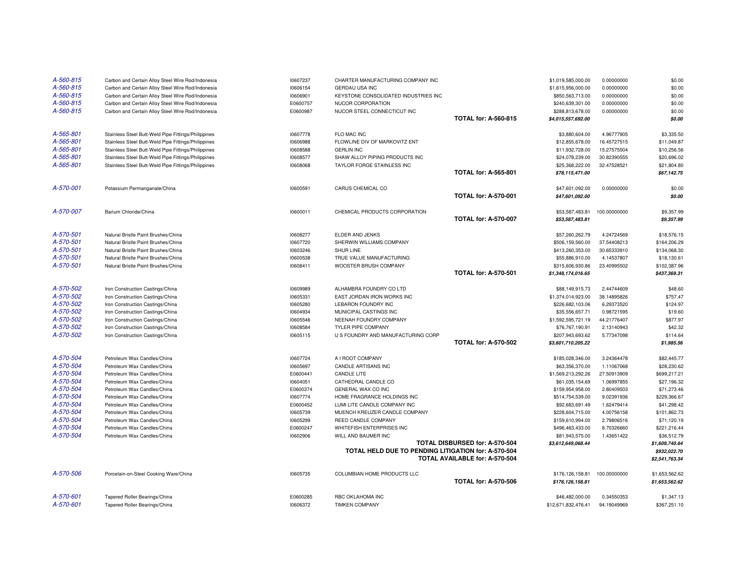| | | | | | | |
|---|---|---|---|---|---|---|
| A-560-815 | Carbon and Certain Alloy Steel Wire Rod/Indonesia | I0607237 | CHARTER MANUFACTURING COMPANY INC | $1,019,585,000.00 | 0.00000000 | $0.00 |
| A-560-815 | Carbon and Certain Alloy Steel Wire Rod/Indonesia | I0606154 | GERDAU USA INC | $1,615,956,000.00 | 0.00000000 | $0.00 |
| A-560-815 | Carbon and Certain Alloy Steel Wire Rod/Indonesia | I0606901 | KEYSTONE CONSOLIDATED INDUSTRIES INC | $850,563,713.00 | 0.00000000 | $0.00 |
| A-560-815 | Carbon and Certain Alloy Steel Wire Rod/Indonesia | E0600757 | NUCOR CORPORATION | $240,639,301.00 | 0.00000000 | $0.00 |
| A-560-815 | Carbon and Certain Alloy Steel Wire Rod/Indonesia | E0600987 | NUCOR STEEL CONNECTICUT INC | $288,813,678.00 | 0.00000000 | $0.00 |
| | | | **TOTAL for: A-560-815** | ***$4,015,557,692.00*** | | ***$0.00*** |
| A-565-801 | Stainless Steel Butt-Weld Pipe Fittings/Philippines | I0607778 | FLO MAC INC | $3,880,604.00 | 4.96777905 | $3,335.50 |
| A-565-801 | Stainless Steel Butt-Weld Pipe Fittings/Philippines | I0606988 | FLOWLINE DIV OF MARKOVITZ ENT | $12,855,678.00 | 16.45727515 | $11,049.87 |
| A-565-801 | Stainless Steel Butt-Weld Pipe Fittings/Philippines | I0608588 | GERLIN INC | $11,932,728.00 | 15.27575504 | $10,256.56 |
| A-565-801 | Stainless Steel Butt-Weld Pipe Fittings/Philippines | I0608577 | SHAW ALLOY PIPING PRODUCTS INC | $24,078,239.00 | 30.82390555 | $20,696.02 |
| A-565-801 | Stainless Steel Butt-Weld Pipe Fittings/Philippines | I0608068 | TAYLOR FORGE STAINLESS INC | $25,368,222.00 | 32.47528521 | $21,804.80 |
| | | | **TOTAL for: A-565-801** | ***$78,115,471.00*** | | ***$67,142.75*** |
| A-570-001 | Potassium Permanganate/China | I0600591 | CARUS CHEMICAL CO | $47,601,092.00 | 0.00000000 | $0.00 |
| | | | **TOTAL for: A-570-001** | ***$47,601,092.00*** | | ***$0.00*** |
| A-570-007 | Barium Chloride/China | I0600011 | CHEMICAL PRODUCTS CORPORATION | $53,587,483.81 | 100.00000000 | $9,357.99 |
| | | | **TOTAL for: A-570-007** | ***$53,587,483.81*** | | ***$9,357.99*** |
| A-570-501 | Natural Bristle Paint Brushes/China | I0608277 | ELDER AND JENKS | $57,260,262.79 | 4.24724569 | $18,576.15 |
| A-570-501 | Natural Bristle Paint Brushes/China | I0607720 | SHERWIN WILLIAMS COMPANY | $506,159,560.00 | 37.54408213 | $164,206.29 |
| A-570-501 | Natural Bristle Paint Brushes/China | I0603246 | SHUR LINE | $413,260,353.00 | 30.65333910 | $134,068.30 |
| A-570-501 | Natural Bristle Paint Brushes/China | I0600538 | TRUE VALUE MANUFACTURING | $55,886,910.00 | 4.14537807 | $18,130.61 |
| A-570-501 | Natural Bristle Paint Brushes/China | I0608411 | WOOSTER BRUSH COMPANY | $315,606,930.86 | 23.40995502 | $102,387.96 |
| | | | **TOTAL for: A-570-501** | ***$1,348,174,016.65*** | | ***$437,369.31*** |
| A-570-502 | Iron Construction Castings/China | I0609989 | ALHAMBRA FOUNDRY CO LTD | $88,149,915.73 | 2.44744609 | $48.60 |
| A-570-502 | Iron Construction Castings/China | I0605331 | EAST JORDAN IRON WORKS INC | $1,374,014,923.00 | 38.14895826 | $757.47 |
| A-570-502 | Iron Construction Castings/China | I0605280 | LEBARON FOUNDRY INC | $226,682,103.06 | 6.29373520 | $124.97 |
| A-570-502 | Iron Construction Castings/China | I0604934 | MUNICIPAL CASTINGS INC | $35,556,657.71 | 0.98721595 | $19.60 |
| A-570-502 | Iron Construction Castings/China | I0605546 | NEENAH FOUNDRY COMPANY | $1,592,595,721.19 | 44.21776407 | $877.97 |
| A-570-502 | Iron Construction Castings/China | I0608584 | TYLER PIPE COMPANY | $76,767,190.91 | 2.13140943 | $42.32 |
| A-570-502 | Iron Construction Castings/China | I0605115 | U S FOUNDRY AND MANUFACTURING CORP | $207,943,693.62 | 5.77347098 | $114.64 |
| | | | **TOTAL for: A-570-502** | ***$3,601,710,205.22*** | | ***$1,985.56*** |
| A-570-504 | Petroleum Wax Candles/China | I0607724 | A I ROOT COMPANY | $185,028,346.00 | 3.24364478 | $82,445.77 |
| A-570-504 | Petroleum Wax Candles/China | I0605697 | CANDLE ARTISANS INC | $63,356,370.00 | 1.11067068 | $28,230.62 |
| A-570-504 | Petroleum Wax Candles/China | E0600441 | CANDLE LITE | $1,569,213,292.26 | 27.50913909 | $699,217.21 |
| A-570-504 | Petroleum Wax Candles/China | I0604051 | CATHEDRAL CANDLE CO | $61,035,154.69 | 1.06997855 | $27,196.32 |
| A-570-504 | Petroleum Wax Candles/China | E0600374 | GENERAL WAX CO INC | $159,954,958.00 | 2.80409503 | $71,273.46 |
| A-570-504 | Petroleum Wax Candles/China | I0607774 | HOME FRAGRANCE HOLDINGS INC | $514,754,539.00 | 9.02391936 | $229,366.67 |
| A-570-504 | Petroleum Wax Candles/China | E0600452 | LUMI LITE CANDLE COMPANY INC | $92,683,691.49 | 1.62479414 | $41,298.42 |
| A-570-504 | Petroleum Wax Candles/China | I0605739 | MUENCH KREUZER CANDLE COMPANY | $228,604,715.00 | 4.00756158 | $101,862.73 |
| A-570-504 | Petroleum Wax Candles/China | I0605299 | REED CANDLE COMPANY | $159,610,994.00 | 2.79806516 | $71,120.19 |
| A-570-504 | Petroleum Wax Candles/China | E0600247 | WHITEFISH ENTERPRISES INC | $496,463,433.00 | 8.70326660 | $221,216.44 |
| A-570-504 | Petroleum Wax Candles/China | I0602906 | WILL AND BAUMER INC | $81,943,575.00 | 1.43651422 | $36,512.79 |
| | | | **TOTAL DISBURSED for: A-570-504** | ***$3,612,649,068.44*** | | ***$1,609,740.64*** |
| | | | **TOTAL HELD DUE TO PENDING LITIGATION for: A-570-504** | | | ***$932,022.70*** |
| | | | **TOTAL AVAILABLE for: A-570-504** | | | ***$2,541,763.34*** |
| A-570-506 | Porcelain-on-Steel Cooking Ware/China | I0605735 | COLUMBIAN HOME PRODUCTS LLC | $176,126,158.81 | 100.00000000 | $1,653,562.62 |
| | | | **TOTAL for: A-570-506** | ***$176,126,158.81*** | | ***$1,653,562.62*** |
| A-570-601 | Tapered Roller Bearings/China | E0600285 | RBC OKLAHOMA INC | $46,482,000.00 | 0.34550353 | $1,347.13 |
| A-570-601 | Tapered Roller Bearings/China | I0606372 | TIMKEN COMPANY | $12,671,832,476.41 | 94.19049969 | $367,251.10 |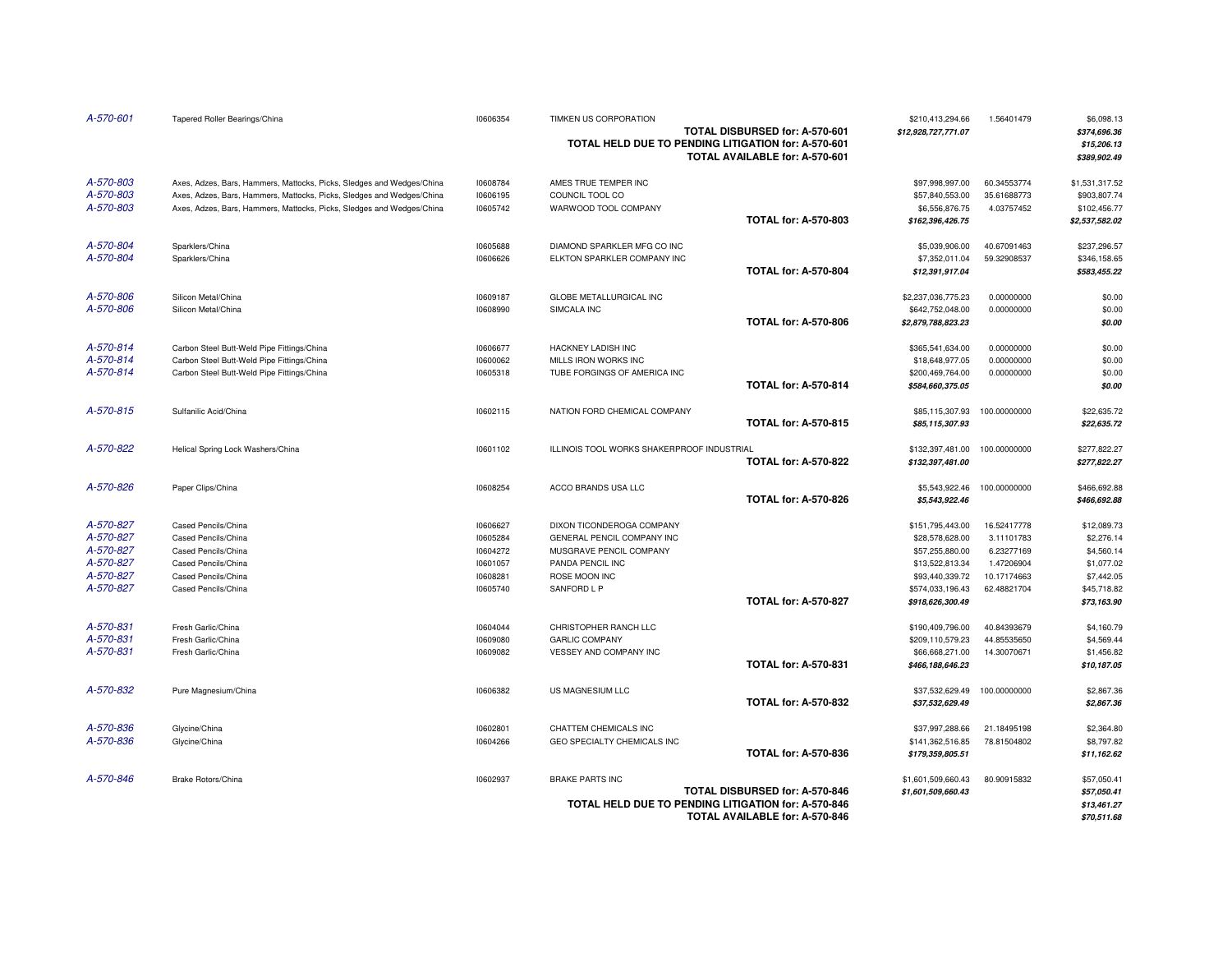| | | | | | | |
|---|---|---|---|---|---|---|
| *A-570-601* | Tapered Roller Bearings/China | I0606354 | TIMKEN US CORPORATION | $210,413,294.66 | 1.56401479 | $6,098.13 |
| | | | **TOTAL DISBURSED for: A-570-601** | ***$12,928,727,771.07*** | | ***$374,696.36*** |
| | | | **TOTAL HELD DUE TO PENDING LITIGATION for: A-570-601** | | | ***$15,206.13*** |
| | | | **TOTAL AVAILABLE for: A-570-601** | | | ***$389,902.49*** |
| *A-570-803* | Axes, Adzes, Bars, Hammers, Mattocks, Picks, Sledges and Wedges/China | I0608784 | AMES TRUE TEMPER INC | $97,998,997.00 | 60.34553774 | $1,531,317.52 |
| *A-570-803* | Axes, Adzes, Bars, Hammers, Mattocks, Picks, Sledges and Wedges/China | I0606195 | COUNCIL TOOL CO | $57,840,553.00 | 35.61688773 | $903,807.74 |
| *A-570-803* | Axes, Adzes, Bars, Hammers, Mattocks, Picks, Sledges and Wedges/China | I0605742 | WARWOOD TOOL COMPANY | $6,556,876.75 | 4.03757452 | $102,456.77 |
| | | | **TOTAL for: A-570-803** | ***$162,396,426.75*** | | ***$2,537,582.02*** |
| *A-570-804* | Sparklers/China | I0605688 | DIAMOND SPARKLER MFG CO INC | $5,039,906.00 | 40.67091463 | $237,296.57 |
| *A-570-804* | Sparklers/China | I0606626 | ELKTON SPARKLER COMPANY INC | $7,352,011.04 | 59.32908537 | $346,158.65 |
| | | | **TOTAL for: A-570-804** | ***$12,391,917.04*** | | ***$583,455.22*** |
| *A-570-806* | Silicon Metal/China | I0609187 | GLOBE METALLURGICAL INC | $2,237,036,775.23 | 0.00000000 | $0.00 |
| *A-570-806* | Silicon Metal/China | I0608990 | SIMCALA INC | $642,752,048.00 | 0.00000000 | $0.00 |
| | | | **TOTAL for: A-570-806** | ***$2,879,788,823.23*** | | ***$0.00*** |
| *A-570-814* | Carbon Steel Butt-Weld Pipe Fittings/China | I0606677 | HACKNEY LADISH INC | $365,541,634.00 | 0.00000000 | $0.00 |
| *A-570-814* | Carbon Steel Butt-Weld Pipe Fittings/China | I0600062 | MILLS IRON WORKS INC | $18,648,977.05 | 0.00000000 | $0.00 |
| *A-570-814* | Carbon Steel Butt-Weld Pipe Fittings/China | I0605318 | TUBE FORGINGS OF AMERICA INC | $200,469,764.00 | 0.00000000 | $0.00 |
| | | | **TOTAL for: A-570-814** | ***$584,660,375.05*** | | ***$0.00*** |
| *A-570-815* | Sulfanilic Acid/China | I0602115 | NATION FORD CHEMICAL COMPANY | $85,115,307.93 | 100.00000000 | $22,635.72 |
| | | | **TOTAL for: A-570-815** | ***$85,115,307.93*** | | ***$22,635.72*** |
| *A-570-822* | Helical Spring Lock Washers/China | I0601102 | ILLINOIS TOOL WORKS SHAKERPROOF INDUSTRIAL | $132,397,481.00 | 100.00000000 | $277,822.27 |
| | | | **TOTAL for: A-570-822** | ***$132,397,481.00*** | | ***$277,822.27*** |
| *A-570-826* | Paper Clips/China | I0608254 | ACCO BRANDS USA LLC | $5,543,922.46 | 100.00000000 | $466,692.88 |
| | | | **TOTAL for: A-570-826** | ***$5,543,922.46*** | | ***$466,692.88*** |
| *A-570-827* | Cased Pencils/China | I0606627 | DIXON TICONDEROGA COMPANY | $151,795,443.00 | 16.52417778 | $12,089.73 |
| *A-570-827* | Cased Pencils/China | I0605284 | GENERAL PENCIL COMPANY INC | $28,578,628.00 | 3.11101783 | $2,276.14 |
| *A-570-827* | Cased Pencils/China | I0604272 | MUSGRAVE PENCIL COMPANY | $57,255,880.00 | 6.23277169 | $4,560.14 |
| *A-570-827* | Cased Pencils/China | I0601057 | PANDA PENCIL INC | $13,522,813.34 | 1.47206904 | $1,077.02 |
| *A-570-827* | Cased Pencils/China | I0608281 | ROSE MOON INC | $93,440,339.72 | 10.17174663 | $7,442.05 |
| *A-570-827* | Cased Pencils/China | I0605740 | SANFORD L P | $574,033,196.43 | 62.48821704 | $45,718.82 |
| | | | **TOTAL for: A-570-827** | ***$918,626,300.49*** | | ***$73,163.90*** |
| *A-570-831* | Fresh Garlic/China | I0604044 | CHRISTOPHER RANCH LLC | $190,409,796.00 | 40.84393679 | $4,160.79 |
| *A-570-831* | Fresh Garlic/China | I0609080 | GARLIC COMPANY | $209,110,579.23 | 44.85535650 | $4,569.44 |
| *A-570-831* | Fresh Garlic/China | I0609082 | VESSEY AND COMPANY INC | $66,668,271.00 | 14.30070671 | $1,456.82 |
| | | | **TOTAL for: A-570-831** | ***$466,188,646.23*** | | ***$10,187.05*** |
| *A-570-832* | Pure Magnesium/China | I0606382 | US MAGNESIUM LLC | $37,532,629.49 | 100.00000000 | $2,867.36 |
| | | | **TOTAL for: A-570-832** | ***$37,532,629.49*** | | ***$2,867.36*** |
| *A-570-836* | Glycine/China | I0602801 | CHATTEM CHEMICALS INC | $37,997,288.66 | 21.18495198 | $2,364.80 |
| *A-570-836* | Glycine/China | I0604266 | GEO SPECIALTY CHEMICALS INC | $141,362,516.85 | 78.81504802 | $8,797.82 |
| | | | **TOTAL for: A-570-836** | ***$179,359,805.51*** | | ***$11,162.62*** |
| *A-570-846* | Brake Rotors/China | I0602937 | BRAKE PARTS INC | $1,601,509,660.43 | 80.90915832 | $57,050.41 |
| | | | **TOTAL DISBURSED for: A-570-846** | ***$1,601,509,660.43*** | | ***$57,050.41*** |
| | | | **TOTAL HELD DUE TO PENDING LITIGATION for: A-570-846** | | | ***$13,461.27*** |
| | | | **TOTAL AVAILABLE for: A-570-846** | | | ***$70,511.68*** |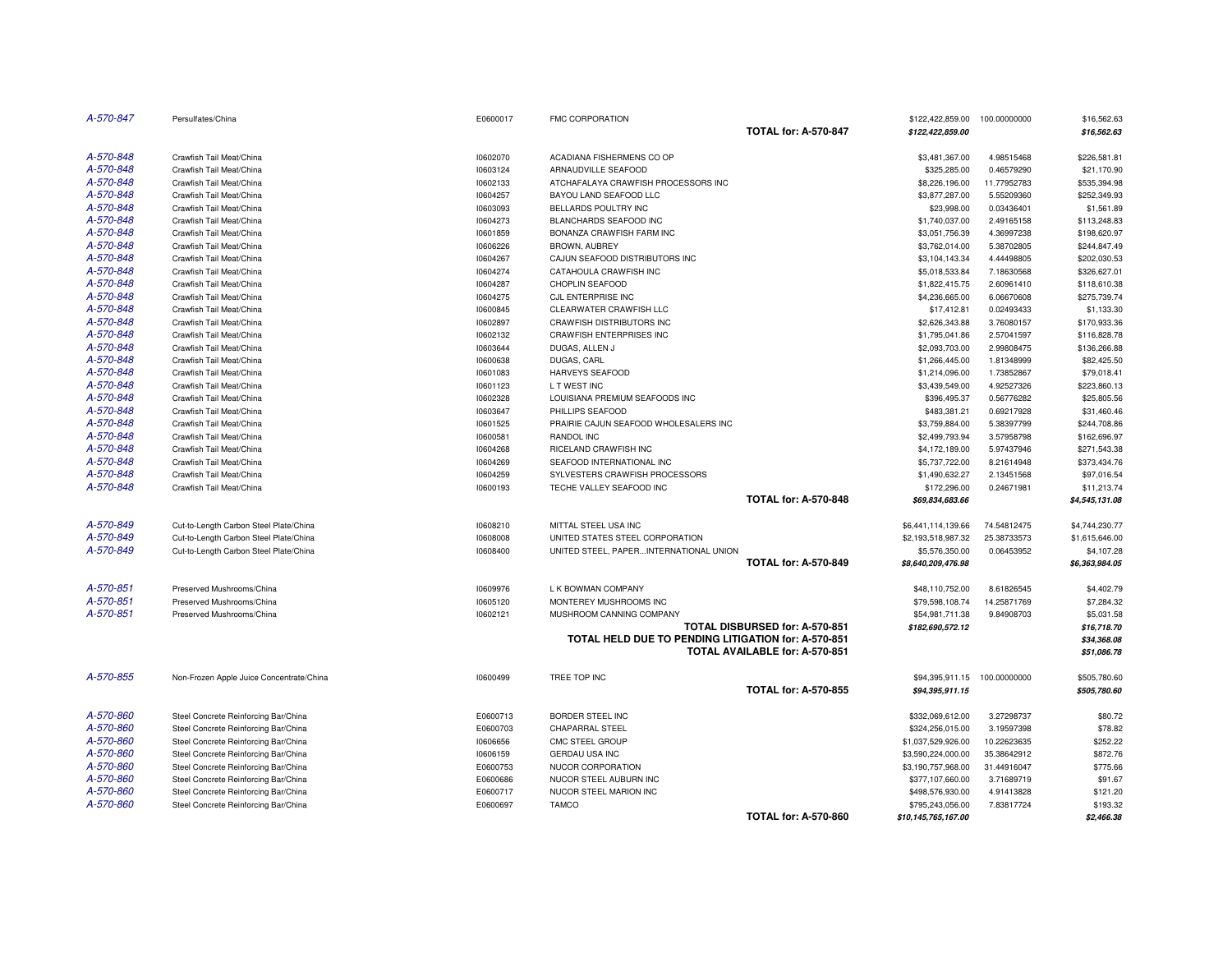| | | | | | | |
|---|---|---|---|---|---|---|
| *A-570-847* | Persulfates/China | E0600017 | FMC CORPORATION | $122,422,859.00 | 100.00000000 | $16,562.63 |
| | | | **TOTAL for: A-570-847** | ***$122,422,859.00*** | | ***$16,562.63*** |
| *A-570-848* | Crawfish Tail Meat/China | I0602070 | ACADIANA FISHERMENS CO OP | $3,481,367.00 | 4.98515468 | $226,581.81 |
| *A-570-848* | Crawfish Tail Meat/China | I0603124 | ARNAUDVILLE SEAFOOD | $325,285.00 | 0.46579290 | $21,170.90 |
| *A-570-848* | Crawfish Tail Meat/China | I0602133 | ATCHAFALAYA CRAWFISH PROCESSORS INC | $8,226,196.00 | 11.77952783 | $535,394.98 |
| *A-570-848* | Crawfish Tail Meat/China | I0604257 | BAYOU LAND SEAFOOD LLC | $3,877,287.00 | 5.55209360 | $252,349.93 |
| *A-570-848* | Crawfish Tail Meat/China | I0603093 | BELLARDS POULTRY INC | $23,998.00 | 0.03436401 | $1,561.89 |
| *A-570-848* | Crawfish Tail Meat/China | I0604273 | BLANCHARDS SEAFOOD INC | $1,740,037.00 | 2.49165158 | $113,248.83 |
| *A-570-848* | Crawfish Tail Meat/China | I0601859 | BONANZA CRAWFISH FARM INC | $3,051,756.39 | 4.36997238 | $198,620.97 |
| *A-570-848* | Crawfish Tail Meat/China | I0606226 | BROWN, AUBREY | $3,762,014.00 | 5.38702805 | $244,847.49 |
| *A-570-848* | Crawfish Tail Meat/China | I0604267 | CAJUN SEAFOOD DISTRIBUTORS INC | $3,104,143.34 | 4.44498805 | $202,030.53 |
| *A-570-848* | Crawfish Tail Meat/China | I0604274 | CATAHOULA CRAWFISH INC | $5,018,533.84 | 7.18630568 | $326,627.01 |
| *A-570-848* | Crawfish Tail Meat/China | I0604287 | CHOPLIN SEAFOOD | $1,822,415.75 | 2.60961410 | $118,610.38 |
| *A-570-848* | Crawfish Tail Meat/China | I0604275 | CJL ENTERPRISE INC | $4,236,665.00 | 6.06670608 | $275,739.74 |
| *A-570-848* | Crawfish Tail Meat/China | I0600845 | CLEARWATER CRAWFISH LLC | $17,412.81 | 0.02493433 | $1,133.30 |
| *A-570-848* | Crawfish Tail Meat/China | I0602897 | CRAWFISH DISTRIBUTORS INC | $2,626,343.88 | 3.76080157 | $170,933.36 |
| *A-570-848* | Crawfish Tail Meat/China | I0602132 | CRAWFISH ENTERPRISES INC | $1,795,041.86 | 2.57041597 | $116,828.78 |
| *A-570-848* | Crawfish Tail Meat/China | I0603644 | DUGAS, ALLEN J | $2,093,703.00 | 2.99808475 | $136,266.88 |
| *A-570-848* | Crawfish Tail Meat/China | I0600638 | DUGAS, CARL | $1,266,445.00 | 1.81348999 | $82,425.50 |
| *A-570-848* | Crawfish Tail Meat/China | I0601083 | HARVEYS SEAFOOD | $1,214,096.00 | 1.73852867 | $79,018.41 |
| *A-570-848* | Crawfish Tail Meat/China | I0601123 | L T WEST INC | $3,439,549.00 | 4.92527326 | $223,860.13 |
| *A-570-848* | Crawfish Tail Meat/China | I0602328 | LOUISIANA PREMIUM SEAFOODS INC | $396,495.37 | 0.56776282 | $25,805.56 |
| *A-570-848* | Crawfish Tail Meat/China | I0603647 | PHILLIPS SEAFOOD | $483,381.21 | 0.69217928 | $31,460.46 |
| *A-570-848* | Crawfish Tail Meat/China | I0601525 | PRAIRIE CAJUN SEAFOOD WHOLESALERS INC | $3,759,884.00 | 5.38397799 | $244,708.86 |
| *A-570-848* | Crawfish Tail Meat/China | I0600581 | RANDOL INC | $2,499,793.94 | 3.57958798 | $162,696.97 |
| *A-570-848* | Crawfish Tail Meat/China | I0604268 | RICELAND CRAWFISH INC | $4,172,189.00 | 5.97437946 | $271,543.38 |
| *A-570-848* | Crawfish Tail Meat/China | I0604269 | SEAFOOD INTERNATIONAL INC | $5,737,722.00 | 8.21614948 | $373,434.76 |
| *A-570-848* | Crawfish Tail Meat/China | I0604259 | SYLVESTERS CRAWFISH PROCESSORS | $1,490,632.27 | 2.13451568 | $97,016.54 |
| *A-570-848* | Crawfish Tail Meat/China | I0600193 | TECHE VALLEY SEAFOOD INC | $172,296.00 | 0.24671981 | $11,213.74 |
| | | | **TOTAL for: A-570-848** | ***$69,834,683.66*** | | ***$4,545,131.08*** |
| *A-570-849* | Cut-to-Length Carbon Steel Plate/China | I0608210 | MITTAL STEEL USA INC | $6,441,114,139.66 | 74.54812475 | $4,744,230.77 |
| *A-570-849* | Cut-to-Length Carbon Steel Plate/China | I0608008 | UNITED STATES STEEL CORPORATION | $2,193,518,987.32 | 25.38733573 | $1,615,646.00 |
| *A-570-849* | Cut-to-Length Carbon Steel Plate/China | I0608400 | UNITED STEEL, PAPER...INTERNATIONAL UNION | $5,576,350.00 | 0.06453952 | $4,107.28 |
| | | | **TOTAL for: A-570-849** | ***$8,640,209,476.98*** | | ***$6,363,984.05*** |
| *A-570-851* | Preserved Mushrooms/China | I0609976 | L K BOWMAN COMPANY | $48,110,752.00 | 8.61826545 | $4,402.79 |
| *A-570-851* | Preserved Mushrooms/China | I0605120 | MONTEREY MUSHROOMS INC | $79,598,108.74 | 14.25871769 | $7,284.32 |
| *A-570-851* | Preserved Mushrooms/China | I0602121 | MUSHROOM CANNING COMPANY | $54,981,711.38 | 9.84908703 | $5,031.58 |
| | | | **TOTAL DISBURSED for: A-570-851** | ***$182,690,572.12*** | | ***$16,718.70*** |
| | | | **TOTAL HELD DUE TO PENDING LITIGATION for: A-570-851** | | | ***$34,368.08*** |
| | | | **TOTAL AVAILABLE for: A-570-851** | | | ***$51,086.78*** |
| *A-570-855* | Non-Frozen Apple Juice Concentrate/China | I0600499 | TREE TOP INC | $94,395,911.15 | 100.00000000 | $505,780.60 |
| | | | **TOTAL for: A-570-855** | ***$94,395,911.15*** | | ***$505,780.60*** |
| *A-570-860* | Steel Concrete Reinforcing Bar/China | E0600713 | BORDER STEEL INC | $332,069,612.00 | 3.27298737 | $80.72 |
| *A-570-860* | Steel Concrete Reinforcing Bar/China | E0600703 | CHAPARRAL STEEL | $324,256,015.00 | 3.19597398 | $78.82 |
| *A-570-860* | Steel Concrete Reinforcing Bar/China | I0606656 | CMC STEEL GROUP | $1,037,529,926.00 | 10.22623635 | $252.22 |
| *A-570-860* | Steel Concrete Reinforcing Bar/China | I0606159 | GERDAU USA INC | $3,590,224,000.00 | 35.38642912 | $872.76 |
| *A-570-860* | Steel Concrete Reinforcing Bar/China | E0600753 | NUCOR CORPORATION | $3,190,757,968.00 | 31.44916047 | $775.66 |
| *A-570-860* | Steel Concrete Reinforcing Bar/China | E0600686 | NUCOR STEEL AUBURN INC | $377,107,660.00 | 3.71689719 | $91.67 |
| *A-570-860* | Steel Concrete Reinforcing Bar/China | E0600717 | NUCOR STEEL MARION INC | $498,576,930.00 | 4.91413828 | $121.20 |
| *A-570-860* | Steel Concrete Reinforcing Bar/China | E0600697 | TAMCO | $795,243,056.00 | 7.83817724 | $193.32 |
| | | | **TOTAL for: A-570-860** | ***$10,145,765,167.00*** | | ***$2,466.38*** |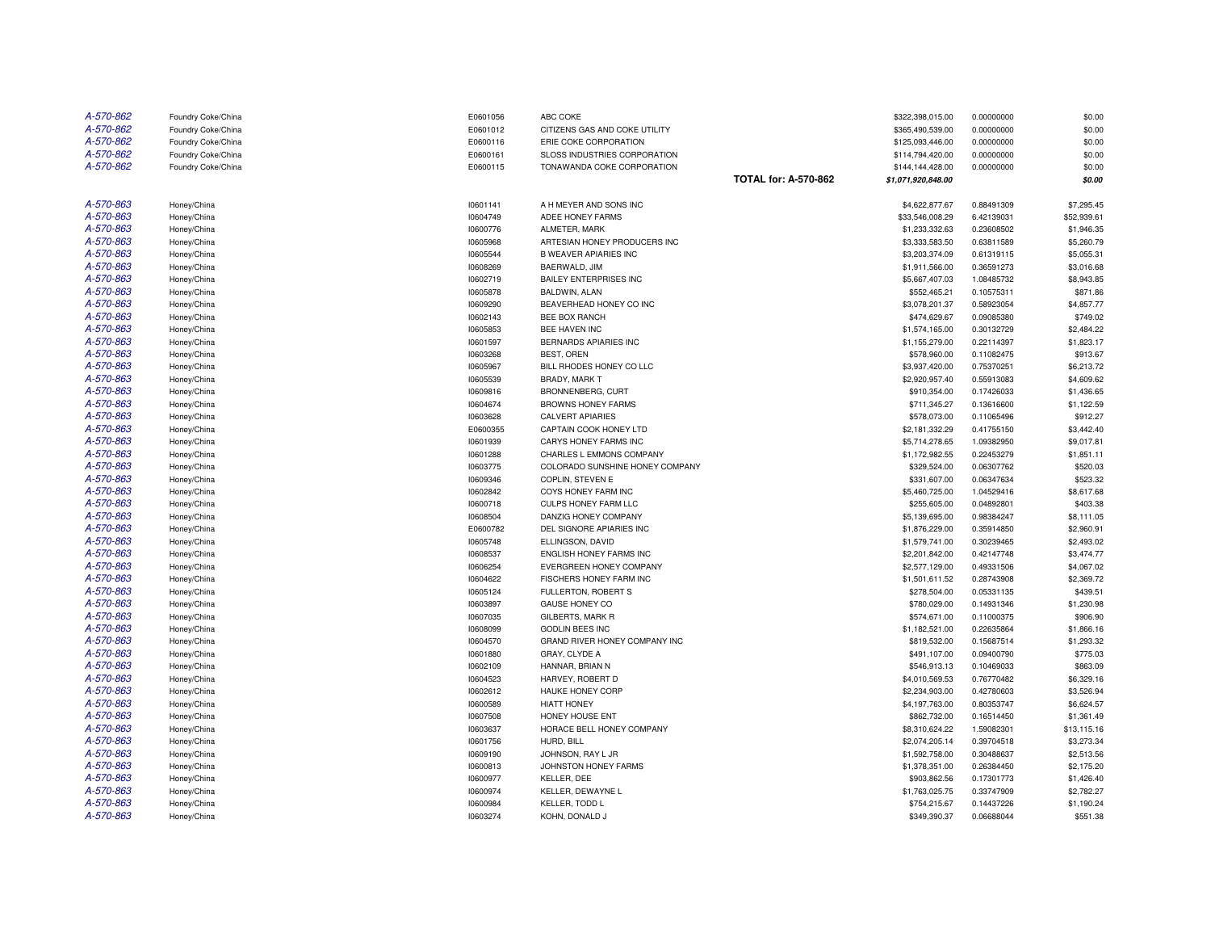| | | | | | | | |
|---|---|---|---|---|---|---|---|
| *A-570-862* | Foundry Coke/China | E0601056 | ABC COKE | | $322,398,015.00 | 0.00000000 | $0.00 |
| *A-570-862* | Foundry Coke/China | E0601012 | CITIZENS GAS AND COKE UTILITY | | $365,490,539.00 | 0.00000000 | $0.00 |
| *A-570-862* | Foundry Coke/China | E0600116 | ERIE COKE CORPORATION | | $125,093,446.00 | 0.00000000 | $0.00 |
| *A-570-862* | Foundry Coke/China | E0600161 | SLOSS INDUSTRIES CORPORATION | | $114,794,420.00 | 0.00000000 | $0.00 |
| *A-570-862* | Foundry Coke/China | E0600115 | TONAWANDA COKE CORPORATION | | $144,144,428.00 | 0.00000000 | $0.00 |
| | | | | **TOTAL for: A-570-862** | ***$1,071,920,848.00*** | | ***$0.00*** |
| *A-570-863* | Honey/China | I0601141 | A H MEYER AND SONS INC | | $4,622,877.67 | 0.88491309 | $7,295.45 |
| *A-570-863* | Honey/China | I0604749 | ADEE HONEY FARMS | | $33,546,008.29 | 6.42139031 | $52,939.61 |
| *A-570-863* | Honey/China | I0600776 | ALMETER, MARK | | $1,233,332.63 | 0.23608502 | $1,946.35 |
| *A-570-863* | Honey/China | I0605968 | ARTESIAN HONEY PRODUCERS INC | | $3,333,583.50 | 0.63811589 | $5,260.79 |
| *A-570-863* | Honey/China | I0605544 | B WEAVER APIARIES INC | | $3,203,374.09 | 0.61319115 | $5,055.31 |
| *A-570-863* | Honey/China | I0608269 | BAERWALD, JIM | | $1,911,566.00 | 0.36591273 | $3,016.68 |
| *A-570-863* | Honey/China | I0602719 | BAILEY ENTERPRISES INC | | $5,667,407.03 | 1.08485732 | $8,943.85 |
| *A-570-863* | Honey/China | I0605878 | BALDWIN, ALAN | | $552,465.21 | 0.10575311 | $871.86 |
| *A-570-863* | Honey/China | I0609290 | BEAVERHEAD HONEY CO INC | | $3,078,201.37 | 0.58923054 | $4,857.77 |
| *A-570-863* | Honey/China | I0602143 | BEE BOX RANCH | | $474,629.67 | 0.09085380 | $749.02 |
| *A-570-863* | Honey/China | I0605853 | BEE HAVEN INC | | $1,574,165.00 | 0.30132729 | $2,484.22 |
| *A-570-863* | Honey/China | I0601597 | BERNARDS APIARIES INC | | $1,155,279.00 | 0.22114397 | $1,823.17 |
| *A-570-863* | Honey/China | I0603268 | BEST, OREN | | $578,960.00 | 0.11082475 | $913.67 |
| *A-570-863* | Honey/China | I0605967 | BILL RHODES HONEY CO LLC | | $3,937,420.00 | 0.75370251 | $6,213.72 |
| *A-570-863* | Honey/China | I0605539 | BRADY, MARK T | | $2,920,957.40 | 0.55913083 | $4,609.62 |
| *A-570-863* | Honey/China | I0609816 | BRONNENBERG, CURT | | $910,354.00 | 0.17426033 | $1,436.65 |
| *A-570-863* | Honey/China | I0604674 | BROWNS HONEY FARMS | | $711,345.27 | 0.13616600 | $1,122.59 |
| *A-570-863* | Honey/China | I0603628 | CALVERT APIARIES | | $578,073.00 | 0.11065496 | $912.27 |
| *A-570-863* | Honey/China | E0600355 | CAPTAIN COOK HONEY LTD | | $2,181,332.29 | 0.41755150 | $3,442.40 |
| *A-570-863* | Honey/China | I0601939 | CARYS HONEY FARMS INC | | $5,714,278.65 | 1.09382950 | $9,017.81 |
| *A-570-863* | Honey/China | I0601288 | CHARLES L EMMONS COMPANY | | $1,172,982.55 | 0.22453279 | $1,851.11 |
| *A-570-863* | Honey/China | I0603775 | COLORADO SUNSHINE HONEY COMPANY | | $329,524.00 | 0.06307762 | $520.03 |
| *A-570-863* | Honey/China | I0609346 | COPLIN, STEVEN E | | $331,607.00 | 0.06347634 | $523.32 |
| *A-570-863* | Honey/China | I0602842 | COYS HONEY FARM INC | | $5,460,725.00 | 1.04529416 | $8,617.68 |
| *A-570-863* | Honey/China | I0600718 | CULPS HONEY FARM LLC | | $255,605.00 | 0.04892801 | $403.38 |
| *A-570-863* | Honey/China | I0608504 | DANZIG HONEY COMPANY | | $5,139,695.00 | 0.98384247 | $8,111.05 |
| *A-570-863* | Honey/China | E0600782 | DEL SIGNORE APIARIES INC | | $1,876,229.00 | 0.35914850 | $2,960.91 |
| *A-570-863* | Honey/China | I0605748 | ELLINGSON, DAVID | | $1,579,741.00 | 0.30239465 | $2,493.02 |
| *A-570-863* | Honey/China | I0608537 | ENGLISH HONEY FARMS INC | | $2,201,842.00 | 0.42147748 | $3,474.77 |
| *A-570-863* | Honey/China | I0606254 | EVERGREEN HONEY COMPANY | | $2,577,129.00 | 0.49331506 | $4,067.02 |
| *A-570-863* | Honey/China | I0604622 | FISCHERS HONEY FARM INC | | $1,501,611.52 | 0.28743908 | $2,369.72 |
| *A-570-863* | Honey/China | I0605124 | FULLERTON, ROBERT S | | $278,504.00 | 0.05331135 | $439.51 |
| *A-570-863* | Honey/China | I0603897 | GAUSE HONEY CO | | $780,029.00 | 0.14931346 | $1,230.98 |
| *A-570-863* | Honey/China | I0607035 | GILBERTS, MARK R | | $574,671.00 | 0.11000375 | $906.90 |
| *A-570-863* | Honey/China | I0608099 | GODLIN BEES INC | | $1,182,521.00 | 0.22635864 | $1,866.16 |
| *A-570-863* | Honey/China | I0604570 | GRAND RIVER HONEY COMPANY INC | | $819,532.00 | 0.15687514 | $1,293.32 |
| *A-570-863* | Honey/China | I0601880 | GRAY, CLYDE A | | $491,107.00 | 0.09400790 | $775.03 |
| *A-570-863* | Honey/China | I0602109 | HANNAR, BRIAN N | | $546,913.13 | 0.10469033 | $863.09 |
| *A-570-863* | Honey/China | I0604523 | HARVEY, ROBERT D | | $4,010,569.53 | 0.76770482 | $6,329.16 |
| *A-570-863* | Honey/China | I0602612 | HAUKE HONEY CORP | | $2,234,903.00 | 0.42780603 | $3,526.94 |
| *A-570-863* | Honey/China | I0600589 | HIATT HONEY | | $4,197,763.00 | 0.80353747 | $6,624.57 |
| *A-570-863* | Honey/China | I0607508 | HONEY HOUSE ENT | | $862,732.00 | 0.16514450 | $1,361.49 |
| *A-570-863* | Honey/China | I0603637 | HORACE BELL HONEY COMPANY | | $8,310,624.22 | 1.59082301 | $13,115.16 |
| *A-570-863* | Honey/China | I0601756 | HURD, BILL | | $2,074,205.14 | 0.39704518 | $3,273.34 |
| *A-570-863* | Honey/China | I0609190 | JOHNSON, RAY L JR | | $1,592,758.00 | 0.30488637 | $2,513.56 |
| *A-570-863* | Honey/China | I0600813 | JOHNSTON HONEY FARMS | | $1,378,351.00 | 0.26384450 | $2,175.20 |
| *A-570-863* | Honey/China | I0600977 | KELLER, DEE | | $903,862.56 | 0.17301773 | $1,426.40 |
| *A-570-863* | Honey/China | I0600974 | KELLER, DEWAYNE L | | $1,763,025.75 | 0.33747909 | $2,782.27 |
| *A-570-863* | Honey/China | I0600984 | KELLER, TODD L | | $754,215.67 | 0.14437226 | $1,190.24 |
| *A-570-863* | Honey/China | I0603274 | KOHN, DONALD J | | $349,390.37 | 0.06688044 | $551.38 |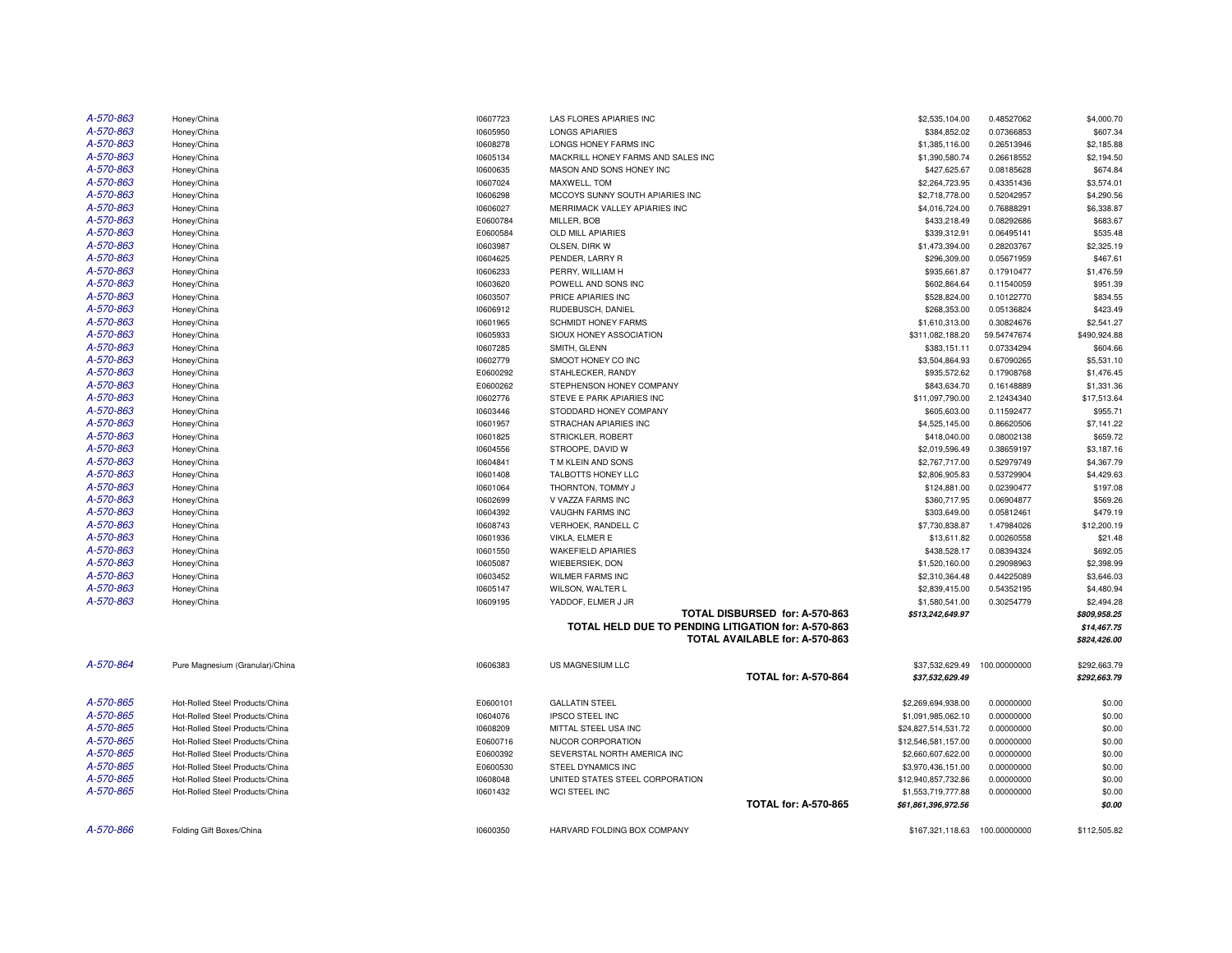| | | | | | | |
|---|---|---|---|---|---|---|
| *A-570-863* | Honey/China | I0607723 | LAS FLORES APIARIES INC | $2,535,104.00 | 0.48527062 | $4,000.70 |
| *A-570-863* | Honey/China | I0605950 | LONGS APIARIES | $384,852.02 | 0.07366853 | $607.34 |
| *A-570-863* | Honey/China | I0608278 | LONGS HONEY FARMS INC | $1,385,116.00 | 0.26513946 | $2,185.88 |
| *A-570-863* | Honey/China | I0605134 | MACKRILL HONEY FARMS AND SALES INC | $1,390,580.74 | 0.26618552 | $2,194.50 |
| *A-570-863* | Honey/China | I0600635 | MASON AND SONS HONEY INC | $427,625.67 | 0.08185628 | $674.84 |
| *A-570-863* | Honey/China | I0607024 | MAXWELL, TOM | $2,264,723.95 | 0.43351436 | $3,574.01 |
| *A-570-863* | Honey/China | I0606298 | MCCOYS SUNNY SOUTH APIARIES INC | $2,718,778.00 | 0.52042957 | $4,290.56 |
| *A-570-863* | Honey/China | I0606027 | MERRIMACK VALLEY APIARIES INC | $4,016,724.00 | 0.76888291 | $6,338.87 |
| *A-570-863* | Honey/China | E0600784 | MILLER, BOB | $433,218.49 | 0.08292686 | $683.67 |
| *A-570-863* | Honey/China | E0600584 | OLD MILL APIARIES | $339,312.91 | 0.06495141 | $535.48 |
| *A-570-863* | Honey/China | I0603987 | OLSEN, DIRK W | $1,473,394.00 | 0.28203767 | $2,325.19 |
| *A-570-863* | Honey/China | I0604625 | PENDER, LARRY R | $296,309.00 | 0.05671959 | $467.61 |
| *A-570-863* | Honey/China | I0606233 | PERRY, WILLIAM H | $935,661.87 | 0.17910477 | $1,476.59 |
| *A-570-863* | Honey/China | I0603620 | POWELL AND SONS INC | $602,864.64 | 0.11540059 | $951.39 |
| *A-570-863* | Honey/China | I0603507 | PRICE APIARIES INC | $528,824.00 | 0.10122770 | $834.55 |
| *A-570-863* | Honey/China | I0606912 | RUDEBUSCH, DANIEL | $268,353.00 | 0.05136824 | $423.49 |
| *A-570-863* | Honey/China | I0601965 | SCHMIDT HONEY FARMS | $1,610,313.00 | 0.30824676 | $2,541.27 |
| *A-570-863* | Honey/China | I0605933 | SIOUX HONEY ASSOCIATION | $311,082,188.20 | 59.54747674 | $490,924.88 |
| *A-570-863* | Honey/China | I0607285 | SMITH, GLENN | $383,151.11 | 0.07334294 | $604.66 |
| *A-570-863* | Honey/China | I0602779 | SMOOT HONEY CO INC | $3,504,864.93 | 0.67090265 | $5,531.10 |
| *A-570-863* | Honey/China | E0600292 | STAHLECKER, RANDY | $935,572.62 | 0.17908768 | $1,476.45 |
| *A-570-863* | Honey/China | E0600262 | STEPHENSON HONEY COMPANY | $843,634.70 | 0.16148889 | $1,331.36 |
| *A-570-863* | Honey/China | I0602776 | STEVE E PARK APIARIES INC | $11,097,790.00 | 2.12434340 | $17,513.64 |
| *A-570-863* | Honey/China | I0603446 | STODDARD HONEY COMPANY | $605,603.00 | 0.11592477 | $955.71 |
| *A-570-863* | Honey/China | I0601957 | STRACHAN APIARIES INC | $4,525,145.00 | 0.86620506 | $7,141.22 |
| *A-570-863* | Honey/China | I0601825 | STRICKLER, ROBERT | $418,040.00 | 0.08002138 | $659.72 |
| *A-570-863* | Honey/China | I0604556 | STROOPE, DAVID W | $2,019,596.49 | 0.38659197 | $3,187.16 |
| *A-570-863* | Honey/China | I0604841 | T M KLEIN AND SONS | $2,767,717.00 | 0.52979749 | $4,367.79 |
| *A-570-863* | Honey/China | I0601408 | TALBOTTS HONEY LLC | $2,806,905.83 | 0.53729904 | $4,429.63 |
| *A-570-863* | Honey/China | I0601064 | THORNTON, TOMMY J | $124,881.00 | 0.02390477 | $197.08 |
| *A-570-863* | Honey/China | I0602699 | V VAZZA FARMS INC | $360,717.95 | 0.06904877 | $569.26 |
| *A-570-863* | Honey/China | I0604392 | VAUGHN FARMS INC | $303,649.00 | 0.05812461 | $479.19 |
| *A-570-863* | Honey/China | I0608743 | VERHOEK, RANDELL C | $7,730,838.87 | 1.47984026 | $12,200.19 |
| *A-570-863* | Honey/China | I0601936 | VIKLA, ELMER E | $13,611.82 | 0.00260558 | $21.48 |
| *A-570-863* | Honey/China | I0601550 | WAKEFIELD APIARIES | $438,528.17 | 0.08394324 | $692.05 |
| *A-570-863* | Honey/China | I0605087 | WIEBERSIEK, DON | $1,520,160.00 | 0.29098963 | $2,398.99 |
| *A-570-863* | Honey/China | I0603452 | WILMER FARMS INC | $2,310,364.48 | 0.44225089 | $3,646.03 |
| *A-570-863* | Honey/China | I0605147 | WILSON, WALTER L | $2,839,415.00 | 0.54352195 | $4,480.94 |
| *A-570-863* | Honey/China | I0609195 | YADDOF, ELMER J JR | $1,580,541.00 | 0.30254779 | $2,494.28 |
| | | | **TOTAL DISBURSED for: A-570-863** | ***$513,242,649.97*** | | ***$809,958.25*** |
| | | | **TOTAL HELD DUE TO PENDING LITIGATION for: A-570-863** | | | ***$14,467.75*** |
| | | | **TOTAL AVAILABLE for: A-570-863** | | | ***$824,426.00*** |
| *A-570-864* | Pure Magnesium (Granular)/China | I0606383 | US MAGNESIUM LLC | $37,532,629.49 | 100.00000000 | $292,663.79 |
| | | | **TOTAL for: A-570-864** | ***$37,532,629.49*** | | ***$292,663.79*** |
| *A-570-865* | Hot-Rolled Steel Products/China | E0600101 | GALLATIN STEEL | $2,269,694,938.00 | 0.00000000 | $0.00 |
| *A-570-865* | Hot-Rolled Steel Products/China | I0604076 | IPSCO STEEL INC | $1,091,985,062.10 | 0.00000000 | $0.00 |
| *A-570-865* | Hot-Rolled Steel Products/China | I0608209 | MITTAL STEEL USA INC | $24,827,514,531.72 | 0.00000000 | $0.00 |
| *A-570-865* | Hot-Rolled Steel Products/China | E0600716 | NUCOR CORPORATION | $12,546,581,157.00 | 0.00000000 | $0.00 |
| *A-570-865* | Hot-Rolled Steel Products/China | E0600392 | SEVERSTAL NORTH AMERICA INC | $2,660,607,622.00 | 0.00000000 | $0.00 |
| *A-570-865* | Hot-Rolled Steel Products/China | E0600530 | STEEL DYNAMICS INC | $3,970,436,151.00 | 0.00000000 | $0.00 |
| *A-570-865* | Hot-Rolled Steel Products/China | I0608048 | UNITED STATES STEEL CORPORATION | $12,940,857,732.86 | 0.00000000 | $0.00 |
| *A-570-865* | Hot-Rolled Steel Products/China | I0601432 | WCI STEEL INC | $1,553,719,777.88 | 0.00000000 | $0.00 |
| | | | **TOTAL for: A-570-865** | ***$61,861,396,972.56*** | | ***$0.00*** |
| *A-570-866* | Folding Gift Boxes/China | I0600350 | HARVARD FOLDING BOX COMPANY | $167,321,118.63 | 100.00000000 | $112,505.82 |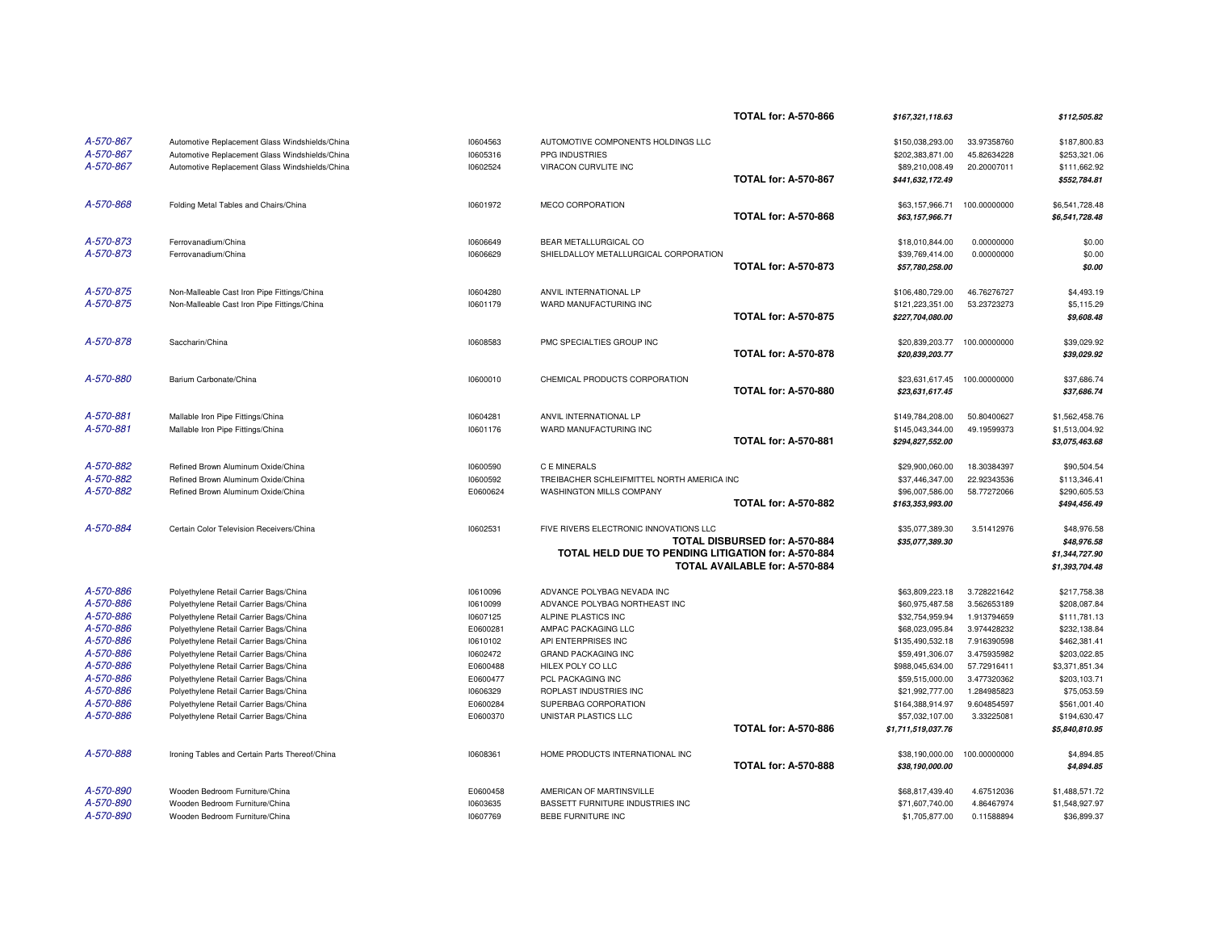| Case | Product/Country | ID | Claimant | | Amount | Percent | Disbursement |
|---|---|---|---|---|---|---|---|
| | | | | **TOTAL for: A-570-866** | ***$167,321,118.63*** | | ***$112,505.82*** |
| *A-570-867* | Automotive Replacement Glass Windshields/China | I0604563 | AUTOMOTIVE COMPONENTS HOLDINGS LLC | | $150,038,293.00 | 33.97358760 | $187,800.83 |
| *A-570-867* | Automotive Replacement Glass Windshields/China | I0605316 | PPG INDUSTRIES | | $202,383,871.00 | 45.82634228 | $253,321.06 |
| *A-570-867* | Automotive Replacement Glass Windshields/China | I0602524 | VIRACON CURVLITE INC | | $89,210,008.49 | 20.20007011 | $111,662.92 |
| | | | | **TOTAL for: A-570-867** | ***$441,632,172.49*** | | ***$552,784.81*** |
| *A-570-868* | Folding Metal Tables and Chairs/China | I0601972 | MECO CORPORATION | | $63,157,966.71 | 100.00000000 | $6,541,728.48 |
| | | | | **TOTAL for: A-570-868** | ***$63,157,966.71*** | | ***$6,541,728.48*** |
| *A-570-873* | Ferrovanadium/China | I0606649 | BEAR METALLURGICAL CO | | $18,010,844.00 | 0.00000000 | $0.00 |
| *A-570-873* | Ferrovanadium/China | I0606629 | SHIELDALLOY METALLURGICAL CORPORATION | | $39,769,414.00 | 0.00000000 | $0.00 |
| | | | | **TOTAL for: A-570-873** | ***$57,780,258.00*** | | ***$0.00*** |
| *A-570-875* | Non-Malleable Cast Iron Pipe Fittings/China | I0604280 | ANVIL INTERNATIONAL LP | | $106,480,729.00 | 46.76276727 | $4,493.19 |
| *A-570-875* | Non-Malleable Cast Iron Pipe Fittings/China | I0601179 | WARD MANUFACTURING INC | | $121,223,351.00 | 53.23723273 | $5,115.29 |
| | | | | **TOTAL for: A-570-875** | ***$227,704,080.00*** | | ***$9,608.48*** |
| *A-570-878* | Saccharin/China | I0608583 | PMC SPECIALTIES GROUP INC | | $20,839,203.77 | 100.00000000 | $39,029.92 |
| | | | | **TOTAL for: A-570-878** | ***$20,839,203.77*** | | ***$39,029.92*** |
| *A-570-880* | Barium Carbonate/China | I0600010 | CHEMICAL PRODUCTS CORPORATION | | $23,631,617.45 | 100.00000000 | $37,686.74 |
| | | | | **TOTAL for: A-570-880** | ***$23,631,617.45*** | | ***$37,686.74*** |
| *A-570-881* | Mallable Iron Pipe Fittings/China | I0604281 | ANVIL INTERNATIONAL LP | | $149,784,208.00 | 50.80400627 | $1,562,458.76 |
| *A-570-881* | Mallable Iron Pipe Fittings/China | I0601176 | WARD MANUFACTURING INC | | $145,043,344.00 | 49.19599373 | $1,513,004.92 |
| | | | | **TOTAL for: A-570-881** | ***$294,827,552.00*** | | ***$3,075,463.68*** |
| *A-570-882* | Refined Brown Aluminum Oxide/China | I0600590 | C E MINERALS | | $29,900,060.00 | 18.30384397 | $90,504.54 |
| *A-570-882* | Refined Brown Aluminum Oxide/China | I0600592 | TREIBACHER SCHLEIFMITTEL NORTH AMERICA INC | | $37,446,347.00 | 22.92343536 | $113,346.41 |
| *A-570-882* | Refined Brown Aluminum Oxide/China | E0600624 | WASHINGTON MILLS COMPANY | | $96,007,586.00 | 58.77272066 | $290,605.53 |
| | | | | **TOTAL for: A-570-882** | ***$163,353,993.00*** | | ***$494,456.49*** |
| *A-570-884* | Certain Color Television Receivers/China | I0602531 | FIVE RIVERS ELECTRONIC INNOVATIONS LLC | | $35,077,389.30 | 3.51412976 | $48,976.58 |
| | | | | **TOTAL DISBURSED for: A-570-884** | ***$35,077,389.30*** | | ***$48,976.58*** |
| | | | | **TOTAL HELD DUE TO PENDING LITIGATION for: A-570-884** | | | ***$1,344,727.90*** |
| | | | | **TOTAL AVAILABLE for: A-570-884** | | | ***$1,393,704.48*** |
| *A-570-886* | Polyethylene Retail Carrier Bags/China | I0610096 | ADVANCE POLYBAG NEVADA INC | | $63,809,223.18 | 3.728221642 | $217,758.38 |
| *A-570-886* | Polyethylene Retail Carrier Bags/China | I0610099 | ADVANCE POLYBAG NORTHEAST INC | | $60,975,487.58 | 3.562653189 | $208,087.84 |
| *A-570-886* | Polyethylene Retail Carrier Bags/China | I0607125 | ALPINE PLASTICS INC | | $32,754,959.94 | 1.913794659 | $111,781.13 |
| *A-570-886* | Polyethylene Retail Carrier Bags/China | E0600281 | AMPAC PACKAGING LLC | | $68,023,095.84 | 3.974428232 | $232,138.84 |
| *A-570-886* | Polyethylene Retail Carrier Bags/China | I0610102 | API ENTERPRISES INC | | $135,490,532.18 | 7.916390598 | $462,381.41 |
| *A-570-886* | Polyethylene Retail Carrier Bags/China | I0602472 | GRAND PACKAGING INC | | $59,491,306.07 | 3.475935982 | $203,022.85 |
| *A-570-886* | Polyethylene Retail Carrier Bags/China | E0600488 | HILEX POLY CO LLC | | $988,045,634.00 | 57.72916411 | $3,371,851.34 |
| *A-570-886* | Polyethylene Retail Carrier Bags/China | E0600477 | PCL PACKAGING INC | | $59,515,000.00 | 3.477320362 | $203,103.71 |
| *A-570-886* | Polyethylene Retail Carrier Bags/China | I0606329 | ROPLAST INDUSTRIES INC | | $21,992,777.00 | 1.284985823 | $75,053.59 |
| *A-570-886* | Polyethylene Retail Carrier Bags/China | E0600284 | SUPERBAG CORPORATION | | $164,388,914.97 | 9.604854597 | $561,001.40 |
| *A-570-886* | Polyethylene Retail Carrier Bags/China | E0600370 | UNISTAR PLASTICS LLC | | $57,032,107.00 | 3.33225081 | $194,630.47 |
| | | | | **TOTAL for: A-570-886** | ***$1,711,519,037.76*** | | ***$5,840,810.95*** |
| *A-570-888* | Ironing Tables and Certain Parts Thereof/China | I0608361 | HOME PRODUCTS INTERNATIONAL INC | | $38,190,000.00 | 100.00000000 | $4,894.85 |
| | | | | **TOTAL for: A-570-888** | ***$38,190,000.00*** | | ***$4,894.85*** |
| *A-570-890* | Wooden Bedroom Furniture/China | E0600458 | AMERICAN OF MARTINSVILLE | | $68,817,439.40 | 4.67512036 | $1,488,571.72 |
| *A-570-890* | Wooden Bedroom Furniture/China | I0603635 | BASSETT FURNITURE INDUSTRIES INC | | $71,607,740.00 | 4.86467974 | $1,548,927.97 |
| *A-570-890* | Wooden Bedroom Furniture/China | I0607769 | BEBE FURNITURE INC | | $1,705,877.00 | 0.11588894 | $36,899.37 |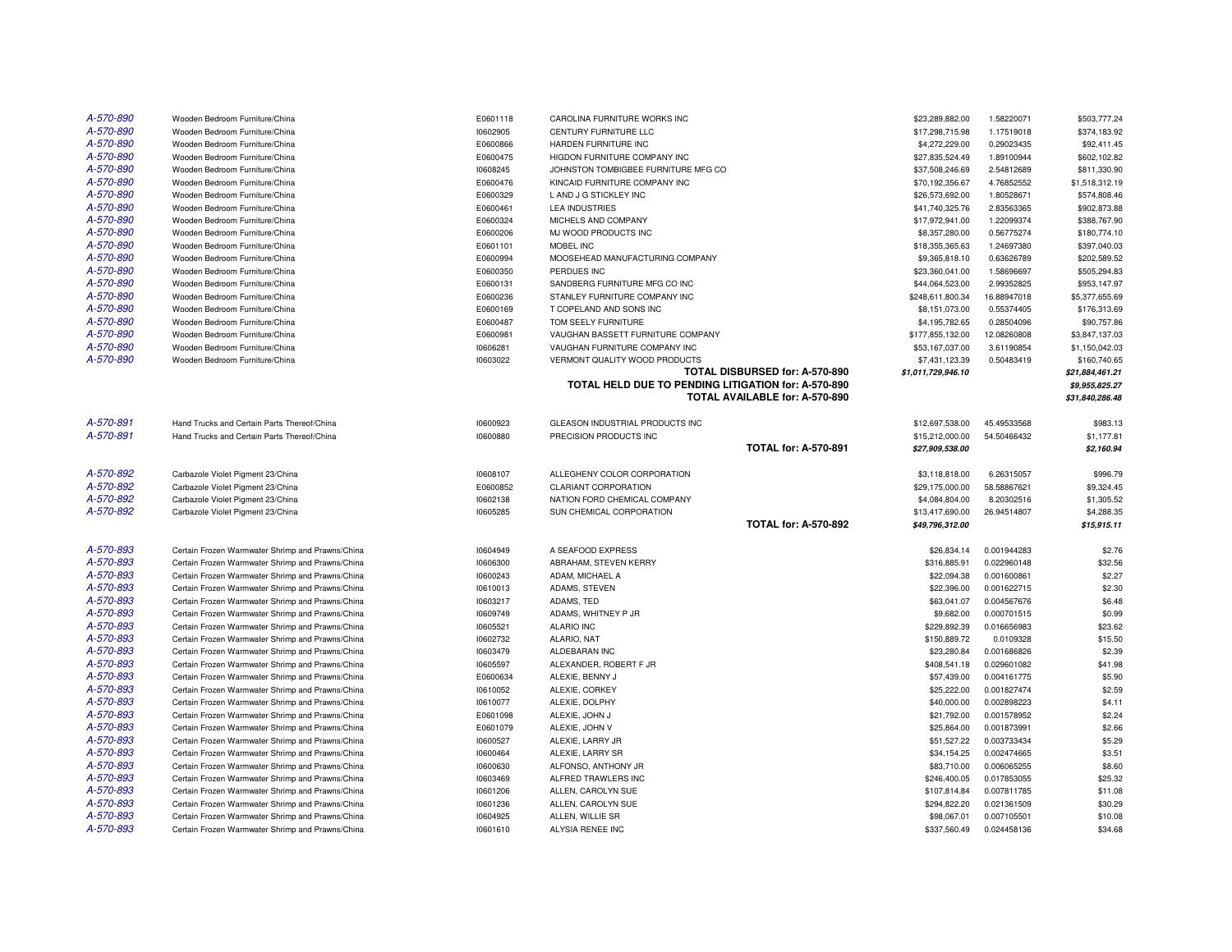| | | | | | | |
|---|---|---|---|---|---|---|
| A-570-890 | Wooden Bedroom Furniture/China | E0601118 | CAROLINA FURNITURE WORKS INC | $23,289,882.00 | 1.58220071 | $503,777.24 |
| A-570-890 | Wooden Bedroom Furniture/China | I0602905 | CENTURY FURNITURE LLC | $17,298,715.98 | 1.17519018 | $374,183.92 |
| A-570-890 | Wooden Bedroom Furniture/China | E0600866 | HARDEN FURNITURE INC | $4,272,229.00 | 0.29023435 | $92,411.45 |
| A-570-890 | Wooden Bedroom Furniture/China | E0600475 | HIGDON FURNITURE COMPANY INC | $27,835,524.49 | 1.89100944 | $602,102.82 |
| A-570-890 | Wooden Bedroom Furniture/China | I0608245 | JOHNSTON TOMBIGBEE FURNITURE MFG CO | $37,508,246.69 | 2.54812689 | $811,330.90 |
| A-570-890 | Wooden Bedroom Furniture/China | E0600476 | KINCAID FURNITURE COMPANY INC | $70,192,356.67 | 4.76852552 | $1,518,312.19 |
| A-570-890 | Wooden Bedroom Furniture/China | E0600329 | L AND J G STICKLEY INC | $26,573,692.00 | 1.80528671 | $574,808.46 |
| A-570-890 | Wooden Bedroom Furniture/China | E0600461 | LEA INDUSTRIES | $41,740,325.76 | 2.83563365 | $902,873.88 |
| A-570-890 | Wooden Bedroom Furniture/China | E0600324 | MICHELS AND COMPANY | $17,972,941.00 | 1.22099374 | $388,767.90 |
| A-570-890 | Wooden Bedroom Furniture/China | E0600206 | MJ WOOD PRODUCTS INC | $8,357,280.00 | 0.56775274 | $180,774.10 |
| A-570-890 | Wooden Bedroom Furniture/China | E0601101 | MOBEL INC | $18,355,365.63 | 1.24697380 | $397,040.03 |
| A-570-890 | Wooden Bedroom Furniture/China | E0600994 | MOOSEHEAD MANUFACTURING COMPANY | $9,365,818.10 | 0.63626789 | $202,589.52 |
| A-570-890 | Wooden Bedroom Furniture/China | E0600350 | PERDUES INC | $23,360,041.00 | 1.58696697 | $505,294.83 |
| A-570-890 | Wooden Bedroom Furniture/China | E0600131 | SANDBERG FURNITURE MFG CO INC | $44,064,523.00 | 2.99352825 | $953,147.97 |
| A-570-890 | Wooden Bedroom Furniture/China | E0600236 | STANLEY FURNITURE COMPANY INC | $248,611,800.34 | 16.88947018 | $5,377,655.69 |
| A-570-890 | Wooden Bedroom Furniture/China | E0600169 | T COPELAND AND SONS INC | $8,151,073.00 | 0.55374405 | $176,313.69 |
| A-570-890 | Wooden Bedroom Furniture/China | E0600487 | TOM SEELY FURNITURE | $4,195,782.65 | 0.28504096 | $90,757.86 |
| A-570-890 | Wooden Bedroom Furniture/China | E0600981 | VAUGHAN BASSETT FURNITURE COMPANY | $177,855,132.00 | 12.08260808 | $3,847,137.03 |
| A-570-890 | Wooden Bedroom Furniture/China | I0606281 | VAUGHAN FURNITURE COMPANY INC | $53,167,037.00 | 3.61190854 | $1,150,042.03 |
| A-570-890 | Wooden Bedroom Furniture/China | I0603022 | VERMONT QUALITY WOOD PRODUCTS | $7,431,123.39 | 0.50483419 | $160,740.65 |
| | | | **TOTAL DISBURSED for: A-570-890** | ***$1,011,729,946.10*** | | ***$21,884,461.21*** |
| | | | **TOTAL HELD DUE TO PENDING LITIGATION for: A-570-890** | | | ***$9,955,825.27*** |
| | | | **TOTAL AVAILABLE for: A-570-890** | | | ***$31,840,286.48*** |
| A-570-891 | Hand Trucks and Certain Parts Thereof/China | I0600923 | GLEASON INDUSTRIAL PRODUCTS INC | $12,697,538.00 | 45.49533568 | $983.13 |
| A-570-891 | Hand Trucks and Certain Parts Thereof/China | I0600880 | PRECISION PRODUCTS INC | $15,212,000.00 | 54.50466432 | $1,177.81 |
| | | | **TOTAL for: A-570-891** | ***$27,909,538.00*** | | ***$2,160.94*** |
| A-570-892 | Carbazole Violet Pigment 23/China | I0608107 | ALLEGHENY COLOR CORPORATION | $3,118,818.00 | 6.26315057 | $996.79 |
| A-570-892 | Carbazole Violet Pigment 23/China | E0600852 | CLARIANT CORPORATION | $29,175,000.00 | 58.58867621 | $9,324.45 |
| A-570-892 | Carbazole Violet Pigment 23/China | I0602138 | NATION FORD CHEMICAL COMPANY | $4,084,804.00 | 8.20302516 | $1,305.52 |
| A-570-892 | Carbazole Violet Pigment 23/China | I0605285 | SUN CHEMICAL CORPORATION | $13,417,690.00 | 26.94514807 | $4,288.35 |
| | | | **TOTAL for: A-570-892** | ***$49,796,312.00*** | | ***$15,915.11*** |
| A-570-893 | Certain Frozen Warmwater Shrimp and Prawns/China | I0604949 | A SEAFOOD EXPRESS | $26,834.14 | 0.001944283 | $2.76 |
| A-570-893 | Certain Frozen Warmwater Shrimp and Prawns/China | I0606300 | ABRAHAM, STEVEN KERRY | $316,885.91 | 0.022960148 | $32.56 |
| A-570-893 | Certain Frozen Warmwater Shrimp and Prawns/China | I0600243 | ADAM, MICHAEL A | $22,094.38 | 0.001600861 | $2.27 |
| A-570-893 | Certain Frozen Warmwater Shrimp and Prawns/China | I0610013 | ADAMS, STEVEN | $22,396.00 | 0.001622715 | $2.30 |
| A-570-893 | Certain Frozen Warmwater Shrimp and Prawns/China | I0603217 | ADAMS, TED | $63,041.07 | 0.004567676 | $6.48 |
| A-570-893 | Certain Frozen Warmwater Shrimp and Prawns/China | I0609749 | ADAMS, WHITNEY P JR | $9,682.00 | 0.000701515 | $0.99 |
| A-570-893 | Certain Frozen Warmwater Shrimp and Prawns/China | I0605521 | ALARIO INC | $229,892.39 | 0.016656983 | $23.62 |
| A-570-893 | Certain Frozen Warmwater Shrimp and Prawns/China | I0602732 | ALARIO, NAT | $150,889.72 | 0.0109328 | $15.50 |
| A-570-893 | Certain Frozen Warmwater Shrimp and Prawns/China | I0603479 | ALDEBARAN INC | $23,280.84 | 0.001686826 | $2.39 |
| A-570-893 | Certain Frozen Warmwater Shrimp and Prawns/China | I0605597 | ALEXANDER, ROBERT F JR | $408,541.18 | 0.029601082 | $41.98 |
| A-570-893 | Certain Frozen Warmwater Shrimp and Prawns/China | E0600634 | ALEXIE, BENNY J | $57,439.00 | 0.004161775 | $5.90 |
| A-570-893 | Certain Frozen Warmwater Shrimp and Prawns/China | I0610052 | ALEXIE, CORKEY | $25,222.00 | 0.001827474 | $2.59 |
| A-570-893 | Certain Frozen Warmwater Shrimp and Prawns/China | I0610077 | ALEXIE, DOLPHY | $40,000.00 | 0.002898223 | $4.11 |
| A-570-893 | Certain Frozen Warmwater Shrimp and Prawns/China | E0601098 | ALEXIE, JOHN J | $21,792.00 | 0.001578952 | $2.24 |
| A-570-893 | Certain Frozen Warmwater Shrimp and Prawns/China | E0601079 | ALEXIE, JOHN V | $25,864.00 | 0.001873991 | $2.66 |
| A-570-893 | Certain Frozen Warmwater Shrimp and Prawns/China | I0600527 | ALEXIE, LARRY JR | $51,527.22 | 0.003733434 | $5.29 |
| A-570-893 | Certain Frozen Warmwater Shrimp and Prawns/China | I0600464 | ALEXIE, LARRY SR | $34,154.25 | 0.002474665 | $3.51 |
| A-570-893 | Certain Frozen Warmwater Shrimp and Prawns/China | I0600630 | ALFONSO, ANTHONY JR | $83,710.00 | 0.006065255 | $8.60 |
| A-570-893 | Certain Frozen Warmwater Shrimp and Prawns/China | I0603469 | ALFRED TRAWLERS INC | $246,400.05 | 0.017853055 | $25.32 |
| A-570-893 | Certain Frozen Warmwater Shrimp and Prawns/China | I0601206 | ALLEN, CAROLYN SUE | $107,814.84 | 0.007811785 | $11.08 |
| A-570-893 | Certain Frozen Warmwater Shrimp and Prawns/China | I0601236 | ALLEN, CAROLYN SUE | $294,822.20 | 0.021361509 | $30.29 |
| A-570-893 | Certain Frozen Warmwater Shrimp and Prawns/China | I0604925 | ALLEN, WILLIE SR | $98,067.01 | 0.007105501 | $10.08 |
| A-570-893 | Certain Frozen Warmwater Shrimp and Prawns/China | I0601610 | ALYSIA RENEE INC | $337,560.49 | 0.024458136 | $34.68 |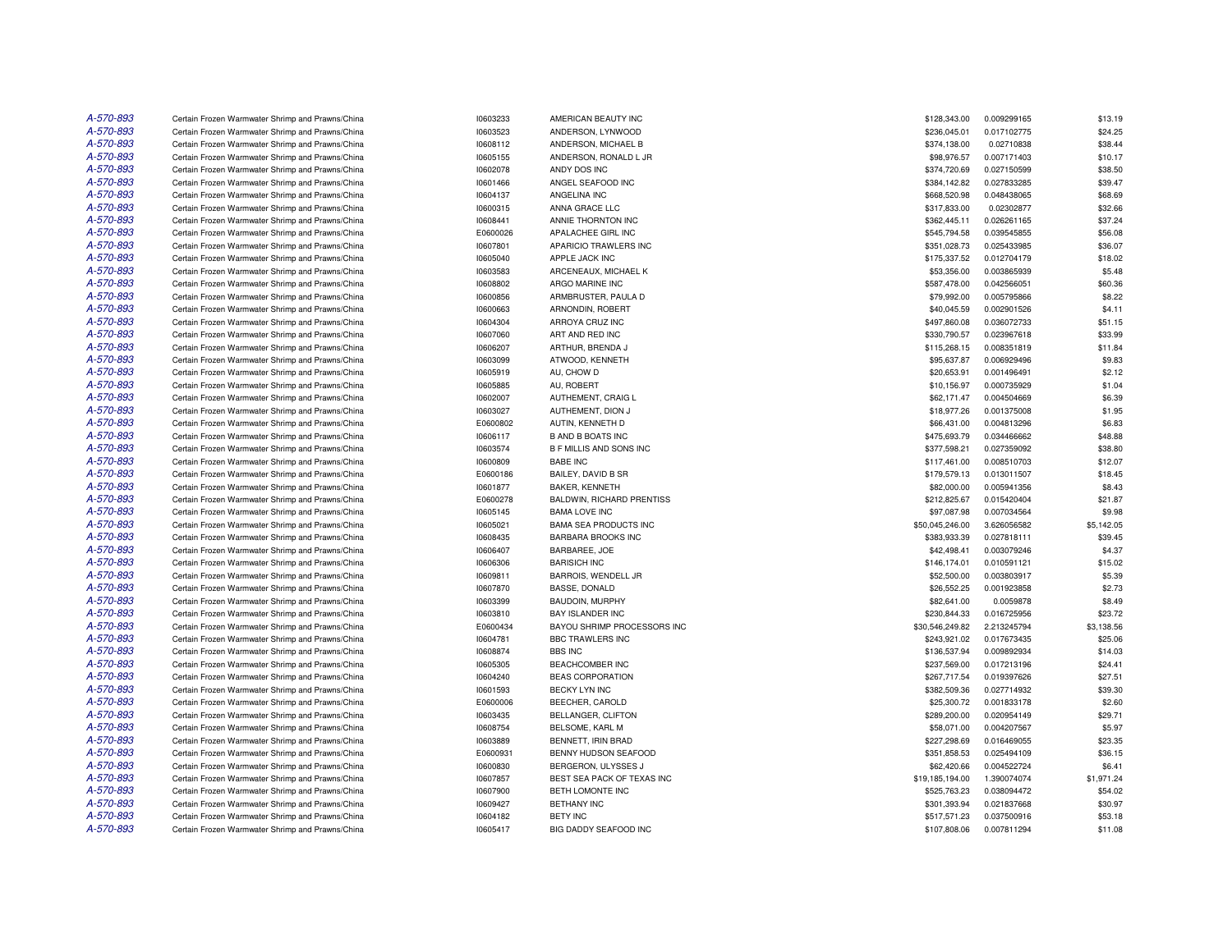| | | | | | | |
|---|---|---|---|---|---|---|
| A-570-893 | Certain Frozen Warmwater Shrimp and Prawns/China | I0603233 | AMERICAN BEAUTY INC | $128,343.00 | 0.009299165 | $13.19 |
| A-570-893 | Certain Frozen Warmwater Shrimp and Prawns/China | I0603523 | ANDERSON, LYNWOOD | $236,045.01 | 0.017102775 | $24.25 |
| A-570-893 | Certain Frozen Warmwater Shrimp and Prawns/China | I0608112 | ANDERSON, MICHAEL B | $374,138.00 | 0.02710838 | $38.44 |
| A-570-893 | Certain Frozen Warmwater Shrimp and Prawns/China | I0605155 | ANDERSON, RONALD L JR | $98,976.57 | 0.007171403 | $10.17 |
| A-570-893 | Certain Frozen Warmwater Shrimp and Prawns/China | I0602078 | ANDY DOS INC | $374,720.69 | 0.027150599 | $38.50 |
| A-570-893 | Certain Frozen Warmwater Shrimp and Prawns/China | I0601466 | ANGEL SEAFOOD INC | $384,142.82 | 0.027833285 | $39.47 |
| A-570-893 | Certain Frozen Warmwater Shrimp and Prawns/China | I0604137 | ANGELINA INC | $668,520.98 | 0.048438065 | $68.69 |
| A-570-893 | Certain Frozen Warmwater Shrimp and Prawns/China | I0600315 | ANNA GRACE LLC | $317,833.00 | 0.02302877 | $32.66 |
| A-570-893 | Certain Frozen Warmwater Shrimp and Prawns/China | I0608441 | ANNIE THORNTON INC | $362,445.11 | 0.026261165 | $37.24 |
| A-570-893 | Certain Frozen Warmwater Shrimp and Prawns/China | E0600026 | APALACHEE GIRL INC | $545,794.58 | 0.039545855 | $56.08 |
| A-570-893 | Certain Frozen Warmwater Shrimp and Prawns/China | I0607801 | APARICIO TRAWLERS INC | $351,028.73 | 0.025433985 | $36.07 |
| A-570-893 | Certain Frozen Warmwater Shrimp and Prawns/China | I0605040 | APPLE JACK INC | $175,337.52 | 0.012704179 | $18.02 |
| A-570-893 | Certain Frozen Warmwater Shrimp and Prawns/China | I0603583 | ARCENEAUX, MICHAEL K | $53,356.00 | 0.003865939 | $5.48 |
| A-570-893 | Certain Frozen Warmwater Shrimp and Prawns/China | I0608802 | ARGO MARINE INC | $587,478.00 | 0.042566051 | $60.36 |
| A-570-893 | Certain Frozen Warmwater Shrimp and Prawns/China | I0600856 | ARMBRUSTER, PAULA D | $79,992.00 | 0.005795866 | $8.22 |
| A-570-893 | Certain Frozen Warmwater Shrimp and Prawns/China | I0600663 | ARNONDIN, ROBERT | $40,045.59 | 0.002901526 | $4.11 |
| A-570-893 | Certain Frozen Warmwater Shrimp and Prawns/China | I0604304 | ARROYA CRUZ INC | $497,860.08 | 0.036072733 | $51.15 |
| A-570-893 | Certain Frozen Warmwater Shrimp and Prawns/China | I0607060 | ART AND RED INC | $330,790.57 | 0.023967618 | $33.99 |
| A-570-893 | Certain Frozen Warmwater Shrimp and Prawns/China | I0606207 | ARTHUR, BRENDA J | $115,268.15 | 0.008351819 | $11.84 |
| A-570-893 | Certain Frozen Warmwater Shrimp and Prawns/China | I0603099 | ATWOOD, KENNETH | $95,637.87 | 0.006929496 | $9.83 |
| A-570-893 | Certain Frozen Warmwater Shrimp and Prawns/China | I0605919 | AU, CHOW D | $20,653.91 | 0.001496491 | $2.12 |
| A-570-893 | Certain Frozen Warmwater Shrimp and Prawns/China | I0605885 | AU, ROBERT | $10,156.97 | 0.000735929 | $1.04 |
| A-570-893 | Certain Frozen Warmwater Shrimp and Prawns/China | I0602007 | AUTHEMENT, CRAIG L | $62,171.47 | 0.004504669 | $6.39 |
| A-570-893 | Certain Frozen Warmwater Shrimp and Prawns/China | I0603027 | AUTHEMENT, DION J | $18,977.26 | 0.001375008 | $1.95 |
| A-570-893 | Certain Frozen Warmwater Shrimp and Prawns/China | E0600802 | AUTIN, KENNETH D | $66,431.00 | 0.004813296 | $6.83 |
| A-570-893 | Certain Frozen Warmwater Shrimp and Prawns/China | I0606117 | B AND B BOATS INC | $475,693.79 | 0.034466662 | $48.88 |
| A-570-893 | Certain Frozen Warmwater Shrimp and Prawns/China | I0603574 | B F MILLIS AND SONS INC | $377,598.21 | 0.027359092 | $38.80 |
| A-570-893 | Certain Frozen Warmwater Shrimp and Prawns/China | I0600809 | BABE INC | $117,461.00 | 0.008510703 | $12.07 |
| A-570-893 | Certain Frozen Warmwater Shrimp and Prawns/China | E0600186 | BAILEY, DAVID B SR | $179,579.13 | 0.013011507 | $18.45 |
| A-570-893 | Certain Frozen Warmwater Shrimp and Prawns/China | I0601877 | BAKER, KENNETH | $82,000.00 | 0.005941356 | $8.43 |
| A-570-893 | Certain Frozen Warmwater Shrimp and Prawns/China | E0600278 | BALDWIN, RICHARD PRENTISS | $212,825.67 | 0.015420404 | $21.87 |
| A-570-893 | Certain Frozen Warmwater Shrimp and Prawns/China | I0605145 | BAMA LOVE INC | $97,087.98 | 0.007034564 | $9.98 |
| A-570-893 | Certain Frozen Warmwater Shrimp and Prawns/China | I0605021 | BAMA SEA PRODUCTS INC | $50,045,246.00 | 3.626056582 | $5,142.05 |
| A-570-893 | Certain Frozen Warmwater Shrimp and Prawns/China | I0608435 | BARBARA BROOKS INC | $383,933.39 | 0.027818111 | $39.45 |
| A-570-893 | Certain Frozen Warmwater Shrimp and Prawns/China | I0606407 | BARBAREE, JOE | $42,498.41 | 0.003079246 | $4.37 |
| A-570-893 | Certain Frozen Warmwater Shrimp and Prawns/China | I0606306 | BARISICH INC | $146,174.01 | 0.010591121 | $15.02 |
| A-570-893 | Certain Frozen Warmwater Shrimp and Prawns/China | I0609811 | BARROIS, WENDELL JR | $52,500.00 | 0.003803917 | $5.39 |
| A-570-893 | Certain Frozen Warmwater Shrimp and Prawns/China | I0607870 | BASSE, DONALD | $26,552.25 | 0.001923858 | $2.73 |
| A-570-893 | Certain Frozen Warmwater Shrimp and Prawns/China | I0603399 | BAUDOIN, MURPHY | $82,641.00 | 0.0059878 | $8.49 |
| A-570-893 | Certain Frozen Warmwater Shrimp and Prawns/China | I0603810 | BAY ISLANDER INC | $230,844.33 | 0.016725956 | $23.72 |
| A-570-893 | Certain Frozen Warmwater Shrimp and Prawns/China | E0600434 | BAYOU SHRIMP PROCESSORS INC | $30,546,249.82 | 2.213245794 | $3,138.56 |
| A-570-893 | Certain Frozen Warmwater Shrimp and Prawns/China | I0604781 | BBC TRAWLERS INC | $243,921.02 | 0.017673435 | $25.06 |
| A-570-893 | Certain Frozen Warmwater Shrimp and Prawns/China | I0608874 | BBS INC | $136,537.94 | 0.009892934 | $14.03 |
| A-570-893 | Certain Frozen Warmwater Shrimp and Prawns/China | I0605305 | BEACHCOMBER INC | $237,569.00 | 0.017213196 | $24.41 |
| A-570-893 | Certain Frozen Warmwater Shrimp and Prawns/China | I0604240 | BEAS CORPORATION | $267,717.54 | 0.019397626 | $27.51 |
| A-570-893 | Certain Frozen Warmwater Shrimp and Prawns/China | I0601593 | BECKY LYN INC | $382,509.36 | 0.027714932 | $39.30 |
| A-570-893 | Certain Frozen Warmwater Shrimp and Prawns/China | E0600006 | BEECHER, CAROLD | $25,300.72 | 0.001833178 | $2.60 |
| A-570-893 | Certain Frozen Warmwater Shrimp and Prawns/China | I0603435 | BELLANGER, CLIFTON | $289,200.00 | 0.020954149 | $29.71 |
| A-570-893 | Certain Frozen Warmwater Shrimp and Prawns/China | I0608754 | BELSOME, KARL M | $58,071.00 | 0.004207567 | $5.97 |
| A-570-893 | Certain Frozen Warmwater Shrimp and Prawns/China | I0603889 | BENNETT, IRIN BRAD | $227,298.69 | 0.016469055 | $23.35 |
| A-570-893 | Certain Frozen Warmwater Shrimp and Prawns/China | E0600931 | BENNY HUDSON SEAFOOD | $351,858.53 | 0.025494109 | $36.15 |
| A-570-893 | Certain Frozen Warmwater Shrimp and Prawns/China | I0600830 | BERGERON, ULYSSES J | $62,420.66 | 0.004522724 | $6.41 |
| A-570-893 | Certain Frozen Warmwater Shrimp and Prawns/China | I0607857 | BEST SEA PACK OF TEXAS INC | $19,185,194.00 | 1.390074074 | $1,971.24 |
| A-570-893 | Certain Frozen Warmwater Shrimp and Prawns/China | I0607900 | BETH LOMONTE INC | $525,763.23 | 0.038094472 | $54.02 |
| A-570-893 | Certain Frozen Warmwater Shrimp and Prawns/China | I0609427 | BETHANY INC | $301,393.94 | 0.021837668 | $30.97 |
| A-570-893 | Certain Frozen Warmwater Shrimp and Prawns/China | I0604182 | BETY INC | $517,571.23 | 0.037500916 | $53.18 |
| A-570-893 | Certain Frozen Warmwater Shrimp and Prawns/China | I0605417 | BIG DADDY SEAFOOD INC | $107,808.06 | 0.007811294 | $11.08 |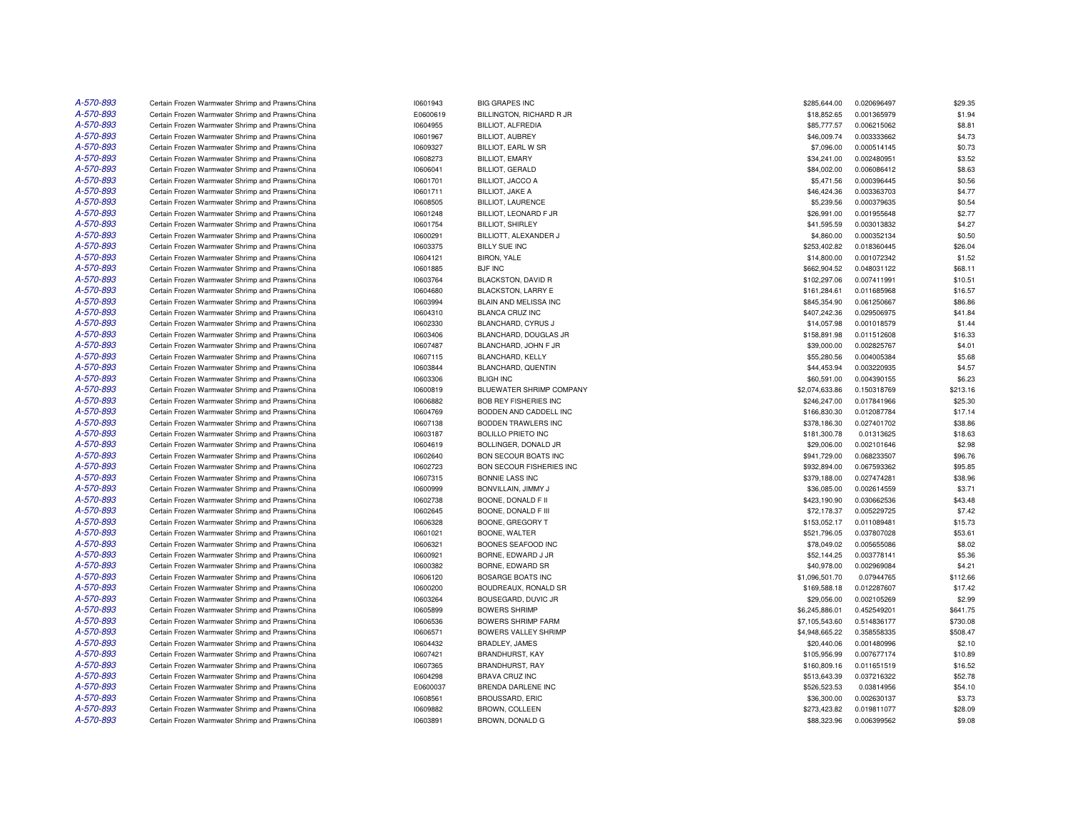| | | | | | | |
|---|---|---|---|---|---|---|
| A-570-893 | Certain Frozen Warmwater Shrimp and Prawns/China | I0601943 | BIG GRAPES INC | $285,644.00 | 0.020696497 | $29.35 |
| A-570-893 | Certain Frozen Warmwater Shrimp and Prawns/China | E0600619 | BILLINGTON, RICHARD R JR | $18,852.65 | 0.001365979 | $1.94 |
| A-570-893 | Certain Frozen Warmwater Shrimp and Prawns/China | I0604955 | BILLIOT, ALFREDIA | $85,777.57 | 0.006215062 | $8.81 |
| A-570-893 | Certain Frozen Warmwater Shrimp and Prawns/China | I0601967 | BILLIOT, AUBREY | $46,009.74 | 0.003333662 | $4.73 |
| A-570-893 | Certain Frozen Warmwater Shrimp and Prawns/China | I0609327 | BILLIOT, EARL W SR | $7,096.00 | 0.000514145 | $0.73 |
| A-570-893 | Certain Frozen Warmwater Shrimp and Prawns/China | I0608273 | BILLIOT, EMARY | $34,241.00 | 0.002480951 | $3.52 |
| A-570-893 | Certain Frozen Warmwater Shrimp and Prawns/China | I0606041 | BILLIOT, GERALD | $84,002.00 | 0.006086412 | $8.63 |
| A-570-893 | Certain Frozen Warmwater Shrimp and Prawns/China | I0601701 | BILLIOT, JACCO A | $5,471.56 | 0.000396445 | $0.56 |
| A-570-893 | Certain Frozen Warmwater Shrimp and Prawns/China | I0601711 | BILLIOT, JAKE A | $46,424.36 | 0.003363703 | $4.77 |
| A-570-893 | Certain Frozen Warmwater Shrimp and Prawns/China | I0608505 | BILLIOT, LAURENCE | $5,239.56 | 0.000379635 | $0.54 |
| A-570-893 | Certain Frozen Warmwater Shrimp and Prawns/China | I0601248 | BILLIOT, LEONARD F JR | $26,991.00 | 0.001955648 | $2.77 |
| A-570-893 | Certain Frozen Warmwater Shrimp and Prawns/China | I0601754 | BILLIOT, SHIRLEY | $41,595.59 | 0.003013832 | $4.27 |
| A-570-893 | Certain Frozen Warmwater Shrimp and Prawns/China | I0600291 | BILLIOTT, ALEXANDER J | $4,860.00 | 0.000352134 | $0.50 |
| A-570-893 | Certain Frozen Warmwater Shrimp and Prawns/China | I0603375 | BILLY SUE INC | $253,402.82 | 0.018360445 | $26.04 |
| A-570-893 | Certain Frozen Warmwater Shrimp and Prawns/China | I0604121 | BIRON, YALE | $14,800.00 | 0.001072342 | $1.52 |
| A-570-893 | Certain Frozen Warmwater Shrimp and Prawns/China | I0601885 | BJF INC | $662,904.52 | 0.048031122 | $68.11 |
| A-570-893 | Certain Frozen Warmwater Shrimp and Prawns/China | I0603764 | BLACKSTON, DAVID R | $102,297.06 | 0.007411991 | $10.51 |
| A-570-893 | Certain Frozen Warmwater Shrimp and Prawns/China | I0604680 | BLACKSTON, LARRY E | $161,284.61 | 0.011685968 | $16.57 |
| A-570-893 | Certain Frozen Warmwater Shrimp and Prawns/China | I0603994 | BLAIN AND MELISSA INC | $845,354.90 | 0.061250667 | $86.86 |
| A-570-893 | Certain Frozen Warmwater Shrimp and Prawns/China | I0604310 | BLANCA CRUZ INC | $407,242.36 | 0.029506975 | $41.84 |
| A-570-893 | Certain Frozen Warmwater Shrimp and Prawns/China | I0602330 | BLANCHARD, CYRUS J | $14,057.98 | 0.001018579 | $1.44 |
| A-570-893 | Certain Frozen Warmwater Shrimp and Prawns/China | I0603406 | BLANCHARD, DOUGLAS JR | $158,891.98 | 0.011512608 | $16.33 |
| A-570-893 | Certain Frozen Warmwater Shrimp and Prawns/China | I0607487 | BLANCHARD, JOHN F JR | $39,000.00 | 0.002825767 | $4.01 |
| A-570-893 | Certain Frozen Warmwater Shrimp and Prawns/China | I0607115 | BLANCHARD, KELLY | $55,280.56 | 0.004005384 | $5.68 |
| A-570-893 | Certain Frozen Warmwater Shrimp and Prawns/China | I0603844 | BLANCHARD, QUENTIN | $44,453.94 | 0.003220935 | $4.57 |
| A-570-893 | Certain Frozen Warmwater Shrimp and Prawns/China | I0603306 | BLIGH INC | $60,591.00 | 0.004390155 | $6.23 |
| A-570-893 | Certain Frozen Warmwater Shrimp and Prawns/China | I0600819 | BLUEWATER SHRIMP COMPANY | $2,074,633.86 | 0.150318769 | $213.16 |
| A-570-893 | Certain Frozen Warmwater Shrimp and Prawns/China | I0606882 | BOB REY FISHERIES INC | $246,247.00 | 0.017841966 | $25.30 |
| A-570-893 | Certain Frozen Warmwater Shrimp and Prawns/China | I0604769 | BODDEN AND CADDELL INC | $166,830.30 | 0.012087784 | $17.14 |
| A-570-893 | Certain Frozen Warmwater Shrimp and Prawns/China | I0607138 | BODDEN TRAWLERS INC | $378,186.30 | 0.027401702 | $38.86 |
| A-570-893 | Certain Frozen Warmwater Shrimp and Prawns/China | I0603187 | BOLILLO PRIETO INC | $181,300.78 | 0.01313625 | $18.63 |
| A-570-893 | Certain Frozen Warmwater Shrimp and Prawns/China | I0604619 | BOLLINGER, DONALD JR | $29,006.00 | 0.002101646 | $2.98 |
| A-570-893 | Certain Frozen Warmwater Shrimp and Prawns/China | I0602640 | BON SECOUR BOATS INC | $941,729.00 | 0.068233507 | $96.76 |
| A-570-893 | Certain Frozen Warmwater Shrimp and Prawns/China | I0602723 | BON SECOUR FISHERIES INC | $932,894.00 | 0.067593362 | $95.85 |
| A-570-893 | Certain Frozen Warmwater Shrimp and Prawns/China | I0607315 | BONNIE LASS INC | $379,188.00 | 0.027474281 | $38.96 |
| A-570-893 | Certain Frozen Warmwater Shrimp and Prawns/China | I0600999 | BONVILLAIN, JIMMY J | $36,085.00 | 0.002614559 | $3.71 |
| A-570-893 | Certain Frozen Warmwater Shrimp and Prawns/China | I0602738 | BOONE, DONALD F II | $423,190.90 | 0.030662536 | $43.48 |
| A-570-893 | Certain Frozen Warmwater Shrimp and Prawns/China | I0602645 | BOONE, DONALD F III | $72,178.37 | 0.005229725 | $7.42 |
| A-570-893 | Certain Frozen Warmwater Shrimp and Prawns/China | I0606328 | BOONE, GREGORY T | $153,052.17 | 0.011089481 | $15.73 |
| A-570-893 | Certain Frozen Warmwater Shrimp and Prawns/China | I0601021 | BOONE, WALTER | $521,796.05 | 0.037807028 | $53.61 |
| A-570-893 | Certain Frozen Warmwater Shrimp and Prawns/China | I0606321 | BOONES SEAFOOD INC | $78,049.02 | 0.005655086 | $8.02 |
| A-570-893 | Certain Frozen Warmwater Shrimp and Prawns/China | I0600921 | BORNE, EDWARD J JR | $52,144.25 | 0.003778141 | $5.36 |
| A-570-893 | Certain Frozen Warmwater Shrimp and Prawns/China | I0600382 | BORNE, EDWARD SR | $40,978.00 | 0.002969084 | $4.21 |
| A-570-893 | Certain Frozen Warmwater Shrimp and Prawns/China | I0606120 | BOSARGE BOATS INC | $1,096,501.70 | 0.07944765 | $112.66 |
| A-570-893 | Certain Frozen Warmwater Shrimp and Prawns/China | I0600200 | BOUDREAUX, RONALD SR | $169,588.18 | 0.012287607 | $17.42 |
| A-570-893 | Certain Frozen Warmwater Shrimp and Prawns/China | I0603264 | BOUSEGARD, DUVIC JR | $29,056.00 | 0.002105269 | $2.99 |
| A-570-893 | Certain Frozen Warmwater Shrimp and Prawns/China | I0605899 | BOWERS SHRIMP | $6,245,886.01 | 0.452549201 | $641.75 |
| A-570-893 | Certain Frozen Warmwater Shrimp and Prawns/China | I0606536 | BOWERS SHRIMP FARM | $7,105,543.60 | 0.514836177 | $730.08 |
| A-570-893 | Certain Frozen Warmwater Shrimp and Prawns/China | I0606571 | BOWERS VALLEY SHRIMP | $4,948,665.22 | 0.358558335 | $508.47 |
| A-570-893 | Certain Frozen Warmwater Shrimp and Prawns/China | I0604432 | BRADLEY, JAMES | $20,440.06 | 0.001480996 | $2.10 |
| A-570-893 | Certain Frozen Warmwater Shrimp and Prawns/China | I0607421 | BRANDHURST, KAY | $105,956.99 | 0.007677174 | $10.89 |
| A-570-893 | Certain Frozen Warmwater Shrimp and Prawns/China | I0607365 | BRANDHURST, RAY | $160,809.16 | 0.011651519 | $16.52 |
| A-570-893 | Certain Frozen Warmwater Shrimp and Prawns/China | I0604298 | BRAVA CRUZ INC | $513,643.39 | 0.037216322 | $52.78 |
| A-570-893 | Certain Frozen Warmwater Shrimp and Prawns/China | E0600037 | BRENDA DARLENE INC | $526,523.53 | 0.03814956 | $54.10 |
| A-570-893 | Certain Frozen Warmwater Shrimp and Prawns/China | I0608561 | BROUSSARD, ERIC | $36,300.00 | 0.002630137 | $3.73 |
| A-570-893 | Certain Frozen Warmwater Shrimp and Prawns/China | I0609882 | BROWN, COLLEEN | $273,423.82 | 0.019811077 | $28.09 |
| A-570-893 | Certain Frozen Warmwater Shrimp and Prawns/China | I0603891 | BROWN, DONALD G | $88,323.96 | 0.006399562 | $9.08 |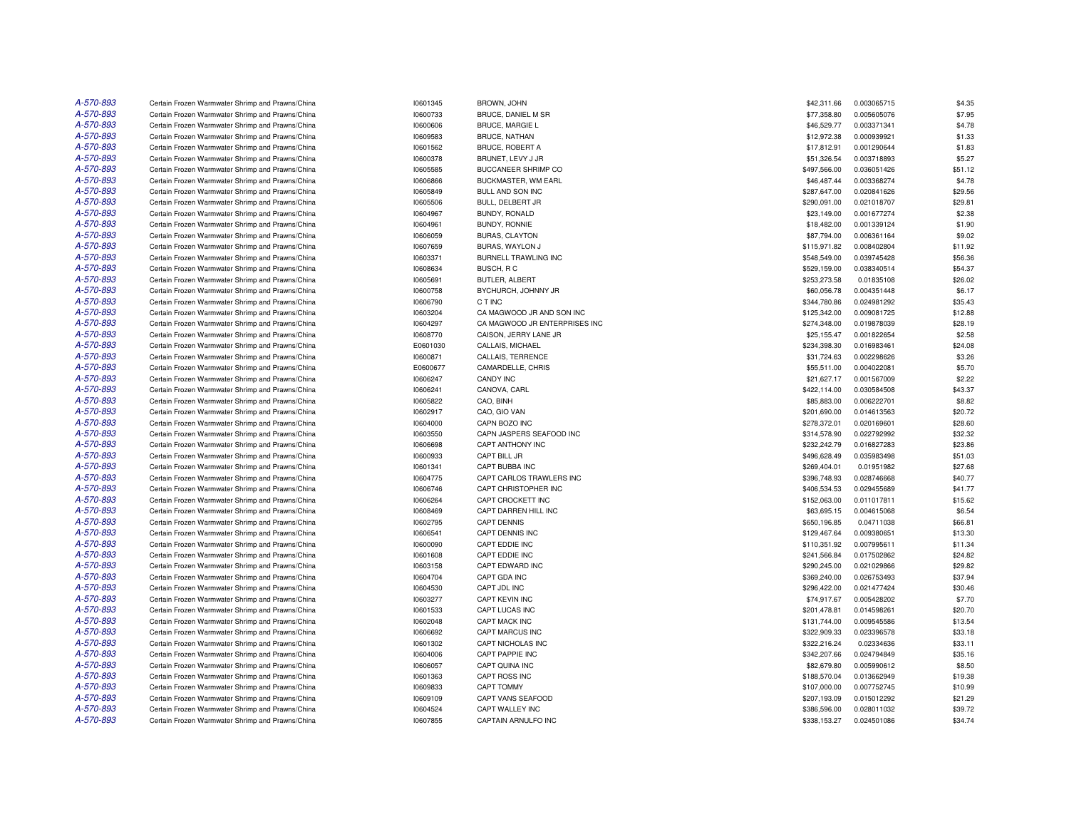| | | | | | | |
|---|---|---|---|---|---|---|
| A-570-893 | Certain Frozen Warmwater Shrimp and Prawns/China | I0601345 | BROWN, JOHN | $42,311.66 | 0.003065715 | $4.35 |
| A-570-893 | Certain Frozen Warmwater Shrimp and Prawns/China | I0600733 | BRUCE, DANIEL M SR | $77,358.80 | 0.005605076 | $7.95 |
| A-570-893 | Certain Frozen Warmwater Shrimp and Prawns/China | I0600606 | BRUCE, MARGIE L | $46,529.77 | 0.003371341 | $4.78 |
| A-570-893 | Certain Frozen Warmwater Shrimp and Prawns/China | I0609583 | BRUCE, NATHAN | $12,972.38 | 0.000939921 | $1.33 |
| A-570-893 | Certain Frozen Warmwater Shrimp and Prawns/China | I0601562 | BRUCE, ROBERT A | $17,812.91 | 0.001290644 | $1.83 |
| A-570-893 | Certain Frozen Warmwater Shrimp and Prawns/China | I0600378 | BRUNET, LEVY J JR | $51,326.54 | 0.003718893 | $5.27 |
| A-570-893 | Certain Frozen Warmwater Shrimp and Prawns/China | I0605585 | BUCCANEER SHRIMP CO | $497,566.00 | 0.036051426 | $51.12 |
| A-570-893 | Certain Frozen Warmwater Shrimp and Prawns/China | I0606866 | BUCKMASTER, WM EARL | $46,487.44 | 0.003368274 | $4.78 |
| A-570-893 | Certain Frozen Warmwater Shrimp and Prawns/China | I0605849 | BULL AND SON INC | $287,647.00 | 0.020841626 | $29.56 |
| A-570-893 | Certain Frozen Warmwater Shrimp and Prawns/China | I0605506 | BULL, DELBERT JR | $290,091.00 | 0.021018707 | $29.81 |
| A-570-893 | Certain Frozen Warmwater Shrimp and Prawns/China | I0604967 | BUNDY, RONALD | $23,149.00 | 0.001677274 | $2.38 |
| A-570-893 | Certain Frozen Warmwater Shrimp and Prawns/China | I0604961 | BUNDY, RONNIE | $18,482.00 | 0.001339124 | $1.90 |
| A-570-893 | Certain Frozen Warmwater Shrimp and Prawns/China | I0606059 | BURAS, CLAYTON | $87,794.00 | 0.006361164 | $9.02 |
| A-570-893 | Certain Frozen Warmwater Shrimp and Prawns/China | I0607659 | BURAS, WAYLON J | $115,971.82 | 0.008402804 | $11.92 |
| A-570-893 | Certain Frozen Warmwater Shrimp and Prawns/China | I0603371 | BURNELL TRAWLING INC | $548,549.00 | 0.039745428 | $56.36 |
| A-570-893 | Certain Frozen Warmwater Shrimp and Prawns/China | I0608634 | BUSCH, R C | $529,159.00 | 0.038340514 | $54.37 |
| A-570-893 | Certain Frozen Warmwater Shrimp and Prawns/China | I0605691 | BUTLER, ALBERT | $253,273.58 | 0.01835108 | $26.02 |
| A-570-893 | Certain Frozen Warmwater Shrimp and Prawns/China | I0600758 | BYCHURCH, JOHNNY JR | $60,056.78 | 0.004351448 | $6.17 |
| A-570-893 | Certain Frozen Warmwater Shrimp and Prawns/China | I0606790 | C T INC | $344,780.86 | 0.024981292 | $35.43 |
| A-570-893 | Certain Frozen Warmwater Shrimp and Prawns/China | I0603204 | CA MAGWOOD JR AND SON INC | $125,342.00 | 0.009081725 | $12.88 |
| A-570-893 | Certain Frozen Warmwater Shrimp and Prawns/China | I0604297 | CA MAGWOOD JR ENTERPRISES INC | $274,348.00 | 0.019878039 | $28.19 |
| A-570-893 | Certain Frozen Warmwater Shrimp and Prawns/China | I0608770 | CAISON, JERRY LANE JR | $25,155.47 | 0.001822654 | $2.58 |
| A-570-893 | Certain Frozen Warmwater Shrimp and Prawns/China | E0601030 | CALLAIS, MICHAEL | $234,398.30 | 0.016983461 | $24.08 |
| A-570-893 | Certain Frozen Warmwater Shrimp and Prawns/China | I0600871 | CALLAIS, TERRENCE | $31,724.63 | 0.002298626 | $3.26 |
| A-570-893 | Certain Frozen Warmwater Shrimp and Prawns/China | E0600677 | CAMARDELLE, CHRIS | $55,511.00 | 0.004022081 | $5.70 |
| A-570-893 | Certain Frozen Warmwater Shrimp and Prawns/China | I0606247 | CANDY INC | $21,627.17 | 0.001567009 | $2.22 |
| A-570-893 | Certain Frozen Warmwater Shrimp and Prawns/China | I0606241 | CANOVA, CARL | $422,114.00 | 0.030584508 | $43.37 |
| A-570-893 | Certain Frozen Warmwater Shrimp and Prawns/China | I0605822 | CAO, BINH | $85,883.00 | 0.006222701 | $8.82 |
| A-570-893 | Certain Frozen Warmwater Shrimp and Prawns/China | I0602917 | CAO, GIO VAN | $201,690.00 | 0.014613563 | $20.72 |
| A-570-893 | Certain Frozen Warmwater Shrimp and Prawns/China | I0604000 | CAPN BOZO INC | $278,372.01 | 0.020169601 | $28.60 |
| A-570-893 | Certain Frozen Warmwater Shrimp and Prawns/China | I0603550 | CAPN JASPERS SEAFOOD INC | $314,578.90 | 0.022792992 | $32.32 |
| A-570-893 | Certain Frozen Warmwater Shrimp and Prawns/China | I0606698 | CAPT ANTHONY INC | $232,242.79 | 0.016827283 | $23.86 |
| A-570-893 | Certain Frozen Warmwater Shrimp and Prawns/China | I0600933 | CAPT BILL JR | $496,628.49 | 0.035983498 | $51.03 |
| A-570-893 | Certain Frozen Warmwater Shrimp and Prawns/China | I0601341 | CAPT BUBBA INC | $269,404.01 | 0.01951982 | $27.68 |
| A-570-893 | Certain Frozen Warmwater Shrimp and Prawns/China | I0604775 | CAPT CARLOS TRAWLERS INC | $396,748.93 | 0.028746668 | $40.77 |
| A-570-893 | Certain Frozen Warmwater Shrimp and Prawns/China | I0606746 | CAPT CHRISTOPHER INC | $406,534.53 | 0.029455689 | $41.77 |
| A-570-893 | Certain Frozen Warmwater Shrimp and Prawns/China | I0606264 | CAPT CROCKETT INC | $152,063.00 | 0.011017811 | $15.62 |
| A-570-893 | Certain Frozen Warmwater Shrimp and Prawns/China | I0608469 | CAPT DARREN HILL INC | $63,695.15 | 0.004615068 | $6.54 |
| A-570-893 | Certain Frozen Warmwater Shrimp and Prawns/China | I0602795 | CAPT DENNIS | $650,196.85 | 0.04711038 | $66.81 |
| A-570-893 | Certain Frozen Warmwater Shrimp and Prawns/China | I0606541 | CAPT DENNIS INC | $129,467.64 | 0.009380651 | $13.30 |
| A-570-893 | Certain Frozen Warmwater Shrimp and Prawns/China | I0600090 | CAPT EDDIE INC | $110,351.92 | 0.007995611 | $11.34 |
| A-570-893 | Certain Frozen Warmwater Shrimp and Prawns/China | I0601608 | CAPT EDDIE INC | $241,566.84 | 0.017502862 | $24.82 |
| A-570-893 | Certain Frozen Warmwater Shrimp and Prawns/China | I0603158 | CAPT EDWARD INC | $290,245.00 | 0.021029866 | $29.82 |
| A-570-893 | Certain Frozen Warmwater Shrimp and Prawns/China | I0604704 | CAPT GDA INC | $369,240.00 | 0.026753493 | $37.94 |
| A-570-893 | Certain Frozen Warmwater Shrimp and Prawns/China | I0604530 | CAPT JDL INC | $296,422.00 | 0.021477424 | $30.46 |
| A-570-893 | Certain Frozen Warmwater Shrimp and Prawns/China | I0603277 | CAPT KEVIN INC | $74,917.67 | 0.005428202 | $7.70 |
| A-570-893 | Certain Frozen Warmwater Shrimp and Prawns/China | I0601533 | CAPT LUCAS INC | $201,478.81 | 0.014598261 | $20.70 |
| A-570-893 | Certain Frozen Warmwater Shrimp and Prawns/China | I0602048 | CAPT MACK INC | $131,744.00 | 0.009545586 | $13.54 |
| A-570-893 | Certain Frozen Warmwater Shrimp and Prawns/China | I0606692 | CAPT MARCUS INC | $322,909.33 | 0.023396578 | $33.18 |
| A-570-893 | Certain Frozen Warmwater Shrimp and Prawns/China | I0601302 | CAPT NICHOLAS INC | $322,216.24 | 0.02334636 | $33.11 |
| A-570-893 | Certain Frozen Warmwater Shrimp and Prawns/China | I0604006 | CAPT PAPPIE INC | $342,207.66 | 0.024794849 | $35.16 |
| A-570-893 | Certain Frozen Warmwater Shrimp and Prawns/China | I0606057 | CAPT QUINA INC | $82,679.80 | 0.005990612 | $8.50 |
| A-570-893 | Certain Frozen Warmwater Shrimp and Prawns/China | I0601363 | CAPT ROSS INC | $188,570.04 | 0.013662949 | $19.38 |
| A-570-893 | Certain Frozen Warmwater Shrimp and Prawns/China | I0609833 | CAPT TOMMY | $107,000.00 | 0.007752745 | $10.99 |
| A-570-893 | Certain Frozen Warmwater Shrimp and Prawns/China | I0609109 | CAPT VANS SEAFOOD | $207,193.09 | 0.015012292 | $21.29 |
| A-570-893 | Certain Frozen Warmwater Shrimp and Prawns/China | I0604524 | CAPT WALLEY INC | $386,596.00 | 0.028011032 | $39.72 |
| A-570-893 | Certain Frozen Warmwater Shrimp and Prawns/China | I0607855 | CAPTAIN ARNULFO INC | $338,153.27 | 0.024501086 | $34.74 |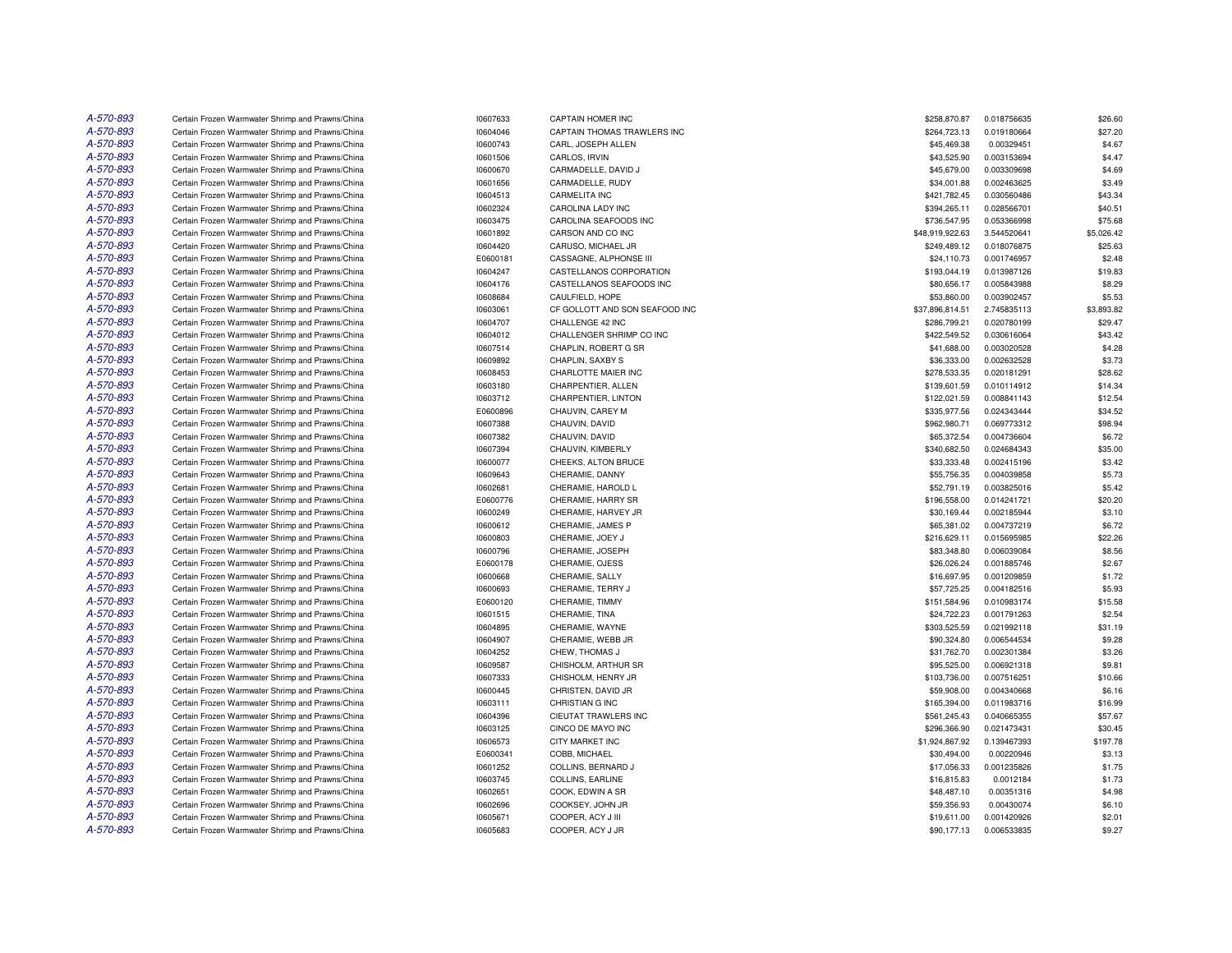| | | | | | | |
|---|---|---|---|---|---|---|
| A-570-893 | Certain Frozen Warmwater Shrimp and Prawns/China | I0607633 | CAPTAIN HOMER INC | $258,870.87 | 0.018756635 | $26.60 |
| A-570-893 | Certain Frozen Warmwater Shrimp and Prawns/China | I0604046 | CAPTAIN THOMAS TRAWLERS INC | $264,723.13 | 0.019180664 | $27.20 |
| A-570-893 | Certain Frozen Warmwater Shrimp and Prawns/China | I0600743 | CARL, JOSEPH ALLEN | $45,469.38 | 0.00329451 | $4.67 |
| A-570-893 | Certain Frozen Warmwater Shrimp and Prawns/China | I0601506 | CARLOS, IRVIN | $43,525.90 | 0.003153694 | $4.47 |
| A-570-893 | Certain Frozen Warmwater Shrimp and Prawns/China | I0600670 | CARMADELLE, DAVID J | $45,679.00 | 0.003309698 | $4.69 |
| A-570-893 | Certain Frozen Warmwater Shrimp and Prawns/China | I0601656 | CARMADELLE, RUDY | $34,001.88 | 0.002463625 | $3.49 |
| A-570-893 | Certain Frozen Warmwater Shrimp and Prawns/China | I0604513 | CARMELITA INC | $421,782.45 | 0.030560486 | $43.34 |
| A-570-893 | Certain Frozen Warmwater Shrimp and Prawns/China | I0602324 | CAROLINA LADY INC | $394,265.11 | 0.028566701 | $40.51 |
| A-570-893 | Certain Frozen Warmwater Shrimp and Prawns/China | I0603475 | CAROLINA SEAFOODS INC | $736,547.95 | 0.053366998 | $75.68 |
| A-570-893 | Certain Frozen Warmwater Shrimp and Prawns/China | I0601892 | CARSON AND CO INC | $48,919,922.63 | 3.544520641 | $5,026.42 |
| A-570-893 | Certain Frozen Warmwater Shrimp and Prawns/China | I0604420 | CARUSO, MICHAEL JR | $249,489.12 | 0.018076875 | $25.63 |
| A-570-893 | Certain Frozen Warmwater Shrimp and Prawns/China | E0600181 | CASSAGNE, ALPHONSE III | $24,110.73 | 0.001746957 | $2.48 |
| A-570-893 | Certain Frozen Warmwater Shrimp and Prawns/China | I0604247 | CASTELLANOS CORPORATION | $193,044.19 | 0.013987126 | $19.83 |
| A-570-893 | Certain Frozen Warmwater Shrimp and Prawns/China | I0604176 | CASTELLANOS SEAFOODS INC | $80,656.17 | 0.005843988 | $8.29 |
| A-570-893 | Certain Frozen Warmwater Shrimp and Prawns/China | I0608684 | CAULFIELD, HOPE | $53,860.00 | 0.003902457 | $5.53 |
| A-570-893 | Certain Frozen Warmwater Shrimp and Prawns/China | I0603061 | CF GOLLOTT AND SON SEAFOOD INC | $37,896,814.51 | 2.745835113 | $3,893.82 |
| A-570-893 | Certain Frozen Warmwater Shrimp and Prawns/China | I0604707 | CHALLENGE 42 INC | $286,799.21 | 0.020780199 | $29.47 |
| A-570-893 | Certain Frozen Warmwater Shrimp and Prawns/China | I0604012 | CHALLENGER SHRIMP CO INC | $422,549.52 | 0.030616064 | $43.42 |
| A-570-893 | Certain Frozen Warmwater Shrimp and Prawns/China | I0607514 | CHAPLIN, ROBERT G SR | $41,688.00 | 0.003020528 | $4.28 |
| A-570-893 | Certain Frozen Warmwater Shrimp and Prawns/China | I0609892 | CHAPLIN, SAXBY S | $36,333.00 | 0.002632528 | $3.73 |
| A-570-893 | Certain Frozen Warmwater Shrimp and Prawns/China | I0608453 | CHARLOTTE MAIER INC | $278,533.35 | 0.020181291 | $28.62 |
| A-570-893 | Certain Frozen Warmwater Shrimp and Prawns/China | I0603180 | CHARPENTIER, ALLEN | $139,601.59 | 0.010114912 | $14.34 |
| A-570-893 | Certain Frozen Warmwater Shrimp and Prawns/China | I0603712 | CHARPENTIER, LINTON | $122,021.59 | 0.008841143 | $12.54 |
| A-570-893 | Certain Frozen Warmwater Shrimp and Prawns/China | E0600896 | CHAUVIN, CAREY M | $335,977.56 | 0.024343444 | $34.52 |
| A-570-893 | Certain Frozen Warmwater Shrimp and Prawns/China | I0607388 | CHAUVIN, DAVID | $962,980.71 | 0.069773312 | $98.94 |
| A-570-893 | Certain Frozen Warmwater Shrimp and Prawns/China | I0607382 | CHAUVIN, DAVID | $65,372.54 | 0.004736604 | $6.72 |
| A-570-893 | Certain Frozen Warmwater Shrimp and Prawns/China | I0607394 | CHAUVIN, KIMBERLY | $340,682.50 | 0.024684343 | $35.00 |
| A-570-893 | Certain Frozen Warmwater Shrimp and Prawns/China | I0600077 | CHEEKS, ALTON BRUCE | $33,333.48 | 0.002415196 | $3.42 |
| A-570-893 | Certain Frozen Warmwater Shrimp and Prawns/China | I0609643 | CHERAMIE, DANNY | $55,756.35 | 0.004039858 | $5.73 |
| A-570-893 | Certain Frozen Warmwater Shrimp and Prawns/China | I0602681 | CHERAMIE, HAROLD L | $52,791.19 | 0.003825016 | $5.42 |
| A-570-893 | Certain Frozen Warmwater Shrimp and Prawns/China | E0600776 | CHERAMIE, HARRY SR | $196,558.00 | 0.014241721 | $20.20 |
| A-570-893 | Certain Frozen Warmwater Shrimp and Prawns/China | I0600249 | CHERAMIE, HARVEY JR | $30,169.44 | 0.002185944 | $3.10 |
| A-570-893 | Certain Frozen Warmwater Shrimp and Prawns/China | I0600612 | CHERAMIE, JAMES P | $65,381.02 | 0.004737219 | $6.72 |
| A-570-893 | Certain Frozen Warmwater Shrimp and Prawns/China | I0600803 | CHERAMIE, JOEY J | $216,629.11 | 0.015695985 | $22.26 |
| A-570-893 | Certain Frozen Warmwater Shrimp and Prawns/China | I0600796 | CHERAMIE, JOSEPH | $83,348.80 | 0.006039084 | $8.56 |
| A-570-893 | Certain Frozen Warmwater Shrimp and Prawns/China | E0600178 | CHERAMIE, OJESS | $26,026.24 | 0.001885746 | $2.67 |
| A-570-893 | Certain Frozen Warmwater Shrimp and Prawns/China | I0600668 | CHERAMIE, SALLY | $16,697.95 | 0.001209859 | $1.72 |
| A-570-893 | Certain Frozen Warmwater Shrimp and Prawns/China | I0600693 | CHERAMIE, TERRY J | $57,725.25 | 0.004182516 | $5.93 |
| A-570-893 | Certain Frozen Warmwater Shrimp and Prawns/China | E0600120 | CHERAMIE, TIMMY | $151,584.96 | 0.010983174 | $15.58 |
| A-570-893 | Certain Frozen Warmwater Shrimp and Prawns/China | I0601515 | CHERAMIE, TINA | $24,722.23 | 0.001791263 | $2.54 |
| A-570-893 | Certain Frozen Warmwater Shrimp and Prawns/China | I0604895 | CHERAMIE, WAYNE | $303,525.59 | 0.021992118 | $31.19 |
| A-570-893 | Certain Frozen Warmwater Shrimp and Prawns/China | I0604907 | CHERAMIE, WEBB JR | $90,324.80 | 0.006544534 | $9.28 |
| A-570-893 | Certain Frozen Warmwater Shrimp and Prawns/China | I0604252 | CHEW, THOMAS J | $31,762.70 | 0.002301384 | $3.26 |
| A-570-893 | Certain Frozen Warmwater Shrimp and Prawns/China | I0609587 | CHISHOLM, ARTHUR SR | $95,525.00 | 0.006921318 | $9.81 |
| A-570-893 | Certain Frozen Warmwater Shrimp and Prawns/China | I0607333 | CHISHOLM, HENRY JR | $103,736.00 | 0.007516251 | $10.66 |
| A-570-893 | Certain Frozen Warmwater Shrimp and Prawns/China | I0600445 | CHRISTEN, DAVID JR | $59,908.00 | 0.004340668 | $6.16 |
| A-570-893 | Certain Frozen Warmwater Shrimp and Prawns/China | I0603111 | CHRISTIAN G INC | $165,394.00 | 0.011983716 | $16.99 |
| A-570-893 | Certain Frozen Warmwater Shrimp and Prawns/China | I0604396 | CIEUTAT TRAWLERS INC | $561,245.43 | 0.040665355 | $57.67 |
| A-570-893 | Certain Frozen Warmwater Shrimp and Prawns/China | I0603125 | CINCO DE MAYO INC | $296,366.90 | 0.021473431 | $30.45 |
| A-570-893 | Certain Frozen Warmwater Shrimp and Prawns/China | I0606573 | CITY MARKET INC | $1,924,867.92 | 0.139467393 | $197.78 |
| A-570-893 | Certain Frozen Warmwater Shrimp and Prawns/China | E0600341 | COBB, MICHAEL | $30,494.00 | 0.00220946 | $3.13 |
| A-570-893 | Certain Frozen Warmwater Shrimp and Prawns/China | I0601252 | COLLINS, BERNARD J | $17,056.33 | 0.001235826 | $1.75 |
| A-570-893 | Certain Frozen Warmwater Shrimp and Prawns/China | I0603745 | COLLINS, EARLINE | $16,815.83 | 0.0012184 | $1.73 |
| A-570-893 | Certain Frozen Warmwater Shrimp and Prawns/China | I0602651 | COOK, EDWIN A SR | $48,487.10 | 0.00351316 | $4.98 |
| A-570-893 | Certain Frozen Warmwater Shrimp and Prawns/China | I0602696 | COOKSEY, JOHN JR | $59,356.93 | 0.00430074 | $6.10 |
| A-570-893 | Certain Frozen Warmwater Shrimp and Prawns/China | I0605671 | COOPER, ACY J III | $19,611.00 | 0.001420926 | $2.01 |
| A-570-893 | Certain Frozen Warmwater Shrimp and Prawns/China | I0605683 | COOPER, ACY J JR | $90,177.13 | 0.006533835 | $9.27 |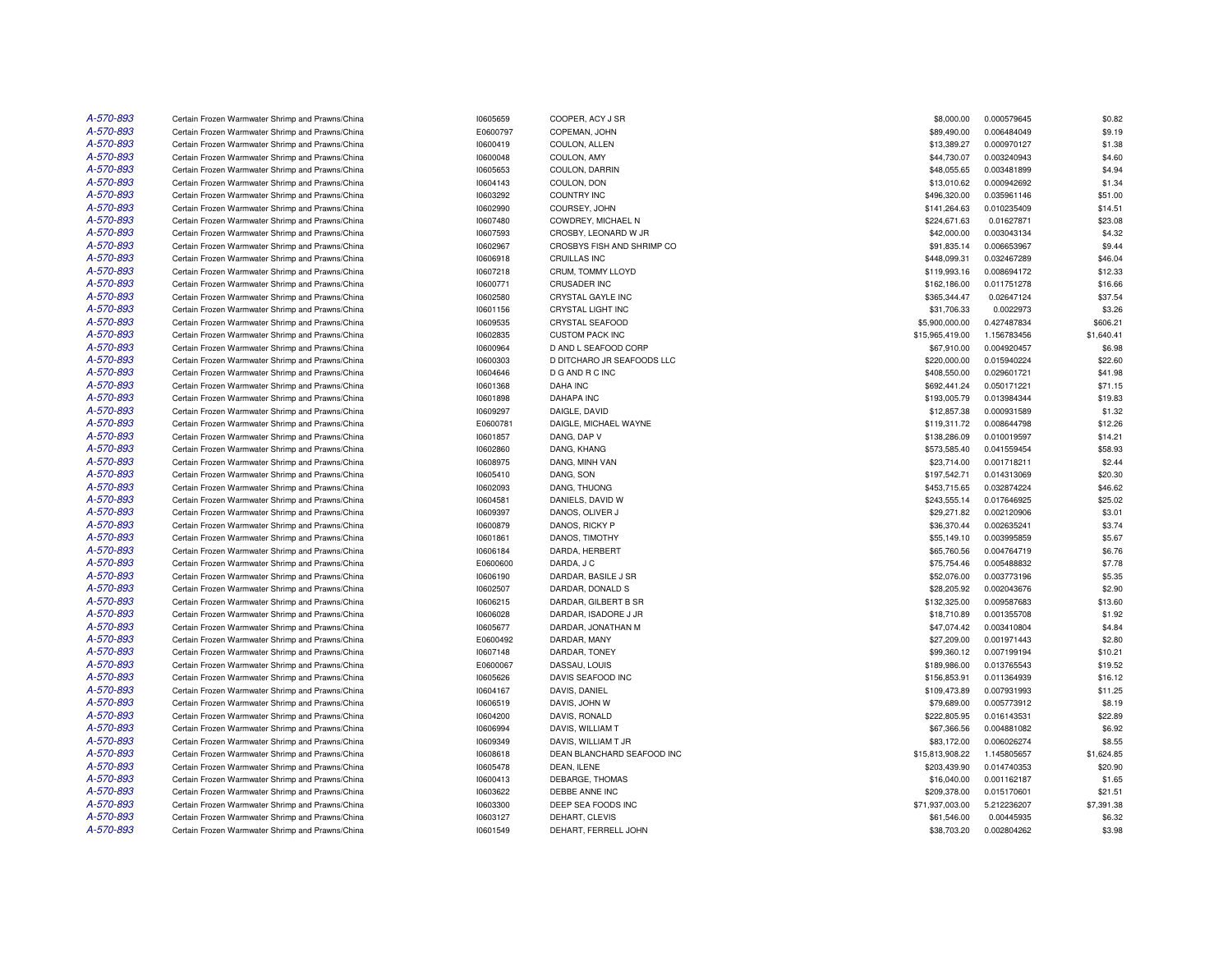| | | | | | | |
|---|---|---|---|---|---|---|
| A-570-893 | Certain Frozen Warmwater Shrimp and Prawns/China | I0605659 | COOPER, ACY J SR | $8,000.00 | 0.000579645 | $0.82 |
| A-570-893 | Certain Frozen Warmwater Shrimp and Prawns/China | E0600797 | COPEMAN, JOHN | $89,490.00 | 0.006484049 | $9.19 |
| A-570-893 | Certain Frozen Warmwater Shrimp and Prawns/China | I0600419 | COULON, ALLEN | $13,389.27 | 0.000970127 | $1.38 |
| A-570-893 | Certain Frozen Warmwater Shrimp and Prawns/China | I0600048 | COULON, AMY | $44,730.07 | 0.003240943 | $4.60 |
| A-570-893 | Certain Frozen Warmwater Shrimp and Prawns/China | I0605653 | COULON, DARRIN | $48,055.65 | 0.003481899 | $4.94 |
| A-570-893 | Certain Frozen Warmwater Shrimp and Prawns/China | I0604143 | COULON, DON | $13,010.62 | 0.000942692 | $1.34 |
| A-570-893 | Certain Frozen Warmwater Shrimp and Prawns/China | I0603292 | COUNTRY INC | $496,320.00 | 0.035961146 | $51.00 |
| A-570-893 | Certain Frozen Warmwater Shrimp and Prawns/China | I0602990 | COURSEY, JOHN | $141,264.63 | 0.010235409 | $14.51 |
| A-570-893 | Certain Frozen Warmwater Shrimp and Prawns/China | I0607480 | COWDREY, MICHAEL N | $224,671.63 | 0.01627871 | $23.08 |
| A-570-893 | Certain Frozen Warmwater Shrimp and Prawns/China | I0607593 | CROSBY, LEONARD W JR | $42,000.00 | 0.003043134 | $4.32 |
| A-570-893 | Certain Frozen Warmwater Shrimp and Prawns/China | I0602967 | CROSBYS FISH AND SHRIMP CO | $91,835.14 | 0.006653967 | $9.44 |
| A-570-893 | Certain Frozen Warmwater Shrimp and Prawns/China | I0606918 | CRUILLAS INC | $448,099.31 | 0.032467289 | $46.04 |
| A-570-893 | Certain Frozen Warmwater Shrimp and Prawns/China | I0607218 | CRUM, TOMMY LLOYD | $119,993.16 | 0.008694172 | $12.33 |
| A-570-893 | Certain Frozen Warmwater Shrimp and Prawns/China | I0600771 | CRUSADER INC | $162,186.00 | 0.011751278 | $16.66 |
| A-570-893 | Certain Frozen Warmwater Shrimp and Prawns/China | I0602580 | CRYSTAL GAYLE INC | $365,344.47 | 0.02647124 | $37.54 |
| A-570-893 | Certain Frozen Warmwater Shrimp and Prawns/China | I0601156 | CRYSTAL LIGHT INC | $31,706.33 | 0.0022973 | $3.26 |
| A-570-893 | Certain Frozen Warmwater Shrimp and Prawns/China | I0609535 | CRYSTAL SEAFOOD | $5,900,000.00 | 0.427487834 | $606.21 |
| A-570-893 | Certain Frozen Warmwater Shrimp and Prawns/China | I0602835 | CUSTOM PACK INC | $15,965,419.00 | 1.156783456 | $1,640.41 |
| A-570-893 | Certain Frozen Warmwater Shrimp and Prawns/China | I0600964 | D AND L SEAFOOD CORP | $67,910.00 | 0.004920457 | $6.98 |
| A-570-893 | Certain Frozen Warmwater Shrimp and Prawns/China | I0600303 | D DITCHARO JR SEAFOODS LLC | $220,000.00 | 0.015940224 | $22.60 |
| A-570-893 | Certain Frozen Warmwater Shrimp and Prawns/China | I0604646 | D G AND R C INC | $408,550.00 | 0.029601721 | $41.98 |
| A-570-893 | Certain Frozen Warmwater Shrimp and Prawns/China | I0601368 | DAHA INC | $692,441.24 | 0.050171221 | $71.15 |
| A-570-893 | Certain Frozen Warmwater Shrimp and Prawns/China | I0601898 | DAHAPA INC | $193,005.79 | 0.013984344 | $19.83 |
| A-570-893 | Certain Frozen Warmwater Shrimp and Prawns/China | I0609297 | DAIGLE, DAVID | $12,857.38 | 0.000931589 | $1.32 |
| A-570-893 | Certain Frozen Warmwater Shrimp and Prawns/China | E0600781 | DAIGLE, MICHAEL WAYNE | $119,311.72 | 0.008644798 | $12.26 |
| A-570-893 | Certain Frozen Warmwater Shrimp and Prawns/China | I0601857 | DANG, DAP V | $138,286.09 | 0.010019597 | $14.21 |
| A-570-893 | Certain Frozen Warmwater Shrimp and Prawns/China | I0602860 | DANG, KHANG | $573,585.40 | 0.041559454 | $58.93 |
| A-570-893 | Certain Frozen Warmwater Shrimp and Prawns/China | I0608975 | DANG, MINH VAN | $23,714.00 | 0.001718211 | $2.44 |
| A-570-893 | Certain Frozen Warmwater Shrimp and Prawns/China | I0605410 | DANG, SON | $197,542.71 | 0.014313069 | $20.30 |
| A-570-893 | Certain Frozen Warmwater Shrimp and Prawns/China | I0602093 | DANG, THUONG | $453,715.65 | 0.032874224 | $46.62 |
| A-570-893 | Certain Frozen Warmwater Shrimp and Prawns/China | I0604581 | DANIELS, DAVID W | $243,555.14 | 0.017646925 | $25.02 |
| A-570-893 | Certain Frozen Warmwater Shrimp and Prawns/China | I0609397 | DANOS, OLIVER J | $29,271.82 | 0.002120906 | $3.01 |
| A-570-893 | Certain Frozen Warmwater Shrimp and Prawns/China | I0600879 | DANOS, RICKY P | $36,370.44 | 0.002635241 | $3.74 |
| A-570-893 | Certain Frozen Warmwater Shrimp and Prawns/China | I0601861 | DANOS, TIMOTHY | $55,149.10 | 0.003995859 | $5.67 |
| A-570-893 | Certain Frozen Warmwater Shrimp and Prawns/China | I0606184 | DARDA, HERBERT | $65,760.56 | 0.004764719 | $6.76 |
| A-570-893 | Certain Frozen Warmwater Shrimp and Prawns/China | E0600600 | DARDA, J C | $75,754.46 | 0.005488832 | $7.78 |
| A-570-893 | Certain Frozen Warmwater Shrimp and Prawns/China | I0606190 | DARDAR, BASILE J SR | $52,076.00 | 0.003773196 | $5.35 |
| A-570-893 | Certain Frozen Warmwater Shrimp and Prawns/China | I0602507 | DARDAR, DONALD S | $28,205.92 | 0.002043676 | $2.90 |
| A-570-893 | Certain Frozen Warmwater Shrimp and Prawns/China | I0606215 | DARDAR, GILBERT B SR | $132,325.00 | 0.009587683 | $13.60 |
| A-570-893 | Certain Frozen Warmwater Shrimp and Prawns/China | I0606028 | DARDAR, ISADORE J JR | $18,710.89 | 0.001355708 | $1.92 |
| A-570-893 | Certain Frozen Warmwater Shrimp and Prawns/China | I0605677 | DARDAR, JONATHAN M | $47,074.42 | 0.003410804 | $4.84 |
| A-570-893 | Certain Frozen Warmwater Shrimp and Prawns/China | E0600492 | DARDAR, MANY | $27,209.00 | 0.001971443 | $2.80 |
| A-570-893 | Certain Frozen Warmwater Shrimp and Prawns/China | I0607148 | DARDAR, TONEY | $99,360.12 | 0.007199194 | $10.21 |
| A-570-893 | Certain Frozen Warmwater Shrimp and Prawns/China | E0600067 | DASSAU, LOUIS | $189,986.00 | 0.013765543 | $19.52 |
| A-570-893 | Certain Frozen Warmwater Shrimp and Prawns/China | I0605626 | DAVIS SEAFOOD INC | $156,853.91 | 0.011364939 | $16.12 |
| A-570-893 | Certain Frozen Warmwater Shrimp and Prawns/China | I0604167 | DAVIS, DANIEL | $109,473.89 | 0.007931993 | $11.25 |
| A-570-893 | Certain Frozen Warmwater Shrimp and Prawns/China | I0606519 | DAVIS, JOHN W | $79,689.00 | 0.005773912 | $8.19 |
| A-570-893 | Certain Frozen Warmwater Shrimp and Prawns/China | I0604200 | DAVIS, RONALD | $222,805.95 | 0.016143531 | $22.89 |
| A-570-893 | Certain Frozen Warmwater Shrimp and Prawns/China | I0606994 | DAVIS, WILLIAM T | $67,366.56 | 0.004881082 | $6.92 |
| A-570-893 | Certain Frozen Warmwater Shrimp and Prawns/China | I0609349 | DAVIS, WILLIAM T JR | $83,172.00 | 0.006026274 | $8.55 |
| A-570-893 | Certain Frozen Warmwater Shrimp and Prawns/China | I0608618 | DEAN BLANCHARD SEAFOOD INC | $15,813,908.22 | 1.145805657 | $1,624.85 |
| A-570-893 | Certain Frozen Warmwater Shrimp and Prawns/China | I0605478 | DEAN, ILENE | $203,439.90 | 0.014740353 | $20.90 |
| A-570-893 | Certain Frozen Warmwater Shrimp and Prawns/China | I0600413 | DEBARGE, THOMAS | $16,040.00 | 0.001162187 | $1.65 |
| A-570-893 | Certain Frozen Warmwater Shrimp and Prawns/China | I0603622 | DEBBE ANNE INC | $209,378.00 | 0.015170601 | $21.51 |
| A-570-893 | Certain Frozen Warmwater Shrimp and Prawns/China | I0603300 | DEEP SEA FOODS INC | $71,937,003.00 | 5.212236207 | $7,391.38 |
| A-570-893 | Certain Frozen Warmwater Shrimp and Prawns/China | I0603127 | DEHART, CLEVIS | $61,546.00 | 0.00445935 | $6.32 |
| A-570-893 | Certain Frozen Warmwater Shrimp and Prawns/China | I0601549 | DEHART, FERRELL JOHN | $38,703.20 | 0.002804262 | $3.98 |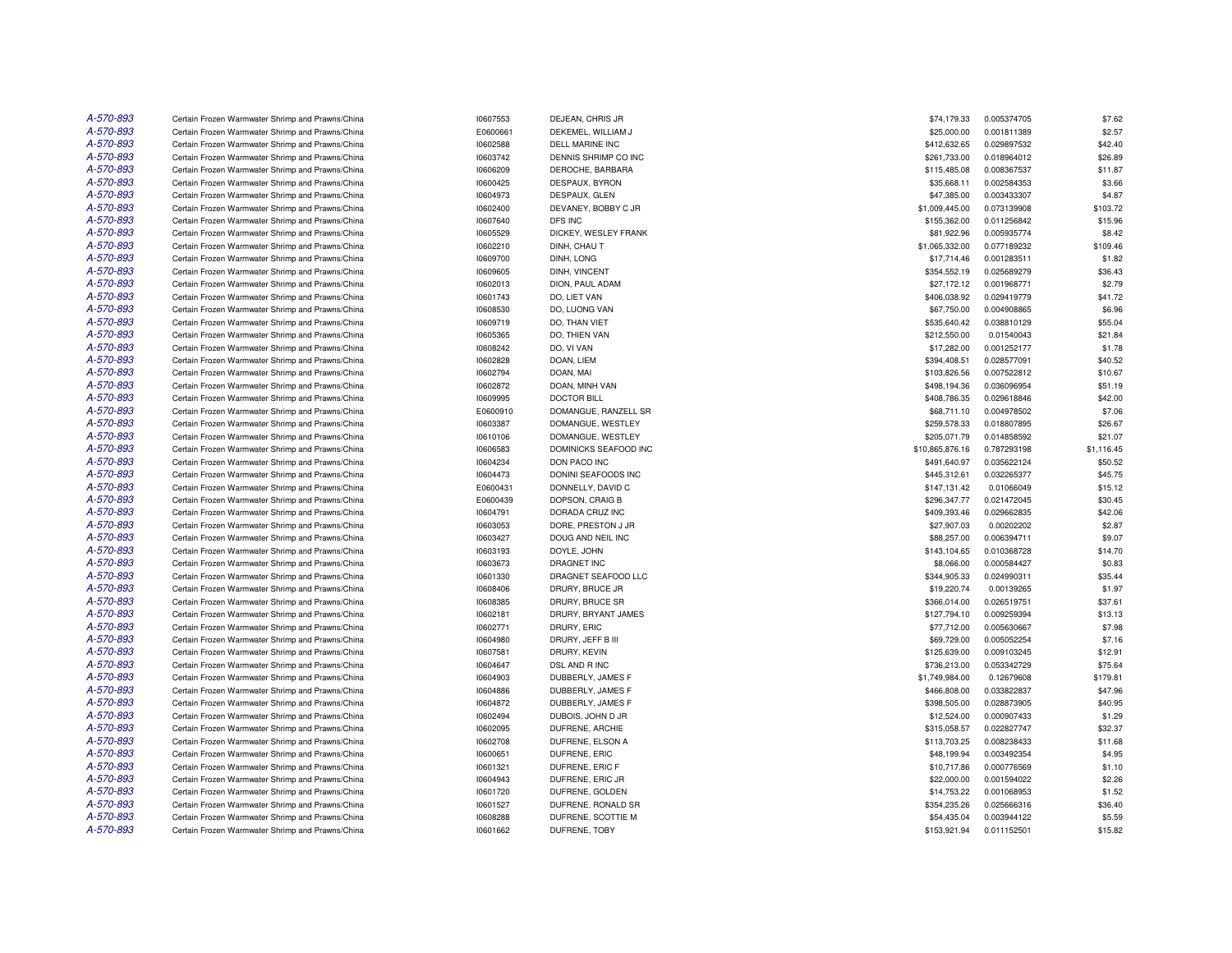| | | | | | | |
|---|---|---|---|---|---|---|
| A-570-893 | Certain Frozen Warmwater Shrimp and Prawns/China | I0607553 | DEJEAN, CHRIS JR | $74,179.33 | 0.005374705 | $7.62 |
| A-570-893 | Certain Frozen Warmwater Shrimp and Prawns/China | E0600661 | DEKEMEL, WILLIAM J | $25,000.00 | 0.001811389 | $2.57 |
| A-570-893 | Certain Frozen Warmwater Shrimp and Prawns/China | I0602588 | DELL MARINE INC | $412,632.65 | 0.029897532 | $42.40 |
| A-570-893 | Certain Frozen Warmwater Shrimp and Prawns/China | I0603742 | DENNIS SHRIMP CO INC | $261,733.00 | 0.018964012 | $26.89 |
| A-570-893 | Certain Frozen Warmwater Shrimp and Prawns/China | I0606209 | DEROCHE, BARBARA | $115,485.08 | 0.008367537 | $11.87 |
| A-570-893 | Certain Frozen Warmwater Shrimp and Prawns/China | I0600425 | DESPAUX, BYRON | $35,668.11 | 0.002584353 | $3.66 |
| A-570-893 | Certain Frozen Warmwater Shrimp and Prawns/China | I0604973 | DESPAUX, GLEN | $47,385.00 | 0.003433307 | $4.87 |
| A-570-893 | Certain Frozen Warmwater Shrimp and Prawns/China | I0602400 | DEVANEY, BOBBY C JR | $1,009,445.00 | 0.073139908 | $103.72 |
| A-570-893 | Certain Frozen Warmwater Shrimp and Prawns/China | I0607640 | DFS INC | $155,362.00 | 0.011256842 | $15.96 |
| A-570-893 | Certain Frozen Warmwater Shrimp and Prawns/China | I0605529 | DICKEY, WESLEY FRANK | $81,922.96 | 0.005935774 | $8.42 |
| A-570-893 | Certain Frozen Warmwater Shrimp and Prawns/China | I0602210 | DINH, CHAU T | $1,065,332.00 | 0.077189232 | $109.46 |
| A-570-893 | Certain Frozen Warmwater Shrimp and Prawns/China | I0609700 | DINH, LONG | $17,714.46 | 0.001283511 | $1.82 |
| A-570-893 | Certain Frozen Warmwater Shrimp and Prawns/China | I0609605 | DINH, VINCENT | $354,552.19 | 0.025689279 | $36.43 |
| A-570-893 | Certain Frozen Warmwater Shrimp and Prawns/China | I0602013 | DION, PAUL ADAM | $27,172.12 | 0.001968771 | $2.79 |
| A-570-893 | Certain Frozen Warmwater Shrimp and Prawns/China | I0601743 | DO, LIET VAN | $406,038.92 | 0.029419779 | $41.72 |
| A-570-893 | Certain Frozen Warmwater Shrimp and Prawns/China | I0608530 | DO, LUONG VAN | $67,750.00 | 0.004908865 | $6.96 |
| A-570-893 | Certain Frozen Warmwater Shrimp and Prawns/China | I0609719 | DO, THAN VIET | $535,640.42 | 0.038810129 | $55.04 |
| A-570-893 | Certain Frozen Warmwater Shrimp and Prawns/China | I0605365 | DO, THIEN VAN | $212,550.00 | 0.01540043 | $21.84 |
| A-570-893 | Certain Frozen Warmwater Shrimp and Prawns/China | I0608242 | DO, VI VAN | $17,282.00 | 0.001252177 | $1.78 |
| A-570-893 | Certain Frozen Warmwater Shrimp and Prawns/China | I0602828 | DOAN, LIEM | $394,408.51 | 0.028577091 | $40.52 |
| A-570-893 | Certain Frozen Warmwater Shrimp and Prawns/China | I0602794 | DOAN, MAI | $103,826.56 | 0.007522812 | $10.67 |
| A-570-893 | Certain Frozen Warmwater Shrimp and Prawns/China | I0602872 | DOAN, MINH VAN | $498,194.36 | 0.036096954 | $51.19 |
| A-570-893 | Certain Frozen Warmwater Shrimp and Prawns/China | I0609995 | DOCTOR BILL | $408,786.35 | 0.029618846 | $42.00 |
| A-570-893 | Certain Frozen Warmwater Shrimp and Prawns/China | E0600910 | DOMANGUE, RANZELL SR | $68,711.10 | 0.004978502 | $7.06 |
| A-570-893 | Certain Frozen Warmwater Shrimp and Prawns/China | I0603387 | DOMANGUE, WESTLEY | $259,578.33 | 0.018807895 | $26.67 |
| A-570-893 | Certain Frozen Warmwater Shrimp and Prawns/China | I0610106 | DOMANGUE, WESTLEY | $205,071.79 | 0.014858592 | $21.07 |
| A-570-893 | Certain Frozen Warmwater Shrimp and Prawns/China | I0606583 | DOMINICKS SEAFOOD INC | $10,865,876.16 | 0.787293198 | $1,116.45 |
| A-570-893 | Certain Frozen Warmwater Shrimp and Prawns/China | I0604234 | DON PACO INC | $491,640.97 | 0.035622124 | $50.52 |
| A-570-893 | Certain Frozen Warmwater Shrimp and Prawns/China | I0604473 | DONINI SEAFOODS INC | $445,312.61 | 0.032265377 | $45.75 |
| A-570-893 | Certain Frozen Warmwater Shrimp and Prawns/China | E0600431 | DONNELLY, DAVID C | $147,131.42 | 0.01066049 | $15.12 |
| A-570-893 | Certain Frozen Warmwater Shrimp and Prawns/China | E0600439 | DOPSON, CRAIG B | $296,347.77 | 0.021472045 | $30.45 |
| A-570-893 | Certain Frozen Warmwater Shrimp and Prawns/China | I0604791 | DORADA CRUZ INC | $409,393.46 | 0.029662835 | $42.06 |
| A-570-893 | Certain Frozen Warmwater Shrimp and Prawns/China | I0603053 | DORE, PRESTON J JR | $27,907.03 | 0.00202202 | $2.87 |
| A-570-893 | Certain Frozen Warmwater Shrimp and Prawns/China | I0603427 | DOUG AND NEIL INC | $88,257.00 | 0.006394711 | $9.07 |
| A-570-893 | Certain Frozen Warmwater Shrimp and Prawns/China | I0603193 | DOYLE, JOHN | $143,104.65 | 0.010368728 | $14.70 |
| A-570-893 | Certain Frozen Warmwater Shrimp and Prawns/China | I0603673 | DRAGNET INC | $8,066.00 | 0.000584427 | $0.83 |
| A-570-893 | Certain Frozen Warmwater Shrimp and Prawns/China | I0601330 | DRAGNET SEAFOOD LLC | $344,905.33 | 0.024990311 | $35.44 |
| A-570-893 | Certain Frozen Warmwater Shrimp and Prawns/China | I0608406 | DRURY, BRUCE JR | $19,220.74 | 0.00139265 | $1.97 |
| A-570-893 | Certain Frozen Warmwater Shrimp and Prawns/China | I0608385 | DRURY, BRUCE SR | $366,014.00 | 0.026519751 | $37.61 |
| A-570-893 | Certain Frozen Warmwater Shrimp and Prawns/China | I0602181 | DRURY, BRYANT JAMES | $127,794.10 | 0.009259394 | $13.13 |
| A-570-893 | Certain Frozen Warmwater Shrimp and Prawns/China | I0602771 | DRURY, ERIC | $77,712.00 | 0.005630667 | $7.98 |
| A-570-893 | Certain Frozen Warmwater Shrimp and Prawns/China | I0604980 | DRURY, JEFF B III | $69,729.00 | 0.005052254 | $7.16 |
| A-570-893 | Certain Frozen Warmwater Shrimp and Prawns/China | I0607581 | DRURY, KEVIN | $125,639.00 | 0.009103245 | $12.91 |
| A-570-893 | Certain Frozen Warmwater Shrimp and Prawns/China | I0604647 | DSL AND R INC | $736,213.00 | 0.053342729 | $75.64 |
| A-570-893 | Certain Frozen Warmwater Shrimp and Prawns/China | I0604903 | DUBBERLY, JAMES F | $1,749,984.00 | 0.12679608 | $179.81 |
| A-570-893 | Certain Frozen Warmwater Shrimp and Prawns/China | I0604886 | DUBBERLY, JAMES F | $466,808.00 | 0.033822837 | $47.96 |
| A-570-893 | Certain Frozen Warmwater Shrimp and Prawns/China | I0604872 | DUBBERLY, JAMES F | $398,505.00 | 0.028873905 | $40.95 |
| A-570-893 | Certain Frozen Warmwater Shrimp and Prawns/China | I0602494 | DUBOIS, JOHN D JR | $12,524.00 | 0.000907433 | $1.29 |
| A-570-893 | Certain Frozen Warmwater Shrimp and Prawns/China | I0602095 | DUFRENE, ARCHIE | $315,058.57 | 0.022827747 | $32.37 |
| A-570-893 | Certain Frozen Warmwater Shrimp and Prawns/China | I0602708 | DUFRENE, ELSON A | $113,703.25 | 0.008238433 | $11.68 |
| A-570-893 | Certain Frozen Warmwater Shrimp and Prawns/China | I0600651 | DUFRENE, ERIC | $48,199.94 | 0.003492354 | $4.95 |
| A-570-893 | Certain Frozen Warmwater Shrimp and Prawns/China | I0601321 | DUFRENE, ERIC F | $10,717.86 | 0.000776569 | $1.10 |
| A-570-893 | Certain Frozen Warmwater Shrimp and Prawns/China | I0604943 | DUFRENE, ERIC JR | $22,000.00 | 0.001594022 | $2.26 |
| A-570-893 | Certain Frozen Warmwater Shrimp and Prawns/China | I0601720 | DUFRENE, GOLDEN | $14,753.22 | 0.001068953 | $1.52 |
| A-570-893 | Certain Frozen Warmwater Shrimp and Prawns/China | I0601527 | DUFRENE, RONALD SR | $354,235.26 | 0.025666316 | $36.40 |
| A-570-893 | Certain Frozen Warmwater Shrimp and Prawns/China | I0608288 | DUFRENE, SCOTTIE M | $54,435.04 | 0.003944122 | $5.59 |
| A-570-893 | Certain Frozen Warmwater Shrimp and Prawns/China | I0601662 | DUFRENE, TOBY | $153,921.94 | 0.011152501 | $15.82 |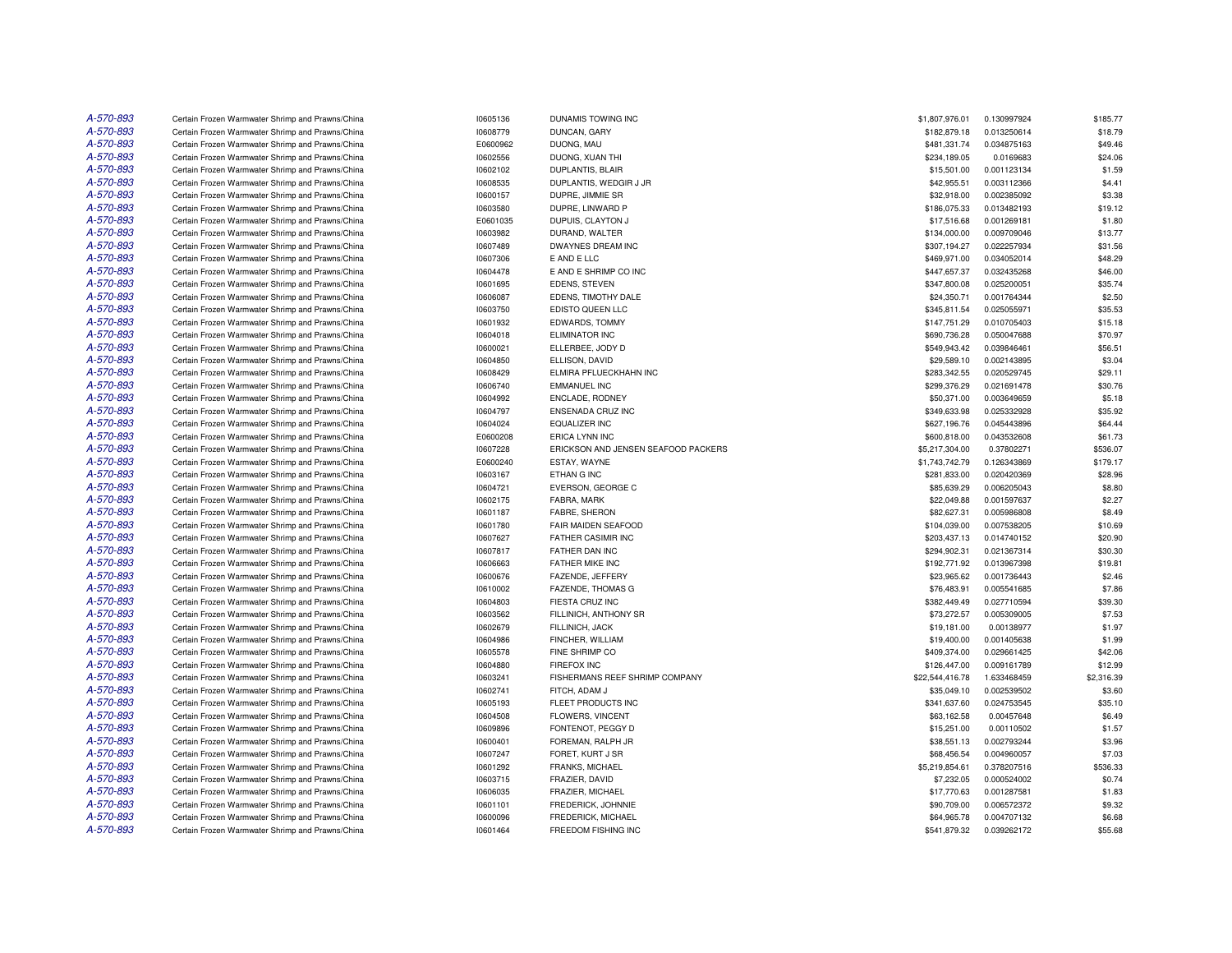| | | | | | | |
|---|---|---|---|---|---|---|
| A-570-893 | Certain Frozen Warmwater Shrimp and Prawns/China | I0605136 | DUNAMIS TOWING INC | $1,807,976.01 | 0.130997924 | $185.77 |
| A-570-893 | Certain Frozen Warmwater Shrimp and Prawns/China | I0608779 | DUNCAN, GARY | $182,879.18 | 0.013250614 | $18.79 |
| A-570-893 | Certain Frozen Warmwater Shrimp and Prawns/China | E0600962 | DUONG, MAU | $481,331.74 | 0.034875163 | $49.46 |
| A-570-893 | Certain Frozen Warmwater Shrimp and Prawns/China | I0602556 | DUONG, XUAN THI | $234,189.05 | 0.0169683 | $24.06 |
| A-570-893 | Certain Frozen Warmwater Shrimp and Prawns/China | I0602102 | DUPLANTIS, BLAIR | $15,501.00 | 0.001123134 | $1.59 |
| A-570-893 | Certain Frozen Warmwater Shrimp and Prawns/China | I0608535 | DUPLANTIS, WEDGIR J JR | $42,955.51 | 0.003112366 | $4.41 |
| A-570-893 | Certain Frozen Warmwater Shrimp and Prawns/China | I0600157 | DUPRE, JIMMIE SR | $32,918.00 | 0.002385092 | $3.38 |
| A-570-893 | Certain Frozen Warmwater Shrimp and Prawns/China | I0603580 | DUPRE, LINWARD P | $186,075.33 | 0.013482193 | $19.12 |
| A-570-893 | Certain Frozen Warmwater Shrimp and Prawns/China | E0601035 | DUPUIS, CLAYTON J | $17,516.68 | 0.001269181 | $1.80 |
| A-570-893 | Certain Frozen Warmwater Shrimp and Prawns/China | I0603982 | DURAND, WALTER | $134,000.00 | 0.009709046 | $13.77 |
| A-570-893 | Certain Frozen Warmwater Shrimp and Prawns/China | I0607489 | DWAYNES DREAM INC | $307,194.27 | 0.022257934 | $31.56 |
| A-570-893 | Certain Frozen Warmwater Shrimp and Prawns/China | I0607306 | E AND E LLC | $469,971.00 | 0.034052014 | $48.29 |
| A-570-893 | Certain Frozen Warmwater Shrimp and Prawns/China | I0604478 | E AND E SHRIMP CO INC | $447,657.37 | 0.032435268 | $46.00 |
| A-570-893 | Certain Frozen Warmwater Shrimp and Prawns/China | I0601695 | EDENS, STEVEN | $347,800.08 | 0.025200051 | $35.74 |
| A-570-893 | Certain Frozen Warmwater Shrimp and Prawns/China | I0606087 | EDENS, TIMOTHY DALE | $24,350.71 | 0.001764344 | $2.50 |
| A-570-893 | Certain Frozen Warmwater Shrimp and Prawns/China | I0603750 | EDISTO QUEEN LLC | $345,811.54 | 0.025055971 | $35.53 |
| A-570-893 | Certain Frozen Warmwater Shrimp and Prawns/China | I0601932 | EDWARDS, TOMMY | $147,751.29 | 0.010705403 | $15.18 |
| A-570-893 | Certain Frozen Warmwater Shrimp and Prawns/China | I0604018 | ELIMINATOR INC | $690,736.28 | 0.050047688 | $70.97 |
| A-570-893 | Certain Frozen Warmwater Shrimp and Prawns/China | I0600021 | ELLERBEE, JODY D | $549,943.42 | 0.039846461 | $56.51 |
| A-570-893 | Certain Frozen Warmwater Shrimp and Prawns/China | I0604850 | ELLISON, DAVID | $29,589.10 | 0.002143895 | $3.04 |
| A-570-893 | Certain Frozen Warmwater Shrimp and Prawns/China | I0608429 | ELMIRA PFLUECKHAHN INC | $283,342.55 | 0.020529745 | $29.11 |
| A-570-893 | Certain Frozen Warmwater Shrimp and Prawns/China | I0606740 | EMMANUEL INC | $299,376.29 | 0.021691478 | $30.76 |
| A-570-893 | Certain Frozen Warmwater Shrimp and Prawns/China | I0604992 | ENCLADE, RODNEY | $50,371.00 | 0.003649659 | $5.18 |
| A-570-893 | Certain Frozen Warmwater Shrimp and Prawns/China | I0604797 | ENSENADA CRUZ INC | $349,633.98 | 0.025332928 | $35.92 |
| A-570-893 | Certain Frozen Warmwater Shrimp and Prawns/China | I0604024 | EQUALIZER INC | $627,196.76 | 0.045443896 | $64.44 |
| A-570-893 | Certain Frozen Warmwater Shrimp and Prawns/China | E0600208 | ERICA LYNN INC | $600,818.00 | 0.043532608 | $61.73 |
| A-570-893 | Certain Frozen Warmwater Shrimp and Prawns/China | I0607228 | ERICKSON AND JENSEN SEAFOOD PACKERS | $5,217,304.00 | 0.37802271 | $536.07 |
| A-570-893 | Certain Frozen Warmwater Shrimp and Prawns/China | E0600240 | ESTAY, WAYNE | $1,743,742.79 | 0.126343869 | $179.17 |
| A-570-893 | Certain Frozen Warmwater Shrimp and Prawns/China | I0603167 | ETHAN G INC | $281,833.00 | 0.020420369 | $28.96 |
| A-570-893 | Certain Frozen Warmwater Shrimp and Prawns/China | I0604721 | EVERSON, GEORGE C | $85,639.29 | 0.006205043 | $8.80 |
| A-570-893 | Certain Frozen Warmwater Shrimp and Prawns/China | I0602175 | FABRA, MARK | $22,049.88 | 0.001597637 | $2.27 |
| A-570-893 | Certain Frozen Warmwater Shrimp and Prawns/China | I0601187 | FABRE, SHERON | $82,627.31 | 0.005986808 | $8.49 |
| A-570-893 | Certain Frozen Warmwater Shrimp and Prawns/China | I0601780 | FAIR MAIDEN SEAFOOD | $104,039.00 | 0.007538205 | $10.69 |
| A-570-893 | Certain Frozen Warmwater Shrimp and Prawns/China | I0607627 | FATHER CASIMIR INC | $203,437.13 | 0.014740152 | $20.90 |
| A-570-893 | Certain Frozen Warmwater Shrimp and Prawns/China | I0607817 | FATHER DAN INC | $294,902.31 | 0.021367314 | $30.30 |
| A-570-893 | Certain Frozen Warmwater Shrimp and Prawns/China | I0606663 | FATHER MIKE INC | $192,771.92 | 0.013967398 | $19.81 |
| A-570-893 | Certain Frozen Warmwater Shrimp and Prawns/China | I0600676 | FAZENDE, JEFFERY | $23,965.62 | 0.001736443 | $2.46 |
| A-570-893 | Certain Frozen Warmwater Shrimp and Prawns/China | I0610002 | FAZENDE, THOMAS G | $76,483.91 | 0.005541685 | $7.86 |
| A-570-893 | Certain Frozen Warmwater Shrimp and Prawns/China | I0604803 | FIESTA CRUZ INC | $382,449.49 | 0.027710594 | $39.30 |
| A-570-893 | Certain Frozen Warmwater Shrimp and Prawns/China | I0603562 | FILLINICH, ANTHONY SR | $73,272.57 | 0.005309005 | $7.53 |
| A-570-893 | Certain Frozen Warmwater Shrimp and Prawns/China | I0602679 | FILLINICH, JACK | $19,181.00 | 0.00138977 | $1.97 |
| A-570-893 | Certain Frozen Warmwater Shrimp and Prawns/China | I0604986 | FINCHER, WILLIAM | $19,400.00 | 0.001405638 | $1.99 |
| A-570-893 | Certain Frozen Warmwater Shrimp and Prawns/China | I0605578 | FINE SHRIMP CO | $409,374.00 | 0.029661425 | $42.06 |
| A-570-893 | Certain Frozen Warmwater Shrimp and Prawns/China | I0604880 | FIREFOX INC | $126,447.00 | 0.009161789 | $12.99 |
| A-570-893 | Certain Frozen Warmwater Shrimp and Prawns/China | I0603241 | FISHERMANS REEF SHRIMP COMPANY | $22,544,416.78 | 1.633468459 | $2,316.39 |
| A-570-893 | Certain Frozen Warmwater Shrimp and Prawns/China | I0602741 | FITCH, ADAM J | $35,049.10 | 0.002539502 | $3.60 |
| A-570-893 | Certain Frozen Warmwater Shrimp and Prawns/China | I0605193 | FLEET PRODUCTS INC | $341,637.60 | 0.024753545 | $35.10 |
| A-570-893 | Certain Frozen Warmwater Shrimp and Prawns/China | I0604508 | FLOWERS, VINCENT | $63,162.58 | 0.00457648 | $6.49 |
| A-570-893 | Certain Frozen Warmwater Shrimp and Prawns/China | I0609896 | FONTENOT, PEGGY D | $15,251.00 | 0.00110502 | $1.57 |
| A-570-893 | Certain Frozen Warmwater Shrimp and Prawns/China | I0600401 | FOREMAN, RALPH JR | $38,551.13 | 0.002793244 | $3.96 |
| A-570-893 | Certain Frozen Warmwater Shrimp and Prawns/China | I0607247 | FORET, KURT J SR | $68,456.54 | 0.004960057 | $7.03 |
| A-570-893 | Certain Frozen Warmwater Shrimp and Prawns/China | I0601292 | FRANKS, MICHAEL | $5,219,854.61 | 0.378207516 | $536.33 |
| A-570-893 | Certain Frozen Warmwater Shrimp and Prawns/China | I0603715 | FRAZIER, DAVID | $7,232.05 | 0.000524002 | $0.74 |
| A-570-893 | Certain Frozen Warmwater Shrimp and Prawns/China | I0606035 | FRAZIER, MICHAEL | $17,770.63 | 0.001287581 | $1.83 |
| A-570-893 | Certain Frozen Warmwater Shrimp and Prawns/China | I0601101 | FREDERICK, JOHNNIE | $90,709.00 | 0.006572372 | $9.32 |
| A-570-893 | Certain Frozen Warmwater Shrimp and Prawns/China | I0600096 | FREDERICK, MICHAEL | $64,965.78 | 0.004707132 | $6.68 |
| A-570-893 | Certain Frozen Warmwater Shrimp and Prawns/China | I0601464 | FREEDOM FISHING INC | $541,879.32 | 0.039262172 | $55.68 |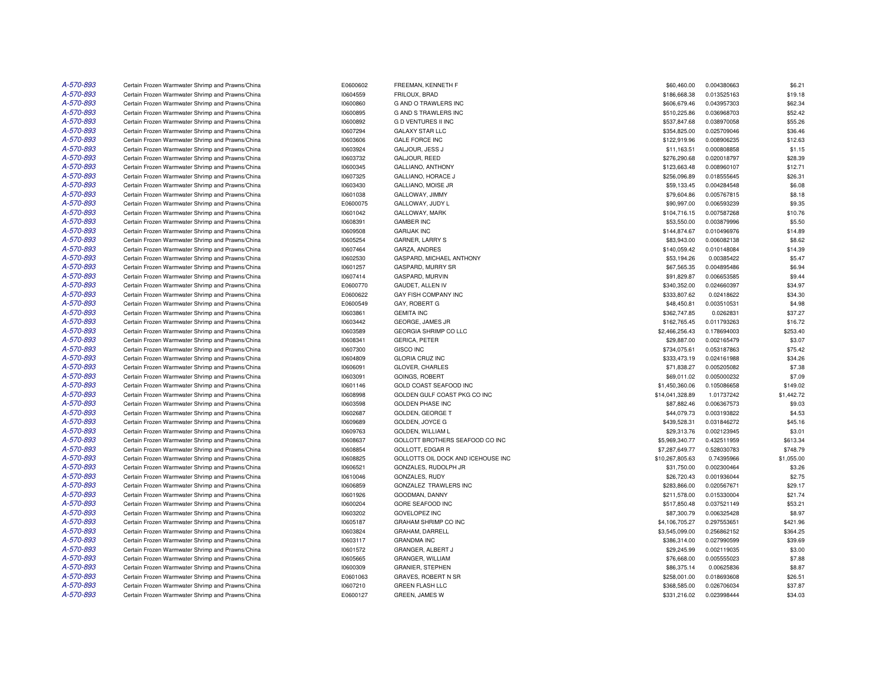| | | | | | | |
|---|---|---|---|---|---|---|
| *A-570-893* | Certain Frozen Warmwater Shrimp and Prawns/China | E0600602 | FREEMAN, KENNETH F | $60,460.00 | 0.004380663 | $6.21 |
| *A-570-893* | Certain Frozen Warmwater Shrimp and Prawns/China | I0604559 | FRILOUX, BRAD | $186,668.38 | 0.013525163 | $19.18 |
| *A-570-893* | Certain Frozen Warmwater Shrimp and Prawns/China | I0600860 | G AND O TRAWLERS INC | $606,679.46 | 0.043957303 | $62.34 |
| *A-570-893* | Certain Frozen Warmwater Shrimp and Prawns/China | I0600895 | G AND S TRAWLERS INC | $510,225.86 | 0.036968703 | $52.42 |
| *A-570-893* | Certain Frozen Warmwater Shrimp and Prawns/China | I0600892 | G D VENTURES II INC | $537,847.68 | 0.038970058 | $55.26 |
| *A-570-893* | Certain Frozen Warmwater Shrimp and Prawns/China | I0607294 | GALAXY STAR LLC | $354,825.00 | 0.025709046 | $36.46 |
| *A-570-893* | Certain Frozen Warmwater Shrimp and Prawns/China | I0603606 | GALE FORCE INC | $122,919.96 | 0.008906235 | $12.63 |
| *A-570-893* | Certain Frozen Warmwater Shrimp and Prawns/China | I0603924 | GALJOUR, JESS J | $11,163.51 | 0.000808858 | $1.15 |
| *A-570-893* | Certain Frozen Warmwater Shrimp and Prawns/China | I0603732 | GALJOUR, REED | $276,290.68 | 0.020018797 | $28.39 |
| *A-570-893* | Certain Frozen Warmwater Shrimp and Prawns/China | I0600345 | GALLIANO, ANTHONY | $123,663.48 | 0.008960107 | $12.71 |
| *A-570-893* | Certain Frozen Warmwater Shrimp and Prawns/China | I0607325 | GALLIANO, HORACE J | $256,096.89 | 0.018555645 | $26.31 |
| *A-570-893* | Certain Frozen Warmwater Shrimp and Prawns/China | I0603430 | GALLIANO, MOISE JR | $59,133.45 | 0.004284548 | $6.08 |
| *A-570-893* | Certain Frozen Warmwater Shrimp and Prawns/China | I0601038 | GALLOWAY, JIMMY | $79,604.86 | 0.005767815 | $8.18 |
| *A-570-893* | Certain Frozen Warmwater Shrimp and Prawns/China | E0600075 | GALLOWAY, JUDY L | $90,997.00 | 0.006593239 | $9.35 |
| *A-570-893* | Certain Frozen Warmwater Shrimp and Prawns/China | I0601042 | GALLOWAY, MARK | $104,716.15 | 0.007587268 | $10.76 |
| *A-570-893* | Certain Frozen Warmwater Shrimp and Prawns/China | I0608391 | GAMBER INC | $53,550.00 | 0.003879996 | $5.50 |
| *A-570-893* | Certain Frozen Warmwater Shrimp and Prawns/China | I0609508 | GARIJAK INC | $144,874.67 | 0.010496976 | $14.89 |
| *A-570-893* | Certain Frozen Warmwater Shrimp and Prawns/China | I0605254 | GARNER, LARRY S | $83,943.00 | 0.006082138 | $8.62 |
| *A-570-893* | Certain Frozen Warmwater Shrimp and Prawns/China | I0607464 | GARZA, ANDRES | $140,059.42 | 0.010148084 | $14.39 |
| *A-570-893* | Certain Frozen Warmwater Shrimp and Prawns/China | I0602530 | GASPARD, MICHAEL ANTHONY | $53,194.26 | 0.00385422 | $5.47 |
| *A-570-893* | Certain Frozen Warmwater Shrimp and Prawns/China | I0601257 | GASPARD, MURRY SR | $67,565.35 | 0.004895486 | $6.94 |
| *A-570-893* | Certain Frozen Warmwater Shrimp and Prawns/China | I0607414 | GASPARD, MURVIN | $91,829.87 | 0.006653585 | $9.44 |
| *A-570-893* | Certain Frozen Warmwater Shrimp and Prawns/China | E0600770 | GAUDET, ALLEN IV | $340,352.00 | 0.024660397 | $34.97 |
| *A-570-893* | Certain Frozen Warmwater Shrimp and Prawns/China | E0600622 | GAY FISH COMPANY INC | $333,807.62 | 0.02418622 | $34.30 |
| *A-570-893* | Certain Frozen Warmwater Shrimp and Prawns/China | E0600549 | GAY, ROBERT G | $48,450.81 | 0.003510531 | $4.98 |
| *A-570-893* | Certain Frozen Warmwater Shrimp and Prawns/China | I0603861 | GEMITA INC | $362,747.85 | 0.0262831 | $37.27 |
| *A-570-893* | Certain Frozen Warmwater Shrimp and Prawns/China | I0603442 | GEORGE, JAMES JR | $162,765.45 | 0.011793263 | $16.72 |
| *A-570-893* | Certain Frozen Warmwater Shrimp and Prawns/China | I0603589 | GEORGIA SHRIMP CO LLC | $2,466,256.43 | 0.178694003 | $253.40 |
| *A-570-893* | Certain Frozen Warmwater Shrimp and Prawns/China | I0608341 | GERICA, PETER | $29,887.00 | 0.002165479 | $3.07 |
| *A-570-893* | Certain Frozen Warmwater Shrimp and Prawns/China | I0607300 | GISCO INC | $734,075.61 | 0.053187863 | $75.42 |
| *A-570-893* | Certain Frozen Warmwater Shrimp and Prawns/China | I0604809 | GLORIA CRUZ INC | $333,473.19 | 0.024161988 | $34.26 |
| *A-570-893* | Certain Frozen Warmwater Shrimp and Prawns/China | I0606091 | GLOVER, CHARLES | $71,838.27 | 0.005205082 | $7.38 |
| *A-570-893* | Certain Frozen Warmwater Shrimp and Prawns/China | I0603091 | GOINGS, ROBERT | $69,011.02 | 0.005000232 | $7.09 |
| *A-570-893* | Certain Frozen Warmwater Shrimp and Prawns/China | I0601146 | GOLD COAST SEAFOOD INC | $1,450,360.06 | 0.105086658 | $149.02 |
| *A-570-893* | Certain Frozen Warmwater Shrimp and Prawns/China | I0608998 | GOLDEN GULF COAST PKG CO INC | $14,041,328.89 | 1.01737242 | $1,442.72 |
| *A-570-893* | Certain Frozen Warmwater Shrimp and Prawns/China | I0603598 | GOLDEN PHASE INC | $87,882.46 | 0.006367573 | $9.03 |
| *A-570-893* | Certain Frozen Warmwater Shrimp and Prawns/China | I0602687 | GOLDEN, GEORGE T | $44,079.73 | 0.003193822 | $4.53 |
| *A-570-893* | Certain Frozen Warmwater Shrimp and Prawns/China | I0609689 | GOLDEN, JOYCE G | $439,528.31 | 0.031846272 | $45.16 |
| *A-570-893* | Certain Frozen Warmwater Shrimp and Prawns/China | I0609763 | GOLDEN, WILLIAM L | $29,313.76 | 0.002123945 | $3.01 |
| *A-570-893* | Certain Frozen Warmwater Shrimp and Prawns/China | I0608637 | GOLLOTT BROTHERS SEAFOOD CO INC | $5,969,340.77 | 0.432511959 | $613.34 |
| *A-570-893* | Certain Frozen Warmwater Shrimp and Prawns/China | I0608854 | GOLLOTT, EDGAR R | $7,287,649.77 | 0.528030783 | $748.79 |
| *A-570-893* | Certain Frozen Warmwater Shrimp and Prawns/China | I0608825 | GOLLOTTS OIL DOCK AND ICEHOUSE INC | $10,267,805.63 | 0.74395966 | $1,055.00 |
| *A-570-893* | Certain Frozen Warmwater Shrimp and Prawns/China | I0606521 | GONZALES, RUDOLPH JR | $31,750.00 | 0.002300464 | $3.26 |
| *A-570-893* | Certain Frozen Warmwater Shrimp and Prawns/China | I0610046 | GONZALES, RUDY | $26,720.43 | 0.001936044 | $2.75 |
| *A-570-893* | Certain Frozen Warmwater Shrimp and Prawns/China | I0606859 | GONZALEZ TRAWLERS INC | $283,866.00 | 0.020567671 | $29.17 |
| *A-570-893* | Certain Frozen Warmwater Shrimp and Prawns/China | I0601926 | GOODMAN, DANNY | $211,578.00 | 0.015330004 | $21.74 |
| *A-570-893* | Certain Frozen Warmwater Shrimp and Prawns/China | I0600204 | GORE SEAFOOD INC | $517,850.48 | 0.037521149 | $53.21 |
| *A-570-893* | Certain Frozen Warmwater Shrimp and Prawns/China | I0603202 | GOVELOPEZ INC | $87,300.79 | 0.006325428 | $8.97 |
| *A-570-893* | Certain Frozen Warmwater Shrimp and Prawns/China | I0605187 | GRAHAM SHRIMP CO INC | $4,106,705.27 | 0.297553651 | $421.96 |
| *A-570-893* | Certain Frozen Warmwater Shrimp and Prawns/China | I0603824 | GRAHAM, DARRELL | $3,545,099.00 | 0.256862152 | $364.25 |
| *A-570-893* | Certain Frozen Warmwater Shrimp and Prawns/China | I0603117 | GRANDMA INC | $386,314.00 | 0.027990599 | $39.69 |
| *A-570-893* | Certain Frozen Warmwater Shrimp and Prawns/China | I0601572 | GRANGER, ALBERT J | $29,245.99 | 0.002119035 | $3.00 |
| *A-570-893* | Certain Frozen Warmwater Shrimp and Prawns/China | I0605665 | GRANGER, WILLIAM | $76,668.00 | 0.005555023 | $7.88 |
| *A-570-893* | Certain Frozen Warmwater Shrimp and Prawns/China | I0600309 | GRANIER, STEPHEN | $86,375.14 | 0.00625836 | $8.87 |
| *A-570-893* | Certain Frozen Warmwater Shrimp and Prawns/China | E0601063 | GRAVES, ROBERT N SR | $258,001.00 | 0.018693608 | $26.51 |
| *A-570-893* | Certain Frozen Warmwater Shrimp and Prawns/China | I0607210 | GREEN FLASH LLC | $368,585.00 | 0.026706034 | $37.87 |
| *A-570-893* | Certain Frozen Warmwater Shrimp and Prawns/China | E0600127 | GREEN, JAMES W | $331,216.02 | 0.023998444 | $34.03 |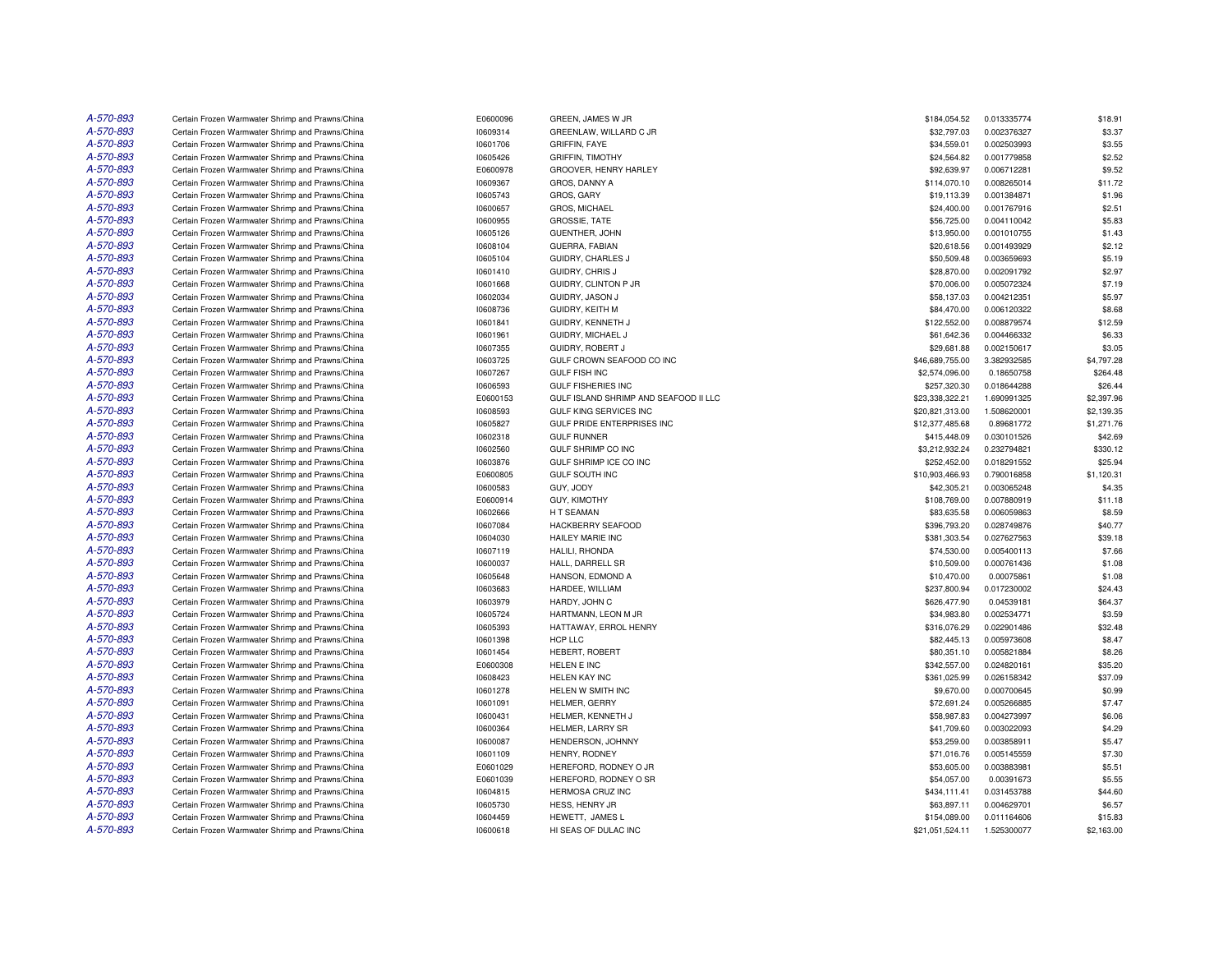| | | | | | | |
|---|---|---|---|---|---|---|
| A-570-893 | Certain Frozen Warmwater Shrimp and Prawns/China | E0600096 | GREEN, JAMES W JR | $184,054.52 | 0.013335774 | $18.91 |
| A-570-893 | Certain Frozen Warmwater Shrimp and Prawns/China | I0609314 | GREENLAW, WILLARD C JR | $32,797.03 | 0.002376327 | $3.37 |
| A-570-893 | Certain Frozen Warmwater Shrimp and Prawns/China | I0601706 | GRIFFIN, FAYE | $34,559.01 | 0.002503993 | $3.55 |
| A-570-893 | Certain Frozen Warmwater Shrimp and Prawns/China | I0605426 | GRIFFIN, TIMOTHY | $24,564.82 | 0.001779858 | $2.52 |
| A-570-893 | Certain Frozen Warmwater Shrimp and Prawns/China | E0600978 | GROOVER, HENRY HARLEY | $92,639.97 | 0.006712281 | $9.52 |
| A-570-893 | Certain Frozen Warmwater Shrimp and Prawns/China | I0609367 | GROS, DANNY A | $114,070.10 | 0.008265014 | $11.72 |
| A-570-893 | Certain Frozen Warmwater Shrimp and Prawns/China | I0605743 | GROS, GARY | $19,113.39 | 0.001384871 | $1.96 |
| A-570-893 | Certain Frozen Warmwater Shrimp and Prawns/China | I0600657 | GROS, MICHAEL | $24,400.00 | 0.001767916 | $2.51 |
| A-570-893 | Certain Frozen Warmwater Shrimp and Prawns/China | I0600955 | GROSSIE, TATE | $56,725.00 | 0.004110042 | $5.83 |
| A-570-893 | Certain Frozen Warmwater Shrimp and Prawns/China | I0605126 | GUENTHER, JOHN | $13,950.00 | 0.001010755 | $1.43 |
| A-570-893 | Certain Frozen Warmwater Shrimp and Prawns/China | I0608104 | GUERRA, FABIAN | $20,618.56 | 0.001493929 | $2.12 |
| A-570-893 | Certain Frozen Warmwater Shrimp and Prawns/China | I0605104 | GUIDRY, CHARLES J | $50,509.48 | 0.003659693 | $5.19 |
| A-570-893 | Certain Frozen Warmwater Shrimp and Prawns/China | I0601410 | GUIDRY, CHRIS J | $28,870.00 | 0.002091792 | $2.97 |
| A-570-893 | Certain Frozen Warmwater Shrimp and Prawns/China | I0601668 | GUIDRY, CLINTON P JR | $70,006.00 | 0.005072324 | $7.19 |
| A-570-893 | Certain Frozen Warmwater Shrimp and Prawns/China | I0602034 | GUIDRY, JASON J | $58,137.03 | 0.004212351 | $5.97 |
| A-570-893 | Certain Frozen Warmwater Shrimp and Prawns/China | I0608736 | GUIDRY, KEITH M | $84,470.00 | 0.006120322 | $8.68 |
| A-570-893 | Certain Frozen Warmwater Shrimp and Prawns/China | I0601841 | GUIDRY, KENNETH J | $122,552.00 | 0.008879574 | $12.59 |
| A-570-893 | Certain Frozen Warmwater Shrimp and Prawns/China | I0601961 | GUIDRY, MICHAEL J | $61,642.36 | 0.004466332 | $6.33 |
| A-570-893 | Certain Frozen Warmwater Shrimp and Prawns/China | I0607355 | GUIDRY, ROBERT J | $29,681.88 | 0.002150617 | $3.05 |
| A-570-893 | Certain Frozen Warmwater Shrimp and Prawns/China | I0603725 | GULF CROWN SEAFOOD CO INC | $46,689,755.00 | 3.382932585 | $4,797.28 |
| A-570-893 | Certain Frozen Warmwater Shrimp and Prawns/China | I0607267 | GULF FISH INC | $2,574,096.00 | 0.18650758 | $264.48 |
| A-570-893 | Certain Frozen Warmwater Shrimp and Prawns/China | I0606593 | GULF FISHERIES INC | $257,320.30 | 0.018644288 | $26.44 |
| A-570-893 | Certain Frozen Warmwater Shrimp and Prawns/China | E0600153 | GULF ISLAND SHRIMP AND SEAFOOD II LLC | $23,338,322.21 | 1.690991325 | $2,397.96 |
| A-570-893 | Certain Frozen Warmwater Shrimp and Prawns/China | I0608593 | GULF KING SERVICES INC | $20,821,313.00 | 1.508620001 | $2,139.35 |
| A-570-893 | Certain Frozen Warmwater Shrimp and Prawns/China | I0605827 | GULF PRIDE ENTERPRISES INC | $12,377,485.68 | 0.89681772 | $1,271.76 |
| A-570-893 | Certain Frozen Warmwater Shrimp and Prawns/China | I0602318 | GULF RUNNER | $415,448.09 | 0.030101526 | $42.69 |
| A-570-893 | Certain Frozen Warmwater Shrimp and Prawns/China | I0602560 | GULF SHRIMP CO INC | $3,212,932.24 | 0.232794821 | $330.12 |
| A-570-893 | Certain Frozen Warmwater Shrimp and Prawns/China | I0603876 | GULF SHRIMP ICE CO INC | $252,452.00 | 0.018291552 | $25.94 |
| A-570-893 | Certain Frozen Warmwater Shrimp and Prawns/China | E0600805 | GULF SOUTH INC | $10,903,466.93 | 0.790016858 | $1,120.31 |
| A-570-893 | Certain Frozen Warmwater Shrimp and Prawns/China | I0600583 | GUY, JODY | $42,305.21 | 0.003065248 | $4.35 |
| A-570-893 | Certain Frozen Warmwater Shrimp and Prawns/China | E0600914 | GUY, KIMOTHY | $108,769.00 | 0.007880919 | $11.18 |
| A-570-893 | Certain Frozen Warmwater Shrimp and Prawns/China | I0602666 | H T SEAMAN | $83,635.58 | 0.006059863 | $8.59 |
| A-570-893 | Certain Frozen Warmwater Shrimp and Prawns/China | I0607084 | HACKBERRY SEAFOOD | $396,793.20 | 0.028749876 | $40.77 |
| A-570-893 | Certain Frozen Warmwater Shrimp and Prawns/China | I0604030 | HAILEY MARIE INC | $381,303.54 | 0.027627563 | $39.18 |
| A-570-893 | Certain Frozen Warmwater Shrimp and Prawns/China | I0607119 | HALILI, RHONDA | $74,530.00 | 0.005400113 | $7.66 |
| A-570-893 | Certain Frozen Warmwater Shrimp and Prawns/China | I0600037 | HALL, DARRELL SR | $10,509.00 | 0.000761436 | $1.08 |
| A-570-893 | Certain Frozen Warmwater Shrimp and Prawns/China | I0605648 | HANSON, EDMOND A | $10,470.00 | 0.00075861 | $1.08 |
| A-570-893 | Certain Frozen Warmwater Shrimp and Prawns/China | I0603683 | HARDEE, WILLIAM | $237,800.94 | 0.017230002 | $24.43 |
| A-570-893 | Certain Frozen Warmwater Shrimp and Prawns/China | I0603979 | HARDY, JOHN C | $626,477.90 | 0.04539181 | $64.37 |
| A-570-893 | Certain Frozen Warmwater Shrimp and Prawns/China | I0605724 | HARTMANN, LEON M JR | $34,983.80 | 0.002534771 | $3.59 |
| A-570-893 | Certain Frozen Warmwater Shrimp and Prawns/China | I0605393 | HATTAWAY, ERROL HENRY | $316,076.29 | 0.022901486 | $32.48 |
| A-570-893 | Certain Frozen Warmwater Shrimp and Prawns/China | I0601398 | HCP LLC | $82,445.13 | 0.005973608 | $8.47 |
| A-570-893 | Certain Frozen Warmwater Shrimp and Prawns/China | I0601454 | HEBERT, ROBERT | $80,351.10 | 0.005821884 | $8.26 |
| A-570-893 | Certain Frozen Warmwater Shrimp and Prawns/China | E0600308 | HELEN E INC | $342,557.00 | 0.024820161 | $35.20 |
| A-570-893 | Certain Frozen Warmwater Shrimp and Prawns/China | I0608423 | HELEN KAY INC | $361,025.99 | 0.026158342 | $37.09 |
| A-570-893 | Certain Frozen Warmwater Shrimp and Prawns/China | I0601278 | HELEN W SMITH INC | $9,670.00 | 0.000700645 | $0.99 |
| A-570-893 | Certain Frozen Warmwater Shrimp and Prawns/China | I0601091 | HELMER, GERRY | $72,691.24 | 0.005266885 | $7.47 |
| A-570-893 | Certain Frozen Warmwater Shrimp and Prawns/China | I0600431 | HELMER, KENNETH J | $58,987.83 | 0.004273997 | $6.06 |
| A-570-893 | Certain Frozen Warmwater Shrimp and Prawns/China | I0600364 | HELMER, LARRY SR | $41,709.60 | 0.003022093 | $4.29 |
| A-570-893 | Certain Frozen Warmwater Shrimp and Prawns/China | I0600087 | HENDERSON, JOHNNY | $53,259.00 | 0.003858911 | $5.47 |
| A-570-893 | Certain Frozen Warmwater Shrimp and Prawns/China | I0601109 | HENRY, RODNEY | $71,016.76 | 0.005145559 | $7.30 |
| A-570-893 | Certain Frozen Warmwater Shrimp and Prawns/China | E0601029 | HEREFORD, RODNEY O JR | $53,605.00 | 0.003883981 | $5.51 |
| A-570-893 | Certain Frozen Warmwater Shrimp and Prawns/China | E0601039 | HEREFORD, RODNEY O SR | $54,057.00 | 0.00391673 | $5.55 |
| A-570-893 | Certain Frozen Warmwater Shrimp and Prawns/China | I0604815 | HERMOSA CRUZ INC | $434,111.41 | 0.031453788 | $44.60 |
| A-570-893 | Certain Frozen Warmwater Shrimp and Prawns/China | I0605730 | HESS, HENRY JR | $63,897.11 | 0.004629701 | $6.57 |
| A-570-893 | Certain Frozen Warmwater Shrimp and Prawns/China | I0604459 | HEWETT, JAMES L | $154,089.00 | 0.011164606 | $15.83 |
| A-570-893 | Certain Frozen Warmwater Shrimp and Prawns/China | I0600618 | HI SEAS OF DULAC INC | $21,051,524.11 | 1.525300077 | $2,163.00 |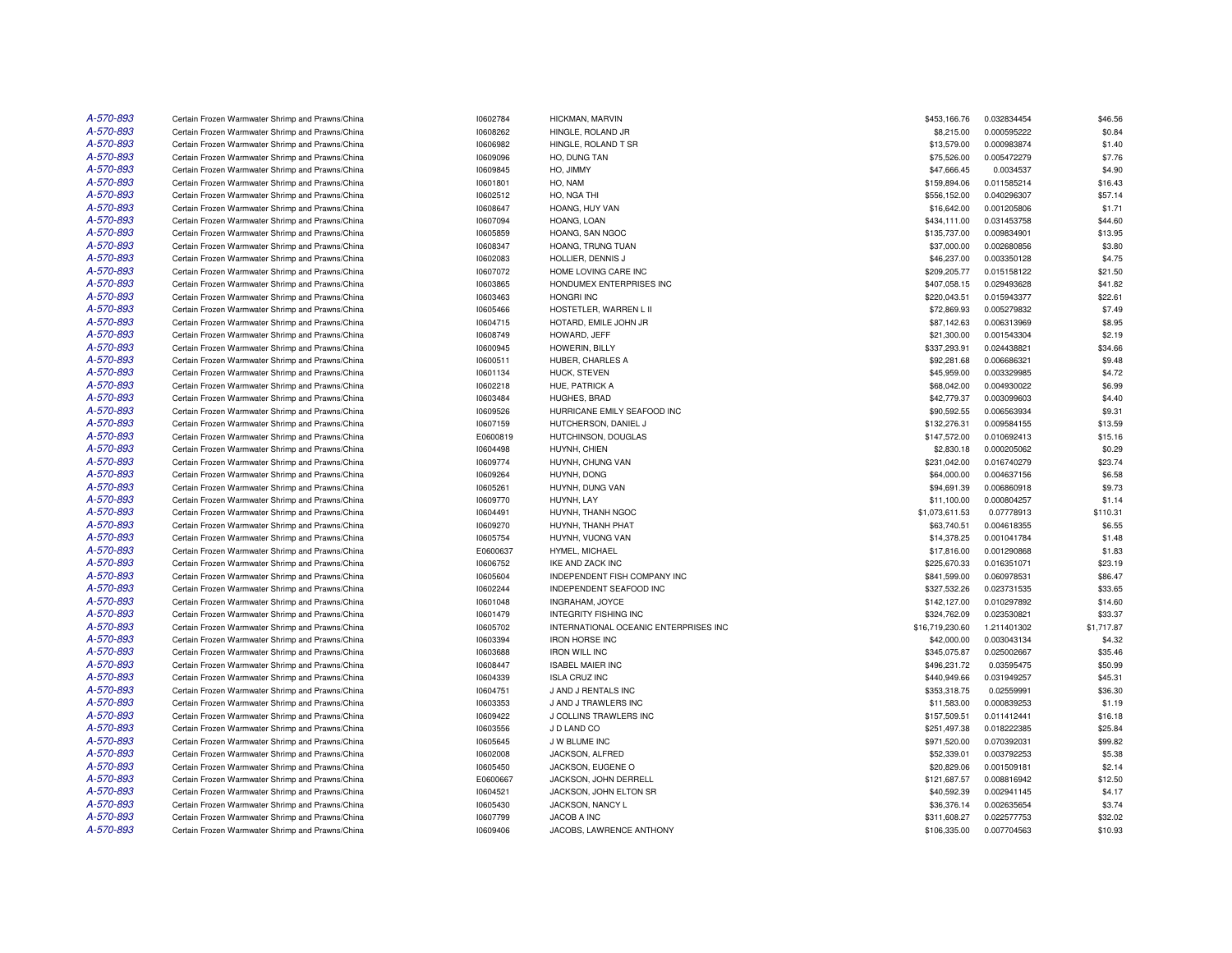| | | | | | | |
|---|---|---|---|---|---|---|
| A-570-893 | Certain Frozen Warmwater Shrimp and Prawns/China | I0602784 | HICKMAN, MARVIN | $453,166.76 | 0.032834454 | $46.56 |
| A-570-893 | Certain Frozen Warmwater Shrimp and Prawns/China | I0608262 | HINGLE, ROLAND JR | $8,215.00 | 0.000595222 | $0.84 |
| A-570-893 | Certain Frozen Warmwater Shrimp and Prawns/China | I0606982 | HINGLE, ROLAND T SR | $13,579.00 | 0.000983874 | $1.40 |
| A-570-893 | Certain Frozen Warmwater Shrimp and Prawns/China | I0609096 | HO, DUNG TAN | $75,526.00 | 0.005472279 | $7.76 |
| A-570-893 | Certain Frozen Warmwater Shrimp and Prawns/China | I0609845 | HO, JIMMY | $47,666.45 | 0.0034537 | $4.90 |
| A-570-893 | Certain Frozen Warmwater Shrimp and Prawns/China | I0601801 | HO, NAM | $159,894.06 | 0.011585214 | $16.43 |
| A-570-893 | Certain Frozen Warmwater Shrimp and Prawns/China | I0602512 | HO, NGA THI | $556,152.00 | 0.040296307 | $57.14 |
| A-570-893 | Certain Frozen Warmwater Shrimp and Prawns/China | I0608647 | HOANG, HUY VAN | $16,642.00 | 0.001205806 | $1.71 |
| A-570-893 | Certain Frozen Warmwater Shrimp and Prawns/China | I0607094 | HOANG, LOAN | $434,111.00 | 0.031453758 | $44.60 |
| A-570-893 | Certain Frozen Warmwater Shrimp and Prawns/China | I0605859 | HOANG, SAN NGOC | $135,737.00 | 0.009834901 | $13.95 |
| A-570-893 | Certain Frozen Warmwater Shrimp and Prawns/China | I0608347 | HOANG, TRUNG TUAN | $37,000.00 | 0.002680856 | $3.80 |
| A-570-893 | Certain Frozen Warmwater Shrimp and Prawns/China | I0602083 | HOLLIER, DENNIS J | $46,237.00 | 0.003350128 | $4.75 |
| A-570-893 | Certain Frozen Warmwater Shrimp and Prawns/China | I0607072 | HOME LOVING CARE INC | $209,205.77 | 0.015158122 | $21.50 |
| A-570-893 | Certain Frozen Warmwater Shrimp and Prawns/China | I0603865 | HONDUMEX ENTERPRISES INC | $407,058.15 | 0.029493628 | $41.82 |
| A-570-893 | Certain Frozen Warmwater Shrimp and Prawns/China | I0603463 | HONGRI INC | $220,043.51 | 0.015943377 | $22.61 |
| A-570-893 | Certain Frozen Warmwater Shrimp and Prawns/China | I0605466 | HOSTETLER, WARREN L II | $72,869.93 | 0.005279832 | $7.49 |
| A-570-893 | Certain Frozen Warmwater Shrimp and Prawns/China | I0604715 | HOTARD, EMILE JOHN JR | $87,142.63 | 0.006313969 | $8.95 |
| A-570-893 | Certain Frozen Warmwater Shrimp and Prawns/China | I0608749 | HOWARD, JEFF | $21,300.00 | 0.001543304 | $2.19 |
| A-570-893 | Certain Frozen Warmwater Shrimp and Prawns/China | I0600945 | HOWERIN, BILLY | $337,293.91 | 0.024438821 | $34.66 |
| A-570-893 | Certain Frozen Warmwater Shrimp and Prawns/China | I0600511 | HUBER, CHARLES A | $92,281.68 | 0.006686321 | $9.48 |
| A-570-893 | Certain Frozen Warmwater Shrimp and Prawns/China | I0601134 | HUCK, STEVEN | $45,959.00 | 0.003329985 | $4.72 |
| A-570-893 | Certain Frozen Warmwater Shrimp and Prawns/China | I0602218 | HUE, PATRICK A | $68,042.00 | 0.004930022 | $6.99 |
| A-570-893 | Certain Frozen Warmwater Shrimp and Prawns/China | I0603484 | HUGHES, BRAD | $42,779.37 | 0.003099603 | $4.40 |
| A-570-893 | Certain Frozen Warmwater Shrimp and Prawns/China | I0609526 | HURRICANE EMILY SEAFOOD INC | $90,592.55 | 0.006563934 | $9.31 |
| A-570-893 | Certain Frozen Warmwater Shrimp and Prawns/China | I0607159 | HUTCHERSON, DANIEL J | $132,276.31 | 0.009584155 | $13.59 |
| A-570-893 | Certain Frozen Warmwater Shrimp and Prawns/China | E0600819 | HUTCHINSON, DOUGLAS | $147,572.00 | 0.010692413 | $15.16 |
| A-570-893 | Certain Frozen Warmwater Shrimp and Prawns/China | I0604498 | HUYNH, CHIEN | $2,830.18 | 0.000205062 | $0.29 |
| A-570-893 | Certain Frozen Warmwater Shrimp and Prawns/China | I0609774 | HUYNH, CHUNG VAN | $231,042.00 | 0.016740279 | $23.74 |
| A-570-893 | Certain Frozen Warmwater Shrimp and Prawns/China | I0609264 | HUYNH, DONG | $64,000.00 | 0.004637156 | $6.58 |
| A-570-893 | Certain Frozen Warmwater Shrimp and Prawns/China | I0605261 | HUYNH, DUNG VAN | $94,691.39 | 0.006860918 | $9.73 |
| A-570-893 | Certain Frozen Warmwater Shrimp and Prawns/China | I0609770 | HUYNH, LAY | $11,100.00 | 0.000804257 | $1.14 |
| A-570-893 | Certain Frozen Warmwater Shrimp and Prawns/China | I0604491 | HUYNH, THANH NGOC | $1,073,611.53 | 0.07778913 | $110.31 |
| A-570-893 | Certain Frozen Warmwater Shrimp and Prawns/China | I0609270 | HUYNH, THANH PHAT | $63,740.51 | 0.004618355 | $6.55 |
| A-570-893 | Certain Frozen Warmwater Shrimp and Prawns/China | I0605754 | HUYNH, VUONG VAN | $14,378.25 | 0.001041784 | $1.48 |
| A-570-893 | Certain Frozen Warmwater Shrimp and Prawns/China | E0600637 | HYMEL, MICHAEL | $17,816.00 | 0.001290868 | $1.83 |
| A-570-893 | Certain Frozen Warmwater Shrimp and Prawns/China | I0606752 | IKE AND ZACK INC | $225,670.33 | 0.016351071 | $23.19 |
| A-570-893 | Certain Frozen Warmwater Shrimp and Prawns/China | I0605604 | INDEPENDENT FISH COMPANY INC | $841,599.00 | 0.060978531 | $86.47 |
| A-570-893 | Certain Frozen Warmwater Shrimp and Prawns/China | I0602244 | INDEPENDENT SEAFOOD INC | $327,532.26 | 0.023731535 | $33.65 |
| A-570-893 | Certain Frozen Warmwater Shrimp and Prawns/China | I0601048 | INGRAHAM, JOYCE | $142,127.00 | 0.010297892 | $14.60 |
| A-570-893 | Certain Frozen Warmwater Shrimp and Prawns/China | I0601479 | INTEGRITY FISHING INC | $324,762.09 | 0.023530821 | $33.37 |
| A-570-893 | Certain Frozen Warmwater Shrimp and Prawns/China | I0605702 | INTERNATIONAL OCEANIC ENTERPRISES INC | $16,719,230.60 | 1.211401302 | $1,717.87 |
| A-570-893 | Certain Frozen Warmwater Shrimp and Prawns/China | I0603394 | IRON HORSE INC | $42,000.00 | 0.003043134 | $4.32 |
| A-570-893 | Certain Frozen Warmwater Shrimp and Prawns/China | I0603688 | IRON WILL INC | $345,075.87 | 0.025002667 | $35.46 |
| A-570-893 | Certain Frozen Warmwater Shrimp and Prawns/China | I0608447 | ISABEL MAIER INC | $496,231.72 | 0.03595475 | $50.99 |
| A-570-893 | Certain Frozen Warmwater Shrimp and Prawns/China | I0604339 | ISLA CRUZ INC | $440,949.66 | 0.031949257 | $45.31 |
| A-570-893 | Certain Frozen Warmwater Shrimp and Prawns/China | I0604751 | J AND J RENTALS INC | $353,318.75 | 0.02559991 | $36.30 |
| A-570-893 | Certain Frozen Warmwater Shrimp and Prawns/China | I0603353 | J AND J TRAWLERS INC | $11,583.00 | 0.000839253 | $1.19 |
| A-570-893 | Certain Frozen Warmwater Shrimp and Prawns/China | I0609422 | J COLLINS TRAWLERS INC | $157,509.51 | 0.011412441 | $16.18 |
| A-570-893 | Certain Frozen Warmwater Shrimp and Prawns/China | I0603556 | J D LAND CO | $251,497.38 | 0.018222385 | $25.84 |
| A-570-893 | Certain Frozen Warmwater Shrimp and Prawns/China | I0605645 | J W BLUME INC | $971,520.00 | 0.070392031 | $99.82 |
| A-570-893 | Certain Frozen Warmwater Shrimp and Prawns/China | I0602008 | JACKSON, ALFRED | $52,339.01 | 0.003792253 | $5.38 |
| A-570-893 | Certain Frozen Warmwater Shrimp and Prawns/China | I0605450 | JACKSON, EUGENE O | $20,829.06 | 0.001509181 | $2.14 |
| A-570-893 | Certain Frozen Warmwater Shrimp and Prawns/China | E0600667 | JACKSON, JOHN DERRELL | $121,687.57 | 0.008816942 | $12.50 |
| A-570-893 | Certain Frozen Warmwater Shrimp and Prawns/China | I0604521 | JACKSON, JOHN ELTON SR | $40,592.39 | 0.002941145 | $4.17 |
| A-570-893 | Certain Frozen Warmwater Shrimp and Prawns/China | I0605430 | JACKSON, NANCY L | $36,376.14 | 0.002635654 | $3.74 |
| A-570-893 | Certain Frozen Warmwater Shrimp and Prawns/China | I0607799 | JACOB A INC | $311,608.27 | 0.022577753 | $32.02 |
| A-570-893 | Certain Frozen Warmwater Shrimp and Prawns/China | I0609406 | JACOBS, LAWRENCE ANTHONY | $106,335.00 | 0.007704563 | $10.93 |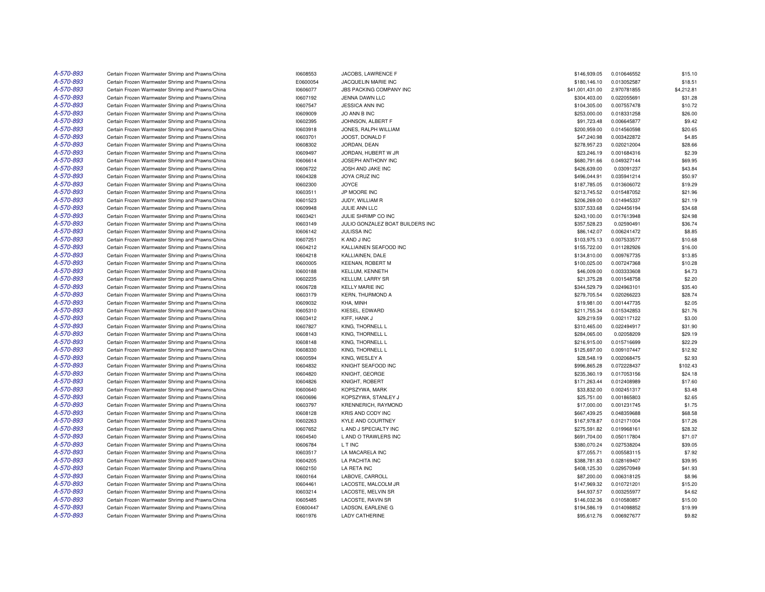| | | | | | | |
|---|---|---|---|---|---|---|
| A-570-893 | Certain Frozen Warmwater Shrimp and Prawns/China | I0608553 | JACOBS, LAWRENCE F | $146,939.05 | 0.010646552 | $15.10 |
| A-570-893 | Certain Frozen Warmwater Shrimp and Prawns/China | E0600054 | JACQUELIN MARIE INC | $180,146.10 | 0.013052587 | $18.51 |
| A-570-893 | Certain Frozen Warmwater Shrimp and Prawns/China | I0606077 | JBS PACKING COMPANY INC | $41,001,431.00 | 2.970781855 | $4,212.81 |
| A-570-893 | Certain Frozen Warmwater Shrimp and Prawns/China | I0607192 | JENNA DAWN LLC | $304,403.00 | 0.022055691 | $31.28 |
| A-570-893 | Certain Frozen Warmwater Shrimp and Prawns/China | I0607547 | JESSICA ANN INC | $104,305.00 | 0.007557478 | $10.72 |
| A-570-893 | Certain Frozen Warmwater Shrimp and Prawns/China | I0609009 | JO ANN B INC | $253,000.00 | 0.018331258 | $26.00 |
| A-570-893 | Certain Frozen Warmwater Shrimp and Prawns/China | I0602395 | JOHNSON, ALBERT F | $91,723.48 | 0.006645877 | $9.42 |
| A-570-893 | Certain Frozen Warmwater Shrimp and Prawns/China | I0603918 | JONES, RALPH WILLIAM | $200,959.00 | 0.014560598 | $20.65 |
| A-570-893 | Certain Frozen Warmwater Shrimp and Prawns/China | I0603701 | JOOST, DONALD F | $47,240.98 | 0.003422872 | $4.85 |
| A-570-893 | Certain Frozen Warmwater Shrimp and Prawns/China | I0608302 | JORDAN, DEAN | $278,957.23 | 0.020212004 | $28.66 |
| A-570-893 | Certain Frozen Warmwater Shrimp and Prawns/China | I0609497 | JORDAN, HUBERT W JR | $23,246.19 | 0.001684316 | $2.39 |
| A-570-893 | Certain Frozen Warmwater Shrimp and Prawns/China | I0606614 | JOSEPH ANTHONY INC | $680,791.66 | 0.049327144 | $69.95 |
| A-570-893 | Certain Frozen Warmwater Shrimp and Prawns/China | I0606722 | JOSH AND JAKE INC | $426,639.00 | 0.03091237 | $43.84 |
| A-570-893 | Certain Frozen Warmwater Shrimp and Prawns/China | I0604328 | JOYA CRUZ INC | $496,044.91 | 0.035941214 | $50.97 |
| A-570-893 | Certain Frozen Warmwater Shrimp and Prawns/China | I0602300 | JOYCE | $187,785.05 | 0.013606072 | $19.29 |
| A-570-893 | Certain Frozen Warmwater Shrimp and Prawns/China | I0603511 | JP MOORE INC | $213,745.52 | 0.015487052 | $21.96 |
| A-570-893 | Certain Frozen Warmwater Shrimp and Prawns/China | I0601523 | JUDY, WILLIAM R | $206,269.00 | 0.014945337 | $21.19 |
| A-570-893 | Certain Frozen Warmwater Shrimp and Prawns/China | I0609948 | JULIE ANN LLC | $337,533.68 | 0.024456194 | $34.68 |
| A-570-893 | Certain Frozen Warmwater Shrimp and Prawns/China | I0603421 | JULIE SHRIMP CO INC | $243,100.00 | 0.017613948 | $24.98 |
| A-570-893 | Certain Frozen Warmwater Shrimp and Prawns/China | I0603149 | JULIO GONZALEZ BOAT BUILDERS INC | $357,528.23 | 0.02590491 | $36.74 |
| A-570-893 | Certain Frozen Warmwater Shrimp and Prawns/China | I0606142 | JULISSA INC | $86,142.07 | 0.006241472 | $8.85 |
| A-570-893 | Certain Frozen Warmwater Shrimp and Prawns/China | I0607251 | K AND J INC | $103,975.13 | 0.007533577 | $10.68 |
| A-570-893 | Certain Frozen Warmwater Shrimp and Prawns/China | I0604212 | KALLIAINEN SEAFOOD INC | $155,722.00 | 0.011282926 | $16.00 |
| A-570-893 | Certain Frozen Warmwater Shrimp and Prawns/China | I0604218 | KALLIAINEN, DALE | $134,810.00 | 0.009767735 | $13.85 |
| A-570-893 | Certain Frozen Warmwater Shrimp and Prawns/China | I0600005 | KEENAN, ROBERT M | $100,025.00 | 0.007247368 | $10.28 |
| A-570-893 | Certain Frozen Warmwater Shrimp and Prawns/China | I0600188 | KELLUM, KENNETH | $46,009.00 | 0.003333608 | $4.73 |
| A-570-893 | Certain Frozen Warmwater Shrimp and Prawns/China | I0602235 | KELLUM, LARRY SR | $21,375.28 | 0.001548758 | $2.20 |
| A-570-893 | Certain Frozen Warmwater Shrimp and Prawns/China | I0606728 | KELLY MARIE INC | $344,529.79 | 0.024963101 | $35.40 |
| A-570-893 | Certain Frozen Warmwater Shrimp and Prawns/China | I0603179 | KERN, THURMOND A | $279,705.54 | 0.020266223 | $28.74 |
| A-570-893 | Certain Frozen Warmwater Shrimp and Prawns/China | I0609032 | KHA, MINH | $19,981.00 | 0.001447735 | $2.05 |
| A-570-893 | Certain Frozen Warmwater Shrimp and Prawns/China | I0605310 | KIESEL, EDWARD | $211,755.34 | 0.015342853 | $21.76 |
| A-570-893 | Certain Frozen Warmwater Shrimp and Prawns/China | I0603412 | KIFF, HANK J | $29,219.59 | 0.002117122 | $3.00 |
| A-570-893 | Certain Frozen Warmwater Shrimp and Prawns/China | I0607827 | KING, THORNELL L | $310,465.00 | 0.022494917 | $31.90 |
| A-570-893 | Certain Frozen Warmwater Shrimp and Prawns/China | I0608143 | KING, THORNELL L | $284,065.00 | 0.02058209 | $29.19 |
| A-570-893 | Certain Frozen Warmwater Shrimp and Prawns/China | I0608148 | KING, THORNELL L | $216,915.00 | 0.015716699 | $22.29 |
| A-570-893 | Certain Frozen Warmwater Shrimp and Prawns/China | I0608330 | KING, THORNELL L | $125,697.00 | 0.009107447 | $12.92 |
| A-570-893 | Certain Frozen Warmwater Shrimp and Prawns/China | I0600594 | KING, WESLEY A | $28,548.19 | 0.002068475 | $2.93 |
| A-570-893 | Certain Frozen Warmwater Shrimp and Prawns/China | I0604832 | KNIGHT SEAFOOD INC | $996,865.28 | 0.072228437 | $102.43 |
| A-570-893 | Certain Frozen Warmwater Shrimp and Prawns/China | I0604820 | KNIGHT, GEORGE | $235,360.19 | 0.017053156 | $24.18 |
| A-570-893 | Certain Frozen Warmwater Shrimp and Prawns/China | I0604826 | KNIGHT, ROBERT | $171,263.44 | 0.012408989 | $17.60 |
| A-570-893 | Certain Frozen Warmwater Shrimp and Prawns/China | I0600640 | KOPSZYWA, MARK | $33,832.00 | 0.002451317 | $3.48 |
| A-570-893 | Certain Frozen Warmwater Shrimp and Prawns/China | I0600696 | KOPSZYWA, STANLEY J | $25,751.00 | 0.001865803 | $2.65 |
| A-570-893 | Certain Frozen Warmwater Shrimp and Prawns/China | I0603797 | KRENNERICH, RAYMOND | $17,000.00 | 0.001231745 | $1.75 |
| A-570-893 | Certain Frozen Warmwater Shrimp and Prawns/China | I0608128 | KRIS AND CODY INC | $667,439.25 | 0.048359688 | $68.58 |
| A-570-893 | Certain Frozen Warmwater Shrimp and Prawns/China | I0602263 | KYLE AND COURTNEY | $167,978.87 | 0.012171004 | $17.26 |
| A-570-893 | Certain Frozen Warmwater Shrimp and Prawns/China | I0607652 | L AND J SPECIALTY INC | $275,591.82 | 0.019968161 | $28.32 |
| A-570-893 | Certain Frozen Warmwater Shrimp and Prawns/China | I0604540 | L AND O TRAWLERS INC | $691,704.00 | 0.050117804 | $71.07 |
| A-570-893 | Certain Frozen Warmwater Shrimp and Prawns/China | I0606784 | L T INC | $380,070.24 | 0.027538204 | $39.05 |
| A-570-893 | Certain Frozen Warmwater Shrimp and Prawns/China | I0603517 | LA MACARELA INC | $77,055.71 | 0.005583115 | $7.92 |
| A-570-893 | Certain Frozen Warmwater Shrimp and Prawns/China | I0604205 | LA PACHITA INC | $388,781.83 | 0.028169407 | $39.95 |
| A-570-893 | Certain Frozen Warmwater Shrimp and Prawns/China | I0602150 | LA RETA INC | $408,125.30 | 0.029570949 | $41.93 |
| A-570-893 | Certain Frozen Warmwater Shrimp and Prawns/China | I0600164 | LABOVE, CARROLL | $87,200.00 | 0.006318125 | $8.96 |
| A-570-893 | Certain Frozen Warmwater Shrimp and Prawns/China | I0604461 | LACOSTE, MALCOLM JR | $147,969.32 | 0.010721201 | $15.20 |
| A-570-893 | Certain Frozen Warmwater Shrimp and Prawns/China | I0603214 | LACOSTE, MELVIN SR | $44,937.57 | 0.003255977 | $4.62 |
| A-570-893 | Certain Frozen Warmwater Shrimp and Prawns/China | I0605485 | LACOSTE, RAVIN SR | $146,032.36 | 0.010580857 | $15.00 |
| A-570-893 | Certain Frozen Warmwater Shrimp and Prawns/China | E0600447 | LADSON, EARLENE G | $194,586.19 | 0.014098852 | $19.99 |
| A-570-893 | Certain Frozen Warmwater Shrimp and Prawns/China | I0601976 | LADY CATHERINE | $95,612.76 | 0.006927677 | $9.82 |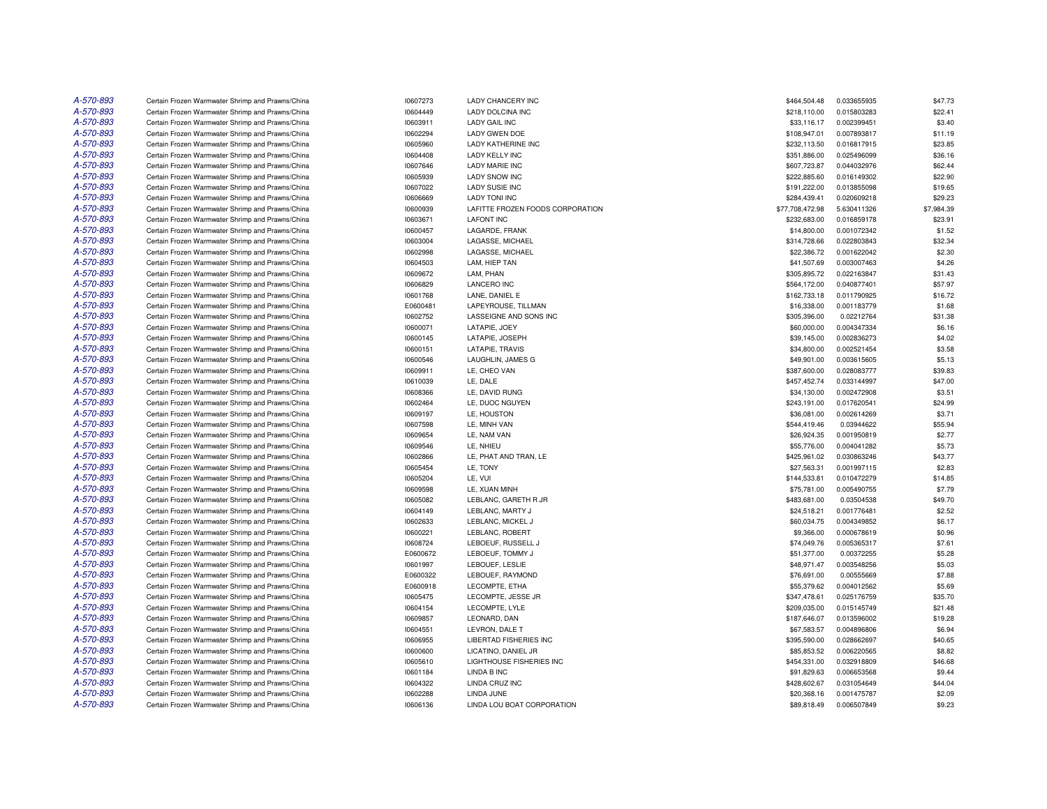| | | | | | | |
|---|---|---|---|---|---|---|
| A-570-893 | Certain Frozen Warmwater Shrimp and Prawns/China | I0607273 | LADY CHANCERY INC | $464,504.48 | 0.033655935 | $47.73 |
| A-570-893 | Certain Frozen Warmwater Shrimp and Prawns/China | I0604449 | LADY DOLCINA INC | $218,110.00 | 0.015803283 | $22.41 |
| A-570-893 | Certain Frozen Warmwater Shrimp and Prawns/China | I0603911 | LADY GAIL INC | $33,116.17 | 0.002399451 | $3.40 |
| A-570-893 | Certain Frozen Warmwater Shrimp and Prawns/China | I0602294 | LADY GWEN DOE | $108,947.01 | 0.007893817 | $11.19 |
| A-570-893 | Certain Frozen Warmwater Shrimp and Prawns/China | I0605960 | LADY KATHERINE INC | $232,113.50 | 0.016817915 | $23.85 |
| A-570-893 | Certain Frozen Warmwater Shrimp and Prawns/China | I0604408 | LADY KELLY INC | $351,886.00 | 0.025496099 | $36.16 |
| A-570-893 | Certain Frozen Warmwater Shrimp and Prawns/China | I0607646 | LADY MARIE INC | $607,723.87 | 0.044032976 | $62.44 |
| A-570-893 | Certain Frozen Warmwater Shrimp and Prawns/China | I0605939 | LADY SNOW INC | $222,885.60 | 0.016149302 | $22.90 |
| A-570-893 | Certain Frozen Warmwater Shrimp and Prawns/China | I0607022 | LADY SUSIE INC | $191,222.00 | 0.013855098 | $19.65 |
| A-570-893 | Certain Frozen Warmwater Shrimp and Prawns/China | I0606669 | LADY TONI INC | $284,439.41 | 0.020609218 | $29.23 |
| A-570-893 | Certain Frozen Warmwater Shrimp and Prawns/China | I0600939 | LAFITTE FROZEN FOODS CORPORATION | $77,708,472.98 | 5.630411326 | $7,984.39 |
| A-570-893 | Certain Frozen Warmwater Shrimp and Prawns/China | I0603671 | LAFONT INC | $232,683.00 | 0.016859178 | $23.91 |
| A-570-893 | Certain Frozen Warmwater Shrimp and Prawns/China | I0600457 | LAGARDE, FRANK | $14,800.00 | 0.001072342 | $1.52 |
| A-570-893 | Certain Frozen Warmwater Shrimp and Prawns/China | I0603004 | LAGASSE, MICHAEL | $314,728.66 | 0.022803843 | $32.34 |
| A-570-893 | Certain Frozen Warmwater Shrimp and Prawns/China | I0602998 | LAGASSE, MICHAEL | $22,386.72 | 0.001622042 | $2.30 |
| A-570-893 | Certain Frozen Warmwater Shrimp and Prawns/China | I0604503 | LAM, HIEP TAN | $41,507.69 | 0.003007463 | $4.26 |
| A-570-893 | Certain Frozen Warmwater Shrimp and Prawns/China | I0609672 | LAM, PHAN | $305,895.72 | 0.022163847 | $31.43 |
| A-570-893 | Certain Frozen Warmwater Shrimp and Prawns/China | I0606829 | LANCERO INC | $564,172.00 | 0.040877401 | $57.97 |
| A-570-893 | Certain Frozen Warmwater Shrimp and Prawns/China | I0601768 | LANE, DANIEL E | $162,733.18 | 0.011790925 | $16.72 |
| A-570-893 | Certain Frozen Warmwater Shrimp and Prawns/China | E0600481 | LAPEYROUSE, TILLMAN | $16,338.00 | 0.001183779 | $1.68 |
| A-570-893 | Certain Frozen Warmwater Shrimp and Prawns/China | I0602752 | LASSEIGNE AND SONS INC | $305,396.00 | 0.02212764 | $31.38 |
| A-570-893 | Certain Frozen Warmwater Shrimp and Prawns/China | I0600071 | LATAPIE, JOEY | $60,000.00 | 0.004347334 | $6.16 |
| A-570-893 | Certain Frozen Warmwater Shrimp and Prawns/China | I0600145 | LATAPIE, JOSEPH | $39,145.00 | 0.002836273 | $4.02 |
| A-570-893 | Certain Frozen Warmwater Shrimp and Prawns/China | I0600151 | LATAPIE, TRAVIS | $34,800.00 | 0.002521454 | $3.58 |
| A-570-893 | Certain Frozen Warmwater Shrimp and Prawns/China | I0600546 | LAUGHLIN, JAMES G | $49,901.00 | 0.003615605 | $5.13 |
| A-570-893 | Certain Frozen Warmwater Shrimp and Prawns/China | I0609911 | LE, CHEO VAN | $387,600.00 | 0.028083777 | $39.83 |
| A-570-893 | Certain Frozen Warmwater Shrimp and Prawns/China | I0610039 | LE, DALE | $457,452.74 | 0.033144997 | $47.00 |
| A-570-893 | Certain Frozen Warmwater Shrimp and Prawns/China | I0608366 | LE, DAVID RUNG | $34,130.00 | 0.002472908 | $3.51 |
| A-570-893 | Certain Frozen Warmwater Shrimp and Prawns/China | I0602464 | LE, DUOC NGUYEN | $243,191.00 | 0.017620541 | $24.99 |
| A-570-893 | Certain Frozen Warmwater Shrimp and Prawns/China | I0609197 | LE, HOUSTON | $36,081.00 | 0.002614269 | $3.71 |
| A-570-893 | Certain Frozen Warmwater Shrimp and Prawns/China | I0607598 | LE, MINH VAN | $544,419.46 | 0.03944622 | $55.94 |
| A-570-893 | Certain Frozen Warmwater Shrimp and Prawns/China | I0609654 | LE, NAM VAN | $26,924.35 | 0.001950819 | $2.77 |
| A-570-893 | Certain Frozen Warmwater Shrimp and Prawns/China | I0609546 | LE, NHIEU | $55,776.00 | 0.004041282 | $5.73 |
| A-570-893 | Certain Frozen Warmwater Shrimp and Prawns/China | I0602866 | LE, PHAT AND TRAN, LE | $425,961.02 | 0.030863246 | $43.77 |
| A-570-893 | Certain Frozen Warmwater Shrimp and Prawns/China | I0605454 | LE, TONY | $27,563.31 | 0.001997115 | $2.83 |
| A-570-893 | Certain Frozen Warmwater Shrimp and Prawns/China | I0605204 | LE, VUI | $144,533.81 | 0.010472279 | $14.85 |
| A-570-893 | Certain Frozen Warmwater Shrimp and Prawns/China | I0609598 | LE, XUAN MINH | $75,781.00 | 0.005490755 | $7.79 |
| A-570-893 | Certain Frozen Warmwater Shrimp and Prawns/China | I0605082 | LEBLANC, GARETH R JR | $483,681.00 | 0.03504538 | $49.70 |
| A-570-893 | Certain Frozen Warmwater Shrimp and Prawns/China | I0604149 | LEBLANC, MARTY J | $24,518.21 | 0.001776481 | $2.52 |
| A-570-893 | Certain Frozen Warmwater Shrimp and Prawns/China | I0602633 | LEBLANC, MICKEL J | $60,034.75 | 0.004349852 | $6.17 |
| A-570-893 | Certain Frozen Warmwater Shrimp and Prawns/China | I0600221 | LEBLANC, ROBERT | $9,366.00 | 0.000678619 | $0.96 |
| A-570-893 | Certain Frozen Warmwater Shrimp and Prawns/China | I0608724 | LEBOEUF, RUSSELL J | $74,049.76 | 0.005365317 | $7.61 |
| A-570-893 | Certain Frozen Warmwater Shrimp and Prawns/China | E0600672 | LEBOEUF, TOMMY J | $51,377.00 | 0.00372255 | $5.28 |
| A-570-893 | Certain Frozen Warmwater Shrimp and Prawns/China | I0601997 | LEBOUEF, LESLIE | $48,971.47 | 0.003548256 | $5.03 |
| A-570-893 | Certain Frozen Warmwater Shrimp and Prawns/China | E0600322 | LEBOUEF, RAYMOND | $76,691.00 | 0.00555669 | $7.88 |
| A-570-893 | Certain Frozen Warmwater Shrimp and Prawns/China | E0600918 | LECOMPTE, ETHA | $55,379.62 | 0.004012562 | $5.69 |
| A-570-893 | Certain Frozen Warmwater Shrimp and Prawns/China | I0605475 | LECOMPTE, JESSE JR | $347,478.61 | 0.025176759 | $35.70 |
| A-570-893 | Certain Frozen Warmwater Shrimp and Prawns/China | I0604154 | LECOMPTE, LYLE | $209,035.00 | 0.015145749 | $21.48 |
| A-570-893 | Certain Frozen Warmwater Shrimp and Prawns/China | I0609857 | LEONARD, DAN | $187,646.07 | 0.013596002 | $19.28 |
| A-570-893 | Certain Frozen Warmwater Shrimp and Prawns/China | I0604551 | LEVRON, DALE T | $67,583.57 | 0.004896806 | $6.94 |
| A-570-893 | Certain Frozen Warmwater Shrimp and Prawns/China | I0606955 | LIBERTAD FISHERIES INC | $395,590.00 | 0.028662697 | $40.65 |
| A-570-893 | Certain Frozen Warmwater Shrimp and Prawns/China | I0600600 | LICATINO, DANIEL JR | $85,853.52 | 0.006220565 | $8.82 |
| A-570-893 | Certain Frozen Warmwater Shrimp and Prawns/China | I0605610 | LIGHTHOUSE FISHERIES INC | $454,331.00 | 0.032918809 | $46.68 |
| A-570-893 | Certain Frozen Warmwater Shrimp and Prawns/China | I0601184 | LINDA B INC | $91,829.63 | 0.006653568 | $9.44 |
| A-570-893 | Certain Frozen Warmwater Shrimp and Prawns/China | I0604322 | LINDA CRUZ INC | $428,602.67 | 0.031054649 | $44.04 |
| A-570-893 | Certain Frozen Warmwater Shrimp and Prawns/China | I0602288 | LINDA JUNE | $20,368.16 | 0.001475787 | $2.09 |
| A-570-893 | Certain Frozen Warmwater Shrimp and Prawns/China | I0606136 | LINDA LOU BOAT CORPORATION | $89,818.49 | 0.006507849 | $9.23 |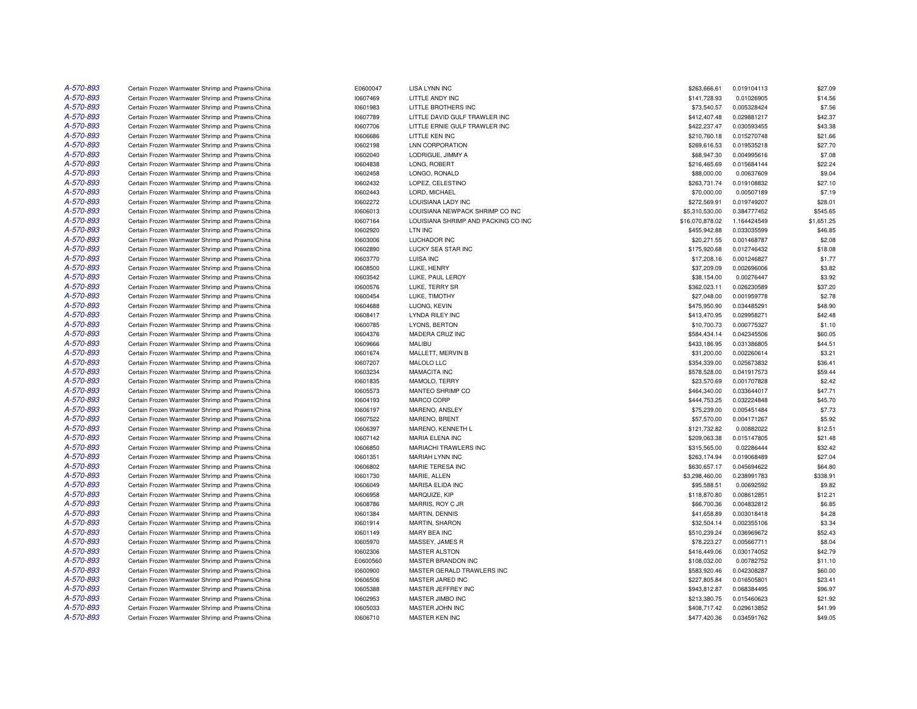| | | | | | | |
|---|---|---|---|---|---|---|
| A-570-893 | Certain Frozen Warmwater Shrimp and Prawns/China | E0600047 | LISA LYNN INC | $263,666.61 | 0.019104113 | $27.09 |
| A-570-893 | Certain Frozen Warmwater Shrimp and Prawns/China | I0607469 | LITTLE ANDY INC | $141,728.93 | 0.01026905 | $14.56 |
| A-570-893 | Certain Frozen Warmwater Shrimp and Prawns/China | I0601983 | LITTLE BROTHERS INC | $73,540.57 | 0.005328424 | $7.56 |
| A-570-893 | Certain Frozen Warmwater Shrimp and Prawns/China | I0607789 | LITTLE DAVID GULF TRAWLER INC | $412,407.48 | 0.029881217 | $42.37 |
| A-570-893 | Certain Frozen Warmwater Shrimp and Prawns/China | I0607706 | LITTLE ERNIE GULF TRAWLER INC | $422,237.47 | 0.030593455 | $43.38 |
| A-570-893 | Certain Frozen Warmwater Shrimp and Prawns/China | I0606686 | LITTLE KEN INC | $210,760.18 | 0.015270748 | $21.66 |
| A-570-893 | Certain Frozen Warmwater Shrimp and Prawns/China | I0602198 | LNN CORPORATION | $269,616.53 | 0.019535218 | $27.70 |
| A-570-893 | Certain Frozen Warmwater Shrimp and Prawns/China | I0602040 | LODRIGUE, JIMMY A | $68,947.30 | 0.004995616 | $7.08 |
| A-570-893 | Certain Frozen Warmwater Shrimp and Prawns/China | I0604838 | LONG, ROBERT | $216,465.69 | 0.015684144 | $22.24 |
| A-570-893 | Certain Frozen Warmwater Shrimp and Prawns/China | I0602458 | LONGO, RONALD | $88,000.00 | 0.00637609 | $9.04 |
| A-570-893 | Certain Frozen Warmwater Shrimp and Prawns/China | I0602432 | LOPEZ, CELESTINO | $263,731.74 | 0.019108832 | $27.10 |
| A-570-893 | Certain Frozen Warmwater Shrimp and Prawns/China | I0602443 | LORD, MICHAEL | $70,000.00 | 0.00507189 | $7.19 |
| A-570-893 | Certain Frozen Warmwater Shrimp and Prawns/China | I0602272 | LOUISIANA LADY INC | $272,569.91 | 0.019749207 | $28.01 |
| A-570-893 | Certain Frozen Warmwater Shrimp and Prawns/China | I0606013 | LOUISIANA NEWPACK SHRIMP CO INC | $5,310,530.00 | 0.384777452 | $545.65 |
| A-570-893 | Certain Frozen Warmwater Shrimp and Prawns/China | I0607164 | LOUISIANA SHRIMP AND PACKING CO INC | $16,070,878.02 | 1.164424549 | $1,651.25 |
| A-570-893 | Certain Frozen Warmwater Shrimp and Prawns/China | I0602920 | LTN INC | $455,942.88 | 0.033035599 | $46.85 |
| A-570-893 | Certain Frozen Warmwater Shrimp and Prawns/China | I0603006 | LUCHADOR INC | $20,271.55 | 0.001468787 | $2.08 |
| A-570-893 | Certain Frozen Warmwater Shrimp and Prawns/China | I0602890 | LUCKY SEA STAR INC | $175,920.68 | 0.012746432 | $18.08 |
| A-570-893 | Certain Frozen Warmwater Shrimp and Prawns/China | I0603770 | LUISA INC | $17,208.16 | 0.001246827 | $1.77 |
| A-570-893 | Certain Frozen Warmwater Shrimp and Prawns/China | I0608500 | LUKE, HENRY | $37,209.09 | 0.002696006 | $3.82 |
| A-570-893 | Certain Frozen Warmwater Shrimp and Prawns/China | I0603542 | LUKE, PAUL LEROY | $38,154.00 | 0.00276447 | $3.92 |
| A-570-893 | Certain Frozen Warmwater Shrimp and Prawns/China | I0600576 | LUKE, TERRY SR | $362,023.11 | 0.026230589 | $37.20 |
| A-570-893 | Certain Frozen Warmwater Shrimp and Prawns/China | I0600454 | LUKE, TIMOTHY | $27,048.00 | 0.001959778 | $2.78 |
| A-570-893 | Certain Frozen Warmwater Shrimp and Prawns/China | I0604688 | LUONG, KEVIN | $475,950.90 | 0.034485291 | $48.90 |
| A-570-893 | Certain Frozen Warmwater Shrimp and Prawns/China | I0608417 | LYNDA RILEY INC | $413,470.95 | 0.029958271 | $42.48 |
| A-570-893 | Certain Frozen Warmwater Shrimp and Prawns/China | I0600785 | LYONS, BERTON | $10,700.73 | 0.000775327 | $1.10 |
| A-570-893 | Certain Frozen Warmwater Shrimp and Prawns/China | I0604376 | MADERA CRUZ INC | $584,434.14 | 0.042345506 | $60.05 |
| A-570-893 | Certain Frozen Warmwater Shrimp and Prawns/China | I0609666 | MALIBU | $433,186.95 | 0.031386805 | $44.51 |
| A-570-893 | Certain Frozen Warmwater Shrimp and Prawns/China | I0601674 | MALLETT, MERVIN B | $31,200.00 | 0.002260614 | $3.21 |
| A-570-893 | Certain Frozen Warmwater Shrimp and Prawns/China | I0607207 | MALOLO LLC | $354,339.00 | 0.025673832 | $36.41 |
| A-570-893 | Certain Frozen Warmwater Shrimp and Prawns/China | I0603234 | MAMACITA INC | $578,528.00 | 0.041917573 | $59.44 |
| A-570-893 | Certain Frozen Warmwater Shrimp and Prawns/China | I0601835 | MAMOLO, TERRY | $23,570.69 | 0.001707828 | $2.42 |
| A-570-893 | Certain Frozen Warmwater Shrimp and Prawns/China | I0605573 | MANTEO SHRIMP CO | $464,340.00 | 0.033644017 | $47.71 |
| A-570-893 | Certain Frozen Warmwater Shrimp and Prawns/China | I0604193 | MARCO CORP | $444,753.25 | 0.032224848 | $45.70 |
| A-570-893 | Certain Frozen Warmwater Shrimp and Prawns/China | I0606197 | MARENO, ANSLEY | $75,239.00 | 0.005451484 | $7.73 |
| A-570-893 | Certain Frozen Warmwater Shrimp and Prawns/China | I0607522 | MARENO, BRENT | $57,570.00 | 0.004171267 | $5.92 |
| A-570-893 | Certain Frozen Warmwater Shrimp and Prawns/China | I0606397 | MARENO, KENNETH L | $121,732.82 | 0.00882022 | $12.51 |
| A-570-893 | Certain Frozen Warmwater Shrimp and Prawns/China | I0607142 | MARIA ELENA INC | $209,063.38 | 0.015147805 | $21.48 |
| A-570-893 | Certain Frozen Warmwater Shrimp and Prawns/China | I0606850 | MARIACHI TRAWLERS INC | $315,565.00 | 0.02286444 | $32.42 |
| A-570-893 | Certain Frozen Warmwater Shrimp and Prawns/China | I0601351 | MARIAH LYNN INC | $263,174.94 | 0.019068489 | $27.04 |
| A-570-893 | Certain Frozen Warmwater Shrimp and Prawns/China | I0606802 | MARIE TERESA INC | $630,657.17 | 0.045694622 | $64.80 |
| A-570-893 | Certain Frozen Warmwater Shrimp and Prawns/China | I0601730 | MARIE, ALLEN | $3,298,460.00 | 0.238991783 | $338.91 |
| A-570-893 | Certain Frozen Warmwater Shrimp and Prawns/China | I0606049 | MARISA ELIDA INC | $95,588.51 | 0.00692592 | $9.82 |
| A-570-893 | Certain Frozen Warmwater Shrimp and Prawns/China | I0606958 | MARQUIZE, KIP | $118,870.80 | 0.008612851 | $12.21 |
| A-570-893 | Certain Frozen Warmwater Shrimp and Prawns/China | I0608786 | MARRIS, ROY C JR | $66,700.36 | 0.004832812 | $6.85 |
| A-570-893 | Certain Frozen Warmwater Shrimp and Prawns/China | I0601384 | MARTIN, DENNIS | $41,658.89 | 0.003018418 | $4.28 |
| A-570-893 | Certain Frozen Warmwater Shrimp and Prawns/China | I0601914 | MARTIN, SHARON | $32,504.14 | 0.002355106 | $3.34 |
| A-570-893 | Certain Frozen Warmwater Shrimp and Prawns/China | I0601149 | MARY BEA INC | $510,239.24 | 0.036969672 | $52.43 |
| A-570-893 | Certain Frozen Warmwater Shrimp and Prawns/China | I0605970 | MASSEY, JAMES R | $78,223.27 | 0.005667711 | $8.04 |
| A-570-893 | Certain Frozen Warmwater Shrimp and Prawns/China | I0602306 | MASTER ALSTON | $416,449.06 | 0.030174052 | $42.79 |
| A-570-893 | Certain Frozen Warmwater Shrimp and Prawns/China | E0600560 | MASTER BRANDON INC | $108,032.00 | 0.00782752 | $11.10 |
| A-570-893 | Certain Frozen Warmwater Shrimp and Prawns/China | I0600900 | MASTER GERALD TRAWLERS INC | $583,920.46 | 0.042308287 | $60.00 |
| A-570-893 | Certain Frozen Warmwater Shrimp and Prawns/China | I0606506 | MASTER JARED INC | $227,805.84 | 0.016505801 | $23.41 |
| A-570-893 | Certain Frozen Warmwater Shrimp and Prawns/China | I0605388 | MASTER JEFFREY INC | $943,812.87 | 0.068384495 | $96.97 |
| A-570-893 | Certain Frozen Warmwater Shrimp and Prawns/China | I0602953 | MASTER JIMBO INC | $213,380.75 | 0.015460623 | $21.92 |
| A-570-893 | Certain Frozen Warmwater Shrimp and Prawns/China | I0605033 | MASTER JOHN INC | $408,717.42 | 0.029613852 | $41.99 |
| A-570-893 | Certain Frozen Warmwater Shrimp and Prawns/China | I0606710 | MASTER KEN INC | $477,420.36 | 0.034591762 | $49.05 |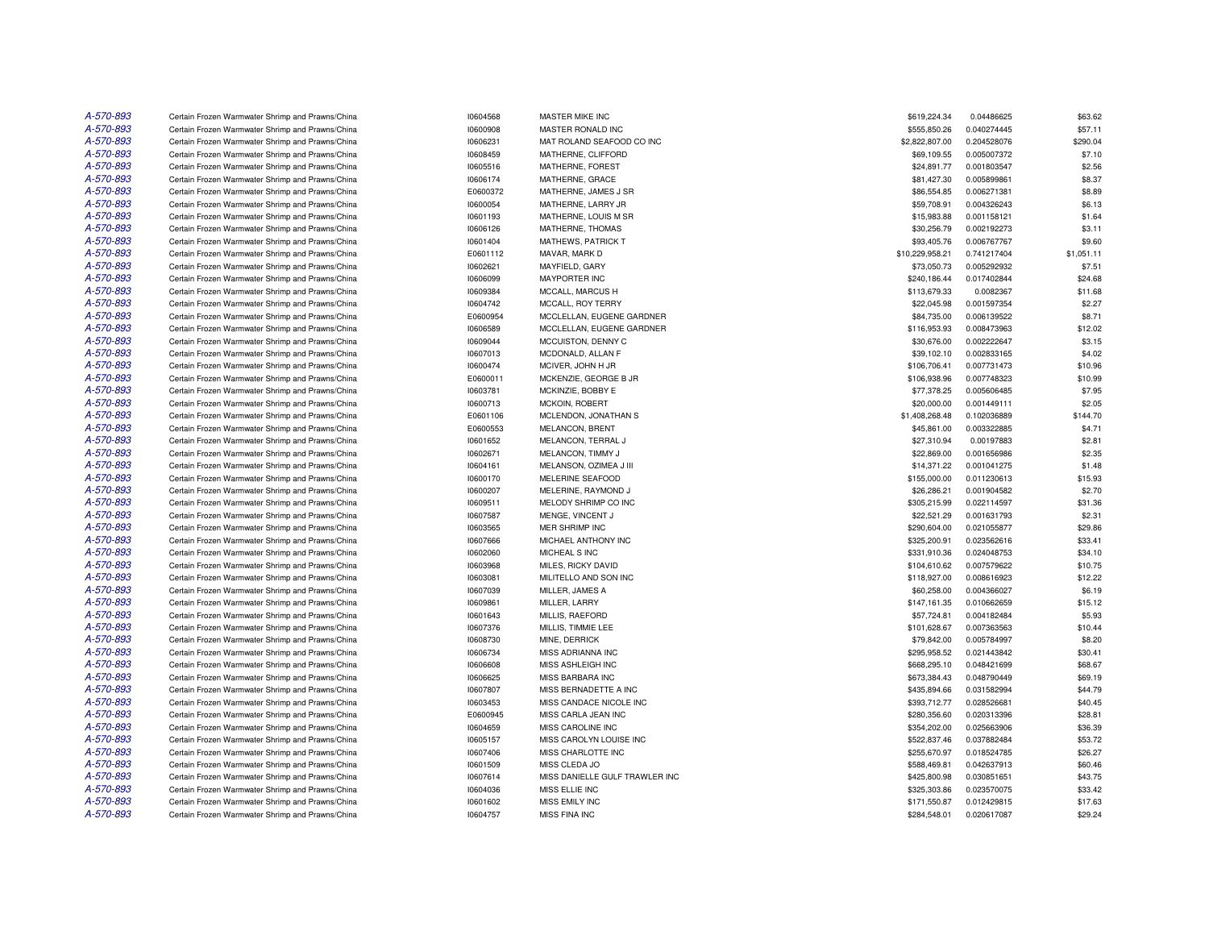| | | | | | | |
|---|---|---|---|---|---|---|
| A-570-893 | Certain Frozen Warmwater Shrimp and Prawns/China | I0604568 | MASTER MIKE INC | $619,224.34 | 0.04486625 | $63.62 |
| A-570-893 | Certain Frozen Warmwater Shrimp and Prawns/China | I0600908 | MASTER RONALD INC | $555,850.26 | 0.040274445 | $57.11 |
| A-570-893 | Certain Frozen Warmwater Shrimp and Prawns/China | I0606231 | MAT ROLAND SEAFOOD CO INC | $2,822,807.00 | 0.204528076 | $290.04 |
| A-570-893 | Certain Frozen Warmwater Shrimp and Prawns/China | I0608459 | MATHERNE, CLIFFORD | $69,109.55 | 0.005007372 | $7.10 |
| A-570-893 | Certain Frozen Warmwater Shrimp and Prawns/China | I0605516 | MATHERNE, FOREST | $24,891.77 | 0.001803547 | $2.56 |
| A-570-893 | Certain Frozen Warmwater Shrimp and Prawns/China | I0606174 | MATHERNE, GRACE | $81,427.30 | 0.005899861 | $8.37 |
| A-570-893 | Certain Frozen Warmwater Shrimp and Prawns/China | E0600372 | MATHERNE, JAMES J SR | $86,554.85 | 0.006271381 | $8.89 |
| A-570-893 | Certain Frozen Warmwater Shrimp and Prawns/China | I0600054 | MATHERNE, LARRY JR | $59,708.91 | 0.004326243 | $6.13 |
| A-570-893 | Certain Frozen Warmwater Shrimp and Prawns/China | I0601193 | MATHERNE, LOUIS M SR | $15,983.88 | 0.001158121 | $1.64 |
| A-570-893 | Certain Frozen Warmwater Shrimp and Prawns/China | I0606126 | MATHERNE, THOMAS | $30,256.79 | 0.002192273 | $3.11 |
| A-570-893 | Certain Frozen Warmwater Shrimp and Prawns/China | I0601404 | MATHEWS, PATRICK T | $93,405.76 | 0.006767767 | $9.60 |
| A-570-893 | Certain Frozen Warmwater Shrimp and Prawns/China | E0601112 | MAVAR, MARK D | $10,229,958.21 | 0.741217404 | $1,051.11 |
| A-570-893 | Certain Frozen Warmwater Shrimp and Prawns/China | I0602621 | MAYFIELD, GARY | $73,050.73 | 0.005292932 | $7.51 |
| A-570-893 | Certain Frozen Warmwater Shrimp and Prawns/China | I0606099 | MAYPORTER INC | $240,186.44 | 0.017402844 | $24.68 |
| A-570-893 | Certain Frozen Warmwater Shrimp and Prawns/China | I0609384 | MCCALL, MARCUS H | $113,679.33 | 0.0082367 | $11.68 |
| A-570-893 | Certain Frozen Warmwater Shrimp and Prawns/China | I0604742 | MCCALL, ROY TERRY | $22,045.98 | 0.001597354 | $2.27 |
| A-570-893 | Certain Frozen Warmwater Shrimp and Prawns/China | E0600954 | MCCLELLAN, EUGENE GARDNER | $84,735.00 | 0.006139522 | $8.71 |
| A-570-893 | Certain Frozen Warmwater Shrimp and Prawns/China | I0606589 | MCCLELLAN, EUGENE GARDNER | $116,953.93 | 0.008473963 | $12.02 |
| A-570-893 | Certain Frozen Warmwater Shrimp and Prawns/China | I0609044 | MCCUISTON, DENNY C | $30,676.00 | 0.002222647 | $3.15 |
| A-570-893 | Certain Frozen Warmwater Shrimp and Prawns/China | I0607013 | MCDONALD, ALLAN F | $39,102.10 | 0.002833165 | $4.02 |
| A-570-893 | Certain Frozen Warmwater Shrimp and Prawns/China | I0600474 | MCIVER, JOHN H JR | $106,706.41 | 0.007731473 | $10.96 |
| A-570-893 | Certain Frozen Warmwater Shrimp and Prawns/China | E0600011 | MCKENZIE, GEORGE B JR | $106,938.96 | 0.007748323 | $10.99 |
| A-570-893 | Certain Frozen Warmwater Shrimp and Prawns/China | I0603781 | MCKINZIE, BOBBY E | $77,378.25 | 0.005606485 | $7.95 |
| A-570-893 | Certain Frozen Warmwater Shrimp and Prawns/China | I0600713 | MCKOIN, ROBERT | $20,000.00 | 0.001449111 | $2.05 |
| A-570-893 | Certain Frozen Warmwater Shrimp and Prawns/China | E0601106 | MCLENDON, JONATHAN S | $1,408,268.48 | 0.102036889 | $144.70 |
| A-570-893 | Certain Frozen Warmwater Shrimp and Prawns/China | E0600553 | MELANCON, BRENT | $45,861.00 | 0.003322885 | $4.71 |
| A-570-893 | Certain Frozen Warmwater Shrimp and Prawns/China | I0601652 | MELANCON, TERRAL J | $27,310.94 | 0.00197883 | $2.81 |
| A-570-893 | Certain Frozen Warmwater Shrimp and Prawns/China | I0602671 | MELANCON, TIMMY J | $22,869.00 | 0.001656986 | $2.35 |
| A-570-893 | Certain Frozen Warmwater Shrimp and Prawns/China | I0604161 | MELANSON, OZIMEA J III | $14,371.22 | 0.001041275 | $1.48 |
| A-570-893 | Certain Frozen Warmwater Shrimp and Prawns/China | I0600170 | MELERINE SEAFOOD | $155,000.00 | 0.011230613 | $15.93 |
| A-570-893 | Certain Frozen Warmwater Shrimp and Prawns/China | I0600207 | MELERINE, RAYMOND J | $26,286.21 | 0.001904582 | $2.70 |
| A-570-893 | Certain Frozen Warmwater Shrimp and Prawns/China | I0609511 | MELODY SHRIMP CO INC | $305,215.99 | 0.022114597 | $31.36 |
| A-570-893 | Certain Frozen Warmwater Shrimp and Prawns/China | I0607587 | MENGE, VINCENT J | $22,521.29 | 0.001631793 | $2.31 |
| A-570-893 | Certain Frozen Warmwater Shrimp and Prawns/China | I0603565 | MER SHRIMP INC | $290,604.00 | 0.021055877 | $29.86 |
| A-570-893 | Certain Frozen Warmwater Shrimp and Prawns/China | I0607666 | MICHAEL ANTHONY INC | $325,200.91 | 0.023562616 | $33.41 |
| A-570-893 | Certain Frozen Warmwater Shrimp and Prawns/China | I0602060 | MICHEAL S INC | $331,910.36 | 0.024048753 | $34.10 |
| A-570-893 | Certain Frozen Warmwater Shrimp and Prawns/China | I0603968 | MILES, RICKY DAVID | $104,610.62 | 0.007579622 | $10.75 |
| A-570-893 | Certain Frozen Warmwater Shrimp and Prawns/China | I0603081 | MILITELLO AND SON INC | $118,927.00 | 0.008616923 | $12.22 |
| A-570-893 | Certain Frozen Warmwater Shrimp and Prawns/China | I0607039 | MILLER, JAMES A | $60,258.00 | 0.004366027 | $6.19 |
| A-570-893 | Certain Frozen Warmwater Shrimp and Prawns/China | I0609861 | MILLER, LARRY | $147,161.35 | 0.010662659 | $15.12 |
| A-570-893 | Certain Frozen Warmwater Shrimp and Prawns/China | I0601643 | MILLIS, RAEFORD | $57,724.81 | 0.004182484 | $5.93 |
| A-570-893 | Certain Frozen Warmwater Shrimp and Prawns/China | I0607376 | MILLIS, TIMMIE LEE | $101,628.67 | 0.007363563 | $10.44 |
| A-570-893 | Certain Frozen Warmwater Shrimp and Prawns/China | I0608730 | MINE, DERRICK | $79,842.00 | 0.005784997 | $8.20 |
| A-570-893 | Certain Frozen Warmwater Shrimp and Prawns/China | I0606734 | MISS ADRIANNA INC | $295,958.52 | 0.021443842 | $30.41 |
| A-570-893 | Certain Frozen Warmwater Shrimp and Prawns/China | I0606608 | MISS ASHLEIGH INC | $668,295.10 | 0.048421699 | $68.67 |
| A-570-893 | Certain Frozen Warmwater Shrimp and Prawns/China | I0606625 | MISS BARBARA INC | $673,384.43 | 0.048790449 | $69.19 |
| A-570-893 | Certain Frozen Warmwater Shrimp and Prawns/China | I0607807 | MISS BERNADETTE A INC | $435,894.66 | 0.031582994 | $44.79 |
| A-570-893 | Certain Frozen Warmwater Shrimp and Prawns/China | I0603453 | MISS CANDACE NICOLE INC | $393,712.77 | 0.028526681 | $40.45 |
| A-570-893 | Certain Frozen Warmwater Shrimp and Prawns/China | E0600945 | MISS CARLA JEAN INC | $280,356.60 | 0.020313396 | $28.81 |
| A-570-893 | Certain Frozen Warmwater Shrimp and Prawns/China | I0604659 | MISS CAROLINE INC | $354,202.00 | 0.025663906 | $36.39 |
| A-570-893 | Certain Frozen Warmwater Shrimp and Prawns/China | I0605157 | MISS CAROLYN LOUISE INC | $522,837.46 | 0.037882484 | $53.72 |
| A-570-893 | Certain Frozen Warmwater Shrimp and Prawns/China | I0607406 | MISS CHARLOTTE INC | $255,670.97 | 0.018524785 | $26.27 |
| A-570-893 | Certain Frozen Warmwater Shrimp and Prawns/China | I0601509 | MISS CLEDA JO | $588,469.81 | 0.042637913 | $60.46 |
| A-570-893 | Certain Frozen Warmwater Shrimp and Prawns/China | I0607614 | MISS DANIELLE GULF TRAWLER INC | $425,800.98 | 0.030851651 | $43.75 |
| A-570-893 | Certain Frozen Warmwater Shrimp and Prawns/China | I0604036 | MISS ELLIE INC | $325,303.86 | 0.023570075 | $33.42 |
| A-570-893 | Certain Frozen Warmwater Shrimp and Prawns/China | I0601602 | MISS EMILY INC | $171,550.87 | 0.012429815 | $17.63 |
| A-570-893 | Certain Frozen Warmwater Shrimp and Prawns/China | I0604757 | MISS FINA INC | $284,548.01 | 0.020617087 | $29.24 |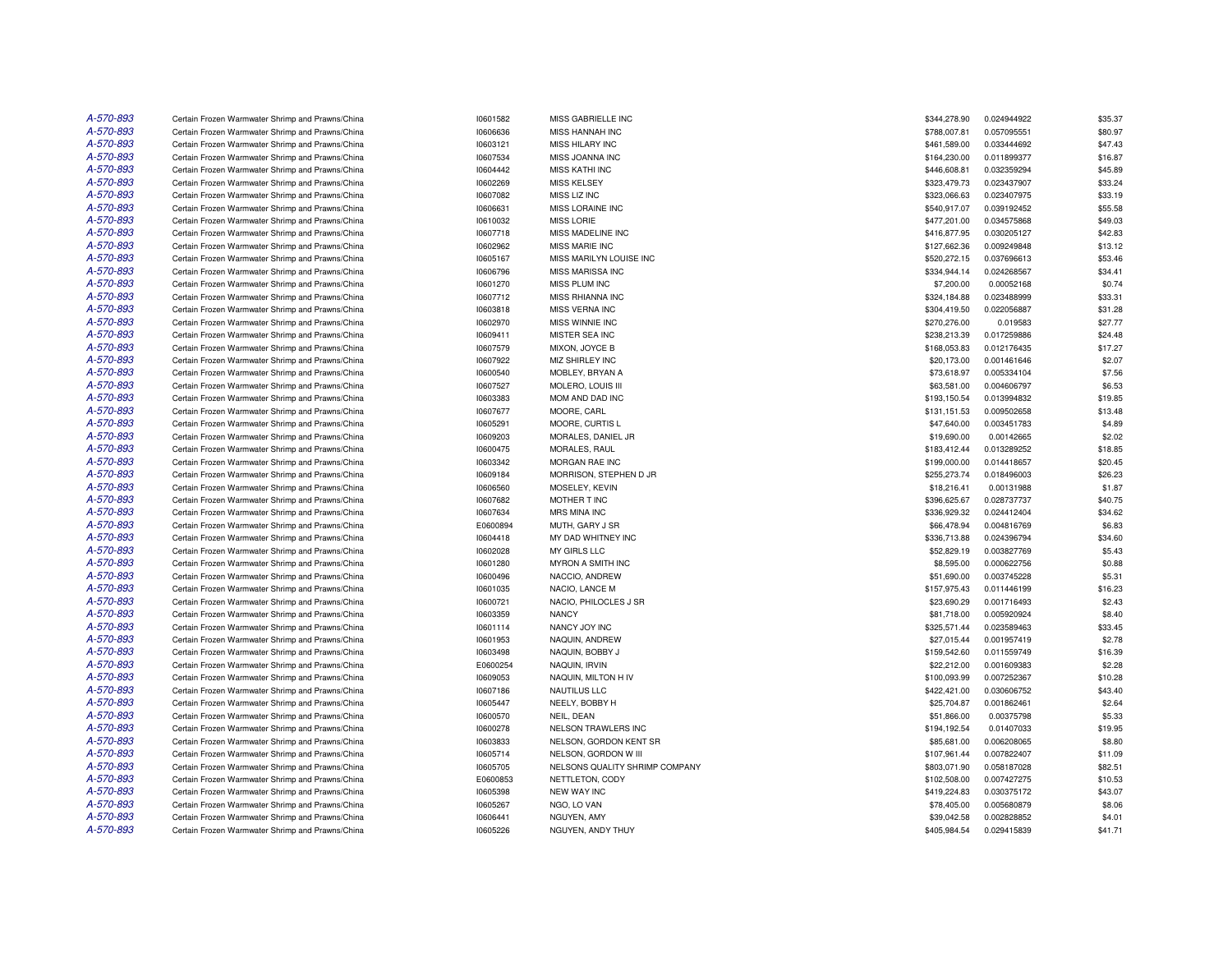| | | | | | | |
|---|---|---|---|---|---|---|
| A-570-893 | Certain Frozen Warmwater Shrimp and Prawns/China | I0601582 | MISS GABRIELLE INC | $344,278.90 | 0.024944922 | $35.37 |
| A-570-893 | Certain Frozen Warmwater Shrimp and Prawns/China | I0606636 | MISS HANNAH INC | $788,007.81 | 0.057095551 | $80.97 |
| A-570-893 | Certain Frozen Warmwater Shrimp and Prawns/China | I0603121 | MISS HILARY INC | $461,589.00 | 0.033444692 | $47.43 |
| A-570-893 | Certain Frozen Warmwater Shrimp and Prawns/China | I0607534 | MISS JOANNA INC | $164,230.00 | 0.011899377 | $16.87 |
| A-570-893 | Certain Frozen Warmwater Shrimp and Prawns/China | I0604442 | MISS KATHI INC | $446,608.81 | 0.032359294 | $45.89 |
| A-570-893 | Certain Frozen Warmwater Shrimp and Prawns/China | I0602269 | MISS KELSEY | $323,479.73 | 0.023437907 | $33.24 |
| A-570-893 | Certain Frozen Warmwater Shrimp and Prawns/China | I0607082 | MISS LIZ INC | $323,066.63 | 0.023407975 | $33.19 |
| A-570-893 | Certain Frozen Warmwater Shrimp and Prawns/China | I0606631 | MISS LORAINE INC | $540,917.07 | 0.039192452 | $55.58 |
| A-570-893 | Certain Frozen Warmwater Shrimp and Prawns/China | I0610032 | MISS LORIE | $477,201.00 | 0.034575868 | $49.03 |
| A-570-893 | Certain Frozen Warmwater Shrimp and Prawns/China | I0607718 | MISS MADELINE INC | $416,877.95 | 0.030205127 | $42.83 |
| A-570-893 | Certain Frozen Warmwater Shrimp and Prawns/China | I0602962 | MISS MARIE INC | $127,662.36 | 0.009249848 | $13.12 |
| A-570-893 | Certain Frozen Warmwater Shrimp and Prawns/China | I0605167 | MISS MARILYN LOUISE INC | $520,272.15 | 0.037696613 | $53.46 |
| A-570-893 | Certain Frozen Warmwater Shrimp and Prawns/China | I0606796 | MISS MARISSA INC | $334,944.14 | 0.024268567 | $34.41 |
| A-570-893 | Certain Frozen Warmwater Shrimp and Prawns/China | I0601270 | MISS PLUM INC | $7,200.00 | 0.00052168 | $0.74 |
| A-570-893 | Certain Frozen Warmwater Shrimp and Prawns/China | I0607712 | MISS RHIANNA INC | $324,184.88 | 0.023488999 | $33.31 |
| A-570-893 | Certain Frozen Warmwater Shrimp and Prawns/China | I0603818 | MISS VERNA INC | $304,419.50 | 0.022056887 | $31.28 |
| A-570-893 | Certain Frozen Warmwater Shrimp and Prawns/China | I0602970 | MISS WINNIE INC | $270,276.00 | 0.019583 | $27.77 |
| A-570-893 | Certain Frozen Warmwater Shrimp and Prawns/China | I0609411 | MISTER SEA INC | $238,213.39 | 0.017259886 | $24.48 |
| A-570-893 | Certain Frozen Warmwater Shrimp and Prawns/China | I0607579 | MIXON, JOYCE B | $168,053.83 | 0.012176435 | $17.27 |
| A-570-893 | Certain Frozen Warmwater Shrimp and Prawns/China | I0607922 | MIZ SHIRLEY INC | $20,173.00 | 0.001461646 | $2.07 |
| A-570-893 | Certain Frozen Warmwater Shrimp and Prawns/China | I0600540 | MOBLEY, BRYAN A | $73,618.97 | 0.005334104 | $7.56 |
| A-570-893 | Certain Frozen Warmwater Shrimp and Prawns/China | I0607527 | MOLERO, LOUIS III | $63,581.00 | 0.004606797 | $6.53 |
| A-570-893 | Certain Frozen Warmwater Shrimp and Prawns/China | I0603383 | MOM AND DAD INC | $193,150.54 | 0.013994832 | $19.85 |
| A-570-893 | Certain Frozen Warmwater Shrimp and Prawns/China | I0607677 | MOORE, CARL | $131,151.53 | 0.009502658 | $13.48 |
| A-570-893 | Certain Frozen Warmwater Shrimp and Prawns/China | I0605291 | MOORE, CURTIS L | $47,640.00 | 0.003451783 | $4.89 |
| A-570-893 | Certain Frozen Warmwater Shrimp and Prawns/China | I0609203 | MORALES, DANIEL JR | $19,690.00 | 0.00142665 | $2.02 |
| A-570-893 | Certain Frozen Warmwater Shrimp and Prawns/China | I0600475 | MORALES, RAUL | $183,412.44 | 0.013289252 | $18.85 |
| A-570-893 | Certain Frozen Warmwater Shrimp and Prawns/China | I0603342 | MORGAN RAE INC | $199,000.00 | 0.014418657 | $20.45 |
| A-570-893 | Certain Frozen Warmwater Shrimp and Prawns/China | I0609184 | MORRISON, STEPHEN D JR | $255,273.74 | 0.018496003 | $26.23 |
| A-570-893 | Certain Frozen Warmwater Shrimp and Prawns/China | I0606560 | MOSELEY, KEVIN | $18,216.41 | 0.00131988 | $1.87 |
| A-570-893 | Certain Frozen Warmwater Shrimp and Prawns/China | I0607682 | MOTHER T INC | $396,625.67 | 0.028737737 | $40.75 |
| A-570-893 | Certain Frozen Warmwater Shrimp and Prawns/China | I0607634 | MRS MINA INC | $336,929.32 | 0.024412404 | $34.62 |
| A-570-893 | Certain Frozen Warmwater Shrimp and Prawns/China | E0600894 | MUTH, GARY J SR | $66,478.94 | 0.004816769 | $6.83 |
| A-570-893 | Certain Frozen Warmwater Shrimp and Prawns/China | I0604418 | MY DAD WHITNEY INC | $336,713.88 | 0.024396794 | $34.60 |
| A-570-893 | Certain Frozen Warmwater Shrimp and Prawns/China | I0602028 | MY GIRLS LLC | $52,829.19 | 0.003827769 | $5.43 |
| A-570-893 | Certain Frozen Warmwater Shrimp and Prawns/China | I0601280 | MYRON A SMITH INC | $8,595.00 | 0.000622756 | $0.88 |
| A-570-893 | Certain Frozen Warmwater Shrimp and Prawns/China | I0600496 | NACCIO, ANDREW | $51,690.00 | 0.003745228 | $5.31 |
| A-570-893 | Certain Frozen Warmwater Shrimp and Prawns/China | I0601035 | NACIO, LANCE M | $157,975.43 | 0.011446199 | $16.23 |
| A-570-893 | Certain Frozen Warmwater Shrimp and Prawns/China | I0600721 | NACIO, PHILOCLES J SR | $23,690.29 | 0.001716493 | $2.43 |
| A-570-893 | Certain Frozen Warmwater Shrimp and Prawns/China | I0603359 | NANCY | $81,718.00 | 0.005920924 | $8.40 |
| A-570-893 | Certain Frozen Warmwater Shrimp and Prawns/China | I0601114 | NANCY JOY INC | $325,571.44 | 0.023589463 | $33.45 |
| A-570-893 | Certain Frozen Warmwater Shrimp and Prawns/China | I0601953 | NAQUIN, ANDREW | $27,015.44 | 0.001957419 | $2.78 |
| A-570-893 | Certain Frozen Warmwater Shrimp and Prawns/China | I0603498 | NAQUIN, BOBBY J | $159,542.60 | 0.011559749 | $16.39 |
| A-570-893 | Certain Frozen Warmwater Shrimp and Prawns/China | E0600254 | NAQUIN, IRVIN | $22,212.00 | 0.001609383 | $2.28 |
| A-570-893 | Certain Frozen Warmwater Shrimp and Prawns/China | I0609053 | NAQUIN, MILTON H IV | $100,093.99 | 0.007252367 | $10.28 |
| A-570-893 | Certain Frozen Warmwater Shrimp and Prawns/China | I0607186 | NAUTILUS LLC | $422,421.00 | 0.030606752 | $43.40 |
| A-570-893 | Certain Frozen Warmwater Shrimp and Prawns/China | I0605447 | NEELY, BOBBY H | $25,704.87 | 0.001862461 | $2.64 |
| A-570-893 | Certain Frozen Warmwater Shrimp and Prawns/China | I0600570 | NEIL, DEAN | $51,866.00 | 0.00375798 | $5.33 |
| A-570-893 | Certain Frozen Warmwater Shrimp and Prawns/China | I0600278 | NELSON TRAWLERS INC | $194,192.54 | 0.01407033 | $19.95 |
| A-570-893 | Certain Frozen Warmwater Shrimp and Prawns/China | I0603833 | NELSON, GORDON KENT SR | $85,681.00 | 0.006208065 | $8.80 |
| A-570-893 | Certain Frozen Warmwater Shrimp and Prawns/China | I0605714 | NELSON, GORDON W III | $107,961.44 | 0.007822407 | $11.09 |
| A-570-893 | Certain Frozen Warmwater Shrimp and Prawns/China | I0605705 | NELSONS QUALITY SHRIMP COMPANY | $803,071.90 | 0.058187028 | $82.51 |
| A-570-893 | Certain Frozen Warmwater Shrimp and Prawns/China | E0600853 | NETTLETON, CODY | $102,508.00 | 0.007427275 | $10.53 |
| A-570-893 | Certain Frozen Warmwater Shrimp and Prawns/China | I0605398 | NEW WAY INC | $419,224.83 | 0.030375172 | $43.07 |
| A-570-893 | Certain Frozen Warmwater Shrimp and Prawns/China | I0605267 | NGO, LO VAN | $78,405.00 | 0.005680879 | $8.06 |
| A-570-893 | Certain Frozen Warmwater Shrimp and Prawns/China | I0606441 | NGUYEN, AMY | $39,042.58 | 0.002828852 | $4.01 |
| A-570-893 | Certain Frozen Warmwater Shrimp and Prawns/China | I0605226 | NGUYEN, ANDY THUY | $405,984.54 | 0.029415839 | $41.71 |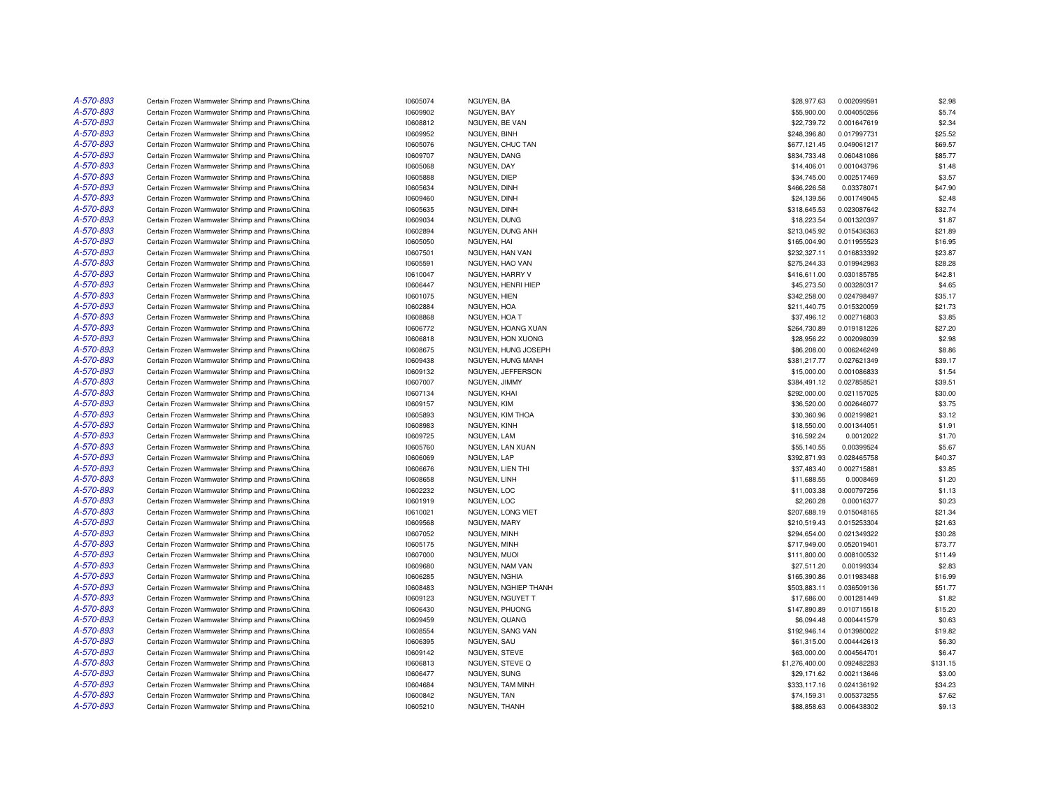| | | | | | | |
|---|---|---|---|---|---|---|
| A-570-893 | Certain Frozen Warmwater Shrimp and Prawns/China | I0605074 | NGUYEN, BA | $28,977.63 | 0.002099591 | $2.98 |
| A-570-893 | Certain Frozen Warmwater Shrimp and Prawns/China | I0609902 | NGUYEN, BAY | $55,900.00 | 0.004050266 | $5.74 |
| A-570-893 | Certain Frozen Warmwater Shrimp and Prawns/China | I0608812 | NGUYEN, BE VAN | $22,739.72 | 0.001647619 | $2.34 |
| A-570-893 | Certain Frozen Warmwater Shrimp and Prawns/China | I0609952 | NGUYEN, BINH | $248,396.80 | 0.017997731 | $25.52 |
| A-570-893 | Certain Frozen Warmwater Shrimp and Prawns/China | I0605076 | NGUYEN, CHUC TAN | $677,121.45 | 0.049061217 | $69.57 |
| A-570-893 | Certain Frozen Warmwater Shrimp and Prawns/China | I0609707 | NGUYEN, DANG | $834,733.48 | 0.060481086 | $85.77 |
| A-570-893 | Certain Frozen Warmwater Shrimp and Prawns/China | I0605068 | NGUYEN, DAY | $14,406.01 | 0.001043796 | $1.48 |
| A-570-893 | Certain Frozen Warmwater Shrimp and Prawns/China | I0605888 | NGUYEN, DIEP | $34,745.00 | 0.002517469 | $3.57 |
| A-570-893 | Certain Frozen Warmwater Shrimp and Prawns/China | I0605634 | NGUYEN, DINH | $466,226.58 | 0.03378071 | $47.90 |
| A-570-893 | Certain Frozen Warmwater Shrimp and Prawns/China | I0609460 | NGUYEN, DINH | $24,139.56 | 0.001749045 | $2.48 |
| A-570-893 | Certain Frozen Warmwater Shrimp and Prawns/China | I0605635 | NGUYEN, DINH | $318,645.53 | 0.023087642 | $32.74 |
| A-570-893 | Certain Frozen Warmwater Shrimp and Prawns/China | I0609034 | NGUYEN, DUNG | $18,223.54 | 0.001320397 | $1.87 |
| A-570-893 | Certain Frozen Warmwater Shrimp and Prawns/China | I0602894 | NGUYEN, DUNG ANH | $213,045.92 | 0.015436363 | $21.89 |
| A-570-893 | Certain Frozen Warmwater Shrimp and Prawns/China | I0605050 | NGUYEN, HAI | $165,004.90 | 0.011955523 | $16.95 |
| A-570-893 | Certain Frozen Warmwater Shrimp and Prawns/China | I0607501 | NGUYEN, HAN VAN | $232,327.11 | 0.016833392 | $23.87 |
| A-570-893 | Certain Frozen Warmwater Shrimp and Prawns/China | I0605591 | NGUYEN, HAO VAN | $275,244.33 | 0.019942983 | $28.28 |
| A-570-893 | Certain Frozen Warmwater Shrimp and Prawns/China | I0610047 | NGUYEN, HARRY V | $416,611.00 | 0.030185785 | $42.81 |
| A-570-893 | Certain Frozen Warmwater Shrimp and Prawns/China | I0606447 | NGUYEN, HENRI HIEP | $45,273.50 | 0.003280317 | $4.65 |
| A-570-893 | Certain Frozen Warmwater Shrimp and Prawns/China | I0601075 | NGUYEN, HIEN | $342,258.00 | 0.024798497 | $35.17 |
| A-570-893 | Certain Frozen Warmwater Shrimp and Prawns/China | I0602884 | NGUYEN, HOA | $211,440.75 | 0.015320059 | $21.73 |
| A-570-893 | Certain Frozen Warmwater Shrimp and Prawns/China | I0608868 | NGUYEN, HOA T | $37,496.12 | 0.002716803 | $3.85 |
| A-570-893 | Certain Frozen Warmwater Shrimp and Prawns/China | I0606772 | NGUYEN, HOANG XUAN | $264,730.89 | 0.019181226 | $27.20 |
| A-570-893 | Certain Frozen Warmwater Shrimp and Prawns/China | I0606818 | NGUYEN, HON XUONG | $28,956.22 | 0.002098039 | $2.98 |
| A-570-893 | Certain Frozen Warmwater Shrimp and Prawns/China | I0608675 | NGUYEN, HUNG JOSEPH | $86,208.00 | 0.006246249 | $8.86 |
| A-570-893 | Certain Frozen Warmwater Shrimp and Prawns/China | I0609438 | NGUYEN, HUNG MANH | $381,217.77 | 0.027621349 | $39.17 |
| A-570-893 | Certain Frozen Warmwater Shrimp and Prawns/China | I0609132 | NGUYEN, JEFFERSON | $15,000.00 | 0.001086833 | $1.54 |
| A-570-893 | Certain Frozen Warmwater Shrimp and Prawns/China | I0607007 | NGUYEN, JIMMY | $384,491.12 | 0.027858521 | $39.51 |
| A-570-893 | Certain Frozen Warmwater Shrimp and Prawns/China | I0607134 | NGUYEN, KHAI | $292,000.00 | 0.021157025 | $30.00 |
| A-570-893 | Certain Frozen Warmwater Shrimp and Prawns/China | I0609157 | NGUYEN, KIM | $36,520.00 | 0.002646077 | $3.75 |
| A-570-893 | Certain Frozen Warmwater Shrimp and Prawns/China | I0605893 | NGUYEN, KIM THOA | $30,360.96 | 0.002199821 | $3.12 |
| A-570-893 | Certain Frozen Warmwater Shrimp and Prawns/China | I0608983 | NGUYEN, KINH | $18,550.00 | 0.001344051 | $1.91 |
| A-570-893 | Certain Frozen Warmwater Shrimp and Prawns/China | I0609725 | NGUYEN, LAM | $16,592.24 | 0.0012022 | $1.70 |
| A-570-893 | Certain Frozen Warmwater Shrimp and Prawns/China | I0605760 | NGUYEN, LAN XUAN | $55,140.55 | 0.00399524 | $5.67 |
| A-570-893 | Certain Frozen Warmwater Shrimp and Prawns/China | I0606069 | NGUYEN, LAP | $392,871.93 | 0.028465758 | $40.37 |
| A-570-893 | Certain Frozen Warmwater Shrimp and Prawns/China | I0606676 | NGUYEN, LIEN THI | $37,483.40 | 0.002715881 | $3.85 |
| A-570-893 | Certain Frozen Warmwater Shrimp and Prawns/China | I0608658 | NGUYEN, LINH | $11,688.55 | 0.0008469 | $1.20 |
| A-570-893 | Certain Frozen Warmwater Shrimp and Prawns/China | I0602232 | NGUYEN, LOC | $11,003.38 | 0.000797256 | $1.13 |
| A-570-893 | Certain Frozen Warmwater Shrimp and Prawns/China | I0601919 | NGUYEN, LOC | $2,260.28 | 0.00016377 | $0.23 |
| A-570-893 | Certain Frozen Warmwater Shrimp and Prawns/China | I0610021 | NGUYEN, LONG VIET | $207,688.19 | 0.015048165 | $21.34 |
| A-570-893 | Certain Frozen Warmwater Shrimp and Prawns/China | I0609568 | NGUYEN, MARY | $210,519.43 | 0.015253304 | $21.63 |
| A-570-893 | Certain Frozen Warmwater Shrimp and Prawns/China | I0607052 | NGUYEN, MINH | $294,654.00 | 0.021349322 | $30.28 |
| A-570-893 | Certain Frozen Warmwater Shrimp and Prawns/China | I0605175 | NGUYEN, MINH | $717,949.00 | 0.052019401 | $73.77 |
| A-570-893 | Certain Frozen Warmwater Shrimp and Prawns/China | I0607000 | NGUYEN, MUOI | $111,800.00 | 0.008100532 | $11.49 |
| A-570-893 | Certain Frozen Warmwater Shrimp and Prawns/China | I0609680 | NGUYEN, NAM VAN | $27,511.20 | 0.00199334 | $2.83 |
| A-570-893 | Certain Frozen Warmwater Shrimp and Prawns/China | I0606285 | NGUYEN, NGHIA | $165,390.86 | 0.011983488 | $16.99 |
| A-570-893 | Certain Frozen Warmwater Shrimp and Prawns/China | I0608483 | NGUYEN, NGHIEP THANH | $503,883.11 | 0.036509136 | $51.77 |
| A-570-893 | Certain Frozen Warmwater Shrimp and Prawns/China | I0609123 | NGUYEN, NGUYET T | $17,686.00 | 0.001281449 | $1.82 |
| A-570-893 | Certain Frozen Warmwater Shrimp and Prawns/China | I0606430 | NGUYEN, PHUONG | $147,890.89 | 0.010715518 | $15.20 |
| A-570-893 | Certain Frozen Warmwater Shrimp and Prawns/China | I0609459 | NGUYEN, QUANG | $6,094.48 | 0.000441579 | $0.63 |
| A-570-893 | Certain Frozen Warmwater Shrimp and Prawns/China | I0608554 | NGUYEN, SANG VAN | $192,946.14 | 0.013980022 | $19.82 |
| A-570-893 | Certain Frozen Warmwater Shrimp and Prawns/China | I0606395 | NGUYEN, SAU | $61,315.00 | 0.004442613 | $6.30 |
| A-570-893 | Certain Frozen Warmwater Shrimp and Prawns/China | I0609142 | NGUYEN, STEVE | $63,000.00 | 0.004564701 | $6.47 |
| A-570-893 | Certain Frozen Warmwater Shrimp and Prawns/China | I0606813 | NGUYEN, STEVE Q | $1,276,400.00 | 0.092482283 | $131.15 |
| A-570-893 | Certain Frozen Warmwater Shrimp and Prawns/China | I0606477 | NGUYEN, SUNG | $29,171.62 | 0.002113646 | $3.00 |
| A-570-893 | Certain Frozen Warmwater Shrimp and Prawns/China | I0604684 | NGUYEN, TAM MINH | $333,117.16 | 0.024136192 | $34.23 |
| A-570-893 | Certain Frozen Warmwater Shrimp and Prawns/China | I0600842 | NGUYEN, TAN | $74,159.31 | 0.005373255 | $7.62 |
| A-570-893 | Certain Frozen Warmwater Shrimp and Prawns/China | I0605210 | NGUYEN, THANH | $88,858.63 | 0.006438302 | $9.13 |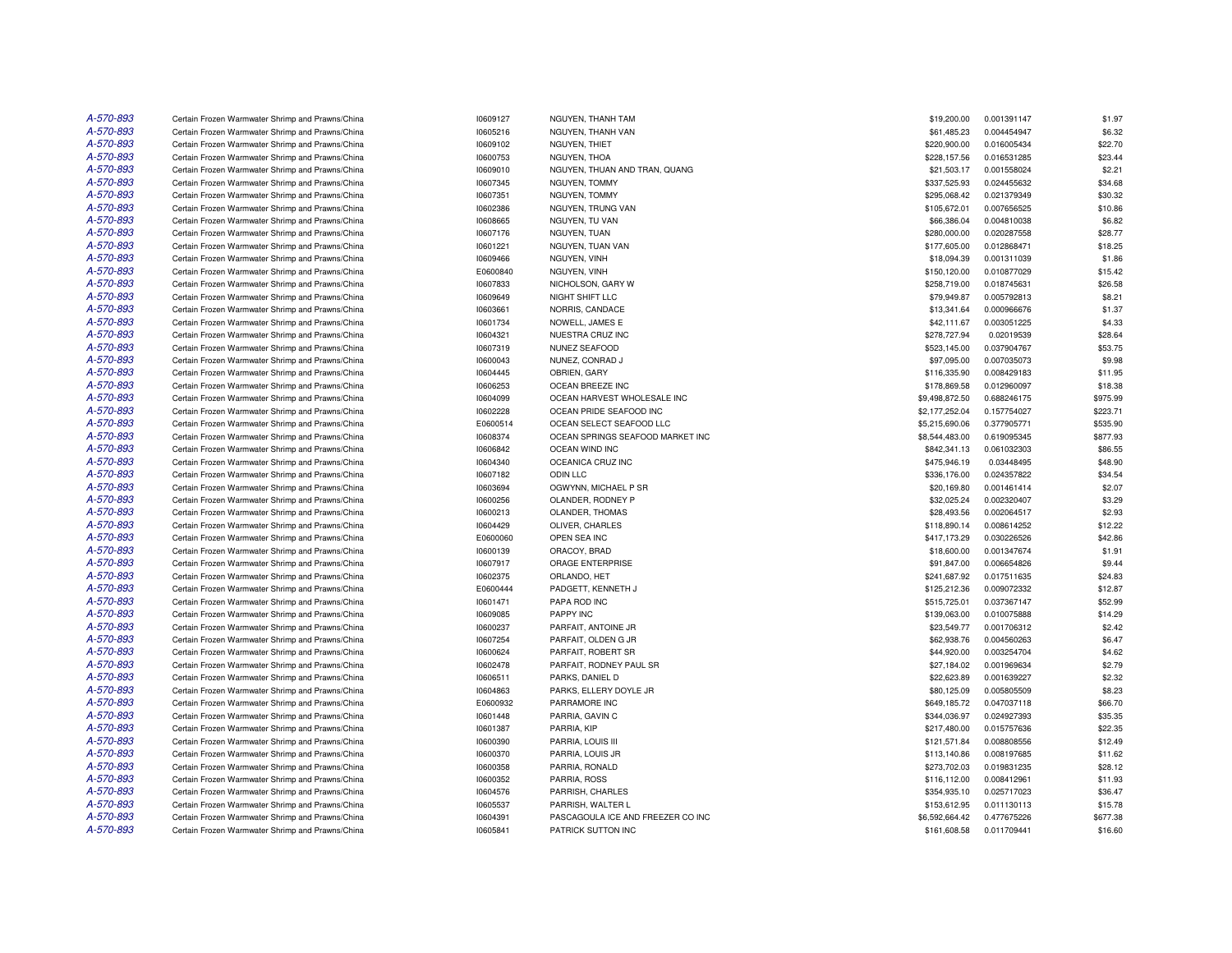| | | | | | | |
|---|---|---|---|---|---|---|
| A-570-893 | Certain Frozen Warmwater Shrimp and Prawns/China | I0609127 | NGUYEN, THANH TAM | $19,200.00 | 0.001391147 | $1.97 |
| A-570-893 | Certain Frozen Warmwater Shrimp and Prawns/China | I0605216 | NGUYEN, THANH VAN | $61,485.23 | 0.004454947 | $6.32 |
| A-570-893 | Certain Frozen Warmwater Shrimp and Prawns/China | I0609102 | NGUYEN, THIET | $220,900.00 | 0.016005434 | $22.70 |
| A-570-893 | Certain Frozen Warmwater Shrimp and Prawns/China | I0600753 | NGUYEN, THOA | $228,157.56 | 0.016531285 | $23.44 |
| A-570-893 | Certain Frozen Warmwater Shrimp and Prawns/China | I0609010 | NGUYEN, THUAN AND TRAN, QUANG | $21,503.17 | 0.001558024 | $2.21 |
| A-570-893 | Certain Frozen Warmwater Shrimp and Prawns/China | I0607345 | NGUYEN, TOMMY | $337,525.93 | 0.024455632 | $34.68 |
| A-570-893 | Certain Frozen Warmwater Shrimp and Prawns/China | I0607351 | NGUYEN, TOMMY | $295,068.42 | 0.021379349 | $30.32 |
| A-570-893 | Certain Frozen Warmwater Shrimp and Prawns/China | I0602386 | NGUYEN, TRUNG VAN | $105,672.01 | 0.007656525 | $10.86 |
| A-570-893 | Certain Frozen Warmwater Shrimp and Prawns/China | I0608665 | NGUYEN, TU VAN | $66,386.04 | 0.004810038 | $6.82 |
| A-570-893 | Certain Frozen Warmwater Shrimp and Prawns/China | I0607176 | NGUYEN, TUAN | $280,000.00 | 0.020287558 | $28.77 |
| A-570-893 | Certain Frozen Warmwater Shrimp and Prawns/China | I0601221 | NGUYEN, TUAN VAN | $177,605.00 | 0.012868471 | $18.25 |
| A-570-893 | Certain Frozen Warmwater Shrimp and Prawns/China | I0609466 | NGUYEN, VINH | $18,094.39 | 0.001311039 | $1.86 |
| A-570-893 | Certain Frozen Warmwater Shrimp and Prawns/China | E0600840 | NGUYEN, VINH | $150,120.00 | 0.010877029 | $15.42 |
| A-570-893 | Certain Frozen Warmwater Shrimp and Prawns/China | I0607833 | NICHOLSON, GARY W | $258,719.00 | 0.018745631 | $26.58 |
| A-570-893 | Certain Frozen Warmwater Shrimp and Prawns/China | I0609649 | NIGHT SHIFT LLC | $79,949.87 | 0.005792813 | $8.21 |
| A-570-893 | Certain Frozen Warmwater Shrimp and Prawns/China | I0603661 | NORRIS, CANDACE | $13,341.64 | 0.000966676 | $1.37 |
| A-570-893 | Certain Frozen Warmwater Shrimp and Prawns/China | I0601734 | NOWELL, JAMES E | $42,111.67 | 0.003051225 | $4.33 |
| A-570-893 | Certain Frozen Warmwater Shrimp and Prawns/China | I0604321 | NUESTRA CRUZ INC | $278,727.94 | 0.02019539 | $28.64 |
| A-570-893 | Certain Frozen Warmwater Shrimp and Prawns/China | I0607319 | NUNEZ SEAFOOD | $523,145.00 | 0.037904767 | $53.75 |
| A-570-893 | Certain Frozen Warmwater Shrimp and Prawns/China | I0600043 | NUNEZ, CONRAD J | $97,095.00 | 0.007035073 | $9.98 |
| A-570-893 | Certain Frozen Warmwater Shrimp and Prawns/China | I0604445 | OBRIEN, GARY | $116,335.90 | 0.008429183 | $11.95 |
| A-570-893 | Certain Frozen Warmwater Shrimp and Prawns/China | I0606253 | OCEAN BREEZE INC | $178,869.58 | 0.012960097 | $18.38 |
| A-570-893 | Certain Frozen Warmwater Shrimp and Prawns/China | I0604099 | OCEAN HARVEST WHOLESALE INC | $9,498,872.50 | 0.688246175 | $975.99 |
| A-570-893 | Certain Frozen Warmwater Shrimp and Prawns/China | I0602228 | OCEAN PRIDE SEAFOOD INC | $2,177,252.04 | 0.157754027 | $223.71 |
| A-570-893 | Certain Frozen Warmwater Shrimp and Prawns/China | E0600514 | OCEAN SELECT SEAFOOD LLC | $5,215,690.06 | 0.377905771 | $535.90 |
| A-570-893 | Certain Frozen Warmwater Shrimp and Prawns/China | I0608374 | OCEAN SPRINGS SEAFOOD MARKET INC | $8,544,483.00 | 0.619095345 | $877.93 |
| A-570-893 | Certain Frozen Warmwater Shrimp and Prawns/China | I0606842 | OCEAN WIND INC | $842,341.13 | 0.061032303 | $86.55 |
| A-570-893 | Certain Frozen Warmwater Shrimp and Prawns/China | I0604340 | OCEANICA CRUZ INC | $475,946.19 | 0.03448495 | $48.90 |
| A-570-893 | Certain Frozen Warmwater Shrimp and Prawns/China | I0607182 | ODIN LLC | $336,176.00 | 0.024357822 | $34.54 |
| A-570-893 | Certain Frozen Warmwater Shrimp and Prawns/China | I0603694 | OGWYNN, MICHAEL P SR | $20,169.80 | 0.001461414 | $2.07 |
| A-570-893 | Certain Frozen Warmwater Shrimp and Prawns/China | I0600256 | OLANDER, RODNEY P | $32,025.24 | 0.002320407 | $3.29 |
| A-570-893 | Certain Frozen Warmwater Shrimp and Prawns/China | I0600213 | OLANDER, THOMAS | $28,493.56 | 0.002064517 | $2.93 |
| A-570-893 | Certain Frozen Warmwater Shrimp and Prawns/China | I0604429 | OLIVER, CHARLES | $118,890.14 | 0.008614252 | $12.22 |
| A-570-893 | Certain Frozen Warmwater Shrimp and Prawns/China | E0600060 | OPEN SEA INC | $417,173.29 | 0.030226526 | $42.86 |
| A-570-893 | Certain Frozen Warmwater Shrimp and Prawns/China | I0600139 | ORACOY, BRAD | $18,600.00 | 0.001347674 | $1.91 |
| A-570-893 | Certain Frozen Warmwater Shrimp and Prawns/China | I0607917 | ORAGE ENTERPRISE | $91,847.00 | 0.006654826 | $9.44 |
| A-570-893 | Certain Frozen Warmwater Shrimp and Prawns/China | I0602375 | ORLANDO, HET | $241,687.92 | 0.017511635 | $24.83 |
| A-570-893 | Certain Frozen Warmwater Shrimp and Prawns/China | E0600444 | PADGETT, KENNETH J | $125,212.36 | 0.009072332 | $12.87 |
| A-570-893 | Certain Frozen Warmwater Shrimp and Prawns/China | I0601471 | PAPA ROD INC | $515,725.01 | 0.037367147 | $52.99 |
| A-570-893 | Certain Frozen Warmwater Shrimp and Prawns/China | I0609085 | PAPPY INC | $139,063.00 | 0.010075888 | $14.29 |
| A-570-893 | Certain Frozen Warmwater Shrimp and Prawns/China | I0600237 | PARFAIT, ANTOINE JR | $23,549.77 | 0.001706312 | $2.42 |
| A-570-893 | Certain Frozen Warmwater Shrimp and Prawns/China | I0607254 | PARFAIT, OLDEN G JR | $62,938.76 | 0.004560263 | $6.47 |
| A-570-893 | Certain Frozen Warmwater Shrimp and Prawns/China | I0600624 | PARFAIT, ROBERT SR | $44,920.00 | 0.003254704 | $4.62 |
| A-570-893 | Certain Frozen Warmwater Shrimp and Prawns/China | I0602478 | PARFAIT, RODNEY PAUL SR | $27,184.02 | 0.001969634 | $2.79 |
| A-570-893 | Certain Frozen Warmwater Shrimp and Prawns/China | I0606511 | PARKS, DANIEL D | $22,623.89 | 0.001639227 | $2.32 |
| A-570-893 | Certain Frozen Warmwater Shrimp and Prawns/China | I0604863 | PARKS, ELLERY DOYLE JR | $80,125.09 | 0.005805509 | $8.23 |
| A-570-893 | Certain Frozen Warmwater Shrimp and Prawns/China | E0600932 | PARRAMORE INC | $649,185.72 | 0.047037118 | $66.70 |
| A-570-893 | Certain Frozen Warmwater Shrimp and Prawns/China | I0601448 | PARRIA, GAVIN C | $344,036.97 | 0.024927393 | $35.35 |
| A-570-893 | Certain Frozen Warmwater Shrimp and Prawns/China | I0601387 | PARRIA, KIP | $217,480.00 | 0.015757636 | $22.35 |
| A-570-893 | Certain Frozen Warmwater Shrimp and Prawns/China | I0600390 | PARRIA, LOUIS III | $121,571.84 | 0.008808556 | $12.49 |
| A-570-893 | Certain Frozen Warmwater Shrimp and Prawns/China | I0600370 | PARRIA, LOUIS JR | $113,140.86 | 0.008197685 | $11.62 |
| A-570-893 | Certain Frozen Warmwater Shrimp and Prawns/China | I0600358 | PARRIA, RONALD | $273,702.03 | 0.019831235 | $28.12 |
| A-570-893 | Certain Frozen Warmwater Shrimp and Prawns/China | I0600352 | PARRIA, ROSS | $116,112.00 | 0.008412961 | $11.93 |
| A-570-893 | Certain Frozen Warmwater Shrimp and Prawns/China | I0604576 | PARRISH, CHARLES | $354,935.10 | 0.025717023 | $36.47 |
| A-570-893 | Certain Frozen Warmwater Shrimp and Prawns/China | I0605537 | PARRISH, WALTER L | $153,612.95 | 0.011130113 | $15.78 |
| A-570-893 | Certain Frozen Warmwater Shrimp and Prawns/China | I0604391 | PASCAGOULA ICE AND FREEZER CO INC | $6,592,664.42 | 0.477675226 | $677.38 |
| A-570-893 | Certain Frozen Warmwater Shrimp and Prawns/China | I0605841 | PATRICK SUTTON INC | $161,608.58 | 0.011709441 | $16.60 |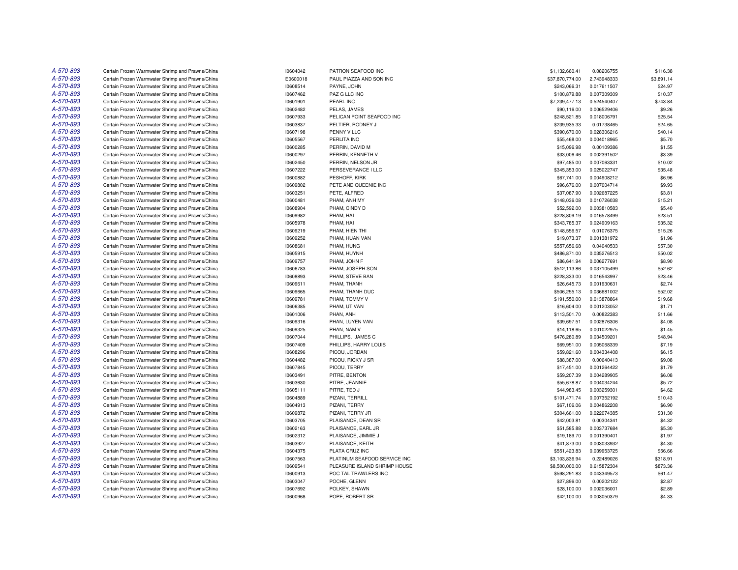| | | | | | | |
|---|---|---|---|---|---|---|
| A-570-893 | Certain Frozen Warmwater Shrimp and Prawns/China | I0604042 | PATRON SEAFOOD INC | $1,132,660.41 | 0.08206755 | $116.38 |
| A-570-893 | Certain Frozen Warmwater Shrimp and Prawns/China | E0600018 | PAUL PIAZZA AND SON INC | $37,870,774.00 | 2.743948333 | $3,891.14 |
| A-570-893 | Certain Frozen Warmwater Shrimp and Prawns/China | I0608514 | PAYNE, JOHN | $243,066.31 | 0.017611507 | $24.97 |
| A-570-893 | Certain Frozen Warmwater Shrimp and Prawns/China | I0607462 | PAZ G LLC INC | $100,879.88 | 0.007309309 | $10.37 |
| A-570-893 | Certain Frozen Warmwater Shrimp and Prawns/China | I0601901 | PEARL INC | $7,239,477.13 | 0.524540407 | $743.84 |
| A-570-893 | Certain Frozen Warmwater Shrimp and Prawns/China | I0602482 | PELAS, JAMES | $90,116.00 | 0.006529406 | $9.26 |
| A-570-893 | Certain Frozen Warmwater Shrimp and Prawns/China | I0607933 | PELICAN POINT SEAFOOD INC | $248,521.85 | 0.018006791 | $25.54 |
| A-570-893 | Certain Frozen Warmwater Shrimp and Prawns/China | I0603837 | PELTIER, RODNEY J | $239,935.33 | 0.01738465 | $24.65 |
| A-570-893 | Certain Frozen Warmwater Shrimp and Prawns/China | I0607198 | PENNY V LLC | $390,670.00 | 0.028306216 | $40.14 |
| A-570-893 | Certain Frozen Warmwater Shrimp and Prawns/China | I0605567 | PERLITA INC | $55,468.00 | 0.004018965 | $5.70 |
| A-570-893 | Certain Frozen Warmwater Shrimp and Prawns/China | I0600285 | PERRIN, DAVID M | $15,096.98 | 0.00109386 | $1.55 |
| A-570-893 | Certain Frozen Warmwater Shrimp and Prawns/China | I0600297 | PERRIN, KENNETH V | $33,006.46 | 0.002391502 | $3.39 |
| A-570-893 | Certain Frozen Warmwater Shrimp and Prawns/China | I0602450 | PERRIN, NELSON JR | $97,485.00 | 0.007063331 | $10.02 |
| A-570-893 | Certain Frozen Warmwater Shrimp and Prawns/China | I0607222 | PERSEVERANCE I LLC | $345,353.00 | 0.025022747 | $35.48 |
| A-570-893 | Certain Frozen Warmwater Shrimp and Prawns/China | I0600882 | PESHOFF, KIRK | $67,741.00 | 0.004908212 | $6.96 |
| A-570-893 | Certain Frozen Warmwater Shrimp and Prawns/China | I0609802 | PETE AND QUEENIE INC | $96,676.00 | 0.007004714 | $9.93 |
| A-570-893 | Certain Frozen Warmwater Shrimp and Prawns/China | I0603251 | PETE, ALFRED | $37,087.90 | 0.002687225 | $3.81 |
| A-570-893 | Certain Frozen Warmwater Shrimp and Prawns/China | I0600481 | PHAM, ANH MY | $148,036.08 | 0.010726038 | $15.21 |
| A-570-893 | Certain Frozen Warmwater Shrimp and Prawns/China | I0608904 | PHAM, CINDY D | $52,592.00 | 0.003810583 | $5.40 |
| A-570-893 | Certain Frozen Warmwater Shrimp and Prawns/China | I0609982 | PHAM, HAI | $228,809.19 | 0.016578499 | $23.51 |
| A-570-893 | Certain Frozen Warmwater Shrimp and Prawns/China | I0605978 | PHAM, HAI | $343,785.37 | 0.024909163 | $35.32 |
| A-570-893 | Certain Frozen Warmwater Shrimp and Prawns/China | I0609219 | PHAM, HIEN THI | $148,556.57 | 0.01076375 | $15.26 |
| A-570-893 | Certain Frozen Warmwater Shrimp and Prawns/China | I0609252 | PHAM, HUAN VAN | $19,073.37 | 0.001381972 | $1.96 |
| A-570-893 | Certain Frozen Warmwater Shrimp and Prawns/China | I0608681 | PHAM, HUNG | $557,656.68 | 0.04040533 | $57.30 |
| A-570-893 | Certain Frozen Warmwater Shrimp and Prawns/China | I0605915 | PHAM, HUYNH | $486,871.00 | 0.035276513 | $50.02 |
| A-570-893 | Certain Frozen Warmwater Shrimp and Prawns/China | I0609757 | PHAM, JOHN F | $86,641.94 | 0.006277691 | $8.90 |
| A-570-893 | Certain Frozen Warmwater Shrimp and Prawns/China | I0606783 | PHAM, JOSEPH SON | $512,113.86 | 0.037105499 | $52.62 |
| A-570-893 | Certain Frozen Warmwater Shrimp and Prawns/China | I0608893 | PHAM, STEVE BAN | $228,333.00 | 0.016543997 | $23.46 |
| A-570-893 | Certain Frozen Warmwater Shrimp and Prawns/China | I0609611 | PHAM, THANH | $26,645.73 | 0.001930631 | $2.74 |
| A-570-893 | Certain Frozen Warmwater Shrimp and Prawns/China | I0609665 | PHAM, THANH DUC | $506,255.13 | 0.036681002 | $52.02 |
| A-570-893 | Certain Frozen Warmwater Shrimp and Prawns/China | I0609781 | PHAM, TOMMY V | $191,550.00 | 0.013878864 | $19.68 |
| A-570-893 | Certain Frozen Warmwater Shrimp and Prawns/China | I0606385 | PHAM, UT VAN | $16,604.00 | 0.001203052 | $1.71 |
| A-570-893 | Certain Frozen Warmwater Shrimp and Prawns/China | I0601006 | PHAN, ANH | $113,501.70 | 0.00822383 | $11.66 |
| A-570-893 | Certain Frozen Warmwater Shrimp and Prawns/China | I0609316 | PHAN, LUYEN VAN | $39,697.51 | 0.002876306 | $4.08 |
| A-570-893 | Certain Frozen Warmwater Shrimp and Prawns/China | I0609325 | PHAN, NAM V | $14,118.65 | 0.001022975 | $1.45 |
| A-570-893 | Certain Frozen Warmwater Shrimp and Prawns/China | I0607044 | PHILLIPS, JAMES C | $476,280.89 | 0.034509201 | $48.94 |
| A-570-893 | Certain Frozen Warmwater Shrimp and Prawns/China | I0607409 | PHILLIPS, HARRY LOUIS | $69,951.00 | 0.005068339 | $7.19 |
| A-570-893 | Certain Frozen Warmwater Shrimp and Prawns/China | I0608296 | PICOU, JORDAN | $59,821.60 | 0.004334408 | $6.15 |
| A-570-893 | Certain Frozen Warmwater Shrimp and Prawns/China | I0604482 | PICOU, RICKY J SR | $88,387.00 | 0.00640413 | $9.08 |
| A-570-893 | Certain Frozen Warmwater Shrimp and Prawns/China | I0607845 | PICOU, TERRY | $17,451.00 | 0.001264422 | $1.79 |
| A-570-893 | Certain Frozen Warmwater Shrimp and Prawns/China | I0603491 | PITRE, BENTON | $59,207.39 | 0.004289905 | $6.08 |
| A-570-893 | Certain Frozen Warmwater Shrimp and Prawns/China | I0603630 | PITRE, JEANNIE | $55,678.87 | 0.004034244 | $5.72 |
| A-570-893 | Certain Frozen Warmwater Shrimp and Prawns/China | I0605111 | PITRE, TED J | $44,983.45 | 0.003259301 | $4.62 |
| A-570-893 | Certain Frozen Warmwater Shrimp and Prawns/China | I0604889 | PIZANI, TERRILL | $101,471.74 | 0.007352192 | $10.43 |
| A-570-893 | Certain Frozen Warmwater Shrimp and Prawns/China | I0604913 | PIZANI, TERRY | $67,106.06 | 0.004862208 | $6.90 |
| A-570-893 | Certain Frozen Warmwater Shrimp and Prawns/China | I0609872 | PIZANI, TERRY JR | $304,661.00 | 0.022074385 | $31.30 |
| A-570-893 | Certain Frozen Warmwater Shrimp and Prawns/China | I0603705 | PLAISANCE, DEAN SR | $42,003.81 | 0.00304341 | $4.32 |
| A-570-893 | Certain Frozen Warmwater Shrimp and Prawns/China | I0602163 | PLAISANCE, EARL JR | $51,585.88 | 0.003737684 | $5.30 |
| A-570-893 | Certain Frozen Warmwater Shrimp and Prawns/China | I0602312 | PLAISANCE, JIMMIE J | $19,189.70 | 0.001390401 | $1.97 |
| A-570-893 | Certain Frozen Warmwater Shrimp and Prawns/China | I0603927 | PLAISANCE, KEITH | $41,873.00 | 0.003033932 | $4.30 |
| A-570-893 | Certain Frozen Warmwater Shrimp and Prawns/China | I0604375 | PLATA CRUZ INC | $551,423.83 | 0.039953725 | $56.66 |
| A-570-893 | Certain Frozen Warmwater Shrimp and Prawns/China | I0607563 | PLATINUM SEAFOOD SERVICE INC | $3,103,836.94 | 0.22489026 | $318.91 |
| A-570-893 | Certain Frozen Warmwater Shrimp and Prawns/China | I0609541 | PLEASURE ISLAND SHRIMP HOUSE | $8,500,000.00 | 0.615872304 | $873.36 |
| A-570-893 | Certain Frozen Warmwater Shrimp and Prawns/China | I0600913 | POC TAL TRAWLERS INC | $598,291.83 | 0.043349573 | $61.47 |
| A-570-893 | Certain Frozen Warmwater Shrimp and Prawns/China | I0603047 | POCHE, GLENN | $27,896.00 | 0.00202122 | $2.87 |
| A-570-893 | Certain Frozen Warmwater Shrimp and Prawns/China | I0607692 | POLKEY, SHAWN | $28,100.00 | 0.002036001 | $2.89 |
| A-570-893 | Certain Frozen Warmwater Shrimp and Prawns/China | I0600968 | POPE, ROBERT SR | $42,100.00 | 0.003050379 | $4.33 |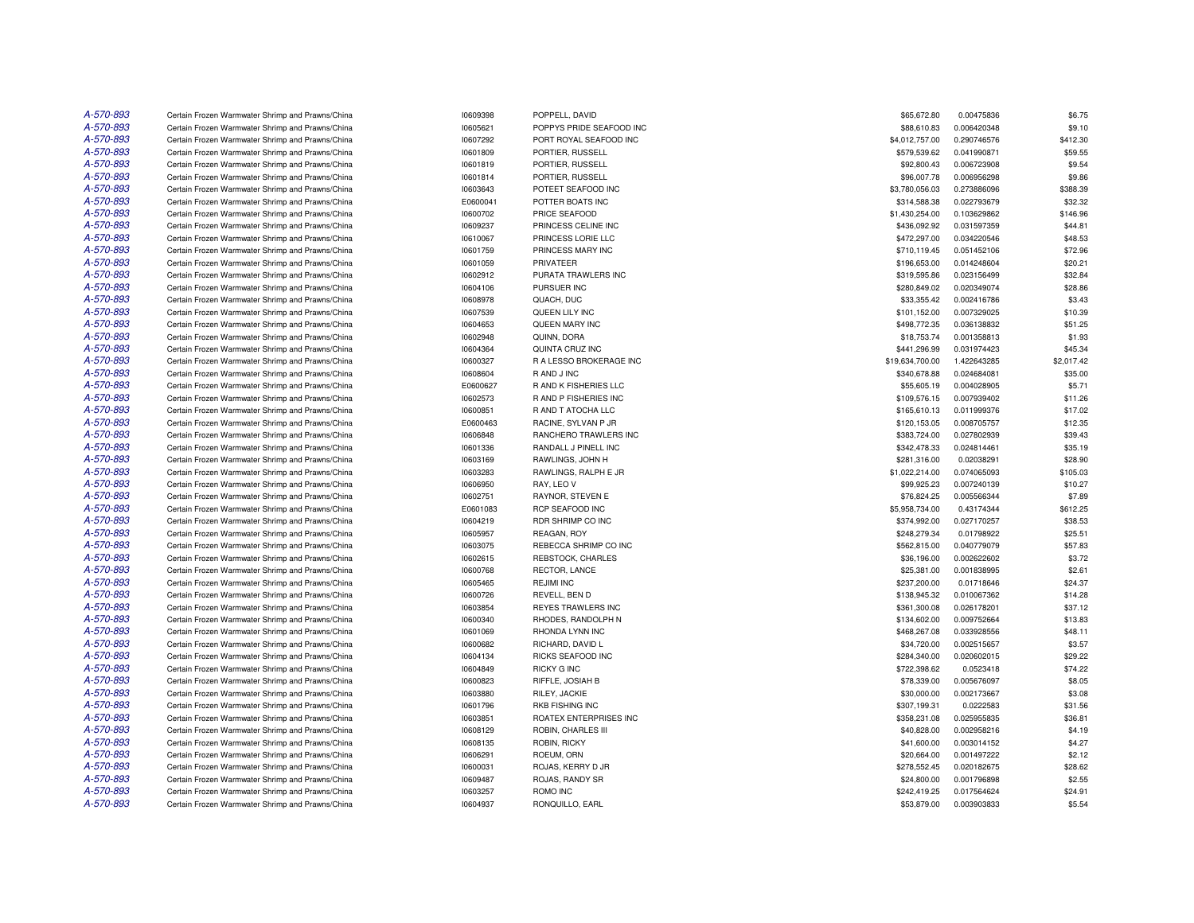| | | | | | | |
|---|---|---|---|---|---|---|
| A-570-893 | Certain Frozen Warmwater Shrimp and Prawns/China | I0609398 | POPPELL, DAVID | $65,672.80 | 0.00475836 | $6.75 |
| A-570-893 | Certain Frozen Warmwater Shrimp and Prawns/China | I0605621 | POPPYS PRIDE SEAFOOD INC | $88,610.83 | 0.006420348 | $9.10 |
| A-570-893 | Certain Frozen Warmwater Shrimp and Prawns/China | I0607292 | PORT ROYAL SEAFOOD INC | $4,012,757.00 | 0.290746576 | $412.30 |
| A-570-893 | Certain Frozen Warmwater Shrimp and Prawns/China | I0601809 | PORTIER, RUSSELL | $579,539.62 | 0.041990871 | $59.55 |
| A-570-893 | Certain Frozen Warmwater Shrimp and Prawns/China | I0601819 | PORTIER, RUSSELL | $92,800.43 | 0.006723908 | $9.54 |
| A-570-893 | Certain Frozen Warmwater Shrimp and Prawns/China | I0601814 | PORTIER, RUSSELL | $96,007.78 | 0.006956298 | $9.86 |
| A-570-893 | Certain Frozen Warmwater Shrimp and Prawns/China | I0603643 | POTEET SEAFOOD INC | $3,780,056.03 | 0.273886096 | $388.39 |
| A-570-893 | Certain Frozen Warmwater Shrimp and Prawns/China | E0600041 | POTTER BOATS INC | $314,588.38 | 0.022793679 | $32.32 |
| A-570-893 | Certain Frozen Warmwater Shrimp and Prawns/China | I0600702 | PRICE SEAFOOD | $1,430,254.00 | 0.103629862 | $146.96 |
| A-570-893 | Certain Frozen Warmwater Shrimp and Prawns/China | I0609237 | PRINCESS CELINE INC | $436,092.92 | 0.031597359 | $44.81 |
| A-570-893 | Certain Frozen Warmwater Shrimp and Prawns/China | I0610067 | PRINCESS LORIE LLC | $472,297.00 | 0.034220546 | $48.53 |
| A-570-893 | Certain Frozen Warmwater Shrimp and Prawns/China | I0601759 | PRINCESS MARY INC | $710,119.45 | 0.051452106 | $72.96 |
| A-570-893 | Certain Frozen Warmwater Shrimp and Prawns/China | I0601059 | PRIVATEER | $196,653.00 | 0.014248604 | $20.21 |
| A-570-893 | Certain Frozen Warmwater Shrimp and Prawns/China | I0602912 | PURATA TRAWLERS INC | $319,595.86 | 0.023156499 | $32.84 |
| A-570-893 | Certain Frozen Warmwater Shrimp and Prawns/China | I0604106 | PURSUER INC | $280,849.02 | 0.020349074 | $28.86 |
| A-570-893 | Certain Frozen Warmwater Shrimp and Prawns/China | I0608978 | QUACH, DUC | $33,355.42 | 0.002416786 | $3.43 |
| A-570-893 | Certain Frozen Warmwater Shrimp and Prawns/China | I0607539 | QUEEN LILY INC | $101,152.00 | 0.007329025 | $10.39 |
| A-570-893 | Certain Frozen Warmwater Shrimp and Prawns/China | I0604653 | QUEEN MARY INC | $498,772.35 | 0.036138832 | $51.25 |
| A-570-893 | Certain Frozen Warmwater Shrimp and Prawns/China | I0602948 | QUINN, DORA | $18,753.74 | 0.001358813 | $1.93 |
| A-570-893 | Certain Frozen Warmwater Shrimp and Prawns/China | I0604364 | QUINTA CRUZ INC | $441,296.99 | 0.031974423 | $45.34 |
| A-570-893 | Certain Frozen Warmwater Shrimp and Prawns/China | I0600327 | R A LESSO BROKERAGE INC | $19,634,700.00 | 1.422643285 | $2,017.42 |
| A-570-893 | Certain Frozen Warmwater Shrimp and Prawns/China | I0608604 | R AND J INC | $340,678.88 | 0.024684081 | $35.00 |
| A-570-893 | Certain Frozen Warmwater Shrimp and Prawns/China | E0600627 | R AND K FISHERIES LLC | $55,605.19 | 0.004028905 | $5.71 |
| A-570-893 | Certain Frozen Warmwater Shrimp and Prawns/China | I0602573 | R AND P FISHERIES INC | $109,576.15 | 0.007939402 | $11.26 |
| A-570-893 | Certain Frozen Warmwater Shrimp and Prawns/China | I0600851 | R AND T ATOCHA LLC | $165,610.13 | 0.011999376 | $17.02 |
| A-570-893 | Certain Frozen Warmwater Shrimp and Prawns/China | E0600463 | RACINE, SYLVAN P JR | $120,153.05 | 0.008705757 | $12.35 |
| A-570-893 | Certain Frozen Warmwater Shrimp and Prawns/China | I0606848 | RANCHERO TRAWLERS INC | $383,724.00 | 0.027802939 | $39.43 |
| A-570-893 | Certain Frozen Warmwater Shrimp and Prawns/China | I0601336 | RANDALL J PINELL INC | $342,478.33 | 0.024814461 | $35.19 |
| A-570-893 | Certain Frozen Warmwater Shrimp and Prawns/China | I0603169 | RAWLINGS, JOHN H | $281,316.00 | 0.02038291 | $28.90 |
| A-570-893 | Certain Frozen Warmwater Shrimp and Prawns/China | I0603283 | RAWLINGS, RALPH E JR | $1,022,214.00 | 0.074065093 | $105.03 |
| A-570-893 | Certain Frozen Warmwater Shrimp and Prawns/China | I0606950 | RAY, LEO V | $99,925.23 | 0.007240139 | $10.27 |
| A-570-893 | Certain Frozen Warmwater Shrimp and Prawns/China | I0602751 | RAYNOR, STEVEN E | $76,824.25 | 0.005566344 | $7.89 |
| A-570-893 | Certain Frozen Warmwater Shrimp and Prawns/China | E0601083 | RCP SEAFOOD INC | $5,958,734.00 | 0.43174344 | $612.25 |
| A-570-893 | Certain Frozen Warmwater Shrimp and Prawns/China | I0604219 | RDR SHRIMP CO INC | $374,992.00 | 0.027170257 | $38.53 |
| A-570-893 | Certain Frozen Warmwater Shrimp and Prawns/China | I0605957 | REAGAN, ROY | $248,279.34 | 0.01798922 | $25.51 |
| A-570-893 | Certain Frozen Warmwater Shrimp and Prawns/China | I0603075 | REBECCA SHRIMP CO INC | $562,815.00 | 0.040779079 | $57.83 |
| A-570-893 | Certain Frozen Warmwater Shrimp and Prawns/China | I0602615 | REBSTOCK, CHARLES | $36,196.00 | 0.002622602 | $3.72 |
| A-570-893 | Certain Frozen Warmwater Shrimp and Prawns/China | I0600768 | RECTOR, LANCE | $25,381.00 | 0.001838995 | $2.61 |
| A-570-893 | Certain Frozen Warmwater Shrimp and Prawns/China | I0605465 | REJIMI INC | $237,200.00 | 0.01718646 | $24.37 |
| A-570-893 | Certain Frozen Warmwater Shrimp and Prawns/China | I0600726 | REVELL, BEN D | $138,945.32 | 0.010067362 | $14.28 |
| A-570-893 | Certain Frozen Warmwater Shrimp and Prawns/China | I0603854 | REYES TRAWLERS INC | $361,300.08 | 0.026178201 | $37.12 |
| A-570-893 | Certain Frozen Warmwater Shrimp and Prawns/China | I0600340 | RHODES, RANDOLPH N | $134,602.00 | 0.009752664 | $13.83 |
| A-570-893 | Certain Frozen Warmwater Shrimp and Prawns/China | I0601069 | RHONDA LYNN INC | $468,267.08 | 0.033928556 | $48.11 |
| A-570-893 | Certain Frozen Warmwater Shrimp and Prawns/China | I0600682 | RICHARD, DAVID L | $34,720.00 | 0.002515657 | $3.57 |
| A-570-893 | Certain Frozen Warmwater Shrimp and Prawns/China | I0604134 | RICKS SEAFOOD INC | $284,340.00 | 0.020602015 | $29.22 |
| A-570-893 | Certain Frozen Warmwater Shrimp and Prawns/China | I0604849 | RICKY G INC | $722,398.62 | 0.0523418 | $74.22 |
| A-570-893 | Certain Frozen Warmwater Shrimp and Prawns/China | I0600823 | RIFFLE, JOSIAH B | $78,339.00 | 0.005676097 | $8.05 |
| A-570-893 | Certain Frozen Warmwater Shrimp and Prawns/China | I0603880 | RILEY, JACKIE | $30,000.00 | 0.002173667 | $3.08 |
| A-570-893 | Certain Frozen Warmwater Shrimp and Prawns/China | I0601796 | RKB FISHING INC | $307,199.31 | 0.0222583 | $31.56 |
| A-570-893 | Certain Frozen Warmwater Shrimp and Prawns/China | I0603851 | ROATEX ENTERPRISES INC | $358,231.08 | 0.025955835 | $36.81 |
| A-570-893 | Certain Frozen Warmwater Shrimp and Prawns/China | I0608129 | ROBIN, CHARLES III | $40,828.00 | 0.002958216 | $4.19 |
| A-570-893 | Certain Frozen Warmwater Shrimp and Prawns/China | I0608135 | ROBIN, RICKY | $41,600.00 | 0.003014152 | $4.27 |
| A-570-893 | Certain Frozen Warmwater Shrimp and Prawns/China | I0606291 | ROEUM, ORN | $20,664.00 | 0.001497222 | $2.12 |
| A-570-893 | Certain Frozen Warmwater Shrimp and Prawns/China | I0600031 | ROJAS, KERRY D JR | $278,552.45 | 0.020182675 | $28.62 |
| A-570-893 | Certain Frozen Warmwater Shrimp and Prawns/China | I0609487 | ROJAS, RANDY SR | $24,800.00 | 0.001796898 | $2.55 |
| A-570-893 | Certain Frozen Warmwater Shrimp and Prawns/China | I0603257 | ROMO INC | $242,419.25 | 0.017564624 | $24.91 |
| A-570-893 | Certain Frozen Warmwater Shrimp and Prawns/China | I0604937 | RONQUILLO, EARL | $53,879.00 | 0.003903833 | $5.54 |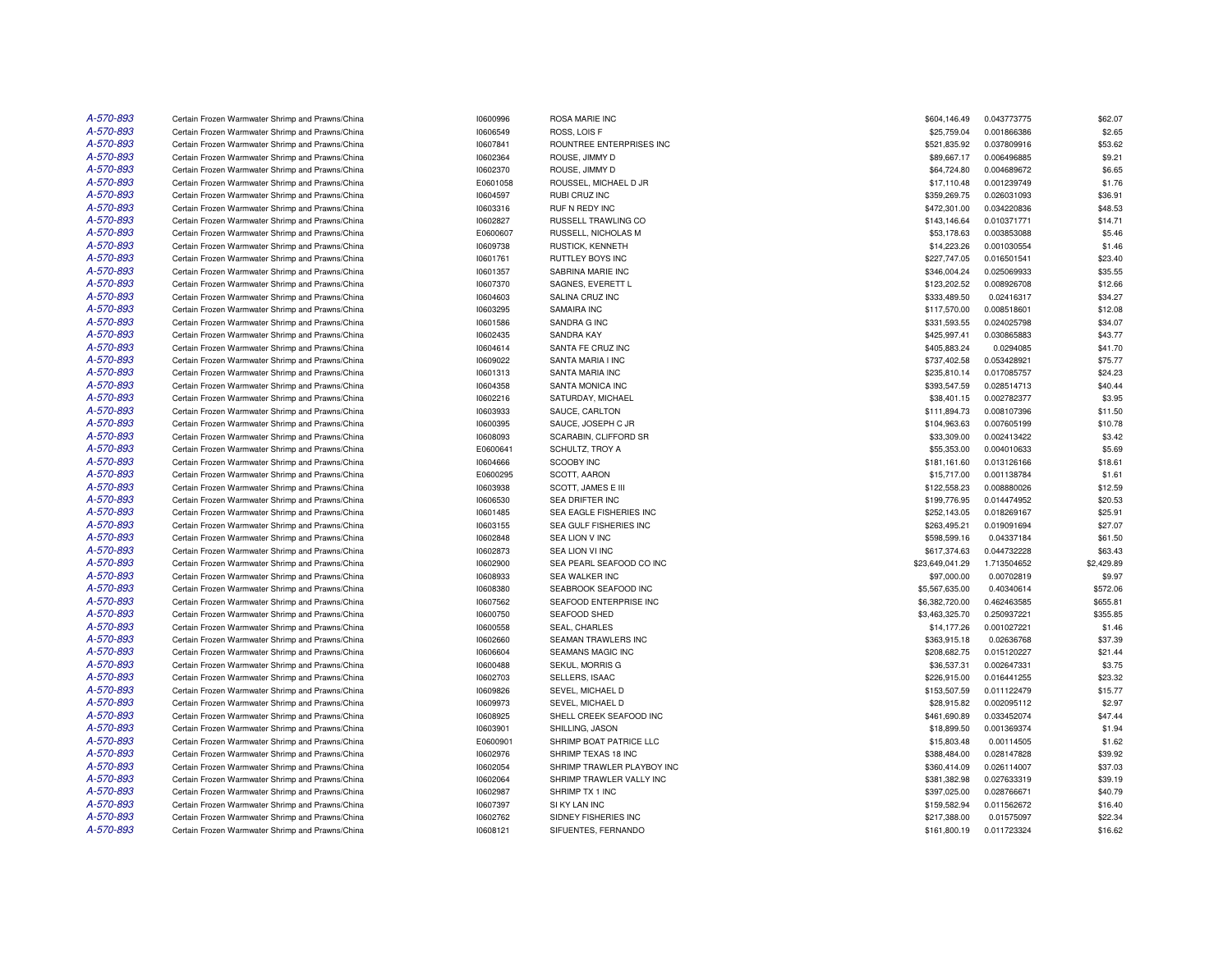| | | | | | | |
|---|---|---|---|---|---|---|
| A-570-893 | Certain Frozen Warmwater Shrimp and Prawns/China | I0600996 | ROSA MARIE INC | $604,146.49 | 0.043773775 | $62.07 |
| A-570-893 | Certain Frozen Warmwater Shrimp and Prawns/China | I0606549 | ROSS, LOIS F | $25,759.04 | 0.001866386 | $2.65 |
| A-570-893 | Certain Frozen Warmwater Shrimp and Prawns/China | I0607841 | ROUNTREE ENTERPRISES INC | $521,835.92 | 0.037809916 | $53.62 |
| A-570-893 | Certain Frozen Warmwater Shrimp and Prawns/China | I0602364 | ROUSE, JIMMY D | $89,667.17 | 0.006496885 | $9.21 |
| A-570-893 | Certain Frozen Warmwater Shrimp and Prawns/China | I0602370 | ROUSE, JIMMY D | $64,724.80 | 0.004689672 | $6.65 |
| A-570-893 | Certain Frozen Warmwater Shrimp and Prawns/China | E0601058 | ROUSSEL, MICHAEL D JR | $17,110.48 | 0.001239749 | $1.76 |
| A-570-893 | Certain Frozen Warmwater Shrimp and Prawns/China | I0604597 | RUBI CRUZ INC | $359,269.75 | 0.026031093 | $36.91 |
| A-570-893 | Certain Frozen Warmwater Shrimp and Prawns/China | I0603316 | RUF N REDY INC | $472,301.00 | 0.034220836 | $48.53 |
| A-570-893 | Certain Frozen Warmwater Shrimp and Prawns/China | I0602827 | RUSSELL TRAWLING CO | $143,146.64 | 0.010371771 | $14.71 |
| A-570-893 | Certain Frozen Warmwater Shrimp and Prawns/China | E0600607 | RUSSELL, NICHOLAS M | $53,178.63 | 0.003853088 | $5.46 |
| A-570-893 | Certain Frozen Warmwater Shrimp and Prawns/China | I0609738 | RUSTICK, KENNETH | $14,223.26 | 0.001030554 | $1.46 |
| A-570-893 | Certain Frozen Warmwater Shrimp and Prawns/China | I0601761 | RUTTLEY BOYS INC | $227,747.05 | 0.016501541 | $23.40 |
| A-570-893 | Certain Frozen Warmwater Shrimp and Prawns/China | I0601357 | SABRINA MARIE INC | $346,004.24 | 0.025069933 | $35.55 |
| A-570-893 | Certain Frozen Warmwater Shrimp and Prawns/China | I0607370 | SAGNES, EVERETT L | $123,202.52 | 0.008926708 | $12.66 |
| A-570-893 | Certain Frozen Warmwater Shrimp and Prawns/China | I0604603 | SALINA CRUZ INC | $333,489.50 | 0.02416317 | $34.27 |
| A-570-893 | Certain Frozen Warmwater Shrimp and Prawns/China | I0603295 | SAMAIRA INC | $117,570.00 | 0.008518601 | $12.08 |
| A-570-893 | Certain Frozen Warmwater Shrimp and Prawns/China | I0601586 | SANDRA G INC | $331,593.55 | 0.024025798 | $34.07 |
| A-570-893 | Certain Frozen Warmwater Shrimp and Prawns/China | I0602435 | SANDRA KAY | $425,997.41 | 0.030865883 | $43.77 |
| A-570-893 | Certain Frozen Warmwater Shrimp and Prawns/China | I0604614 | SANTA FE CRUZ INC | $405,883.24 | 0.0294085 | $41.70 |
| A-570-893 | Certain Frozen Warmwater Shrimp and Prawns/China | I0609022 | SANTA MARIA I INC | $737,402.58 | 0.053428921 | $75.77 |
| A-570-893 | Certain Frozen Warmwater Shrimp and Prawns/China | I0601313 | SANTA MARIA INC | $235,810.14 | 0.017085757 | $24.23 |
| A-570-893 | Certain Frozen Warmwater Shrimp and Prawns/China | I0604358 | SANTA MONICA INC | $393,547.59 | 0.028514713 | $40.44 |
| A-570-893 | Certain Frozen Warmwater Shrimp and Prawns/China | I0602216 | SATURDAY, MICHAEL | $38,401.15 | 0.002782377 | $3.95 |
| A-570-893 | Certain Frozen Warmwater Shrimp and Prawns/China | I0603933 | SAUCE, CARLTON | $111,894.73 | 0.008107396 | $11.50 |
| A-570-893 | Certain Frozen Warmwater Shrimp and Prawns/China | I0600395 | SAUCE, JOSEPH C JR | $104,963.63 | 0.007605199 | $10.78 |
| A-570-893 | Certain Frozen Warmwater Shrimp and Prawns/China | I0608093 | SCARABIN, CLIFFORD SR | $33,309.00 | 0.002413422 | $3.42 |
| A-570-893 | Certain Frozen Warmwater Shrimp and Prawns/China | E0600641 | SCHULTZ, TROY A | $55,353.00 | 0.004010633 | $5.69 |
| A-570-893 | Certain Frozen Warmwater Shrimp and Prawns/China | I0604666 | SCOOBY INC | $181,161.60 | 0.013126166 | $18.61 |
| A-570-893 | Certain Frozen Warmwater Shrimp and Prawns/China | E0600295 | SCOTT, AARON | $15,717.00 | 0.001138784 | $1.61 |
| A-570-893 | Certain Frozen Warmwater Shrimp and Prawns/China | I0603938 | SCOTT, JAMES E III | $122,558.23 | 0.008880026 | $12.59 |
| A-570-893 | Certain Frozen Warmwater Shrimp and Prawns/China | I0606530 | SEA DRIFTER INC | $199,776.95 | 0.014474952 | $20.53 |
| A-570-893 | Certain Frozen Warmwater Shrimp and Prawns/China | I0601485 | SEA EAGLE FISHERIES INC | $252,143.05 | 0.018269167 | $25.91 |
| A-570-893 | Certain Frozen Warmwater Shrimp and Prawns/China | I0603155 | SEA GULF FISHERIES INC | $263,495.21 | 0.019091694 | $27.07 |
| A-570-893 | Certain Frozen Warmwater Shrimp and Prawns/China | I0602848 | SEA LION V INC | $598,599.16 | 0.04337184 | $61.50 |
| A-570-893 | Certain Frozen Warmwater Shrimp and Prawns/China | I0602873 | SEA LION VI INC | $617,374.63 | 0.044732228 | $63.43 |
| A-570-893 | Certain Frozen Warmwater Shrimp and Prawns/China | I0602900 | SEA PEARL SEAFOOD CO INC | $23,649,041.29 | 1.713504652 | $2,429.89 |
| A-570-893 | Certain Frozen Warmwater Shrimp and Prawns/China | I0608933 | SEA WALKER INC | $97,000.00 | 0.00702819 | $9.97 |
| A-570-893 | Certain Frozen Warmwater Shrimp and Prawns/China | I0608380 | SEABROOK SEAFOOD INC | $5,567,635.00 | 0.40340614 | $572.06 |
| A-570-893 | Certain Frozen Warmwater Shrimp and Prawns/China | I0607562 | SEAFOOD ENTERPRISE INC | $6,382,720.00 | 0.462463585 | $655.81 |
| A-570-893 | Certain Frozen Warmwater Shrimp and Prawns/China | I0600750 | SEAFOOD SHED | $3,463,325.70 | 0.250937221 | $355.85 |
| A-570-893 | Certain Frozen Warmwater Shrimp and Prawns/China | I0600558 | SEAL, CHARLES | $14,177.26 | 0.001027221 | $1.46 |
| A-570-893 | Certain Frozen Warmwater Shrimp and Prawns/China | I0602660 | SEAMAN TRAWLERS INC | $363,915.18 | 0.02636768 | $37.39 |
| A-570-893 | Certain Frozen Warmwater Shrimp and Prawns/China | I0606604 | SEAMANS MAGIC INC | $208,682.75 | 0.015120227 | $21.44 |
| A-570-893 | Certain Frozen Warmwater Shrimp and Prawns/China | I0600488 | SEKUL, MORRIS G | $36,537.31 | 0.002647331 | $3.75 |
| A-570-893 | Certain Frozen Warmwater Shrimp and Prawns/China | I0602703 | SELLERS, ISAAC | $226,915.00 | 0.016441255 | $23.32 |
| A-570-893 | Certain Frozen Warmwater Shrimp and Prawns/China | I0609826 | SEVEL, MICHAEL D | $153,507.59 | 0.011122479 | $15.77 |
| A-570-893 | Certain Frozen Warmwater Shrimp and Prawns/China | I0609973 | SEVEL, MICHAEL D | $28,915.82 | 0.002095112 | $2.97 |
| A-570-893 | Certain Frozen Warmwater Shrimp and Prawns/China | I0608925 | SHELL CREEK SEAFOOD INC | $461,690.89 | 0.033452074 | $47.44 |
| A-570-893 | Certain Frozen Warmwater Shrimp and Prawns/China | I0603901 | SHILLING, JASON | $18,899.50 | 0.001369374 | $1.94 |
| A-570-893 | Certain Frozen Warmwater Shrimp and Prawns/China | E0600901 | SHRIMP BOAT PATRICE LLC | $15,803.48 | 0.00114505 | $1.62 |
| A-570-893 | Certain Frozen Warmwater Shrimp and Prawns/China | I0602976 | SHRIMP TEXAS 18 INC | $388,484.00 | 0.028147828 | $39.92 |
| A-570-893 | Certain Frozen Warmwater Shrimp and Prawns/China | I0602054 | SHRIMP TRAWLER PLAYBOY INC | $360,414.09 | 0.026114007 | $37.03 |
| A-570-893 | Certain Frozen Warmwater Shrimp and Prawns/China | I0602064 | SHRIMP TRAWLER VALLY INC | $381,382.98 | 0.027633319 | $39.19 |
| A-570-893 | Certain Frozen Warmwater Shrimp and Prawns/China | I0602987 | SHRIMP TX 1 INC | $397,025.00 | 0.028766671 | $40.79 |
| A-570-893 | Certain Frozen Warmwater Shrimp and Prawns/China | I0607397 | SI KY LAN INC | $159,582.94 | 0.011562672 | $16.40 |
| A-570-893 | Certain Frozen Warmwater Shrimp and Prawns/China | I0602762 | SIDNEY FISHERIES INC | $217,388.00 | 0.01575097 | $22.34 |
| A-570-893 | Certain Frozen Warmwater Shrimp and Prawns/China | I0608121 | SIFUENTES, FERNANDO | $161,800.19 | 0.011723324 | $16.62 |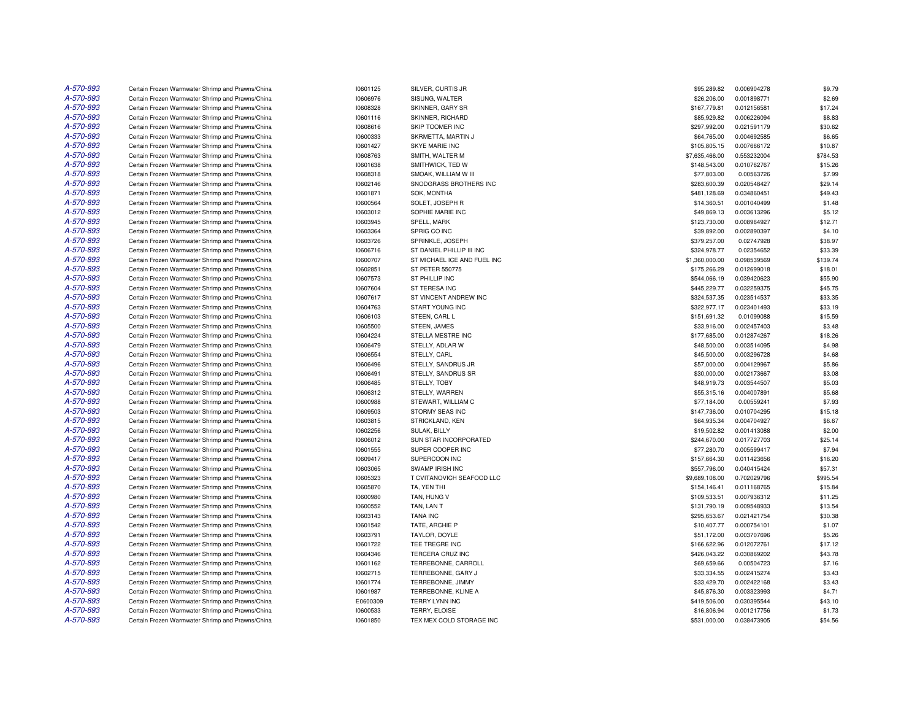| | | | | | | |
|---|---|---|---|---|---|---|
| A-570-893 | Certain Frozen Warmwater Shrimp and Prawns/China | I0601125 | SILVER, CURTIS JR | $95,289.82 | 0.006904278 | $9.79 |
| A-570-893 | Certain Frozen Warmwater Shrimp and Prawns/China | I0606976 | SISUNG, WALTER | $26,206.00 | 0.001898771 | $2.69 |
| A-570-893 | Certain Frozen Warmwater Shrimp and Prawns/China | I0608328 | SKINNER, GARY SR | $167,779.81 | 0.012156581 | $17.24 |
| A-570-893 | Certain Frozen Warmwater Shrimp and Prawns/China | I0601116 | SKINNER, RICHARD | $85,929.82 | 0.006226094 | $8.83 |
| A-570-893 | Certain Frozen Warmwater Shrimp and Prawns/China | I0608616 | SKIP TOOMER INC | $297,992.00 | 0.021591179 | $30.62 |
| A-570-893 | Certain Frozen Warmwater Shrimp and Prawns/China | I0600333 | SKRMETTA, MARTIN J | $64,765.00 | 0.004692585 | $6.65 |
| A-570-893 | Certain Frozen Warmwater Shrimp and Prawns/China | I0601427 | SKYE MARIE INC | $105,805.15 | 0.007666172 | $10.87 |
| A-570-893 | Certain Frozen Warmwater Shrimp and Prawns/China | I0608763 | SMITH, WALTER M | $7,635,466.00 | 0.553232004 | $784.53 |
| A-570-893 | Certain Frozen Warmwater Shrimp and Prawns/China | I0601638 | SMITHWICK, TED W | $148,543.00 | 0.010762767 | $15.26 |
| A-570-893 | Certain Frozen Warmwater Shrimp and Prawns/China | I0608318 | SMOAK, WILLIAM W III | $77,803.00 | 0.00563726 | $7.99 |
| A-570-893 | Certain Frozen Warmwater Shrimp and Prawns/China | I0602146 | SNODGRASS BROTHERS INC | $283,600.39 | 0.020548427 | $29.14 |
| A-570-893 | Certain Frozen Warmwater Shrimp and Prawns/China | I0601871 | SOK, MONTHA | $481,128.69 | 0.034860451 | $49.43 |
| A-570-893 | Certain Frozen Warmwater Shrimp and Prawns/China | I0600564 | SOLET, JOSEPH R | $14,360.51 | 0.001040499 | $1.48 |
| A-570-893 | Certain Frozen Warmwater Shrimp and Prawns/China | I0603012 | SOPHIE MARIE INC | $49,869.13 | 0.003613296 | $5.12 |
| A-570-893 | Certain Frozen Warmwater Shrimp and Prawns/China | I0603945 | SPELL, MARK | $123,730.00 | 0.008964927 | $12.71 |
| A-570-893 | Certain Frozen Warmwater Shrimp and Prawns/China | I0603364 | SPRIG CO INC | $39,892.00 | 0.002890397 | $4.10 |
| A-570-893 | Certain Frozen Warmwater Shrimp and Prawns/China | I0603726 | SPRINKLE, JOSEPH | $379,257.00 | 0.02747928 | $38.97 |
| A-570-893 | Certain Frozen Warmwater Shrimp and Prawns/China | I0606716 | ST DANIEL PHILLIP III INC | $324,978.77 | 0.02354652 | $33.39 |
| A-570-893 | Certain Frozen Warmwater Shrimp and Prawns/China | I0600707 | ST MICHAEL ICE AND FUEL INC | $1,360,000.00 | 0.098539569 | $139.74 |
| A-570-893 | Certain Frozen Warmwater Shrimp and Prawns/China | I0602851 | ST PETER 550775 | $175,266.29 | 0.012699018 | $18.01 |
| A-570-893 | Certain Frozen Warmwater Shrimp and Prawns/China | I0607573 | ST PHILLIP INC | $544,066.19 | 0.039420623 | $55.90 |
| A-570-893 | Certain Frozen Warmwater Shrimp and Prawns/China | I0607604 | ST TERESA INC | $445,229.77 | 0.032259375 | $45.75 |
| A-570-893 | Certain Frozen Warmwater Shrimp and Prawns/China | I0607617 | ST VINCENT ANDREW INC | $324,537.35 | 0.023514537 | $33.35 |
| A-570-893 | Certain Frozen Warmwater Shrimp and Prawns/China | I0604763 | START YOUNG INC | $322,977.17 | 0.023401493 | $33.19 |
| A-570-893 | Certain Frozen Warmwater Shrimp and Prawns/China | I0606103 | STEEN, CARL L | $151,691.32 | 0.01099088 | $15.59 |
| A-570-893 | Certain Frozen Warmwater Shrimp and Prawns/China | I0605500 | STEEN, JAMES | $33,916.00 | 0.002457403 | $3.48 |
| A-570-893 | Certain Frozen Warmwater Shrimp and Prawns/China | I0604224 | STELLA MESTRE INC | $177,685.00 | 0.012874267 | $18.26 |
| A-570-893 | Certain Frozen Warmwater Shrimp and Prawns/China | I0606479 | STELLY, ADLAR W | $48,500.00 | 0.003514095 | $4.98 |
| A-570-893 | Certain Frozen Warmwater Shrimp and Prawns/China | I0606554 | STELLY, CARL | $45,500.00 | 0.003296728 | $4.68 |
| A-570-893 | Certain Frozen Warmwater Shrimp and Prawns/China | I0606496 | STELLY, SANDRUS JR | $57,000.00 | 0.004129967 | $5.86 |
| A-570-893 | Certain Frozen Warmwater Shrimp and Prawns/China | I0606491 | STELLY, SANDRUS SR | $30,000.00 | 0.002173667 | $3.08 |
| A-570-893 | Certain Frozen Warmwater Shrimp and Prawns/China | I0606485 | STELLY, TOBY | $48,919.73 | 0.003544507 | $5.03 |
| A-570-893 | Certain Frozen Warmwater Shrimp and Prawns/China | I0606312 | STELLY, WARREN | $55,315.16 | 0.004007891 | $5.68 |
| A-570-893 | Certain Frozen Warmwater Shrimp and Prawns/China | I0600988 | STEWART, WILLIAM C | $77,184.00 | 0.00559241 | $7.93 |
| A-570-893 | Certain Frozen Warmwater Shrimp and Prawns/China | I0609503 | STORMY SEAS INC | $147,736.00 | 0.010704295 | $15.18 |
| A-570-893 | Certain Frozen Warmwater Shrimp and Prawns/China | I0603815 | STRICKLAND, KEN | $64,935.34 | 0.004704927 | $6.67 |
| A-570-893 | Certain Frozen Warmwater Shrimp and Prawns/China | I0602256 | SULAK, BILLY | $19,502.82 | 0.001413088 | $2.00 |
| A-570-893 | Certain Frozen Warmwater Shrimp and Prawns/China | I0606012 | SUN STAR INCORPORATED | $244,670.00 | 0.017727703 | $25.14 |
| A-570-893 | Certain Frozen Warmwater Shrimp and Prawns/China | I0601555 | SUPER COOPER INC | $77,280.70 | 0.005599417 | $7.94 |
| A-570-893 | Certain Frozen Warmwater Shrimp and Prawns/China | I0609417 | SUPERCOON INC | $157,664.30 | 0.011423656 | $16.20 |
| A-570-893 | Certain Frozen Warmwater Shrimp and Prawns/China | I0603065 | SWAMP IRISH INC | $557,796.00 | 0.040415424 | $57.31 |
| A-570-893 | Certain Frozen Warmwater Shrimp and Prawns/China | I0605323 | T CVITANOVICH SEAFOOD LLC | $9,689,108.00 | 0.702029796 | $995.54 |
| A-570-893 | Certain Frozen Warmwater Shrimp and Prawns/China | I0605870 | TA, YEN THI | $154,146.41 | 0.011168765 | $15.84 |
| A-570-893 | Certain Frozen Warmwater Shrimp and Prawns/China | I0600980 | TAN, HUNG V | $109,533.51 | 0.007936312 | $11.25 |
| A-570-893 | Certain Frozen Warmwater Shrimp and Prawns/China | I0600552 | TAN, LAN T | $131,790.19 | 0.009548933 | $13.54 |
| A-570-893 | Certain Frozen Warmwater Shrimp and Prawns/China | I0603143 | TANA INC | $295,653.67 | 0.021421754 | $30.38 |
| A-570-893 | Certain Frozen Warmwater Shrimp and Prawns/China | I0601542 | TATE, ARCHIE P | $10,407.77 | 0.000754101 | $1.07 |
| A-570-893 | Certain Frozen Warmwater Shrimp and Prawns/China | I0603791 | TAYLOR, DOYLE | $51,172.00 | 0.003707696 | $5.26 |
| A-570-893 | Certain Frozen Warmwater Shrimp and Prawns/China | I0601722 | TEE TREGRE INC | $166,622.96 | 0.012072761 | $17.12 |
| A-570-893 | Certain Frozen Warmwater Shrimp and Prawns/China | I0604346 | TERCERA CRUZ INC | $426,043.22 | 0.030869202 | $43.78 |
| A-570-893 | Certain Frozen Warmwater Shrimp and Prawns/China | I0601162 | TERREBONNE, CARROLL | $69,659.66 | 0.00504723 | $7.16 |
| A-570-893 | Certain Frozen Warmwater Shrimp and Prawns/China | I0602715 | TERREBONNE, GARY J | $33,334.55 | 0.002415274 | $3.43 |
| A-570-893 | Certain Frozen Warmwater Shrimp and Prawns/China | I0601774 | TERREBONNE, JIMMY | $33,429.70 | 0.002422168 | $3.43 |
| A-570-893 | Certain Frozen Warmwater Shrimp and Prawns/China | I0601987 | TERREBONNE, KLINE A | $45,876.30 | 0.003323993 | $4.71 |
| A-570-893 | Certain Frozen Warmwater Shrimp and Prawns/China | E0600309 | TERRY LYNN INC | $419,506.00 | 0.030395544 | $43.10 |
| A-570-893 | Certain Frozen Warmwater Shrimp and Prawns/China | I0600533 | TERRY, ELOISE | $16,806.94 | 0.001217756 | $1.73 |
| A-570-893 | Certain Frozen Warmwater Shrimp and Prawns/China | I0601850 | TEX MEX COLD STORAGE INC | $531,000.00 | 0.038473905 | $54.56 |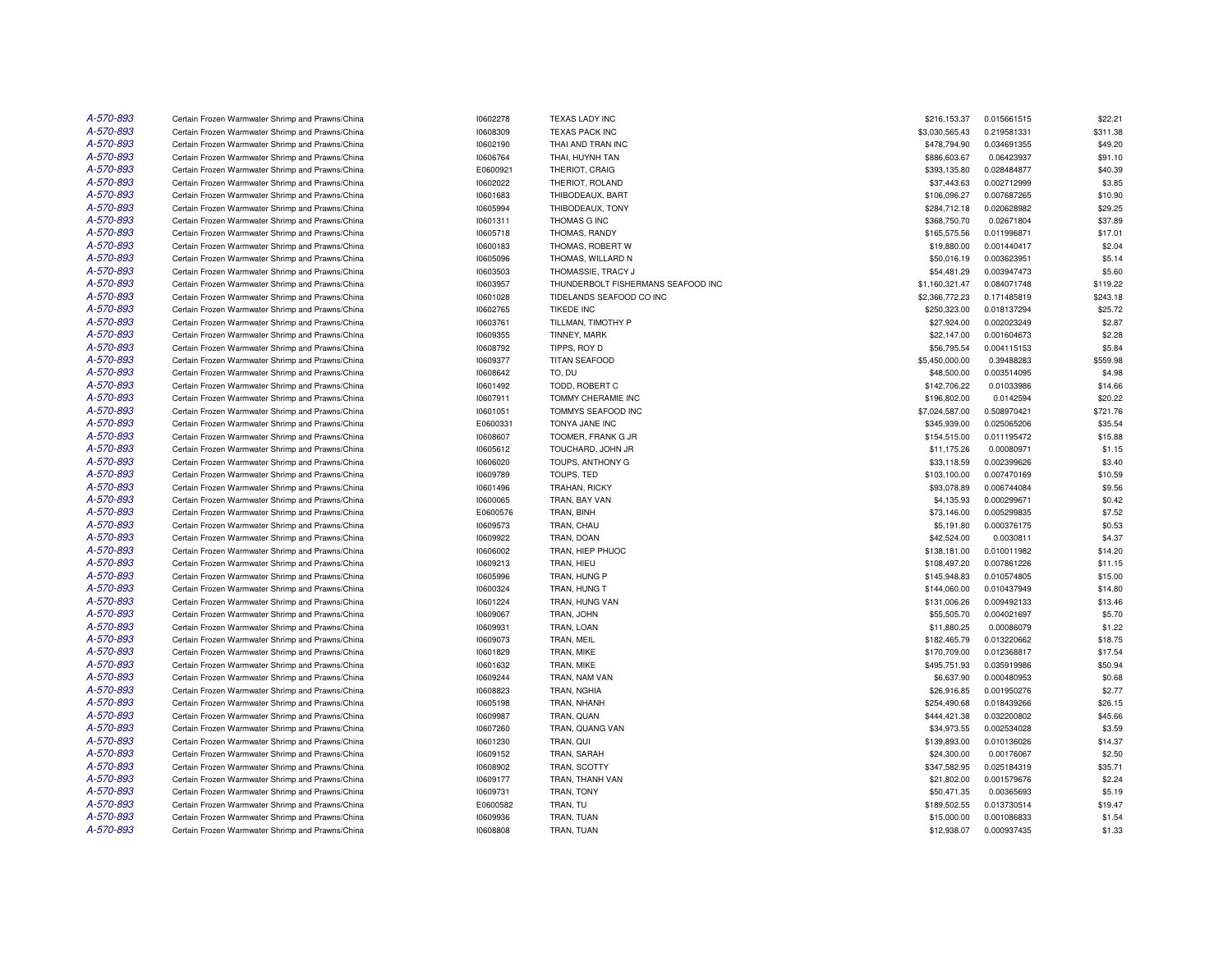| | | | | | | |
|---|---|---|---|---|---|---|
| A-570-893 | Certain Frozen Warmwater Shrimp and Prawns/China | I0602278 | TEXAS LADY INC | $216,153.37 | 0.015661515 | $22.21 |
| A-570-893 | Certain Frozen Warmwater Shrimp and Prawns/China | I0608309 | TEXAS PACK INC | $3,030,565.43 | 0.219581331 | $311.38 |
| A-570-893 | Certain Frozen Warmwater Shrimp and Prawns/China | I0602190 | THAI AND TRAN INC | $478,794.90 | 0.034691355 | $49.20 |
| A-570-893 | Certain Frozen Warmwater Shrimp and Prawns/China | I0606764 | THAI, HUYNH TAN | $886,603.67 | 0.06423937 | $91.10 |
| A-570-893 | Certain Frozen Warmwater Shrimp and Prawns/China | E0600921 | THERIOT, CRAIG | $393,135.80 | 0.028484877 | $40.39 |
| A-570-893 | Certain Frozen Warmwater Shrimp and Prawns/China | I0602022 | THERIOT, ROLAND | $37,443.63 | 0.002712999 | $3.85 |
| A-570-893 | Certain Frozen Warmwater Shrimp and Prawns/China | I0601683 | THIBODEAUX, BART | $106,096.27 | 0.007687265 | $10.90 |
| A-570-893 | Certain Frozen Warmwater Shrimp and Prawns/China | I0605994 | THIBODEAUX, TONY | $284,712.18 | 0.020628982 | $29.25 |
| A-570-893 | Certain Frozen Warmwater Shrimp and Prawns/China | I0601311 | THOMAS G INC | $368,750.70 | 0.02671804 | $37.89 |
| A-570-893 | Certain Frozen Warmwater Shrimp and Prawns/China | I0605718 | THOMAS, RANDY | $165,575.56 | 0.011996871 | $17.01 |
| A-570-893 | Certain Frozen Warmwater Shrimp and Prawns/China | I0600183 | THOMAS, ROBERT W | $19,880.00 | 0.001440417 | $2.04 |
| A-570-893 | Certain Frozen Warmwater Shrimp and Prawns/China | I0605096 | THOMAS, WILLARD N | $50,016.19 | 0.003623951 | $5.14 |
| A-570-893 | Certain Frozen Warmwater Shrimp and Prawns/China | I0603503 | THOMASSIE, TRACY J | $54,481.29 | 0.003947473 | $5.60 |
| A-570-893 | Certain Frozen Warmwater Shrimp and Prawns/China | I0603957 | THUNDERBOLT FISHERMANS SEAFOOD INC | $1,160,321.47 | 0.084071748 | $119.22 |
| A-570-893 | Certain Frozen Warmwater Shrimp and Prawns/China | I0601028 | TIDELANDS SEAFOOD CO INC | $2,366,772.23 | 0.171485819 | $243.18 |
| A-570-893 | Certain Frozen Warmwater Shrimp and Prawns/China | I0602765 | TIKEDE INC | $250,323.00 | 0.018137294 | $25.72 |
| A-570-893 | Certain Frozen Warmwater Shrimp and Prawns/China | I0603761 | TILLMAN, TIMOTHY P | $27,924.00 | 0.002023249 | $2.87 |
| A-570-893 | Certain Frozen Warmwater Shrimp and Prawns/China | I0609355 | TINNEY, MARK | $22,147.00 | 0.001604673 | $2.28 |
| A-570-893 | Certain Frozen Warmwater Shrimp and Prawns/China | I0608792 | TIPPS, ROY D | $56,795.54 | 0.004115153 | $5.84 |
| A-570-893 | Certain Frozen Warmwater Shrimp and Prawns/China | I0609377 | TITAN SEAFOOD | $5,450,000.00 | 0.39488283 | $559.98 |
| A-570-893 | Certain Frozen Warmwater Shrimp and Prawns/China | I0608642 | TO, DU | $48,500.00 | 0.003514095 | $4.98 |
| A-570-893 | Certain Frozen Warmwater Shrimp and Prawns/China | I0601492 | TODD, ROBERT C | $142,706.22 | 0.01033986 | $14.66 |
| A-570-893 | Certain Frozen Warmwater Shrimp and Prawns/China | I0607911 | TOMMY CHERAMIE INC | $196,802.00 | 0.0142594 | $20.22 |
| A-570-893 | Certain Frozen Warmwater Shrimp and Prawns/China | I0601051 | TOMMYS SEAFOOD INC | $7,024,587.00 | 0.508970421 | $721.76 |
| A-570-893 | Certain Frozen Warmwater Shrimp and Prawns/China | E0600331 | TONYA JANE INC | $345,939.00 | 0.025065206 | $35.54 |
| A-570-893 | Certain Frozen Warmwater Shrimp and Prawns/China | I0608607 | TOOMER, FRANK G JR | $154,515.00 | 0.011195472 | $15.88 |
| A-570-893 | Certain Frozen Warmwater Shrimp and Prawns/China | I0605612 | TOUCHARD, JOHN JR | $11,175.26 | 0.00080971 | $1.15 |
| A-570-893 | Certain Frozen Warmwater Shrimp and Prawns/China | I0606020 | TOUPS, ANTHONY G | $33,118.59 | 0.002399626 | $3.40 |
| A-570-893 | Certain Frozen Warmwater Shrimp and Prawns/China | I0609789 | TOUPS, TED | $103,100.00 | 0.007470169 | $10.59 |
| A-570-893 | Certain Frozen Warmwater Shrimp and Prawns/China | I0601496 | TRAHAN, RICKY | $93,078.89 | 0.006744084 | $9.56 |
| A-570-893 | Certain Frozen Warmwater Shrimp and Prawns/China | I0600065 | TRAN, BAY VAN | $4,135.93 | 0.000299671 | $0.42 |
| A-570-893 | Certain Frozen Warmwater Shrimp and Prawns/China | E0600576 | TRAN, BINH | $73,146.00 | 0.005299835 | $7.52 |
| A-570-893 | Certain Frozen Warmwater Shrimp and Prawns/China | I0609573 | TRAN, CHAU | $5,191.80 | 0.000376175 | $0.53 |
| A-570-893 | Certain Frozen Warmwater Shrimp and Prawns/China | I0609922 | TRAN, DOAN | $42,524.00 | 0.0030811 | $4.37 |
| A-570-893 | Certain Frozen Warmwater Shrimp and Prawns/China | I0606002 | TRAN, HIEP PHUOC | $138,181.00 | 0.010011982 | $14.20 |
| A-570-893 | Certain Frozen Warmwater Shrimp and Prawns/China | I0609213 | TRAN, HIEU | $108,497.20 | 0.007861226 | $11.15 |
| A-570-893 | Certain Frozen Warmwater Shrimp and Prawns/China | I0605996 | TRAN, HUNG P | $145,948.83 | 0.010574805 | $15.00 |
| A-570-893 | Certain Frozen Warmwater Shrimp and Prawns/China | I0600324 | TRAN, HUNG T | $144,060.00 | 0.010437949 | $14.80 |
| A-570-893 | Certain Frozen Warmwater Shrimp and Prawns/China | I0601224 | TRAN, HUNG VAN | $131,006.26 | 0.009492133 | $13.46 |
| A-570-893 | Certain Frozen Warmwater Shrimp and Prawns/China | I0609067 | TRAN, JOHN | $55,505.70 | 0.004021697 | $5.70 |
| A-570-893 | Certain Frozen Warmwater Shrimp and Prawns/China | I0609931 | TRAN, LOAN | $11,880.25 | 0.00086079 | $1.22 |
| A-570-893 | Certain Frozen Warmwater Shrimp and Prawns/China | I0609073 | TRAN, MEIL | $182,465.79 | 0.013220662 | $18.75 |
| A-570-893 | Certain Frozen Warmwater Shrimp and Prawns/China | I0601829 | TRAN, MIKE | $170,709.00 | 0.012368817 | $17.54 |
| A-570-893 | Certain Frozen Warmwater Shrimp and Prawns/China | I0601632 | TRAN, MIKE | $495,751.93 | 0.035919986 | $50.94 |
| A-570-893 | Certain Frozen Warmwater Shrimp and Prawns/China | I0609244 | TRAN, NAM VAN | $6,637.90 | 0.000480953 | $0.68 |
| A-570-893 | Certain Frozen Warmwater Shrimp and Prawns/China | I0608823 | TRAN, NGHIA | $26,916.85 | 0.001950276 | $2.77 |
| A-570-893 | Certain Frozen Warmwater Shrimp and Prawns/China | I0605198 | TRAN, NHANH | $254,490.68 | 0.018439266 | $26.15 |
| A-570-893 | Certain Frozen Warmwater Shrimp and Prawns/China | I0609987 | TRAN, QUAN | $444,421.38 | 0.032200802 | $45.66 |
| A-570-893 | Certain Frozen Warmwater Shrimp and Prawns/China | I0607260 | TRAN, QUANG VAN | $34,973.55 | 0.002534028 | $3.59 |
| A-570-893 | Certain Frozen Warmwater Shrimp and Prawns/China | I0601230 | TRAN, QUI | $139,893.00 | 0.010136026 | $14.37 |
| A-570-893 | Certain Frozen Warmwater Shrimp and Prawns/China | I0609152 | TRAN, SARAH | $24,300.00 | 0.00176067 | $2.50 |
| A-570-893 | Certain Frozen Warmwater Shrimp and Prawns/China | I0608902 | TRAN, SCOTTY | $347,582.95 | 0.025184319 | $35.71 |
| A-570-893 | Certain Frozen Warmwater Shrimp and Prawns/China | I0609177 | TRAN, THANH VAN | $21,802.00 | 0.001579676 | $2.24 |
| A-570-893 | Certain Frozen Warmwater Shrimp and Prawns/China | I0609731 | TRAN, TONY | $50,471.35 | 0.00365693 | $5.19 |
| A-570-893 | Certain Frozen Warmwater Shrimp and Prawns/China | E0600582 | TRAN, TU | $189,502.55 | 0.013730514 | $19.47 |
| A-570-893 | Certain Frozen Warmwater Shrimp and Prawns/China | I0609936 | TRAN, TUAN | $15,000.00 | 0.001086833 | $1.54 |
| A-570-893 | Certain Frozen Warmwater Shrimp and Prawns/China | I0608808 | TRAN, TUAN | $12,938.07 | 0.000937435 | $1.33 |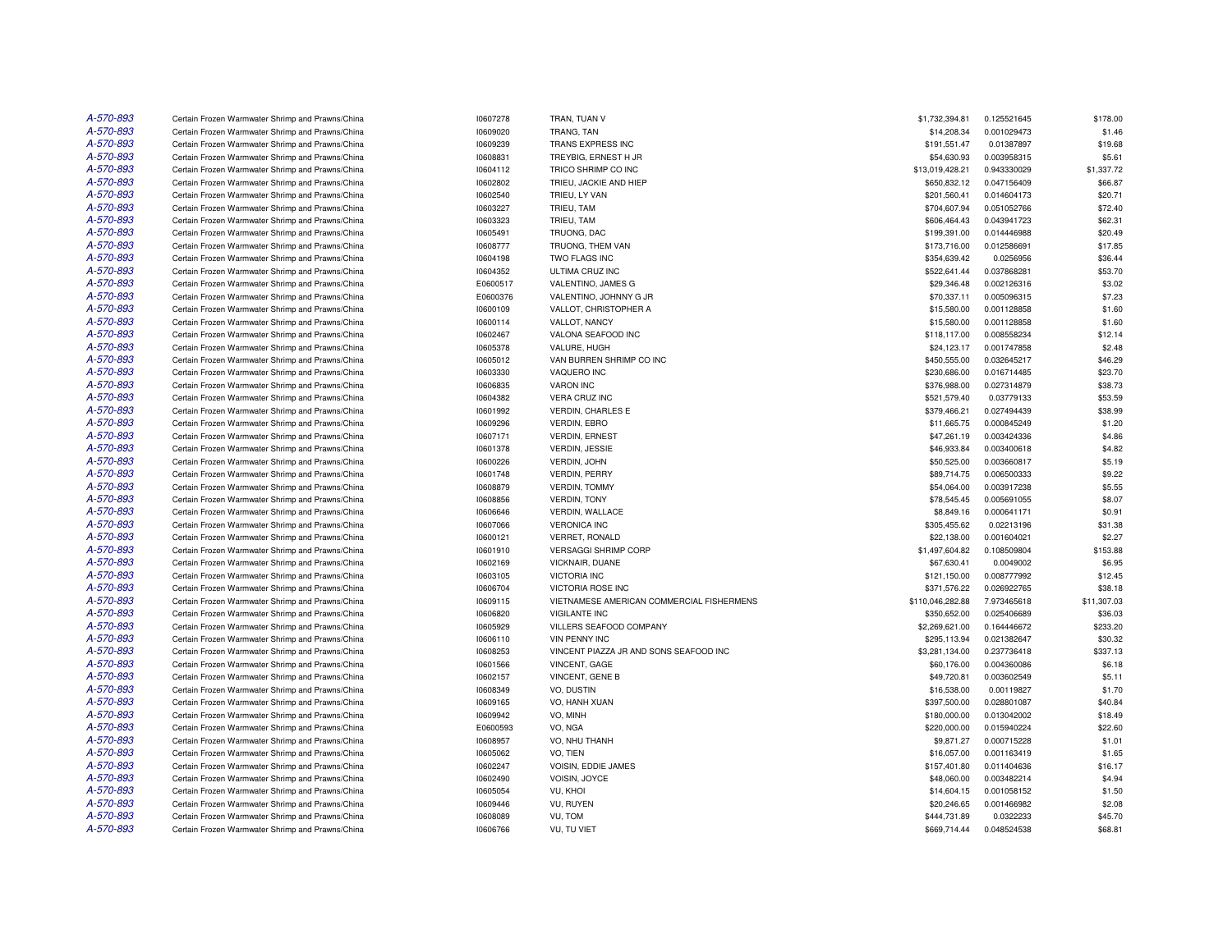| | | | | | | |
|---|---|---|---|---|---|---|
| A-570-893 | Certain Frozen Warmwater Shrimp and Prawns/China | I0607278 | TRAN, TUAN V | $1,732,394.81 | 0.125521645 | $178.00 |
| A-570-893 | Certain Frozen Warmwater Shrimp and Prawns/China | I0609020 | TRANG, TAN | $14,208.34 | 0.001029473 | $1.46 |
| A-570-893 | Certain Frozen Warmwater Shrimp and Prawns/China | I0609239 | TRANS EXPRESS INC | $191,551.47 | 0.01387897 | $19.68 |
| A-570-893 | Certain Frozen Warmwater Shrimp and Prawns/China | I0608831 | TREYBIG, ERNEST H JR | $54,630.93 | 0.003958315 | $5.61 |
| A-570-893 | Certain Frozen Warmwater Shrimp and Prawns/China | I0604112 | TRICO SHRIMP CO INC | $13,019,428.21 | 0.943330029 | $1,337.72 |
| A-570-893 | Certain Frozen Warmwater Shrimp and Prawns/China | I0602802 | TRIEU, JACKIE AND HIEP | $650,832.12 | 0.047156409 | $66.87 |
| A-570-893 | Certain Frozen Warmwater Shrimp and Prawns/China | I0602540 | TRIEU, LY VAN | $201,560.41 | 0.014604173 | $20.71 |
| A-570-893 | Certain Frozen Warmwater Shrimp and Prawns/China | I0603227 | TRIEU, TAM | $704,607.94 | 0.051052766 | $72.40 |
| A-570-893 | Certain Frozen Warmwater Shrimp and Prawns/China | I0603323 | TRIEU, TAM | $606,464.43 | 0.043941723 | $62.31 |
| A-570-893 | Certain Frozen Warmwater Shrimp and Prawns/China | I0605491 | TRUONG, DAC | $199,391.00 | 0.014446988 | $20.49 |
| A-570-893 | Certain Frozen Warmwater Shrimp and Prawns/China | I0608777 | TRUONG, THEM VAN | $173,716.00 | 0.012586691 | $17.85 |
| A-570-893 | Certain Frozen Warmwater Shrimp and Prawns/China | I0604198 | TWO FLAGS INC | $354,639.42 | 0.0256956 | $36.44 |
| A-570-893 | Certain Frozen Warmwater Shrimp and Prawns/China | I0604352 | ULTIMA CRUZ INC | $522,641.44 | 0.037868281 | $53.70 |
| A-570-893 | Certain Frozen Warmwater Shrimp and Prawns/China | E0600517 | VALENTINO, JAMES G | $29,346.48 | 0.002126316 | $3.02 |
| A-570-893 | Certain Frozen Warmwater Shrimp and Prawns/China | E0600376 | VALENTINO, JOHNNY G JR | $70,337.11 | 0.005096315 | $7.23 |
| A-570-893 | Certain Frozen Warmwater Shrimp and Prawns/China | I0600109 | VALLOT, CHRISTOPHER A | $15,580.00 | 0.001128858 | $1.60 |
| A-570-893 | Certain Frozen Warmwater Shrimp and Prawns/China | I0600114 | VALLOT, NANCY | $15,580.00 | 0.001128858 | $1.60 |
| A-570-893 | Certain Frozen Warmwater Shrimp and Prawns/China | I0602467 | VALONA SEAFOOD INC | $118,117.00 | 0.008558234 | $12.14 |
| A-570-893 | Certain Frozen Warmwater Shrimp and Prawns/China | I0605378 | VALURE, HUGH | $24,123.17 | 0.001747858 | $2.48 |
| A-570-893 | Certain Frozen Warmwater Shrimp and Prawns/China | I0605012 | VAN BURREN SHRIMP CO INC | $450,555.00 | 0.032645217 | $46.29 |
| A-570-893 | Certain Frozen Warmwater Shrimp and Prawns/China | I0603330 | VAQUERO INC | $230,686.00 | 0.016714485 | $23.70 |
| A-570-893 | Certain Frozen Warmwater Shrimp and Prawns/China | I0606835 | VARON INC | $376,988.00 | 0.027314879 | $38.73 |
| A-570-893 | Certain Frozen Warmwater Shrimp and Prawns/China | I0604382 | VERA CRUZ INC | $521,579.40 | 0.03779133 | $53.59 |
| A-570-893 | Certain Frozen Warmwater Shrimp and Prawns/China | I0601992 | VERDIN, CHARLES E | $379,466.21 | 0.027494439 | $38.99 |
| A-570-893 | Certain Frozen Warmwater Shrimp and Prawns/China | I0609296 | VERDIN, EBRO | $11,665.75 | 0.000845249 | $1.20 |
| A-570-893 | Certain Frozen Warmwater Shrimp and Prawns/China | I0607171 | VERDIN, ERNEST | $47,261.19 | 0.003424336 | $4.86 |
| A-570-893 | Certain Frozen Warmwater Shrimp and Prawns/China | I0601378 | VERDIN, JESSIE | $46,933.84 | 0.003400618 | $4.82 |
| A-570-893 | Certain Frozen Warmwater Shrimp and Prawns/China | I0600226 | VERDIN, JOHN | $50,525.00 | 0.003660817 | $5.19 |
| A-570-893 | Certain Frozen Warmwater Shrimp and Prawns/China | I0601748 | VERDIN, PERRY | $89,714.75 | 0.006500333 | $9.22 |
| A-570-893 | Certain Frozen Warmwater Shrimp and Prawns/China | I0608879 | VERDIN, TOMMY | $54,064.00 | 0.003917238 | $5.55 |
| A-570-893 | Certain Frozen Warmwater Shrimp and Prawns/China | I0608856 | VERDIN, TONY | $78,545.45 | 0.005691055 | $8.07 |
| A-570-893 | Certain Frozen Warmwater Shrimp and Prawns/China | I0606646 | VERDIN, WALLACE | $8,849.16 | 0.000641171 | $0.91 |
| A-570-893 | Certain Frozen Warmwater Shrimp and Prawns/China | I0607066 | VERONICA INC | $305,455.62 | 0.02213196 | $31.38 |
| A-570-893 | Certain Frozen Warmwater Shrimp and Prawns/China | I0600121 | VERRET, RONALD | $22,138.00 | 0.001604021 | $2.27 |
| A-570-893 | Certain Frozen Warmwater Shrimp and Prawns/China | I0601910 | VERSAGGI SHRIMP CORP | $1,497,604.82 | 0.108509804 | $153.88 |
| A-570-893 | Certain Frozen Warmwater Shrimp and Prawns/China | I0602169 | VICKNAIR, DUANE | $67,630.41 | 0.0049002 | $6.95 |
| A-570-893 | Certain Frozen Warmwater Shrimp and Prawns/China | I0603105 | VICTORIA INC | $121,150.00 | 0.008777992 | $12.45 |
| A-570-893 | Certain Frozen Warmwater Shrimp and Prawns/China | I0606704 | VICTORIA ROSE INC | $371,576.22 | 0.026922765 | $38.18 |
| A-570-893 | Certain Frozen Warmwater Shrimp and Prawns/China | I0609115 | VIETNAMESE AMERICAN COMMERCIAL FISHERMENS | $110,046,282.88 | 7.973465618 | $11,307.03 |
| A-570-893 | Certain Frozen Warmwater Shrimp and Prawns/China | I0606820 | VIGILANTE INC | $350,652.00 | 0.025406689 | $36.03 |
| A-570-893 | Certain Frozen Warmwater Shrimp and Prawns/China | I0605929 | VILLERS SEAFOOD COMPANY | $2,269,621.00 | 0.164446672 | $233.20 |
| A-570-893 | Certain Frozen Warmwater Shrimp and Prawns/China | I0606110 | VIN PENNY INC | $295,113.94 | 0.021382647 | $30.32 |
| A-570-893 | Certain Frozen Warmwater Shrimp and Prawns/China | I0608253 | VINCENT PIAZZA JR AND SONS SEAFOOD INC | $3,281,134.00 | 0.237736418 | $337.13 |
| A-570-893 | Certain Frozen Warmwater Shrimp and Prawns/China | I0601566 | VINCENT, GAGE | $60,176.00 | 0.004360086 | $6.18 |
| A-570-893 | Certain Frozen Warmwater Shrimp and Prawns/China | I0602157 | VINCENT, GENE B | $49,720.81 | 0.003602549 | $5.11 |
| A-570-893 | Certain Frozen Warmwater Shrimp and Prawns/China | I0608349 | VO, DUSTIN | $16,538.00 | 0.00119827 | $1.70 |
| A-570-893 | Certain Frozen Warmwater Shrimp and Prawns/China | I0609165 | VO, HANH XUAN | $397,500.00 | 0.028801087 | $40.84 |
| A-570-893 | Certain Frozen Warmwater Shrimp and Prawns/China | I0609942 | VO, MINH | $180,000.00 | 0.013042002 | $18.49 |
| A-570-893 | Certain Frozen Warmwater Shrimp and Prawns/China | E0600593 | VO, NGA | $220,000.00 | 0.015940224 | $22.60 |
| A-570-893 | Certain Frozen Warmwater Shrimp and Prawns/China | I0608957 | VO, NHU THANH | $9,871.27 | 0.000715228 | $1.01 |
| A-570-893 | Certain Frozen Warmwater Shrimp and Prawns/China | I0605062 | VO, TIEN | $16,057.00 | 0.001163419 | $1.65 |
| A-570-893 | Certain Frozen Warmwater Shrimp and Prawns/China | I0602247 | VOISIN, EDDIE JAMES | $157,401.80 | 0.011404636 | $16.17 |
| A-570-893 | Certain Frozen Warmwater Shrimp and Prawns/China | I0602490 | VOISIN, JOYCE | $48,060.00 | 0.003482214 | $4.94 |
| A-570-893 | Certain Frozen Warmwater Shrimp and Prawns/China | I0605054 | VU, KHOI | $14,604.15 | 0.001058152 | $1.50 |
| A-570-893 | Certain Frozen Warmwater Shrimp and Prawns/China | I0609446 | VU, RUYEN | $20,246.65 | 0.001466982 | $2.08 |
| A-570-893 | Certain Frozen Warmwater Shrimp and Prawns/China | I0608089 | VU, TOM | $444,731.89 | 0.0322233 | $45.70 |
| A-570-893 | Certain Frozen Warmwater Shrimp and Prawns/China | I0606766 | VU, TU VIET | $669,714.44 | 0.048524538 | $68.81 |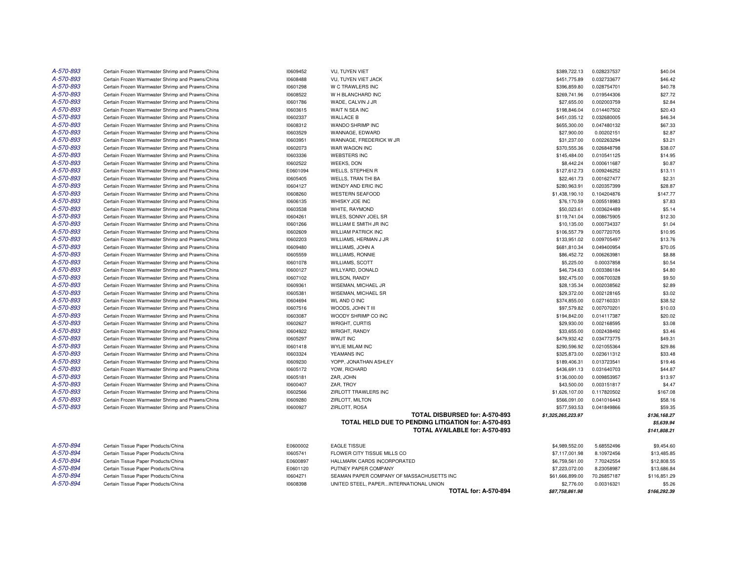| | | | | | | |
|---|---|---|---|---|---|---|
| A-570-893 | Certain Frozen Warmwater Shrimp and Prawns/China | I0609452 | VU, TUYEN VIET | $389,722.13 | 0.028237537 | $40.04 |
| A-570-893 | Certain Frozen Warmwater Shrimp and Prawns/China | I0608488 | VU, TUYEN VIET JACK | $451,775.89 | 0.032733677 | $46.42 |
| A-570-893 | Certain Frozen Warmwater Shrimp and Prawns/China | I0601298 | W C TRAWLERS INC | $396,859.80 | 0.028754701 | $40.78 |
| A-570-893 | Certain Frozen Warmwater Shrimp and Prawns/China | I0608522 | W H BLANCHARD INC | $269,741.96 | 0.019544306 | $27.72 |
| A-570-893 | Certain Frozen Warmwater Shrimp and Prawns/China | I0601786 | WADE, CALVIN J JR | $27,655.00 | 0.002003759 | $2.84 |
| A-570-893 | Certain Frozen Warmwater Shrimp and Prawns/China | I0603615 | WAIT N SEA INC | $198,846.04 | 0.014407502 | $20.43 |
| A-570-893 | Certain Frozen Warmwater Shrimp and Prawns/China | I0602337 | WALLACE B | $451,035.12 | 0.032680005 | $46.34 |
| A-570-893 | Certain Frozen Warmwater Shrimp and Prawns/China | I0608312 | WANDO SHRIMP INC | $655,300.00 | 0.047480132 | $67.33 |
| A-570-893 | Certain Frozen Warmwater Shrimp and Prawns/China | I0603529 | WANNAGE, EDWARD | $27,900.00 | 0.00202151 | $2.87 |
| A-570-893 | Certain Frozen Warmwater Shrimp and Prawns/China | I0603951 | WANNAGE, FREDERICK W JR | $31,237.00 | 0.002263294 | $3.21 |
| A-570-893 | Certain Frozen Warmwater Shrimp and Prawns/China | I0602073 | WAR WAGON INC | $370,555.36 | 0.026848798 | $38.07 |
| A-570-893 | Certain Frozen Warmwater Shrimp and Prawns/China | I0603336 | WEBSTERS INC | $145,484.00 | 0.010541125 | $14.95 |
| A-570-893 | Certain Frozen Warmwater Shrimp and Prawns/China | I0602522 | WEEKS, DON | $8,442.24 | 0.000611687 | $0.87 |
| A-570-893 | Certain Frozen Warmwater Shrimp and Prawns/China | E0601094 | WELLS, STEPHEN R | $127,612.73 | 0.009246252 | $13.11 |
| A-570-893 | Certain Frozen Warmwater Shrimp and Prawns/China | I0605405 | WELLS, TRAN THI BA | $22,461.73 | 0.001627477 | $2.31 |
| A-570-893 | Certain Frozen Warmwater Shrimp and Prawns/China | I0604127 | WENDY AND ERIC INC | $280,963.91 | 0.020357399 | $28.87 |
| A-570-893 | Certain Frozen Warmwater Shrimp and Prawns/China | I0608260 | WESTERN SEAFOOD | $1,438,190.10 | 0.104204876 | $147.77 |
| A-570-893 | Certain Frozen Warmwater Shrimp and Prawns/China | I0606135 | WHISKY JOE INC | $76,170.59 | 0.005518983 | $7.83 |
| A-570-893 | Certain Frozen Warmwater Shrimp and Prawns/China | I0603538 | WHITE, RAYMOND | $50,023.61 | 0.003624489 | $5.14 |
| A-570-893 | Certain Frozen Warmwater Shrimp and Prawns/China | I0604261 | WILES, SONNY JOEL SR | $119,741.04 | 0.008675905 | $12.30 |
| A-570-893 | Certain Frozen Warmwater Shrimp and Prawns/China | I0601266 | WILLIAM E SMITH JR INC | $10,135.00 | 0.000734337 | $1.04 |
| A-570-893 | Certain Frozen Warmwater Shrimp and Prawns/China | I0602609 | WILLIAM PATRICK INC | $106,557.79 | 0.007720705 | $10.95 |
| A-570-893 | Certain Frozen Warmwater Shrimp and Prawns/China | I0602203 | WILLIAMS, HERMAN J JR | $133,951.02 | 0.009705497 | $13.76 |
| A-570-893 | Certain Frozen Warmwater Shrimp and Prawns/China | I0609480 | WILLIAMS, JOHN A | $681,810.34 | 0.049400954 | $70.05 |
| A-570-893 | Certain Frozen Warmwater Shrimp and Prawns/China | I0605559 | WILLIAMS, RONNIE | $86,452.72 | 0.006263981 | $8.88 |
| A-570-893 | Certain Frozen Warmwater Shrimp and Prawns/China | I0601078 | WILLIAMS, SCOTT | $5,225.00 | 0.00037858 | $0.54 |
| A-570-893 | Certain Frozen Warmwater Shrimp and Prawns/China | I0600127 | WILLYARD, DONALD | $46,734.63 | 0.003386184 | $4.80 |
| A-570-893 | Certain Frozen Warmwater Shrimp and Prawns/China | I0607102 | WILSON, RANDY | $92,475.00 | 0.006700328 | $9.50 |
| A-570-893 | Certain Frozen Warmwater Shrimp and Prawns/China | I0609361 | WISEMAN, MICHAEL JR | $28,135.34 | 0.002038562 | $2.89 |
| A-570-893 | Certain Frozen Warmwater Shrimp and Prawns/China | I0605381 | WISEMAN, MICHAEL SR | $29,372.00 | 0.002128165 | $3.02 |
| A-570-893 | Certain Frozen Warmwater Shrimp and Prawns/China | I0604694 | WL AND O INC | $374,855.00 | 0.027160331 | $38.52 |
| A-570-893 | Certain Frozen Warmwater Shrimp and Prawns/China | I0607516 | WOODS, JOHN T III | $97,579.82 | 0.007070201 | $10.03 |
| A-570-893 | Certain Frozen Warmwater Shrimp and Prawns/China | I0603087 | WOODY SHRIMP CO INC | $194,842.00 | 0.014117387 | $20.02 |
| A-570-893 | Certain Frozen Warmwater Shrimp and Prawns/China | I0602627 | WRIGHT, CURTIS | $29,930.00 | 0.002168595 | $3.08 |
| A-570-893 | Certain Frozen Warmwater Shrimp and Prawns/China | I0604922 | WRIGHT, RANDY | $33,655.00 | 0.002438492 | $3.46 |
| A-570-893 | Certain Frozen Warmwater Shrimp and Prawns/China | I0605297 | WWJT INC | $479,932.42 | 0.034773775 | $49.31 |
| A-570-893 | Certain Frozen Warmwater Shrimp and Prawns/China | I0601418 | WYLIE MILAM INC | $290,596.92 | 0.021055364 | $29.86 |
| A-570-893 | Certain Frozen Warmwater Shrimp and Prawns/China | I0603324 | YEAMANS INC | $325,873.00 | 0.023611312 | $33.48 |
| A-570-893 | Certain Frozen Warmwater Shrimp and Prawns/China | I0609230 | YOPP, JONATHAN ASHLEY | $189,406.31 | 0.013723541 | $19.46 |
| A-570-893 | Certain Frozen Warmwater Shrimp and Prawns/China | I0605172 | YOW, RICHARD | $436,691.13 | 0.031640703 | $44.87 |
| A-570-893 | Certain Frozen Warmwater Shrimp and Prawns/China | I0605181 | ZAR, JOHN | $136,000.00 | 0.009853957 | $13.97 |
| A-570-893 | Certain Frozen Warmwater Shrimp and Prawns/China | I0600407 | ZAR, TROY | $43,500.00 | 0.003151817 | $4.47 |
| A-570-893 | Certain Frozen Warmwater Shrimp and Prawns/China | I0602566 | ZIRLOTT TRAWLERS INC | $1,626,107.00 | 0.117820502 | $167.08 |
| A-570-893 | Certain Frozen Warmwater Shrimp and Prawns/China | I0609280 | ZIRLOTT, MILTON | $566,091.00 | 0.041016443 | $58.16 |
| A-570-893 | Certain Frozen Warmwater Shrimp and Prawns/China | I0600927 | ZIRLOTT, ROSA | $577,593.53 | 0.041849866 | $59.35 |
| | | | **TOTAL DISBURSED for: A-570-893** | ***$1,325,265,223.97*** | | ***$136,168.27*** |
| | | | **TOTAL HELD DUE TO PENDING LITIGATION for: A-570-893** | | | ***$5,639.94*** |
| | | | **TOTAL AVAILABLE for: A-570-893** | | | ***$141,808.21*** |
| A-570-894 | Certain Tissue Paper Products/China | E0600002 | EAGLE TISSUE | $4,989,552.00 | 5.68552496 | $9,454.60 |
| A-570-894 | Certain Tissue Paper Products/China | I0605741 | FLOWER CITY TISSUE MILLS CO | $7,117,001.98 | 8.10972456 | $13,485.85 |
| A-570-894 | Certain Tissue Paper Products/China | E0600897 | HALLMARK CARDS INCORPORATED | $6,759,561.00 | 7.70242554 | $12,808.55 |
| A-570-894 | Certain Tissue Paper Products/China | E0601120 | PUTNEY PAPER COMPANY | $7,223,072.00 | 8.23058987 | $13,686.84 |
| A-570-894 | Certain Tissue Paper Products/China | I0604271 | SEAMAN PAPER COMPANY OF MASSACHUSETTS INC | $61,666,899.00 | 70.26857187 | $116,851.29 |
| A-570-894 | Certain Tissue Paper Products/China | I0608398 | UNITED STEEL, PAPER...INTERNATIONAL UNION | $2,776.00 | 0.00316321 | $5.26 |
| | | | **TOTAL for: A-570-894** | ***$87,758,861.98*** | | ***$166,292.39*** |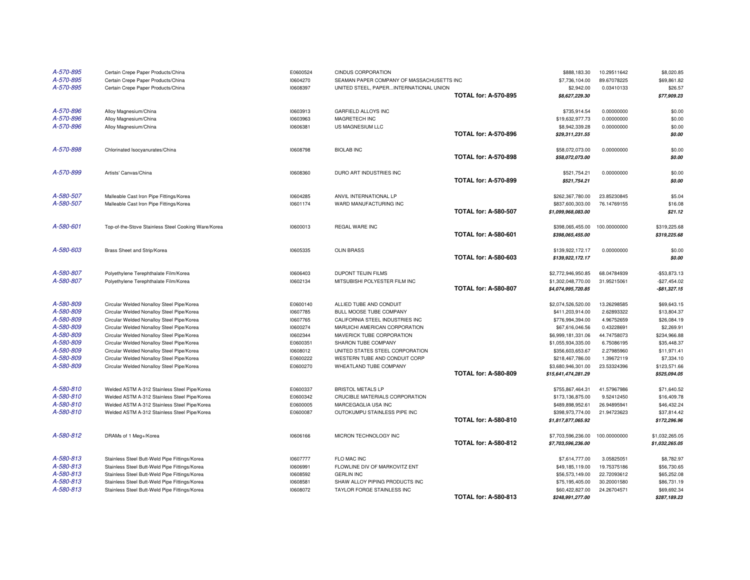| | | | | | | |
|---|---|---|---|---|---|---|
| *A-570-895* | Certain Crepe Paper Products/China | E0600524 | CINDUS CORPORATION | $888,183.30 | 10.29511642 | $8,020.85 |
| *A-570-895* | Certain Crepe Paper Products/China | I0604270 | SEAMAN PAPER COMPANY OF MASSACHUSETTS INC | $7,736,104.00 | 89.67078225 | $69,861.82 |
| *A-570-895* | Certain Crepe Paper Products/China | I0608397 | UNITED STEEL, PAPER...INTERNATIONAL UNION | $2,942.00 | 0.03410133 | $26.57 |
| | | | **TOTAL for: A-570-895** | ***$8,627,229.30*** | | ***$77,909.23*** |
| *A-570-896* | Alloy Magnesium/China | I0603913 | GARFIELD ALLOYS INC | $735,914.54 | 0.00000000 | $0.00 |
| *A-570-896* | Alloy Magnesium/China | I0603963 | MAGRETECH INC | $19,632,977.73 | 0.00000000 | $0.00 |
| *A-570-896* | Alloy Magnesium/China | I0606381 | US MAGNESIUM LLC | $8,942,339.28 | 0.00000000 | $0.00 |
| | | | **TOTAL for: A-570-896** | ***$29,311,231.55*** | | ***$0.00*** |
| *A-570-898* | Chlorinated Isocyanurates/China | I0608798 | BIOLAB INC | $58,072,073.00 | 0.00000000 | $0.00 |
| | | | **TOTAL for: A-570-898** | ***$58,072,073.00*** | | ***$0.00*** |
| *A-570-899* | Artists' Canvas/China | I0608360 | DURO ART INDUSTRIES INC | $521,754.21 | 0.00000000 | $0.00 |
| | | | **TOTAL for: A-570-899** | ***$521,754.21*** | | ***$0.00*** |
| *A-580-507* | Malleable Cast Iron Pipe Fittings/Korea | I0604285 | ANVIL INTERNATIONAL LP | $262,367,780.00 | 23.85230845 | $5.04 |
| *A-580-507* | Malleable Cast Iron Pipe Fittings/Korea | I0601174 | WARD MANUFACTURING INC | $837,600,303.00 | 76.14769155 | $16.08 |
| | | | **TOTAL for: A-580-507** | ***$1,099,968,083.00*** | | ***$21.12*** |
| *A-580-601* | Top-of-the-Stove Stainless Steel Cooking Ware/Korea | I0600013 | REGAL WARE INC | $398,065,455.00 | 100.00000000 | $319,225.68 |
| | | | **TOTAL for: A-580-601** | ***$398,065,455.00*** | | ***$319,225.68*** |
| *A-580-603* | Brass Sheet and Strip/Korea | I0605335 | OLIN BRASS | $139,922,172.17 | 0.00000000 | $0.00 |
| | | | **TOTAL for: A-580-603** | ***$139,922,172.17*** | | ***$0.00*** |
| *A-580-807* | Polyethylene Terephthalate Film/Korea | I0606403 | DUPONT TEIJIN FILMS | $2,772,946,950.85 | 68.04784939 | -$53,873.13 |
| *A-580-807* | Polyethylene Terephthalate Film/Korea | I0602134 | MITSUBISHI POLYESTER FILM INC | $1,302,048,770.00 | 31.95215061 | -$27,454.02 |
| | | | **TOTAL for: A-580-807** | ***$4,074,995,720.85*** | | ***-$81,327.15*** |
| *A-580-809* | Circular Welded Nonalloy Steel Pipe/Korea | E0600140 | ALLIED TUBE AND CONDUIT | $2,074,526,520.00 | 13.26298585 | $69,643.15 |
| *A-580-809* | Circular Welded Nonalloy Steel Pipe/Korea | I0607785 | BULL MOOSE TUBE COMPANY | $411,203,914.00 | 2.62893322 | $13,804.37 |
| *A-580-809* | Circular Welded Nonalloy Steel Pipe/Korea | I0607765 | CALIFORNIA STEEL INDUSTRIES INC | $776,994,394.00 | 4.96752659 | $26,084.19 |
| *A-580-809* | Circular Welded Nonalloy Steel Pipe/Korea | I0600274 | MARUICHI AMERICAN CORPORATION | $67,616,046.56 | 0.43228691 | $2,269.91 |
| *A-580-809* | Circular Welded Nonalloy Steel Pipe/Korea | I0602344 | MAVERICK TUBE CORPORATION | $6,999,181,331.06 | 44.74758073 | $234,966.88 |
| *A-580-809* | Circular Welded Nonalloy Steel Pipe/Korea | E0600351 | SHARON TUBE COMPANY | $1,055,934,335.00 | 6.75086195 | $35,448.37 |
| *A-580-809* | Circular Welded Nonalloy Steel Pipe/Korea | I0608012 | UNITED STATES STEEL CORPORATION | $356,603,653.67 | 2.27985960 | $11,971.41 |
| *A-580-809* | Circular Welded Nonalloy Steel Pipe/Korea | E0600222 | WESTERN TUBE AND CONDUIT CORP | $218,467,786.00 | 1.39672119 | $7,334.10 |
| *A-580-809* | Circular Welded Nonalloy Steel Pipe/Korea | E0600270 | WHEATLAND TUBE COMPANY | $3,680,946,301.00 | 23.53324396 | $123,571.66 |
| | | | **TOTAL for: A-580-809** | ***$15,641,474,281.29*** | | ***$525,094.05*** |
| *A-580-810* | Welded ASTM A-312 Stainless Steel Pipe/Korea | E0600337 | BRISTOL METALS LP | $755,867,464.31 | 41.57967986 | $71,640.52 |
| *A-580-810* | Welded ASTM A-312 Stainless Steel Pipe/Korea | E0600342 | CRUCIBLE MATERIALS CORPORATION | $173,136,875.00 | 9.52412450 | $16,409.78 |
| *A-580-810* | Welded ASTM A-312 Stainless Steel Pipe/Korea | E0600005 | MARCEGAGLIA USA INC | $489,898,952.61 | 26.94895941 | $46,432.24 |
| *A-580-810* | Welded ASTM A-312 Stainless Steel Pipe/Korea | E0600087 | OUTOKUMPU STAINLESS PIPE INC | $398,973,774.00 | 21.94723623 | $37,814.42 |
| | | | **TOTAL for: A-580-810** | ***$1,817,877,065.92*** | | ***$172,296.96*** |
| *A-580-812* | DRAMs of 1 Meg+/Korea | I0606166 | MICRON TECHNOLOGY INC | $7,703,596,236.00 | 100.00000000 | $1,032,265.05 |
| | | | **TOTAL for: A-580-812** | ***$7,703,596,236.00*** | | ***$1,032,265.05*** |
| *A-580-813* | Stainless Steel Butt-Weld Pipe Fittings/Korea | I0607777 | FLO MAC INC | $7,614,777.00 | 3.05825051 | $8,782.97 |
| *A-580-813* | Stainless Steel Butt-Weld Pipe Fittings/Korea | I0606991 | FLOWLINE DIV OF MARKOVITZ ENT | $49,185,119.00 | 19.75375186 | $56,730.65 |
| *A-580-813* | Stainless Steel Butt-Weld Pipe Fittings/Korea | I0608592 | GERLIN INC | $56,573,149.00 | 22.72093612 | $65,252.08 |
| *A-580-813* | Stainless Steel Butt-Weld Pipe Fittings/Korea | I0608581 | SHAW ALLOY PIPING PRODUCTS INC | $75,195,405.00 | 30.20001580 | $86,731.19 |
| *A-580-813* | Stainless Steel Butt-Weld Pipe Fittings/Korea | I0608072 | TAYLOR FORGE STAINLESS INC | $60,422,827.00 | 24.26704571 | $69,692.34 |
| | | | **TOTAL for: A-580-813** | ***$248,991,277.00*** | | ***$287,189.23*** |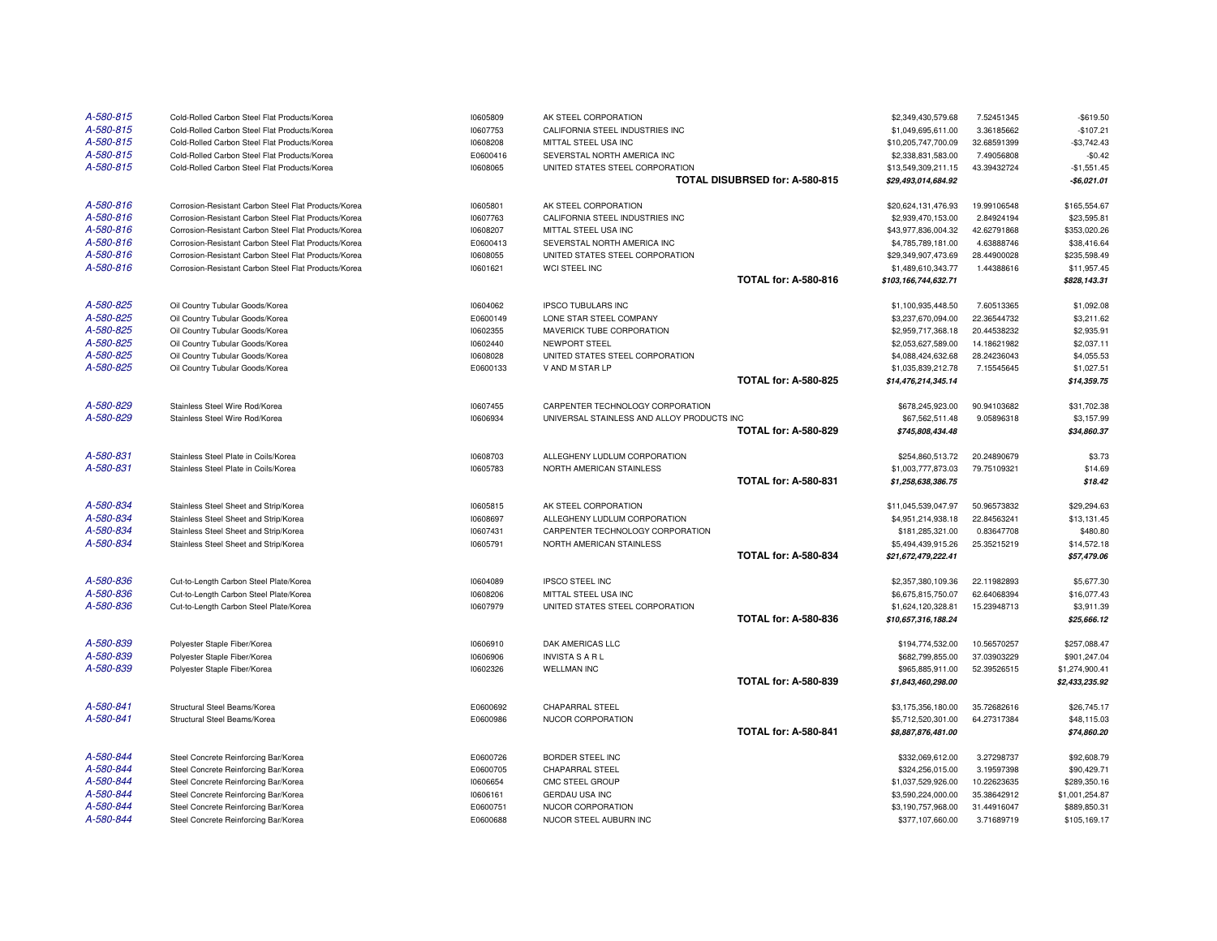| | | | | | | |
|---|---|---|---|---|---|---|
| *A-580-815* | Cold-Rolled Carbon Steel Flat Products/Korea | I0605809 | AK STEEL CORPORATION | $2,349,430,579.68 | 7.52451345 | -$619.50 |
| *A-580-815* | Cold-Rolled Carbon Steel Flat Products/Korea | I0607753 | CALIFORNIA STEEL INDUSTRIES INC | $1,049,695,611.00 | 3.36185662 | -$107.21 |
| *A-580-815* | Cold-Rolled Carbon Steel Flat Products/Korea | I0608208 | MITTAL STEEL USA INC | $10,205,747,700.09 | 32.68591399 | -$3,742.43 |
| *A-580-815* | Cold-Rolled Carbon Steel Flat Products/Korea | E0600416 | SEVERSTAL NORTH AMERICA INC | $2,338,831,583.00 | 7.49056808 | -$0.42 |
| *A-580-815* | Cold-Rolled Carbon Steel Flat Products/Korea | I0608065 | UNITED STATES STEEL CORPORATION | $13,549,309,211.15 | 43.39432724 | -$1,551.45 |
| | | | **TOTAL DISUBRSED for: A-580-815** | ***$29,493,014,684.92*** | | ***-$6,021.01*** |
| *A-580-816* | Corrosion-Resistant Carbon Steel Flat Products/Korea | I0605801 | AK STEEL CORPORATION | $20,624,131,476.93 | 19.99106548 | $165,554.67 |
| *A-580-816* | Corrosion-Resistant Carbon Steel Flat Products/Korea | I0607763 | CALIFORNIA STEEL INDUSTRIES INC | $2,939,470,153.00 | 2.84924194 | $23,595.81 |
| *A-580-816* | Corrosion-Resistant Carbon Steel Flat Products/Korea | I0608207 | MITTAL STEEL USA INC | $43,977,836,004.32 | 42.62791868 | $353,020.26 |
| *A-580-816* | Corrosion-Resistant Carbon Steel Flat Products/Korea | E0600413 | SEVERSTAL NORTH AMERICA INC | $4,785,789,181.00 | 4.63888746 | $38,416.64 |
| *A-580-816* | Corrosion-Resistant Carbon Steel Flat Products/Korea | I0608055 | UNITED STATES STEEL CORPORATION | $29,349,907,473.69 | 28.44900028 | $235,598.49 |
| *A-580-816* | Corrosion-Resistant Carbon Steel Flat Products/Korea | I0601621 | WCI STEEL INC | $1,489,610,343.77 | 1.44388616 | $11,957.45 |
| | | | **TOTAL for: A-580-816** | ***$103,166,744,632.71*** | | ***$828,143.31*** |
| *A-580-825* | Oil Country Tubular Goods/Korea | I0604062 | IPSCO TUBULARS INC | $1,100,935,448.50 | 7.60513365 | $1,092.08 |
| *A-580-825* | Oil Country Tubular Goods/Korea | E0600149 | LONE STAR STEEL COMPANY | $3,237,670,094.00 | 22.36544732 | $3,211.62 |
| *A-580-825* | Oil Country Tubular Goods/Korea | I0602355 | MAVERICK TUBE CORPORATION | $2,959,717,368.18 | 20.44538232 | $2,935.91 |
| *A-580-825* | Oil Country Tubular Goods/Korea | I0602440 | NEWPORT STEEL | $2,053,627,589.00 | 14.18621982 | $2,037.11 |
| *A-580-825* | Oil Country Tubular Goods/Korea | I0608028 | UNITED STATES STEEL CORPORATION | $4,088,424,632.68 | 28.24236043 | $4,055.53 |
| *A-580-825* | Oil Country Tubular Goods/Korea | E0600133 | V AND M STAR LP | $1,035,839,212.78 | 7.15545645 | $1,027.51 |
| | | | **TOTAL for: A-580-825** | ***$14,476,214,345.14*** | | ***$14,359.75*** |
| *A-580-829* | Stainless Steel Wire Rod/Korea | I0607455 | CARPENTER TECHNOLOGY CORPORATION | $678,245,923.00 | 90.94103682 | $31,702.38 |
| *A-580-829* | Stainless Steel Wire Rod/Korea | I0606934 | UNIVERSAL STAINLESS AND ALLOY PRODUCTS INC | $67,562,511.48 | 9.05896318 | $3,157.99 |
| | | | **TOTAL for: A-580-829** | ***$745,808,434.48*** | | ***$34,860.37*** |
| *A-580-831* | Stainless Steel Plate in Coils/Korea | I0608703 | ALLEGHENY LUDLUM CORPORATION | $254,860,513.72 | 20.24890679 | $3.73 |
| *A-580-831* | Stainless Steel Plate in Coils/Korea | I0605783 | NORTH AMERICAN STAINLESS | $1,003,777,873.03 | 79.75109321 | $14.69 |
| | | | **TOTAL for: A-580-831** | ***$1,258,638,386.75*** | | ***$18.42*** |
| *A-580-834* | Stainless Steel Sheet and Strip/Korea | I0605815 | AK STEEL CORPORATION | $11,045,539,047.97 | 50.96573832 | $29,294.63 |
| *A-580-834* | Stainless Steel Sheet and Strip/Korea | I0608697 | ALLEGHENY LUDLUM CORPORATION | $4,951,214,938.18 | 22.84563241 | $13,131.45 |
| *A-580-834* | Stainless Steel Sheet and Strip/Korea | I0607431 | CARPENTER TECHNOLOGY CORPORATION | $181,285,321.00 | 0.83647708 | $480.80 |
| *A-580-834* | Stainless Steel Sheet and Strip/Korea | I0605791 | NORTH AMERICAN STAINLESS | $5,494,439,915.26 | 25.35215219 | $14,572.18 |
| | | | **TOTAL for: A-580-834** | ***$21,672,479,222.41*** | | ***$57,479.06*** |
| *A-580-836* | Cut-to-Length Carbon Steel Plate/Korea | I0604089 | IPSCO STEEL INC | $2,357,380,109.36 | 22.11982893 | $5,677.30 |
| *A-580-836* | Cut-to-Length Carbon Steel Plate/Korea | I0608206 | MITTAL STEEL USA INC | $6,675,815,750.07 | 62.64068394 | $16,077.43 |
| *A-580-836* | Cut-to-Length Carbon Steel Plate/Korea | I0607979 | UNITED STATES STEEL CORPORATION | $1,624,120,328.81 | 15.23948713 | $3,911.39 |
| | | | **TOTAL for: A-580-836** | ***$10,657,316,188.24*** | | ***$25,666.12*** |
| *A-580-839* | Polyester Staple Fiber/Korea | I0606910 | DAK AMERICAS LLC | $194,774,532.00 | 10.56570257 | $257,088.47 |
| *A-580-839* | Polyester Staple Fiber/Korea | I0606906 | INVISTA S A R L | $682,799,855.00 | 37.03903229 | $901,247.04 |
| *A-580-839* | Polyester Staple Fiber/Korea | I0602326 | WELLMAN INC | $965,885,911.00 | 52.39526515 | $1,274,900.41 |
| | | | **TOTAL for: A-580-839** | ***$1,843,460,298.00*** | | ***$2,433,235.92*** |
| *A-580-841* | Structural Steel Beams/Korea | E0600692 | CHAPARRAL STEEL | $3,175,356,180.00 | 35.72682616 | $26,745.17 |
| *A-580-841* | Structural Steel Beams/Korea | E0600986 | NUCOR CORPORATION | $5,712,520,301.00 | 64.27317384 | $48,115.03 |
| | | | **TOTAL for: A-580-841** | ***$8,887,876,481.00*** | | ***$74,860.20*** |
| *A-580-844* | Steel Concrete Reinforcing Bar/Korea | E0600726 | BORDER STEEL INC | $332,069,612.00 | 3.27298737 | $92,608.79 |
| *A-580-844* | Steel Concrete Reinforcing Bar/Korea | E0600705 | CHAPARRAL STEEL | $324,256,015.00 | 3.19597398 | $90,429.71 |
| *A-580-844* | Steel Concrete Reinforcing Bar/Korea | I0606654 | CMC STEEL GROUP | $1,037,529,926.00 | 10.22623635 | $289,350.16 |
| *A-580-844* | Steel Concrete Reinforcing Bar/Korea | I0606161 | GERDAU USA INC | $3,590,224,000.00 | 35.38642912 | $1,001,254.87 |
| *A-580-844* | Steel Concrete Reinforcing Bar/Korea | E0600751 | NUCOR CORPORATION | $3,190,757,968.00 | 31.44916047 | $889,850.31 |
| *A-580-844* | Steel Concrete Reinforcing Bar/Korea | E0600688 | NUCOR STEEL AUBURN INC | $377,107,660.00 | 3.71689719 | $105,169.17 |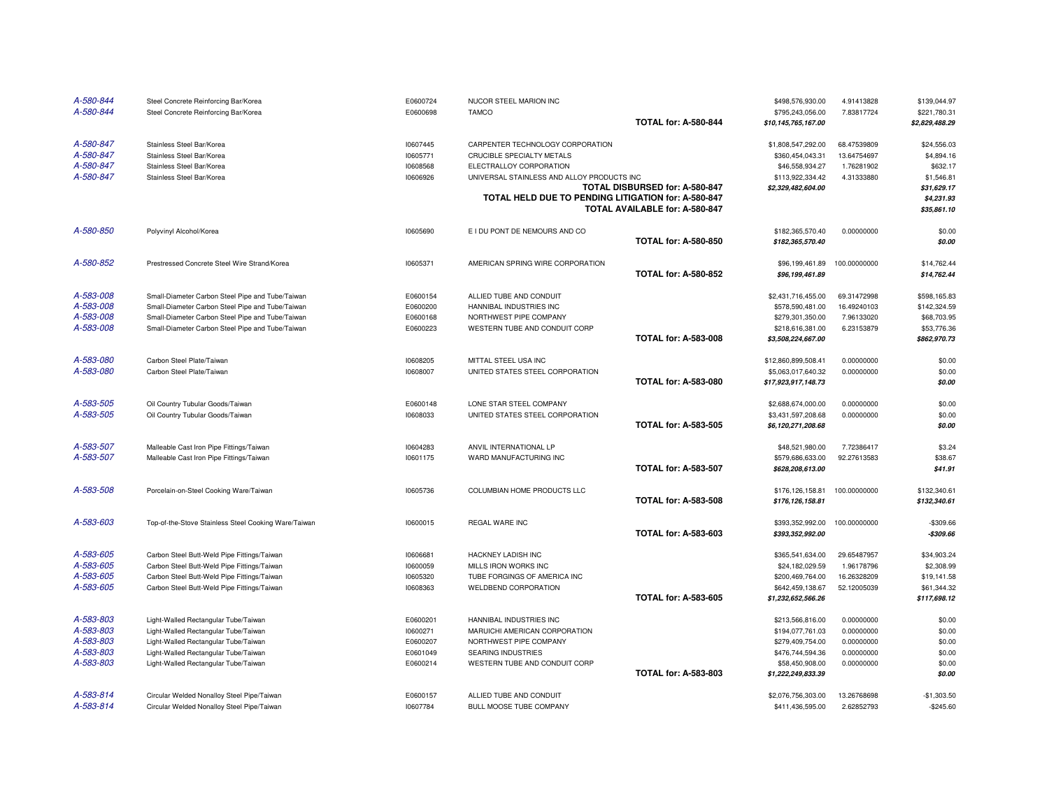| | | | | | | |
|---|---|---|---|---|---|---|
| A-580-844 | Steel Concrete Reinforcing Bar/Korea | E0600724 | NUCOR STEEL MARION INC | $498,576,930.00 | 4.91413828 | $139,044.97 |
| A-580-844 | Steel Concrete Reinforcing Bar/Korea | E0600698 | TAMCO | $795,243,056.00 | 7.83817724 | $221,780.31 |
| | | | **TOTAL for: A-580-844** | ***$10,145,765,167.00*** | | ***$2,829,488.29*** |
| A-580-847 | Stainless Steel Bar/Korea | I0607445 | CARPENTER TECHNOLOGY CORPORATION | $1,808,547,292.00 | 68.47539809 | $24,556.03 |
| A-580-847 | Stainless Steel Bar/Korea | I0605771 | CRUCIBLE SPECIALTY METALS | $360,454,043.31 | 13.64754697 | $4,894.16 |
| A-580-847 | Stainless Steel Bar/Korea | I0608568 | ELECTRALLOY CORPORATION | $46,558,934.27 | 1.76281902 | $632.17 |
| A-580-847 | Stainless Steel Bar/Korea | I0606926 | UNIVERSAL STAINLESS AND ALLOY PRODUCTS INC | $113,922,334.42 | 4.31333880 | $1,546.81 |
| | | | **TOTAL DISBURSED for: A-580-847** | ***$2,329,482,604.00*** | | ***$31,629.17*** |
| | | | **TOTAL HELD DUE TO PENDING LITIGATION for: A-580-847** | | | ***$4,231.93*** |
| | | | **TOTAL AVAILABLE for: A-580-847** | | | ***$35,861.10*** |
| A-580-850 | Polyvinyl Alcohol/Korea | I0605690 | E I DU PONT DE NEMOURS AND CO | $182,365,570.40 | 0.00000000 | $0.00 |
| | | | **TOTAL for: A-580-850** | ***$182,365,570.40*** | | ***$0.00*** |
| A-580-852 | Prestressed Concrete Steel Wire Strand/Korea | I0605371 | AMERICAN SPRING WIRE CORPORATION | $96,199,461.89 | 100.00000000 | $14,762.44 |
| | | | **TOTAL for: A-580-852** | ***$96,199,461.89*** | | ***$14,762.44*** |
| A-583-008 | Small-Diameter Carbon Steel Pipe and Tube/Taiwan | E0600154 | ALLIED TUBE AND CONDUIT | $2,431,716,455.00 | 69.31472998 | $598,165.83 |
| A-583-008 | Small-Diameter Carbon Steel Pipe and Tube/Taiwan | E0600200 | HANNIBAL INDUSTRIES INC | $578,590,481.00 | 16.49240103 | $142,324.59 |
| A-583-008 | Small-Diameter Carbon Steel Pipe and Tube/Taiwan | E0600168 | NORTHWEST PIPE COMPANY | $279,301,350.00 | 7.96133020 | $68,703.95 |
| A-583-008 | Small-Diameter Carbon Steel Pipe and Tube/Taiwan | E0600223 | WESTERN TUBE AND CONDUIT CORP | $218,616,381.00 | 6.23153879 | $53,776.36 |
| | | | **TOTAL for: A-583-008** | ***$3,508,224,667.00*** | | ***$862,970.73*** |
| A-583-080 | Carbon Steel Plate/Taiwan | I0608205 | MITTAL STEEL USA INC | $12,860,899,508.41 | 0.00000000 | $0.00 |
| A-583-080 | Carbon Steel Plate/Taiwan | I0608007 | UNITED STATES STEEL CORPORATION | $5,063,017,640.32 | 0.00000000 | $0.00 |
| | | | **TOTAL for: A-583-080** | ***$17,923,917,148.73*** | | ***$0.00*** |
| A-583-505 | Oil Country Tubular Goods/Taiwan | E0600148 | LONE STAR STEEL COMPANY | $2,688,674,000.00 | 0.00000000 | $0.00 |
| A-583-505 | Oil Country Tubular Goods/Taiwan | I0608033 | UNITED STATES STEEL CORPORATION | $3,431,597,208.68 | 0.00000000 | $0.00 |
| | | | **TOTAL for: A-583-505** | ***$6,120,271,208.68*** | | ***$0.00*** |
| A-583-507 | Malleable Cast Iron Pipe Fittings/Taiwan | I0604283 | ANVIL INTERNATIONAL LP | $48,521,980.00 | 7.72386417 | $3.24 |
| A-583-507 | Malleable Cast Iron Pipe Fittings/Taiwan | I0601175 | WARD MANUFACTURING INC | $579,686,633.00 | 92.27613583 | $38.67 |
| | | | **TOTAL for: A-583-507** | ***$628,208,613.00*** | | ***$41.91*** |
| A-583-508 | Porcelain-on-Steel Cooking Ware/Taiwan | I0605736 | COLUMBIAN HOME PRODUCTS LLC | $176,126,158.81 | 100.00000000 | $132,340.61 |
| | | | **TOTAL for: A-583-508** | ***$176,126,158.81*** | | ***$132,340.61*** |
| A-583-603 | Top-of-the-Stove Stainless Steel Cooking Ware/Taiwan | I0600015 | REGAL WARE INC | $393,352,992.00 | 100.00000000 | -$309.66 |
| | | | **TOTAL for: A-583-603** | ***$393,352,992.00*** | | ***-$309.66*** |
| A-583-605 | Carbon Steel Butt-Weld Pipe Fittings/Taiwan | I0606681 | HACKNEY LADISH INC | $365,541,634.00 | 29.65487957 | $34,903.24 |
| A-583-605 | Carbon Steel Butt-Weld Pipe Fittings/Taiwan | I0600059 | MILLS IRON WORKS INC | $24,182,029.59 | 1.96178796 | $2,308.99 |
| A-583-605 | Carbon Steel Butt-Weld Pipe Fittings/Taiwan | I0605320 | TUBE FORGINGS OF AMERICA INC | $200,469,764.00 | 16.26328209 | $19,141.58 |
| A-583-605 | Carbon Steel Butt-Weld Pipe Fittings/Taiwan | I0608363 | WELDBEND CORPORATION | $642,459,138.67 | 52.12005039 | $61,344.32 |
| | | | **TOTAL for: A-583-605** | ***$1,232,652,566.26*** | | ***$117,698.12*** |
| A-583-803 | Light-Walled Rectangular Tube/Taiwan | E0600201 | HANNIBAL INDUSTRIES INC | $213,566,816.00 | 0.00000000 | $0.00 |
| A-583-803 | Light-Walled Rectangular Tube/Taiwan | I0600271 | MARUICHI AMERICAN CORPORATION | $194,077,761.03 | 0.00000000 | $0.00 |
| A-583-803 | Light-Walled Rectangular Tube/Taiwan | E0600207 | NORTHWEST PIPE COMPANY | $279,409,754.00 | 0.00000000 | $0.00 |
| A-583-803 | Light-Walled Rectangular Tube/Taiwan | E0601049 | SEARING INDUSTRIES | $476,744,594.36 | 0.00000000 | $0.00 |
| A-583-803 | Light-Walled Rectangular Tube/Taiwan | E0600214 | WESTERN TUBE AND CONDUIT CORP | $58,450,908.00 | 0.00000000 | $0.00 |
| | | | **TOTAL for: A-583-803** | ***$1,222,249,833.39*** | | ***$0.00*** |
| A-583-814 | Circular Welded Nonalloy Steel Pipe/Taiwan | E0600157 | ALLIED TUBE AND CONDUIT | $2,076,756,303.00 | 13.26768698 | -$1,303.50 |
| A-583-814 | Circular Welded Nonalloy Steel Pipe/Taiwan | I0607784 | BULL MOOSE TUBE COMPANY | $411,436,595.00 | 2.62852793 | -$245.60 |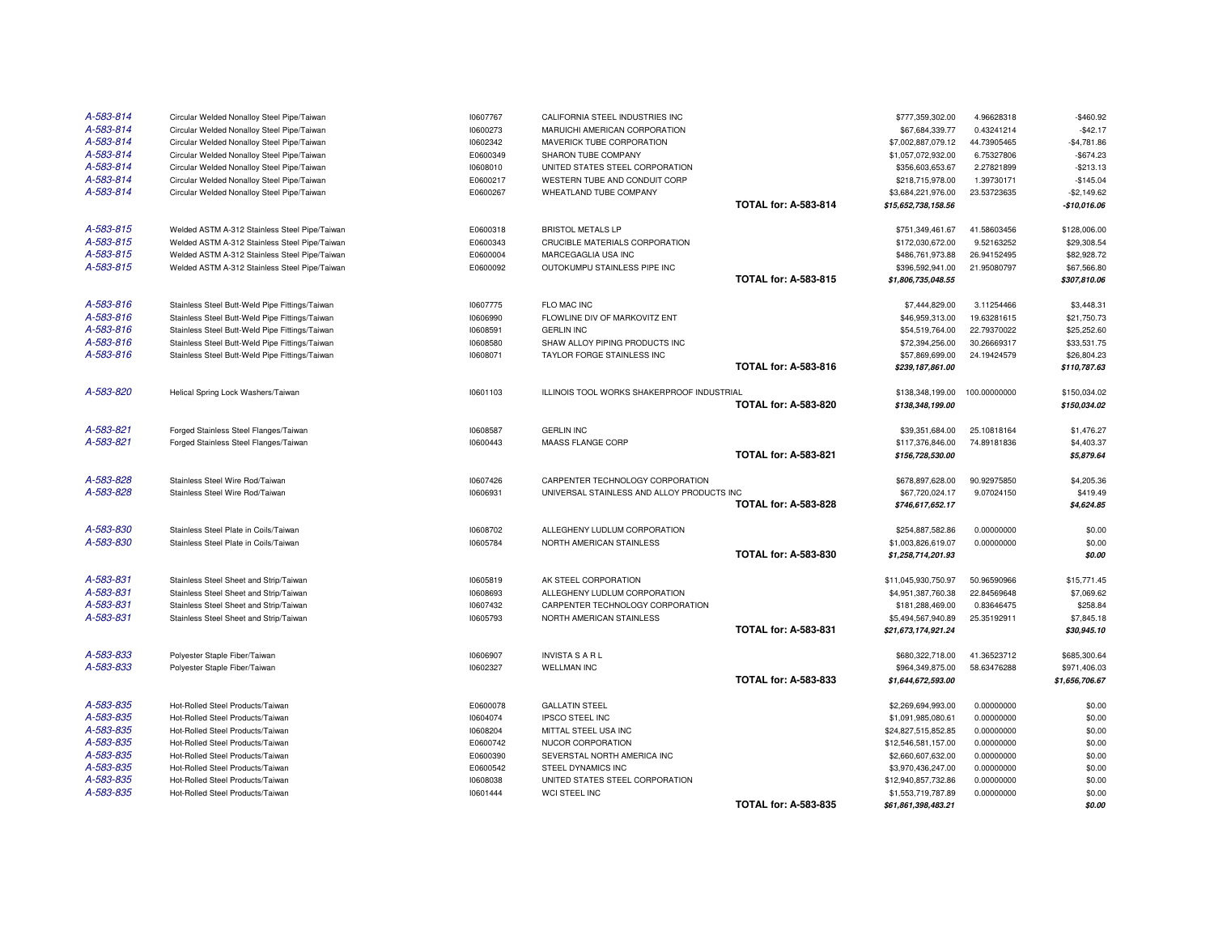| | | | | | | |
|---|---|---|---|---|---|---|
| *A-583-814* | Circular Welded Nonalloy Steel Pipe/Taiwan | I0607767 | CALIFORNIA STEEL INDUSTRIES INC | $777,359,302.00 | 4.96628318 | -$460.92 |
| *A-583-814* | Circular Welded Nonalloy Steel Pipe/Taiwan | I0600273 | MARUICHI AMERICAN CORPORATION | $67,684,339.77 | 0.43241214 | -$42.17 |
| *A-583-814* | Circular Welded Nonalloy Steel Pipe/Taiwan | I0602342 | MAVERICK TUBE CORPORATION | $7,002,887,079.12 | 44.73905465 | -$4,781.86 |
| *A-583-814* | Circular Welded Nonalloy Steel Pipe/Taiwan | E0600349 | SHARON TUBE COMPANY | $1,057,072,932.00 | 6.75327806 | -$674.23 |
| *A-583-814* | Circular Welded Nonalloy Steel Pipe/Taiwan | I0608010 | UNITED STATES STEEL CORPORATION | $356,603,653.67 | 2.27821899 | -$213.13 |
| *A-583-814* | Circular Welded Nonalloy Steel Pipe/Taiwan | E0600217 | WESTERN TUBE AND CONDUIT CORP | $218,715,978.00 | 1.39730171 | -$145.04 |
| *A-583-814* | Circular Welded Nonalloy Steel Pipe/Taiwan | E0600267 | WHEATLAND TUBE COMPANY | $3,684,221,976.00 | 23.53723635 | -$2,149.62 |
| | | | **TOTAL for: A-583-814** | ***$15,652,738,158.56*** | | ***-$10,016.06*** |
| *A-583-815* | Welded ASTM A-312 Stainless Steel Pipe/Taiwan | E0600318 | BRISTOL METALS LP | $751,349,461.67 | 41.58603456 | $128,006.00 |
| *A-583-815* | Welded ASTM A-312 Stainless Steel Pipe/Taiwan | E0600343 | CRUCIBLE MATERIALS CORPORATION | $172,030,672.00 | 9.52163252 | $29,308.54 |
| *A-583-815* | Welded ASTM A-312 Stainless Steel Pipe/Taiwan | E0600004 | MARCEGAGLIA USA INC | $486,761,973.88 | 26.94152495 | $82,928.72 |
| *A-583-815* | Welded ASTM A-312 Stainless Steel Pipe/Taiwan | E0600092 | OUTOKUMPU STAINLESS PIPE INC | $396,592,941.00 | 21.95080797 | $67,566.80 |
| | | | **TOTAL for: A-583-815** | ***$1,806,735,048.55*** | | ***$307,810.06*** |
| *A-583-816* | Stainless Steel Butt-Weld Pipe Fittings/Taiwan | I0607775 | FLO MAC INC | $7,444,829.00 | 3.11254466 | $3,448.31 |
| *A-583-816* | Stainless Steel Butt-Weld Pipe Fittings/Taiwan | I0606990 | FLOWLINE DIV OF MARKOVITZ ENT | $46,959,313.00 | 19.63281615 | $21,750.73 |
| *A-583-816* | Stainless Steel Butt-Weld Pipe Fittings/Taiwan | I0608591 | GERLIN INC | $54,519,764.00 | 22.79370022 | $25,252.60 |
| *A-583-816* | Stainless Steel Butt-Weld Pipe Fittings/Taiwan | I0608580 | SHAW ALLOY PIPING PRODUCTS INC | $72,394,256.00 | 30.26669317 | $33,531.75 |
| *A-583-816* | Stainless Steel Butt-Weld Pipe Fittings/Taiwan | I0608071 | TAYLOR FORGE STAINLESS INC | $57,869,699.00 | 24.19424579 | $26,804.23 |
| | | | **TOTAL for: A-583-816** | ***$239,187,861.00*** | | ***$110,787.63*** |
| *A-583-820* | Helical Spring Lock Washers/Taiwan | I0601103 | ILLINOIS TOOL WORKS SHAKERPROOF INDUSTRIAL | $138,348,199.00 | 100.00000000 | $150,034.02 |
| | | | **TOTAL for: A-583-820** | ***$138,348,199.00*** | | ***$150,034.02*** |
| *A-583-821* | Forged Stainless Steel Flanges/Taiwan | I0608587 | GERLIN INC | $39,351,684.00 | 25.10818164 | $1,476.27 |
| *A-583-821* | Forged Stainless Steel Flanges/Taiwan | I0600443 | MAASS FLANGE CORP | $117,376,846.00 | 74.89181836 | $4,403.37 |
| | | | **TOTAL for: A-583-821** | ***$156,728,530.00*** | | ***$5,879.64*** |
| *A-583-828* | Stainless Steel Wire Rod/Taiwan | I0607426 | CARPENTER TECHNOLOGY CORPORATION | $678,897,628.00 | 90.92975850 | $4,205.36 |
| *A-583-828* | Stainless Steel Wire Rod/Taiwan | I0606931 | UNIVERSAL STAINLESS AND ALLOY PRODUCTS INC | $67,720,024.17 | 9.07024150 | $419.49 |
| | | | **TOTAL for: A-583-828** | ***$746,617,652.17*** | | ***$4,624.85*** |
| *A-583-830* | Stainless Steel Plate in Coils/Taiwan | I0608702 | ALLEGHENY LUDLUM CORPORATION | $254,887,582.86 | 0.00000000 | $0.00 |
| *A-583-830* | Stainless Steel Plate in Coils/Taiwan | I0605784 | NORTH AMERICAN STAINLESS | $1,003,826,619.07 | 0.00000000 | $0.00 |
| | | | **TOTAL for: A-583-830** | ***$1,258,714,201.93*** | | ***$0.00*** |
| *A-583-831* | Stainless Steel Sheet and Strip/Taiwan | I0605819 | AK STEEL CORPORATION | $11,045,930,750.97 | 50.96590966 | $15,771.45 |
| *A-583-831* | Stainless Steel Sheet and Strip/Taiwan | I0608693 | ALLEGHENY LUDLUM CORPORATION | $4,951,387,760.38 | 22.84569648 | $7,069.62 |
| *A-583-831* | Stainless Steel Sheet and Strip/Taiwan | I0607432 | CARPENTER TECHNOLOGY CORPORATION | $181,288,469.00 | 0.83646475 | $258.84 |
| *A-583-831* | Stainless Steel Sheet and Strip/Taiwan | I0605793 | NORTH AMERICAN STAINLESS | $5,494,567,940.89 | 25.35192911 | $7,845.18 |
| | | | **TOTAL for: A-583-831** | ***$21,673,174,921.24*** | | ***$30,945.10*** |
| *A-583-833* | Polyester Staple Fiber/Taiwan | I0606907 | INVISTA S A R L | $680,322,718.00 | 41.36523712 | $685,300.64 |
| *A-583-833* | Polyester Staple Fiber/Taiwan | I0602327 | WELLMAN INC | $964,349,875.00 | 58.63476288 | $971,406.03 |
| | | | **TOTAL for: A-583-833** | ***$1,644,672,593.00*** | | ***$1,656,706.67*** |
| *A-583-835* | Hot-Rolled Steel Products/Taiwan | E0600078 | GALLATIN STEEL | $2,269,694,993.00 | 0.00000000 | $0.00 |
| *A-583-835* | Hot-Rolled Steel Products/Taiwan | I0604074 | IPSCO STEEL INC | $1,091,985,080.61 | 0.00000000 | $0.00 |
| *A-583-835* | Hot-Rolled Steel Products/Taiwan | I0608204 | MITTAL STEEL USA INC | $24,827,515,852.85 | 0.00000000 | $0.00 |
| *A-583-835* | Hot-Rolled Steel Products/Taiwan | E0600742 | NUCOR CORPORATION | $12,546,581,157.00 | 0.00000000 | $0.00 |
| *A-583-835* | Hot-Rolled Steel Products/Taiwan | E0600390 | SEVERSTAL NORTH AMERICA INC | $2,660,607,632.00 | 0.00000000 | $0.00 |
| *A-583-835* | Hot-Rolled Steel Products/Taiwan | E0600542 | STEEL DYNAMICS INC | $3,970,436,247.00 | 0.00000000 | $0.00 |
| *A-583-835* | Hot-Rolled Steel Products/Taiwan | I0608038 | UNITED STATES STEEL CORPORATION | $12,940,857,732.86 | 0.00000000 | $0.00 |
| *A-583-835* | Hot-Rolled Steel Products/Taiwan | I0601444 | WCI STEEL INC | $1,553,719,787.89 | 0.00000000 | $0.00 |
| | | | **TOTAL for: A-583-835** | ***$61,861,398,483.21*** | | ***$0.00*** |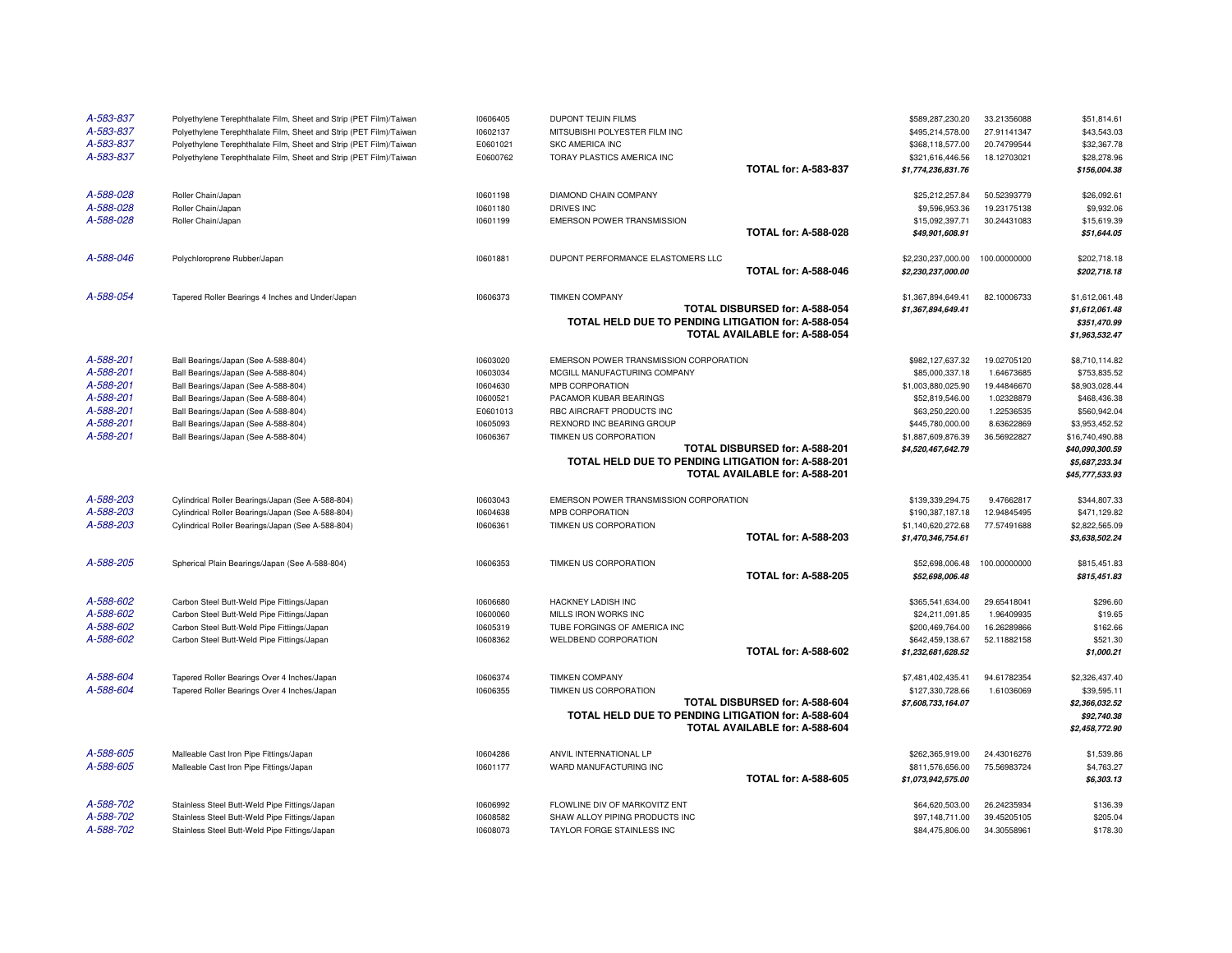| | | | | | | |
|---|---|---|---|---|---|---|
| *A-583-837* | Polyethylene Terephthalate Film, Sheet and Strip (PET Film)/Taiwan | I0606405 | DUPONT TEIJIN FILMS | $589,287,230.20 | 33.21356088 | $51,814.61 |
| *A-583-837* | Polyethylene Terephthalate Film, Sheet and Strip (PET Film)/Taiwan | I0602137 | MITSUBISHI POLYESTER FILM INC | $495,214,578.00 | 27.91141347 | $43,543.03 |
| *A-583-837* | Polyethylene Terephthalate Film, Sheet and Strip (PET Film)/Taiwan | E0601021 | SKC AMERICA INC | $368,118,577.00 | 20.74799544 | $32,367.78 |
| *A-583-837* | Polyethylene Terephthalate Film, Sheet and Strip (PET Film)/Taiwan | E0600762 | TORAY PLASTICS AMERICA INC | $321,616,446.56 | 18.12703021 | $28,278.96 |
| | | | **TOTAL for: A-583-837** | ***$1,774,236,831.76*** | | ***$156,004.38*** |
| *A-588-028* | Roller Chain/Japan | I0601198 | DIAMOND CHAIN COMPANY | $25,212,257.84 | 50.52393779 | $26,092.61 |
| *A-588-028* | Roller Chain/Japan | I0601180 | DRIVES INC | $9,596,953.36 | 19.23175138 | $9,932.06 |
| *A-588-028* | Roller Chain/Japan | I0601199 | EMERSON POWER TRANSMISSION | $15,092,397.71 | 30.24431083 | $15,619.39 |
| | | | **TOTAL for: A-588-028** | ***$49,901,608.91*** | | ***$51,644.05*** |
| *A-588-046* | Polychloroprene Rubber/Japan | I0601881 | DUPONT PERFORMANCE ELASTOMERS LLC | $2,230,237,000.00 | 100.00000000 | $202,718.18 |
| | | | **TOTAL for: A-588-046** | ***$2,230,237,000.00*** | | ***$202,718.18*** |
| *A-588-054* | Tapered Roller Bearings 4 Inches and Under/Japan | I0606373 | TIMKEN COMPANY | $1,367,894,649.41 | 82.10006733 | $1,612,061.48 |
| | | | **TOTAL DISBURSED for: A-588-054** | ***$1,367,894,649.41*** | | ***$1,612,061.48*** |
| | | | **TOTAL HELD DUE TO PENDING LITIGATION for: A-588-054** | | | ***$351,470.99*** |
| | | | **TOTAL AVAILABLE for: A-588-054** | | | ***$1,963,532.47*** |
| *A-588-201* | Ball Bearings/Japan (See A-588-804) | I0603020 | EMERSON POWER TRANSMISSION CORPORATION | $982,127,637.32 | 19.02705120 | $8,710,114.82 |
| *A-588-201* | Ball Bearings/Japan (See A-588-804) | I0603034 | MCGILL MANUFACTURING COMPANY | $85,000,337.18 | 1.64673685 | $753,835.52 |
| *A-588-201* | Ball Bearings/Japan (See A-588-804) | I0604630 | MPB CORPORATION | $1,003,880,025.90 | 19.44846670 | $8,903,028.44 |
| *A-588-201* | Ball Bearings/Japan (See A-588-804) | I0600521 | PACAMOR KUBAR BEARINGS | $52,819,546.00 | 1.02328879 | $468,436.38 |
| *A-588-201* | Ball Bearings/Japan (See A-588-804) | E0601013 | RBC AIRCRAFT PRODUCTS INC | $63,250,220.00 | 1.22536535 | $560,942.04 |
| *A-588-201* | Ball Bearings/Japan (See A-588-804) | I0605093 | REXNORD INC BEARING GROUP | $445,780,000.00 | 8.63622869 | $3,953,452.52 |
| *A-588-201* | Ball Bearings/Japan (See A-588-804) | I0606367 | TIMKEN US CORPORATION | $1,887,609,876.39 | 36.56922827 | $16,740,490.88 |
| | | | **TOTAL DISBURSED for: A-588-201** | ***$4,520,467,642.79*** | | ***$40,090,300.59*** |
| | | | **TOTAL HELD DUE TO PENDING LITIGATION for: A-588-201** | | | ***$5,687,233.34*** |
| | | | **TOTAL AVAILABLE for: A-588-201** | | | ***$45,777,533.93*** |
| *A-588-203* | Cylindrical Roller Bearings/Japan (See A-588-804) | I0603043 | EMERSON POWER TRANSMISSION CORPORATION | $139,339,294.75 | 9.47662817 | $344,807.33 |
| *A-588-203* | Cylindrical Roller Bearings/Japan (See A-588-804) | I0604638 | MPB CORPORATION | $190,387,187.18 | 12.94845495 | $471,129.82 |
| *A-588-203* | Cylindrical Roller Bearings/Japan (See A-588-804) | I0606361 | TIMKEN US CORPORATION | $1,140,620,272.68 | 77.57491688 | $2,822,565.09 |
| | | | **TOTAL for: A-588-203** | ***$1,470,346,754.61*** | | ***$3,638,502.24*** |
| *A-588-205* | Spherical Plain Bearings/Japan (See A-588-804) | I0606353 | TIMKEN US CORPORATION | $52,698,006.48 | 100.00000000 | $815,451.83 |
| | | | **TOTAL for: A-588-205** | ***$52,698,006.48*** | | ***$815,451.83*** |
| *A-588-602* | Carbon Steel Butt-Weld Pipe Fittings/Japan | I0606680 | HACKNEY LADISH INC | $365,541,634.00 | 29.65418041 | $296.60 |
| *A-588-602* | Carbon Steel Butt-Weld Pipe Fittings/Japan | I0600060 | MILLS IRON WORKS INC | $24,211,091.85 | 1.96409935 | $19.65 |
| *A-588-602* | Carbon Steel Butt-Weld Pipe Fittings/Japan | I0605319 | TUBE FORGINGS OF AMERICA INC | $200,469,764.00 | 16.26289866 | $162.66 |
| *A-588-602* | Carbon Steel Butt-Weld Pipe Fittings/Japan | I0608362 | WELDBEND CORPORATION | $642,459,138.67 | 52.11882158 | $521.30 |
| | | | **TOTAL for: A-588-602** | ***$1,232,681,628.52*** | | ***$1,000.21*** |
| *A-588-604* | Tapered Roller Bearings Over 4 Inches/Japan | I0606374 | TIMKEN COMPANY | $7,481,402,435.41 | 94.61782354 | $2,326,437.40 |
| *A-588-604* | Tapered Roller Bearings Over 4 Inches/Japan | I0606355 | TIMKEN US CORPORATION | $127,330,728.66 | 1.61036069 | $39,595.11 |
| | | | **TOTAL DISBURSED for: A-588-604** | ***$7,608,733,164.07*** | | ***$2,366,032.52*** |
| | | | **TOTAL HELD DUE TO PENDING LITIGATION for: A-588-604** | | | ***$92,740.38*** |
| | | | **TOTAL AVAILABLE for: A-588-604** | | | ***$2,458,772.90*** |
| *A-588-605* | Malleable Cast Iron Pipe Fittings/Japan | I0604286 | ANVIL INTERNATIONAL LP | $262,365,919.00 | 24.43016276 | $1,539.86 |
| *A-588-605* | Malleable Cast Iron Pipe Fittings/Japan | I0601177 | WARD MANUFACTURING INC | $811,576,656.00 | 75.56983724 | $4,763.27 |
| | | | **TOTAL for: A-588-605** | ***$1,073,942,575.00*** | | ***$6,303.13*** |
| *A-588-702* | Stainless Steel Butt-Weld Pipe Fittings/Japan | I0606992 | FLOWLINE DIV OF MARKOVITZ ENT | $64,620,503.00 | 26.24235934 | $136.39 |
| *A-588-702* | Stainless Steel Butt-Weld Pipe Fittings/Japan | I0608582 | SHAW ALLOY PIPING PRODUCTS INC | $97,148,711.00 | 39.45205105 | $205.04 |
| *A-588-702* | Stainless Steel Butt-Weld Pipe Fittings/Japan | I0608073 | TAYLOR FORGE STAINLESS INC | $84,475,806.00 | 34.30558961 | $178.30 |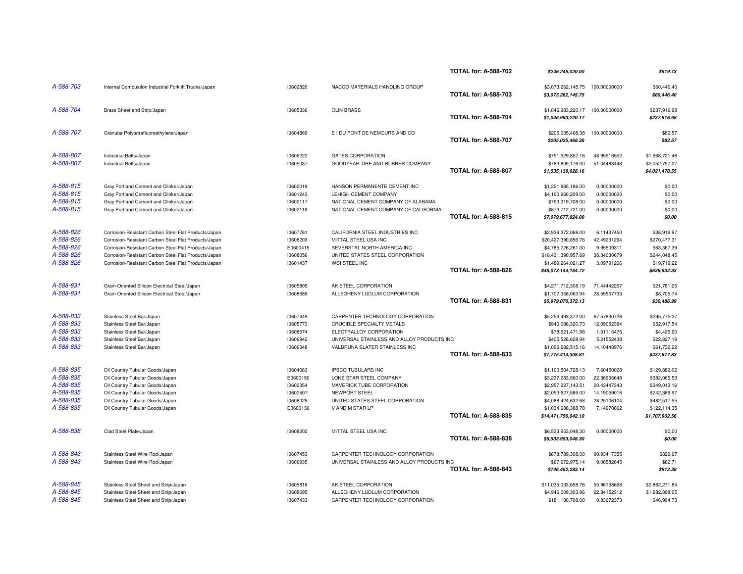| Case | Product/Country | ID | Company | Total | Amount | Percent | Allocation |
|---|---|---|---|---|---|---|---|
| | | | | TOTAL for: A-588-702 | *$246,245,020.00* | | *$519.73* |
| A-588-703 | Internal Combustion Industrial Forklift Trucks/Japan | I0602820 | NACCO MATERIALS HANDLING GROUP | | $3,073,262,145.75 | 100.00000000 | $60,446.40 |
| | | | | TOTAL for: A-588-703 | *$3,073,262,145.75* | | *$60,446.40* |
| A-588-704 | Brass Sheet and Strip/Japan | I0605336 | OLIN BRASS | | $1,046,983,220.17 | 100.00000000 | $237,916.98 |
| | | | | TOTAL for: A-588-704 | *$1,046,983,220.17* | | *$237,916.98* |
| A-588-707 | Granular Polytetrafluoroethylene/Japan | I0604869 | E I DU PONT DE NEMOURS AND CO | | $205,035,468.38 | 100.00000000 | $82.57 |
| | | | | TOTAL for: A-588-707 | *$205,035,468.38* | | *$82.57* |
| A-588-807 | Industrial Belts/Japan | I0606222 | GATES CORPORATION | | $751,529,852.16 | 48.95516552 | $1,968,721.48 |
| A-588-807 | Industrial Belts/Japan | I0605037 | GOODYEAR TIRE AND RUBBER COMPANY | | $783,609,176.00 | 51.04483448 | $2,052,757.07 |
| | | | | TOTAL for: A-588-807 | *$1,535,139,028.16* | | *$4,021,478.55* |
| A-588-815 | Gray Portland Cement and Clinker/Japan | I0602019 | HANSON PERMANENTE CEMENT INC | | $1,221,985,186.00 | 0.00000000 | $0.00 |
| A-588-815 | Gray Portland Cement and Clinker/Japan | I0601243 | LEHIGH CEMENT COMPANY | | $4,190,660,209.00 | 0.00000000 | $0.00 |
| A-588-815 | Gray Portland Cement and Clinker/Japan | I0602117 | NATIONAL CEMENT COMPANY OF ALABAMA | | $793,319,708.00 | 0.00000000 | $0.00 |
| A-588-815 | Gray Portland Cement and Clinker/Japan | I0602118 | NATIONAL CEMENT COMPANY OF CALIFORNIA | | $873,712,721.00 | 0.00000000 | $0.00 |
| | | | | TOTAL for: A-588-815 | *$7,079,677,824.00* | | *$0.00* |
| A-588-826 | Corrosion-Resistant Carbon Steel Flat Products/Japan | I0607761 | CALIFORNIA STEEL INDUSTRIES INC | | $2,939,372,068.00 | 6.11437450 | $38,919.97 |
| A-588-826 | Corrosion-Resistant Carbon Steel Flat Products/Japan | I0608203 | MITTAL STEEL USA INC | | $20,427,390,856.76 | 42.49231294 | $270,477.31 |
| A-588-826 | Corrosion-Resistant Carbon Steel Flat Products/Japan | E0600415 | SEVERSTAL NORTH AMERICA INC | | $4,785,726,261.00 | 9.95509311 | $63,367.39 |
| A-588-826 | Corrosion-Resistant Carbon Steel Flat Products/Japan | I0608056 | UNITED STATES STEEL CORPORATION | | $18,431,390,957.69 | 38.34030679 | $244,048.45 |
| A-588-826 | Corrosion-Resistant Carbon Steel Flat Products/Japan | I0601437 | WCI STEEL INC | | $1,489,264,021.27 | 3.09791266 | $19,719.22 |
| | | | | TOTAL for: A-588-826 | *$48,073,144,164.72* | | *$636,532.33* |
| A-588-831 | Grain-Oriented Silicon Electrical Steel/Japan | I0605805 | AK STEEL CORPORATION | | $4,271,712,308.19 | 71.44442267 | $21,781.25 |
| A-588-831 | Grain-Oriented Silicon Electrical Steel/Japan | I0608689 | ALLEGHENY LUDLUM CORPORATION | | $1,707,358,063.94 | 28.55557733 | $8,705.74 |
| | | | | TOTAL for: A-588-831 | *$5,979,070,372.13* | | *$30,486.99* |
| A-588-833 | Stainless Steel Bar/Japan | I0607449 | CARPENTER TECHNOLOGY CORPORATION | | $5,254,493,372.00 | 67.57830726 | $295,775.27 |
| A-588-833 | Stainless Steel Bar/Japan | I0605773 | CRUCIBLE SPECIALTY METALS | | $940,088,320.73 | 12.09052384 | $52,917.54 |
| A-588-833 | Stainless Steel Bar/Japan | I0608574 | ELECTRALLOY CORPORATION | | $78,621,471.98 | 1.01115476 | $4,425.60 |
| A-588-833 | Stainless Steel Bar/Japan | I0606942 | UNIVERSAL STAINLESS AND ALLOY PRODUCTS INC | | $405,528,628.94 | 5.21552438 | $22,827.19 |
| A-588-833 | Stainless Steel Bar/Japan | I0606348 | VALBRUNA SLATER STAINLESS INC | | $1,096,682,515.16 | 14.10448976 | $61,732.22 |
| | | | | TOTAL for: A-588-833 | *$7,775,414,308.81* | | *$437,677.83* |
| A-588-835 | Oil Country Tubular Goods/Japan | I0604063 | IPSCO TUBULARS INC | | $1,100,504,728.13 | 7.60450028 | $129,882.02 |
| A-588-835 | Oil Country Tubular Goods/Japan | E0600150 | LONE STAR STEEL COMPANY | | $3,237,283,560.00 | 22.36966648 | $382,065.53 |
| A-588-835 | Oil Country Tubular Goods/Japan | I0602354 | MAVERICK TUBE CORPORATION | | $2,957,227,143.51 | 20.43447343 | $349,013.16 |
| A-588-835 | Oil Country Tubular Goods/Japan | I0602407 | NEWPORT STEEL | | $2,053,627,589.00 | 14.19059016 | $242,369.97 |
| A-588-835 | Oil Country Tubular Goods/Japan | I0608029 | UNITED STATES STEEL CORPORATION | | $4,088,424,632.68 | 28.25106104 | $482,517.55 |
| A-588-835 | Oil Country Tubular Goods/Japan | E0600136 | V AND M STAR LP | | $1,034,688,388.78 | 7.14970862 | $122,114.35 |
| | | | | TOTAL for: A-588-835 | *$14,471,756,042.10* | | *$1,707,962.56* |
| A-588-838 | Clad Steel Plate/Japan | I0608202 | MITTAL STEEL USA INC | | $6,533,953,048.30 | 0.00000000 | $0.00 |
| | | | | TOTAL for: A-588-838 | *$6,533,953,048.30* | | *$0.00* |
| A-588-843 | Stainless Steel Wire Rod/Japan | I0607453 | CARPENTER TECHNOLOGY CORPORATION | | $678,789,308.00 | 90.93417355 | $829.67 |
| A-588-843 | Stainless Steel Wire Rod/Japan | I0606935 | UNIVERSAL STAINLESS AND ALLOY PRODUCTS INC | | $67,672,975.14 | 9.06582645 | $82.71 |
| | | | | TOTAL for: A-588-843 | *$746,462,283.14* | | *$912.38* |
| A-588-845 | Stainless Steel Sheet and Strip/Japan | I0605818 | AK STEEL CORPORATION | | $11,035,033,658.78 | 50.96168668 | $2,862,271.84 |
| A-588-845 | Stainless Steel Sheet and Strip/Japan | I0608695 | ALLEGHENY LUDLUM CORPORATION | | $4,946,009,303.96 | 22.84152312 | $1,282,898.05 |
| A-588-845 | Stainless Steel Sheet and Strip/Japan | I0607433 | CARPENTER TECHNOLOGY CORPORATION | | $181,180,708.00 | 0.83672373 | $46,994.73 |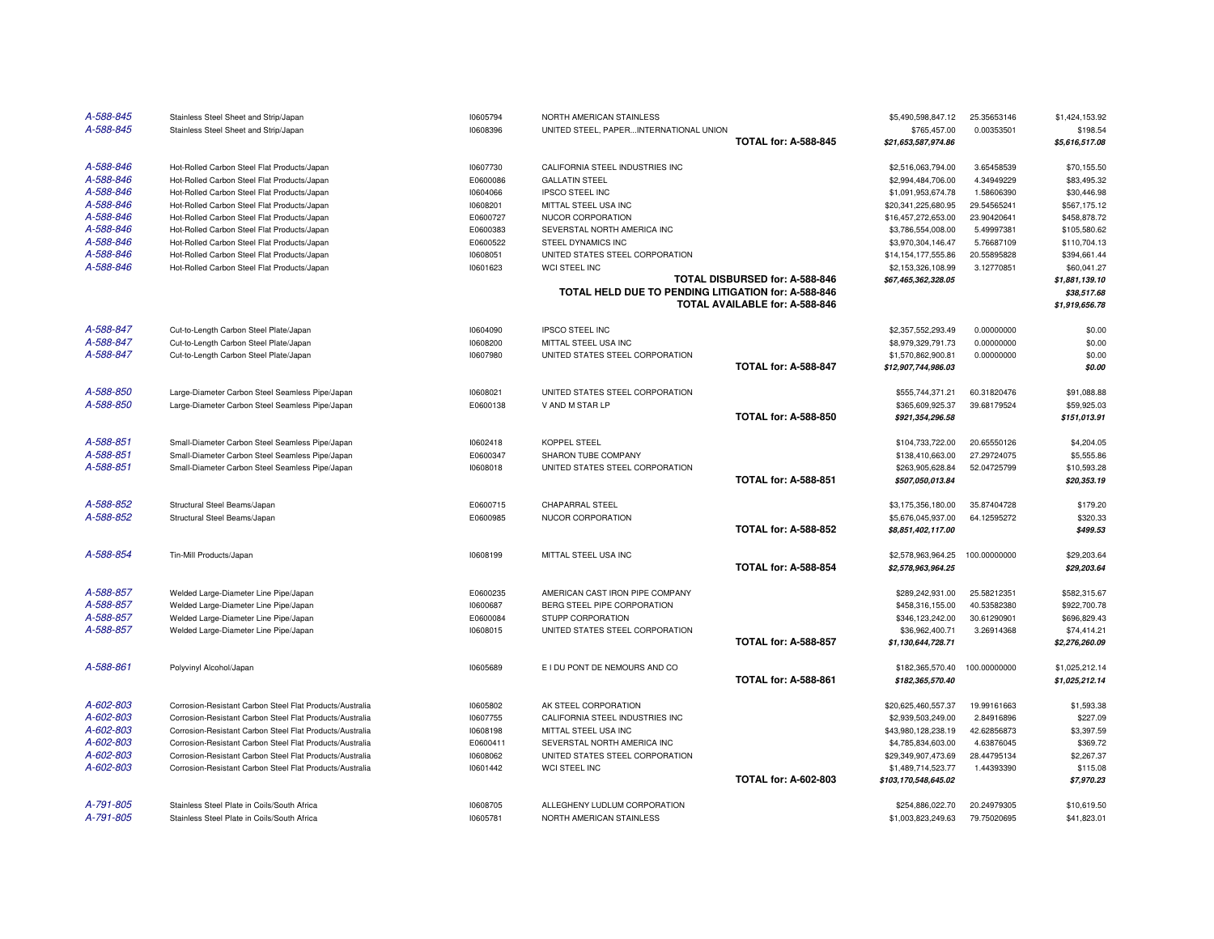| | | | | | | |
|---|---|---|---|---|---|---|
| A-588-845 | Stainless Steel Sheet and Strip/Japan | I0605794 | NORTH AMERICAN STAINLESS | $5,490,598,847.12 | 25.35653146 | $1,424,153.92 |
| A-588-845 | Stainless Steel Sheet and Strip/Japan | I0608396 | UNITED STEEL, PAPER...INTERNATIONAL UNION | $765,457.00 | 0.00353501 | $198.54 |
| | | | **TOTAL for: A-588-845** | ***$21,653,587,974.86*** | | ***$5,616,517.08*** |
| A-588-846 | Hot-Rolled Carbon Steel Flat Products/Japan | I0607730 | CALIFORNIA STEEL INDUSTRIES INC | $2,516,063,794.00 | 3.65458539 | $70,155.50 |
| A-588-846 | Hot-Rolled Carbon Steel Flat Products/Japan | E0600086 | GALLATIN STEEL | $2,994,484,706.00 | 4.34949229 | $83,495.32 |
| A-588-846 | Hot-Rolled Carbon Steel Flat Products/Japan | I0604066 | IPSCO STEEL INC | $1,091,953,674.78 | 1.58606390 | $30,446.98 |
| A-588-846 | Hot-Rolled Carbon Steel Flat Products/Japan | I0608201 | MITTAL STEEL USA INC | $20,341,225,680.95 | 29.54565241 | $567,175.12 |
| A-588-846 | Hot-Rolled Carbon Steel Flat Products/Japan | E0600727 | NUCOR CORPORATION | $16,457,272,653.00 | 23.90420641 | $458,878.72 |
| A-588-846 | Hot-Rolled Carbon Steel Flat Products/Japan | E0600383 | SEVERSTAL NORTH AMERICA INC | $3,786,554,008.00 | 5.49997381 | $105,580.62 |
| A-588-846 | Hot-Rolled Carbon Steel Flat Products/Japan | E0600522 | STEEL DYNAMICS INC | $3,970,304,146.47 | 5.76687109 | $110,704.13 |
| A-588-846 | Hot-Rolled Carbon Steel Flat Products/Japan | I0608051 | UNITED STATES STEEL CORPORATION | $14,154,177,555.86 | 20.55895828 | $394,661.44 |
| A-588-846 | Hot-Rolled Carbon Steel Flat Products/Japan | I0601623 | WCI STEEL INC | $2,153,326,108.99 | 3.12770851 | $60,041.27 |
| | | | **TOTAL DISBURSED for: A-588-846** | ***$67,465,362,328.05*** | | ***$1,881,139.10*** |
| | | | **TOTAL HELD DUE TO PENDING LITIGATION for: A-588-846** | | | ***$38,517.68*** |
| | | | **TOTAL AVAILABLE for: A-588-846** | | | ***$1,919,656.78*** |
| A-588-847 | Cut-to-Length Carbon Steel Plate/Japan | I0604090 | IPSCO STEEL INC | $2,357,552,293.49 | 0.00000000 | $0.00 |
| A-588-847 | Cut-to-Length Carbon Steel Plate/Japan | I0608200 | MITTAL STEEL USA INC | $8,979,329,791.73 | 0.00000000 | $0.00 |
| A-588-847 | Cut-to-Length Carbon Steel Plate/Japan | I0607980 | UNITED STATES STEEL CORPORATION | $1,570,862,900.81 | 0.00000000 | $0.00 |
| | | | **TOTAL for: A-588-847** | ***$12,907,744,986.03*** | | ***$0.00*** |
| A-588-850 | Large-Diameter Carbon Steel Seamless Pipe/Japan | I0608021 | UNITED STATES STEEL CORPORATION | $555,744,371.21 | 60.31820476 | $91,088.88 |
| A-588-850 | Large-Diameter Carbon Steel Seamless Pipe/Japan | E0600138 | V AND M STAR LP | $365,609,925.37 | 39.68179524 | $59,925.03 |
| | | | **TOTAL for: A-588-850** | ***$921,354,296.58*** | | ***$151,013.91*** |
| A-588-851 | Small-Diameter Carbon Steel Seamless Pipe/Japan | I0602418 | KOPPEL STEEL | $104,733,722.00 | 20.65550126 | $4,204.05 |
| A-588-851 | Small-Diameter Carbon Steel Seamless Pipe/Japan | E0600347 | SHARON TUBE COMPANY | $138,410,663.00 | 27.29724075 | $5,555.86 |
| A-588-851 | Small-Diameter Carbon Steel Seamless Pipe/Japan | I0608018 | UNITED STATES STEEL CORPORATION | $263,905,628.84 | 52.04725799 | $10,593.28 |
| | | | **TOTAL for: A-588-851** | ***$507,050,013.84*** | | ***$20,353.19*** |
| A-588-852 | Structural Steel Beams/Japan | E0600715 | CHAPARRAL STEEL | $3,175,356,180.00 | 35.87404728 | $179.20 |
| A-588-852 | Structural Steel Beams/Japan | E0600985 | NUCOR CORPORATION | $5,676,045,937.00 | 64.12595272 | $320.33 |
| | | | **TOTAL for: A-588-852** | ***$8,851,402,117.00*** | | ***$499.53*** |
| A-588-854 | Tin-Mill Products/Japan | I0608199 | MITTAL STEEL USA INC | $2,578,963,964.25 | 100.00000000 | $29,203.64 |
| | | | **TOTAL for: A-588-854** | ***$2,578,963,964.25*** | | ***$29,203.64*** |
| A-588-857 | Welded Large-Diameter Line Pipe/Japan | E0600235 | AMERICAN CAST IRON PIPE COMPANY | $289,242,931.00 | 25.58212351 | $582,315.67 |
| A-588-857 | Welded Large-Diameter Line Pipe/Japan | I0600687 | BERG STEEL PIPE CORPORATION | $458,316,155.00 | 40.53582380 | $922,700.78 |
| A-588-857 | Welded Large-Diameter Line Pipe/Japan | E0600084 | STUPP CORPORATION | $346,123,242.00 | 30.61290901 | $696,829.43 |
| A-588-857 | Welded Large-Diameter Line Pipe/Japan | I0608015 | UNITED STATES STEEL CORPORATION | $36,962,400.71 | 3.26914368 | $74,414.21 |
| | | | **TOTAL for: A-588-857** | ***$1,130,644,728.71*** | | ***$2,276,260.09*** |
| A-588-861 | Polyvinyl Alcohol/Japan | I0605689 | E I DU PONT DE NEMOURS AND CO | $182,365,570.40 | 100.00000000 | $1,025,212.14 |
| | | | **TOTAL for: A-588-861** | ***$182,365,570.40*** | | ***$1,025,212.14*** |
| A-602-803 | Corrosion-Resistant Carbon Steel Flat Products/Australia | I0605802 | AK STEEL CORPORATION | $20,625,460,557.37 | 19.99161663 | $1,593.38 |
| A-602-803 | Corrosion-Resistant Carbon Steel Flat Products/Australia | I0607755 | CALIFORNIA STEEL INDUSTRIES INC | $2,939,503,249.00 | 2.84916896 | $227.09 |
| A-602-803 | Corrosion-Resistant Carbon Steel Flat Products/Australia | I0608198 | MITTAL STEEL USA INC | $43,980,128,238.19 | 42.62856873 | $3,397.59 |
| A-602-803 | Corrosion-Resistant Carbon Steel Flat Products/Australia | E0600411 | SEVERSTAL NORTH AMERICA INC | $4,785,834,603.00 | 4.63876045 | $369.72 |
| A-602-803 | Corrosion-Resistant Carbon Steel Flat Products/Australia | I0608062 | UNITED STATES STEEL CORPORATION | $29,349,907,473.69 | 28.44795134 | $2,267.37 |
| A-602-803 | Corrosion-Resistant Carbon Steel Flat Products/Australia | I0601442 | WCI STEEL INC | $1,489,714,523.77 | 1.44393390 | $115.08 |
| | | | **TOTAL for: A-602-803** | ***$103,170,548,645.02*** | | ***$7,970.23*** |
| A-791-805 | Stainless Steel Plate in Coils/South Africa | I0608705 | ALLEGHENY LUDLUM CORPORATION | $254,886,022.70 | 20.24979305 | $10,619.50 |
| A-791-805 | Stainless Steel Plate in Coils/South Africa | I0605781 | NORTH AMERICAN STAINLESS | $1,003,823,249.63 | 79.75020695 | $41,823.01 |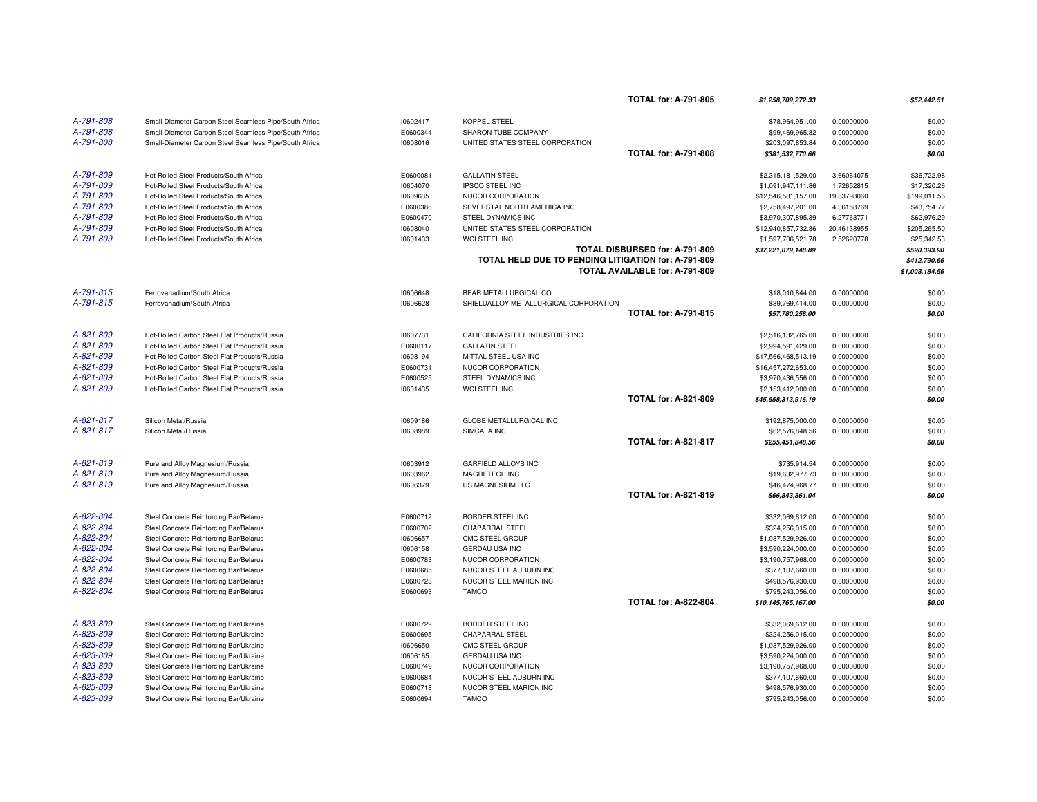| | | | | | | |
|---|---|---|---|---|---|---|
| | | | | **TOTAL for: A-791-805** | ***$1,258,709,272.33*** | | ***$52,442.51*** |
| *A-791-808* | Small-Diameter Carbon Steel Seamless Pipe/South Africa | I0602417 | KOPPEL STEEL | $78,964,951.00 | 0.00000000 | $0.00 |
| *A-791-808* | Small-Diameter Carbon Steel Seamless Pipe/South Africa | E0600344 | SHARON TUBE COMPANY | $99,469,965.82 | 0.00000000 | $0.00 |
| *A-791-808* | Small-Diameter Carbon Steel Seamless Pipe/South Africa | I0608016 | UNITED STATES STEEL CORPORATION | $203,097,853.84 | 0.00000000 | $0.00 |
| | | | **TOTAL for: A-791-808** | ***$381,532,770.66*** | | ***$0.00*** |
| *A-791-809* | Hot-Rolled Steel Products/South Africa | E0600081 | GALLATIN STEEL | $2,315,181,529.00 | 3.66064075 | $36,722.98 |
| *A-791-809* | Hot-Rolled Steel Products/South Africa | I0604070 | IPSCO STEEL INC | $1,091,947,111.86 | 1.72652815 | $17,320.26 |
| *A-791-809* | Hot-Rolled Steel Products/South Africa | I0609635 | NUCOR CORPORATION | $12,546,581,157.00 | 19.83798060 | $199,011.56 |
| *A-791-809* | Hot-Rolled Steel Products/South Africa | E0600386 | SEVERSTAL NORTH AMERICA INC | $2,758,497,201.00 | 4.36158769 | $43,754.77 |
| *A-791-809* | Hot-Rolled Steel Products/South Africa | E0600470 | STEEL DYNAMICS INC | $3,970,307,895.39 | 6.27763771 | $62,976.29 |
| *A-791-809* | Hot-Rolled Steel Products/South Africa | I0608040 | UNITED STATES STEEL CORPORATION | $12,940,857,732.86 | 20.46138955 | $205,265.50 |
| *A-791-809* | Hot-Rolled Steel Products/South Africa | I0601433 | WCI STEEL INC | $1,597,706,521.78 | 2.52620778 | $25,342.53 |
| | | | **TOTAL DISBURSED for: A-791-809** | ***$37,221,079,148.89*** | | ***$590,393.90*** |
| | | | **TOTAL HELD DUE TO PENDING LITIGATION for: A-791-809** | | | ***$412,790.66*** |
| | | | **TOTAL AVAILABLE for: A-791-809** | | | ***$1,003,184.56*** |
| *A-791-815* | Ferrovanadium/South Africa | I0606648 | BEAR METALLURGICAL CO | $18,010,844.00 | 0.00000000 | $0.00 |
| *A-791-815* | Ferrovanadium/South Africa | I0606628 | SHIELDALLOY METALLURGICAL CORPORATION | $39,769,414.00 | 0.00000000 | $0.00 |
| | | | **TOTAL for: A-791-815** | ***$57,780,258.00*** | | ***$0.00*** |
| *A-821-809* | Hot-Rolled Carbon Steel Flat Products/Russia | I0607731 | CALIFORNIA STEEL INDUSTRIES INC | $2,516,132,765.00 | 0.00000000 | $0.00 |
| *A-821-809* | Hot-Rolled Carbon Steel Flat Products/Russia | E0600117 | GALLATIN STEEL | $2,994,591,429.00 | 0.00000000 | $0.00 |
| *A-821-809* | Hot-Rolled Carbon Steel Flat Products/Russia | I0608194 | MITTAL STEEL USA INC | $17,566,468,513.19 | 0.00000000 | $0.00 |
| *A-821-809* | Hot-Rolled Carbon Steel Flat Products/Russia | E0600731 | NUCOR CORPORATION | $16,457,272,653.00 | 0.00000000 | $0.00 |
| *A-821-809* | Hot-Rolled Carbon Steel Flat Products/Russia | E0600525 | STEEL DYNAMICS INC | $3,970,436,556.00 | 0.00000000 | $0.00 |
| *A-821-809* | Hot-Rolled Carbon Steel Flat Products/Russia | I0601435 | WCI STEEL INC | $2,153,412,000.00 | 0.00000000 | $0.00 |
| | | | **TOTAL for: A-821-809** | ***$45,658,313,916.19*** | | ***$0.00*** |
| *A-821-817* | Silicon Metal/Russia | I0609186 | GLOBE METALLURGICAL INC | $192,875,000.00 | 0.00000000 | $0.00 |
| *A-821-817* | Silicon Metal/Russia | I0608989 | SIMCALA INC | $62,576,848.56 | 0.00000000 | $0.00 |
| | | | **TOTAL for: A-821-817** | ***$255,451,848.56*** | | ***$0.00*** |
| *A-821-819* | Pure and Alloy Magnesium/Russia | I0603912 | GARFIELD ALLOYS INC | $735,914.54 | 0.00000000 | $0.00 |
| *A-821-819* | Pure and Alloy Magnesium/Russia | I0603962 | MAGRETECH INC | $19,632,977.73 | 0.00000000 | $0.00 |
| *A-821-819* | Pure and Alloy Magnesium/Russia | I0606379 | US MAGNESIUM LLC | $46,474,968.77 | 0.00000000 | $0.00 |
| | | | **TOTAL for: A-821-819** | ***$66,843,861.04*** | | ***$0.00*** |
| *A-822-804* | Steel Concrete Reinforcing Bar/Belarus | E0600712 | BORDER STEEL INC | $332,069,612.00 | 0.00000000 | $0.00 |
| *A-822-804* | Steel Concrete Reinforcing Bar/Belarus | E0600702 | CHAPARRAL STEEL | $324,256,015.00 | 0.00000000 | $0.00 |
| *A-822-804* | Steel Concrete Reinforcing Bar/Belarus | I0606657 | CMC STEEL GROUP | $1,037,529,926.00 | 0.00000000 | $0.00 |
| *A-822-804* | Steel Concrete Reinforcing Bar/Belarus | I0606158 | GERDAU USA INC | $3,590,224,000.00 | 0.00000000 | $0.00 |
| *A-822-804* | Steel Concrete Reinforcing Bar/Belarus | E0600783 | NUCOR CORPORATION | $3,190,757,968.00 | 0.00000000 | $0.00 |
| *A-822-804* | Steel Concrete Reinforcing Bar/Belarus | E0600685 | NUCOR STEEL AUBURN INC | $377,107,660.00 | 0.00000000 | $0.00 |
| *A-822-804* | Steel Concrete Reinforcing Bar/Belarus | E0600723 | NUCOR STEEL MARION INC | $498,576,930.00 | 0.00000000 | $0.00 |
| *A-822-804* | Steel Concrete Reinforcing Bar/Belarus | E0600693 | TAMCO | $795,243,056.00 | 0.00000000 | $0.00 |
| | | | **TOTAL for: A-822-804** | ***$10,145,765,167.00*** | | ***$0.00*** |
| *A-823-809* | Steel Concrete Reinforcing Bar/Ukraine | E0600729 | BORDER STEEL INC | $332,069,612.00 | 0.00000000 | $0.00 |
| *A-823-809* | Steel Concrete Reinforcing Bar/Ukraine | E0600695 | CHAPARRAL STEEL | $324,256,015.00 | 0.00000000 | $0.00 |
| *A-823-809* | Steel Concrete Reinforcing Bar/Ukraine | I0606650 | CMC STEEL GROUP | $1,037,529,926.00 | 0.00000000 | $0.00 |
| *A-823-809* | Steel Concrete Reinforcing Bar/Ukraine | I0606165 | GERDAU USA INC | $3,590,224,000.00 | 0.00000000 | $0.00 |
| *A-823-809* | Steel Concrete Reinforcing Bar/Ukraine | E0600749 | NUCOR CORPORATION | $3,190,757,968.00 | 0.00000000 | $0.00 |
| *A-823-809* | Steel Concrete Reinforcing Bar/Ukraine | E0600684 | NUCOR STEEL AUBURN INC | $377,107,660.00 | 0.00000000 | $0.00 |
| *A-823-809* | Steel Concrete Reinforcing Bar/Ukraine | E0600718 | NUCOR STEEL MARION INC | $498,576,930.00 | 0.00000000 | $0.00 |
| *A-823-809* | Steel Concrete Reinforcing Bar/Ukraine | E0600694 | TAMCO | $795,243,056.00 | 0.00000000 | $0.00 |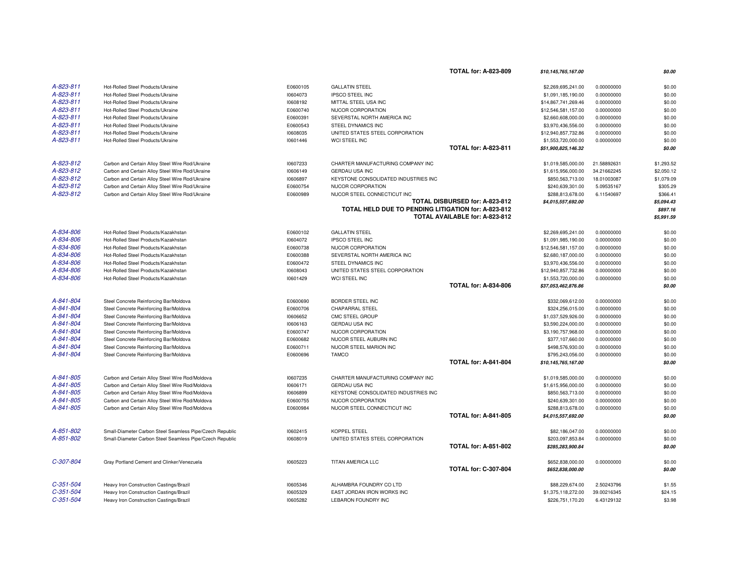| Case | Product/Country | Claim ID | Company | Amount | Percentage | Disbursement |
|---|---|---|---|---|---|---|
| | | | TOTAL for: A-823-809 | *$10,145,765,167.00* | | *$0.00* |
| A-823-811 | Hot-Rolled Steel Products/Ukraine | E0600105 | GALLATIN STEEL | $2,269,695,241.00 | 0.00000000 | $0.00 |
| A-823-811 | Hot-Rolled Steel Products/Ukraine | I0604073 | IPSCO STEEL INC | $1,091,185,190.00 | 0.00000000 | $0.00 |
| A-823-811 | Hot-Rolled Steel Products/Ukraine | I0608192 | MITTAL STEEL USA INC | $14,867,741,269.46 | 0.00000000 | $0.00 |
| A-823-811 | Hot-Rolled Steel Products/Ukraine | E0600740 | NUCOR CORPORATION | $12,546,581,157.00 | 0.00000000 | $0.00 |
| A-823-811 | Hot-Rolled Steel Products/Ukraine | E0600391 | SEVERSTAL NORTH AMERICA INC | $2,660,608,000.00 | 0.00000000 | $0.00 |
| A-823-811 | Hot-Rolled Steel Products/Ukraine | E0600543 | STEEL DYNAMICS INC | $3,970,436,556.00 | 0.00000000 | $0.00 |
| A-823-811 | Hot-Rolled Steel Products/Ukraine | I0608035 | UNITED STATES STEEL CORPORATION | $12,940,857,732.86 | 0.00000000 | $0.00 |
| A-823-811 | Hot-Rolled Steel Products/Ukraine | I0601446 | WCI STEEL INC | $1,553,720,000.00 | 0.00000000 | $0.00 |
| | | | TOTAL for: A-823-811 | *$51,900,825,146.32* | | *$0.00* |
| A-823-812 | Carbon and Certain Alloy Steel Wire Rod/Ukraine | I0607233 | CHARTER MANUFACTURING COMPANY INC | $1,019,585,000.00 | 21.58892631 | $1,293.52 |
| A-823-812 | Carbon and Certain Alloy Steel Wire Rod/Ukraine | I0606149 | GERDAU USA INC | $1,615,956,000.00 | 34.21662245 | $2,050.12 |
| A-823-812 | Carbon and Certain Alloy Steel Wire Rod/Ukraine | I0606897 | KEYSTONE CONSOLIDATED INDUSTRIES INC | $850,563,713.00 | 18.01003087 | $1,079.09 |
| A-823-812 | Carbon and Certain Alloy Steel Wire Rod/Ukraine | E0600754 | NUCOR CORPORATION | $240,639,301.00 | 5.09535167 | $305.29 |
| A-823-812 | Carbon and Certain Alloy Steel Wire Rod/Ukraine | E0600989 | NUCOR STEEL CONNECTICUT INC | $288,813,678.00 | 6.11540697 | $366.41 |
| | | | TOTAL DISBURSED for: A-823-812 | *$4,015,557,692.00* | | *$5,094.43* |
| | | | TOTAL HELD DUE TO PENDING LITIGATION for: A-823-812 | | | *$897.16* |
| | | | TOTAL AVAILABLE for: A-823-812 | | | *$5,991.59* |
| A-834-806 | Hot-Rolled Steel Products/Kazakhstan | E0600102 | GALLATIN STEEL | $2,269,695,241.00 | 0.00000000 | $0.00 |
| A-834-806 | Hot-Rolled Steel Products/Kazakhstan | I0604072 | IPSCO STEEL INC | $1,091,985,190.00 | 0.00000000 | $0.00 |
| A-834-806 | Hot-Rolled Steel Products/Kazakhstan | E0600738 | NUCOR CORPORATION | $12,546,581,157.00 | 0.00000000 | $0.00 |
| A-834-806 | Hot-Rolled Steel Products/Kazakhstan | E0600388 | SEVERSTAL NORTH AMERICA INC | $2,680,187,000.00 | 0.00000000 | $0.00 |
| A-834-806 | Hot-Rolled Steel Products/Kazakhstan | E0600472 | STEEL DYNAMICS INC | $3,970,436,556.00 | 0.00000000 | $0.00 |
| A-834-806 | Hot-Rolled Steel Products/Kazakhstan | I0608043 | UNITED STATES STEEL CORPORATION | $12,940,857,732.86 | 0.00000000 | $0.00 |
| A-834-806 | Hot-Rolled Steel Products/Kazakhstan | I0601429 | WCI STEEL INC | $1,553,720,000.00 | 0.00000000 | $0.00 |
| | | | TOTAL for: A-834-806 | *$37,053,462,876.86* | | *$0.00* |
| A-841-804 | Steel Concrete Reinforcing Bar/Moldova | E0600690 | BORDER STEEL INC | $332,069,612.00 | 0.00000000 | $0.00 |
| A-841-804 | Steel Concrete Reinforcing Bar/Moldova | E0600706 | CHAPARRAL STEEL | $324,256,015.00 | 0.00000000 | $0.00 |
| A-841-804 | Steel Concrete Reinforcing Bar/Moldova | I0606652 | CMC STEEL GROUP | $1,037,529,926.00 | 0.00000000 | $0.00 |
| A-841-804 | Steel Concrete Reinforcing Bar/Moldova | I0606163 | GERDAU USA INC | $3,590,224,000.00 | 0.00000000 | $0.00 |
| A-841-804 | Steel Concrete Reinforcing Bar/Moldova | E0600747 | NUCOR CORPORATION | $3,190,757,968.00 | 0.00000000 | $0.00 |
| A-841-804 | Steel Concrete Reinforcing Bar/Moldova | E0600682 | NUCOR STEEL AUBURN INC | $377,107,660.00 | 0.00000000 | $0.00 |
| A-841-804 | Steel Concrete Reinforcing Bar/Moldova | E0600711 | NUCOR STEEL MARION INC | $498,576,930.00 | 0.00000000 | $0.00 |
| A-841-804 | Steel Concrete Reinforcing Bar/Moldova | E0600696 | TAMCO | $795,243,056.00 | 0.00000000 | $0.00 |
| | | | TOTAL for: A-841-804 | *$10,145,765,167.00* | | *$0.00* |
| A-841-805 | Carbon and Certain Alloy Steel Wire Rod/Moldova | I0607235 | CHARTER MANUFACTURING COMPANY INC | $1,019,585,000.00 | 0.00000000 | $0.00 |
| A-841-805 | Carbon and Certain Alloy Steel Wire Rod/Moldova | I0606171 | GERDAU USA INC | $1,615,956,000.00 | 0.00000000 | $0.00 |
| A-841-805 | Carbon and Certain Alloy Steel Wire Rod/Moldova | I0606899 | KEYSTONE CONSOLIDATED INDUSTRIES INC | $850,563,713.00 | 0.00000000 | $0.00 |
| A-841-805 | Carbon and Certain Alloy Steel Wire Rod/Moldova | E0600755 | NUCOR CORPORATION | $240,639,301.00 | 0.00000000 | $0.00 |
| A-841-805 | Carbon and Certain Alloy Steel Wire Rod/Moldova | E0600984 | NUCOR STEEL CONNECTICUT INC | $288,813,678.00 | 0.00000000 | $0.00 |
| | | | TOTAL for: A-841-805 | *$4,015,557,692.00* | | *$0.00* |
| A-851-802 | Small-Diameter Carbon Steel Seamless Pipe/Czech Republic | I0602415 | KOPPEL STEEL | $82,186,047.00 | 0.00000000 | $0.00 |
| A-851-802 | Small-Diameter Carbon Steel Seamless Pipe/Czech Republic | I0608019 | UNITED STATES STEEL CORPORATION | $203,097,853.84 | 0.00000000 | $0.00 |
| | | | TOTAL for: A-851-802 | *$285,283,900.84* | | *$0.00* |
| C-307-804 | Gray Portland Cement and Clinker/Venezuela | I0605223 | TITAN AMERICA LLC | $652,838,000.00 | 0.00000000 | $0.00 |
| | | | TOTAL for: C-307-804 | *$652,838,000.00* | | *$0.00* |
| C-351-504 | Heavy Iron Construction Castings/Brazil | I0605346 | ALHAMBRA FOUNDRY CO LTD | $88,229,674.00 | 2.50243796 | $1.55 |
| C-351-504 | Heavy Iron Construction Castings/Brazil | I0605329 | EAST JORDAN IRON WORKS INC | $1,375,118,272.00 | 39.00216345 | $24.15 |
| C-351-504 | Heavy Iron Construction Castings/Brazil | I0605282 | LEBARON FOUNDRY INC | $226,751,170.20 | 6.43129132 | $3.98 |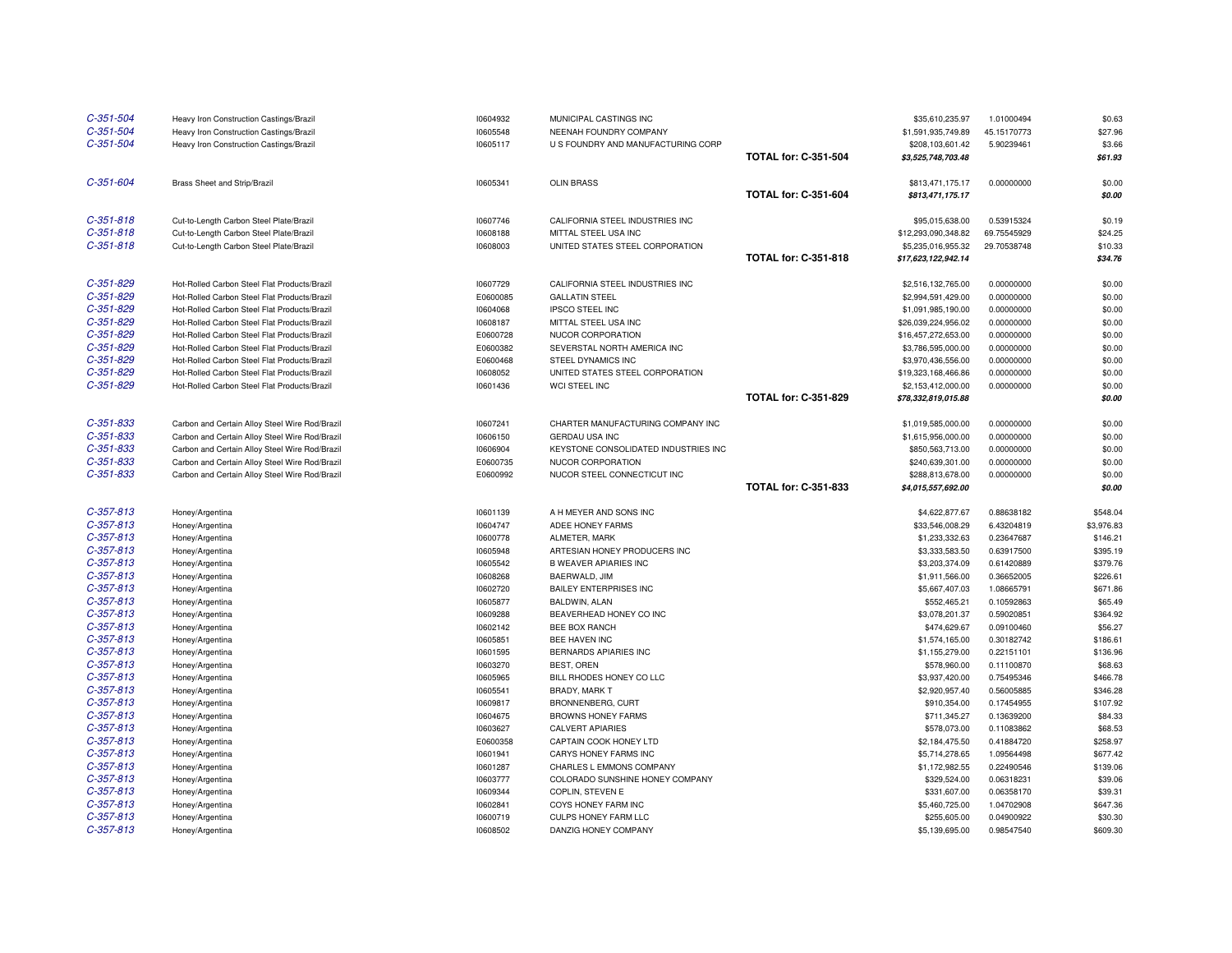| | | | | | | | |
|---|---|---|---|---|---|---|---|
| *C-351-504* | Heavy Iron Construction Castings/Brazil | I0604932 | MUNICIPAL CASTINGS INC | | $35,610,235.97 | 1.01000494 | $0.63 |
| *C-351-504* | Heavy Iron Construction Castings/Brazil | I0605548 | NEENAH FOUNDRY COMPANY | | $1,591,935,749.89 | 45.15170773 | $27.96 |
| *C-351-504* | Heavy Iron Construction Castings/Brazil | I0605117 | U S FOUNDRY AND MANUFACTURING CORP | | $208,103,601.42 | 5.90239461 | $3.66 |
| | | | | **TOTAL for: C-351-504** | ***$3,525,748,703.48*** | | ***$61.93*** |
| *C-351-604* | Brass Sheet and Strip/Brazil | I0605341 | OLIN BRASS | | $813,471,175.17 | 0.00000000 | $0.00 |
| | | | | **TOTAL for: C-351-604** | ***$813,471,175.17*** | | ***$0.00*** |
| *C-351-818* | Cut-to-Length Carbon Steel Plate/Brazil | I0607746 | CALIFORNIA STEEL INDUSTRIES INC | | $95,015,638.00 | 0.53915324 | $0.19 |
| *C-351-818* | Cut-to-Length Carbon Steel Plate/Brazil | I0608188 | MITTAL STEEL USA INC | | $12,293,090,348.82 | 69.75545929 | $24.25 |
| *C-351-818* | Cut-to-Length Carbon Steel Plate/Brazil | I0608003 | UNITED STATES STEEL CORPORATION | | $5,235,016,955.32 | 29.70538748 | $10.33 |
| | | | | **TOTAL for: C-351-818** | ***$17,623,122,942.14*** | | ***$34.76*** |
| *C-351-829* | Hot-Rolled Carbon Steel Flat Products/Brazil | I0607729 | CALIFORNIA STEEL INDUSTRIES INC | | $2,516,132,765.00 | 0.00000000 | $0.00 |
| *C-351-829* | Hot-Rolled Carbon Steel Flat Products/Brazil | E0600085 | GALLATIN STEEL | | $2,994,591,429.00 | 0.00000000 | $0.00 |
| *C-351-829* | Hot-Rolled Carbon Steel Flat Products/Brazil | I0604068 | IPSCO STEEL INC | | $1,091,985,190.00 | 0.00000000 | $0.00 |
| *C-351-829* | Hot-Rolled Carbon Steel Flat Products/Brazil | I0608187 | MITTAL STEEL USA INC | | $26,039,224,956.02 | 0.00000000 | $0.00 |
| *C-351-829* | Hot-Rolled Carbon Steel Flat Products/Brazil | E0600728 | NUCOR CORPORATION | | $16,457,272,653.00 | 0.00000000 | $0.00 |
| *C-351-829* | Hot-Rolled Carbon Steel Flat Products/Brazil | E0600382 | SEVERSTAL NORTH AMERICA INC | | $3,786,595,000.00 | 0.00000000 | $0.00 |
| *C-351-829* | Hot-Rolled Carbon Steel Flat Products/Brazil | E0600468 | STEEL DYNAMICS INC | | $3,970,436,556.00 | 0.00000000 | $0.00 |
| *C-351-829* | Hot-Rolled Carbon Steel Flat Products/Brazil | I0608052 | UNITED STATES STEEL CORPORATION | | $19,323,168,466.86 | 0.00000000 | $0.00 |
| *C-351-829* | Hot-Rolled Carbon Steel Flat Products/Brazil | I0601436 | WCI STEEL INC | | $2,153,412,000.00 | 0.00000000 | $0.00 |
| | | | | **TOTAL for: C-351-829** | ***$78,332,819,015.88*** | | ***$0.00*** |
| *C-351-833* | Carbon and Certain Alloy Steel Wire Rod/Brazil | I0607241 | CHARTER MANUFACTURING COMPANY INC | | $1,019,585,000.00 | 0.00000000 | $0.00 |
| *C-351-833* | Carbon and Certain Alloy Steel Wire Rod/Brazil | I0606150 | GERDAU USA INC | | $1,615,956,000.00 | 0.00000000 | $0.00 |
| *C-351-833* | Carbon and Certain Alloy Steel Wire Rod/Brazil | I0606904 | KEYSTONE CONSOLIDATED INDUSTRIES INC | | $850,563,713.00 | 0.00000000 | $0.00 |
| *C-351-833* | Carbon and Certain Alloy Steel Wire Rod/Brazil | E0600735 | NUCOR CORPORATION | | $240,639,301.00 | 0.00000000 | $0.00 |
| *C-351-833* | Carbon and Certain Alloy Steel Wire Rod/Brazil | E0600992 | NUCOR STEEL CONNECTICUT INC | | $288,813,678.00 | 0.00000000 | $0.00 |
| | | | | **TOTAL for: C-351-833** | ***$4,015,557,692.00*** | | ***$0.00*** |
| *C-357-813* | Honey/Argentina | I0601139 | A H MEYER AND SONS INC | | $4,622,877.67 | 0.88638182 | $548.04 |
| *C-357-813* | Honey/Argentina | I0604747 | ADEE HONEY FARMS | | $33,546,008.29 | 6.43204819 | $3,976.83 |
| *C-357-813* | Honey/Argentina | I0600778 | ALMETER, MARK | | $1,233,332.63 | 0.23647687 | $146.21 |
| *C-357-813* | Honey/Argentina | I0605948 | ARTESIAN HONEY PRODUCERS INC | | $3,333,583.50 | 0.63917500 | $395.19 |
| *C-357-813* | Honey/Argentina | I0605542 | B WEAVER APIARIES INC | | $3,203,374.09 | 0.61420889 | $379.76 |
| *C-357-813* | Honey/Argentina | I0608268 | BAERWALD, JIM | | $1,911,566.00 | 0.36652005 | $226.61 |
| *C-357-813* | Honey/Argentina | I0602720 | BAILEY ENTERPRISES INC | | $5,667,407.03 | 1.08665791 | $671.86 |
| *C-357-813* | Honey/Argentina | I0605877 | BALDWIN, ALAN | | $552,465.21 | 0.10592863 | $65.49 |
| *C-357-813* | Honey/Argentina | I0609288 | BEAVERHEAD HONEY CO INC | | $3,078,201.37 | 0.59020851 | $364.92 |
| *C-357-813* | Honey/Argentina | I0602142 | BEE BOX RANCH | | $474,629.67 | 0.09100460 | $56.27 |
| *C-357-813* | Honey/Argentina | I0605851 | BEE HAVEN INC | | $1,574,165.00 | 0.30182742 | $186.61 |
| *C-357-813* | Honey/Argentina | I0601595 | BERNARDS APIARIES INC | | $1,155,279.00 | 0.22151101 | $136.96 |
| *C-357-813* | Honey/Argentina | I0603270 | BEST, OREN | | $578,960.00 | 0.11100870 | $68.63 |
| *C-357-813* | Honey/Argentina | I0605965 | BILL RHODES HONEY CO LLC | | $3,937,420.00 | 0.75495346 | $466.78 |
| *C-357-813* | Honey/Argentina | I0605541 | BRADY, MARK T | | $2,920,957.40 | 0.56005885 | $346.28 |
| *C-357-813* | Honey/Argentina | I0609817 | BRONNENBERG, CURT | | $910,354.00 | 0.17454955 | $107.92 |
| *C-357-813* | Honey/Argentina | I0604675 | BROWNS HONEY FARMS | | $711,345.27 | 0.13639200 | $84.33 |
| *C-357-813* | Honey/Argentina | I0603627 | CALVERT APIARIES | | $578,073.00 | 0.11083862 | $68.53 |
| *C-357-813* | Honey/Argentina | E0600358 | CAPTAIN COOK HONEY LTD | | $2,184,475.50 | 0.41884720 | $258.97 |
| *C-357-813* | Honey/Argentina | I0601941 | CARYS HONEY FARMS INC | | $5,714,278.65 | 1.09564498 | $677.42 |
| *C-357-813* | Honey/Argentina | I0601287 | CHARLES L EMMONS COMPANY | | $1,172,982.55 | 0.22490546 | $139.06 |
| *C-357-813* | Honey/Argentina | I0603777 | COLORADO SUNSHINE HONEY COMPANY | | $329,524.00 | 0.06318231 | $39.06 |
| *C-357-813* | Honey/Argentina | I0609344 | COPLIN, STEVEN E | | $331,607.00 | 0.06358170 | $39.31 |
| *C-357-813* | Honey/Argentina | I0602841 | COYS HONEY FARM INC | | $5,460,725.00 | 1.04702908 | $647.36 |
| *C-357-813* | Honey/Argentina | I0600719 | CULPS HONEY FARM LLC | | $255,605.00 | 0.04900922 | $30.30 |
| *C-357-813* | Honey/Argentina | I0608502 | DANZIG HONEY COMPANY | | $5,139,695.00 | 0.98547540 | $609.30 |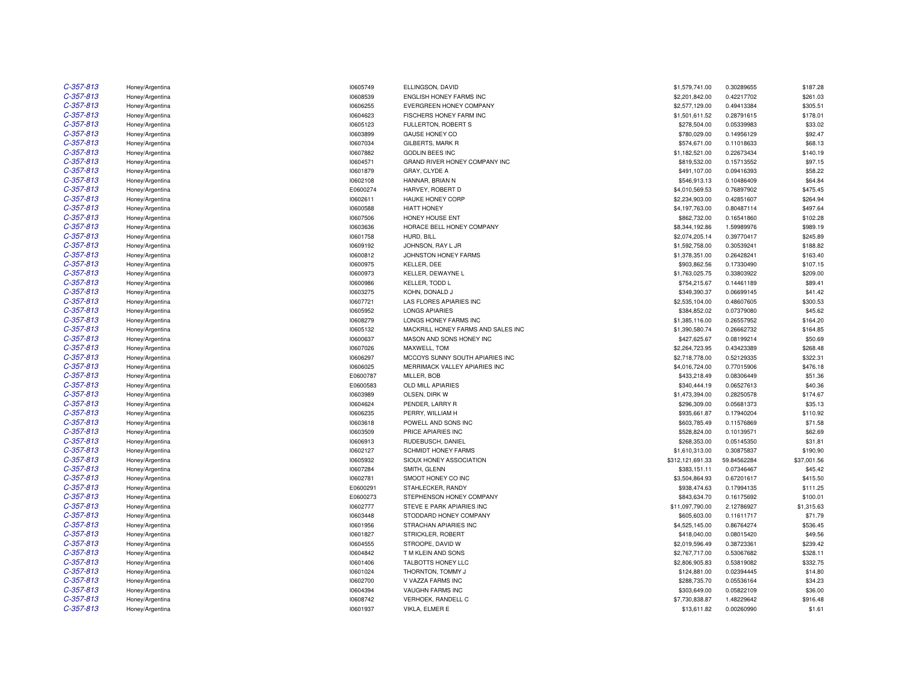| | | | | | | |
|---|---|---|---|---|---|---|
| C-357-813 | Honey/Argentina | I0605749 | ELLINGSON, DAVID | $1,579,741.00 | 0.30289655 | $187.28 |
| C-357-813 | Honey/Argentina | I0608539 | ENGLISH HONEY FARMS INC | $2,201,842.00 | 0.42217702 | $261.03 |
| C-357-813 | Honey/Argentina | I0606255 | EVERGREEN HONEY COMPANY | $2,577,129.00 | 0.49413384 | $305.51 |
| C-357-813 | Honey/Argentina | I0604623 | FISCHERS HONEY FARM INC | $1,501,611.52 | 0.28791615 | $178.01 |
| C-357-813 | Honey/Argentina | I0605123 | FULLERTON, ROBERT S | $278,504.00 | 0.05339983 | $33.02 |
| C-357-813 | Honey/Argentina | I0603899 | GAUSE HONEY CO | $780,029.00 | 0.14956129 | $92.47 |
| C-357-813 | Honey/Argentina | I0607034 | GILBERTS, MARK R | $574,671.00 | 0.11018633 | $68.13 |
| C-357-813 | Honey/Argentina | I0607882 | GODLIN BEES INC | $1,182,521.00 | 0.22673434 | $140.19 |
| C-357-813 | Honey/Argentina | I0604571 | GRAND RIVER HONEY COMPANY INC | $819,532.00 | 0.15713552 | $97.15 |
| C-357-813 | Honey/Argentina | I0601879 | GRAY, CLYDE A | $491,107.00 | 0.09416393 | $58.22 |
| C-357-813 | Honey/Argentina | I0602108 | HANNAR, BRIAN N | $546,913.13 | 0.10486409 | $64.84 |
| C-357-813 | Honey/Argentina | E0600274 | HARVEY, ROBERT D | $4,010,569.53 | 0.76897902 | $475.45 |
| C-357-813 | Honey/Argentina | I0602611 | HAUKE HONEY CORP | $2,234,903.00 | 0.42851607 | $264.94 |
| C-357-813 | Honey/Argentina | I0600588 | HIATT HONEY | $4,197,763.00 | 0.80487114 | $497.64 |
| C-357-813 | Honey/Argentina | I0607506 | HONEY HOUSE ENT | $862,732.00 | 0.16541860 | $102.28 |
| C-357-813 | Honey/Argentina | I0603636 | HORACE BELL HONEY COMPANY | $8,344,192.86 | 1.59989976 | $989.19 |
| C-357-813 | Honey/Argentina | I0601758 | HURD, BILL | $2,074,205.14 | 0.39770417 | $245.89 |
| C-357-813 | Honey/Argentina | I0609192 | JOHNSON, RAY L JR | $1,592,758.00 | 0.30539241 | $188.82 |
| C-357-813 | Honey/Argentina | I0600812 | JOHNSTON HONEY FARMS | $1,378,351.00 | 0.26428241 | $163.40 |
| C-357-813 | Honey/Argentina | I0600975 | KELLER, DEE | $903,862.56 | 0.17330490 | $107.15 |
| C-357-813 | Honey/Argentina | I0600973 | KELLER, DEWAYNE L | $1,763,025.75 | 0.33803922 | $209.00 |
| C-357-813 | Honey/Argentina | I0600986 | KELLER, TODD L | $754,215.67 | 0.14461189 | $89.41 |
| C-357-813 | Honey/Argentina | I0603275 | KOHN, DONALD J | $349,390.37 | 0.06699145 | $41.42 |
| C-357-813 | Honey/Argentina | I0607721 | LAS FLORES APIARIES INC | $2,535,104.00 | 0.48607605 | $300.53 |
| C-357-813 | Honey/Argentina | I0605952 | LONGS APIARIES | $384,852.02 | 0.07379080 | $45.62 |
| C-357-813 | Honey/Argentina | I0608279 | LONGS HONEY FARMS INC | $1,385,116.00 | 0.26557952 | $164.20 |
| C-357-813 | Honey/Argentina | I0605132 | MACKRILL HONEY FARMS AND SALES INC | $1,390,580.74 | 0.26662732 | $164.85 |
| C-357-813 | Honey/Argentina | I0600637 | MASON AND SONS HONEY INC | $427,625.67 | 0.08199214 | $50.69 |
| C-357-813 | Honey/Argentina | I0607026 | MAXWELL, TOM | $2,264,723.95 | 0.43423389 | $268.48 |
| C-357-813 | Honey/Argentina | I0606297 | MCCOYS SUNNY SOUTH APIARIES INC | $2,718,778.00 | 0.52129335 | $322.31 |
| C-357-813 | Honey/Argentina | I0606025 | MERRIMACK VALLEY APIARIES INC | $4,016,724.00 | 0.77015906 | $476.18 |
| C-357-813 | Honey/Argentina | E0600787 | MILLER, BOB | $433,218.49 | 0.08306449 | $51.36 |
| C-357-813 | Honey/Argentina | E0600583 | OLD MILL APIARIES | $340,444.19 | 0.06527613 | $40.36 |
| C-357-813 | Honey/Argentina | I0603989 | OLSEN, DIRK W | $1,473,394.00 | 0.28250578 | $174.67 |
| C-357-813 | Honey/Argentina | I0604624 | PENDER, LARRY R | $296,309.00 | 0.05681373 | $35.13 |
| C-357-813 | Honey/Argentina | I0606235 | PERRY, WILLIAM H | $935,661.87 | 0.17940204 | $110.92 |
| C-357-813 | Honey/Argentina | I0603618 | POWELL AND SONS INC | $603,785.49 | 0.11576869 | $71.58 |
| C-357-813 | Honey/Argentina | I0603509 | PRICE APIARIES INC | $528,824.00 | 0.10139571 | $62.69 |
| C-357-813 | Honey/Argentina | I0606913 | RUDEBUSCH, DANIEL | $268,353.00 | 0.05145350 | $31.81 |
| C-357-813 | Honey/Argentina | I0602127 | SCHMIDT HONEY FARMS | $1,610,313.00 | 0.30875837 | $190.90 |
| C-357-813 | Honey/Argentina | I0605932 | SIOUX HONEY ASSOCIATION | $312,121,691.33 | 59.84562284 | $37,001.56 |
| C-357-813 | Honey/Argentina | I0607284 | SMITH, GLENN | $383,151.11 | 0.07346467 | $45.42 |
| C-357-813 | Honey/Argentina | I0602781 | SMOOT HONEY CO INC | $3,504,864.93 | 0.67201617 | $415.50 |
| C-357-813 | Honey/Argentina | E0600291 | STAHLECKER, RANDY | $938,474.63 | 0.17994135 | $111.25 |
| C-357-813 | Honey/Argentina | E0600273 | STEPHENSON HONEY COMPANY | $843,634.70 | 0.16175692 | $100.01 |
| C-357-813 | Honey/Argentina | I0602777 | STEVE E PARK APIARIES INC | $11,097,790.00 | 2.12786927 | $1,315.63 |
| C-357-813 | Honey/Argentina | I0603448 | STODDARD HONEY COMPANY | $605,603.00 | 0.11611717 | $71.79 |
| C-357-813 | Honey/Argentina | I0601956 | STRACHAN APIARIES INC | $4,525,145.00 | 0.86764274 | $536.45 |
| C-357-813 | Honey/Argentina | I0601827 | STRICKLER, ROBERT | $418,040.00 | 0.08015420 | $49.56 |
| C-357-813 | Honey/Argentina | I0604555 | STROOPE, DAVID W | $2,019,596.49 | 0.38723361 | $239.42 |
| C-357-813 | Honey/Argentina | I0604842 | T M KLEIN AND SONS | $2,767,717.00 | 0.53067682 | $328.11 |
| C-357-813 | Honey/Argentina | I0601406 | TALBOTTS HONEY LLC | $2,806,905.83 | 0.53819082 | $332.75 |
| C-357-813 | Honey/Argentina | I0601024 | THORNTON, TOMMY J | $124,881.00 | 0.02394445 | $14.80 |
| C-357-813 | Honey/Argentina | I0602700 | V VAZZA FARMS INC | $288,735.70 | 0.05536164 | $34.23 |
| C-357-813 | Honey/Argentina | I0604394 | VAUGHN FARMS INC | $303,649.00 | 0.05822109 | $36.00 |
| C-357-813 | Honey/Argentina | I0608742 | VERHOEK, RANDELL C | $7,730,838.87 | 1.48229642 | $916.48 |
| C-357-813 | Honey/Argentina | I0601937 | VIKLA, ELMER E | $13,611.82 | 0.00260990 | $1.61 |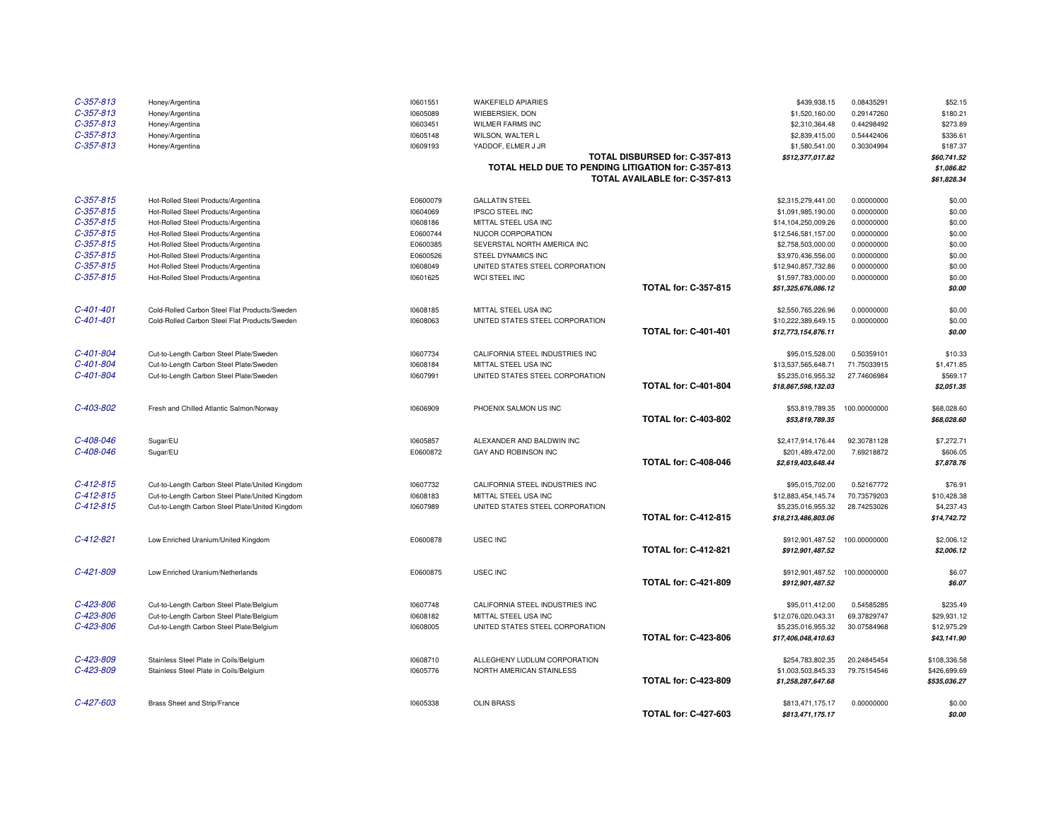| | | | | | | | |
|---|---|---|---|---|---|---|---|
| C-357-813 | Honey/Argentina | I0601551 | WAKEFIELD APIARIES | | $439,938.15 | 0.08435291 | $52.15 |
| C-357-813 | Honey/Argentina | I0605089 | WIEBERSIEK, DON | | $1,520,160.00 | 0.29147260 | $180.21 |
| C-357-813 | Honey/Argentina | I0603451 | WILMER FARMS INC | | $2,310,364.48 | 0.44298492 | $273.89 |
| C-357-813 | Honey/Argentina | I0605148 | WILSON, WALTER L | | $2,839,415.00 | 0.54442406 | $336.61 |
| C-357-813 | Honey/Argentina | I0609193 | YADDOF, ELMER J JR | | $1,580,541.00 | 0.30304994 | $187.37 |
| | | | | **TOTAL DISBURSED for: C-357-813** | ***$512,377,017.82*** | | ***$60,741.52*** |
| | | | | **TOTAL HELD DUE TO PENDING LITIGATION for: C-357-813** | | | ***$1,086.82*** |
| | | | | **TOTAL AVAILABLE for: C-357-813** | | | ***$61,828.34*** |
| C-357-815 | Hot-Rolled Steel Products/Argentina | E0600079 | GALLATIN STEEL | | $2,315,279,441.00 | 0.00000000 | $0.00 |
| C-357-815 | Hot-Rolled Steel Products/Argentina | I0604069 | IPSCO STEEL INC | | $1,091,985,190.00 | 0.00000000 | $0.00 |
| C-357-815 | Hot-Rolled Steel Products/Argentina | I0608186 | MITTAL STEEL USA INC | | $14,104,250,009.26 | 0.00000000 | $0.00 |
| C-357-815 | Hot-Rolled Steel Products/Argentina | E0600744 | NUCOR CORPORATION | | $12,546,581,157.00 | 0.00000000 | $0.00 |
| C-357-815 | Hot-Rolled Steel Products/Argentina | E0600385 | SEVERSTAL NORTH AMERICA INC | | $2,758,503,000.00 | 0.00000000 | $0.00 |
| C-357-815 | Hot-Rolled Steel Products/Argentina | E0600526 | STEEL DYNAMICS INC | | $3,970,436,556.00 | 0.00000000 | $0.00 |
| C-357-815 | Hot-Rolled Steel Products/Argentina | I0608049 | UNITED STATES STEEL CORPORATION | | $12,940,857,732.86 | 0.00000000 | $0.00 |
| C-357-815 | Hot-Rolled Steel Products/Argentina | I0601625 | WCI STEEL INC | | $1,597,783,000.00 | 0.00000000 | $0.00 |
| | | | | **TOTAL for: C-357-815** | ***$51,325,676,086.12*** | | ***$0.00*** |
| C-401-401 | Cold-Rolled Carbon Steel Flat Products/Sweden | I0608185 | MITTAL STEEL USA INC | | $2,550,765,226.96 | 0.00000000 | $0.00 |
| C-401-401 | Cold-Rolled Carbon Steel Flat Products/Sweden | I0608063 | UNITED STATES STEEL CORPORATION | | $10,222,389,649.15 | 0.00000000 | $0.00 |
| | | | | **TOTAL for: C-401-401** | ***$12,773,154,876.11*** | | ***$0.00*** |
| C-401-804 | Cut-to-Length Carbon Steel Plate/Sweden | I0607734 | CALIFORNIA STEEL INDUSTRIES INC | | $95,015,528.00 | 0.50359101 | $10.33 |
| C-401-804 | Cut-to-Length Carbon Steel Plate/Sweden | I0608184 | MITTAL STEEL USA INC | | $13,537,565,648.71 | 71.75033915 | $1,471.85 |
| C-401-804 | Cut-to-Length Carbon Steel Plate/Sweden | I0607991 | UNITED STATES STEEL CORPORATION | | $5,235,016,955.32 | 27.74606984 | $569.17 |
| | | | | **TOTAL for: C-401-804** | ***$18,867,598,132.03*** | | ***$2,051.35*** |
| C-403-802 | Fresh and Chilled Atlantic Salmon/Norway | I0606909 | PHOENIX SALMON US INC | | $53,819,789.35 | 100.00000000 | $68,028.60 |
| | | | | **TOTAL for: C-403-802** | ***$53,819,789.35*** | | ***$68,028.60*** |
| C-408-046 | Sugar/EU | I0605857 | ALEXANDER AND BALDWIN INC | | $2,417,914,176.44 | 92.30781128 | $7,272.71 |
| C-408-046 | Sugar/EU | E0600872 | GAY AND ROBINSON INC | | $201,489,472.00 | 7.69218872 | $606.05 |
| | | | | **TOTAL for: C-408-046** | ***$2,619,403,648.44*** | | ***$7,878.76*** |
| C-412-815 | Cut-to-Length Carbon Steel Plate/United Kingdom | I0607732 | CALIFORNIA STEEL INDUSTRIES INC | | $95,015,702.00 | 0.52167772 | $76.91 |
| C-412-815 | Cut-to-Length Carbon Steel Plate/United Kingdom | I0608183 | MITTAL STEEL USA INC | | $12,883,454,145.74 | 70.73579203 | $10,428.38 |
| C-412-815 | Cut-to-Length Carbon Steel Plate/United Kingdom | I0607989 | UNITED STATES STEEL CORPORATION | | $5,235,016,955.32 | 28.74253026 | $4,237.43 |
| | | | | **TOTAL for: C-412-815** | ***$18,213,486,803.06*** | | ***$14,742.72*** |
| C-412-821 | Low Enriched Uranium/United Kingdom | E0600878 | USEC INC | | $912,901,487.52 | 100.00000000 | $2,006.12 |
| | | | | **TOTAL for: C-412-821** | ***$912,901,487.52*** | | ***$2,006.12*** |
| C-421-809 | Low Enriched Uranium/Netherlands | E0600875 | USEC INC | | $912,901,487.52 | 100.00000000 | $6.07 |
| | | | | **TOTAL for: C-421-809** | ***$912,901,487.52*** | | ***$6.07*** |
| C-423-806 | Cut-to-Length Carbon Steel Plate/Belgium | I0607748 | CALIFORNIA STEEL INDUSTRIES INC | | $95,011,412.00 | 0.54585285 | $235.49 |
| C-423-806 | Cut-to-Length Carbon Steel Plate/Belgium | I0608182 | MITTAL STEEL USA INC | | $12,076,020,043.31 | 69.37829747 | $29,931.12 |
| C-423-806 | Cut-to-Length Carbon Steel Plate/Belgium | I0608005 | UNITED STATES STEEL CORPORATION | | $5,235,016,955.32 | 30.07584968 | $12,975.29 |
| | | | | **TOTAL for: C-423-806** | ***$17,406,048,410.63*** | | ***$43,141.90*** |
| C-423-809 | Stainless Steel Plate in Coils/Belgium | I0608710 | ALLEGHENY LUDLUM CORPORATION | | $254,783,802.35 | 20.24845454 | $108,336.58 |
| C-423-809 | Stainless Steel Plate in Coils/Belgium | I0605776 | NORTH AMERICAN STAINLESS | | $1,003,503,845.33 | 79.75154546 | $426,699.69 |
| | | | | **TOTAL for: C-423-809** | ***$1,258,287,647.68*** | | ***$535,036.27*** |
| C-427-603 | Brass Sheet and Strip/France | I0605338 | OLIN BRASS | | $813,471,175.17 | 0.00000000 | $0.00 |
| | | | | **TOTAL for: C-427-603** | ***$813,471,175.17*** | | ***$0.00*** |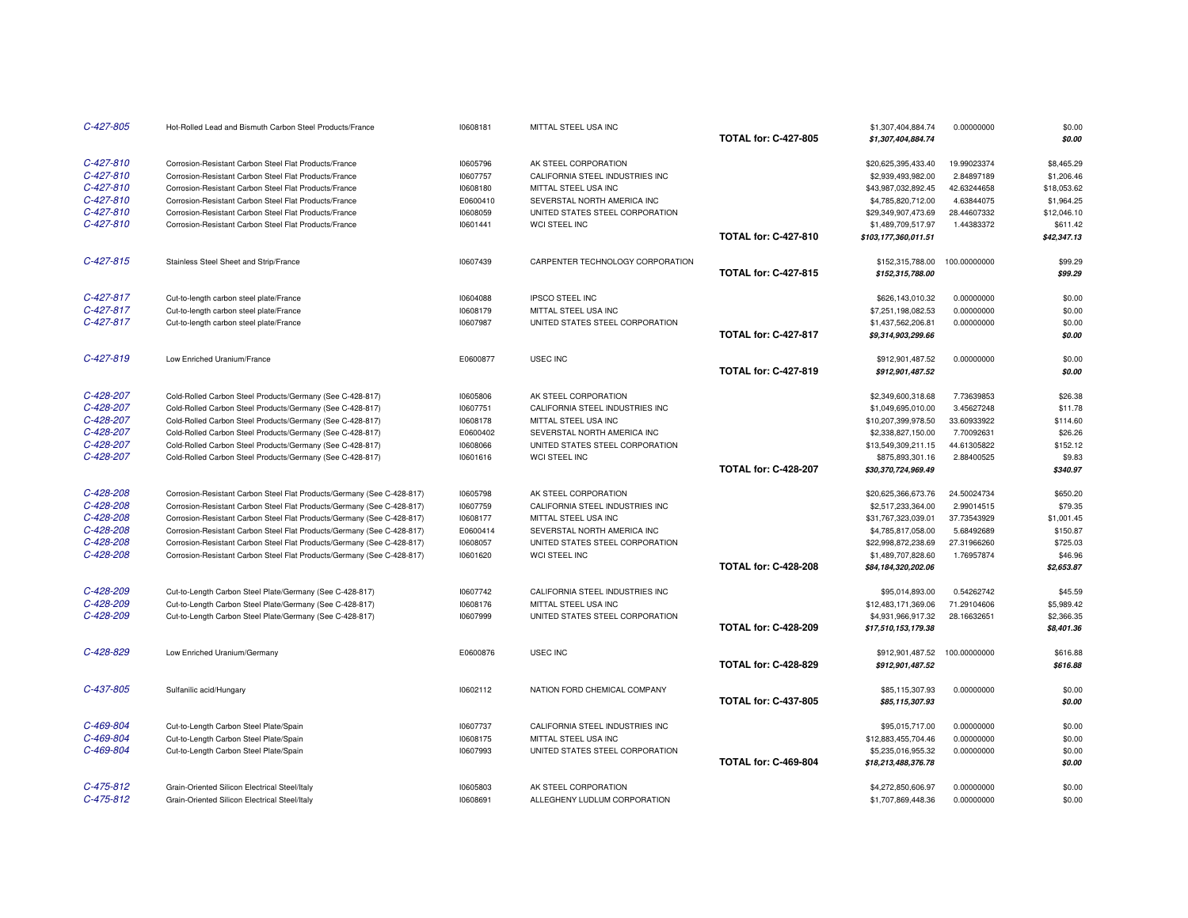| | | | | | | | |
|---|---|---|---|---|---|---|---|
| C-427-805 | Hot-Rolled Lead and Bismuth Carbon Steel Products/France | I0608181 | MITTAL STEEL USA INC | | $1,307,404,884.74 | 0.00000000 | $0.00 |
| | | | | **TOTAL for: C-427-805** | ***$1,307,404,884.74*** | | ***$0.00*** |
| C-427-810 | Corrosion-Resistant Carbon Steel Flat Products/France | I0605796 | AK STEEL CORPORATION | | $20,625,395,433.40 | 19.99023374 | $8,465.29 |
| C-427-810 | Corrosion-Resistant Carbon Steel Flat Products/France | I0607757 | CALIFORNIA STEEL INDUSTRIES INC | | $2,939,493,982.00 | 2.84897189 | $1,206.46 |
| C-427-810 | Corrosion-Resistant Carbon Steel Flat Products/France | I0608180 | MITTAL STEEL USA INC | | $43,987,032,892.45 | 42.63244658 | $18,053.62 |
| C-427-810 | Corrosion-Resistant Carbon Steel Flat Products/France | E0600410 | SEVERSTAL NORTH AMERICA INC | | $4,785,820,712.00 | 4.63844075 | $1,964.25 |
| C-427-810 | Corrosion-Resistant Carbon Steel Flat Products/France | I0608059 | UNITED STATES STEEL CORPORATION | | $29,349,907,473.69 | 28.44607332 | $12,046.10 |
| C-427-810 | Corrosion-Resistant Carbon Steel Flat Products/France | I0601441 | WCI STEEL INC | | $1,489,709,517.97 | 1.44383372 | $611.42 |
| | | | | **TOTAL for: C-427-810** | ***$103,177,360,011.51*** | | ***$42,347.13*** |
| C-427-815 | Stainless Steel Sheet and Strip/France | I0607439 | CARPENTER TECHNOLOGY CORPORATION | | $152,315,788.00 | 100.00000000 | $99.29 |
| | | | | **TOTAL for: C-427-815** | ***$152,315,788.00*** | | ***$99.29*** |
| C-427-817 | Cut-to-length carbon steel plate/France | I0604088 | IPSCO STEEL INC | | $626,143,010.32 | 0.00000000 | $0.00 |
| C-427-817 | Cut-to-length carbon steel plate/France | I0608179 | MITTAL STEEL USA INC | | $7,251,198,082.53 | 0.00000000 | $0.00 |
| C-427-817 | Cut-to-length carbon steel plate/France | I0607987 | UNITED STATES STEEL CORPORATION | | $1,437,562,206.81 | 0.00000000 | $0.00 |
| | | | | **TOTAL for: C-427-817** | ***$9,314,903,299.66*** | | ***$0.00*** |
| C-427-819 | Low Enriched Uranium/France | E0600877 | USEC INC | | $912,901,487.52 | 0.00000000 | $0.00 |
| | | | | **TOTAL for: C-427-819** | ***$912,901,487.52*** | | ***$0.00*** |
| C-428-207 | Cold-Rolled Carbon Steel Products/Germany (See C-428-817) | I0605806 | AK STEEL CORPORATION | | $2,349,600,318.68 | 7.73639853 | $26.38 |
| C-428-207 | Cold-Rolled Carbon Steel Products/Germany (See C-428-817) | I0607751 | CALIFORNIA STEEL INDUSTRIES INC | | $1,049,695,010.00 | 3.45627248 | $11.78 |
| C-428-207 | Cold-Rolled Carbon Steel Products/Germany (See C-428-817) | I0608178 | MITTAL STEEL USA INC | | $10,207,399,978.50 | 33.60933922 | $114.60 |
| C-428-207 | Cold-Rolled Carbon Steel Products/Germany (See C-428-817) | E0600402 | SEVERSTAL NORTH AMERICA INC | | $2,338,827,150.00 | 7.70092631 | $26.26 |
| C-428-207 | Cold-Rolled Carbon Steel Products/Germany (See C-428-817) | I0608066 | UNITED STATES STEEL CORPORATION | | $13,549,309,211.15 | 44.61305822 | $152.12 |
| C-428-207 | Cold-Rolled Carbon Steel Products/Germany (See C-428-817) | I0601616 | WCI STEEL INC | | $875,893,301.16 | 2.88400525 | $9.83 |
| | | | | **TOTAL for: C-428-207** | ***$30,370,724,969.49*** | | ***$340.97*** |
| C-428-208 | Corrosion-Resistant Carbon Steel Flat Products/Germany (See C-428-817) | I0605798 | AK STEEL CORPORATION | | $20,625,366,673.76 | 24.50024734 | $650.20 |
| C-428-208 | Corrosion-Resistant Carbon Steel Flat Products/Germany (See C-428-817) | I0607759 | CALIFORNIA STEEL INDUSTRIES INC | | $2,517,233,364.00 | 2.99014515 | $79.35 |
| C-428-208 | Corrosion-Resistant Carbon Steel Flat Products/Germany (See C-428-817) | I0608177 | MITTAL STEEL USA INC | | $31,767,323,039.01 | 37.73543929 | $1,001.45 |
| C-428-208 | Corrosion-Resistant Carbon Steel Flat Products/Germany (See C-428-817) | E0600414 | SEVERSTAL NORTH AMERICA INC | | $4,785,817,058.00 | 5.68492689 | $150.87 |
| C-428-208 | Corrosion-Resistant Carbon Steel Flat Products/Germany (See C-428-817) | I0608057 | UNITED STATES STEEL CORPORATION | | $22,998,872,238.69 | 27.31966260 | $725.03 |
| C-428-208 | Corrosion-Resistant Carbon Steel Flat Products/Germany (See C-428-817) | I0601620 | WCI STEEL INC | | $1,489,707,828.60 | 1.76957874 | $46.96 |
| | | | | **TOTAL for: C-428-208** | ***$84,184,320,202.06*** | | ***$2,653.87*** |
| C-428-209 | Cut-to-Length Carbon Steel Plate/Germany (See C-428-817) | I0607742 | CALIFORNIA STEEL INDUSTRIES INC | | $95,014,893.00 | 0.54262742 | $45.59 |
| C-428-209 | Cut-to-Length Carbon Steel Plate/Germany (See C-428-817) | I0608176 | MITTAL STEEL USA INC | | $12,483,171,369.06 | 71.29104606 | $5,989.42 |
| C-428-209 | Cut-to-Length Carbon Steel Plate/Germany (See C-428-817) | I0607999 | UNITED STATES STEEL CORPORATION | | $4,931,966,917.32 | 28.16632651 | $2,366.35 |
| | | | | **TOTAL for: C-428-209** | ***$17,510,153,179.38*** | | ***$8,401.36*** |
| C-428-829 | Low Enriched Uranium/Germany | E0600876 | USEC INC | | $912,901,487.52 | 100.00000000 | $616.88 |
| | | | | **TOTAL for: C-428-829** | ***$912,901,487.52*** | | ***$616.88*** |
| C-437-805 | Sulfanilic acid/Hungary | I0602112 | NATION FORD CHEMICAL COMPANY | | $85,115,307.93 | 0.00000000 | $0.00 |
| | | | | **TOTAL for: C-437-805** | ***$85,115,307.93*** | | ***$0.00*** |
| C-469-804 | Cut-to-Length Carbon Steel Plate/Spain | I0607737 | CALIFORNIA STEEL INDUSTRIES INC | | $95,015,717.00 | 0.00000000 | $0.00 |
| C-469-804 | Cut-to-Length Carbon Steel Plate/Spain | I0608175 | MITTAL STEEL USA INC | | $12,883,455,704.46 | 0.00000000 | $0.00 |
| C-469-804 | Cut-to-Length Carbon Steel Plate/Spain | I0607993 | UNITED STATES STEEL CORPORATION | | $5,235,016,955.32 | 0.00000000 | $0.00 |
| | | | | **TOTAL for: C-469-804** | ***$18,213,488,376.78*** | | ***$0.00*** |
| C-475-812 | Grain-Oriented Silicon Electrical Steel/Italy | I0605803 | AK STEEL CORPORATION | | $4,272,850,606.97 | 0.00000000 | $0.00 |
| C-475-812 | Grain-Oriented Silicon Electrical Steel/Italy | I0608691 | ALLEGHENY LUDLUM CORPORATION | | $1,707,869,448.36 | 0.00000000 | $0.00 |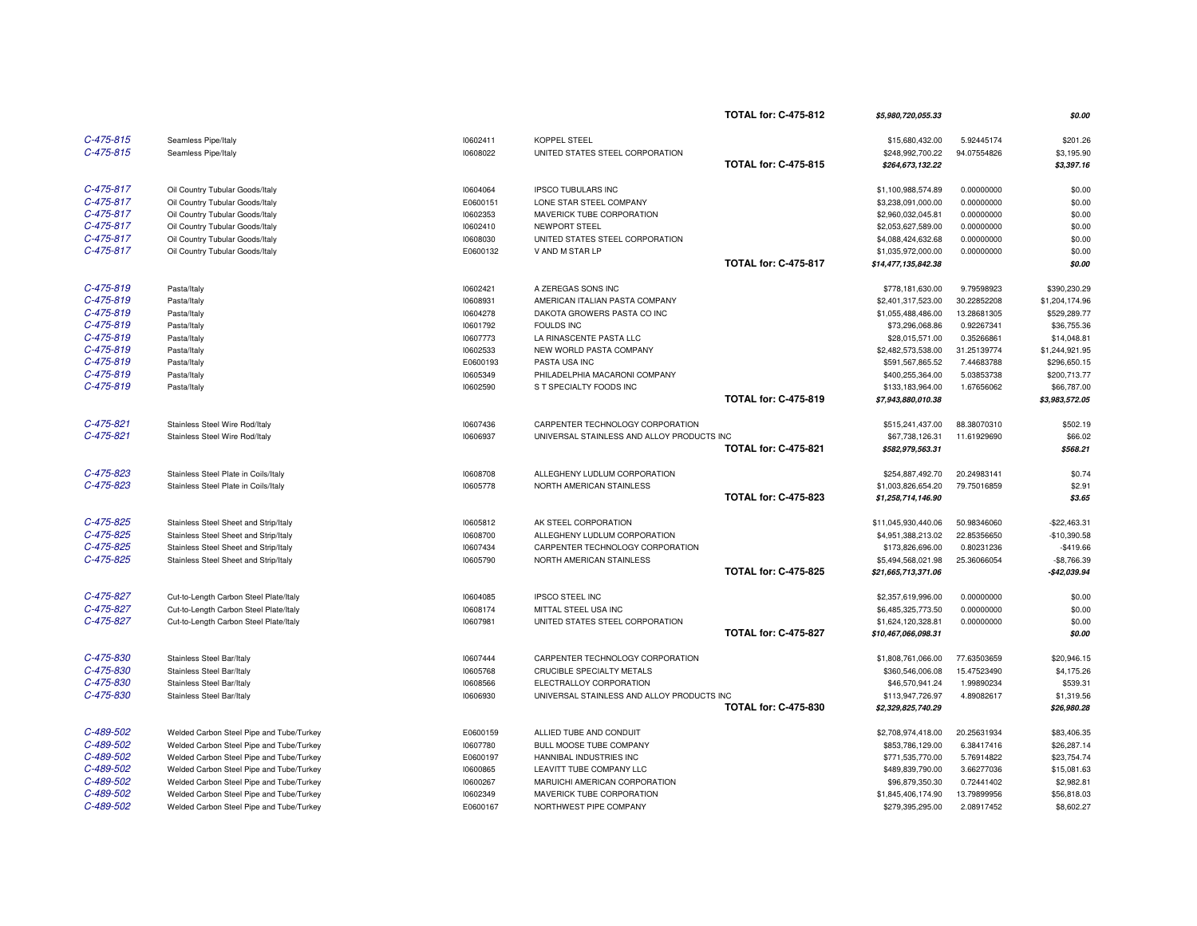| | | | | | | |
|---|---|---|---|---|---|---|
| | | | | **TOTAL for: C-475-812** | ***$5,980,720,055.33*** | | ***$0.00*** |
| *C-475-815* | Seamless Pipe/Italy | I0602411 | KOPPEL STEEL | $15,680,432.00 | 5.92445174 | $201.26 |
| *C-475-815* | Seamless Pipe/Italy | I0608022 | UNITED STATES STEEL CORPORATION | $248,992,700.22 | 94.07554826 | $3,195.90 |
| | | | **TOTAL for: C-475-815** | ***$264,673,132.22*** | | ***$3,397.16*** |
| *C-475-817* | Oil Country Tubular Goods/Italy | I0604064 | IPSCO TUBULARS INC | $1,100,988,574.89 | 0.00000000 | $0.00 |
| *C-475-817* | Oil Country Tubular Goods/Italy | E0600151 | LONE STAR STEEL COMPANY | $3,238,091,000.00 | 0.00000000 | $0.00 |
| *C-475-817* | Oil Country Tubular Goods/Italy | I0602353 | MAVERICK TUBE CORPORATION | $2,960,032,045.81 | 0.00000000 | $0.00 |
| *C-475-817* | Oil Country Tubular Goods/Italy | I0602410 | NEWPORT STEEL | $2,053,627,589.00 | 0.00000000 | $0.00 |
| *C-475-817* | Oil Country Tubular Goods/Italy | I0608030 | UNITED STATES STEEL CORPORATION | $4,088,424,632.68 | 0.00000000 | $0.00 |
| *C-475-817* | Oil Country Tubular Goods/Italy | E0600132 | V AND M STAR LP | $1,035,972,000.00 | 0.00000000 | $0.00 |
| | | | **TOTAL for: C-475-817** | ***$14,477,135,842.38*** | | ***$0.00*** |
| *C-475-819* | Pasta/Italy | I0602421 | A ZEREGAS SONS INC | $778,181,630.00 | 9.79598923 | $390,230.29 |
| *C-475-819* | Pasta/Italy | I0608931 | AMERICAN ITALIAN PASTA COMPANY | $2,401,317,523.00 | 30.22852208 | $1,204,174.96 |
| *C-475-819* | Pasta/Italy | I0604278 | DAKOTA GROWERS PASTA CO INC | $1,055,488,486.00 | 13.28681305 | $529,289.77 |
| *C-475-819* | Pasta/Italy | I0601792 | FOULDS INC | $73,296,068.86 | 0.92267341 | $36,755.36 |
| *C-475-819* | Pasta/Italy | I0607773 | LA RINASCENTE PASTA LLC | $28,015,571.00 | 0.35266861 | $14,048.81 |
| *C-475-819* | Pasta/Italy | I0602533 | NEW WORLD PASTA COMPANY | $2,482,573,538.00 | 31.25139774 | $1,244,921.95 |
| *C-475-819* | Pasta/Italy | E0600193 | PASTA USA INC | $591,567,865.52 | 7.44683788 | $296,650.15 |
| *C-475-819* | Pasta/Italy | I0605349 | PHILADELPHIA MACARONI COMPANY | $400,255,364.00 | 5.03853738 | $200,713.77 |
| *C-475-819* | Pasta/Italy | I0602590 | S T SPECIALTY FOODS INC | $133,183,964.00 | 1.67656062 | $66,787.00 |
| | | | **TOTAL for: C-475-819** | ***$7,943,880,010.38*** | | ***$3,983,572.05*** |
| *C-475-821* | Stainless Steel Wire Rod/Italy | I0607436 | CARPENTER TECHNOLOGY CORPORATION | $515,241,437.00 | 88.38070310 | $502.19 |
| *C-475-821* | Stainless Steel Wire Rod/Italy | I0606937 | UNIVERSAL STAINLESS AND ALLOY PRODUCTS INC | $67,738,126.31 | 11.61929690 | $66.02 |
| | | | **TOTAL for: C-475-821** | ***$582,979,563.31*** | | ***$568.21*** |
| *C-475-823* | Stainless Steel Plate in Coils/Italy | I0608708 | ALLEGHENY LUDLUM CORPORATION | $254,887,492.70 | 20.24983141 | $0.74 |
| *C-475-823* | Stainless Steel Plate in Coils/Italy | I0605778 | NORTH AMERICAN STAINLESS | $1,003,826,654.20 | 79.75016859 | $2.91 |
| | | | **TOTAL for: C-475-823** | ***$1,258,714,146.90*** | | ***$3.65*** |
| *C-475-825* | Stainless Steel Sheet and Strip/Italy | I0605812 | AK STEEL CORPORATION | $11,045,930,440.06 | 50.98346060 | -$22,463.31 |
| *C-475-825* | Stainless Steel Sheet and Strip/Italy | I0608700 | ALLEGHENY LUDLUM CORPORATION | $4,951,388,213.02 | 22.85356650 | -$10,390.58 |
| *C-475-825* | Stainless Steel Sheet and Strip/Italy | I0607434 | CARPENTER TECHNOLOGY CORPORATION | $173,826,696.00 | 0.80231236 | -$419.66 |
| *C-475-825* | Stainless Steel Sheet and Strip/Italy | I0605790 | NORTH AMERICAN STAINLESS | $5,494,568,021.98 | 25.36066054 | -$8,766.39 |
| | | | **TOTAL for: C-475-825** | ***$21,665,713,371.06*** | | ***-$42,039.94*** |
| *C-475-827* | Cut-to-Length Carbon Steel Plate/Italy | I0604085 | IPSCO STEEL INC | $2,357,619,996.00 | 0.00000000 | $0.00 |
| *C-475-827* | Cut-to-Length Carbon Steel Plate/Italy | I0608174 | MITTAL STEEL USA INC | $6,485,325,773.50 | 0.00000000 | $0.00 |
| *C-475-827* | Cut-to-Length Carbon Steel Plate/Italy | I0607981 | UNITED STATES STEEL CORPORATION | $1,624,120,328.81 | 0.00000000 | $0.00 |
| | | | **TOTAL for: C-475-827** | ***$10,467,066,098.31*** | | ***$0.00*** |
| *C-475-830* | Stainless Steel Bar/Italy | I0607444 | CARPENTER TECHNOLOGY CORPORATION | $1,808,761,066.00 | 77.63503659 | $20,946.15 |
| *C-475-830* | Stainless Steel Bar/Italy | I0605768 | CRUCIBLE SPECIALTY METALS | $360,546,006.08 | 15.47523490 | $4,175.26 |
| *C-475-830* | Stainless Steel Bar/Italy | I0608566 | ELECTRALLOY CORPORATION | $46,570,941.24 | 1.99890234 | $539.31 |
| *C-475-830* | Stainless Steel Bar/Italy | I0606930 | UNIVERSAL STAINLESS AND ALLOY PRODUCTS INC | $113,947,726.97 | 4.89082617 | $1,319.56 |
| | | | **TOTAL for: C-475-830** | ***$2,329,825,740.29*** | | ***$26,980.28*** |
| *C-489-502* | Welded Carbon Steel Pipe and Tube/Turkey | E0600159 | ALLIED TUBE AND CONDUIT | $2,708,974,418.00 | 20.25631934 | $83,406.35 |
| *C-489-502* | Welded Carbon Steel Pipe and Tube/Turkey | I0607780 | BULL MOOSE TUBE COMPANY | $853,786,129.00 | 6.38417416 | $26,287.14 |
| *C-489-502* | Welded Carbon Steel Pipe and Tube/Turkey | E0600197 | HANNIBAL INDUSTRIES INC | $771,535,770.00 | 5.76914822 | $23,754.74 |
| *C-489-502* | Welded Carbon Steel Pipe and Tube/Turkey | I0600865 | LEAVITT TUBE COMPANY LLC | $489,839,790.00 | 3.66277036 | $15,081.63 |
| *C-489-502* | Welded Carbon Steel Pipe and Tube/Turkey | I0600267 | MARUICHI AMERICAN CORPORATION | $96,879,350.30 | 0.72441402 | $2,982.81 |
| *C-489-502* | Welded Carbon Steel Pipe and Tube/Turkey | I0602349 | MAVERICK TUBE CORPORATION | $1,845,406,174.90 | 13.79899956 | $56,818.03 |
| *C-489-502* | Welded Carbon Steel Pipe and Tube/Turkey | E0600167 | NORTHWEST PIPE COMPANY | $279,395,295.00 | 2.08917452 | $8,602.27 |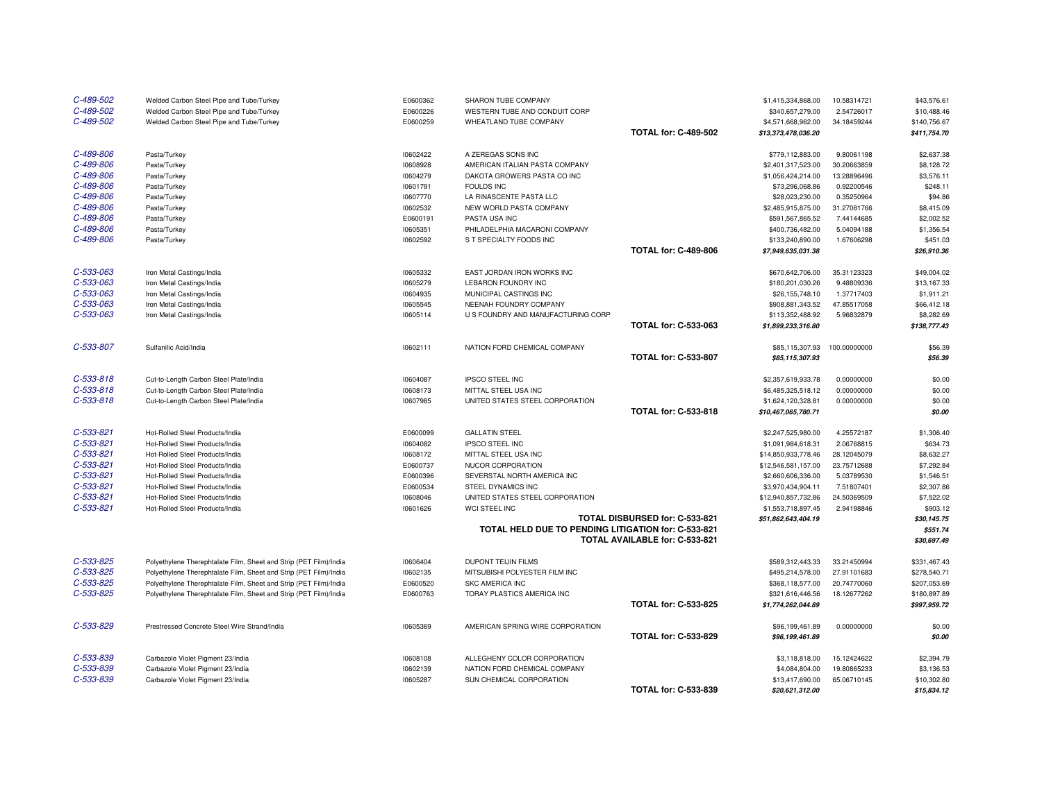| | | | | | | | |
|---|---|---|---|---|---|---|---|
| C-489-502 | Welded Carbon Steel Pipe and Tube/Turkey | E0600362 | SHARON TUBE COMPANY | | $1,415,334,868.00 | 10.58314721 | $43,576.61 |
| C-489-502 | Welded Carbon Steel Pipe and Tube/Turkey | E0600226 | WESTERN TUBE AND CONDUIT CORP | | $340,657,279.00 | 2.54726017 | $10,488.46 |
| C-489-502 | Welded Carbon Steel Pipe and Tube/Turkey | E0600259 | WHEATLAND TUBE COMPANY | | $4,571,668,962.00 | 34.18459244 | $140,756.67 |
| | | | | **TOTAL for: C-489-502** | ***$13,373,478,036.20*** | | ***$411,754.70*** |
| C-489-806 | Pasta/Turkey | I0602422 | A ZEREGAS SONS INC | | $779,112,883.00 | 9.80061198 | $2,637.38 |
| C-489-806 | Pasta/Turkey | I0608928 | AMERICAN ITALIAN PASTA COMPANY | | $2,401,317,523.00 | 30.20663859 | $8,128.72 |
| C-489-806 | Pasta/Turkey | I0604279 | DAKOTA GROWERS PASTA CO INC | | $1,056,424,214.00 | 13.28896496 | $3,576.11 |
| C-489-806 | Pasta/Turkey | I0601791 | FOULDS INC | | $73,296,068.86 | 0.92200546 | $248.11 |
| C-489-806 | Pasta/Turkey | I0607770 | LA RINASCENTE PASTA LLC | | $28,023,230.00 | 0.35250964 | $94.86 |
| C-489-806 | Pasta/Turkey | I0602532 | NEW WORLD PASTA COMPANY | | $2,485,915,875.00 | 31.27081766 | $8,415.09 |
| C-489-806 | Pasta/Turkey | E0600191 | PASTA USA INC | | $591,567,865.52 | 7.44144685 | $2,002.52 |
| C-489-806 | Pasta/Turkey | I0605351 | PHILADELPHIA MACARONI COMPANY | | $400,736,482.00 | 5.04094188 | $1,356.54 |
| C-489-806 | Pasta/Turkey | I0602592 | S T SPECIALTY FOODS INC | | $133,240,890.00 | 1.67606298 | $451.03 |
| | | | | **TOTAL for: C-489-806** | ***$7,949,635,031.38*** | | ***$26,910.36*** |
| C-533-063 | Iron Metal Castings/India | I0605332 | EAST JORDAN IRON WORKS INC | | $670,642,706.00 | 35.31123323 | $49,004.02 |
| C-533-063 | Iron Metal Castings/India | I0605279 | LEBARON FOUNDRY INC | | $180,201,030.26 | 9.48809336 | $13,167.33 |
| C-533-063 | Iron Metal Castings/India | I0604935 | MUNICIPAL CASTINGS INC | | $26,155,748.10 | 1.37717403 | $1,911.21 |
| C-533-063 | Iron Metal Castings/India | I0605545 | NEENAH FOUNDRY COMPANY | | $908,881,343.52 | 47.85517058 | $66,412.18 |
| C-533-063 | Iron Metal Castings/India | I0605114 | U S FOUNDRY AND MANUFACTURING CORP | | $113,352,488.92 | 5.96832879 | $8,282.69 |
| | | | | **TOTAL for: C-533-063** | ***$1,899,233,316.80*** | | ***$138,777.43*** |
| C-533-807 | Sulfanilic Acid/India | I0602111 | NATION FORD CHEMICAL COMPANY | | $85,115,307.93 | 100.00000000 | $56.39 |
| | | | | **TOTAL for: C-533-807** | ***$85,115,307.93*** | | ***$56.39*** |
| C-533-818 | Cut-to-Length Carbon Steel Plate/India | I0604087 | IPSCO STEEL INC | | $2,357,619,933.78 | 0.00000000 | $0.00 |
| C-533-818 | Cut-to-Length Carbon Steel Plate/India | I0608173 | MITTAL STEEL USA INC | | $6,485,325,518.12 | 0.00000000 | $0.00 |
| C-533-818 | Cut-to-Length Carbon Steel Plate/India | I0607985 | UNITED STATES STEEL CORPORATION | | $1,624,120,328.81 | 0.00000000 | $0.00 |
| | | | | **TOTAL for: C-533-818** | ***$10,467,065,780.71*** | | ***$0.00*** |
| C-533-821 | Hot-Rolled Steel Products/India | E0600099 | GALLATIN STEEL | | $2,247,525,980.00 | 4.25572187 | $1,306.40 |
| C-533-821 | Hot-Rolled Steel Products/India | I0604082 | IPSCO STEEL INC | | $1,091,984,618.31 | 2.06768815 | $634.73 |
| C-533-821 | Hot-Rolled Steel Products/India | I0608172 | MITTAL STEEL USA INC | | $14,850,933,778.46 | 28.12045079 | $8,632.27 |
| C-533-821 | Hot-Rolled Steel Products/India | E0600737 | NUCOR CORPORATION | | $12,546,581,157.00 | 23.75712688 | $7,292.84 |
| C-533-821 | Hot-Rolled Steel Products/India | E0600396 | SEVERSTAL NORTH AMERICA INC | | $2,660,606,336.00 | 5.03789530 | $1,546.51 |
| C-533-821 | Hot-Rolled Steel Products/India | E0600534 | STEEL DYNAMICS INC | | $3,970,434,904.11 | 7.51807401 | $2,307.86 |
| C-533-821 | Hot-Rolled Steel Products/India | I0608046 | UNITED STATES STEEL CORPORATION | | $12,940,857,732.86 | 24.50369509 | $7,522.02 |
| C-533-821 | Hot-Rolled Steel Products/India | I0601626 | WCI STEEL INC | | $1,553,718,897.45 | 2.94198846 | $903.12 |
| | | | | **TOTAL DISBURSED for: C-533-821** | ***$51,862,643,404.19*** | | ***$30,145.75*** |
| | | | | **TOTAL HELD DUE TO PENDING LITIGATION for: C-533-821** | | | ***$551.74*** |
| | | | | **TOTAL AVAILABLE for: C-533-821** | | | ***$30,697.49*** |
| C-533-825 | Polyethylene Therephtalate Film, Sheet and Strip (PET Film)/India | I0606404 | DUPONT TEIJIN FILMS | | $589,312,443.33 | 33.21450994 | $331,467.43 |
| C-533-825 | Polyethylene Therephtalate Film, Sheet and Strip (PET Film)/India | I0602135 | MITSUBISHI POLYESTER FILM INC | | $495,214,578.00 | 27.91101683 | $278,540.71 |
| C-533-825 | Polyethylene Therephtalate Film, Sheet and Strip (PET Film)/India | E0600520 | SKC AMERICA INC | | $368,118,577.00 | 20.74770060 | $207,053.69 |
| C-533-825 | Polyethylene Therephtalate Film, Sheet and Strip (PET Film)/India | E0600763 | TORAY PLASTICS AMERICA INC | | $321,616,446.56 | 18.12677262 | $180,897.89 |
| | | | | **TOTAL for: C-533-825** | ***$1,774,262,044.89*** | | ***$997,959.72*** |
| C-533-829 | Prestressed Concrete Steel Wire Strand/India | I0605369 | AMERICAN SPRING WIRE CORPORATION | | $96,199,461.89 | 0.00000000 | $0.00 |
| | | | | **TOTAL for: C-533-829** | ***$96,199,461.89*** | | ***$0.00*** |
| C-533-839 | Carbazole Violet Pigment 23/India | I0608108 | ALLEGHENY COLOR CORPORATION | | $3,118,818.00 | 15.12424622 | $2,394.79 |
| C-533-839 | Carbazole Violet Pigment 23/India | I0602139 | NATION FORD CHEMICAL COMPANY | | $4,084,804.00 | 19.80865233 | $3,136.53 |
| C-533-839 | Carbazole Violet Pigment 23/India | I0605287 | SUN CHEMICAL CORPORATION | | $13,417,690.00 | 65.06710145 | $10,302.80 |
| | | | | **TOTAL for: C-533-839** | ***$20,621,312.00*** | | ***$15,834.12*** |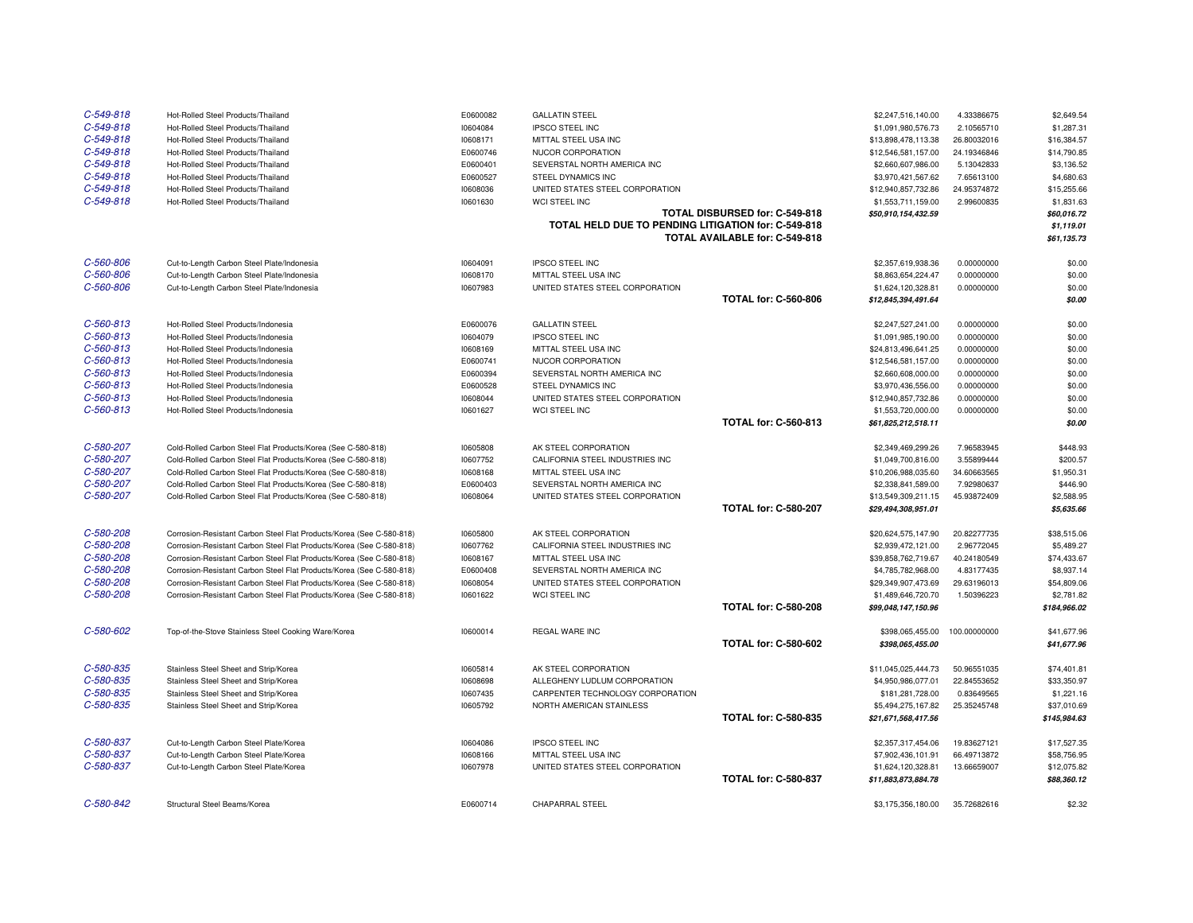| Case | Product/Country | Claimant ID | Claimant | | Certified Amount | Percent | Amount |
|---|---|---|---|---|---|---|---|
| C-549-818 | Hot-Rolled Steel Products/Thailand | E0600082 | GALLATIN STEEL | | $2,247,516,140.00 | 4.33386675 | $2,649.54 |
| C-549-818 | Hot-Rolled Steel Products/Thailand | I0604084 | IPSCO STEEL INC | | $1,091,980,576.73 | 2.10565710 | $1,287.31 |
| C-549-818 | Hot-Rolled Steel Products/Thailand | I0608171 | MITTAL STEEL USA INC | | $13,898,478,113.38 | 26.80032016 | $16,384.57 |
| C-549-818 | Hot-Rolled Steel Products/Thailand | E0600746 | NUCOR CORPORATION | | $12,546,581,157.00 | 24.19346846 | $14,790.85 |
| C-549-818 | Hot-Rolled Steel Products/Thailand | E0600401 | SEVERSTAL NORTH AMERICA INC | | $2,660,607,986.00 | 5.13042833 | $3,136.52 |
| C-549-818 | Hot-Rolled Steel Products/Thailand | E0600527 | STEEL DYNAMICS INC | | $3,970,421,567.62 | 7.65613100 | $4,680.63 |
| C-549-818 | Hot-Rolled Steel Products/Thailand | I0608036 | UNITED STATES STEEL CORPORATION | | $12,940,857,732.86 | 24.95374872 | $15,255.66 |
| C-549-818 | Hot-Rolled Steel Products/Thailand | I0601630 | WCI STEEL INC | | $1,553,711,159.00 | 2.99600835 | $1,831.63 |
| | | | | **TOTAL DISBURSED for: C-549-818** | ***$50,910,154,432.59*** | | ***$60,016.72*** |
| | | | | **TOTAL HELD DUE TO PENDING LITIGATION for: C-549-818** | | | ***$1,119.01*** |
| | | | | **TOTAL AVAILABLE for: C-549-818** | | | ***$61,135.73*** |
| C-560-806 | Cut-to-Length Carbon Steel Plate/Indonesia | I0604091 | IPSCO STEEL INC | | $2,357,619,938.36 | 0.00000000 | $0.00 |
| C-560-806 | Cut-to-Length Carbon Steel Plate/Indonesia | I0608170 | MITTAL STEEL USA INC | | $8,863,654,224.47 | 0.00000000 | $0.00 |
| C-560-806 | Cut-to-Length Carbon Steel Plate/Indonesia | I0607983 | UNITED STATES STEEL CORPORATION | | $1,624,120,328.81 | 0.00000000 | $0.00 |
| | | | | **TOTAL for: C-560-806** | ***$12,845,394,491.64*** | | ***$0.00*** |
| C-560-813 | Hot-Rolled Steel Products/Indonesia | E0600076 | GALLATIN STEEL | | $2,247,527,241.00 | 0.00000000 | $0.00 |
| C-560-813 | Hot-Rolled Steel Products/Indonesia | I0604079 | IPSCO STEEL INC | | $1,091,985,190.00 | 0.00000000 | $0.00 |
| C-560-813 | Hot-Rolled Steel Products/Indonesia | I0608169 | MITTAL STEEL USA INC | | $24,813,496,641.25 | 0.00000000 | $0.00 |
| C-560-813 | Hot-Rolled Steel Products/Indonesia | E0600741 | NUCOR CORPORATION | | $12,546,581,157.00 | 0.00000000 | $0.00 |
| C-560-813 | Hot-Rolled Steel Products/Indonesia | E0600394 | SEVERSTAL NORTH AMERICA INC | | $2,660,608,000.00 | 0.00000000 | $0.00 |
| C-560-813 | Hot-Rolled Steel Products/Indonesia | E0600528 | STEEL DYNAMICS INC | | $3,970,436,556.00 | 0.00000000 | $0.00 |
| C-560-813 | Hot-Rolled Steel Products/Indonesia | I0608044 | UNITED STATES STEEL CORPORATION | | $12,940,857,732.86 | 0.00000000 | $0.00 |
| C-560-813 | Hot-Rolled Steel Products/Indonesia | I0601627 | WCI STEEL INC | | $1,553,720,000.00 | 0.00000000 | $0.00 |
| | | | | **TOTAL for: C-560-813** | ***$61,825,212,518.11*** | | ***$0.00*** |
| C-580-207 | Cold-Rolled Carbon Steel Flat Products/Korea (See C-580-818) | I0605808 | AK STEEL CORPORATION | | $2,349,469,299.26 | 7.96583945 | $448.93 |
| C-580-207 | Cold-Rolled Carbon Steel Flat Products/Korea (See C-580-818) | I0607752 | CALIFORNIA STEEL INDUSTRIES INC | | $1,049,700,816.00 | 3.55899444 | $200.57 |
| C-580-207 | Cold-Rolled Carbon Steel Flat Products/Korea (See C-580-818) | I0608168 | MITTAL STEEL USA INC | | $10,206,988,035.60 | 34.60663565 | $1,950.31 |
| C-580-207 | Cold-Rolled Carbon Steel Flat Products/Korea (See C-580-818) | E0600403 | SEVERSTAL NORTH AMERICA INC | | $2,338,841,589.00 | 7.92980637 | $446.90 |
| C-580-207 | Cold-Rolled Carbon Steel Flat Products/Korea (See C-580-818) | I0608064 | UNITED STATES STEEL CORPORATION | | $13,549,309,211.15 | 45.93872409 | $2,588.95 |
| | | | | **TOTAL for: C-580-207** | ***$29,494,308,951.01*** | | ***$5,635.66*** |
| C-580-208 | Corrosion-Resistant Carbon Steel Flat Products/Korea (See C-580-818) | I0605800 | AK STEEL CORPORATION | | $20,624,575,147.90 | 20.82277735 | $38,515.06 |
| C-580-208 | Corrosion-Resistant Carbon Steel Flat Products/Korea (See C-580-818) | I0607762 | CALIFORNIA STEEL INDUSTRIES INC | | $2,939,472,121.00 | 2.96772045 | $5,489.27 |
| C-580-208 | Corrosion-Resistant Carbon Steel Flat Products/Korea (See C-580-818) | I0608167 | MITTAL STEEL USA INC | | $39,858,762,719.67 | 40.24180549 | $74,433.67 |
| C-580-208 | Corrosion-Resistant Carbon Steel Flat Products/Korea (See C-580-818) | E0600408 | SEVERSTAL NORTH AMERICA INC | | $4,785,782,968.00 | 4.83177435 | $8,937.14 |
| C-580-208 | Corrosion-Resistant Carbon Steel Flat Products/Korea (See C-580-818) | I0608054 | UNITED STATES STEEL CORPORATION | | $29,349,907,473.69 | 29.63196013 | $54,809.06 |
| C-580-208 | Corrosion-Resistant Carbon Steel Flat Products/Korea (See C-580-818) | I0601622 | WCI STEEL INC | | $1,489,646,720.70 | 1.50396223 | $2,781.82 |
| | | | | **TOTAL for: C-580-208** | ***$99,048,147,150.96*** | | ***$184,966.02*** |
| C-580-602 | Top-of-the-Stove Stainless Steel Cooking Ware/Korea | I0600014 | REGAL WARE INC | | $398,065,455.00 | 100.00000000 | $41,677.96 |
| | | | | **TOTAL for: C-580-602** | ***$398,065,455.00*** | | ***$41,677.96*** |
| C-580-835 | Stainless Steel Sheet and Strip/Korea | I0605814 | AK STEEL CORPORATION | | $11,045,025,444.73 | 50.96551035 | $74,401.81 |
| C-580-835 | Stainless Steel Sheet and Strip/Korea | I0608698 | ALLEGHENY LUDLUM CORPORATION | | $4,950,986,077.01 | 22.84553652 | $33,350.97 |
| C-580-835 | Stainless Steel Sheet and Strip/Korea | I0607435 | CARPENTER TECHNOLOGY CORPORATION | | $181,281,728.00 | 0.83649565 | $1,221.16 |
| C-580-835 | Stainless Steel Sheet and Strip/Korea | I0605792 | NORTH AMERICAN STAINLESS | | $5,494,275,167.82 | 25.35245748 | $37,010.69 |
| | | | | **TOTAL for: C-580-835** | ***$21,671,568,417.56*** | | ***$145,984.63*** |
| C-580-837 | Cut-to-Length Carbon Steel Plate/Korea | I0604086 | IPSCO STEEL INC | | $2,357,317,454.06 | 19.83627121 | $17,527.35 |
| C-580-837 | Cut-to-Length Carbon Steel Plate/Korea | I0608166 | MITTAL STEEL USA INC | | $7,902,436,101.91 | 66.49713872 | $58,756.95 |
| C-580-837 | Cut-to-Length Carbon Steel Plate/Korea | I0607978 | UNITED STATES STEEL CORPORATION | | $1,624,120,328.81 | 13.66659007 | $12,075.82 |
| | | | | **TOTAL for: C-580-837** | ***$11,883,873,884.78*** | | ***$88,360.12*** |
| C-580-842 | Structural Steel Beams/Korea | E0600714 | CHAPARRAL STEEL | | $3,175,356,180.00 | 35.72682616 | $2.32 |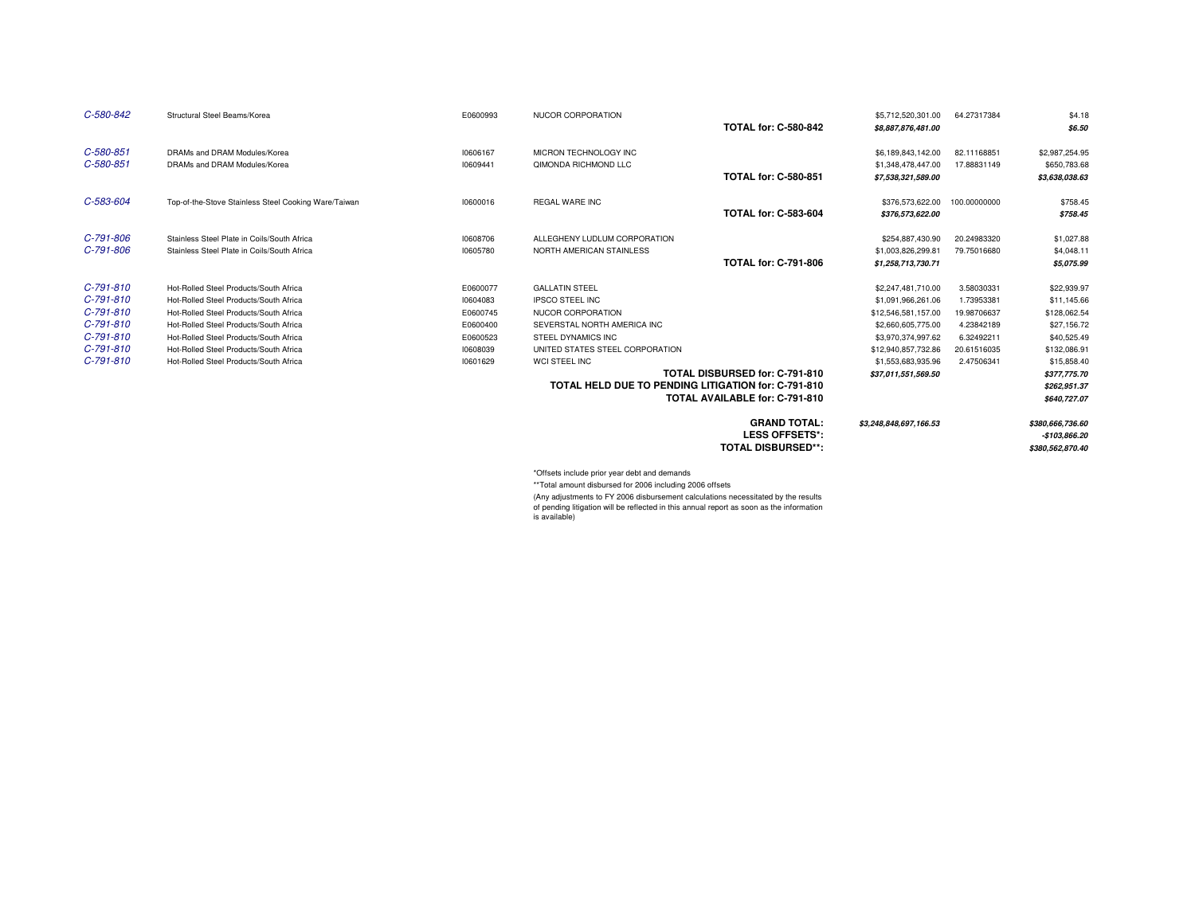| | | | | | | |
|---|---|---|---|---|---|---|
| *C-580-842* | Structural Steel Beams/Korea | E0600993 | NUCOR CORPORATION | $5,712,520,301.00 | 64.27317384 | $4.18 |
| | | | **TOTAL for: C-580-842** | ***$8,887,876,481.00*** | | ***$6.50*** |
| *C-580-851* | DRAMs and DRAM Modules/Korea | I0606167 | MICRON TECHNOLOGY INC | $6,189,843,142.00 | 82.11168851 | $2,987,254.95 |
| *C-580-851* | DRAMs and DRAM Modules/Korea | I0609441 | QIMONDA RICHMOND LLC | $1,348,478,447.00 | 17.88831149 | $650,783.68 |
| | | | **TOTAL for: C-580-851** | ***$7,538,321,589.00*** | | ***$3,638,038.63*** |
| *C-583-604* | Top-of-the-Stove Stainless Steel Cooking Ware/Taiwan | I0600016 | REGAL WARE INC | $376,573,622.00 | 100.00000000 | $758.45 |
| | | | **TOTAL for: C-583-604** | ***$376,573,622.00*** | | ***$758.45*** |
| *C-791-806* | Stainless Steel Plate in Coils/South Africa | I0608706 | ALLEGHENY LUDLUM CORPORATION | $254,887,430.90 | 20.24983320 | $1,027.88 |
| *C-791-806* | Stainless Steel Plate in Coils/South Africa | I0605780 | NORTH AMERICAN STAINLESS | $1,003,826,299.81 | 79.75016680 | $4,048.11 |
| | | | **TOTAL for: C-791-806** | ***$1,258,713,730.71*** | | ***$5,075.99*** |
| *C-791-810* | Hot-Rolled Steel Products/South Africa | E0600077 | GALLATIN STEEL | $2,247,481,710.00 | 3.58030331 | $22,939.97 |
| *C-791-810* | Hot-Rolled Steel Products/South Africa | I0604083 | IPSCO STEEL INC | $1,091,966,261.06 | 1.73953381 | $11,145.66 |
| *C-791-810* | Hot-Rolled Steel Products/South Africa | E0600745 | NUCOR CORPORATION | $12,546,581,157.00 | 19.98706637 | $128,062.54 |
| *C-791-810* | Hot-Rolled Steel Products/South Africa | E0600400 | SEVERSTAL NORTH AMERICA INC | $2,660,605,775.00 | 4.23842189 | $27,156.72 |
| *C-791-810* | Hot-Rolled Steel Products/South Africa | E0600523 | STEEL DYNAMICS INC | $3,970,374,997.62 | 6.32492211 | $40,525.49 |
| *C-791-810* | Hot-Rolled Steel Products/South Africa | I0608039 | UNITED STATES STEEL CORPORATION | $12,940,857,732.86 | 20.61516035 | $132,086.91 |
| *C-791-810* | Hot-Rolled Steel Products/South Africa | I0601629 | WCI STEEL INC | $1,553,683,935.96 | 2.47506341 | $15,858.40 |
| | | | **TOTAL DISBURSED for: C-791-810** | ***$37,011,551,569.50*** | | ***$377,775.70*** |
| | | | **TOTAL HELD DUE TO PENDING LITIGATION for: C-791-810** | | | ***$262,951.37*** |
| | | | **TOTAL AVAILABLE for: C-791-810** | | | ***$640,727.07*** |
| | | | **GRAND TOTAL:** | ***$3,248,848,697,166.53*** | | ***$380,666,736.60*** |
| | | | **LESS OFFSETS*:** | | | ***-$103,866.20*** |
| | | | **TOTAL DISBURSED**:** | | | ***$380,562,870.40*** |

*Offsets include prior year debt and demands

**Total amount disbursed for 2006 including 2006 offsets

(Any adjustments to FY 2006 disbursement calculations necessitated by the results of pending litigation will be reflected in this annual report as soon as the information is available)